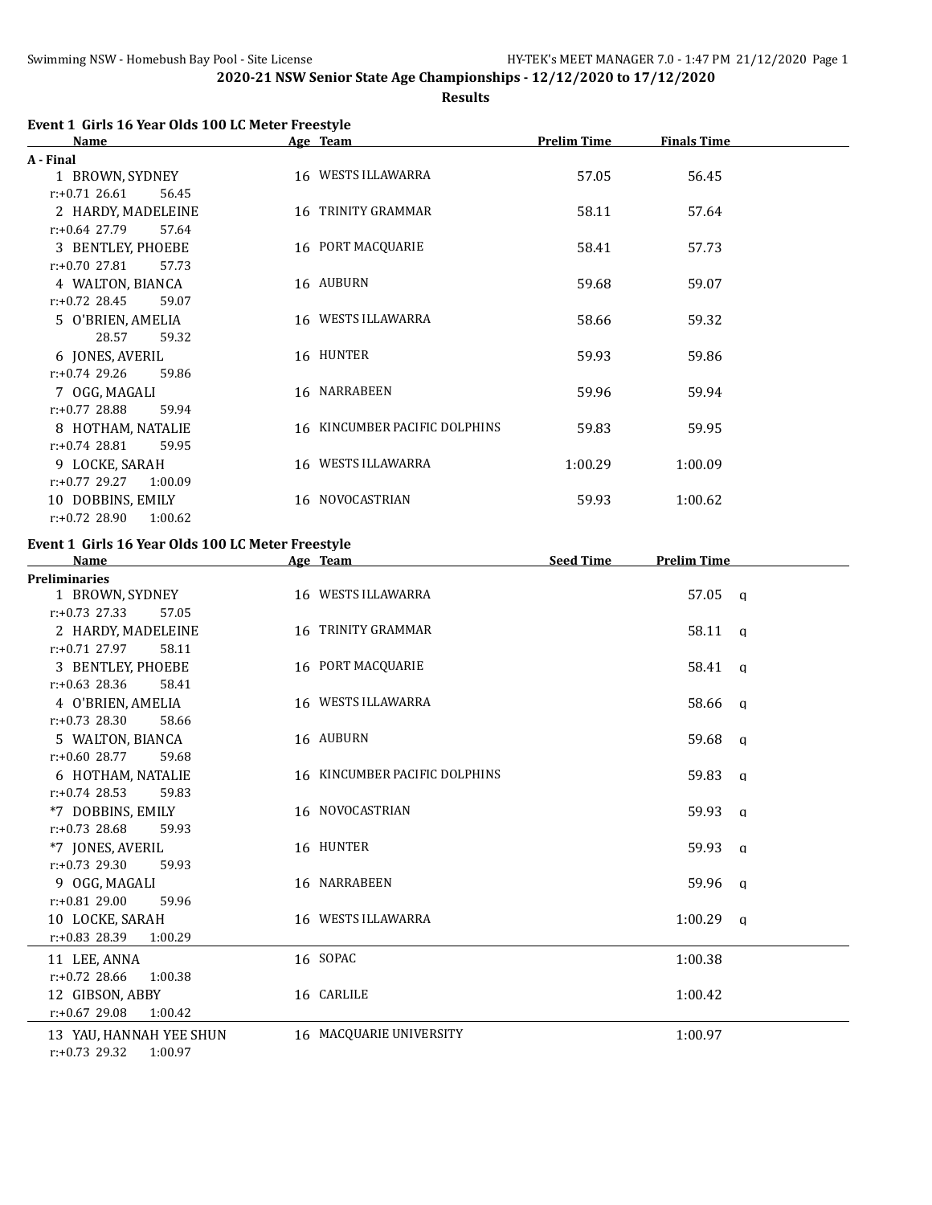## 2020-21 NSW Senior State Age Championships - 12/12/2020 to 17/12/2020

### Results

**Event 1 Girls 16 Year Olds 100 LC Meter Freestyle**

| Name | Age | Team | Prelim Time | Finals Time |
|---|---|---|---|---|
| **A - Final** | | | | |
| 1 BROWN, SYDNEY | 16 | WESTS ILLAWARRA | 57.05 | 56.45 |
| r:+0.71 26.61 56.45 | | | | |
| 2 HARDY, MADELEINE | 16 | TRINITY GRAMMAR | 58.11 | 57.64 |
| r:+0.64 27.79 57.64 | | | | |
| 3 BENTLEY, PHOEBE | 16 | PORT MACQUARIE | 58.41 | 57.73 |
| r:+0.70 27.81 57.73 | | | | |
| 4 WALTON, BIANCA | 16 | AUBURN | 59.68 | 59.07 |
| r:+0.72 28.45 59.07 | | | | |
| 5 O'BRIEN, AMELIA | 16 | WESTS ILLAWARRA | 58.66 | 59.32 |
| 28.57 59.32 | | | | |
| 6 JONES, AVERIL | 16 | HUNTER | 59.93 | 59.86 |
| r:+0.74 29.26 59.86 | | | | |
| 7 OGG, MAGALI | 16 | NARRABEEN | 59.96 | 59.94 |
| r:+0.77 28.88 59.94 | | | | |
| 8 HOTHAM, NATALIE | 16 | KINCUMBER PACIFIC DOLPHINS | 59.83 | 59.95 |
| r:+0.74 28.81 59.95 | | | | |
| 9 LOCKE, SARAH | 16 | WESTS ILLAWARRA | 1:00.29 | 1:00.09 |
| r:+0.77 29.27 1:00.09 | | | | |
| 10 DOBBINS, EMILY | 16 | NOVOCASTRIAN | 59.93 | 1:00.62 |
| r:+0.72 28.90 1:00.62 | | | | |

**Event 1 Girls 16 Year Olds 100 LC Meter Freestyle**

| Name | Age | Team | Seed Time | Prelim Time | |
|---|---|---|---|---|---|
| **Preliminaries** | | | | | |
| 1 BROWN, SYDNEY | 16 | WESTS ILLAWARRA | | 57.05 | q |
| r:+0.73 27.33 57.05 | | | | | |
| 2 HARDY, MADELEINE | 16 | TRINITY GRAMMAR | | 58.11 | q |
| r:+0.71 27.97 58.11 | | | | | |
| 3 BENTLEY, PHOEBE | 16 | PORT MACQUARIE | | 58.41 | q |
| r:+0.63 28.36 58.41 | | | | | |
| 4 O'BRIEN, AMELIA | 16 | WESTS ILLAWARRA | | 58.66 | q |
| r:+0.73 28.30 58.66 | | | | | |
| 5 WALTON, BIANCA | 16 | AUBURN | | 59.68 | q |
| r:+0.60 28.77 59.68 | | | | | |
| 6 HOTHAM, NATALIE | 16 | KINCUMBER PACIFIC DOLPHINS | | 59.83 | q |
| r:+0.74 28.53 59.83 | | | | | |
| *7 DOBBINS, EMILY | 16 | NOVOCASTRIAN | | 59.93 | q |
| r:+0.73 28.68 59.93 | | | | | |
| *7 JONES, AVERIL | 16 | HUNTER | | 59.93 | q |
| r:+0.73 29.30 59.93 | | | | | |
| 9 OGG, MAGALI | 16 | NARRABEEN | | 59.96 | q |
| r:+0.81 29.00 59.96 | | | | | |
| 10 LOCKE, SARAH | 16 | WESTS ILLAWARRA | | 1:00.29 | q |
| r:+0.83 28.39 1:00.29 | | | | | |
| 11 LEE, ANNA | 16 | SOPAC | | 1:00.38 | |
| r:+0.72 28.66 1:00.38 | | | | | |
| 12 GIBSON, ABBY | 16 | CARLILE | | 1:00.42 | |
| r:+0.67 29.08 1:00.42 | | | | | |
| 13 YAU, HANNAH YEE SHUN | 16 | MACQUARIE UNIVERSITY | | 1:00.97 | |
| r:+0.73 29.32 1:00.97 | | | | | |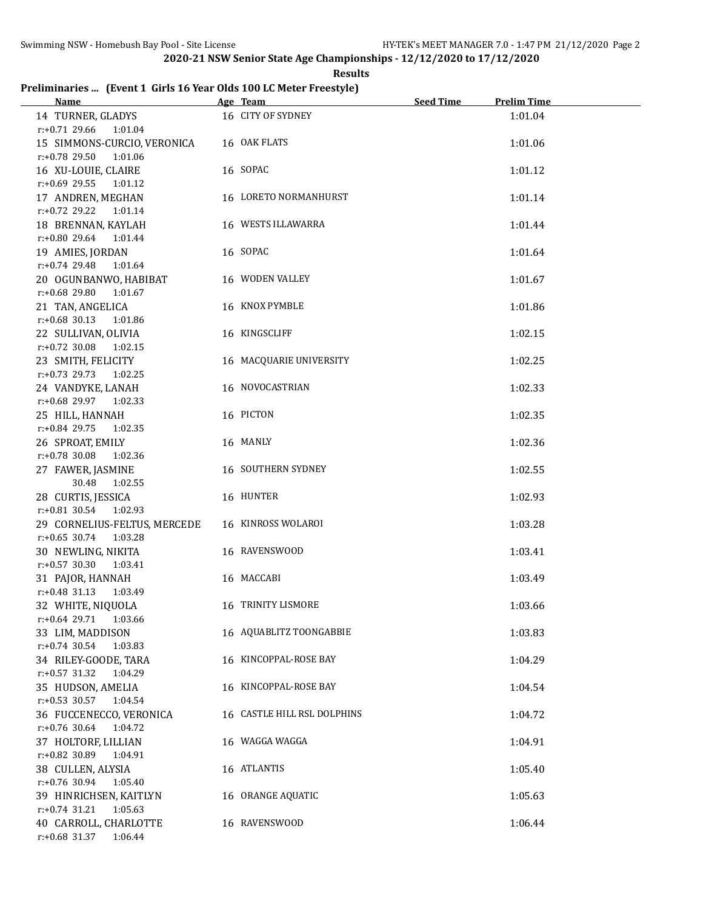**2020-21 NSW Senior State Age Championships - 12/12/2020 to 17/12/2020**

**Results**

## Preliminaries ... (Event 1 Girls 16 Year Olds 100 LC Meter Freestyle)

| Name | Age | Team | Seed Time | Prelim Time |
|---|---|---|---|---|
| 14 TURNER, GLADYS | 16 | CITY OF SYDNEY | | 1:01.04 |
| r:+0.71 29.66 1:01.04 | | | | |
| 15 SIMMONS-CURCIO, VERONICA | 16 | OAK FLATS | | 1:01.06 |
| r:+0.78 29.50 1:01.06 | | | | |
| 16 XU-LOUIE, CLAIRE | 16 | SOPAC | | 1:01.12 |
| r:+0.69 29.55 1:01.12 | | | | |
| 17 ANDREN, MEGHAN | 16 | LORETO NORMANHURST | | 1:01.14 |
| r:+0.72 29.22 1:01.14 | | | | |
| 18 BRENNAN, KAYLAH | 16 | WESTS ILLAWARRA | | 1:01.44 |
| r:+0.80 29.64 1:01.44 | | | | |
| 19 AMIES, JORDAN | 16 | SOPAC | | 1:01.64 |
| r:+0.74 29.48 1:01.64 | | | | |
| 20 OGUNBANWO, HABIBAT | 16 | WODEN VALLEY | | 1:01.67 |
| r:+0.68 29.80 1:01.67 | | | | |
| 21 TAN, ANGELICA | 16 | KNOX PYMBLE | | 1:01.86 |
| r:+0.68 30.13 1:01.86 | | | | |
| 22 SULLIVAN, OLIVIA | 16 | KINGSCLIFF | | 1:02.15 |
| r:+0.72 30.08 1:02.15 | | | | |
| 23 SMITH, FELICITY | 16 | MACQUARIE UNIVERSITY | | 1:02.25 |
| r:+0.73 29.73 1:02.25 | | | | |
| 24 VANDYKE, LANAH | 16 | NOVOCASTRIAN | | 1:02.33 |
| r:+0.68 29.97 1:02.33 | | | | |
| 25 HILL, HANNAH | 16 | PICTON | | 1:02.35 |
| r:+0.84 29.75 1:02.35 | | | | |
| 26 SPROAT, EMILY | 16 | MANLY | | 1:02.36 |
| r:+0.78 30.08 1:02.36 | | | | |
| 27 FAWER, JASMINE | 16 | SOUTHERN SYDNEY | | 1:02.55 |
| 30.48 1:02.55 | | | | |
| 28 CURTIS, JESSICA | 16 | HUNTER | | 1:02.93 |
| r:+0.81 30.54 1:02.93 | | | | |
| 29 CORNELIUS-FELTUS, MERCEDE | 16 | KINROSS WOLAROI | | 1:03.28 |
| r:+0.65 30.74 1:03.28 | | | | |
| 30 NEWLING, NIKITA | 16 | RAVENSWOOD | | 1:03.41 |
| r:+0.57 30.30 1:03.41 | | | | |
| 31 PAJOR, HANNAH | 16 | MACCABI | | 1:03.49 |
| r:+0.48 31.13 1:03.49 | | | | |
| 32 WHITE, NIQUOLA | 16 | TRINITY LISMORE | | 1:03.66 |
| r:+0.64 29.71 1:03.66 | | | | |
| 33 LIM, MADDISON | 16 | AQUABLITZ TOONGABBIE | | 1:03.83 |
| r:+0.74 30.54 1:03.83 | | | | |
| 34 RILEY-GOODE, TARA | 16 | KINCOPPAL-ROSE BAY | | 1:04.29 |
| r:+0.57 31.32 1:04.29 | | | | |
| 35 HUDSON, AMELIA | 16 | KINCOPPAL-ROSE BAY | | 1:04.54 |
| r:+0.53 30.57 1:04.54 | | | | |
| 36 FUCCENECCO, VERONICA | 16 | CASTLE HILL RSL DOLPHINS | | 1:04.72 |
| r:+0.76 30.64 1:04.72 | | | | |
| 37 HOLTORF, LILLIAN | 16 | WAGGA WAGGA | | 1:04.91 |
| r:+0.82 30.89 1:04.91 | | | | |
| 38 CULLEN, ALYSIA | 16 | ATLANTIS | | 1:05.40 |
| r:+0.76 30.94 1:05.40 | | | | |
| 39 HINRICHSEN, KAITLYN | 16 | ORANGE AQUATIC | | 1:05.63 |
| r:+0.74 31.21 1:05.63 | | | | |
| 40 CARROLL, CHARLOTTE | 16 | RAVENSWOOD | | 1:06.44 |
| r:+0.68 31.37 1:06.44 | | | | |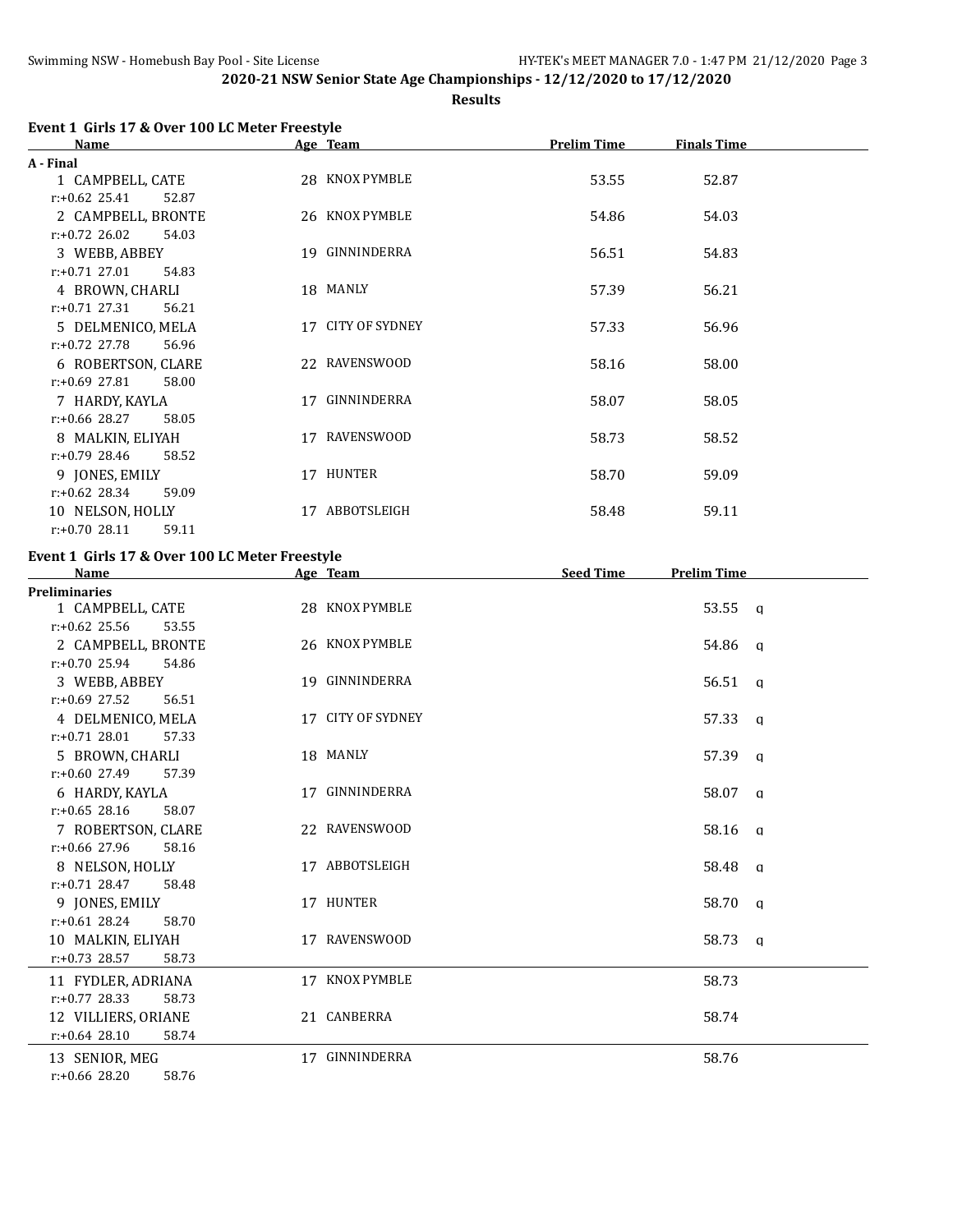## 2020-21 NSW Senior State Age Championships - 12/12/2020 to 17/12/2020

### Results

**Event 1 Girls 17 & Over 100 LC Meter Freestyle**

| Name | Age | Team | Prelim Time | Finals Time |
|---|---|---|---|---|
| **A - Final** | | | | |
| 1 CAMPBELL, CATE | 28 | KNOX PYMBLE | 53.55 | 52.87 |
| r:+0.62 25.41 52.87 | | | | |
| 2 CAMPBELL, BRONTE | 26 | KNOX PYMBLE | 54.86 | 54.03 |
| r:+0.72 26.02 54.03 | | | | |
| 3 WEBB, ABBEY | 19 | GINNINDERRA | 56.51 | 54.83 |
| r:+0.71 27.01 54.83 | | | | |
| 4 BROWN, CHARLI | 18 | MANLY | 57.39 | 56.21 |
| r:+0.71 27.31 56.21 | | | | |
| 5 DELMENICO, MELA | 17 | CITY OF SYDNEY | 57.33 | 56.96 |
| r:+0.72 27.78 56.96 | | | | |
| 6 ROBERTSON, CLARE | 22 | RAVENSWOOD | 58.16 | 58.00 |
| r:+0.69 27.81 58.00 | | | | |
| 7 HARDY, KAYLA | 17 | GINNINDERRA | 58.07 | 58.05 |
| r:+0.66 28.27 58.05 | | | | |
| 8 MALKIN, ELIYAH | 17 | RAVENSWOOD | 58.73 | 58.52 |
| r:+0.79 28.46 58.52 | | | | |
| 9 JONES, EMILY | 17 | HUNTER | 58.70 | 59.09 |
| r:+0.62 28.34 59.09 | | | | |
| 10 NELSON, HOLLY | 17 | ABBOTSLEIGH | 58.48 | 59.11 |
| r:+0.70 28.11 59.11 | | | | |

**Event 1 Girls 17 & Over 100 LC Meter Freestyle**

| Name | Age | Team | Seed Time | Prelim Time |
|---|---|---|---|---|
| **Preliminaries** | | | | |
| 1 CAMPBELL, CATE | 28 | KNOX PYMBLE | | 53.55 q |
| r:+0.62 25.56 53.55 | | | | |
| 2 CAMPBELL, BRONTE | 26 | KNOX PYMBLE | | 54.86 q |
| r:+0.70 25.94 54.86 | | | | |
| 3 WEBB, ABBEY | 19 | GINNINDERRA | | 56.51 q |
| r:+0.69 27.52 56.51 | | | | |
| 4 DELMENICO, MELA | 17 | CITY OF SYDNEY | | 57.33 q |
| r:+0.71 28.01 57.33 | | | | |
| 5 BROWN, CHARLI | 18 | MANLY | | 57.39 q |
| r:+0.60 27.49 57.39 | | | | |
| 6 HARDY, KAYLA | 17 | GINNINDERRA | | 58.07 q |
| r:+0.65 28.16 58.07 | | | | |
| 7 ROBERTSON, CLARE | 22 | RAVENSWOOD | | 58.16 q |
| r:+0.66 27.96 58.16 | | | | |
| 8 NELSON, HOLLY | 17 | ABBOTSLEIGH | | 58.48 q |
| r:+0.71 28.47 58.48 | | | | |
| 9 JONES, EMILY | 17 | HUNTER | | 58.70 q |
| r:+0.61 28.24 58.70 | | | | |
| 10 MALKIN, ELIYAH | 17 | RAVENSWOOD | | 58.73 q |
| r:+0.73 28.57 58.73 | | | | |
| 11 FYDLER, ADRIANA | 17 | KNOX PYMBLE | | 58.73 |
| r:+0.77 28.33 58.73 | | | | |
| 12 VILLIERS, ORIANE | 21 | CANBERRA | | 58.74 |
| r:+0.64 28.10 58.74 | | | | |
| 13 SENIOR, MEG | 17 | GINNINDERRA | | 58.76 |
| r:+0.66 28.20 58.76 | | | | |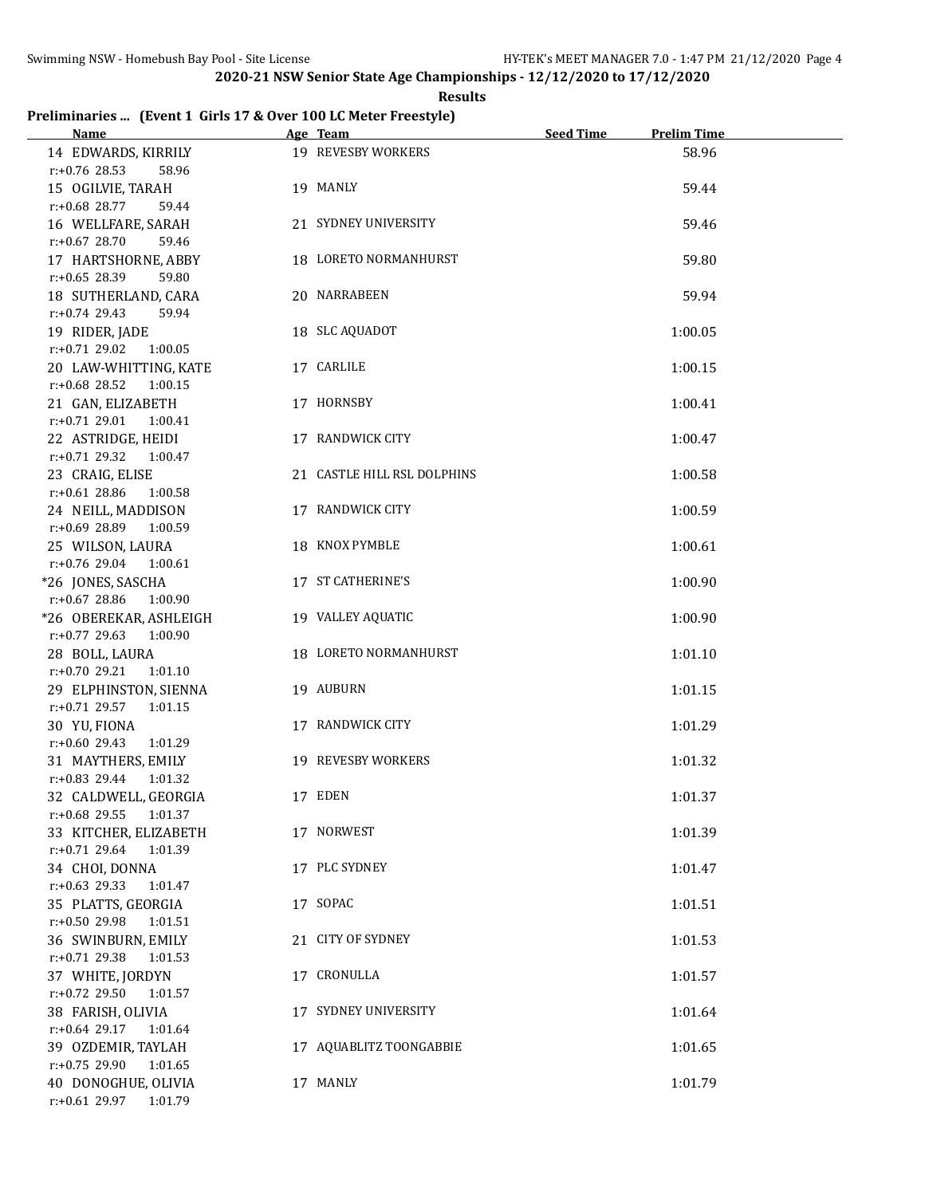## 2020-21 NSW Senior State Age Championships - 12/12/2020 to 17/12/2020

### Results

**Preliminaries ... (Event 1 Girls 17 & Over 100 LC Meter Freestyle)**

| Name | Age | Team | Seed Time | Prelim Time |
|---|---|---|---|---|
| 14 EDWARDS, KIRRILY | 19 | REVESBY WORKERS | | 58.96 |
| r:+0.76 28.53 58.96 | | | | |
| 15 OGILVIE, TARAH | 19 | MANLY | | 59.44 |
| r:+0.68 28.77 59.44 | | | | |
| 16 WELLFARE, SARAH | 21 | SYDNEY UNIVERSITY | | 59.46 |
| r:+0.67 28.70 59.46 | | | | |
| 17 HARTSHORNE, ABBY | 18 | LORETO NORMANHURST | | 59.80 |
| r:+0.65 28.39 59.80 | | | | |
| 18 SUTHERLAND, CARA | 20 | NARRABEEN | | 59.94 |
| r:+0.74 29.43 59.94 | | | | |
| 19 RIDER, JADE | 18 | SLC AQUADOT | | 1:00.05 |
| r:+0.71 29.02 1:00.05 | | | | |
| 20 LAW-WHITTING, KATE | 17 | CARLILE | | 1:00.15 |
| r:+0.68 28.52 1:00.15 | | | | |
| 21 GAN, ELIZABETH | 17 | HORNSBY | | 1:00.41 |
| r:+0.71 29.01 1:00.41 | | | | |
| 22 ASTRIDGE, HEIDI | 17 | RANDWICK CITY | | 1:00.47 |
| r:+0.71 29.32 1:00.47 | | | | |
| 23 CRAIG, ELISE | 21 | CASTLE HILL RSL DOLPHINS | | 1:00.58 |
| r:+0.61 28.86 1:00.58 | | | | |
| 24 NEILL, MADDISON | 17 | RANDWICK CITY | | 1:00.59 |
| r:+0.69 28.89 1:00.59 | | | | |
| 25 WILSON, LAURA | 18 | KNOX PYMBLE | | 1:00.61 |
| r:+0.76 29.04 1:00.61 | | | | |
| *26 JONES, SASCHA | 17 | ST CATHERINE'S | | 1:00.90 |
| r:+0.67 28.86 1:00.90 | | | | |
| *26 OBEREKAR, ASHLEIGH | 19 | VALLEY AQUATIC | | 1:00.90 |
| r:+0.77 29.63 1:00.90 | | | | |
| 28 BOLL, LAURA | 18 | LORETO NORMANHURST | | 1:01.10 |
| r:+0.70 29.21 1:01.10 | | | | |
| 29 ELPHINSTON, SIENNA | 19 | AUBURN | | 1:01.15 |
| r:+0.71 29.57 1:01.15 | | | | |
| 30 YU, FIONA | 17 | RANDWICK CITY | | 1:01.29 |
| r:+0.60 29.43 1:01.29 | | | | |
| 31 MAYTHERS, EMILY | 19 | REVESBY WORKERS | | 1:01.32 |
| r:+0.83 29.44 1:01.32 | | | | |
| 32 CALDWELL, GEORGIA | 17 | EDEN | | 1:01.37 |
| r:+0.68 29.55 1:01.37 | | | | |
| 33 KITCHER, ELIZABETH | 17 | NORWEST | | 1:01.39 |
| r:+0.71 29.64 1:01.39 | | | | |
| 34 CHOI, DONNA | 17 | PLC SYDNEY | | 1:01.47 |
| r:+0.63 29.33 1:01.47 | | | | |
| 35 PLATTS, GEORGIA | 17 | SOPAC | | 1:01.51 |
| r:+0.50 29.98 1:01.51 | | | | |
| 36 SWINBURN, EMILY | 21 | CITY OF SYDNEY | | 1:01.53 |
| r:+0.71 29.38 1:01.53 | | | | |
| 37 WHITE, JORDYN | 17 | CRONULLA | | 1:01.57 |
| r:+0.72 29.50 1:01.57 | | | | |
| 38 FARISH, OLIVIA | 17 | SYDNEY UNIVERSITY | | 1:01.64 |
| r:+0.64 29.17 1:01.64 | | | | |
| 39 OZDEMIR, TAYLAH | 17 | AQUABLITZ TOONGABBIE | | 1:01.65 |
| r:+0.75 29.90 1:01.65 | | | | |
| 40 DONOGHUE, OLIVIA | 17 | MANLY | | 1:01.79 |
| r:+0.61 29.97 1:01.79 | | | | |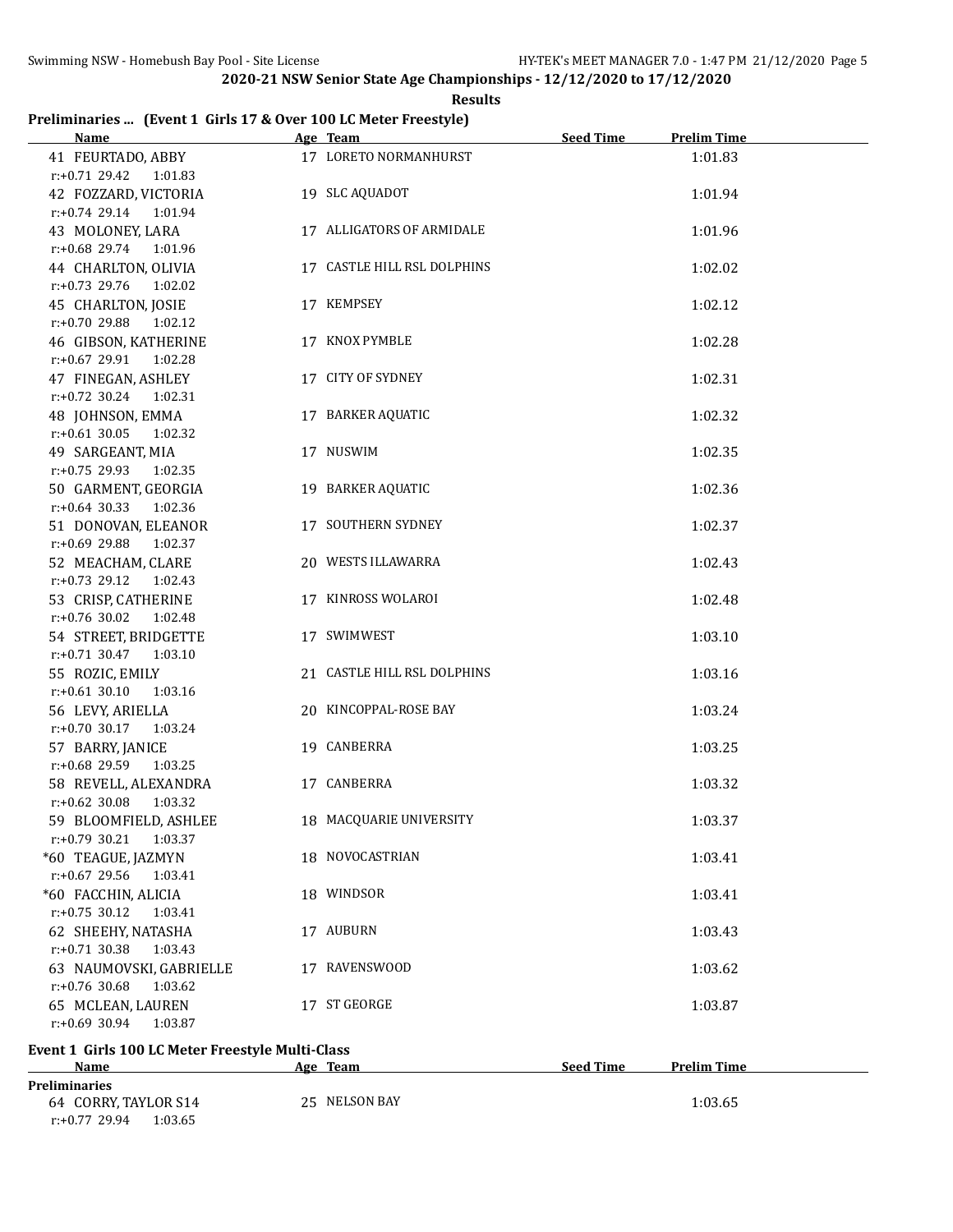## 2020-21 NSW Senior State Age Championships - 12/12/2020 to 17/12/2020

### Results

**Preliminaries ... (Event 1 Girls 17 & Over 100 LC Meter Freestyle)**

| Name | Age | Team | Seed Time | Prelim Time |
|---|---|---|---|---|
| 41 FEURTADO, ABBY | 17 | LORETO NORMANHURST | | 1:01.83 |
| r:+0.71 29.42 1:01.83 | | | | |
| 42 FOZZARD, VICTORIA | 19 | SLC AQUADOT | | 1:01.94 |
| r:+0.74 29.14 1:01.94 | | | | |
| 43 MOLONEY, LARA | 17 | ALLIGATORS OF ARMIDALE | | 1:01.96 |
| r:+0.68 29.74 1:01.96 | | | | |
| 44 CHARLTON, OLIVIA | 17 | CASTLE HILL RSL DOLPHINS | | 1:02.02 |
| r:+0.73 29.76 1:02.02 | | | | |
| 45 CHARLTON, JOSIE | 17 | KEMPSEY | | 1:02.12 |
| r:+0.70 29.88 1:02.12 | | | | |
| 46 GIBSON, KATHERINE | 17 | KNOX PYMBLE | | 1:02.28 |
| r:+0.67 29.91 1:02.28 | | | | |
| 47 FINEGAN, ASHLEY | 17 | CITY OF SYDNEY | | 1:02.31 |
| r:+0.72 30.24 1:02.31 | | | | |
| 48 JOHNSON, EMMA | 17 | BARKER AQUATIC | | 1:02.32 |
| r:+0.61 30.05 1:02.32 | | | | |
| 49 SARGEANT, MIA | 17 | NUSWIM | | 1:02.35 |
| r:+0.75 29.93 1:02.35 | | | | |
| 50 GARMENT, GEORGIA | 19 | BARKER AQUATIC | | 1:02.36 |
| r:+0.64 30.33 1:02.36 | | | | |
| 51 DONOVAN, ELEANOR | 17 | SOUTHERN SYDNEY | | 1:02.37 |
| r:+0.69 29.88 1:02.37 | | | | |
| 52 MEACHAM, CLARE | 20 | WESTS ILLAWARRA | | 1:02.43 |
| r:+0.73 29.12 1:02.43 | | | | |
| 53 CRISP, CATHERINE | 17 | KINROSS WOLAROI | | 1:02.48 |
| r:+0.76 30.02 1:02.48 | | | | |
| 54 STREET, BRIDGETTE | 17 | SWIMWEST | | 1:03.10 |
| r:+0.71 30.47 1:03.10 | | | | |
| 55 ROZIC, EMILY | 21 | CASTLE HILL RSL DOLPHINS | | 1:03.16 |
| r:+0.61 30.10 1:03.16 | | | | |
| 56 LEVY, ARIELLA | 20 | KINCOPPAL-ROSE BAY | | 1:03.24 |
| r:+0.70 30.17 1:03.24 | | | | |
| 57 BARRY, JANICE | 19 | CANBERRA | | 1:03.25 |
| r:+0.68 29.59 1:03.25 | | | | |
| 58 REVELL, ALEXANDRA | 17 | CANBERRA | | 1:03.32 |
| r:+0.62 30.08 1:03.32 | | | | |
| 59 BLOOMFIELD, ASHLEE | 18 | MACQUARIE UNIVERSITY | | 1:03.37 |
| r:+0.79 30.21 1:03.37 | | | | |
| *60 TEAGUE, JAZMYN | 18 | NOVOCASTRIAN | | 1:03.41 |
| r:+0.67 29.56 1:03.41 | | | | |
| *60 FACCHIN, ALICIA | 18 | WINDSOR | | 1:03.41 |
| r:+0.75 30.12 1:03.41 | | | | |
| 62 SHEEHY, NATASHA | 17 | AUBURN | | 1:03.43 |
| r:+0.71 30.38 1:03.43 | | | | |
| 63 NAUMOVSKI, GABRIELLE | 17 | RAVENSWOOD | | 1:03.62 |
| r:+0.76 30.68 1:03.62 | | | | |
| 65 MCLEAN, LAUREN | 17 | ST GEORGE | | 1:03.87 |
| r:+0.69 30.94 1:03.87 | | | | |

**Event 1 Girls 100 LC Meter Freestyle Multi-Class**

| Name | Age | Team | Seed Time | Prelim Time |
|---|---|---|---|---|
| **Preliminaries** | | | | |
| 64 CORRY, TAYLOR S14 | 25 | NELSON BAY | | 1:03.65 |
| r:+0.77 29.94 1:03.65 | | | | |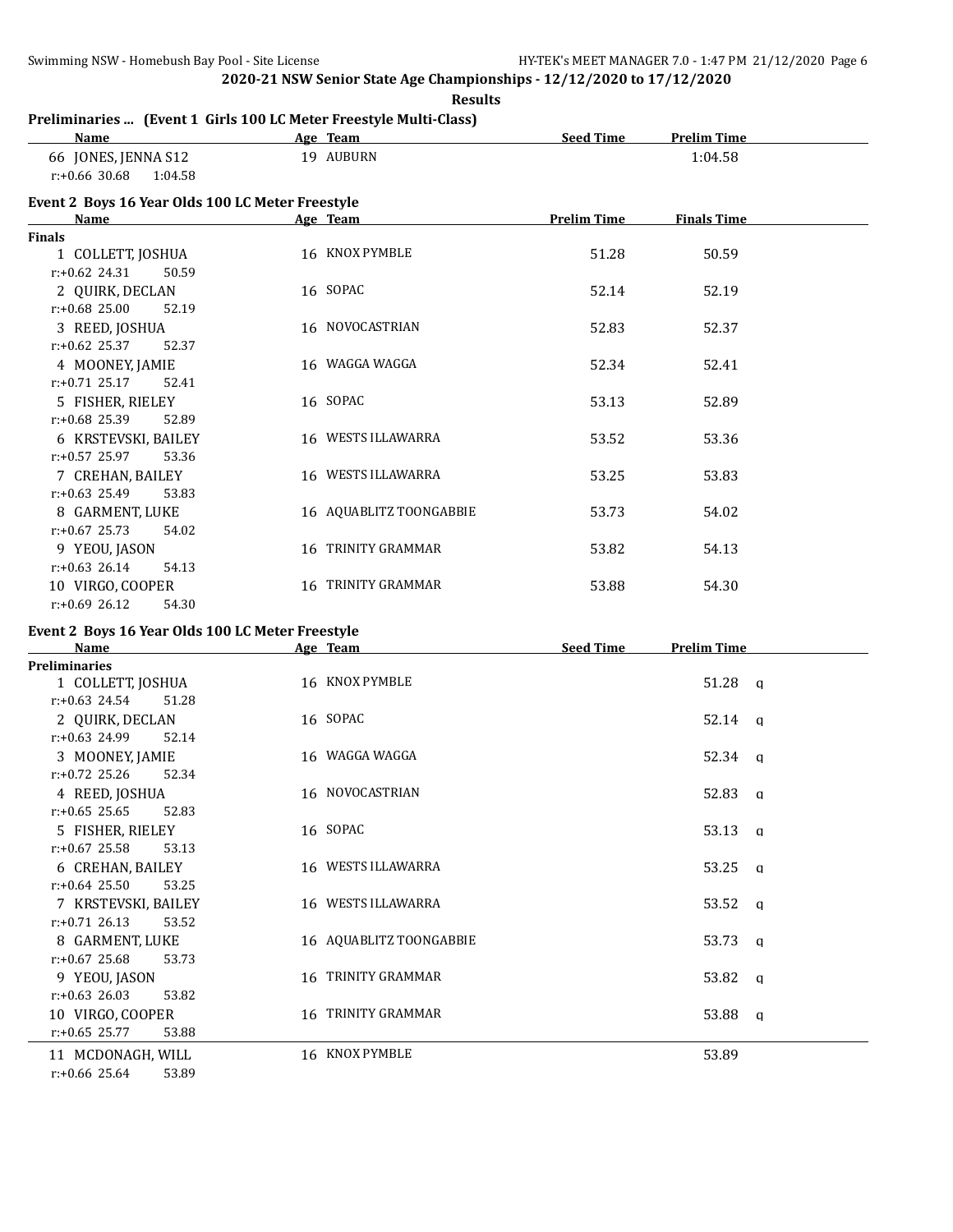## 2020-21 NSW Senior State Age Championships - 12/12/2020 to 17/12/2020

**Results**

### Preliminaries ... (Event 1 Girls 100 LC Meter Freestyle Multi-Class)

| Name | Age | Team | Seed Time | Prelim Time |
|---|---|---|---|---|
| 66 JONES, JENNA S12 | 19 | AUBURN | | 1:04.58 |
| r:+0.66 30.68 1:04.58 | | | | |

### Event 2 Boys 16 Year Olds 100 LC Meter Freestyle

| Name | Age | Team | Prelim Time | Finals Time |
|---|---|---|---|---|
| **Finals** | | | | |
| 1 COLLETT, JOSHUA | 16 | KNOX PYMBLE | 51.28 | 50.59 |
| r:+0.62 24.31 50.59 | | | | |
| 2 QUIRK, DECLAN | 16 | SOPAC | 52.14 | 52.19 |
| r:+0.68 25.00 52.19 | | | | |
| 3 REED, JOSHUA | 16 | NOVOCASTRIAN | 52.83 | 52.37 |
| r:+0.62 25.37 52.37 | | | | |
| 4 MOONEY, JAMIE | 16 | WAGGA WAGGA | 52.34 | 52.41 |
| r:+0.71 25.17 52.41 | | | | |
| 5 FISHER, RIELEY | 16 | SOPAC | 53.13 | 52.89 |
| r:+0.68 25.39 52.89 | | | | |
| 6 KRSTEVSKI, BAILEY | 16 | WESTS ILLAWARRA | 53.52 | 53.36 |
| r:+0.57 25.97 53.36 | | | | |
| 7 CREHAN, BAILEY | 16 | WESTS ILLAWARRA | 53.25 | 53.83 |
| r:+0.63 25.49 53.83 | | | | |
| 8 GARMENT, LUKE | 16 | AQUABLITZ TOONGABBIE | 53.73 | 54.02 |
| r:+0.67 25.73 54.02 | | | | |
| 9 YEOU, JASON | 16 | TRINITY GRAMMAR | 53.82 | 54.13 |
| r:+0.63 26.14 54.13 | | | | |
| 10 VIRGO, COOPER | 16 | TRINITY GRAMMAR | 53.88 | 54.30 |
| r:+0.69 26.12 54.30 | | | | |

### Event 2 Boys 16 Year Olds 100 LC Meter Freestyle

| Name | Age | Team | Seed Time | Prelim Time | |
|---|---|---|---|---|---|
| **Preliminaries** | | | | | |
| 1 COLLETT, JOSHUA | 16 | KNOX PYMBLE | | 51.28 | q |
| r:+0.63 24.54 51.28 | | | | | |
| 2 QUIRK, DECLAN | 16 | SOPAC | | 52.14 | q |
| r:+0.63 24.99 52.14 | | | | | |
| 3 MOONEY, JAMIE | 16 | WAGGA WAGGA | | 52.34 | q |
| r:+0.72 25.26 52.34 | | | | | |
| 4 REED, JOSHUA | 16 | NOVOCASTRIAN | | 52.83 | q |
| r:+0.65 25.65 52.83 | | | | | |
| 5 FISHER, RIELEY | 16 | SOPAC | | 53.13 | q |
| r:+0.67 25.58 53.13 | | | | | |
| 6 CREHAN, BAILEY | 16 | WESTS ILLAWARRA | | 53.25 | q |
| r:+0.64 25.50 53.25 | | | | | |
| 7 KRSTEVSKI, BAILEY | 16 | WESTS ILLAWARRA | | 53.52 | q |
| r:+0.71 26.13 53.52 | | | | | |
| 8 GARMENT, LUKE | 16 | AQUABLITZ TOONGABBIE | | 53.73 | q |
| r:+0.67 25.68 53.73 | | | | | |
| 9 YEOU, JASON | 16 | TRINITY GRAMMAR | | 53.82 | q |
| r:+0.63 26.03 53.82 | | | | | |
| 10 VIRGO, COOPER | 16 | TRINITY GRAMMAR | | 53.88 | q |
| r:+0.65 25.77 53.88 | | | | | |
| 11 MCDONAGH, WILL | 16 | KNOX PYMBLE | | 53.89 | |
| r:+0.66 25.64 53.89 | | | | | |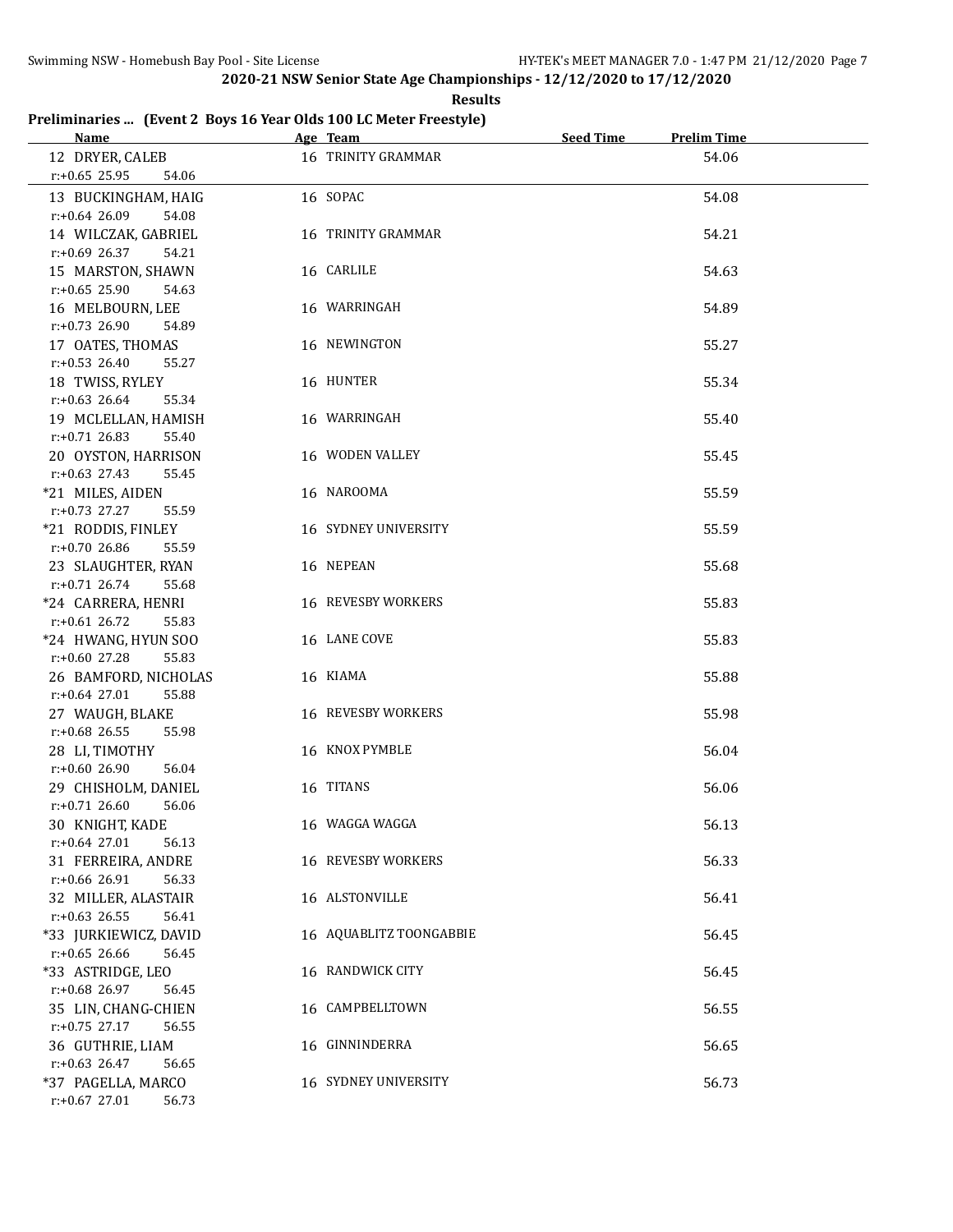**2020-21 NSW Senior State Age Championships - 12/12/2020 to 17/12/2020**

**Results**

## Preliminaries ... (Event 2 Boys 16 Year Olds 100 LC Meter Freestyle)

| Name | Age | Team | Seed Time | Prelim Time |
|---|---|---|---|---|
| 12 DRYER, CALEB | 16 | TRINITY GRAMMAR | | 54.06 |
| r:+0.65 25.95 54.06 | | | | |
| 13 BUCKINGHAM, HAIG | 16 | SOPAC | | 54.08 |
| r:+0.64 26.09 54.08 | | | | |
| 14 WILCZAK, GABRIEL | 16 | TRINITY GRAMMAR | | 54.21 |
| r:+0.69 26.37 54.21 | | | | |
| 15 MARSTON, SHAWN | 16 | CARLILE | | 54.63 |
| r:+0.65 25.90 54.63 | | | | |
| 16 MELBOURN, LEE | 16 | WARRINGAH | | 54.89 |
| r:+0.73 26.90 54.89 | | | | |
| 17 OATES, THOMAS | 16 | NEWINGTON | | 55.27 |
| r:+0.53 26.40 55.27 | | | | |
| 18 TWISS, RYLEY | 16 | HUNTER | | 55.34 |
| r:+0.63 26.64 55.34 | | | | |
| 19 MCLELLAN, HAMISH | 16 | WARRINGAH | | 55.40 |
| r:+0.71 26.83 55.40 | | | | |
| 20 OYSTON, HARRISON | 16 | WODEN VALLEY | | 55.45 |
| r:+0.63 27.43 55.45 | | | | |
| *21 MILES, AIDEN | 16 | NAROOMA | | 55.59 |
| r:+0.73 27.27 55.59 | | | | |
| *21 RODDIS, FINLEY | 16 | SYDNEY UNIVERSITY | | 55.59 |
| r:+0.70 26.86 55.59 | | | | |
| 23 SLAUGHTER, RYAN | 16 | NEPEAN | | 55.68 |
| r:+0.71 26.74 55.68 | | | | |
| *24 CARRERA, HENRI | 16 | REVESBY WORKERS | | 55.83 |
| r:+0.61 26.72 55.83 | | | | |
| *24 HWANG, HYUN SOO | 16 | LANE COVE | | 55.83 |
| r:+0.60 27.28 55.83 | | | | |
| 26 BAMFORD, NICHOLAS | 16 | KIAMA | | 55.88 |
| r:+0.64 27.01 55.88 | | | | |
| 27 WAUGH, BLAKE | 16 | REVESBY WORKERS | | 55.98 |
| r:+0.68 26.55 55.98 | | | | |
| 28 LI, TIMOTHY | 16 | KNOX PYMBLE | | 56.04 |
| r:+0.60 26.90 56.04 | | | | |
| 29 CHISHOLM, DANIEL | 16 | TITANS | | 56.06 |
| r:+0.71 26.60 56.06 | | | | |
| 30 KNIGHT, KADE | 16 | WAGGA WAGGA | | 56.13 |
| r:+0.64 27.01 56.13 | | | | |
| 31 FERREIRA, ANDRE | 16 | REVESBY WORKERS | | 56.33 |
| r:+0.66 26.91 56.33 | | | | |
| 32 MILLER, ALASTAIR | 16 | ALSTONVILLE | | 56.41 |
| r:+0.63 26.55 56.41 | | | | |
| *33 JURKIEWICZ, DAVID | 16 | AQUABLITZ TOONGABBIE | | 56.45 |
| r:+0.65 26.66 56.45 | | | | |
| *33 ASTRIDGE, LEO | 16 | RANDWICK CITY | | 56.45 |
| r:+0.68 26.97 56.45 | | | | |
| 35 LIN, CHANG-CHIEN | 16 | CAMPBELLTOWN | | 56.55 |
| r:+0.75 27.17 56.55 | | | | |
| 36 GUTHRIE, LIAM | 16 | GINNINDERRA | | 56.65 |
| r:+0.63 26.47 56.65 | | | | |
| *37 PAGELLA, MARCO | 16 | SYDNEY UNIVERSITY | | 56.73 |
| r:+0.67 27.01 56.73 | | | | |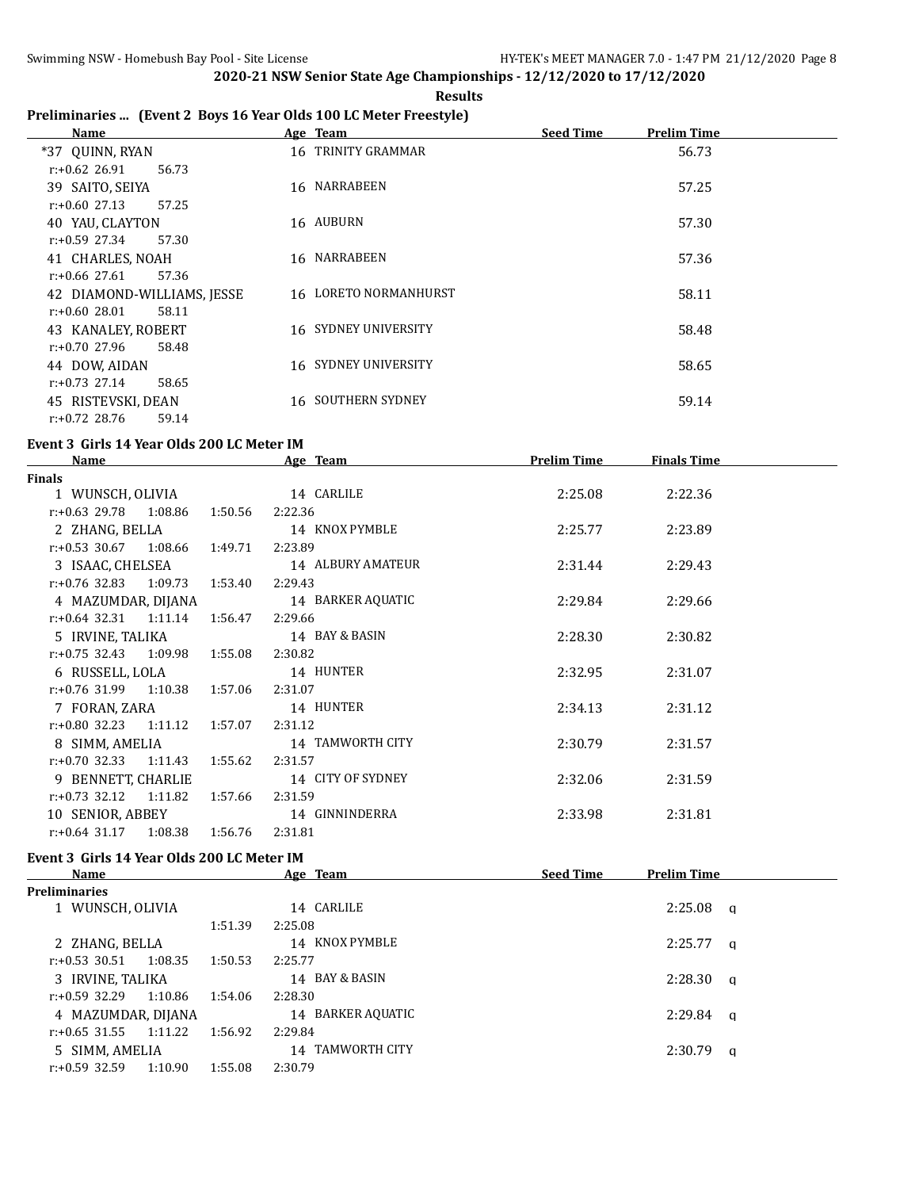**2020-21 NSW Senior State Age Championships - 12/12/2020 to 17/12/2020**

**Results**

### Preliminaries ... (Event 2 Boys 16 Year Olds 100 LC Meter Freestyle)

| Name | Age | Team | Seed Time | Prelim Time |
|---|---|---|---|---|
| *37 QUINN, RYAN | 16 | TRINITY GRAMMAR | | 56.73 |
| r:+0.62 26.91 56.73 | | | | |
| 39 SAITO, SEIYA | 16 | NARRABEEN | | 57.25 |
| r:+0.60 27.13 57.25 | | | | |
| 40 YAU, CLAYTON | 16 | AUBURN | | 57.30 |
| r:+0.59 27.34 57.30 | | | | |
| 41 CHARLES, NOAH | 16 | NARRABEEN | | 57.36 |
| r:+0.66 27.61 57.36 | | | | |
| 42 DIAMOND-WILLIAMS, JESSE | 16 | LORETO NORMANHURST | | 58.11 |
| r:+0.60 28.01 58.11 | | | | |
| 43 KANALEY, ROBERT | 16 | SYDNEY UNIVERSITY | | 58.48 |
| r:+0.70 27.96 58.48 | | | | |
| 44 DOW, AIDAN | 16 | SYDNEY UNIVERSITY | | 58.65 |
| r:+0.73 27.14 58.65 | | | | |
| 45 RISTEVSKI, DEAN | 16 | SOUTHERN SYDNEY | | 59.14 |
| r:+0.72 28.76 59.14 | | | | |

### Event 3 Girls 14 Year Olds 200 LC Meter IM

| Name | Age | Team | Prelim Time | Finals Time |
|---|---|---|---|---|
| **Finals** | | | | |
| 1 WUNSCH, OLIVIA | 14 | CARLILE | 2:25.08 | 2:22.36 |
| r:+0.63 29.78 1:08.86 1:50.56 2:22.36 | | | | |
| 2 ZHANG, BELLA | 14 | KNOX PYMBLE | 2:25.77 | 2:23.89 |
| r:+0.53 30.67 1:08.66 1:49.71 2:23.89 | | | | |
| 3 ISAAC, CHELSEA | 14 | ALBURY AMATEUR | 2:31.44 | 2:29.43 |
| r:+0.76 32.83 1:09.73 1:53.40 2:29.43 | | | | |
| 4 MAZUMDAR, DIJANA | 14 | BARKER AQUATIC | 2:29.84 | 2:29.66 |
| r:+0.64 32.31 1:11.14 1:56.47 2:29.66 | | | | |
| 5 IRVINE, TALIKA | 14 | BAY & BASIN | 2:28.30 | 2:30.82 |
| r:+0.75 32.43 1:09.98 1:55.08 2:30.82 | | | | |
| 6 RUSSELL, LOLA | 14 | HUNTER | 2:32.95 | 2:31.07 |
| r:+0.76 31.99 1:10.38 1:57.06 2:31.07 | | | | |
| 7 FORAN, ZARA | 14 | HUNTER | 2:34.13 | 2:31.12 |
| r:+0.80 32.23 1:11.12 1:57.07 2:31.12 | | | | |
| 8 SIMM, AMELIA | 14 | TAMWORTH CITY | 2:30.79 | 2:31.57 |
| r:+0.70 32.33 1:11.43 1:55.62 2:31.57 | | | | |
| 9 BENNETT, CHARLIE | 14 | CITY OF SYDNEY | 2:32.06 | 2:31.59 |
| r:+0.73 32.12 1:11.82 1:57.66 2:31.59 | | | | |
| 10 SENIOR, ABBEY | 14 | GINNINDERRA | 2:33.98 | 2:31.81 |
| r:+0.64 31.17 1:08.38 1:56.76 2:31.81 | | | | |

### Event 3 Girls 14 Year Olds 200 LC Meter IM

| Name | Age | Team | Seed Time | Prelim Time |
|---|---|---|---|---|
| **Preliminaries** | | | | |
| 1 WUNSCH, OLIVIA | 14 | CARLILE | | 2:25.08 q |
| 1:51.39 2:25.08 | | | | |
| 2 ZHANG, BELLA | 14 | KNOX PYMBLE | | 2:25.77 q |
| r:+0.53 30.51 1:08.35 1:50.53 2:25.77 | | | | |
| 3 IRVINE, TALIKA | 14 | BAY & BASIN | | 2:28.30 q |
| r:+0.59 32.29 1:10.86 1:54.06 2:28.30 | | | | |
| 4 MAZUMDAR, DIJANA | 14 | BARKER AQUATIC | | 2:29.84 q |
| r:+0.65 31.55 1:11.22 1:56.92 2:29.84 | | | | |
| 5 SIMM, AMELIA | 14 | TAMWORTH CITY | | 2:30.79 q |
| r:+0.59 32.59 1:10.90 1:55.08 2:30.79 | | | | |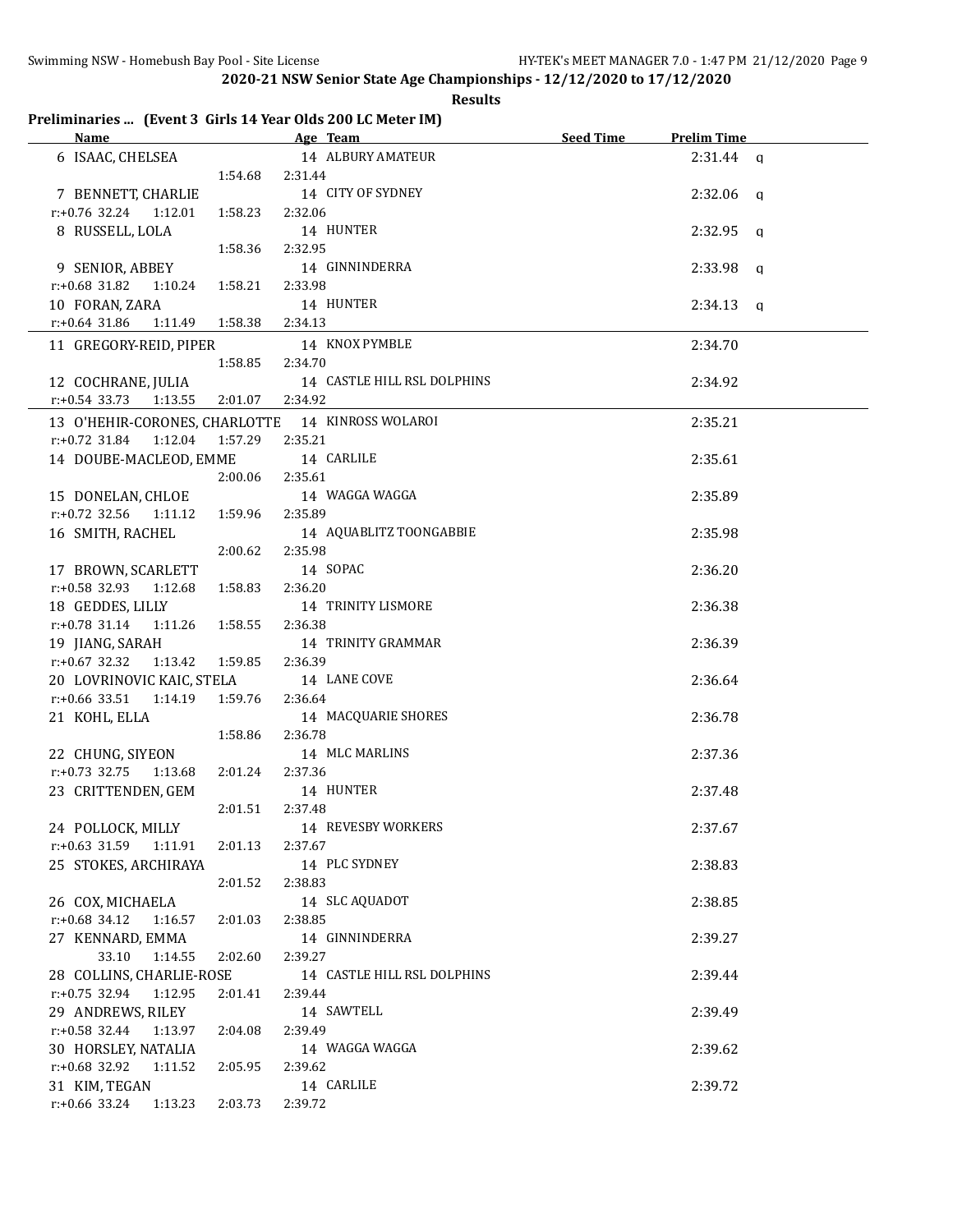**2020-21 NSW Senior State Age Championships - 12/12/2020 to 17/12/2020**

**Results**

## Preliminaries ... (Event 3 Girls 14 Year Olds 200 LC Meter IM)

| Name | Age | Team | Seed Time | Prelim Time | |
|---|---|---|---|---|---|
| 6 ISAAC, CHELSEA | 14 | ALBURY AMATEUR | | 2:31.44 | q |
| 1:54.68 2:31.44 | | | | | |
| 7 BENNETT, CHARLIE | 14 | CITY OF SYDNEY | | 2:32.06 | q |
| r:+0.76 32.24 1:12.01 1:58.23 2:32.06 | | | | | |
| 8 RUSSELL, LOLA | 14 | HUNTER | | 2:32.95 | q |
| 1:58.36 2:32.95 | | | | | |
| 9 SENIOR, ABBEY | 14 | GINNINDERRA | | 2:33.98 | q |
| r:+0.68 31.82 1:10.24 1:58.21 2:33.98 | | | | | |
| 10 FORAN, ZARA | 14 | HUNTER | | 2:34.13 | q |
| r:+0.64 31.86 1:11.49 1:58.38 2:34.13 | | | | | |
| 11 GREGORY-REID, PIPER | 14 | KNOX PYMBLE | | 2:34.70 | |
| 1:58.85 2:34.70 | | | | | |
| 12 COCHRANE, JULIA | 14 | CASTLE HILL RSL DOLPHINS | | 2:34.92 | |
| r:+0.54 33.73 1:13.55 2:01.07 2:34.92 | | | | | |
| 13 O'HEHIR-CORONES, CHARLOTTE | 14 | KINROSS WOLAROI | | 2:35.21 | |
| r:+0.72 31.84 1:12.04 1:57.29 2:35.21 | | | | | |
| 14 DOUBE-MACLEOD, EMME | 14 | CARLILE | | 2:35.61 | |
| 2:00.06 2:35.61 | | | | | |
| 15 DONELAN, CHLOE | 14 | WAGGA WAGGA | | 2:35.89 | |
| r:+0.72 32.56 1:11.12 1:59.96 2:35.89 | | | | | |
| 16 SMITH, RACHEL | 14 | AQUABLITZ TOONGABBIE | | 2:35.98 | |
| 2:00.62 2:35.98 | | | | | |
| 17 BROWN, SCARLETT | 14 | SOPAC | | 2:36.20 | |
| r:+0.58 32.93 1:12.68 1:58.83 2:36.20 | | | | | |
| 18 GEDDES, LILLY | 14 | TRINITY LISMORE | | 2:36.38 | |
| r:+0.78 31.14 1:11.26 1:58.55 2:36.38 | | | | | |
| 19 JIANG, SARAH | 14 | TRINITY GRAMMAR | | 2:36.39 | |
| r:+0.67 32.32 1:13.42 1:59.85 2:36.39 | | | | | |
| 20 LOVRINOVIC KAIC, STELA | 14 | LANE COVE | | 2:36.64 | |
| r:+0.66 33.51 1:14.19 1:59.76 2:36.64 | | | | | |
| 21 KOHL, ELLA | 14 | MACQUARIE SHORES | | 2:36.78 | |
| 1:58.86 2:36.78 | | | | | |
| 22 CHUNG, SIYEON | 14 | MLC MARLINS | | 2:37.36 | |
| r:+0.73 32.75 1:13.68 2:01.24 2:37.36 | | | | | |
| 23 CRITTENDEN, GEM | 14 | HUNTER | | 2:37.48 | |
| 2:01.51 2:37.48 | | | | | |
| 24 POLLOCK, MILLY | 14 | REVESBY WORKERS | | 2:37.67 | |
| r:+0.63 31.59 1:11.91 2:01.13 2:37.67 | | | | | |
| 25 STOKES, ARCHIRAYA | 14 | PLC SYDNEY | | 2:38.83 | |
| 2:01.52 2:38.83 | | | | | |
| 26 COX, MICHAELA | 14 | SLC AQUADOT | | 2:38.85 | |
| r:+0.68 34.12 1:16.57 2:01.03 2:38.85 | | | | | |
| 27 KENNARD, EMMA | 14 | GINNINDERRA | | 2:39.27 | |
| 33.10 1:14.55 2:02.60 2:39.27 | | | | | |
| 28 COLLINS, CHARLIE-ROSE | 14 | CASTLE HILL RSL DOLPHINS | | 2:39.44 | |
| r:+0.75 32.94 1:12.95 2:01.41 2:39.44 | | | | | |
| 29 ANDREWS, RILEY | 14 | SAWTELL | | 2:39.49 | |
| r:+0.58 32.44 1:13.97 2:04.08 2:39.49 | | | | | |
| 30 HORSLEY, NATALIA | 14 | WAGGA WAGGA | | 2:39.62 | |
| r:+0.68 32.92 1:11.52 2:05.95 2:39.62 | | | | | |
| 31 KIM, TEGAN | 14 | CARLILE | | 2:39.72 | |
| r:+0.66 33.24 1:13.23 2:03.73 2:39.72 | | | | | |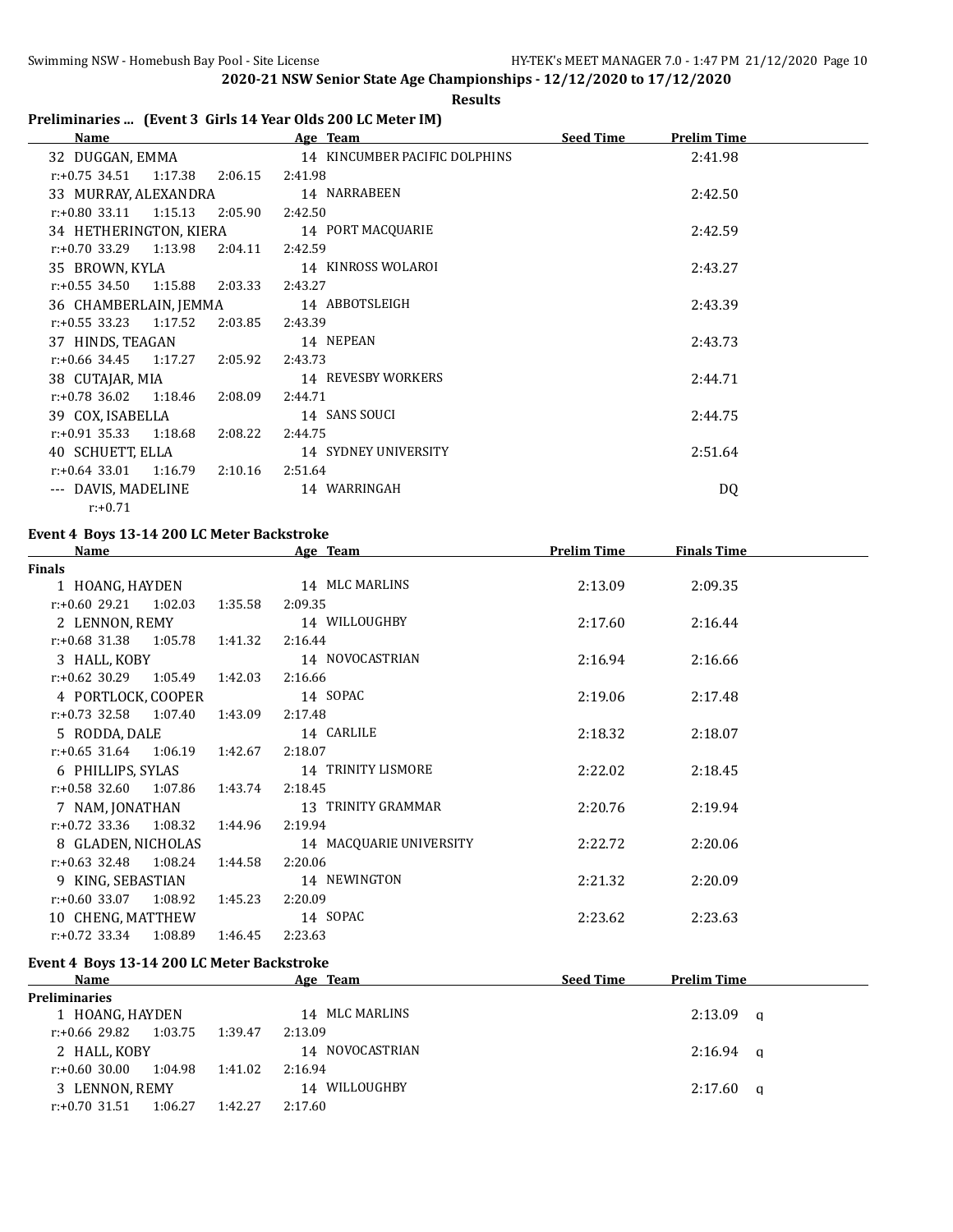**2020-21 NSW Senior State Age Championships - 12/12/2020 to 17/12/2020**

**Results**

### Preliminaries ... (Event 3 Girls 14 Year Olds 200 LC Meter IM)

| Name | Age | Team | Seed Time | Prelim Time |
|---|---|---|---|---|
| 32 DUGGAN, EMMA | 14 | KINCUMBER PACIFIC DOLPHINS | | 2:41.98 |
| r:+0.75 34.51 1:17.38 2:06.15 2:41.98 | | | | |
| 33 MURRAY, ALEXANDRA | 14 | NARRABEEN | | 2:42.50 |
| r:+0.80 33.11 1:15.13 2:05.90 2:42.50 | | | | |
| 34 HETHERINGTON, KIERA | 14 | PORT MACQUARIE | | 2:42.59 |
| r:+0.70 33.29 1:13.98 2:04.11 2:42.59 | | | | |
| 35 BROWN, KYLA | 14 | KINROSS WOLAROI | | 2:43.27 |
| r:+0.55 34.50 1:15.88 2:03.33 2:43.27 | | | | |
| 36 CHAMBERLAIN, JEMMA | 14 | ABBOTSLEIGH | | 2:43.39 |
| r:+0.55 33.23 1:17.52 2:03.85 2:43.39 | | | | |
| 37 HINDS, TEAGAN | 14 | NEPEAN | | 2:43.73 |
| r:+0.66 34.45 1:17.27 2:05.92 2:43.73 | | | | |
| 38 CUTAJAR, MIA | 14 | REVESBY WORKERS | | 2:44.71 |
| r:+0.78 36.02 1:18.46 2:08.09 2:44.71 | | | | |
| 39 COX, ISABELLA | 14 | SANS SOUCI | | 2:44.75 |
| r:+0.91 35.33 1:18.68 2:08.22 2:44.75 | | | | |
| 40 SCHUETT, ELLA | 14 | SYDNEY UNIVERSITY | | 2:51.64 |
| r:+0.64 33.01 1:16.79 2:10.16 2:51.64 | | | | |
| --- DAVIS, MADELINE | 14 | WARRINGAH | | DQ |
| r:+0.71 | | | | |

### Event 4 Boys 13-14 200 LC Meter Backstroke

| Name | Age | Team | Prelim Time | Finals Time |
|---|---|---|---|---|
| **Finals** | | | | |
| 1 HOANG, HAYDEN | 14 | MLC MARLINS | 2:13.09 | 2:09.35 |
| r:+0.60 29.21 1:02.03 1:35.58 2:09.35 | | | | |
| 2 LENNON, REMY | 14 | WILLOUGHBY | 2:17.60 | 2:16.44 |
| r:+0.68 31.38 1:05.78 1:41.32 2:16.44 | | | | |
| 3 HALL, KOBY | 14 | NOVOCASTRIAN | 2:16.94 | 2:16.66 |
| r:+0.62 30.29 1:05.49 1:42.03 2:16.66 | | | | |
| 4 PORTLOCK, COOPER | 14 | SOPAC | 2:19.06 | 2:17.48 |
| r:+0.73 32.58 1:07.40 1:43.09 2:17.48 | | | | |
| 5 RODDA, DALE | 14 | CARLILE | 2:18.32 | 2:18.07 |
| r:+0.65 31.64 1:06.19 1:42.67 2:18.07 | | | | |
| 6 PHILLIPS, SYLAS | 14 | TRINITY LISMORE | 2:22.02 | 2:18.45 |
| r:+0.58 32.60 1:07.86 1:43.74 2:18.45 | | | | |
| 7 NAM, JONATHAN | 13 | TRINITY GRAMMAR | 2:20.76 | 2:19.94 |
| r:+0.72 33.36 1:08.32 1:44.96 2:19.94 | | | | |
| 8 GLADEN, NICHOLAS | 14 | MACQUARIE UNIVERSITY | 2:22.72 | 2:20.06 |
| r:+0.63 32.48 1:08.24 1:44.58 2:20.06 | | | | |
| 9 KING, SEBASTIAN | 14 | NEWINGTON | 2:21.32 | 2:20.09 |
| r:+0.60 33.07 1:08.92 1:45.23 2:20.09 | | | | |
| 10 CHENG, MATTHEW | 14 | SOPAC | 2:23.62 | 2:23.63 |
| r:+0.72 33.34 1:08.89 1:46.45 2:23.63 | | | | |

### Event 4 Boys 13-14 200 LC Meter Backstroke

| Name | Age | Team | Seed Time | Prelim Time |
|---|---|---|---|---|
| **Preliminaries** | | | | |
| 1 HOANG, HAYDEN | 14 | MLC MARLINS | | 2:13.09 q |
| r:+0.66 29.82 1:03.75 1:39.47 2:13.09 | | | | |
| 2 HALL, KOBY | 14 | NOVOCASTRIAN | | 2:16.94 q |
| r:+0.60 30.00 1:04.98 1:41.02 2:16.94 | | | | |
| 3 LENNON, REMY | 14 | WILLOUGHBY | | 2:17.60 q |
| r:+0.70 31.51 1:06.27 1:42.27 2:17.60 | | | | |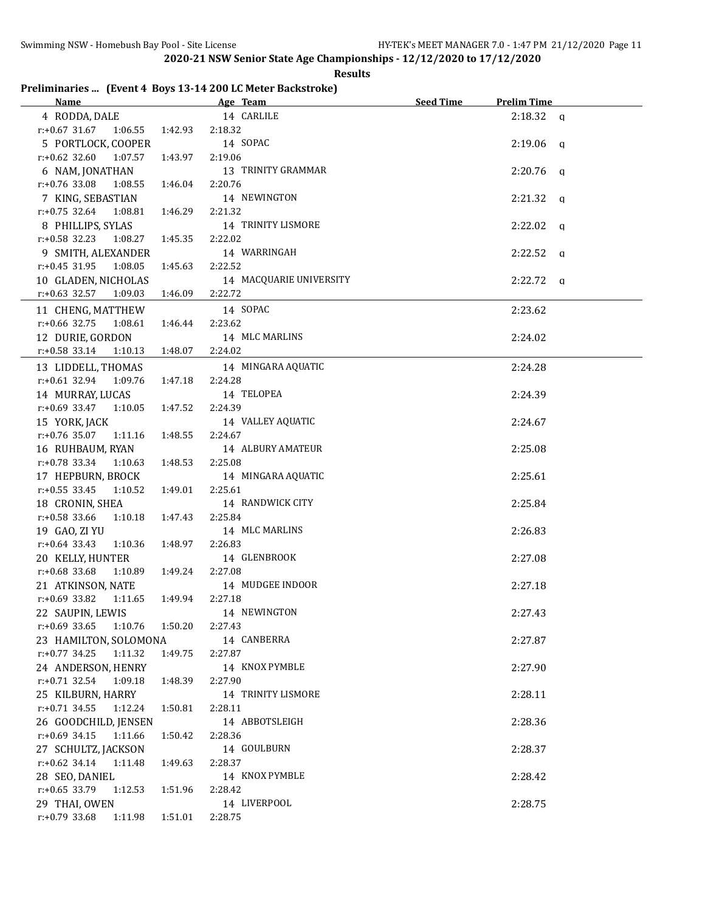## 2020-21 NSW Senior State Age Championships - 12/12/2020 to 17/12/2020

**Results**

### Preliminaries ... (Event 4 Boys 13-14 200 LC Meter Backstroke)

| Name | Age | Team | Seed Time | Prelim Time | |
|---|---|---|---|---|---|
| 4 RODDA, DALE | 14 | CARLILE | | 2:18.32 | q |
| r:+0.67 31.67 1:06.55 1:42.93 2:18.32 | | | | | |
| 5 PORTLOCK, COOPER | 14 | SOPAC | | 2:19.06 | q |
| r:+0.62 32.60 1:07.57 1:43.97 2:19.06 | | | | | |
| 6 NAM, JONATHAN | 13 | TRINITY GRAMMAR | | 2:20.76 | q |
| r:+0.76 33.08 1:08.55 1:46.04 2:20.76 | | | | | |
| 7 KING, SEBASTIAN | 14 | NEWINGTON | | 2:21.32 | q |
| r:+0.75 32.64 1:08.81 1:46.29 2:21.32 | | | | | |
| 8 PHILLIPS, SYLAS | 14 | TRINITY LISMORE | | 2:22.02 | q |
| r:+0.58 32.23 1:08.27 1:45.35 2:22.02 | | | | | |
| 9 SMITH, ALEXANDER | 14 | WARRINGAH | | 2:22.52 | q |
| r:+0.45 31.95 1:08.05 1:45.63 2:22.52 | | | | | |
| 10 GLADEN, NICHOLAS | 14 | MACQUARIE UNIVERSITY | | 2:22.72 | q |
| r:+0.63 32.57 1:09.03 1:46.09 2:22.72 | | | | | |
| 11 CHENG, MATTHEW | 14 | SOPAC | | 2:23.62 | |
| r:+0.66 32.75 1:08.61 1:46.44 2:23.62 | | | | | |
| 12 DURIE, GORDON | 14 | MLC MARLINS | | 2:24.02 | |
| r:+0.58 33.14 1:10.13 1:48.07 2:24.02 | | | | | |
| 13 LIDDELL, THOMAS | 14 | MINGARA AQUATIC | | 2:24.28 | |
| r:+0.61 32.94 1:09.76 1:47.18 2:24.28 | | | | | |
| 14 MURRAY, LUCAS | 14 | TELOPEA | | 2:24.39 | |
| r:+0.69 33.47 1:10.05 1:47.52 2:24.39 | | | | | |
| 15 YORK, JACK | 14 | VALLEY AQUATIC | | 2:24.67 | |
| r:+0.76 35.07 1:11.16 1:48.55 2:24.67 | | | | | |
| 16 RUHBAUM, RYAN | 14 | ALBURY AMATEUR | | 2:25.08 | |
| r:+0.78 33.34 1:10.63 1:48.53 2:25.08 | | | | | |
| 17 HEPBURN, BROCK | 14 | MINGARA AQUATIC | | 2:25.61 | |
| r:+0.55 33.45 1:10.52 1:49.01 2:25.61 | | | | | |
| 18 CRONIN, SHEA | 14 | RANDWICK CITY | | 2:25.84 | |
| r:+0.58 33.66 1:10.18 1:47.43 2:25.84 | | | | | |
| 19 GAO, ZI YU | 14 | MLC MARLINS | | 2:26.83 | |
| r:+0.64 33.43 1:10.36 1:48.97 2:26.83 | | | | | |
| 20 KELLY, HUNTER | 14 | GLENBROOK | | 2:27.08 | |
| r:+0.68 33.68 1:10.89 1:49.24 2:27.08 | | | | | |
| 21 ATKINSON, NATE | 14 | MUDGEE INDOOR | | 2:27.18 | |
| r:+0.69 33.82 1:11.65 1:49.94 2:27.18 | | | | | |
| 22 SAUPIN, LEWIS | 14 | NEWINGTON | | 2:27.43 | |
| r:+0.69 33.65 1:10.76 1:50.20 2:27.43 | | | | | |
| 23 HAMILTON, SOLOMONA | 14 | CANBERRA | | 2:27.87 | |
| r:+0.77 34.25 1:11.32 1:49.75 2:27.87 | | | | | |
| 24 ANDERSON, HENRY | 14 | KNOX PYMBLE | | 2:27.90 | |
| r:+0.71 32.54 1:09.18 1:48.39 2:27.90 | | | | | |
| 25 KILBURN, HARRY | 14 | TRINITY LISMORE | | 2:28.11 | |
| r:+0.71 34.55 1:12.24 1:50.81 2:28.11 | | | | | |
| 26 GOODCHILD, JENSEN | 14 | ABBOTSLEIGH | | 2:28.36 | |
| r:+0.69 34.15 1:11.66 1:50.42 2:28.36 | | | | | |
| 27 SCHULTZ, JACKSON | 14 | GOULBURN | | 2:28.37 | |
| r:+0.62 34.14 1:11.48 1:49.63 2:28.37 | | | | | |
| 28 SEO, DANIEL | 14 | KNOX PYMBLE | | 2:28.42 | |
| r:+0.65 33.79 1:12.53 1:51.96 2:28.42 | | | | | |
| 29 THAI, OWEN | 14 | LIVERPOOL | | 2:28.75 | |
| r:+0.79 33.68 1:11.98 1:51.01 2:28.75 | | | | | |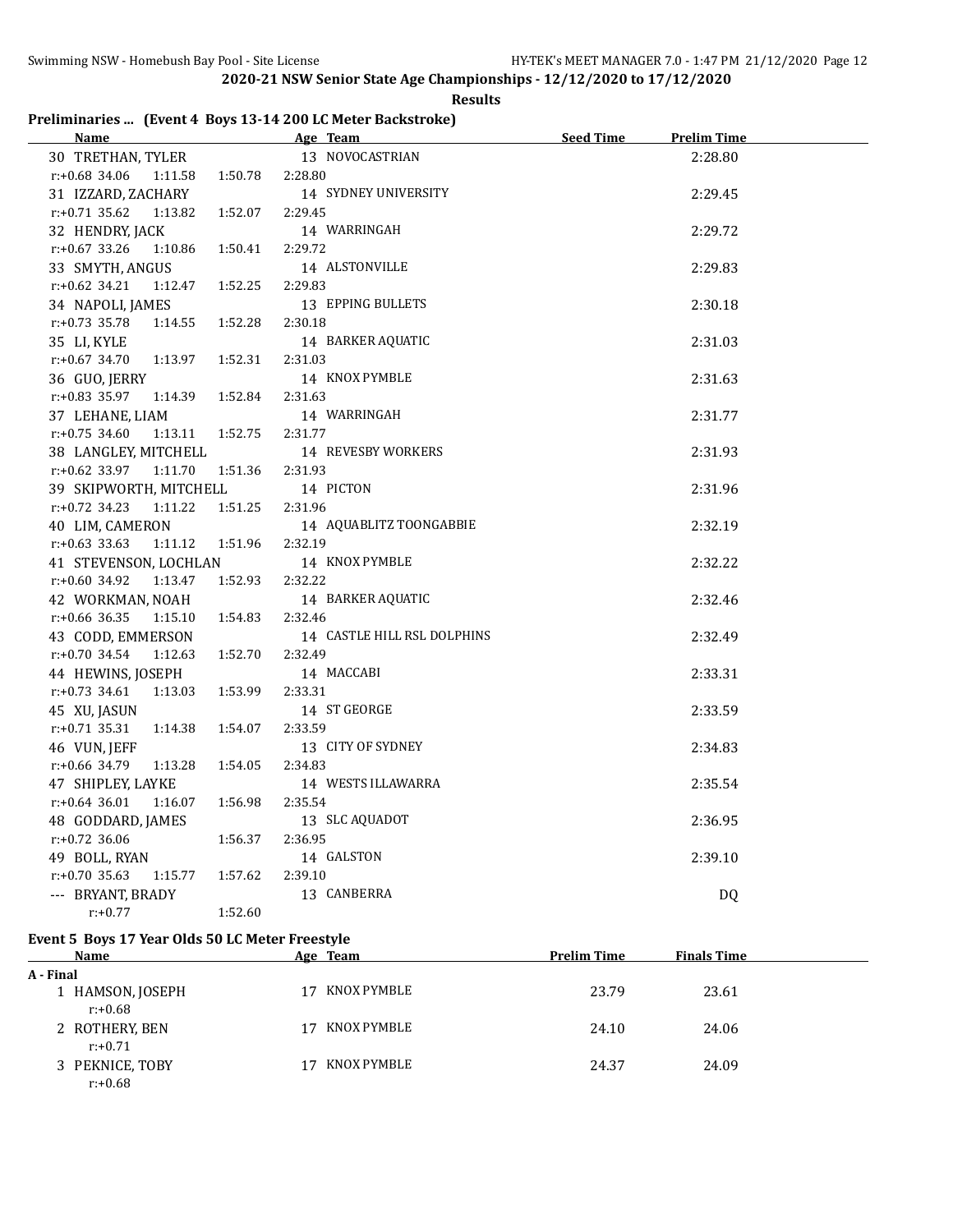**2020-21 NSW Senior State Age Championships - 12/12/2020 to 17/12/2020**

**Results**

## Preliminaries ... (Event 4 Boys 13-14 200 LC Meter Backstroke)

| Name | Age | Team | Seed Time | Prelim Time |
|---|---|---|---|---|
| 30 TRETHAN, TYLER | 13 | NOVOCASTRIAN | | 2:28.80 |
| r:+0.68 34.06 1:11.58 1:50.78 2:28.80 | | | | |
| 31 IZZARD, ZACHARY | 14 | SYDNEY UNIVERSITY | | 2:29.45 |
| r:+0.71 35.62 1:13.82 1:52.07 2:29.45 | | | | |
| 32 HENDRY, JACK | 14 | WARRINGAH | | 2:29.72 |
| r:+0.67 33.26 1:10.86 1:50.41 2:29.72 | | | | |
| 33 SMYTH, ANGUS | 14 | ALSTONVILLE | | 2:29.83 |
| r:+0.62 34.21 1:12.47 1:52.25 2:29.83 | | | | |
| 34 NAPOLI, JAMES | 13 | EPPING BULLETS | | 2:30.18 |
| r:+0.73 35.78 1:14.55 1:52.28 2:30.18 | | | | |
| 35 LI, KYLE | 14 | BARKER AQUATIC | | 2:31.03 |
| r:+0.67 34.70 1:13.97 1:52.31 2:31.03 | | | | |
| 36 GUO, JERRY | 14 | KNOX PYMBLE | | 2:31.63 |
| r:+0.83 35.97 1:14.39 1:52.84 2:31.63 | | | | |
| 37 LEHANE, LIAM | 14 | WARRINGAH | | 2:31.77 |
| r:+0.75 34.60 1:13.11 1:52.75 2:31.77 | | | | |
| 38 LANGLEY, MITCHELL | 14 | REVESBY WORKERS | | 2:31.93 |
| r:+0.62 33.97 1:11.70 1:51.36 2:31.93 | | | | |
| 39 SKIPWORTH, MITCHELL | 14 | PICTON | | 2:31.96 |
| r:+0.72 34.23 1:11.22 1:51.25 2:31.96 | | | | |
| 40 LIM, CAMERON | 14 | AQUABLITZ TOONGABBIE | | 2:32.19 |
| r:+0.63 33.63 1:11.12 1:51.96 2:32.19 | | | | |
| 41 STEVENSON, LOCHLAN | 14 | KNOX PYMBLE | | 2:32.22 |
| r:+0.60 34.92 1:13.47 1:52.93 2:32.22 | | | | |
| 42 WORKMAN, NOAH | 14 | BARKER AQUATIC | | 2:32.46 |
| r:+0.66 36.35 1:15.10 1:54.83 2:32.46 | | | | |
| 43 CODD, EMMERSON | 14 | CASTLE HILL RSL DOLPHINS | | 2:32.49 |
| r:+0.70 34.54 1:12.63 1:52.70 2:32.49 | | | | |
| 44 HEWINS, JOSEPH | 14 | MACCABI | | 2:33.31 |
| r:+0.73 34.61 1:13.03 1:53.99 2:33.31 | | | | |
| 45 XU, JASUN | 14 | ST GEORGE | | 2:33.59 |
| r:+0.71 35.31 1:14.38 1:54.07 2:33.59 | | | | |
| 46 VUN, JEFF | 13 | CITY OF SYDNEY | | 2:34.83 |
| r:+0.66 34.79 1:13.28 1:54.05 2:34.83 | | | | |
| 47 SHIPLEY, LAYKE | 14 | WESTS ILLAWARRA | | 2:35.54 |
| r:+0.64 36.01 1:16.07 1:56.98 2:35.54 | | | | |
| 48 GODDARD, JAMES | 13 | SLC AQUADOT | | 2:36.95 |
| r:+0.72 36.06 1:56.37 2:36.95 | | | | |
| 49 BOLL, RYAN | 14 | GALSTON | | 2:39.10 |
| r:+0.70 35.63 1:15.77 1:57.62 2:39.10 | | | | |
| --- BRYANT, BRADY | 13 | CANBERRA | | DQ |
| r:+0.77 1:52.60 | | | | |

## Event 5 Boys 17 Year Olds 50 LC Meter Freestyle

| Name | Age | Team | Prelim Time | Finals Time |
|---|---|---|---|---|
| **A - Final** | | | | |
| 1 HAMSON, JOSEPH | 17 | KNOX PYMBLE | 23.79 | 23.61 |
| r:+0.68 | | | | |
| 2 ROTHERY, BEN | 17 | KNOX PYMBLE | 24.10 | 24.06 |
| r:+0.71 | | | | |
| 3 PEKNICE, TOBY | 17 | KNOX PYMBLE | 24.37 | 24.09 |
| r:+0.68 | | | | |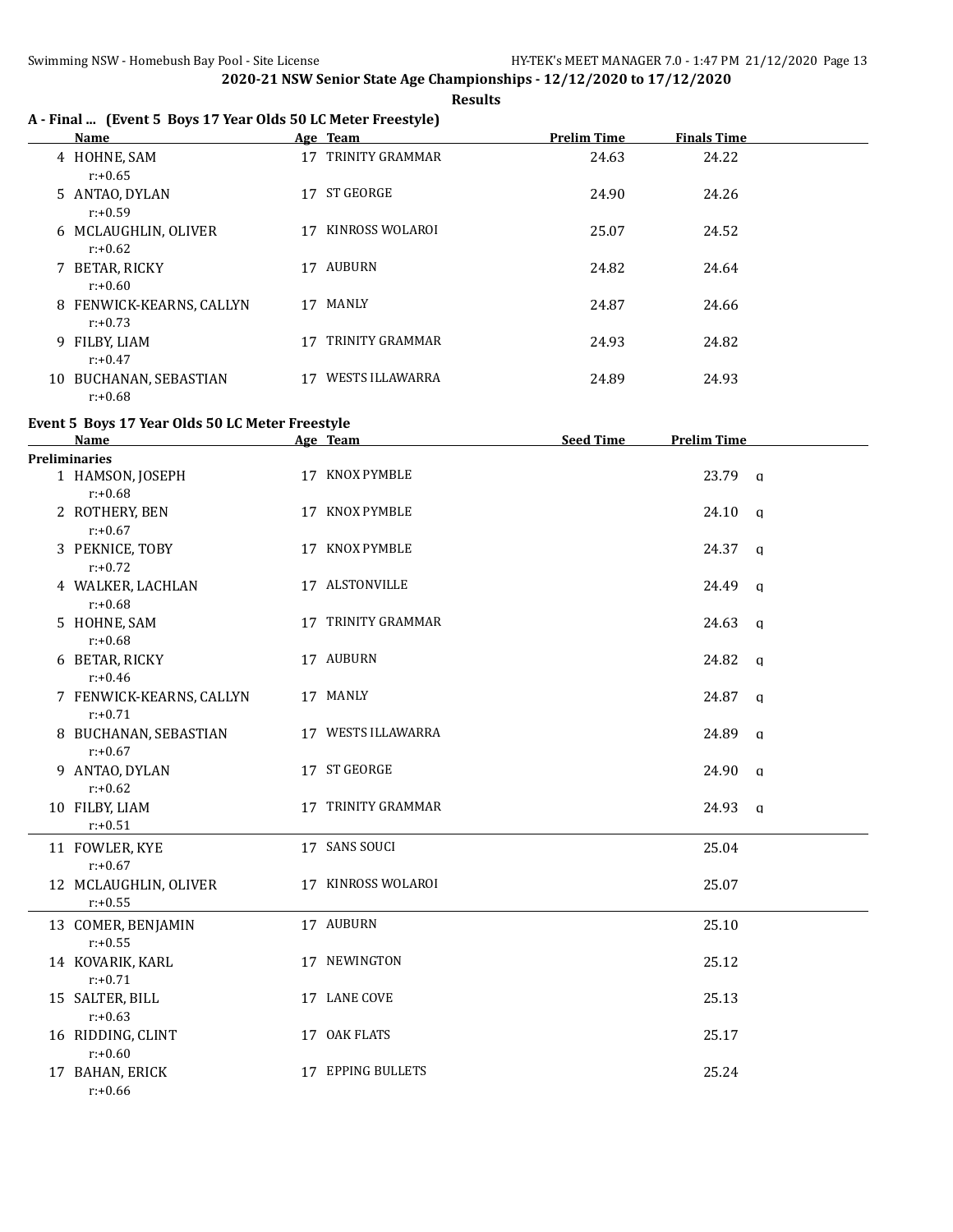# 2020-21 NSW Senior State Age Championships - 12/12/2020 to 17/12/2020

**Results**

### A - Final ... (Event 5 Boys 17 Year Olds 50 LC Meter Freestyle)

| | Name | Age | Team | Prelim Time | Finals Time |
|---|---|---|---|---|---|
| 4 | HOHNE, SAM<br>r:+0.65 | 17 | TRINITY GRAMMAR | 24.63 | 24.22 |
| 5 | ANTAO, DYLAN<br>r:+0.59 | 17 | ST GEORGE | 24.90 | 24.26 |
| 6 | MCLAUGHLIN, OLIVER<br>r:+0.62 | 17 | KINROSS WOLAROI | 25.07 | 24.52 |
| 7 | BETAR, RICKY<br>r:+0.60 | 17 | AUBURN | 24.82 | 24.64 |
| 8 | FENWICK-KEARNS, CALLYN<br>r:+0.73 | 17 | MANLY | 24.87 | 24.66 |
| 9 | FILBY, LIAM<br>r:+0.47 | 17 | TRINITY GRAMMAR | 24.93 | 24.82 |
| 10 | BUCHANAN, SEBASTIAN<br>r:+0.68 | 17 | WESTS ILLAWARRA | 24.89 | 24.93 |

### Event 5 Boys 17 Year Olds 50 LC Meter Freestyle

| | Name | Age | Team | Seed Time | Prelim Time | |
|---|---|---|---|---|---|---|
| **Preliminaries** | | | | | | |
| 1 | HAMSON, JOSEPH<br>r:+0.68 | 17 | KNOX PYMBLE | | 23.79 | q |
| 2 | ROTHERY, BEN<br>r:+0.67 | 17 | KNOX PYMBLE | | 24.10 | q |
| 3 | PEKNICE, TOBY<br>r:+0.72 | 17 | KNOX PYMBLE | | 24.37 | q |
| 4 | WALKER, LACHLAN<br>r:+0.68 | 17 | ALSTONVILLE | | 24.49 | q |
| 5 | HOHNE, SAM<br>r:+0.68 | 17 | TRINITY GRAMMAR | | 24.63 | q |
| 6 | BETAR, RICKY<br>r:+0.46 | 17 | AUBURN | | 24.82 | q |
| 7 | FENWICK-KEARNS, CALLYN<br>r:+0.71 | 17 | MANLY | | 24.87 | q |
| 8 | BUCHANAN, SEBASTIAN<br>r:+0.67 | 17 | WESTS ILLAWARRA | | 24.89 | q |
| 9 | ANTAO, DYLAN<br>r:+0.62 | 17 | ST GEORGE | | 24.90 | q |
| 10 | FILBY, LIAM<br>r:+0.51 | 17 | TRINITY GRAMMAR | | 24.93 | q |
| 11 | FOWLER, KYE<br>r:+0.67 | 17 | SANS SOUCI | | 25.04 | |
| 12 | MCLAUGHLIN, OLIVER<br>r:+0.55 | 17 | KINROSS WOLAROI | | 25.07 | |
| 13 | COMER, BENJAMIN<br>r:+0.55 | 17 | AUBURN | | 25.10 | |
| 14 | KOVARIK, KARL<br>r:+0.71 | 17 | NEWINGTON | | 25.12 | |
| 15 | SALTER, BILL<br>r:+0.63 | 17 | LANE COVE | | 25.13 | |
| 16 | RIDDING, CLINT<br>r:+0.60 | 17 | OAK FLATS | | 25.17 | |
| 17 | BAHAN, ERICK<br>r:+0.66 | 17 | EPPING BULLETS | | 25.24 | |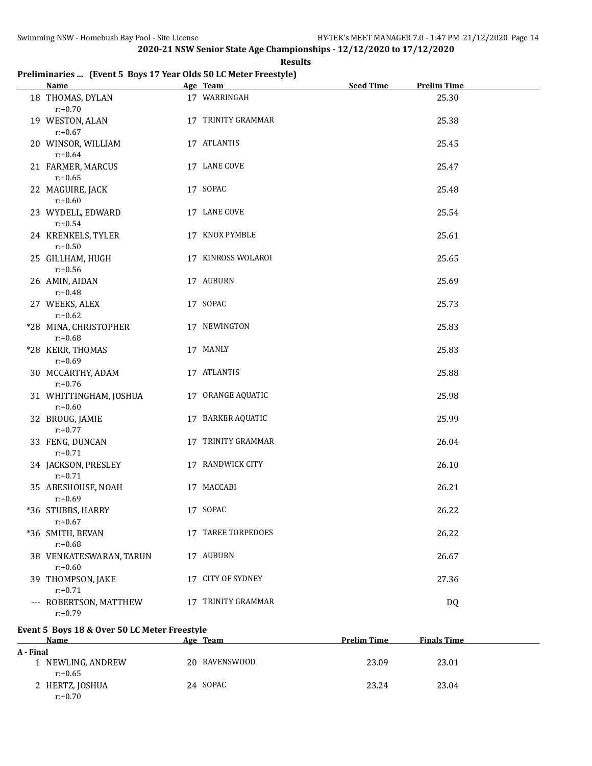## 2020-21 NSW Senior State Age Championships - 12/12/2020 to 17/12/2020

**Results**

### Preliminaries ... (Event 5 Boys 17 Year Olds 50 LC Meter Freestyle)

| | Name | Age | Team | Seed Time | Prelim Time |
|---|---|---|---|---|---|
| 18 | THOMAS, DYLAN<br>r:+0.70 | 17 | WARRINGAH | | 25.30 |
| 19 | WESTON, ALAN<br>r:+0.67 | 17 | TRINITY GRAMMAR | | 25.38 |
| 20 | WINSOR, WILLIAM<br>r:+0.64 | 17 | ATLANTIS | | 25.45 |
| 21 | FARMER, MARCUS<br>r:+0.65 | 17 | LANE COVE | | 25.47 |
| 22 | MAGUIRE, JACK<br>r:+0.60 | 17 | SOPAC | | 25.48 |
| 23 | WYDELL, EDWARD<br>r:+0.54 | 17 | LANE COVE | | 25.54 |
| 24 | KRENKELS, TYLER<br>r:+0.50 | 17 | KNOX PYMBLE | | 25.61 |
| 25 | GILLHAM, HUGH<br>r:+0.56 | 17 | KINROSS WOLAROI | | 25.65 |
| 26 | AMIN, AIDAN<br>r:+0.48 | 17 | AUBURN | | 25.69 |
| 27 | WEEKS, ALEX<br>r:+0.62 | 17 | SOPAC | | 25.73 |
| *28 | MINA, CHRISTOPHER<br>r:+0.68 | 17 | NEWINGTON | | 25.83 |
| *28 | KERR, THOMAS<br>r:+0.69 | 17 | MANLY | | 25.83 |
| 30 | MCCARTHY, ADAM<br>r:+0.76 | 17 | ATLANTIS | | 25.88 |
| 31 | WHITTINGHAM, JOSHUA<br>r:+0.60 | 17 | ORANGE AQUATIC | | 25.98 |
| 32 | BROUG, JAMIE<br>r:+0.77 | 17 | BARKER AQUATIC | | 25.99 |
| 33 | FENG, DUNCAN<br>r:+0.71 | 17 | TRINITY GRAMMAR | | 26.04 |
| 34 | JACKSON, PRESLEY<br>r:+0.71 | 17 | RANDWICK CITY | | 26.10 |
| 35 | ABESHOUSE, NOAH<br>r:+0.69 | 17 | MACCABI | | 26.21 |
| *36 | STUBBS, HARRY<br>r:+0.67 | 17 | SOPAC | | 26.22 |
| *36 | SMITH, BEVAN<br>r:+0.68 | 17 | TAREE TORPEDOES | | 26.22 |
| 38 | VENKATESWARAN, TARUN<br>r:+0.60 | 17 | AUBURN | | 26.67 |
| 39 | THOMPSON, JAKE<br>r:+0.71 | 17 | CITY OF SYDNEY | | 27.36 |
| --- | ROBERTSON, MATTHEW<br>r:+0.79 | 17 | TRINITY GRAMMAR | | DQ |

### Event 5 Boys 18 & Over 50 LC Meter Freestyle

| | Name | Age | Team | Prelim Time | Finals Time |
|---|---|---|---|---|---|
| **A - Final** | | | | | |
| 1 | NEWLING, ANDREW<br>r:+0.65 | 20 | RAVENSWOOD | 23.09 | 23.01 |
| 2 | HERTZ, JOSHUA<br>r:+0.70 | 24 | SOPAC | 23.24 | 23.04 |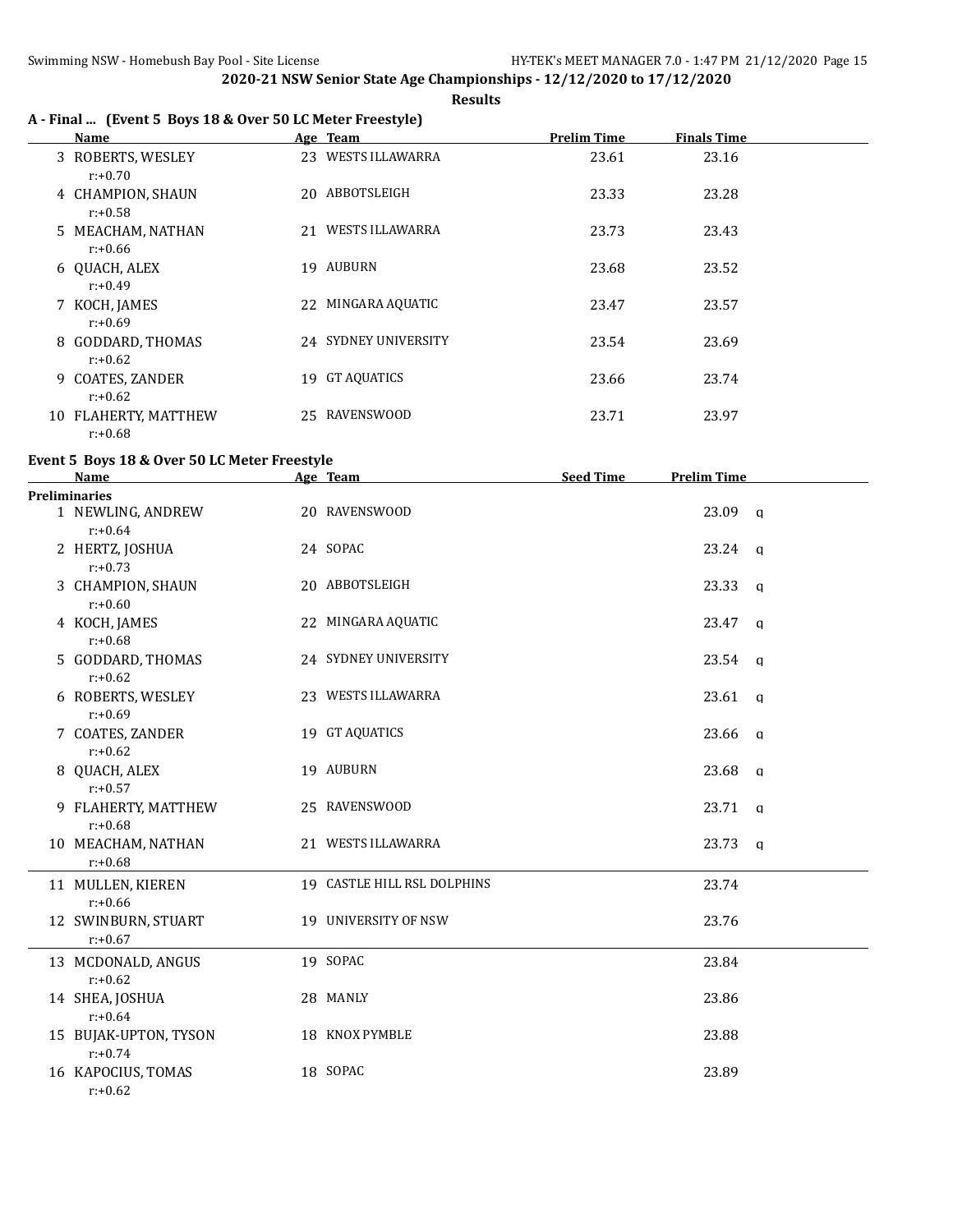## 2020-21 NSW Senior State Age Championships - 12/12/2020 to 17/12/2020

**Results**

### A - Final ... (Event 5 Boys 18 & Over 50 LC Meter Freestyle)

| | Name | Age | Team | Prelim Time | Finals Time |
|---|---|---|---|---|---|
| 3 | ROBERTS, WESLEY<br>r:+0.70 | 23 | WESTS ILLAWARRA | 23.61 | 23.16 |
| 4 | CHAMPION, SHAUN<br>r:+0.58 | 20 | ABBOTSLEIGH | 23.33 | 23.28 |
| 5 | MEACHAM, NATHAN<br>r:+0.66 | 21 | WESTS ILLAWARRA | 23.73 | 23.43 |
| 6 | QUACH, ALEX<br>r:+0.49 | 19 | AUBURN | 23.68 | 23.52 |
| 7 | KOCH, JAMES<br>r:+0.69 | 22 | MINGARA AQUATIC | 23.47 | 23.57 |
| 8 | GODDARD, THOMAS<br>r:+0.62 | 24 | SYDNEY UNIVERSITY | 23.54 | 23.69 |
| 9 | COATES, ZANDER<br>r:+0.62 | 19 | GT AQUATICS | 23.66 | 23.74 |
| 10 | FLAHERTY, MATTHEW<br>r:+0.68 | 25 | RAVENSWOOD | 23.71 | 23.97 |

### Event 5 Boys 18 & Over 50 LC Meter Freestyle

| | Name | Age | Team | Seed Time | Prelim Time | |
|---|---|---|---|---|---|---|
| **Preliminaries** | | | | | | |
| 1 | NEWLING, ANDREW<br>r:+0.64 | 20 | RAVENSWOOD | | 23.09 | q |
| 2 | HERTZ, JOSHUA<br>r:+0.73 | 24 | SOPAC | | 23.24 | q |
| 3 | CHAMPION, SHAUN<br>r:+0.60 | 20 | ABBOTSLEIGH | | 23.33 | q |
| 4 | KOCH, JAMES<br>r:+0.68 | 22 | MINGARA AQUATIC | | 23.47 | q |
| 5 | GODDARD, THOMAS<br>r:+0.62 | 24 | SYDNEY UNIVERSITY | | 23.54 | q |
| 6 | ROBERTS, WESLEY<br>r:+0.69 | 23 | WESTS ILLAWARRA | | 23.61 | q |
| 7 | COATES, ZANDER<br>r:+0.62 | 19 | GT AQUATICS | | 23.66 | q |
| 8 | QUACH, ALEX<br>r:+0.57 | 19 | AUBURN | | 23.68 | q |
| 9 | FLAHERTY, MATTHEW<br>r:+0.68 | 25 | RAVENSWOOD | | 23.71 | q |
| 10 | MEACHAM, NATHAN<br>r:+0.68 | 21 | WESTS ILLAWARRA | | 23.73 | q |
| 11 | MULLEN, KIEREN<br>r:+0.66 | 19 | CASTLE HILL RSL DOLPHINS | | 23.74 | |
| 12 | SWINBURN, STUART<br>r:+0.67 | 19 | UNIVERSITY OF NSW | | 23.76 | |
| 13 | MCDONALD, ANGUS<br>r:+0.62 | 19 | SOPAC | | 23.84 | |
| 14 | SHEA, JOSHUA<br>r:+0.64 | 28 | MANLY | | 23.86 | |
| 15 | BUJAK-UPTON, TYSON<br>r:+0.74 | 18 | KNOX PYMBLE | | 23.88 | |
| 16 | KAPOCIUS, TOMAS<br>r:+0.62 | 18 | SOPAC | | 23.89 | |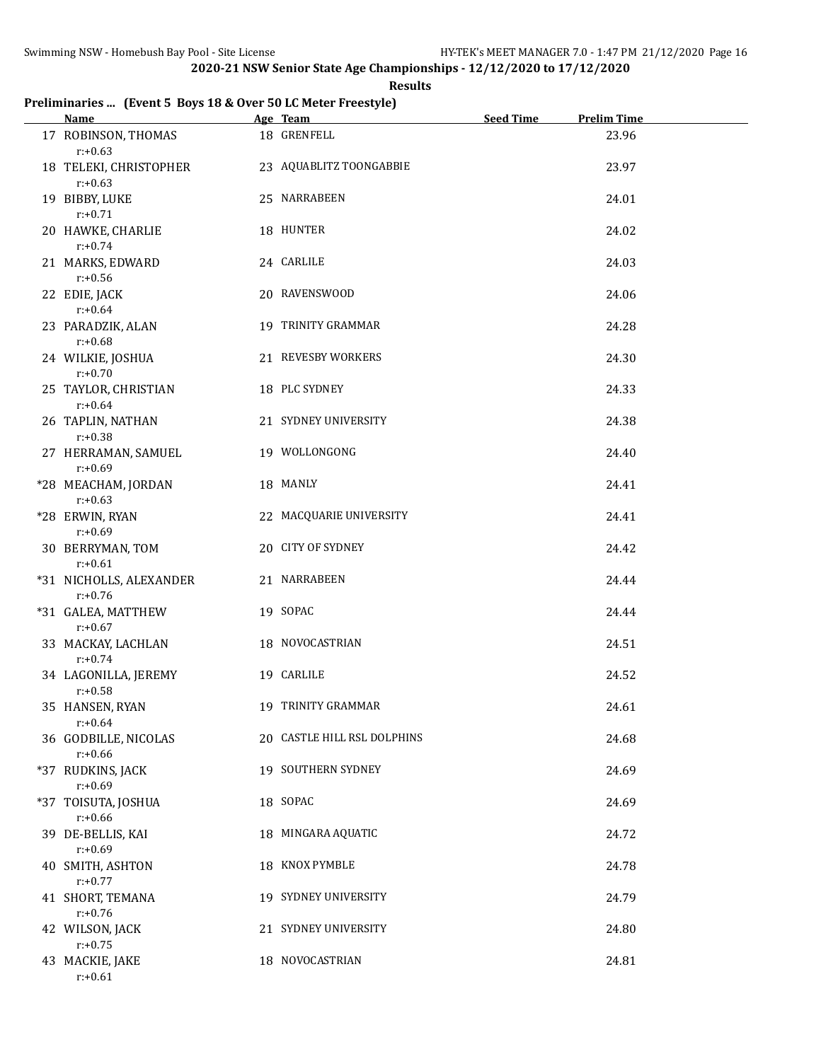**2020-21 NSW Senior State Age Championships - 12/12/2020 to 17/12/2020**

**Results**

### Preliminaries ... (Event 5 Boys 18 & Over 50 LC Meter Freestyle)

| | Name | Age | Team | Seed Time | Prelim Time |
|---|---|---|---|---|---|
| 17 | ROBINSON, THOMAS | 18 | GRENFELL | | 23.96 |
| | r:+0.63 | | | | |
| 18 | TELEKI, CHRISTOPHER | 23 | AQUABLITZ TOONGABBIE | | 23.97 |
| | r:+0.63 | | | | |
| 19 | BIBBY, LUKE | 25 | NARRABEEN | | 24.01 |
| | r:+0.71 | | | | |
| 20 | HAWKE, CHARLIE | 18 | HUNTER | | 24.02 |
| | r:+0.74 | | | | |
| 21 | MARKS, EDWARD | 24 | CARLILE | | 24.03 |
| | r:+0.56 | | | | |
| 22 | EDIE, JACK | 20 | RAVENSWOOD | | 24.06 |
| | r:+0.64 | | | | |
| 23 | PARADZIK, ALAN | 19 | TRINITY GRAMMAR | | 24.28 |
| | r:+0.68 | | | | |
| 24 | WILKIE, JOSHUA | 21 | REVESBY WORKERS | | 24.30 |
| | r:+0.70 | | | | |
| 25 | TAYLOR, CHRISTIAN | 18 | PLC SYDNEY | | 24.33 |
| | r:+0.64 | | | | |
| 26 | TAPLIN, NATHAN | 21 | SYDNEY UNIVERSITY | | 24.38 |
| | r:+0.38 | | | | |
| 27 | HERRAMAN, SAMUEL | 19 | WOLLONGONG | | 24.40 |
| | r:+0.69 | | | | |
| *28 | MEACHAM, JORDAN | 18 | MANLY | | 24.41 |
| | r:+0.63 | | | | |
| *28 | ERWIN, RYAN | 22 | MACQUARIE UNIVERSITY | | 24.41 |
| | r:+0.69 | | | | |
| 30 | BERRYMAN, TOM | 20 | CITY OF SYDNEY | | 24.42 |
| | r:+0.61 | | | | |
| *31 | NICHOLLS, ALEXANDER | 21 | NARRABEEN | | 24.44 |
| | r:+0.76 | | | | |
| *31 | GALEA, MATTHEW | 19 | SOPAC | | 24.44 |
| | r:+0.67 | | | | |
| 33 | MACKAY, LACHLAN | 18 | NOVOCASTRIAN | | 24.51 |
| | r:+0.74 | | | | |
| 34 | LAGONILLA, JEREMY | 19 | CARLILE | | 24.52 |
| | r:+0.58 | | | | |
| 35 | HANSEN, RYAN | 19 | TRINITY GRAMMAR | | 24.61 |
| | r:+0.64 | | | | |
| 36 | GODBILLE, NICOLAS | 20 | CASTLE HILL RSL DOLPHINS | | 24.68 |
| | r:+0.66 | | | | |
| *37 | RUDKINS, JACK | 19 | SOUTHERN SYDNEY | | 24.69 |
| | r:+0.69 | | | | |
| *37 | TOISUTA, JOSHUA | 18 | SOPAC | | 24.69 |
| | r:+0.66 | | | | |
| 39 | DE-BELLIS, KAI | 18 | MINGARA AQUATIC | | 24.72 |
| | r:+0.69 | | | | |
| 40 | SMITH, ASHTON | 18 | KNOX PYMBLE | | 24.78 |
| | r:+0.77 | | | | |
| 41 | SHORT, TEMANA | 19 | SYDNEY UNIVERSITY | | 24.79 |
| | r:+0.76 | | | | |
| 42 | WILSON, JACK | 21 | SYDNEY UNIVERSITY | | 24.80 |
| | r:+0.75 | | | | |
| 43 | MACKIE, JAKE | 18 | NOVOCASTRIAN | | 24.81 |
| | r:+0.61 | | | | |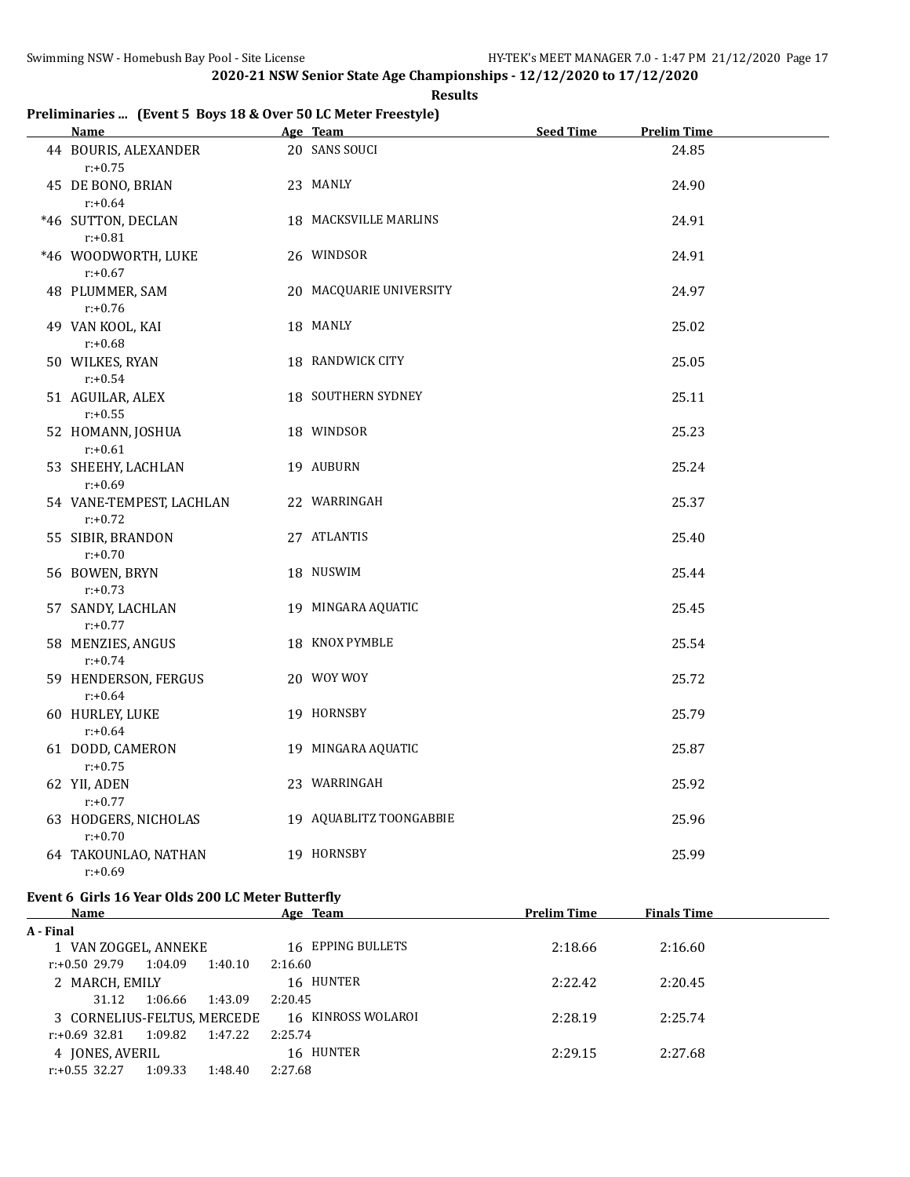**2020-21 NSW Senior State Age Championships - 12/12/2020 to 17/12/2020**

**Results**

### Preliminaries ... (Event 5 Boys 18 & Over 50 LC Meter Freestyle)

| | Name | Age | Team | Seed Time | Prelim Time |
|---|---|---|---|---|---|
| 44 | BOURIS, ALEXANDER | 20 | SANS SOUCI | | 24.85 |
| | r:+0.75 | | | | |
| 45 | DE BONO, BRIAN | 23 | MANLY | | 24.90 |
| | r:+0.64 | | | | |
| *46 | SUTTON, DECLAN | 18 | MACKSVILLE MARLINS | | 24.91 |
| | r:+0.81 | | | | |
| *46 | WOODWORTH, LUKE | 26 | WINDSOR | | 24.91 |
| | r:+0.67 | | | | |
| 48 | PLUMMER, SAM | 20 | MACQUARIE UNIVERSITY | | 24.97 |
| | r:+0.76 | | | | |
| 49 | VAN KOOL, KAI | 18 | MANLY | | 25.02 |
| | r:+0.68 | | | | |
| 50 | WILKES, RYAN | 18 | RANDWICK CITY | | 25.05 |
| | r:+0.54 | | | | |
| 51 | AGUILAR, ALEX | 18 | SOUTHERN SYDNEY | | 25.11 |
| | r:+0.55 | | | | |
| 52 | HOMANN, JOSHUA | 18 | WINDSOR | | 25.23 |
| | r:+0.61 | | | | |
| 53 | SHEEHY, LACHLAN | 19 | AUBURN | | 25.24 |
| | r:+0.69 | | | | |
| 54 | VANE-TEMPEST, LACHLAN | 22 | WARRINGAH | | 25.37 |
| | r:+0.72 | | | | |
| 55 | SIBIR, BRANDON | 27 | ATLANTIS | | 25.40 |
| | r:+0.70 | | | | |
| 56 | BOWEN, BRYN | 18 | NUSWIM | | 25.44 |
| | r:+0.73 | | | | |
| 57 | SANDY, LACHLAN | 19 | MINGARA AQUATIC | | 25.45 |
| | r:+0.77 | | | | |
| 58 | MENZIES, ANGUS | 18 | KNOX PYMBLE | | 25.54 |
| | r:+0.74 | | | | |
| 59 | HENDERSON, FERGUS | 20 | WOY WOY | | 25.72 |
| | r:+0.64 | | | | |
| 60 | HURLEY, LUKE | 19 | HORNSBY | | 25.79 |
| | r:+0.64 | | | | |
| 61 | DODD, CAMERON | 19 | MINGARA AQUATIC | | 25.87 |
| | r:+0.75 | | | | |
| 62 | YII, ADEN | 23 | WARRINGAH | | 25.92 |
| | r:+0.77 | | | | |
| 63 | HODGERS, NICHOLAS | 19 | AQUABLITZ TOONGABBIE | | 25.96 |
| | r:+0.70 | | | | |
| 64 | TAKOUNLAO, NATHAN | 19 | HORNSBY | | 25.99 |
| | r:+0.69 | | | | |

### Event 6 Girls 16 Year Olds 200 LC Meter Butterfly

| | Name | Age | Team | Prelim Time | Finals Time |
|---|---|---|---|---|---|
| **A - Final** | | | | | |
| 1 | VAN ZOGGEL, ANNEKE | 16 | EPPING BULLETS | 2:18.66 | 2:16.60 |
| | r:+0.50 29.79 1:04.09 1:40.10 2:16.60 | | | | |
| 2 | MARCH, EMILY | 16 | HUNTER | 2:22.42 | 2:20.45 |
| | 31.12 1:06.66 1:43.09 2:20.45 | | | | |
| 3 | CORNELIUS-FELTUS, MERCEDE | 16 | KINROSS WOLAROI | 2:28.19 | 2:25.74 |
| | r:+0.69 32.81 1:09.82 1:47.22 2:25.74 | | | | |
| 4 | JONES, AVERIL | 16 | HUNTER | 2:29.15 | 2:27.68 |
| | r:+0.55 32.27 1:09.33 1:48.40 2:27.68 | | | | |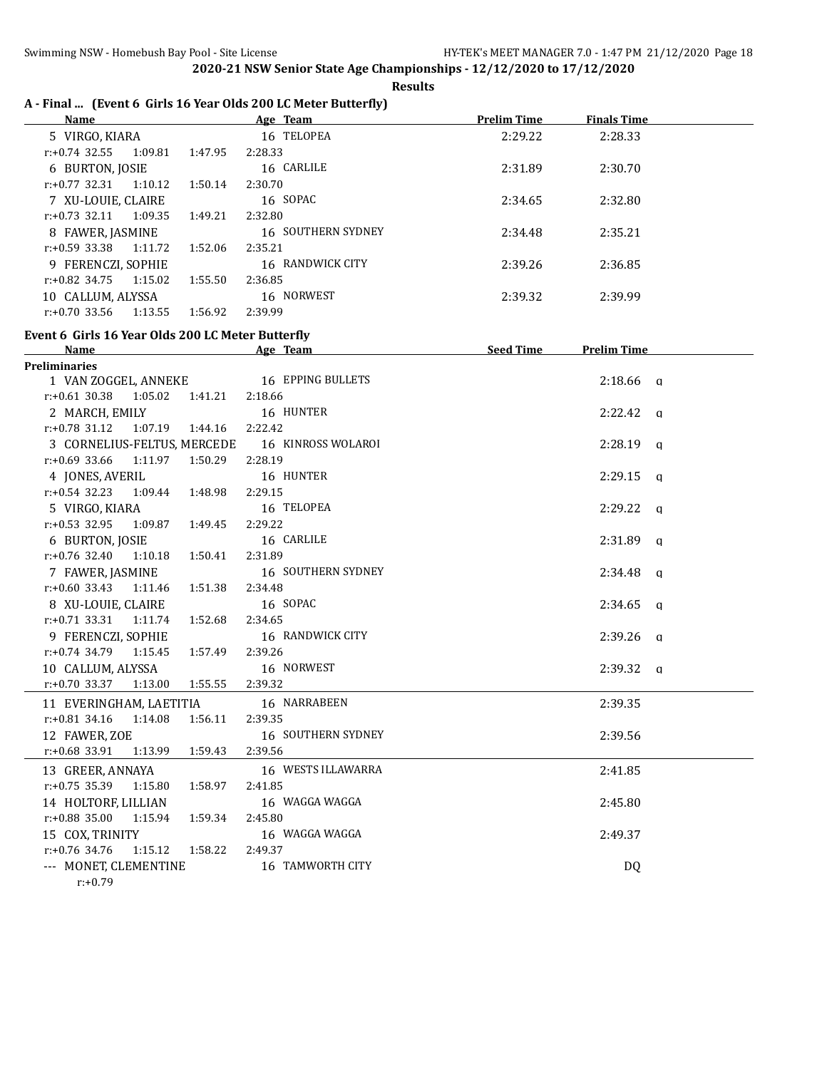## 2020-21 NSW Senior State Age Championships - 12/12/2020 to 17/12/2020

**Results**

### A - Final ... (Event 6 Girls 16 Year Olds 200 LC Meter Butterfly)

| Name | Age | Team | Prelim Time | Finals Time |
|---|---|---|---|---|
| 5 VIRGO, KIARA | 16 | TELOPEA | 2:29.22 | 2:28.33 |
| r:+0.74 32.55 1:09.81 1:47.95 2:28.33 | | | | |
| 6 BURTON, JOSIE | 16 | CARLILE | 2:31.89 | 2:30.70 |
| r:+0.77 32.31 1:10.12 1:50.14 2:30.70 | | | | |
| 7 XU-LOUIE, CLAIRE | 16 | SOPAC | 2:34.65 | 2:32.80 |
| r:+0.73 32.11 1:09.35 1:49.21 2:32.80 | | | | |
| 8 FAWER, JASMINE | 16 | SOUTHERN SYDNEY | 2:34.48 | 2:35.21 |
| r:+0.59 33.38 1:11.72 1:52.06 2:35.21 | | | | |
| 9 FERENCZI, SOPHIE | 16 | RANDWICK CITY | 2:39.26 | 2:36.85 |
| r:+0.82 34.75 1:15.02 1:55.50 2:36.85 | | | | |
| 10 CALLUM, ALYSSA | 16 | NORWEST | 2:39.32 | 2:39.99 |
| r:+0.70 33.56 1:13.55 1:56.92 2:39.99 | | | | |

### Event 6 Girls 16 Year Olds 200 LC Meter Butterfly

| Name | Age | Team | Seed Time | Prelim Time |
|---|---|---|---|---|
| **Preliminaries** | | | | |
| 1 VAN ZOGGEL, ANNEKE | 16 | EPPING BULLETS | | 2:18.66 q |
| r:+0.61 30.38 1:05.02 1:41.21 2:18.66 | | | | |
| 2 MARCH, EMILY | 16 | HUNTER | | 2:22.42 q |
| r:+0.78 31.12 1:07.19 1:44.16 2:22.42 | | | | |
| 3 CORNELIUS-FELTUS, MERCEDE | 16 | KINROSS WOLAROI | | 2:28.19 q |
| r:+0.69 33.66 1:11.97 1:50.29 2:28.19 | | | | |
| 4 JONES, AVERIL | 16 | HUNTER | | 2:29.15 q |
| r:+0.54 32.23 1:09.44 1:48.98 2:29.15 | | | | |
| 5 VIRGO, KIARA | 16 | TELOPEA | | 2:29.22 q |
| r:+0.53 32.95 1:09.87 1:49.45 2:29.22 | | | | |
| 6 BURTON, JOSIE | 16 | CARLILE | | 2:31.89 q |
| r:+0.76 32.40 1:10.18 1:50.41 2:31.89 | | | | |
| 7 FAWER, JASMINE | 16 | SOUTHERN SYDNEY | | 2:34.48 q |
| r:+0.60 33.43 1:11.46 1:51.38 2:34.48 | | | | |
| 8 XU-LOUIE, CLAIRE | 16 | SOPAC | | 2:34.65 q |
| r:+0.71 33.31 1:11.74 1:52.68 2:34.65 | | | | |
| 9 FERENCZI, SOPHIE | 16 | RANDWICK CITY | | 2:39.26 q |
| r:+0.74 34.79 1:15.45 1:57.49 2:39.26 | | | | |
| 10 CALLUM, ALYSSA | 16 | NORWEST | | 2:39.32 q |
| r:+0.70 33.37 1:13.00 1:55.55 2:39.32 | | | | |
| 11 EVERINGHAM, LAETITIA | 16 | NARRABEEN | | 2:39.35 |
| r:+0.81 34.16 1:14.08 1:56.11 2:39.35 | | | | |
| 12 FAWER, ZOE | 16 | SOUTHERN SYDNEY | | 2:39.56 |
| r:+0.68 33.91 1:13.99 1:59.43 2:39.56 | | | | |
| 13 GREER, ANNAYA | 16 | WESTS ILLAWARRA | | 2:41.85 |
| r:+0.75 35.39 1:15.80 1:58.97 2:41.85 | | | | |
| 14 HOLTORF, LILLIAN | 16 | WAGGA WAGGA | | 2:45.80 |
| r:+0.88 35.00 1:15.94 1:59.34 2:45.80 | | | | |
| 15 COX, TRINITY | 16 | WAGGA WAGGA | | 2:49.37 |
| r:+0.76 34.76 1:15.12 1:58.22 2:49.37 | | | | |
| --- MONET, CLEMENTINE | 16 | TAMWORTH CITY | | DQ |
| r:+0.79 | | | | |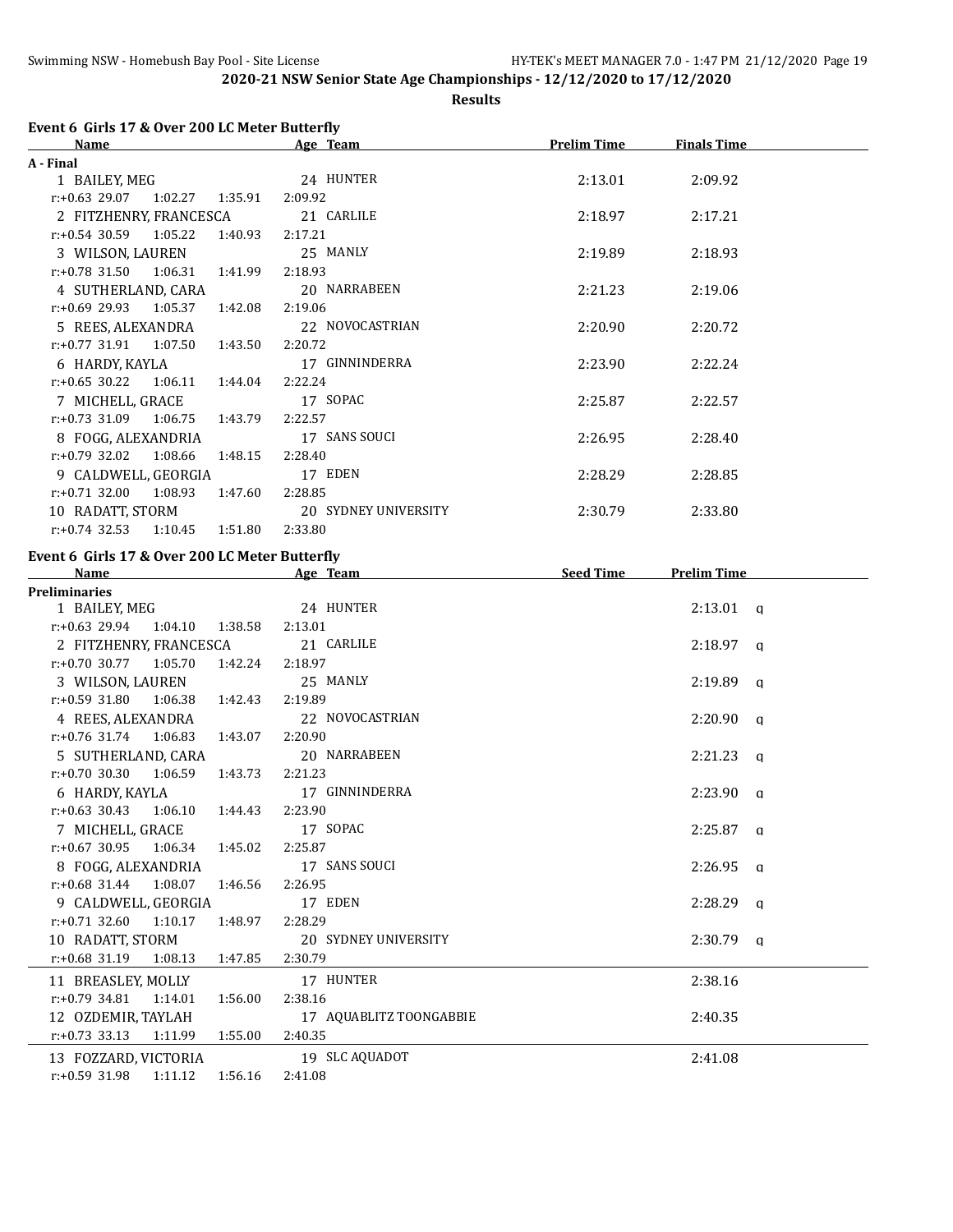## 2020-21 NSW Senior State Age Championships - 12/12/2020 to 17/12/2020

### Results

### Event 6 Girls 17 & Over 200 LC Meter Butterfly

| Name | Age | Team | Prelim Time | Finals Time |
|---|---|---|---|---|
| **A - Final** | | | | |
| 1 BAILEY, MEG | 24 | HUNTER | 2:13.01 | 2:09.92 |
| r:+0.63 29.07 1:02.27 1:35.91 2:09.92 | | | | |
| 2 FITZHENRY, FRANCESCA | 21 | CARLILE | 2:18.97 | 2:17.21 |
| r:+0.54 30.59 1:05.22 1:40.93 2:17.21 | | | | |
| 3 WILSON, LAUREN | 25 | MANLY | 2:19.89 | 2:18.93 |
| r:+0.78 31.50 1:06.31 1:41.99 2:18.93 | | | | |
| 4 SUTHERLAND, CARA | 20 | NARRABEEN | 2:21.23 | 2:19.06 |
| r:+0.69 29.93 1:05.37 1:42.08 2:19.06 | | | | |
| 5 REES, ALEXANDRA | 22 | NOVOCASTRIAN | 2:20.90 | 2:20.72 |
| r:+0.77 31.91 1:07.50 1:43.50 2:20.72 | | | | |
| 6 HARDY, KAYLA | 17 | GINNINDERRA | 2:23.90 | 2:22.24 |
| r:+0.65 30.22 1:06.11 1:44.04 2:22.24 | | | | |
| 7 MICHELL, GRACE | 17 | SOPAC | 2:25.87 | 2:22.57 |
| r:+0.73 31.09 1:06.75 1:43.79 2:22.57 | | | | |
| 8 FOGG, ALEXANDRIA | 17 | SANS SOUCI | 2:26.95 | 2:28.40 |
| r:+0.79 32.02 1:08.66 1:48.15 2:28.40 | | | | |
| 9 CALDWELL, GEORGIA | 17 | EDEN | 2:28.29 | 2:28.85 |
| r:+0.71 32.00 1:08.93 1:47.60 2:28.85 | | | | |
| 10 RADATT, STORM | 20 | SYDNEY UNIVERSITY | 2:30.79 | 2:33.80 |
| r:+0.74 32.53 1:10.45 1:51.80 2:33.80 | | | | |

### Event 6 Girls 17 & Over 200 LC Meter Butterfly

| Name | Age | Team | Seed Time | Prelim Time |
|---|---|---|---|---|
| **Preliminaries** | | | | |
| 1 BAILEY, MEG | 24 | HUNTER | | 2:13.01 q |
| r:+0.63 29.94 1:04.10 1:38.58 2:13.01 | | | | |
| 2 FITZHENRY, FRANCESCA | 21 | CARLILE | | 2:18.97 q |
| r:+0.70 30.77 1:05.70 1:42.24 2:18.97 | | | | |
| 3 WILSON, LAUREN | 25 | MANLY | | 2:19.89 q |
| r:+0.59 31.80 1:06.38 1:42.43 2:19.89 | | | | |
| 4 REES, ALEXANDRA | 22 | NOVOCASTRIAN | | 2:20.90 q |
| r:+0.76 31.74 1:06.83 1:43.07 2:20.90 | | | | |
| 5 SUTHERLAND, CARA | 20 | NARRABEEN | | 2:21.23 q |
| r:+0.70 30.30 1:06.59 1:43.73 2:21.23 | | | | |
| 6 HARDY, KAYLA | 17 | GINNINDERRA | | 2:23.90 q |
| r:+0.63 30.43 1:06.10 1:44.43 2:23.90 | | | | |
| 7 MICHELL, GRACE | 17 | SOPAC | | 2:25.87 q |
| r:+0.67 30.95 1:06.34 1:45.02 2:25.87 | | | | |
| 8 FOGG, ALEXANDRIA | 17 | SANS SOUCI | | 2:26.95 q |
| r:+0.68 31.44 1:08.07 1:46.56 2:26.95 | | | | |
| 9 CALDWELL, GEORGIA | 17 | EDEN | | 2:28.29 q |
| r:+0.71 32.60 1:10.17 1:48.97 2:28.29 | | | | |
| 10 RADATT, STORM | 20 | SYDNEY UNIVERSITY | | 2:30.79 q |
| r:+0.68 31.19 1:08.13 1:47.85 2:30.79 | | | | |
| 11 BREASLEY, MOLLY | 17 | HUNTER | | 2:38.16 |
| r:+0.79 34.81 1:14.01 1:56.00 2:38.16 | | | | |
| 12 OZDEMIR, TAYLAH | 17 | AQUABLITZ TOONGABBIE | | 2:40.35 |
| r:+0.73 33.13 1:11.99 1:55.00 2:40.35 | | | | |
| 13 FOZZARD, VICTORIA | 19 | SLC AQUADOT | | 2:41.08 |
| r:+0.59 31.98 1:11.12 1:56.16 2:41.08 | | | | |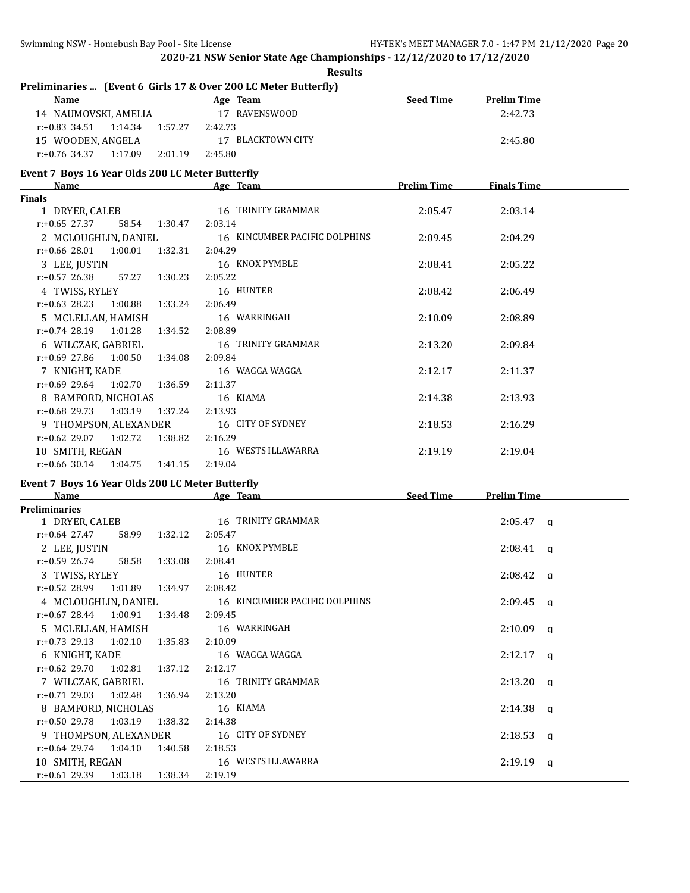**2020-21 NSW Senior State Age Championships - 12/12/2020 to 17/12/2020**

**Results**

## Preliminaries ... (Event 6 Girls 17 & Over 200 LC Meter Butterfly)

| Name | Age | Team | Seed Time | Prelim Time |
|---|---|---|---|---|
| 14 NAUMOVSKI, AMELIA | 17 | RAVENSWOOD | | 2:42.73 |
| r:+0.83 34.51 1:14.34 1:57.27 2:42.73 | | | | |
| 15 WOODEN, ANGELA | 17 | BLACKTOWN CITY | | 2:45.80 |
| r:+0.76 34.37 1:17.09 2:01.19 2:45.80 | | | | |

## Event 7 Boys 16 Year Olds 200 LC Meter Butterfly

| Name | Age | Team | Prelim Time | Finals Time |
|---|---|---|---|---|
| **Finals** | | | | |
| 1 DRYER, CALEB | 16 | TRINITY GRAMMAR | 2:05.47 | 2:03.14 |
| r:+0.65 27.37 58.54 1:30.47 2:03.14 | | | | |
| 2 MCLOUGHLIN, DANIEL | 16 | KINCUMBER PACIFIC DOLPHINS | 2:09.45 | 2:04.29 |
| r:+0.66 28.01 1:00.01 1:32.31 2:04.29 | | | | |
| 3 LEE, JUSTIN | 16 | KNOX PYMBLE | 2:08.41 | 2:05.22 |
| r:+0.57 26.38 57.27 1:30.23 2:05.22 | | | | |
| 4 TWISS, RYLEY | 16 | HUNTER | 2:08.42 | 2:06.49 |
| r:+0.63 28.23 1:00.88 1:33.24 2:06.49 | | | | |
| 5 MCLELLAN, HAMISH | 16 | WARRINGAH | 2:10.09 | 2:08.89 |
| r:+0.74 28.19 1:01.28 1:34.52 2:08.89 | | | | |
| 6 WILCZAK, GABRIEL | 16 | TRINITY GRAMMAR | 2:13.20 | 2:09.84 |
| r:+0.69 27.86 1:00.50 1:34.08 2:09.84 | | | | |
| 7 KNIGHT, KADE | 16 | WAGGA WAGGA | 2:12.17 | 2:11.37 |
| r:+0.69 29.64 1:02.70 1:36.59 2:11.37 | | | | |
| 8 BAMFORD, NICHOLAS | 16 | KIAMA | 2:14.38 | 2:13.93 |
| r:+0.68 29.73 1:03.19 1:37.24 2:13.93 | | | | |
| 9 THOMPSON, ALEXANDER | 16 | CITY OF SYDNEY | 2:18.53 | 2:16.29 |
| r:+0.62 29.07 1:02.72 1:38.82 2:16.29 | | | | |
| 10 SMITH, REGAN | 16 | WESTS ILLAWARRA | 2:19.19 | 2:19.04 |
| r:+0.66 30.14 1:04.75 1:41.15 2:19.04 | | | | |

## Event 7 Boys 16 Year Olds 200 LC Meter Butterfly

| Name | Age | Team | Seed Time | Prelim Time | |
|---|---|---|---|---|---|
| **Preliminaries** | | | | | |
| 1 DRYER, CALEB | 16 | TRINITY GRAMMAR | | 2:05.47 | q |
| r:+0.64 27.47 58.99 1:32.12 2:05.47 | | | | | |
| 2 LEE, JUSTIN | 16 | KNOX PYMBLE | | 2:08.41 | q |
| r:+0.59 26.74 58.58 1:33.08 2:08.41 | | | | | |
| 3 TWISS, RYLEY | 16 | HUNTER | | 2:08.42 | q |
| r:+0.52 28.99 1:01.89 1:34.97 2:08.42 | | | | | |
| 4 MCLOUGHLIN, DANIEL | 16 | KINCUMBER PACIFIC DOLPHINS | | 2:09.45 | q |
| r:+0.67 28.44 1:00.91 1:34.48 2:09.45 | | | | | |
| 5 MCLELLAN, HAMISH | 16 | WARRINGAH | | 2:10.09 | q |
| r:+0.73 29.13 1:02.10 1:35.83 2:10.09 | | | | | |
| 6 KNIGHT, KADE | 16 | WAGGA WAGGA | | 2:12.17 | q |
| r:+0.62 29.70 1:02.81 1:37.12 2:12.17 | | | | | |
| 7 WILCZAK, GABRIEL | 16 | TRINITY GRAMMAR | | 2:13.20 | q |
| r:+0.71 29.03 1:02.48 1:36.94 2:13.20 | | | | | |
| 8 BAMFORD, NICHOLAS | 16 | KIAMA | | 2:14.38 | q |
| r:+0.50 29.78 1:03.19 1:38.32 2:14.38 | | | | | |
| 9 THOMPSON, ALEXANDER | 16 | CITY OF SYDNEY | | 2:18.53 | q |
| r:+0.64 29.74 1:04.10 1:40.58 2:18.53 | | | | | |
| 10 SMITH, REGAN | 16 | WESTS ILLAWARRA | | 2:19.19 | q |
| r:+0.61 29.39 1:03.18 1:38.34 2:19.19 | | | | | |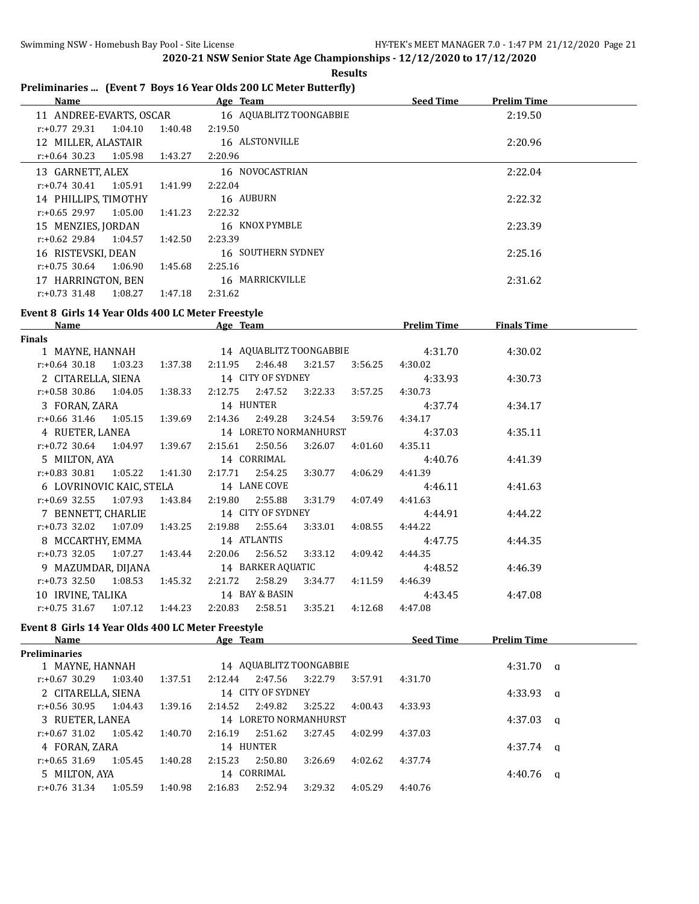**2020-21 NSW Senior State Age Championships - 12/12/2020 to 17/12/2020**

**Results**

## Preliminaries ... (Event 7 Boys 16 Year Olds 200 LC Meter Butterfly)

| Name | Age | Team | Seed Time | Prelim Time |
|---|---|---|---|---|
| 11 ANDREE-EVARTS, OSCAR | 16 | AQUABLITZ TOONGABBIE | | 2:19.50 |
| r:+0.77 29.31 1:04.10 1:40.48 2:19.50 | | | | |
| 12 MILLER, ALASTAIR | 16 | ALSTONVILLE | | 2:20.96 |
| r:+0.64 30.23 1:05.98 1:43.27 2:20.96 | | | | |
| 13 GARNETT, ALEX | 16 | NOVOCASTRIAN | | 2:22.04 |
| r:+0.74 30.41 1:05.91 1:41.99 2:22.04 | | | | |
| 14 PHILLIPS, TIMOTHY | 16 | AUBURN | | 2:22.32 |
| r:+0.65 29.97 1:05.00 1:41.23 2:22.32 | | | | |
| 15 MENZIES, JORDAN | 16 | KNOX PYMBLE | | 2:23.39 |
| r:+0.62 29.84 1:04.57 1:42.50 2:23.39 | | | | |
| 16 RISTEVSKI, DEAN | 16 | SOUTHERN SYDNEY | | 2:25.16 |
| r:+0.75 30.64 1:06.90 1:45.68 2:25.16 | | | | |
| 17 HARRINGTON, BEN | 16 | MARRICKVILLE | | 2:31.62 |
| r:+0.73 31.48 1:08.27 1:47.18 2:31.62 | | | | |

## Event 8 Girls 14 Year Olds 400 LC Meter Freestyle

**Finals**

| Name | Age | Team | Prelim Time | Finals Time |
|---|---|---|---|---|
| 1 MAYNE, HANNAH | 14 | AQUABLITZ TOONGABBIE | 4:31.70 | 4:30.02 |
| r:+0.64 30.18 1:03.23 1:37.38 2:11.95 2:46.48 3:21.57 3:56.25 4:30.02 | | | | |
| 2 CITARELLA, SIENA | 14 | CITY OF SYDNEY | 4:33.93 | 4:30.73 |
| r:+0.58 30.86 1:04.05 1:38.33 2:12.75 2:47.52 3:22.33 3:57.25 4:30.73 | | | | |
| 3 FORAN, ZARA | 14 | HUNTER | 4:37.74 | 4:34.17 |
| r:+0.66 31.46 1:05.15 1:39.69 2:14.36 2:49.28 3:24.54 3:59.76 4:34.17 | | | | |
| 4 RUETER, LANEA | 14 | LORETO NORMANHURST | 4:37.03 | 4:35.11 |
| r:+0.72 30.64 1:04.97 1:39.67 2:15.61 2:50.56 3:26.07 4:01.60 4:35.11 | | | | |
| 5 MILTON, AYA | 14 | CORRIMAL | 4:40.76 | 4:41.39 |
| r:+0.83 30.81 1:05.22 1:41.30 2:17.71 2:54.25 3:30.77 4:06.29 4:41.39 | | | | |
| 6 LOVRINOVIC KAIC, STELA | 14 | LANE COVE | 4:46.11 | 4:41.63 |
| r:+0.69 32.55 1:07.93 1:43.84 2:19.80 2:55.88 3:31.79 4:07.49 4:41.63 | | | | |
| 7 BENNETT, CHARLIE | 14 | CITY OF SYDNEY | 4:44.91 | 4:44.22 |
| r:+0.73 32.02 1:07.09 1:43.25 2:19.88 2:55.64 3:33.01 4:08.55 4:44.22 | | | | |
| 8 MCCARTHY, EMMA | 14 | ATLANTIS | 4:47.75 | 4:44.35 |
| r:+0.73 32.05 1:07.27 1:43.44 2:20.06 2:56.52 3:33.12 4:09.42 4:44.35 | | | | |
| 9 MAZUMDAR, DIJANA | 14 | BARKER AQUATIC | 4:48.52 | 4:46.39 |
| r:+0.73 32.50 1:08.53 1:45.32 2:21.72 2:58.29 3:34.77 4:11.59 4:46.39 | | | | |
| 10 IRVINE, TALIKA | 14 | BAY & BASIN | 4:43.45 | 4:47.08 |
| r:+0.75 31.67 1:07.12 1:44.23 2:20.83 2:58.51 3:35.21 4:12.68 4:47.08 | | | | |

## Event 8 Girls 14 Year Olds 400 LC Meter Freestyle

**Preliminaries**

| Name | Age | Team | Seed Time | Prelim Time |
|---|---|---|---|---|
| 1 MAYNE, HANNAH | 14 | AQUABLITZ TOONGABBIE | | 4:31.70 q |
| r:+0.67 30.29 1:03.40 1:37.51 2:12.44 2:47.56 3:22.79 3:57.91 4:31.70 | | | | |
| 2 CITARELLA, SIENA | 14 | CITY OF SYDNEY | | 4:33.93 q |
| r:+0.56 30.95 1:04.43 1:39.16 2:14.52 2:49.82 3:25.22 4:00.43 4:33.93 | | | | |
| 3 RUETER, LANEA | 14 | LORETO NORMANHURST | | 4:37.03 q |
| r:+0.67 31.02 1:05.42 1:40.70 2:16.19 2:51.62 3:27.45 4:02.99 4:37.03 | | | | |
| 4 FORAN, ZARA | 14 | HUNTER | | 4:37.74 q |
| r:+0.65 31.69 1:05.45 1:40.28 2:15.23 2:50.80 3:26.69 4:02.62 4:37.74 | | | | |
| 5 MILTON, AYA | 14 | CORRIMAL | | 4:40.76 q |
| r:+0.76 31.34 1:05.59 1:40.98 2:16.83 2:52.94 3:29.32 4:05.29 4:40.76 | | | | |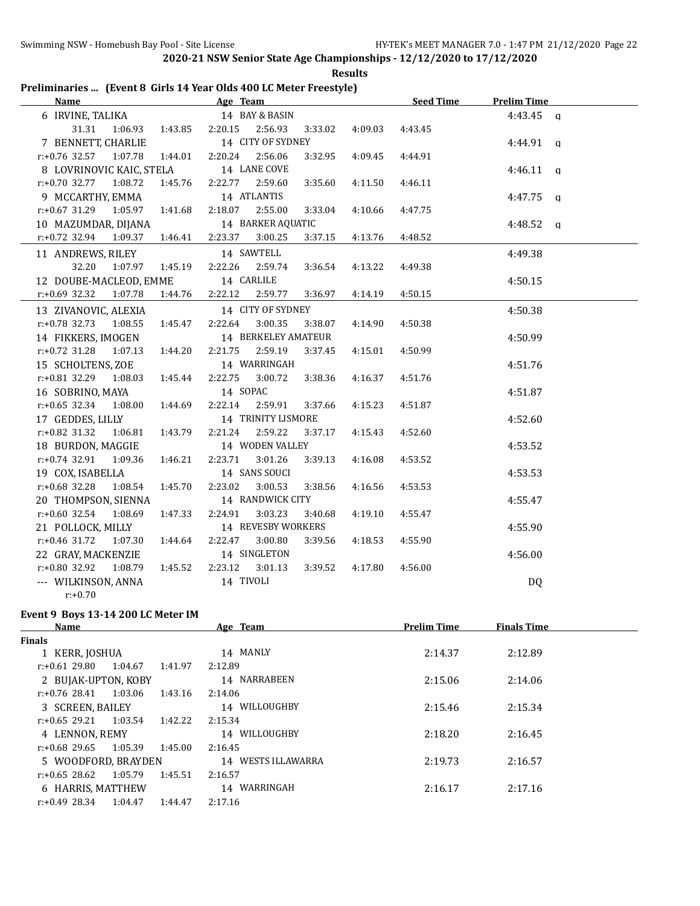## 2020-21 NSW Senior State Age Championships - 12/12/2020 to 17/12/2020

**Results**

### Preliminaries ... (Event 8 Girls 14 Year Olds 400 LC Meter Freestyle)

| Name | Age | Team | Seed Time | Prelim Time | |
|---|---|---|---|---|---|
| 6 IRVINE, TALIKA | 14 | BAY & BASIN | | 4:43.45 | q |
| 31.31 1:06.93 1:43.85 2:20.15 2:56.93 3:33.02 4:09.03 4:43.45 | | | | | |
| 7 BENNETT, CHARLIE | 14 | CITY OF SYDNEY | | 4:44.91 | q |
| r:+0.76 32.57 1:07.78 1:44.01 2:20.24 2:56.06 3:32.95 4:09.45 4:44.91 | | | | | |
| 8 LOVRINOVIC KAIC, STELA | 14 | LANE COVE | | 4:46.11 | q |
| r:+0.70 32.77 1:08.72 1:45.76 2:22.77 2:59.60 3:35.60 4:11.50 4:46.11 | | | | | |
| 9 MCCARTHY, EMMA | 14 | ATLANTIS | | 4:47.75 | q |
| r:+0.67 31.29 1:05.97 1:41.68 2:18.07 2:55.00 3:33.04 4:10.66 4:47.75 | | | | | |
| 10 MAZUMDAR, DIJANA | 14 | BARKER AQUATIC | | 4:48.52 | q |
| r:+0.72 32.94 1:09.37 1:46.41 2:23.37 3:00.25 3:37.15 4:13.76 4:48.52 | | | | | |
| 11 ANDREWS, RILEY | 14 | SAWTELL | | 4:49.38 | |
| 32.20 1:07.97 1:45.19 2:22.26 2:59.74 3:36.54 4:13.22 4:49.38 | | | | | |
| 12 DOUBE-MACLEOD, EMME | 14 | CARLILE | | 4:50.15 | |
| r:+0.69 32.32 1:07.78 1:44.76 2:22.12 2:59.77 3:36.97 4:14.19 4:50.15 | | | | | |
| 13 ZIVANOVIC, ALEXIA | 14 | CITY OF SYDNEY | | 4:50.38 | |
| r:+0.78 32.73 1:08.55 1:45.47 2:22.64 3:00.35 3:38.07 4:14.90 4:50.38 | | | | | |
| 14 FIKKERS, IMOGEN | 14 | BERKELEY AMATEUR | | 4:50.99 | |
| r:+0.72 31.28 1:07.13 1:44.20 2:21.75 2:59.19 3:37.45 4:15.01 4:50.99 | | | | | |
| 15 SCHOLTENS, ZOE | 14 | WARRINGAH | | 4:51.76 | |
| r:+0.81 32.29 1:08.03 1:45.44 2:22.75 3:00.72 3:38.36 4:16.37 4:51.76 | | | | | |
| 16 SOBRINO, MAYA | 14 | SOPAC | | 4:51.87 | |
| r:+0.65 32.34 1:08.00 1:44.69 2:22.14 2:59.91 3:37.66 4:15.23 4:51.87 | | | | | |
| 17 GEDDES, LILLY | 14 | TRINITY LISMORE | | 4:52.60 | |
| r:+0.82 31.32 1:06.81 1:43.79 2:21.24 2:59.22 3:37.17 4:15.43 4:52.60 | | | | | |
| 18 BURDON, MAGGIE | 14 | WODEN VALLEY | | 4:53.52 | |
| r:+0.74 32.91 1:09.36 1:46.21 2:23.71 3:01.26 3:39.13 4:16.08 4:53.52 | | | | | |
| 19 COX, ISABELLA | 14 | SANS SOUCI | | 4:53.53 | |
| r:+0.68 32.28 1:08.54 1:45.70 2:23.02 3:00.53 3:38.56 4:16.56 4:53.53 | | | | | |
| 20 THOMPSON, SIENNA | 14 | RANDWICK CITY | | 4:55.47 | |
| r:+0.60 32.54 1:08.69 1:47.33 2:24.91 3:03.23 3:40.68 4:19.10 4:55.47 | | | | | |
| 21 POLLOCK, MILLY | 14 | REVESBY WORKERS | | 4:55.90 | |
| r:+0.46 31.72 1:07.30 1:44.64 2:22.47 3:00.80 3:39.56 4:18.53 4:55.90 | | | | | |
| 22 GRAY, MACKENZIE | 14 | SINGLETON | | 4:56.00 | |
| r:+0.80 32.92 1:08.79 1:45.52 2:23.12 3:01.13 3:39.52 4:17.80 4:56.00 | | | | | |
| --- WILKINSON, ANNA | 14 | TIVOLI | | DQ | |
| r:+0.70 | | | | | |

### Event 9 Boys 13-14 200 LC Meter IM

| Name | Age | Team | Prelim Time | Finals Time |
|---|---|---|---|---|
| **Finals** | | | | |
| 1 KERR, JOSHUA | 14 | MANLY | 2:14.37 | 2:12.89 |
| r:+0.61 29.80 1:04.67 1:41.97 2:12.89 | | | | |
| 2 BUJAK-UPTON, KOBY | 14 | NARRABEEN | 2:15.06 | 2:14.06 |
| r:+0.76 28.41 1:03.06 1:43.16 2:14.06 | | | | |
| 3 SCREEN, BAILEY | 14 | WILLOUGHBY | 2:15.46 | 2:15.34 |
| r:+0.65 29.21 1:03.54 1:42.22 2:15.34 | | | | |
| 4 LENNON, REMY | 14 | WILLOUGHBY | 2:18.20 | 2:16.45 |
| r:+0.68 29.65 1:05.39 1:45.00 2:16.45 | | | | |
| 5 WOODFORD, BRAYDEN | 14 | WESTS ILLAWARRA | 2:19.73 | 2:16.57 |
| r:+0.65 28.62 1:05.79 1:45.51 2:16.57 | | | | |
| 6 HARRIS, MATTHEW | 14 | WARRINGAH | 2:16.17 | 2:17.16 |
| r:+0.49 28.34 1:04.47 1:44.47 2:17.16 | | | | |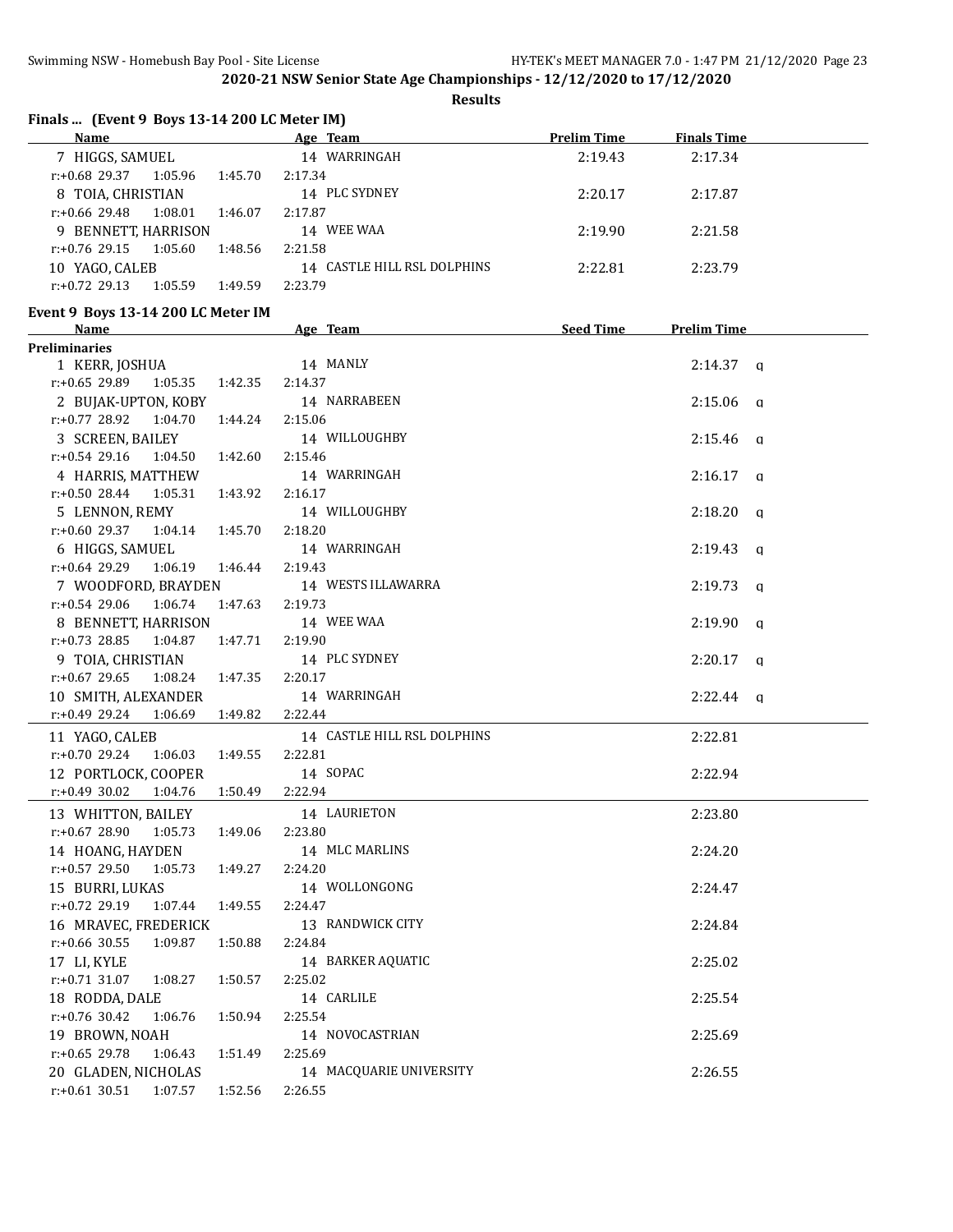## 2020-21 NSW Senior State Age Championships - 12/12/2020 to 17/12/2020

**Results**

### Finals ... (Event 9 Boys 13-14 200 LC Meter IM)

| Name | Age | Team | Prelim Time | Finals Time |
|---|---|---|---|---|
| 7 HIGGS, SAMUEL | 14 | WARRINGAH | 2:19.43 | 2:17.34 |
| r:+0.68 29.37 1:05.96 1:45.70 2:17.34 | | | | |
| 8 TOIA, CHRISTIAN | 14 | PLC SYDNEY | 2:20.17 | 2:17.87 |
| r:+0.66 29.48 1:08.01 1:46.07 2:17.87 | | | | |
| 9 BENNETT, HARRISON | 14 | WEE WAA | 2:19.90 | 2:21.58 |
| r:+0.76 29.15 1:05.60 1:48.56 2:21.58 | | | | |
| 10 YAGO, CALEB | 14 | CASTLE HILL RSL DOLPHINS | 2:22.81 | 2:23.79 |
| r:+0.72 29.13 1:05.59 1:49.59 2:23.79 | | | | |

### Event 9 Boys 13-14 200 LC Meter IM

| Name | Age | Team | Seed Time | Prelim Time |
|---|---|---|---|---|
| **Preliminaries** | | | | |
| 1 KERR, JOSHUA | 14 | MANLY | | 2:14.37 q |
| r:+0.65 29.89 1:05.35 1:42.35 2:14.37 | | | | |
| 2 BUJAK-UPTON, KOBY | 14 | NARRABEEN | | 2:15.06 q |
| r:+0.77 28.92 1:04.70 1:44.24 2:15.06 | | | | |
| 3 SCREEN, BAILEY | 14 | WILLOUGHBY | | 2:15.46 q |
| r:+0.54 29.16 1:04.50 1:42.60 2:15.46 | | | | |
| 4 HARRIS, MATTHEW | 14 | WARRINGAH | | 2:16.17 q |
| r:+0.50 28.44 1:05.31 1:43.92 2:16.17 | | | | |
| 5 LENNON, REMY | 14 | WILLOUGHBY | | 2:18.20 q |
| r:+0.60 29.37 1:04.14 1:45.70 2:18.20 | | | | |
| 6 HIGGS, SAMUEL | 14 | WARRINGAH | | 2:19.43 q |
| r:+0.64 29.29 1:06.19 1:46.44 2:19.43 | | | | |
| 7 WOODFORD, BRAYDEN | 14 | WESTS ILLAWARRA | | 2:19.73 q |
| r:+0.54 29.06 1:06.74 1:47.63 2:19.73 | | | | |
| 8 BENNETT, HARRISON | 14 | WEE WAA | | 2:19.90 q |
| r:+0.73 28.85 1:04.87 1:47.71 2:19.90 | | | | |
| 9 TOIA, CHRISTIAN | 14 | PLC SYDNEY | | 2:20.17 q |
| r:+0.67 29.65 1:08.24 1:47.35 2:20.17 | | | | |
| 10 SMITH, ALEXANDER | 14 | WARRINGAH | | 2:22.44 q |
| r:+0.49 29.24 1:06.69 1:49.82 2:22.44 | | | | |
| 11 YAGO, CALEB | 14 | CASTLE HILL RSL DOLPHINS | | 2:22.81 |
| r:+0.70 29.24 1:06.03 1:49.55 2:22.81 | | | | |
| 12 PORTLOCK, COOPER | 14 | SOPAC | | 2:22.94 |
| r:+0.49 30.02 1:04.76 1:50.49 2:22.94 | | | | |
| 13 WHITTON, BAILEY | 14 | LAURIETON | | 2:23.80 |
| r:+0.67 28.90 1:05.73 1:49.06 2:23.80 | | | | |
| 14 HOANG, HAYDEN | 14 | MLC MARLINS | | 2:24.20 |
| r:+0.57 29.50 1:05.73 1:49.27 2:24.20 | | | | |
| 15 BURRI, LUKAS | 14 | WOLLONGONG | | 2:24.47 |
| r:+0.72 29.19 1:07.44 1:49.55 2:24.47 | | | | |
| 16 MRAVEC, FREDERICK | 13 | RANDWICK CITY | | 2:24.84 |
| r:+0.66 30.55 1:09.87 1:50.88 2:24.84 | | | | |
| 17 LI, KYLE | 14 | BARKER AQUATIC | | 2:25.02 |
| r:+0.71 31.07 1:08.27 1:50.57 2:25.02 | | | | |
| 18 RODDA, DALE | 14 | CARLILE | | 2:25.54 |
| r:+0.76 30.42 1:06.76 1:50.94 2:25.54 | | | | |
| 19 BROWN, NOAH | 14 | NOVOCASTRIAN | | 2:25.69 |
| r:+0.65 29.78 1:06.43 1:51.49 2:25.69 | | | | |
| 20 GLADEN, NICHOLAS | 14 | MACQUARIE UNIVERSITY | | 2:26.55 |
| r:+0.61 30.51 1:07.57 1:52.56 2:26.55 | | | | |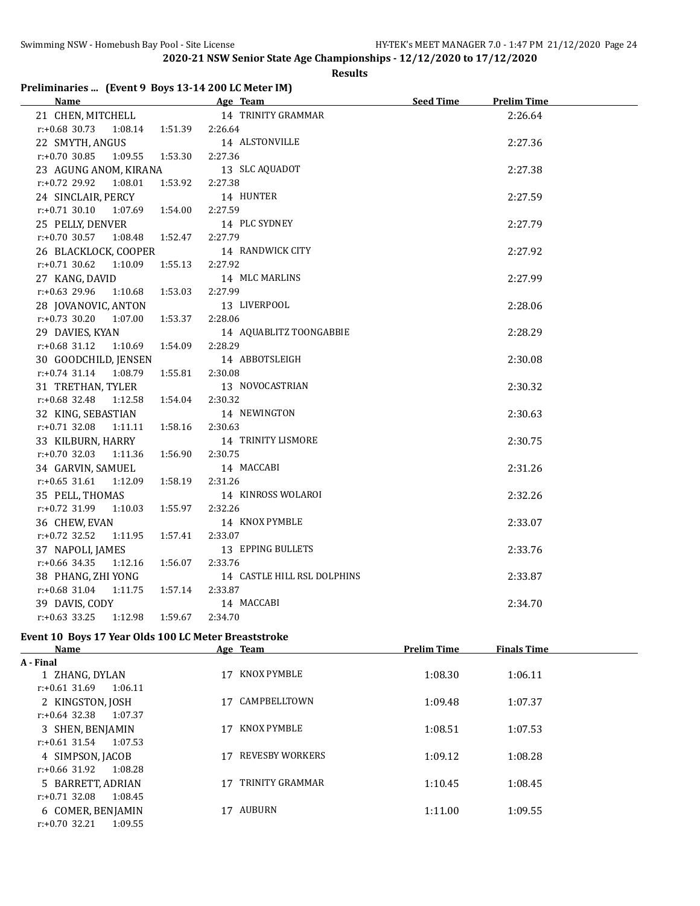## 2020-21 NSW Senior State Age Championships - 12/12/2020 to 17/12/2020

**Results**

### Preliminaries ... (Event 9 Boys 13-14 200 LC Meter IM)

| Name | Age | Team | Seed Time | Prelim Time |
|---|---|---|---|---|
| 21 CHEN, MITCHELL | 14 | TRINITY GRAMMAR | | 2:26.64 |
| r:+0.68 30.73 1:08.14 1:51.39 2:26.64 | | | | |
| 22 SMYTH, ANGUS | 14 | ALSTONVILLE | | 2:27.36 |
| r:+0.70 30.85 1:09.55 1:53.30 2:27.36 | | | | |
| 23 AGUNG ANOM, KIRANA | 13 | SLC AQUADOT | | 2:27.38 |
| r:+0.72 29.92 1:08.01 1:53.92 2:27.38 | | | | |
| 24 SINCLAIR, PERCY | 14 | HUNTER | | 2:27.59 |
| r:+0.71 30.10 1:07.69 1:54.00 2:27.59 | | | | |
| 25 PELLY, DENVER | 14 | PLC SYDNEY | | 2:27.79 |
| r:+0.70 30.57 1:08.48 1:52.47 2:27.79 | | | | |
| 26 BLACKLOCK, COOPER | 14 | RANDWICK CITY | | 2:27.92 |
| r:+0.71 30.62 1:10.09 1:55.13 2:27.92 | | | | |
| 27 KANG, DAVID | 14 | MLC MARLINS | | 2:27.99 |
| r:+0.63 29.96 1:10.68 1:53.03 2:27.99 | | | | |
| 28 JOVANOVIC, ANTON | 13 | LIVERPOOL | | 2:28.06 |
| r:+0.73 30.20 1:07.00 1:53.37 2:28.06 | | | | |
| 29 DAVIES, KYAN | 14 | AQUABLITZ TOONGABBIE | | 2:28.29 |
| r:+0.68 31.12 1:10.69 1:54.09 2:28.29 | | | | |
| 30 GOODCHILD, JENSEN | 14 | ABBOTSLEIGH | | 2:30.08 |
| r:+0.74 31.14 1:08.79 1:55.81 2:30.08 | | | | |
| 31 TRETHAN, TYLER | 13 | NOVOCASTRIAN | | 2:30.32 |
| r:+0.68 32.48 1:12.58 1:54.04 2:30.32 | | | | |
| 32 KING, SEBASTIAN | 14 | NEWINGTON | | 2:30.63 |
| r:+0.71 32.08 1:11.11 1:58.16 2:30.63 | | | | |
| 33 KILBURN, HARRY | 14 | TRINITY LISMORE | | 2:30.75 |
| r:+0.70 32.03 1:11.36 1:56.90 2:30.75 | | | | |
| 34 GARVIN, SAMUEL | 14 | MACCABI | | 2:31.26 |
| r:+0.65 31.61 1:12.09 1:58.19 2:31.26 | | | | |
| 35 PELL, THOMAS | 14 | KINROSS WOLAROI | | 2:32.26 |
| r:+0.72 31.99 1:10.03 1:55.97 2:32.26 | | | | |
| 36 CHEW, EVAN | 14 | KNOX PYMBLE | | 2:33.07 |
| r:+0.72 32.52 1:11.95 1:57.41 2:33.07 | | | | |
| 37 NAPOLI, JAMES | 13 | EPPING BULLETS | | 2:33.76 |
| r:+0.66 34.35 1:12.16 1:56.07 2:33.76 | | | | |
| 38 PHANG, ZHI YONG | 14 | CASTLE HILL RSL DOLPHINS | | 2:33.87 |
| r:+0.68 31.04 1:11.75 1:57.14 2:33.87 | | | | |
| 39 DAVIS, CODY | 14 | MACCABI | | 2:34.70 |
| r:+0.63 33.25 1:12.98 1:59.67 2:34.70 | | | | |

### Event 10 Boys 17 Year Olds 100 LC Meter Breaststroke

| Name | Age | Team | Prelim Time | Finals Time |
|---|---|---|---|---|
| **A - Final** | | | | |
| 1 ZHANG, DYLAN | 17 | KNOX PYMBLE | 1:08.30 | 1:06.11 |
| r:+0.61 31.69 1:06.11 | | | | |
| 2 KINGSTON, JOSH | 17 | CAMPBELLTOWN | 1:09.48 | 1:07.37 |
| r:+0.64 32.38 1:07.37 | | | | |
| 3 SHEN, BENJAMIN | 17 | KNOX PYMBLE | 1:08.51 | 1:07.53 |
| r:+0.61 31.54 1:07.53 | | | | |
| 4 SIMPSON, JACOB | 17 | REVESBY WORKERS | 1:09.12 | 1:08.28 |
| r:+0.66 31.92 1:08.28 | | | | |
| 5 BARRETT, ADRIAN | 17 | TRINITY GRAMMAR | 1:10.45 | 1:08.45 |
| r:+0.71 32.08 1:08.45 | | | | |
| 6 COMER, BENJAMIN | 17 | AUBURN | 1:11.00 | 1:09.55 |
| r:+0.70 32.21 1:09.55 | | | | |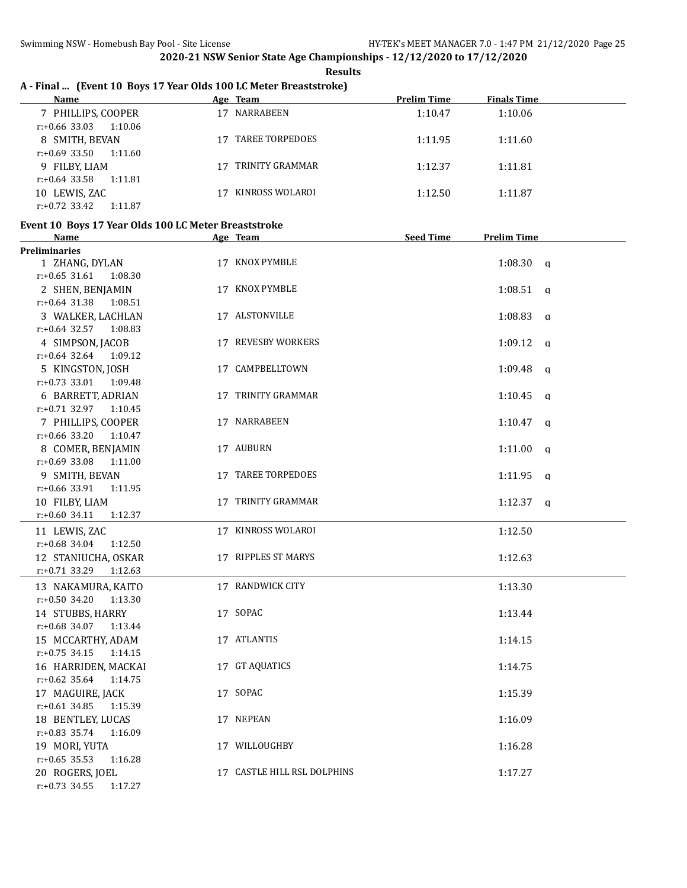2020-21 NSW Senior State Age Championships - 12/12/2020 to 17/12/2020

**Results**

### A - Final ... (Event 10 Boys 17 Year Olds 100 LC Meter Breaststroke)

| Name | Age | Team | Prelim Time | Finals Time |
|---|---|---|---|---|
| 7 PHILLIPS, COOPER | 17 | NARRABEEN | 1:10.47 | 1:10.06 |
| r:+0.66 33.03 1:10.06 | | | | |
| 8 SMITH, BEVAN | 17 | TAREE TORPEDOES | 1:11.95 | 1:11.60 |
| r:+0.69 33.50 1:11.60 | | | | |
| 9 FILBY, LIAM | 17 | TRINITY GRAMMAR | 1:12.37 | 1:11.81 |
| r:+0.64 33.58 1:11.81 | | | | |
| 10 LEWIS, ZAC | 17 | KINROSS WOLAROI | 1:12.50 | 1:11.87 |
| r:+0.72 33.42 1:11.87 | | | | |

### Event 10 Boys 17 Year Olds 100 LC Meter Breaststroke

| Name | Age | Team | Seed Time | Prelim Time | |
|---|---|---|---|---|---|
| **Preliminaries** | | | | | |
| 1 ZHANG, DYLAN | 17 | KNOX PYMBLE | | 1:08.30 | q |
| r:+0.65 31.61 1:08.30 | | | | | |
| 2 SHEN, BENJAMIN | 17 | KNOX PYMBLE | | 1:08.51 | q |
| r:+0.64 31.38 1:08.51 | | | | | |
| 3 WALKER, LACHLAN | 17 | ALSTONVILLE | | 1:08.83 | q |
| r:+0.64 32.57 1:08.83 | | | | | |
| 4 SIMPSON, JACOB | 17 | REVESBY WORKERS | | 1:09.12 | q |
| r:+0.64 32.64 1:09.12 | | | | | |
| 5 KINGSTON, JOSH | 17 | CAMPBELLTOWN | | 1:09.48 | q |
| r:+0.73 33.01 1:09.48 | | | | | |
| 6 BARRETT, ADRIAN | 17 | TRINITY GRAMMAR | | 1:10.45 | q |
| r:+0.71 32.97 1:10.45 | | | | | |
| 7 PHILLIPS, COOPER | 17 | NARRABEEN | | 1:10.47 | q |
| r:+0.66 33.20 1:10.47 | | | | | |
| 8 COMER, BENJAMIN | 17 | AUBURN | | 1:11.00 | q |
| r:+0.69 33.08 1:11.00 | | | | | |
| 9 SMITH, BEVAN | 17 | TAREE TORPEDOES | | 1:11.95 | q |
| r:+0.66 33.91 1:11.95 | | | | | |
| 10 FILBY, LIAM | 17 | TRINITY GRAMMAR | | 1:12.37 | q |
| r:+0.60 34.11 1:12.37 | | | | | |
| 11 LEWIS, ZAC | 17 | KINROSS WOLAROI | | 1:12.50 | |
| r:+0.68 34.04 1:12.50 | | | | | |
| 12 STANIUCHA, OSKAR | 17 | RIPPLES ST MARYS | | 1:12.63 | |
| r:+0.71 33.29 1:12.63 | | | | | |
| 13 NAKAMURA, KAITO | 17 | RANDWICK CITY | | 1:13.30 | |
| r:+0.50 34.20 1:13.30 | | | | | |
| 14 STUBBS, HARRY | 17 | SOPAC | | 1:13.44 | |
| r:+0.68 34.07 1:13.44 | | | | | |
| 15 MCCARTHY, ADAM | 17 | ATLANTIS | | 1:14.15 | |
| r:+0.75 34.15 1:14.15 | | | | | |
| 16 HARRIDEN, MACKAI | 17 | GT AQUATICS | | 1:14.75 | |
| r:+0.62 35.64 1:14.75 | | | | | |
| 17 MAGUIRE, JACK | 17 | SOPAC | | 1:15.39 | |
| r:+0.61 34.85 1:15.39 | | | | | |
| 18 BENTLEY, LUCAS | 17 | NEPEAN | | 1:16.09 | |
| r:+0.83 35.74 1:16.09 | | | | | |
| 19 MORI, YUTA | 17 | WILLOUGHBY | | 1:16.28 | |
| r:+0.65 35.53 1:16.28 | | | | | |
| 20 ROGERS, JOEL | 17 | CASTLE HILL RSL DOLPHINS | | 1:17.27 | |
| r:+0.73 34.55 1:17.27 | | | | | |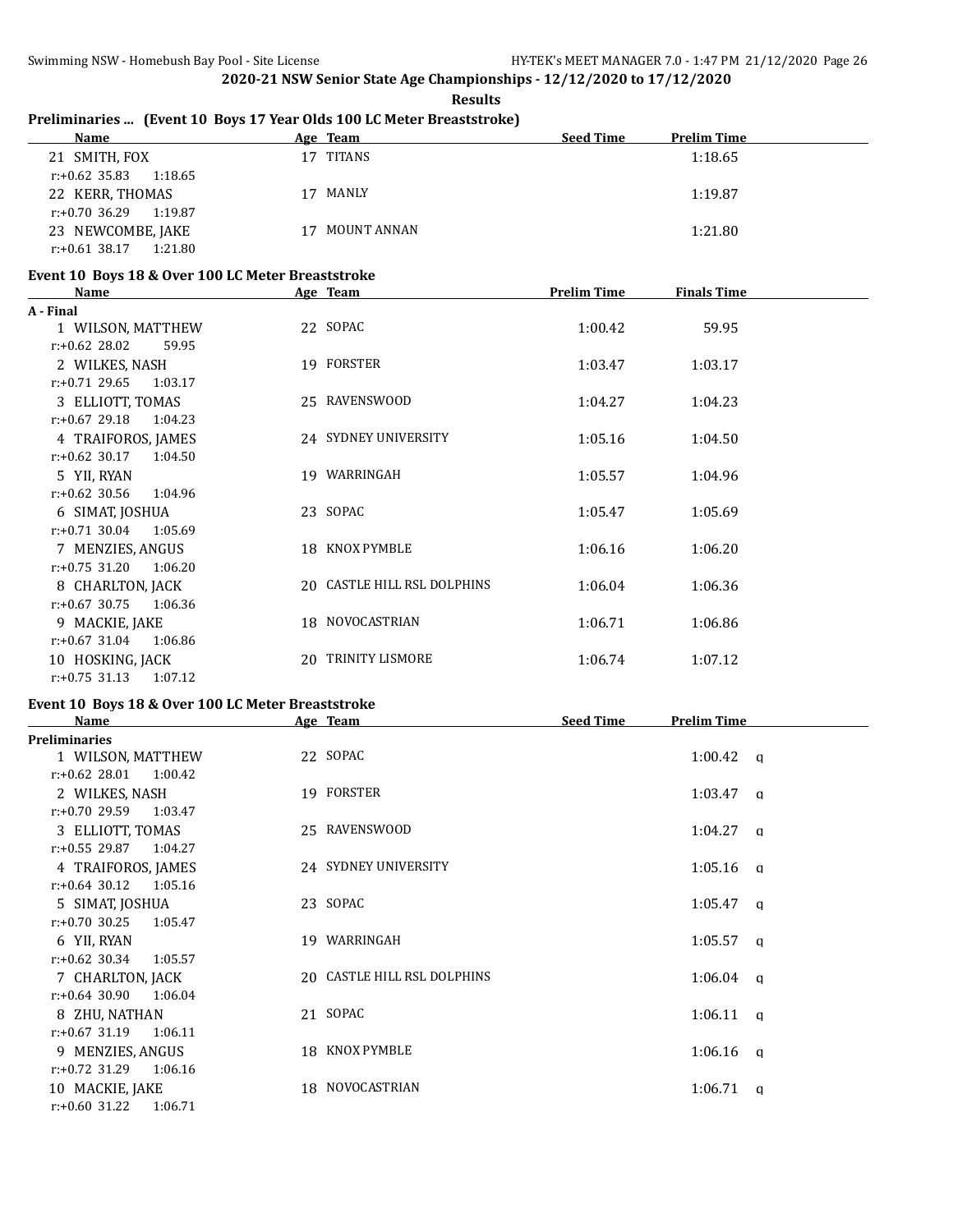**2020-21 NSW Senior State Age Championships - 12/12/2020 to 17/12/2020**

**Results**

### Preliminaries ... (Event 10 Boys 17 Year Olds 100 LC Meter Breaststroke)

| Name | Age | Team | Seed Time | Prelim Time |
|---|---|---|---|---|
| 21 SMITH, FOX | 17 | TITANS | | 1:18.65 |
| r:+0.62 35.83 1:18.65 | | | | |
| 22 KERR, THOMAS | 17 | MANLY | | 1:19.87 |
| r:+0.70 36.29 1:19.87 | | | | |
| 23 NEWCOMBE, JAKE | 17 | MOUNT ANNAN | | 1:21.80 |
| r:+0.61 38.17 1:21.80 | | | | |

### Event 10 Boys 18 & Over 100 LC Meter Breaststroke

| Name | Age | Team | Prelim Time | Finals Time |
|---|---|---|---|---|
| **A - Final** | | | | |
| 1 WILSON, MATTHEW | 22 | SOPAC | 1:00.42 | 59.95 |
| r:+0.62 28.02 59.95 | | | | |
| 2 WILKES, NASH | 19 | FORSTER | 1:03.47 | 1:03.17 |
| r:+0.71 29.65 1:03.17 | | | | |
| 3 ELLIOTT, TOMAS | 25 | RAVENSWOOD | 1:04.27 | 1:04.23 |
| r:+0.67 29.18 1:04.23 | | | | |
| 4 TRAIFOROS, JAMES | 24 | SYDNEY UNIVERSITY | 1:05.16 | 1:04.50 |
| r:+0.62 30.17 1:04.50 | | | | |
| 5 YII, RYAN | 19 | WARRINGAH | 1:05.57 | 1:04.96 |
| r:+0.62 30.56 1:04.96 | | | | |
| 6 SIMAT, JOSHUA | 23 | SOPAC | 1:05.47 | 1:05.69 |
| r:+0.71 30.04 1:05.69 | | | | |
| 7 MENZIES, ANGUS | 18 | KNOX PYMBLE | 1:06.16 | 1:06.20 |
| r:+0.75 31.20 1:06.20 | | | | |
| 8 CHARLTON, JACK | 20 | CASTLE HILL RSL DOLPHINS | 1:06.04 | 1:06.36 |
| r:+0.67 30.75 1:06.36 | | | | |
| 9 MACKIE, JAKE | 18 | NOVOCASTRIAN | 1:06.71 | 1:06.86 |
| r:+0.67 31.04 1:06.86 | | | | |
| 10 HOSKING, JACK | 20 | TRINITY LISMORE | 1:06.74 | 1:07.12 |
| r:+0.75 31.13 1:07.12 | | | | |

### Event 10 Boys 18 & Over 100 LC Meter Breaststroke

| Name | Age | Team | Seed Time | Prelim Time |
|---|---|---|---|---|
| **Preliminaries** | | | | |
| 1 WILSON, MATTHEW | 22 | SOPAC | | 1:00.42 q |
| r:+0.62 28.01 1:00.42 | | | | |
| 2 WILKES, NASH | 19 | FORSTER | | 1:03.47 q |
| r:+0.70 29.59 1:03.47 | | | | |
| 3 ELLIOTT, TOMAS | 25 | RAVENSWOOD | | 1:04.27 q |
| r:+0.55 29.87 1:04.27 | | | | |
| 4 TRAIFOROS, JAMES | 24 | SYDNEY UNIVERSITY | | 1:05.16 q |
| r:+0.64 30.12 1:05.16 | | | | |
| 5 SIMAT, JOSHUA | 23 | SOPAC | | 1:05.47 q |
| r:+0.70 30.25 1:05.47 | | | | |
| 6 YII, RYAN | 19 | WARRINGAH | | 1:05.57 q |
| r:+0.62 30.34 1:05.57 | | | | |
| 7 CHARLTON, JACK | 20 | CASTLE HILL RSL DOLPHINS | | 1:06.04 q |
| r:+0.64 30.90 1:06.04 | | | | |
| 8 ZHU, NATHAN | 21 | SOPAC | | 1:06.11 q |
| r:+0.67 31.19 1:06.11 | | | | |
| 9 MENZIES, ANGUS | 18 | KNOX PYMBLE | | 1:06.16 q |
| r:+0.72 31.29 1:06.16 | | | | |
| 10 MACKIE, JAKE | 18 | NOVOCASTRIAN | | 1:06.71 q |
| r:+0.60 31.22 1:06.71 | | | | |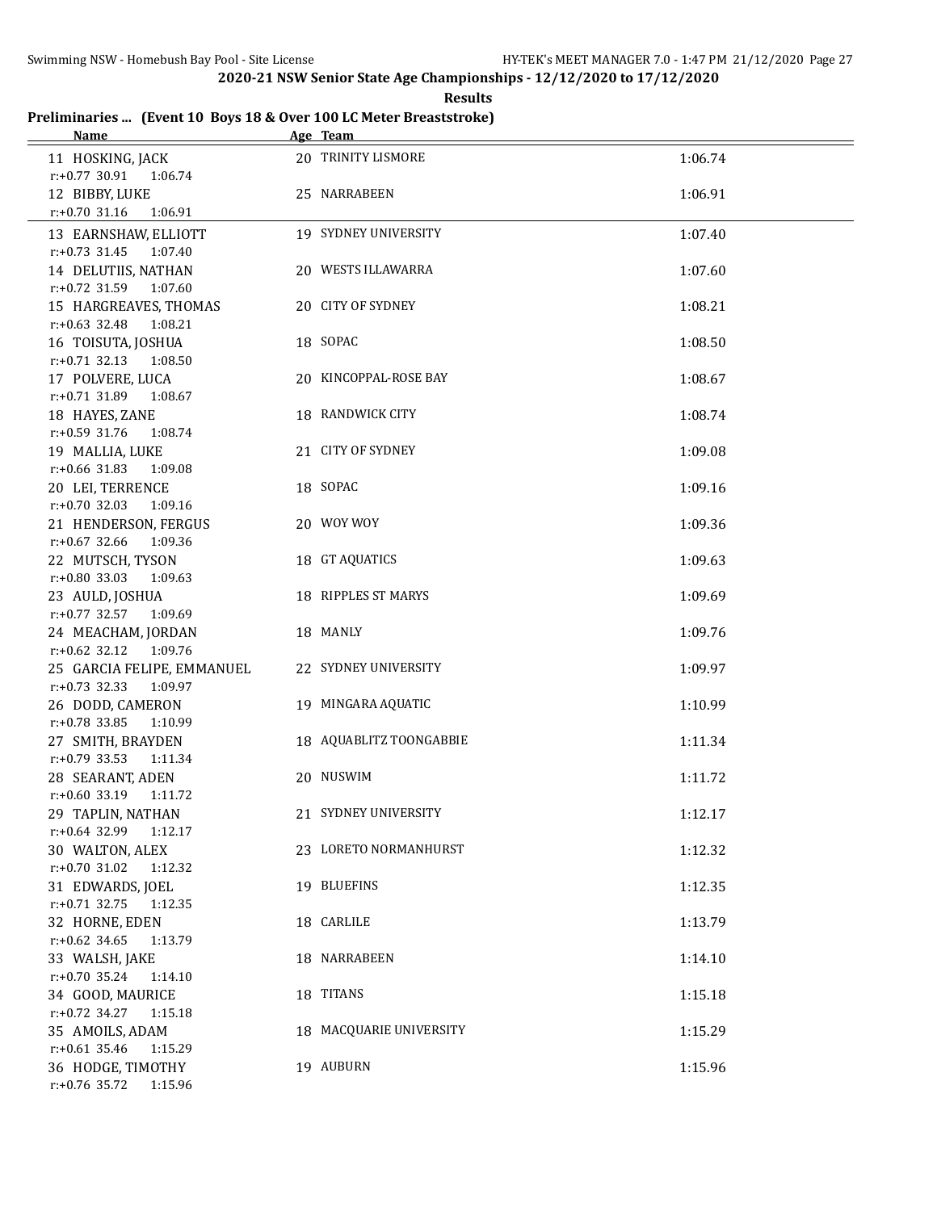## 2020-21 NSW Senior State Age Championships - 12/12/2020 to 17/12/2020

**Results**

### Preliminaries ... (Event 10 Boys 18 & Over 100 LC Meter Breaststroke)

| Name | Age | Team | Time |
|---|---|---|---|
| 11 HOSKING, JACK | 20 | TRINITY LISMORE | 1:06.74 |
| r:+0.77 30.91 1:06.74 | | | |
| 12 BIBBY, LUKE | 25 | NARRABEEN | 1:06.91 |
| r:+0.70 31.16 1:06.91 | | | |
| 13 EARNSHAW, ELLIOTT | 19 | SYDNEY UNIVERSITY | 1:07.40 |
| r:+0.73 31.45 1:07.40 | | | |
| 14 DELUTIIS, NATHAN | 20 | WESTS ILLAWARRA | 1:07.60 |
| r:+0.72 31.59 1:07.60 | | | |
| 15 HARGREAVES, THOMAS | 20 | CITY OF SYDNEY | 1:08.21 |
| r:+0.63 32.48 1:08.21 | | | |
| 16 TOISUTA, JOSHUA | 18 | SOPAC | 1:08.50 |
| r:+0.71 32.13 1:08.50 | | | |
| 17 POLVERE, LUCA | 20 | KINCOPPAL-ROSE BAY | 1:08.67 |
| r:+0.71 31.89 1:08.67 | | | |
| 18 HAYES, ZANE | 18 | RANDWICK CITY | 1:08.74 |
| r:+0.59 31.76 1:08.74 | | | |
| 19 MALLIA, LUKE | 21 | CITY OF SYDNEY | 1:09.08 |
| r:+0.66 31.83 1:09.08 | | | |
| 20 LEI, TERRENCE | 18 | SOPAC | 1:09.16 |
| r:+0.70 32.03 1:09.16 | | | |
| 21 HENDERSON, FERGUS | 20 | WOY WOY | 1:09.36 |
| r:+0.67 32.66 1:09.36 | | | |
| 22 MUTSCH, TYSON | 18 | GT AQUATICS | 1:09.63 |
| r:+0.80 33.03 1:09.63 | | | |
| 23 AULD, JOSHUA | 18 | RIPPLES ST MARYS | 1:09.69 |
| r:+0.77 32.57 1:09.69 | | | |
| 24 MEACHAM, JORDAN | 18 | MANLY | 1:09.76 |
| r:+0.62 32.12 1:09.76 | | | |
| 25 GARCIA FELIPE, EMMANUEL | 22 | SYDNEY UNIVERSITY | 1:09.97 |
| r:+0.73 32.33 1:09.97 | | | |
| 26 DODD, CAMERON | 19 | MINGARA AQUATIC | 1:10.99 |
| r:+0.78 33.85 1:10.99 | | | |
| 27 SMITH, BRAYDEN | 18 | AQUABLITZ TOONGABBIE | 1:11.34 |
| r:+0.79 33.53 1:11.34 | | | |
| 28 SEARANT, ADEN | 20 | NUSWIM | 1:11.72 |
| r:+0.60 33.19 1:11.72 | | | |
| 29 TAPLIN, NATHAN | 21 | SYDNEY UNIVERSITY | 1:12.17 |
| r:+0.64 32.99 1:12.17 | | | |
| 30 WALTON, ALEX | 23 | LORETO NORMANHURST | 1:12.32 |
| r:+0.70 31.02 1:12.32 | | | |
| 31 EDWARDS, JOEL | 19 | BLUEFINS | 1:12.35 |
| r:+0.71 32.75 1:12.35 | | | |
| 32 HORNE, EDEN | 18 | CARLILE | 1:13.79 |
| r:+0.62 34.65 1:13.79 | | | |
| 33 WALSH, JAKE | 18 | NARRABEEN | 1:14.10 |
| r:+0.70 35.24 1:14.10 | | | |
| 34 GOOD, MAURICE | 18 | TITANS | 1:15.18 |
| r:+0.72 34.27 1:15.18 | | | |
| 35 AMOILS, ADAM | 18 | MACQUARIE UNIVERSITY | 1:15.29 |
| r:+0.61 35.46 1:15.29 | | | |
| 36 HODGE, TIMOTHY | 19 | AUBURN | 1:15.96 |
| r:+0.76 35.72 1:15.96 | | | |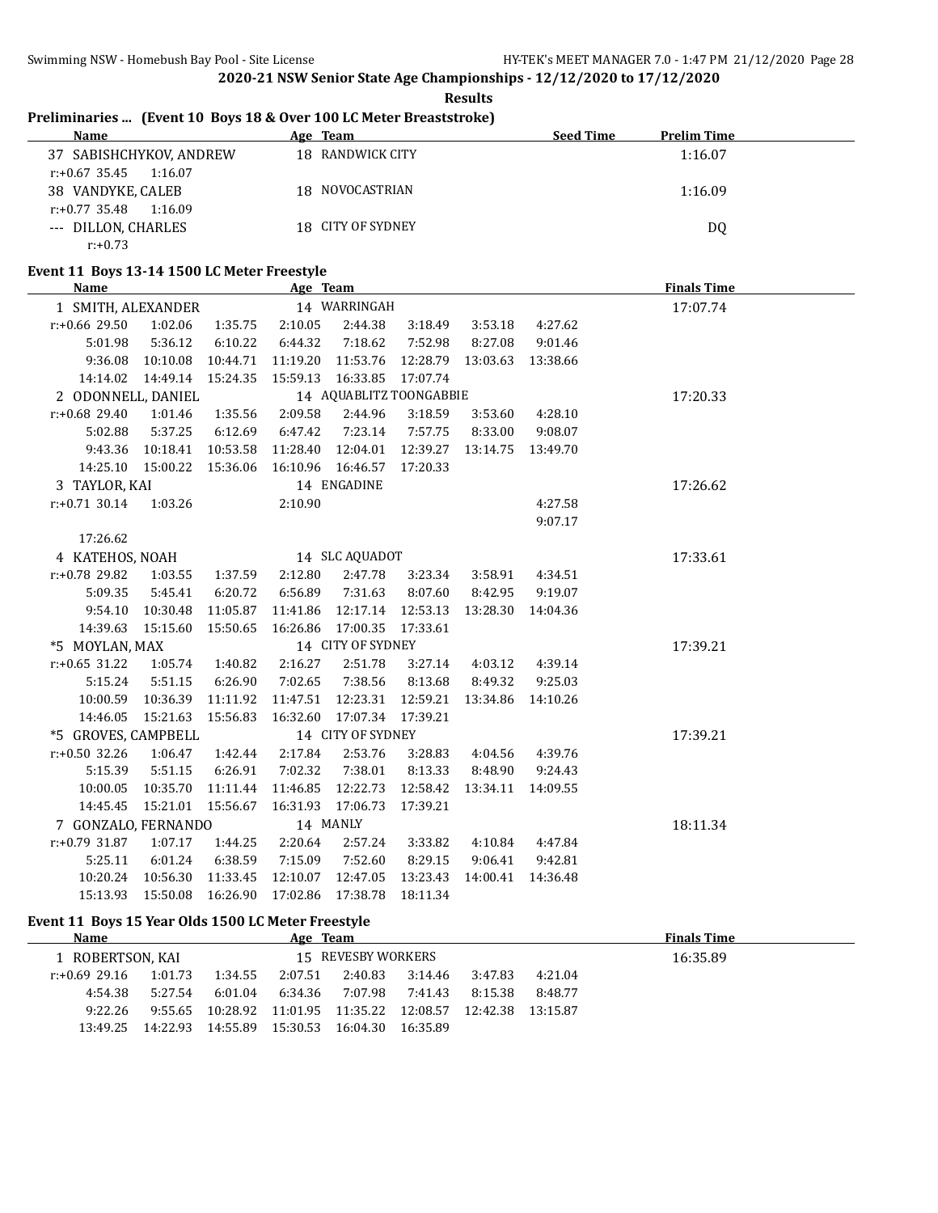**2020-21 NSW Senior State Age Championships - 12/12/2020 to 17/12/2020**

**Results**

### Preliminaries ... (Event 10 Boys 18 & Over 100 LC Meter Breaststroke)

| Name | Age | Team | Seed Time | Prelim Time |
|---|---|---|---|---|
| 37 SABISHCHYKOV, ANDREW | 18 | RANDWICK CITY | | 1:16.07 |
| r:+0.67 35.45 1:16.07 | | | | |
| 38 VANDYKE, CALEB | 18 | NOVOCASTRIAN | | 1:16.09 |
| r:+0.77 35.48 1:16.09 | | | | |
| --- DILLON, CHARLES | 18 | CITY OF SYDNEY | | DQ |
| r:+0.73 | | | | |

### Event 11 Boys 13-14 1500 LC Meter Freestyle

| Name | Age | Team | Finals Time |
|---|---|---|---|
| 1 SMITH, ALEXANDER | 14 | WARRINGAH | 17:07.74 |
| r:+0.66 29.50 1:02.06 1:35.75 2:10.05 2:44.38 3:18.49 3:53.18 4:27.62 | | | |
| 5:01.98 5:36.12 6:10.22 6:44.32 7:18.62 7:52.98 8:27.08 9:01.46 | | | |
| 9:36.08 10:10.08 10:44.71 11:19.20 11:53.76 12:28.79 13:03.63 13:38.66 | | | |
| 14:14.02 14:49.14 15:24.35 15:59.13 16:33.85 17:07.74 | | | |
| 2 ODONNELL, DANIEL | 14 | AQUABLITZ TOONGABBIE | 17:20.33 |
| r:+0.68 29.40 1:01.46 1:35.56 2:09.58 2:44.96 3:18.59 3:53.60 4:28.10 | | | |
| 5:02.88 5:37.25 6:12.69 6:47.42 7:23.14 7:57.75 8:33.00 9:08.07 | | | |
| 9:43.36 10:18.41 10:53.58 11:28.40 12:04.01 12:39.27 13:14.75 13:49.70 | | | |
| 14:25.10 15:00.22 15:36.06 16:10.96 16:46.57 17:20.33 | | | |
| 3 TAYLOR, KAI | 14 | ENGADINE | 17:26.62 |
| r:+0.71 30.14 1:03.26 2:10.90 4:27.58 | | | |
| 9:07.17 | | | |
| 17:26.62 | | | |
| 4 KATEHOS, NOAH | 14 | SLC AQUADOT | 17:33.61 |
| r:+0.78 29.82 1:03.55 1:37.59 2:12.80 2:47.78 3:23.34 3:58.91 4:34.51 | | | |
| 5:09.35 5:45.41 6:20.72 6:56.89 7:31.63 8:07.60 8:42.95 9:19.07 | | | |
| 9:54.10 10:30.48 11:05.87 11:41.86 12:17.14 12:53.13 13:28.30 14:04.36 | | | |
| 14:39.63 15:15.60 15:50.65 16:26.86 17:00.35 17:33.61 | | | |
| *5 MOYLAN, MAX | 14 | CITY OF SYDNEY | 17:39.21 |
| r:+0.65 31.22 1:05.74 1:40.82 2:16.27 2:51.78 3:27.14 4:03.12 4:39.14 | | | |
| 5:15.24 5:51.15 6:26.90 7:02.65 7:38.56 8:13.68 8:49.32 9:25.03 | | | |
| 10:00.59 10:36.39 11:11.92 11:47.51 12:23.31 12:59.21 13:34.86 14:10.26 | | | |
| 14:46.05 15:21.63 15:56.83 16:32.60 17:07.34 17:39.21 | | | |
| *5 GROVES, CAMPBELL | 14 | CITY OF SYDNEY | 17:39.21 |
| r:+0.50 32.26 1:06.47 1:42.44 2:17.84 2:53.76 3:28.83 4:04.56 4:39.76 | | | |
| 5:15.39 5:51.15 6:26.91 7:02.32 7:38.01 8:13.33 8:48.90 9:24.43 | | | |
| 10:00.05 10:35.70 11:11.44 11:46.85 12:22.73 12:58.42 13:34.11 14:09.55 | | | |
| 14:45.45 15:21.01 15:56.67 16:31.93 17:06.73 17:39.21 | | | |
| 7 GONZALO, FERNANDO | 14 | MANLY | 18:11.34 |
| r:+0.79 31.87 1:07.17 1:44.25 2:20.64 2:57.24 3:33.82 4:10.84 4:47.84 | | | |
| 5:25.11 6:01.24 6:38.59 7:15.09 7:52.60 8:29.15 9:06.41 9:42.81 | | | |
| 10:20.24 10:56.30 11:33.45 12:10.07 12:47.05 13:23.43 14:00.41 14:36.48 | | | |
| 15:13.93 15:50.08 16:26.90 17:02.86 17:38.78 18:11.34 | | | |

### Event 11 Boys 15 Year Olds 1500 LC Meter Freestyle

| Name | Age | Team | Finals Time |
|---|---|---|---|
| 1 ROBERTSON, KAI | 15 | REVESBY WORKERS | 16:35.89 |
| r:+0.69 29.16 1:01.73 1:34.55 2:07.51 2:40.83 3:14.46 3:47.83 4:21.04 | | | |
| 4:54.38 5:27.54 6:01.04 6:34.36 7:07.98 7:41.43 8:15.38 8:48.77 | | | |
| 9:22.26 9:55.65 10:28.92 11:01.95 11:35.22 12:08.57 12:42.38 13:15.87 | | | |
| 13:49.25 14:22.93 14:55.89 15:30.53 16:04.30 16:35.89 | | | |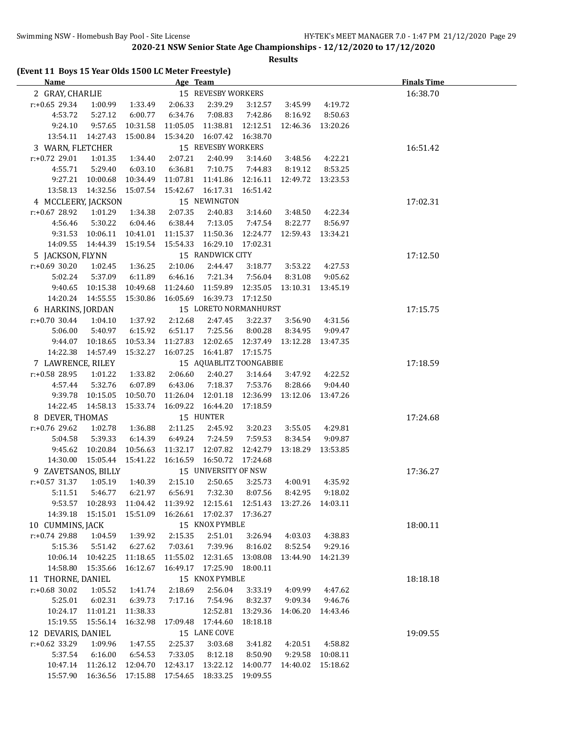## 2020-21 NSW Senior State Age Championships - 12/12/2020 to 17/12/2020

### Results

**(Event 11 Boys 15 Year Olds 1500 LC Meter Freestyle)**

| Name | | | Age | Team | | | | Finals Time |
|---|---|---|---|---|---|---|---|---|
| 2 GRAY, CHARLIE | | | 15 | REVESBY WORKERS | | | | 16:38.70 |
| r:+0.65 29.34 | 1:00.99 | 1:33.49 | 2:06.33 | 2:39.29 | 3:12.57 | 3:45.99 | 4:19.72 | |
| 4:53.72 | 5:27.12 | 6:00.77 | 6:34.76 | 7:08.83 | 7:42.86 | 8:16.92 | 8:50.63 | |
| 9:24.10 | 9:57.65 | 10:31.58 | 11:05.05 | 11:38.81 | 12:12.51 | 12:46.36 | 13:20.26 | |
| 13:54.11 | 14:27.43 | 15:00.84 | 15:34.20 | 16:07.42 | 16:38.70 | | | |
| 3 WARN, FLETCHER | | | 15 | REVESBY WORKERS | | | | 16:51.42 |
| r:+0.72 29.01 | 1:01.35 | 1:34.40 | 2:07.21 | 2:40.99 | 3:14.60 | 3:48.56 | 4:22.21 | |
| 4:55.71 | 5:29.40 | 6:03.10 | 6:36.81 | 7:10.75 | 7:44.83 | 8:19.12 | 8:53.25 | |
| 9:27.21 | 10:00.68 | 10:34.49 | 11:07.81 | 11:41.86 | 12:16.11 | 12:49.72 | 13:23.53 | |
| 13:58.13 | 14:32.56 | 15:07.54 | 15:42.67 | 16:17.31 | 16:51.42 | | | |
| 4 MCCLEERY, JACKSON | | | 15 | NEWINGTON | | | | 17:02.31 |
| r:+0.67 28.92 | 1:01.29 | 1:34.38 | 2:07.35 | 2:40.83 | 3:14.60 | 3:48.50 | 4:22.34 | |
| 4:56.46 | 5:30.22 | 6:04.46 | 6:38.44 | 7:13.05 | 7:47.54 | 8:22.77 | 8:56.97 | |
| 9:31.53 | 10:06.11 | 10:41.01 | 11:15.37 | 11:50.36 | 12:24.77 | 12:59.43 | 13:34.21 | |
| 14:09.55 | 14:44.39 | 15:19.54 | 15:54.33 | 16:29.10 | 17:02.31 | | | |
| 5 JACKSON, FLYNN | | | 15 | RANDWICK CITY | | | | 17:12.50 |
| r:+0.69 30.20 | 1:02.45 | 1:36.25 | 2:10.06 | 2:44.47 | 3:18.77 | 3:53.22 | 4:27.53 | |
| 5:02.24 | 5:37.09 | 6:11.89 | 6:46.16 | 7:21.34 | 7:56.04 | 8:31.08 | 9:05.62 | |
| 9:40.65 | 10:15.38 | 10:49.68 | 11:24.60 | 11:59.89 | 12:35.05 | 13:10.31 | 13:45.19 | |
| 14:20.24 | 14:55.55 | 15:30.86 | 16:05.69 | 16:39.73 | 17:12.50 | | | |
| 6 HARKINS, JORDAN | | | 15 | LORETO NORMANHURST | | | | 17:15.75 |
| r:+0.70 30.44 | 1:04.10 | 1:37.92 | 2:12.68 | 2:47.45 | 3:22.37 | 3:56.90 | 4:31.56 | |
| 5:06.00 | 5:40.97 | 6:15.92 | 6:51.17 | 7:25.56 | 8:00.28 | 8:34.95 | 9:09.47 | |
| 9:44.07 | 10:18.65 | 10:53.34 | 11:27.83 | 12:02.65 | 12:37.49 | 13:12.28 | 13:47.35 | |
| 14:22.38 | 14:57.49 | 15:32.27 | 16:07.25 | 16:41.87 | 17:15.75 | | | |
| 7 LAWRENCE, RILEY | | | 15 | AQUABLITZ TOONGABBIE | | | | 17:18.59 |
| r:+0.58 28.95 | 1:01.22 | 1:33.82 | 2:06.60 | 2:40.27 | 3:14.64 | 3:47.92 | 4:22.52 | |
| 4:57.44 | 5:32.76 | 6:07.89 | 6:43.06 | 7:18.37 | 7:53.76 | 8:28.66 | 9:04.40 | |
| 9:39.78 | 10:15.05 | 10:50.70 | 11:26.04 | 12:01.18 | 12:36.99 | 13:12.06 | 13:47.26 | |
| 14:22.45 | 14:58.13 | 15:33.74 | 16:09.22 | 16:44.20 | 17:18.59 | | | |
| 8 DEVER, THOMAS | | | 15 | HUNTER | | | | 17:24.68 |
| r:+0.76 29.62 | 1:02.78 | 1:36.88 | 2:11.25 | 2:45.92 | 3:20.23 | 3:55.05 | 4:29.81 | |
| 5:04.58 | 5:39.33 | 6:14.39 | 6:49.24 | 7:24.59 | 7:59.53 | 8:34.54 | 9:09.87 | |
| 9:45.62 | 10:20.84 | 10:56.63 | 11:32.17 | 12:07.82 | 12:42.79 | 13:18.29 | 13:53.85 | |
| 14:30.00 | 15:05.44 | 15:41.22 | 16:16.59 | 16:50.72 | 17:24.68 | | | |
| 9 ZAVETSANOS, BILLY | | | 15 | UNIVERSITY OF NSW | | | | 17:36.27 |
| r:+0.57 31.37 | 1:05.19 | 1:40.39 | 2:15.10 | 2:50.65 | 3:25.73 | 4:00.91 | 4:35.92 | |
| 5:11.51 | 5:46.77 | 6:21.97 | 6:56.91 | 7:32.30 | 8:07.56 | 8:42.95 | 9:18.02 | |
| 9:53.57 | 10:28.93 | 11:04.42 | 11:39.92 | 12:15.61 | 12:51.43 | 13:27.26 | 14:03.11 | |
| 14:39.18 | 15:15.01 | 15:51.09 | 16:26.61 | 17:02.37 | 17:36.27 | | | |
| 10 CUMMINS, JACK | | | 15 | KNOX PYMBLE | | | | 18:00.11 |
| r:+0.74 29.88 | 1:04.59 | 1:39.92 | 2:15.35 | 2:51.01 | 3:26.94 | 4:03.03 | 4:38.83 | |
| 5:15.36 | 5:51.42 | 6:27.62 | 7:03.61 | 7:39.96 | 8:16.02 | 8:52.54 | 9:29.16 | |
| 10:06.14 | 10:42.25 | 11:18.65 | 11:55.02 | 12:31.65 | 13:08.08 | 13:44.90 | 14:21.39 | |
| 14:58.80 | 15:35.66 | 16:12.67 | 16:49.17 | 17:25.90 | 18:00.11 | | | |
| 11 THORNE, DANIEL | | | 15 | KNOX PYMBLE | | | | 18:18.18 |
| r:+0.68 30.02 | 1:05.52 | 1:41.74 | 2:18.69 | 2:56.04 | 3:33.19 | 4:09.99 | 4:47.62 | |
| 5:25.01 | 6:02.31 | 6:39.73 | 7:17.16 | 7:54.96 | 8:32.37 | 9:09.34 | 9:46.76 | |
| 10:24.17 | 11:01.21 | 11:38.33 | | 12:52.81 | 13:29.36 | 14:06.20 | 14:43.46 | |
| 15:19.55 | 15:56.14 | 16:32.98 | 17:09.48 | 17:44.60 | 18:18.18 | | | |
| 12 DEVARIS, DANIEL | | | 15 | LANE COVE | | | | 19:09.55 |
| r:+0.62 33.29 | 1:09.96 | 1:47.55 | 2:25.37 | 3:03.68 | 3:41.82 | 4:20.51 | 4:58.82 | |
| 5:37.54 | 6:16.00 | 6:54.53 | 7:33.05 | 8:12.18 | 8:50.90 | 9:29.58 | 10:08.11 | |
| 10:47.14 | 11:26.12 | 12:04.70 | 12:43.17 | 13:22.12 | 14:00.77 | 14:40.02 | 15:18.62 | |
| 15:57.90 | 16:36.56 | 17:15.88 | 17:54.65 | 18:33.25 | 19:09.55 | | | |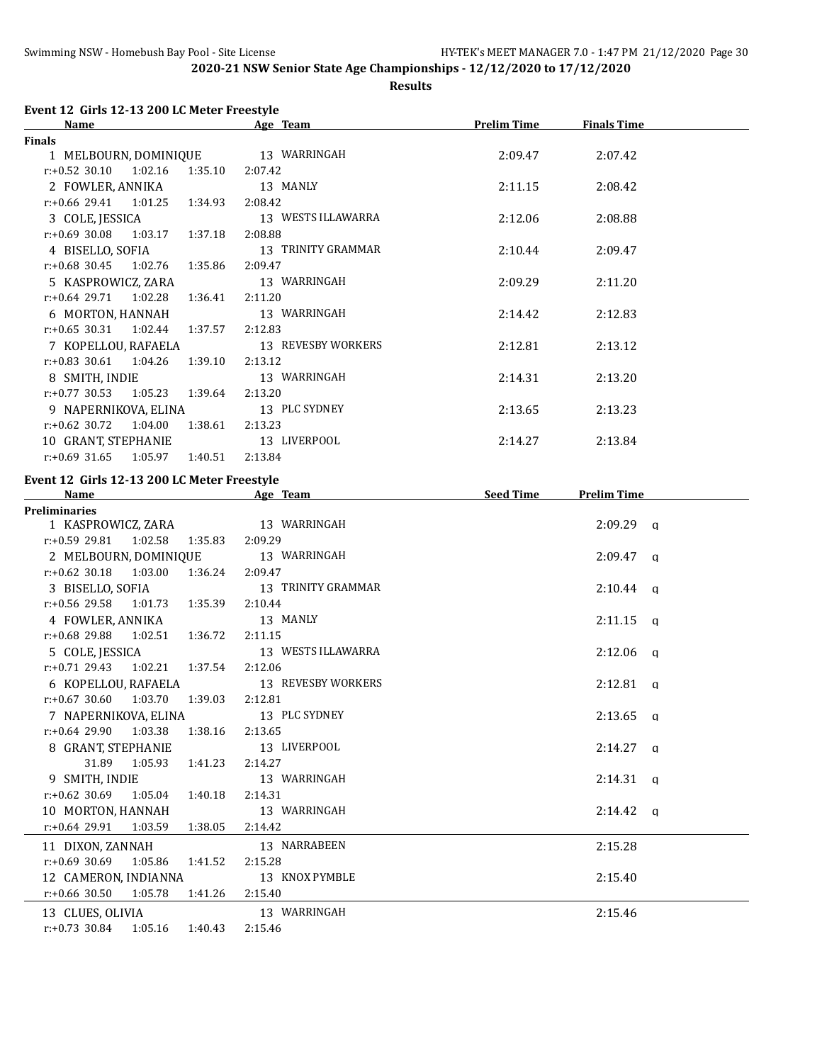2020-21 NSW Senior State Age Championships - 12/12/2020 to 17/12/2020

**Results**

## Event 12 Girls 12-13 200 LC Meter Freestyle

| Name | Age | Team | Prelim Time | Finals Time |
|---|---|---|---|---|
| **Finals** | | | | |
| 1 MELBOURN, DOMINIQUE | 13 | WARRINGAH | 2:09.47 | 2:07.42 |
| r:+0.52 30.10 1:02.16 1:35.10 2:07.42 | | | | |
| 2 FOWLER, ANNIKA | 13 | MANLY | 2:11.15 | 2:08.42 |
| r:+0.66 29.41 1:01.25 1:34.93 2:08.42 | | | | |
| 3 COLE, JESSICA | 13 | WESTS ILLAWARRA | 2:12.06 | 2:08.88 |
| r:+0.69 30.08 1:03.17 1:37.18 2:08.88 | | | | |
| 4 BISELLO, SOFIA | 13 | TRINITY GRAMMAR | 2:10.44 | 2:09.47 |
| r:+0.68 30.45 1:02.76 1:35.86 2:09.47 | | | | |
| 5 KASPROWICZ, ZARA | 13 | WARRINGAH | 2:09.29 | 2:11.20 |
| r:+0.64 29.71 1:02.28 1:36.41 2:11.20 | | | | |
| 6 MORTON, HANNAH | 13 | WARRINGAH | 2:14.42 | 2:12.83 |
| r:+0.65 30.31 1:02.44 1:37.57 2:12.83 | | | | |
| 7 KOPELLOU, RAFAELA | 13 | REVESBY WORKERS | 2:12.81 | 2:13.12 |
| r:+0.83 30.61 1:04.26 1:39.10 2:13.12 | | | | |
| 8 SMITH, INDIE | 13 | WARRINGAH | 2:14.31 | 2:13.20 |
| r:+0.77 30.53 1:05.23 1:39.64 2:13.20 | | | | |
| 9 NAPERNIKOVA, ELINA | 13 | PLC SYDNEY | 2:13.65 | 2:13.23 |
| r:+0.62 30.72 1:04.00 1:38.61 2:13.23 | | | | |
| 10 GRANT, STEPHANIE | 13 | LIVERPOOL | 2:14.27 | 2:13.84 |
| r:+0.69 31.65 1:05.97 1:40.51 2:13.84 | | | | |

## Event 12 Girls 12-13 200 LC Meter Freestyle

| Name | Age | Team | Seed Time | Prelim Time | |
|---|---|---|---|---|---|
| **Preliminaries** | | | | | |
| 1 KASPROWICZ, ZARA | 13 | WARRINGAH | | 2:09.29 | q |
| r:+0.59 29.81 1:02.58 1:35.83 2:09.29 | | | | | |
| 2 MELBOURN, DOMINIQUE | 13 | WARRINGAH | | 2:09.47 | q |
| r:+0.62 30.18 1:03.00 1:36.24 2:09.47 | | | | | |
| 3 BISELLO, SOFIA | 13 | TRINITY GRAMMAR | | 2:10.44 | q |
| r:+0.56 29.58 1:01.73 1:35.39 2:10.44 | | | | | |
| 4 FOWLER, ANNIKA | 13 | MANLY | | 2:11.15 | q |
| r:+0.68 29.88 1:02.51 1:36.72 2:11.15 | | | | | |
| 5 COLE, JESSICA | 13 | WESTS ILLAWARRA | | 2:12.06 | q |
| r:+0.71 29.43 1:02.21 1:37.54 2:12.06 | | | | | |
| 6 KOPELLOU, RAFAELA | 13 | REVESBY WORKERS | | 2:12.81 | q |
| r:+0.67 30.60 1:03.70 1:39.03 2:12.81 | | | | | |
| 7 NAPERNIKOVA, ELINA | 13 | PLC SYDNEY | | 2:13.65 | q |
| r:+0.64 29.90 1:03.38 1:38.16 2:13.65 | | | | | |
| 8 GRANT, STEPHANIE | 13 | LIVERPOOL | | 2:14.27 | q |
| 31.89 1:05.93 1:41.23 2:14.27 | | | | | |
| 9 SMITH, INDIE | 13 | WARRINGAH | | 2:14.31 | q |
| r:+0.62 30.69 1:05.04 1:40.18 2:14.31 | | | | | |
| 10 MORTON, HANNAH | 13 | WARRINGAH | | 2:14.42 | q |
| r:+0.64 29.91 1:03.59 1:38.05 2:14.42 | | | | | |
| 11 DIXON, ZANNAH | 13 | NARRABEEN | | 2:15.28 | |
| r:+0.69 30.69 1:05.86 1:41.52 2:15.28 | | | | | |
| 12 CAMERON, INDIANNA | 13 | KNOX PYMBLE | | 2:15.40 | |
| r:+0.66 30.50 1:05.78 1:41.26 2:15.40 | | | | | |
| 13 CLUES, OLIVIA | 13 | WARRINGAH | | 2:15.46 | |
| r:+0.73 30.84 1:05.16 1:40.43 2:15.46 | | | | | |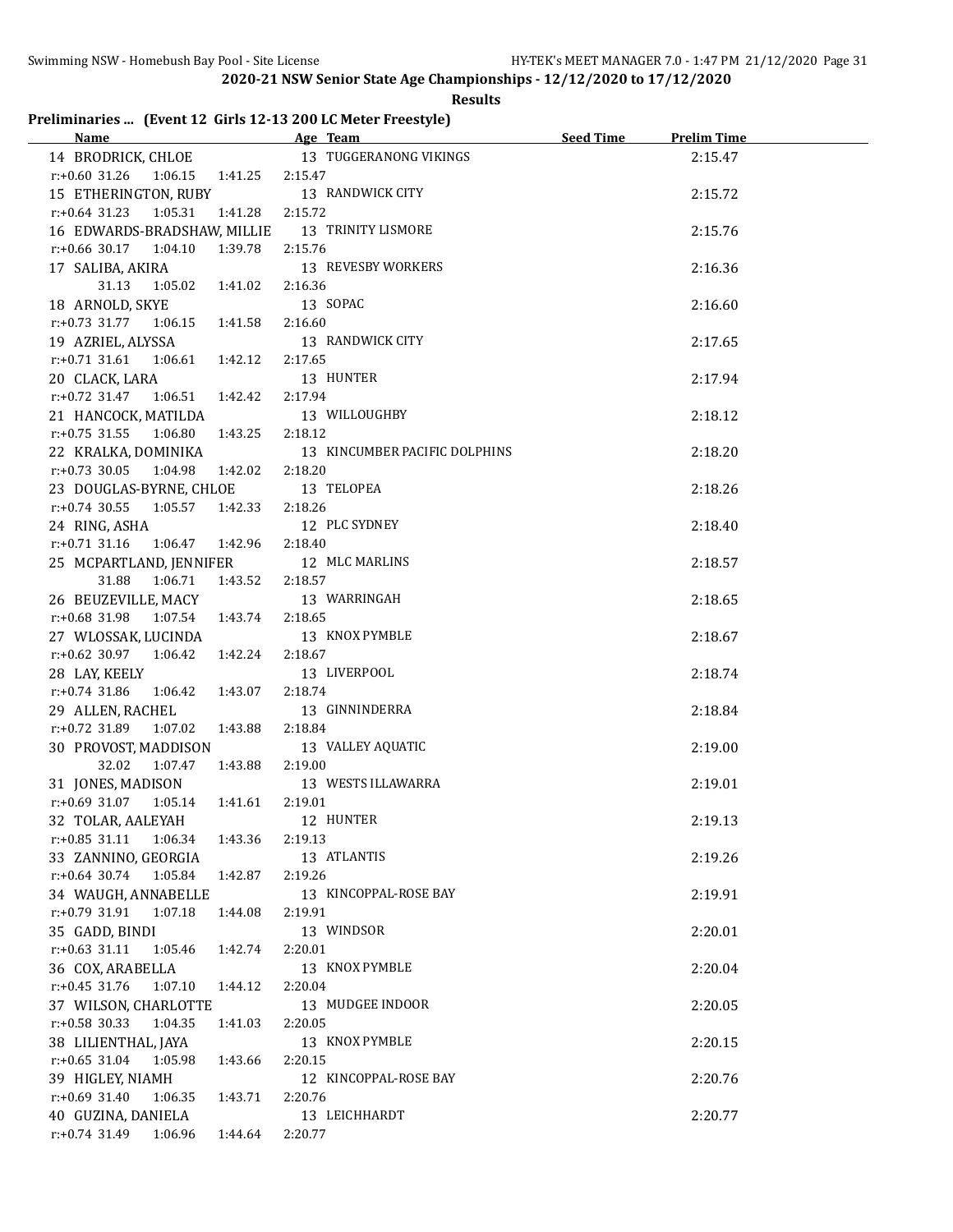**2020-21 NSW Senior State Age Championships - 12/12/2020 to 17/12/2020**

**Results**

## Preliminaries ... (Event 12 Girls 12-13 200 LC Meter Freestyle)

| Name | Age | Team | Seed Time | Prelim Time |
|---|---|---|---|---|
| 14 BRODRICK, CHLOE | 13 | TUGGERANONG VIKINGS | | 2:15.47 |
| r:+0.60 31.26 1:06.15 1:41.25 2:15.47 | | | | |
| 15 ETHERINGTON, RUBY | 13 | RANDWICK CITY | | 2:15.72 |
| r:+0.64 31.23 1:05.31 1:41.28 2:15.72 | | | | |
| 16 EDWARDS-BRADSHAW, MILLIE | 13 | TRINITY LISMORE | | 2:15.76 |
| r:+0.66 30.17 1:04.10 1:39.78 2:15.76 | | | | |
| 17 SALIBA, AKIRA | 13 | REVESBY WORKERS | | 2:16.36 |
| 31.13 1:05.02 1:41.02 2:16.36 | | | | |
| 18 ARNOLD, SKYE | 13 | SOPAC | | 2:16.60 |
| r:+0.73 31.77 1:06.15 1:41.58 2:16.60 | | | | |
| 19 AZRIEL, ALYSSA | 13 | RANDWICK CITY | | 2:17.65 |
| r:+0.71 31.61 1:06.61 1:42.12 2:17.65 | | | | |
| 20 CLACK, LARA | 13 | HUNTER | | 2:17.94 |
| r:+0.72 31.47 1:06.51 1:42.42 2:17.94 | | | | |
| 21 HANCOCK, MATILDA | 13 | WILLOUGHBY | | 2:18.12 |
| r:+0.75 31.55 1:06.80 1:43.25 2:18.12 | | | | |
| 22 KRALKA, DOMINIKA | 13 | KINCUMBER PACIFIC DOLPHINS | | 2:18.20 |
| r:+0.73 30.05 1:04.98 1:42.02 2:18.20 | | | | |
| 23 DOUGLAS-BYRNE, CHLOE | 13 | TELOPEA | | 2:18.26 |
| r:+0.74 30.55 1:05.57 1:42.33 2:18.26 | | | | |
| 24 RING, ASHA | 12 | PLC SYDNEY | | 2:18.40 |
| r:+0.71 31.16 1:06.47 1:42.96 2:18.40 | | | | |
| 25 MCPARTLAND, JENNIFER | 12 | MLC MARLINS | | 2:18.57 |
| 31.88 1:06.71 1:43.52 2:18.57 | | | | |
| 26 BEUZEVILLE, MACY | 13 | WARRINGAH | | 2:18.65 |
| r:+0.68 31.98 1:07.54 1:43.74 2:18.65 | | | | |
| 27 WLOSSAK, LUCINDA | 13 | KNOX PYMBLE | | 2:18.67 |
| r:+0.62 30.97 1:06.42 1:42.24 2:18.67 | | | | |
| 28 LAY, KEELY | 13 | LIVERPOOL | | 2:18.74 |
| r:+0.74 31.86 1:06.42 1:43.07 2:18.74 | | | | |
| 29 ALLEN, RACHEL | 13 | GINNINDERRA | | 2:18.84 |
| r:+0.72 31.89 1:07.02 1:43.88 2:18.84 | | | | |
| 30 PROVOST, MADDISON | 13 | VALLEY AQUATIC | | 2:19.00 |
| 32.02 1:07.47 1:43.88 2:19.00 | | | | |
| 31 JONES, MADISON | 13 | WESTS ILLAWARRA | | 2:19.01 |
| r:+0.69 31.07 1:05.14 1:41.61 2:19.01 | | | | |
| 32 TOLAR, AALEYAH | 12 | HUNTER | | 2:19.13 |
| r:+0.85 31.11 1:06.34 1:43.36 2:19.13 | | | | |
| 33 ZANNINO, GEORGIA | 13 | ATLANTIS | | 2:19.26 |
| r:+0.64 30.74 1:05.84 1:42.87 2:19.26 | | | | |
| 34 WAUGH, ANNABELLE | 13 | KINCOPPAL-ROSE BAY | | 2:19.91 |
| r:+0.79 31.91 1:07.18 1:44.08 2:19.91 | | | | |
| 35 GADD, BINDI | 13 | WINDSOR | | 2:20.01 |
| r:+0.63 31.11 1:05.46 1:42.74 2:20.01 | | | | |
| 36 COX, ARABELLA | 13 | KNOX PYMBLE | | 2:20.04 |
| r:+0.45 31.76 1:07.10 1:44.12 2:20.04 | | | | |
| 37 WILSON, CHARLOTTE | 13 | MUDGEE INDOOR | | 2:20.05 |
| r:+0.58 30.33 1:04.35 1:41.03 2:20.05 | | | | |
| 38 LILIENTHAL, JAYA | 13 | KNOX PYMBLE | | 2:20.15 |
| r:+0.65 31.04 1:05.98 1:43.66 2:20.15 | | | | |
| 39 HIGLEY, NIAMH | 12 | KINCOPPAL-ROSE BAY | | 2:20.76 |
| r:+0.69 31.40 1:06.35 1:43.71 2:20.76 | | | | |
| 40 GUZINA, DANIELA | 13 | LEICHHARDT | | 2:20.77 |
| r:+0.74 31.49 1:06.96 1:44.64 2:20.77 | | | | |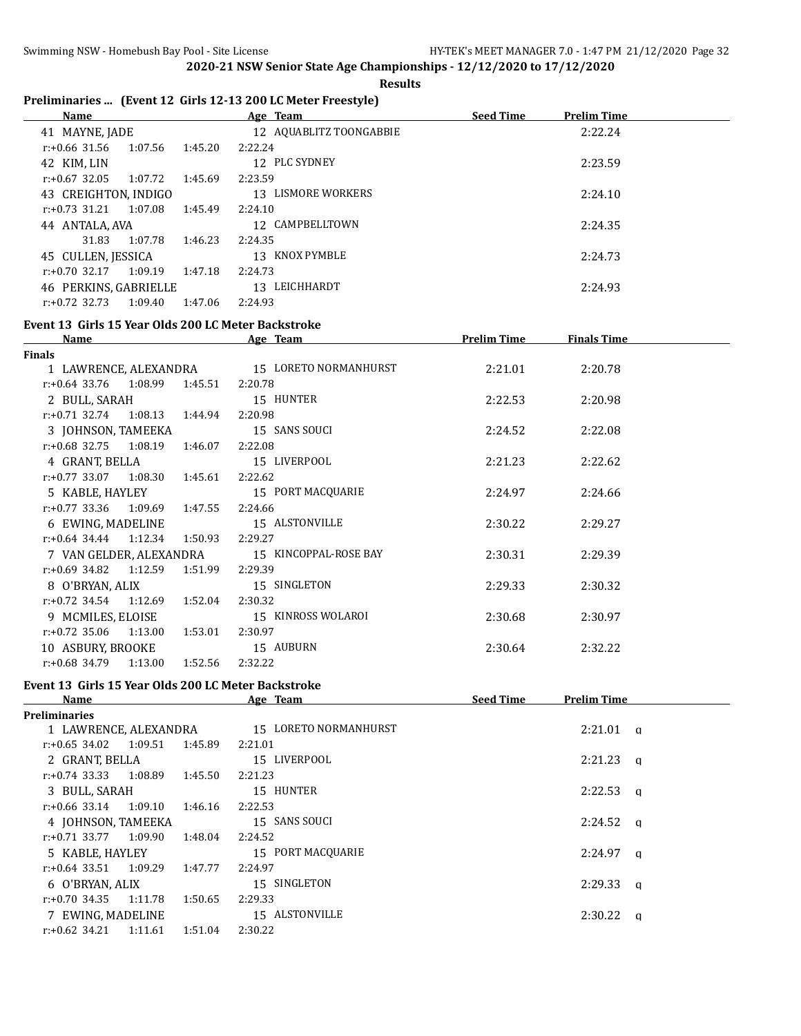## 2020-21 NSW Senior State Age Championships - 12/12/2020 to 17/12/2020

**Results**

### Preliminaries ... (Event 12 Girls 12-13 200 LC Meter Freestyle)

| Name | Age | Team | Seed Time | Prelim Time |
|---|---|---|---|---|
| 41 MAYNE, JADE | 12 | AQUABLITZ TOONGABBIE | | 2:22.24 |
| r:+0.66 31.56 1:07.56 1:45.20 2:22.24 | | | | |
| 42 KIM, LIN | 12 | PLC SYDNEY | | 2:23.59 |
| r:+0.67 32.05 1:07.72 1:45.69 2:23.59 | | | | |
| 43 CREIGHTON, INDIGO | 13 | LISMORE WORKERS | | 2:24.10 |
| r:+0.73 31.21 1:07.08 1:45.49 2:24.10 | | | | |
| 44 ANTALA, AVA | 12 | CAMPBELLTOWN | | 2:24.35 |
| 31.83 1:07.78 1:46.23 2:24.35 | | | | |
| 45 CULLEN, JESSICA | 13 | KNOX PYMBLE | | 2:24.73 |
| r:+0.70 32.17 1:09.19 1:47.18 2:24.73 | | | | |
| 46 PERKINS, GABRIELLE | 13 | LEICHHARDT | | 2:24.93 |
| r:+0.72 32.73 1:09.40 1:47.06 2:24.93 | | | | |

### Event 13 Girls 15 Year Olds 200 LC Meter Backstroke

| Name | Age | Team | Prelim Time | Finals Time |
|---|---|---|---|---|
| **Finals** | | | | |
| 1 LAWRENCE, ALEXANDRA | 15 | LORETO NORMANHURST | 2:21.01 | 2:20.78 |
| r:+0.64 33.76 1:08.99 1:45.51 2:20.78 | | | | |
| 2 BULL, SARAH | 15 | HUNTER | 2:22.53 | 2:20.98 |
| r:+0.71 32.74 1:08.13 1:44.94 2:20.98 | | | | |
| 3 JOHNSON, TAMEEKA | 15 | SANS SOUCI | 2:24.52 | 2:22.08 |
| r:+0.68 32.75 1:08.19 1:46.07 2:22.08 | | | | |
| 4 GRANT, BELLA | 15 | LIVERPOOL | 2:21.23 | 2:22.62 |
| r:+0.77 33.07 1:08.30 1:45.61 2:22.62 | | | | |
| 5 KABLE, HAYLEY | 15 | PORT MACQUARIE | 2:24.97 | 2:24.66 |
| r:+0.77 33.36 1:09.69 1:47.55 2:24.66 | | | | |
| 6 EWING, MADELINE | 15 | ALSTONVILLE | 2:30.22 | 2:29.27 |
| r:+0.64 34.44 1:12.34 1:50.93 2:29.27 | | | | |
| 7 VAN GELDER, ALEXANDRA | 15 | KINCOPPAL-ROSE BAY | 2:30.31 | 2:29.39 |
| r:+0.69 34.82 1:12.59 1:51.99 2:29.39 | | | | |
| 8 O'BRYAN, ALIX | 15 | SINGLETON | 2:29.33 | 2:30.32 |
| r:+0.72 34.54 1:12.69 1:52.04 2:30.32 | | | | |
| 9 MCMILES, ELOISE | 15 | KINROSS WOLAROI | 2:30.68 | 2:30.97 |
| r:+0.72 35.06 1:13.00 1:53.01 2:30.97 | | | | |
| 10 ASBURY, BROOKE | 15 | AUBURN | 2:30.64 | 2:32.22 |
| r:+0.68 34.79 1:13.00 1:52.56 2:32.22 | | | | |

### Event 13 Girls 15 Year Olds 200 LC Meter Backstroke

| Name | Age | Team | Seed Time | Prelim Time |
|---|---|---|---|---|
| **Preliminaries** | | | | |
| 1 LAWRENCE, ALEXANDRA | 15 | LORETO NORMANHURST | | 2:21.01 q |
| r:+0.65 34.02 1:09.51 1:45.89 2:21.01 | | | | |
| 2 GRANT, BELLA | 15 | LIVERPOOL | | 2:21.23 q |
| r:+0.74 33.33 1:08.89 1:45.50 2:21.23 | | | | |
| 3 BULL, SARAH | 15 | HUNTER | | 2:22.53 q |
| r:+0.66 33.14 1:09.10 1:46.16 2:22.53 | | | | |
| 4 JOHNSON, TAMEEKA | 15 | SANS SOUCI | | 2:24.52 q |
| r:+0.71 33.77 1:09.90 1:48.04 2:24.52 | | | | |
| 5 KABLE, HAYLEY | 15 | PORT MACQUARIE | | 2:24.97 q |
| r:+0.64 33.51 1:09.29 1:47.77 2:24.97 | | | | |
| 6 O'BRYAN, ALIX | 15 | SINGLETON | | 2:29.33 q |
| r:+0.70 34.35 1:11.78 1:50.65 2:29.33 | | | | |
| 7 EWING, MADELINE | 15 | ALSTONVILLE | | 2:30.22 q |
| r:+0.62 34.21 1:11.61 1:51.04 2:30.22 | | | | |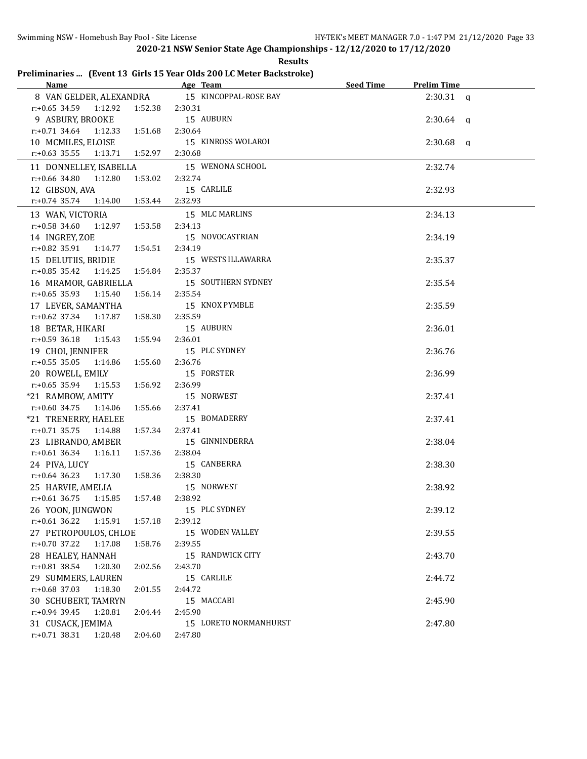**2020-21 NSW Senior State Age Championships - 12/12/2020 to 17/12/2020**

**Results**

## Preliminaries ... (Event 13 Girls 15 Year Olds 200 LC Meter Backstroke)

| Name | Age | Team | Seed Time | Prelim Time | |
|---|---|---|---|---|---|
| 8 VAN GELDER, ALEXANDRA | 15 | KINCOPPAL-ROSE BAY | | 2:30.31 | q |
| r:+0.65 34.59 1:12.92 1:52.38 2:30.31 | | | | | |
| 9 ASBURY, BROOKE | 15 | AUBURN | | 2:30.64 | q |
| r:+0.71 34.64 1:12.33 1:51.68 2:30.64 | | | | | |
| 10 MCMILES, ELOISE | 15 | KINROSS WOLAROI | | 2:30.68 | q |
| r:+0.63 35.55 1:13.71 1:52.97 2:30.68 | | | | | |
| 11 DONNELLEY, ISABELLA | 15 | WENONA SCHOOL | | 2:32.74 | |
| r:+0.66 34.80 1:12.80 1:53.02 2:32.74 | | | | | |
| 12 GIBSON, AVA | 15 | CARLILE | | 2:32.93 | |
| r:+0.74 35.74 1:14.00 1:53.44 2:32.93 | | | | | |
| 13 WAN, VICTORIA | 15 | MLC MARLINS | | 2:34.13 | |
| r:+0.58 34.60 1:12.97 1:53.58 2:34.13 | | | | | |
| 14 INGREY, ZOE | 15 | NOVOCASTRIAN | | 2:34.19 | |
| r:+0.82 35.91 1:14.77 1:54.51 2:34.19 | | | | | |
| 15 DELUTIIS, BRIDIE | 15 | WESTS ILLAWARRA | | 2:35.37 | |
| r:+0.85 35.42 1:14.25 1:54.84 2:35.37 | | | | | |
| 16 MRAMOR, GABRIELLA | 15 | SOUTHERN SYDNEY | | 2:35.54 | |
| r:+0.65 35.93 1:15.40 1:56.14 2:35.54 | | | | | |
| 17 LEVER, SAMANTHA | 15 | KNOX PYMBLE | | 2:35.59 | |
| r:+0.62 37.34 1:17.87 1:58.30 2:35.59 | | | | | |
| 18 BETAR, HIKARI | 15 | AUBURN | | 2:36.01 | |
| r:+0.59 36.18 1:15.43 1:55.94 2:36.01 | | | | | |
| 19 CHOI, JENNIFER | 15 | PLC SYDNEY | | 2:36.76 | |
| r:+0.55 35.05 1:14.86 1:55.60 2:36.76 | | | | | |
| 20 ROWELL, EMILY | 15 | FORSTER | | 2:36.99 | |
| r:+0.65 35.94 1:15.53 1:56.92 2:36.99 | | | | | |
| *21 RAMBOW, AMITY | 15 | NORWEST | | 2:37.41 | |
| r:+0.60 34.75 1:14.06 1:55.66 2:37.41 | | | | | |
| *21 TRENERRY, HAELEE | 15 | BOMADERRY | | 2:37.41 | |
| r:+0.71 35.75 1:14.88 1:57.34 2:37.41 | | | | | |
| 23 LIBRANDO, AMBER | 15 | GINNINDERRA | | 2:38.04 | |
| r:+0.61 36.34 1:16.11 1:57.36 2:38.04 | | | | | |
| 24 PIVA, LUCY | 15 | CANBERRA | | 2:38.30 | |
| r:+0.64 36.23 1:17.30 1:58.36 2:38.30 | | | | | |
| 25 HARVIE, AMELIA | 15 | NORWEST | | 2:38.92 | |
| r:+0.61 36.75 1:15.85 1:57.48 2:38.92 | | | | | |
| 26 YOON, JUNGWON | 15 | PLC SYDNEY | | 2:39.12 | |
| r:+0.61 36.22 1:15.91 1:57.18 2:39.12 | | | | | |
| 27 PETROPOULOS, CHLOE | 15 | WODEN VALLEY | | 2:39.55 | |
| r:+0.70 37.22 1:17.08 1:58.76 2:39.55 | | | | | |
| 28 HEALEY, HANNAH | 15 | RANDWICK CITY | | 2:43.70 | |
| r:+0.81 38.54 1:20.30 2:02.56 2:43.70 | | | | | |
| 29 SUMMERS, LAUREN | 15 | CARLILE | | 2:44.72 | |
| r:+0.68 37.03 1:18.30 2:01.55 2:44.72 | | | | | |
| 30 SCHUBERT, TAMRYN | 15 | MACCABI | | 2:45.90 | |
| r:+0.94 39.45 1:20.81 2:04.44 2:45.90 | | | | | |
| 31 CUSACK, JEMIMA | 15 | LORETO NORMANHURST | | 2:47.80 | |
| r:+0.71 38.31 1:20.48 2:04.60 2:47.80 | | | | | |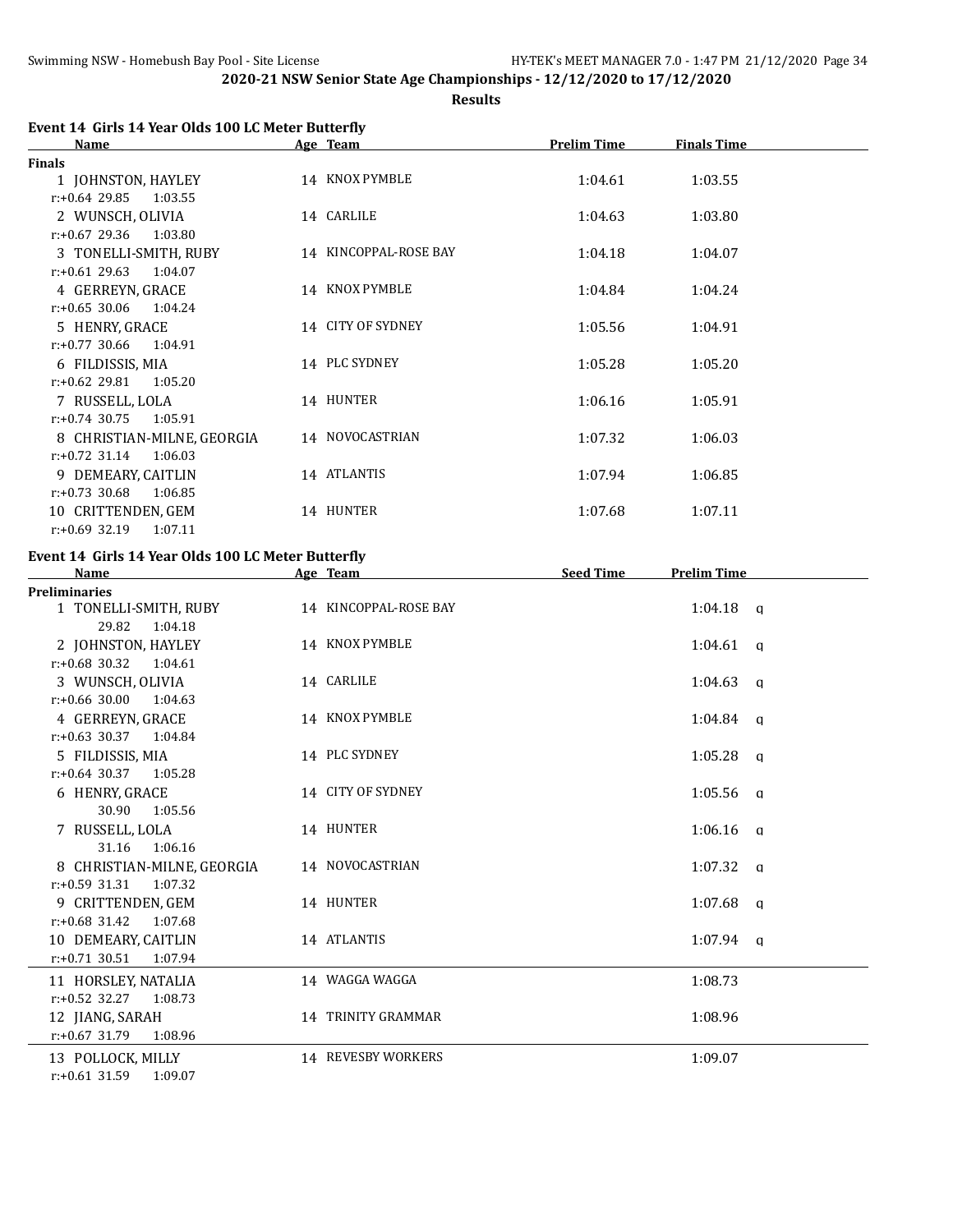2020-21 NSW Senior State Age Championships - 12/12/2020 to 17/12/2020

**Results**

### Event 14 Girls 14 Year Olds 100 LC Meter Butterfly

| Name | Age | Team | Prelim Time | Finals Time |
|---|---|---|---|---|
| **Finals** | | | | |
| 1 JOHNSTON, HAYLEY | 14 | KNOX PYMBLE | 1:04.61 | 1:03.55 |
| r:+0.64 29.85 1:03.55 | | | | |
| 2 WUNSCH, OLIVIA | 14 | CARLILE | 1:04.63 | 1:03.80 |
| r:+0.67 29.36 1:03.80 | | | | |
| 3 TONELLI-SMITH, RUBY | 14 | KINCOPPAL-ROSE BAY | 1:04.18 | 1:04.07 |
| r:+0.61 29.63 1:04.07 | | | | |
| 4 GERREYN, GRACE | 14 | KNOX PYMBLE | 1:04.84 | 1:04.24 |
| r:+0.65 30.06 1:04.24 | | | | |
| 5 HENRY, GRACE | 14 | CITY OF SYDNEY | 1:05.56 | 1:04.91 |
| r:+0.77 30.66 1:04.91 | | | | |
| 6 FILDISSIS, MIA | 14 | PLC SYDNEY | 1:05.28 | 1:05.20 |
| r:+0.62 29.81 1:05.20 | | | | |
| 7 RUSSELL, LOLA | 14 | HUNTER | 1:06.16 | 1:05.91 |
| r:+0.74 30.75 1:05.91 | | | | |
| 8 CHRISTIAN-MILNE, GEORGIA | 14 | NOVOCASTRIAN | 1:07.32 | 1:06.03 |
| r:+0.72 31.14 1:06.03 | | | | |
| 9 DEMEARY, CAITLIN | 14 | ATLANTIS | 1:07.94 | 1:06.85 |
| r:+0.73 30.68 1:06.85 | | | | |
| 10 CRITTENDEN, GEM | 14 | HUNTER | 1:07.68 | 1:07.11 |
| r:+0.69 32.19 1:07.11 | | | | |

### Event 14 Girls 14 Year Olds 100 LC Meter Butterfly

| Name | Age | Team | Seed Time | Prelim Time | |
|---|---|---|---|---|---|
| **Preliminaries** | | | | | |
| 1 TONELLI-SMITH, RUBY | 14 | KINCOPPAL-ROSE BAY | | 1:04.18 | q |
| 29.82 1:04.18 | | | | | |
| 2 JOHNSTON, HAYLEY | 14 | KNOX PYMBLE | | 1:04.61 | q |
| r:+0.68 30.32 1:04.61 | | | | | |
| 3 WUNSCH, OLIVIA | 14 | CARLILE | | 1:04.63 | q |
| r:+0.66 30.00 1:04.63 | | | | | |
| 4 GERREYN, GRACE | 14 | KNOX PYMBLE | | 1:04.84 | q |
| r:+0.63 30.37 1:04.84 | | | | | |
| 5 FILDISSIS, MIA | 14 | PLC SYDNEY | | 1:05.28 | q |
| r:+0.64 30.37 1:05.28 | | | | | |
| 6 HENRY, GRACE | 14 | CITY OF SYDNEY | | 1:05.56 | q |
| 30.90 1:05.56 | | | | | |
| 7 RUSSELL, LOLA | 14 | HUNTER | | 1:06.16 | q |
| 31.16 1:06.16 | | | | | |
| 8 CHRISTIAN-MILNE, GEORGIA | 14 | NOVOCASTRIAN | | 1:07.32 | q |
| r:+0.59 31.31 1:07.32 | | | | | |
| 9 CRITTENDEN, GEM | 14 | HUNTER | | 1:07.68 | q |
| r:+0.68 31.42 1:07.68 | | | | | |
| 10 DEMEARY, CAITLIN | 14 | ATLANTIS | | 1:07.94 | q |
| r:+0.71 30.51 1:07.94 | | | | | |
| 11 HORSLEY, NATALIA | 14 | WAGGA WAGGA | | 1:08.73 | |
| r:+0.52 32.27 1:08.73 | | | | | |
| 12 JIANG, SARAH | 14 | TRINITY GRAMMAR | | 1:08.96 | |
| r:+0.67 31.79 1:08.96 | | | | | |
| 13 POLLOCK, MILLY | 14 | REVESBY WORKERS | | 1:09.07 | |
| r:+0.61 31.59 1:09.07 | | | | | |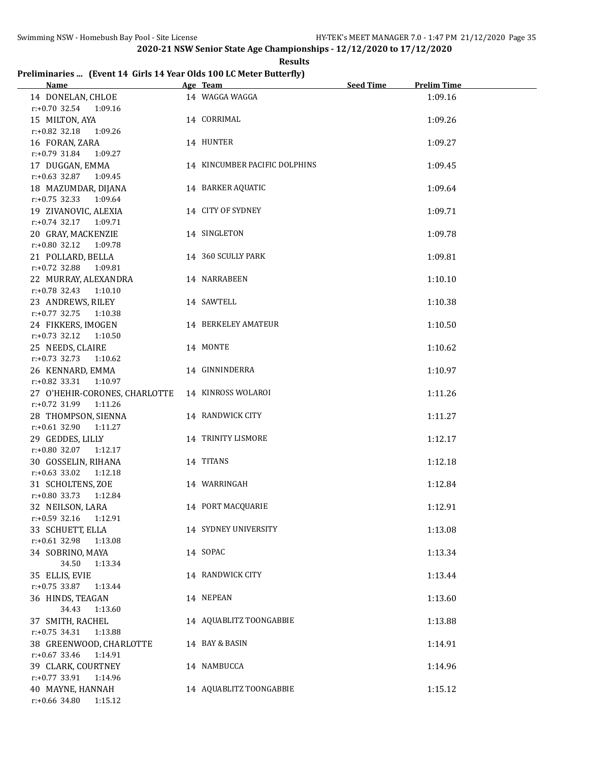## 2020-21 NSW Senior State Age Championships - 12/12/2020 to 17/12/2020

**Results**

### Preliminaries ... (Event 14 Girls 14 Year Olds 100 LC Meter Butterfly)

| Name | Age | Team | Seed Time | Prelim Time |
|---|---|---|---|---|
| 14 DONELAN, CHLOE | 14 | WAGGA WAGGA | | 1:09.16 |
| r:+0.70 32.54 1:09.16 | | | | |
| 15 MILTON, AYA | 14 | CORRIMAL | | 1:09.26 |
| r:+0.82 32.18 1:09.26 | | | | |
| 16 FORAN, ZARA | 14 | HUNTER | | 1:09.27 |
| r:+0.79 31.84 1:09.27 | | | | |
| 17 DUGGAN, EMMA | 14 | KINCUMBER PACIFIC DOLPHINS | | 1:09.45 |
| r:+0.63 32.87 1:09.45 | | | | |
| 18 MAZUMDAR, DIJANA | 14 | BARKER AQUATIC | | 1:09.64 |
| r:+0.75 32.33 1:09.64 | | | | |
| 19 ZIVANOVIC, ALEXIA | 14 | CITY OF SYDNEY | | 1:09.71 |
| r:+0.74 32.17 1:09.71 | | | | |
| 20 GRAY, MACKENZIE | 14 | SINGLETON | | 1:09.78 |
| r:+0.80 32.12 1:09.78 | | | | |
| 21 POLLARD, BELLA | 14 | 360 SCULLY PARK | | 1:09.81 |
| r:+0.72 32.88 1:09.81 | | | | |
| 22 MURRAY, ALEXANDRA | 14 | NARRABEEN | | 1:10.10 |
| r:+0.78 32.43 1:10.10 | | | | |
| 23 ANDREWS, RILEY | 14 | SAWTELL | | 1:10.38 |
| r:+0.77 32.75 1:10.38 | | | | |
| 24 FIKKERS, IMOGEN | 14 | BERKELEY AMATEUR | | 1:10.50 |
| r:+0.73 32.12 1:10.50 | | | | |
| 25 NEEDS, CLAIRE | 14 | MONTE | | 1:10.62 |
| r:+0.73 32.73 1:10.62 | | | | |
| 26 KENNARD, EMMA | 14 | GINNINDERRA | | 1:10.97 |
| r:+0.82 33.31 1:10.97 | | | | |
| 27 O'HEHIR-CORONES, CHARLOTTE | 14 | KINROSS WOLAROI | | 1:11.26 |
| r:+0.72 31.99 1:11.26 | | | | |
| 28 THOMPSON, SIENNA | 14 | RANDWICK CITY | | 1:11.27 |
| r:+0.61 32.90 1:11.27 | | | | |
| 29 GEDDES, LILLY | 14 | TRINITY LISMORE | | 1:12.17 |
| r:+0.80 32.07 1:12.17 | | | | |
| 30 GOSSELIN, RIHANA | 14 | TITANS | | 1:12.18 |
| r:+0.63 33.02 1:12.18 | | | | |
| 31 SCHOLTENS, ZOE | 14 | WARRINGAH | | 1:12.84 |
| r:+0.80 33.73 1:12.84 | | | | |
| 32 NEILSON, LARA | 14 | PORT MACQUARIE | | 1:12.91 |
| r:+0.59 32.16 1:12.91 | | | | |
| 33 SCHUETT, ELLA | 14 | SYDNEY UNIVERSITY | | 1:13.08 |
| r:+0.61 32.98 1:13.08 | | | | |
| 34 SOBRINO, MAYA | 14 | SOPAC | | 1:13.34 |
| 34.50 1:13.34 | | | | |
| 35 ELLIS, EVIE | 14 | RANDWICK CITY | | 1:13.44 |
| r:+0.75 33.87 1:13.44 | | | | |
| 36 HINDS, TEAGAN | 14 | NEPEAN | | 1:13.60 |
| 34.43 1:13.60 | | | | |
| 37 SMITH, RACHEL | 14 | AQUABLITZ TOONGABBIE | | 1:13.88 |
| r:+0.75 34.31 1:13.88 | | | | |
| 38 GREENWOOD, CHARLOTTE | 14 | BAY & BASIN | | 1:14.91 |
| r:+0.67 33.46 1:14.91 | | | | |
| 39 CLARK, COURTNEY | 14 | NAMBUCCA | | 1:14.96 |
| r:+0.77 33.91 1:14.96 | | | | |
| 40 MAYNE, HANNAH | 14 | AQUABLITZ TOONGABBIE | | 1:15.12 |
| r:+0.66 34.80 1:15.12 | | | | |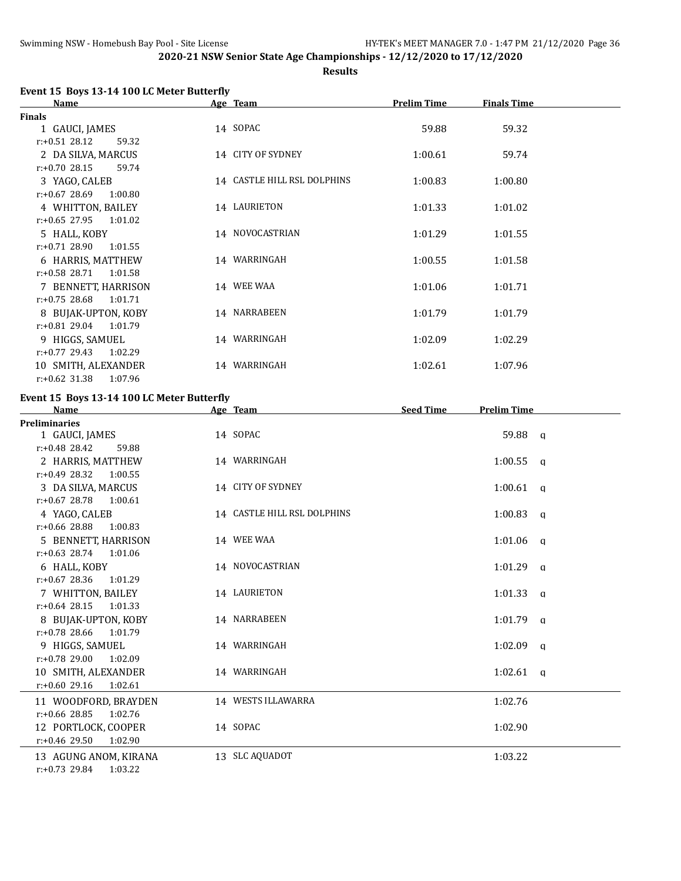## 2020-21 NSW Senior State Age Championships - 12/12/2020 to 17/12/2020

**Results**

### Event 15 Boys 13-14 100 LC Meter Butterfly

**Finals**

| | Name | Age | Team | Prelim Time | Finals Time |
|---|---|---|---|---|---|
| 1 | GAUCI, JAMES | 14 | SOPAC | 59.88 | 59.32 |
| | r:+0.51 28.12 59.32 | | | | |
| 2 | DA SILVA, MARCUS | 14 | CITY OF SYDNEY | 1:00.61 | 59.74 |
| | r:+0.70 28.15 59.74 | | | | |
| 3 | YAGO, CALEB | 14 | CASTLE HILL RSL DOLPHINS | 1:00.83 | 1:00.80 |
| | r:+0.67 28.69 1:00.80 | | | | |
| 4 | WHITTON, BAILEY | 14 | LAURIETON | 1:01.33 | 1:01.02 |
| | r:+0.65 27.95 1:01.02 | | | | |
| 5 | HALL, KOBY | 14 | NOVOCASTRIAN | 1:01.29 | 1:01.55 |
| | r:+0.71 28.90 1:01.55 | | | | |
| 6 | HARRIS, MATTHEW | 14 | WARRINGAH | 1:00.55 | 1:01.58 |
| | r:+0.58 28.71 1:01.58 | | | | |
| 7 | BENNETT, HARRISON | 14 | WEE WAA | 1:01.06 | 1:01.71 |
| | r:+0.75 28.68 1:01.71 | | | | |
| 8 | BUJAK-UPTON, KOBY | 14 | NARRABEEN | 1:01.79 | 1:01.79 |
| | r:+0.81 29.04 1:01.79 | | | | |
| 9 | HIGGS, SAMUEL | 14 | WARRINGAH | 1:02.09 | 1:02.29 |
| | r:+0.77 29.43 1:02.29 | | | | |
| 10 | SMITH, ALEXANDER | 14 | WARRINGAH | 1:02.61 | 1:07.96 |
| | r:+0.62 31.38 1:07.96 | | | | |

### Event 15 Boys 13-14 100 LC Meter Butterfly

**Preliminaries**

| | Name | Age | Team | Seed Time | Prelim Time | |
|---|---|---|---|---|---|---|
| 1 | GAUCI, JAMES | 14 | SOPAC | | 59.88 | q |
| | r:+0.48 28.42 59.88 | | | | | |
| 2 | HARRIS, MATTHEW | 14 | WARRINGAH | | 1:00.55 | q |
| | r:+0.49 28.32 1:00.55 | | | | | |
| 3 | DA SILVA, MARCUS | 14 | CITY OF SYDNEY | | 1:00.61 | q |
| | r:+0.67 28.78 1:00.61 | | | | | |
| 4 | YAGO, CALEB | 14 | CASTLE HILL RSL DOLPHINS | | 1:00.83 | q |
| | r:+0.66 28.88 1:00.83 | | | | | |
| 5 | BENNETT, HARRISON | 14 | WEE WAA | | 1:01.06 | q |
| | r:+0.63 28.74 1:01.06 | | | | | |
| 6 | HALL, KOBY | 14 | NOVOCASTRIAN | | 1:01.29 | q |
| | r:+0.67 28.36 1:01.29 | | | | | |
| 7 | WHITTON, BAILEY | 14 | LAURIETON | | 1:01.33 | q |
| | r:+0.64 28.15 1:01.33 | | | | | |
| 8 | BUJAK-UPTON, KOBY | 14 | NARRABEEN | | 1:01.79 | q |
| | r:+0.78 28.66 1:01.79 | | | | | |
| 9 | HIGGS, SAMUEL | 14 | WARRINGAH | | 1:02.09 | q |
| | r:+0.78 29.00 1:02.09 | | | | | |
| 10 | SMITH, ALEXANDER | 14 | WARRINGAH | | 1:02.61 | q |
| | r:+0.60 29.16 1:02.61 | | | | | |
| 11 | WOODFORD, BRAYDEN | 14 | WESTS ILLAWARRA | | 1:02.76 | |
| | r:+0.66 28.85 1:02.76 | | | | | |
| 12 | PORTLOCK, COOPER | 14 | SOPAC | | 1:02.90 | |
| | r:+0.46 29.50 1:02.90 | | | | | |
| 13 | AGUNG ANOM, KIRANA | 13 | SLC AQUADOT | | 1:03.22 | |
| | r:+0.73 29.84 1:03.22 | | | | | |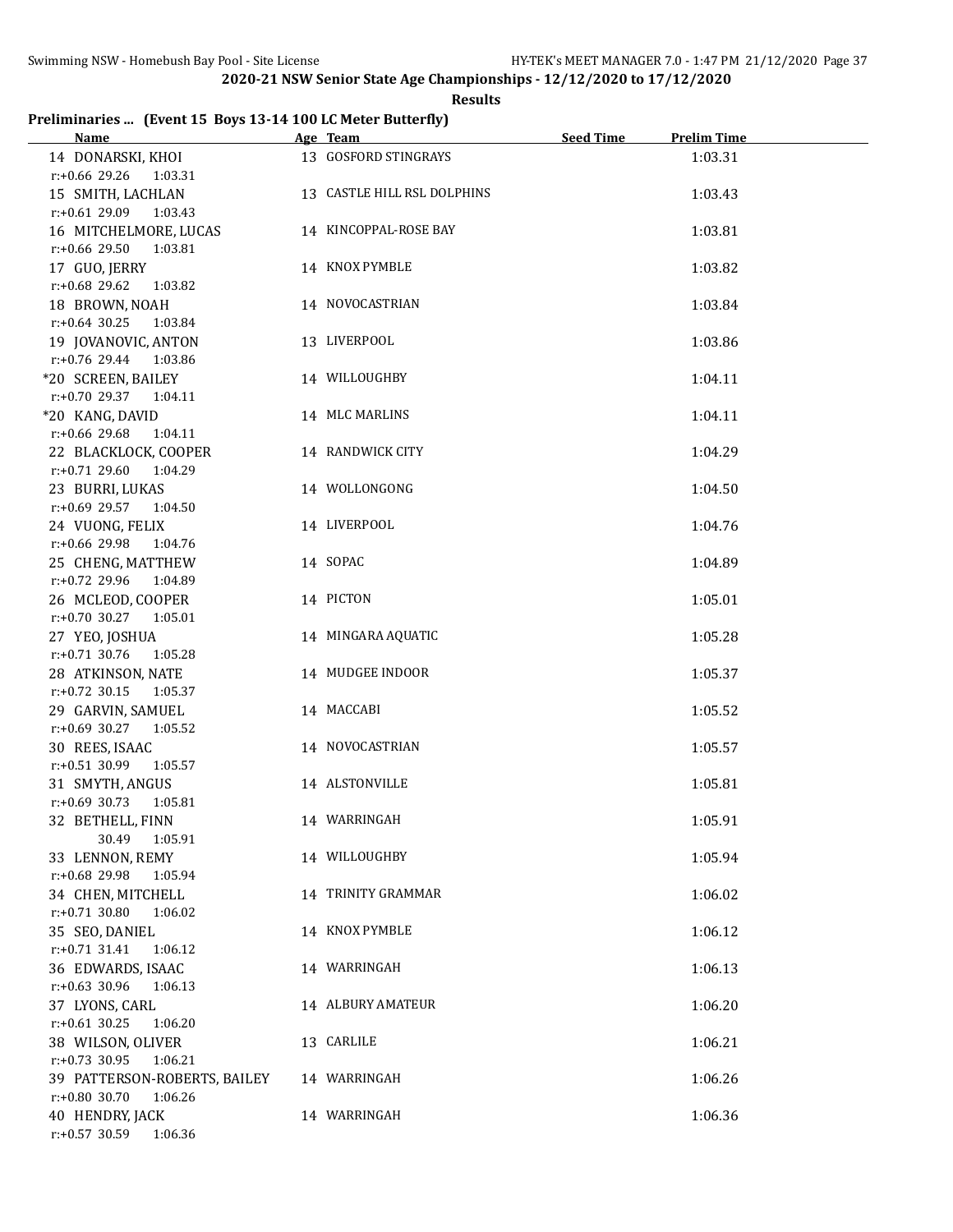2020-21 NSW Senior State Age Championships - 12/12/2020 to 17/12/2020

**Results**

### Preliminaries ... (Event 15 Boys 13-14 100 LC Meter Butterfly)

| Name | Age | Team | Seed Time | Prelim Time |
|---|---|---|---|---|
| 14 DONARSKI, KHOI | 13 | GOSFORD STINGRAYS | | 1:03.31 |
| r:+0.66 29.26 1:03.31 | | | | |
| 15 SMITH, LACHLAN | 13 | CASTLE HILL RSL DOLPHINS | | 1:03.43 |
| r:+0.61 29.09 1:03.43 | | | | |
| 16 MITCHELMORE, LUCAS | 14 | KINCOPPAL-ROSE BAY | | 1:03.81 |
| r:+0.66 29.50 1:03.81 | | | | |
| 17 GUO, JERRY | 14 | KNOX PYMBLE | | 1:03.82 |
| r:+0.68 29.62 1:03.82 | | | | |
| 18 BROWN, NOAH | 14 | NOVOCASTRIAN | | 1:03.84 |
| r:+0.64 30.25 1:03.84 | | | | |
| 19 JOVANOVIC, ANTON | 13 | LIVERPOOL | | 1:03.86 |
| r:+0.76 29.44 1:03.86 | | | | |
| *20 SCREEN, BAILEY | 14 | WILLOUGHBY | | 1:04.11 |
| r:+0.70 29.37 1:04.11 | | | | |
| *20 KANG, DAVID | 14 | MLC MARLINS | | 1:04.11 |
| r:+0.66 29.68 1:04.11 | | | | |
| 22 BLACKLOCK, COOPER | 14 | RANDWICK CITY | | 1:04.29 |
| r:+0.71 29.60 1:04.29 | | | | |
| 23 BURRI, LUKAS | 14 | WOLLONGONG | | 1:04.50 |
| r:+0.69 29.57 1:04.50 | | | | |
| 24 VUONG, FELIX | 14 | LIVERPOOL | | 1:04.76 |
| r:+0.66 29.98 1:04.76 | | | | |
| 25 CHENG, MATTHEW | 14 | SOPAC | | 1:04.89 |
| r:+0.72 29.96 1:04.89 | | | | |
| 26 MCLEOD, COOPER | 14 | PICTON | | 1:05.01 |
| r:+0.70 30.27 1:05.01 | | | | |
| 27 YEO, JOSHUA | 14 | MINGARA AQUATIC | | 1:05.28 |
| r:+0.71 30.76 1:05.28 | | | | |
| 28 ATKINSON, NATE | 14 | MUDGEE INDOOR | | 1:05.37 |
| r:+0.72 30.15 1:05.37 | | | | |
| 29 GARVIN, SAMUEL | 14 | MACCABI | | 1:05.52 |
| r:+0.69 30.27 1:05.52 | | | | |
| 30 REES, ISAAC | 14 | NOVOCASTRIAN | | 1:05.57 |
| r:+0.51 30.99 1:05.57 | | | | |
| 31 SMYTH, ANGUS | 14 | ALSTONVILLE | | 1:05.81 |
| r:+0.69 30.73 1:05.81 | | | | |
| 32 BETHELL, FINN | 14 | WARRINGAH | | 1:05.91 |
| 30.49 1:05.91 | | | | |
| 33 LENNON, REMY | 14 | WILLOUGHBY | | 1:05.94 |
| r:+0.68 29.98 1:05.94 | | | | |
| 34 CHEN, MITCHELL | 14 | TRINITY GRAMMAR | | 1:06.02 |
| r:+0.71 30.80 1:06.02 | | | | |
| 35 SEO, DANIEL | 14 | KNOX PYMBLE | | 1:06.12 |
| r:+0.71 31.41 1:06.12 | | | | |
| 36 EDWARDS, ISAAC | 14 | WARRINGAH | | 1:06.13 |
| r:+0.63 30.96 1:06.13 | | | | |
| 37 LYONS, CARL | 14 | ALBURY AMATEUR | | 1:06.20 |
| r:+0.61 30.25 1:06.20 | | | | |
| 38 WILSON, OLIVER | 13 | CARLILE | | 1:06.21 |
| r:+0.73 30.95 1:06.21 | | | | |
| 39 PATTERSON-ROBERTS, BAILEY | 14 | WARRINGAH | | 1:06.26 |
| r:+0.80 30.70 1:06.26 | | | | |
| 40 HENDRY, JACK | 14 | WARRINGAH | | 1:06.36 |
| r:+0.57 30.59 1:06.36 | | | | |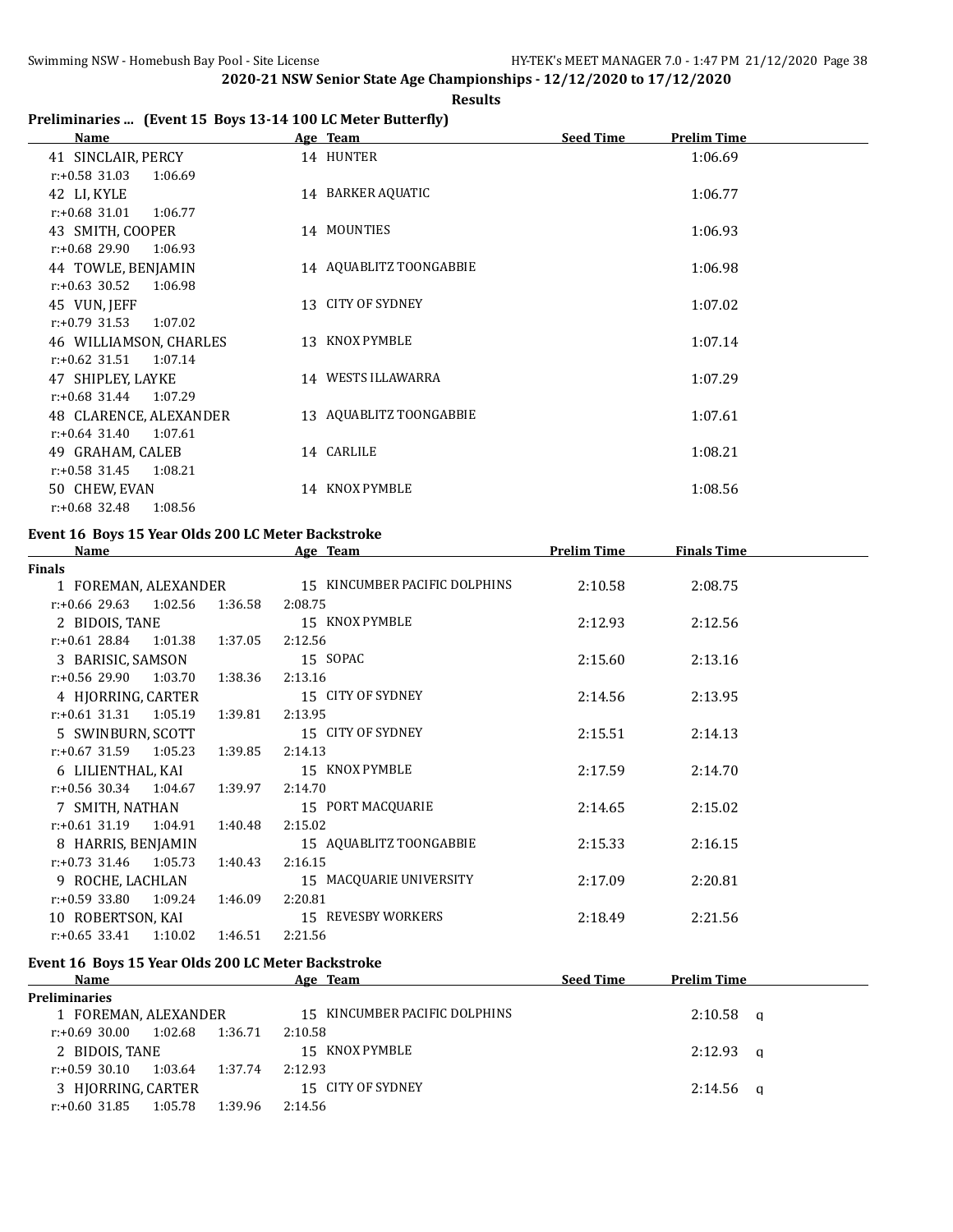**2020-21 NSW Senior State Age Championships - 12/12/2020 to 17/12/2020**

**Results**

## Preliminaries ... (Event 15 Boys 13-14 100 LC Meter Butterfly)

| Name | Age | Team | Seed Time | Prelim Time |
|---|---|---|---|---|
| 41 SINCLAIR, PERCY | 14 | HUNTER | | 1:06.69 |
| r:+0.58 31.03 1:06.69 | | | | |
| 42 LI, KYLE | 14 | BARKER AQUATIC | | 1:06.77 |
| r:+0.68 31.01 1:06.77 | | | | |
| 43 SMITH, COOPER | 14 | MOUNTIES | | 1:06.93 |
| r:+0.68 29.90 1:06.93 | | | | |
| 44 TOWLE, BENJAMIN | 14 | AQUABLITZ TOONGABBIE | | 1:06.98 |
| r:+0.63 30.52 1:06.98 | | | | |
| 45 VUN, JEFF | 13 | CITY OF SYDNEY | | 1:07.02 |
| r:+0.79 31.53 1:07.02 | | | | |
| 46 WILLIAMSON, CHARLES | 13 | KNOX PYMBLE | | 1:07.14 |
| r:+0.62 31.51 1:07.14 | | | | |
| 47 SHIPLEY, LAYKE | 14 | WESTS ILLAWARRA | | 1:07.29 |
| r:+0.68 31.44 1:07.29 | | | | |
| 48 CLARENCE, ALEXANDER | 13 | AQUABLITZ TOONGABBIE | | 1:07.61 |
| r:+0.64 31.40 1:07.61 | | | | |
| 49 GRAHAM, CALEB | 14 | CARLILE | | 1:08.21 |
| r:+0.58 31.45 1:08.21 | | | | |
| 50 CHEW, EVAN | 14 | KNOX PYMBLE | | 1:08.56 |
| r:+0.68 32.48 1:08.56 | | | | |

## Event 16 Boys 15 Year Olds 200 LC Meter Backstroke

| Name | Age | Team | Prelim Time | Finals Time |
|---|---|---|---|---|
| **Finals** | | | | |
| 1 FOREMAN, ALEXANDER | 15 | KINCUMBER PACIFIC DOLPHINS | 2:10.58 | 2:08.75 |
| r:+0.66 29.63 1:02.56 1:36.58 2:08.75 | | | | |
| 2 BIDOIS, TANE | 15 | KNOX PYMBLE | 2:12.93 | 2:12.56 |
| r:+0.61 28.84 1:01.38 1:37.05 2:12.56 | | | | |
| 3 BARISIC, SAMSON | 15 | SOPAC | 2:15.60 | 2:13.16 |
| r:+0.56 29.90 1:03.70 1:38.36 2:13.16 | | | | |
| 4 HJORRING, CARTER | 15 | CITY OF SYDNEY | 2:14.56 | 2:13.95 |
| r:+0.61 31.31 1:05.19 1:39.81 2:13.95 | | | | |
| 5 SWINBURN, SCOTT | 15 | CITY OF SYDNEY | 2:15.51 | 2:14.13 |
| r:+0.67 31.59 1:05.23 1:39.85 2:14.13 | | | | |
| 6 LILIENTHAL, KAI | 15 | KNOX PYMBLE | 2:17.59 | 2:14.70 |
| r:+0.56 30.34 1:04.67 1:39.97 2:14.70 | | | | |
| 7 SMITH, NATHAN | 15 | PORT MACQUARIE | 2:14.65 | 2:15.02 |
| r:+0.61 31.19 1:04.91 1:40.48 2:15.02 | | | | |
| 8 HARRIS, BENJAMIN | 15 | AQUABLITZ TOONGABBIE | 2:15.33 | 2:16.15 |
| r:+0.73 31.46 1:05.73 1:40.43 2:16.15 | | | | |
| 9 ROCHE, LACHLAN | 15 | MACQUARIE UNIVERSITY | 2:17.09 | 2:20.81 |
| r:+0.59 33.80 1:09.24 1:46.09 2:20.81 | | | | |
| 10 ROBERTSON, KAI | 15 | REVESBY WORKERS | 2:18.49 | 2:21.56 |
| r:+0.65 33.41 1:10.02 1:46.51 2:21.56 | | | | |

## Event 16 Boys 15 Year Olds 200 LC Meter Backstroke

| Name | Age | Team | Seed Time | Prelim Time |
|---|---|---|---|---|
| **Preliminaries** | | | | |
| 1 FOREMAN, ALEXANDER | 15 | KINCUMBER PACIFIC DOLPHINS | | 2:10.58 q |
| r:+0.69 30.00 1:02.68 1:36.71 2:10.58 | | | | |
| 2 BIDOIS, TANE | 15 | KNOX PYMBLE | | 2:12.93 q |
| r:+0.59 30.10 1:03.64 1:37.74 2:12.93 | | | | |
| 3 HJORRING, CARTER | 15 | CITY OF SYDNEY | | 2:14.56 q |
| r:+0.60 31.85 1:05.78 1:39.96 2:14.56 | | | | |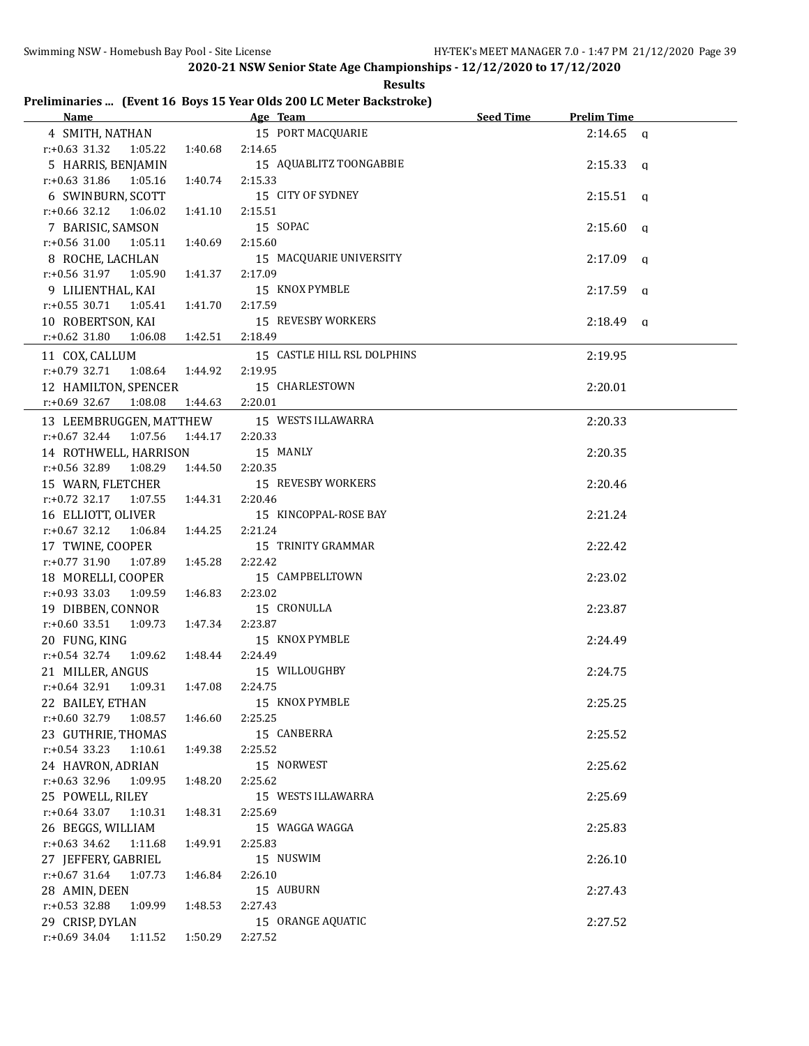**2020-21 NSW Senior State Age Championships - 12/12/2020 to 17/12/2020**

**Results**

## Preliminaries ... (Event 16 Boys 15 Year Olds 200 LC Meter Backstroke)

| Name | Age | Team | Seed Time | Prelim Time | |
|---|---|---|---|---|---|
| 4 SMITH, NATHAN | 15 | PORT MACQUARIE | | 2:14.65 | q |
| r:+0.63 31.32 1:05.22 1:40.68 2:14.65 | | | | | |
| 5 HARRIS, BENJAMIN | 15 | AQUABLITZ TOONGABBIE | | 2:15.33 | q |
| r:+0.63 31.86 1:05.16 1:40.74 2:15.33 | | | | | |
| 6 SWINBURN, SCOTT | 15 | CITY OF SYDNEY | | 2:15.51 | q |
| r:+0.66 32.12 1:06.02 1:41.10 2:15.51 | | | | | |
| 7 BARISIC, SAMSON | 15 | SOPAC | | 2:15.60 | q |
| r:+0.56 31.00 1:05.11 1:40.69 2:15.60 | | | | | |
| 8 ROCHE, LACHLAN | 15 | MACQUARIE UNIVERSITY | | 2:17.09 | q |
| r:+0.56 31.97 1:05.90 1:41.37 2:17.09 | | | | | |
| 9 LILIENTHAL, KAI | 15 | KNOX PYMBLE | | 2:17.59 | q |
| r:+0.55 30.71 1:05.41 1:41.70 2:17.59 | | | | | |
| 10 ROBERTSON, KAI | 15 | REVESBY WORKERS | | 2:18.49 | q |
| r:+0.62 31.80 1:06.08 1:42.51 2:18.49 | | | | | |
| 11 COX, CALLUM | 15 | CASTLE HILL RSL DOLPHINS | | 2:19.95 | |
| r:+0.79 32.71 1:08.64 1:44.92 2:19.95 | | | | | |
| 12 HAMILTON, SPENCER | 15 | CHARLESTOWN | | 2:20.01 | |
| r:+0.69 32.67 1:08.08 1:44.63 2:20.01 | | | | | |
| 13 LEEMBRUGGEN, MATTHEW | 15 | WESTS ILLAWARRA | | 2:20.33 | |
| r:+0.67 32.44 1:07.56 1:44.17 2:20.33 | | | | | |
| 14 ROTHWELL, HARRISON | 15 | MANLY | | 2:20.35 | |
| r:+0.56 32.89 1:08.29 1:44.50 2:20.35 | | | | | |
| 15 WARN, FLETCHER | 15 | REVESBY WORKERS | | 2:20.46 | |
| r:+0.72 32.17 1:07.55 1:44.31 2:20.46 | | | | | |
| 16 ELLIOTT, OLIVER | 15 | KINCOPPAL-ROSE BAY | | 2:21.24 | |
| r:+0.67 32.12 1:06.84 1:44.25 2:21.24 | | | | | |
| 17 TWINE, COOPER | 15 | TRINITY GRAMMAR | | 2:22.42 | |
| r:+0.77 31.90 1:07.89 1:45.28 2:22.42 | | | | | |
| 18 MORELLI, COOPER | 15 | CAMPBELLTOWN | | 2:23.02 | |
| r:+0.93 33.03 1:09.59 1:46.83 2:23.02 | | | | | |
| 19 DIBBEN, CONNOR | 15 | CRONULLA | | 2:23.87 | |
| r:+0.60 33.51 1:09.73 1:47.34 2:23.87 | | | | | |
| 20 FUNG, KING | 15 | KNOX PYMBLE | | 2:24.49 | |
| r:+0.54 32.74 1:09.62 1:48.44 2:24.49 | | | | | |
| 21 MILLER, ANGUS | 15 | WILLOUGHBY | | 2:24.75 | |
| r:+0.64 32.91 1:09.31 1:47.08 2:24.75 | | | | | |
| 22 BAILEY, ETHAN | 15 | KNOX PYMBLE | | 2:25.25 | |
| r:+0.60 32.79 1:08.57 1:46.60 2:25.25 | | | | | |
| 23 GUTHRIE, THOMAS | 15 | CANBERRA | | 2:25.52 | |
| r:+0.54 33.23 1:10.61 1:49.38 2:25.52 | | | | | |
| 24 HAVRON, ADRIAN | 15 | NORWEST | | 2:25.62 | |
| r:+0.63 32.96 1:09.95 1:48.20 2:25.62 | | | | | |
| 25 POWELL, RILEY | 15 | WESTS ILLAWARRA | | 2:25.69 | |
| r:+0.64 33.07 1:10.31 1:48.31 2:25.69 | | | | | |
| 26 BEGGS, WILLIAM | 15 | WAGGA WAGGA | | 2:25.83 | |
| r:+0.63 34.62 1:11.68 1:49.91 2:25.83 | | | | | |
| 27 JEFFERY, GABRIEL | 15 | NUSWIM | | 2:26.10 | |
| r:+0.67 31.64 1:07.73 1:46.84 2:26.10 | | | | | |
| 28 AMIN, DEEN | 15 | AUBURN | | 2:27.43 | |
| r:+0.53 32.88 1:09.99 1:48.53 2:27.43 | | | | | |
| 29 CRISP, DYLAN | 15 | ORANGE AQUATIC | | 2:27.52 | |
| r:+0.69 34.04 1:11.52 1:50.29 2:27.52 | | | | | |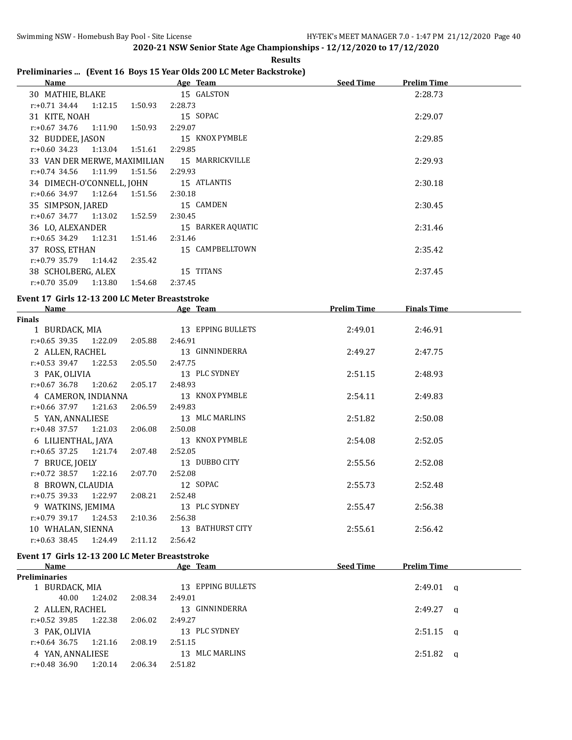2020-21 NSW Senior State Age Championships - 12/12/2020 to 17/12/2020

**Results**

### Preliminaries ... (Event 16 Boys 15 Year Olds 200 LC Meter Backstroke)

| Name | Age | Team | Seed Time | Prelim Time |
|---|---|---|---|---|
| 30 MATHIE, BLAKE | 15 | GALSTON | | 2:28.73 |
| r:+0.71 34.44 1:12.15 1:50.93 2:28.73 | | | | |
| 31 KITE, NOAH | 15 | SOPAC | | 2:29.07 |
| r:+0.67 34.76 1:11.90 1:50.93 2:29.07 | | | | |
| 32 BUDDEE, JASON | 15 | KNOX PYMBLE | | 2:29.85 |
| r:+0.60 34.23 1:13.04 1:51.61 2:29.85 | | | | |
| 33 VAN DER MERWE, MAXIMILIAN | 15 | MARRICKVILLE | | 2:29.93 |
| r:+0.74 34.56 1:11.99 1:51.56 2:29.93 | | | | |
| 34 DIMECH-O'CONNELL, JOHN | 15 | ATLANTIS | | 2:30.18 |
| r:+0.66 34.97 1:12.64 1:51.56 2:30.18 | | | | |
| 35 SIMPSON, JARED | 15 | CAMDEN | | 2:30.45 |
| r:+0.67 34.77 1:13.02 1:52.59 2:30.45 | | | | |
| 36 LO, ALEXANDER | 15 | BARKER AQUATIC | | 2:31.46 |
| r:+0.65 34.29 1:12.31 1:51.46 2:31.46 | | | | |
| 37 ROSS, ETHAN | 15 | CAMPBELLTOWN | | 2:35.42 |
| r:+0.79 35.79 1:14.42 2:35.42 | | | | |
| 38 SCHOLBERG, ALEX | 15 | TITANS | | 2:37.45 |
| r:+0.70 35.09 1:13.80 1:54.68 2:37.45 | | | | |

### Event 17 Girls 12-13 200 LC Meter Breaststroke

| Name | Age | Team | Prelim Time | Finals Time |
|---|---|---|---|---|
| **Finals** | | | | |
| 1 BURDACK, MIA | 13 | EPPING BULLETS | 2:49.01 | 2:46.91 |
| r:+0.65 39.35 1:22.09 2:05.88 2:46.91 | | | | |
| 2 ALLEN, RACHEL | 13 | GINNINDERRA | 2:49.27 | 2:47.75 |
| r:+0.53 39.47 1:22.53 2:05.50 2:47.75 | | | | |
| 3 PAK, OLIVIA | 13 | PLC SYDNEY | 2:51.15 | 2:48.93 |
| r:+0.67 36.78 1:20.62 2:05.17 2:48.93 | | | | |
| 4 CAMERON, INDIANNA | 13 | KNOX PYMBLE | 2:54.11 | 2:49.83 |
| r:+0.66 37.97 1:21.63 2:06.59 2:49.83 | | | | |
| 5 YAN, ANNALIESE | 13 | MLC MARLINS | 2:51.82 | 2:50.08 |
| r:+0.48 37.57 1:21.03 2:06.08 2:50.08 | | | | |
| 6 LILIENTHAL, JAYA | 13 | KNOX PYMBLE | 2:54.08 | 2:52.05 |
| r:+0.65 37.25 1:21.74 2:07.48 2:52.05 | | | | |
| 7 BRUCE, JOELY | 13 | DUBBO CITY | 2:55.56 | 2:52.08 |
| r:+0.72 38.57 1:22.16 2:07.70 2:52.08 | | | | |
| 8 BROWN, CLAUDIA | 12 | SOPAC | 2:55.73 | 2:52.48 |
| r:+0.75 39.33 1:22.97 2:08.21 2:52.48 | | | | |
| 9 WATKINS, JEMIMA | 13 | PLC SYDNEY | 2:55.47 | 2:56.38 |
| r:+0.79 39.17 1:24.53 2:10.36 2:56.38 | | | | |
| 10 WHALAN, SIENNA | 13 | BATHURST CITY | 2:55.61 | 2:56.42 |
| r:+0.63 38.45 1:24.49 2:11.12 2:56.42 | | | | |

### Event 17 Girls 12-13 200 LC Meter Breaststroke

| Name | Age | Team | Seed Time | Prelim Time |
|---|---|---|---|---|
| **Preliminaries** | | | | |
| 1 BURDACK, MIA | 13 | EPPING BULLETS | | 2:49.01 q |
| 40.00 1:24.02 2:08.34 2:49.01 | | | | |
| 2 ALLEN, RACHEL | 13 | GINNINDERRA | | 2:49.27 q |
| r:+0.52 39.85 1:22.38 2:06.02 2:49.27 | | | | |
| 3 PAK, OLIVIA | 13 | PLC SYDNEY | | 2:51.15 q |
| r:+0.64 36.75 1:21.16 2:08.19 2:51.15 | | | | |
| 4 YAN, ANNALIESE | 13 | MLC MARLINS | | 2:51.82 q |
| r:+0.48 36.90 1:20.14 2:06.34 2:51.82 | | | | |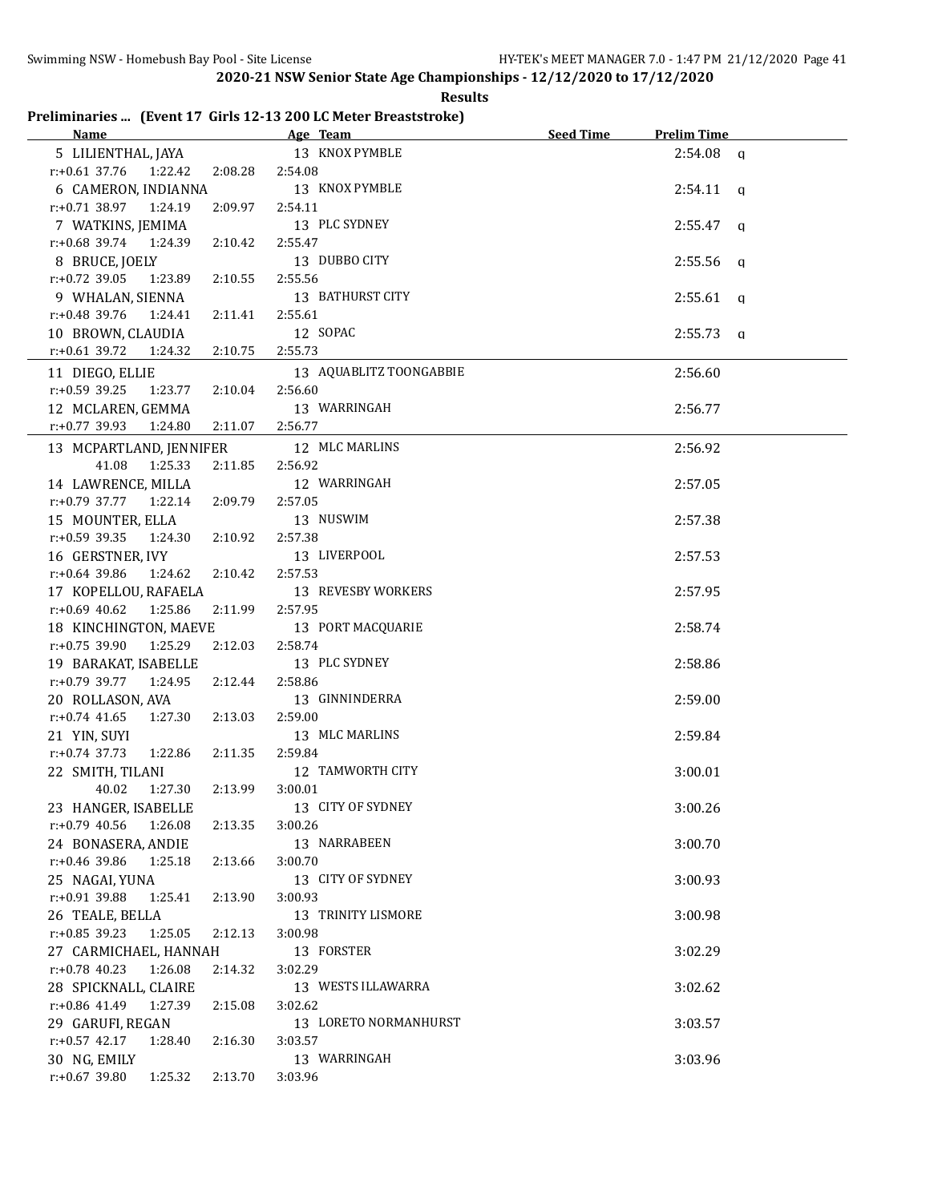**2020-21 NSW Senior State Age Championships - 12/12/2020 to 17/12/2020**

**Results**

### Preliminaries ... (Event 17 Girls 12-13 200 LC Meter Breaststroke)

| Name | Age | Team | Seed Time | Prelim Time | |
|---|---|---|---|---|---|
| 5 LILIENTHAL, JAYA | 13 | KNOX PYMBLE | | 2:54.08 | q |
| r:+0.61 37.76 1:22.42 2:08.28 2:54.08 | | | | | |
| 6 CAMERON, INDIANNA | 13 | KNOX PYMBLE | | 2:54.11 | q |
| r:+0.71 38.97 1:24.19 2:09.97 2:54.11 | | | | | |
| 7 WATKINS, JEMIMA | 13 | PLC SYDNEY | | 2:55.47 | q |
| r:+0.68 39.74 1:24.39 2:10.42 2:55.47 | | | | | |
| 8 BRUCE, JOELY | 13 | DUBBO CITY | | 2:55.56 | q |
| r:+0.72 39.05 1:23.89 2:10.55 2:55.56 | | | | | |
| 9 WHALAN, SIENNA | 13 | BATHURST CITY | | 2:55.61 | q |
| r:+0.48 39.76 1:24.41 2:11.41 2:55.61 | | | | | |
| 10 BROWN, CLAUDIA | 12 | SOPAC | | 2:55.73 | q |
| r:+0.61 39.72 1:24.32 2:10.75 2:55.73 | | | | | |
| 11 DIEGO, ELLIE | 13 | AQUABLITZ TOONGABBIE | | 2:56.60 | |
| r:+0.59 39.25 1:23.77 2:10.04 2:56.60 | | | | | |
| 12 MCLAREN, GEMMA | 13 | WARRINGAH | | 2:56.77 | |
| r:+0.77 39.93 1:24.80 2:11.07 2:56.77 | | | | | |
| 13 MCPARTLAND, JENNIFER | 12 | MLC MARLINS | | 2:56.92 | |
| 41.08 1:25.33 2:11.85 2:56.92 | | | | | |
| 14 LAWRENCE, MILLA | 12 | WARRINGAH | | 2:57.05 | |
| r:+0.79 37.77 1:22.14 2:09.79 2:57.05 | | | | | |
| 15 MOUNTER, ELLA | 13 | NUSWIM | | 2:57.38 | |
| r:+0.59 39.35 1:24.30 2:10.92 2:57.38 | | | | | |
| 16 GERSTNER, IVY | 13 | LIVERPOOL | | 2:57.53 | |
| r:+0.64 39.86 1:24.62 2:10.42 2:57.53 | | | | | |
| 17 KOPELLOU, RAFAELA | 13 | REVESBY WORKERS | | 2:57.95 | |
| r:+0.69 40.62 1:25.86 2:11.99 2:57.95 | | | | | |
| 18 KINCHINGTON, MAEVE | 13 | PORT MACQUARIE | | 2:58.74 | |
| r:+0.75 39.90 1:25.29 2:12.03 2:58.74 | | | | | |
| 19 BARAKAT, ISABELLE | 13 | PLC SYDNEY | | 2:58.86 | |
| r:+0.79 39.77 1:24.95 2:12.44 2:58.86 | | | | | |
| 20 ROLLASON, AVA | 13 | GINNINDERRA | | 2:59.00 | |
| r:+0.74 41.65 1:27.30 2:13.03 2:59.00 | | | | | |
| 21 YIN, SUYI | 13 | MLC MARLINS | | 2:59.84 | |
| r:+0.74 37.73 1:22.86 2:11.35 2:59.84 | | | | | |
| 22 SMITH, TILANI | 12 | TAMWORTH CITY | | 3:00.01 | |
| 40.02 1:27.30 2:13.99 3:00.01 | | | | | |
| 23 HANGER, ISABELLE | 13 | CITY OF SYDNEY | | 3:00.26 | |
| r:+0.79 40.56 1:26.08 2:13.35 3:00.26 | | | | | |
| 24 BONASERA, ANDIE | 13 | NARRABEEN | | 3:00.70 | |
| r:+0.46 39.86 1:25.18 2:13.66 3:00.70 | | | | | |
| 25 NAGAI, YUNA | 13 | CITY OF SYDNEY | | 3:00.93 | |
| r:+0.91 39.88 1:25.41 2:13.90 3:00.93 | | | | | |
| 26 TEALE, BELLA | 13 | TRINITY LISMORE | | 3:00.98 | |
| r:+0.85 39.23 1:25.05 2:12.13 3:00.98 | | | | | |
| 27 CARMICHAEL, HANNAH | 13 | FORSTER | | 3:02.29 | |
| r:+0.78 40.23 1:26.08 2:14.32 3:02.29 | | | | | |
| 28 SPICKNALL, CLAIRE | 13 | WESTS ILLAWARRA | | 3:02.62 | |
| r:+0.86 41.49 1:27.39 2:15.08 3:02.62 | | | | | |
| 29 GARUFI, REGAN | 13 | LORETO NORMANHURST | | 3:03.57 | |
| r:+0.57 42.17 1:28.40 2:16.30 3:03.57 | | | | | |
| 30 NG, EMILY | 13 | WARRINGAH | | 3:03.96 | |
| r:+0.67 39.80 1:25.32 2:13.70 3:03.96 | | | | | |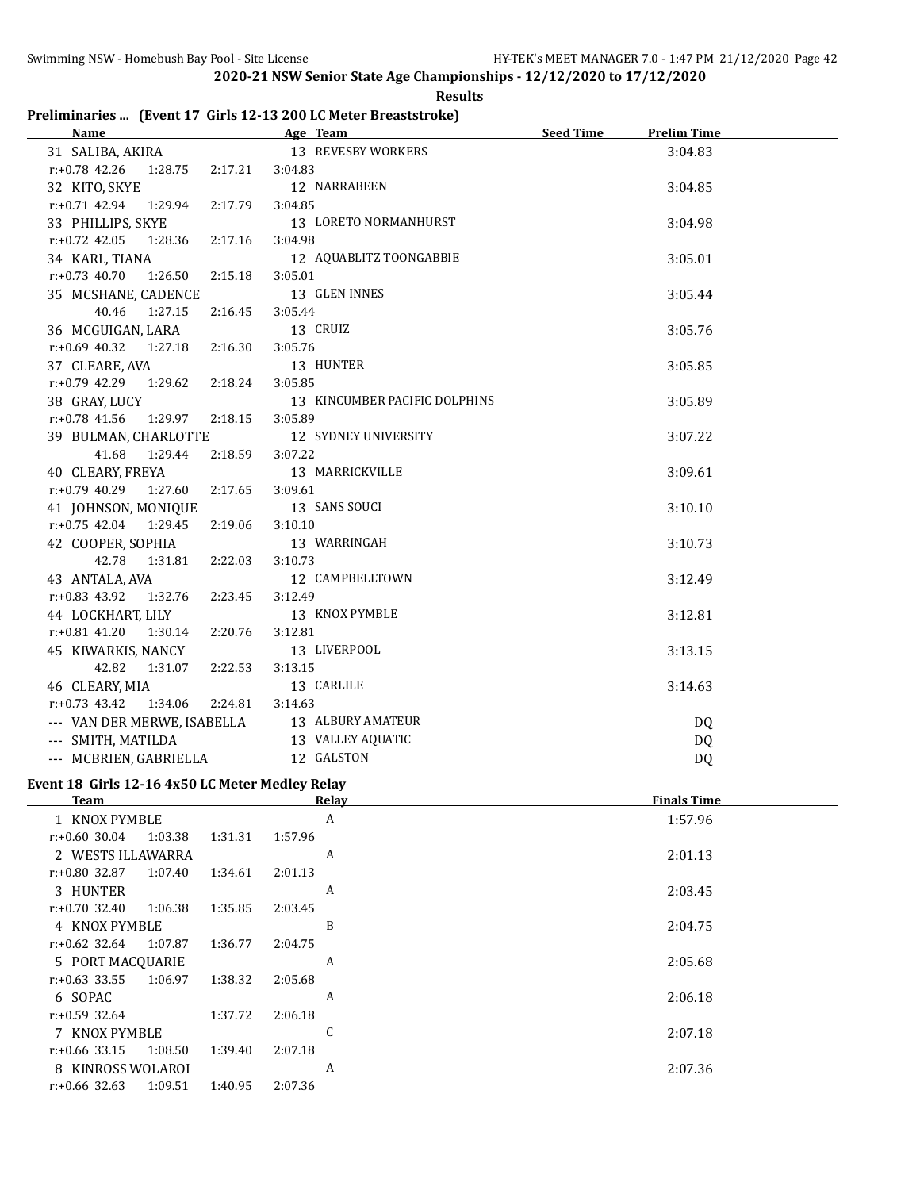## 2020-21 NSW Senior State Age Championships - 12/12/2020 to 17/12/2020

**Results**

### Preliminaries ... (Event 17 Girls 12-13 200 LC Meter Breaststroke)

| Name | Age | Team | Seed Time | Prelim Time |
|---|---|---|---|---|
| 31 SALIBA, AKIRA | 13 | REVESBY WORKERS | | 3:04.83 |
| r:+0.78 42.26 1:28.75 2:17.21 3:04.83 | | | | |
| 32 KITO, SKYE | 12 | NARRABEEN | | 3:04.85 |
| r:+0.71 42.94 1:29.94 2:17.79 3:04.85 | | | | |
| 33 PHILLIPS, SKYE | 13 | LORETO NORMANHURST | | 3:04.98 |
| r:+0.72 42.05 1:28.36 2:17.16 3:04.98 | | | | |
| 34 KARL, TIANA | 12 | AQUABLITZ TOONGABBIE | | 3:05.01 |
| r:+0.73 40.70 1:26.50 2:15.18 3:05.01 | | | | |
| 35 MCSHANE, CADENCE | 13 | GLEN INNES | | 3:05.44 |
| 40.46 1:27.15 2:16.45 3:05.44 | | | | |
| 36 MCGUIGAN, LARA | 13 | CRUIZ | | 3:05.76 |
| r:+0.69 40.32 1:27.18 2:16.30 3:05.76 | | | | |
| 37 CLEARE, AVA | 13 | HUNTER | | 3:05.85 |
| r:+0.79 42.29 1:29.62 2:18.24 3:05.85 | | | | |
| 38 GRAY, LUCY | 13 | KINCUMBER PACIFIC DOLPHINS | | 3:05.89 |
| r:+0.78 41.56 1:29.97 2:18.15 3:05.89 | | | | |
| 39 BULMAN, CHARLOTTE | 12 | SYDNEY UNIVERSITY | | 3:07.22 |
| 41.68 1:29.44 2:18.59 3:07.22 | | | | |
| 40 CLEARY, FREYA | 13 | MARRICKVILLE | | 3:09.61 |
| r:+0.79 40.29 1:27.60 2:17.65 3:09.61 | | | | |
| 41 JOHNSON, MONIQUE | 13 | SANS SOUCI | | 3:10.10 |
| r:+0.75 42.04 1:29.45 2:19.06 3:10.10 | | | | |
| 42 COOPER, SOPHIA | 13 | WARRINGAH | | 3:10.73 |
| 42.78 1:31.81 2:22.03 3:10.73 | | | | |
| 43 ANTALA, AVA | 12 | CAMPBELLTOWN | | 3:12.49 |
| r:+0.83 43.92 1:32.76 2:23.45 3:12.49 | | | | |
| 44 LOCKHART, LILY | 13 | KNOX PYMBLE | | 3:12.81 |
| r:+0.81 41.20 1:30.14 2:20.76 3:12.81 | | | | |
| 45 KIWARKIS, NANCY | 13 | LIVERPOOL | | 3:13.15 |
| 42.82 1:31.07 2:22.53 3:13.15 | | | | |
| 46 CLEARY, MIA | 13 | CARLILE | | 3:14.63 |
| r:+0.73 43.42 1:34.06 2:24.81 3:14.63 | | | | |
| --- VAN DER MERWE, ISABELLA | 13 | ALBURY AMATEUR | | DQ |
| --- SMITH, MATILDA | 13 | VALLEY AQUATIC | | DQ |
| --- MCBRIEN, GABRIELLA | 12 | GALSTON | | DQ |

### Event 18 Girls 12-16 4x50 LC Meter Medley Relay

| Team | Relay | Finals Time |
|---|---|---|
| 1 KNOX PYMBLE | A | 1:57.96 |
| r:+0.60 30.04 1:03.38 1:31.31 1:57.96 | | |
| 2 WESTS ILLAWARRA | A | 2:01.13 |
| r:+0.80 32.87 1:07.40 1:34.61 2:01.13 | | |
| 3 HUNTER | A | 2:03.45 |
| r:+0.70 32.40 1:06.38 1:35.85 2:03.45 | | |
| 4 KNOX PYMBLE | B | 2:04.75 |
| r:+0.62 32.64 1:07.87 1:36.77 2:04.75 | | |
| 5 PORT MACQUARIE | A | 2:05.68 |
| r:+0.63 33.55 1:06.97 1:38.32 2:05.68 | | |
| 6 SOPAC | A | 2:06.18 |
| r:+0.59 32.64 1:37.72 2:06.18 | | |
| 7 KNOX PYMBLE | C | 2:07.18 |
| r:+0.66 33.15 1:08.50 1:39.40 2:07.18 | | |
| 8 KINROSS WOLAROI | A | 2:07.36 |
| r:+0.66 32.63 1:09.51 1:40.95 2:07.36 | | |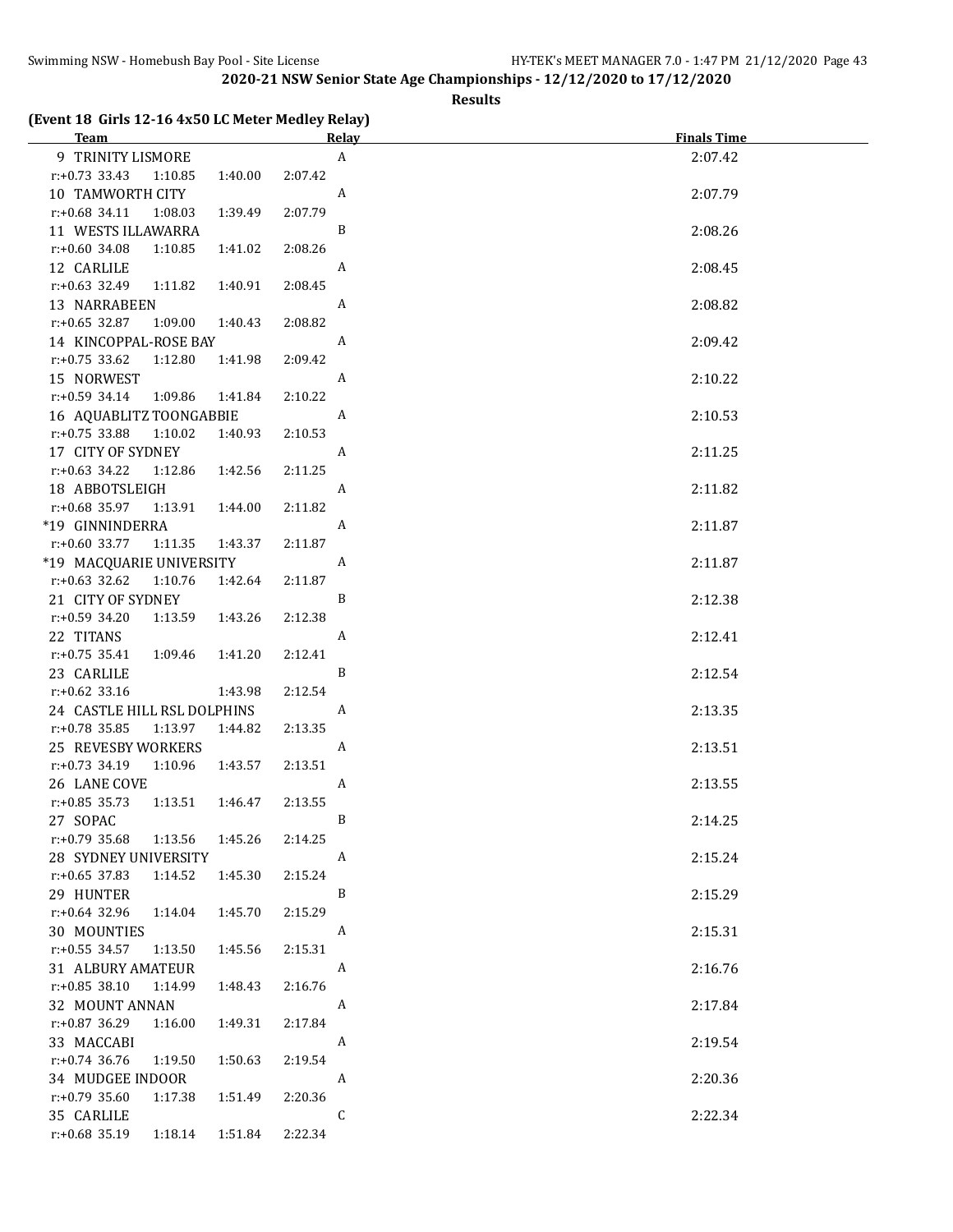**2020-21 NSW Senior State Age Championships - 12/12/2020 to 17/12/2020**

**Results**

**(Event 18 Girls 12-16 4x50 LC Meter Medley Relay)**

| Team | Relay | Finals Time |
|---|---|---|
| 9 TRINITY LISMORE | A | 2:07.42 |
| r:+0.73 33.43 1:10.85 1:40.00 2:07.42 | | |
| 10 TAMWORTH CITY | A | 2:07.79 |
| r:+0.68 34.11 1:08.03 1:39.49 2:07.79 | | |
| 11 WESTS ILLAWARRA | B | 2:08.26 |
| r:+0.60 34.08 1:10.85 1:41.02 2:08.26 | | |
| 12 CARLILE | A | 2:08.45 |
| r:+0.63 32.49 1:11.82 1:40.91 2:08.45 | | |
| 13 NARRABEEN | A | 2:08.82 |
| r:+0.65 32.87 1:09.00 1:40.43 2:08.82 | | |
| 14 KINCOPPAL-ROSE BAY | A | 2:09.42 |
| r:+0.75 33.62 1:12.80 1:41.98 2:09.42 | | |
| 15 NORWEST | A | 2:10.22 |
| r:+0.59 34.14 1:09.86 1:41.84 2:10.22 | | |
| 16 AQUABLITZ TOONGABBIE | A | 2:10.53 |
| r:+0.75 33.88 1:10.02 1:40.93 2:10.53 | | |
| 17 CITY OF SYDNEY | A | 2:11.25 |
| r:+0.63 34.22 1:12.86 1:42.56 2:11.25 | | |
| 18 ABBOTSLEIGH | A | 2:11.82 |
| r:+0.68 35.97 1:13.91 1:44.00 2:11.82 | | |
| *19 GINNINDERRA | A | 2:11.87 |
| r:+0.60 33.77 1:11.35 1:43.37 2:11.87 | | |
| *19 MACQUARIE UNIVERSITY | A | 2:11.87 |
| r:+0.63 32.62 1:10.76 1:42.64 2:11.87 | | |
| 21 CITY OF SYDNEY | B | 2:12.38 |
| r:+0.59 34.20 1:13.59 1:43.26 2:12.38 | | |
| 22 TITANS | A | 2:12.41 |
| r:+0.75 35.41 1:09.46 1:41.20 2:12.41 | | |
| 23 CARLILE | B | 2:12.54 |
| r:+0.62 33.16 1:43.98 2:12.54 | | |
| 24 CASTLE HILL RSL DOLPHINS | A | 2:13.35 |
| r:+0.78 35.85 1:13.97 1:44.82 2:13.35 | | |
| 25 REVESBY WORKERS | A | 2:13.51 |
| r:+0.73 34.19 1:10.96 1:43.57 2:13.51 | | |
| 26 LANE COVE | A | 2:13.55 |
| r:+0.85 35.73 1:13.51 1:46.47 2:13.55 | | |
| 27 SOPAC | B | 2:14.25 |
| r:+0.79 35.68 1:13.56 1:45.26 2:14.25 | | |
| 28 SYDNEY UNIVERSITY | A | 2:15.24 |
| r:+0.65 37.83 1:14.52 1:45.30 2:15.24 | | |
| 29 HUNTER | B | 2:15.29 |
| r:+0.64 32.96 1:14.04 1:45.70 2:15.29 | | |
| 30 MOUNTIES | A | 2:15.31 |
| r:+0.55 34.57 1:13.50 1:45.56 2:15.31 | | |
| 31 ALBURY AMATEUR | A | 2:16.76 |
| r:+0.85 38.10 1:14.99 1:48.43 2:16.76 | | |
| 32 MOUNT ANNAN | A | 2:17.84 |
| r:+0.87 36.29 1:16.00 1:49.31 2:17.84 | | |
| 33 MACCABI | A | 2:19.54 |
| r:+0.74 36.76 1:19.50 1:50.63 2:19.54 | | |
| 34 MUDGEE INDOOR | A | 2:20.36 |
| r:+0.79 35.60 1:17.38 1:51.49 2:20.36 | | |
| 35 CARLILE | C | 2:22.34 |
| r:+0.68 35.19 1:18.14 1:51.84 2:22.34 | | |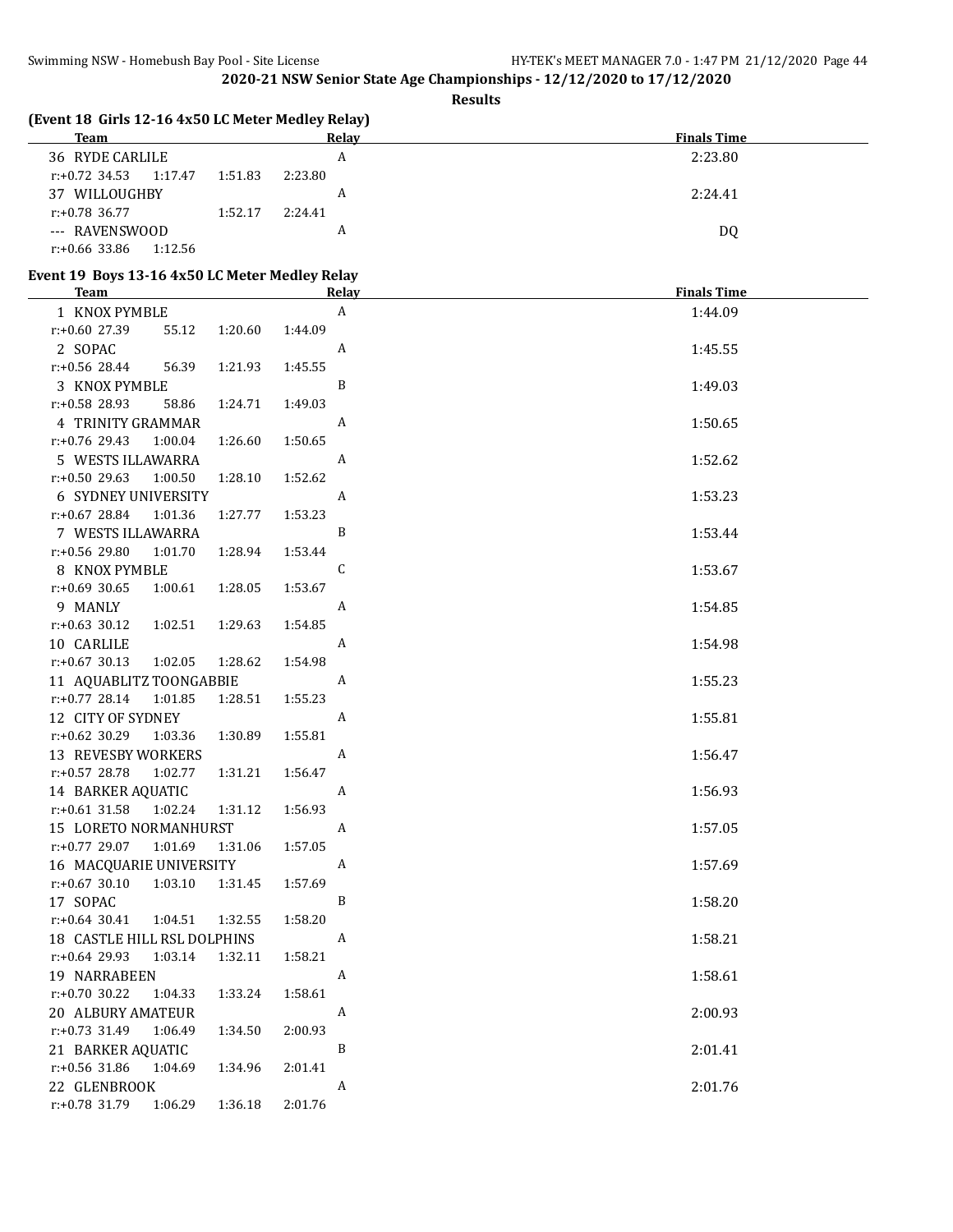## 2020-21 NSW Senior State Age Championships - 12/12/2020 to 17/12/2020

**Results**

### (Event 18 Girls 12-16 4x50 LC Meter Medley Relay)

| Team | Relay | Finals Time |
|---|---|---|
| 36 RYDE CARLILE | A | 2:23.80 |
| r:+0.72 34.53 1:17.47 1:51.83 2:23.80 | | |
| 37 WILLOUGHBY | A | 2:24.41 |
| r:+0.78 36.77 1:52.17 2:24.41 | | |
| --- RAVENSWOOD | A | DQ |
| r:+0.66 33.86 1:12.56 | | |

### Event 19 Boys 13-16 4x50 LC Meter Medley Relay

| Team | Relay | Finals Time |
|---|---|---|
| 1 KNOX PYMBLE | A | 1:44.09 |
| r:+0.60 27.39 55.12 1:20.60 1:44.09 | | |
| 2 SOPAC | A | 1:45.55 |
| r:+0.56 28.44 56.39 1:21.93 1:45.55 | | |
| 3 KNOX PYMBLE | B | 1:49.03 |
| r:+0.58 28.93 58.86 1:24.71 1:49.03 | | |
| 4 TRINITY GRAMMAR | A | 1:50.65 |
| r:+0.76 29.43 1:00.04 1:26.60 1:50.65 | | |
| 5 WESTS ILLAWARRA | A | 1:52.62 |
| r:+0.50 29.63 1:00.50 1:28.10 1:52.62 | | |
| 6 SYDNEY UNIVERSITY | A | 1:53.23 |
| r:+0.67 28.84 1:01.36 1:27.77 1:53.23 | | |
| 7 WESTS ILLAWARRA | B | 1:53.44 |
| r:+0.56 29.80 1:01.70 1:28.94 1:53.44 | | |
| 8 KNOX PYMBLE | C | 1:53.67 |
| r:+0.69 30.65 1:00.61 1:28.05 1:53.67 | | |
| 9 MANLY | A | 1:54.85 |
| r:+0.63 30.12 1:02.51 1:29.63 1:54.85 | | |
| 10 CARLILE | A | 1:54.98 |
| r:+0.67 30.13 1:02.05 1:28.62 1:54.98 | | |
| 11 AQUABLITZ TOONGABBIE | A | 1:55.23 |
| r:+0.77 28.14 1:01.85 1:28.51 1:55.23 | | |
| 12 CITY OF SYDNEY | A | 1:55.81 |
| r:+0.62 30.29 1:03.36 1:30.89 1:55.81 | | |
| 13 REVESBY WORKERS | A | 1:56.47 |
| r:+0.57 28.78 1:02.77 1:31.21 1:56.47 | | |
| 14 BARKER AQUATIC | A | 1:56.93 |
| r:+0.61 31.58 1:02.24 1:31.12 1:56.93 | | |
| 15 LORETO NORMANHURST | A | 1:57.05 |
| r:+0.77 29.07 1:01.69 1:31.06 1:57.05 | | |
| 16 MACQUARIE UNIVERSITY | A | 1:57.69 |
| r:+0.67 30.10 1:03.10 1:31.45 1:57.69 | | |
| 17 SOPAC | B | 1:58.20 |
| r:+0.64 30.41 1:04.51 1:32.55 1:58.20 | | |
| 18 CASTLE HILL RSL DOLPHINS | A | 1:58.21 |
| r:+0.64 29.93 1:03.14 1:32.11 1:58.21 | | |
| 19 NARRABEEN | A | 1:58.61 |
| r:+0.70 30.22 1:04.33 1:33.24 1:58.61 | | |
| 20 ALBURY AMATEUR | A | 2:00.93 |
| r:+0.73 31.49 1:06.49 1:34.50 2:00.93 | | |
| 21 BARKER AQUATIC | B | 2:01.41 |
| r:+0.56 31.86 1:04.69 1:34.96 2:01.41 | | |
| 22 GLENBROOK | A | 2:01.76 |
| r:+0.78 31.79 1:06.29 1:36.18 2:01.76 | | |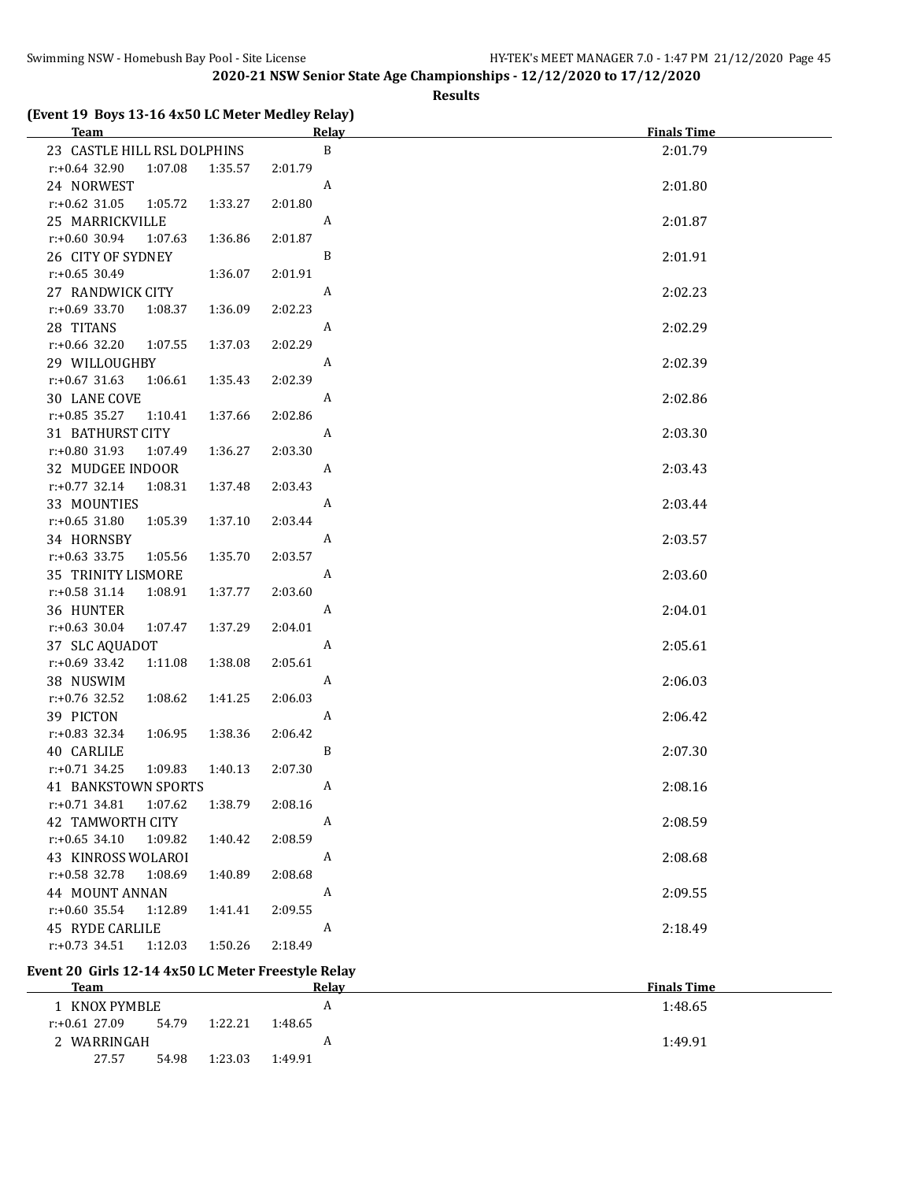**2020-21 NSW Senior State Age Championships - 12/12/2020 to 17/12/2020**

**Results**

### (Event 19 Boys 13-16 4x50 LC Meter Medley Relay)

| Team | Relay | Finals Time |
|---|---|---|
| 23 CASTLE HILL RSL DOLPHINS | B | 2:01.79 |
| r:+0.64 32.90 1:07.08 1:35.57 2:01.79 | | |
| 24 NORWEST | A | 2:01.80 |
| r:+0.62 31.05 1:05.72 1:33.27 2:01.80 | | |
| 25 MARRICKVILLE | A | 2:01.87 |
| r:+0.60 30.94 1:07.63 1:36.86 2:01.87 | | |
| 26 CITY OF SYDNEY | B | 2:01.91 |
| r:+0.65 30.49 1:36.07 2:01.91 | | |
| 27 RANDWICK CITY | A | 2:02.23 |
| r:+0.69 33.70 1:08.37 1:36.09 2:02.23 | | |
| 28 TITANS | A | 2:02.29 |
| r:+0.66 32.20 1:07.55 1:37.03 2:02.29 | | |
| 29 WILLOUGHBY | A | 2:02.39 |
| r:+0.67 31.63 1:06.61 1:35.43 2:02.39 | | |
| 30 LANE COVE | A | 2:02.86 |
| r:+0.85 35.27 1:10.41 1:37.66 2:02.86 | | |
| 31 BATHURST CITY | A | 2:03.30 |
| r:+0.80 31.93 1:07.49 1:36.27 2:03.30 | | |
| 32 MUDGEE INDOOR | A | 2:03.43 |
| r:+0.77 32.14 1:08.31 1:37.48 2:03.43 | | |
| 33 MOUNTIES | A | 2:03.44 |
| r:+0.65 31.80 1:05.39 1:37.10 2:03.44 | | |
| 34 HORNSBY | A | 2:03.57 |
| r:+0.63 33.75 1:05.56 1:35.70 2:03.57 | | |
| 35 TRINITY LISMORE | A | 2:03.60 |
| r:+0.58 31.14 1:08.91 1:37.77 2:03.60 | | |
| 36 HUNTER | A | 2:04.01 |
| r:+0.63 30.04 1:07.47 1:37.29 2:04.01 | | |
| 37 SLC AQUADOT | A | 2:05.61 |
| r:+0.69 33.42 1:11.08 1:38.08 2:05.61 | | |
| 38 NUSWIM | A | 2:06.03 |
| r:+0.76 32.52 1:08.62 1:41.25 2:06.03 | | |
| 39 PICTON | A | 2:06.42 |
| r:+0.83 32.34 1:06.95 1:38.36 2:06.42 | | |
| 40 CARLILE | B | 2:07.30 |
| r:+0.71 34.25 1:09.83 1:40.13 2:07.30 | | |
| 41 BANKSTOWN SPORTS | A | 2:08.16 |
| r:+0.71 34.81 1:07.62 1:38.79 2:08.16 | | |
| 42 TAMWORTH CITY | A | 2:08.59 |
| r:+0.65 34.10 1:09.82 1:40.42 2:08.59 | | |
| 43 KINROSS WOLAROI | A | 2:08.68 |
| r:+0.58 32.78 1:08.69 1:40.89 2:08.68 | | |
| 44 MOUNT ANNAN | A | 2:09.55 |
| r:+0.60 35.54 1:12.89 1:41.41 2:09.55 | | |
| 45 RYDE CARLILE | A | 2:18.49 |
| r:+0.73 34.51 1:12.03 1:50.26 2:18.49 | | |

### Event 20 Girls 12-14 4x50 LC Meter Freestyle Relay

| Team | Relay | Finals Time |
|---|---|---|
| 1 KNOX PYMBLE | A | 1:48.65 |
| r:+0.61 27.09 54.79 1:22.21 1:48.65 | | |
| 2 WARRINGAH | A | 1:49.91 |
| 27.57 54.98 1:23.03 1:49.91 | | |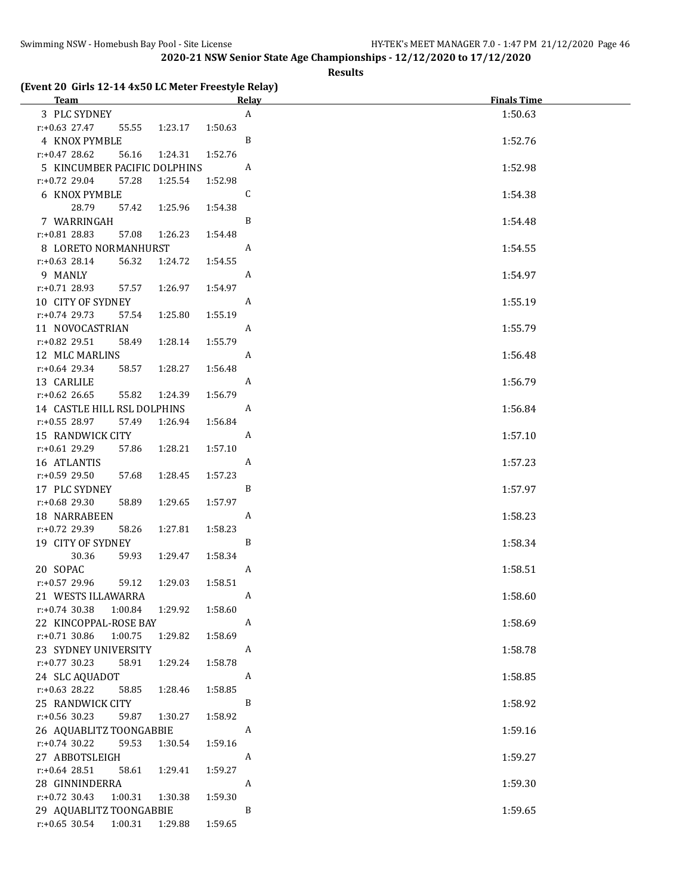## 2020-21 NSW Senior State Age Championships - 12/12/2020 to 17/12/2020

### Results

### (Event 20 Girls 12-14 4x50 LC Meter Freestyle Relay)

| Team | Relay | Finals Time |
|---|---|---|
| 3 PLC SYDNEY | A | 1:50.63 |
| r:+0.63 27.47 55.55 1:23.17 1:50.63 | | |
| 4 KNOX PYMBLE | B | 1:52.76 |
| r:+0.47 28.62 56.16 1:24.31 1:52.76 | | |
| 5 KINCUMBER PACIFIC DOLPHINS | A | 1:52.98 |
| r:+0.72 29.04 57.28 1:25.54 1:52.98 | | |
| 6 KNOX PYMBLE | C | 1:54.38 |
| 28.79 57.42 1:25.96 1:54.38 | | |
| 7 WARRINGAH | B | 1:54.48 |
| r:+0.81 28.83 57.08 1:26.23 1:54.48 | | |
| 8 LORETO NORMANHURST | A | 1:54.55 |
| r:+0.63 28.14 56.32 1:24.72 1:54.55 | | |
| 9 MANLY | A | 1:54.97 |
| r:+0.71 28.93 57.57 1:26.97 1:54.97 | | |
| 10 CITY OF SYDNEY | A | 1:55.19 |
| r:+0.74 29.73 57.54 1:25.80 1:55.19 | | |
| 11 NOVOCASTRIAN | A | 1:55.79 |
| r:+0.82 29.51 58.49 1:28.14 1:55.79 | | |
| 12 MLC MARLINS | A | 1:56.48 |
| r:+0.64 29.34 58.57 1:28.27 1:56.48 | | |
| 13 CARLILE | A | 1:56.79 |
| r:+0.62 26.65 55.82 1:24.39 1:56.79 | | |
| 14 CASTLE HILL RSL DOLPHINS | A | 1:56.84 |
| r:+0.55 28.97 57.49 1:26.94 1:56.84 | | |
| 15 RANDWICK CITY | A | 1:57.10 |
| r:+0.61 29.29 57.86 1:28.21 1:57.10 | | |
| 16 ATLANTIS | A | 1:57.23 |
| r:+0.59 29.50 57.68 1:28.45 1:57.23 | | |
| 17 PLC SYDNEY | B | 1:57.97 |
| r:+0.68 29.30 58.89 1:29.65 1:57.97 | | |
| 18 NARRABEEN | A | 1:58.23 |
| r:+0.72 29.39 58.26 1:27.81 1:58.23 | | |
| 19 CITY OF SYDNEY | B | 1:58.34 |
| 30.36 59.93 1:29.47 1:58.34 | | |
| 20 SOPAC | A | 1:58.51 |
| r:+0.57 29.96 59.12 1:29.03 1:58.51 | | |
| 21 WESTS ILLAWARRA | A | 1:58.60 |
| r:+0.74 30.38 1:00.84 1:29.92 1:58.60 | | |
| 22 KINCOPPAL-ROSE BAY | A | 1:58.69 |
| r:+0.71 30.86 1:00.75 1:29.82 1:58.69 | | |
| 23 SYDNEY UNIVERSITY | A | 1:58.78 |
| r:+0.77 30.23 58.91 1:29.24 1:58.78 | | |
| 24 SLC AQUADOT | A | 1:58.85 |
| r:+0.63 28.22 58.85 1:28.46 1:58.85 | | |
| 25 RANDWICK CITY | B | 1:58.92 |
| r:+0.56 30.23 59.87 1:30.27 1:58.92 | | |
| 26 AQUABLITZ TOONGABBIE | A | 1:59.16 |
| r:+0.74 30.22 59.53 1:30.54 1:59.16 | | |
| 27 ABBOTSLEIGH | A | 1:59.27 |
| r:+0.64 28.51 58.61 1:29.41 1:59.27 | | |
| 28 GINNINDERRA | A | 1:59.30 |
| r:+0.72 30.43 1:00.31 1:30.38 1:59.30 | | |
| 29 AQUABLITZ TOONGABBIE | B | 1:59.65 |
| r:+0.65 30.54 1:00.31 1:29.88 1:59.65 | | |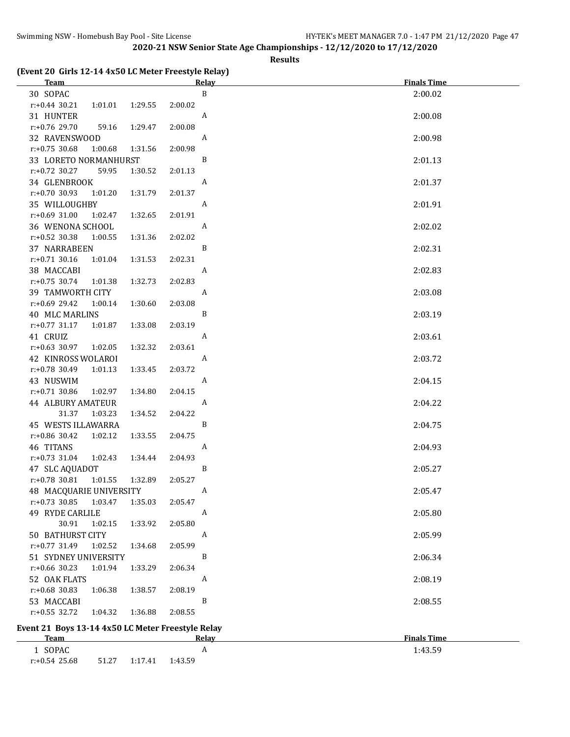2020-21 NSW Senior State Age Championships - 12/12/2020 to 17/12/2020

**Results**

### (Event 20 Girls 12-14 4x50 LC Meter Freestyle Relay)

| Team | Relay | Finals Time |
|---|---|---|
| 30 SOPAC | B | 2:00.02 |
| r:+0.44 30.21 1:01.01 1:29.55 2:00.02 | | |
| 31 HUNTER | A | 2:00.08 |
| r:+0.76 29.70 59.16 1:29.47 2:00.08 | | |
| 32 RAVENSWOOD | A | 2:00.98 |
| r:+0.75 30.68 1:00.68 1:31.56 2:00.98 | | |
| 33 LORETO NORMANHURST | B | 2:01.13 |
| r:+0.72 30.27 59.95 1:30.52 2:01.13 | | |
| 34 GLENBROOK | A | 2:01.37 |
| r:+0.70 30.93 1:01.20 1:31.79 2:01.37 | | |
| 35 WILLOUGHBY | A | 2:01.91 |
| r:+0.69 31.00 1:02.47 1:32.65 2:01.91 | | |
| 36 WENONA SCHOOL | A | 2:02.02 |
| r:+0.52 30.38 1:00.55 1:31.36 2:02.02 | | |
| 37 NARRABEEN | B | 2:02.31 |
| r:+0.71 30.16 1:01.04 1:31.53 2:02.31 | | |
| 38 MACCABI | A | 2:02.83 |
| r:+0.75 30.74 1:01.38 1:32.73 2:02.83 | | |
| 39 TAMWORTH CITY | A | 2:03.08 |
| r:+0.69 29.42 1:00.14 1:30.60 2:03.08 | | |
| 40 MLC MARLINS | B | 2:03.19 |
| r:+0.77 31.17 1:01.87 1:33.08 2:03.19 | | |
| 41 CRUIZ | A | 2:03.61 |
| r:+0.63 30.97 1:02.05 1:32.32 2:03.61 | | |
| 42 KINROSS WOLAROI | A | 2:03.72 |
| r:+0.78 30.49 1:01.13 1:33.45 2:03.72 | | |
| 43 NUSWIM | A | 2:04.15 |
| r:+0.71 30.86 1:02.97 1:34.80 2:04.15 | | |
| 44 ALBURY AMATEUR | A | 2:04.22 |
| 31.37 1:03.23 1:34.52 2:04.22 | | |
| 45 WESTS ILLAWARRA | B | 2:04.75 |
| r:+0.86 30.42 1:02.12 1:33.55 2:04.75 | | |
| 46 TITANS | A | 2:04.93 |
| r:+0.73 31.04 1:02.43 1:34.44 2:04.93 | | |
| 47 SLC AQUADOT | B | 2:05.27 |
| r:+0.78 30.81 1:01.55 1:32.89 2:05.27 | | |
| 48 MACQUARIE UNIVERSITY | A | 2:05.47 |
| r:+0.73 30.85 1:03.47 1:35.03 2:05.47 | | |
| 49 RYDE CARLILE | A | 2:05.80 |
| 30.91 1:02.15 1:33.92 2:05.80 | | |
| 50 BATHURST CITY | A | 2:05.99 |
| r:+0.77 31.49 1:02.52 1:34.68 2:05.99 | | |
| 51 SYDNEY UNIVERSITY | B | 2:06.34 |
| r:+0.66 30.23 1:01.94 1:33.29 2:06.34 | | |
| 52 OAK FLATS | A | 2:08.19 |
| r:+0.68 30.83 1:06.38 1:38.57 2:08.19 | | |
| 53 MACCABI | B | 2:08.55 |
| r:+0.55 32.72 1:04.32 1:36.88 2:08.55 | | |

### Event 21 Boys 13-14 4x50 LC Meter Freestyle Relay

| Team | Relay | Finals Time |
|---|---|---|
| 1 SOPAC | A | 1:43.59 |
| r:+0.54 25.68 51.27 1:17.41 1:43.59 | | |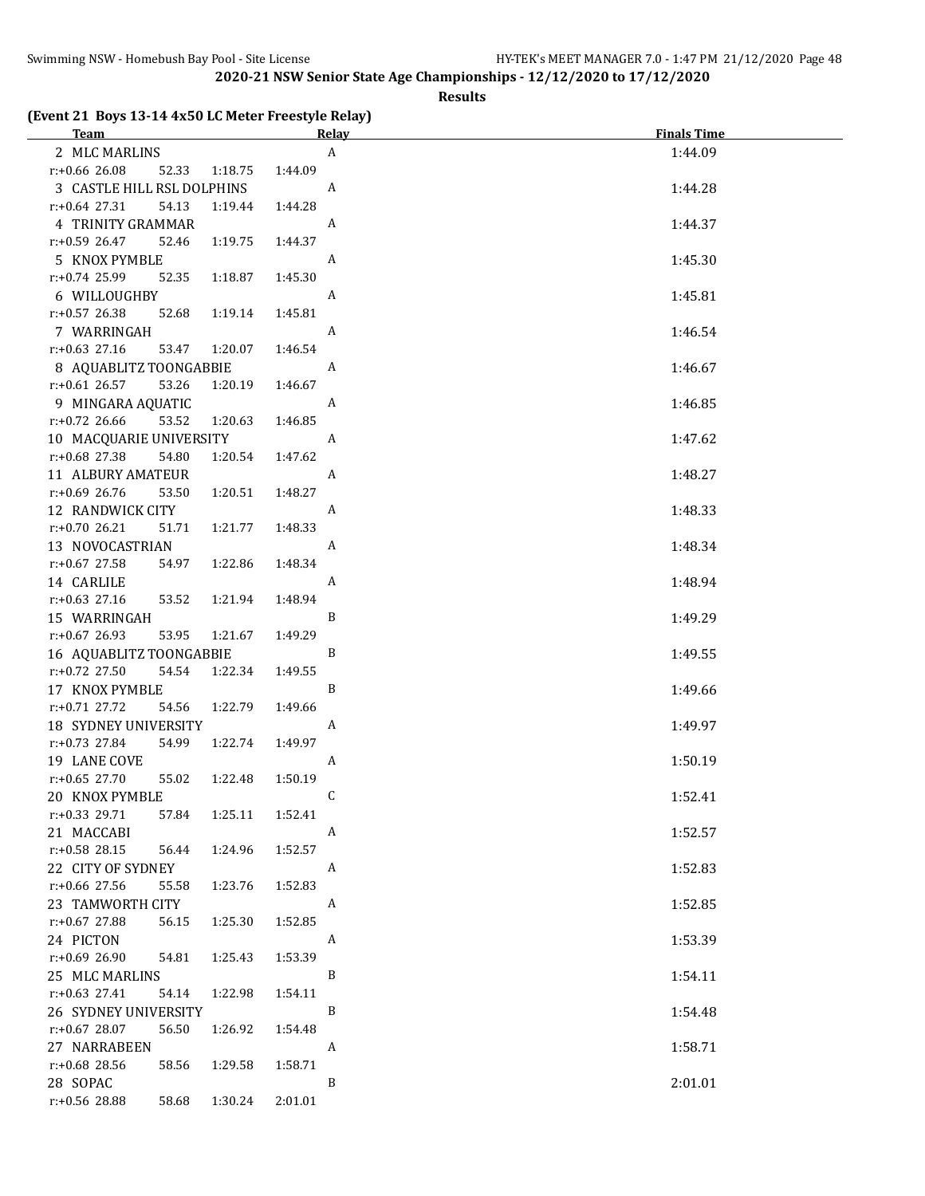## 2020-21 NSW Senior State Age Championships - 12/12/2020 to 17/12/2020

### Results

### (Event 21 Boys 13-14 4x50 LC Meter Freestyle Relay)

| Team | Relay | Finals Time |
|---|---|---|
| 2 MLC MARLINS | A | 1:44.09 |
| r:+0.66 26.08 52.33 1:18.75 1:44.09 | | |
| 3 CASTLE HILL RSL DOLPHINS | A | 1:44.28 |
| r:+0.64 27.31 54.13 1:19.44 1:44.28 | | |
| 4 TRINITY GRAMMAR | A | 1:44.37 |
| r:+0.59 26.47 52.46 1:19.75 1:44.37 | | |
| 5 KNOX PYMBLE | A | 1:45.30 |
| r:+0.74 25.99 52.35 1:18.87 1:45.30 | | |
| 6 WILLOUGHBY | A | 1:45.81 |
| r:+0.57 26.38 52.68 1:19.14 1:45.81 | | |
| 7 WARRINGAH | A | 1:46.54 |
| r:+0.63 27.16 53.47 1:20.07 1:46.54 | | |
| 8 AQUABLITZ TOONGABBIE | A | 1:46.67 |
| r:+0.61 26.57 53.26 1:20.19 1:46.67 | | |
| 9 MINGARA AQUATIC | A | 1:46.85 |
| r:+0.72 26.66 53.52 1:20.63 1:46.85 | | |
| 10 MACQUARIE UNIVERSITY | A | 1:47.62 |
| r:+0.68 27.38 54.80 1:20.54 1:47.62 | | |
| 11 ALBURY AMATEUR | A | 1:48.27 |
| r:+0.69 26.76 53.50 1:20.51 1:48.27 | | |
| 12 RANDWICK CITY | A | 1:48.33 |
| r:+0.70 26.21 51.71 1:21.77 1:48.33 | | |
| 13 NOVOCASTRIAN | A | 1:48.34 |
| r:+0.67 27.58 54.97 1:22.86 1:48.34 | | |
| 14 CARLILE | A | 1:48.94 |
| r:+0.63 27.16 53.52 1:21.94 1:48.94 | | |
| 15 WARRINGAH | B | 1:49.29 |
| r:+0.67 26.93 53.95 1:21.67 1:49.29 | | |
| 16 AQUABLITZ TOONGABBIE | B | 1:49.55 |
| r:+0.72 27.50 54.54 1:22.34 1:49.55 | | |
| 17 KNOX PYMBLE | B | 1:49.66 |
| r:+0.71 27.72 54.56 1:22.79 1:49.66 | | |
| 18 SYDNEY UNIVERSITY | A | 1:49.97 |
| r:+0.73 27.84 54.99 1:22.74 1:49.97 | | |
| 19 LANE COVE | A | 1:50.19 |
| r:+0.65 27.70 55.02 1:22.48 1:50.19 | | |
| 20 KNOX PYMBLE | C | 1:52.41 |
| r:+0.33 29.71 57.84 1:25.11 1:52.41 | | |
| 21 MACCABI | A | 1:52.57 |
| r:+0.58 28.15 56.44 1:24.96 1:52.57 | | |
| 22 CITY OF SYDNEY | A | 1:52.83 |
| r:+0.66 27.56 55.58 1:23.76 1:52.83 | | |
| 23 TAMWORTH CITY | A | 1:52.85 |
| r:+0.67 27.88 56.15 1:25.30 1:52.85 | | |
| 24 PICTON | A | 1:53.39 |
| r:+0.69 26.90 54.81 1:25.43 1:53.39 | | |
| 25 MLC MARLINS | B | 1:54.11 |
| r:+0.63 27.41 54.14 1:22.98 1:54.11 | | |
| 26 SYDNEY UNIVERSITY | B | 1:54.48 |
| r:+0.67 28.07 56.50 1:26.92 1:54.48 | | |
| 27 NARRABEEN | A | 1:58.71 |
| r:+0.68 28.56 58.56 1:29.58 1:58.71 | | |
| 28 SOPAC | B | 2:01.01 |
| r:+0.56 28.88 58.68 1:30.24 2:01.01 | | |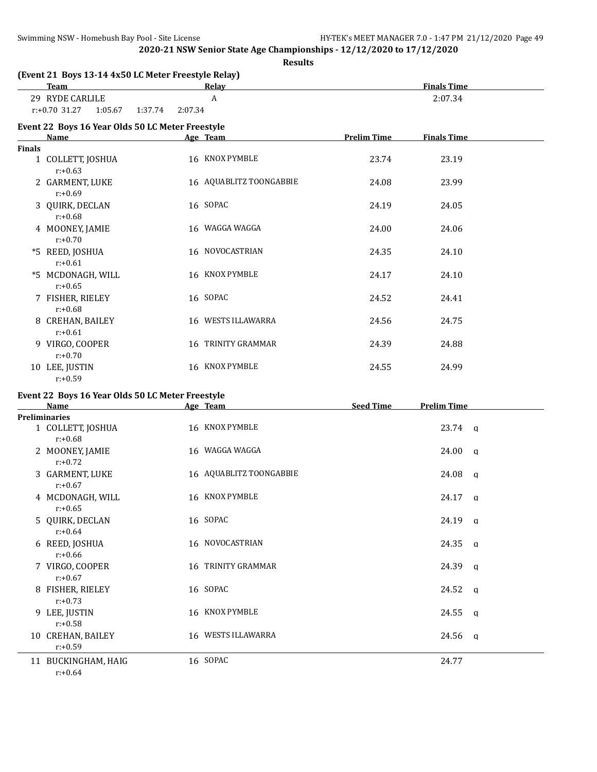## 2020-21 NSW Senior State Age Championships - 12/12/2020 to 17/12/2020

**Results**

### (Event 21 Boys 13-14 4x50 LC Meter Freestyle Relay)

| | Team | Relay | Finals Time |
|---|---|---|---|
| 29 | RYDE CARLILE | A | 2:07.34 |

r:+0.70 31.27 1:05.67 1:37.74 2:07.34

### Event 22 Boys 16 Year Olds 50 LC Meter Freestyle

| | Name | Age | Team | Prelim Time | Finals Time |
|---|---|---|---|---|---|
| **Finals** | | | | | |
| 1 | COLLETT, JOSHUA r:+0.63 | 16 | KNOX PYMBLE | 23.74 | 23.19 |
| 2 | GARMENT, LUKE r:+0.69 | 16 | AQUABLITZ TOONGABBIE | 24.08 | 23.99 |
| 3 | QUIRK, DECLAN r:+0.68 | 16 | SOPAC | 24.19 | 24.05 |
| 4 | MOONEY, JAMIE r:+0.70 | 16 | WAGGA WAGGA | 24.00 | 24.06 |
| *5 | REED, JOSHUA r:+0.61 | 16 | NOVOCASTRIAN | 24.35 | 24.10 |
| *5 | MCDONAGH, WILL r:+0.65 | 16 | KNOX PYMBLE | 24.17 | 24.10 |
| 7 | FISHER, RIELEY r:+0.68 | 16 | SOPAC | 24.52 | 24.41 |
| 8 | CREHAN, BAILEY r:+0.61 | 16 | WESTS ILLAWARRA | 24.56 | 24.75 |
| 9 | VIRGO, COOPER r:+0.70 | 16 | TRINITY GRAMMAR | 24.39 | 24.88 |
| 10 | LEE, JUSTIN r:+0.59 | 16 | KNOX PYMBLE | 24.55 | 24.99 |

### Event 22 Boys 16 Year Olds 50 LC Meter Freestyle

| | Name | Age | Team | Seed Time | Prelim Time | |
|---|---|---|---|---|---|---|
| **Preliminaries** | | | | | | |
| 1 | COLLETT, JOSHUA r:+0.68 | 16 | KNOX PYMBLE | | 23.74 | q |
| 2 | MOONEY, JAMIE r:+0.72 | 16 | WAGGA WAGGA | | 24.00 | q |
| 3 | GARMENT, LUKE r:+0.67 | 16 | AQUABLITZ TOONGABBIE | | 24.08 | q |
| 4 | MCDONAGH, WILL r:+0.65 | 16 | KNOX PYMBLE | | 24.17 | q |
| 5 | QUIRK, DECLAN r:+0.64 | 16 | SOPAC | | 24.19 | q |
| 6 | REED, JOSHUA r:+0.66 | 16 | NOVOCASTRIAN | | 24.35 | q |
| 7 | VIRGO, COOPER r:+0.67 | 16 | TRINITY GRAMMAR | | 24.39 | q |
| 8 | FISHER, RIELEY r:+0.73 | 16 | SOPAC | | 24.52 | q |
| 9 | LEE, JUSTIN r:+0.58 | 16 | KNOX PYMBLE | | 24.55 | q |
| 10 | CREHAN, BAILEY r:+0.59 | 16 | WESTS ILLAWARRA | | 24.56 | q |
| 11 | BUCKINGHAM, HAIG r:+0.64 | 16 | SOPAC | | 24.77 | |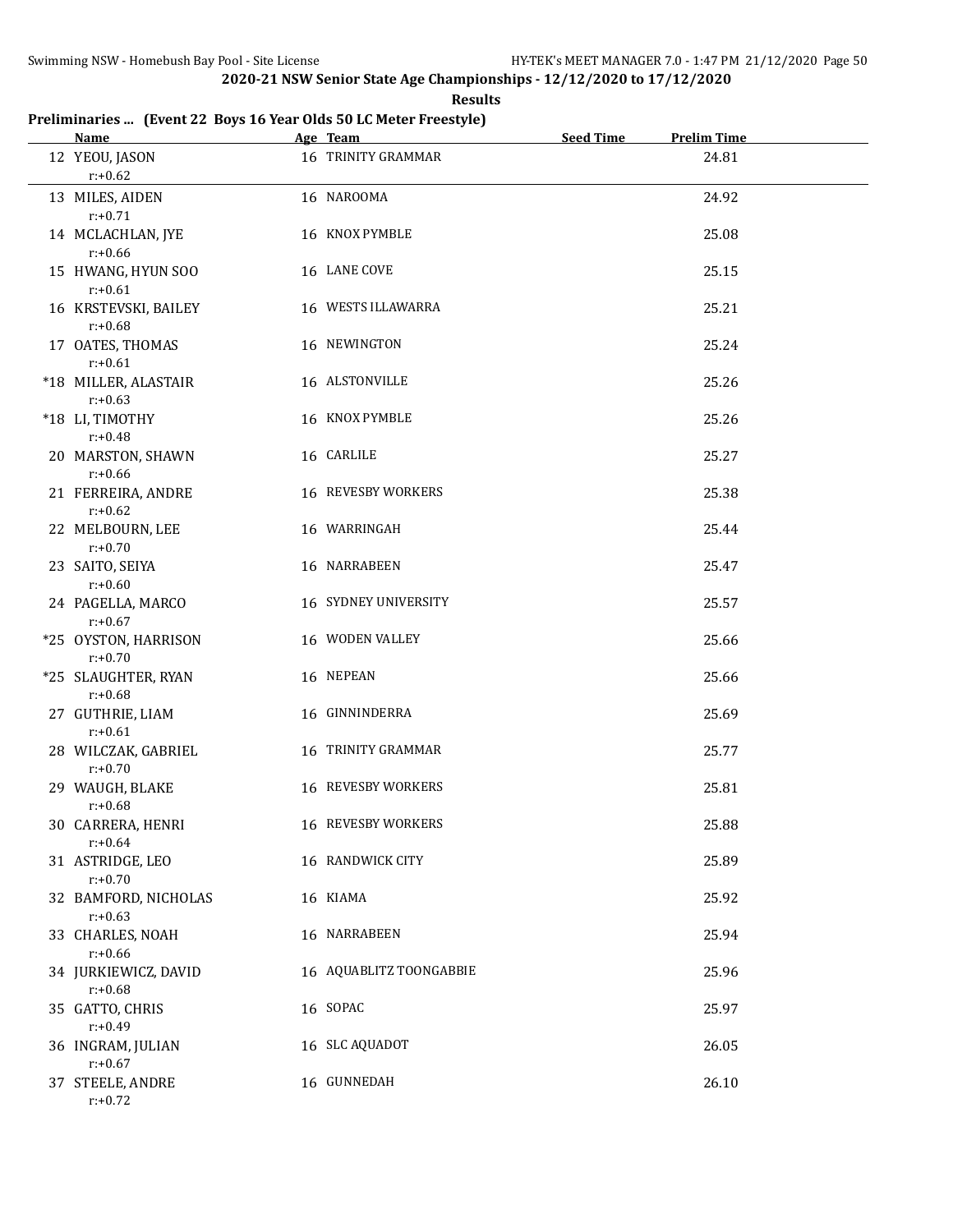**2020-21 NSW Senior State Age Championships - 12/12/2020 to 17/12/2020**

**Results**

**Preliminaries ... (Event 22 Boys 16 Year Olds 50 LC Meter Freestyle)**

| Name | Age | Team | Seed Time | Prelim Time |
|---|---|---|---|---|
| 12 YEOU, JASON<br>r:+0.62 | 16 | TRINITY GRAMMAR | | 24.81 |
| 13 MILES, AIDEN<br>r:+0.71 | 16 | NAROOMA | | 24.92 |
| 14 MCLACHLAN, JYE<br>r:+0.66 | 16 | KNOX PYMBLE | | 25.08 |
| 15 HWANG, HYUN SOO<br>r:+0.61 | 16 | LANE COVE | | 25.15 |
| 16 KRSTEVSKI, BAILEY<br>r:+0.68 | 16 | WESTS ILLAWARRA | | 25.21 |
| 17 OATES, THOMAS<br>r:+0.61 | 16 | NEWINGTON | | 25.24 |
| *18 MILLER, ALASTAIR<br>r:+0.63 | 16 | ALSTONVILLE | | 25.26 |
| *18 LI, TIMOTHY<br>r:+0.48 | 16 | KNOX PYMBLE | | 25.26 |
| 20 MARSTON, SHAWN<br>r:+0.66 | 16 | CARLILE | | 25.27 |
| 21 FERREIRA, ANDRE<br>r:+0.62 | 16 | REVESBY WORKERS | | 25.38 |
| 22 MELBOURN, LEE<br>r:+0.70 | 16 | WARRINGAH | | 25.44 |
| 23 SAITO, SEIYA<br>r:+0.60 | 16 | NARRABEEN | | 25.47 |
| 24 PAGELLA, MARCO<br>r:+0.67 | 16 | SYDNEY UNIVERSITY | | 25.57 |
| *25 OYSTON, HARRISON<br>r:+0.70 | 16 | WODEN VALLEY | | 25.66 |
| *25 SLAUGHTER, RYAN<br>r:+0.68 | 16 | NEPEAN | | 25.66 |
| 27 GUTHRIE, LIAM<br>r:+0.61 | 16 | GINNINDERRA | | 25.69 |
| 28 WILCZAK, GABRIEL<br>r:+0.70 | 16 | TRINITY GRAMMAR | | 25.77 |
| 29 WAUGH, BLAKE<br>r:+0.68 | 16 | REVESBY WORKERS | | 25.81 |
| 30 CARRERA, HENRI<br>r:+0.64 | 16 | REVESBY WORKERS | | 25.88 |
| 31 ASTRIDGE, LEO<br>r:+0.70 | 16 | RANDWICK CITY | | 25.89 |
| 32 BAMFORD, NICHOLAS<br>r:+0.63 | 16 | KIAMA | | 25.92 |
| 33 CHARLES, NOAH<br>r:+0.66 | 16 | NARRABEEN | | 25.94 |
| 34 JURKIEWICZ, DAVID<br>r:+0.68 | 16 | AQUABLITZ TOONGABBIE | | 25.96 |
| 35 GATTO, CHRIS<br>r:+0.49 | 16 | SOPAC | | 25.97 |
| 36 INGRAM, JULIAN<br>r:+0.67 | 16 | SLC AQUADOT | | 26.05 |
| 37 STEELE, ANDRE<br>r:+0.72 | 16 | GUNNEDAH | | 26.10 |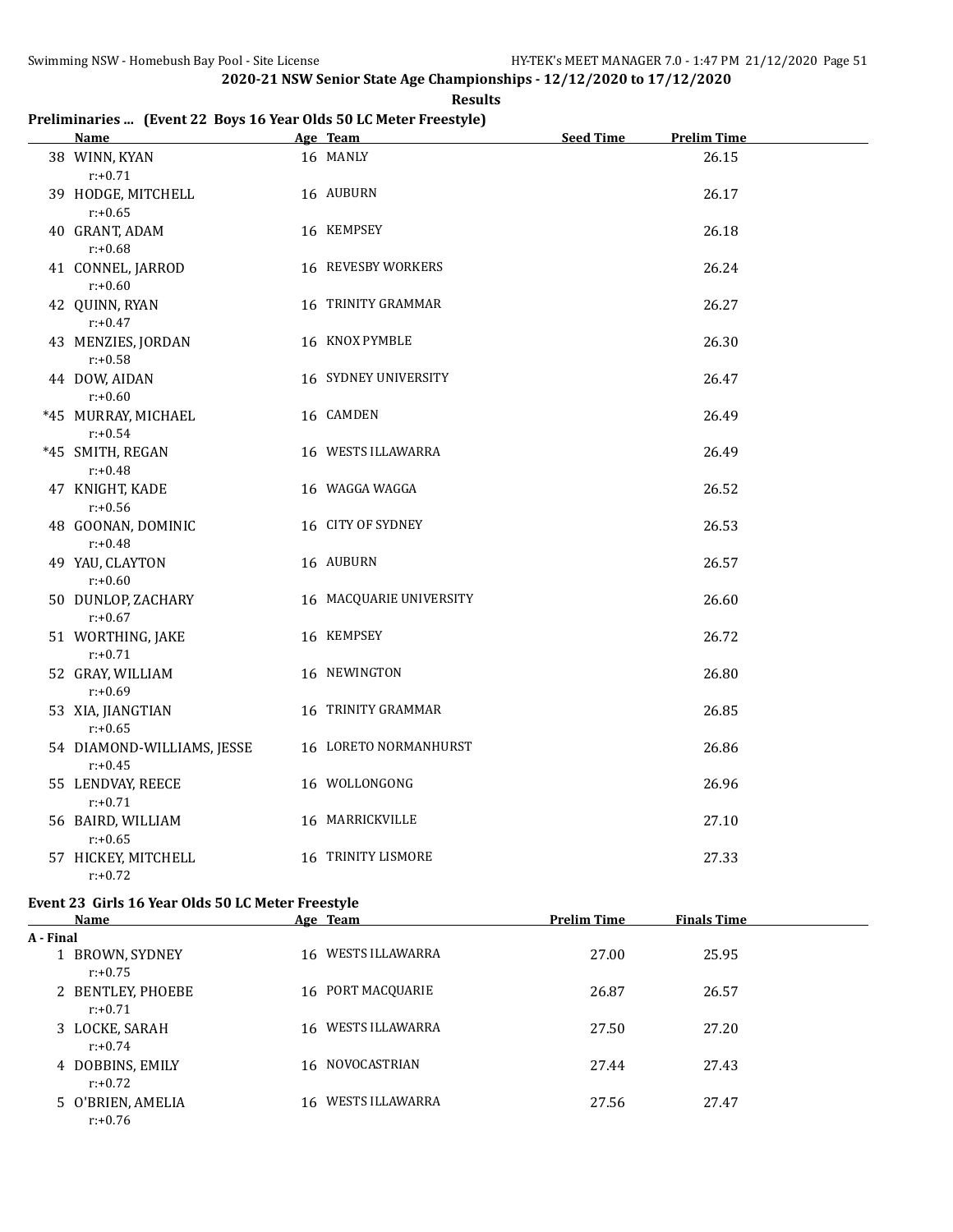**2020-21 NSW Senior State Age Championships - 12/12/2020 to 17/12/2020**

**Results**

## Preliminaries ... (Event 22 Boys 16 Year Olds 50 LC Meter Freestyle)

| | Name | Age | Team | Seed Time | Prelim Time |
|---|---|---|---|---|---|
| 38 | WINN, KYAN<br>r:+0.71 | 16 | MANLY | | 26.15 |
| 39 | HODGE, MITCHELL<br>r:+0.65 | 16 | AUBURN | | 26.17 |
| 40 | GRANT, ADAM<br>r:+0.68 | 16 | KEMPSEY | | 26.18 |
| 41 | CONNEL, JARROD<br>r:+0.60 | 16 | REVESBY WORKERS | | 26.24 |
| 42 | QUINN, RYAN<br>r:+0.47 | 16 | TRINITY GRAMMAR | | 26.27 |
| 43 | MENZIES, JORDAN<br>r:+0.58 | 16 | KNOX PYMBLE | | 26.30 |
| 44 | DOW, AIDAN<br>r:+0.60 | 16 | SYDNEY UNIVERSITY | | 26.47 |
| *45 | MURRAY, MICHAEL<br>r:+0.54 | 16 | CAMDEN | | 26.49 |
| *45 | SMITH, REGAN<br>r:+0.48 | 16 | WESTS ILLAWARRA | | 26.49 |
| 47 | KNIGHT, KADE<br>r:+0.56 | 16 | WAGGA WAGGA | | 26.52 |
| 48 | GOONAN, DOMINIC<br>r:+0.48 | 16 | CITY OF SYDNEY | | 26.53 |
| 49 | YAU, CLAYTON<br>r:+0.60 | 16 | AUBURN | | 26.57 |
| 50 | DUNLOP, ZACHARY<br>r:+0.67 | 16 | MACQUARIE UNIVERSITY | | 26.60 |
| 51 | WORTHING, JAKE<br>r:+0.71 | 16 | KEMPSEY | | 26.72 |
| 52 | GRAY, WILLIAM<br>r:+0.69 | 16 | NEWINGTON | | 26.80 |
| 53 | XIA, JIANGTIAN<br>r:+0.65 | 16 | TRINITY GRAMMAR | | 26.85 |
| 54 | DIAMOND-WILLIAMS, JESSE<br>r:+0.45 | 16 | LORETO NORMANHURST | | 26.86 |
| 55 | LENDVAY, REECE<br>r:+0.71 | 16 | WOLLONGONG | | 26.96 |
| 56 | BAIRD, WILLIAM<br>r:+0.65 | 16 | MARRICKVILLE | | 27.10 |
| 57 | HICKEY, MITCHELL<br>r:+0.72 | 16 | TRINITY LISMORE | | 27.33 |

## Event 23 Girls 16 Year Olds 50 LC Meter Freestyle

| | Name | Age | Team | Prelim Time | Finals Time |
|---|---|---|---|---|---|
| **A - Final** | | | | | |
| 1 | BROWN, SYDNEY<br>r:+0.75 | 16 | WESTS ILLAWARRA | 27.00 | 25.95 |
| 2 | BENTLEY, PHOEBE<br>r:+0.71 | 16 | PORT MACQUARIE | 26.87 | 26.57 |
| 3 | LOCKE, SARAH<br>r:+0.74 | 16 | WESTS ILLAWARRA | 27.50 | 27.20 |
| 4 | DOBBINS, EMILY<br>r:+0.72 | 16 | NOVOCASTRIAN | 27.44 | 27.43 |
| 5 | O'BRIEN, AMELIA<br>r:+0.76 | 16 | WESTS ILLAWARRA | 27.56 | 27.47 |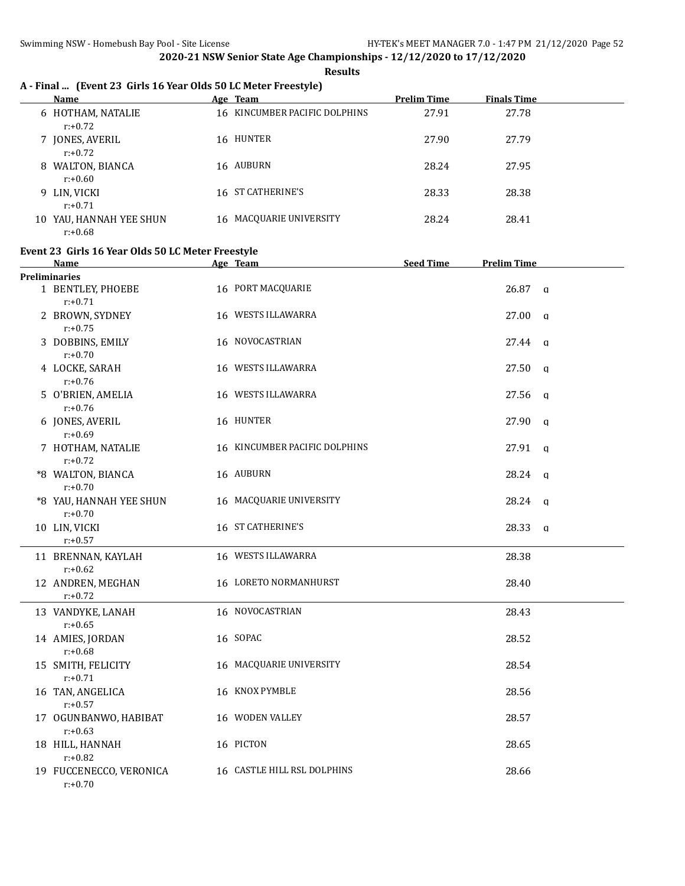## 2020-21 NSW Senior State Age Championships - 12/12/2020 to 17/12/2020

**Results**

### A - Final ... (Event 23 Girls 16 Year Olds 50 LC Meter Freestyle)

| | Name | Age | Team | Prelim Time | Finals Time |
|---|---|---|---|---|---|
| 6 | HOTHAM, NATALIE<br>r:+0.72 | 16 | KINCUMBER PACIFIC DOLPHINS | 27.91 | 27.78 |
| 7 | JONES, AVERIL<br>r:+0.72 | 16 | HUNTER | 27.90 | 27.79 |
| 8 | WALTON, BIANCA<br>r:+0.60 | 16 | AUBURN | 28.24 | 27.95 |
| 9 | LIN, VICKI<br>r:+0.71 | 16 | ST CATHERINE'S | 28.33 | 28.38 |
| 10 | YAU, HANNAH YEE SHUN<br>r:+0.68 | 16 | MACQUARIE UNIVERSITY | 28.24 | 28.41 |

### Event 23 Girls 16 Year Olds 50 LC Meter Freestyle

| | Name | Age | Team | Seed Time | Prelim Time | |
|---|---|---|---|---|---|---|
| **Preliminaries** | | | | | | |
| 1 | BENTLEY, PHOEBE<br>r:+0.71 | 16 | PORT MACQUARIE | | 26.87 | q |
| 2 | BROWN, SYDNEY<br>r:+0.75 | 16 | WESTS ILLAWARRA | | 27.00 | q |
| 3 | DOBBINS, EMILY<br>r:+0.70 | 16 | NOVOCASTRIAN | | 27.44 | q |
| 4 | LOCKE, SARAH<br>r:+0.76 | 16 | WESTS ILLAWARRA | | 27.50 | q |
| 5 | O'BRIEN, AMELIA<br>r:+0.76 | 16 | WESTS ILLAWARRA | | 27.56 | q |
| 6 | JONES, AVERIL<br>r:+0.69 | 16 | HUNTER | | 27.90 | q |
| 7 | HOTHAM, NATALIE<br>r:+0.72 | 16 | KINCUMBER PACIFIC DOLPHINS | | 27.91 | q |
| *8 | WALTON, BIANCA<br>r:+0.70 | 16 | AUBURN | | 28.24 | q |
| *8 | YAU, HANNAH YEE SHUN<br>r:+0.70 | 16 | MACQUARIE UNIVERSITY | | 28.24 | q |
| 10 | LIN, VICKI<br>r:+0.57 | 16 | ST CATHERINE'S | | 28.33 | q |
| 11 | BRENNAN, KAYLAH<br>r:+0.62 | 16 | WESTS ILLAWARRA | | 28.38 | |
| 12 | ANDREN, MEGHAN<br>r:+0.72 | 16 | LORETO NORMANHURST | | 28.40 | |
| 13 | VANDYKE, LANAH<br>r:+0.65 | 16 | NOVOCASTRIAN | | 28.43 | |
| 14 | AMIES, JORDAN<br>r:+0.68 | 16 | SOPAC | | 28.52 | |
| 15 | SMITH, FELICITY<br>r:+0.71 | 16 | MACQUARIE UNIVERSITY | | 28.54 | |
| 16 | TAN, ANGELICA<br>r:+0.57 | 16 | KNOX PYMBLE | | 28.56 | |
| 17 | OGUNBANWO, HABIBAT<br>r:+0.63 | 16 | WODEN VALLEY | | 28.57 | |
| 18 | HILL, HANNAH<br>r:+0.82 | 16 | PICTON | | 28.65 | |
| 19 | FUCCENECCO, VERONICA<br>r:+0.70 | 16 | CASTLE HILL RSL DOLPHINS | | 28.66 | |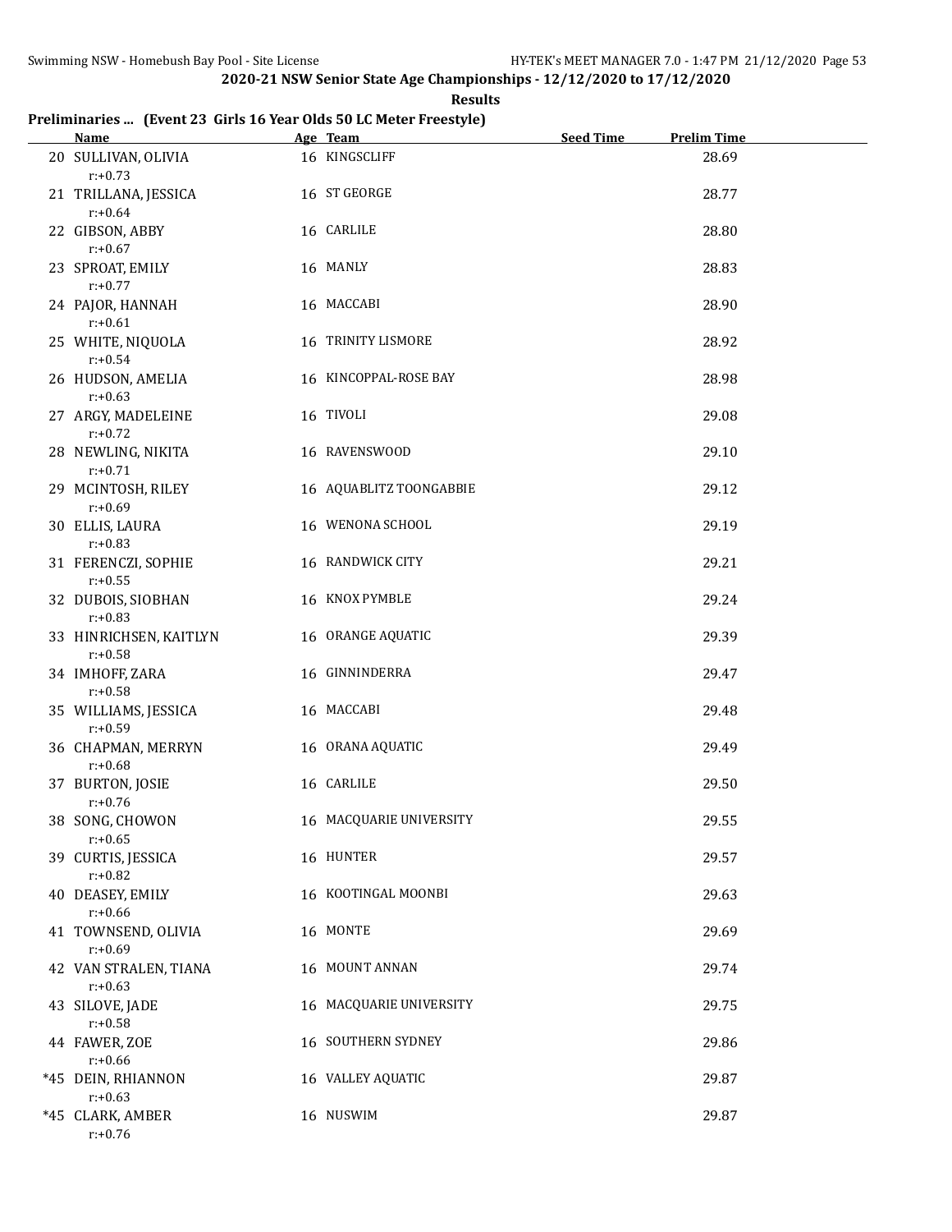**2020-21 NSW Senior State Age Championships - 12/12/2020 to 17/12/2020**

**Results**

### Preliminaries ... (Event 23 Girls 16 Year Olds 50 LC Meter Freestyle)

| | Name | Age | Team | Seed Time | Prelim Time |
|---|---|---|---|---|---|
| 20 | SULLIVAN, OLIVIA | 16 | KINGSCLIFF | | 28.69 |
| | r:+0.73 | | | | |
| 21 | TRILLANA, JESSICA | 16 | ST GEORGE | | 28.77 |
| | r:+0.64 | | | | |
| 22 | GIBSON, ABBY | 16 | CARLILE | | 28.80 |
| | r:+0.67 | | | | |
| 23 | SPROAT, EMILY | 16 | MANLY | | 28.83 |
| | r:+0.77 | | | | |
| 24 | PAJOR, HANNAH | 16 | MACCABI | | 28.90 |
| | r:+0.61 | | | | |
| 25 | WHITE, NIQUOLA | 16 | TRINITY LISMORE | | 28.92 |
| | r:+0.54 | | | | |
| 26 | HUDSON, AMELIA | 16 | KINCOPPAL-ROSE BAY | | 28.98 |
| | r:+0.63 | | | | |
| 27 | ARGY, MADELEINE | 16 | TIVOLI | | 29.08 |
| | r:+0.72 | | | | |
| 28 | NEWLING, NIKITA | 16 | RAVENSWOOD | | 29.10 |
| | r:+0.71 | | | | |
| 29 | MCINTOSH, RILEY | 16 | AQUABLITZ TOONGABBIE | | 29.12 |
| | r:+0.69 | | | | |
| 30 | ELLIS, LAURA | 16 | WENONA SCHOOL | | 29.19 |
| | r:+0.83 | | | | |
| 31 | FERENCZI, SOPHIE | 16 | RANDWICK CITY | | 29.21 |
| | r:+0.55 | | | | |
| 32 | DUBOIS, SIOBHAN | 16 | KNOX PYMBLE | | 29.24 |
| | r:+0.83 | | | | |
| 33 | HINRICHSEN, KAITLYN | 16 | ORANGE AQUATIC | | 29.39 |
| | r:+0.58 | | | | |
| 34 | IMHOFF, ZARA | 16 | GINNINDERRA | | 29.47 |
| | r:+0.58 | | | | |
| 35 | WILLIAMS, JESSICA | 16 | MACCABI | | 29.48 |
| | r:+0.59 | | | | |
| 36 | CHAPMAN, MERRYN | 16 | ORANA AQUATIC | | 29.49 |
| | r:+0.68 | | | | |
| 37 | BURTON, JOSIE | 16 | CARLILE | | 29.50 |
| | r:+0.76 | | | | |
| 38 | SONG, CHOWON | 16 | MACQUARIE UNIVERSITY | | 29.55 |
| | r:+0.65 | | | | |
| 39 | CURTIS, JESSICA | 16 | HUNTER | | 29.57 |
| | r:+0.82 | | | | |
| 40 | DEASEY, EMILY | 16 | KOOTINGAL MOONBI | | 29.63 |
| | r:+0.66 | | | | |
| 41 | TOWNSEND, OLIVIA | 16 | MONTE | | 29.69 |
| | r:+0.69 | | | | |
| 42 | VAN STRALEN, TIANA | 16 | MOUNT ANNAN | | 29.74 |
| | r:+0.63 | | | | |
| 43 | SILOVE, JADE | 16 | MACQUARIE UNIVERSITY | | 29.75 |
| | r:+0.58 | | | | |
| 44 | FAWER, ZOE | 16 | SOUTHERN SYDNEY | | 29.86 |
| | r:+0.66 | | | | |
| *45 | DEIN, RHIANNON | 16 | VALLEY AQUATIC | | 29.87 |
| | r:+0.63 | | | | |
| *45 | CLARK, AMBER | 16 | NUSWIM | | 29.87 |
| | r:+0.76 | | | | |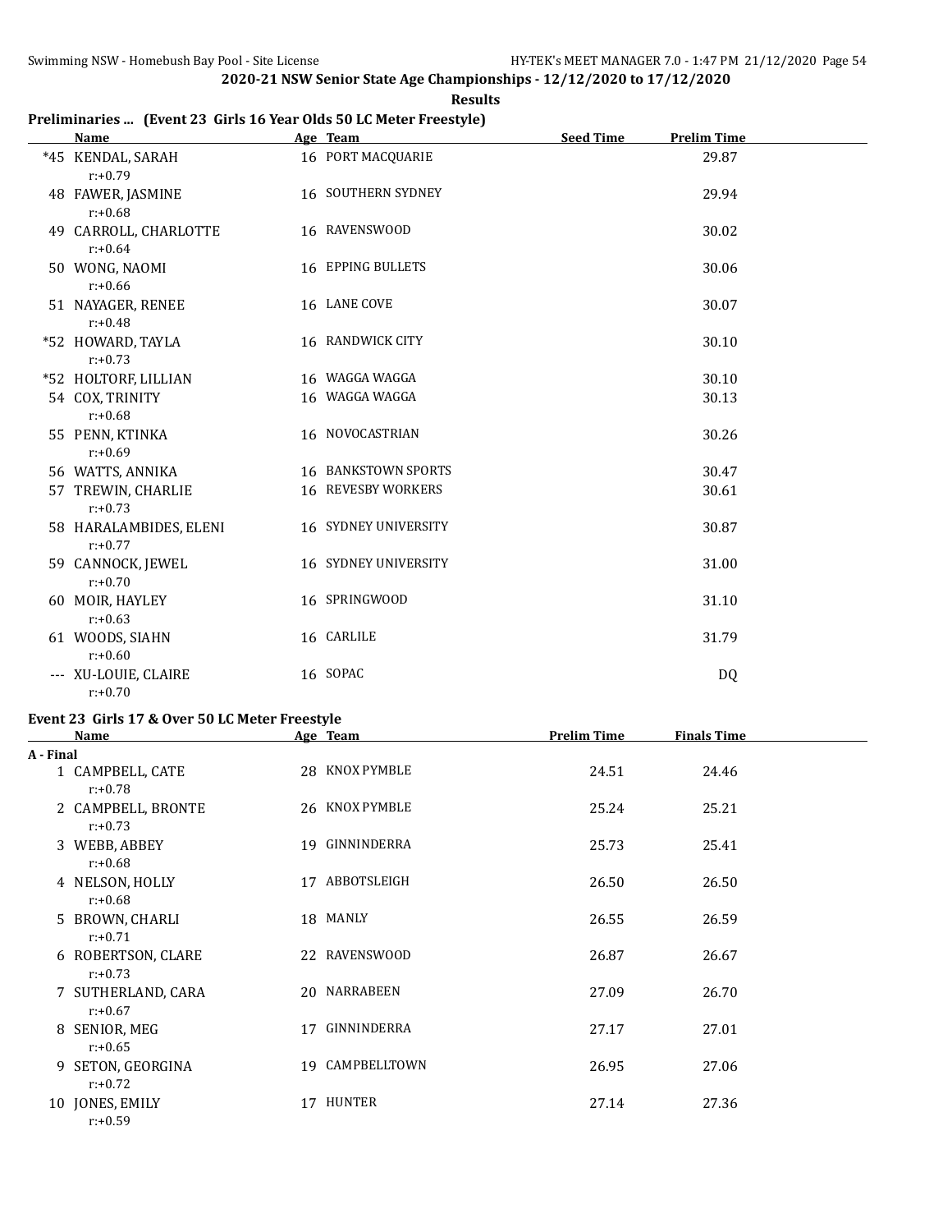**2020-21 NSW Senior State Age Championships - 12/12/2020 to 17/12/2020**

**Results**

### Preliminaries ... (Event 23 Girls 16 Year Olds 50 LC Meter Freestyle)

| | Name | Age | Team | Seed Time | Prelim Time |
|---|---|---|---|---|---|
| *45 | KENDAL, SARAH<br>r:+0.79 | 16 | PORT MACQUARIE | | 29.87 |
| 48 | FAWER, JASMINE<br>r:+0.68 | 16 | SOUTHERN SYDNEY | | 29.94 |
| 49 | CARROLL, CHARLOTTE<br>r:+0.64 | 16 | RAVENSWOOD | | 30.02 |
| 50 | WONG, NAOMI<br>r:+0.66 | 16 | EPPING BULLETS | | 30.06 |
| 51 | NAYAGER, RENEE<br>r:+0.48 | 16 | LANE COVE | | 30.07 |
| *52 | HOWARD, TAYLA<br>r:+0.73 | 16 | RANDWICK CITY | | 30.10 |
| *52 | HOLTORF, LILLIAN | 16 | WAGGA WAGGA | | 30.10 |
| 54 | COX, TRINITY<br>r:+0.68 | 16 | WAGGA WAGGA | | 30.13 |
| 55 | PENN, KTINKA<br>r:+0.69 | 16 | NOVOCASTRIAN | | 30.26 |
| 56 | WATTS, ANNIKA | 16 | BANKSTOWN SPORTS | | 30.47 |
| 57 | TREWIN, CHARLIE<br>r:+0.73 | 16 | REVESBY WORKERS | | 30.61 |
| 58 | HARALAMBIDES, ELENI<br>r:+0.77 | 16 | SYDNEY UNIVERSITY | | 30.87 |
| 59 | CANNOCK, JEWEL<br>r:+0.70 | 16 | SYDNEY UNIVERSITY | | 31.00 |
| 60 | MOIR, HAYLEY<br>r:+0.63 | 16 | SPRINGWOOD | | 31.10 |
| 61 | WOODS, SIAHN<br>r:+0.60 | 16 | CARLILE | | 31.79 |
| --- | XU-LOUIE, CLAIRE<br>r:+0.70 | 16 | SOPAC | | DQ |

### Event 23 Girls 17 & Over 50 LC Meter Freestyle

| | Name | Age | Team | Prelim Time | Finals Time |
|---|---|---|---|---|---|
| **A - Final** | | | | | |
| 1 | CAMPBELL, CATE<br>r:+0.78 | 28 | KNOX PYMBLE | 24.51 | 24.46 |
| 2 | CAMPBELL, BRONTE<br>r:+0.73 | 26 | KNOX PYMBLE | 25.24 | 25.21 |
| 3 | WEBB, ABBEY<br>r:+0.68 | 19 | GINNINDERRA | 25.73 | 25.41 |
| 4 | NELSON, HOLLY<br>r:+0.68 | 17 | ABBOTSLEIGH | 26.50 | 26.50 |
| 5 | BROWN, CHARLI<br>r:+0.71 | 18 | MANLY | 26.55 | 26.59 |
| 6 | ROBERTSON, CLARE<br>r:+0.73 | 22 | RAVENSWOOD | 26.87 | 26.67 |
| 7 | SUTHERLAND, CARA<br>r:+0.67 | 20 | NARRABEEN | 27.09 | 26.70 |
| 8 | SENIOR, MEG<br>r:+0.65 | 17 | GINNINDERRA | 27.17 | 27.01 |
| 9 | SETON, GEORGINA<br>r:+0.72 | 19 | CAMPBELLTOWN | 26.95 | 27.06 |
| 10 | JONES, EMILY<br>r:+0.59 | 17 | HUNTER | 27.14 | 27.36 |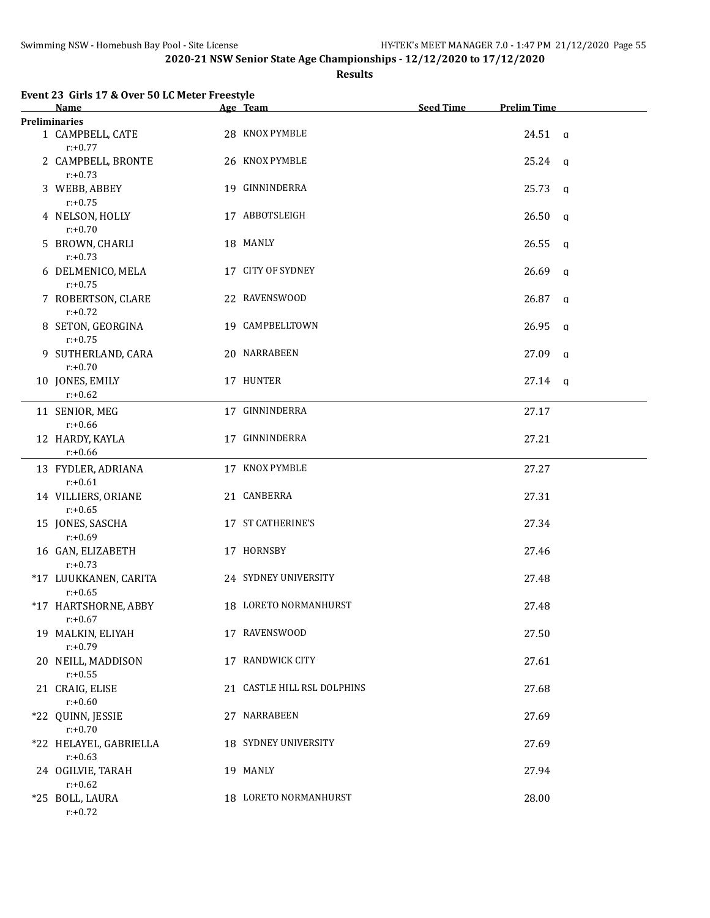## 2020-21 NSW Senior State Age Championships - 12/12/2020 to 17/12/2020

### Results

### Event 23 Girls 17 & Over 50 LC Meter Freestyle

| | Name | Age | Team | Seed Time | Prelim Time | |
|---|---|---|---|---|---|---|
| **Preliminaries** | | | | | | |
| 1 | CAMPBELL, CATE<br>r:+0.77 | 28 | KNOX PYMBLE | | 24.51 | q |
| 2 | CAMPBELL, BRONTE<br>r:+0.73 | 26 | KNOX PYMBLE | | 25.24 | q |
| 3 | WEBB, ABBEY<br>r:+0.75 | 19 | GINNINDERRA | | 25.73 | q |
| 4 | NELSON, HOLLY<br>r:+0.70 | 17 | ABBOTSLEIGH | | 26.50 | q |
| 5 | BROWN, CHARLI<br>r:+0.73 | 18 | MANLY | | 26.55 | q |
| 6 | DELMENICO, MELA<br>r:+0.75 | 17 | CITY OF SYDNEY | | 26.69 | q |
| 7 | ROBERTSON, CLARE<br>r:+0.72 | 22 | RAVENSWOOD | | 26.87 | q |
| 8 | SETON, GEORGINA<br>r:+0.75 | 19 | CAMPBELLTOWN | | 26.95 | q |
| 9 | SUTHERLAND, CARA<br>r:+0.70 | 20 | NARRABEEN | | 27.09 | q |
| 10 | JONES, EMILY<br>r:+0.62 | 17 | HUNTER | | 27.14 | q |
| 11 | SENIOR, MEG<br>r:+0.66 | 17 | GINNINDERRA | | 27.17 | |
| 12 | HARDY, KAYLA<br>r:+0.66 | 17 | GINNINDERRA | | 27.21 | |
| 13 | FYDLER, ADRIANA<br>r:+0.61 | 17 | KNOX PYMBLE | | 27.27 | |
| 14 | VILLIERS, ORIANE<br>r:+0.65 | 21 | CANBERRA | | 27.31 | |
| 15 | JONES, SASCHA<br>r:+0.69 | 17 | ST CATHERINE'S | | 27.34 | |
| 16 | GAN, ELIZABETH<br>r:+0.73 | 17 | HORNSBY | | 27.46 | |
| *17 | LUUKKANEN, CARITA<br>r:+0.65 | 24 | SYDNEY UNIVERSITY | | 27.48 | |
| *17 | HARTSHORNE, ABBY<br>r:+0.67 | 18 | LORETO NORMANHURST | | 27.48 | |
| 19 | MALKIN, ELIYAH<br>r:+0.79 | 17 | RAVENSWOOD | | 27.50 | |
| 20 | NEILL, MADDISON<br>r:+0.55 | 17 | RANDWICK CITY | | 27.61 | |
| 21 | CRAIG, ELISE<br>r:+0.60 | 21 | CASTLE HILL RSL DOLPHINS | | 27.68 | |
| *22 | QUINN, JESSIE<br>r:+0.70 | 27 | NARRABEEN | | 27.69 | |
| *22 | HELAYEL, GABRIELLA<br>r:+0.63 | 18 | SYDNEY UNIVERSITY | | 27.69 | |
| 24 | OGILVIE, TARAH<br>r:+0.62 | 19 | MANLY | | 27.94 | |
| *25 | BOLL, LAURA<br>r:+0.72 | 18 | LORETO NORMANHURST | | 28.00 | |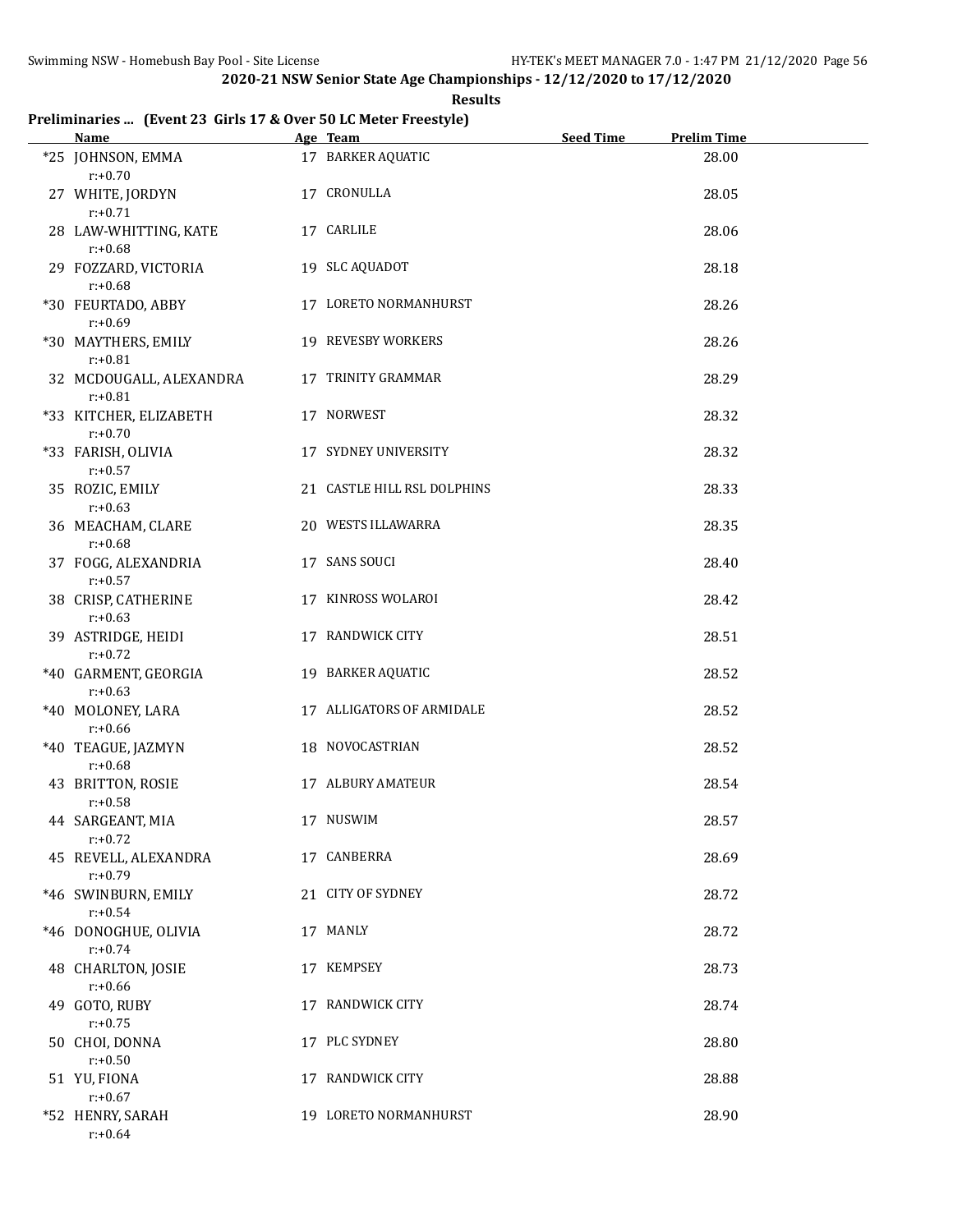## 2020-21 NSW Senior State Age Championships - 12/12/2020 to 17/12/2020

**Results**

### Preliminaries ... (Event 23 Girls 17 & Over 50 LC Meter Freestyle)

| | Name | Age | Team | Seed Time | Prelim Time |
|---|---|---|---|---|---|
| *25 | JOHNSON, EMMA<br>r:+0.70 | 17 | BARKER AQUATIC | | 28.00 |
| 27 | WHITE, JORDYN<br>r:+0.71 | 17 | CRONULLA | | 28.05 |
| 28 | LAW-WHITTING, KATE<br>r:+0.68 | 17 | CARLILE | | 28.06 |
| 29 | FOZZARD, VICTORIA<br>r:+0.68 | 19 | SLC AQUADOT | | 28.18 |
| *30 | FEURTADO, ABBY<br>r:+0.69 | 17 | LORETO NORMANHURST | | 28.26 |
| *30 | MAYTHERS, EMILY<br>r:+0.81 | 19 | REVESBY WORKERS | | 28.26 |
| 32 | MCDOUGALL, ALEXANDRA<br>r:+0.81 | 17 | TRINITY GRAMMAR | | 28.29 |
| *33 | KITCHER, ELIZABETH<br>r:+0.70 | 17 | NORWEST | | 28.32 |
| *33 | FARISH, OLIVIA<br>r:+0.57 | 17 | SYDNEY UNIVERSITY | | 28.32 |
| 35 | ROZIC, EMILY<br>r:+0.63 | 21 | CASTLE HILL RSL DOLPHINS | | 28.33 |
| 36 | MEACHAM, CLARE<br>r:+0.68 | 20 | WESTS ILLAWARRA | | 28.35 |
| 37 | FOGG, ALEXANDRIA<br>r:+0.57 | 17 | SANS SOUCI | | 28.40 |
| 38 | CRISP, CATHERINE<br>r:+0.63 | 17 | KINROSS WOLAROI | | 28.42 |
| 39 | ASTRIDGE, HEIDI<br>r:+0.72 | 17 | RANDWICK CITY | | 28.51 |
| *40 | GARMENT, GEORGIA<br>r:+0.63 | 19 | BARKER AQUATIC | | 28.52 |
| *40 | MOLONEY, LARA<br>r:+0.66 | 17 | ALLIGATORS OF ARMIDALE | | 28.52 |
| *40 | TEAGUE, JAZMYN<br>r:+0.68 | 18 | NOVOCASTRIAN | | 28.52 |
| 43 | BRITTON, ROSIE<br>r:+0.58 | 17 | ALBURY AMATEUR | | 28.54 |
| 44 | SARGEANT, MIA<br>r:+0.72 | 17 | NUSWIM | | 28.57 |
| 45 | REVELL, ALEXANDRA<br>r:+0.79 | 17 | CANBERRA | | 28.69 |
| *46 | SWINBURN, EMILY<br>r:+0.54 | 21 | CITY OF SYDNEY | | 28.72 |
| *46 | DONOGHUE, OLIVIA<br>r:+0.74 | 17 | MANLY | | 28.72 |
| 48 | CHARLTON, JOSIE<br>r:+0.66 | 17 | KEMPSEY | | 28.73 |
| 49 | GOTO, RUBY<br>r:+0.75 | 17 | RANDWICK CITY | | 28.74 |
| 50 | CHOI, DONNA<br>r:+0.50 | 17 | PLC SYDNEY | | 28.80 |
| 51 | YU, FIONA<br>r:+0.67 | 17 | RANDWICK CITY | | 28.88 |
| *52 | HENRY, SARAH<br>r:+0.64 | 19 | LORETO NORMANHURST | | 28.90 |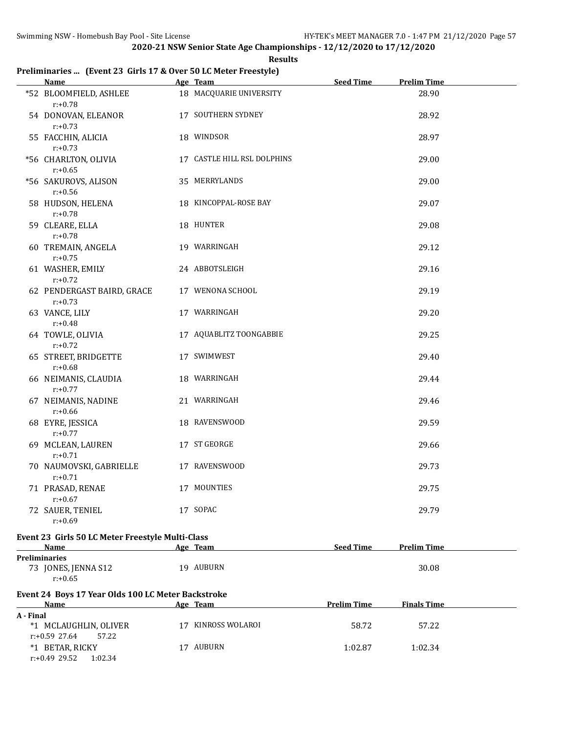**2020-21 NSW Senior State Age Championships - 12/12/2020 to 17/12/2020**

**Results**

### Preliminaries ... (Event 23 Girls 17 & Over 50 LC Meter Freestyle)

| | Name | Age | Team | Seed Time | Prelim Time |
|---|---|---|---|---|---|
| *52 | BLOOMFIELD, ASHLEE | 18 | MACQUARIE UNIVERSITY | | 28.90 |
| | r:+0.78 | | | | |
| 54 | DONOVAN, ELEANOR | 17 | SOUTHERN SYDNEY | | 28.92 |
| | r:+0.73 | | | | |
| 55 | FACCHIN, ALICIA | 18 | WINDSOR | | 28.97 |
| | r:+0.73 | | | | |
| *56 | CHARLTON, OLIVIA | 17 | CASTLE HILL RSL DOLPHINS | | 29.00 |
| | r:+0.65 | | | | |
| *56 | SAKUROVS, ALISON | 35 | MERRYLANDS | | 29.00 |
| | r:+0.56 | | | | |
| 58 | HUDSON, HELENA | 18 | KINCOPPAL-ROSE BAY | | 29.07 |
| | r:+0.78 | | | | |
| 59 | CLEARE, ELLA | 18 | HUNTER | | 29.08 |
| | r:+0.78 | | | | |
| 60 | TREMAIN, ANGELA | 19 | WARRINGAH | | 29.12 |
| | r:+0.75 | | | | |
| 61 | WASHER, EMILY | 24 | ABBOTSLEIGH | | 29.16 |
| | r:+0.72 | | | | |
| 62 | PENDERGAST BAIRD, GRACE | 17 | WENONA SCHOOL | | 29.19 |
| | r:+0.73 | | | | |
| 63 | VANCE, LILY | 17 | WARRINGAH | | 29.20 |
| | r:+0.48 | | | | |
| 64 | TOWLE, OLIVIA | 17 | AQUABLITZ TOONGABBIE | | 29.25 |
| | r:+0.72 | | | | |
| 65 | STREET, BRIDGETTE | 17 | SWIMWEST | | 29.40 |
| | r:+0.68 | | | | |
| 66 | NEIMANIS, CLAUDIA | 18 | WARRINGAH | | 29.44 |
| | r:+0.77 | | | | |
| 67 | NEIMANIS, NADINE | 21 | WARRINGAH | | 29.46 |
| | r:+0.66 | | | | |
| 68 | EYRE, JESSICA | 18 | RAVENSWOOD | | 29.59 |
| | r:+0.77 | | | | |
| 69 | MCLEAN, LAUREN | 17 | ST GEORGE | | 29.66 |
| | r:+0.71 | | | | |
| 70 | NAUMOVSKI, GABRIELLE | 17 | RAVENSWOOD | | 29.73 |
| | r:+0.71 | | | | |
| 71 | PRASAD, RENAE | 17 | MOUNTIES | | 29.75 |
| | r:+0.67 | | | | |
| 72 | SAUER, TENIEL | 17 | SOPAC | | 29.79 |
| | r:+0.69 | | | | |

### Event 23 Girls 50 LC Meter Freestyle Multi-Class

| | Name | Age | Team | Seed Time | Prelim Time |
|---|---|---|---|---|---|
| **Preliminaries** | | | | | |
| 73 | JONES, JENNA S12 | 19 | AUBURN | | 30.08 |
| | r:+0.65 | | | | |

### Event 24 Boys 17 Year Olds 100 LC Meter Backstroke

| | Name | Age | Team | Prelim Time | Finals Time |
|---|---|---|---|---|---|
| **A - Final** | | | | | |
| *1 | MCLAUGHLIN, OLIVER | 17 | KINROSS WOLAROI | 58.72 | 57.22 |
| | r:+0.59 27.64 57.22 | | | | |
| *1 | BETAR, RICKY | 17 | AUBURN | 1:02.87 | 1:02.34 |
| | r:+0.49 29.52 1:02.34 | | | | |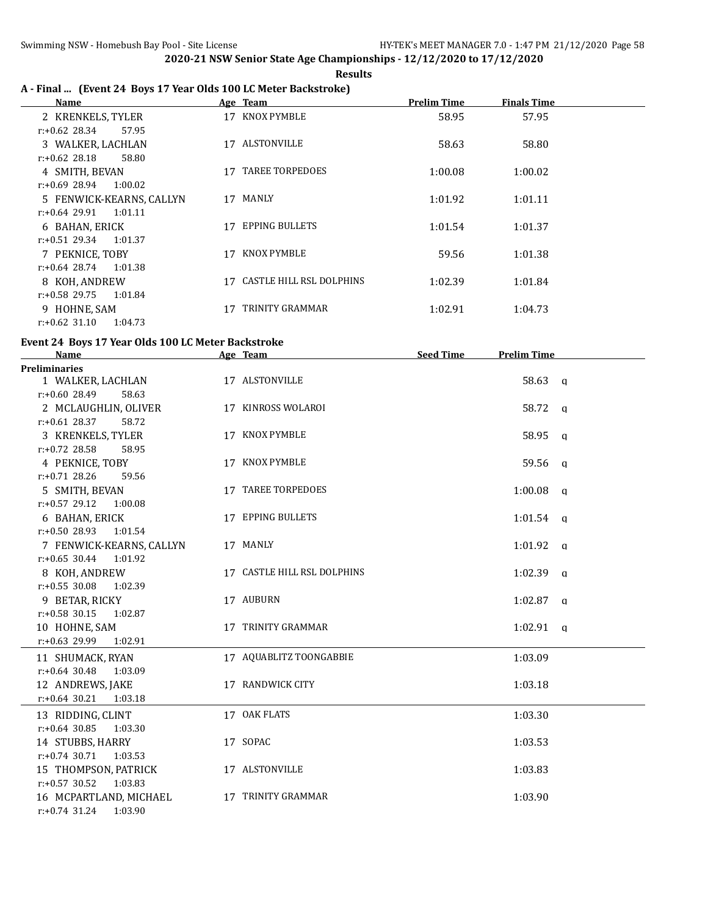## 2020-21 NSW Senior State Age Championships - 12/12/2020 to 17/12/2020

**Results**

### A - Final ... (Event 24 Boys 17 Year Olds 100 LC Meter Backstroke)

| Name | Age | Team | Prelim Time | Finals Time |
|---|---|---|---|---|
| 2 KRENKELS, TYLER | 17 | KNOX PYMBLE | 58.95 | 57.95 |
| r:+0.62 28.34 57.95 | | | | |
| 3 WALKER, LACHLAN | 17 | ALSTONVILLE | 58.63 | 58.80 |
| r:+0.62 28.18 58.80 | | | | |
| 4 SMITH, BEVAN | 17 | TAREE TORPEDOES | 1:00.08 | 1:00.02 |
| r:+0.69 28.94 1:00.02 | | | | |
| 5 FENWICK-KEARNS, CALLYN | 17 | MANLY | 1:01.92 | 1:01.11 |
| r:+0.64 29.91 1:01.11 | | | | |
| 6 BAHAN, ERICK | 17 | EPPING BULLETS | 1:01.54 | 1:01.37 |
| r:+0.51 29.34 1:01.37 | | | | |
| 7 PEKNICE, TOBY | 17 | KNOX PYMBLE | 59.56 | 1:01.38 |
| r:+0.64 28.74 1:01.38 | | | | |
| 8 KOH, ANDREW | 17 | CASTLE HILL RSL DOLPHINS | 1:02.39 | 1:01.84 |
| r:+0.58 29.75 1:01.84 | | | | |
| 9 HOHNE, SAM | 17 | TRINITY GRAMMAR | 1:02.91 | 1:04.73 |
| r:+0.62 31.10 1:04.73 | | | | |

### Event 24 Boys 17 Year Olds 100 LC Meter Backstroke

| Name | Age | Team | Seed Time | Prelim Time | |
|---|---|---|---|---|---|
| **Preliminaries** | | | | | |
| 1 WALKER, LACHLAN | 17 | ALSTONVILLE | | 58.63 | q |
| r:+0.60 28.49 58.63 | | | | | |
| 2 MCLAUGHLIN, OLIVER | 17 | KINROSS WOLAROI | | 58.72 | q |
| r:+0.61 28.37 58.72 | | | | | |
| 3 KRENKELS, TYLER | 17 | KNOX PYMBLE | | 58.95 | q |
| r:+0.72 28.58 58.95 | | | | | |
| 4 PEKNICE, TOBY | 17 | KNOX PYMBLE | | 59.56 | q |
| r:+0.71 28.26 59.56 | | | | | |
| 5 SMITH, BEVAN | 17 | TAREE TORPEDOES | | 1:00.08 | q |
| r:+0.57 29.12 1:00.08 | | | | | |
| 6 BAHAN, ERICK | 17 | EPPING BULLETS | | 1:01.54 | q |
| r:+0.50 28.93 1:01.54 | | | | | |
| 7 FENWICK-KEARNS, CALLYN | 17 | MANLY | | 1:01.92 | q |
| r:+0.65 30.44 1:01.92 | | | | | |
| 8 KOH, ANDREW | 17 | CASTLE HILL RSL DOLPHINS | | 1:02.39 | q |
| r:+0.55 30.08 1:02.39 | | | | | |
| 9 BETAR, RICKY | 17 | AUBURN | | 1:02.87 | q |
| r:+0.58 30.15 1:02.87 | | | | | |
| 10 HOHNE, SAM | 17 | TRINITY GRAMMAR | | 1:02.91 | q |
| r:+0.63 29.99 1:02.91 | | | | | |
| 11 SHUMACK, RYAN | 17 | AQUABLITZ TOONGABBIE | | 1:03.09 | |
| r:+0.64 30.48 1:03.09 | | | | | |
| 12 ANDREWS, JAKE | 17 | RANDWICK CITY | | 1:03.18 | |
| r:+0.64 30.21 1:03.18 | | | | | |
| 13 RIDDING, CLINT | 17 | OAK FLATS | | 1:03.30 | |
| r:+0.64 30.85 1:03.30 | | | | | |
| 14 STUBBS, HARRY | 17 | SOPAC | | 1:03.53 | |
| r:+0.74 30.71 1:03.53 | | | | | |
| 15 THOMPSON, PATRICK | 17 | ALSTONVILLE | | 1:03.83 | |
| r:+0.57 30.52 1:03.83 | | | | | |
| 16 MCPARTLAND, MICHAEL | 17 | TRINITY GRAMMAR | | 1:03.90 | |
| r:+0.74 31.24 1:03.90 | | | | | |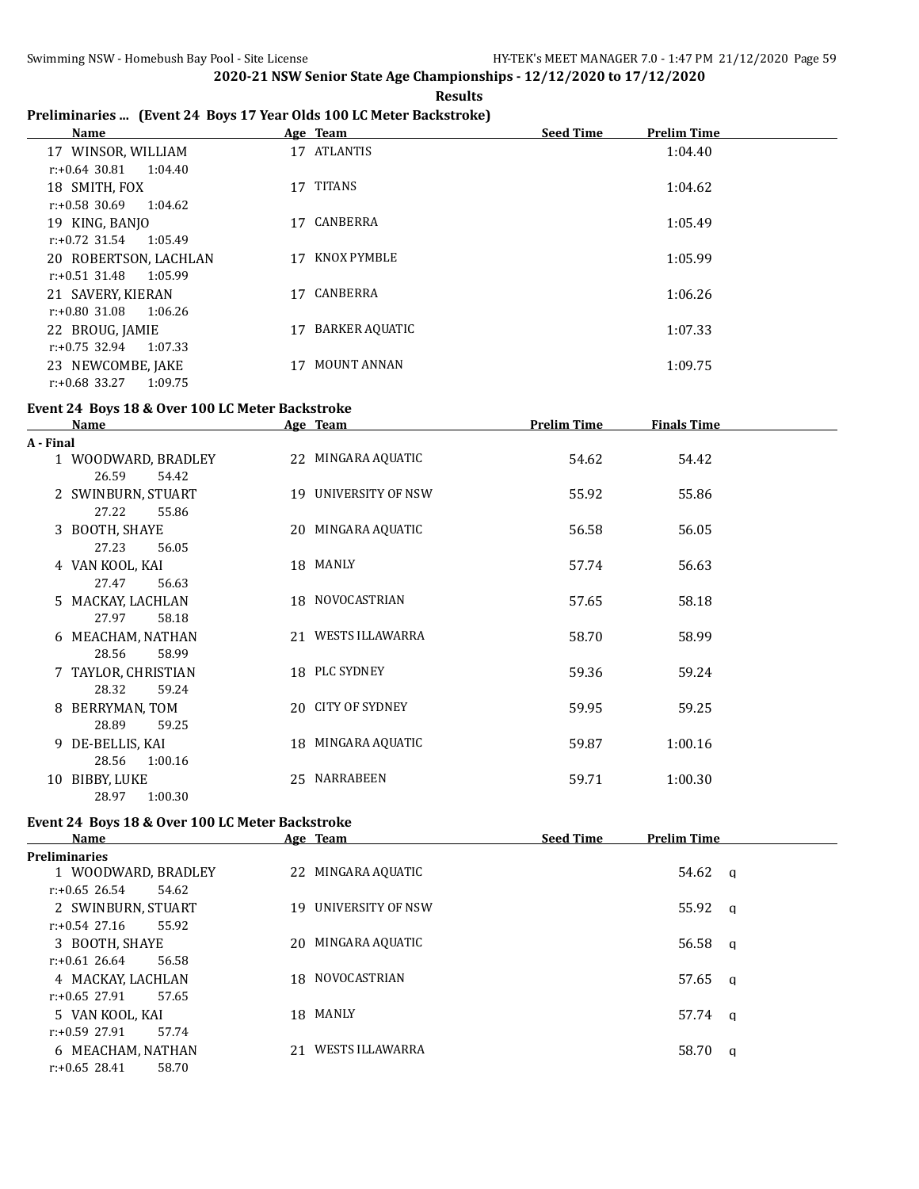**2020-21 NSW Senior State Age Championships - 12/12/2020 to 17/12/2020**

**Results**

## Preliminaries ... (Event 24 Boys 17 Year Olds 100 LC Meter Backstroke)

| Name | Age | Team | Seed Time | Prelim Time |
|---|---|---|---|---|
| 17 WINSOR, WILLIAM | 17 | ATLANTIS | | 1:04.40 |
| r:+0.64 30.81 1:04.40 | | | | |
| 18 SMITH, FOX | 17 | TITANS | | 1:04.62 |
| r:+0.58 30.69 1:04.62 | | | | |
| 19 KING, BANJO | 17 | CANBERRA | | 1:05.49 |
| r:+0.72 31.54 1:05.49 | | | | |
| 20 ROBERTSON, LACHLAN | 17 | KNOX PYMBLE | | 1:05.99 |
| r:+0.51 31.48 1:05.99 | | | | |
| 21 SAVERY, KIERAN | 17 | CANBERRA | | 1:06.26 |
| r:+0.80 31.08 1:06.26 | | | | |
| 22 BROUG, JAMIE | 17 | BARKER AQUATIC | | 1:07.33 |
| r:+0.75 32.94 1:07.33 | | | | |
| 23 NEWCOMBE, JAKE | 17 | MOUNT ANNAN | | 1:09.75 |
| r:+0.68 33.27 1:09.75 | | | | |

## Event 24 Boys 18 & Over 100 LC Meter Backstroke

| Name | Age | Team | Prelim Time | Finals Time |
|---|---|---|---|---|
| **A - Final** | | | | |
| 1 WOODWARD, BRADLEY | 22 | MINGARA AQUATIC | 54.62 | 54.42 |
| 26.59 54.42 | | | | |
| 2 SWINBURN, STUART | 19 | UNIVERSITY OF NSW | 55.92 | 55.86 |
| 27.22 55.86 | | | | |
| 3 BOOTH, SHAYE | 20 | MINGARA AQUATIC | 56.58 | 56.05 |
| 27.23 56.05 | | | | |
| 4 VAN KOOL, KAI | 18 | MANLY | 57.74 | 56.63 |
| 27.47 56.63 | | | | |
| 5 MACKAY, LACHLAN | 18 | NOVOCASTRIAN | 57.65 | 58.18 |
| 27.97 58.18 | | | | |
| 6 MEACHAM, NATHAN | 21 | WESTS ILLAWARRA | 58.70 | 58.99 |
| 28.56 58.99 | | | | |
| 7 TAYLOR, CHRISTIAN | 18 | PLC SYDNEY | 59.36 | 59.24 |
| 28.32 59.24 | | | | |
| 8 BERRYMAN, TOM | 20 | CITY OF SYDNEY | 59.95 | 59.25 |
| 28.89 59.25 | | | | |
| 9 DE-BELLIS, KAI | 18 | MINGARA AQUATIC | 59.87 | 1:00.16 |
| 28.56 1:00.16 | | | | |
| 10 BIBBY, LUKE | 25 | NARRABEEN | 59.71 | 1:00.30 |
| 28.97 1:00.30 | | | | |

## Event 24 Boys 18 & Over 100 LC Meter Backstroke

| Name | Age | Team | Seed Time | Prelim Time |
|---|---|---|---|---|
| **Preliminaries** | | | | |
| 1 WOODWARD, BRADLEY | 22 | MINGARA AQUATIC | | 54.62 q |
| r:+0.65 26.54 54.62 | | | | |
| 2 SWINBURN, STUART | 19 | UNIVERSITY OF NSW | | 55.92 q |
| r:+0.54 27.16 55.92 | | | | |
| 3 BOOTH, SHAYE | 20 | MINGARA AQUATIC | | 56.58 q |
| r:+0.61 26.64 56.58 | | | | |
| 4 MACKAY, LACHLAN | 18 | NOVOCASTRIAN | | 57.65 q |
| r:+0.65 27.91 57.65 | | | | |
| 5 VAN KOOL, KAI | 18 | MANLY | | 57.74 q |
| r:+0.59 27.91 57.74 | | | | |
| 6 MEACHAM, NATHAN | 21 | WESTS ILLAWARRA | | 58.70 q |
| r:+0.65 28.41 58.70 | | | | |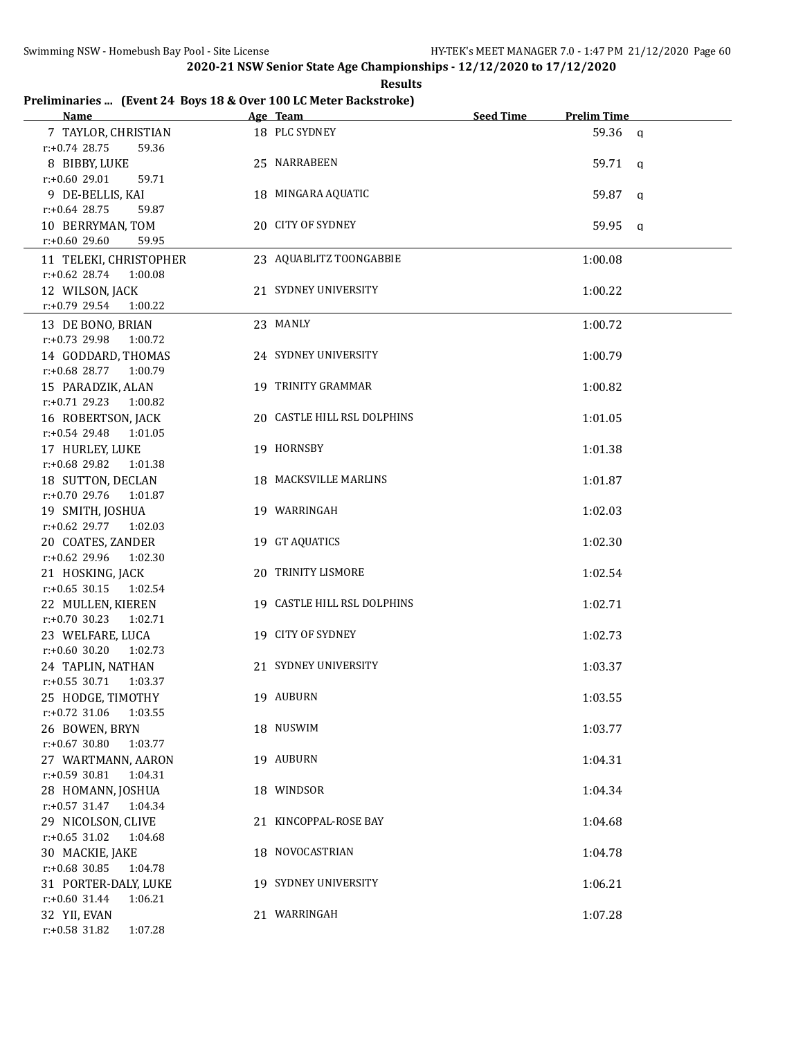**2020-21 NSW Senior State Age Championships - 12/12/2020 to 17/12/2020**

**Results**

**Preliminaries ... (Event 24 Boys 18 & Over 100 LC Meter Backstroke)**

| Name | Age | Team | Seed Time | Prelim Time | |
|---|---|---|---|---|---|
| 7 TAYLOR, CHRISTIAN | 18 | PLC SYDNEY | | 59.36 | q |
| r:+0.74 28.75 59.36 | | | | | |
| 8 BIBBY, LUKE | 25 | NARRABEEN | | 59.71 | q |
| r:+0.60 29.01 59.71 | | | | | |
| 9 DE-BELLIS, KAI | 18 | MINGARA AQUATIC | | 59.87 | q |
| r:+0.64 28.75 59.87 | | | | | |
| 10 BERRYMAN, TOM | 20 | CITY OF SYDNEY | | 59.95 | q |
| r:+0.60 29.60 59.95 | | | | | |
| 11 TELEKI, CHRISTOPHER | 23 | AQUABLITZ TOONGABBIE | | 1:00.08 | |
| r:+0.62 28.74 1:00.08 | | | | | |
| 12 WILSON, JACK | 21 | SYDNEY UNIVERSITY | | 1:00.22 | |
| r:+0.79 29.54 1:00.22 | | | | | |
| 13 DE BONO, BRIAN | 23 | MANLY | | 1:00.72 | |
| r:+0.73 29.98 1:00.72 | | | | | |
| 14 GODDARD, THOMAS | 24 | SYDNEY UNIVERSITY | | 1:00.79 | |
| r:+0.68 28.77 1:00.79 | | | | | |
| 15 PARADZIK, ALAN | 19 | TRINITY GRAMMAR | | 1:00.82 | |
| r:+0.71 29.23 1:00.82 | | | | | |
| 16 ROBERTSON, JACK | 20 | CASTLE HILL RSL DOLPHINS | | 1:01.05 | |
| r:+0.54 29.48 1:01.05 | | | | | |
| 17 HURLEY, LUKE | 19 | HORNSBY | | 1:01.38 | |
| r:+0.68 29.82 1:01.38 | | | | | |
| 18 SUTTON, DECLAN | 18 | MACKSVILLE MARLINS | | 1:01.87 | |
| r:+0.70 29.76 1:01.87 | | | | | |
| 19 SMITH, JOSHUA | 19 | WARRINGAH | | 1:02.03 | |
| r:+0.62 29.77 1:02.03 | | | | | |
| 20 COATES, ZANDER | 19 | GT AQUATICS | | 1:02.30 | |
| r:+0.62 29.96 1:02.30 | | | | | |
| 21 HOSKING, JACK | 20 | TRINITY LISMORE | | 1:02.54 | |
| r:+0.65 30.15 1:02.54 | | | | | |
| 22 MULLEN, KIEREN | 19 | CASTLE HILL RSL DOLPHINS | | 1:02.71 | |
| r:+0.70 30.23 1:02.71 | | | | | |
| 23 WELFARE, LUCA | 19 | CITY OF SYDNEY | | 1:02.73 | |
| r:+0.60 30.20 1:02.73 | | | | | |
| 24 TAPLIN, NATHAN | 21 | SYDNEY UNIVERSITY | | 1:03.37 | |
| r:+0.55 30.71 1:03.37 | | | | | |
| 25 HODGE, TIMOTHY | 19 | AUBURN | | 1:03.55 | |
| r:+0.72 31.06 1:03.55 | | | | | |
| 26 BOWEN, BRYN | 18 | NUSWIM | | 1:03.77 | |
| r:+0.67 30.80 1:03.77 | | | | | |
| 27 WARTMANN, AARON | 19 | AUBURN | | 1:04.31 | |
| r:+0.59 30.81 1:04.31 | | | | | |
| 28 HOMANN, JOSHUA | 18 | WINDSOR | | 1:04.34 | |
| r:+0.57 31.47 1:04.34 | | | | | |
| 29 NICOLSON, CLIVE | 21 | KINCOPPAL-ROSE BAY | | 1:04.68 | |
| r:+0.65 31.02 1:04.68 | | | | | |
| 30 MACKIE, JAKE | 18 | NOVOCASTRIAN | | 1:04.78 | |
| r:+0.68 30.85 1:04.78 | | | | | |
| 31 PORTER-DALY, LUKE | 19 | SYDNEY UNIVERSITY | | 1:06.21 | |
| r:+0.60 31.44 1:06.21 | | | | | |
| 32 YII, EVAN | 21 | WARRINGAH | | 1:07.28 | |
| r:+0.58 31.82 1:07.28 | | | | | |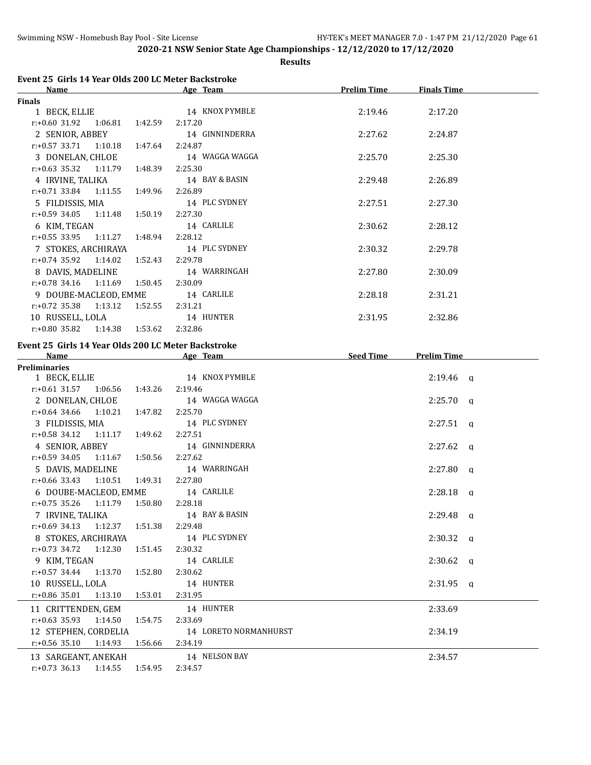## 2020-21 NSW Senior State Age Championships - 12/12/2020 to 17/12/2020

**Results**

### Event 25 Girls 14 Year Olds 200 LC Meter Backstroke

**Finals**

| Name | Age | Team | Prelim Time | Finals Time |
|---|---|---|---|---|
| 1 BECK, ELLIE | 14 | KNOX PYMBLE | 2:19.46 | 2:17.20 |
| r:+0.60 31.92 1:06.81 1:42.59 2:17.20 | | | | |
| 2 SENIOR, ABBEY | 14 | GINNINDERRA | 2:27.62 | 2:24.87 |
| r:+0.57 33.71 1:10.18 1:47.64 2:24.87 | | | | |
| 3 DONELAN, CHLOE | 14 | WAGGA WAGGA | 2:25.70 | 2:25.30 |
| r:+0.63 35.32 1:11.79 1:48.39 2:25.30 | | | | |
| 4 IRVINE, TALIKA | 14 | BAY & BASIN | 2:29.48 | 2:26.89 |
| r:+0.71 33.84 1:11.55 1:49.96 2:26.89 | | | | |
| 5 FILDISSIS, MIA | 14 | PLC SYDNEY | 2:27.51 | 2:27.30 |
| r:+0.59 34.05 1:11.48 1:50.19 2:27.30 | | | | |
| 6 KIM, TEGAN | 14 | CARLILE | 2:30.62 | 2:28.12 |
| r:+0.55 33.95 1:11.27 1:48.94 2:28.12 | | | | |
| 7 STOKES, ARCHIRAYA | 14 | PLC SYDNEY | 2:30.32 | 2:29.78 |
| r:+0.74 35.92 1:14.02 1:52.43 2:29.78 | | | | |
| 8 DAVIS, MADELINE | 14 | WARRINGAH | 2:27.80 | 2:30.09 |
| r:+0.78 34.16 1:11.69 1:50.45 2:30.09 | | | | |
| 9 DOUBE-MACLEOD, EMME | 14 | CARLILE | 2:28.18 | 2:31.21 |
| r:+0.72 35.38 1:13.12 1:52.55 2:31.21 | | | | |
| 10 RUSSELL, LOLA | 14 | HUNTER | 2:31.95 | 2:32.86 |
| r:+0.80 35.82 1:14.38 1:53.62 2:32.86 | | | | |

### Event 25 Girls 14 Year Olds 200 LC Meter Backstroke

**Preliminaries**

| Name | Age | Team | Seed Time | Prelim Time | |
|---|---|---|---|---|---|
| 1 BECK, ELLIE | 14 | KNOX PYMBLE | | 2:19.46 | q |
| r:+0.61 31.57 1:06.56 1:43.26 2:19.46 | | | | | |
| 2 DONELAN, CHLOE | 14 | WAGGA WAGGA | | 2:25.70 | q |
| r:+0.64 34.66 1:10.21 1:47.82 2:25.70 | | | | | |
| 3 FILDISSIS, MIA | 14 | PLC SYDNEY | | 2:27.51 | q |
| r:+0.58 34.12 1:11.17 1:49.62 2:27.51 | | | | | |
| 4 SENIOR, ABBEY | 14 | GINNINDERRA | | 2:27.62 | q |
| r:+0.59 34.05 1:11.67 1:50.56 2:27.62 | | | | | |
| 5 DAVIS, MADELINE | 14 | WARRINGAH | | 2:27.80 | q |
| r:+0.66 33.43 1:10.51 1:49.31 2:27.80 | | | | | |
| 6 DOUBE-MACLEOD, EMME | 14 | CARLILE | | 2:28.18 | q |
| r:+0.75 35.26 1:11.79 1:50.80 2:28.18 | | | | | |
| 7 IRVINE, TALIKA | 14 | BAY & BASIN | | 2:29.48 | q |
| r:+0.69 34.13 1:12.37 1:51.38 2:29.48 | | | | | |
| 8 STOKES, ARCHIRAYA | 14 | PLC SYDNEY | | 2:30.32 | q |
| r:+0.73 34.72 1:12.30 1:51.45 2:30.32 | | | | | |
| 9 KIM, TEGAN | 14 | CARLILE | | 2:30.62 | q |
| r:+0.57 34.44 1:13.70 1:52.80 2:30.62 | | | | | |
| 10 RUSSELL, LOLA | 14 | HUNTER | | 2:31.95 | q |
| r:+0.86 35.01 1:13.10 1:53.01 2:31.95 | | | | | |
| 11 CRITTENDEN, GEM | 14 | HUNTER | | 2:33.69 | |
| r:+0.63 35.93 1:14.50 1:54.75 2:33.69 | | | | | |
| 12 STEPHEN, CORDELIA | 14 | LORETO NORMANHURST | | 2:34.19 | |
| r:+0.56 35.10 1:14.93 1:56.66 2:34.19 | | | | | |
| 13 SARGEANT, ANEKAH | 14 | NELSON BAY | | 2:34.57 | |
| r:+0.73 36.13 1:14.55 1:54.95 2:34.57 | | | | | |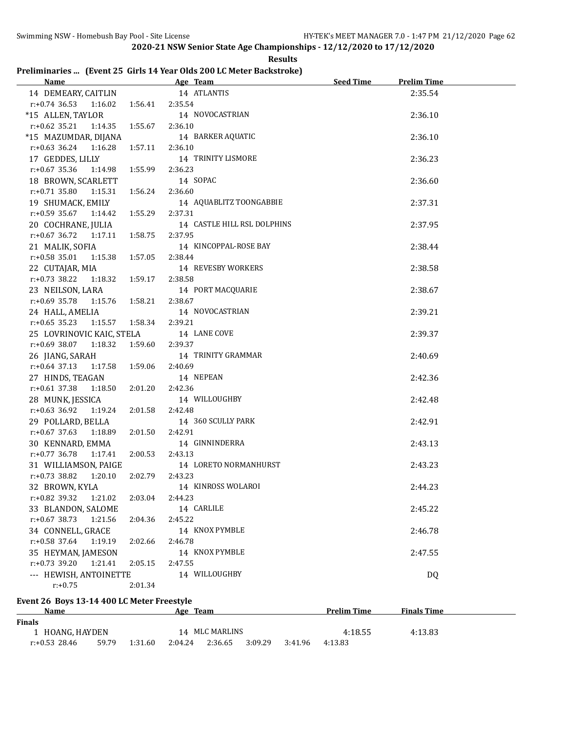**2020-21 NSW Senior State Age Championships - 12/12/2020 to 17/12/2020**

**Results**

### Preliminaries ... (Event 25 Girls 14 Year Olds 200 LC Meter Backstroke)

| Name | Age | Team | Seed Time | Prelim Time |
|---|---|---|---|---|
| 14 DEMEARY, CAITLIN | 14 | ATLANTIS | | 2:35.54 |
| r:+0.74 36.53 1:16.02 1:56.41 2:35.54 | | | | |
| *15 ALLEN, TAYLOR | 14 | NOVOCASTRIAN | | 2:36.10 |
| r:+0.62 35.21 1:14.35 1:55.67 2:36.10 | | | | |
| *15 MAZUMDAR, DIJANA | 14 | BARKER AQUATIC | | 2:36.10 |
| r:+0.63 36.24 1:16.28 1:57.11 2:36.10 | | | | |
| 17 GEDDES, LILLY | 14 | TRINITY LISMORE | | 2:36.23 |
| r:+0.67 35.36 1:14.98 1:55.99 2:36.23 | | | | |
| 18 BROWN, SCARLETT | 14 | SOPAC | | 2:36.60 |
| r:+0.71 35.80 1:15.31 1:56.24 2:36.60 | | | | |
| 19 SHUMACK, EMILY | 14 | AQUABLITZ TOONGABBIE | | 2:37.31 |
| r:+0.59 35.67 1:14.42 1:55.29 2:37.31 | | | | |
| 20 COCHRANE, JULIA | 14 | CASTLE HILL RSL DOLPHINS | | 2:37.95 |
| r:+0.67 36.72 1:17.11 1:58.75 2:37.95 | | | | |
| 21 MALIK, SOFIA | 14 | KINCOPPAL-ROSE BAY | | 2:38.44 |
| r:+0.58 35.01 1:15.38 1:57.05 2:38.44 | | | | |
| 22 CUTAJAR, MIA | 14 | REVESBY WORKERS | | 2:38.58 |
| r:+0.73 38.22 1:18.32 1:59.17 2:38.58 | | | | |
| 23 NEILSON, LARA | 14 | PORT MACQUARIE | | 2:38.67 |
| r:+0.69 35.78 1:15.76 1:58.21 2:38.67 | | | | |
| 24 HALL, AMELIA | 14 | NOVOCASTRIAN | | 2:39.21 |
| r:+0.65 35.23 1:15.57 1:58.34 2:39.21 | | | | |
| 25 LOVRINOVIC KAIC, STELA | 14 | LANE COVE | | 2:39.37 |
| r:+0.69 38.07 1:18.32 1:59.60 2:39.37 | | | | |
| 26 JIANG, SARAH | 14 | TRINITY GRAMMAR | | 2:40.69 |
| r:+0.64 37.13 1:17.58 1:59.06 2:40.69 | | | | |
| 27 HINDS, TEAGAN | 14 | NEPEAN | | 2:42.36 |
| r:+0.61 37.38 1:18.50 2:01.20 2:42.36 | | | | |
| 28 MUNK, JESSICA | 14 | WILLOUGHBY | | 2:42.48 |
| r:+0.63 36.92 1:19.24 2:01.58 2:42.48 | | | | |
| 29 POLLARD, BELLA | 14 | 360 SCULLY PARK | | 2:42.91 |
| r:+0.67 37.63 1:18.89 2:01.50 2:42.91 | | | | |
| 30 KENNARD, EMMA | 14 | GINNINDERRA | | 2:43.13 |
| r:+0.77 36.78 1:17.41 2:00.53 2:43.13 | | | | |
| 31 WILLIAMSON, PAIGE | 14 | LORETO NORMANHURST | | 2:43.23 |
| r:+0.73 38.82 1:20.10 2:02.79 2:43.23 | | | | |
| 32 BROWN, KYLA | 14 | KINROSS WOLAROI | | 2:44.23 |
| r:+0.82 39.32 1:21.02 2:03.04 2:44.23 | | | | |
| 33 BLANDON, SALOME | 14 | CARLILE | | 2:45.22 |
| r:+0.67 38.73 1:21.56 2:04.36 2:45.22 | | | | |
| 34 CONNELL, GRACE | 14 | KNOX PYMBLE | | 2:46.78 |
| r:+0.58 37.64 1:19.19 2:02.66 2:46.78 | | | | |
| 35 HEYMAN, JAMESON | 14 | KNOX PYMBLE | | 2:47.55 |
| r:+0.73 39.20 1:21.41 2:05.15 2:47.55 | | | | |
| --- HEWISH, ANTOINETTE | 14 | WILLOUGHBY | | DQ |
| r:+0.75 2:01.34 | | | | |

### Event 26 Boys 13-14 400 LC Meter Freestyle

| Name | Age | Team | Prelim Time | Finals Time |
|---|---|---|---|---|
| **Finals** | | | | |
| 1 HOANG, HAYDEN | 14 | MLC MARLINS | 4:18.55 | 4:13.83 |
| r:+0.53 28.46 59.79 1:31.60 2:04.24 2:36.65 3:09.29 3:41.96 4:13.83 | | | | |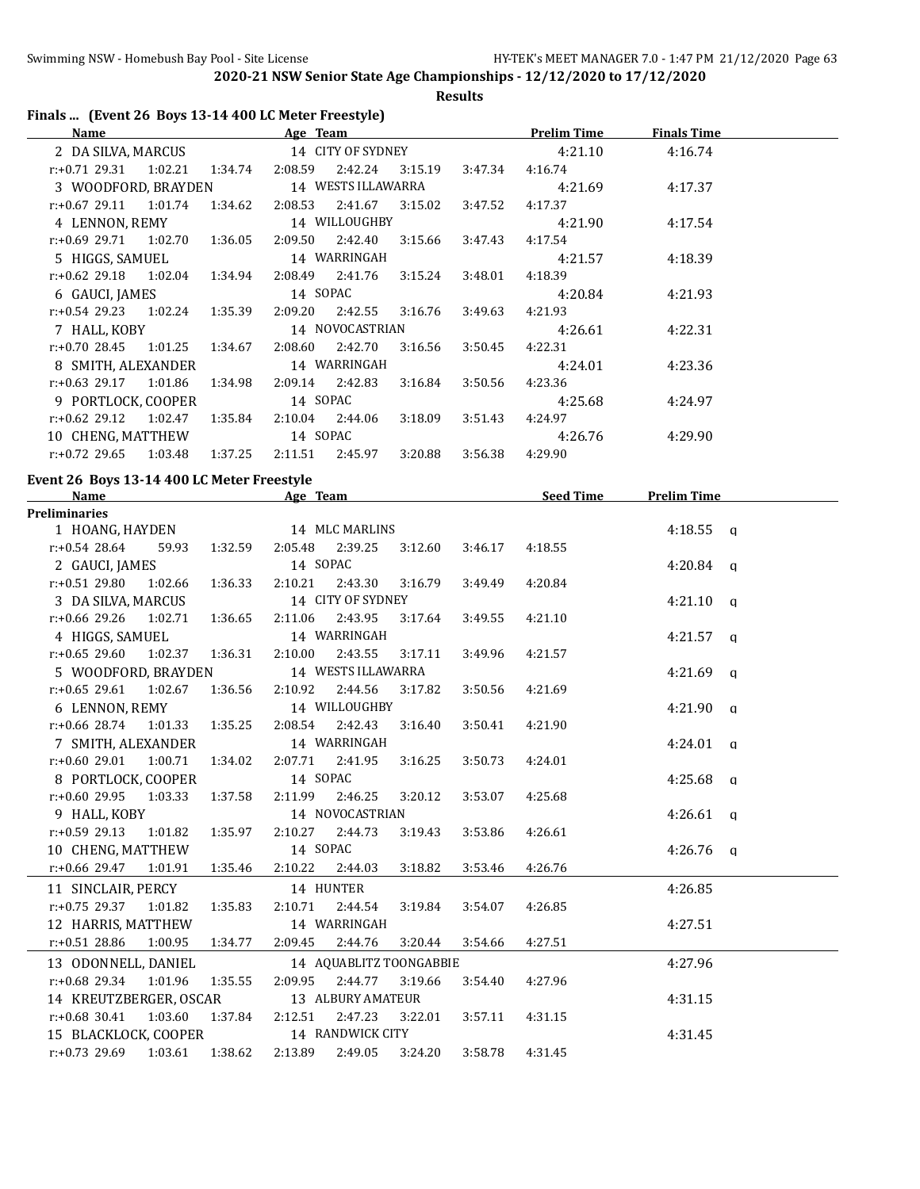## 2020-21 NSW Senior State Age Championships - 12/12/2020 to 17/12/2020

**Results**

### Finals ... (Event 26 Boys 13-14 400 LC Meter Freestyle)

| Name | Age | Team | Prelim Time | Finals Time |
|---|---|---|---|---|
| 2 DA SILVA, MARCUS | 14 | CITY OF SYDNEY | 4:21.10 | 4:16.74 |
| r:+0.71 29.31 1:02.21 1:34.74 2:08.59 2:42.24 3:15.19 3:47.34 4:16.74 | | | | |
| 3 WOODFORD, BRAYDEN | 14 | WESTS ILLAWARRA | 4:21.69 | 4:17.37 |
| r:+0.67 29.11 1:01.74 1:34.62 2:08.53 2:41.67 3:15.02 3:47.52 4:17.37 | | | | |
| 4 LENNON, REMY | 14 | WILLOUGHBY | 4:21.90 | 4:17.54 |
| r:+0.69 29.71 1:02.70 1:36.05 2:09.50 2:42.40 3:15.66 3:47.43 4:17.54 | | | | |
| 5 HIGGS, SAMUEL | 14 | WARRINGAH | 4:21.57 | 4:18.39 |
| r:+0.62 29.18 1:02.04 1:34.94 2:08.49 2:41.76 3:15.24 3:48.01 4:18.39 | | | | |
| 6 GAUCI, JAMES | 14 | SOPAC | 4:20.84 | 4:21.93 |
| r:+0.54 29.23 1:02.24 1:35.39 2:09.20 2:42.55 3:16.76 3:49.63 4:21.93 | | | | |
| 7 HALL, KOBY | 14 | NOVOCASTRIAN | 4:26.61 | 4:22.31 |
| r:+0.70 28.45 1:01.25 1:34.67 2:08.60 2:42.70 3:16.56 3:50.45 4:22.31 | | | | |
| 8 SMITH, ALEXANDER | 14 | WARRINGAH | 4:24.01 | 4:23.36 |
| r:+0.63 29.17 1:01.86 1:34.98 2:09.14 2:42.83 3:16.84 3:50.56 4:23.36 | | | | |
| 9 PORTLOCK, COOPER | 14 | SOPAC | 4:25.68 | 4:24.97 |
| r:+0.62 29.12 1:02.47 1:35.84 2:10.04 2:44.06 3:18.09 3:51.43 4:24.97 | | | | |
| 10 CHENG, MATTHEW | 14 | SOPAC | 4:26.76 | 4:29.90 |
| r:+0.72 29.65 1:03.48 1:37.25 2:11.51 2:45.97 3:20.88 3:56.38 4:29.90 | | | | |

### Event 26 Boys 13-14 400 LC Meter Freestyle

| Name | Age | Team | Seed Time | Prelim Time |
|---|---|---|---|---|
| **Preliminaries** | | | | |
| 1 HOANG, HAYDEN | 14 | MLC MARLINS | | 4:18.55 q |
| r:+0.54 28.64 59.93 1:32.59 2:05.48 2:39.25 3:12.60 3:46.17 4:18.55 | | | | |
| 2 GAUCI, JAMES | 14 | SOPAC | | 4:20.84 q |
| r:+0.51 29.80 1:02.66 1:36.33 2:10.21 2:43.30 3:16.79 3:49.49 4:20.84 | | | | |
| 3 DA SILVA, MARCUS | 14 | CITY OF SYDNEY | | 4:21.10 q |
| r:+0.66 29.26 1:02.71 1:36.65 2:11.06 2:43.95 3:17.64 3:49.55 4:21.10 | | | | |
| 4 HIGGS, SAMUEL | 14 | WARRINGAH | | 4:21.57 q |
| r:+0.65 29.60 1:02.37 1:36.31 2:10.00 2:43.55 3:17.11 3:49.96 4:21.57 | | | | |
| 5 WOODFORD, BRAYDEN | 14 | WESTS ILLAWARRA | | 4:21.69 q |
| r:+0.65 29.61 1:02.67 1:36.56 2:10.92 2:44.56 3:17.82 3:50.56 4:21.69 | | | | |
| 6 LENNON, REMY | 14 | WILLOUGHBY | | 4:21.90 q |
| r:+0.66 28.74 1:01.33 1:35.25 2:08.54 2:42.43 3:16.40 3:50.41 4:21.90 | | | | |
| 7 SMITH, ALEXANDER | 14 | WARRINGAH | | 4:24.01 q |
| r:+0.60 29.01 1:00.71 1:34.02 2:07.71 2:41.95 3:16.25 3:50.73 4:24.01 | | | | |
| 8 PORTLOCK, COOPER | 14 | SOPAC | | 4:25.68 q |
| r:+0.60 29.95 1:03.33 1:37.58 2:11.99 2:46.25 3:20.12 3:53.07 4:25.68 | | | | |
| 9 HALL, KOBY | 14 | NOVOCASTRIAN | | 4:26.61 q |
| r:+0.59 29.13 1:01.82 1:35.97 2:10.27 2:44.73 3:19.43 3:53.86 4:26.61 | | | | |
| 10 CHENG, MATTHEW | 14 | SOPAC | | 4:26.76 q |
| r:+0.66 29.47 1:01.91 1:35.46 2:10.22 2:44.03 3:18.82 3:53.46 4:26.76 | | | | |
| 11 SINCLAIR, PERCY | 14 | HUNTER | | 4:26.85 |
| r:+0.75 29.37 1:01.82 1:35.83 2:10.71 2:44.54 3:19.84 3:54.07 4:26.85 | | | | |
| 12 HARRIS, MATTHEW | 14 | WARRINGAH | | 4:27.51 |
| r:+0.51 28.86 1:00.95 1:34.77 2:09.45 2:44.76 3:20.44 3:54.66 4:27.51 | | | | |
| 13 ODONNELL, DANIEL | 14 | AQUABLITZ TOONGABBIE | | 4:27.96 |
| r:+0.68 29.34 1:01.96 1:35.55 2:09.95 2:44.77 3:19.66 3:54.40 4:27.96 | | | | |
| 14 KREUTZBERGER, OSCAR | 13 | ALBURY AMATEUR | | 4:31.15 |
| r:+0.68 30.41 1:03.60 1:37.84 2:12.51 2:47.23 3:22.01 3:57.11 4:31.15 | | | | |
| 15 BLACKLOCK, COOPER | 14 | RANDWICK CITY | | 4:31.45 |
| r:+0.73 29.69 1:03.61 1:38.62 2:13.89 2:49.05 3:24.20 3:58.78 4:31.45 | | | | |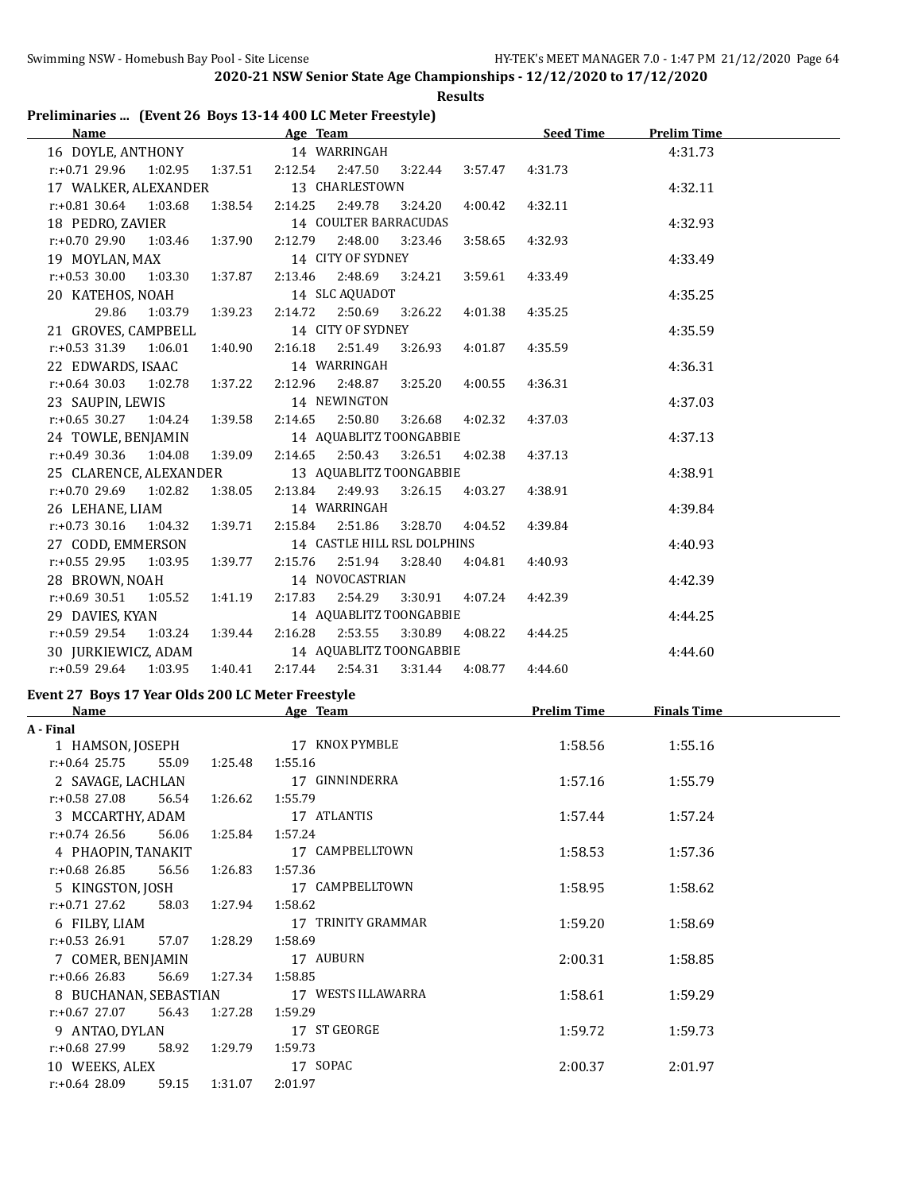## 2020-21 NSW Senior State Age Championships - 12/12/2020 to 17/12/2020

**Results**

### Preliminaries ... (Event 26 Boys 13-14 400 LC Meter Freestyle)

| Name | Age | Team | Seed Time | Prelim Time |
|---|---|---|---|---|
| 16 DOYLE, ANTHONY | 14 | WARRINGAH | | 4:31.73 |
| r:+0.71 29.96 1:02.95 1:37.51 2:12.54 2:47.50 3:22.44 3:57.47 4:31.73 | | | | |
| 17 WALKER, ALEXANDER | 13 | CHARLESTOWN | | 4:32.11 |
| r:+0.81 30.64 1:03.68 1:38.54 2:14.25 2:49.78 3:24.20 4:00.42 4:32.11 | | | | |
| 18 PEDRO, ZAVIER | 14 | COULTER BARRACUDAS | | 4:32.93 |
| r:+0.70 29.90 1:03.46 1:37.90 2:12.79 2:48.00 3:23.46 3:58.65 4:32.93 | | | | |
| 19 MOYLAN, MAX | 14 | CITY OF SYDNEY | | 4:33.49 |
| r:+0.53 30.00 1:03.30 1:37.87 2:13.46 2:48.69 3:24.21 3:59.61 4:33.49 | | | | |
| 20 KATEHOS, NOAH | 14 | SLC AQUADOT | | 4:35.25 |
| 29.86 1:03.79 1:39.23 2:14.72 2:50.69 3:26.22 4:01.38 4:35.25 | | | | |
| 21 GROVES, CAMPBELL | 14 | CITY OF SYDNEY | | 4:35.59 |
| r:+0.53 31.39 1:06.01 1:40.90 2:16.18 2:51.49 3:26.93 4:01.87 4:35.59 | | | | |
| 22 EDWARDS, ISAAC | 14 | WARRINGAH | | 4:36.31 |
| r:+0.64 30.03 1:02.78 1:37.22 2:12.96 2:48.87 3:25.20 4:00.55 4:36.31 | | | | |
| 23 SAUPIN, LEWIS | 14 | NEWINGTON | | 4:37.03 |
| r:+0.65 30.27 1:04.24 1:39.58 2:14.65 2:50.80 3:26.68 4:02.32 4:37.03 | | | | |
| 24 TOWLE, BENJAMIN | 14 | AQUABLITZ TOONGABBIE | | 4:37.13 |
| r:+0.49 30.36 1:04.08 1:39.09 2:14.65 2:50.43 3:26.51 4:02.38 4:37.13 | | | | |
| 25 CLARENCE, ALEXANDER | 13 | AQUABLITZ TOONGABBIE | | 4:38.91 |
| r:+0.70 29.69 1:02.82 1:38.05 2:13.84 2:49.93 3:26.15 4:03.27 4:38.91 | | | | |
| 26 LEHANE, LIAM | 14 | WARRINGAH | | 4:39.84 |
| r:+0.73 30.16 1:04.32 1:39.71 2:15.84 2:51.86 3:28.70 4:04.52 4:39.84 | | | | |
| 27 CODD, EMMERSON | 14 | CASTLE HILL RSL DOLPHINS | | 4:40.93 |
| r:+0.55 29.95 1:03.95 1:39.77 2:15.76 2:51.94 3:28.40 4:04.81 4:40.93 | | | | |
| 28 BROWN, NOAH | 14 | NOVOCASTRIAN | | 4:42.39 |
| r:+0.69 30.51 1:05.52 1:41.19 2:17.83 2:54.29 3:30.91 4:07.24 4:42.39 | | | | |
| 29 DAVIES, KYAN | 14 | AQUABLITZ TOONGABBIE | | 4:44.25 |
| r:+0.59 29.54 1:03.24 1:39.44 2:16.28 2:53.55 3:30.89 4:08.22 4:44.25 | | | | |
| 30 JURKIEWICZ, ADAM | 14 | AQUABLITZ TOONGABBIE | | 4:44.60 |
| r:+0.59 29.64 1:03.95 1:40.41 2:17.44 2:54.31 3:31.44 4:08.77 4:44.60 | | | | |

### Event 27 Boys 17 Year Olds 200 LC Meter Freestyle

| Name | Age | Team | Prelim Time | Finals Time |
|---|---|---|---|---|
| **A - Final** | | | | |
| 1 HAMSON, JOSEPH | 17 | KNOX PYMBLE | 1:58.56 | 1:55.16 |
| r:+0.64 25.75 55.09 1:25.48 1:55.16 | | | | |
| 2 SAVAGE, LACHLAN | 17 | GINNINDERRA | 1:57.16 | 1:55.79 |
| r:+0.58 27.08 56.54 1:26.62 1:55.79 | | | | |
| 3 MCCARTHY, ADAM | 17 | ATLANTIS | 1:57.44 | 1:57.24 |
| r:+0.74 26.56 56.06 1:25.84 1:57.24 | | | | |
| 4 PHAOPIN, TANAKIT | 17 | CAMPBELLTOWN | 1:58.53 | 1:57.36 |
| r:+0.68 26.85 56.56 1:26.83 1:57.36 | | | | |
| 5 KINGSTON, JOSH | 17 | CAMPBELLTOWN | 1:58.95 | 1:58.62 |
| r:+0.71 27.62 58.03 1:27.94 1:58.62 | | | | |
| 6 FILBY, LIAM | 17 | TRINITY GRAMMAR | 1:59.20 | 1:58.69 |
| r:+0.53 26.91 57.07 1:28.29 1:58.69 | | | | |
| 7 COMER, BENJAMIN | 17 | AUBURN | 2:00.31 | 1:58.85 |
| r:+0.66 26.83 56.69 1:27.34 1:58.85 | | | | |
| 8 BUCHANAN, SEBASTIAN | 17 | WESTS ILLAWARRA | 1:58.61 | 1:59.29 |
| r:+0.67 27.07 56.43 1:27.28 1:59.29 | | | | |
| 9 ANTAO, DYLAN | 17 | ST GEORGE | 1:59.72 | 1:59.73 |
| r:+0.68 27.99 58.92 1:29.79 1:59.73 | | | | |
| 10 WEEKS, ALEX | 17 | SOPAC | 2:00.37 | 2:01.97 |
| r:+0.64 28.09 59.15 1:31.07 2:01.97 | | | | |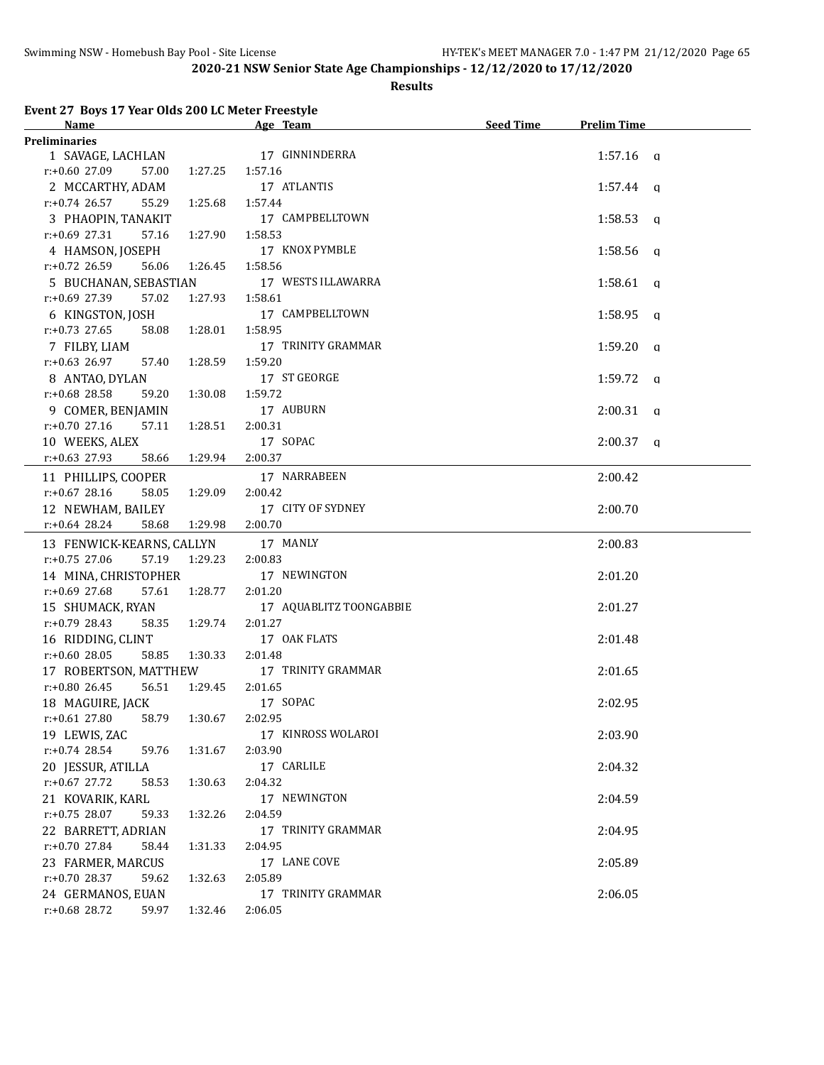2020-21 NSW Senior State Age Championships - 12/12/2020 to 17/12/2020

**Results**

## Event 27 Boys 17 Year Olds 200 LC Meter Freestyle

| Name | Age | Team | Seed Time | Prelim Time | |
|---|---|---|---|---|---|
| **Preliminaries** | | | | | |
| 1 SAVAGE, LACHLAN | 17 | GINNINDERRA | | 1:57.16 | q |
| r:+0.60 27.09 57.00 1:27.25 1:57.16 | | | | | |
| 2 MCCARTHY, ADAM | 17 | ATLANTIS | | 1:57.44 | q |
| r:+0.74 26.57 55.29 1:25.68 1:57.44 | | | | | |
| 3 PHAOPIN, TANAKIT | 17 | CAMPBELLTOWN | | 1:58.53 | q |
| r:+0.69 27.31 57.16 1:27.90 1:58.53 | | | | | |
| 4 HAMSON, JOSEPH | 17 | KNOX PYMBLE | | 1:58.56 | q |
| r:+0.72 26.59 56.06 1:26.45 1:58.56 | | | | | |
| 5 BUCHANAN, SEBASTIAN | 17 | WESTS ILLAWARRA | | 1:58.61 | q |
| r:+0.69 27.39 57.02 1:27.93 1:58.61 | | | | | |
| 6 KINGSTON, JOSH | 17 | CAMPBELLTOWN | | 1:58.95 | q |
| r:+0.73 27.65 58.08 1:28.01 1:58.95 | | | | | |
| 7 FILBY, LIAM | 17 | TRINITY GRAMMAR | | 1:59.20 | q |
| r:+0.63 26.97 57.40 1:28.59 1:59.20 | | | | | |
| 8 ANTAO, DYLAN | 17 | ST GEORGE | | 1:59.72 | q |
| r:+0.68 28.58 59.20 1:30.08 1:59.72 | | | | | |
| 9 COMER, BENJAMIN | 17 | AUBURN | | 2:00.31 | q |
| r:+0.70 27.16 57.11 1:28.51 2:00.31 | | | | | |
| 10 WEEKS, ALEX | 17 | SOPAC | | 2:00.37 | q |
| r:+0.63 27.93 58.66 1:29.94 2:00.37 | | | | | |
| 11 PHILLIPS, COOPER | 17 | NARRABEEN | | 2:00.42 | |
| r:+0.67 28.16 58.05 1:29.09 2:00.42 | | | | | |
| 12 NEWHAM, BAILEY | 17 | CITY OF SYDNEY | | 2:00.70 | |
| r:+0.64 28.24 58.68 1:29.98 2:00.70 | | | | | |
| 13 FENWICK-KEARNS, CALLYN | 17 | MANLY | | 2:00.83 | |
| r:+0.75 27.06 57.19 1:29.23 2:00.83 | | | | | |
| 14 MINA, CHRISTOPHER | 17 | NEWINGTON | | 2:01.20 | |
| r:+0.69 27.68 57.61 1:28.77 2:01.20 | | | | | |
| 15 SHUMACK, RYAN | 17 | AQUABLITZ TOONGABBIE | | 2:01.27 | |
| r:+0.79 28.43 58.35 1:29.74 2:01.27 | | | | | |
| 16 RIDDING, CLINT | 17 | OAK FLATS | | 2:01.48 | |
| r:+0.60 28.05 58.85 1:30.33 2:01.48 | | | | | |
| 17 ROBERTSON, MATTHEW | 17 | TRINITY GRAMMAR | | 2:01.65 | |
| r:+0.80 26.45 56.51 1:29.45 2:01.65 | | | | | |
| 18 MAGUIRE, JACK | 17 | SOPAC | | 2:02.95 | |
| r:+0.61 27.80 58.79 1:30.67 2:02.95 | | | | | |
| 19 LEWIS, ZAC | 17 | KINROSS WOLAROI | | 2:03.90 | |
| r:+0.74 28.54 59.76 1:31.67 2:03.90 | | | | | |
| 20 JESSUR, ATILLA | 17 | CARLILE | | 2:04.32 | |
| r:+0.67 27.72 58.53 1:30.63 2:04.32 | | | | | |
| 21 KOVARIK, KARL | 17 | NEWINGTON | | 2:04.59 | |
| r:+0.75 28.07 59.33 1:32.26 2:04.59 | | | | | |
| 22 BARRETT, ADRIAN | 17 | TRINITY GRAMMAR | | 2:04.95 | |
| r:+0.70 27.84 58.44 1:31.33 2:04.95 | | | | | |
| 23 FARMER, MARCUS | 17 | LANE COVE | | 2:05.89 | |
| r:+0.70 28.37 59.62 1:32.63 2:05.89 | | | | | |
| 24 GERMANOS, EUAN | 17 | TRINITY GRAMMAR | | 2:06.05 | |
| r:+0.68 28.72 59.97 1:32.46 2:06.05 | | | | | |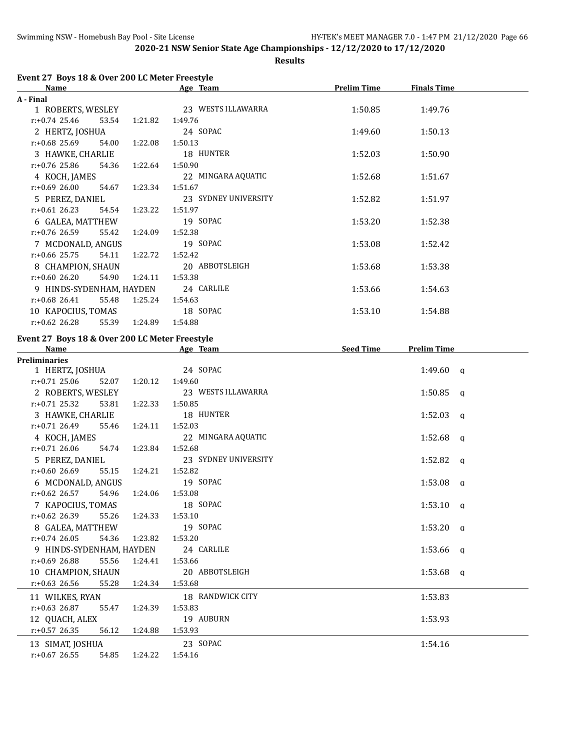**2020-21 NSW Senior State Age Championships - 12/12/2020 to 17/12/2020**

**Results**

## Event 27 Boys 18 & Over 200 LC Meter Freestyle

| Name | Age | Team | Prelim Time | Finals Time |
|---|---|---|---|---|
| **A - Final** | | | | |
| 1 ROBERTS, WESLEY | 23 | WESTS ILLAWARRA | 1:50.85 | 1:49.76 |
| r:+0.74 25.46 53.54 1:21.82 1:49.76 | | | | |
| 2 HERTZ, JOSHUA | 24 | SOPAC | 1:49.60 | 1:50.13 |
| r:+0.68 25.69 54.00 1:22.08 1:50.13 | | | | |
| 3 HAWKE, CHARLIE | 18 | HUNTER | 1:52.03 | 1:50.90 |
| r:+0.76 25.86 54.36 1:22.64 1:50.90 | | | | |
| 4 KOCH, JAMES | 22 | MINGARA AQUATIC | 1:52.68 | 1:51.67 |
| r:+0.69 26.00 54.67 1:23.34 1:51.67 | | | | |
| 5 PEREZ, DANIEL | 23 | SYDNEY UNIVERSITY | 1:52.82 | 1:51.97 |
| r:+0.61 26.23 54.54 1:23.22 1:51.97 | | | | |
| 6 GALEA, MATTHEW | 19 | SOPAC | 1:53.20 | 1:52.38 |
| r:+0.76 26.59 55.42 1:24.09 1:52.38 | | | | |
| 7 MCDONALD, ANGUS | 19 | SOPAC | 1:53.08 | 1:52.42 |
| r:+0.66 25.75 54.11 1:22.72 1:52.42 | | | | |
| 8 CHAMPION, SHAUN | 20 | ABBOTSLEIGH | 1:53.68 | 1:53.38 |
| r:+0.60 26.20 54.90 1:24.11 1:53.38 | | | | |
| 9 HINDS-SYDENHAM, HAYDEN | 24 | CARLILE | 1:53.66 | 1:54.63 |
| r:+0.68 26.41 55.48 1:25.24 1:54.63 | | | | |
| 10 KAPOCIUS, TOMAS | 18 | SOPAC | 1:53.10 | 1:54.88 |
| r:+0.62 26.28 55.39 1:24.89 1:54.88 | | | | |

## Event 27 Boys 18 & Over 200 LC Meter Freestyle

| Name | Age | Team | Seed Time | Prelim Time | |
|---|---|---|---|---|---|
| **Preliminaries** | | | | | |
| 1 HERTZ, JOSHUA | 24 | SOPAC | | 1:49.60 | q |
| r:+0.71 25.06 52.07 1:20.12 1:49.60 | | | | | |
| 2 ROBERTS, WESLEY | 23 | WESTS ILLAWARRA | | 1:50.85 | q |
| r:+0.71 25.32 53.81 1:22.33 1:50.85 | | | | | |
| 3 HAWKE, CHARLIE | 18 | HUNTER | | 1:52.03 | q |
| r:+0.71 26.49 55.46 1:24.11 1:52.03 | | | | | |
| 4 KOCH, JAMES | 22 | MINGARA AQUATIC | | 1:52.68 | q |
| r:+0.71 26.06 54.74 1:23.84 1:52.68 | | | | | |
| 5 PEREZ, DANIEL | 23 | SYDNEY UNIVERSITY | | 1:52.82 | q |
| r:+0.60 26.69 55.15 1:24.21 1:52.82 | | | | | |
| 6 MCDONALD, ANGUS | 19 | SOPAC | | 1:53.08 | q |
| r:+0.62 26.57 54.96 1:24.06 1:53.08 | | | | | |
| 7 KAPOCIUS, TOMAS | 18 | SOPAC | | 1:53.10 | q |
| r:+0.62 26.39 55.26 1:24.33 1:53.10 | | | | | |
| 8 GALEA, MATTHEW | 19 | SOPAC | | 1:53.20 | q |
| r:+0.74 26.05 54.36 1:23.82 1:53.20 | | | | | |
| 9 HINDS-SYDENHAM, HAYDEN | 24 | CARLILE | | 1:53.66 | q |
| r:+0.69 26.88 55.56 1:24.41 1:53.66 | | | | | |
| 10 CHAMPION, SHAUN | 20 | ABBOTSLEIGH | | 1:53.68 | q |
| r:+0.63 26.56 55.28 1:24.34 1:53.68 | | | | | |
| 11 WILKES, RYAN | 18 | RANDWICK CITY | | 1:53.83 | |
| r:+0.63 26.87 55.47 1:24.39 1:53.83 | | | | | |
| 12 QUACH, ALEX | 19 | AUBURN | | 1:53.93 | |
| r:+0.57 26.35 56.12 1:24.88 1:53.93 | | | | | |
| 13 SIMAT, JOSHUA | 23 | SOPAC | | 1:54.16 | |
| r:+0.67 26.55 54.85 1:24.22 1:54.16 | | | | | |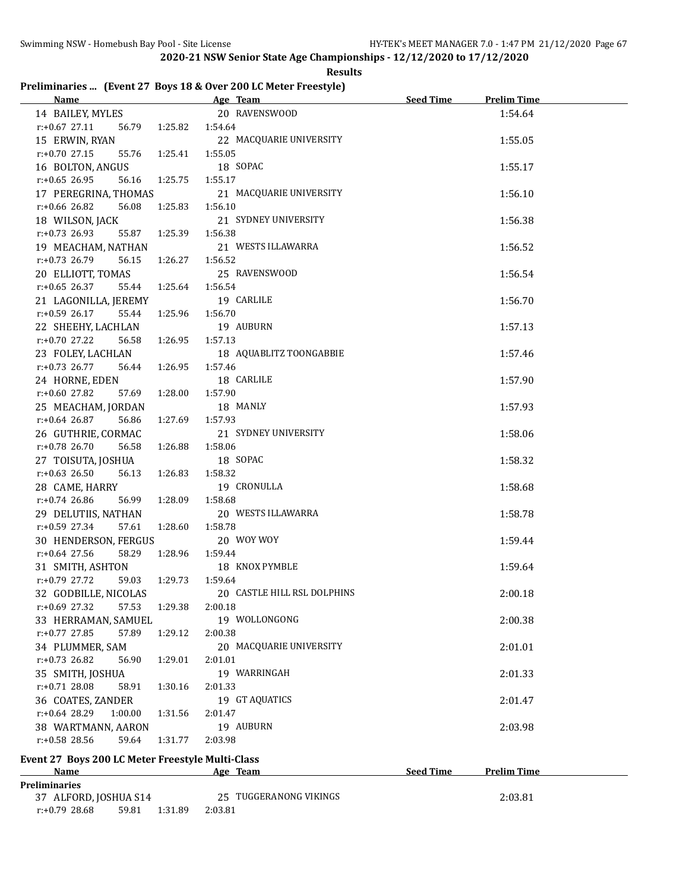**2020-21 NSW Senior State Age Championships - 12/12/2020 to 17/12/2020**

**Results**

## Preliminaries ... (Event 27 Boys 18 & Over 200 LC Meter Freestyle)

| Name | Age | Team | Seed Time | Prelim Time |
|---|---|---|---|---|
| 14 BAILEY, MYLES | 20 | RAVENSWOOD | | 1:54.64 |
| r:+0.67 27.11 56.79 1:25.82 1:54.64 | | | | |
| 15 ERWIN, RYAN | 22 | MACQUARIE UNIVERSITY | | 1:55.05 |
| r:+0.70 27.15 55.76 1:25.41 1:55.05 | | | | |
| 16 BOLTON, ANGUS | 18 | SOPAC | | 1:55.17 |
| r:+0.65 26.95 56.16 1:25.75 1:55.17 | | | | |
| 17 PEREGRINA, THOMAS | 21 | MACQUARIE UNIVERSITY | | 1:56.10 |
| r:+0.66 26.82 56.08 1:25.83 1:56.10 | | | | |
| 18 WILSON, JACK | 21 | SYDNEY UNIVERSITY | | 1:56.38 |
| r:+0.73 26.93 55.87 1:25.39 1:56.38 | | | | |
| 19 MEACHAM, NATHAN | 21 | WESTS ILLAWARRA | | 1:56.52 |
| r:+0.73 26.79 56.15 1:26.27 1:56.52 | | | | |
| 20 ELLIOTT, TOMAS | 25 | RAVENSWOOD | | 1:56.54 |
| r:+0.65 26.37 55.44 1:25.64 1:56.54 | | | | |
| 21 LAGONILLA, JEREMY | 19 | CARLILE | | 1:56.70 |
| r:+0.59 26.17 55.44 1:25.96 1:56.70 | | | | |
| 22 SHEEHY, LACHLAN | 19 | AUBURN | | 1:57.13 |
| r:+0.70 27.22 56.58 1:26.95 1:57.13 | | | | |
| 23 FOLEY, LACHLAN | 18 | AQUABLITZ TOONGABBIE | | 1:57.46 |
| r:+0.73 26.77 56.44 1:26.95 1:57.46 | | | | |
| 24 HORNE, EDEN | 18 | CARLILE | | 1:57.90 |
| r:+0.60 27.82 57.69 1:28.00 1:57.90 | | | | |
| 25 MEACHAM, JORDAN | 18 | MANLY | | 1:57.93 |
| r:+0.64 26.87 56.86 1:27.69 1:57.93 | | | | |
| 26 GUTHRIE, CORMAC | 21 | SYDNEY UNIVERSITY | | 1:58.06 |
| r:+0.78 26.70 56.58 1:26.88 1:58.06 | | | | |
| 27 TOISUTA, JOSHUA | 18 | SOPAC | | 1:58.32 |
| r:+0.63 26.50 56.13 1:26.83 1:58.32 | | | | |
| 28 CAME, HARRY | 19 | CRONULLA | | 1:58.68 |
| r:+0.74 26.86 56.99 1:28.09 1:58.68 | | | | |
| 29 DELUTIIS, NATHAN | 20 | WESTS ILLAWARRA | | 1:58.78 |
| r:+0.59 27.34 57.61 1:28.60 1:58.78 | | | | |
| 30 HENDERSON, FERGUS | 20 | WOY WOY | | 1:59.44 |
| r:+0.64 27.56 58.29 1:28.96 1:59.44 | | | | |
| 31 SMITH, ASHTON | 18 | KNOX PYMBLE | | 1:59.64 |
| r:+0.79 27.72 59.03 1:29.73 1:59.64 | | | | |
| 32 GODBILLE, NICOLAS | 20 | CASTLE HILL RSL DOLPHINS | | 2:00.18 |
| r:+0.69 27.32 57.53 1:29.38 2:00.18 | | | | |
| 33 HERRAMAN, SAMUEL | 19 | WOLLONGONG | | 2:00.38 |
| r:+0.77 27.85 57.89 1:29.12 2:00.38 | | | | |
| 34 PLUMMER, SAM | 20 | MACQUARIE UNIVERSITY | | 2:01.01 |
| r:+0.73 26.82 56.90 1:29.01 2:01.01 | | | | |
| 35 SMITH, JOSHUA | 19 | WARRINGAH | | 2:01.33 |
| r:+0.71 28.08 58.91 1:30.16 2:01.33 | | | | |
| 36 COATES, ZANDER | 19 | GT AQUATICS | | 2:01.47 |
| r:+0.64 28.29 1:00.00 1:31.56 2:01.47 | | | | |
| 38 WARTMANN, AARON | 19 | AUBURN | | 2:03.98 |
| r:+0.58 28.56 59.64 1:31.77 2:03.98 | | | | |

## Event 27 Boys 200 LC Meter Freestyle Multi-Class

| Name | Age | Team | Seed Time | Prelim Time |
|---|---|---|---|---|
| **Preliminaries** | | | | |
| 37 ALFORD, JOSHUA S14 | 25 | TUGGERANONG VIKINGS | | 2:03.81 |
| r:+0.79 28.68 59.81 1:31.89 2:03.81 | | | | |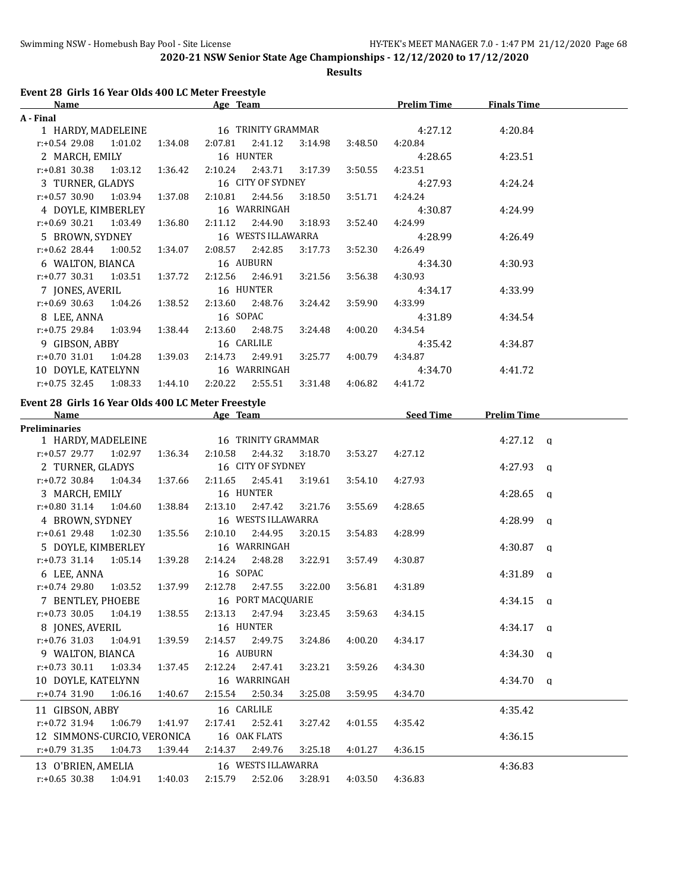**2020-21 NSW Senior State Age Championships - 12/12/2020 to 17/12/2020**

**Results**

### Event 28 Girls 16 Year Olds 400 LC Meter Freestyle

| Name | Age | Team | Prelim Time | Finals Time |
|---|---|---|---|---|
| **A - Final** | | | | |
| 1 HARDY, MADELEINE | 16 | TRINITY GRAMMAR | 4:27.12 | 4:20.84 |
| r:+0.54 29.08 1:01.02 1:34.08 2:07.81 2:41.12 3:14.98 3:48.50 4:20.84 | | | | |
| 2 MARCH, EMILY | 16 | HUNTER | 4:28.65 | 4:23.51 |
| r:+0.81 30.38 1:03.12 1:36.42 2:10.24 2:43.71 3:17.39 3:50.55 4:23.51 | | | | |
| 3 TURNER, GLADYS | 16 | CITY OF SYDNEY | 4:27.93 | 4:24.24 |
| r:+0.57 30.90 1:03.94 1:37.08 2:10.81 2:44.56 3:18.50 3:51.71 4:24.24 | | | | |
| 4 DOYLE, KIMBERLEY | 16 | WARRINGAH | 4:30.87 | 4:24.99 |
| r:+0.69 30.21 1:03.49 1:36.80 2:11.12 2:44.90 3:18.93 3:52.40 4:24.99 | | | | |
| 5 BROWN, SYDNEY | 16 | WESTS ILLAWARRA | 4:28.99 | 4:26.49 |
| r:+0.62 28.44 1:00.52 1:34.07 2:08.57 2:42.85 3:17.73 3:52.30 4:26.49 | | | | |
| 6 WALTON, BIANCA | 16 | AUBURN | 4:34.30 | 4:30.93 |
| r:+0.77 30.31 1:03.51 1:37.72 2:12.56 2:46.91 3:21.56 3:56.38 4:30.93 | | | | |
| 7 JONES, AVERIL | 16 | HUNTER | 4:34.17 | 4:33.99 |
| r:+0.69 30.63 1:04.26 1:38.52 2:13.60 2:48.76 3:24.42 3:59.90 4:33.99 | | | | |
| 8 LEE, ANNA | 16 | SOPAC | 4:31.89 | 4:34.54 |
| r:+0.75 29.84 1:03.94 1:38.44 2:13.60 2:48.75 3:24.48 4:00.20 4:34.54 | | | | |
| 9 GIBSON, ABBY | 16 | CARLILE | 4:35.42 | 4:34.87 |
| r:+0.70 31.01 1:04.28 1:39.03 2:14.73 2:49.91 3:25.77 4:00.79 4:34.87 | | | | |
| 10 DOYLE, KATELYNN | 16 | WARRINGAH | 4:34.70 | 4:41.72 |
| r:+0.75 32.45 1:08.33 1:44.10 2:20.22 2:55.51 3:31.48 4:06.82 4:41.72 | | | | |

### Event 28 Girls 16 Year Olds 400 LC Meter Freestyle

| Name | Age | Team | Seed Time | Prelim Time |
|---|---|---|---|---|
| **Preliminaries** | | | | |
| 1 HARDY, MADELEINE | 16 | TRINITY GRAMMAR | | 4:27.12 q |
| r:+0.57 29.77 1:02.97 1:36.34 2:10.58 2:44.32 3:18.70 3:53.27 4:27.12 | | | | |
| 2 TURNER, GLADYS | 16 | CITY OF SYDNEY | | 4:27.93 q |
| r:+0.72 30.84 1:04.34 1:37.66 2:11.65 2:45.41 3:19.61 3:54.10 4:27.93 | | | | |
| 3 MARCH, EMILY | 16 | HUNTER | | 4:28.65 q |
| r:+0.80 31.14 1:04.60 1:38.84 2:13.10 2:47.42 3:21.76 3:55.69 4:28.65 | | | | |
| 4 BROWN, SYDNEY | 16 | WESTS ILLAWARRA | | 4:28.99 q |
| r:+0.61 29.48 1:02.30 1:35.56 2:10.10 2:44.95 3:20.15 3:54.83 4:28.99 | | | | |
| 5 DOYLE, KIMBERLEY | 16 | WARRINGAH | | 4:30.87 q |
| r:+0.73 31.14 1:05.14 1:39.28 2:14.24 2:48.28 3:22.91 3:57.49 4:30.87 | | | | |
| 6 LEE, ANNA | 16 | SOPAC | | 4:31.89 q |
| r:+0.74 29.80 1:03.52 1:37.99 2:12.78 2:47.55 3:22.00 3:56.81 4:31.89 | | | | |
| 7 BENTLEY, PHOEBE | 16 | PORT MACQUARIE | | 4:34.15 q |
| r:+0.73 30.05 1:04.19 1:38.55 2:13.13 2:47.94 3:23.45 3:59.63 4:34.15 | | | | |
| 8 JONES, AVERIL | 16 | HUNTER | | 4:34.17 q |
| r:+0.76 31.03 1:04.91 1:39.59 2:14.57 2:49.75 3:24.86 4:00.20 4:34.17 | | | | |
| 9 WALTON, BIANCA | 16 | AUBURN | | 4:34.30 q |
| r:+0.73 30.11 1:03.34 1:37.45 2:12.24 2:47.41 3:23.21 3:59.26 4:34.30 | | | | |
| 10 DOYLE, KATELYNN | 16 | WARRINGAH | | 4:34.70 q |
| r:+0.74 31.90 1:06.16 1:40.67 2:15.54 2:50.34 3:25.08 3:59.95 4:34.70 | | | | |
| 11 GIBSON, ABBY | 16 | CARLILE | | 4:35.42 |
| r:+0.72 31.94 1:06.79 1:41.97 2:17.41 2:52.41 3:27.42 4:01.55 4:35.42 | | | | |
| 12 SIMMONS-CURCIO, VERONICA | 16 | OAK FLATS | | 4:36.15 |
| r:+0.79 31.35 1:04.73 1:39.44 2:14.37 2:49.76 3:25.18 4:01.27 4:36.15 | | | | |
| 13 O'BRIEN, AMELIA | 16 | WESTS ILLAWARRA | | 4:36.83 |
| r:+0.65 30.38 1:04.91 1:40.03 2:15.79 2:52.06 3:28.91 4:03.50 4:36.83 | | | | |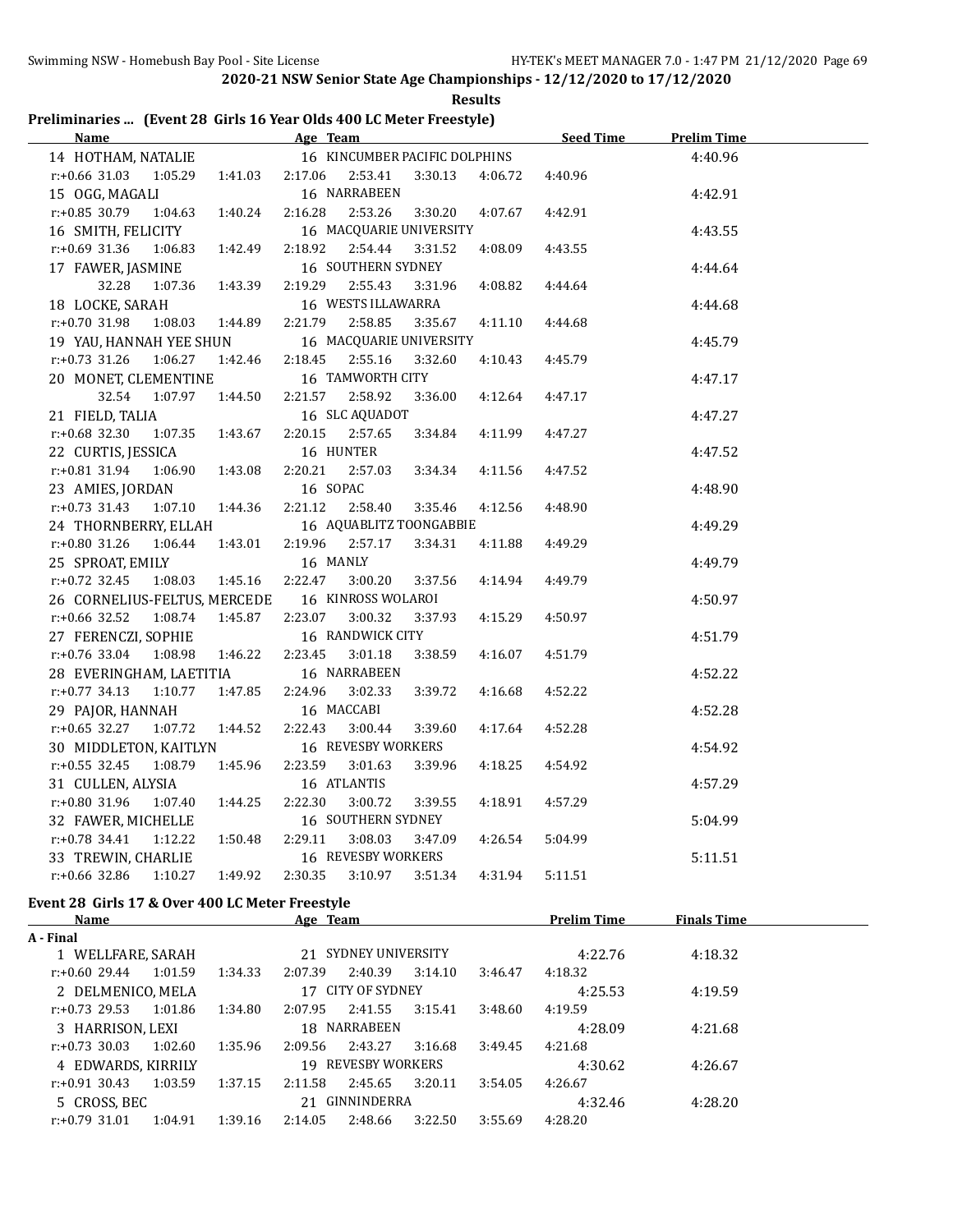**2020-21 NSW Senior State Age Championships - 12/12/2020 to 17/12/2020**

**Results**

### Preliminaries ... (Event 28 Girls 16 Year Olds 400 LC Meter Freestyle)

| Name | Age | Team | Seed Time | Prelim Time |
|---|---|---|---|---|
| 14 HOTHAM, NATALIE | 16 | KINCUMBER PACIFIC DOLPHINS | | 4:40.96 |
| r:+0.66 31.03 1:05.29 1:41.03 2:17.06 2:53.41 3:30.13 4:06.72 4:40.96 | | | | |
| 15 OGG, MAGALI | 16 | NARRABEEN | | 4:42.91 |
| r:+0.85 30.79 1:04.63 1:40.24 2:16.28 2:53.26 3:30.20 4:07.67 4:42.91 | | | | |
| 16 SMITH, FELICITY | 16 | MACQUARIE UNIVERSITY | | 4:43.55 |
| r:+0.69 31.36 1:06.83 1:42.49 2:18.92 2:54.44 3:31.52 4:08.09 4:43.55 | | | | |
| 17 FAWER, JASMINE | 16 | SOUTHERN SYDNEY | | 4:44.64 |
| 32.28 1:07.36 1:43.39 2:19.29 2:55.43 3:31.96 4:08.82 4:44.64 | | | | |
| 18 LOCKE, SARAH | 16 | WESTS ILLAWARRA | | 4:44.68 |
| r:+0.70 31.98 1:08.03 1:44.89 2:21.79 2:58.85 3:35.67 4:11.10 4:44.68 | | | | |
| 19 YAU, HANNAH YEE SHUN | 16 | MACQUARIE UNIVERSITY | | 4:45.79 |
| r:+0.73 31.26 1:06.27 1:42.46 2:18.45 2:55.16 3:32.60 4:10.43 4:45.79 | | | | |
| 20 MONET, CLEMENTINE | 16 | TAMWORTH CITY | | 4:47.17 |
| 32.54 1:07.97 1:44.50 2:21.57 2:58.92 3:36.00 4:12.64 4:47.17 | | | | |
| 21 FIELD, TALIA | 16 | SLC AQUADOT | | 4:47.27 |
| r:+0.68 32.30 1:07.35 1:43.67 2:20.15 2:57.65 3:34.84 4:11.99 4:47.27 | | | | |
| 22 CURTIS, JESSICA | 16 | HUNTER | | 4:47.52 |
| r:+0.81 31.94 1:06.90 1:43.08 2:20.21 2:57.03 3:34.34 4:11.56 4:47.52 | | | | |
| 23 AMIES, JORDAN | 16 | SOPAC | | 4:48.90 |
| r:+0.73 31.43 1:07.10 1:44.36 2:21.12 2:58.40 3:35.46 4:12.56 4:48.90 | | | | |
| 24 THORNBERRY, ELLAH | 16 | AQUABLITZ TOONGABBIE | | 4:49.29 |
| r:+0.80 31.26 1:06.44 1:43.01 2:19.96 2:57.17 3:34.31 4:11.88 4:49.29 | | | | |
| 25 SPROAT, EMILY | 16 | MANLY | | 4:49.79 |
| r:+0.72 32.45 1:08.03 1:45.16 2:22.47 3:00.20 3:37.56 4:14.94 4:49.79 | | | | |
| 26 CORNELIUS-FELTUS, MERCEDE | 16 | KINROSS WOLAROI | | 4:50.97 |
| r:+0.66 32.52 1:08.74 1:45.87 2:23.07 3:00.32 3:37.93 4:15.29 4:50.97 | | | | |
| 27 FERENCZI, SOPHIE | 16 | RANDWICK CITY | | 4:51.79 |
| r:+0.76 33.04 1:08.98 1:46.22 2:23.45 3:01.18 3:38.59 4:16.07 4:51.79 | | | | |
| 28 EVERINGHAM, LAETITIA | 16 | NARRABEEN | | 4:52.22 |
| r:+0.77 34.13 1:10.77 1:47.85 2:24.96 3:02.33 3:39.72 4:16.68 4:52.22 | | | | |
| 29 PAJOR, HANNAH | 16 | MACCABI | | 4:52.28 |
| r:+0.65 32.27 1:07.72 1:44.52 2:22.43 3:00.44 3:39.60 4:17.64 4:52.28 | | | | |
| 30 MIDDLETON, KAITLYN | 16 | REVESBY WORKERS | | 4:54.92 |
| r:+0.55 32.45 1:08.79 1:45.96 2:23.59 3:01.63 3:39.96 4:18.25 4:54.92 | | | | |
| 31 CULLEN, ALYSIA | 16 | ATLANTIS | | 4:57.29 |
| r:+0.80 31.96 1:07.40 1:44.25 2:22.30 3:00.72 3:39.55 4:18.91 4:57.29 | | | | |
| 32 FAWER, MICHELLE | 16 | SOUTHERN SYDNEY | | 5:04.99 |
| r:+0.78 34.41 1:12.22 1:50.48 2:29.11 3:08.03 3:47.09 4:26.54 5:04.99 | | | | |
| 33 TREWIN, CHARLIE | 16 | REVESBY WORKERS | | 5:11.51 |
| r:+0.66 32.86 1:10.27 1:49.92 2:30.35 3:10.97 3:51.34 4:31.94 5:11.51 | | | | |

### Event 28 Girls 17 & Over 400 LC Meter Freestyle

| Name | Age | Team | Prelim Time | Finals Time |
|---|---|---|---|---|
| **A - Final** | | | | |
| 1 WELLFARE, SARAH | 21 | SYDNEY UNIVERSITY | 4:22.76 | 4:18.32 |
| r:+0.60 29.44 1:01.59 1:34.33 2:07.39 2:40.39 3:14.10 3:46.47 4:18.32 | | | | |
| 2 DELMENICO, MELA | 17 | CITY OF SYDNEY | 4:25.53 | 4:19.59 |
| r:+0.73 29.53 1:01.86 1:34.80 2:07.95 2:41.55 3:15.41 3:48.60 4:19.59 | | | | |
| 3 HARRISON, LEXI | 18 | NARRABEEN | 4:28.09 | 4:21.68 |
| r:+0.73 30.03 1:02.60 1:35.96 2:09.56 2:43.27 3:16.68 3:49.45 4:21.68 | | | | |
| 4 EDWARDS, KIRRILY | 19 | REVESBY WORKERS | 4:30.62 | 4:26.67 |
| r:+0.91 30.43 1:03.59 1:37.15 2:11.58 2:45.65 3:20.11 3:54.05 4:26.67 | | | | |
| 5 CROSS, BEC | 21 | GINNINDERRA | 4:32.46 | 4:28.20 |
| r:+0.79 31.01 1:04.91 1:39.16 2:14.05 2:48.66 3:22.50 3:55.69 4:28.20 | | | | |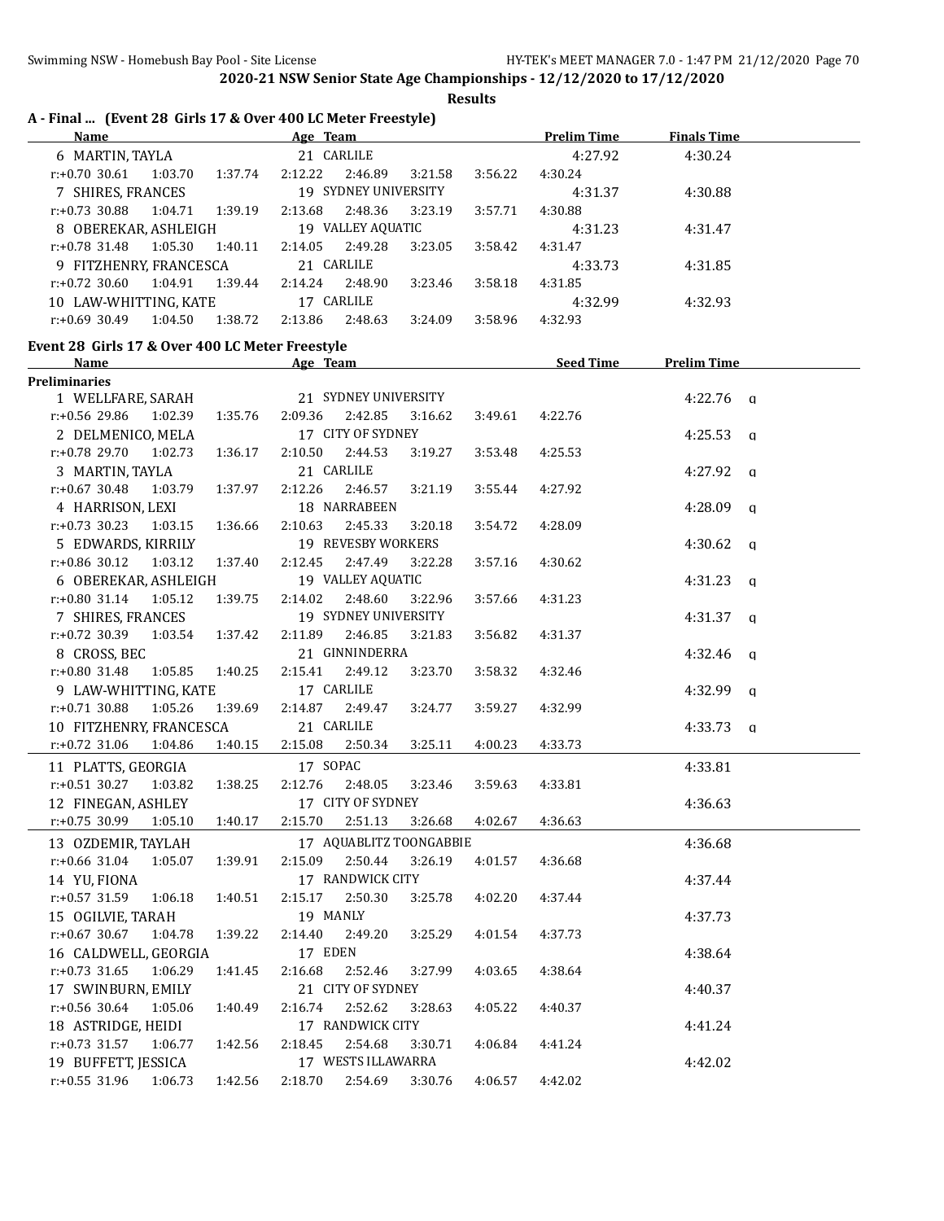## 2020-21 NSW Senior State Age Championships - 12/12/2020 to 17/12/2020

**Results**

### A - Final ... (Event 28 Girls 17 & Over 400 LC Meter Freestyle)

| Name | Age | Team | Prelim Time | Finals Time |
|---|---|---|---|---|
| 6 MARTIN, TAYLA | 21 | CARLILE | 4:27.92 | 4:30.24 |
| r:+0.70 30.61 1:03.70 1:37.74 2:12.22 2:46.89 3:21.58 3:56.22 4:30.24 | | | | |
| 7 SHIRES, FRANCES | 19 | SYDNEY UNIVERSITY | 4:31.37 | 4:30.88 |
| r:+0.73 30.88 1:04.71 1:39.19 2:13.68 2:48.36 3:23.19 3:57.71 4:30.88 | | | | |
| 8 OBEREKAR, ASHLEIGH | 19 | VALLEY AQUATIC | 4:31.23 | 4:31.47 |
| r:+0.78 31.48 1:05.30 1:40.11 2:14.05 2:49.28 3:23.05 3:58.42 4:31.47 | | | | |
| 9 FITZHENRY, FRANCESCA | 21 | CARLILE | 4:33.73 | 4:31.85 |
| r:+0.72 30.60 1:04.91 1:39.44 2:14.24 2:48.90 3:23.46 3:58.18 4:31.85 | | | | |
| 10 LAW-WHITTING, KATE | 17 | CARLILE | 4:32.99 | 4:32.93 |
| r:+0.69 30.49 1:04.50 1:38.72 2:13.86 2:48.63 3:24.09 3:58.96 4:32.93 | | | | |

### Event 28 Girls 17 & Over 400 LC Meter Freestyle

| Name | Age | Team | Seed Time | Prelim Time |
|---|---|---|---|---|
| **Preliminaries** | | | | |
| 1 WELLFARE, SARAH | 21 | SYDNEY UNIVERSITY | | 4:22.76 q |
| r:+0.56 29.86 1:02.39 1:35.76 2:09.36 2:42.85 3:16.62 3:49.61 4:22.76 | | | | |
| 2 DELMENICO, MELA | 17 | CITY OF SYDNEY | | 4:25.53 q |
| r:+0.78 29.70 1:02.73 1:36.17 2:10.50 2:44.53 3:19.27 3:53.48 4:25.53 | | | | |
| 3 MARTIN, TAYLA | 21 | CARLILE | | 4:27.92 q |
| r:+0.67 30.48 1:03.79 1:37.97 2:12.26 2:46.57 3:21.19 3:55.44 4:27.92 | | | | |
| 4 HARRISON, LEXI | 18 | NARRABEEN | | 4:28.09 q |
| r:+0.73 30.23 1:03.15 1:36.66 2:10.63 2:45.33 3:20.18 3:54.72 4:28.09 | | | | |
| 5 EDWARDS, KIRRILY | 19 | REVESBY WORKERS | | 4:30.62 q |
| r:+0.86 30.12 1:03.12 1:37.40 2:12.45 2:47.49 3:22.28 3:57.16 4:30.62 | | | | |
| 6 OBEREKAR, ASHLEIGH | 19 | VALLEY AQUATIC | | 4:31.23 q |
| r:+0.80 31.14 1:05.12 1:39.75 2:14.02 2:48.60 3:22.96 3:57.66 4:31.23 | | | | |
| 7 SHIRES, FRANCES | 19 | SYDNEY UNIVERSITY | | 4:31.37 q |
| r:+0.72 30.39 1:03.54 1:37.42 2:11.89 2:46.85 3:21.83 3:56.82 4:31.37 | | | | |
| 8 CROSS, BEC | 21 | GINNINDERRA | | 4:32.46 q |
| r:+0.80 31.48 1:05.85 1:40.25 2:15.41 2:49.12 3:23.70 3:58.32 4:32.46 | | | | |
| 9 LAW-WHITTING, KATE | 17 | CARLILE | | 4:32.99 q |
| r:+0.71 30.88 1:05.26 1:39.69 2:14.87 2:49.47 3:24.77 3:59.27 4:32.99 | | | | |
| 10 FITZHENRY, FRANCESCA | 21 | CARLILE | | 4:33.73 q |
| r:+0.72 31.06 1:04.86 1:40.15 2:15.08 2:50.34 3:25.11 4:00.23 4:33.73 | | | | |
| 11 PLATTS, GEORGIA | 17 | SOPAC | | 4:33.81 |
| r:+0.51 30.27 1:03.82 1:38.25 2:12.76 2:48.05 3:23.46 3:59.63 4:33.81 | | | | |
| 12 FINEGAN, ASHLEY | 17 | CITY OF SYDNEY | | 4:36.63 |
| r:+0.75 30.99 1:05.10 1:40.17 2:15.70 2:51.13 3:26.68 4:02.67 4:36.63 | | | | |
| 13 OZDEMIR, TAYLAH | 17 | AQUABLITZ TOONGABBIE | | 4:36.68 |
| r:+0.66 31.04 1:05.07 1:39.91 2:15.09 2:50.44 3:26.19 4:01.57 4:36.68 | | | | |
| 14 YU, FIONA | 17 | RANDWICK CITY | | 4:37.44 |
| r:+0.57 31.59 1:06.18 1:40.51 2:15.17 2:50.30 3:25.78 4:02.20 4:37.44 | | | | |
| 15 OGILVIE, TARAH | 19 | MANLY | | 4:37.73 |
| r:+0.67 30.67 1:04.78 1:39.22 2:14.40 2:49.20 3:25.29 4:01.54 4:37.73 | | | | |
| 16 CALDWELL, GEORGIA | 17 | EDEN | | 4:38.64 |
| r:+0.73 31.65 1:06.29 1:41.45 2:16.68 2:52.46 3:27.99 4:03.65 4:38.64 | | | | |
| 17 SWINBURN, EMILY | 21 | CITY OF SYDNEY | | 4:40.37 |
| r:+0.56 30.64 1:05.06 1:40.49 2:16.74 2:52.62 3:28.63 4:05.22 4:40.37 | | | | |
| 18 ASTRIDGE, HEIDI | 17 | RANDWICK CITY | | 4:41.24 |
| r:+0.73 31.57 1:06.77 1:42.56 2:18.45 2:54.68 3:30.71 4:06.84 4:41.24 | | | | |
| 19 BUFFETT, JESSICA | 17 | WESTS ILLAWARRA | | 4:42.02 |
| r:+0.55 31.96 1:06.73 1:42.56 2:18.70 2:54.69 3:30.76 4:06.57 4:42.02 | | | | |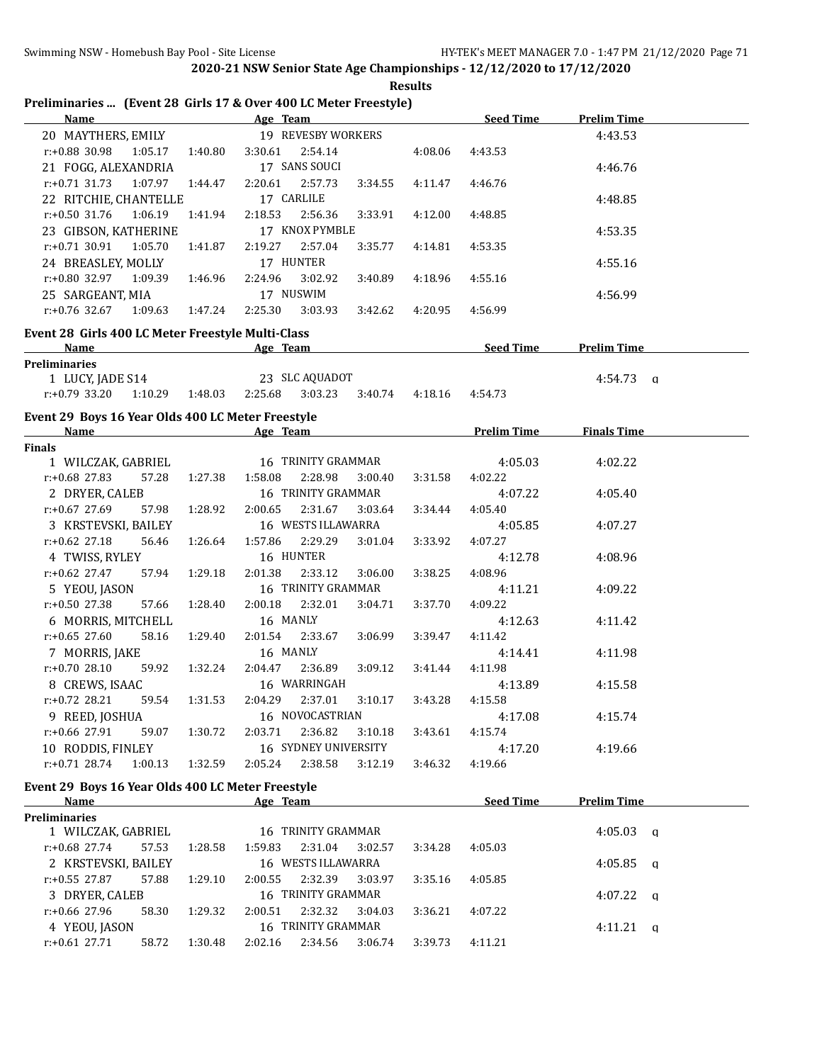**2020-21 NSW Senior State Age Championships - 12/12/2020 to 17/12/2020**

**Results**

## Preliminaries ... (Event 28 Girls 17 & Over 400 LC Meter Freestyle)

| Name | Age | Team | Seed Time | Prelim Time |
|---|---|---|---|---|
| 20 MAYTHERS, EMILY | 19 | REVESBY WORKERS | | 4:43.53 |
| r:+0.88 30.98 1:05.17 1:40.80 3:30.61 2:54.14 4:08.06 4:43.53 | | | | |
| 21 FOGG, ALEXANDRIA | 17 | SANS SOUCI | | 4:46.76 |
| r:+0.71 31.73 1:07.97 1:44.47 2:20.61 2:57.73 3:34.55 4:11.47 4:46.76 | | | | |
| 22 RITCHIE, CHANTELLE | 17 | CARLILE | | 4:48.85 |
| r:+0.50 31.76 1:06.19 1:41.94 2:18.53 2:56.36 3:33.91 4:12.00 4:48.85 | | | | |
| 23 GIBSON, KATHERINE | 17 | KNOX PYMBLE | | 4:53.35 |
| r:+0.71 30.91 1:05.70 1:41.87 2:19.27 2:57.04 3:35.77 4:14.81 4:53.35 | | | | |
| 24 BREASLEY, MOLLY | 17 | HUNTER | | 4:55.16 |
| r:+0.80 32.97 1:09.39 1:46.96 2:24.96 3:02.92 3:40.89 4:18.96 4:55.16 | | | | |
| 25 SARGEANT, MIA | 17 | NUSWIM | | 4:56.99 |
| r:+0.76 32.67 1:09.63 1:47.24 2:25.30 3:03.93 3:42.62 4:20.95 4:56.99 | | | | |

## Event 28 Girls 400 LC Meter Freestyle Multi-Class

| Name | Age | Team | Seed Time | Prelim Time |
|---|---|---|---|---|
| **Preliminaries** | | | | |
| 1 LUCY, JADE S14 | 23 | SLC AQUADOT | | 4:54.73 q |
| r:+0.79 33.20 1:10.29 1:48.03 2:25.68 3:03.23 3:40.74 4:18.16 4:54.73 | | | | |

## Event 29 Boys 16 Year Olds 400 LC Meter Freestyle

| Name | Age | Team | Prelim Time | Finals Time |
|---|---|---|---|---|
| **Finals** | | | | |
| 1 WILCZAK, GABRIEL | 16 | TRINITY GRAMMAR | 4:05.03 | 4:02.22 |
| r:+0.68 27.83 57.28 1:27.38 1:58.08 2:28.98 3:00.40 3:31.58 4:02.22 | | | | |
| 2 DRYER, CALEB | 16 | TRINITY GRAMMAR | 4:07.22 | 4:05.40 |
| r:+0.67 27.69 57.98 1:28.92 2:00.65 2:31.67 3:03.64 3:34.44 4:05.40 | | | | |
| 3 KRSTEVSKI, BAILEY | 16 | WESTS ILLAWARRA | 4:05.85 | 4:07.27 |
| r:+0.62 27.18 56.46 1:26.64 1:57.86 2:29.29 3:01.04 3:33.92 4:07.27 | | | | |
| 4 TWISS, RYLEY | 16 | HUNTER | 4:12.78 | 4:08.96 |
| r:+0.62 27.47 57.94 1:29.18 2:01.38 2:33.12 3:06.00 3:38.25 4:08.96 | | | | |
| 5 YEOU, JASON | 16 | TRINITY GRAMMAR | 4:11.21 | 4:09.22 |
| r:+0.50 27.38 57.66 1:28.40 2:00.18 2:32.01 3:04.71 3:37.70 4:09.22 | | | | |
| 6 MORRIS, MITCHELL | 16 | MANLY | 4:12.63 | 4:11.42 |
| r:+0.65 27.60 58.16 1:29.40 2:01.54 2:33.67 3:06.99 3:39.47 4:11.42 | | | | |
| 7 MORRIS, JAKE | 16 | MANLY | 4:14.41 | 4:11.98 |
| r:+0.70 28.10 59.92 1:32.24 2:04.47 2:36.89 3:09.12 3:41.44 4:11.98 | | | | |
| 8 CREWS, ISAAC | 16 | WARRINGAH | 4:13.89 | 4:15.58 |
| r:+0.72 28.21 59.54 1:31.53 2:04.29 2:37.01 3:10.17 3:43.28 4:15.58 | | | | |
| 9 REED, JOSHUA | 16 | NOVOCASTRIAN | 4:17.08 | 4:15.74 |
| r:+0.66 27.91 59.07 1:30.72 2:03.71 2:36.82 3:10.18 3:43.61 4:15.74 | | | | |
| 10 RODDIS, FINLEY | 16 | SYDNEY UNIVERSITY | 4:17.20 | 4:19.66 |
| r:+0.71 28.74 1:00.13 1:32.59 2:05.24 2:38.58 3:12.19 3:46.32 4:19.66 | | | | |

## Event 29 Boys 16 Year Olds 400 LC Meter Freestyle

| Name | Age | Team | Seed Time | Prelim Time |
|---|---|---|---|---|
| **Preliminaries** | | | | |
| 1 WILCZAK, GABRIEL | 16 | TRINITY GRAMMAR | | 4:05.03 q |
| r:+0.68 27.74 57.53 1:28.58 1:59.83 2:31.04 3:02.57 3:34.28 4:05.03 | | | | |
| 2 KRSTEVSKI, BAILEY | 16 | WESTS ILLAWARRA | | 4:05.85 q |
| r:+0.55 27.87 57.88 1:29.10 2:00.55 2:32.39 3:03.97 3:35.16 4:05.85 | | | | |
| 3 DRYER, CALEB | 16 | TRINITY GRAMMAR | | 4:07.22 q |
| r:+0.66 27.96 58.30 1:29.32 2:00.51 2:32.32 3:04.03 3:36.21 4:07.22 | | | | |
| 4 YEOU, JASON | 16 | TRINITY GRAMMAR | | 4:11.21 q |
| r:+0.61 27.71 58.72 1:30.48 2:02.16 2:34.56 3:06.74 3:39.73 4:11.21 | | | | |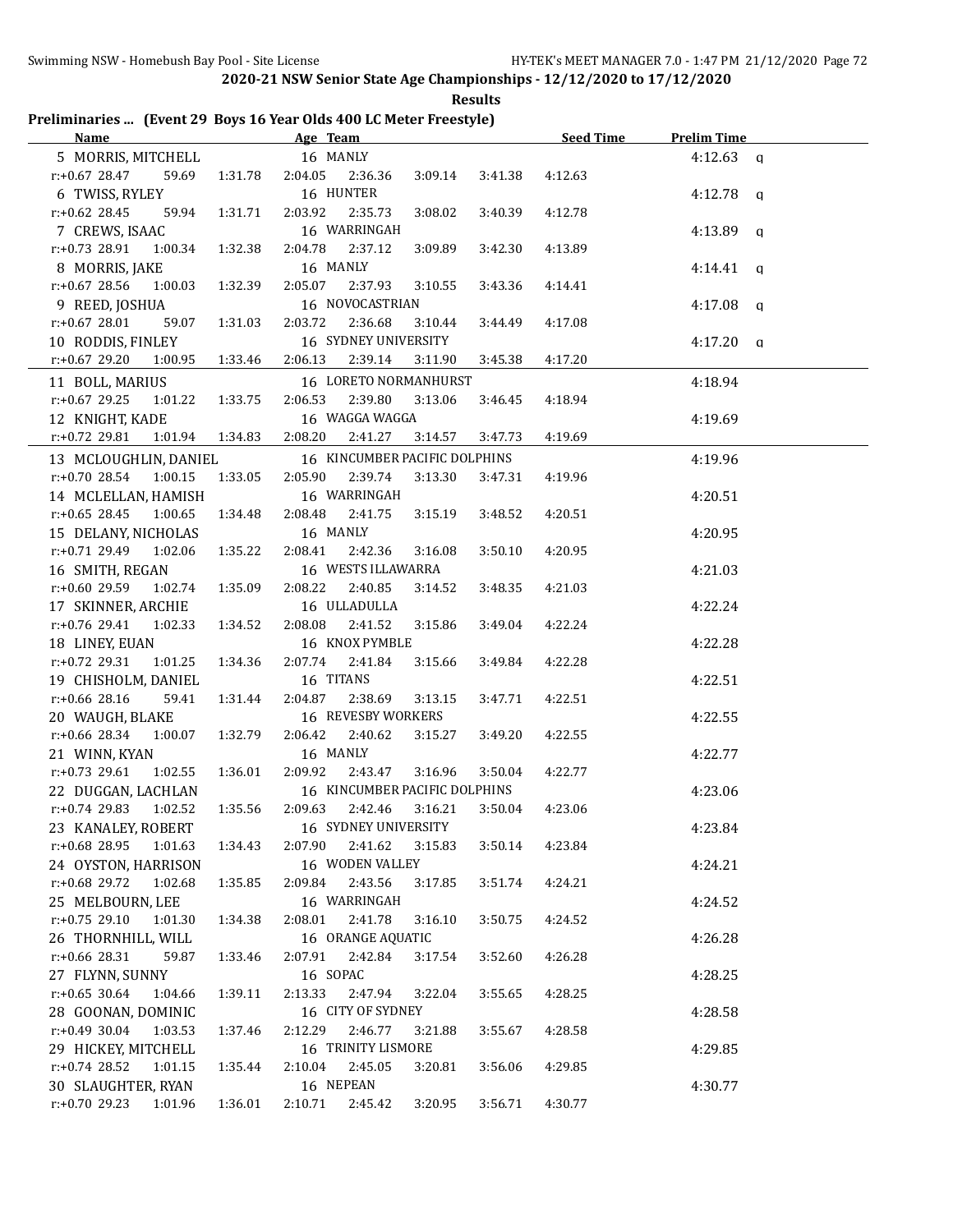## 2020-21 NSW Senior State Age Championships - 12/12/2020 to 17/12/2020

**Results**

### Preliminaries ... (Event 29 Boys 16 Year Olds 400 LC Meter Freestyle)

| Name | Age | Team | Seed Time | Prelim Time | |
|---|---|---|---|---|---|
| 5 MORRIS, MITCHELL | 16 | MANLY | | 4:12.63 | q |
| r:+0.67 28.47 59.69 1:31.78 2:04.05 2:36.36 3:09.14 3:41.38 4:12.63 | | | | | |
| 6 TWISS, RYLEY | 16 | HUNTER | | 4:12.78 | q |
| r:+0.62 28.45 59.94 1:31.71 2:03.92 2:35.73 3:08.02 3:40.39 4:12.78 | | | | | |
| 7 CREWS, ISAAC | 16 | WARRINGAH | | 4:13.89 | q |
| r:+0.73 28.91 1:00.34 1:32.38 2:04.78 2:37.12 3:09.89 3:42.30 4:13.89 | | | | | |
| 8 MORRIS, JAKE | 16 | MANLY | | 4:14.41 | q |
| r:+0.67 28.56 1:00.03 1:32.39 2:05.07 2:37.93 3:10.55 3:43.36 4:14.41 | | | | | |
| 9 REED, JOSHUA | 16 | NOVOCASTRIAN | | 4:17.08 | q |
| r:+0.67 28.01 59.07 1:31.03 2:03.72 2:36.68 3:10.44 3:44.49 4:17.08 | | | | | |
| 10 RODDIS, FINLEY | 16 | SYDNEY UNIVERSITY | | 4:17.20 | q |
| r:+0.67 29.20 1:00.95 1:33.46 2:06.13 2:39.14 3:11.90 3:45.38 4:17.20 | | | | | |
| 11 BOLL, MARIUS | 16 | LORETO NORMANHURST | | 4:18.94 | |
| r:+0.67 29.25 1:01.22 1:33.75 2:06.53 2:39.80 3:13.06 3:46.45 4:18.94 | | | | | |
| 12 KNIGHT, KADE | 16 | WAGGA WAGGA | | 4:19.69 | |
| r:+0.72 29.81 1:01.94 1:34.83 2:08.20 2:41.27 3:14.57 3:47.73 4:19.69 | | | | | |
| 13 MCLOUGHLIN, DANIEL | 16 | KINCUMBER PACIFIC DOLPHINS | | 4:19.96 | |
| r:+0.70 28.54 1:00.15 1:33.05 2:05.90 2:39.74 3:13.30 3:47.31 4:19.96 | | | | | |
| 14 MCLELLAN, HAMISH | 16 | WARRINGAH | | 4:20.51 | |
| r:+0.65 28.45 1:00.65 1:34.48 2:08.48 2:41.75 3:15.19 3:48.52 4:20.51 | | | | | |
| 15 DELANY, NICHOLAS | 16 | MANLY | | 4:20.95 | |
| r:+0.71 29.49 1:02.06 1:35.22 2:08.41 2:42.36 3:16.08 3:50.10 4:20.95 | | | | | |
| 16 SMITH, REGAN | 16 | WESTS ILLAWARRA | | 4:21.03 | |
| r:+0.60 29.59 1:02.74 1:35.09 2:08.22 2:40.85 3:14.52 3:48.35 4:21.03 | | | | | |
| 17 SKINNER, ARCHIE | 16 | ULLADULLA | | 4:22.24 | |
| r:+0.76 29.41 1:02.33 1:34.52 2:08.08 2:41.52 3:15.86 3:49.04 4:22.24 | | | | | |
| 18 LINEY, EUAN | 16 | KNOX PYMBLE | | 4:22.28 | |
| r:+0.72 29.31 1:01.25 1:34.36 2:07.74 2:41.84 3:15.66 3:49.84 4:22.28 | | | | | |
| 19 CHISHOLM, DANIEL | 16 | TITANS | | 4:22.51 | |
| r:+0.66 28.16 59.41 1:31.44 2:04.87 2:38.69 3:13.15 3:47.71 4:22.51 | | | | | |
| 20 WAUGH, BLAKE | 16 | REVESBY WORKERS | | 4:22.55 | |
| r:+0.66 28.34 1:00.07 1:32.79 2:06.42 2:40.62 3:15.27 3:49.20 4:22.55 | | | | | |
| 21 WINN, KYAN | 16 | MANLY | | 4:22.77 | |
| r:+0.73 29.61 1:02.55 1:36.01 2:09.92 2:43.47 3:16.96 3:50.04 4:22.77 | | | | | |
| 22 DUGGAN, LACHLAN | 16 | KINCUMBER PACIFIC DOLPHINS | | 4:23.06 | |
| r:+0.74 29.83 1:02.52 1:35.56 2:09.63 2:42.46 3:16.21 3:50.04 4:23.06 | | | | | |
| 23 KANALEY, ROBERT | 16 | SYDNEY UNIVERSITY | | 4:23.84 | |
| r:+0.68 28.95 1:01.63 1:34.43 2:07.90 2:41.62 3:15.83 3:50.14 4:23.84 | | | | | |
| 24 OYSTON, HARRISON | 16 | WODEN VALLEY | | 4:24.21 | |
| r:+0.68 29.72 1:02.68 1:35.85 2:09.84 2:43.56 3:17.85 3:51.74 4:24.21 | | | | | |
| 25 MELBOURN, LEE | 16 | WARRINGAH | | 4:24.52 | |
| r:+0.75 29.10 1:01.30 1:34.38 2:08.01 2:41.78 3:16.10 3:50.75 4:24.52 | | | | | |
| 26 THORNHILL, WILL | 16 | ORANGE AQUATIC | | 4:26.28 | |
| r:+0.66 28.31 59.87 1:33.46 2:07.91 2:42.84 3:17.54 3:52.60 4:26.28 | | | | | |
| 27 FLYNN, SUNNY | 16 | SOPAC | | 4:28.25 | |
| r:+0.65 30.64 1:04.66 1:39.11 2:13.33 2:47.94 3:22.04 3:55.65 4:28.25 | | | | | |
| 28 GOONAN, DOMINIC | 16 | CITY OF SYDNEY | | 4:28.58 | |
| r:+0.49 30.04 1:03.53 1:37.46 2:12.29 2:46.77 3:21.88 3:55.67 4:28.58 | | | | | |
| 29 HICKEY, MITCHELL | 16 | TRINITY LISMORE | | 4:29.85 | |
| r:+0.74 28.52 1:01.15 1:35.44 2:10.04 2:45.05 3:20.81 3:56.06 4:29.85 | | | | | |
| 30 SLAUGHTER, RYAN | 16 | NEPEAN | | 4:30.77 | |
| r:+0.70 29.23 1:01.96 1:36.01 2:10.71 2:45.42 3:20.95 3:56.71 4:30.77 | | | | | |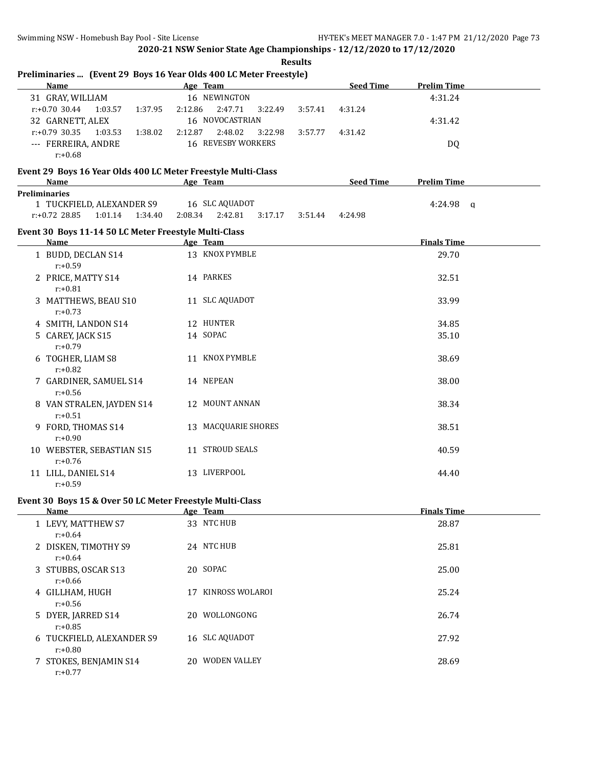2020-21 NSW Senior State Age Championships - 12/12/2020 to 17/12/2020

Results

## Preliminaries ... (Event 29 Boys 16 Year Olds 400 LC Meter Freestyle)

| | Name | Age | Team | Seed Time | Prelim Time |
|---|---|---|---|---|---|
| 31 | GRAY, WILLIAM | 16 | NEWINGTON | | 4:31.24 |
| | r:+0.70 30.44 1:03.57 1:37.95 2:12.86 2:47.71 3:22.49 3:57.41 4:31.24 | | | | |
| 32 | GARNETT, ALEX | 16 | NOVOCASTRIAN | | 4:31.42 |
| | r:+0.79 30.35 1:03.53 1:38.02 2:12.87 2:48.02 3:22.98 3:57.77 4:31.42 | | | | |
| --- | FERREIRA, ANDRE | 16 | REVESBY WORKERS | | DQ |
| | r:+0.68 | | | | |

## Event 29 Boys 16 Year Olds 400 LC Meter Freestyle Multi-Class

| | Name | Age | Team | Seed Time | Prelim Time |
|---|---|---|---|---|---|
| **Preliminaries** | | | | | |
| 1 | TUCKFIELD, ALEXANDER S9 | 16 | SLC AQUADOT | | 4:24.98 q |
| | r:+0.72 28.85 1:01.14 1:34.40 2:08.34 2:42.81 3:17.17 3:51.44 4:24.98 | | | | |

## Event 30 Boys 11-14 50 LC Meter Freestyle Multi-Class

| | Name | Age | Team | Finals Time |
|---|---|---|---|---|
| 1 | BUDD, DECLAN S14 | 13 | KNOX PYMBLE | 29.70 |
| | r:+0.59 | | | |
| 2 | PRICE, MATTY S14 | 14 | PARKES | 32.51 |
| | r:+0.81 | | | |
| 3 | MATTHEWS, BEAU S10 | 11 | SLC AQUADOT | 33.99 |
| | r:+0.73 | | | |
| 4 | SMITH, LANDON S14 | 12 | HUNTER | 34.85 |
| 5 | CAREY, JACK S15 | 14 | SOPAC | 35.10 |
| | r:+0.79 | | | |
| 6 | TOGHER, LIAM S8 | 11 | KNOX PYMBLE | 38.69 |
| | r:+0.82 | | | |
| 7 | GARDINER, SAMUEL S14 | 14 | NEPEAN | 38.00 |
| | r:+0.56 | | | |
| 8 | VAN STRALEN, JAYDEN S14 | 12 | MOUNT ANNAN | 38.34 |
| | r:+0.51 | | | |
| 9 | FORD, THOMAS S14 | 13 | MACQUARIE SHORES | 38.51 |
| | r:+0.90 | | | |
| 10 | WEBSTER, SEBASTIAN S15 | 11 | STROUD SEALS | 40.59 |
| | r:+0.76 | | | |
| 11 | LILL, DANIEL S14 | 13 | LIVERPOOL | 44.40 |
| | r:+0.59 | | | |

## Event 30 Boys 15 & Over 50 LC Meter Freestyle Multi-Class

| | Name | Age | Team | Finals Time |
|---|---|---|---|---|
| 1 | LEVY, MATTHEW S7 | 33 | NTC HUB | 28.87 |
| | r:+0.64 | | | |
| 2 | DISKEN, TIMOTHY S9 | 24 | NTC HUB | 25.81 |
| | r:+0.64 | | | |
| 3 | STUBBS, OSCAR S13 | 20 | SOPAC | 25.00 |
| | r:+0.66 | | | |
| 4 | GILLHAM, HUGH | 17 | KINROSS WOLAROI | 25.24 |
| | r:+0.56 | | | |
| 5 | DYER, JARRED S14 | 20 | WOLLONGONG | 26.74 |
| | r:+0.85 | | | |
| 6 | TUCKFIELD, ALEXANDER S9 | 16 | SLC AQUADOT | 27.92 |
| | r:+0.80 | | | |
| 7 | STOKES, BENJAMIN S14 | 20 | WODEN VALLEY | 28.69 |
| | r:+0.77 | | | |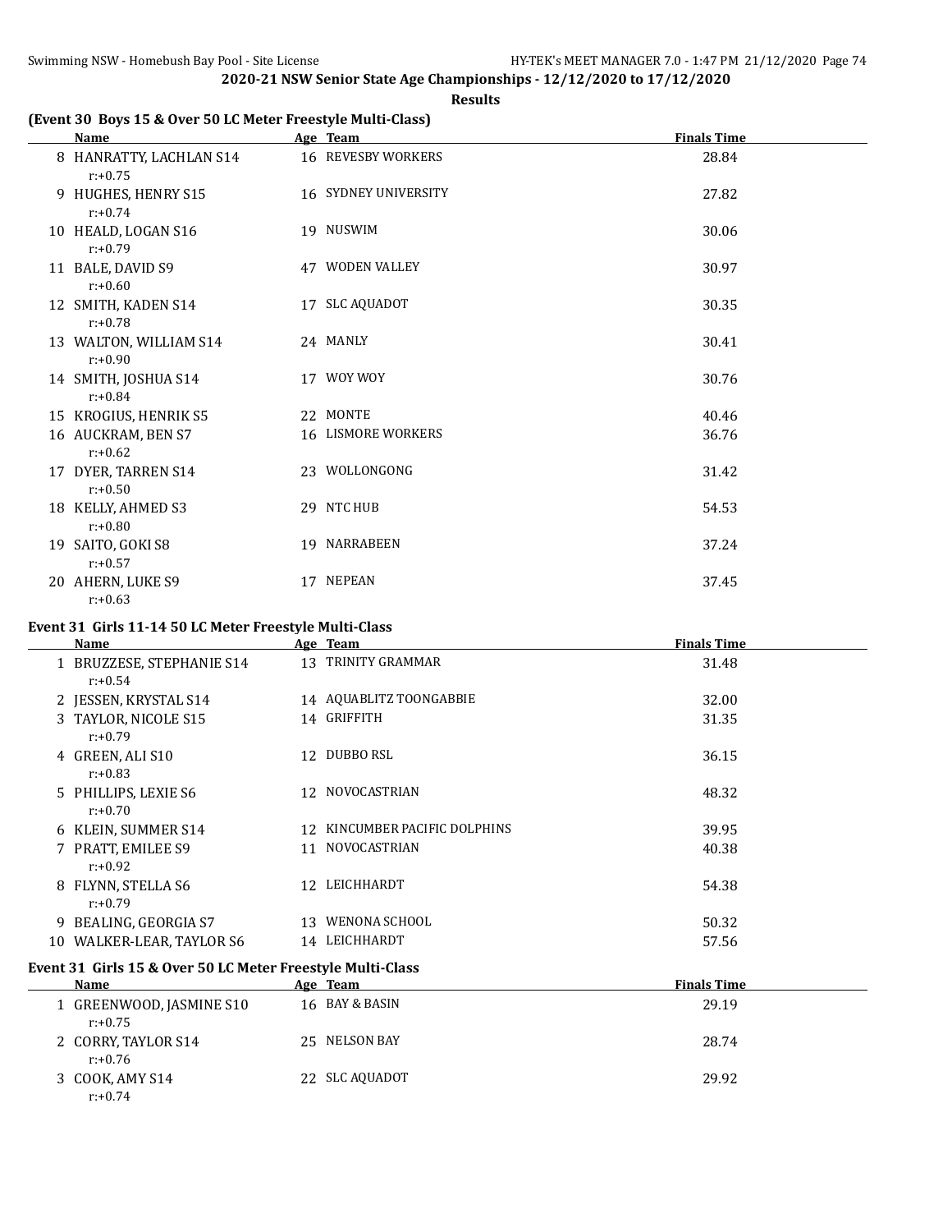**2020-21 NSW Senior State Age Championships - 12/12/2020 to 17/12/2020**

**Results**

### (Event 30 Boys 15 & Over 50 LC Meter Freestyle Multi-Class)

| | Name | Age | Team | Finals Time |
|---|---|---|---|---|
| 8 | HANRATTY, LACHLAN S14 | 16 | REVESBY WORKERS | 28.84 |
| | r:+0.75 | | | |
| 9 | HUGHES, HENRY S15 | 16 | SYDNEY UNIVERSITY | 27.82 |
| | r:+0.74 | | | |
| 10 | HEALD, LOGAN S16 | 19 | NUSWIM | 30.06 |
| | r:+0.79 | | | |
| 11 | BALE, DAVID S9 | 47 | WODEN VALLEY | 30.97 |
| | r:+0.60 | | | |
| 12 | SMITH, KADEN S14 | 17 | SLC AQUADOT | 30.35 |
| | r:+0.78 | | | |
| 13 | WALTON, WILLIAM S14 | 24 | MANLY | 30.41 |
| | r:+0.90 | | | |
| 14 | SMITH, JOSHUA S14 | 17 | WOY WOY | 30.76 |
| | r:+0.84 | | | |
| 15 | KROGIUS, HENRIK S5 | 22 | MONTE | 40.46 |
| 16 | AUCKRAM, BEN S7 | 16 | LISMORE WORKERS | 36.76 |
| | r:+0.62 | | | |
| 17 | DYER, TARREN S14 | 23 | WOLLONGONG | 31.42 |
| | r:+0.50 | | | |
| 18 | KELLY, AHMED S3 | 29 | NTC HUB | 54.53 |
| | r:+0.80 | | | |
| 19 | SAITO, GOKI S8 | 19 | NARRABEEN | 37.24 |
| | r:+0.57 | | | |
| 20 | AHERN, LUKE S9 | 17 | NEPEAN | 37.45 |
| | r:+0.63 | | | |

### Event 31 Girls 11-14 50 LC Meter Freestyle Multi-Class

| | Name | Age | Team | Finals Time |
|---|---|---|---|---|
| 1 | BRUZZESE, STEPHANIE S14 | 13 | TRINITY GRAMMAR | 31.48 |
| | r:+0.54 | | | |
| 2 | JESSEN, KRYSTAL S14 | 14 | AQUABLITZ TOONGABBIE | 32.00 |
| 3 | TAYLOR, NICOLE S15 | 14 | GRIFFITH | 31.35 |
| | r:+0.79 | | | |
| 4 | GREEN, ALI S10 | 12 | DUBBO RSL | 36.15 |
| | r:+0.83 | | | |
| 5 | PHILLIPS, LEXIE S6 | 12 | NOVOCASTRIAN | 48.32 |
| | r:+0.70 | | | |
| 6 | KLEIN, SUMMER S14 | 12 | KINCUMBER PACIFIC DOLPHINS | 39.95 |
| 7 | PRATT, EMILEE S9 | 11 | NOVOCASTRIAN | 40.38 |
| | r:+0.92 | | | |
| 8 | FLYNN, STELLA S6 | 12 | LEICHHARDT | 54.38 |
| | r:+0.79 | | | |
| 9 | BEALING, GEORGIA S7 | 13 | WENONA SCHOOL | 50.32 |
| 10 | WALKER-LEAR, TAYLOR S6 | 14 | LEICHHARDT | 57.56 |

### Event 31 Girls 15 & Over 50 LC Meter Freestyle Multi-Class

| | Name | Age | Team | Finals Time |
|---|---|---|---|---|
| 1 | GREENWOOD, JASMINE S10 | 16 | BAY & BASIN | 29.19 |
| | r:+0.75 | | | |
| 2 | CORRY, TAYLOR S14 | 25 | NELSON BAY | 28.74 |
| | r:+0.76 | | | |
| 3 | COOK, AMY S14 | 22 | SLC AQUADOT | 29.92 |
| | r:+0.74 | | | |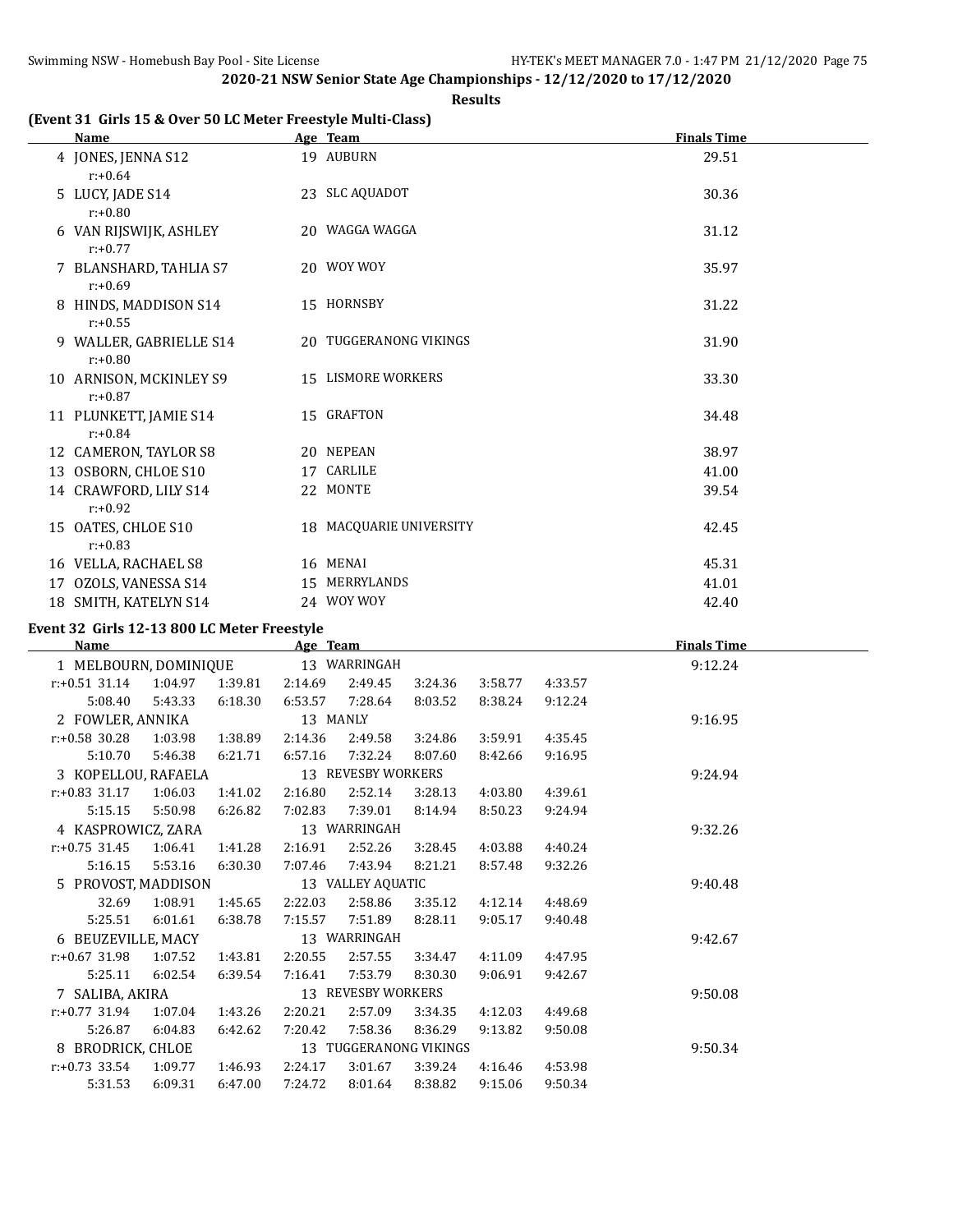2020-21 NSW Senior State Age Championships - 12/12/2020 to 17/12/2020

Results

**(Event 31 Girls 15 & Over 50 LC Meter Freestyle Multi-Class)**

| | Name | Age | Team | Finals Time |
|---|---|---|---|---|
| 4 | JONES, JENNA S12 | 19 | AUBURN | 29.51 |
| | r:+0.64 | | | |
| 5 | LUCY, JADE S14 | 23 | SLC AQUADOT | 30.36 |
| | r:+0.80 | | | |
| 6 | VAN RIJSWIJK, ASHLEY | 20 | WAGGA WAGGA | 31.12 |
| | r:+0.77 | | | |
| 7 | BLANSHARD, TAHLIA S7 | 20 | WOY WOY | 35.97 |
| | r:+0.69 | | | |
| 8 | HINDS, MADDISON S14 | 15 | HORNSBY | 31.22 |
| | r:+0.55 | | | |
| 9 | WALLER, GABRIELLE S14 | 20 | TUGGERANONG VIKINGS | 31.90 |
| | r:+0.80 | | | |
| 10 | ARNISON, MCKINLEY S9 | 15 | LISMORE WORKERS | 33.30 |
| | r:+0.87 | | | |
| 11 | PLUNKETT, JAMIE S14 | 15 | GRAFTON | 34.48 |
| | r:+0.84 | | | |
| 12 | CAMERON, TAYLOR S8 | 20 | NEPEAN | 38.97 |
| 13 | OSBORN, CHLOE S10 | 17 | CARLILE | 41.00 |
| 14 | CRAWFORD, LILY S14 | 22 | MONTE | 39.54 |
| | r:+0.92 | | | |
| 15 | OATES, CHLOE S10 | 18 | MACQUARIE UNIVERSITY | 42.45 |
| | r:+0.83 | | | |
| 16 | VELLA, RACHAEL S8 | 16 | MENAI | 45.31 |
| 17 | OZOLS, VANESSA S14 | 15 | MERRYLANDS | 41.01 |
| 18 | SMITH, KATELYN S14 | 24 | WOY WOY | 42.40 |

**Event 32 Girls 12-13 800 LC Meter Freestyle**

| Name | | | Age | Team | | | | Finals Time |
|---|---|---|---|---|---|---|---|---|
| 1 MELBOURN, DOMINIQUE | | | 13 | WARRINGAH | | | | 9:12.24 |
| r:+0.51 31.14 | 1:04.97 | 1:39.81 | 2:14.69 | 2:49.45 | 3:24.36 | 3:58.77 | 4:33.57 | |
| 5:08.40 | 5:43.33 | 6:18.30 | 6:53.57 | 7:28.64 | 8:03.52 | 8:38.24 | 9:12.24 | |
| 2 FOWLER, ANNIKA | | | 13 | MANLY | | | | 9:16.95 |
| r:+0.58 30.28 | 1:03.98 | 1:38.89 | 2:14.36 | 2:49.58 | 3:24.86 | 3:59.91 | 4:35.45 | |
| 5:10.70 | 5:46.38 | 6:21.71 | 6:57.16 | 7:32.24 | 8:07.60 | 8:42.66 | 9:16.95 | |
| 3 KOPELLOU, RAFAELA | | | 13 | REVESBY WORKERS | | | | 9:24.94 |
| r:+0.83 31.17 | 1:06.03 | 1:41.02 | 2:16.80 | 2:52.14 | 3:28.13 | 4:03.80 | 4:39.61 | |
| 5:15.15 | 5:50.98 | 6:26.82 | 7:02.83 | 7:39.01 | 8:14.94 | 8:50.23 | 9:24.94 | |
| 4 KASPROWICZ, ZARA | | | 13 | WARRINGAH | | | | 9:32.26 |
| r:+0.75 31.45 | 1:06.41 | 1:41.28 | 2:16.91 | 2:52.26 | 3:28.45 | 4:03.88 | 4:40.24 | |
| 5:16.15 | 5:53.16 | 6:30.30 | 7:07.46 | 7:43.94 | 8:21.21 | 8:57.48 | 9:32.26 | |
| 5 PROVOST, MADDISON | | | 13 | VALLEY AQUATIC | | | | 9:40.48 |
| 32.69 | 1:08.91 | 1:45.65 | 2:22.03 | 2:58.86 | 3:35.12 | 4:12.14 | 4:48.69 | |
| 5:25.51 | 6:01.61 | 6:38.78 | 7:15.57 | 7:51.89 | 8:28.11 | 9:05.17 | 9:40.48 | |
| 6 BEUZEVILLE, MACY | | | 13 | WARRINGAH | | | | 9:42.67 |
| r:+0.67 31.98 | 1:07.52 | 1:43.81 | 2:20.55 | 2:57.55 | 3:34.47 | 4:11.09 | 4:47.95 | |
| 5:25.11 | 6:02.54 | 6:39.54 | 7:16.41 | 7:53.79 | 8:30.30 | 9:06.91 | 9:42.67 | |
| 7 SALIBA, AKIRA | | | 13 | REVESBY WORKERS | | | | 9:50.08 |
| r:+0.77 31.94 | 1:07.04 | 1:43.26 | 2:20.21 | 2:57.09 | 3:34.35 | 4:12.03 | 4:49.68 | |
| 5:26.87 | 6:04.83 | 6:42.62 | 7:20.42 | 7:58.36 | 8:36.29 | 9:13.82 | 9:50.08 | |
| 8 BRODRICK, CHLOE | | | 13 | TUGGERANONG VIKINGS | | | | 9:50.34 |
| r:+0.73 33.54 | 1:09.77 | 1:46.93 | 2:24.17 | 3:01.67 | 3:39.24 | 4:16.46 | 4:53.98 | |
| 5:31.53 | 6:09.31 | 6:47.00 | 7:24.72 | 8:01.64 | 8:38.82 | 9:15.06 | 9:50.34 | |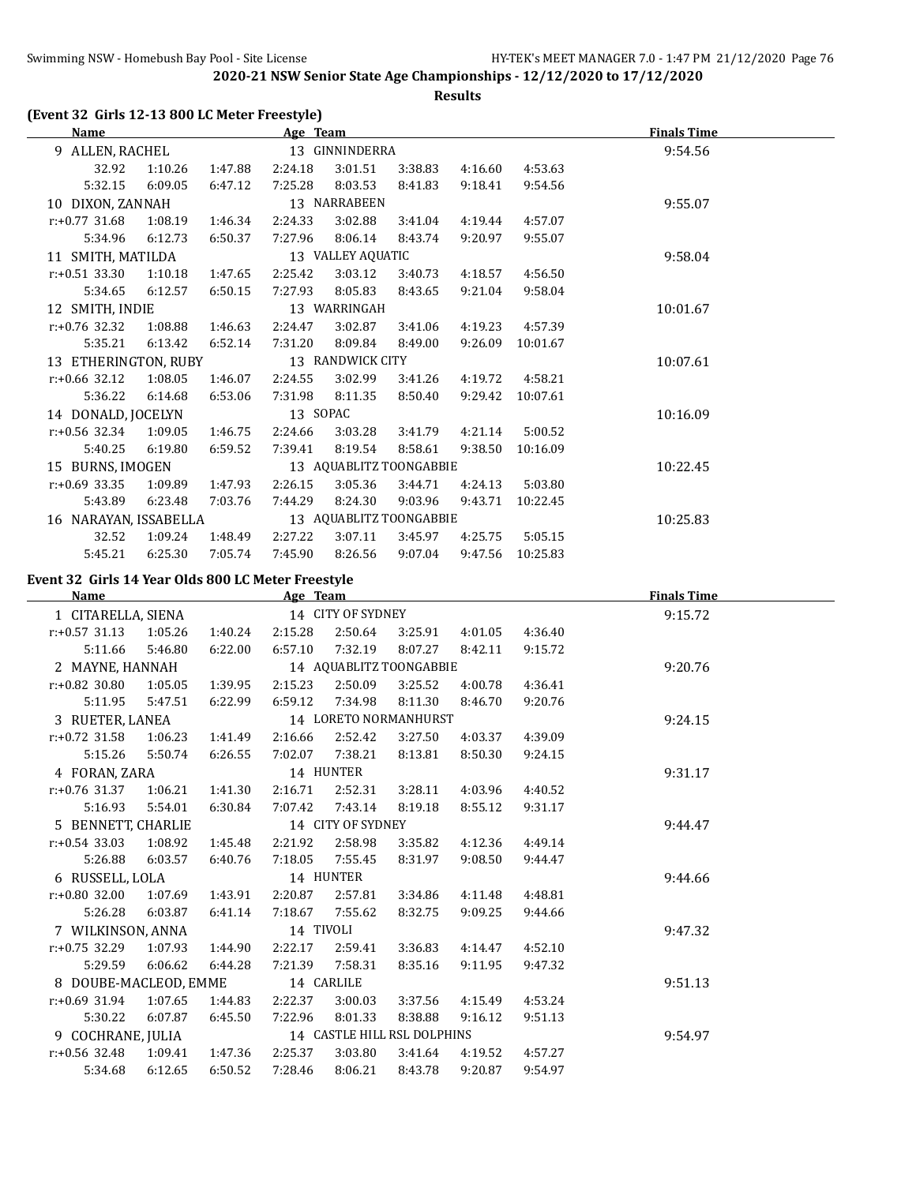**2020-21 NSW Senior State Age Championships - 12/12/2020 to 17/12/2020**

**Results**

### (Event 32 Girls 12-13 800 LC Meter Freestyle)

| Name | Age | Team | Finals Time |
|---|---|---|---|
| 9 ALLEN, RACHEL | 13 | GINNINDERRA | 9:54.56 |
| 32.92, 1:10.26, 1:47.88, 2:24.18, 3:01.51, 3:38.83, 4:16.60, 4:53.63 | | | |
| 5:32.15, 6:09.05, 6:47.12, 7:25.28, 8:03.53, 8:41.83, 9:18.41, 9:54.56 | | | |
| 10 DIXON, ZANNAH | 13 | NARRABEEN | 9:55.07 |
| r:+0.77 31.68, 1:08.19, 1:46.34, 2:24.33, 3:02.88, 3:41.04, 4:19.44, 4:57.07 | | | |
| 5:34.96, 6:12.73, 6:50.37, 7:27.96, 8:06.14, 8:43.74, 9:20.97, 9:55.07 | | | |
| 11 SMITH, MATILDA | 13 | VALLEY AQUATIC | 9:58.04 |
| r:+0.51 33.30, 1:10.18, 1:47.65, 2:25.42, 3:03.12, 3:40.73, 4:18.57, 4:56.50 | | | |
| 5:34.65, 6:12.57, 6:50.15, 7:27.93, 8:05.83, 8:43.65, 9:21.04, 9:58.04 | | | |
| 12 SMITH, INDIE | 13 | WARRINGAH | 10:01.67 |
| r:+0.76 32.32, 1:08.88, 1:46.63, 2:24.47, 3:02.87, 3:41.06, 4:19.23, 4:57.39 | | | |
| 5:35.21, 6:13.42, 6:52.14, 7:31.20, 8:09.84, 8:49.00, 9:26.09, 10:01.67 | | | |
| 13 ETHERINGTON, RUBY | 13 | RANDWICK CITY | 10:07.61 |
| r:+0.66 32.12, 1:08.05, 1:46.07, 2:24.55, 3:02.99, 3:41.26, 4:19.72, 4:58.21 | | | |
| 5:36.22, 6:14.68, 6:53.06, 7:31.98, 8:11.35, 8:50.40, 9:29.42, 10:07.61 | | | |
| 14 DONALD, JOCELYN | 13 | SOPAC | 10:16.09 |
| r:+0.56 32.34, 1:09.05, 1:46.75, 2:24.66, 3:03.28, 3:41.79, 4:21.14, 5:00.52 | | | |
| 5:40.25, 6:19.80, 6:59.52, 7:39.41, 8:19.54, 8:58.61, 9:38.50, 10:16.09 | | | |
| 15 BURNS, IMOGEN | 13 | AQUABLITZ TOONGABBIE | 10:22.45 |
| r:+0.69 33.35, 1:09.89, 1:47.93, 2:26.15, 3:05.36, 3:44.71, 4:24.13, 5:03.80 | | | |
| 5:43.89, 6:23.48, 7:03.76, 7:44.29, 8:24.30, 9:03.96, 9:43.71, 10:22.45 | | | |
| 16 NARAYAN, ISSABELLA | 13 | AQUABLITZ TOONGABBIE | 10:25.83 |
| 32.52, 1:09.24, 1:48.49, 2:27.22, 3:07.11, 3:45.97, 4:25.75, 5:05.15 | | | |
| 5:45.21, 6:25.30, 7:05.74, 7:45.90, 8:26.56, 9:07.04, 9:47.56, 10:25.83 | | | |

### Event 32 Girls 14 Year Olds 800 LC Meter Freestyle

| Name | Age | Team | Finals Time |
|---|---|---|---|
| 1 CITARELLA, SIENA | 14 | CITY OF SYDNEY | 9:15.72 |
| r:+0.57 31.13, 1:05.26, 1:40.24, 2:15.28, 2:50.64, 3:25.91, 4:01.05, 4:36.40 | | | |
| 5:11.66, 5:46.80, 6:22.00, 6:57.10, 7:32.19, 8:07.27, 8:42.11, 9:15.72 | | | |
| 2 MAYNE, HANNAH | 14 | AQUABLITZ TOONGABBIE | 9:20.76 |
| r:+0.82 30.80, 1:05.05, 1:39.95, 2:15.23, 2:50.09, 3:25.52, 4:00.78, 4:36.41 | | | |
| 5:11.95, 5:47.51, 6:22.99, 6:59.12, 7:34.98, 8:11.30, 8:46.70, 9:20.76 | | | |
| 3 RUETER, LANEA | 14 | LORETO NORMANHURST | 9:24.15 |
| r:+0.72 31.58, 1:06.23, 1:41.49, 2:16.66, 2:52.42, 3:27.50, 4:03.37, 4:39.09 | | | |
| 5:15.26, 5:50.74, 6:26.55, 7:02.07, 7:38.21, 8:13.81, 8:50.30, 9:24.15 | | | |
| 4 FORAN, ZARA | 14 | HUNTER | 9:31.17 |
| r:+0.76 31.37, 1:06.21, 1:41.30, 2:16.71, 2:52.31, 3:28.11, 4:03.96, 4:40.52 | | | |
| 5:16.93, 5:54.01, 6:30.84, 7:07.42, 7:43.14, 8:19.18, 8:55.12, 9:31.17 | | | |
| 5 BENNETT, CHARLIE | 14 | CITY OF SYDNEY | 9:44.47 |
| r:+0.54 33.03, 1:08.92, 1:45.48, 2:21.92, 2:58.98, 3:35.82, 4:12.36, 4:49.14 | | | |
| 5:26.88, 6:03.57, 6:40.76, 7:18.05, 7:55.45, 8:31.97, 9:08.50, 9:44.47 | | | |
| 6 RUSSELL, LOLA | 14 | HUNTER | 9:44.66 |
| r:+0.80 32.00, 1:07.69, 1:43.91, 2:20.87, 2:57.81, 3:34.86, 4:11.48, 4:48.81 | | | |
| 5:26.28, 6:03.87, 6:41.14, 7:18.67, 7:55.62, 8:32.75, 9:09.25, 9:44.66 | | | |
| 7 WILKINSON, ANNA | 14 | TIVOLI | 9:47.32 |
| r:+0.75 32.29, 1:07.93, 1:44.90, 2:22.17, 2:59.41, 3:36.83, 4:14.47, 4:52.10 | | | |
| 5:29.59, 6:06.62, 6:44.28, 7:21.39, 7:58.31, 8:35.16, 9:11.95, 9:47.32 | | | |
| 8 DOUBE-MACLEOD, EMME | 14 | CARLILE | 9:51.13 |
| r:+0.69 31.94, 1:07.65, 1:44.83, 2:22.37, 3:00.03, 3:37.56, 4:15.49, 4:53.24 | | | |
| 5:30.22, 6:07.87, 6:45.50, 7:22.96, 8:01.33, 8:38.88, 9:16.12, 9:51.13 | | | |
| 9 COCHRANE, JULIA | 14 | CASTLE HILL RSL DOLPHINS | 9:54.97 |
| r:+0.56 32.48, 1:09.41, 1:47.36, 2:25.37, 3:03.80, 3:41.64, 4:19.52, 4:57.27 | | | |
| 5:34.68, 6:12.65, 6:50.52, 7:28.46, 8:06.21, 8:43.78, 9:20.87, 9:54.97 | | | |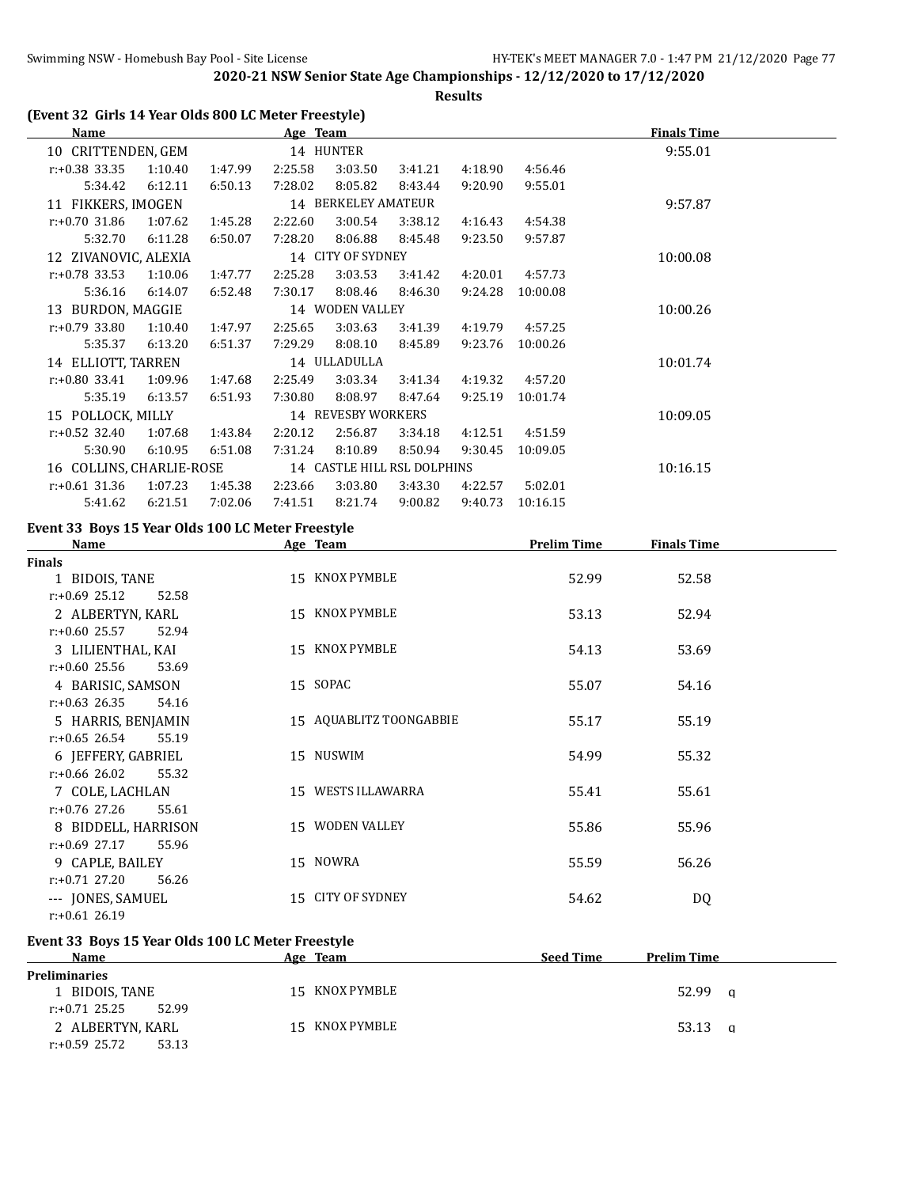**2020-21 NSW Senior State Age Championships - 12/12/2020 to 17/12/2020**

**Results**

## (Event 32 Girls 14 Year Olds 800 LC Meter Freestyle)

| Name | Age | Team | Finals Time |
|---|---|---|---|
| 10 CRITTENDEN, GEM | 14 | HUNTER | 9:55.01 |
| r:+0.38 33.35, 1:10.40, 1:47.99, 2:25.58, 3:03.50, 3:41.21, 4:18.90, 4:56.46, 5:34.42, 6:12.11, 6:50.13, 7:28.02, 8:05.82, 8:43.44, 9:20.90, 9:55.01 | | | |
| 11 FIKKERS, IMOGEN | 14 | BERKELEY AMATEUR | 9:57.87 |
| r:+0.70 31.86, 1:07.62, 1:45.28, 2:22.60, 3:00.54, 3:38.12, 4:16.43, 4:54.38, 5:32.70, 6:11.28, 6:50.07, 7:28.20, 8:06.88, 8:45.48, 9:23.50, 9:57.87 | | | |
| 12 ZIVANOVIC, ALEXIA | 14 | CITY OF SYDNEY | 10:00.08 |
| r:+0.78 33.53, 1:10.06, 1:47.77, 2:25.28, 3:03.53, 3:41.42, 4:20.01, 4:57.73, 5:36.16, 6:14.07, 6:52.48, 7:30.17, 8:08.46, 8:46.30, 9:24.28, 10:00.08 | | | |
| 13 BURDON, MAGGIE | 14 | WODEN VALLEY | 10:00.26 |
| r:+0.79 33.80, 1:10.40, 1:47.97, 2:25.65, 3:03.63, 3:41.39, 4:19.79, 4:57.25, 5:35.37, 6:13.20, 6:51.37, 7:29.29, 8:08.10, 8:45.89, 9:23.76, 10:00.26 | | | |
| 14 ELLIOTT, TARREN | 14 | ULLADULLA | 10:01.74 |
| r:+0.80 33.41, 1:09.96, 1:47.68, 2:25.49, 3:03.34, 3:41.34, 4:19.32, 4:57.20, 5:35.19, 6:13.57, 6:51.93, 7:30.80, 8:08.97, 8:47.64, 9:25.19, 10:01.74 | | | |
| 15 POLLOCK, MILLY | 14 | REVESBY WORKERS | 10:09.05 |
| r:+0.52 32.40, 1:07.68, 1:43.84, 2:20.12, 2:56.87, 3:34.18, 4:12.51, 4:51.59, 5:30.90, 6:10.95, 6:51.08, 7:31.24, 8:10.89, 8:50.94, 9:30.45, 10:09.05 | | | |
| 16 COLLINS, CHARLIE-ROSE | 14 | CASTLE HILL RSL DOLPHINS | 10:16.15 |
| r:+0.61 31.36, 1:07.23, 1:45.38, 2:23.66, 3:03.80, 3:43.30, 4:22.57, 5:02.01, 5:41.62, 6:21.51, 7:02.06, 7:41.51, 8:21.74, 9:00.82, 9:40.73, 10:16.15 | | | |

## Event 33 Boys 15 Year Olds 100 LC Meter Freestyle

**Finals**

| Name | Age | Team | Prelim Time | Finals Time |
|---|---|---|---|---|
| 1 BIDOIS, TANE | 15 | KNOX PYMBLE | 52.99 | 52.58 |
| r:+0.69 25.12, 52.58 | | | | |
| 2 ALBERTYN, KARL | 15 | KNOX PYMBLE | 53.13 | 52.94 |
| r:+0.60 25.57, 52.94 | | | | |
| 3 LILIENTHAL, KAI | 15 | KNOX PYMBLE | 54.13 | 53.69 |
| r:+0.60 25.56, 53.69 | | | | |
| 4 BARISIC, SAMSON | 15 | SOPAC | 55.07 | 54.16 |
| r:+0.63 26.35, 54.16 | | | | |
| 5 HARRIS, BENJAMIN | 15 | AQUABLITZ TOONGABBIE | 55.17 | 55.19 |
| r:+0.65 26.54, 55.19 | | | | |
| 6 JEFFERY, GABRIEL | 15 | NUSWIM | 54.99 | 55.32 |
| r:+0.66 26.02, 55.32 | | | | |
| 7 COLE, LACHLAN | 15 | WESTS ILLAWARRA | 55.41 | 55.61 |
| r:+0.76 27.26, 55.61 | | | | |
| 8 BIDDELL, HARRISON | 15 | WODEN VALLEY | 55.86 | 55.96 |
| r:+0.69 27.17, 55.96 | | | | |
| 9 CAPLE, BAILEY | 15 | NOWRA | 55.59 | 56.26 |
| r:+0.71 27.20, 56.26 | | | | |
| --- JONES, SAMUEL | 15 | CITY OF SYDNEY | 54.62 | DQ |
| r:+0.61 26.19 | | | | |

## Event 33 Boys 15 Year Olds 100 LC Meter Freestyle

**Preliminaries**

| Name | Age | Team | Seed Time | Prelim Time |
|---|---|---|---|---|
| 1 BIDOIS, TANE | 15 | KNOX PYMBLE | | 52.99 q |
| r:+0.71 25.25, 52.99 | | | | |
| 2 ALBERTYN, KARL | 15 | KNOX PYMBLE | | 53.13 q |
| r:+0.59 25.72, 53.13 | | | | |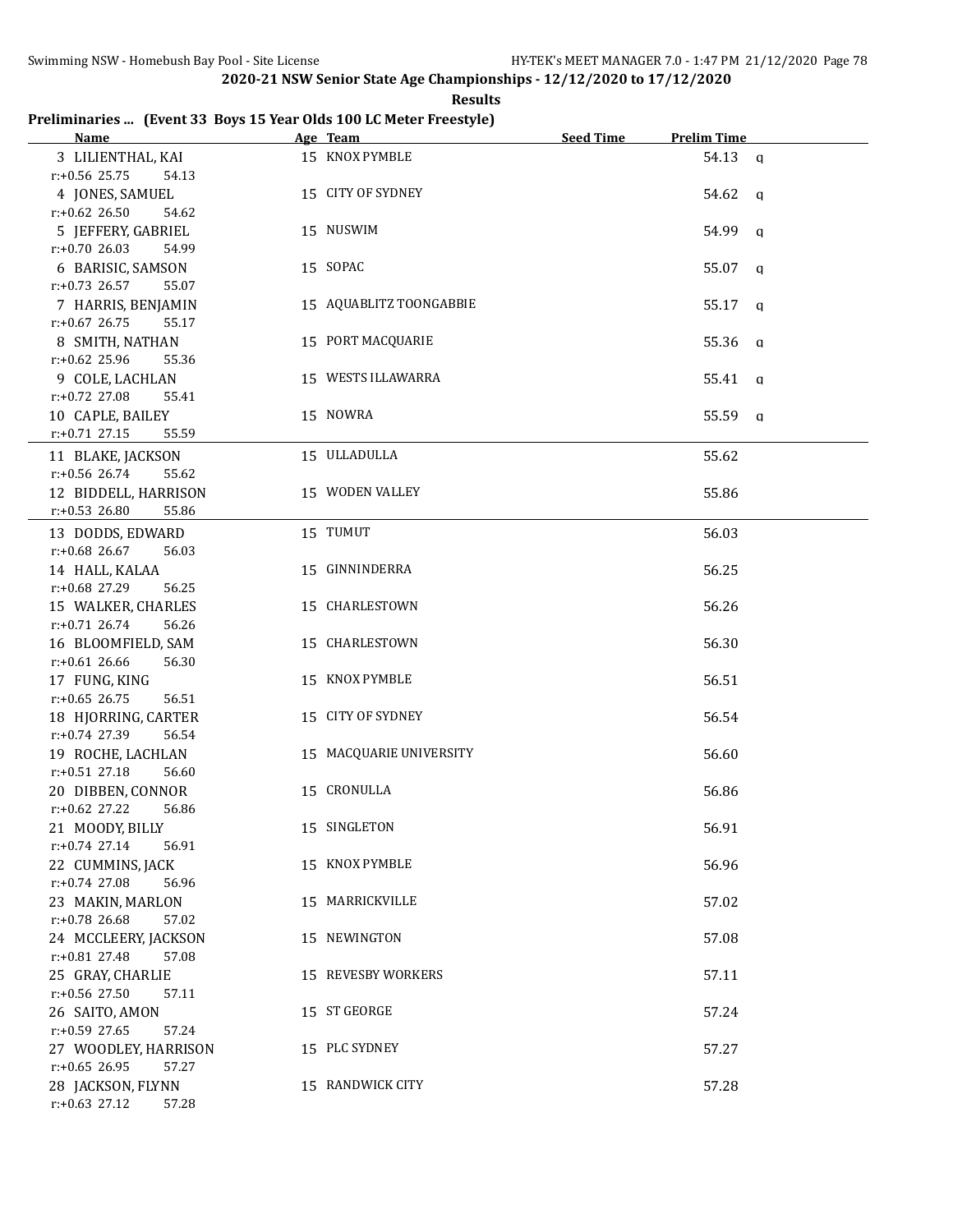**2020-21 NSW Senior State Age Championships - 12/12/2020 to 17/12/2020**

**Results**

## Preliminaries ... (Event 33 Boys 15 Year Olds 100 LC Meter Freestyle)

| Name | Age | Team | Seed Time | Prelim Time | |
|---|---|---|---|---|---|
| 3 LILIENTHAL, KAI | 15 | KNOX PYMBLE | | 54.13 | q |
| r:+0.56 25.75 54.13 | | | | | |
| 4 JONES, SAMUEL | 15 | CITY OF SYDNEY | | 54.62 | q |
| r:+0.62 26.50 54.62 | | | | | |
| 5 JEFFERY, GABRIEL | 15 | NUSWIM | | 54.99 | q |
| r:+0.70 26.03 54.99 | | | | | |
| 6 BARISIC, SAMSON | 15 | SOPAC | | 55.07 | q |
| r:+0.73 26.57 55.07 | | | | | |
| 7 HARRIS, BENJAMIN | 15 | AQUABLITZ TOONGABBIE | | 55.17 | q |
| r:+0.67 26.75 55.17 | | | | | |
| 8 SMITH, NATHAN | 15 | PORT MACQUARIE | | 55.36 | q |
| r:+0.62 25.96 55.36 | | | | | |
| 9 COLE, LACHLAN | 15 | WESTS ILLAWARRA | | 55.41 | q |
| r:+0.72 27.08 55.41 | | | | | |
| 10 CAPLE, BAILEY | 15 | NOWRA | | 55.59 | q |
| r:+0.71 27.15 55.59 | | | | | |
| 11 BLAKE, JACKSON | 15 | ULLADULLA | | 55.62 | |
| r:+0.56 26.74 55.62 | | | | | |
| 12 BIDDELL, HARRISON | 15 | WODEN VALLEY | | 55.86 | |
| r:+0.53 26.80 55.86 | | | | | |
| 13 DODDS, EDWARD | 15 | TUMUT | | 56.03 | |
| r:+0.68 26.67 56.03 | | | | | |
| 14 HALL, KALAA | 15 | GINNINDERRA | | 56.25 | |
| r:+0.68 27.29 56.25 | | | | | |
| 15 WALKER, CHARLES | 15 | CHARLESTOWN | | 56.26 | |
| r:+0.71 26.74 56.26 | | | | | |
| 16 BLOOMFIELD, SAM | 15 | CHARLESTOWN | | 56.30 | |
| r:+0.61 26.66 56.30 | | | | | |
| 17 FUNG, KING | 15 | KNOX PYMBLE | | 56.51 | |
| r:+0.65 26.75 56.51 | | | | | |
| 18 HJORRING, CARTER | 15 | CITY OF SYDNEY | | 56.54 | |
| r:+0.74 27.39 56.54 | | | | | |
| 19 ROCHE, LACHLAN | 15 | MACQUARIE UNIVERSITY | | 56.60 | |
| r:+0.51 27.18 56.60 | | | | | |
| 20 DIBBEN, CONNOR | 15 | CRONULLA | | 56.86 | |
| r:+0.62 27.22 56.86 | | | | | |
| 21 MOODY, BILLY | 15 | SINGLETON | | 56.91 | |
| r:+0.74 27.14 56.91 | | | | | |
| 22 CUMMINS, JACK | 15 | KNOX PYMBLE | | 56.96 | |
| r:+0.74 27.08 56.96 | | | | | |
| 23 MAKIN, MARLON | 15 | MARRICKVILLE | | 57.02 | |
| r:+0.78 26.68 57.02 | | | | | |
| 24 MCCLEERY, JACKSON | 15 | NEWINGTON | | 57.08 | |
| r:+0.81 27.48 57.08 | | | | | |
| 25 GRAY, CHARLIE | 15 | REVESBY WORKERS | | 57.11 | |
| r:+0.56 27.50 57.11 | | | | | |
| 26 SAITO, AMON | 15 | ST GEORGE | | 57.24 | |
| r:+0.59 27.65 57.24 | | | | | |
| 27 WOODLEY, HARRISON | 15 | PLC SYDNEY | | 57.27 | |
| r:+0.65 26.95 57.27 | | | | | |
| 28 JACKSON, FLYNN | 15 | RANDWICK CITY | | 57.28 | |
| r:+0.63 27.12 57.28 | | | | | |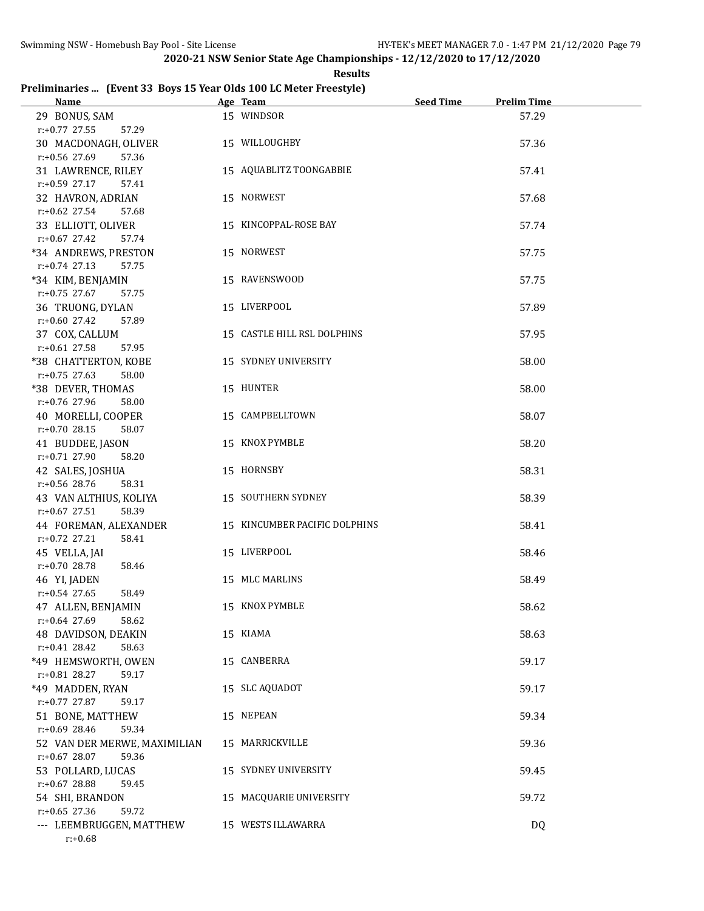2020-21 NSW Senior State Age Championships - 12/12/2020 to 17/12/2020

**Results**

## Preliminaries ... (Event 33 Boys 15 Year Olds 100 LC Meter Freestyle)

| Name | Age | Team | Seed Time | Prelim Time |
|---|---|---|---|---|
| 29 BONUS, SAM | 15 | WINDSOR | | 57.29 |
| r:+0.77 27.55 57.29 | | | | |
| 30 MACDONAGH, OLIVER | 15 | WILLOUGHBY | | 57.36 |
| r:+0.56 27.69 57.36 | | | | |
| 31 LAWRENCE, RILEY | 15 | AQUABLITZ TOONGABBIE | | 57.41 |
| r:+0.59 27.17 57.41 | | | | |
| 32 HAVRON, ADRIAN | 15 | NORWEST | | 57.68 |
| r:+0.62 27.54 57.68 | | | | |
| 33 ELLIOTT, OLIVER | 15 | KINCOPPAL-ROSE BAY | | 57.74 |
| r:+0.67 27.42 57.74 | | | | |
| *34 ANDREWS, PRESTON | 15 | NORWEST | | 57.75 |
| r:+0.74 27.13 57.75 | | | | |
| *34 KIM, BENJAMIN | 15 | RAVENSWOOD | | 57.75 |
| r:+0.75 27.67 57.75 | | | | |
| 36 TRUONG, DYLAN | 15 | LIVERPOOL | | 57.89 |
| r:+0.60 27.42 57.89 | | | | |
| 37 COX, CALLUM | 15 | CASTLE HILL RSL DOLPHINS | | 57.95 |
| r:+0.61 27.58 57.95 | | | | |
| *38 CHATTERTON, KOBE | 15 | SYDNEY UNIVERSITY | | 58.00 |
| r:+0.75 27.63 58.00 | | | | |
| *38 DEVER, THOMAS | 15 | HUNTER | | 58.00 |
| r:+0.76 27.96 58.00 | | | | |
| 40 MORELLI, COOPER | 15 | CAMPBELLTOWN | | 58.07 |
| r:+0.70 28.15 58.07 | | | | |
| 41 BUDDEE, JASON | 15 | KNOX PYMBLE | | 58.20 |
| r:+0.71 27.90 58.20 | | | | |
| 42 SALES, JOSHUA | 15 | HORNSBY | | 58.31 |
| r:+0.56 28.76 58.31 | | | | |
| 43 VAN ALTHIUS, KOLIYA | 15 | SOUTHERN SYDNEY | | 58.39 |
| r:+0.67 27.51 58.39 | | | | |
| 44 FOREMAN, ALEXANDER | 15 | KINCUMBER PACIFIC DOLPHINS | | 58.41 |
| r:+0.72 27.21 58.41 | | | | |
| 45 VELLA, JAI | 15 | LIVERPOOL | | 58.46 |
| r:+0.70 28.78 58.46 | | | | |
| 46 YI, JADEN | 15 | MLC MARLINS | | 58.49 |
| r:+0.54 27.65 58.49 | | | | |
| 47 ALLEN, BENJAMIN | 15 | KNOX PYMBLE | | 58.62 |
| r:+0.64 27.69 58.62 | | | | |
| 48 DAVIDSON, DEAKIN | 15 | KIAMA | | 58.63 |
| r:+0.41 28.42 58.63 | | | | |
| *49 HEMSWORTH, OWEN | 15 | CANBERRA | | 59.17 |
| r:+0.81 28.27 59.17 | | | | |
| *49 MADDEN, RYAN | 15 | SLC AQUADOT | | 59.17 |
| r:+0.77 27.87 59.17 | | | | |
| 51 BONE, MATTHEW | 15 | NEPEAN | | 59.34 |
| r:+0.69 28.46 59.34 | | | | |
| 52 VAN DER MERWE, MAXIMILIAN | 15 | MARRICKVILLE | | 59.36 |
| r:+0.67 28.07 59.36 | | | | |
| 53 POLLARD, LUCAS | 15 | SYDNEY UNIVERSITY | | 59.45 |
| r:+0.67 28.88 59.45 | | | | |
| 54 SHI, BRANDON | 15 | MACQUARIE UNIVERSITY | | 59.72 |
| r:+0.65 27.36 59.72 | | | | |
| --- LEEMBRUGGEN, MATTHEW | 15 | WESTS ILLAWARRA | | DQ |
| r:+0.68 | | | | |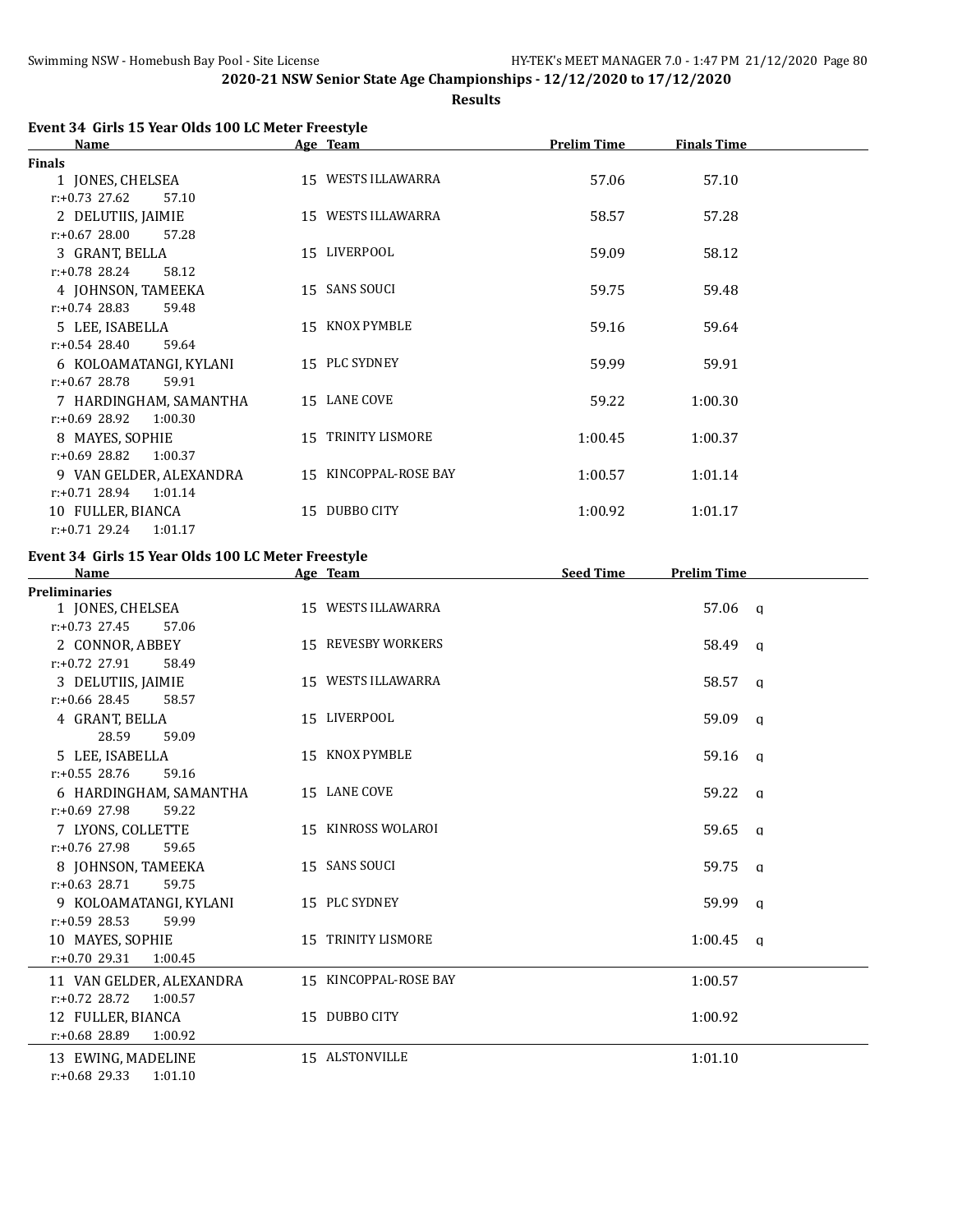2020-21 NSW Senior State Age Championships - 12/12/2020 to 17/12/2020

**Results**

### Event 34 Girls 15 Year Olds 100 LC Meter Freestyle

| Name | Age | Team | Prelim Time | Finals Time |
|---|---|---|---|---|
| **Finals** | | | | |
| 1 JONES, CHELSEA | 15 | WESTS ILLAWARRA | 57.06 | 57.10 |
| r:+0.73 27.62 57.10 | | | | |
| 2 DELUTIIS, JAIMIE | 15 | WESTS ILLAWARRA | 58.57 | 57.28 |
| r:+0.67 28.00 57.28 | | | | |
| 3 GRANT, BELLA | 15 | LIVERPOOL | 59.09 | 58.12 |
| r:+0.78 28.24 58.12 | | | | |
| 4 JOHNSON, TAMEEKA | 15 | SANS SOUCI | 59.75 | 59.48 |
| r:+0.74 28.83 59.48 | | | | |
| 5 LEE, ISABELLA | 15 | KNOX PYMBLE | 59.16 | 59.64 |
| r:+0.54 28.40 59.64 | | | | |
| 6 KOLOAMATANGI, KYLANI | 15 | PLC SYDNEY | 59.99 | 59.91 |
| r:+0.67 28.78 59.91 | | | | |
| 7 HARDINGHAM, SAMANTHA | 15 | LANE COVE | 59.22 | 1:00.30 |
| r:+0.69 28.92 1:00.30 | | | | |
| 8 MAYES, SOPHIE | 15 | TRINITY LISMORE | 1:00.45 | 1:00.37 |
| r:+0.69 28.82 1:00.37 | | | | |
| 9 VAN GELDER, ALEXANDRA | 15 | KINCOPPAL-ROSE BAY | 1:00.57 | 1:01.14 |
| r:+0.71 28.94 1:01.14 | | | | |
| 10 FULLER, BIANCA | 15 | DUBBO CITY | 1:00.92 | 1:01.17 |
| r:+0.71 29.24 1:01.17 | | | | |

### Event 34 Girls 15 Year Olds 100 LC Meter Freestyle

| Name | Age | Team | Seed Time | Prelim Time |
|---|---|---|---|---|
| **Preliminaries** | | | | |
| 1 JONES, CHELSEA | 15 | WESTS ILLAWARRA | | 57.06 q |
| r:+0.73 27.45 57.06 | | | | |
| 2 CONNOR, ABBEY | 15 | REVESBY WORKERS | | 58.49 q |
| r:+0.72 27.91 58.49 | | | | |
| 3 DELUTIIS, JAIMIE | 15 | WESTS ILLAWARRA | | 58.57 q |
| r:+0.66 28.45 58.57 | | | | |
| 4 GRANT, BELLA | 15 | LIVERPOOL | | 59.09 q |
| 28.59 59.09 | | | | |
| 5 LEE, ISABELLA | 15 | KNOX PYMBLE | | 59.16 q |
| r:+0.55 28.76 59.16 | | | | |
| 6 HARDINGHAM, SAMANTHA | 15 | LANE COVE | | 59.22 q |
| r:+0.69 27.98 59.22 | | | | |
| 7 LYONS, COLLETTE | 15 | KINROSS WOLAROI | | 59.65 q |
| r:+0.76 27.98 59.65 | | | | |
| 8 JOHNSON, TAMEEKA | 15 | SANS SOUCI | | 59.75 q |
| r:+0.63 28.71 59.75 | | | | |
| 9 KOLOAMATANGI, KYLANI | 15 | PLC SYDNEY | | 59.99 q |
| r:+0.59 28.53 59.99 | | | | |
| 10 MAYES, SOPHIE | 15 | TRINITY LISMORE | | 1:00.45 q |
| r:+0.70 29.31 1:00.45 | | | | |
| 11 VAN GELDER, ALEXANDRA | 15 | KINCOPPAL-ROSE BAY | | 1:00.57 |
| r:+0.72 28.72 1:00.57 | | | | |
| 12 FULLER, BIANCA | 15 | DUBBO CITY | | 1:00.92 |
| r:+0.68 28.89 1:00.92 | | | | |
| 13 EWING, MADELINE | 15 | ALSTONVILLE | | 1:01.10 |
| r:+0.68 29.33 1:01.10 | | | | |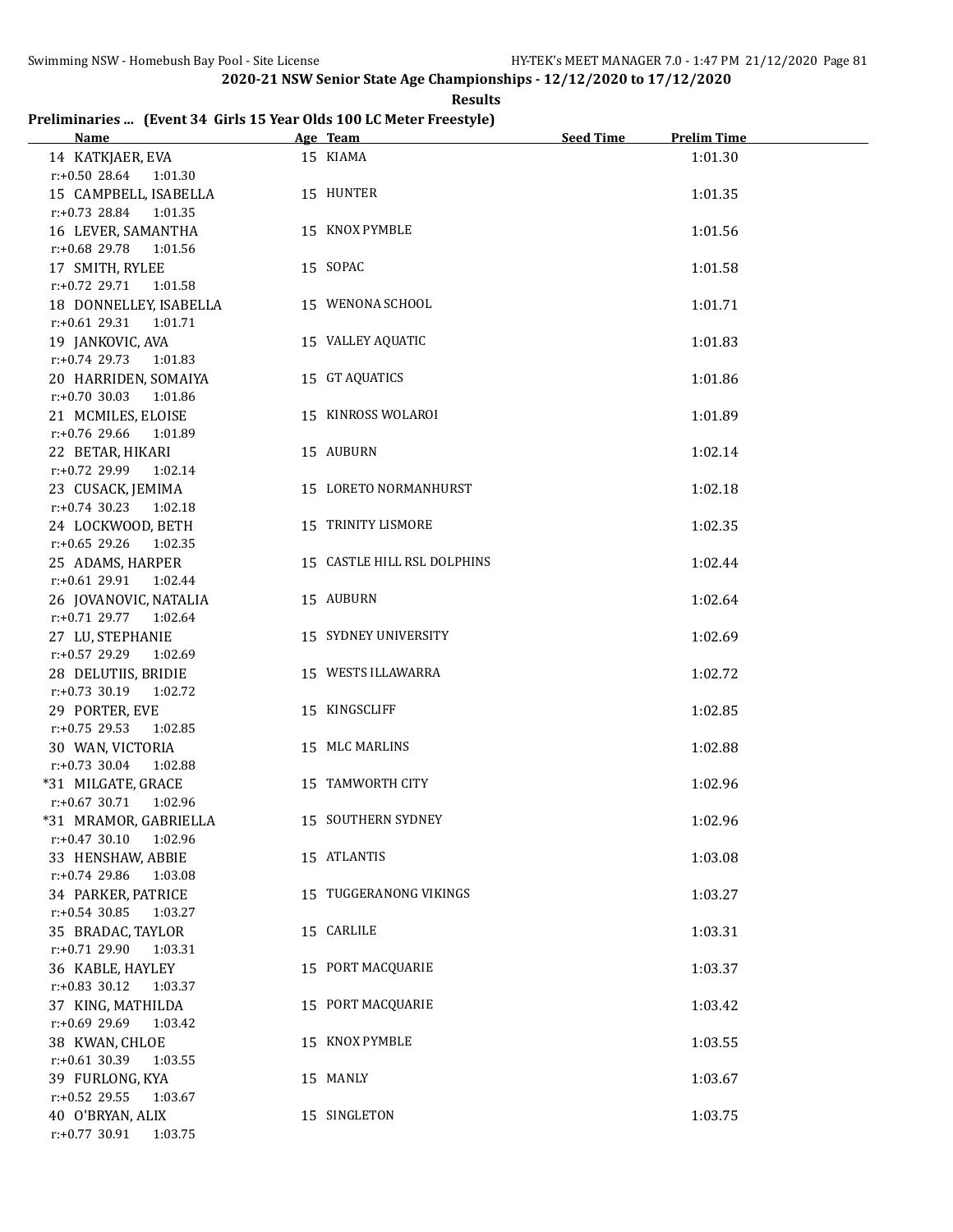**2020-21 NSW Senior State Age Championships - 12/12/2020 to 17/12/2020**

**Results**

### Preliminaries ... (Event 34 Girls 15 Year Olds 100 LC Meter Freestyle)

| Name | Age | Team | Seed Time | Prelim Time |
|---|---|---|---|---|
| 14 KATKJAER, EVA | 15 | KIAMA | | 1:01.30 |
| r:+0.50 28.64 1:01.30 | | | | |
| 15 CAMPBELL, ISABELLA | 15 | HUNTER | | 1:01.35 |
| r:+0.73 28.84 1:01.35 | | | | |
| 16 LEVER, SAMANTHA | 15 | KNOX PYMBLE | | 1:01.56 |
| r:+0.68 29.78 1:01.56 | | | | |
| 17 SMITH, RYLEE | 15 | SOPAC | | 1:01.58 |
| r:+0.72 29.71 1:01.58 | | | | |
| 18 DONNELLEY, ISABELLA | 15 | WENONA SCHOOL | | 1:01.71 |
| r:+0.61 29.31 1:01.71 | | | | |
| 19 JANKOVIC, AVA | 15 | VALLEY AQUATIC | | 1:01.83 |
| r:+0.74 29.73 1:01.83 | | | | |
| 20 HARRIDEN, SOMAIYA | 15 | GT AQUATICS | | 1:01.86 |
| r:+0.70 30.03 1:01.86 | | | | |
| 21 MCMILES, ELOISE | 15 | KINROSS WOLAROI | | 1:01.89 |
| r:+0.76 29.66 1:01.89 | | | | |
| 22 BETAR, HIKARI | 15 | AUBURN | | 1:02.14 |
| r:+0.72 29.99 1:02.14 | | | | |
| 23 CUSACK, JEMIMA | 15 | LORETO NORMANHURST | | 1:02.18 |
| r:+0.74 30.23 1:02.18 | | | | |
| 24 LOCKWOOD, BETH | 15 | TRINITY LISMORE | | 1:02.35 |
| r:+0.65 29.26 1:02.35 | | | | |
| 25 ADAMS, HARPER | 15 | CASTLE HILL RSL DOLPHINS | | 1:02.44 |
| r:+0.61 29.91 1:02.44 | | | | |
| 26 JOVANOVIC, NATALIA | 15 | AUBURN | | 1:02.64 |
| r:+0.71 29.77 1:02.64 | | | | |
| 27 LU, STEPHANIE | 15 | SYDNEY UNIVERSITY | | 1:02.69 |
| r:+0.57 29.29 1:02.69 | | | | |
| 28 DELUTIIS, BRIDIE | 15 | WESTS ILLAWARRA | | 1:02.72 |
| r:+0.73 30.19 1:02.72 | | | | |
| 29 PORTER, EVE | 15 | KINGSCLIFF | | 1:02.85 |
| r:+0.75 29.53 1:02.85 | | | | |
| 30 WAN, VICTORIA | 15 | MLC MARLINS | | 1:02.88 |
| r:+0.73 30.04 1:02.88 | | | | |
| *31 MILGATE, GRACE | 15 | TAMWORTH CITY | | 1:02.96 |
| r:+0.67 30.71 1:02.96 | | | | |
| *31 MRAMOR, GABRIELLA | 15 | SOUTHERN SYDNEY | | 1:02.96 |
| r:+0.47 30.10 1:02.96 | | | | |
| 33 HENSHAW, ABBIE | 15 | ATLANTIS | | 1:03.08 |
| r:+0.74 29.86 1:03.08 | | | | |
| 34 PARKER, PATRICE | 15 | TUGGERANONG VIKINGS | | 1:03.27 |
| r:+0.54 30.85 1:03.27 | | | | |
| 35 BRADAC, TAYLOR | 15 | CARLILE | | 1:03.31 |
| r:+0.71 29.90 1:03.31 | | | | |
| 36 KABLE, HAYLEY | 15 | PORT MACQUARIE | | 1:03.37 |
| r:+0.83 30.12 1:03.37 | | | | |
| 37 KING, MATHILDA | 15 | PORT MACQUARIE | | 1:03.42 |
| r:+0.69 29.69 1:03.42 | | | | |
| 38 KWAN, CHLOE | 15 | KNOX PYMBLE | | 1:03.55 |
| r:+0.61 30.39 1:03.55 | | | | |
| 39 FURLONG, KYA | 15 | MANLY | | 1:03.67 |
| r:+0.52 29.55 1:03.67 | | | | |
| 40 O'BRYAN, ALIX | 15 | SINGLETON | | 1:03.75 |
| r:+0.77 30.91 1:03.75 | | | | |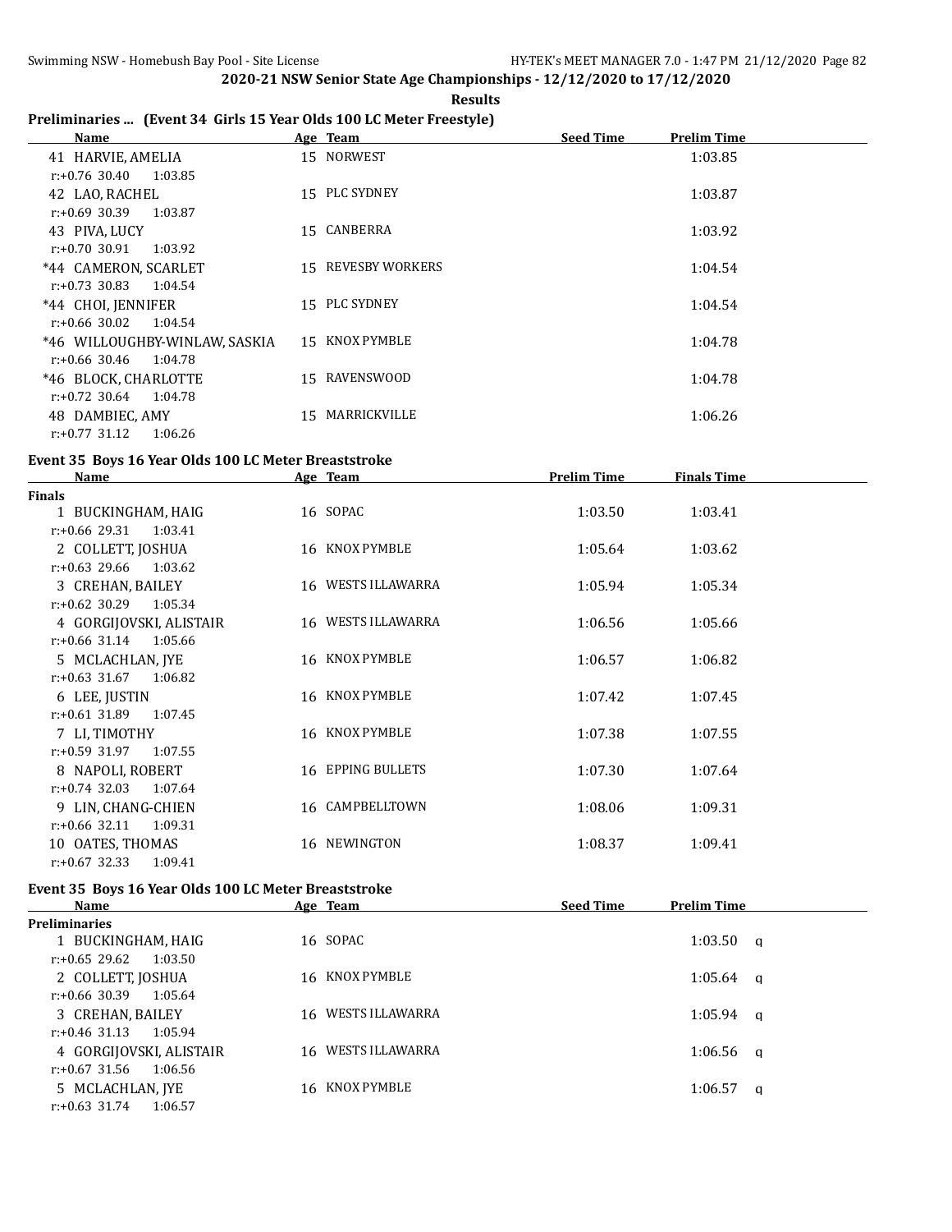**2020-21 NSW Senior State Age Championships - 12/12/2020 to 17/12/2020**

**Results**

## Preliminaries ... (Event 34 Girls 15 Year Olds 100 LC Meter Freestyle)

| Name | Age | Team | Seed Time | Prelim Time |
|---|---|---|---|---|
| 41 HARVIE, AMELIA | 15 | NORWEST | | 1:03.85 |
| r:+0.76 30.40 1:03.85 | | | | |
| 42 LAO, RACHEL | 15 | PLC SYDNEY | | 1:03.87 |
| r:+0.69 30.39 1:03.87 | | | | |
| 43 PIVA, LUCY | 15 | CANBERRA | | 1:03.92 |
| r:+0.70 30.91 1:03.92 | | | | |
| *44 CAMERON, SCARLET | 15 | REVESBY WORKERS | | 1:04.54 |
| r:+0.73 30.83 1:04.54 | | | | |
| *44 CHOI, JENNIFER | 15 | PLC SYDNEY | | 1:04.54 |
| r:+0.66 30.02 1:04.54 | | | | |
| *46 WILLOUGHBY-WINLAW, SASKIA | 15 | KNOX PYMBLE | | 1:04.78 |
| r:+0.66 30.46 1:04.78 | | | | |
| *46 BLOCK, CHARLOTTE | 15 | RAVENSWOOD | | 1:04.78 |
| r:+0.72 30.64 1:04.78 | | | | |
| 48 DAMBIEC, AMY | 15 | MARRICKVILLE | | 1:06.26 |
| r:+0.77 31.12 1:06.26 | | | | |

## Event 35 Boys 16 Year Olds 100 LC Meter Breaststroke

| Name | Age | Team | Prelim Time | Finals Time |
|---|---|---|---|---|
| **Finals** | | | | |
| 1 BUCKINGHAM, HAIG | 16 | SOPAC | 1:03.50 | 1:03.41 |
| r:+0.66 29.31 1:03.41 | | | | |
| 2 COLLETT, JOSHUA | 16 | KNOX PYMBLE | 1:05.64 | 1:03.62 |
| r:+0.63 29.66 1:03.62 | | | | |
| 3 CREHAN, BAILEY | 16 | WESTS ILLAWARRA | 1:05.94 | 1:05.34 |
| r:+0.62 30.29 1:05.34 | | | | |
| 4 GORGIJOVSKI, ALISTAIR | 16 | WESTS ILLAWARRA | 1:06.56 | 1:05.66 |
| r:+0.66 31.14 1:05.66 | | | | |
| 5 MCLACHLAN, JYE | 16 | KNOX PYMBLE | 1:06.57 | 1:06.82 |
| r:+0.63 31.67 1:06.82 | | | | |
| 6 LEE, JUSTIN | 16 | KNOX PYMBLE | 1:07.42 | 1:07.45 |
| r:+0.61 31.89 1:07.45 | | | | |
| 7 LI, TIMOTHY | 16 | KNOX PYMBLE | 1:07.38 | 1:07.55 |
| r:+0.59 31.97 1:07.55 | | | | |
| 8 NAPOLI, ROBERT | 16 | EPPING BULLETS | 1:07.30 | 1:07.64 |
| r:+0.74 32.03 1:07.64 | | | | |
| 9 LIN, CHANG-CHIEN | 16 | CAMPBELLTOWN | 1:08.06 | 1:09.31 |
| r:+0.66 32.11 1:09.31 | | | | |
| 10 OATES, THOMAS | 16 | NEWINGTON | 1:08.37 | 1:09.41 |
| r:+0.67 32.33 1:09.41 | | | | |

## Event 35 Boys 16 Year Olds 100 LC Meter Breaststroke

| Name | Age | Team | Seed Time | Prelim Time |
|---|---|---|---|---|
| **Preliminaries** | | | | |
| 1 BUCKINGHAM, HAIG | 16 | SOPAC | | 1:03.50 q |
| r:+0.65 29.62 1:03.50 | | | | |
| 2 COLLETT, JOSHUA | 16 | KNOX PYMBLE | | 1:05.64 q |
| r:+0.66 30.39 1:05.64 | | | | |
| 3 CREHAN, BAILEY | 16 | WESTS ILLAWARRA | | 1:05.94 q |
| r:+0.46 31.13 1:05.94 | | | | |
| 4 GORGIJOVSKI, ALISTAIR | 16 | WESTS ILLAWARRA | | 1:06.56 q |
| r:+0.67 31.56 1:06.56 | | | | |
| 5 MCLACHLAN, JYE | 16 | KNOX PYMBLE | | 1:06.57 q |
| r:+0.63 31.74 1:06.57 | | | | |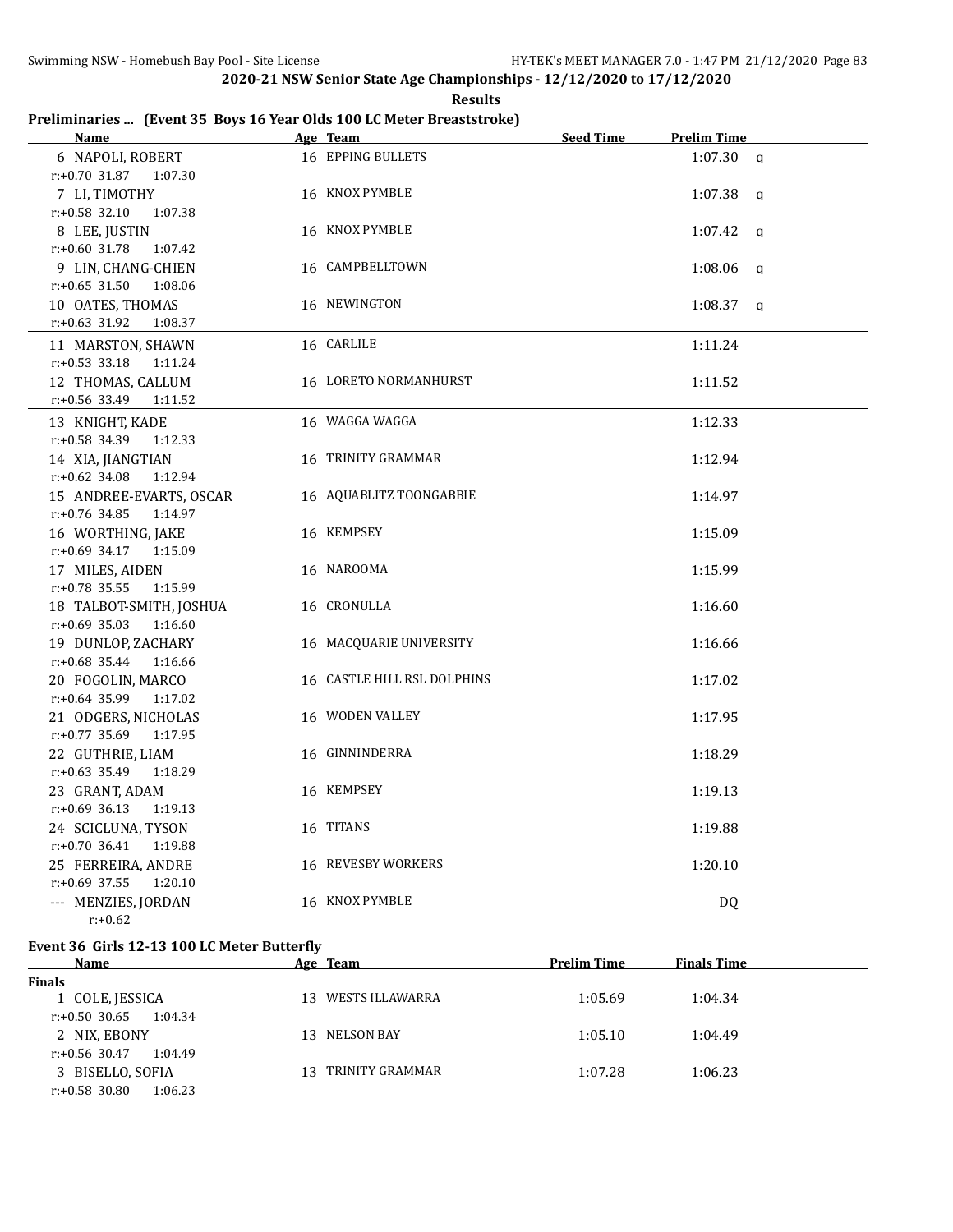## 2020-21 NSW Senior State Age Championships - 12/12/2020 to 17/12/2020

**Results**

### Preliminaries ... (Event 35 Boys 16 Year Olds 100 LC Meter Breaststroke)

| Name | Age | Team | Seed Time | Prelim Time | |
|---|---|---|---|---|---|
| 6 NAPOLI, ROBERT | 16 | EPPING BULLETS | | 1:07.30 | q |
| r:+0.70 31.87 1:07.30 | | | | | |
| 7 LI, TIMOTHY | 16 | KNOX PYMBLE | | 1:07.38 | q |
| r:+0.58 32.10 1:07.38 | | | | | |
| 8 LEE, JUSTIN | 16 | KNOX PYMBLE | | 1:07.42 | q |
| r:+0.60 31.78 1:07.42 | | | | | |
| 9 LIN, CHANG-CHIEN | 16 | CAMPBELLTOWN | | 1:08.06 | q |
| r:+0.65 31.50 1:08.06 | | | | | |
| 10 OATES, THOMAS | 16 | NEWINGTON | | 1:08.37 | q |
| r:+0.63 31.92 1:08.37 | | | | | |
| 11 MARSTON, SHAWN | 16 | CARLILE | | 1:11.24 | |
| r:+0.53 33.18 1:11.24 | | | | | |
| 12 THOMAS, CALLUM | 16 | LORETO NORMANHURST | | 1:11.52 | |
| r:+0.56 33.49 1:11.52 | | | | | |
| 13 KNIGHT, KADE | 16 | WAGGA WAGGA | | 1:12.33 | |
| r:+0.58 34.39 1:12.33 | | | | | |
| 14 XIA, JIANGTIAN | 16 | TRINITY GRAMMAR | | 1:12.94 | |
| r:+0.62 34.08 1:12.94 | | | | | |
| 15 ANDREE-EVARTS, OSCAR | 16 | AQUABLITZ TOONGABBIE | | 1:14.97 | |
| r:+0.76 34.85 1:14.97 | | | | | |
| 16 WORTHING, JAKE | 16 | KEMPSEY | | 1:15.09 | |
| r:+0.69 34.17 1:15.09 | | | | | |
| 17 MILES, AIDEN | 16 | NAROOMA | | 1:15.99 | |
| r:+0.78 35.55 1:15.99 | | | | | |
| 18 TALBOT-SMITH, JOSHUA | 16 | CRONULLA | | 1:16.60 | |
| r:+0.69 35.03 1:16.60 | | | | | |
| 19 DUNLOP, ZACHARY | 16 | MACQUARIE UNIVERSITY | | 1:16.66 | |
| r:+0.68 35.44 1:16.66 | | | | | |
| 20 FOGOLIN, MARCO | 16 | CASTLE HILL RSL DOLPHINS | | 1:17.02 | |
| r:+0.64 35.99 1:17.02 | | | | | |
| 21 ODGERS, NICHOLAS | 16 | WODEN VALLEY | | 1:17.95 | |
| r:+0.77 35.69 1:17.95 | | | | | |
| 22 GUTHRIE, LIAM | 16 | GINNINDERRA | | 1:18.29 | |
| r:+0.63 35.49 1:18.29 | | | | | |
| 23 GRANT, ADAM | 16 | KEMPSEY | | 1:19.13 | |
| r:+0.69 36.13 1:19.13 | | | | | |
| 24 SCICLUNA, TYSON | 16 | TITANS | | 1:19.88 | |
| r:+0.70 36.41 1:19.88 | | | | | |
| 25 FERREIRA, ANDRE | 16 | REVESBY WORKERS | | 1:20.10 | |
| r:+0.69 37.55 1:20.10 | | | | | |
| --- MENZIES, JORDAN | 16 | KNOX PYMBLE | | DQ | |
| r:+0.62 | | | | | |

### Event 36 Girls 12-13 100 LC Meter Butterfly

| Name | Age | Team | Prelim Time | Finals Time |
|---|---|---|---|---|
| **Finals** | | | | |
| 1 COLE, JESSICA | 13 | WESTS ILLAWARRA | 1:05.69 | 1:04.34 |
| r:+0.50 30.65 1:04.34 | | | | |
| 2 NIX, EBONY | 13 | NELSON BAY | 1:05.10 | 1:04.49 |
| r:+0.56 30.47 1:04.49 | | | | |
| 3 BISELLO, SOFIA | 13 | TRINITY GRAMMAR | 1:07.28 | 1:06.23 |
| r:+0.58 30.80 1:06.23 | | | | |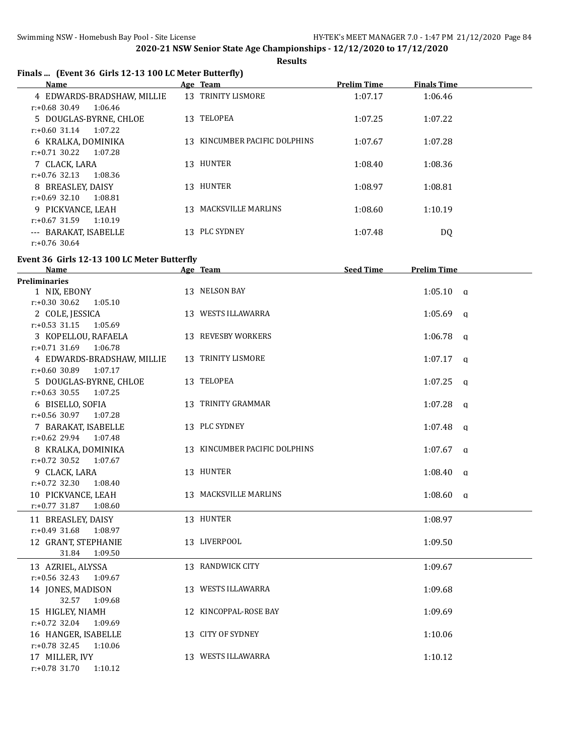## 2020-21 NSW Senior State Age Championships - 12/12/2020 to 17/12/2020

**Results**

### Finals ... (Event 36 Girls 12-13 100 LC Meter Butterfly)

| Name | Age | Team | Prelim Time | Finals Time |
|---|---|---|---|---|
| 4 EDWARDS-BRADSHAW, MILLIE | 13 | TRINITY LISMORE | 1:07.17 | 1:06.46 |
| r:+0.68 30.49 1:06.46 | | | | |
| 5 DOUGLAS-BYRNE, CHLOE | 13 | TELOPEA | 1:07.25 | 1:07.22 |
| r:+0.60 31.14 1:07.22 | | | | |
| 6 KRALKA, DOMINIKA | 13 | KINCUMBER PACIFIC DOLPHINS | 1:07.67 | 1:07.28 |
| r:+0.71 30.22 1:07.28 | | | | |
| 7 CLACK, LARA | 13 | HUNTER | 1:08.40 | 1:08.36 |
| r:+0.76 32.13 1:08.36 | | | | |
| 8 BREASLEY, DAISY | 13 | HUNTER | 1:08.97 | 1:08.81 |
| r:+0.69 32.10 1:08.81 | | | | |
| 9 PICKVANCE, LEAH | 13 | MACKSVILLE MARLINS | 1:08.60 | 1:10.19 |
| r:+0.67 31.59 1:10.19 | | | | |
| --- BARAKAT, ISABELLE | 13 | PLC SYDNEY | 1:07.48 | DQ |
| r:+0.76 30.64 | | | | |

### Event 36 Girls 12-13 100 LC Meter Butterfly

| Name | Age | Team | Seed Time | Prelim Time | |
|---|---|---|---|---|---|
| **Preliminaries** | | | | | |
| 1 NIX, EBONY | 13 | NELSON BAY | | 1:05.10 | q |
| r:+0.30 30.62 1:05.10 | | | | | |
| 2 COLE, JESSICA | 13 | WESTS ILLAWARRA | | 1:05.69 | q |
| r:+0.53 31.15 1:05.69 | | | | | |
| 3 KOPELLOU, RAFAELA | 13 | REVESBY WORKERS | | 1:06.78 | q |
| r:+0.71 31.69 1:06.78 | | | | | |
| 4 EDWARDS-BRADSHAW, MILLIE | 13 | TRINITY LISMORE | | 1:07.17 | q |
| r:+0.60 30.89 1:07.17 | | | | | |
| 5 DOUGLAS-BYRNE, CHLOE | 13 | TELOPEA | | 1:07.25 | q |
| r:+0.63 30.55 1:07.25 | | | | | |
| 6 BISELLO, SOFIA | 13 | TRINITY GRAMMAR | | 1:07.28 | q |
| r:+0.56 30.97 1:07.28 | | | | | |
| 7 BARAKAT, ISABELLE | 13 | PLC SYDNEY | | 1:07.48 | q |
| r:+0.62 29.94 1:07.48 | | | | | |
| 8 KRALKA, DOMINIKA | 13 | KINCUMBER PACIFIC DOLPHINS | | 1:07.67 | q |
| r:+0.72 30.52 1:07.67 | | | | | |
| 9 CLACK, LARA | 13 | HUNTER | | 1:08.40 | q |
| r:+0.72 32.30 1:08.40 | | | | | |
| 10 PICKVANCE, LEAH | 13 | MACKSVILLE MARLINS | | 1:08.60 | q |
| r:+0.77 31.87 1:08.60 | | | | | |
| 11 BREASLEY, DAISY | 13 | HUNTER | | 1:08.97 | |
| r:+0.49 31.68 1:08.97 | | | | | |
| 12 GRANT, STEPHANIE | 13 | LIVERPOOL | | 1:09.50 | |
| 31.84 1:09.50 | | | | | |
| 13 AZRIEL, ALYSSA | 13 | RANDWICK CITY | | 1:09.67 | |
| r:+0.56 32.43 1:09.67 | | | | | |
| 14 JONES, MADISON | 13 | WESTS ILLAWARRA | | 1:09.68 | |
| 32.57 1:09.68 | | | | | |
| 15 HIGLEY, NIAMH | 12 | KINCOPPAL-ROSE BAY | | 1:09.69 | |
| r:+0.72 32.04 1:09.69 | | | | | |
| 16 HANGER, ISABELLE | 13 | CITY OF SYDNEY | | 1:10.06 | |
| r:+0.78 32.45 1:10.06 | | | | | |
| 17 MILLER, IVY | 13 | WESTS ILLAWARRA | | 1:10.12 | |
| r:+0.78 31.70 1:10.12 | | | | | |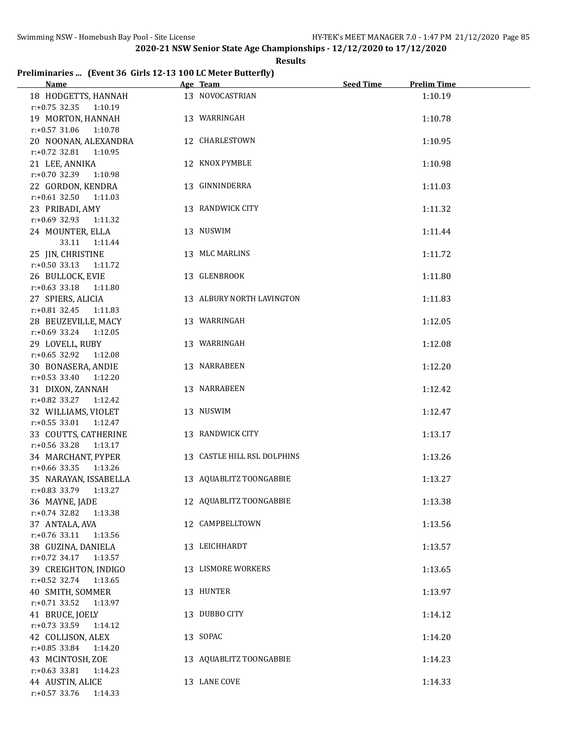## 2020-21 NSW Senior State Age Championships - 12/12/2020 to 17/12/2020

**Results**

### Preliminaries ... (Event 36 Girls 12-13 100 LC Meter Butterfly)

| Name | Age | Team | Seed Time | Prelim Time |
|---|---|---|---|---|
| 18 HODGETTS, HANNAH | 13 | NOVOCASTRIAN | | 1:10.19 |
| r:+0.75 32.35 1:10.19 | | | | |
| 19 MORTON, HANNAH | 13 | WARRINGAH | | 1:10.78 |
| r:+0.57 31.06 1:10.78 | | | | |
| 20 NOONAN, ALEXANDRA | 12 | CHARLESTOWN | | 1:10.95 |
| r:+0.72 32.81 1:10.95 | | | | |
| 21 LEE, ANNIKA | 12 | KNOX PYMBLE | | 1:10.98 |
| r:+0.70 32.39 1:10.98 | | | | |
| 22 GORDON, KENDRA | 13 | GINNINDERRA | | 1:11.03 |
| r:+0.61 32.50 1:11.03 | | | | |
| 23 PRIBADI, AMY | 13 | RANDWICK CITY | | 1:11.32 |
| r:+0.69 32.93 1:11.32 | | | | |
| 24 MOUNTER, ELLA | 13 | NUSWIM | | 1:11.44 |
| 33.11 1:11.44 | | | | |
| 25 JIN, CHRISTINE | 13 | MLC MARLINS | | 1:11.72 |
| r:+0.50 33.13 1:11.72 | | | | |
| 26 BULLOCK, EVIE | 13 | GLENBROOK | | 1:11.80 |
| r:+0.63 33.18 1:11.80 | | | | |
| 27 SPIERS, ALICIA | 13 | ALBURY NORTH LAVINGTON | | 1:11.83 |
| r:+0.81 32.45 1:11.83 | | | | |
| 28 BEUZEVILLE, MACY | 13 | WARRINGAH | | 1:12.05 |
| r:+0.69 33.24 1:12.05 | | | | |
| 29 LOVELL, RUBY | 13 | WARRINGAH | | 1:12.08 |
| r:+0.65 32.92 1:12.08 | | | | |
| 30 BONASERA, ANDIE | 13 | NARRABEEN | | 1:12.20 |
| r:+0.53 33.40 1:12.20 | | | | |
| 31 DIXON, ZANNAH | 13 | NARRABEEN | | 1:12.42 |
| r:+0.82 33.27 1:12.42 | | | | |
| 32 WILLIAMS, VIOLET | 13 | NUSWIM | | 1:12.47 |
| r:+0.55 33.01 1:12.47 | | | | |
| 33 COUTTS, CATHERINE | 13 | RANDWICK CITY | | 1:13.17 |
| r:+0.56 33.28 1:13.17 | | | | |
| 34 MARCHANT, PYPER | 13 | CASTLE HILL RSL DOLPHINS | | 1:13.26 |
| r:+0.66 33.35 1:13.26 | | | | |
| 35 NARAYAN, ISSABELLA | 13 | AQUABLITZ TOONGABBIE | | 1:13.27 |
| r:+0.83 33.79 1:13.27 | | | | |
| 36 MAYNE, JADE | 12 | AQUABLITZ TOONGABBIE | | 1:13.38 |
| r:+0.74 32.82 1:13.38 | | | | |
| 37 ANTALA, AVA | 12 | CAMPBELLTOWN | | 1:13.56 |
| r:+0.76 33.11 1:13.56 | | | | |
| 38 GUZINA, DANIELA | 13 | LEICHHARDT | | 1:13.57 |
| r:+0.72 34.17 1:13.57 | | | | |
| 39 CREIGHTON, INDIGO | 13 | LISMORE WORKERS | | 1:13.65 |
| r:+0.52 32.74 1:13.65 | | | | |
| 40 SMITH, SOMMER | 13 | HUNTER | | 1:13.97 |
| r:+0.71 33.52 1:13.97 | | | | |
| 41 BRUCE, JOELY | 13 | DUBBO CITY | | 1:14.12 |
| r:+0.73 33.59 1:14.12 | | | | |
| 42 COLLISON, ALEX | 13 | SOPAC | | 1:14.20 |
| r:+0.85 33.84 1:14.20 | | | | |
| 43 MCINTOSH, ZOE | 13 | AQUABLITZ TOONGABBIE | | 1:14.23 |
| r:+0.63 33.81 1:14.23 | | | | |
| 44 AUSTIN, ALICE | 13 | LANE COVE | | 1:14.33 |
| r:+0.57 33.76 1:14.33 | | | | |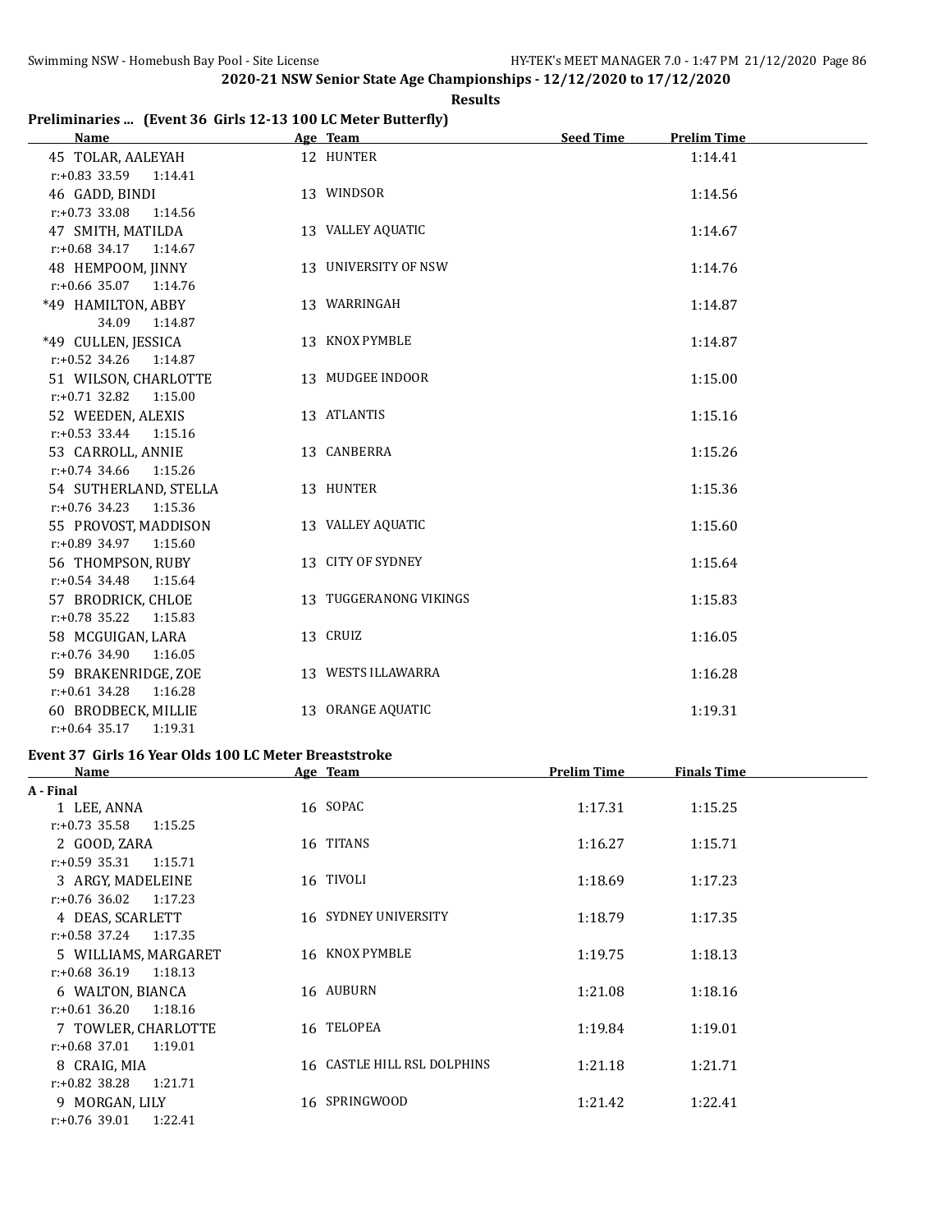# 2020-21 NSW Senior State Age Championships - 12/12/2020 to 17/12/2020

**Results**

## Preliminaries ... (Event 36 Girls 12-13 100 LC Meter Butterfly)

| Name | Age | Team | Seed Time | Prelim Time |
|---|---|---|---|---|
| 45 TOLAR, AALEYAH | 12 | HUNTER | | 1:14.41 |
| r:+0.83 33.59 1:14.41 | | | | |
| 46 GADD, BINDI | 13 | WINDSOR | | 1:14.56 |
| r:+0.73 33.08 1:14.56 | | | | |
| 47 SMITH, MATILDA | 13 | VALLEY AQUATIC | | 1:14.67 |
| r:+0.68 34.17 1:14.67 | | | | |
| 48 HEMPOOM, JINNY | 13 | UNIVERSITY OF NSW | | 1:14.76 |
| r:+0.66 35.07 1:14.76 | | | | |
| *49 HAMILTON, ABBY | 13 | WARRINGAH | | 1:14.87 |
| 34.09 1:14.87 | | | | |
| *49 CULLEN, JESSICA | 13 | KNOX PYMBLE | | 1:14.87 |
| r:+0.52 34.26 1:14.87 | | | | |
| 51 WILSON, CHARLOTTE | 13 | MUDGEE INDOOR | | 1:15.00 |
| r:+0.71 32.82 1:15.00 | | | | |
| 52 WEEDEN, ALEXIS | 13 | ATLANTIS | | 1:15.16 |
| r:+0.53 33.44 1:15.16 | | | | |
| 53 CARROLL, ANNIE | 13 | CANBERRA | | 1:15.26 |
| r:+0.74 34.66 1:15.26 | | | | |
| 54 SUTHERLAND, STELLA | 13 | HUNTER | | 1:15.36 |
| r:+0.76 34.23 1:15.36 | | | | |
| 55 PROVOST, MADDISON | 13 | VALLEY AQUATIC | | 1:15.60 |
| r:+0.89 34.97 1:15.60 | | | | |
| 56 THOMPSON, RUBY | 13 | CITY OF SYDNEY | | 1:15.64 |
| r:+0.54 34.48 1:15.64 | | | | |
| 57 BRODRICK, CHLOE | 13 | TUGGERANONG VIKINGS | | 1:15.83 |
| r:+0.78 35.22 1:15.83 | | | | |
| 58 MCGUIGAN, LARA | 13 | CRUIZ | | 1:16.05 |
| r:+0.76 34.90 1:16.05 | | | | |
| 59 BRAKENRIDGE, ZOE | 13 | WESTS ILLAWARRA | | 1:16.28 |
| r:+0.61 34.28 1:16.28 | | | | |
| 60 BRODBECK, MILLIE | 13 | ORANGE AQUATIC | | 1:19.31 |
| r:+0.64 35.17 1:19.31 | | | | |

## Event 37 Girls 16 Year Olds 100 LC Meter Breaststroke

| Name | Age | Team | Prelim Time | Finals Time |
|---|---|---|---|---|
| **A - Final** | | | | |
| 1 LEE, ANNA | 16 | SOPAC | 1:17.31 | 1:15.25 |
| r:+0.73 35.58 1:15.25 | | | | |
| 2 GOOD, ZARA | 16 | TITANS | 1:16.27 | 1:15.71 |
| r:+0.59 35.31 1:15.71 | | | | |
| 3 ARGY, MADELEINE | 16 | TIVOLI | 1:18.69 | 1:17.23 |
| r:+0.76 36.02 1:17.23 | | | | |
| 4 DEAS, SCARLETT | 16 | SYDNEY UNIVERSITY | 1:18.79 | 1:17.35 |
| r:+0.58 37.24 1:17.35 | | | | |
| 5 WILLIAMS, MARGARET | 16 | KNOX PYMBLE | 1:19.75 | 1:18.13 |
| r:+0.68 36.19 1:18.13 | | | | |
| 6 WALTON, BIANCA | 16 | AUBURN | 1:21.08 | 1:18.16 |
| r:+0.61 36.20 1:18.16 | | | | |
| 7 TOWLER, CHARLOTTE | 16 | TELOPEA | 1:19.84 | 1:19.01 |
| r:+0.68 37.01 1:19.01 | | | | |
| 8 CRAIG, MIA | 16 | CASTLE HILL RSL DOLPHINS | 1:21.18 | 1:21.71 |
| r:+0.82 38.28 1:21.71 | | | | |
| 9 MORGAN, LILY | 16 | SPRINGWOOD | 1:21.42 | 1:22.41 |
| r:+0.76 39.01 1:22.41 | | | | |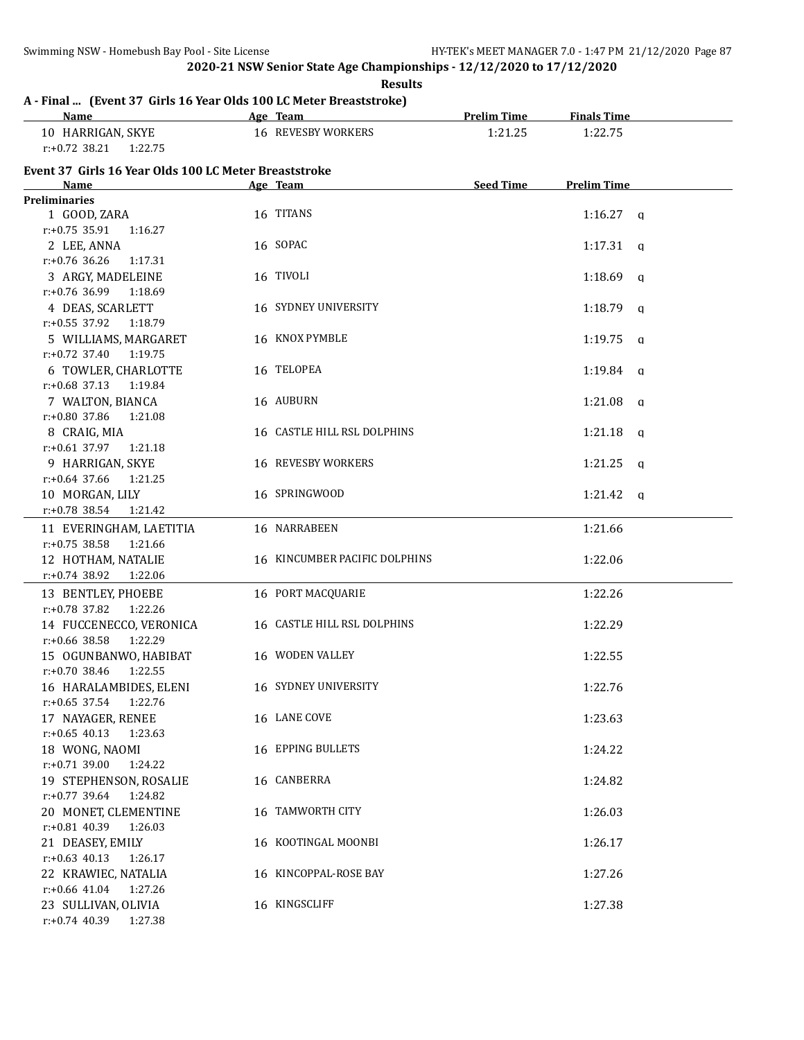**2020-21 NSW Senior State Age Championships - 12/12/2020 to 17/12/2020**

**Results**

### A - Final ... (Event 37 Girls 16 Year Olds 100 LC Meter Breaststroke)

| Name | Age | Team | Prelim Time | Finals Time |
|---|---|---|---|---|
| 10 HARRIGAN, SKYE | 16 | REVESBY WORKERS | 1:21.25 | 1:22.75 |
| r:+0.72 38.21 1:22.75 | | | | |

### Event 37 Girls 16 Year Olds 100 LC Meter Breaststroke

| Name | Age | Team | Seed Time | Prelim Time | |
|---|---|---|---|---|---|
| **Preliminaries** | | | | | |
| 1 GOOD, ZARA | 16 | TITANS | | 1:16.27 | q |
| r:+0.75 35.91 1:16.27 | | | | | |
| 2 LEE, ANNA | 16 | SOPAC | | 1:17.31 | q |
| r:+0.76 36.26 1:17.31 | | | | | |
| 3 ARGY, MADELEINE | 16 | TIVOLI | | 1:18.69 | q |
| r:+0.76 36.99 1:18.69 | | | | | |
| 4 DEAS, SCARLETT | 16 | SYDNEY UNIVERSITY | | 1:18.79 | q |
| r:+0.55 37.92 1:18.79 | | | | | |
| 5 WILLIAMS, MARGARET | 16 | KNOX PYMBLE | | 1:19.75 | q |
| r:+0.72 37.40 1:19.75 | | | | | |
| 6 TOWLER, CHARLOTTE | 16 | TELOPEA | | 1:19.84 | q |
| r:+0.68 37.13 1:19.84 | | | | | |
| 7 WALTON, BIANCA | 16 | AUBURN | | 1:21.08 | q |
| r:+0.80 37.86 1:21.08 | | | | | |
| 8 CRAIG, MIA | 16 | CASTLE HILL RSL DOLPHINS | | 1:21.18 | q |
| r:+0.61 37.97 1:21.18 | | | | | |
| 9 HARRIGAN, SKYE | 16 | REVESBY WORKERS | | 1:21.25 | q |
| r:+0.64 37.66 1:21.25 | | | | | |
| 10 MORGAN, LILY | 16 | SPRINGWOOD | | 1:21.42 | q |
| r:+0.78 38.54 1:21.42 | | | | | |
| 11 EVERINGHAM, LAETITIA | 16 | NARRABEEN | | 1:21.66 | |
| r:+0.75 38.58 1:21.66 | | | | | |
| 12 HOTHAM, NATALIE | 16 | KINCUMBER PACIFIC DOLPHINS | | 1:22.06 | |
| r:+0.74 38.92 1:22.06 | | | | | |
| 13 BENTLEY, PHOEBE | 16 | PORT MACQUARIE | | 1:22.26 | |
| r:+0.78 37.82 1:22.26 | | | | | |
| 14 FUCCENECCO, VERONICA | 16 | CASTLE HILL RSL DOLPHINS | | 1:22.29 | |
| r:+0.66 38.58 1:22.29 | | | | | |
| 15 OGUNBANWO, HABIBAT | 16 | WODEN VALLEY | | 1:22.55 | |
| r:+0.70 38.46 1:22.55 | | | | | |
| 16 HARALAMBIDES, ELENI | 16 | SYDNEY UNIVERSITY | | 1:22.76 | |
| r:+0.65 37.54 1:22.76 | | | | | |
| 17 NAYAGER, RENEE | 16 | LANE COVE | | 1:23.63 | |
| r:+0.65 40.13 1:23.63 | | | | | |
| 18 WONG, NAOMI | 16 | EPPING BULLETS | | 1:24.22 | |
| r:+0.71 39.00 1:24.22 | | | | | |
| 19 STEPHENSON, ROSALIE | 16 | CANBERRA | | 1:24.82 | |
| r:+0.77 39.64 1:24.82 | | | | | |
| 20 MONET, CLEMENTINE | 16 | TAMWORTH CITY | | 1:26.03 | |
| r:+0.81 40.39 1:26.03 | | | | | |
| 21 DEASEY, EMILY | 16 | KOOTINGAL MOONBI | | 1:26.17 | |
| r:+0.63 40.13 1:26.17 | | | | | |
| 22 KRAWIEC, NATALIA | 16 | KINCOPPAL-ROSE BAY | | 1:27.26 | |
| r:+0.66 41.04 1:27.26 | | | | | |
| 23 SULLIVAN, OLIVIA | 16 | KINGSCLIFF | | 1:27.38 | |
| r:+0.74 40.39 1:27.38 | | | | | |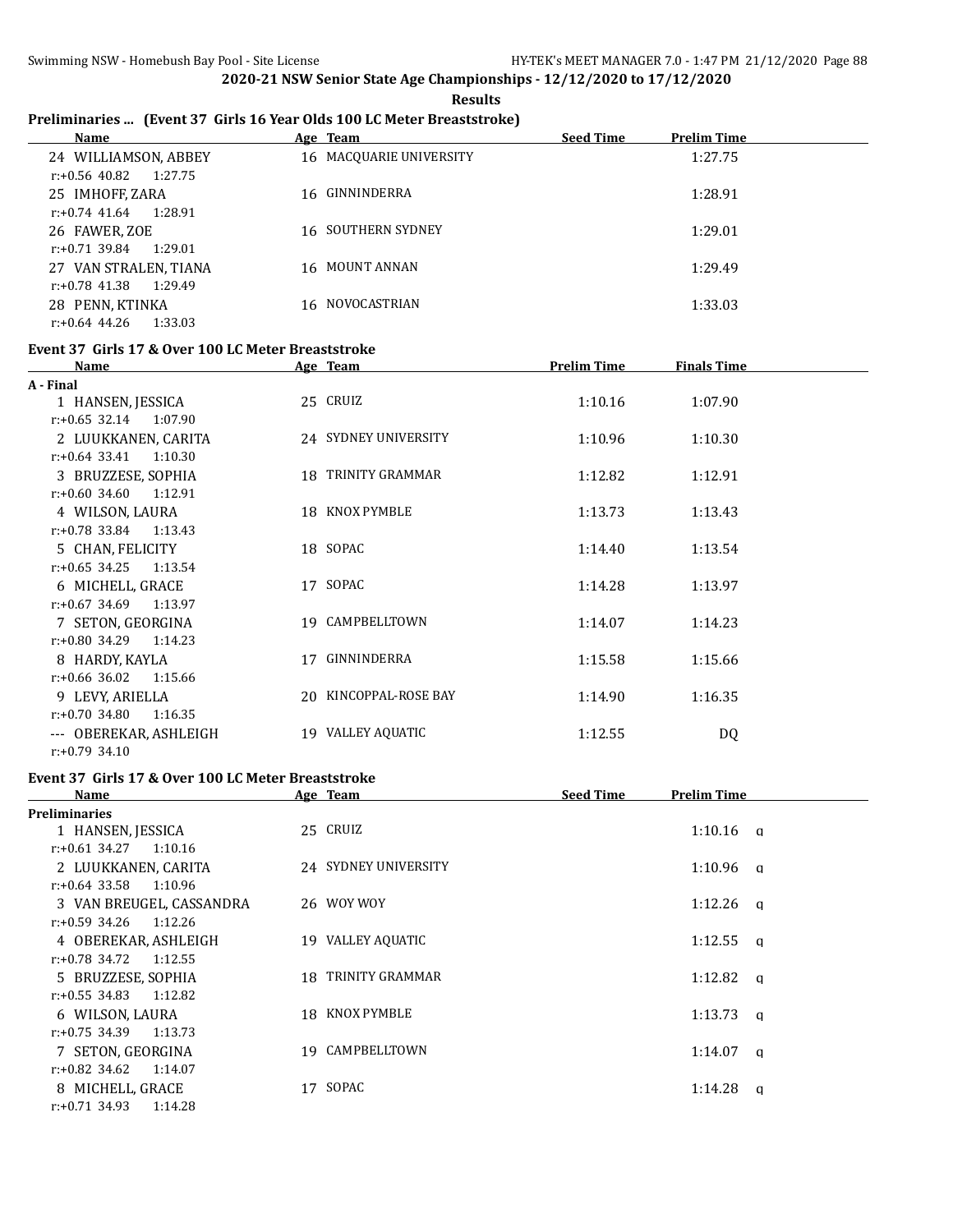**2020-21 NSW Senior State Age Championships - 12/12/2020 to 17/12/2020**

**Results**

## Preliminaries ... (Event 37 Girls 16 Year Olds 100 LC Meter Breaststroke)

| Name | Age | Team | Seed Time | Prelim Time |
|---|---|---|---|---|
| 24 WILLIAMSON, ABBEY | 16 | MACQUARIE UNIVERSITY | | 1:27.75 |
| r:+0.56 40.82 1:27.75 | | | | |
| 25 IMHOFF, ZARA | 16 | GINNINDERRA | | 1:28.91 |
| r:+0.74 41.64 1:28.91 | | | | |
| 26 FAWER, ZOE | 16 | SOUTHERN SYDNEY | | 1:29.01 |
| r:+0.71 39.84 1:29.01 | | | | |
| 27 VAN STRALEN, TIANA | 16 | MOUNT ANNAN | | 1:29.49 |
| r:+0.78 41.38 1:29.49 | | | | |
| 28 PENN, KTINKA | 16 | NOVOCASTRIAN | | 1:33.03 |
| r:+0.64 44.26 1:33.03 | | | | |

## Event 37 Girls 17 & Over 100 LC Meter Breaststroke

| Name | Age | Team | Prelim Time | Finals Time |
|---|---|---|---|---|
| **A - Final** | | | | |
| 1 HANSEN, JESSICA | 25 | CRUIZ | 1:10.16 | 1:07.90 |
| r:+0.65 32.14 1:07.90 | | | | |
| 2 LUUKKANEN, CARITA | 24 | SYDNEY UNIVERSITY | 1:10.96 | 1:10.30 |
| r:+0.64 33.41 1:10.30 | | | | |
| 3 BRUZZESE, SOPHIA | 18 | TRINITY GRAMMAR | 1:12.82 | 1:12.91 |
| r:+0.60 34.60 1:12.91 | | | | |
| 4 WILSON, LAURA | 18 | KNOX PYMBLE | 1:13.73 | 1:13.43 |
| r:+0.78 33.84 1:13.43 | | | | |
| 5 CHAN, FELICITY | 18 | SOPAC | 1:14.40 | 1:13.54 |
| r:+0.65 34.25 1:13.54 | | | | |
| 6 MICHELL, GRACE | 17 | SOPAC | 1:14.28 | 1:13.97 |
| r:+0.67 34.69 1:13.97 | | | | |
| 7 SETON, GEORGINA | 19 | CAMPBELLTOWN | 1:14.07 | 1:14.23 |
| r:+0.80 34.29 1:14.23 | | | | |
| 8 HARDY, KAYLA | 17 | GINNINDERRA | 1:15.58 | 1:15.66 |
| r:+0.66 36.02 1:15.66 | | | | |
| 9 LEVY, ARIELLA | 20 | KINCOPPAL-ROSE BAY | 1:14.90 | 1:16.35 |
| r:+0.70 34.80 1:16.35 | | | | |
| --- OBEREKAR, ASHLEIGH | 19 | VALLEY AQUATIC | 1:12.55 | DQ |
| r:+0.79 34.10 | | | | |

## Event 37 Girls 17 & Over 100 LC Meter Breaststroke

| Name | Age | Team | Seed Time | Prelim Time |
|---|---|---|---|---|
| **Preliminaries** | | | | |
| 1 HANSEN, JESSICA | 25 | CRUIZ | | 1:10.16 q |
| r:+0.61 34.27 1:10.16 | | | | |
| 2 LUUKKANEN, CARITA | 24 | SYDNEY UNIVERSITY | | 1:10.96 q |
| r:+0.64 33.58 1:10.96 | | | | |
| 3 VAN BREUGEL, CASSANDRA | 26 | WOY WOY | | 1:12.26 q |
| r:+0.59 34.26 1:12.26 | | | | |
| 4 OBEREKAR, ASHLEIGH | 19 | VALLEY AQUATIC | | 1:12.55 q |
| r:+0.78 34.72 1:12.55 | | | | |
| 5 BRUZZESE, SOPHIA | 18 | TRINITY GRAMMAR | | 1:12.82 q |
| r:+0.55 34.83 1:12.82 | | | | |
| 6 WILSON, LAURA | 18 | KNOX PYMBLE | | 1:13.73 q |
| r:+0.75 34.39 1:13.73 | | | | |
| 7 SETON, GEORGINA | 19 | CAMPBELLTOWN | | 1:14.07 q |
| r:+0.82 34.62 1:14.07 | | | | |
| 8 MICHELL, GRACE | 17 | SOPAC | | 1:14.28 q |
| r:+0.71 34.93 1:14.28 | | | | |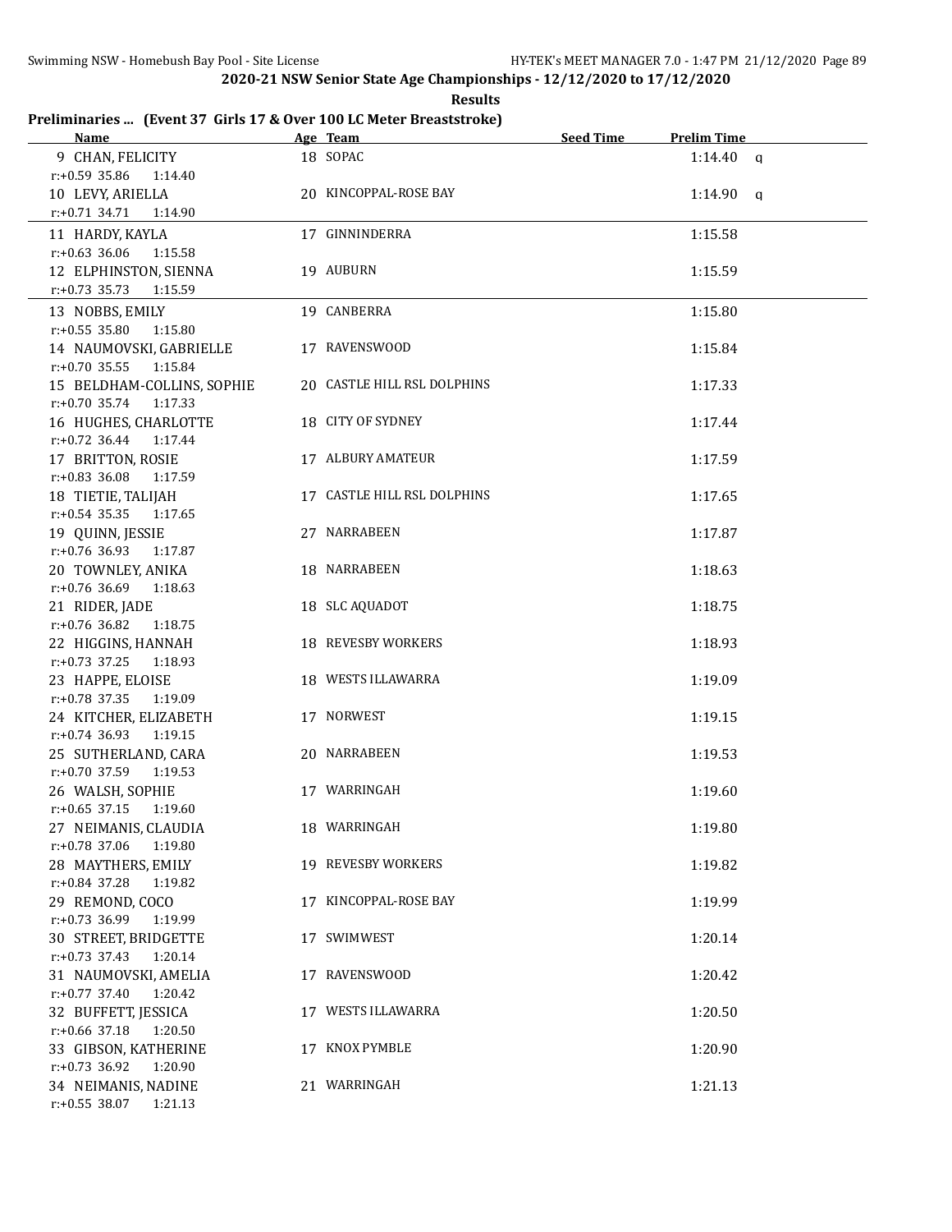**2020-21 NSW Senior State Age Championships - 12/12/2020 to 17/12/2020**

**Results**

## Preliminaries ... (Event 37 Girls 17 & Over 100 LC Meter Breaststroke)

| Name | Age | Team | Seed Time | Prelim Time | |
|---|---|---|---|---|---|
| 9 CHAN, FELICITY | 18 | SOPAC | | 1:14.40 | q |
| r:+0.59 35.86 1:14.40 | | | | | |
| 10 LEVY, ARIELLA | 20 | KINCOPPAL-ROSE BAY | | 1:14.90 | q |
| r:+0.71 34.71 1:14.90 | | | | | |
| 11 HARDY, KAYLA | 17 | GINNINDERRA | | 1:15.58 | |
| r:+0.63 36.06 1:15.58 | | | | | |
| 12 ELPHINSTON, SIENNA | 19 | AUBURN | | 1:15.59 | |
| r:+0.73 35.73 1:15.59 | | | | | |
| 13 NOBBS, EMILY | 19 | CANBERRA | | 1:15.80 | |
| r:+0.55 35.80 1:15.80 | | | | | |
| 14 NAUMOVSKI, GABRIELLE | 17 | RAVENSWOOD | | 1:15.84 | |
| r:+0.70 35.55 1:15.84 | | | | | |
| 15 BELDHAM-COLLINS, SOPHIE | 20 | CASTLE HILL RSL DOLPHINS | | 1:17.33 | |
| r:+0.70 35.74 1:17.33 | | | | | |
| 16 HUGHES, CHARLOTTE | 18 | CITY OF SYDNEY | | 1:17.44 | |
| r:+0.72 36.44 1:17.44 | | | | | |
| 17 BRITTON, ROSIE | 17 | ALBURY AMATEUR | | 1:17.59 | |
| r:+0.83 36.08 1:17.59 | | | | | |
| 18 TIETIE, TALIJAH | 17 | CASTLE HILL RSL DOLPHINS | | 1:17.65 | |
| r:+0.54 35.35 1:17.65 | | | | | |
| 19 QUINN, JESSIE | 27 | NARRABEEN | | 1:17.87 | |
| r:+0.76 36.93 1:17.87 | | | | | |
| 20 TOWNLEY, ANIKA | 18 | NARRABEEN | | 1:18.63 | |
| r:+0.76 36.69 1:18.63 | | | | | |
| 21 RIDER, JADE | 18 | SLC AQUADOT | | 1:18.75 | |
| r:+0.76 36.82 1:18.75 | | | | | |
| 22 HIGGINS, HANNAH | 18 | REVESBY WORKERS | | 1:18.93 | |
| r:+0.73 37.25 1:18.93 | | | | | |
| 23 HAPPE, ELOISE | 18 | WESTS ILLAWARRA | | 1:19.09 | |
| r:+0.78 37.35 1:19.09 | | | | | |
| 24 KITCHER, ELIZABETH | 17 | NORWEST | | 1:19.15 | |
| r:+0.74 36.93 1:19.15 | | | | | |
| 25 SUTHERLAND, CARA | 20 | NARRABEEN | | 1:19.53 | |
| r:+0.70 37.59 1:19.53 | | | | | |
| 26 WALSH, SOPHIE | 17 | WARRINGAH | | 1:19.60 | |
| r:+0.65 37.15 1:19.60 | | | | | |
| 27 NEIMANIS, CLAUDIA | 18 | WARRINGAH | | 1:19.80 | |
| r:+0.78 37.06 1:19.80 | | | | | |
| 28 MAYTHERS, EMILY | 19 | REVESBY WORKERS | | 1:19.82 | |
| r:+0.84 37.28 1:19.82 | | | | | |
| 29 REMOND, COCO | 17 | KINCOPPAL-ROSE BAY | | 1:19.99 | |
| r:+0.73 36.99 1:19.99 | | | | | |
| 30 STREET, BRIDGETTE | 17 | SWIMWEST | | 1:20.14 | |
| r:+0.73 37.43 1:20.14 | | | | | |
| 31 NAUMOVSKI, AMELIA | 17 | RAVENSWOOD | | 1:20.42 | |
| r:+0.77 37.40 1:20.42 | | | | | |
| 32 BUFFETT, JESSICA | 17 | WESTS ILLAWARRA | | 1:20.50 | |
| r:+0.66 37.18 1:20.50 | | | | | |
| 33 GIBSON, KATHERINE | 17 | KNOX PYMBLE | | 1:20.90 | |
| r:+0.73 36.92 1:20.90 | | | | | |
| 34 NEIMANIS, NADINE | 21 | WARRINGAH | | 1:21.13 | |
| r:+0.55 38.07 1:21.13 | | | | | |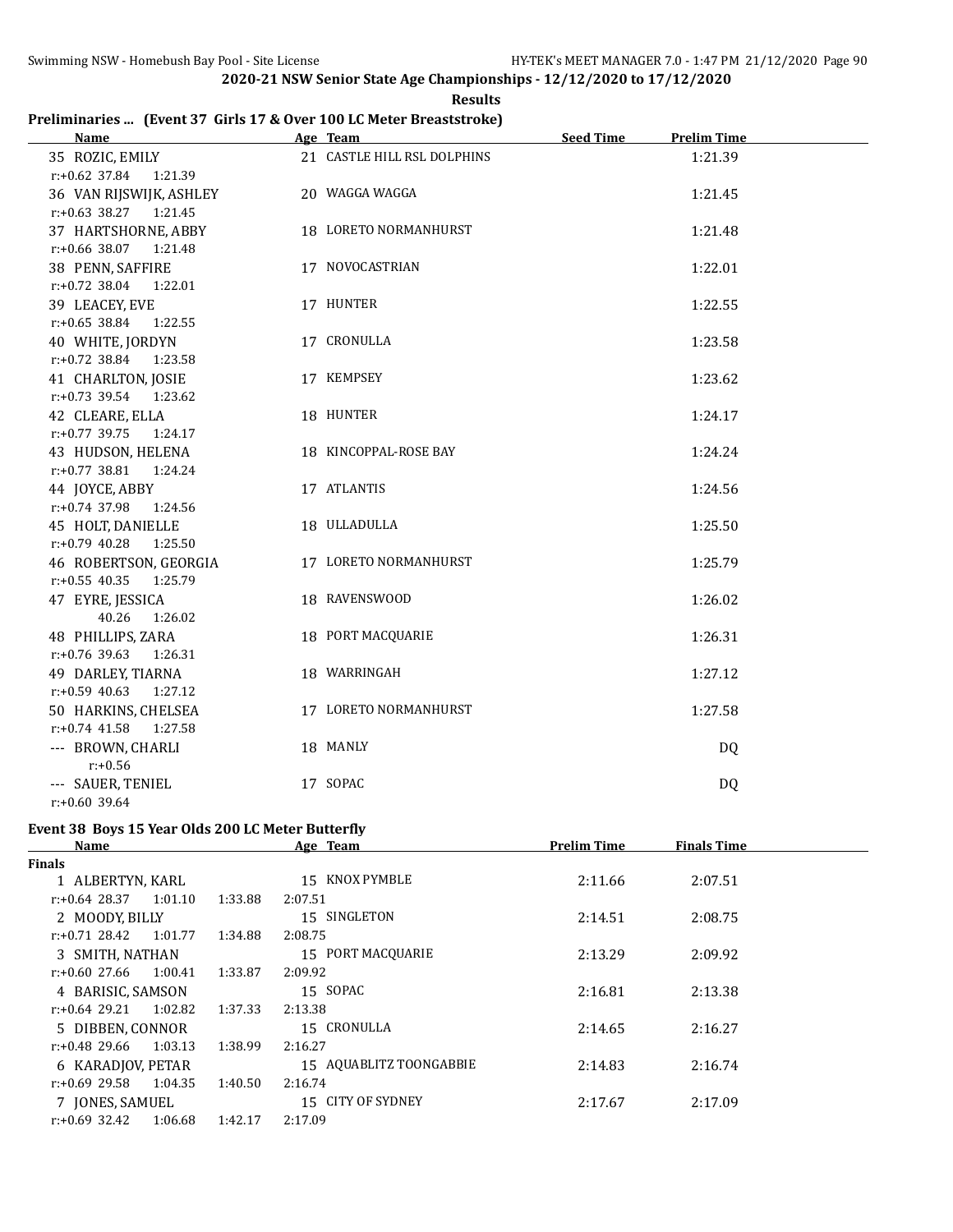## 2020-21 NSW Senior State Age Championships - 12/12/2020 to 17/12/2020

**Results**

### Preliminaries ... (Event 37 Girls 17 & Over 100 LC Meter Breaststroke)

| Name | Age | Team | Seed Time | Prelim Time |
|---|---|---|---|---|
| 35 ROZIC, EMILY | 21 | CASTLE HILL RSL DOLPHINS | | 1:21.39 |
| r:+0.62 37.84 1:21.39 | | | | |
| 36 VAN RIJSWIJK, ASHLEY | 20 | WAGGA WAGGA | | 1:21.45 |
| r:+0.63 38.27 1:21.45 | | | | |
| 37 HARTSHORNE, ABBY | 18 | LORETO NORMANHURST | | 1:21.48 |
| r:+0.66 38.07 1:21.48 | | | | |
| 38 PENN, SAFFIRE | 17 | NOVOCASTRIAN | | 1:22.01 |
| r:+0.72 38.04 1:22.01 | | | | |
| 39 LEACEY, EVE | 17 | HUNTER | | 1:22.55 |
| r:+0.65 38.84 1:22.55 | | | | |
| 40 WHITE, JORDYN | 17 | CRONULLA | | 1:23.58 |
| r:+0.72 38.84 1:23.58 | | | | |
| 41 CHARLTON, JOSIE | 17 | KEMPSEY | | 1:23.62 |
| r:+0.73 39.54 1:23.62 | | | | |
| 42 CLEARE, ELLA | 18 | HUNTER | | 1:24.17 |
| r:+0.77 39.75 1:24.17 | | | | |
| 43 HUDSON, HELENA | 18 | KINCOPPAL-ROSE BAY | | 1:24.24 |
| r:+0.77 38.81 1:24.24 | | | | |
| 44 JOYCE, ABBY | 17 | ATLANTIS | | 1:24.56 |
| r:+0.74 37.98 1:24.56 | | | | |
| 45 HOLT, DANIELLE | 18 | ULLADULLA | | 1:25.50 |
| r:+0.79 40.28 1:25.50 | | | | |
| 46 ROBERTSON, GEORGIA | 17 | LORETO NORMANHURST | | 1:25.79 |
| r:+0.55 40.35 1:25.79 | | | | |
| 47 EYRE, JESSICA | 18 | RAVENSWOOD | | 1:26.02 |
| 40.26 1:26.02 | | | | |
| 48 PHILLIPS, ZARA | 18 | PORT MACQUARIE | | 1:26.31 |
| r:+0.76 39.63 1:26.31 | | | | |
| 49 DARLEY, TIARNA | 18 | WARRINGAH | | 1:27.12 |
| r:+0.59 40.63 1:27.12 | | | | |
| 50 HARKINS, CHELSEA | 17 | LORETO NORMANHURST | | 1:27.58 |
| r:+0.74 41.58 1:27.58 | | | | |
| --- BROWN, CHARLI | 18 | MANLY | | DQ |
| r:+0.56 | | | | |
| --- SAUER, TENIEL | 17 | SOPAC | | DQ |
| r:+0.60 39.64 | | | | |

### Event 38 Boys 15 Year Olds 200 LC Meter Butterfly

| Name | Age | Team | Prelim Time | Finals Time |
|---|---|---|---|---|
| **Finals** | | | | |
| 1 ALBERTYN, KARL | 15 | KNOX PYMBLE | 2:11.66 | 2:07.51 |
| r:+0.64 28.37 1:01.10 1:33.88 2:07.51 | | | | |
| 2 MOODY, BILLY | 15 | SINGLETON | 2:14.51 | 2:08.75 |
| r:+0.71 28.42 1:01.77 1:34.88 2:08.75 | | | | |
| 3 SMITH, NATHAN | 15 | PORT MACQUARIE | 2:13.29 | 2:09.92 |
| r:+0.60 27.66 1:00.41 1:33.87 2:09.92 | | | | |
| 4 BARISIC, SAMSON | 15 | SOPAC | 2:16.81 | 2:13.38 |
| r:+0.64 29.21 1:02.82 1:37.33 2:13.38 | | | | |
| 5 DIBBEN, CONNOR | 15 | CRONULLA | 2:14.65 | 2:16.27 |
| r:+0.48 29.66 1:03.13 1:38.99 2:16.27 | | | | |
| 6 KARADJOV, PETAR | 15 | AQUABLITZ TOONGABBIE | 2:14.83 | 2:16.74 |
| r:+0.69 29.58 1:04.35 1:40.50 2:16.74 | | | | |
| 7 JONES, SAMUEL | 15 | CITY OF SYDNEY | 2:17.67 | 2:17.09 |
| r:+0.69 32.42 1:06.68 1:42.17 2:17.09 | | | | |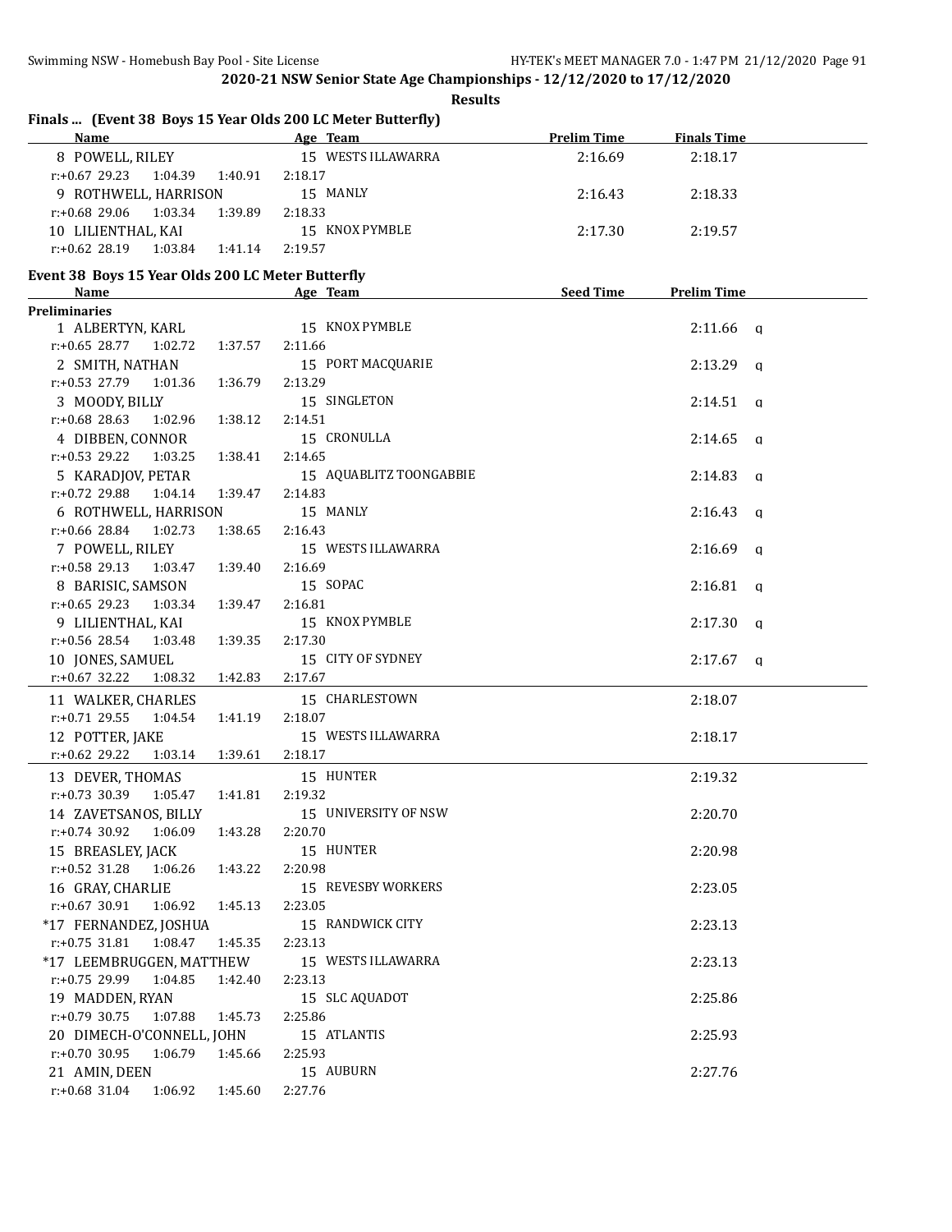## 2020-21 NSW Senior State Age Championships - 12/12/2020 to 17/12/2020

**Results**

### Finals ... (Event 38 Boys 15 Year Olds 200 LC Meter Butterfly)

| Name | Age | Team | Prelim Time | Finals Time |
|---|---|---|---|---|
| 8 POWELL, RILEY | 15 | WESTS ILLAWARRA | 2:16.69 | 2:18.17 |
| r:+0.67 29.23 1:04.39 1:40.91 2:18.17 | | | | |
| 9 ROTHWELL, HARRISON | 15 | MANLY | 2:16.43 | 2:18.33 |
| r:+0.68 29.06 1:03.34 1:39.89 2:18.33 | | | | |
| 10 LILIENTHAL, KAI | 15 | KNOX PYMBLE | 2:17.30 | 2:19.57 |
| r:+0.62 28.19 1:03.84 1:41.14 2:19.57 | | | | |

### Event 38 Boys 15 Year Olds 200 LC Meter Butterfly

| Name | Age | Team | Seed Time | Prelim Time |
|---|---|---|---|---|
| **Preliminaries** | | | | |
| 1 ALBERTYN, KARL | 15 | KNOX PYMBLE | | 2:11.66 q |
| r:+0.65 28.77 1:02.72 1:37.57 2:11.66 | | | | |
| 2 SMITH, NATHAN | 15 | PORT MACQUARIE | | 2:13.29 q |
| r:+0.53 27.79 1:01.36 1:36.79 2:13.29 | | | | |
| 3 MOODY, BILLY | 15 | SINGLETON | | 2:14.51 q |
| r:+0.68 28.63 1:02.96 1:38.12 2:14.51 | | | | |
| 4 DIBBEN, CONNOR | 15 | CRONULLA | | 2:14.65 q |
| r:+0.53 29.22 1:03.25 1:38.41 2:14.65 | | | | |
| 5 KARADJOV, PETAR | 15 | AQUABLITZ TOONGABBIE | | 2:14.83 q |
| r:+0.72 29.88 1:04.14 1:39.47 2:14.83 | | | | |
| 6 ROTHWELL, HARRISON | 15 | MANLY | | 2:16.43 q |
| r:+0.66 28.84 1:02.73 1:38.65 2:16.43 | | | | |
| 7 POWELL, RILEY | 15 | WESTS ILLAWARRA | | 2:16.69 q |
| r:+0.58 29.13 1:03.47 1:39.40 2:16.69 | | | | |
| 8 BARISIC, SAMSON | 15 | SOPAC | | 2:16.81 q |
| r:+0.65 29.23 1:03.34 1:39.47 2:16.81 | | | | |
| 9 LILIENTHAL, KAI | 15 | KNOX PYMBLE | | 2:17.30 q |
| r:+0.56 28.54 1:03.48 1:39.35 2:17.30 | | | | |
| 10 JONES, SAMUEL | 15 | CITY OF SYDNEY | | 2:17.67 q |
| r:+0.67 32.22 1:08.32 1:42.83 2:17.67 | | | | |
| 11 WALKER, CHARLES | 15 | CHARLESTOWN | | 2:18.07 |
| r:+0.71 29.55 1:04.54 1:41.19 2:18.07 | | | | |
| 12 POTTER, JAKE | 15 | WESTS ILLAWARRA | | 2:18.17 |
| r:+0.62 29.22 1:03.14 1:39.61 2:18.17 | | | | |
| 13 DEVER, THOMAS | 15 | HUNTER | | 2:19.32 |
| r:+0.73 30.39 1:05.47 1:41.81 2:19.32 | | | | |
| 14 ZAVETSANOS, BILLY | 15 | UNIVERSITY OF NSW | | 2:20.70 |
| r:+0.74 30.92 1:06.09 1:43.28 2:20.70 | | | | |
| 15 BREASLEY, JACK | 15 | HUNTER | | 2:20.98 |
| r:+0.52 31.28 1:06.26 1:43.22 2:20.98 | | | | |
| 16 GRAY, CHARLIE | 15 | REVESBY WORKERS | | 2:23.05 |
| r:+0.67 30.91 1:06.92 1:45.13 2:23.05 | | | | |
| *17 FERNANDEZ, JOSHUA | 15 | RANDWICK CITY | | 2:23.13 |
| r:+0.75 31.81 1:08.47 1:45.35 2:23.13 | | | | |
| *17 LEEMBRUGGEN, MATTHEW | 15 | WESTS ILLAWARRA | | 2:23.13 |
| r:+0.75 29.99 1:04.85 1:42.40 2:23.13 | | | | |
| 19 MADDEN, RYAN | 15 | SLC AQUADOT | | 2:25.86 |
| r:+0.79 30.75 1:07.88 1:45.73 2:25.86 | | | | |
| 20 DIMECH-O'CONNELL, JOHN | 15 | ATLANTIS | | 2:25.93 |
| r:+0.70 30.95 1:06.79 1:45.66 2:25.93 | | | | |
| 21 AMIN, DEEN | 15 | AUBURN | | 2:27.76 |
| r:+0.68 31.04 1:06.92 1:45.60 2:27.76 | | | | |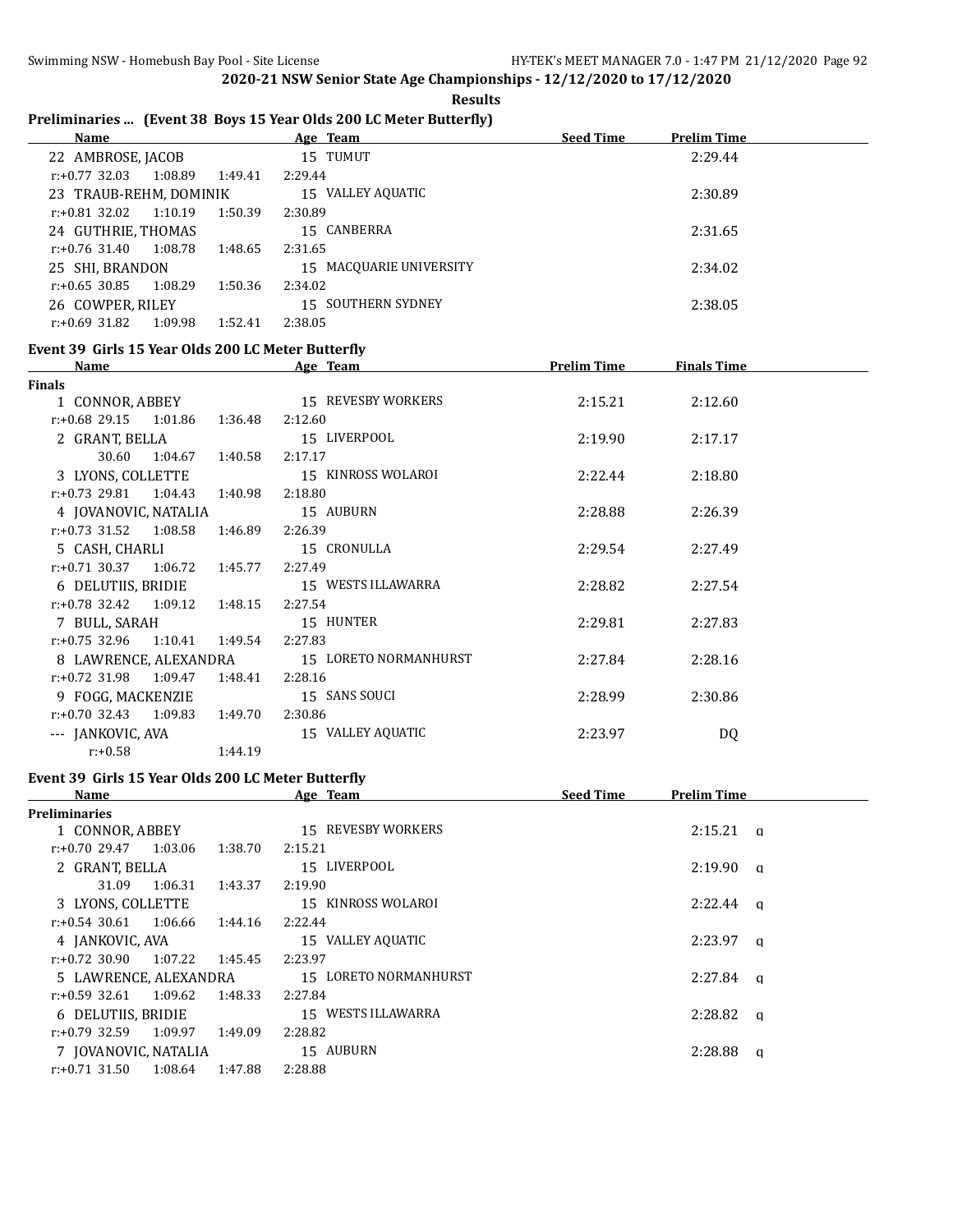**2020-21 NSW Senior State Age Championships - 12/12/2020 to 17/12/2020**

**Results**

## Preliminaries ... (Event 38 Boys 15 Year Olds 200 LC Meter Butterfly)

| Name | Age | Team | Seed Time | Prelim Time |
|---|---|---|---|---|
| 22 AMBROSE, JACOB | 15 | TUMUT | | 2:29.44 |
| r:+0.77 32.03 1:08.89 1:49.41 2:29.44 | | | | |
| 23 TRAUB-REHM, DOMINIK | 15 | VALLEY AQUATIC | | 2:30.89 |
| r:+0.81 32.02 1:10.19 1:50.39 2:30.89 | | | | |
| 24 GUTHRIE, THOMAS | 15 | CANBERRA | | 2:31.65 |
| r:+0.76 31.40 1:08.78 1:48.65 2:31.65 | | | | |
| 25 SHI, BRANDON | 15 | MACQUARIE UNIVERSITY | | 2:34.02 |
| r:+0.65 30.85 1:08.29 1:50.36 2:34.02 | | | | |
| 26 COWPER, RILEY | 15 | SOUTHERN SYDNEY | | 2:38.05 |
| r:+0.69 31.82 1:09.98 1:52.41 2:38.05 | | | | |

## Event 39 Girls 15 Year Olds 200 LC Meter Butterfly

| Name | Age | Team | Prelim Time | Finals Time |
|---|---|---|---|---|
| **Finals** | | | | |
| 1 CONNOR, ABBEY | 15 | REVESBY WORKERS | 2:15.21 | 2:12.60 |
| r:+0.68 29.15 1:01.86 1:36.48 2:12.60 | | | | |
| 2 GRANT, BELLA | 15 | LIVERPOOL | 2:19.90 | 2:17.17 |
| 30.60 1:04.67 1:40.58 2:17.17 | | | | |
| 3 LYONS, COLLETTE | 15 | KINROSS WOLAROI | 2:22.44 | 2:18.80 |
| r:+0.73 29.81 1:04.43 1:40.98 2:18.80 | | | | |
| 4 JOVANOVIC, NATALIA | 15 | AUBURN | 2:28.88 | 2:26.39 |
| r:+0.73 31.52 1:08.58 1:46.89 2:26.39 | | | | |
| 5 CASH, CHARLI | 15 | CRONULLA | 2:29.54 | 2:27.49 |
| r:+0.71 30.37 1:06.72 1:45.77 2:27.49 | | | | |
| 6 DELUTIIS, BRIDIE | 15 | WESTS ILLAWARRA | 2:28.82 | 2:27.54 |
| r:+0.78 32.42 1:09.12 1:48.15 2:27.54 | | | | |
| 7 BULL, SARAH | 15 | HUNTER | 2:29.81 | 2:27.83 |
| r:+0.75 32.96 1:10.41 1:49.54 2:27.83 | | | | |
| 8 LAWRENCE, ALEXANDRA | 15 | LORETO NORMANHURST | 2:27.84 | 2:28.16 |
| r:+0.72 31.98 1:09.47 1:48.41 2:28.16 | | | | |
| 9 FOGG, MACKENZIE | 15 | SANS SOUCI | 2:28.99 | 2:30.86 |
| r:+0.70 32.43 1:09.83 1:49.70 2:30.86 | | | | |
| --- JANKOVIC, AVA | 15 | VALLEY AQUATIC | 2:23.97 | DQ |
| r:+0.58 1:44.19 | | | | |

## Event 39 Girls 15 Year Olds 200 LC Meter Butterfly

| Name | Age | Team | Seed Time | Prelim Time |
|---|---|---|---|---|
| **Preliminaries** | | | | |
| 1 CONNOR, ABBEY | 15 | REVESBY WORKERS | | 2:15.21 q |
| r:+0.70 29.47 1:03.06 1:38.70 2:15.21 | | | | |
| 2 GRANT, BELLA | 15 | LIVERPOOL | | 2:19.90 q |
| 31.09 1:06.31 1:43.37 2:19.90 | | | | |
| 3 LYONS, COLLETTE | 15 | KINROSS WOLAROI | | 2:22.44 q |
| r:+0.54 30.61 1:06.66 1:44.16 2:22.44 | | | | |
| 4 JANKOVIC, AVA | 15 | VALLEY AQUATIC | | 2:23.97 q |
| r:+0.72 30.90 1:07.22 1:45.45 2:23.97 | | | | |
| 5 LAWRENCE, ALEXANDRA | 15 | LORETO NORMANHURST | | 2:27.84 q |
| r:+0.59 32.61 1:09.62 1:48.33 2:27.84 | | | | |
| 6 DELUTIIS, BRIDIE | 15 | WESTS ILLAWARRA | | 2:28.82 q |
| r:+0.79 32.59 1:09.97 1:49.09 2:28.82 | | | | |
| 7 JOVANOVIC, NATALIA | 15 | AUBURN | | 2:28.88 q |
| r:+0.71 31.50 1:08.64 1:47.88 2:28.88 | | | | |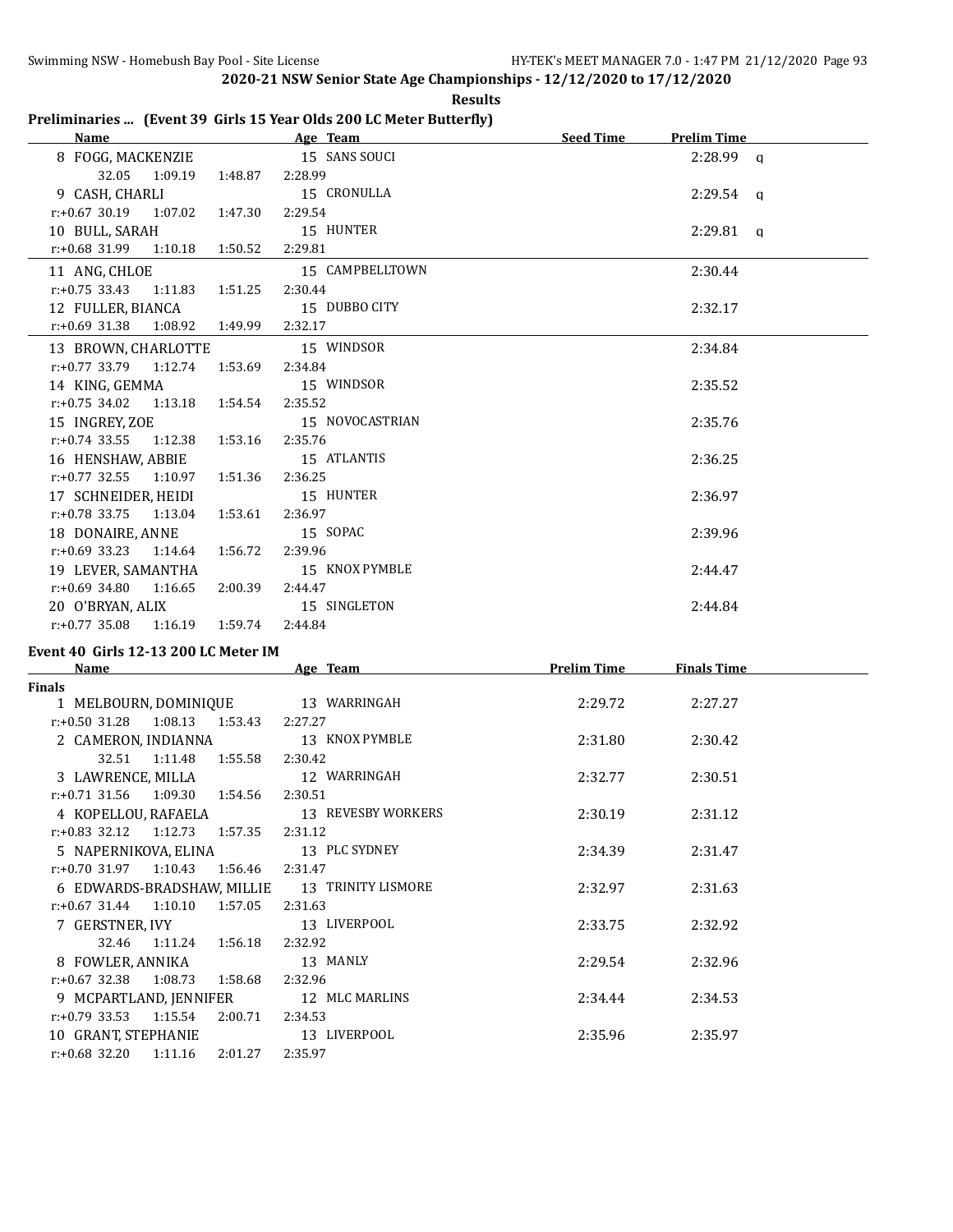**2020-21 NSW Senior State Age Championships - 12/12/2020 to 17/12/2020**

**Results**

## Preliminaries ... (Event 39 Girls 15 Year Olds 200 LC Meter Butterfly)

| Name | Age | Team | Seed Time | Prelim Time | |
|---|---|---|---|---|---|
| 8 FOGG, MACKENZIE | 15 | SANS SOUCI | | 2:28.99 | q |
| 32.05 1:09.19 1:48.87 2:28.99 | | | | | |
| 9 CASH, CHARLI | 15 | CRONULLA | | 2:29.54 | q |
| r:+0.67 30.19 1:07.02 1:47.30 2:29.54 | | | | | |
| 10 BULL, SARAH | 15 | HUNTER | | 2:29.81 | q |
| r:+0.68 31.99 1:10.18 1:50.52 2:29.81 | | | | | |
| 11 ANG, CHLOE | 15 | CAMPBELLTOWN | | 2:30.44 | |
| r:+0.75 33.43 1:11.83 1:51.25 2:30.44 | | | | | |
| 12 FULLER, BIANCA | 15 | DUBBO CITY | | 2:32.17 | |
| r:+0.69 31.38 1:08.92 1:49.99 2:32.17 | | | | | |
| 13 BROWN, CHARLOTTE | 15 | WINDSOR | | 2:34.84 | |
| r:+0.77 33.79 1:12.74 1:53.69 2:34.84 | | | | | |
| 14 KING, GEMMA | 15 | WINDSOR | | 2:35.52 | |
| r:+0.75 34.02 1:13.18 1:54.54 2:35.52 | | | | | |
| 15 INGREY, ZOE | 15 | NOVOCASTRIAN | | 2:35.76 | |
| r:+0.74 33.55 1:12.38 1:53.16 2:35.76 | | | | | |
| 16 HENSHAW, ABBIE | 15 | ATLANTIS | | 2:36.25 | |
| r:+0.77 32.55 1:10.97 1:51.36 2:36.25 | | | | | |
| 17 SCHNEIDER, HEIDI | 15 | HUNTER | | 2:36.97 | |
| r:+0.78 33.75 1:13.04 1:53.61 2:36.97 | | | | | |
| 18 DONAIRE, ANNE | 15 | SOPAC | | 2:39.96 | |
| r:+0.69 33.23 1:14.64 1:56.72 2:39.96 | | | | | |
| 19 LEVER, SAMANTHA | 15 | KNOX PYMBLE | | 2:44.47 | |
| r:+0.69 34.80 1:16.65 2:00.39 2:44.47 | | | | | |
| 20 O'BRYAN, ALIX | 15 | SINGLETON | | 2:44.84 | |
| r:+0.77 35.08 1:16.19 1:59.74 2:44.84 | | | | | |

## Event 40 Girls 12-13 200 LC Meter IM

**Finals**

| Name | Age | Team | Prelim Time | Finals Time |
|---|---|---|---|---|
| 1 MELBOURN, DOMINIQUE | 13 | WARRINGAH | 2:29.72 | 2:27.27 |
| r:+0.50 31.28 1:08.13 1:53.43 2:27.27 | | | | |
| 2 CAMERON, INDIANNA | 13 | KNOX PYMBLE | 2:31.80 | 2:30.42 |
| 32.51 1:11.48 1:55.58 2:30.42 | | | | |
| 3 LAWRENCE, MILLA | 12 | WARRINGAH | 2:32.77 | 2:30.51 |
| r:+0.71 31.56 1:09.30 1:54.56 2:30.51 | | | | |
| 4 KOPELLOU, RAFAELA | 13 | REVESBY WORKERS | 2:30.19 | 2:31.12 |
| r:+0.83 32.12 1:12.73 1:57.35 2:31.12 | | | | |
| 5 NAPERNIKOVA, ELINA | 13 | PLC SYDNEY | 2:34.39 | 2:31.47 |
| r:+0.70 31.97 1:10.43 1:56.46 2:31.47 | | | | |
| 6 EDWARDS-BRADSHAW, MILLIE | 13 | TRINITY LISMORE | 2:32.97 | 2:31.63 |
| r:+0.67 31.44 1:10.10 1:57.05 2:31.63 | | | | |
| 7 GERSTNER, IVY | 13 | LIVERPOOL | 2:33.75 | 2:32.92 |
| 32.46 1:11.24 1:56.18 2:32.92 | | | | |
| 8 FOWLER, ANNIKA | 13 | MANLY | 2:29.54 | 2:32.96 |
| r:+0.67 32.38 1:08.73 1:58.68 2:32.96 | | | | |
| 9 MCPARTLAND, JENNIFER | 12 | MLC MARLINS | 2:34.44 | 2:34.53 |
| r:+0.79 33.53 1:15.54 2:00.71 2:34.53 | | | | |
| 10 GRANT, STEPHANIE | 13 | LIVERPOOL | 2:35.96 | 2:35.97 |
| r:+0.68 32.20 1:11.16 2:01.27 2:35.97 | | | | |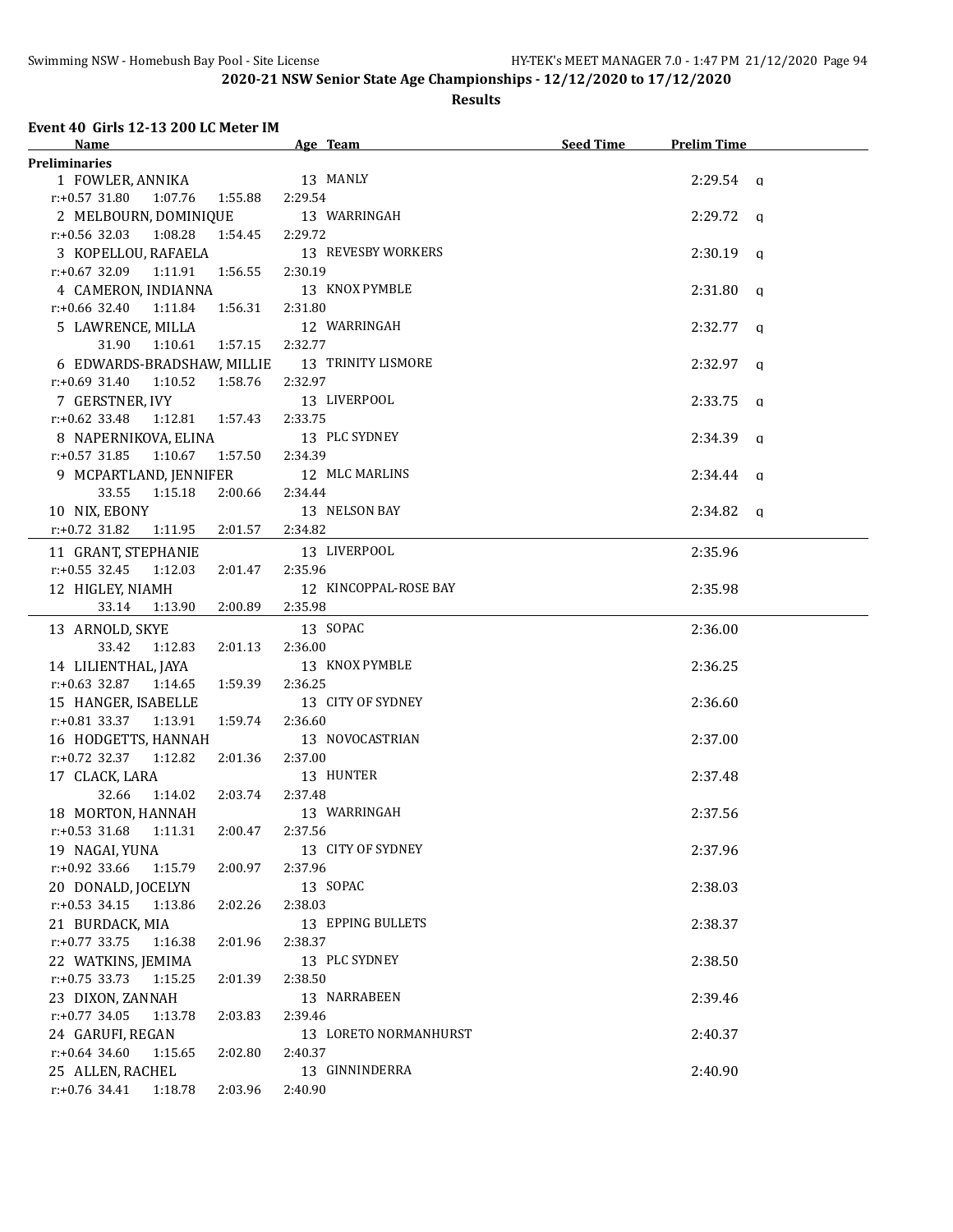## 2020-21 NSW Senior State Age Championships - 12/12/2020 to 17/12/2020

### Results

#### Event 40 Girls 12-13 200 LC Meter IM

| Name | Age | Team | Seed Time | Prelim Time | |
|---|---|---|---|---|---|
| **Preliminaries** | | | | | |
| 1 FOWLER, ANNIKA | 13 | MANLY | | 2:29.54 | q |
| r:+0.57 31.80 1:07.76 1:55.88 2:29.54 | | | | | |
| 2 MELBOURN, DOMINIQUE | 13 | WARRINGAH | | 2:29.72 | q |
| r:+0.56 32.03 1:08.28 1:54.45 2:29.72 | | | | | |
| 3 KOPELLOU, RAFAELA | 13 | REVESBY WORKERS | | 2:30.19 | q |
| r:+0.67 32.09 1:11.91 1:56.55 2:30.19 | | | | | |
| 4 CAMERON, INDIANNA | 13 | KNOX PYMBLE | | 2:31.80 | q |
| r:+0.66 32.40 1:11.84 1:56.31 2:31.80 | | | | | |
| 5 LAWRENCE, MILLA | 12 | WARRINGAH | | 2:32.77 | q |
| 31.90 1:10.61 1:57.15 2:32.77 | | | | | |
| 6 EDWARDS-BRADSHAW, MILLIE | 13 | TRINITY LISMORE | | 2:32.97 | q |
| r:+0.69 31.40 1:10.52 1:58.76 2:32.97 | | | | | |
| 7 GERSTNER, IVY | 13 | LIVERPOOL | | 2:33.75 | q |
| r:+0.62 33.48 1:12.81 1:57.43 2:33.75 | | | | | |
| 8 NAPERNIKOVA, ELINA | 13 | PLC SYDNEY | | 2:34.39 | q |
| r:+0.57 31.85 1:10.67 1:57.50 2:34.39 | | | | | |
| 9 MCPARTLAND, JENNIFER | 12 | MLC MARLINS | | 2:34.44 | q |
| 33.55 1:15.18 2:00.66 2:34.44 | | | | | |
| 10 NIX, EBONY | 13 | NELSON BAY | | 2:34.82 | q |
| r:+0.72 31.82 1:11.95 2:01.57 2:34.82 | | | | | |
| 11 GRANT, STEPHANIE | 13 | LIVERPOOL | | 2:35.96 | |
| r:+0.55 32.45 1:12.03 2:01.47 2:35.96 | | | | | |
| 12 HIGLEY, NIAMH | 12 | KINCOPPAL-ROSE BAY | | 2:35.98 | |
| 33.14 1:13.90 2:00.89 2:35.98 | | | | | |
| 13 ARNOLD, SKYE | 13 | SOPAC | | 2:36.00 | |
| 33.42 1:12.83 2:01.13 2:36.00 | | | | | |
| 14 LILIENTHAL, JAYA | 13 | KNOX PYMBLE | | 2:36.25 | |
| r:+0.63 32.87 1:14.65 1:59.39 2:36.25 | | | | | |
| 15 HANGER, ISABELLE | 13 | CITY OF SYDNEY | | 2:36.60 | |
| r:+0.81 33.37 1:13.91 1:59.74 2:36.60 | | | | | |
| 16 HODGETTS, HANNAH | 13 | NOVOCASTRIAN | | 2:37.00 | |
| r:+0.72 32.37 1:12.82 2:01.36 2:37.00 | | | | | |
| 17 CLACK, LARA | 13 | HUNTER | | 2:37.48 | |
| 32.66 1:14.02 2:03.74 2:37.48 | | | | | |
| 18 MORTON, HANNAH | 13 | WARRINGAH | | 2:37.56 | |
| r:+0.53 31.68 1:11.31 2:00.47 2:37.56 | | | | | |
| 19 NAGAI, YUNA | 13 | CITY OF SYDNEY | | 2:37.96 | |
| r:+0.92 33.66 1:15.79 2:00.97 2:37.96 | | | | | |
| 20 DONALD, JOCELYN | 13 | SOPAC | | 2:38.03 | |
| r:+0.53 34.15 1:13.86 2:02.26 2:38.03 | | | | | |
| 21 BURDACK, MIA | 13 | EPPING BULLETS | | 2:38.37 | |
| r:+0.77 33.75 1:16.38 2:01.96 2:38.37 | | | | | |
| 22 WATKINS, JEMIMA | 13 | PLC SYDNEY | | 2:38.50 | |
| r:+0.75 33.73 1:15.25 2:01.39 2:38.50 | | | | | |
| 23 DIXON, ZANNAH | 13 | NARRABEEN | | 2:39.46 | |
| r:+0.77 34.05 1:13.78 2:03.83 2:39.46 | | | | | |
| 24 GARUFI, REGAN | 13 | LORETO NORMANHURST | | 2:40.37 | |
| r:+0.64 34.60 1:15.65 2:02.80 2:40.37 | | | | | |
| 25 ALLEN, RACHEL | 13 | GINNINDERRA | | 2:40.90 | |
| r:+0.76 34.41 1:18.78 2:03.96 2:40.90 | | | | | |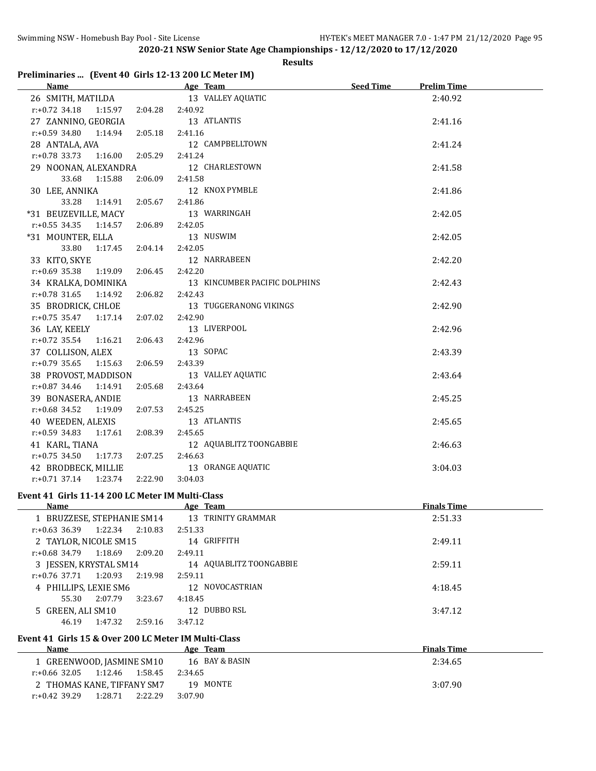**2020-21 NSW Senior State Age Championships - 12/12/2020 to 17/12/2020**

**Results**

## Preliminaries ... (Event 40 Girls 12-13 200 LC Meter IM)

| Name | Age | Team | Seed Time | Prelim Time |
|---|---|---|---|---|
| 26 SMITH, MATILDA | 13 | VALLEY AQUATIC | | 2:40.92 |
| r:+0.72 34.18 1:15.97 2:04.28 2:40.92 | | | | |
| 27 ZANNINO, GEORGIA | 13 | ATLANTIS | | 2:41.16 |
| r:+0.59 34.80 1:14.94 2:05.18 2:41.16 | | | | |
| 28 ANTALA, AVA | 12 | CAMPBELLTOWN | | 2:41.24 |
| r:+0.78 33.73 1:16.00 2:05.29 2:41.24 | | | | |
| 29 NOONAN, ALEXANDRA | 12 | CHARLESTOWN | | 2:41.58 |
| 33.68 1:15.88 2:06.09 2:41.58 | | | | |
| 30 LEE, ANNIKA | 12 | KNOX PYMBLE | | 2:41.86 |
| 33.28 1:14.91 2:05.67 2:41.86 | | | | |
| *31 BEUZEVILLE, MACY | 13 | WARRINGAH | | 2:42.05 |
| r:+0.55 34.35 1:14.57 2:06.89 2:42.05 | | | | |
| *31 MOUNTER, ELLA | 13 | NUSWIM | | 2:42.05 |
| 33.80 1:17.45 2:04.14 2:42.05 | | | | |
| 33 KITO, SKYE | 12 | NARRABEEN | | 2:42.20 |
| r:+0.69 35.38 1:19.09 2:06.45 2:42.20 | | | | |
| 34 KRALKA, DOMINIKA | 13 | KINCUMBER PACIFIC DOLPHINS | | 2:42.43 |
| r:+0.78 31.65 1:14.92 2:06.82 2:42.43 | | | | |
| 35 BRODRICK, CHLOE | 13 | TUGGERANONG VIKINGS | | 2:42.90 |
| r:+0.75 35.47 1:17.14 2:07.02 2:42.90 | | | | |
| 36 LAY, KEELY | 13 | LIVERPOOL | | 2:42.96 |
| r:+0.72 35.54 1:16.21 2:06.43 2:42.96 | | | | |
| 37 COLLISON, ALEX | 13 | SOPAC | | 2:43.39 |
| r:+0.79 35.65 1:15.63 2:06.59 2:43.39 | | | | |
| 38 PROVOST, MADDISON | 13 | VALLEY AQUATIC | | 2:43.64 |
| r:+0.87 34.46 1:14.91 2:05.68 2:43.64 | | | | |
| 39 BONASERA, ANDIE | 13 | NARRABEEN | | 2:45.25 |
| r:+0.68 34.52 1:19.09 2:07.53 2:45.25 | | | | |
| 40 WEEDEN, ALEXIS | 13 | ATLANTIS | | 2:45.65 |
| r:+0.59 34.83 1:17.61 2:08.39 2:45.65 | | | | |
| 41 KARL, TIANA | 12 | AQUABLITZ TOONGABBIE | | 2:46.63 |
| r:+0.75 34.50 1:17.73 2:07.25 2:46.63 | | | | |
| 42 BRODBECK, MILLIE | 13 | ORANGE AQUATIC | | 3:04.03 |
| r:+0.71 37.14 1:23.74 2:22.90 3:04.03 | | | | |

## Event 41 Girls 11-14 200 LC Meter IM Multi-Class

| Name | Age | Team | Finals Time |
|---|---|---|---|
| 1 BRUZZESE, STEPHANIE SM14 | 13 | TRINITY GRAMMAR | 2:51.33 |
| r:+0.63 36.39 1:22.34 2:10.83 2:51.33 | | | |
| 2 TAYLOR, NICOLE SM15 | 14 | GRIFFITH | 2:49.11 |
| r:+0.68 34.79 1:18.69 2:09.20 2:49.11 | | | |
| 3 JESSEN, KRYSTAL SM14 | 14 | AQUABLITZ TOONGABBIE | 2:59.11 |
| r:+0.76 37.71 1:20.93 2:19.98 2:59.11 | | | |
| 4 PHILLIPS, LEXIE SM6 | 12 | NOVOCASTRIAN | 4:18.45 |
| 55.30 2:07.79 3:23.67 4:18.45 | | | |
| 5 GREEN, ALI SM10 | 12 | DUBBO RSL | 3:47.12 |
| 46.19 1:47.32 2:59.16 3:47.12 | | | |

## Event 41 Girls 15 & Over 200 LC Meter IM Multi-Class

| Name | Age | Team | Finals Time |
|---|---|---|---|
| 1 GREENWOOD, JASMINE SM10 | 16 | BAY & BASIN | 2:34.65 |
| r:+0.66 32.05 1:12.46 1:58.45 2:34.65 | | | |
| 2 THOMAS KANE, TIFFANY SM7 | 19 | MONTE | 3:07.90 |
| r:+0.42 39.29 1:28.71 2:22.29 3:07.90 | | | |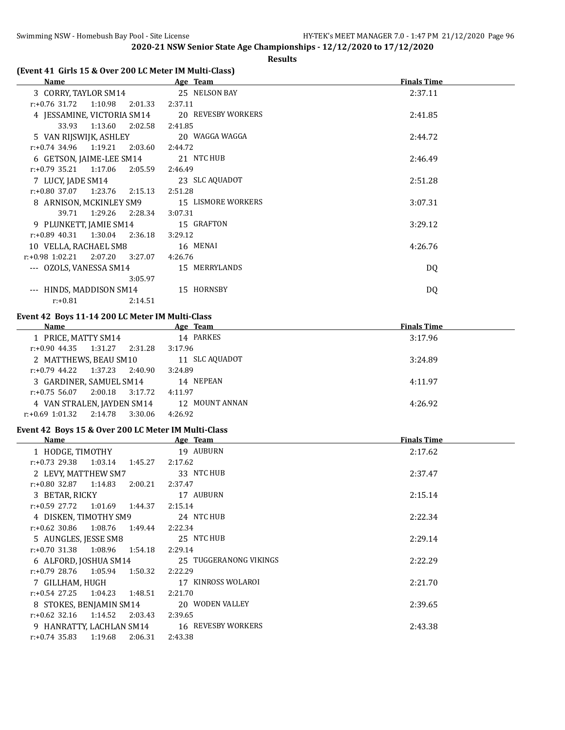**2020-21 NSW Senior State Age Championships - 12/12/2020 to 17/12/2020**

**Results**

### (Event 41 Girls 15 & Over 200 LC Meter IM Multi-Class)

| Name | Age | Team | Finals Time |
|---|---|---|---|
| 3 CORRY, TAYLOR SM14 | 25 | NELSON BAY | 2:37.11 |
| r:+0.76 31.72 1:10.98 2:01.33 2:37.11 | | | |
| 4 JESSAMINE, VICTORIA SM14 | 20 | REVESBY WORKERS | 2:41.85 |
| 33.93 1:13.60 2:02.58 2:41.85 | | | |
| 5 VAN RIJSWIJK, ASHLEY | 20 | WAGGA WAGGA | 2:44.72 |
| r:+0.74 34.96 1:19.21 2:03.60 2:44.72 | | | |
| 6 GETSON, JAIME-LEE SM14 | 21 | NTC HUB | 2:46.49 |
| r:+0.79 35.21 1:17.06 2:05.59 2:46.49 | | | |
| 7 LUCY, JADE SM14 | 23 | SLC AQUADOT | 2:51.28 |
| r:+0.80 37.07 1:23.76 2:15.13 2:51.28 | | | |
| 8 ARNISON, MCKINLEY SM9 | 15 | LISMORE WORKERS | 3:07.31 |
| 39.71 1:29.26 2:28.34 3:07.31 | | | |
| 9 PLUNKETT, JAMIE SM14 | 15 | GRAFTON | 3:29.12 |
| r:+0.89 40.31 1:30.04 2:36.18 3:29.12 | | | |
| 10 VELLA, RACHAEL SM8 | 16 | MENAI | 4:26.76 |
| r:+0.98 1:02.21 2:07.20 3:27.07 4:26.76 | | | |
| --- OZOLS, VANESSA SM14 | 15 | MERRYLANDS | DQ |
| 3:05.97 | | | |
| --- HINDS, MADDISON SM14 | 15 | HORNSBY | DQ |
| r:+0.81 2:14.51 | | | |

### Event 42 Boys 11-14 200 LC Meter IM Multi-Class

| Name | Age | Team | Finals Time |
|---|---|---|---|
| 1 PRICE, MATTY SM14 | 14 | PARKES | 3:17.96 |
| r:+0.90 44.35 1:31.27 2:31.28 3:17.96 | | | |
| 2 MATTHEWS, BEAU SM10 | 11 | SLC AQUADOT | 3:24.89 |
| r:+0.79 44.22 1:37.23 2:40.90 3:24.89 | | | |
| 3 GARDINER, SAMUEL SM14 | 14 | NEPEAN | 4:11.97 |
| r:+0.75 56.07 2:00.18 3:17.72 4:11.97 | | | |
| 4 VAN STRALEN, JAYDEN SM14 | 12 | MOUNT ANNAN | 4:26.92 |
| r:+0.69 1:01.32 2:14.78 3:30.06 4:26.92 | | | |

### Event 42 Boys 15 & Over 200 LC Meter IM Multi-Class

| Name | Age | Team | Finals Time |
|---|---|---|---|
| 1 HODGE, TIMOTHY | 19 | AUBURN | 2:17.62 |
| r:+0.73 29.38 1:03.14 1:45.27 2:17.62 | | | |
| 2 LEVY, MATTHEW SM7 | 33 | NTC HUB | 2:37.47 |
| r:+0.80 32.87 1:14.83 2:00.21 2:37.47 | | | |
| 3 BETAR, RICKY | 17 | AUBURN | 2:15.14 |
| r:+0.59 27.72 1:01.69 1:44.37 2:15.14 | | | |
| 4 DISKEN, TIMOTHY SM9 | 24 | NTC HUB | 2:22.34 |
| r:+0.62 30.86 1:08.76 1:49.44 2:22.34 | | | |
| 5 AUNGLES, JESSE SM8 | 25 | NTC HUB | 2:29.14 |
| r:+0.70 31.38 1:08.96 1:54.18 2:29.14 | | | |
| 6 ALFORD, JOSHUA SM14 | 25 | TUGGERANONG VIKINGS | 2:22.29 |
| r:+0.79 28.76 1:05.94 1:50.32 2:22.29 | | | |
| 7 GILLHAM, HUGH | 17 | KINROSS WOLAROI | 2:21.70 |
| r:+0.54 27.25 1:04.23 1:48.51 2:21.70 | | | |
| 8 STOKES, BENJAMIN SM14 | 20 | WODEN VALLEY | 2:39.65 |
| r:+0.62 32.16 1:14.52 2:03.43 2:39.65 | | | |
| 9 HANRATTY, LACHLAN SM14 | 16 | REVESBY WORKERS | 2:43.38 |
| r:+0.74 35.83 1:19.68 2:06.31 2:43.38 | | | |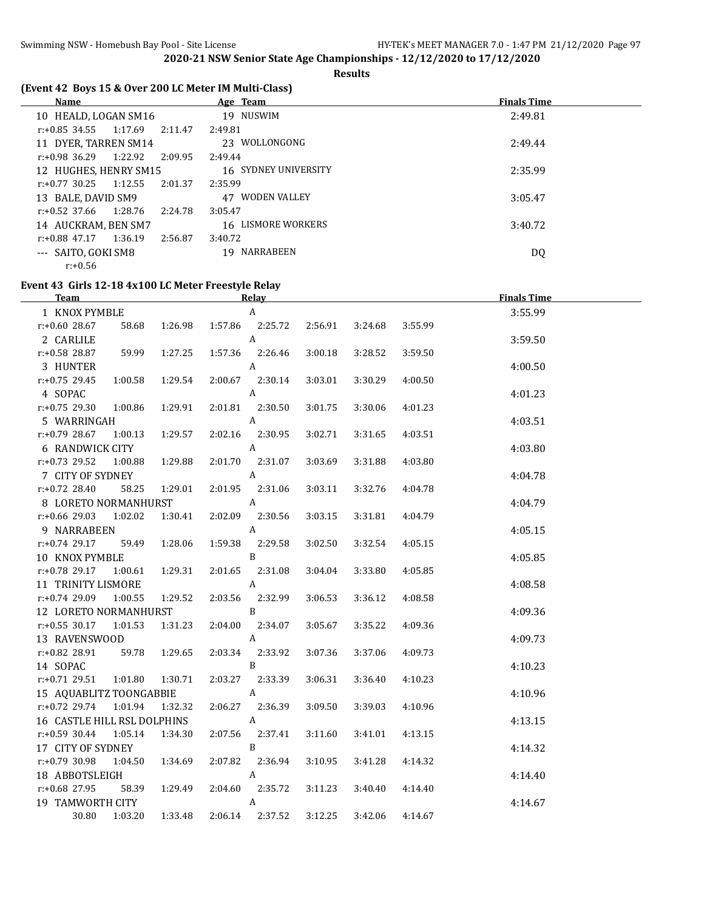## 2020-21 NSW Senior State Age Championships - 12/12/2020 to 17/12/2020

**Results**

### (Event 42 Boys 15 & Over 200 LC Meter IM Multi-Class)

| Name | Age | Team | Finals Time |
|---|---|---|---|
| 10 HEALD, LOGAN SM16 | 19 | NUSWIM | 2:49.81 |
| r:+0.85 34.55 1:17.69 2:11.47 2:49.81 | | | |
| 11 DYER, TARREN SM14 | 23 | WOLLONGONG | 2:49.44 |
| r:+0.98 36.29 1:22.92 2:09.95 2:49.44 | | | |
| 12 HUGHES, HENRY SM15 | 16 | SYDNEY UNIVERSITY | 2:35.99 |
| r:+0.77 30.25 1:12.55 2:01.37 2:35.99 | | | |
| 13 BALE, DAVID SM9 | 47 | WODEN VALLEY | 3:05.47 |
| r:+0.52 37.66 1:28.76 2:24.78 3:05.47 | | | |
| 14 AUCKRAM, BEN SM7 | 16 | LISMORE WORKERS | 3:40.72 |
| r:+0.88 47.17 1:36.19 2:56.87 3:40.72 | | | |
| --- SAITO, GOKI SM8 | 19 | NARRABEEN | DQ |
| r:+0.56 | | | |

### Event 43 Girls 12-18 4x100 LC Meter Freestyle Relay

| Team | Relay | Finals Time |
|---|---|---|
| 1 KNOX PYMBLE | A | 3:55.99 |
| r:+0.60 28.67 58.68 1:26.98 1:57.86 2:25.72 2:56.91 3:24.68 3:55.99 | | |
| 2 CARLILE | A | 3:59.50 |
| r:+0.58 28.87 59.99 1:27.25 1:57.36 2:26.46 3:00.18 3:28.52 3:59.50 | | |
| 3 HUNTER | A | 4:00.50 |
| r:+0.75 29.45 1:00.58 1:29.54 2:00.67 2:30.14 3:03.01 3:30.29 4:00.50 | | |
| 4 SOPAC | A | 4:01.23 |
| r:+0.75 29.30 1:00.86 1:29.91 2:01.81 2:30.50 3:01.75 3:30.06 4:01.23 | | |
| 5 WARRINGAH | A | 4:03.51 |
| r:+0.79 28.67 1:00.13 1:29.57 2:02.16 2:30.95 3:02.71 3:31.65 4:03.51 | | |
| 6 RANDWICK CITY | A | 4:03.80 |
| r:+0.73 29.52 1:00.88 1:29.88 2:01.70 2:31.07 3:03.69 3:31.88 4:03.80 | | |
| 7 CITY OF SYDNEY | A | 4:04.78 |
| r:+0.72 28.40 58.25 1:29.01 2:01.95 2:31.06 3:03.11 3:32.76 4:04.78 | | |
| 8 LORETO NORMANHURST | A | 4:04.79 |
| r:+0.66 29.03 1:02.02 1:30.41 2:02.09 2:30.56 3:03.15 3:31.81 4:04.79 | | |
| 9 NARRABEEN | A | 4:05.15 |
| r:+0.74 29.17 59.49 1:28.06 1:59.38 2:29.58 3:02.50 3:32.54 4:05.15 | | |
| 10 KNOX PYMBLE | B | 4:05.85 |
| r:+0.78 29.17 1:00.61 1:29.31 2:01.65 2:31.08 3:04.04 3:33.80 4:05.85 | | |
| 11 TRINITY LISMORE | A | 4:08.58 |
| r:+0.74 29.09 1:00.55 1:29.52 2:03.56 2:32.99 3:06.53 3:36.12 4:08.58 | | |
| 12 LORETO NORMANHURST | B | 4:09.36 |
| r:+0.55 30.17 1:01.53 1:31.23 2:04.00 2:34.07 3:05.67 3:35.22 4:09.36 | | |
| 13 RAVENSWOOD | A | 4:09.73 |
| r:+0.82 28.91 59.78 1:29.65 2:03.34 2:33.92 3:07.36 3:37.06 4:09.73 | | |
| 14 SOPAC | B | 4:10.23 |
| r:+0.71 29.51 1:01.80 1:30.71 2:03.27 2:33.39 3:06.31 3:36.40 4:10.23 | | |
| 15 AQUABLITZ TOONGABBIE | A | 4:10.96 |
| r:+0.72 29.74 1:01.94 1:32.32 2:06.27 2:36.39 3:09.50 3:39.03 4:10.96 | | |
| 16 CASTLE HILL RSL DOLPHINS | A | 4:13.15 |
| r:+0.59 30.44 1:05.14 1:34.30 2:07.56 2:37.41 3:11.60 3:41.01 4:13.15 | | |
| 17 CITY OF SYDNEY | B | 4:14.32 |
| r:+0.79 30.98 1:04.50 1:34.69 2:07.82 2:36.94 3:10.95 3:41.28 4:14.32 | | |
| 18 ABBOTSLEIGH | A | 4:14.40 |
| r:+0.68 27.95 58.39 1:29.49 2:04.60 2:35.72 3:11.23 3:40.40 4:14.40 | | |
| 19 TAMWORTH CITY | A | 4:14.67 |
| 30.80 1:03.20 1:33.48 2:06.14 2:37.52 3:12.25 3:42.06 4:14.67 | | |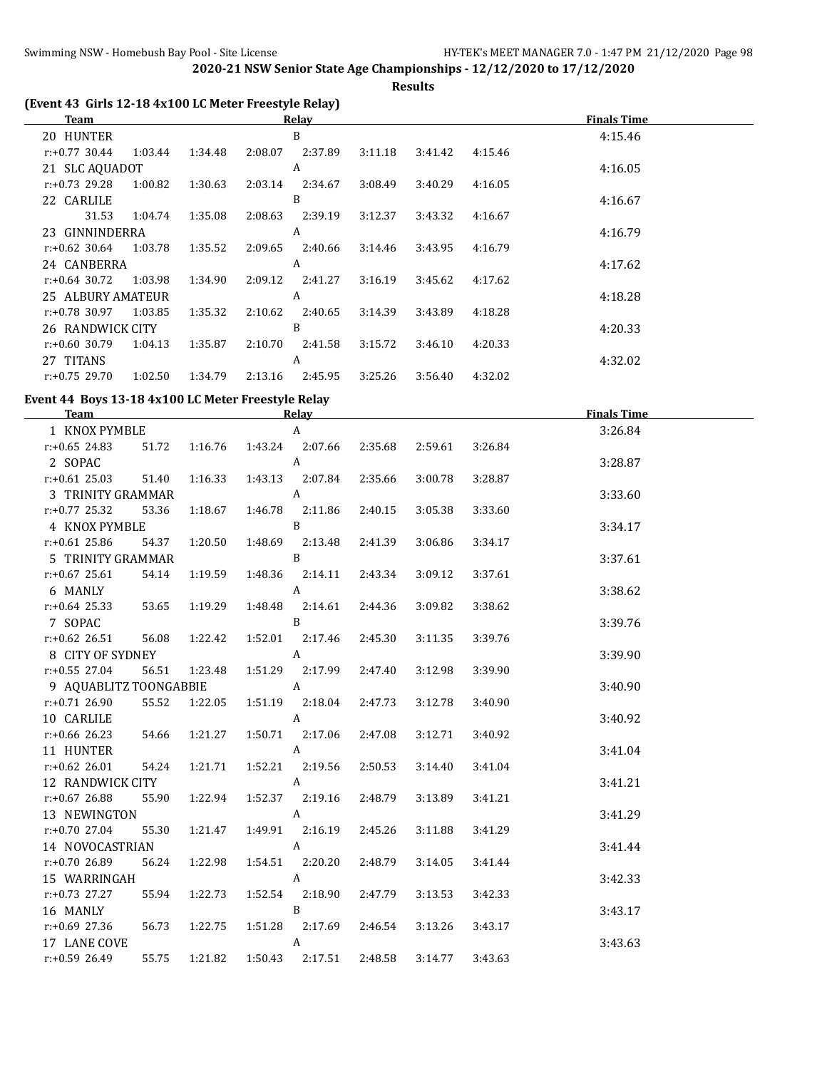**2020-21 NSW Senior State Age Championships - 12/12/2020 to 17/12/2020**

**Results**

### (Event 43 Girls 12-18 4x100 LC Meter Freestyle Relay)

| Team | Relay | Finals Time |
|---|---|---|
| 20 HUNTER | B | 4:15.46 |
| r:+0.77 30.44 1:03.44 1:34.48 2:08.07 2:37.89 3:11.18 3:41.42 4:15.46 | | |
| 21 SLC AQUADOT | A | 4:16.05 |
| r:+0.73 29.28 1:00.82 1:30.63 2:03.14 2:34.67 3:08.49 3:40.29 4:16.05 | | |
| 22 CARLILE | B | 4:16.67 |
| 31.53 1:04.74 1:35.08 2:08.63 2:39.19 3:12.37 3:43.32 4:16.67 | | |
| 23 GINNINDERRA | A | 4:16.79 |
| r:+0.62 30.64 1:03.78 1:35.52 2:09.65 2:40.66 3:14.46 3:43.95 4:16.79 | | |
| 24 CANBERRA | A | 4:17.62 |
| r:+0.64 30.72 1:03.98 1:34.90 2:09.12 2:41.27 3:16.19 3:45.62 4:17.62 | | |
| 25 ALBURY AMATEUR | A | 4:18.28 |
| r:+0.78 30.97 1:03.85 1:35.32 2:10.62 2:40.65 3:14.39 3:43.89 4:18.28 | | |
| 26 RANDWICK CITY | B | 4:20.33 |
| r:+0.60 30.79 1:04.13 1:35.87 2:10.70 2:41.58 3:15.72 3:46.10 4:20.33 | | |
| 27 TITANS | A | 4:32.02 |
| r:+0.75 29.70 1:02.50 1:34.79 2:13.16 2:45.95 3:25.26 3:56.40 4:32.02 | | |

### Event 44 Boys 13-18 4x100 LC Meter Freestyle Relay

| Team | Relay | Finals Time |
|---|---|---|
| 1 KNOX PYMBLE | A | 3:26.84 |
| r:+0.65 24.83 51.72 1:16.76 1:43.24 2:07.66 2:35.68 2:59.61 3:26.84 | | |
| 2 SOPAC | A | 3:28.87 |
| r:+0.61 25.03 51.40 1:16.33 1:43.13 2:07.84 2:35.66 3:00.78 3:28.87 | | |
| 3 TRINITY GRAMMAR | A | 3:33.60 |
| r:+0.77 25.32 53.36 1:18.67 1:46.78 2:11.86 2:40.15 3:05.38 3:33.60 | | |
| 4 KNOX PYMBLE | B | 3:34.17 |
| r:+0.61 25.86 54.37 1:20.50 1:48.69 2:13.48 2:41.39 3:06.86 3:34.17 | | |
| 5 TRINITY GRAMMAR | B | 3:37.61 |
| r:+0.67 25.61 54.14 1:19.59 1:48.36 2:14.11 2:43.34 3:09.12 3:37.61 | | |
| 6 MANLY | A | 3:38.62 |
| r:+0.64 25.33 53.65 1:19.29 1:48.48 2:14.61 2:44.36 3:09.82 3:38.62 | | |
| 7 SOPAC | B | 3:39.76 |
| r:+0.62 26.51 56.08 1:22.42 1:52.01 2:17.46 2:45.30 3:11.35 3:39.76 | | |
| 8 CITY OF SYDNEY | A | 3:39.90 |
| r:+0.55 27.04 56.51 1:23.48 1:51.29 2:17.99 2:47.40 3:12.98 3:39.90 | | |
| 9 AQUABLITZ TOONGABBIE | A | 3:40.90 |
| r:+0.71 26.90 55.52 1:22.05 1:51.19 2:18.04 2:47.73 3:12.78 3:40.90 | | |
| 10 CARLILE | A | 3:40.92 |
| r:+0.66 26.23 54.66 1:21.27 1:50.71 2:17.06 2:47.08 3:12.71 3:40.92 | | |
| 11 HUNTER | A | 3:41.04 |
| r:+0.62 26.01 54.24 1:21.71 1:52.21 2:19.56 2:50.53 3:14.40 3:41.04 | | |
| 12 RANDWICK CITY | A | 3:41.21 |
| r:+0.67 26.88 55.90 1:22.94 1:52.37 2:19.16 2:48.79 3:13.89 3:41.21 | | |
| 13 NEWINGTON | A | 3:41.29 |
| r:+0.70 27.04 55.30 1:21.47 1:49.91 2:16.19 2:45.26 3:11.88 3:41.29 | | |
| 14 NOVOCASTRIAN | A | 3:41.44 |
| r:+0.70 26.89 56.24 1:22.98 1:54.51 2:20.20 2:48.79 3:14.05 3:41.44 | | |
| 15 WARRINGAH | A | 3:42.33 |
| r:+0.73 27.27 55.94 1:22.73 1:52.54 2:18.90 2:47.79 3:13.53 3:42.33 | | |
| 16 MANLY | B | 3:43.17 |
| r:+0.69 27.36 56.73 1:22.75 1:51.28 2:17.69 2:46.54 3:13.26 3:43.17 | | |
| 17 LANE COVE | A | 3:43.63 |
| r:+0.59 26.49 55.75 1:21.82 1:50.43 2:17.51 2:48.58 3:14.77 3:43.63 | | |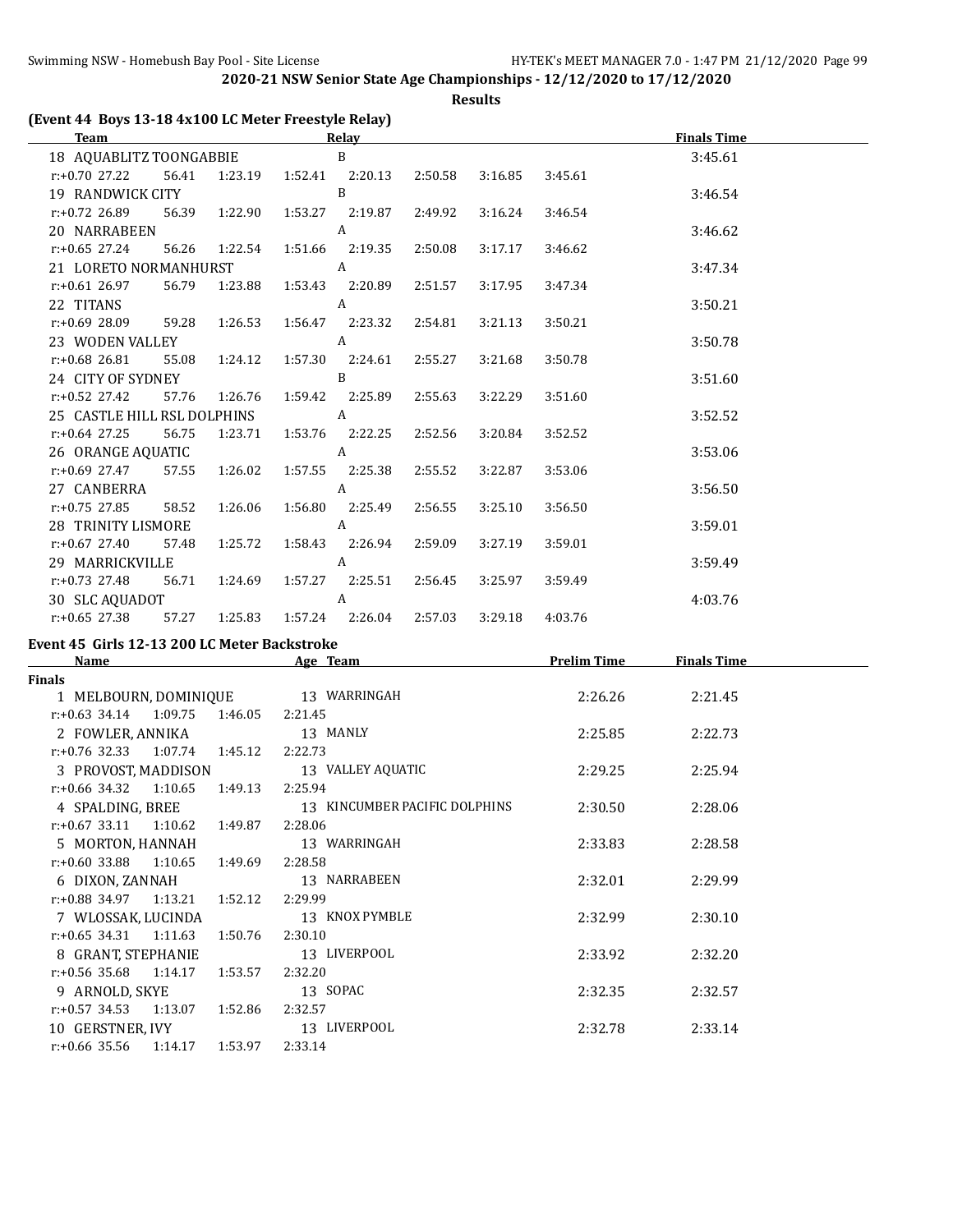2020-21 NSW Senior State Age Championships - 12/12/2020 to 17/12/2020

**Results**

### (Event 44 Boys 13-18 4x100 LC Meter Freestyle Relay)

| Team | Relay | Finals Time |
|---|---|---|
| 18 AQUABLITZ TOONGABBIE | B | 3:45.61 |
| r:+0.70 27.22 56.41 1:23.19 1:52.41 2:20.13 2:50.58 3:16.85 3:45.61 | | |
| 19 RANDWICK CITY | B | 3:46.54 |
| r:+0.72 26.89 56.39 1:22.90 1:53.27 2:19.87 2:49.92 3:16.24 3:46.54 | | |
| 20 NARRABEEN | A | 3:46.62 |
| r:+0.65 27.24 56.26 1:22.54 1:51.66 2:19.35 2:50.08 3:17.17 3:46.62 | | |
| 21 LORETO NORMANHURST | A | 3:47.34 |
| r:+0.61 26.97 56.79 1:23.88 1:53.43 2:20.89 2:51.57 3:17.95 3:47.34 | | |
| 22 TITANS | A | 3:50.21 |
| r:+0.69 28.09 59.28 1:26.53 1:56.47 2:23.32 2:54.81 3:21.13 3:50.21 | | |
| 23 WODEN VALLEY | A | 3:50.78 |
| r:+0.68 26.81 55.08 1:24.12 1:57.30 2:24.61 2:55.27 3:21.68 3:50.78 | | |
| 24 CITY OF SYDNEY | B | 3:51.60 |
| r:+0.52 27.42 57.76 1:26.76 1:59.42 2:25.89 2:55.63 3:22.29 3:51.60 | | |
| 25 CASTLE HILL RSL DOLPHINS | A | 3:52.52 |
| r:+0.64 27.25 56.75 1:23.71 1:53.76 2:22.25 2:52.56 3:20.84 3:52.52 | | |
| 26 ORANGE AQUATIC | A | 3:53.06 |
| r:+0.69 27.47 57.55 1:26.02 1:57.55 2:25.38 2:55.52 3:22.87 3:53.06 | | |
| 27 CANBERRA | A | 3:56.50 |
| r:+0.75 27.85 58.52 1:26.06 1:56.80 2:25.49 2:56.55 3:25.10 3:56.50 | | |
| 28 TRINITY LISMORE | A | 3:59.01 |
| r:+0.67 27.40 57.48 1:25.72 1:58.43 2:26.94 2:59.09 3:27.19 3:59.01 | | |
| 29 MARRICKVILLE | A | 3:59.49 |
| r:+0.73 27.48 56.71 1:24.69 1:57.27 2:25.51 2:56.45 3:25.97 3:59.49 | | |
| 30 SLC AQUADOT | A | 4:03.76 |
| r:+0.65 27.38 57.27 1:25.83 1:57.24 2:26.04 2:57.03 3:29.18 4:03.76 | | |

### Event 45 Girls 12-13 200 LC Meter Backstroke

| Name | Age | Team | Prelim Time | Finals Time |
|---|---|---|---|---|
| **Finals** | | | | |
| 1 MELBOURN, DOMINIQUE | 13 | WARRINGAH | 2:26.26 | 2:21.45 |
| r:+0.63 34.14 1:09.75 1:46.05 2:21.45 | | | | |
| 2 FOWLER, ANNIKA | 13 | MANLY | 2:25.85 | 2:22.73 |
| r:+0.76 32.33 1:07.74 1:45.12 2:22.73 | | | | |
| 3 PROVOST, MADDISON | 13 | VALLEY AQUATIC | 2:29.25 | 2:25.94 |
| r:+0.66 34.32 1:10.65 1:49.13 2:25.94 | | | | |
| 4 SPALDING, BREE | 13 | KINCUMBER PACIFIC DOLPHINS | 2:30.50 | 2:28.06 |
| r:+0.67 33.11 1:10.62 1:49.87 2:28.06 | | | | |
| 5 MORTON, HANNAH | 13 | WARRINGAH | 2:33.83 | 2:28.58 |
| r:+0.60 33.88 1:10.65 1:49.69 2:28.58 | | | | |
| 6 DIXON, ZANNAH | 13 | NARRABEEN | 2:32.01 | 2:29.99 |
| r:+0.88 34.97 1:13.21 1:52.12 2:29.99 | | | | |
| 7 WLOSSAK, LUCINDA | 13 | KNOX PYMBLE | 2:32.99 | 2:30.10 |
| r:+0.65 34.31 1:11.63 1:50.76 2:30.10 | | | | |
| 8 GRANT, STEPHANIE | 13 | LIVERPOOL | 2:33.92 | 2:32.20 |
| r:+0.56 35.68 1:14.17 1:53.57 2:32.20 | | | | |
| 9 ARNOLD, SKYE | 13 | SOPAC | 2:32.35 | 2:32.57 |
| r:+0.57 34.53 1:13.07 1:52.86 2:32.57 | | | | |
| 10 GERSTNER, IVY | 13 | LIVERPOOL | 2:32.78 | 2:33.14 |
| r:+0.66 35.56 1:14.17 1:53.97 2:33.14 | | | | |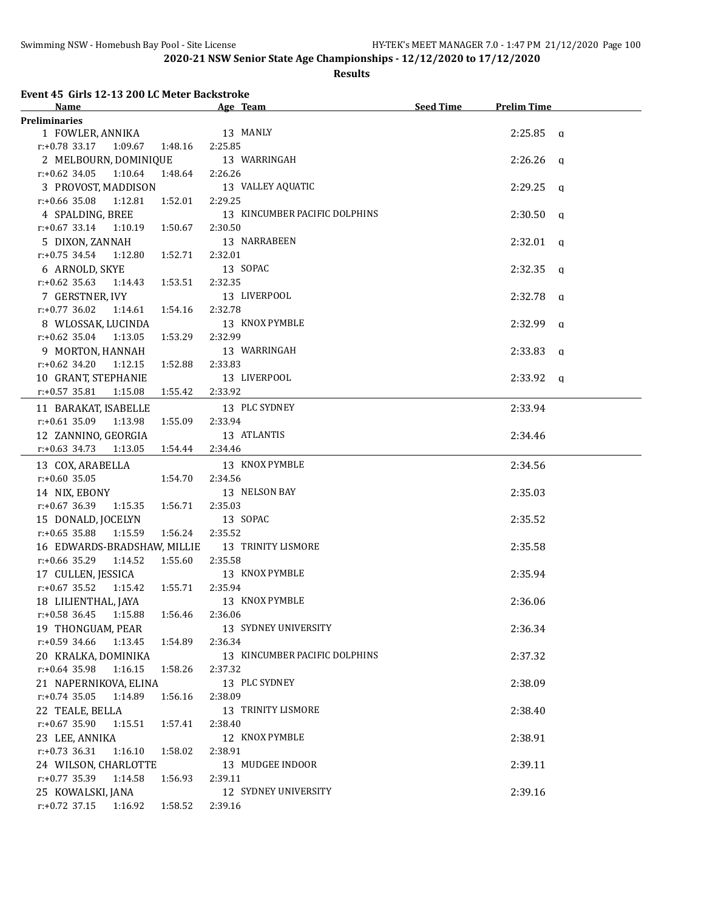## 2020-21 NSW Senior State Age Championships - 12/12/2020 to 17/12/2020

### Results

**Event 45 Girls 12-13 200 LC Meter Backstroke**

| Name | Age | Team | Seed Time | Prelim Time | |
|---|---|---|---|---|---|
| **Preliminaries** | | | | | |
| 1 FOWLER, ANNIKA | 13 | MANLY | | 2:25.85 | q |
| r:+0.78 33.17 1:09.67 1:48.16 2:25.85 | | | | | |
| 2 MELBOURN, DOMINIQUE | 13 | WARRINGAH | | 2:26.26 | q |
| r:+0.62 34.05 1:10.64 1:48.64 2:26.26 | | | | | |
| 3 PROVOST, MADDISON | 13 | VALLEY AQUATIC | | 2:29.25 | q |
| r:+0.66 35.08 1:12.81 1:52.01 2:29.25 | | | | | |
| 4 SPALDING, BREE | 13 | KINCUMBER PACIFIC DOLPHINS | | 2:30.50 | q |
| r:+0.67 33.14 1:10.19 1:50.67 2:30.50 | | | | | |
| 5 DIXON, ZANNAH | 13 | NARRABEEN | | 2:32.01 | q |
| r:+0.75 34.54 1:12.80 1:52.71 2:32.01 | | | | | |
| 6 ARNOLD, SKYE | 13 | SOPAC | | 2:32.35 | q |
| r:+0.62 35.63 1:14.43 1:53.51 2:32.35 | | | | | |
| 7 GERSTNER, IVY | 13 | LIVERPOOL | | 2:32.78 | q |
| r:+0.77 36.02 1:14.61 1:54.16 2:32.78 | | | | | |
| 8 WLOSSAK, LUCINDA | 13 | KNOX PYMBLE | | 2:32.99 | q |
| r:+0.62 35.04 1:13.05 1:53.29 2:32.99 | | | | | |
| 9 MORTON, HANNAH | 13 | WARRINGAH | | 2:33.83 | q |
| r:+0.62 34.20 1:12.15 1:52.88 2:33.83 | | | | | |
| 10 GRANT, STEPHANIE | 13 | LIVERPOOL | | 2:33.92 | q |
| r:+0.57 35.81 1:15.08 1:55.42 2:33.92 | | | | | |
| 11 BARAKAT, ISABELLE | 13 | PLC SYDNEY | | 2:33.94 | |
| r:+0.61 35.09 1:13.98 1:55.09 2:33.94 | | | | | |
| 12 ZANNINO, GEORGIA | 13 | ATLANTIS | | 2:34.46 | |
| r:+0.63 34.73 1:13.05 1:54.44 2:34.46 | | | | | |
| 13 COX, ARABELLA | 13 | KNOX PYMBLE | | 2:34.56 | |
| r:+0.60 35.05 1:54.70 2:34.56 | | | | | |
| 14 NIX, EBONY | 13 | NELSON BAY | | 2:35.03 | |
| r:+0.67 36.39 1:15.35 1:56.71 2:35.03 | | | | | |
| 15 DONALD, JOCELYN | 13 | SOPAC | | 2:35.52 | |
| r:+0.65 35.88 1:15.59 1:56.24 2:35.52 | | | | | |
| 16 EDWARDS-BRADSHAW, MILLIE | 13 | TRINITY LISMORE | | 2:35.58 | |
| r:+0.66 35.29 1:14.52 1:55.60 2:35.58 | | | | | |
| 17 CULLEN, JESSICA | 13 | KNOX PYMBLE | | 2:35.94 | |
| r:+0.67 35.52 1:15.42 1:55.71 2:35.94 | | | | | |
| 18 LILIENTHAL, JAYA | 13 | KNOX PYMBLE | | 2:36.06 | |
| r:+0.58 36.45 1:15.88 1:56.46 2:36.06 | | | | | |
| 19 THONGUAM, PEAR | 13 | SYDNEY UNIVERSITY | | 2:36.34 | |
| r:+0.59 34.66 1:13.45 1:54.89 2:36.34 | | | | | |
| 20 KRALKA, DOMINIKA | 13 | KINCUMBER PACIFIC DOLPHINS | | 2:37.32 | |
| r:+0.64 35.98 1:16.15 1:58.26 2:37.32 | | | | | |
| 21 NAPERNIKOVA, ELINA | 13 | PLC SYDNEY | | 2:38.09 | |
| r:+0.74 35.05 1:14.89 1:56.16 2:38.09 | | | | | |
| 22 TEALE, BELLA | 13 | TRINITY LISMORE | | 2:38.40 | |
| r:+0.67 35.90 1:15.51 1:57.41 2:38.40 | | | | | |
| 23 LEE, ANNIKA | 12 | KNOX PYMBLE | | 2:38.91 | |
| r:+0.73 36.31 1:16.10 1:58.02 2:38.91 | | | | | |
| 24 WILSON, CHARLOTTE | 13 | MUDGEE INDOOR | | 2:39.11 | |
| r:+0.77 35.39 1:14.58 1:56.93 2:39.11 | | | | | |
| 25 KOWALSKI, JANA | 12 | SYDNEY UNIVERSITY | | 2:39.16 | |
| r:+0.72 37.15 1:16.92 1:58.52 2:39.16 | | | | | |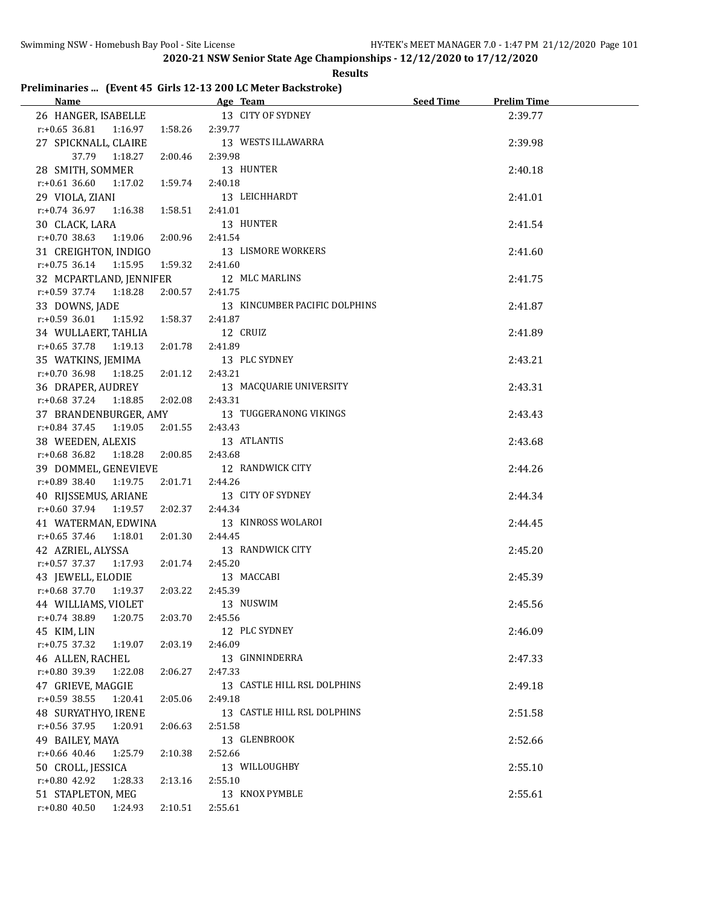**2020-21 NSW Senior State Age Championships - 12/12/2020 to 17/12/2020**

**Results**

### Preliminaries ... (Event 45 Girls 12-13 200 LC Meter Backstroke)

| Name | Age | Team | Seed Time | Prelim Time |
|---|---|---|---|---|
| 26 HANGER, ISABELLE | 13 | CITY OF SYDNEY | | 2:39.77 |
| r:+0.65 36.81 1:16.97 1:58.26 2:39.77 | | | | |
| 27 SPICKNALL, CLAIRE | 13 | WESTS ILLAWARRA | | 2:39.98 |
| 37.79 1:18.27 2:00.46 2:39.98 | | | | |
| 28 SMITH, SOMMER | 13 | HUNTER | | 2:40.18 |
| r:+0.61 36.60 1:17.02 1:59.74 2:40.18 | | | | |
| 29 VIOLA, ZIANI | 13 | LEICHHARDT | | 2:41.01 |
| r:+0.74 36.97 1:16.38 1:58.51 2:41.01 | | | | |
| 30 CLACK, LARA | 13 | HUNTER | | 2:41.54 |
| r:+0.70 38.63 1:19.06 2:00.96 2:41.54 | | | | |
| 31 CREIGHTON, INDIGO | 13 | LISMORE WORKERS | | 2:41.60 |
| r:+0.75 36.14 1:15.95 1:59.32 2:41.60 | | | | |
| 32 MCPARTLAND, JENNIFER | 12 | MLC MARLINS | | 2:41.75 |
| r:+0.59 37.74 1:18.28 2:00.57 2:41.75 | | | | |
| 33 DOWNS, JADE | 13 | KINCUMBER PACIFIC DOLPHINS | | 2:41.87 |
| r:+0.59 36.01 1:15.92 1:58.37 2:41.87 | | | | |
| 34 WULLAERT, TAHLIA | 12 | CRUIZ | | 2:41.89 |
| r:+0.65 37.78 1:19.13 2:01.78 2:41.89 | | | | |
| 35 WATKINS, JEMIMA | 13 | PLC SYDNEY | | 2:43.21 |
| r:+0.70 36.98 1:18.25 2:01.12 2:43.21 | | | | |
| 36 DRAPER, AUDREY | 13 | MACQUARIE UNIVERSITY | | 2:43.31 |
| r:+0.68 37.24 1:18.85 2:02.08 2:43.31 | | | | |
| 37 BRANDENBURGER, AMY | 13 | TUGGERANONG VIKINGS | | 2:43.43 |
| r:+0.84 37.45 1:19.05 2:01.55 2:43.43 | | | | |
| 38 WEEDEN, ALEXIS | 13 | ATLANTIS | | 2:43.68 |
| r:+0.68 36.82 1:18.28 2:00.85 2:43.68 | | | | |
| 39 DOMMEL, GENEVIEVE | 12 | RANDWICK CITY | | 2:44.26 |
| r:+0.89 38.40 1:19.75 2:01.71 2:44.26 | | | | |
| 40 RIJSSEMUS, ARIANE | 13 | CITY OF SYDNEY | | 2:44.34 |
| r:+0.60 37.94 1:19.57 2:02.37 2:44.34 | | | | |
| 41 WATERMAN, EDWINA | 13 | KINROSS WOLAROI | | 2:44.45 |
| r:+0.65 37.46 1:18.01 2:01.30 2:44.45 | | | | |
| 42 AZRIEL, ALYSSA | 13 | RANDWICK CITY | | 2:45.20 |
| r:+0.57 37.37 1:17.93 2:01.74 2:45.20 | | | | |
| 43 JEWELL, ELODIE | 13 | MACCABI | | 2:45.39 |
| r:+0.68 37.70 1:19.37 2:03.22 2:45.39 | | | | |
| 44 WILLIAMS, VIOLET | 13 | NUSWIM | | 2:45.56 |
| r:+0.74 38.89 1:20.75 2:03.70 2:45.56 | | | | |
| 45 KIM, LIN | 12 | PLC SYDNEY | | 2:46.09 |
| r:+0.75 37.32 1:19.07 2:03.19 2:46.09 | | | | |
| 46 ALLEN, RACHEL | 13 | GINNINDERRA | | 2:47.33 |
| r:+0.80 39.39 1:22.08 2:06.27 2:47.33 | | | | |
| 47 GRIEVE, MAGGIE | 13 | CASTLE HILL RSL DOLPHINS | | 2:49.18 |
| r:+0.59 38.55 1:20.41 2:05.06 2:49.18 | | | | |
| 48 SURYATHYO, IRENE | 13 | CASTLE HILL RSL DOLPHINS | | 2:51.58 |
| r:+0.56 37.95 1:20.91 2:06.63 2:51.58 | | | | |
| 49 BAILEY, MAYA | 13 | GLENBROOK | | 2:52.66 |
| r:+0.66 40.46 1:25.79 2:10.38 2:52.66 | | | | |
| 50 CROLL, JESSICA | 13 | WILLOUGHBY | | 2:55.10 |
| r:+0.80 42.92 1:28.33 2:13.16 2:55.10 | | | | |
| 51 STAPLETON, MEG | 13 | KNOX PYMBLE | | 2:55.61 |
| r:+0.80 40.50 1:24.93 2:10.51 2:55.61 | | | | |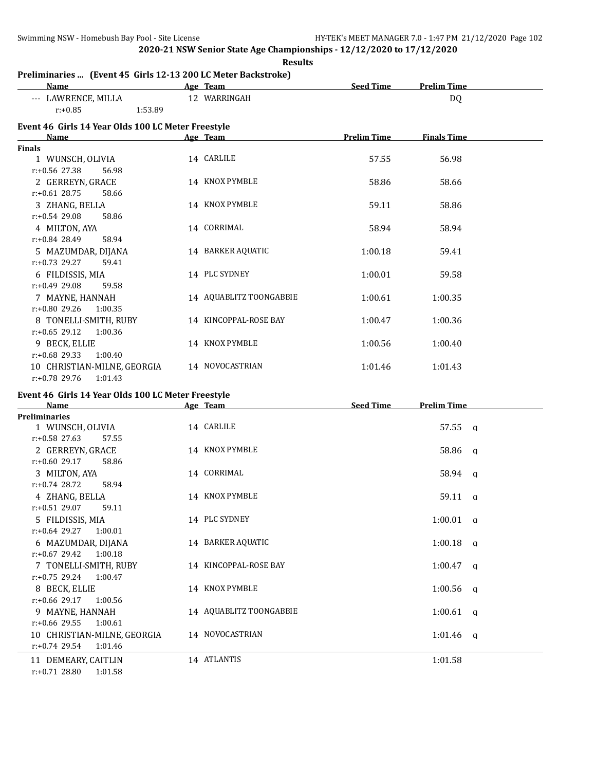**2020-21 NSW Senior State Age Championships - 12/12/2020 to 17/12/2020**

**Results**

## Preliminaries ... (Event 45 Girls 12-13 200 LC Meter Backstroke)

| Name | Age | Team | Seed Time | Prelim Time |
|---|---|---|---|---|
| --- LAWRENCE, MILLA | 12 | WARRINGAH | | DQ |
| r:+0.85 1:53.89 | | | | |

## Event 46 Girls 14 Year Olds 100 LC Meter Freestyle

| Name | Age | Team | Prelim Time | Finals Time |
|---|---|---|---|---|
| **Finals** | | | | |
| 1 WUNSCH, OLIVIA | 14 | CARLILE | 57.55 | 56.98 |
| r:+0.56 27.38 56.98 | | | | |
| 2 GERREYN, GRACE | 14 | KNOX PYMBLE | 58.86 | 58.66 |
| r:+0.61 28.75 58.66 | | | | |
| 3 ZHANG, BELLA | 14 | KNOX PYMBLE | 59.11 | 58.86 |
| r:+0.54 29.08 58.86 | | | | |
| 4 MILTON, AYA | 14 | CORRIMAL | 58.94 | 58.94 |
| r:+0.84 28.49 58.94 | | | | |
| 5 MAZUMDAR, DIJANA | 14 | BARKER AQUATIC | 1:00.18 | 59.41 |
| r:+0.73 29.27 59.41 | | | | |
| 6 FILDISSIS, MIA | 14 | PLC SYDNEY | 1:00.01 | 59.58 |
| r:+0.49 29.08 59.58 | | | | |
| 7 MAYNE, HANNAH | 14 | AQUABLITZ TOONGABBIE | 1:00.61 | 1:00.35 |
| r:+0.80 29.26 1:00.35 | | | | |
| 8 TONELLI-SMITH, RUBY | 14 | KINCOPPAL-ROSE BAY | 1:00.47 | 1:00.36 |
| r:+0.65 29.12 1:00.36 | | | | |
| 9 BECK, ELLIE | 14 | KNOX PYMBLE | 1:00.56 | 1:00.40 |
| r:+0.68 29.33 1:00.40 | | | | |
| 10 CHRISTIAN-MILNE, GEORGIA | 14 | NOVOCASTRIAN | 1:01.46 | 1:01.43 |
| r:+0.78 29.76 1:01.43 | | | | |

## Event 46 Girls 14 Year Olds 100 LC Meter Freestyle

| Name | Age | Team | Seed Time | Prelim Time | |
|---|---|---|---|---|---|
| **Preliminaries** | | | | | |
| 1 WUNSCH, OLIVIA | 14 | CARLILE | | 57.55 | q |
| r:+0.58 27.63 57.55 | | | | | |
| 2 GERREYN, GRACE | 14 | KNOX PYMBLE | | 58.86 | q |
| r:+0.60 29.17 58.86 | | | | | |
| 3 MILTON, AYA | 14 | CORRIMAL | | 58.94 | q |
| r:+0.74 28.72 58.94 | | | | | |
| 4 ZHANG, BELLA | 14 | KNOX PYMBLE | | 59.11 | q |
| r:+0.51 29.07 59.11 | | | | | |
| 5 FILDISSIS, MIA | 14 | PLC SYDNEY | | 1:00.01 | q |
| r:+0.64 29.27 1:00.01 | | | | | |
| 6 MAZUMDAR, DIJANA | 14 | BARKER AQUATIC | | 1:00.18 | q |
| r:+0.67 29.42 1:00.18 | | | | | |
| 7 TONELLI-SMITH, RUBY | 14 | KINCOPPAL-ROSE BAY | | 1:00.47 | q |
| r:+0.75 29.24 1:00.47 | | | | | |
| 8 BECK, ELLIE | 14 | KNOX PYMBLE | | 1:00.56 | q |
| r:+0.66 29.17 1:00.56 | | | | | |
| 9 MAYNE, HANNAH | 14 | AQUABLITZ TOONGABBIE | | 1:00.61 | q |
| r:+0.66 29.55 1:00.61 | | | | | |
| 10 CHRISTIAN-MILNE, GEORGIA | 14 | NOVOCASTRIAN | | 1:01.46 | q |
| r:+0.74 29.54 1:01.46 | | | | | |
| 11 DEMEARY, CAITLIN | 14 | ATLANTIS | | 1:01.58 | |
| r:+0.71 28.80 1:01.58 | | | | | |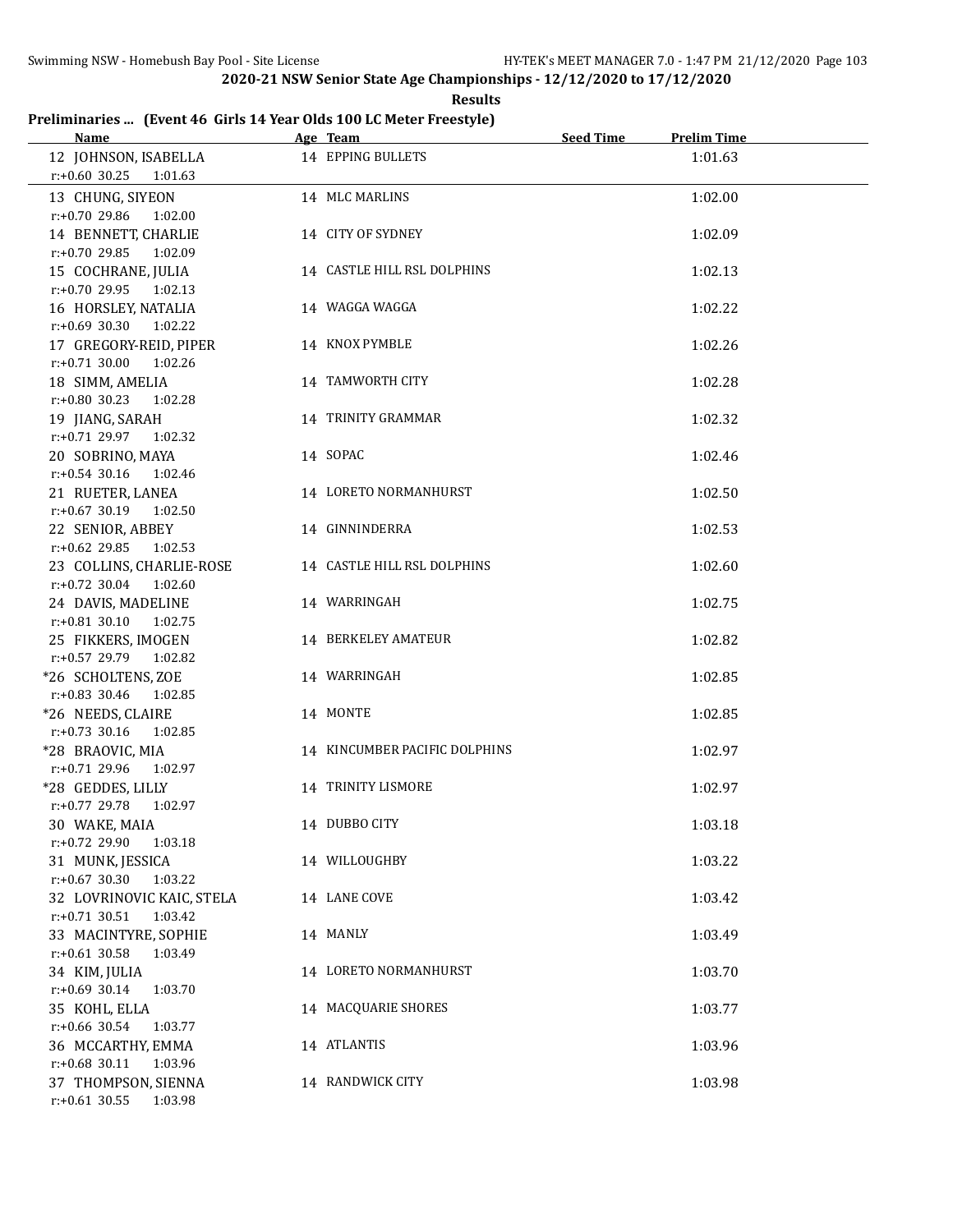# 2020-21 NSW Senior State Age Championships - 12/12/2020 to 17/12/2020

**Results**

## Preliminaries ... (Event 46 Girls 14 Year Olds 100 LC Meter Freestyle)

| Name | Age | Team | Seed Time | Prelim Time |
|---|---|---|---|---|
| 12 JOHNSON, ISABELLA | 14 | EPPING BULLETS | | 1:01.63 |
| r:+0.60 30.25 1:01.63 | | | | |
| 13 CHUNG, SIYEON | 14 | MLC MARLINS | | 1:02.00 |
| r:+0.70 29.86 1:02.00 | | | | |
| 14 BENNETT, CHARLIE | 14 | CITY OF SYDNEY | | 1:02.09 |
| r:+0.70 29.85 1:02.09 | | | | |
| 15 COCHRANE, JULIA | 14 | CASTLE HILL RSL DOLPHINS | | 1:02.13 |
| r:+0.70 29.95 1:02.13 | | | | |
| 16 HORSLEY, NATALIA | 14 | WAGGA WAGGA | | 1:02.22 |
| r:+0.69 30.30 1:02.22 | | | | |
| 17 GREGORY-REID, PIPER | 14 | KNOX PYMBLE | | 1:02.26 |
| r:+0.71 30.00 1:02.26 | | | | |
| 18 SIMM, AMELIA | 14 | TAMWORTH CITY | | 1:02.28 |
| r:+0.80 30.23 1:02.28 | | | | |
| 19 JIANG, SARAH | 14 | TRINITY GRAMMAR | | 1:02.32 |
| r:+0.71 29.97 1:02.32 | | | | |
| 20 SOBRINO, MAYA | 14 | SOPAC | | 1:02.46 |
| r:+0.54 30.16 1:02.46 | | | | |
| 21 RUETER, LANEA | 14 | LORETO NORMANHURST | | 1:02.50 |
| r:+0.67 30.19 1:02.50 | | | | |
| 22 SENIOR, ABBEY | 14 | GINNINDERRA | | 1:02.53 |
| r:+0.62 29.85 1:02.53 | | | | |
| 23 COLLINS, CHARLIE-ROSE | 14 | CASTLE HILL RSL DOLPHINS | | 1:02.60 |
| r:+0.72 30.04 1:02.60 | | | | |
| 24 DAVIS, MADELINE | 14 | WARRINGAH | | 1:02.75 |
| r:+0.81 30.10 1:02.75 | | | | |
| 25 FIKKERS, IMOGEN | 14 | BERKELEY AMATEUR | | 1:02.82 |
| r:+0.57 29.79 1:02.82 | | | | |
| *26 SCHOLTENS, ZOE | 14 | WARRINGAH | | 1:02.85 |
| r:+0.83 30.46 1:02.85 | | | | |
| *26 NEEDS, CLAIRE | 14 | MONTE | | 1:02.85 |
| r:+0.73 30.16 1:02.85 | | | | |
| *28 BRAOVIC, MIA | 14 | KINCUMBER PACIFIC DOLPHINS | | 1:02.97 |
| r:+0.71 29.96 1:02.97 | | | | |
| *28 GEDDES, LILLY | 14 | TRINITY LISMORE | | 1:02.97 |
| r:+0.77 29.78 1:02.97 | | | | |
| 30 WAKE, MAIA | 14 | DUBBO CITY | | 1:03.18 |
| r:+0.72 29.90 1:03.18 | | | | |
| 31 MUNK, JESSICA | 14 | WILLOUGHBY | | 1:03.22 |
| r:+0.67 30.30 1:03.22 | | | | |
| 32 LOVRINOVIC KAIC, STELA | 14 | LANE COVE | | 1:03.42 |
| r:+0.71 30.51 1:03.42 | | | | |
| 33 MACINTYRE, SOPHIE | 14 | MANLY | | 1:03.49 |
| r:+0.61 30.58 1:03.49 | | | | |
| 34 KIM, JULIA | 14 | LORETO NORMANHURST | | 1:03.70 |
| r:+0.69 30.14 1:03.70 | | | | |
| 35 KOHL, ELLA | 14 | MACQUARIE SHORES | | 1:03.77 |
| r:+0.66 30.54 1:03.77 | | | | |
| 36 MCCARTHY, EMMA | 14 | ATLANTIS | | 1:03.96 |
| r:+0.68 30.11 1:03.96 | | | | |
| 37 THOMPSON, SIENNA | 14 | RANDWICK CITY | | 1:03.98 |
| r:+0.61 30.55 1:03.98 | | | | |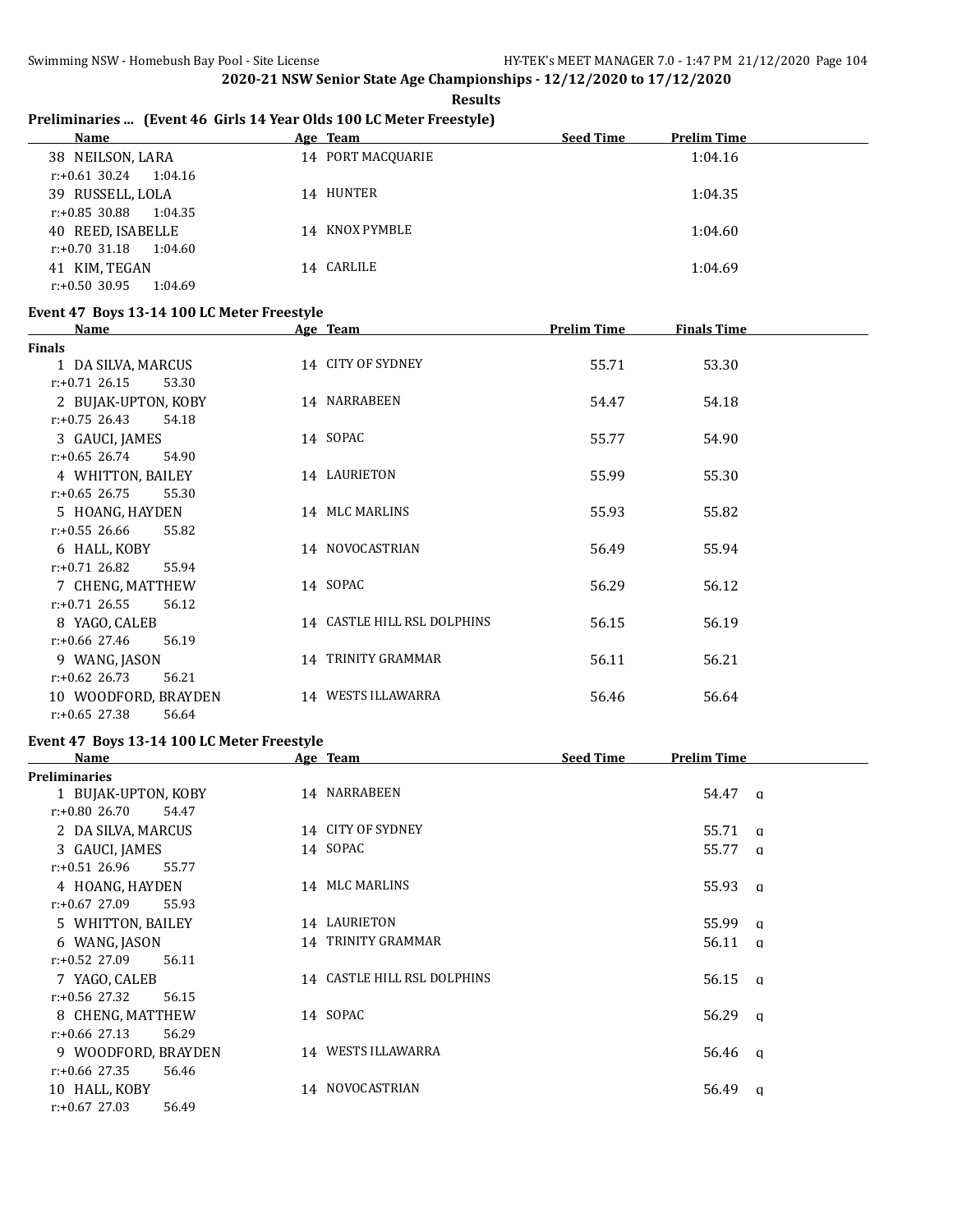## 2020-21 NSW Senior State Age Championships - 12/12/2020 to 17/12/2020

**Results**

### Preliminaries ... (Event 46 Girls 14 Year Olds 100 LC Meter Freestyle)

| Name | Age | Team | Seed Time | Prelim Time |
|---|---|---|---|---|
| 38 NEILSON, LARA | 14 | PORT MACQUARIE | | 1:04.16 |
| r:+0.61 30.24 1:04.16 | | | | |
| 39 RUSSELL, LOLA | 14 | HUNTER | | 1:04.35 |
| r:+0.85 30.88 1:04.35 | | | | |
| 40 REED, ISABELLE | 14 | KNOX PYMBLE | | 1:04.60 |
| r:+0.70 31.18 1:04.60 | | | | |
| 41 KIM, TEGAN | 14 | CARLILE | | 1:04.69 |
| r:+0.50 30.95 1:04.69 | | | | |

### Event 47 Boys 13-14 100 LC Meter Freestyle

| Name | Age | Team | Prelim Time | Finals Time |
|---|---|---|---|---|
| **Finals** | | | | |
| 1 DA SILVA, MARCUS | 14 | CITY OF SYDNEY | 55.71 | 53.30 |
| r:+0.71 26.15 53.30 | | | | |
| 2 BUJAK-UPTON, KOBY | 14 | NARRABEEN | 54.47 | 54.18 |
| r:+0.75 26.43 54.18 | | | | |
| 3 GAUCI, JAMES | 14 | SOPAC | 55.77 | 54.90 |
| r:+0.65 26.74 54.90 | | | | |
| 4 WHITTON, BAILEY | 14 | LAURIETON | 55.99 | 55.30 |
| r:+0.65 26.75 55.30 | | | | |
| 5 HOANG, HAYDEN | 14 | MLC MARLINS | 55.93 | 55.82 |
| r:+0.55 26.66 55.82 | | | | |
| 6 HALL, KOBY | 14 | NOVOCASTRIAN | 56.49 | 55.94 |
| r:+0.71 26.82 55.94 | | | | |
| 7 CHENG, MATTHEW | 14 | SOPAC | 56.29 | 56.12 |
| r:+0.71 26.55 56.12 | | | | |
| 8 YAGO, CALEB | 14 | CASTLE HILL RSL DOLPHINS | 56.15 | 56.19 |
| r:+0.66 27.46 56.19 | | | | |
| 9 WANG, JASON | 14 | TRINITY GRAMMAR | 56.11 | 56.21 |
| r:+0.62 26.73 56.21 | | | | |
| 10 WOODFORD, BRAYDEN | 14 | WESTS ILLAWARRA | 56.46 | 56.64 |
| r:+0.65 27.38 56.64 | | | | |

### Event 47 Boys 13-14 100 LC Meter Freestyle

| Name | Age | Team | Seed Time | Prelim Time |
|---|---|---|---|---|
| **Preliminaries** | | | | |
| 1 BUJAK-UPTON, KOBY | 14 | NARRABEEN | | 54.47 q |
| r:+0.80 26.70 54.47 | | | | |
| 2 DA SILVA, MARCUS | 14 | CITY OF SYDNEY | | 55.71 q |
| 3 GAUCI, JAMES | 14 | SOPAC | | 55.77 q |
| r:+0.51 26.96 55.77 | | | | |
| 4 HOANG, HAYDEN | 14 | MLC MARLINS | | 55.93 q |
| r:+0.67 27.09 55.93 | | | | |
| 5 WHITTON, BAILEY | 14 | LAURIETON | | 55.99 q |
| 6 WANG, JASON | 14 | TRINITY GRAMMAR | | 56.11 q |
| r:+0.52 27.09 56.11 | | | | |
| 7 YAGO, CALEB | 14 | CASTLE HILL RSL DOLPHINS | | 56.15 q |
| r:+0.56 27.32 56.15 | | | | |
| 8 CHENG, MATTHEW | 14 | SOPAC | | 56.29 q |
| r:+0.66 27.13 56.29 | | | | |
| 9 WOODFORD, BRAYDEN | 14 | WESTS ILLAWARRA | | 56.46 q |
| r:+0.66 27.35 56.46 | | | | |
| 10 HALL, KOBY | 14 | NOVOCASTRIAN | | 56.49 q |
| r:+0.67 27.03 56.49 | | | | |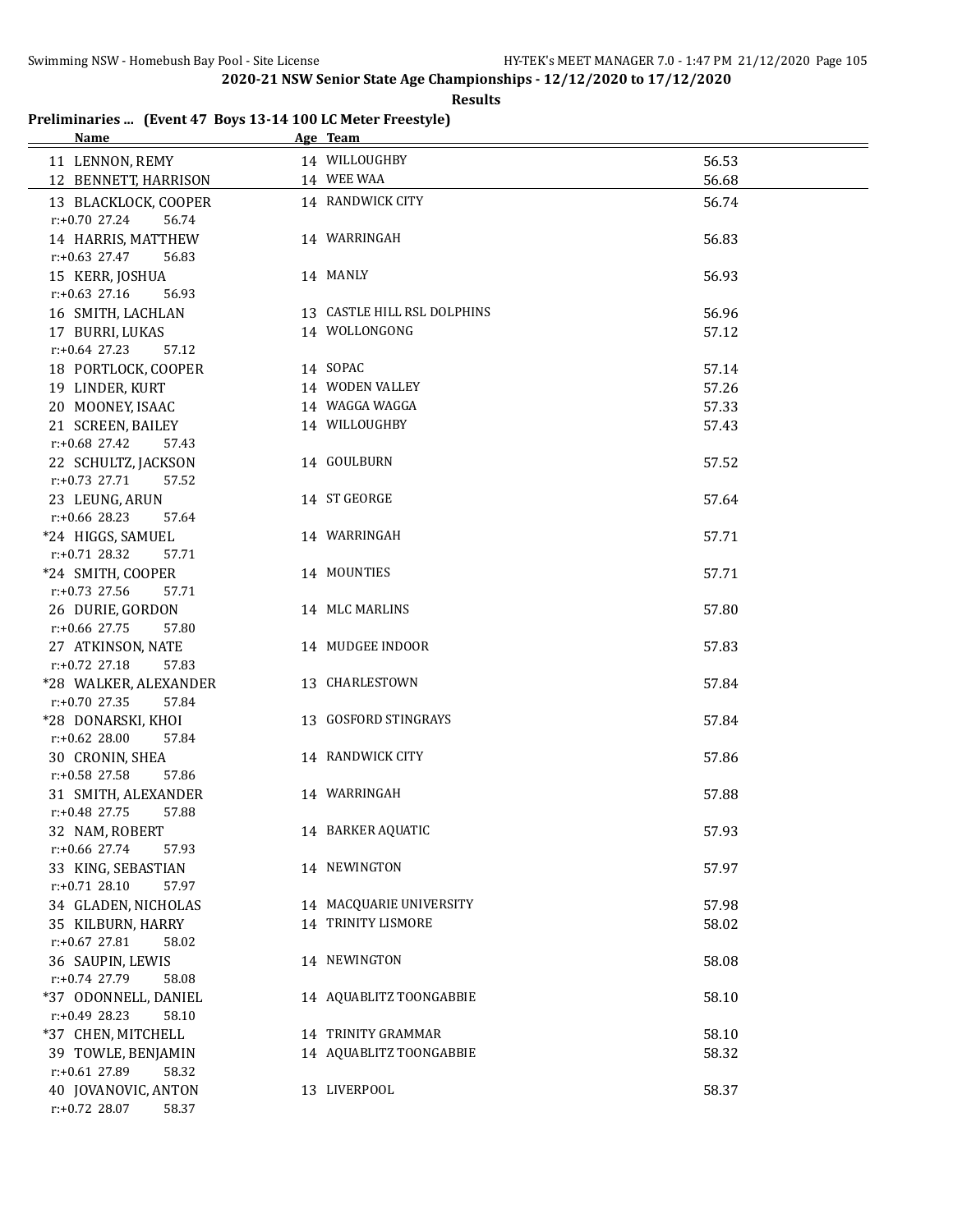## 2020-21 NSW Senior State Age Championships - 12/12/2020 to 17/12/2020

**Results**

### Preliminaries ... (Event 47 Boys 13-14 100 LC Meter Freestyle)

| Name | Age | Team | Time |
|---|---|---|---|
| 11 LENNON, REMY | 14 | WILLOUGHBY | 56.53 |
| 12 BENNETT, HARRISON | 14 | WEE WAA | 56.68 |
| 13 BLACKLOCK, COOPER | 14 | RANDWICK CITY | 56.74 |
| r:+0.70 27.24 56.74 | | | |
| 14 HARRIS, MATTHEW | 14 | WARRINGAH | 56.83 |
| r:+0.63 27.47 56.83 | | | |
| 15 KERR, JOSHUA | 14 | MANLY | 56.93 |
| r:+0.63 27.16 56.93 | | | |
| 16 SMITH, LACHLAN | 13 | CASTLE HILL RSL DOLPHINS | 56.96 |
| 17 BURRI, LUKAS | 14 | WOLLONGONG | 57.12 |
| r:+0.64 27.23 57.12 | | | |
| 18 PORTLOCK, COOPER | 14 | SOPAC | 57.14 |
| 19 LINDER, KURT | 14 | WODEN VALLEY | 57.26 |
| 20 MOONEY, ISAAC | 14 | WAGGA WAGGA | 57.33 |
| 21 SCREEN, BAILEY | 14 | WILLOUGHBY | 57.43 |
| r:+0.68 27.42 57.43 | | | |
| 22 SCHULTZ, JACKSON | 14 | GOULBURN | 57.52 |
| r:+0.73 27.71 57.52 | | | |
| 23 LEUNG, ARUN | 14 | ST GEORGE | 57.64 |
| r:+0.66 28.23 57.64 | | | |
| *24 HIGGS, SAMUEL | 14 | WARRINGAH | 57.71 |
| r:+0.71 28.32 57.71 | | | |
| *24 SMITH, COOPER | 14 | MOUNTIES | 57.71 |
| r:+0.73 27.56 57.71 | | | |
| 26 DURIE, GORDON | 14 | MLC MARLINS | 57.80 |
| r:+0.66 27.75 57.80 | | | |
| 27 ATKINSON, NATE | 14 | MUDGEE INDOOR | 57.83 |
| r:+0.72 27.18 57.83 | | | |
| *28 WALKER, ALEXANDER | 13 | CHARLESTOWN | 57.84 |
| r:+0.70 27.35 57.84 | | | |
| *28 DONARSKI, KHOI | 13 | GOSFORD STINGRAYS | 57.84 |
| r:+0.62 28.00 57.84 | | | |
| 30 CRONIN, SHEA | 14 | RANDWICK CITY | 57.86 |
| r:+0.58 27.58 57.86 | | | |
| 31 SMITH, ALEXANDER | 14 | WARRINGAH | 57.88 |
| r:+0.48 27.75 57.88 | | | |
| 32 NAM, ROBERT | 14 | BARKER AQUATIC | 57.93 |
| r:+0.66 27.74 57.93 | | | |
| 33 KING, SEBASTIAN | 14 | NEWINGTON | 57.97 |
| r:+0.71 28.10 57.97 | | | |
| 34 GLADEN, NICHOLAS | 14 | MACQUARIE UNIVERSITY | 57.98 |
| 35 KILBURN, HARRY | 14 | TRINITY LISMORE | 58.02 |
| r:+0.67 27.81 58.02 | | | |
| 36 SAUPIN, LEWIS | 14 | NEWINGTON | 58.08 |
| r:+0.74 27.79 58.08 | | | |
| *37 ODONNELL, DANIEL | 14 | AQUABLITZ TOONGABBIE | 58.10 |
| r:+0.49 28.23 58.10 | | | |
| *37 CHEN, MITCHELL | 14 | TRINITY GRAMMAR | 58.10 |
| 39 TOWLE, BENJAMIN | 14 | AQUABLITZ TOONGABBIE | 58.32 |
| r:+0.61 27.89 58.32 | | | |
| 40 JOVANOVIC, ANTON | 13 | LIVERPOOL | 58.37 |
| r:+0.72 28.07 58.37 | | | |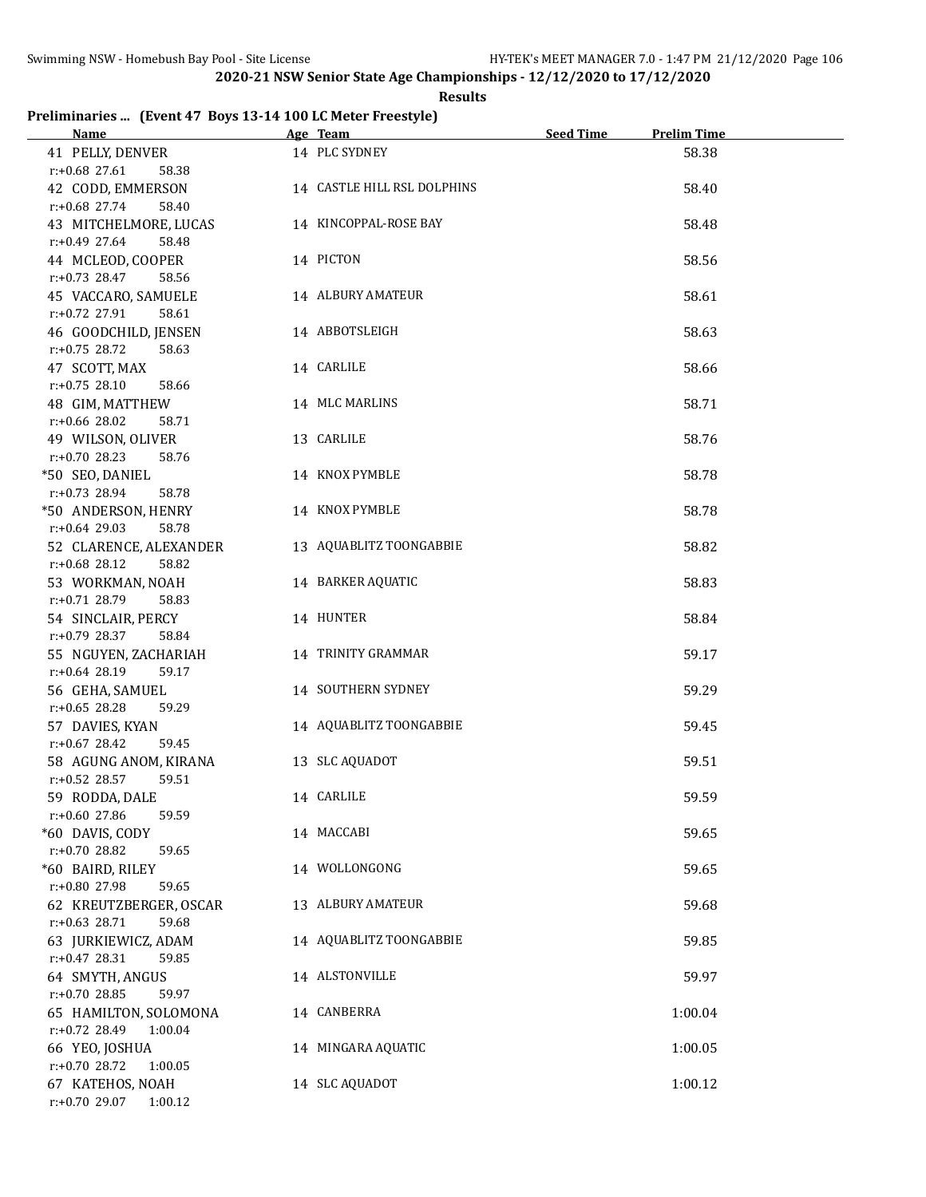2020-21 NSW Senior State Age Championships - 12/12/2020 to 17/12/2020

**Results**

### Preliminaries ... (Event 47 Boys 13-14 100 LC Meter Freestyle)

| Name | Age | Team | Seed Time | Prelim Time |
|---|---|---|---|---|
| 41 PELLY, DENVER | 14 | PLC SYDNEY | | 58.38 |
| r:+0.68 27.61 58.38 | | | | |
| 42 CODD, EMMERSON | 14 | CASTLE HILL RSL DOLPHINS | | 58.40 |
| r:+0.68 27.74 58.40 | | | | |
| 43 MITCHELMORE, LUCAS | 14 | KINCOPPAL-ROSE BAY | | 58.48 |
| r:+0.49 27.64 58.48 | | | | |
| 44 MCLEOD, COOPER | 14 | PICTON | | 58.56 |
| r:+0.73 28.47 58.56 | | | | |
| 45 VACCARO, SAMUELE | 14 | ALBURY AMATEUR | | 58.61 |
| r:+0.72 27.91 58.61 | | | | |
| 46 GOODCHILD, JENSEN | 14 | ABBOTSLEIGH | | 58.63 |
| r:+0.75 28.72 58.63 | | | | |
| 47 SCOTT, MAX | 14 | CARLILE | | 58.66 |
| r:+0.75 28.10 58.66 | | | | |
| 48 GIM, MATTHEW | 14 | MLC MARLINS | | 58.71 |
| r:+0.66 28.02 58.71 | | | | |
| 49 WILSON, OLIVER | 13 | CARLILE | | 58.76 |
| r:+0.70 28.23 58.76 | | | | |
| *50 SEO, DANIEL | 14 | KNOX PYMBLE | | 58.78 |
| r:+0.73 28.94 58.78 | | | | |
| *50 ANDERSON, HENRY | 14 | KNOX PYMBLE | | 58.78 |
| r:+0.64 29.03 58.78 | | | | |
| 52 CLARENCE, ALEXANDER | 13 | AQUABLITZ TOONGABBIE | | 58.82 |
| r:+0.68 28.12 58.82 | | | | |
| 53 WORKMAN, NOAH | 14 | BARKER AQUATIC | | 58.83 |
| r:+0.71 28.79 58.83 | | | | |
| 54 SINCLAIR, PERCY | 14 | HUNTER | | 58.84 |
| r:+0.79 28.37 58.84 | | | | |
| 55 NGUYEN, ZACHARIAH | 14 | TRINITY GRAMMAR | | 59.17 |
| r:+0.64 28.19 59.17 | | | | |
| 56 GEHA, SAMUEL | 14 | SOUTHERN SYDNEY | | 59.29 |
| r:+0.65 28.28 59.29 | | | | |
| 57 DAVIES, KYAN | 14 | AQUABLITZ TOONGABBIE | | 59.45 |
| r:+0.67 28.42 59.45 | | | | |
| 58 AGUNG ANOM, KIRANA | 13 | SLC AQUADOT | | 59.51 |
| r:+0.52 28.57 59.51 | | | | |
| 59 RODDA, DALE | 14 | CARLILE | | 59.59 |
| r:+0.60 27.86 59.59 | | | | |
| *60 DAVIS, CODY | 14 | MACCABI | | 59.65 |
| r:+0.70 28.82 59.65 | | | | |
| *60 BAIRD, RILEY | 14 | WOLLONGONG | | 59.65 |
| r:+0.80 27.98 59.65 | | | | |
| 62 KREUTZBERGER, OSCAR | 13 | ALBURY AMATEUR | | 59.68 |
| r:+0.63 28.71 59.68 | | | | |
| 63 JURKIEWICZ, ADAM | 14 | AQUABLITZ TOONGABBIE | | 59.85 |
| r:+0.47 28.31 59.85 | | | | |
| 64 SMYTH, ANGUS | 14 | ALSTONVILLE | | 59.97 |
| r:+0.70 28.85 59.97 | | | | |
| 65 HAMILTON, SOLOMONA | 14 | CANBERRA | | 1:00.04 |
| r:+0.72 28.49 1:00.04 | | | | |
| 66 YEO, JOSHUA | 14 | MINGARA AQUATIC | | 1:00.05 |
| r:+0.70 28.72 1:00.05 | | | | |
| 67 KATEHOS, NOAH | 14 | SLC AQUADOT | | 1:00.12 |
| r:+0.70 29.07 1:00.12 | | | | |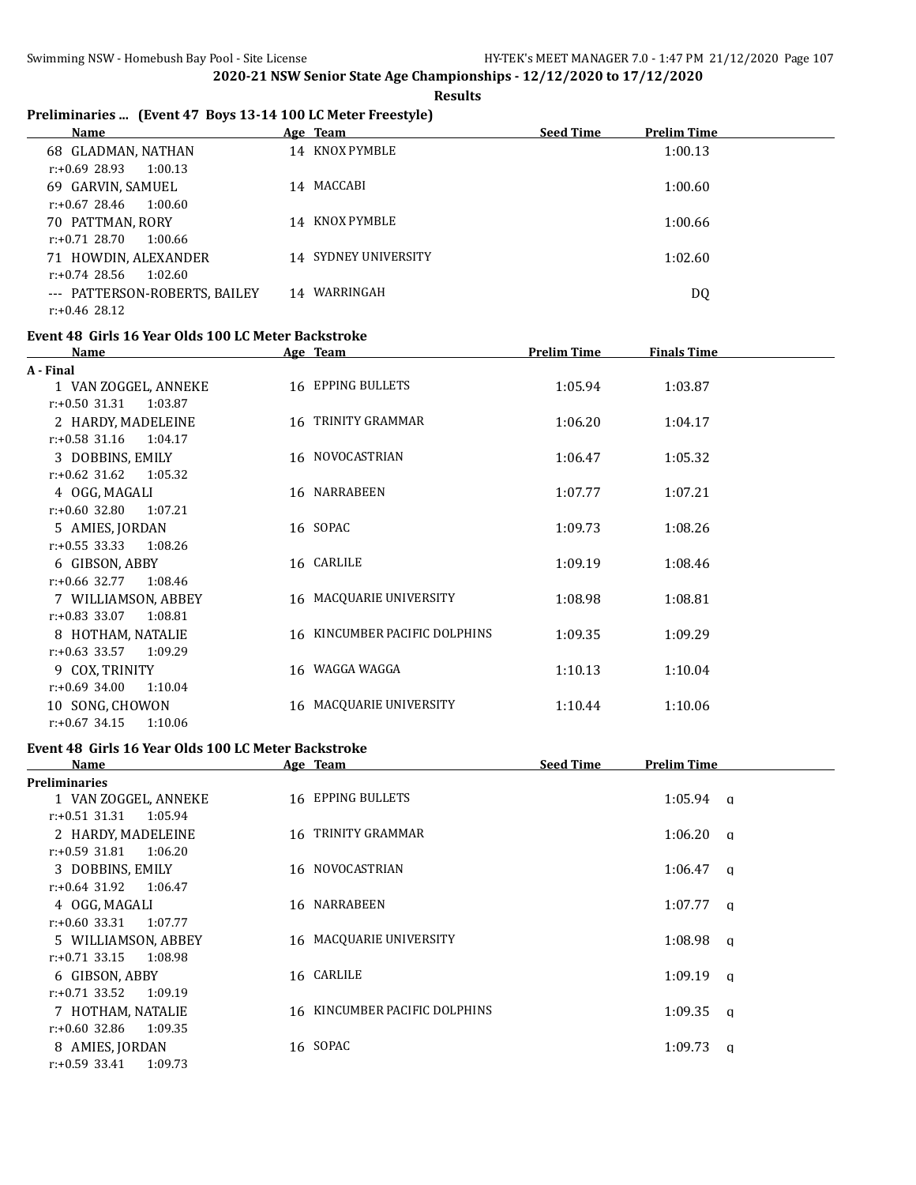**2020-21 NSW Senior State Age Championships - 12/12/2020 to 17/12/2020**

**Results**

### Preliminaries ... (Event 47 Boys 13-14 100 LC Meter Freestyle)

| Name | Age | Team | Seed Time | Prelim Time |
|---|---|---|---|---|
| 68 GLADMAN, NATHAN | 14 | KNOX PYMBLE | | 1:00.13 |
| r:+0.69 28.93 1:00.13 | | | | |
| 69 GARVIN, SAMUEL | 14 | MACCABI | | 1:00.60 |
| r:+0.67 28.46 1:00.60 | | | | |
| 70 PATTMAN, RORY | 14 | KNOX PYMBLE | | 1:00.66 |
| r:+0.71 28.70 1:00.66 | | | | |
| 71 HOWDIN, ALEXANDER | 14 | SYDNEY UNIVERSITY | | 1:02.60 |
| r:+0.74 28.56 1:02.60 | | | | |
| --- PATTERSON-ROBERTS, BAILEY | 14 | WARRINGAH | | DQ |
| r:+0.46 28.12 | | | | |

### Event 48 Girls 16 Year Olds 100 LC Meter Backstroke

| Name | Age | Team | Prelim Time | Finals Time |
|---|---|---|---|---|
| **A - Final** | | | | |
| 1 VAN ZOGGEL, ANNEKE | 16 | EPPING BULLETS | 1:05.94 | 1:03.87 |
| r:+0.50 31.31 1:03.87 | | | | |
| 2 HARDY, MADELEINE | 16 | TRINITY GRAMMAR | 1:06.20 | 1:04.17 |
| r:+0.58 31.16 1:04.17 | | | | |
| 3 DOBBINS, EMILY | 16 | NOVOCASTRIAN | 1:06.47 | 1:05.32 |
| r:+0.62 31.62 1:05.32 | | | | |
| 4 OGG, MAGALI | 16 | NARRABEEN | 1:07.77 | 1:07.21 |
| r:+0.60 32.80 1:07.21 | | | | |
| 5 AMIES, JORDAN | 16 | SOPAC | 1:09.73 | 1:08.26 |
| r:+0.55 33.33 1:08.26 | | | | |
| 6 GIBSON, ABBY | 16 | CARLILE | 1:09.19 | 1:08.46 |
| r:+0.66 32.77 1:08.46 | | | | |
| 7 WILLIAMSON, ABBEY | 16 | MACQUARIE UNIVERSITY | 1:08.98 | 1:08.81 |
| r:+0.83 33.07 1:08.81 | | | | |
| 8 HOTHAM, NATALIE | 16 | KINCUMBER PACIFIC DOLPHINS | 1:09.35 | 1:09.29 |
| r:+0.63 33.57 1:09.29 | | | | |
| 9 COX, TRINITY | 16 | WAGGA WAGGA | 1:10.13 | 1:10.04 |
| r:+0.69 34.00 1:10.04 | | | | |
| 10 SONG, CHOWON | 16 | MACQUARIE UNIVERSITY | 1:10.44 | 1:10.06 |
| r:+0.67 34.15 1:10.06 | | | | |

### Event 48 Girls 16 Year Olds 100 LC Meter Backstroke

| Name | Age | Team | Seed Time | Prelim Time |
|---|---|---|---|---|
| **Preliminaries** | | | | |
| 1 VAN ZOGGEL, ANNEKE | 16 | EPPING BULLETS | | 1:05.94 q |
| r:+0.51 31.31 1:05.94 | | | | |
| 2 HARDY, MADELEINE | 16 | TRINITY GRAMMAR | | 1:06.20 q |
| r:+0.59 31.81 1:06.20 | | | | |
| 3 DOBBINS, EMILY | 16 | NOVOCASTRIAN | | 1:06.47 q |
| r:+0.64 31.92 1:06.47 | | | | |
| 4 OGG, MAGALI | 16 | NARRABEEN | | 1:07.77 q |
| r:+0.60 33.31 1:07.77 | | | | |
| 5 WILLIAMSON, ABBEY | 16 | MACQUARIE UNIVERSITY | | 1:08.98 q |
| r:+0.71 33.15 1:08.98 | | | | |
| 6 GIBSON, ABBY | 16 | CARLILE | | 1:09.19 q |
| r:+0.71 33.52 1:09.19 | | | | |
| 7 HOTHAM, NATALIE | 16 | KINCUMBER PACIFIC DOLPHINS | | 1:09.35 q |
| r:+0.60 32.86 1:09.35 | | | | |
| 8 AMIES, JORDAN | 16 | SOPAC | | 1:09.73 q |
| r:+0.59 33.41 1:09.73 | | | | |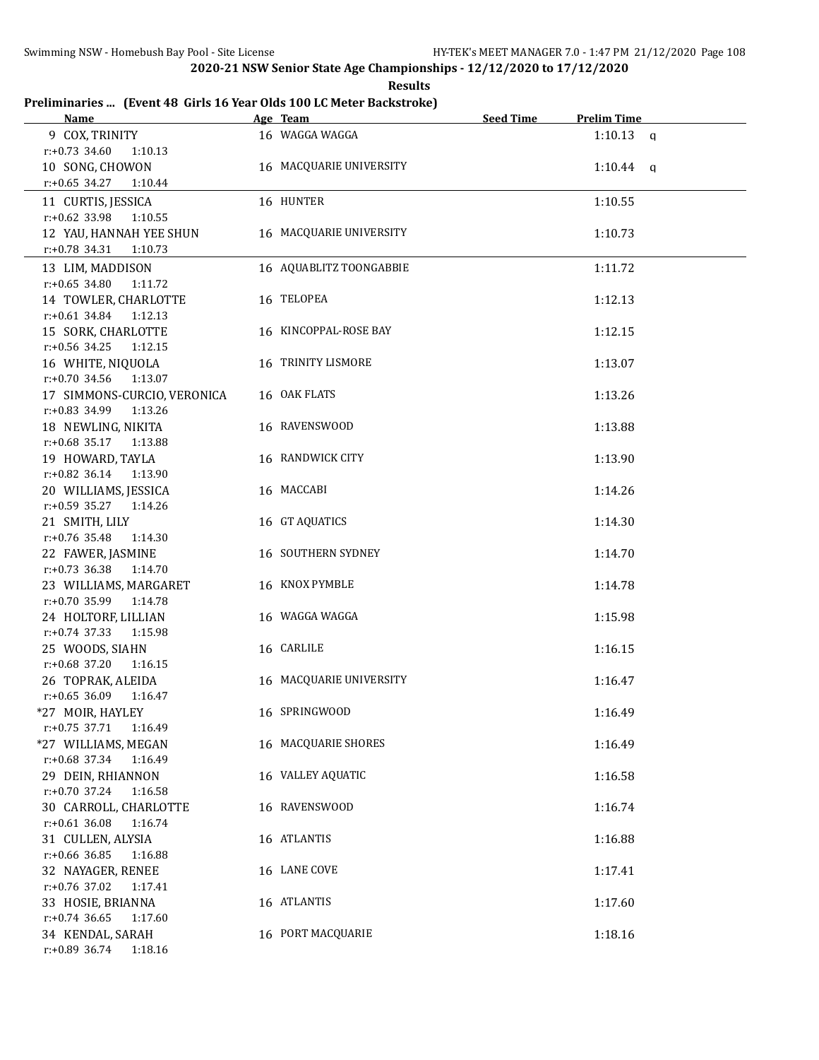**2020-21 NSW Senior State Age Championships - 12/12/2020 to 17/12/2020**

**Results**

## Preliminaries ... (Event 48 Girls 16 Year Olds 100 LC Meter Backstroke)

| Name | Age | Team | Seed Time | Prelim Time | |
|---|---|---|---|---|---|
| 9 COX, TRINITY | 16 | WAGGA WAGGA | | 1:10.13 | q |
| r:+0.73 34.60 1:10.13 | | | | | |
| 10 SONG, CHOWON | 16 | MACQUARIE UNIVERSITY | | 1:10.44 | q |
| r:+0.65 34.27 1:10.44 | | | | | |
| 11 CURTIS, JESSICA | 16 | HUNTER | | 1:10.55 | |
| r:+0.62 33.98 1:10.55 | | | | | |
| 12 YAU, HANNAH YEE SHUN | 16 | MACQUARIE UNIVERSITY | | 1:10.73 | |
| r:+0.78 34.31 1:10.73 | | | | | |
| 13 LIM, MADDISON | 16 | AQUABLITZ TOONGABBIE | | 1:11.72 | |
| r:+0.65 34.80 1:11.72 | | | | | |
| 14 TOWLER, CHARLOTTE | 16 | TELOPEA | | 1:12.13 | |
| r:+0.61 34.84 1:12.13 | | | | | |
| 15 SORK, CHARLOTTE | 16 | KINCOPPAL-ROSE BAY | | 1:12.15 | |
| r:+0.56 34.25 1:12.15 | | | | | |
| 16 WHITE, NIQUOLA | 16 | TRINITY LISMORE | | 1:13.07 | |
| r:+0.70 34.56 1:13.07 | | | | | |
| 17 SIMMONS-CURCIO, VERONICA | 16 | OAK FLATS | | 1:13.26 | |
| r:+0.83 34.99 1:13.26 | | | | | |
| 18 NEWLING, NIKITA | 16 | RAVENSWOOD | | 1:13.88 | |
| r:+0.68 35.17 1:13.88 | | | | | |
| 19 HOWARD, TAYLA | 16 | RANDWICK CITY | | 1:13.90 | |
| r:+0.82 36.14 1:13.90 | | | | | |
| 20 WILLIAMS, JESSICA | 16 | MACCABI | | 1:14.26 | |
| r:+0.59 35.27 1:14.26 | | | | | |
| 21 SMITH, LILY | 16 | GT AQUATICS | | 1:14.30 | |
| r:+0.76 35.48 1:14.30 | | | | | |
| 22 FAWER, JASMINE | 16 | SOUTHERN SYDNEY | | 1:14.70 | |
| r:+0.73 36.38 1:14.70 | | | | | |
| 23 WILLIAMS, MARGARET | 16 | KNOX PYMBLE | | 1:14.78 | |
| r:+0.70 35.99 1:14.78 | | | | | |
| 24 HOLTORF, LILLIAN | 16 | WAGGA WAGGA | | 1:15.98 | |
| r:+0.74 37.33 1:15.98 | | | | | |
| 25 WOODS, SIAHN | 16 | CARLILE | | 1:16.15 | |
| r:+0.68 37.20 1:16.15 | | | | | |
| 26 TOPRAK, ALEIDA | 16 | MACQUARIE UNIVERSITY | | 1:16.47 | |
| r:+0.65 36.09 1:16.47 | | | | | |
| *27 MOIR, HAYLEY | 16 | SPRINGWOOD | | 1:16.49 | |
| r:+0.75 37.71 1:16.49 | | | | | |
| *27 WILLIAMS, MEGAN | 16 | MACQUARIE SHORES | | 1:16.49 | |
| r:+0.68 37.34 1:16.49 | | | | | |
| 29 DEIN, RHIANNON | 16 | VALLEY AQUATIC | | 1:16.58 | |
| r:+0.70 37.24 1:16.58 | | | | | |
| 30 CARROLL, CHARLOTTE | 16 | RAVENSWOOD | | 1:16.74 | |
| r:+0.61 36.08 1:16.74 | | | | | |
| 31 CULLEN, ALYSIA | 16 | ATLANTIS | | 1:16.88 | |
| r:+0.66 36.85 1:16.88 | | | | | |
| 32 NAYAGER, RENEE | 16 | LANE COVE | | 1:17.41 | |
| r:+0.76 37.02 1:17.41 | | | | | |
| 33 HOSIE, BRIANNA | 16 | ATLANTIS | | 1:17.60 | |
| r:+0.74 36.65 1:17.60 | | | | | |
| 34 KENDAL, SARAH | 16 | PORT MACQUARIE | | 1:18.16 | |
| r:+0.89 36.74 1:18.16 | | | | | |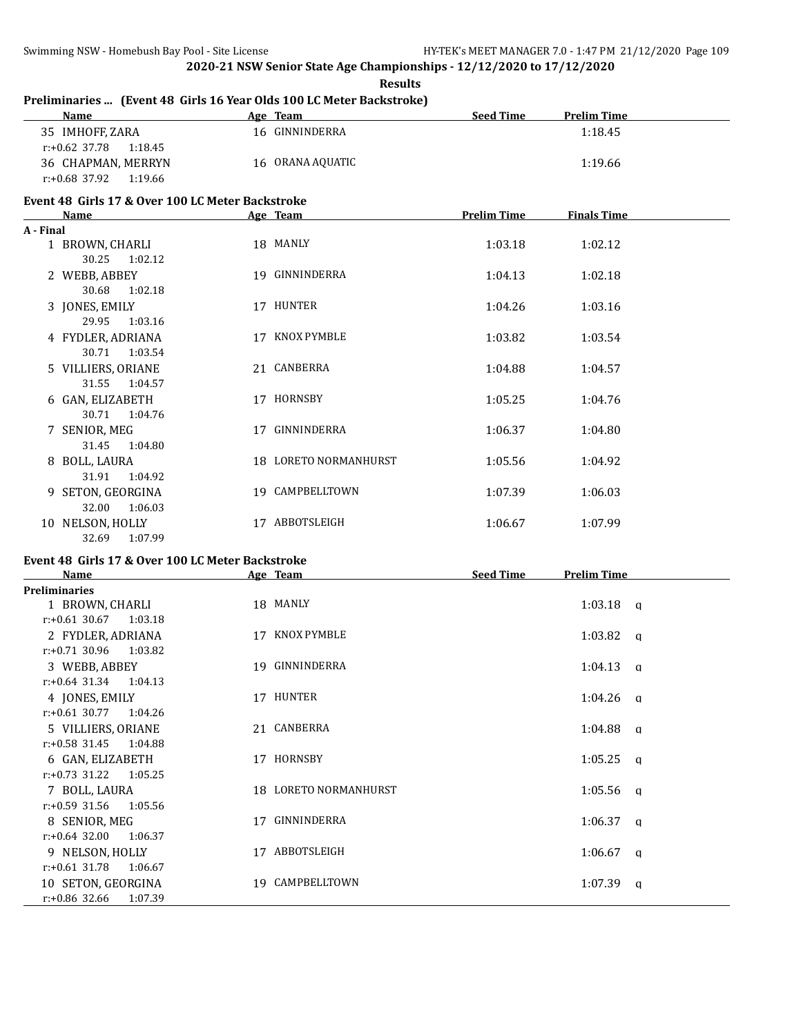**2020-21 NSW Senior State Age Championships - 12/12/2020 to 17/12/2020**

**Results**

### Preliminaries ... (Event 48 Girls 16 Year Olds 100 LC Meter Backstroke)

| Name | Age | Team | Seed Time | Prelim Time |
|---|---|---|---|---|
| 35 IMHOFF, ZARA | 16 | GINNINDERRA | | 1:18.45 |
| r:+0.62 37.78 1:18.45 | | | | |
| 36 CHAPMAN, MERRYN | 16 | ORANA AQUATIC | | 1:19.66 |
| r:+0.68 37.92 1:19.66 | | | | |

### Event 48 Girls 17 & Over 100 LC Meter Backstroke

| Name | Age | Team | Prelim Time | Finals Time |
|---|---|---|---|---|
| **A - Final** | | | | |
| 1 BROWN, CHARLI | 18 | MANLY | 1:03.18 | 1:02.12 |
| 30.25 1:02.12 | | | | |
| 2 WEBB, ABBEY | 19 | GINNINDERRA | 1:04.13 | 1:02.18 |
| 30.68 1:02.18 | | | | |
| 3 JONES, EMILY | 17 | HUNTER | 1:04.26 | 1:03.16 |
| 29.95 1:03.16 | | | | |
| 4 FYDLER, ADRIANA | 17 | KNOX PYMBLE | 1:03.82 | 1:03.54 |
| 30.71 1:03.54 | | | | |
| 5 VILLIERS, ORIANE | 21 | CANBERRA | 1:04.88 | 1:04.57 |
| 31.55 1:04.57 | | | | |
| 6 GAN, ELIZABETH | 17 | HORNSBY | 1:05.25 | 1:04.76 |
| 30.71 1:04.76 | | | | |
| 7 SENIOR, MEG | 17 | GINNINDERRA | 1:06.37 | 1:04.80 |
| 31.45 1:04.80 | | | | |
| 8 BOLL, LAURA | 18 | LORETO NORMANHURST | 1:05.56 | 1:04.92 |
| 31.91 1:04.92 | | | | |
| 9 SETON, GEORGINA | 19 | CAMPBELLTOWN | 1:07.39 | 1:06.03 |
| 32.00 1:06.03 | | | | |
| 10 NELSON, HOLLY | 17 | ABBOTSLEIGH | 1:06.67 | 1:07.99 |
| 32.69 1:07.99 | | | | |

### Event 48 Girls 17 & Over 100 LC Meter Backstroke

| Name | Age | Team | Seed Time | Prelim Time |
|---|---|---|---|---|
| **Preliminaries** | | | | |
| 1 BROWN, CHARLI | 18 | MANLY | | 1:03.18 q |
| r:+0.61 30.67 1:03.18 | | | | |
| 2 FYDLER, ADRIANA | 17 | KNOX PYMBLE | | 1:03.82 q |
| r:+0.71 30.96 1:03.82 | | | | |
| 3 WEBB, ABBEY | 19 | GINNINDERRA | | 1:04.13 q |
| r:+0.64 31.34 1:04.13 | | | | |
| 4 JONES, EMILY | 17 | HUNTER | | 1:04.26 q |
| r:+0.61 30.77 1:04.26 | | | | |
| 5 VILLIERS, ORIANE | 21 | CANBERRA | | 1:04.88 q |
| r:+0.58 31.45 1:04.88 | | | | |
| 6 GAN, ELIZABETH | 17 | HORNSBY | | 1:05.25 q |
| r:+0.73 31.22 1:05.25 | | | | |
| 7 BOLL, LAURA | 18 | LORETO NORMANHURST | | 1:05.56 q |
| r:+0.59 31.56 1:05.56 | | | | |
| 8 SENIOR, MEG | 17 | GINNINDERRA | | 1:06.37 q |
| r:+0.64 32.00 1:06.37 | | | | |
| 9 NELSON, HOLLY | 17 | ABBOTSLEIGH | | 1:06.67 q |
| r:+0.61 31.78 1:06.67 | | | | |
| 10 SETON, GEORGINA | 19 | CAMPBELLTOWN | | 1:07.39 q |
| r:+0.86 32.66 1:07.39 | | | | |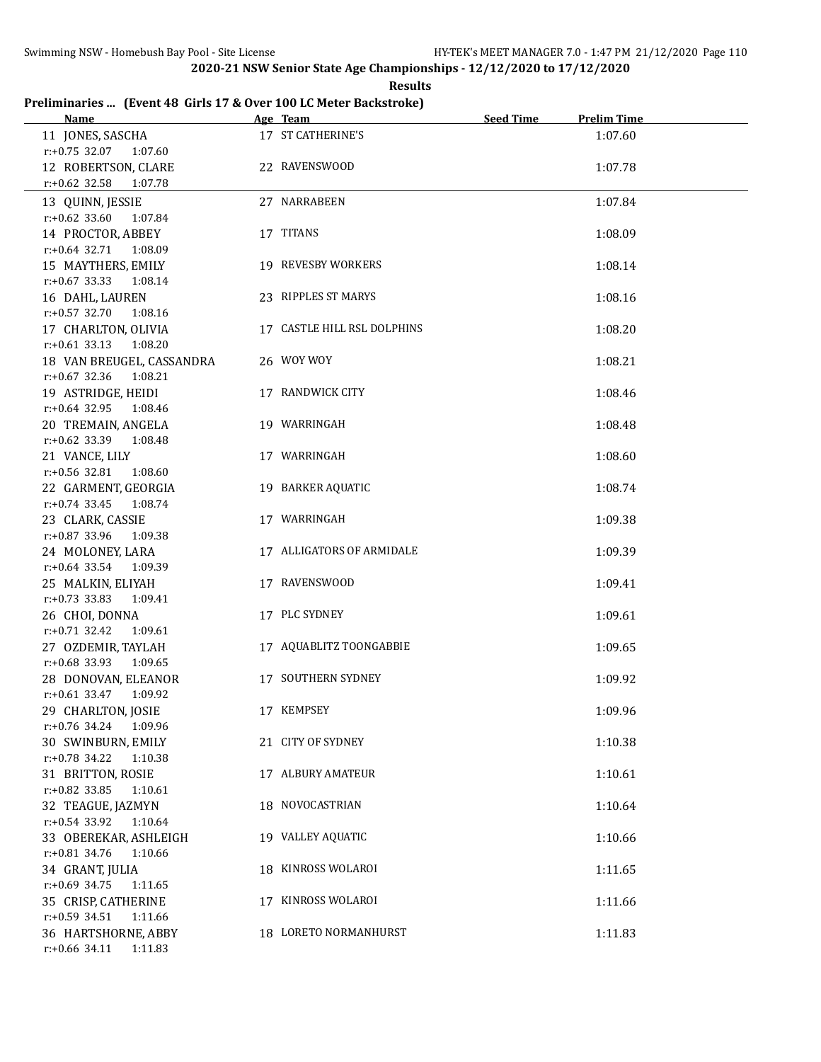**2020-21 NSW Senior State Age Championships - 12/12/2020 to 17/12/2020**

**Results**

### Preliminaries ... (Event 48 Girls 17 & Over 100 LC Meter Backstroke)

| Name | Age | Team | Seed Time | Prelim Time |
|---|---|---|---|---|
| 11 JONES, SASCHA | 17 | ST CATHERINE'S | | 1:07.60 |
| r:+0.75 32.07 1:07.60 | | | | |
| 12 ROBERTSON, CLARE | 22 | RAVENSWOOD | | 1:07.78 |
| r:+0.62 32.58 1:07.78 | | | | |
| 13 QUINN, JESSIE | 27 | NARRABEEN | | 1:07.84 |
| r:+0.62 33.60 1:07.84 | | | | |
| 14 PROCTOR, ABBEY | 17 | TITANS | | 1:08.09 |
| r:+0.64 32.71 1:08.09 | | | | |
| 15 MAYTHERS, EMILY | 19 | REVESBY WORKERS | | 1:08.14 |
| r:+0.67 33.33 1:08.14 | | | | |
| 16 DAHL, LAUREN | 23 | RIPPLES ST MARYS | | 1:08.16 |
| r:+0.57 32.70 1:08.16 | | | | |
| 17 CHARLTON, OLIVIA | 17 | CASTLE HILL RSL DOLPHINS | | 1:08.20 |
| r:+0.61 33.13 1:08.20 | | | | |
| 18 VAN BREUGEL, CASSANDRA | 26 | WOY WOY | | 1:08.21 |
| r:+0.67 32.36 1:08.21 | | | | |
| 19 ASTRIDGE, HEIDI | 17 | RANDWICK CITY | | 1:08.46 |
| r:+0.64 32.95 1:08.46 | | | | |
| 20 TREMAIN, ANGELA | 19 | WARRINGAH | | 1:08.48 |
| r:+0.62 33.39 1:08.48 | | | | |
| 21 VANCE, LILY | 17 | WARRINGAH | | 1:08.60 |
| r:+0.56 32.81 1:08.60 | | | | |
| 22 GARMENT, GEORGIA | 19 | BARKER AQUATIC | | 1:08.74 |
| r:+0.74 33.45 1:08.74 | | | | |
| 23 CLARK, CASSIE | 17 | WARRINGAH | | 1:09.38 |
| r:+0.87 33.96 1:09.38 | | | | |
| 24 MOLONEY, LARA | 17 | ALLIGATORS OF ARMIDALE | | 1:09.39 |
| r:+0.64 33.54 1:09.39 | | | | |
| 25 MALKIN, ELIYAH | 17 | RAVENSWOOD | | 1:09.41 |
| r:+0.73 33.83 1:09.41 | | | | |
| 26 CHOI, DONNA | 17 | PLC SYDNEY | | 1:09.61 |
| r:+0.71 32.42 1:09.61 | | | | |
| 27 OZDEMIR, TAYLAH | 17 | AQUABLITZ TOONGABBIE | | 1:09.65 |
| r:+0.68 33.93 1:09.65 | | | | |
| 28 DONOVAN, ELEANOR | 17 | SOUTHERN SYDNEY | | 1:09.92 |
| r:+0.61 33.47 1:09.92 | | | | |
| 29 CHARLTON, JOSIE | 17 | KEMPSEY | | 1:09.96 |
| r:+0.76 34.24 1:09.96 | | | | |
| 30 SWINBURN, EMILY | 21 | CITY OF SYDNEY | | 1:10.38 |
| r:+0.78 34.22 1:10.38 | | | | |
| 31 BRITTON, ROSIE | 17 | ALBURY AMATEUR | | 1:10.61 |
| r:+0.82 33.85 1:10.61 | | | | |
| 32 TEAGUE, JAZMYN | 18 | NOVOCASTRIAN | | 1:10.64 |
| r:+0.54 33.92 1:10.64 | | | | |
| 33 OBEREKAR, ASHLEIGH | 19 | VALLEY AQUATIC | | 1:10.66 |
| r:+0.81 34.76 1:10.66 | | | | |
| 34 GRANT, JULIA | 18 | KINROSS WOLAROI | | 1:11.65 |
| r:+0.69 34.75 1:11.65 | | | | |
| 35 CRISP, CATHERINE | 17 | KINROSS WOLAROI | | 1:11.66 |
| r:+0.59 34.51 1:11.66 | | | | |
| 36 HARTSHORNE, ABBY | 18 | LORETO NORMANHURST | | 1:11.83 |
| r:+0.66 34.11 1:11.83 | | | | |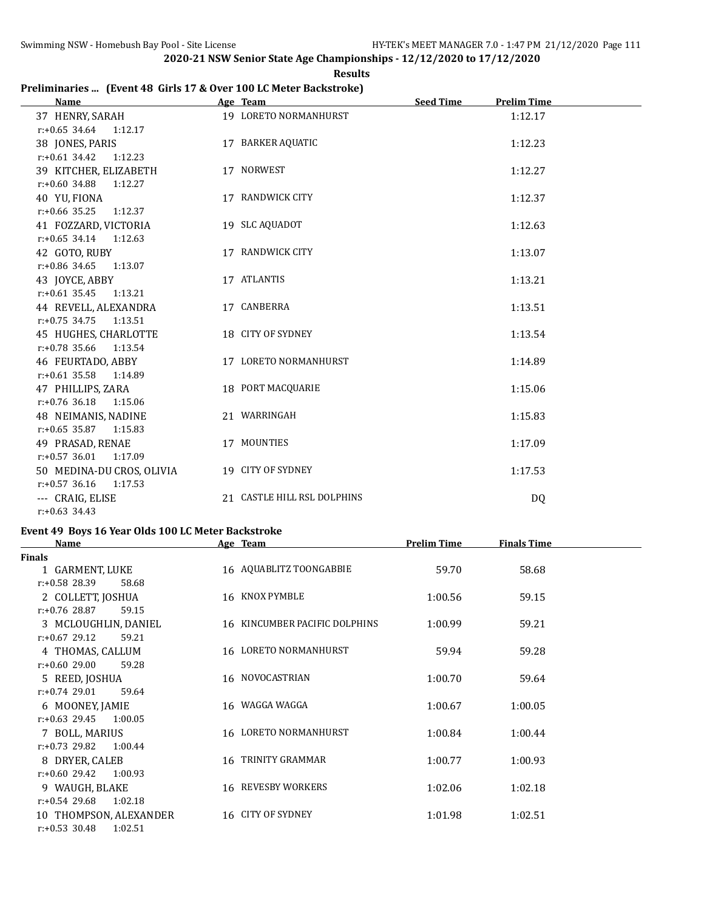**2020-21 NSW Senior State Age Championships - 12/12/2020 to 17/12/2020**

**Results**

### Preliminaries ... (Event 48 Girls 17 & Over 100 LC Meter Backstroke)

| Name | Age | Team | Seed Time | Prelim Time |
|---|---|---|---|---|
| 37 HENRY, SARAH | 19 | LORETO NORMANHURST | | 1:12.17 |
| r:+0.65 34.64 1:12.17 | | | | |
| 38 JONES, PARIS | 17 | BARKER AQUATIC | | 1:12.23 |
| r:+0.61 34.42 1:12.23 | | | | |
| 39 KITCHER, ELIZABETH | 17 | NORWEST | | 1:12.27 |
| r:+0.60 34.88 1:12.27 | | | | |
| 40 YU, FIONA | 17 | RANDWICK CITY | | 1:12.37 |
| r:+0.66 35.25 1:12.37 | | | | |
| 41 FOZZARD, VICTORIA | 19 | SLC AQUADOT | | 1:12.63 |
| r:+0.65 34.14 1:12.63 | | | | |
| 42 GOTO, RUBY | 17 | RANDWICK CITY | | 1:13.07 |
| r:+0.86 34.65 1:13.07 | | | | |
| 43 JOYCE, ABBY | 17 | ATLANTIS | | 1:13.21 |
| r:+0.61 35.45 1:13.21 | | | | |
| 44 REVELL, ALEXANDRA | 17 | CANBERRA | | 1:13.51 |
| r:+0.75 34.75 1:13.51 | | | | |
| 45 HUGHES, CHARLOTTE | 18 | CITY OF SYDNEY | | 1:13.54 |
| r:+0.78 35.66 1:13.54 | | | | |
| 46 FEURTADO, ABBY | 17 | LORETO NORMANHURST | | 1:14.89 |
| r:+0.61 35.58 1:14.89 | | | | |
| 47 PHILLIPS, ZARA | 18 | PORT MACQUARIE | | 1:15.06 |
| r:+0.76 36.18 1:15.06 | | | | |
| 48 NEIMANIS, NADINE | 21 | WARRINGAH | | 1:15.83 |
| r:+0.65 35.87 1:15.83 | | | | |
| 49 PRASAD, RENAE | 17 | MOUNTIES | | 1:17.09 |
| r:+0.57 36.01 1:17.09 | | | | |
| 50 MEDINA-DU CROS, OLIVIA | 19 | CITY OF SYDNEY | | 1:17.53 |
| r:+0.57 36.16 1:17.53 | | | | |
| --- CRAIG, ELISE | 21 | CASTLE HILL RSL DOLPHINS | | DQ |
| r:+0.63 34.43 | | | | |

### Event 49 Boys 16 Year Olds 100 LC Meter Backstroke

| Name | Age | Team | Prelim Time | Finals Time |
|---|---|---|---|---|
| **Finals** | | | | |
| 1 GARMENT, LUKE | 16 | AQUABLITZ TOONGABBIE | 59.70 | 58.68 |
| r:+0.58 28.39 58.68 | | | | |
| 2 COLLETT, JOSHUA | 16 | KNOX PYMBLE | 1:00.56 | 59.15 |
| r:+0.76 28.87 59.15 | | | | |
| 3 MCLOUGHLIN, DANIEL | 16 | KINCUMBER PACIFIC DOLPHINS | 1:00.99 | 59.21 |
| r:+0.67 29.12 59.21 | | | | |
| 4 THOMAS, CALLUM | 16 | LORETO NORMANHURST | 59.94 | 59.28 |
| r:+0.60 29.00 59.28 | | | | |
| 5 REED, JOSHUA | 16 | NOVOCASTRIAN | 1:00.70 | 59.64 |
| r:+0.74 29.01 59.64 | | | | |
| 6 MOONEY, JAMIE | 16 | WAGGA WAGGA | 1:00.67 | 1:00.05 |
| r:+0.63 29.45 1:00.05 | | | | |
| 7 BOLL, MARIUS | 16 | LORETO NORMANHURST | 1:00.84 | 1:00.44 |
| r:+0.73 29.82 1:00.44 | | | | |
| 8 DRYER, CALEB | 16 | TRINITY GRAMMAR | 1:00.77 | 1:00.93 |
| r:+0.60 29.42 1:00.93 | | | | |
| 9 WAUGH, BLAKE | 16 | REVESBY WORKERS | 1:02.06 | 1:02.18 |
| r:+0.54 29.68 1:02.18 | | | | |
| 10 THOMPSON, ALEXANDER | 16 | CITY OF SYDNEY | 1:01.98 | 1:02.51 |
| r:+0.53 30.48 1:02.51 | | | | |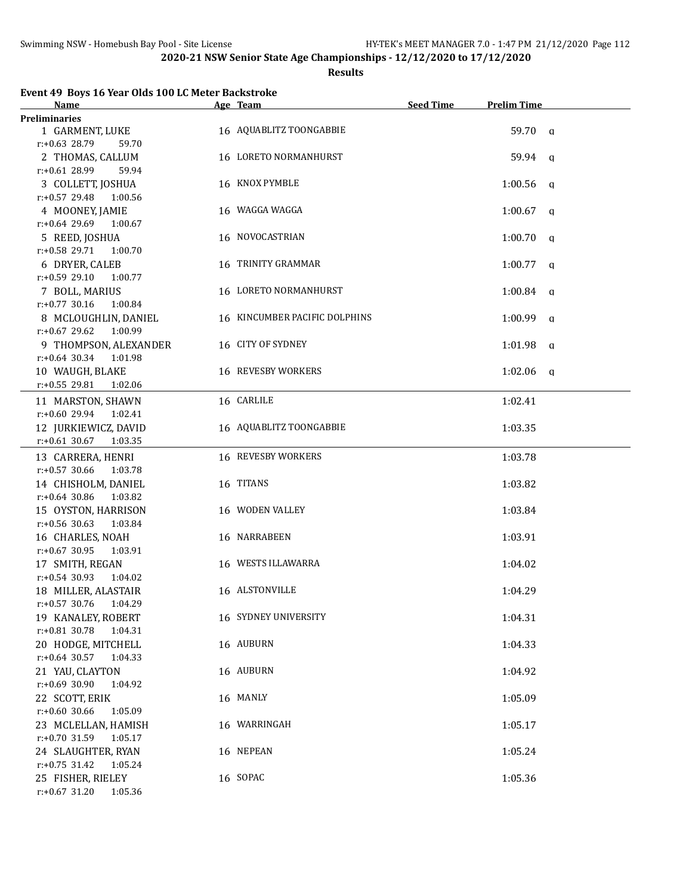## 2020-21 NSW Senior State Age Championships - 12/12/2020 to 17/12/2020

**Results**

### Event 49 Boys 16 Year Olds 100 LC Meter Backstroke

| Name | Age | Team | Seed Time | Prelim Time | |
|---|---|---|---|---|---|
| **Preliminaries** | | | | | |
| 1 GARMENT, LUKE | 16 | AQUABLITZ TOONGABBIE | | 59.70 | q |
| r:+0.63 28.79 59.70 | | | | | |
| 2 THOMAS, CALLUM | 16 | LORETO NORMANHURST | | 59.94 | q |
| r:+0.61 28.99 59.94 | | | | | |
| 3 COLLETT, JOSHUA | 16 | KNOX PYMBLE | | 1:00.56 | q |
| r:+0.57 29.48 1:00.56 | | | | | |
| 4 MOONEY, JAMIE | 16 | WAGGA WAGGA | | 1:00.67 | q |
| r:+0.64 29.69 1:00.67 | | | | | |
| 5 REED, JOSHUA | 16 | NOVOCASTRIAN | | 1:00.70 | q |
| r:+0.58 29.71 1:00.70 | | | | | |
| 6 DRYER, CALEB | 16 | TRINITY GRAMMAR | | 1:00.77 | q |
| r:+0.59 29.10 1:00.77 | | | | | |
| 7 BOLL, MARIUS | 16 | LORETO NORMANHURST | | 1:00.84 | q |
| r:+0.77 30.16 1:00.84 | | | | | |
| 8 MCLOUGHLIN, DANIEL | 16 | KINCUMBER PACIFIC DOLPHINS | | 1:00.99 | q |
| r:+0.67 29.62 1:00.99 | | | | | |
| 9 THOMPSON, ALEXANDER | 16 | CITY OF SYDNEY | | 1:01.98 | q |
| r:+0.64 30.34 1:01.98 | | | | | |
| 10 WAUGH, BLAKE | 16 | REVESBY WORKERS | | 1:02.06 | q |
| r:+0.55 29.81 1:02.06 | | | | | |
| 11 MARSTON, SHAWN | 16 | CARLILE | | 1:02.41 | |
| r:+0.60 29.94 1:02.41 | | | | | |
| 12 JURKIEWICZ, DAVID | 16 | AQUABLITZ TOONGABBIE | | 1:03.35 | |
| r:+0.61 30.67 1:03.35 | | | | | |
| 13 CARRERA, HENRI | 16 | REVESBY WORKERS | | 1:03.78 | |
| r:+0.57 30.66 1:03.78 | | | | | |
| 14 CHISHOLM, DANIEL | 16 | TITANS | | 1:03.82 | |
| r:+0.64 30.86 1:03.82 | | | | | |
| 15 OYSTON, HARRISON | 16 | WODEN VALLEY | | 1:03.84 | |
| r:+0.56 30.63 1:03.84 | | | | | |
| 16 CHARLES, NOAH | 16 | NARRABEEN | | 1:03.91 | |
| r:+0.67 30.95 1:03.91 | | | | | |
| 17 SMITH, REGAN | 16 | WESTS ILLAWARRA | | 1:04.02 | |
| r:+0.54 30.93 1:04.02 | | | | | |
| 18 MILLER, ALASTAIR | 16 | ALSTONVILLE | | 1:04.29 | |
| r:+0.57 30.76 1:04.29 | | | | | |
| 19 KANALEY, ROBERT | 16 | SYDNEY UNIVERSITY | | 1:04.31 | |
| r:+0.81 30.78 1:04.31 | | | | | |
| 20 HODGE, MITCHELL | 16 | AUBURN | | 1:04.33 | |
| r:+0.64 30.57 1:04.33 | | | | | |
| 21 YAU, CLAYTON | 16 | AUBURN | | 1:04.92 | |
| r:+0.69 30.90 1:04.92 | | | | | |
| 22 SCOTT, ERIK | 16 | MANLY | | 1:05.09 | |
| r:+0.60 30.66 1:05.09 | | | | | |
| 23 MCLELLAN, HAMISH | 16 | WARRINGAH | | 1:05.17 | |
| r:+0.70 31.59 1:05.17 | | | | | |
| 24 SLAUGHTER, RYAN | 16 | NEPEAN | | 1:05.24 | |
| r:+0.75 31.42 1:05.24 | | | | | |
| 25 FISHER, RIELEY | 16 | SOPAC | | 1:05.36 | |
| r:+0.67 31.20 1:05.36 | | | | | |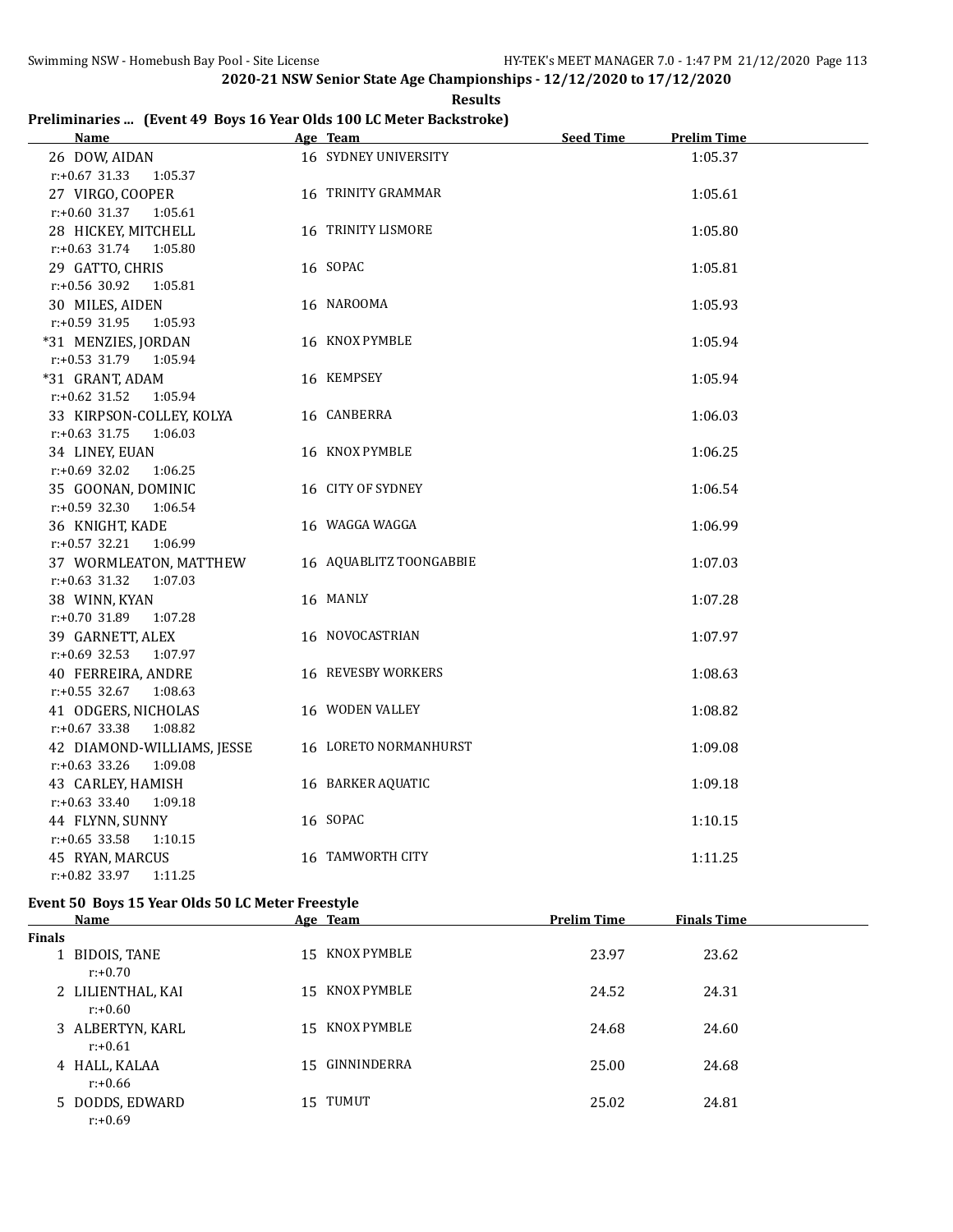**2020-21 NSW Senior State Age Championships - 12/12/2020 to 17/12/2020**

**Results**

### Preliminaries ... (Event 49 Boys 16 Year Olds 100 LC Meter Backstroke)

| Name | Age | Team | Seed Time | Prelim Time |
|---|---|---|---|---|
| 26 DOW, AIDAN | 16 | SYDNEY UNIVERSITY | | 1:05.37 |
| r:+0.67 31.33 1:05.37 | | | | |
| 27 VIRGO, COOPER | 16 | TRINITY GRAMMAR | | 1:05.61 |
| r:+0.60 31.37 1:05.61 | | | | |
| 28 HICKEY, MITCHELL | 16 | TRINITY LISMORE | | 1:05.80 |
| r:+0.63 31.74 1:05.80 | | | | |
| 29 GATTO, CHRIS | 16 | SOPAC | | 1:05.81 |
| r:+0.56 30.92 1:05.81 | | | | |
| 30 MILES, AIDEN | 16 | NAROOMA | | 1:05.93 |
| r:+0.59 31.95 1:05.93 | | | | |
| *31 MENZIES, JORDAN | 16 | KNOX PYMBLE | | 1:05.94 |
| r:+0.53 31.79 1:05.94 | | | | |
| *31 GRANT, ADAM | 16 | KEMPSEY | | 1:05.94 |
| r:+0.62 31.52 1:05.94 | | | | |
| 33 KIRPSON-COLLEY, KOLYA | 16 | CANBERRA | | 1:06.03 |
| r:+0.63 31.75 1:06.03 | | | | |
| 34 LINEY, EUAN | 16 | KNOX PYMBLE | | 1:06.25 |
| r:+0.69 32.02 1:06.25 | | | | |
| 35 GOONAN, DOMINIC | 16 | CITY OF SYDNEY | | 1:06.54 |
| r:+0.59 32.30 1:06.54 | | | | |
| 36 KNIGHT, KADE | 16 | WAGGA WAGGA | | 1:06.99 |
| r:+0.57 32.21 1:06.99 | | | | |
| 37 WORMLEATON, MATTHEW | 16 | AQUABLITZ TOONGABBIE | | 1:07.03 |
| r:+0.63 31.32 1:07.03 | | | | |
| 38 WINN, KYAN | 16 | MANLY | | 1:07.28 |
| r:+0.70 31.89 1:07.28 | | | | |
| 39 GARNETT, ALEX | 16 | NOVOCASTRIAN | | 1:07.97 |
| r:+0.69 32.53 1:07.97 | | | | |
| 40 FERREIRA, ANDRE | 16 | REVESBY WORKERS | | 1:08.63 |
| r:+0.55 32.67 1:08.63 | | | | |
| 41 ODGERS, NICHOLAS | 16 | WODEN VALLEY | | 1:08.82 |
| r:+0.67 33.38 1:08.82 | | | | |
| 42 DIAMOND-WILLIAMS, JESSE | 16 | LORETO NORMANHURST | | 1:09.08 |
| r:+0.63 33.26 1:09.08 | | | | |
| 43 CARLEY, HAMISH | 16 | BARKER AQUATIC | | 1:09.18 |
| r:+0.63 33.40 1:09.18 | | | | |
| 44 FLYNN, SUNNY | 16 | SOPAC | | 1:10.15 |
| r:+0.65 33.58 1:10.15 | | | | |
| 45 RYAN, MARCUS | 16 | TAMWORTH CITY | | 1:11.25 |
| r:+0.82 33.97 1:11.25 | | | | |

### Event 50 Boys 15 Year Olds 50 LC Meter Freestyle

| Name | Age | Team | Prelim Time | Finals Time |
|---|---|---|---|---|
| **Finals** | | | | |
| 1 BIDOIS, TANE | 15 | KNOX PYMBLE | 23.97 | 23.62 |
| r:+0.70 | | | | |
| 2 LILIENTHAL, KAI | 15 | KNOX PYMBLE | 24.52 | 24.31 |
| r:+0.60 | | | | |
| 3 ALBERTYN, KARL | 15 | KNOX PYMBLE | 24.68 | 24.60 |
| r:+0.61 | | | | |
| 4 HALL, KALAA | 15 | GINNINDERRA | 25.00 | 24.68 |
| r:+0.66 | | | | |
| 5 DODDS, EDWARD | 15 | TUMUT | 25.02 | 24.81 |
| r:+0.69 | | | | |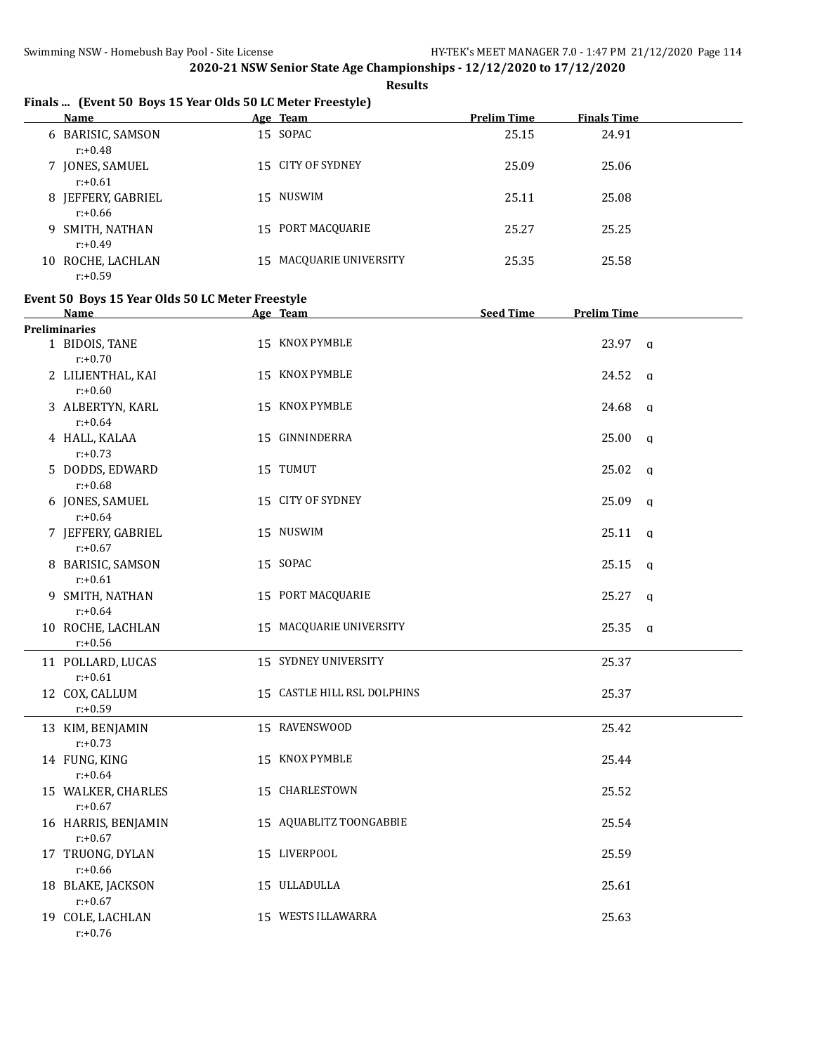**2020-21 NSW Senior State Age Championships - 12/12/2020 to 17/12/2020**

**Results**

### Finals ... (Event 50 Boys 15 Year Olds 50 LC Meter Freestyle)

| | Name | Age | Team | Prelim Time | Finals Time |
|---|---|---|---|---|---|
| 6 | BARISIC, SAMSON | 15 | SOPAC | 25.15 | 24.91 |
| | r:+0.48 | | | | |
| 7 | JONES, SAMUEL | 15 | CITY OF SYDNEY | 25.09 | 25.06 |
| | r:+0.61 | | | | |
| 8 | JEFFERY, GABRIEL | 15 | NUSWIM | 25.11 | 25.08 |
| | r:+0.66 | | | | |
| 9 | SMITH, NATHAN | 15 | PORT MACQUARIE | 25.27 | 25.25 |
| | r:+0.49 | | | | |
| 10 | ROCHE, LACHLAN | 15 | MACQUARIE UNIVERSITY | 25.35 | 25.58 |
| | r:+0.59 | | | | |

### Event 50 Boys 15 Year Olds 50 LC Meter Freestyle

| | Name | Age | Team | Seed Time | Prelim Time | |
|---|---|---|---|---|---|---|
| **Preliminaries** | | | | | | |
| 1 | BIDOIS, TANE | 15 | KNOX PYMBLE | | 23.97 | q |
| | r:+0.70 | | | | | |
| 2 | LILIENTHAL, KAI | 15 | KNOX PYMBLE | | 24.52 | q |
| | r:+0.60 | | | | | |
| 3 | ALBERTYN, KARL | 15 | KNOX PYMBLE | | 24.68 | q |
| | r:+0.64 | | | | | |
| 4 | HALL, KALAA | 15 | GINNINDERRA | | 25.00 | q |
| | r:+0.73 | | | | | |
| 5 | DODDS, EDWARD | 15 | TUMUT | | 25.02 | q |
| | r:+0.68 | | | | | |
| 6 | JONES, SAMUEL | 15 | CITY OF SYDNEY | | 25.09 | q |
| | r:+0.64 | | | | | |
| 7 | JEFFERY, GABRIEL | 15 | NUSWIM | | 25.11 | q |
| | r:+0.67 | | | | | |
| 8 | BARISIC, SAMSON | 15 | SOPAC | | 25.15 | q |
| | r:+0.61 | | | | | |
| 9 | SMITH, NATHAN | 15 | PORT MACQUARIE | | 25.27 | q |
| | r:+0.64 | | | | | |
| 10 | ROCHE, LACHLAN | 15 | MACQUARIE UNIVERSITY | | 25.35 | q |
| | r:+0.56 | | | | | |
| 11 | POLLARD, LUCAS | 15 | SYDNEY UNIVERSITY | | 25.37 | |
| | r:+0.61 | | | | | |
| 12 | COX, CALLUM | 15 | CASTLE HILL RSL DOLPHINS | | 25.37 | |
| | r:+0.59 | | | | | |
| 13 | KIM, BENJAMIN | 15 | RAVENSWOOD | | 25.42 | |
| | r:+0.73 | | | | | |
| 14 | FUNG, KING | 15 | KNOX PYMBLE | | 25.44 | |
| | r:+0.64 | | | | | |
| 15 | WALKER, CHARLES | 15 | CHARLESTOWN | | 25.52 | |
| | r:+0.67 | | | | | |
| 16 | HARRIS, BENJAMIN | 15 | AQUABLITZ TOONGABBIE | | 25.54 | |
| | r:+0.67 | | | | | |
| 17 | TRUONG, DYLAN | 15 | LIVERPOOL | | 25.59 | |
| | r:+0.66 | | | | | |
| 18 | BLAKE, JACKSON | 15 | ULLADULLA | | 25.61 | |
| | r:+0.67 | | | | | |
| 19 | COLE, LACHLAN | 15 | WESTS ILLAWARRA | | 25.63 | |
| | r:+0.76 | | | | | |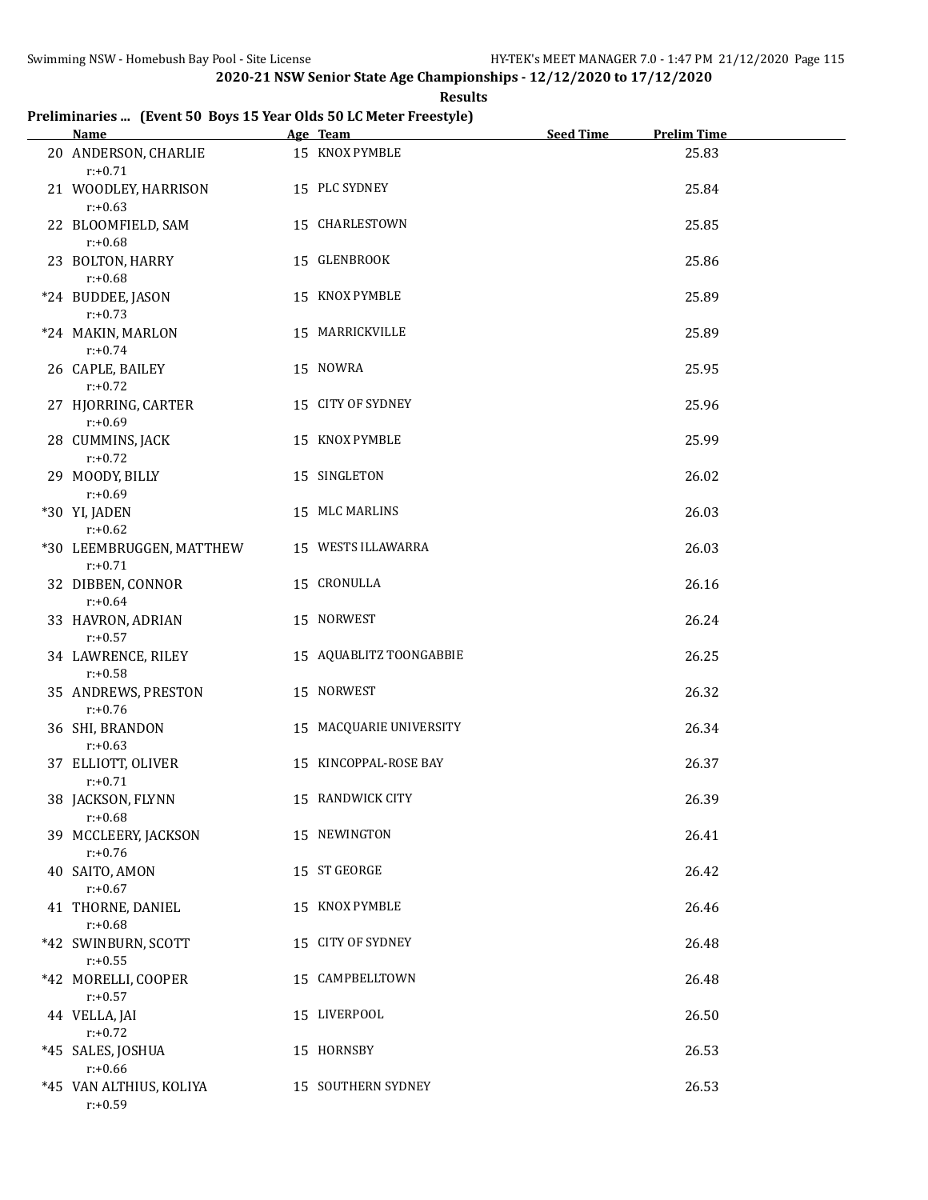**2020-21 NSW Senior State Age Championships - 12/12/2020 to 17/12/2020**

**Results**

### Preliminaries ... (Event 50 Boys 15 Year Olds 50 LC Meter Freestyle)

| | Name | Age | Team | Seed Time | Prelim Time |
|---|---|---|---|---|---|
| 20 | ANDERSON, CHARLIE | 15 | KNOX PYMBLE | | 25.83 |
| | r:+0.71 | | | | |
| 21 | WOODLEY, HARRISON | 15 | PLC SYDNEY | | 25.84 |
| | r:+0.63 | | | | |
| 22 | BLOOMFIELD, SAM | 15 | CHARLESTOWN | | 25.85 |
| | r:+0.68 | | | | |
| 23 | BOLTON, HARRY | 15 | GLENBROOK | | 25.86 |
| | r:+0.68 | | | | |
| *24 | BUDDEE, JASON | 15 | KNOX PYMBLE | | 25.89 |
| | r:+0.73 | | | | |
| *24 | MAKIN, MARLON | 15 | MARRICKVILLE | | 25.89 |
| | r:+0.74 | | | | |
| 26 | CAPLE, BAILEY | 15 | NOWRA | | 25.95 |
| | r:+0.72 | | | | |
| 27 | HJORRING, CARTER | 15 | CITY OF SYDNEY | | 25.96 |
| | r:+0.69 | | | | |
| 28 | CUMMINS, JACK | 15 | KNOX PYMBLE | | 25.99 |
| | r:+0.72 | | | | |
| 29 | MOODY, BILLY | 15 | SINGLETON | | 26.02 |
| | r:+0.69 | | | | |
| *30 | YI, JADEN | 15 | MLC MARLINS | | 26.03 |
| | r:+0.62 | | | | |
| *30 | LEEMBRUGGEN, MATTHEW | 15 | WESTS ILLAWARRA | | 26.03 |
| | r:+0.71 | | | | |
| 32 | DIBBEN, CONNOR | 15 | CRONULLA | | 26.16 |
| | r:+0.64 | | | | |
| 33 | HAVRON, ADRIAN | 15 | NORWEST | | 26.24 |
| | r:+0.57 | | | | |
| 34 | LAWRENCE, RILEY | 15 | AQUABLITZ TOONGABBIE | | 26.25 |
| | r:+0.58 | | | | |
| 35 | ANDREWS, PRESTON | 15 | NORWEST | | 26.32 |
| | r:+0.76 | | | | |
| 36 | SHI, BRANDON | 15 | MACQUARIE UNIVERSITY | | 26.34 |
| | r:+0.63 | | | | |
| 37 | ELLIOTT, OLIVER | 15 | KINCOPPAL-ROSE BAY | | 26.37 |
| | r:+0.71 | | | | |
| 38 | JACKSON, FLYNN | 15 | RANDWICK CITY | | 26.39 |
| | r:+0.68 | | | | |
| 39 | MCCLEERY, JACKSON | 15 | NEWINGTON | | 26.41 |
| | r:+0.76 | | | | |
| 40 | SAITO, AMON | 15 | ST GEORGE | | 26.42 |
| | r:+0.67 | | | | |
| 41 | THORNE, DANIEL | 15 | KNOX PYMBLE | | 26.46 |
| | r:+0.68 | | | | |
| *42 | SWINBURN, SCOTT | 15 | CITY OF SYDNEY | | 26.48 |
| | r:+0.55 | | | | |
| *42 | MORELLI, COOPER | 15 | CAMPBELLTOWN | | 26.48 |
| | r:+0.57 | | | | |
| 44 | VELLA, JAI | 15 | LIVERPOOL | | 26.50 |
| | r:+0.72 | | | | |
| *45 | SALES, JOSHUA | 15 | HORNSBY | | 26.53 |
| | r:+0.66 | | | | |
| *45 | VAN ALTHIUS, KOLIYA | 15 | SOUTHERN SYDNEY | | 26.53 |
| | r:+0.59 | | | | |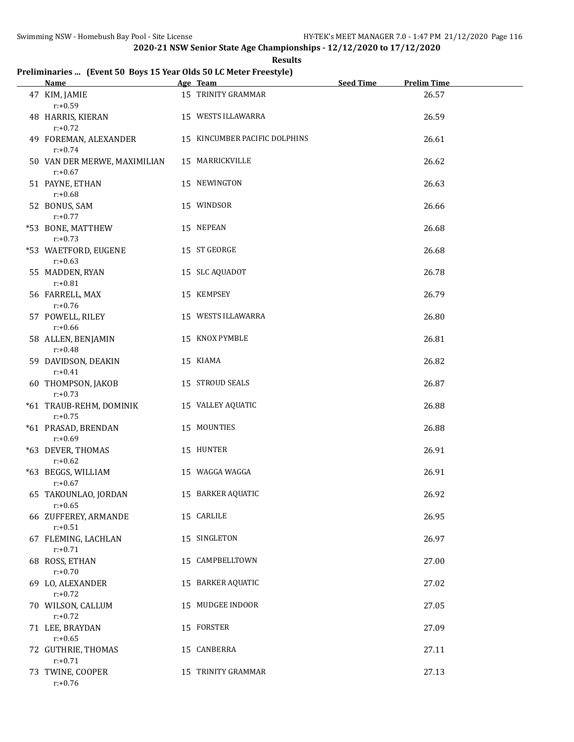## 2020-21 NSW Senior State Age Championships - 12/12/2020 to 17/12/2020

**Results**

### Preliminaries ... (Event 50 Boys 15 Year Olds 50 LC Meter Freestyle)

| | Name | Age | Team | Seed Time | Prelim Time |
|---|---|---|---|---|---|
| 47 | KIM, JAMIE<br>r:+0.59 | 15 | TRINITY GRAMMAR | | 26.57 |
| 48 | HARRIS, KIERAN<br>r:+0.72 | 15 | WESTS ILLAWARRA | | 26.59 |
| 49 | FOREMAN, ALEXANDER<br>r:+0.74 | 15 | KINCUMBER PACIFIC DOLPHINS | | 26.61 |
| 50 | VAN DER MERWE, MAXIMILIAN<br>r:+0.67 | 15 | MARRICKVILLE | | 26.62 |
| 51 | PAYNE, ETHAN<br>r:+0.68 | 15 | NEWINGTON | | 26.63 |
| 52 | BONUS, SAM<br>r:+0.77 | 15 | WINDSOR | | 26.66 |
| *53 | BONE, MATTHEW<br>r:+0.73 | 15 | NEPEAN | | 26.68 |
| *53 | WAETFORD, EUGENE<br>r:+0.63 | 15 | ST GEORGE | | 26.68 |
| 55 | MADDEN, RYAN<br>r:+0.81 | 15 | SLC AQUADOT | | 26.78 |
| 56 | FARRELL, MAX<br>r:+0.76 | 15 | KEMPSEY | | 26.79 |
| 57 | POWELL, RILEY<br>r:+0.66 | 15 | WESTS ILLAWARRA | | 26.80 |
| 58 | ALLEN, BENJAMIN<br>r:+0.48 | 15 | KNOX PYMBLE | | 26.81 |
| 59 | DAVIDSON, DEAKIN<br>r:+0.41 | 15 | KIAMA | | 26.82 |
| 60 | THOMPSON, JAKOB<br>r:+0.73 | 15 | STROUD SEALS | | 26.87 |
| *61 | TRAUB-REHM, DOMINIK<br>r:+0.75 | 15 | VALLEY AQUATIC | | 26.88 |
| *61 | PRASAD, BRENDAN<br>r:+0.69 | 15 | MOUNTIES | | 26.88 |
| *63 | DEVER, THOMAS<br>r:+0.62 | 15 | HUNTER | | 26.91 |
| *63 | BEGGS, WILLIAM<br>r:+0.67 | 15 | WAGGA WAGGA | | 26.91 |
| 65 | TAKOUNLAO, JORDAN<br>r:+0.65 | 15 | BARKER AQUATIC | | 26.92 |
| 66 | ZUFFEREY, ARMANDE<br>r:+0.51 | 15 | CARLILE | | 26.95 |
| 67 | FLEMING, LACHLAN<br>r:+0.71 | 15 | SINGLETON | | 26.97 |
| 68 | ROSS, ETHAN<br>r:+0.70 | 15 | CAMPBELLTOWN | | 27.00 |
| 69 | LO, ALEXANDER<br>r:+0.72 | 15 | BARKER AQUATIC | | 27.02 |
| 70 | WILSON, CALLUM<br>r:+0.72 | 15 | MUDGEE INDOOR | | 27.05 |
| 71 | LEE, BRAYDAN<br>r:+0.65 | 15 | FORSTER | | 27.09 |
| 72 | GUTHRIE, THOMAS<br>r:+0.71 | 15 | CANBERRA | | 27.11 |
| 73 | TWINE, COOPER<br>r:+0.76 | 15 | TRINITY GRAMMAR | | 27.13 |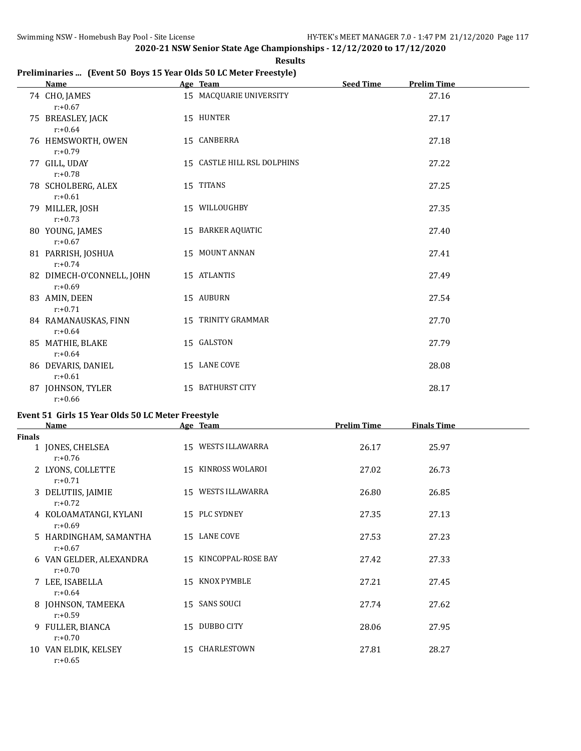**2020-21 NSW Senior State Age Championships - 12/12/2020 to 17/12/2020**

**Results**

## Preliminaries ... (Event 50 Boys 15 Year Olds 50 LC Meter Freestyle)

| | Name | Age | Team | Seed Time | Prelim Time |
|---|---|---|---|---|---|
| 74 | CHO, JAMES<br>r:+0.67 | 15 | MACQUARIE UNIVERSITY | | 27.16 |
| 75 | BREASLEY, JACK<br>r:+0.64 | 15 | HUNTER | | 27.17 |
| 76 | HEMSWORTH, OWEN<br>r:+0.79 | 15 | CANBERRA | | 27.18 |
| 77 | GILL, UDAY<br>r:+0.78 | 15 | CASTLE HILL RSL DOLPHINS | | 27.22 |
| 78 | SCHOLBERG, ALEX<br>r:+0.61 | 15 | TITANS | | 27.25 |
| 79 | MILLER, JOSH<br>r:+0.73 | 15 | WILLOUGHBY | | 27.35 |
| 80 | YOUNG, JAMES<br>r:+0.67 | 15 | BARKER AQUATIC | | 27.40 |
| 81 | PARRISH, JOSHUA<br>r:+0.74 | 15 | MOUNT ANNAN | | 27.41 |
| 82 | DIMECH-O'CONNELL, JOHN<br>r:+0.69 | 15 | ATLANTIS | | 27.49 |
| 83 | AMIN, DEEN<br>r:+0.71 | 15 | AUBURN | | 27.54 |
| 84 | RAMANAUSKAS, FINN<br>r:+0.64 | 15 | TRINITY GRAMMAR | | 27.70 |
| 85 | MATHIE, BLAKE<br>r:+0.64 | 15 | GALSTON | | 27.79 |
| 86 | DEVARIS, DANIEL<br>r:+0.61 | 15 | LANE COVE | | 28.08 |
| 87 | JOHNSON, TYLER<br>r:+0.66 | 15 | BATHURST CITY | | 28.17 |

## Event 51 Girls 15 Year Olds 50 LC Meter Freestyle

| | Name | Age | Team | Prelim Time | Finals Time |
|---|---|---|---|---|---|
| **Finals** | | | | | |
| 1 | JONES, CHELSEA<br>r:+0.76 | 15 | WESTS ILLAWARRA | 26.17 | 25.97 |
| 2 | LYONS, COLLETTE<br>r:+0.71 | 15 | KINROSS WOLAROI | 27.02 | 26.73 |
| 3 | DELUTIIS, JAIMIE<br>r:+0.72 | 15 | WESTS ILLAWARRA | 26.80 | 26.85 |
| 4 | KOLOAMATANGI, KYLANI<br>r:+0.69 | 15 | PLC SYDNEY | 27.35 | 27.13 |
| 5 | HARDINGHAM, SAMANTHA<br>r:+0.67 | 15 | LANE COVE | 27.53 | 27.23 |
| 6 | VAN GELDER, ALEXANDRA<br>r:+0.70 | 15 | KINCOPPAL-ROSE BAY | 27.42 | 27.33 |
| 7 | LEE, ISABELLA<br>r:+0.64 | 15 | KNOX PYMBLE | 27.21 | 27.45 |
| 8 | JOHNSON, TAMEEKA<br>r:+0.59 | 15 | SANS SOUCI | 27.74 | 27.62 |
| 9 | FULLER, BIANCA<br>r:+0.70 | 15 | DUBBO CITY | 28.06 | 27.95 |
| 10 | VAN ELDIK, KELSEY<br>r:+0.65 | 15 | CHARLESTOWN | 27.81 | 28.27 |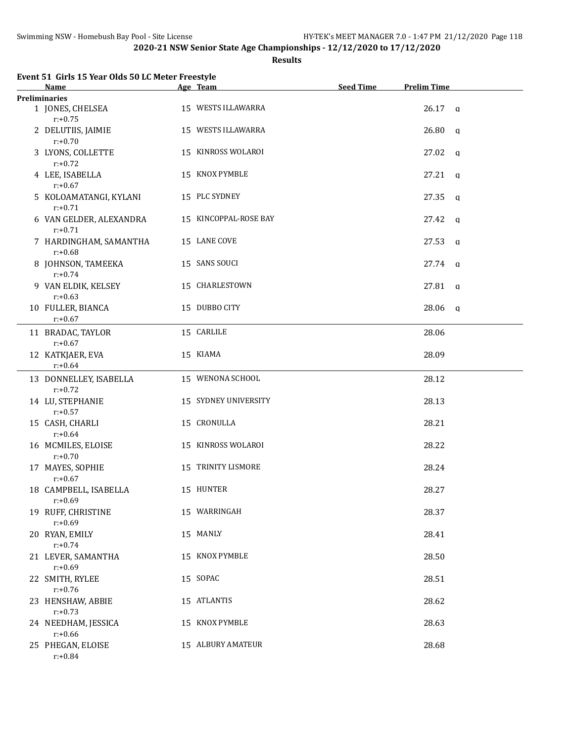**2020-21 NSW Senior State Age Championships - 12/12/2020 to 17/12/2020**

**Results**

### Event 51 Girls 15 Year Olds 50 LC Meter Freestyle

| Name | Age | Team | Seed Time | Prelim Time | |
|---|---|---|---|---|---|
| **Preliminaries** | | | | | |
| 1 JONES, CHELSEA r:+0.75 | 15 | WESTS ILLAWARRA | | 26.17 | q |
| 2 DELUTIIS, JAIMIE r:+0.70 | 15 | WESTS ILLAWARRA | | 26.80 | q |
| 3 LYONS, COLLETTE r:+0.72 | 15 | KINROSS WOLAROI | | 27.02 | q |
| 4 LEE, ISABELLA r:+0.67 | 15 | KNOX PYMBLE | | 27.21 | q |
| 5 KOLOAMATANGI, KYLANI r:+0.71 | 15 | PLC SYDNEY | | 27.35 | q |
| 6 VAN GELDER, ALEXANDRA r:+0.71 | 15 | KINCOPPAL-ROSE BAY | | 27.42 | q |
| 7 HARDINGHAM, SAMANTHA r:+0.68 | 15 | LANE COVE | | 27.53 | q |
| 8 JOHNSON, TAMEEKA r:+0.74 | 15 | SANS SOUCI | | 27.74 | q |
| 9 VAN ELDIK, KELSEY r:+0.63 | 15 | CHARLESTOWN | | 27.81 | q |
| 10 FULLER, BIANCA r:+0.67 | 15 | DUBBO CITY | | 28.06 | q |
| 11 BRADAC, TAYLOR r:+0.67 | 15 | CARLILE | | 28.06 | |
| 12 KATKJAER, EVA r:+0.64 | 15 | KIAMA | | 28.09 | |
| 13 DONNELLEY, ISABELLA r:+0.72 | 15 | WENONA SCHOOL | | 28.12 | |
| 14 LU, STEPHANIE r:+0.57 | 15 | SYDNEY UNIVERSITY | | 28.13 | |
| 15 CASH, CHARLI r:+0.64 | 15 | CRONULLA | | 28.21 | |
| 16 MCMILES, ELOISE r:+0.70 | 15 | KINROSS WOLAROI | | 28.22 | |
| 17 MAYES, SOPHIE r:+0.67 | 15 | TRINITY LISMORE | | 28.24 | |
| 18 CAMPBELL, ISABELLA r:+0.69 | 15 | HUNTER | | 28.27 | |
| 19 RUFF, CHRISTINE r:+0.69 | 15 | WARRINGAH | | 28.37 | |
| 20 RYAN, EMILY r:+0.74 | 15 | MANLY | | 28.41 | |
| 21 LEVER, SAMANTHA r:+0.69 | 15 | KNOX PYMBLE | | 28.50 | |
| 22 SMITH, RYLEE r:+0.76 | 15 | SOPAC | | 28.51 | |
| 23 HENSHAW, ABBIE r:+0.73 | 15 | ATLANTIS | | 28.62 | |
| 24 NEEDHAM, JESSICA r:+0.66 | 15 | KNOX PYMBLE | | 28.63 | |
| 25 PHEGAN, ELOISE r:+0.84 | 15 | ALBURY AMATEUR | | 28.68 | |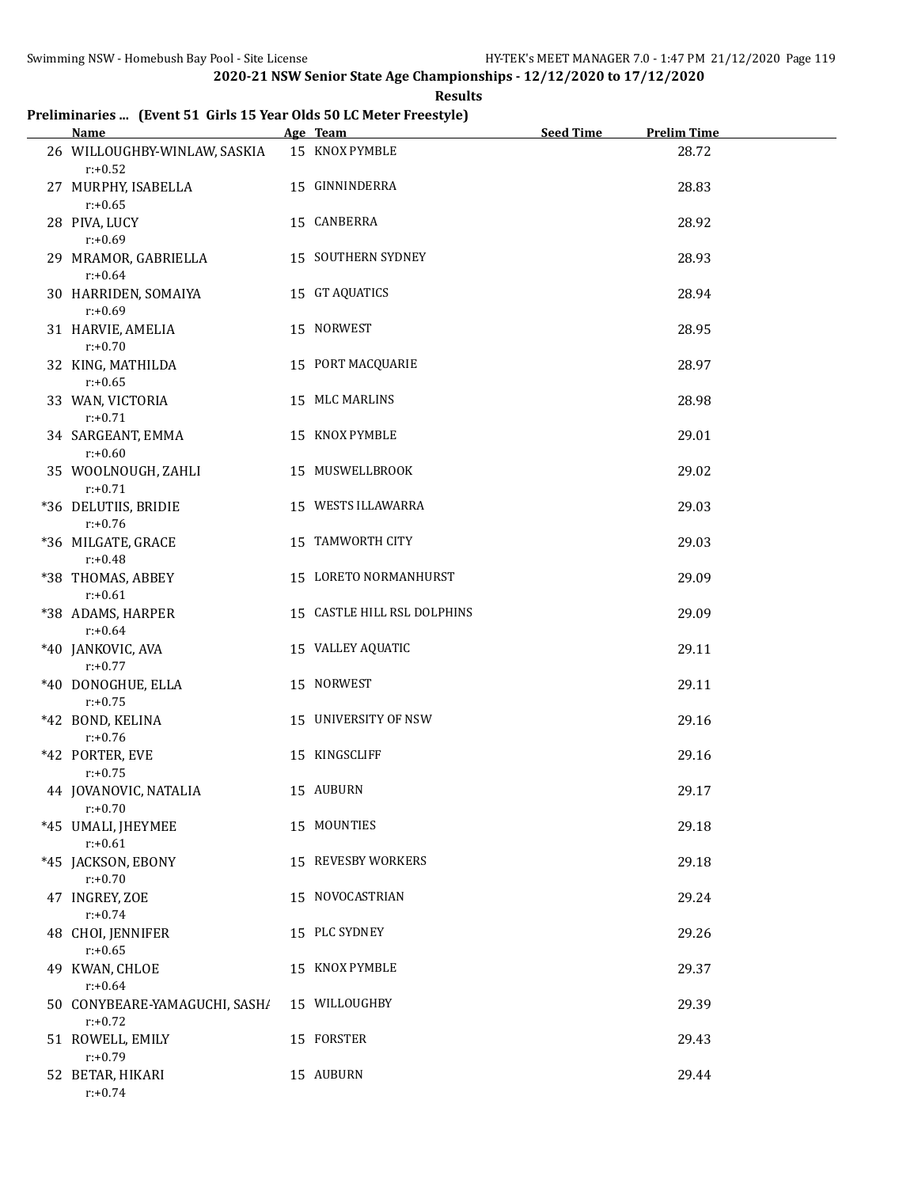**2020-21 NSW Senior State Age Championships - 12/12/2020 to 17/12/2020**

**Results**

### Preliminaries ... (Event 51 Girls 15 Year Olds 50 LC Meter Freestyle)

| | Name | Age | Team | Seed Time | Prelim Time |
|---|---|---|---|---|---|
| 26 | WILLOUGHBY-WINLAW, SASKIA | 15 | KNOX PYMBLE | | 28.72 |
| | r:+0.52 | | | | |
| 27 | MURPHY, ISABELLA | 15 | GINNINDERRA | | 28.83 |
| | r:+0.65 | | | | |
| 28 | PIVA, LUCY | 15 | CANBERRA | | 28.92 |
| | r:+0.69 | | | | |
| 29 | MRAMOR, GABRIELLA | 15 | SOUTHERN SYDNEY | | 28.93 |
| | r:+0.64 | | | | |
| 30 | HARRIDEN, SOMAIYA | 15 | GT AQUATICS | | 28.94 |
| | r:+0.69 | | | | |
| 31 | HARVIE, AMELIA | 15 | NORWEST | | 28.95 |
| | r:+0.70 | | | | |
| 32 | KING, MATHILDA | 15 | PORT MACQUARIE | | 28.97 |
| | r:+0.65 | | | | |
| 33 | WAN, VICTORIA | 15 | MLC MARLINS | | 28.98 |
| | r:+0.71 | | | | |
| 34 | SARGEANT, EMMA | 15 | KNOX PYMBLE | | 29.01 |
| | r:+0.60 | | | | |
| 35 | WOOLNOUGH, ZAHLI | 15 | MUSWELLBROOK | | 29.02 |
| | r:+0.71 | | | | |
| *36 | DELUTIIS, BRIDIE | 15 | WESTS ILLAWARRA | | 29.03 |
| | r:+0.76 | | | | |
| *36 | MILGATE, GRACE | 15 | TAMWORTH CITY | | 29.03 |
| | r:+0.48 | | | | |
| *38 | THOMAS, ABBEY | 15 | LORETO NORMANHURST | | 29.09 |
| | r:+0.61 | | | | |
| *38 | ADAMS, HARPER | 15 | CASTLE HILL RSL DOLPHINS | | 29.09 |
| | r:+0.64 | | | | |
| *40 | JANKOVIC, AVA | 15 | VALLEY AQUATIC | | 29.11 |
| | r:+0.77 | | | | |
| *40 | DONOGHUE, ELLA | 15 | NORWEST | | 29.11 |
| | r:+0.75 | | | | |
| *42 | BOND, KELINA | 15 | UNIVERSITY OF NSW | | 29.16 |
| | r:+0.76 | | | | |
| *42 | PORTER, EVE | 15 | KINGSCLIFF | | 29.16 |
| | r:+0.75 | | | | |
| 44 | JOVANOVIC, NATALIA | 15 | AUBURN | | 29.17 |
| | r:+0.70 | | | | |
| *45 | UMALI, JHEYMEE | 15 | MOUNTIES | | 29.18 |
| | r:+0.61 | | | | |
| *45 | JACKSON, EBONY | 15 | REVESBY WORKERS | | 29.18 |
| | r:+0.70 | | | | |
| 47 | INGREY, ZOE | 15 | NOVOCASTRIAN | | 29.24 |
| | r:+0.74 | | | | |
| 48 | CHOI, JENNIFER | 15 | PLC SYDNEY | | 29.26 |
| | r:+0.65 | | | | |
| 49 | KWAN, CHLOE | 15 | KNOX PYMBLE | | 29.37 |
| | r:+0.64 | | | | |
| 50 | CONYBEARE-YAMAGUCHI, SASHA | 15 | WILLOUGHBY | | 29.39 |
| | r:+0.72 | | | | |
| 51 | ROWELL, EMILY | 15 | FORSTER | | 29.43 |
| | r:+0.79 | | | | |
| 52 | BETAR, HIKARI | 15 | AUBURN | | 29.44 |
| | r:+0.74 | | | | |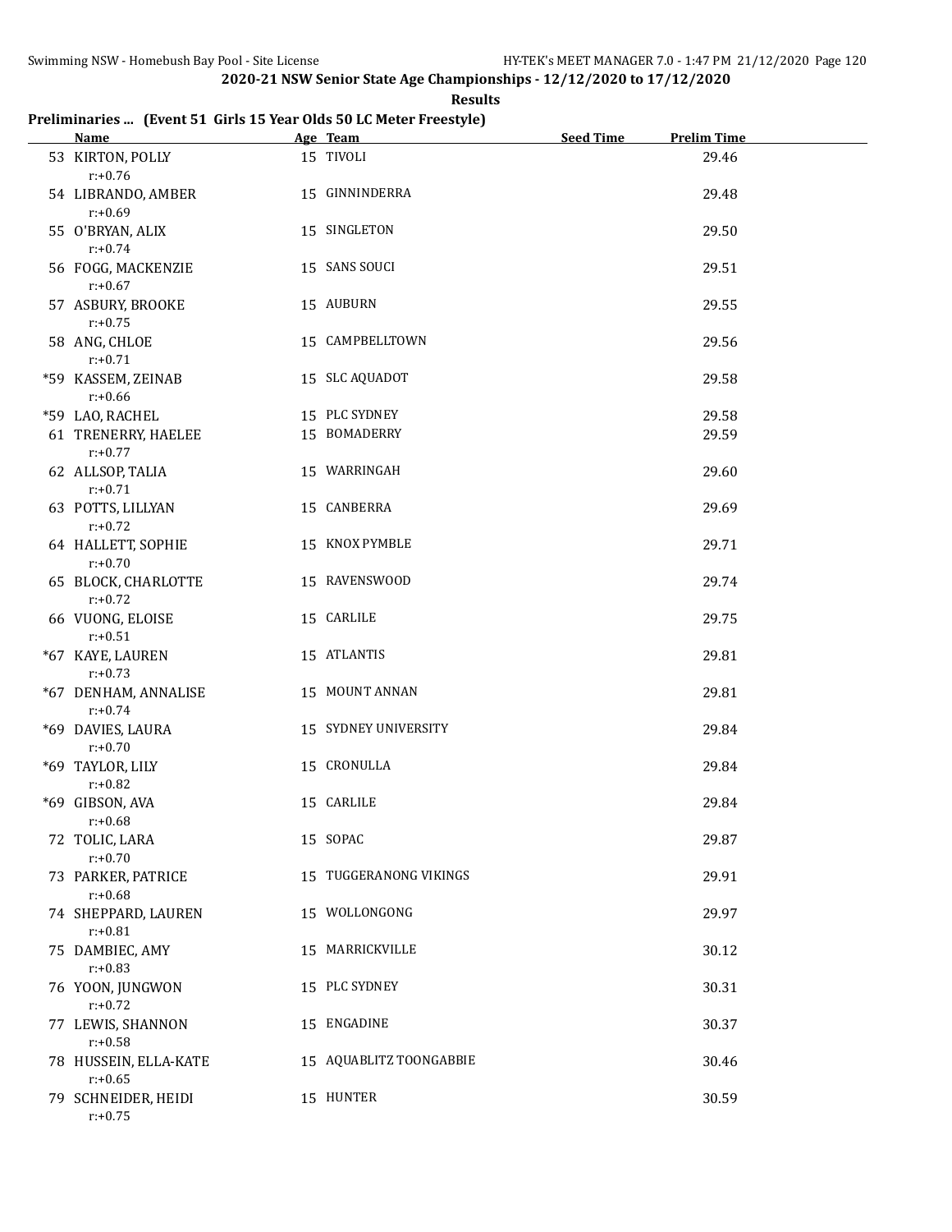**2020-21 NSW Senior State Age Championships - 12/12/2020 to 17/12/2020**

**Results**

### Preliminaries ... (Event 51 Girls 15 Year Olds 50 LC Meter Freestyle)

| | Name | Age | Team | Seed Time | Prelim Time |
|---|---|---|---|---|---|
| 53 | KIRTON, POLLY | 15 | TIVOLI | | 29.46 |
| | r:+0.76 | | | | |
| 54 | LIBRANDO, AMBER | 15 | GINNINDERRA | | 29.48 |
| | r:+0.69 | | | | |
| 55 | O'BRYAN, ALIX | 15 | SINGLETON | | 29.50 |
| | r:+0.74 | | | | |
| 56 | FOGG, MACKENZIE | 15 | SANS SOUCI | | 29.51 |
| | r:+0.67 | | | | |
| 57 | ASBURY, BROOKE | 15 | AUBURN | | 29.55 |
| | r:+0.75 | | | | |
| 58 | ANG, CHLOE | 15 | CAMPBELLTOWN | | 29.56 |
| | r:+0.71 | | | | |
| *59 | KASSEM, ZEINAB | 15 | SLC AQUADOT | | 29.58 |
| | r:+0.66 | | | | |
| *59 | LAO, RACHEL | 15 | PLC SYDNEY | | 29.58 |
| 61 | TRENERRY, HAELEE | 15 | BOMADERRY | | 29.59 |
| | r:+0.77 | | | | |
| 62 | ALLSOP, TALIA | 15 | WARRINGAH | | 29.60 |
| | r:+0.71 | | | | |
| 63 | POTTS, LILLYAN | 15 | CANBERRA | | 29.69 |
| | r:+0.72 | | | | |
| 64 | HALLETT, SOPHIE | 15 | KNOX PYMBLE | | 29.71 |
| | r:+0.70 | | | | |
| 65 | BLOCK, CHARLOTTE | 15 | RAVENSWOOD | | 29.74 |
| | r:+0.72 | | | | |
| 66 | VUONG, ELOISE | 15 | CARLILE | | 29.75 |
| | r:+0.51 | | | | |
| *67 | KAYE, LAUREN | 15 | ATLANTIS | | 29.81 |
| | r:+0.73 | | | | |
| *67 | DENHAM, ANNALISE | 15 | MOUNT ANNAN | | 29.81 |
| | r:+0.74 | | | | |
| *69 | DAVIES, LAURA | 15 | SYDNEY UNIVERSITY | | 29.84 |
| | r:+0.70 | | | | |
| *69 | TAYLOR, LILY | 15 | CRONULLA | | 29.84 |
| | r:+0.82 | | | | |
| *69 | GIBSON, AVA | 15 | CARLILE | | 29.84 |
| | r:+0.68 | | | | |
| 72 | TOLIC, LARA | 15 | SOPAC | | 29.87 |
| | r:+0.70 | | | | |
| 73 | PARKER, PATRICE | 15 | TUGGERANONG VIKINGS | | 29.91 |
| | r:+0.68 | | | | |
| 74 | SHEPPARD, LAUREN | 15 | WOLLONGONG | | 29.97 |
| | r:+0.81 | | | | |
| 75 | DAMBIEC, AMY | 15 | MARRICKVILLE | | 30.12 |
| | r:+0.83 | | | | |
| 76 | YOON, JUNGWON | 15 | PLC SYDNEY | | 30.31 |
| | r:+0.72 | | | | |
| 77 | LEWIS, SHANNON | 15 | ENGADINE | | 30.37 |
| | r:+0.58 | | | | |
| 78 | HUSSEIN, ELLA-KATE | 15 | AQUABLITZ TOONGABBIE | | 30.46 |
| | r:+0.65 | | | | |
| 79 | SCHNEIDER, HEIDI | 15 | HUNTER | | 30.59 |
| | r:+0.75 | | | | |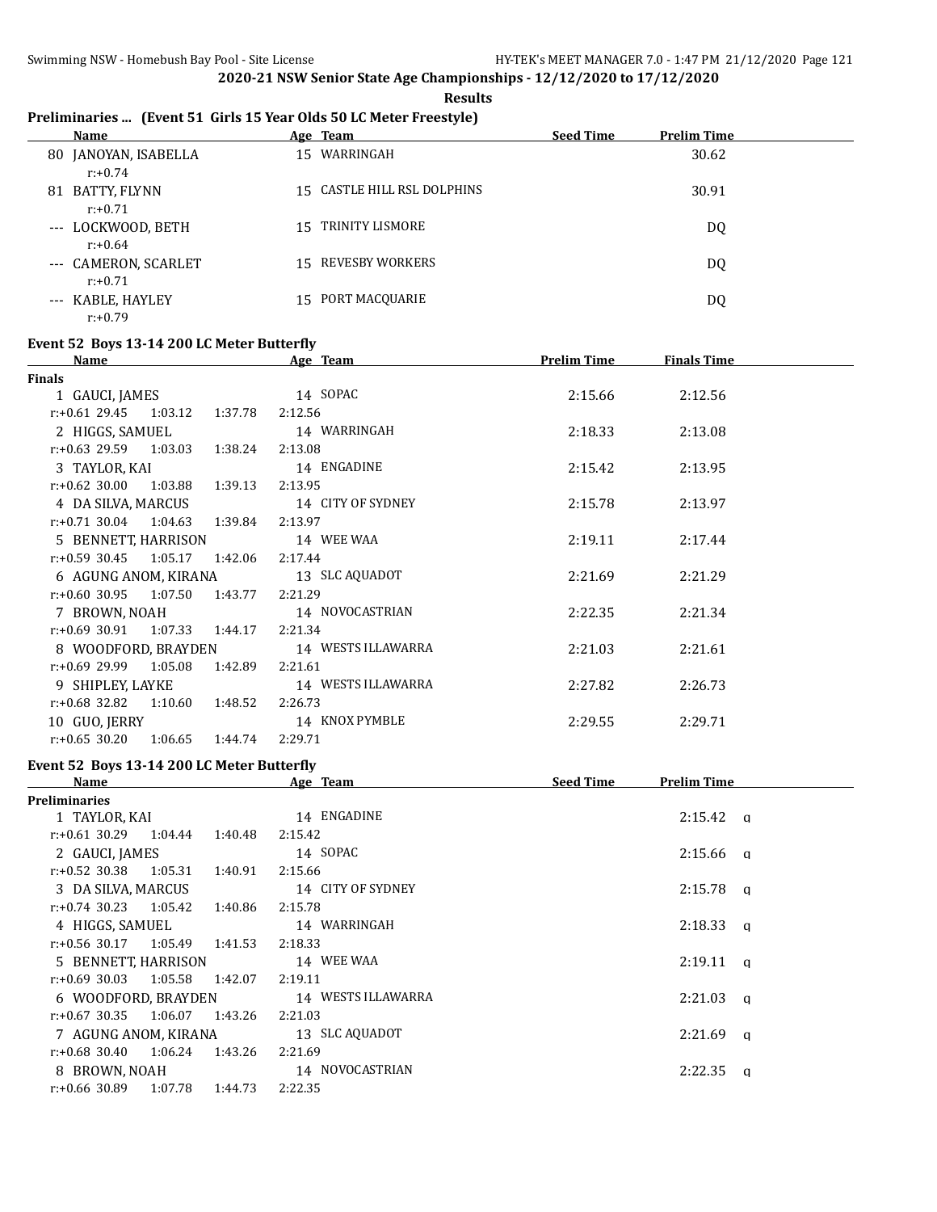2020-21 NSW Senior State Age Championships - 12/12/2020 to 17/12/2020

Results

## Preliminaries ... (Event 51 Girls 15 Year Olds 50 LC Meter Freestyle)

| | Name | Age | Team | Seed Time | Prelim Time |
|---|---|---|---|---|---|
| 80 | JANOYAN, ISABELLA | 15 | WARRINGAH | | 30.62 |
| | r:+0.74 | | | | |
| 81 | BATTY, FLYNN | 15 | CASTLE HILL RSL DOLPHINS | | 30.91 |
| | r:+0.71 | | | | |
| --- | LOCKWOOD, BETH | 15 | TRINITY LISMORE | | DQ |
| | r:+0.64 | | | | |
| --- | CAMERON, SCARLET | 15 | REVESBY WORKERS | | DQ |
| | r:+0.71 | | | | |
| --- | KABLE, HAYLEY | 15 | PORT MACQUARIE | | DQ |
| | r:+0.79 | | | | |

## Event 52 Boys 13-14 200 LC Meter Butterfly

| | Name | Age | Team | Prelim Time | Finals Time |
|---|---|---|---|---|---|
| **Finals** | | | | | |
| 1 | GAUCI, JAMES | 14 | SOPAC | 2:15.66 | 2:12.56 |
| | r:+0.61 29.45 1:03.12 1:37.78 2:12.56 | | | | |
| 2 | HIGGS, SAMUEL | 14 | WARRINGAH | 2:18.33 | 2:13.08 |
| | r:+0.63 29.59 1:03.03 1:38.24 2:13.08 | | | | |
| 3 | TAYLOR, KAI | 14 | ENGADINE | 2:15.42 | 2:13.95 |
| | r:+0.62 30.00 1:03.88 1:39.13 2:13.95 | | | | |
| 4 | DA SILVA, MARCUS | 14 | CITY OF SYDNEY | 2:15.78 | 2:13.97 |
| | r:+0.71 30.04 1:04.63 1:39.84 2:13.97 | | | | |
| 5 | BENNETT, HARRISON | 14 | WEE WAA | 2:19.11 | 2:17.44 |
| | r:+0.59 30.45 1:05.17 1:42.06 2:17.44 | | | | |
| 6 | AGUNG ANOM, KIRANA | 13 | SLC AQUADOT | 2:21.69 | 2:21.29 |
| | r:+0.60 30.95 1:07.50 1:43.77 2:21.29 | | | | |
| 7 | BROWN, NOAH | 14 | NOVOCASTRIAN | 2:22.35 | 2:21.34 |
| | r:+0.69 30.91 1:07.33 1:44.17 2:21.34 | | | | |
| 8 | WOODFORD, BRAYDEN | 14 | WESTS ILLAWARRA | 2:21.03 | 2:21.61 |
| | r:+0.69 29.99 1:05.08 1:42.89 2:21.61 | | | | |
| 9 | SHIPLEY, LAYKE | 14 | WESTS ILLAWARRA | 2:27.82 | 2:26.73 |
| | r:+0.68 32.82 1:10.60 1:48.52 2:26.73 | | | | |
| 10 | GUO, JERRY | 14 | KNOX PYMBLE | 2:29.55 | 2:29.71 |
| | r:+0.65 30.20 1:06.65 1:44.74 2:29.71 | | | | |

## Event 52 Boys 13-14 200 LC Meter Butterfly

| | Name | Age | Team | Seed Time | Prelim Time | |
|---|---|---|---|---|---|---|
| **Preliminaries** | | | | | | |
| 1 | TAYLOR, KAI | 14 | ENGADINE | | 2:15.42 | q |
| | r:+0.61 30.29 1:04.44 1:40.48 2:15.42 | | | | | |
| 2 | GAUCI, JAMES | 14 | SOPAC | | 2:15.66 | q |
| | r:+0.52 30.38 1:05.31 1:40.91 2:15.66 | | | | | |
| 3 | DA SILVA, MARCUS | 14 | CITY OF SYDNEY | | 2:15.78 | q |
| | r:+0.74 30.23 1:05.42 1:40.86 2:15.78 | | | | | |
| 4 | HIGGS, SAMUEL | 14 | WARRINGAH | | 2:18.33 | q |
| | r:+0.56 30.17 1:05.49 1:41.53 2:18.33 | | | | | |
| 5 | BENNETT, HARRISON | 14 | WEE WAA | | 2:19.11 | q |
| | r:+0.69 30.03 1:05.58 1:42.07 2:19.11 | | | | | |
| 6 | WOODFORD, BRAYDEN | 14 | WESTS ILLAWARRA | | 2:21.03 | q |
| | r:+0.67 30.35 1:06.07 1:43.26 2:21.03 | | | | | |
| 7 | AGUNG ANOM, KIRANA | 13 | SLC AQUADOT | | 2:21.69 | q |
| | r:+0.68 30.40 1:06.24 1:43.26 2:21.69 | | | | | |
| 8 | BROWN, NOAH | 14 | NOVOCASTRIAN | | 2:22.35 | q |
| | r:+0.66 30.89 1:07.78 1:44.73 2:22.35 | | | | | |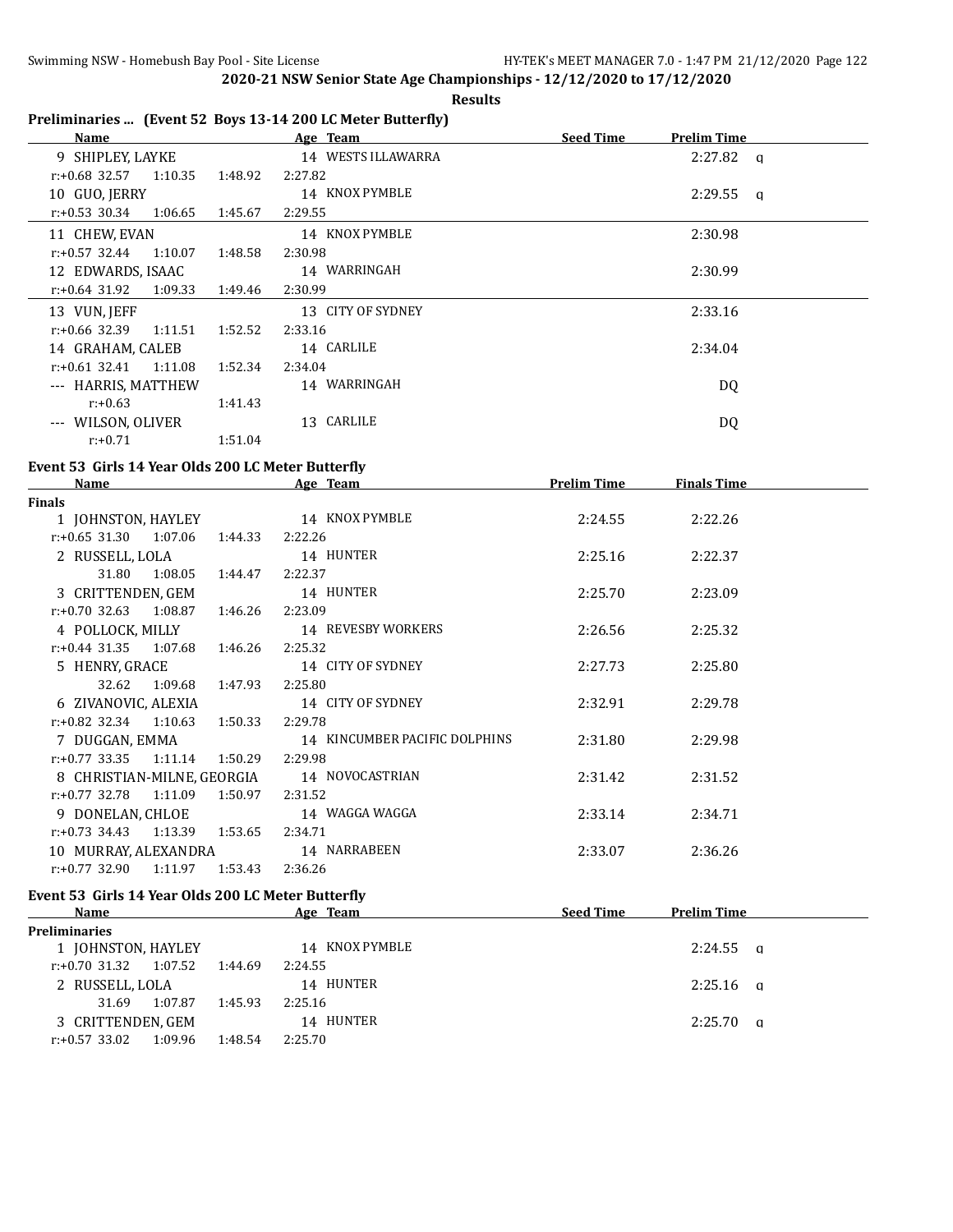## 2020-21 NSW Senior State Age Championships - 12/12/2020 to 17/12/2020

**Results**

### Preliminaries ... (Event 52 Boys 13-14 200 LC Meter Butterfly)

| Name | Age | Team | Seed Time | Prelim Time | |
|---|---|---|---|---|---|
| 9 SHIPLEY, LAYKE | 14 | WESTS ILLAWARRA | | 2:27.82 | q |
| r:+0.68 32.57 1:10.35 1:48.92 2:27.82 | | | | | |
| 10 GUO, JERRY | 14 | KNOX PYMBLE | | 2:29.55 | q |
| r:+0.53 30.34 1:06.65 1:45.67 2:29.55 | | | | | |
| 11 CHEW, EVAN | 14 | KNOX PYMBLE | | 2:30.98 | |
| r:+0.57 32.44 1:10.07 1:48.58 2:30.98 | | | | | |
| 12 EDWARDS, ISAAC | 14 | WARRINGAH | | 2:30.99 | |
| r:+0.64 31.92 1:09.33 1:49.46 2:30.99 | | | | | |
| 13 VUN, JEFF | 13 | CITY OF SYDNEY | | 2:33.16 | |
| r:+0.66 32.39 1:11.51 1:52.52 2:33.16 | | | | | |
| 14 GRAHAM, CALEB | 14 | CARLILE | | 2:34.04 | |
| r:+0.61 32.41 1:11.08 1:52.34 2:34.04 | | | | | |
| --- HARRIS, MATTHEW | 14 | WARRINGAH | | DQ | |
| r:+0.63 1:41.43 | | | | | |
| --- WILSON, OLIVER | 13 | CARLILE | | DQ | |
| r:+0.71 1:51.04 | | | | | |

### Event 53 Girls 14 Year Olds 200 LC Meter Butterfly

| Name | Age | Team | Prelim Time | Finals Time |
|---|---|---|---|---|
| **Finals** | | | | |
| 1 JOHNSTON, HAYLEY | 14 | KNOX PYMBLE | 2:24.55 | 2:22.26 |
| r:+0.65 31.30 1:07.06 1:44.33 2:22.26 | | | | |
| 2 RUSSELL, LOLA | 14 | HUNTER | 2:25.16 | 2:22.37 |
| 31.80 1:08.05 1:44.47 2:22.37 | | | | |
| 3 CRITTENDEN, GEM | 14 | HUNTER | 2:25.70 | 2:23.09 |
| r:+0.70 32.63 1:08.87 1:46.26 2:23.09 | | | | |
| 4 POLLOCK, MILLY | 14 | REVESBY WORKERS | 2:26.56 | 2:25.32 |
| r:+0.44 31.35 1:07.68 1:46.26 2:25.32 | | | | |
| 5 HENRY, GRACE | 14 | CITY OF SYDNEY | 2:27.73 | 2:25.80 |
| 32.62 1:09.68 1:47.93 2:25.80 | | | | |
| 6 ZIVANOVIC, ALEXIA | 14 | CITY OF SYDNEY | 2:32.91 | 2:29.78 |
| r:+0.82 32.34 1:10.63 1:50.33 2:29.78 | | | | |
| 7 DUGGAN, EMMA | 14 | KINCUMBER PACIFIC DOLPHINS | 2:31.80 | 2:29.98 |
| r:+0.77 33.35 1:11.14 1:50.29 2:29.98 | | | | |
| 8 CHRISTIAN-MILNE, GEORGIA | 14 | NOVOCASTRIAN | 2:31.42 | 2:31.52 |
| r:+0.77 32.78 1:11.09 1:50.97 2:31.52 | | | | |
| 9 DONELAN, CHLOE | 14 | WAGGA WAGGA | 2:33.14 | 2:34.71 |
| r:+0.73 34.43 1:13.39 1:53.65 2:34.71 | | | | |
| 10 MURRAY, ALEXANDRA | 14 | NARRABEEN | 2:33.07 | 2:36.26 |
| r:+0.77 32.90 1:11.97 1:53.43 2:36.26 | | | | |

### Event 53 Girls 14 Year Olds 200 LC Meter Butterfly

| Name | Age | Team | Seed Time | Prelim Time | |
|---|---|---|---|---|---|
| **Preliminaries** | | | | | |
| 1 JOHNSTON, HAYLEY | 14 | KNOX PYMBLE | | 2:24.55 | q |
| r:+0.70 31.32 1:07.52 1:44.69 2:24.55 | | | | | |
| 2 RUSSELL, LOLA | 14 | HUNTER | | 2:25.16 | q |
| 31.69 1:07.87 1:45.93 2:25.16 | | | | | |
| 3 CRITTENDEN, GEM | 14 | HUNTER | | 2:25.70 | q |
| r:+0.57 33.02 1:09.96 1:48.54 2:25.70 | | | | | |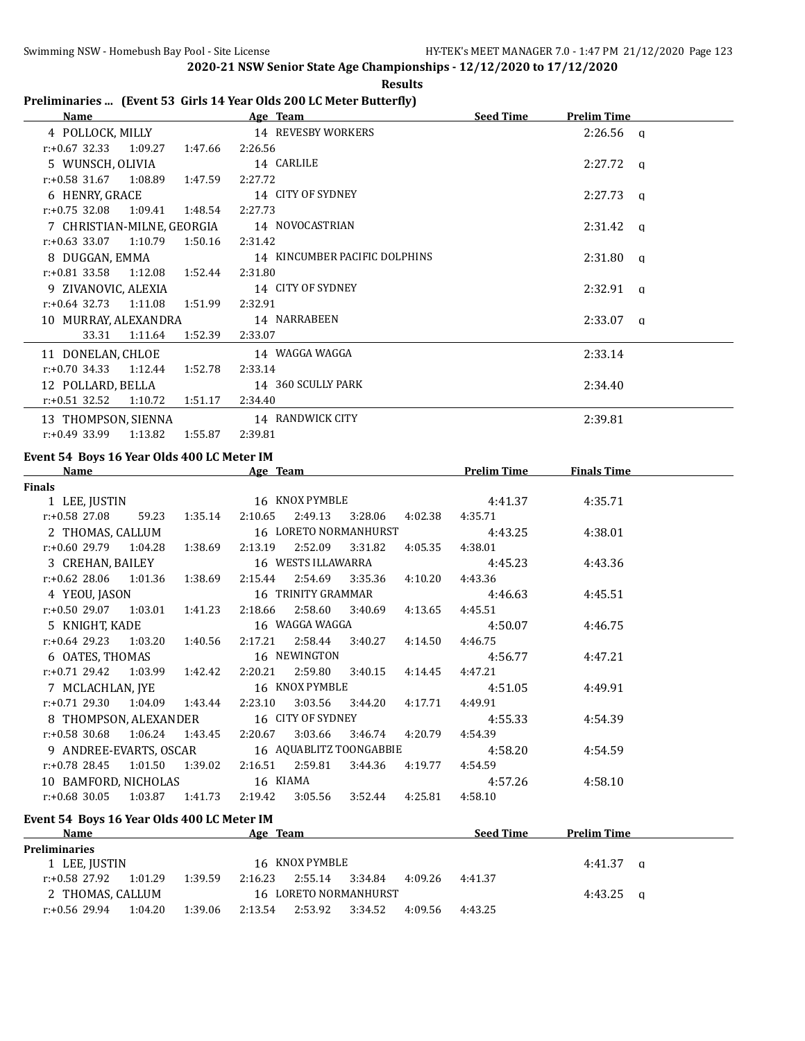**2020-21 NSW Senior State Age Championships - 12/12/2020 to 17/12/2020**

**Results**

## Preliminaries ... (Event 53 Girls 14 Year Olds 200 LC Meter Butterfly)

| Name | Age | Team | Seed Time | Prelim Time | |
|---|---|---|---|---|---|
| 4 POLLOCK, MILLY | 14 | REVESBY WORKERS | | 2:26.56 | q |
| r:+0.67 32.33 1:09.27 1:47.66 2:26.56 | | | | | |
| 5 WUNSCH, OLIVIA | 14 | CARLILE | | 2:27.72 | q |
| r:+0.58 31.67 1:08.89 1:47.59 2:27.72 | | | | | |
| 6 HENRY, GRACE | 14 | CITY OF SYDNEY | | 2:27.73 | q |
| r:+0.75 32.08 1:09.41 1:48.54 2:27.73 | | | | | |
| 7 CHRISTIAN-MILNE, GEORGIA | 14 | NOVOCASTRIAN | | 2:31.42 | q |
| r:+0.63 33.07 1:10.79 1:50.16 2:31.42 | | | | | |
| 8 DUGGAN, EMMA | 14 | KINCUMBER PACIFIC DOLPHINS | | 2:31.80 | q |
| r:+0.81 33.58 1:12.08 1:52.44 2:31.80 | | | | | |
| 9 ZIVANOVIC, ALEXIA | 14 | CITY OF SYDNEY | | 2:32.91 | q |
| r:+0.64 32.73 1:11.08 1:51.99 2:32.91 | | | | | |
| 10 MURRAY, ALEXANDRA | 14 | NARRABEEN | | 2:33.07 | q |
| 33.31 1:11.64 1:52.39 2:33.07 | | | | | |
| 11 DONELAN, CHLOE | 14 | WAGGA WAGGA | | 2:33.14 | |
| r:+0.70 34.33 1:12.44 1:52.78 2:33.14 | | | | | |
| 12 POLLARD, BELLA | 14 | 360 SCULLY PARK | | 2:34.40 | |
| r:+0.51 32.52 1:10.72 1:51.17 2:34.40 | | | | | |
| 13 THOMPSON, SIENNA | 14 | RANDWICK CITY | | 2:39.81 | |
| r:+0.49 33.99 1:13.82 1:55.87 2:39.81 | | | | | |

## Event 54 Boys 16 Year Olds 400 LC Meter IM

| Name | Age | Team | Prelim Time | Finals Time |
|---|---|---|---|---|
| **Finals** | | | | |
| 1 LEE, JUSTIN | 16 | KNOX PYMBLE | 4:41.37 | 4:35.71 |
| r:+0.58 27.08 59.23 1:35.14 2:10.65 2:49.13 3:28.06 4:02.38 4:35.71 | | | | |
| 2 THOMAS, CALLUM | 16 | LORETO NORMANHURST | 4:43.25 | 4:38.01 |
| r:+0.60 29.79 1:04.28 1:38.69 2:13.19 2:52.09 3:31.82 4:05.35 4:38.01 | | | | |
| 3 CREHAN, BAILEY | 16 | WESTS ILLAWARRA | 4:45.23 | 4:43.36 |
| r:+0.62 28.06 1:01.36 1:38.69 2:15.44 2:54.69 3:35.36 4:10.20 4:43.36 | | | | |
| 4 YEOU, JASON | 16 | TRINITY GRAMMAR | 4:46.63 | 4:45.51 |
| r:+0.50 29.07 1:03.01 1:41.23 2:18.66 2:58.60 3:40.69 4:13.65 4:45.51 | | | | |
| 5 KNIGHT, KADE | 16 | WAGGA WAGGA | 4:50.07 | 4:46.75 |
| r:+0.64 29.23 1:03.20 1:40.56 2:17.21 2:58.44 3:40.27 4:14.50 4:46.75 | | | | |
| 6 OATES, THOMAS | 16 | NEWINGTON | 4:56.77 | 4:47.21 |
| r:+0.71 29.42 1:03.99 1:42.42 2:20.21 2:59.80 3:40.15 4:14.45 4:47.21 | | | | |
| 7 MCLACHLAN, JYE | 16 | KNOX PYMBLE | 4:51.05 | 4:49.91 |
| r:+0.71 29.30 1:04.09 1:43.44 2:23.10 3:03.56 3:44.20 4:17.71 4:49.91 | | | | |
| 8 THOMPSON, ALEXANDER | 16 | CITY OF SYDNEY | 4:55.33 | 4:54.39 |
| r:+0.58 30.68 1:06.24 1:43.45 2:20.67 3:03.66 3:46.74 4:20.79 4:54.39 | | | | |
| 9 ANDREE-EVARTS, OSCAR | 16 | AQUABLITZ TOONGABBIE | 4:58.20 | 4:54.59 |
| r:+0.78 28.45 1:01.50 1:39.02 2:16.51 2:59.81 3:44.36 4:19.77 4:54.59 | | | | |
| 10 BAMFORD, NICHOLAS | 16 | KIAMA | 4:57.26 | 4:58.10 |
| r:+0.68 30.05 1:03.87 1:41.73 2:19.42 3:05.56 3:52.44 4:25.81 4:58.10 | | | | |

## Event 54 Boys 16 Year Olds 400 LC Meter IM

| Name | Age | Team | Seed Time | Prelim Time | |
|---|---|---|---|---|---|
| **Preliminaries** | | | | | |
| 1 LEE, JUSTIN | 16 | KNOX PYMBLE | | 4:41.37 | q |
| r:+0.58 27.92 1:01.29 1:39.59 2:16.23 2:55.14 3:34.84 4:09.26 4:41.37 | | | | | |
| 2 THOMAS, CALLUM | 16 | LORETO NORMANHURST | | 4:43.25 | q |
| r:+0.56 29.94 1:04.20 1:39.06 2:13.54 2:53.92 3:34.52 4:09.56 4:43.25 | | | | | |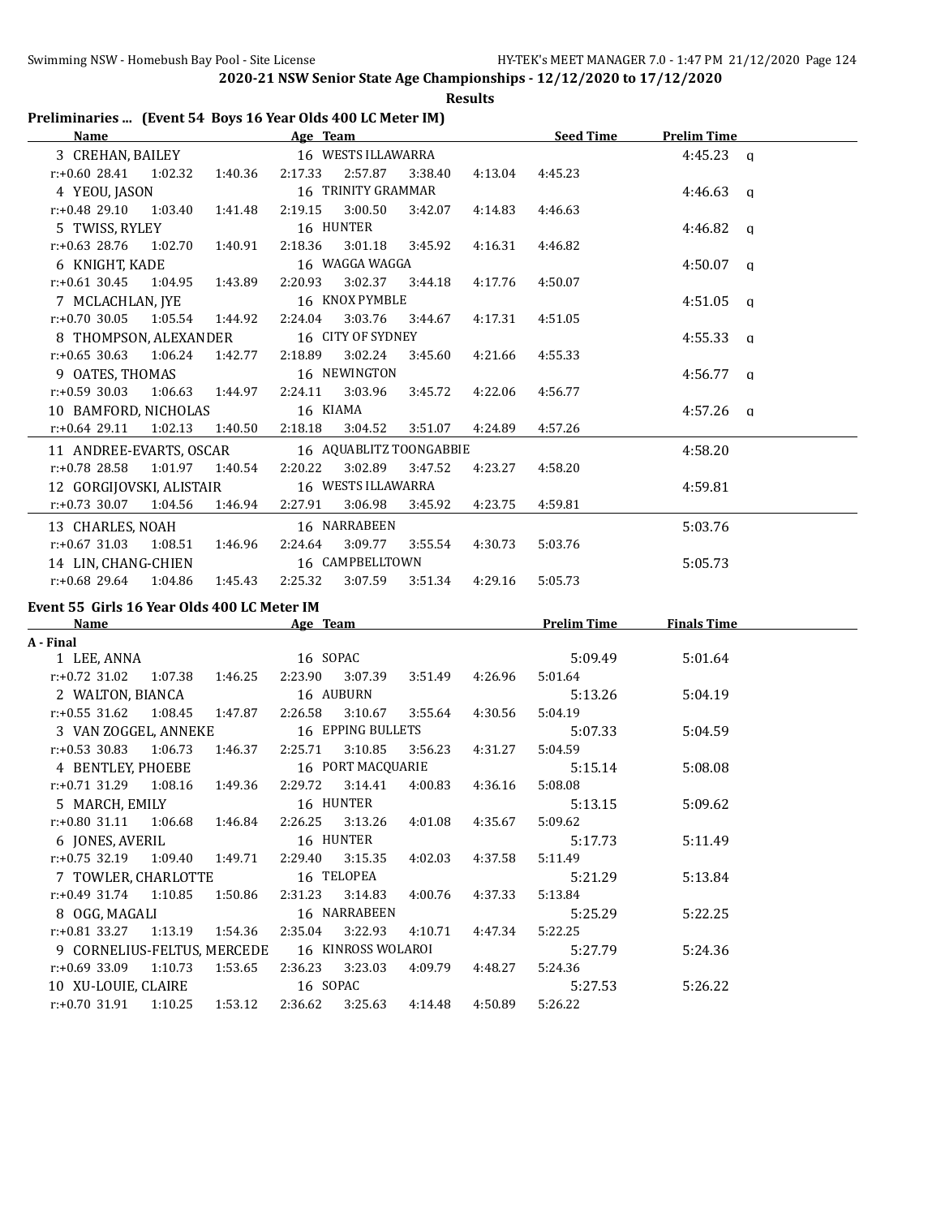## 2020-21 NSW Senior State Age Championships - 12/12/2020 to 17/12/2020

**Results**

### Preliminaries ... (Event 54 Boys 16 Year Olds 400 LC Meter IM)

| Name | Age | Team | Seed Time | Prelim Time | |
|---|---|---|---|---|---|
| 3 CREHAN, BAILEY | 16 | WESTS ILLAWARRA | | 4:45.23 | q |
| r:+0.60 28.41 1:02.32 1:40.36 2:17.33 2:57.87 3:38.40 4:13.04 4:45.23 | | | | | |
| 4 YEOU, JASON | 16 | TRINITY GRAMMAR | | 4:46.63 | q |
| r:+0.48 29.10 1:03.40 1:41.48 2:19.15 3:00.50 3:42.07 4:14.83 4:46.63 | | | | | |
| 5 TWISS, RYLEY | 16 | HUNTER | | 4:46.82 | q |
| r:+0.63 28.76 1:02.70 1:40.91 2:18.36 3:01.18 3:45.92 4:16.31 4:46.82 | | | | | |
| 6 KNIGHT, KADE | 16 | WAGGA WAGGA | | 4:50.07 | q |
| r:+0.61 30.45 1:04.95 1:43.89 2:20.93 3:02.37 3:44.18 4:17.76 4:50.07 | | | | | |
| 7 MCLACHLAN, JYE | 16 | KNOX PYMBLE | | 4:51.05 | q |
| r:+0.70 30.05 1:05.54 1:44.92 2:24.04 3:03.76 3:44.67 4:17.31 4:51.05 | | | | | |
| 8 THOMPSON, ALEXANDER | 16 | CITY OF SYDNEY | | 4:55.33 | q |
| r:+0.65 30.63 1:06.24 1:42.77 2:18.89 3:02.24 3:45.60 4:21.66 4:55.33 | | | | | |
| 9 OATES, THOMAS | 16 | NEWINGTON | | 4:56.77 | q |
| r:+0.59 30.03 1:06.63 1:44.97 2:24.11 3:03.96 3:45.72 4:22.06 4:56.77 | | | | | |
| 10 BAMFORD, NICHOLAS | 16 | KIAMA | | 4:57.26 | q |
| r:+0.64 29.11 1:02.13 1:40.50 2:18.18 3:04.52 3:51.07 4:24.89 4:57.26 | | | | | |
| 11 ANDREE-EVARTS, OSCAR | 16 | AQUABLITZ TOONGABBIE | | 4:58.20 | |
| r:+0.78 28.58 1:01.97 1:40.54 2:20.22 3:02.89 3:47.52 4:23.27 4:58.20 | | | | | |
| 12 GORGIJOVSKI, ALISTAIR | 16 | WESTS ILLAWARRA | | 4:59.81 | |
| r:+0.73 30.07 1:04.56 1:46.94 2:27.91 3:06.98 3:45.92 4:23.75 4:59.81 | | | | | |
| 13 CHARLES, NOAH | 16 | NARRABEEN | | 5:03.76 | |
| r:+0.67 31.03 1:08.51 1:46.96 2:24.64 3:09.77 3:55.54 4:30.73 5:03.76 | | | | | |
| 14 LIN, CHANG-CHIEN | 16 | CAMPBELLTOWN | | 5:05.73 | |
| r:+0.68 29.64 1:04.86 1:45.43 2:25.32 3:07.59 3:51.34 4:29.16 5:05.73 | | | | | |

### Event 55 Girls 16 Year Olds 400 LC Meter IM

**A - Final**

| Name | Age | Team | Prelim Time | Finals Time |
|---|---|---|---|---|
| 1 LEE, ANNA | 16 | SOPAC | 5:09.49 | 5:01.64 |
| r:+0.72 31.02 1:07.38 1:46.25 2:23.90 3:07.39 3:51.49 4:26.96 5:01.64 | | | | |
| 2 WALTON, BIANCA | 16 | AUBURN | 5:13.26 | 5:04.19 |
| r:+0.55 31.62 1:08.45 1:47.87 2:26.58 3:10.67 3:55.64 4:30.56 5:04.19 | | | | |
| 3 VAN ZOGGEL, ANNEKE | 16 | EPPING BULLETS | 5:07.33 | 5:04.59 |
| r:+0.53 30.83 1:06.73 1:46.37 2:25.71 3:10.85 3:56.23 4:31.27 5:04.59 | | | | |
| 4 BENTLEY, PHOEBE | 16 | PORT MACQUARIE | 5:15.14 | 5:08.08 |
| r:+0.71 31.29 1:08.16 1:49.36 2:29.72 3:14.41 4:00.83 4:36.16 5:08.08 | | | | |
| 5 MARCH, EMILY | 16 | HUNTER | 5:13.15 | 5:09.62 |
| r:+0.80 31.11 1:06.68 1:46.84 2:26.25 3:13.26 4:01.08 4:35.67 5:09.62 | | | | |
| 6 JONES, AVERIL | 16 | HUNTER | 5:17.73 | 5:11.49 |
| r:+0.75 32.19 1:09.40 1:49.71 2:29.40 3:15.35 4:02.03 4:37.58 5:11.49 | | | | |
| 7 TOWLER, CHARLOTTE | 16 | TELOPEA | 5:21.29 | 5:13.84 |
| r:+0.49 31.74 1:10.85 1:50.86 2:31.23 3:14.83 4:00.76 4:37.33 5:13.84 | | | | |
| 8 OGG, MAGALI | 16 | NARRABEEN | 5:25.29 | 5:22.25 |
| r:+0.81 33.27 1:13.19 1:54.36 2:35.04 3:22.93 4:10.71 4:47.34 5:22.25 | | | | |
| 9 CORNELIUS-FELTUS, MERCEDE | 16 | KINROSS WOLAROI | 5:27.79 | 5:24.36 |
| r:+0.69 33.09 1:10.73 1:53.65 2:36.23 3:23.03 4:09.79 4:48.27 5:24.36 | | | | |
| 10 XU-LOUIE, CLAIRE | 16 | SOPAC | 5:27.53 | 5:26.22 |
| r:+0.70 31.91 1:10.25 1:53.12 2:36.62 3:25.63 4:14.48 4:50.89 5:26.22 | | | | |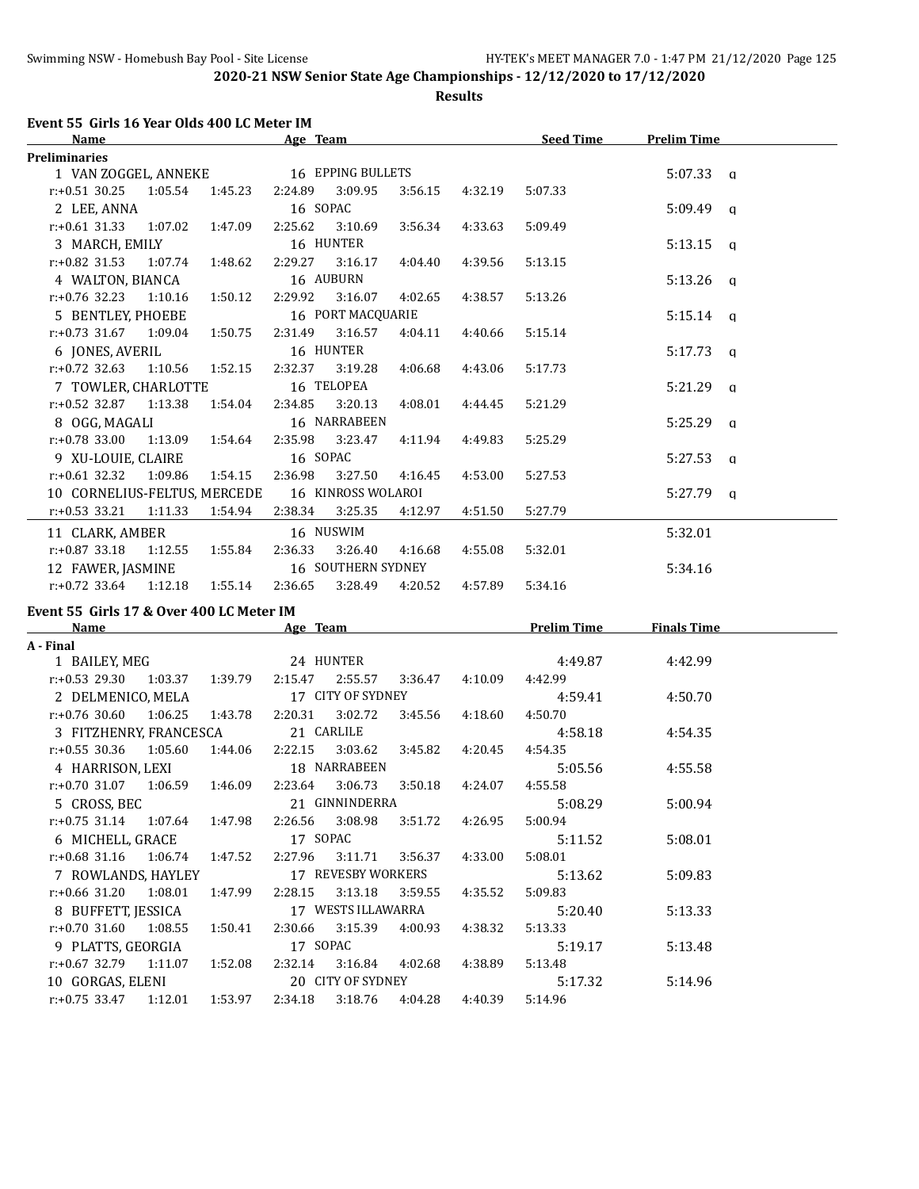**2020-21 NSW Senior State Age Championships - 12/12/2020 to 17/12/2020**

**Results**

### Event 55 Girls 16 Year Olds 400 LC Meter IM

| Name | Age | Team | Seed Time | Prelim Time | |
|---|---|---|---|---|---|
| **Preliminaries** | | | | | |
| 1 VAN ZOGGEL, ANNEKE | 16 | EPPING BULLETS | | 5:07.33 | q |
| r:+0.51 30.25 1:05.54 1:45.23 2:24.89 3:09.95 3:56.15 4:32.19 5:07.33 | | | | | |
| 2 LEE, ANNA | 16 | SOPAC | | 5:09.49 | q |
| r:+0.61 31.33 1:07.02 1:47.09 2:25.62 3:10.69 3:56.34 4:33.63 5:09.49 | | | | | |
| 3 MARCH, EMILY | 16 | HUNTER | | 5:13.15 | q |
| r:+0.82 31.53 1:07.74 1:48.62 2:29.27 3:16.17 4:04.40 4:39.56 5:13.15 | | | | | |
| 4 WALTON, BIANCA | 16 | AUBURN | | 5:13.26 | q |
| r:+0.76 32.23 1:10.16 1:50.12 2:29.92 3:16.07 4:02.65 4:38.57 5:13.26 | | | | | |
| 5 BENTLEY, PHOEBE | 16 | PORT MACQUARIE | | 5:15.14 | q |
| r:+0.73 31.67 1:09.04 1:50.75 2:31.49 3:16.57 4:04.11 4:40.66 5:15.14 | | | | | |
| 6 JONES, AVERIL | 16 | HUNTER | | 5:17.73 | q |
| r:+0.72 32.63 1:10.56 1:52.15 2:32.37 3:19.28 4:06.68 4:43.06 5:17.73 | | | | | |
| 7 TOWLER, CHARLOTTE | 16 | TELOPEA | | 5:21.29 | q |
| r:+0.52 32.87 1:13.38 1:54.04 2:34.85 3:20.13 4:08.01 4:44.45 5:21.29 | | | | | |
| 8 OGG, MAGALI | 16 | NARRABEEN | | 5:25.29 | q |
| r:+0.78 33.00 1:13.09 1:54.64 2:35.98 3:23.47 4:11.94 4:49.83 5:25.29 | | | | | |
| 9 XU-LOUIE, CLAIRE | 16 | SOPAC | | 5:27.53 | q |
| r:+0.61 32.32 1:09.86 1:54.15 2:36.98 3:27.50 4:16.45 4:53.00 5:27.53 | | | | | |
| 10 CORNELIUS-FELTUS, MERCEDE | 16 | KINROSS WOLAROI | | 5:27.79 | q |
| r:+0.53 33.21 1:11.33 1:54.94 2:38.34 3:25.35 4:12.97 4:51.50 5:27.79 | | | | | |
| 11 CLARK, AMBER | 16 | NUSWIM | | 5:32.01 | |
| r:+0.87 33.18 1:12.55 1:55.84 2:36.33 3:26.40 4:16.68 4:55.08 5:32.01 | | | | | |
| 12 FAWER, JASMINE | 16 | SOUTHERN SYDNEY | | 5:34.16 | |
| r:+0.72 33.64 1:12.18 1:55.14 2:36.65 3:28.49 4:20.52 4:57.89 5:34.16 | | | | | |

### Event 55 Girls 17 & Over 400 LC Meter IM

| Name | Age | Team | Prelim Time | Finals Time |
|---|---|---|---|---|
| **A - Final** | | | | |
| 1 BAILEY, MEG | 24 | HUNTER | 4:49.87 | 4:42.99 |
| r:+0.53 29.30 1:03.37 1:39.79 2:15.47 2:55.57 3:36.47 4:10.09 4:42.99 | | | | |
| 2 DELMENICO, MELA | 17 | CITY OF SYDNEY | 4:59.41 | 4:50.70 |
| r:+0.76 30.60 1:06.25 1:43.78 2:20.31 3:02.72 3:45.56 4:18.60 4:50.70 | | | | |
| 3 FITZHENRY, FRANCESCA | 21 | CARLILE | 4:58.18 | 4:54.35 |
| r:+0.55 30.36 1:05.60 1:44.06 2:22.15 3:03.62 3:45.82 4:20.45 4:54.35 | | | | |
| 4 HARRISON, LEXI | 18 | NARRABEEN | 5:05.56 | 4:55.58 |
| r:+0.70 31.07 1:06.59 1:46.09 2:23.64 3:06.73 3:50.18 4:24.07 4:55.58 | | | | |
| 5 CROSS, BEC | 21 | GINNINDERRA | 5:08.29 | 5:00.94 |
| r:+0.75 31.14 1:07.64 1:47.98 2:26.56 3:08.98 3:51.72 4:26.95 5:00.94 | | | | |
| 6 MICHELL, GRACE | 17 | SOPAC | 5:11.52 | 5:08.01 |
| r:+0.68 31.16 1:06.74 1:47.52 2:27.96 3:11.71 3:56.37 4:33.00 5:08.01 | | | | |
| 7 ROWLANDS, HAYLEY | 17 | REVESBY WORKERS | 5:13.62 | 5:09.83 |
| r:+0.66 31.20 1:08.01 1:47.99 2:28.15 3:13.18 3:59.55 4:35.52 5:09.83 | | | | |
| 8 BUFFETT, JESSICA | 17 | WESTS ILLAWARRA | 5:20.40 | 5:13.33 |
| r:+0.70 31.60 1:08.55 1:50.41 2:30.66 3:15.39 4:00.93 4:38.32 5:13.33 | | | | |
| 9 PLATTS, GEORGIA | 17 | SOPAC | 5:19.17 | 5:13.48 |
| r:+0.67 32.79 1:11.07 1:52.08 2:32.14 3:16.84 4:02.68 4:38.89 5:13.48 | | | | |
| 10 GORGAS, ELENI | 20 | CITY OF SYDNEY | 5:17.32 | 5:14.96 |
| r:+0.75 33.47 1:12.01 1:53.97 2:34.18 3:18.76 4:04.28 4:40.39 5:14.96 | | | | |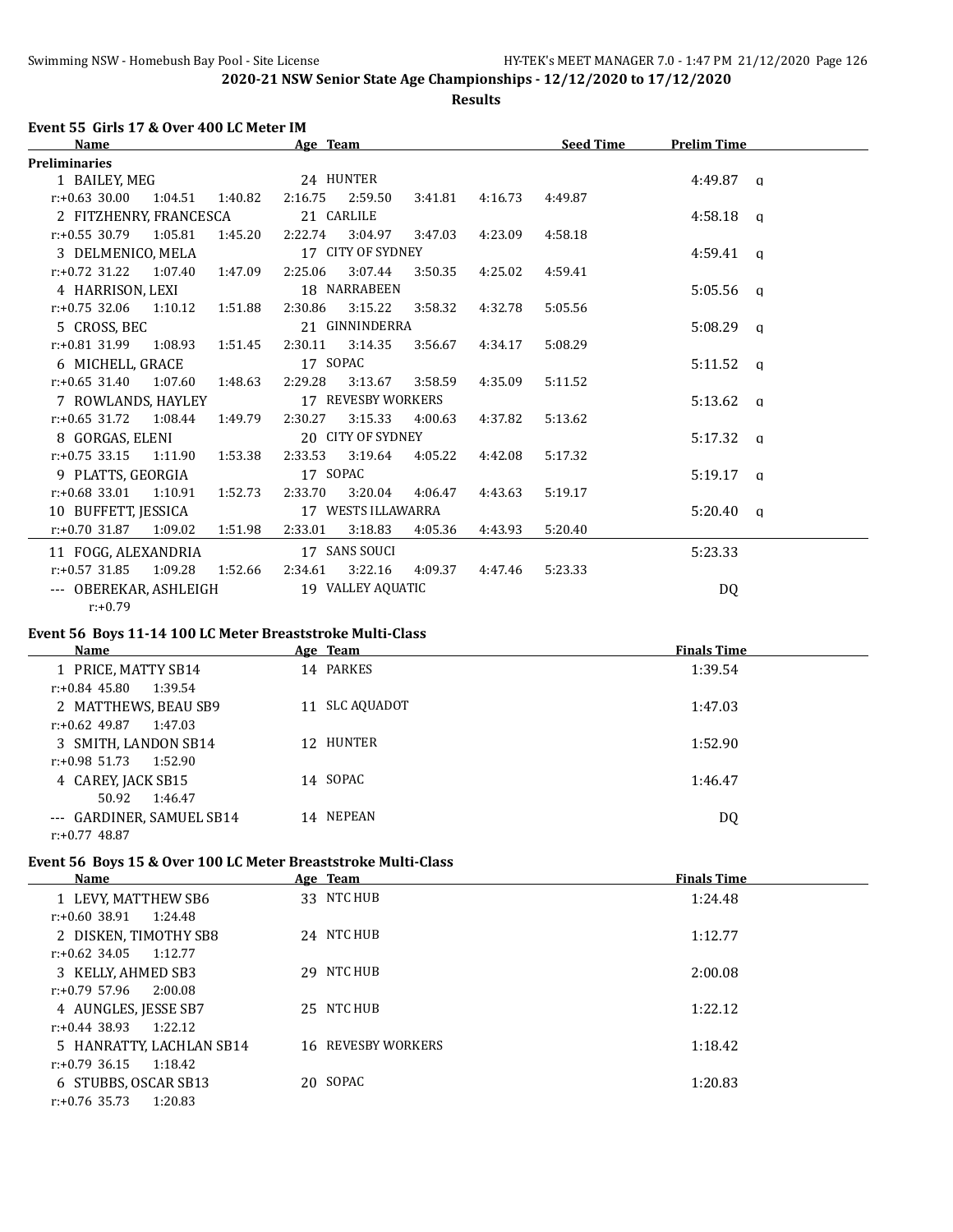## 2020-21 NSW Senior State Age Championships - 12/12/2020 to 17/12/2020

### Results

### Event 55 Girls 17 & Over 400 LC Meter IM

| Name | Age | Team | Seed Time | Prelim Time | |
|---|---|---|---|---|---|
| **Preliminaries** | | | | | |
| 1 BAILEY, MEG | 24 | HUNTER | | 4:49.87 | q |
| r:+0.63 30.00 1:04.51 1:40.82 2:16.75 2:59.50 3:41.81 4:16.73 4:49.87 | | | | | |
| 2 FITZHENRY, FRANCESCA | 21 | CARLILE | | 4:58.18 | q |
| r:+0.55 30.79 1:05.81 1:45.20 2:22.74 3:04.97 3:47.03 4:23.09 4:58.18 | | | | | |
| 3 DELMENICO, MELA | 17 | CITY OF SYDNEY | | 4:59.41 | q |
| r:+0.72 31.22 1:07.40 1:47.09 2:25.06 3:07.44 3:50.35 4:25.02 4:59.41 | | | | | |
| 4 HARRISON, LEXI | 18 | NARRABEEN | | 5:05.56 | q |
| r:+0.75 32.06 1:10.12 1:51.88 2:30.86 3:15.22 3:58.32 4:32.78 5:05.56 | | | | | |
| 5 CROSS, BEC | 21 | GINNINDERRA | | 5:08.29 | q |
| r:+0.81 31.99 1:08.93 1:51.45 2:30.11 3:14.35 3:56.67 4:34.17 5:08.29 | | | | | |
| 6 MICHELL, GRACE | 17 | SOPAC | | 5:11.52 | q |
| r:+0.65 31.40 1:07.60 1:48.63 2:29.28 3:13.67 3:58.59 4:35.09 5:11.52 | | | | | |
| 7 ROWLANDS, HAYLEY | 17 | REVESBY WORKERS | | 5:13.62 | q |
| r:+0.65 31.72 1:08.44 1:49.79 2:30.27 3:15.33 4:00.63 4:37.82 5:13.62 | | | | | |
| 8 GORGAS, ELENI | 20 | CITY OF SYDNEY | | 5:17.32 | q |
| r:+0.75 33.15 1:11.90 1:53.38 2:33.53 3:19.64 4:05.22 4:42.08 5:17.32 | | | | | |
| 9 PLATTS, GEORGIA | 17 | SOPAC | | 5:19.17 | q |
| r:+0.68 33.01 1:10.91 1:52.73 2:33.70 3:20.04 4:06.47 4:43.63 5:19.17 | | | | | |
| 10 BUFFETT, JESSICA | 17 | WESTS ILLAWARRA | | 5:20.40 | q |
| r:+0.70 31.87 1:09.02 1:51.98 2:33.01 3:18.83 4:05.36 4:43.93 5:20.40 | | | | | |
| 11 FOGG, ALEXANDRIA | 17 | SANS SOUCI | | 5:23.33 | |
| r:+0.57 31.85 1:09.28 1:52.66 2:34.61 3:22.16 4:09.37 4:47.46 5:23.33 | | | | | |
| --- OBEREKAR, ASHLEIGH | 19 | VALLEY AQUATIC | | DQ | |
| r:+0.79 | | | | | |

### Event 56 Boys 11-14 100 LC Meter Breaststroke Multi-Class

| Name | Age | Team | Finals Time |
|---|---|---|---|
| 1 PRICE, MATTY SB14 | 14 | PARKES | 1:39.54 |
| r:+0.84 45.80 1:39.54 | | | |
| 2 MATTHEWS, BEAU SB9 | 11 | SLC AQUADOT | 1:47.03 |
| r:+0.62 49.87 1:47.03 | | | |
| 3 SMITH, LANDON SB14 | 12 | HUNTER | 1:52.90 |
| r:+0.98 51.73 1:52.90 | | | |
| 4 CAREY, JACK SB15 | 14 | SOPAC | 1:46.47 |
| 50.92 1:46.47 | | | |
| --- GARDINER, SAMUEL SB14 | 14 | NEPEAN | DQ |
| r:+0.77 48.87 | | | |

### Event 56 Boys 15 & Over 100 LC Meter Breaststroke Multi-Class

| Name | Age | Team | Finals Time |
|---|---|---|---|
| 1 LEVY, MATTHEW SB6 | 33 | NTC HUB | 1:24.48 |
| r:+0.60 38.91 1:24.48 | | | |
| 2 DISKEN, TIMOTHY SB8 | 24 | NTC HUB | 1:12.77 |
| r:+0.62 34.05 1:12.77 | | | |
| 3 KELLY, AHMED SB3 | 29 | NTC HUB | 2:00.08 |
| r:+0.79 57.96 2:00.08 | | | |
| 4 AUNGLES, JESSE SB7 | 25 | NTC HUB | 1:22.12 |
| r:+0.44 38.93 1:22.12 | | | |
| 5 HANRATTY, LACHLAN SB14 | 16 | REVESBY WORKERS | 1:18.42 |
| r:+0.79 36.15 1:18.42 | | | |
| 6 STUBBS, OSCAR SB13 | 20 | SOPAC | 1:20.83 |
| r:+0.76 35.73 1:20.83 | | | |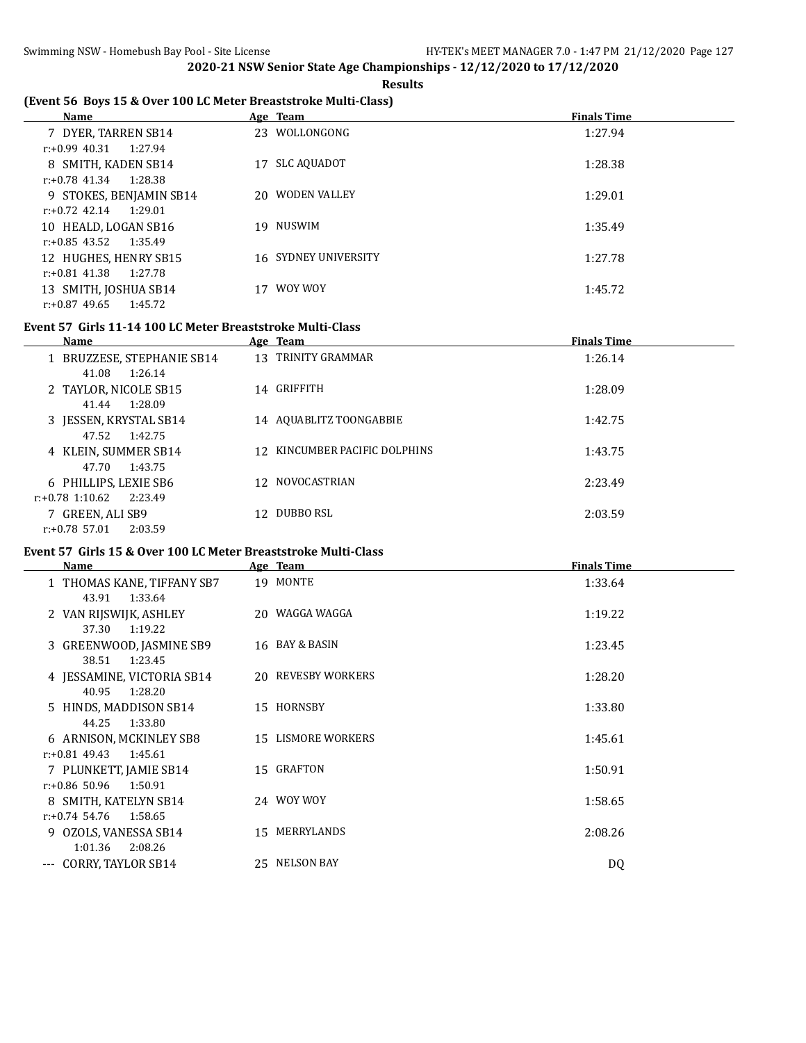**2020-21 NSW Senior State Age Championships - 12/12/2020 to 17/12/2020**

**Results**

### (Event 56 Boys 15 & Over 100 LC Meter Breaststroke Multi-Class)

| Name | Age | Team | Finals Time |
|---|---|---|---|
| 7 DYER, TARREN SB14 | 23 | WOLLONGONG | 1:27.94 |
| r:+0.99 40.31 1:27.94 | | | |
| 8 SMITH, KADEN SB14 | 17 | SLC AQUADOT | 1:28.38 |
| r:+0.78 41.34 1:28.38 | | | |
| 9 STOKES, BENJAMIN SB14 | 20 | WODEN VALLEY | 1:29.01 |
| r:+0.72 42.14 1:29.01 | | | |
| 10 HEALD, LOGAN SB16 | 19 | NUSWIM | 1:35.49 |
| r:+0.85 43.52 1:35.49 | | | |
| 12 HUGHES, HENRY SB15 | 16 | SYDNEY UNIVERSITY | 1:27.78 |
| r:+0.81 41.38 1:27.78 | | | |
| 13 SMITH, JOSHUA SB14 | 17 | WOY WOY | 1:45.72 |
| r:+0.87 49.65 1:45.72 | | | |

### Event 57 Girls 11-14 100 LC Meter Breaststroke Multi-Class

| Name | Age | Team | Finals Time |
|---|---|---|---|
| 1 BRUZZESE, STEPHANIE SB14 | 13 | TRINITY GRAMMAR | 1:26.14 |
| 41.08 1:26.14 | | | |
| 2 TAYLOR, NICOLE SB15 | 14 | GRIFFITH | 1:28.09 |
| 41.44 1:28.09 | | | |
| 3 JESSEN, KRYSTAL SB14 | 14 | AQUABLITZ TOONGABBIE | 1:42.75 |
| 47.52 1:42.75 | | | |
| 4 KLEIN, SUMMER SB14 | 12 | KINCUMBER PACIFIC DOLPHINS | 1:43.75 |
| 47.70 1:43.75 | | | |
| 6 PHILLIPS, LEXIE SB6 | 12 | NOVOCASTRIAN | 2:23.49 |
| r:+0.78 1:10.62 2:23.49 | | | |
| 7 GREEN, ALI SB9 | 12 | DUBBO RSL | 2:03.59 |
| r:+0.78 57.01 2:03.59 | | | |

### Event 57 Girls 15 & Over 100 LC Meter Breaststroke Multi-Class

| Name | Age | Team | Finals Time |
|---|---|---|---|
| 1 THOMAS KANE, TIFFANY SB7 | 19 | MONTE | 1:33.64 |
| 43.91 1:33.64 | | | |
| 2 VAN RIJSWIJK, ASHLEY | 20 | WAGGA WAGGA | 1:19.22 |
| 37.30 1:19.22 | | | |
| 3 GREENWOOD, JASMINE SB9 | 16 | BAY & BASIN | 1:23.45 |
| 38.51 1:23.45 | | | |
| 4 JESSAMINE, VICTORIA SB14 | 20 | REVESBY WORKERS | 1:28.20 |
| 40.95 1:28.20 | | | |
| 5 HINDS, MADDISON SB14 | 15 | HORNSBY | 1:33.80 |
| 44.25 1:33.80 | | | |
| 6 ARNISON, MCKINLEY SB8 | 15 | LISMORE WORKERS | 1:45.61 |
| r:+0.81 49.43 1:45.61 | | | |
| 7 PLUNKETT, JAMIE SB14 | 15 | GRAFTON | 1:50.91 |
| r:+0.86 50.96 1:50.91 | | | |
| 8 SMITH, KATELYN SB14 | 24 | WOY WOY | 1:58.65 |
| r:+0.74 54.76 1:58.65 | | | |
| 9 OZOLS, VANESSA SB14 | 15 | MERRYLANDS | 2:08.26 |
| 1:01.36 2:08.26 | | | |
| --- CORRY, TAYLOR SB14 | 25 | NELSON BAY | DQ |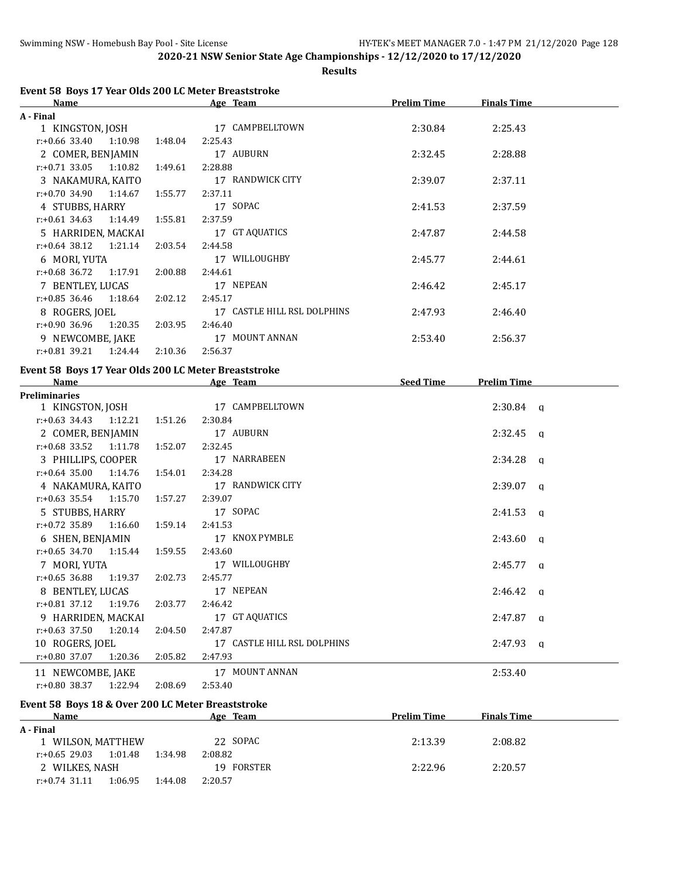2020-21 NSW Senior State Age Championships - 12/12/2020 to 17/12/2020

**Results**

### Event 58 Boys 17 Year Olds 200 LC Meter Breaststroke

**A - Final**

| Name | Age | Team | Prelim Time | Finals Time |
|---|---|---|---|---|
| 1 KINGSTON, JOSH | 17 | CAMPBELLTOWN | 2:30.84 | 2:25.43 |
| r:+0.66 33.40 1:10.98 1:48.04 2:25.43 | | | | |
| 2 COMER, BENJAMIN | 17 | AUBURN | 2:32.45 | 2:28.88 |
| r:+0.71 33.05 1:10.82 1:49.61 2:28.88 | | | | |
| 3 NAKAMURA, KAITO | 17 | RANDWICK CITY | 2:39.07 | 2:37.11 |
| r:+0.70 34.90 1:14.67 1:55.77 2:37.11 | | | | |
| 4 STUBBS, HARRY | 17 | SOPAC | 2:41.53 | 2:37.59 |
| r:+0.61 34.63 1:14.49 1:55.81 2:37.59 | | | | |
| 5 HARRIDEN, MACKAI | 17 | GT AQUATICS | 2:47.87 | 2:44.58 |
| r:+0.64 38.12 1:21.14 2:03.54 2:44.58 | | | | |
| 6 MORI, YUTA | 17 | WILLOUGHBY | 2:45.77 | 2:44.61 |
| r:+0.68 36.72 1:17.91 2:00.88 2:44.61 | | | | |
| 7 BENTLEY, LUCAS | 17 | NEPEAN | 2:46.42 | 2:45.17 |
| r:+0.85 36.46 1:18.64 2:02.12 2:45.17 | | | | |
| 8 ROGERS, JOEL | 17 | CASTLE HILL RSL DOLPHINS | 2:47.93 | 2:46.40 |
| r:+0.90 36.96 1:20.35 2:03.95 2:46.40 | | | | |
| 9 NEWCOMBE, JAKE | 17 | MOUNT ANNAN | 2:53.40 | 2:56.37 |
| r:+0.81 39.21 1:24.44 2:10.36 2:56.37 | | | | |

### Event 58 Boys 17 Year Olds 200 LC Meter Breaststroke

**Preliminaries**

| Name | Age | Team | Seed Time | Prelim Time | |
|---|---|---|---|---|---|
| 1 KINGSTON, JOSH | 17 | CAMPBELLTOWN | | 2:30.84 | q |
| r:+0.63 34.43 1:12.21 1:51.26 2:30.84 | | | | | |
| 2 COMER, BENJAMIN | 17 | AUBURN | | 2:32.45 | q |
| r:+0.68 33.52 1:11.78 1:52.07 2:32.45 | | | | | |
| 3 PHILLIPS, COOPER | 17 | NARRABEEN | | 2:34.28 | q |
| r:+0.64 35.00 1:14.76 1:54.01 2:34.28 | | | | | |
| 4 NAKAMURA, KAITO | 17 | RANDWICK CITY | | 2:39.07 | q |
| r:+0.63 35.54 1:15.70 1:57.27 2:39.07 | | | | | |
| 5 STUBBS, HARRY | 17 | SOPAC | | 2:41.53 | q |
| r:+0.72 35.89 1:16.60 1:59.14 2:41.53 | | | | | |
| 6 SHEN, BENJAMIN | 17 | KNOX PYMBLE | | 2:43.60 | q |
| r:+0.65 34.70 1:15.44 1:59.55 2:43.60 | | | | | |
| 7 MORI, YUTA | 17 | WILLOUGHBY | | 2:45.77 | q |
| r:+0.65 36.88 1:19.37 2:02.73 2:45.77 | | | | | |
| 8 BENTLEY, LUCAS | 17 | NEPEAN | | 2:46.42 | q |
| r:+0.81 37.12 1:19.76 2:03.77 2:46.42 | | | | | |
| 9 HARRIDEN, MACKAI | 17 | GT AQUATICS | | 2:47.87 | q |
| r:+0.63 37.50 1:20.14 2:04.50 2:47.87 | | | | | |
| 10 ROGERS, JOEL | 17 | CASTLE HILL RSL DOLPHINS | | 2:47.93 | q |
| r:+0.80 37.07 1:20.36 2:05.82 2:47.93 | | | | | |
| 11 NEWCOMBE, JAKE | 17 | MOUNT ANNAN | | 2:53.40 | |
| r:+0.80 38.37 1:22.94 2:08.69 2:53.40 | | | | | |

### Event 58 Boys 18 & Over 200 LC Meter Breaststroke

**A - Final**

| Name | Age | Team | Prelim Time | Finals Time |
|---|---|---|---|---|
| 1 WILSON, MATTHEW | 22 | SOPAC | 2:13.39 | 2:08.82 |
| r:+0.65 29.03 1:01.48 1:34.98 2:08.82 | | | | |
| 2 WILKES, NASH | 19 | FORSTER | 2:22.96 | 2:20.57 |
| r:+0.74 31.11 1:06.95 1:44.08 2:20.57 | | | | |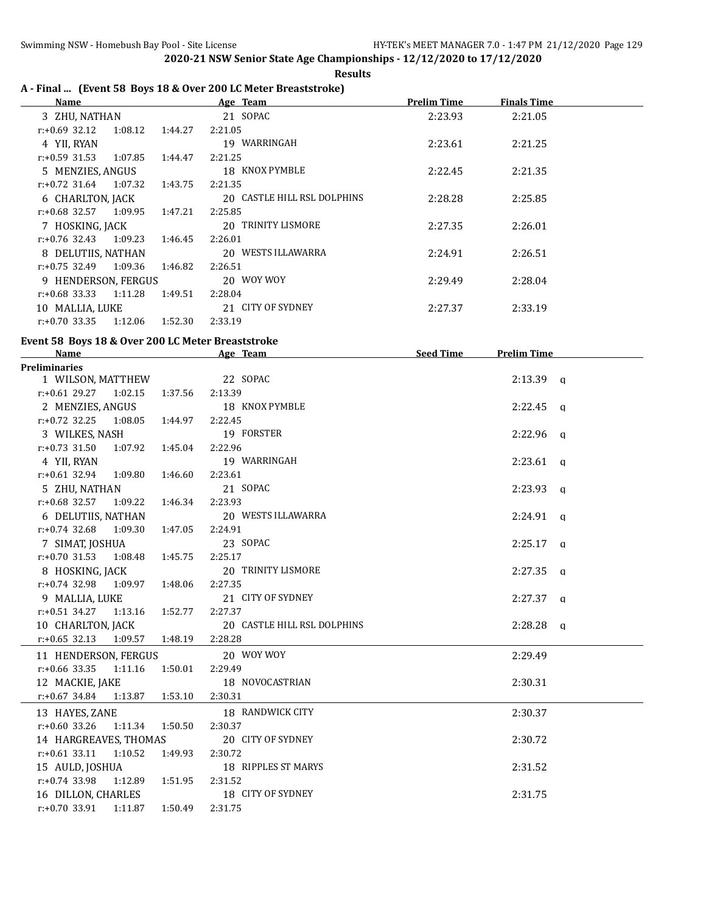**2020-21 NSW Senior State Age Championships - 12/12/2020 to 17/12/2020**

**Results**

### A - Final ... (Event 58 Boys 18 & Over 200 LC Meter Breaststroke)

| Name | Age | Team | Prelim Time | Finals Time |
|---|---|---|---|---|
| 3 ZHU, NATHAN | 21 | SOPAC | 2:23.93 | 2:21.05 |
| r:+0.69 32.12 1:08.12 1:44.27 2:21.05 | | | | |
| 4 YII, RYAN | 19 | WARRINGAH | 2:23.61 | 2:21.25 |
| r:+0.59 31.53 1:07.85 1:44.47 2:21.25 | | | | |
| 5 MENZIES, ANGUS | 18 | KNOX PYMBLE | 2:22.45 | 2:21.35 |
| r:+0.72 31.64 1:07.32 1:43.75 2:21.35 | | | | |
| 6 CHARLTON, JACK | 20 | CASTLE HILL RSL DOLPHINS | 2:28.28 | 2:25.85 |
| r:+0.68 32.57 1:09.95 1:47.21 2:25.85 | | | | |
| 7 HOSKING, JACK | 20 | TRINITY LISMORE | 2:27.35 | 2:26.01 |
| r:+0.76 32.43 1:09.23 1:46.45 2:26.01 | | | | |
| 8 DELUTIIS, NATHAN | 20 | WESTS ILLAWARRA | 2:24.91 | 2:26.51 |
| r:+0.75 32.49 1:09.36 1:46.82 2:26.51 | | | | |
| 9 HENDERSON, FERGUS | 20 | WOY WOY | 2:29.49 | 2:28.04 |
| r:+0.68 33.33 1:11.28 1:49.51 2:28.04 | | | | |
| 10 MALLIA, LUKE | 21 | CITY OF SYDNEY | 2:27.37 | 2:33.19 |
| r:+0.70 33.35 1:12.06 1:52.30 2:33.19 | | | | |

### Event 58 Boys 18 & Over 200 LC Meter Breaststroke

| Name | Age | Team | Seed Time | Prelim Time |
|---|---|---|---|---|
| **Preliminaries** | | | | |
| 1 WILSON, MATTHEW | 22 | SOPAC | | 2:13.39 q |
| r:+0.61 29.27 1:02.15 1:37.56 2:13.39 | | | | |
| 2 MENZIES, ANGUS | 18 | KNOX PYMBLE | | 2:22.45 q |
| r:+0.72 32.25 1:08.05 1:44.97 2:22.45 | | | | |
| 3 WILKES, NASH | 19 | FORSTER | | 2:22.96 q |
| r:+0.73 31.50 1:07.92 1:45.04 2:22.96 | | | | |
| 4 YII, RYAN | 19 | WARRINGAH | | 2:23.61 q |
| r:+0.61 32.94 1:09.80 1:46.60 2:23.61 | | | | |
| 5 ZHU, NATHAN | 21 | SOPAC | | 2:23.93 q |
| r:+0.68 32.57 1:09.22 1:46.34 2:23.93 | | | | |
| 6 DELUTIIS, NATHAN | 20 | WESTS ILLAWARRA | | 2:24.91 q |
| r:+0.74 32.68 1:09.30 1:47.05 2:24.91 | | | | |
| 7 SIMAT, JOSHUA | 23 | SOPAC | | 2:25.17 q |
| r:+0.70 31.53 1:08.48 1:45.75 2:25.17 | | | | |
| 8 HOSKING, JACK | 20 | TRINITY LISMORE | | 2:27.35 q |
| r:+0.74 32.98 1:09.97 1:48.06 2:27.35 | | | | |
| 9 MALLIA, LUKE | 21 | CITY OF SYDNEY | | 2:27.37 q |
| r:+0.51 34.27 1:13.16 1:52.77 2:27.37 | | | | |
| 10 CHARLTON, JACK | 20 | CASTLE HILL RSL DOLPHINS | | 2:28.28 q |
| r:+0.65 32.13 1:09.57 1:48.19 2:28.28 | | | | |
| 11 HENDERSON, FERGUS | 20 | WOY WOY | | 2:29.49 |
| r:+0.66 33.35 1:11.16 1:50.01 2:29.49 | | | | |
| 12 MACKIE, JAKE | 18 | NOVOCASTRIAN | | 2:30.31 |
| r:+0.67 34.84 1:13.87 1:53.10 2:30.31 | | | | |
| 13 HAYES, ZANE | 18 | RANDWICK CITY | | 2:30.37 |
| r:+0.60 33.26 1:11.34 1:50.50 2:30.37 | | | | |
| 14 HARGREAVES, THOMAS | 20 | CITY OF SYDNEY | | 2:30.72 |
| r:+0.61 33.11 1:10.52 1:49.93 2:30.72 | | | | |
| 15 AULD, JOSHUA | 18 | RIPPLES ST MARYS | | 2:31.52 |
| r:+0.74 33.98 1:12.89 1:51.95 2:31.52 | | | | |
| 16 DILLON, CHARLES | 18 | CITY OF SYDNEY | | 2:31.75 |
| r:+0.70 33.91 1:11.87 1:50.49 2:31.75 | | | | |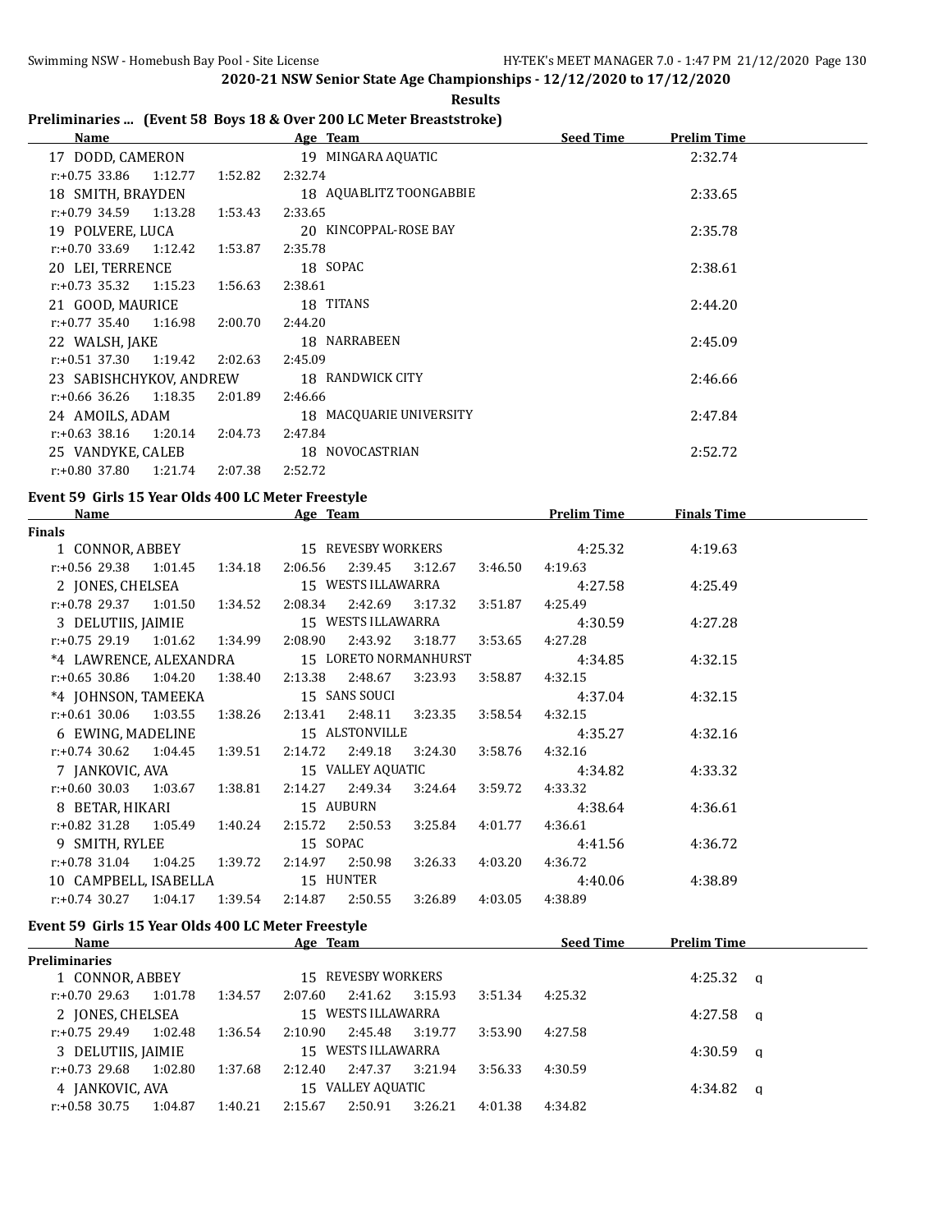## 2020-21 NSW Senior State Age Championships - 12/12/2020 to 17/12/2020

**Results**

### Preliminaries ... (Event 58 Boys 18 & Over 200 LC Meter Breaststroke)

| Name | Age | Team | Seed Time | Prelim Time |
|---|---|---|---|---|
| 17 DODD, CAMERON | 19 | MINGARA AQUATIC | | 2:32.74 |
| r:+0.75 33.86 1:12.77 1:52.82 2:32.74 | | | | |
| 18 SMITH, BRAYDEN | 18 | AQUABLITZ TOONGABBIE | | 2:33.65 |
| r:+0.79 34.59 1:13.28 1:53.43 2:33.65 | | | | |
| 19 POLVERE, LUCA | 20 | KINCOPPAL-ROSE BAY | | 2:35.78 |
| r:+0.70 33.69 1:12.42 1:53.87 2:35.78 | | | | |
| 20 LEI, TERRENCE | 18 | SOPAC | | 2:38.61 |
| r:+0.73 35.32 1:15.23 1:56.63 2:38.61 | | | | |
| 21 GOOD, MAURICE | 18 | TITANS | | 2:44.20 |
| r:+0.77 35.40 1:16.98 2:00.70 2:44.20 | | | | |
| 22 WALSH, JAKE | 18 | NARRABEEN | | 2:45.09 |
| r:+0.51 37.30 1:19.42 2:02.63 2:45.09 | | | | |
| 23 SABISHCHYKOV, ANDREW | 18 | RANDWICK CITY | | 2:46.66 |
| r:+0.66 36.26 1:18.35 2:01.89 2:46.66 | | | | |
| 24 AMOILS, ADAM | 18 | MACQUARIE UNIVERSITY | | 2:47.84 |
| r:+0.63 38.16 1:20.14 2:04.73 2:47.84 | | | | |
| 25 VANDYKE, CALEB | 18 | NOVOCASTRIAN | | 2:52.72 |
| r:+0.80 37.80 1:21.74 2:07.38 2:52.72 | | | | |

### Event 59 Girls 15 Year Olds 400 LC Meter Freestyle

| Name | Age | Team | Prelim Time | Finals Time |
|---|---|---|---|---|
| **Finals** | | | | |
| 1 CONNOR, ABBEY | 15 | REVESBY WORKERS | 4:25.32 | 4:19.63 |
| r:+0.56 29.38 1:01.45 1:34.18 2:06.56 2:39.45 3:12.67 3:46.50 4:19.63 | | | | |
| 2 JONES, CHELSEA | 15 | WESTS ILLAWARRA | 4:27.58 | 4:25.49 |
| r:+0.78 29.37 1:01.50 1:34.52 2:08.34 2:42.69 3:17.32 3:51.87 4:25.49 | | | | |
| 3 DELUTIIS, JAIMIE | 15 | WESTS ILLAWARRA | 4:30.59 | 4:27.28 |
| r:+0.75 29.19 1:01.62 1:34.99 2:08.90 2:43.92 3:18.77 3:53.65 4:27.28 | | | | |
| *4 LAWRENCE, ALEXANDRA | 15 | LORETO NORMANHURST | 4:34.85 | 4:32.15 |
| r:+0.65 30.86 1:04.20 1:38.40 2:13.38 2:48.67 3:23.93 3:58.87 4:32.15 | | | | |
| *4 JOHNSON, TAMEEKA | 15 | SANS SOUCI | 4:37.04 | 4:32.15 |
| r:+0.61 30.06 1:03.55 1:38.26 2:13.41 2:48.11 3:23.35 3:58.54 4:32.15 | | | | |
| 6 EWING, MADELINE | 15 | ALSTONVILLE | 4:35.27 | 4:32.16 |
| r:+0.74 30.62 1:04.45 1:39.51 2:14.72 2:49.18 3:24.30 3:58.76 4:32.16 | | | | |
| 7 JANKOVIC, AVA | 15 | VALLEY AQUATIC | 4:34.82 | 4:33.32 |
| r:+0.60 30.03 1:03.67 1:38.81 2:14.27 2:49.34 3:24.64 3:59.72 4:33.32 | | | | |
| 8 BETAR, HIKARI | 15 | AUBURN | 4:38.64 | 4:36.61 |
| r:+0.82 31.28 1:05.49 1:40.24 2:15.72 2:50.53 3:25.84 4:01.77 4:36.61 | | | | |
| 9 SMITH, RYLEE | 15 | SOPAC | 4:41.56 | 4:36.72 |
| r:+0.78 31.04 1:04.25 1:39.72 2:14.97 2:50.98 3:26.33 4:03.20 4:36.72 | | | | |
| 10 CAMPBELL, ISABELLA | 15 | HUNTER | 4:40.06 | 4:38.89 |
| r:+0.74 30.27 1:04.17 1:39.54 2:14.87 2:50.55 3:26.89 4:03.05 4:38.89 | | | | |

### Event 59 Girls 15 Year Olds 400 LC Meter Freestyle

| Name | Age | Team | Seed Time | Prelim Time |
|---|---|---|---|---|
| **Preliminaries** | | | | |
| 1 CONNOR, ABBEY | 15 | REVESBY WORKERS | | 4:25.32 q |
| r:+0.70 29.63 1:01.78 1:34.57 2:07.60 2:41.62 3:15.93 3:51.34 4:25.32 | | | | |
| 2 JONES, CHELSEA | 15 | WESTS ILLAWARRA | | 4:27.58 q |
| r:+0.75 29.49 1:02.48 1:36.54 2:10.90 2:45.48 3:19.77 3:53.90 4:27.58 | | | | |
| 3 DELUTIIS, JAIMIE | 15 | WESTS ILLAWARRA | | 4:30.59 q |
| r:+0.73 29.68 1:02.80 1:37.68 2:12.40 2:47.37 3:21.94 3:56.33 4:30.59 | | | | |
| 4 JANKOVIC, AVA | 15 | VALLEY AQUATIC | | 4:34.82 q |
| r:+0.58 30.75 1:04.87 1:40.21 2:15.67 2:50.91 3:26.21 4:01.38 4:34.82 | | | | |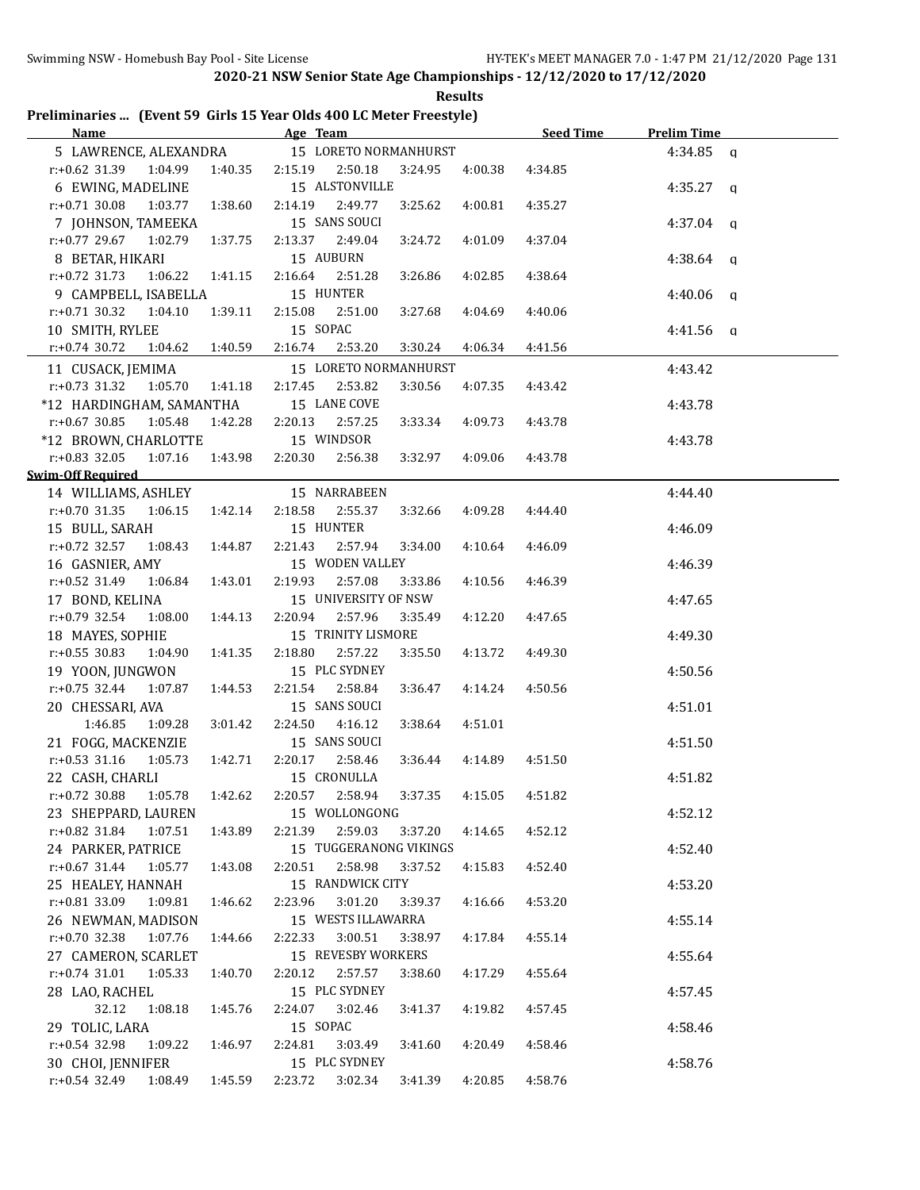## 2020-21 NSW Senior State Age Championships - 12/12/2020 to 17/12/2020

**Results**

### Preliminaries ... (Event 59 Girls 15 Year Olds 400 LC Meter Freestyle)

| Name | Age | Team | Seed Time | Prelim Time | |
|---|---|---|---|---|---|
| 5 LAWRENCE, ALEXANDRA | 15 | LORETO NORMANHURST | | 4:34.85 | q |
| r:+0.62 31.39 1:04.99 1:40.35 2:15.19 2:50.18 3:24.95 4:00.38 4:34.85 | | | | | |
| 6 EWING, MADELINE | 15 | ALSTONVILLE | | 4:35.27 | q |
| r:+0.71 30.08 1:03.77 1:38.60 2:14.19 2:49.77 3:25.62 4:00.81 4:35.27 | | | | | |
| 7 JOHNSON, TAMEEKA | 15 | SANS SOUCI | | 4:37.04 | q |
| r:+0.77 29.67 1:02.79 1:37.75 2:13.37 2:49.04 3:24.72 4:01.09 4:37.04 | | | | | |
| 8 BETAR, HIKARI | 15 | AUBURN | | 4:38.64 | q |
| r:+0.72 31.73 1:06.22 1:41.15 2:16.64 2:51.28 3:26.86 4:02.85 4:38.64 | | | | | |
| 9 CAMPBELL, ISABELLA | 15 | HUNTER | | 4:40.06 | q |
| r:+0.71 30.32 1:04.10 1:39.11 2:15.08 2:51.00 3:27.68 4:04.69 4:40.06 | | | | | |
| 10 SMITH, RYLEE | 15 | SOPAC | | 4:41.56 | q |
| r:+0.74 30.72 1:04.62 1:40.59 2:16.74 2:53.20 3:30.24 4:06.34 4:41.56 | | | | | |
| 11 CUSACK, JEMIMA | 15 | LORETO NORMANHURST | | 4:43.42 | |
| r:+0.73 31.32 1:05.70 1:41.18 2:17.45 2:53.82 3:30.56 4:07.35 4:43.42 | | | | | |
| *12 HARDINGHAM, SAMANTHA | 15 | LANE COVE | | 4:43.78 | |
| r:+0.67 30.85 1:05.48 1:42.28 2:20.13 2:57.25 3:33.34 4:09.73 4:43.78 | | | | | |
| *12 BROWN, CHARLOTTE | 15 | WINDSOR | | 4:43.78 | |
| r:+0.83 32.05 1:07.16 1:43.98 2:20.30 2:56.38 3:32.97 4:09.06 4:43.78 | | | | | |
| **Swim-Off Required** | | | | | |
| 14 WILLIAMS, ASHLEY | 15 | NARRABEEN | | 4:44.40 | |
| r:+0.70 31.35 1:06.15 1:42.14 2:18.58 2:55.37 3:32.66 4:09.28 4:44.40 | | | | | |
| 15 BULL, SARAH | 15 | HUNTER | | 4:46.09 | |
| r:+0.72 32.57 1:08.43 1:44.87 2:21.43 2:57.94 3:34.00 4:10.64 4:46.09 | | | | | |
| 16 GASNIER, AMY | 15 | WODEN VALLEY | | 4:46.39 | |
| r:+0.52 31.49 1:06.84 1:43.01 2:19.93 2:57.08 3:33.86 4:10.56 4:46.39 | | | | | |
| 17 BOND, KELINA | 15 | UNIVERSITY OF NSW | | 4:47.65 | |
| r:+0.79 32.54 1:08.00 1:44.13 2:20.94 2:57.96 3:35.49 4:12.20 4:47.65 | | | | | |
| 18 MAYES, SOPHIE | 15 | TRINITY LISMORE | | 4:49.30 | |
| r:+0.55 30.83 1:04.90 1:41.35 2:18.80 2:57.22 3:35.50 4:13.72 4:49.30 | | | | | |
| 19 YOON, JUNGWON | 15 | PLC SYDNEY | | 4:50.56 | |
| r:+0.75 32.44 1:07.87 1:44.53 2:21.54 2:58.84 3:36.47 4:14.24 4:50.56 | | | | | |
| 20 CHESSARI, AVA | 15 | SANS SOUCI | | 4:51.01 | |
| 1:46.85 1:09.28 3:01.42 2:24.50 4:16.12 3:38.64 4:51.01 | | | | | |
| 21 FOGG, MACKENZIE | 15 | SANS SOUCI | | 4:51.50 | |
| r:+0.53 31.16 1:05.73 1:42.71 2:20.17 2:58.46 3:36.44 4:14.89 4:51.50 | | | | | |
| 22 CASH, CHARLI | 15 | CRONULLA | | 4:51.82 | |
| r:+0.72 30.88 1:05.78 1:42.62 2:20.57 2:58.94 3:37.35 4:15.05 4:51.82 | | | | | |
| 23 SHEPPARD, LAUREN | 15 | WOLLONGONG | | 4:52.12 | |
| r:+0.82 31.84 1:07.51 1:43.89 2:21.39 2:59.03 3:37.20 4:14.65 4:52.12 | | | | | |
| 24 PARKER, PATRICE | 15 | TUGGERANONG VIKINGS | | 4:52.40 | |
| r:+0.67 31.44 1:05.77 1:43.08 2:20.51 2:58.98 3:37.52 4:15.83 4:52.40 | | | | | |
| 25 HEALEY, HANNAH | 15 | RANDWICK CITY | | 4:53.20 | |
| r:+0.81 33.09 1:09.81 1:46.62 2:23.96 3:01.20 3:39.37 4:16.66 4:53.20 | | | | | |
| 26 NEWMAN, MADISON | 15 | WESTS ILLAWARRA | | 4:55.14 | |
| r:+0.70 32.38 1:07.76 1:44.66 2:22.33 3:00.51 3:38.97 4:17.84 4:55.14 | | | | | |
| 27 CAMERON, SCARLET | 15 | REVESBY WORKERS | | 4:55.64 | |
| r:+0.74 31.01 1:05.33 1:40.70 2:20.12 2:57.57 3:38.60 4:17.29 4:55.64 | | | | | |
| 28 LAO, RACHEL | 15 | PLC SYDNEY | | 4:57.45 | |
| 32.12 1:08.18 1:45.76 2:24.07 3:02.46 3:41.37 4:19.82 4:57.45 | | | | | |
| 29 TOLIC, LARA | 15 | SOPAC | | 4:58.46 | |
| r:+0.54 32.98 1:09.22 1:46.97 2:24.81 3:03.49 3:41.60 4:20.49 4:58.46 | | | | | |
| 30 CHOI, JENNIFER | 15 | PLC SYDNEY | | 4:58.76 | |
| r:+0.54 32.49 1:08.49 1:45.59 2:23.72 3:02.34 3:41.39 4:20.85 4:58.76 | | | | | |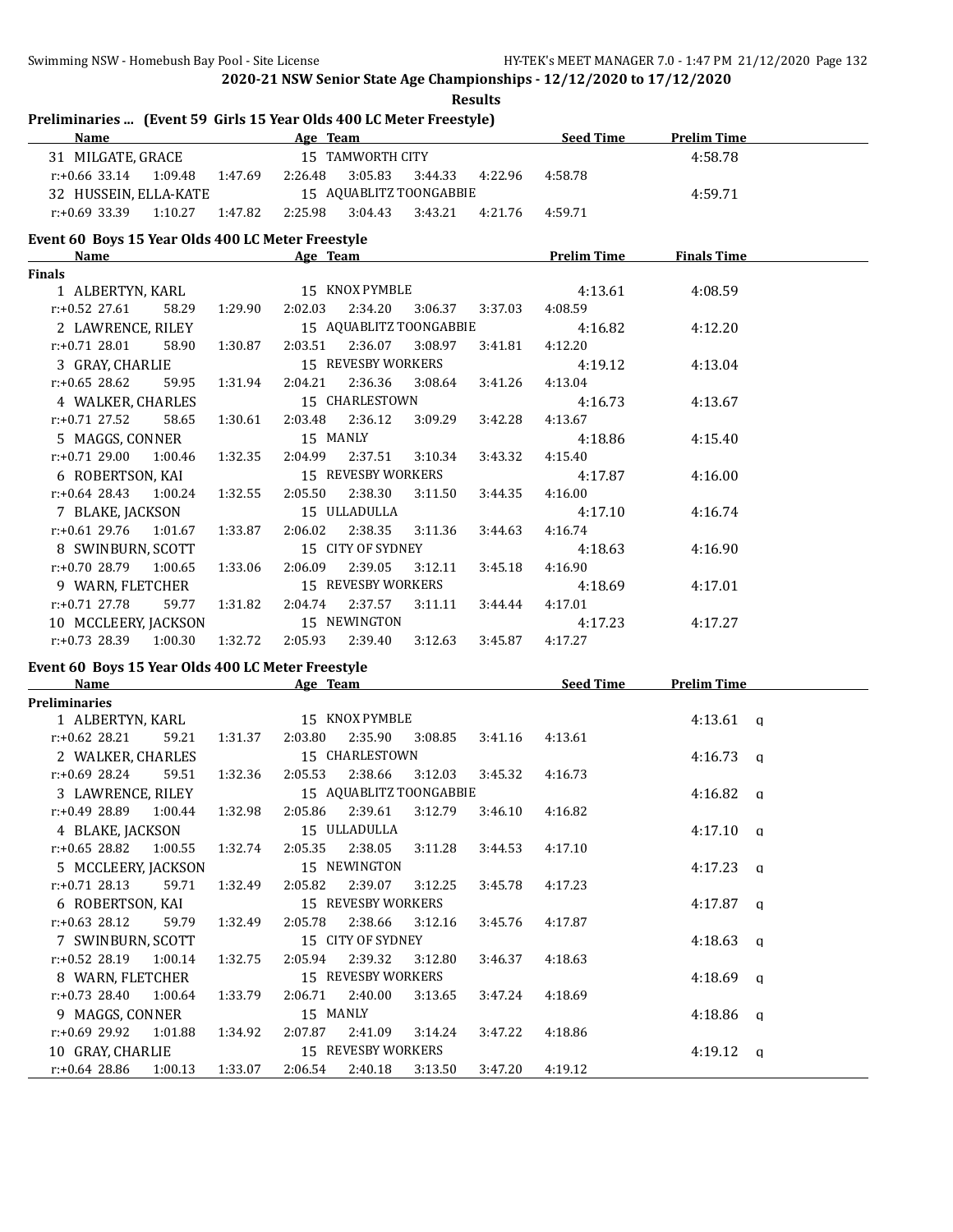2020-21 NSW Senior State Age Championships - 12/12/2020 to 17/12/2020

**Results**

## Preliminaries ... (Event 59 Girls 15 Year Olds 400 LC Meter Freestyle)

| Name | Age | Team | Seed Time | Prelim Time |
|---|---|---|---|---|
| 31 MILGATE, GRACE | 15 | TAMWORTH CITY | | 4:58.78 |
| r:+0.66 33.14 1:09.48 1:47.69 2:26.48 3:05.83 3:44.33 4:22.96 4:58.78 | | | | |
| 32 HUSSEIN, ELLA-KATE | 15 | AQUABLITZ TOONGABBIE | | 4:59.71 |
| r:+0.69 33.39 1:10.27 1:47.82 2:25.98 3:04.43 3:43.21 4:21.76 4:59.71 | | | | |

## Event 60 Boys 15 Year Olds 400 LC Meter Freestyle

| Name | Age | Team | Prelim Time | Finals Time |
|---|---|---|---|---|
| **Finals** | | | | |
| 1 ALBERTYN, KARL | 15 | KNOX PYMBLE | 4:13.61 | 4:08.59 |
| r:+0.52 27.61 58.29 1:29.90 2:02.03 2:34.20 3:06.37 3:37.03 4:08.59 | | | | |
| 2 LAWRENCE, RILEY | 15 | AQUABLITZ TOONGABBIE | 4:16.82 | 4:12.20 |
| r:+0.71 28.01 58.90 1:30.87 2:03.51 2:36.07 3:08.97 3:41.81 4:12.20 | | | | |
| 3 GRAY, CHARLIE | 15 | REVESBY WORKERS | 4:19.12 | 4:13.04 |
| r:+0.65 28.62 59.95 1:31.94 2:04.21 2:36.36 3:08.64 3:41.26 4:13.04 | | | | |
| 4 WALKER, CHARLES | 15 | CHARLESTOWN | 4:16.73 | 4:13.67 |
| r:+0.71 27.52 58.65 1:30.61 2:03.48 2:36.12 3:09.29 3:42.28 4:13.67 | | | | |
| 5 MAGGS, CONNER | 15 | MANLY | 4:18.86 | 4:15.40 |
| r:+0.71 29.00 1:00.46 1:32.35 2:04.99 2:37.51 3:10.34 3:43.32 4:15.40 | | | | |
| 6 ROBERTSON, KAI | 15 | REVESBY WORKERS | 4:17.87 | 4:16.00 |
| r:+0.64 28.43 1:00.24 1:32.55 2:05.50 2:38.30 3:11.50 3:44.35 4:16.00 | | | | |
| 7 BLAKE, JACKSON | 15 | ULLADULLA | 4:17.10 | 4:16.74 |
| r:+0.61 29.76 1:01.67 1:33.87 2:06.02 2:38.35 3:11.36 3:44.63 4:16.74 | | | | |
| 8 SWINBURN, SCOTT | 15 | CITY OF SYDNEY | 4:18.63 | 4:16.90 |
| r:+0.70 28.79 1:00.65 1:33.06 2:06.09 2:39.05 3:12.11 3:45.18 4:16.90 | | | | |
| 9 WARN, FLETCHER | 15 | REVESBY WORKERS | 4:18.69 | 4:17.01 |
| r:+0.71 27.78 59.77 1:31.82 2:04.74 2:37.57 3:11.11 3:44.44 4:17.01 | | | | |
| 10 MCCLEERY, JACKSON | 15 | NEWINGTON | 4:17.23 | 4:17.27 |
| r:+0.73 28.39 1:00.30 1:32.72 2:05.93 2:39.40 3:12.63 3:45.87 4:17.27 | | | | |

## Event 60 Boys 15 Year Olds 400 LC Meter Freestyle

| Name | Age | Team | Seed Time | Prelim Time |
|---|---|---|---|---|
| **Preliminaries** | | | | |
| 1 ALBERTYN, KARL | 15 | KNOX PYMBLE | | 4:13.61 q |
| r:+0.62 28.21 59.21 1:31.37 2:03.80 2:35.90 3:08.85 3:41.16 4:13.61 | | | | |
| 2 WALKER, CHARLES | 15 | CHARLESTOWN | | 4:16.73 q |
| r:+0.69 28.24 59.51 1:32.36 2:05.53 2:38.66 3:12.03 3:45.32 4:16.73 | | | | |
| 3 LAWRENCE, RILEY | 15 | AQUABLITZ TOONGABBIE | | 4:16.82 q |
| r:+0.49 28.89 1:00.44 1:32.98 2:05.86 2:39.61 3:12.79 3:46.10 4:16.82 | | | | |
| 4 BLAKE, JACKSON | 15 | ULLADULLA | | 4:17.10 q |
| r:+0.65 28.82 1:00.55 1:32.74 2:05.35 2:38.05 3:11.28 3:44.53 4:17.10 | | | | |
| 5 MCCLEERY, JACKSON | 15 | NEWINGTON | | 4:17.23 q |
| r:+0.71 28.13 59.71 1:32.49 2:05.82 2:39.07 3:12.25 3:45.78 4:17.23 | | | | |
| 6 ROBERTSON, KAI | 15 | REVESBY WORKERS | | 4:17.87 q |
| r:+0.63 28.12 59.79 1:32.49 2:05.78 2:38.66 3:12.16 3:45.76 4:17.87 | | | | |
| 7 SWINBURN, SCOTT | 15 | CITY OF SYDNEY | | 4:18.63 q |
| r:+0.52 28.19 1:00.14 1:32.75 2:05.94 2:39.32 3:12.80 3:46.37 4:18.63 | | | | |
| 8 WARN, FLETCHER | 15 | REVESBY WORKERS | | 4:18.69 q |
| r:+0.73 28.40 1:00.64 1:33.79 2:06.71 2:40.00 3:13.65 3:47.24 4:18.69 | | | | |
| 9 MAGGS, CONNER | 15 | MANLY | | 4:18.86 q |
| r:+0.69 29.92 1:01.88 1:34.92 2:07.87 2:41.09 3:14.24 3:47.22 4:18.86 | | | | |
| 10 GRAY, CHARLIE | 15 | REVESBY WORKERS | | 4:19.12 q |
| r:+0.64 28.86 1:00.13 1:33.07 2:06.54 2:40.18 3:13.50 3:47.20 4:19.12 | | | | |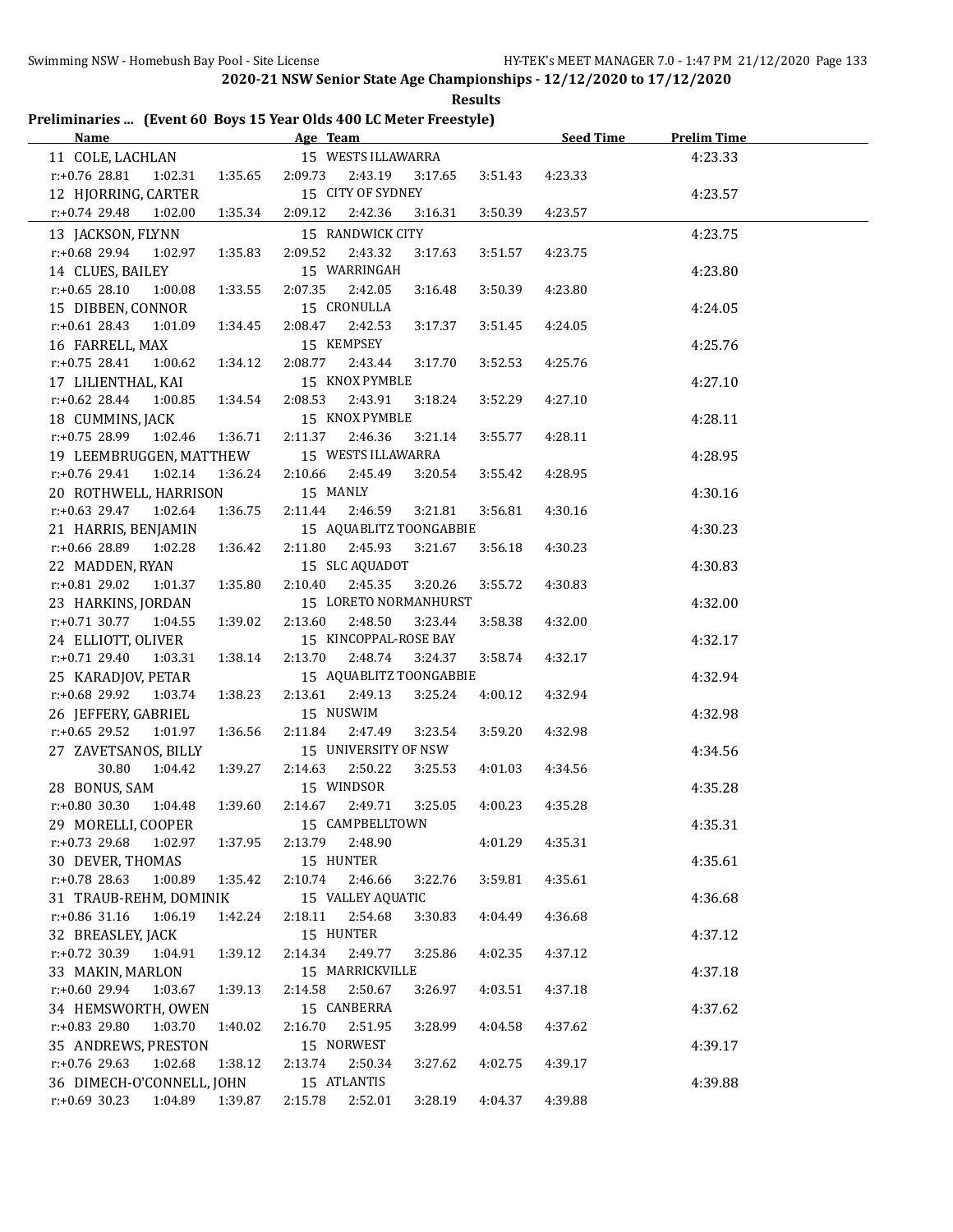**2020-21 NSW Senior State Age Championships - 12/12/2020 to 17/12/2020**

**Results**

## Preliminaries ... (Event 60 Boys 15 Year Olds 400 LC Meter Freestyle)

| Name | Age | Team | Seed Time | Prelim Time |
|---|---|---|---|---|
| 11 COLE, LACHLAN | 15 | WESTS ILLAWARRA | | 4:23.33 |
| r:+0.76 28.81 1:02.31 1:35.65 2:09.73 2:43.19 3:17.65 3:51.43 4:23.33 | | | | |
| 12 HJORRING, CARTER | 15 | CITY OF SYDNEY | | 4:23.57 |
| r:+0.74 29.48 1:02.00 1:35.34 2:09.12 2:42.36 3:16.31 3:50.39 4:23.57 | | | | |
| 13 JACKSON, FLYNN | 15 | RANDWICK CITY | | 4:23.75 |
| r:+0.68 29.94 1:02.97 1:35.83 2:09.52 2:43.32 3:17.63 3:51.57 4:23.75 | | | | |
| 14 CLUES, BAILEY | 15 | WARRINGAH | | 4:23.80 |
| r:+0.65 28.10 1:00.08 1:33.55 2:07.35 2:42.05 3:16.48 3:50.39 4:23.80 | | | | |
| 15 DIBBEN, CONNOR | 15 | CRONULLA | | 4:24.05 |
| r:+0.61 28.43 1:01.09 1:34.45 2:08.47 2:42.53 3:17.37 3:51.45 4:24.05 | | | | |
| 16 FARRELL, MAX | 15 | KEMPSEY | | 4:25.76 |
| r:+0.75 28.41 1:00.62 1:34.12 2:08.77 2:43.44 3:17.70 3:52.53 4:25.76 | | | | |
| 17 LILIENTHAL, KAI | 15 | KNOX PYMBLE | | 4:27.10 |
| r:+0.62 28.44 1:00.85 1:34.54 2:08.53 2:43.91 3:18.24 3:52.29 4:27.10 | | | | |
| 18 CUMMINS, JACK | 15 | KNOX PYMBLE | | 4:28.11 |
| r:+0.75 28.99 1:02.46 1:36.71 2:11.37 2:46.36 3:21.14 3:55.77 4:28.11 | | | | |
| 19 LEEMBRUGGEN, MATTHEW | 15 | WESTS ILLAWARRA | | 4:28.95 |
| r:+0.76 29.41 1:02.14 1:36.24 2:10.66 2:45.49 3:20.54 3:55.42 4:28.95 | | | | |
| 20 ROTHWELL, HARRISON | 15 | MANLY | | 4:30.16 |
| r:+0.63 29.47 1:02.64 1:36.75 2:11.44 2:46.59 3:21.81 3:56.81 4:30.16 | | | | |
| 21 HARRIS, BENJAMIN | 15 | AQUABLITZ TOONGABBIE | | 4:30.23 |
| r:+0.66 28.89 1:02.28 1:36.42 2:11.80 2:45.93 3:21.67 3:56.18 4:30.23 | | | | |
| 22 MADDEN, RYAN | 15 | SLC AQUADOT | | 4:30.83 |
| r:+0.81 29.02 1:01.37 1:35.80 2:10.40 2:45.35 3:20.26 3:55.72 4:30.83 | | | | |
| 23 HARKINS, JORDAN | 15 | LORETO NORMANHURST | | 4:32.00 |
| r:+0.71 30.77 1:04.55 1:39.02 2:13.60 2:48.50 3:23.44 3:58.38 4:32.00 | | | | |
| 24 ELLIOTT, OLIVER | 15 | KINCOPPAL-ROSE BAY | | 4:32.17 |
| r:+0.71 29.40 1:03.31 1:38.14 2:13.70 2:48.74 3:24.37 3:58.74 4:32.17 | | | | |
| 25 KARADJOV, PETAR | 15 | AQUABLITZ TOONGABBIE | | 4:32.94 |
| r:+0.68 29.92 1:03.74 1:38.23 2:13.61 2:49.13 3:25.24 4:00.12 4:32.94 | | | | |
| 26 JEFFERY, GABRIEL | 15 | NUSWIM | | 4:32.98 |
| r:+0.65 29.52 1:01.97 1:36.56 2:11.84 2:47.49 3:23.54 3:59.20 4:32.98 | | | | |
| 27 ZAVETSANOS, BILLY | 15 | UNIVERSITY OF NSW | | 4:34.56 |
| 30.80 1:04.42 1:39.27 2:14.63 2:50.22 3:25.53 4:01.03 4:34.56 | | | | |
| 28 BONUS, SAM | 15 | WINDSOR | | 4:35.28 |
| r:+0.80 30.30 1:04.48 1:39.60 2:14.67 2:49.71 3:25.05 4:00.23 4:35.28 | | | | |
| 29 MORELLI, COOPER | 15 | CAMPBELLTOWN | | 4:35.31 |
| r:+0.73 29.68 1:02.97 1:37.95 2:13.79 2:48.90 4:01.29 4:35.31 | | | | |
| 30 DEVER, THOMAS | 15 | HUNTER | | 4:35.61 |
| r:+0.78 28.63 1:00.89 1:35.42 2:10.74 2:46.66 3:22.76 3:59.81 4:35.61 | | | | |
| 31 TRAUB-REHM, DOMINIK | 15 | VALLEY AQUATIC | | 4:36.68 |
| r:+0.86 31.16 1:06.19 1:42.24 2:18.11 2:54.68 3:30.83 4:04.49 4:36.68 | | | | |
| 32 BREASLEY, JACK | 15 | HUNTER | | 4:37.12 |
| r:+0.72 30.39 1:04.91 1:39.12 2:14.34 2:49.77 3:25.86 4:02.35 4:37.12 | | | | |
| 33 MAKIN, MARLON | 15 | MARRICKVILLE | | 4:37.18 |
| r:+0.60 29.94 1:03.67 1:39.13 2:14.58 2:50.67 3:26.97 4:03.51 4:37.18 | | | | |
| 34 HEMSWORTH, OWEN | 15 | CANBERRA | | 4:37.62 |
| r:+0.83 29.80 1:03.70 1:40.02 2:16.70 2:51.95 3:28.99 4:04.58 4:37.62 | | | | |
| 35 ANDREWS, PRESTON | 15 | NORWEST | | 4:39.17 |
| r:+0.76 29.63 1:02.68 1:38.12 2:13.74 2:50.34 3:27.62 4:02.75 4:39.17 | | | | |
| 36 DIMECH-O'CONNELL, JOHN | 15 | ATLANTIS | | 4:39.88 |
| r:+0.69 30.23 1:04.89 1:39.87 2:15.78 2:52.01 3:28.19 4:04.37 4:39.88 | | | | |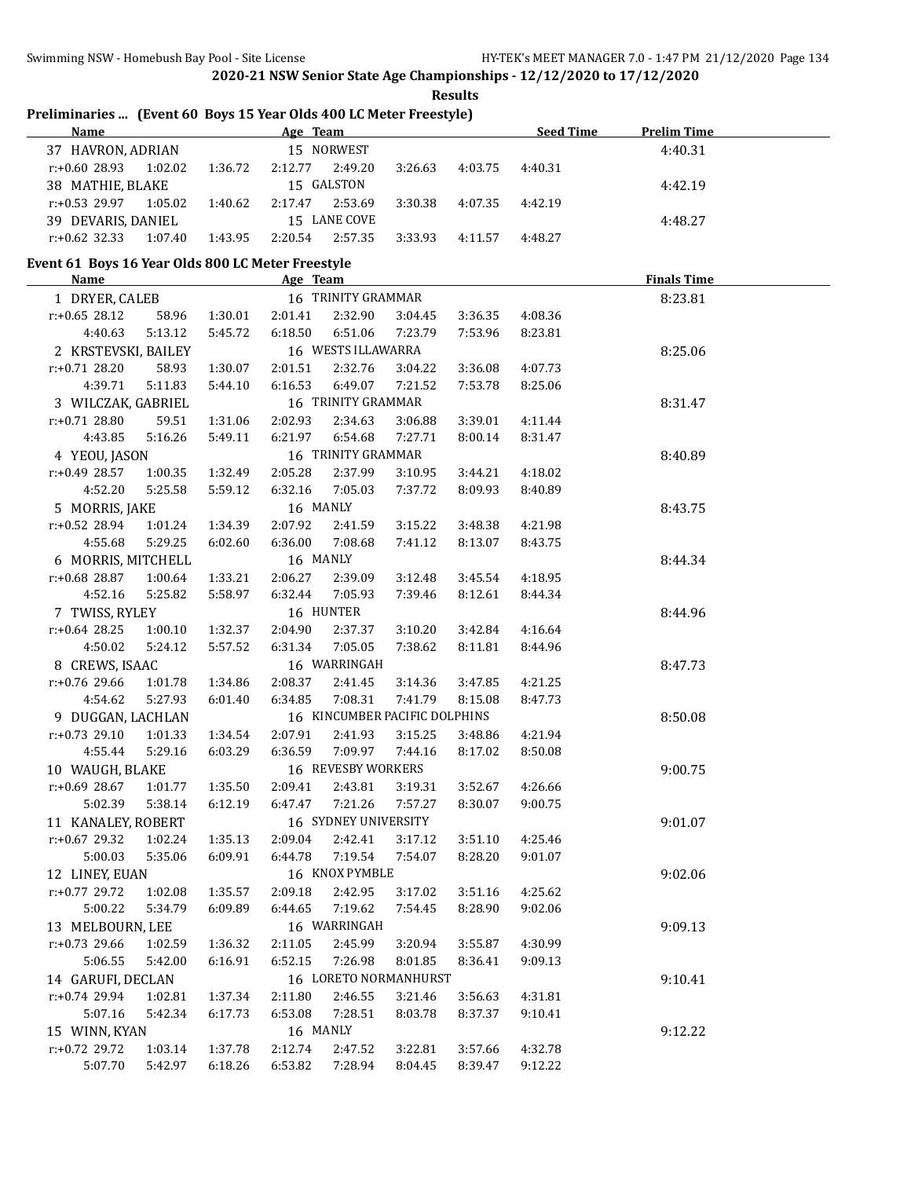## 2020-21 NSW Senior State Age Championships - 12/12/2020 to 17/12/2020

**Results**

### Preliminaries ... (Event 60 Boys 15 Year Olds 400 LC Meter Freestyle)

| Name | Age | Team | Seed Time | Prelim Time |
|---|---|---|---|---|
| 37 HAVRON, ADRIAN | 15 | NORWEST | | 4:40.31 |
| r:+0.60 28.93 1:02.02 1:36.72 2:12.77 2:49.20 3:26.63 4:03.75 4:40.31 | | | | |
| 38 MATHIE, BLAKE | 15 | GALSTON | | 4:42.19 |
| r:+0.53 29.97 1:05.02 1:40.62 2:17.47 2:53.69 3:30.38 4:07.35 4:42.19 | | | | |
| 39 DEVARIS, DANIEL | 15 | LANE COVE | | 4:48.27 |
| r:+0.62 32.33 1:07.40 1:43.95 2:20.54 2:57.35 3:33.93 4:11.57 4:48.27 | | | | |

### Event 61 Boys 16 Year Olds 800 LC Meter Freestyle

| Name | Age | Team | Finals Time |
|---|---|---|---|
| 1 DRYER, CALEB | 16 | TRINITY GRAMMAR | 8:23.81 |
| r:+0.65 28.12 58.96 1:30.01 2:01.41 2:32.90 3:04.45 3:36.35 4:08.36 | | | |
| 4:40.63 5:13.12 5:45.72 6:18.50 6:51.06 7:23.79 7:53.96 8:23.81 | | | |
| 2 KRSTEVSKI, BAILEY | 16 | WESTS ILLAWARRA | 8:25.06 |
| r:+0.71 28.20 58.93 1:30.07 2:01.51 2:32.76 3:04.22 3:36.08 4:07.73 | | | |
| 4:39.71 5:11.83 5:44.10 6:16.53 6:49.07 7:21.52 7:53.78 8:25.06 | | | |
| 3 WILCZAK, GABRIEL | 16 | TRINITY GRAMMAR | 8:31.47 |
| r:+0.71 28.80 59.51 1:31.06 2:02.93 2:34.63 3:06.88 3:39.01 4:11.44 | | | |
| 4:43.85 5:16.26 5:49.11 6:21.97 6:54.68 7:27.71 8:00.14 8:31.47 | | | |
| 4 YEOU, JASON | 16 | TRINITY GRAMMAR | 8:40.89 |
| r:+0.49 28.57 1:00.35 1:32.49 2:05.28 2:37.99 3:10.95 3:44.21 4:18.02 | | | |
| 4:52.20 5:25.58 5:59.12 6:32.16 7:05.03 7:37.72 8:09.93 8:40.89 | | | |
| 5 MORRIS, JAKE | 16 | MANLY | 8:43.75 |
| r:+0.52 28.94 1:01.24 1:34.39 2:07.92 2:41.59 3:15.22 3:48.38 4:21.98 | | | |
| 4:55.68 5:29.25 6:02.60 6:36.00 7:08.68 7:41.12 8:13.07 8:43.75 | | | |
| 6 MORRIS, MITCHELL | 16 | MANLY | 8:44.34 |
| r:+0.68 28.87 1:00.64 1:33.21 2:06.27 2:39.09 3:12.48 3:45.54 4:18.95 | | | |
| 4:52.16 5:25.82 5:58.97 6:32.44 7:05.93 7:39.46 8:12.61 8:44.34 | | | |
| 7 TWISS, RYLEY | 16 | HUNTER | 8:44.96 |
| r:+0.64 28.25 1:00.10 1:32.37 2:04.90 2:37.37 3:10.20 3:42.84 4:16.64 | | | |
| 4:50.02 5:24.12 5:57.52 6:31.34 7:05.05 7:38.62 8:11.81 8:44.96 | | | |
| 8 CREWS, ISAAC | 16 | WARRINGAH | 8:47.73 |
| r:+0.76 29.66 1:01.78 1:34.86 2:08.37 2:41.45 3:14.36 3:47.85 4:21.25 | | | |
| 4:54.62 5:27.93 6:01.40 6:34.85 7:08.31 7:41.79 8:15.08 8:47.73 | | | |
| 9 DUGGAN, LACHLAN | 16 | KINCUMBER PACIFIC DOLPHINS | 8:50.08 |
| r:+0.73 29.10 1:01.33 1:34.54 2:07.91 2:41.93 3:15.25 3:48.86 4:21.94 | | | |
| 4:55.44 5:29.16 6:03.29 6:36.59 7:09.97 7:44.16 8:17.02 8:50.08 | | | |
| 10 WAUGH, BLAKE | 16 | REVESBY WORKERS | 9:00.75 |
| r:+0.69 28.67 1:01.77 1:35.50 2:09.41 2:43.81 3:19.31 3:52.67 4:26.66 | | | |
| 5:02.39 5:38.14 6:12.19 6:47.47 7:21.26 7:57.27 8:30.07 9:00.75 | | | |
| 11 KANALEY, ROBERT | 16 | SYDNEY UNIVERSITY | 9:01.07 |
| r:+0.67 29.32 1:02.24 1:35.13 2:09.04 2:42.41 3:17.12 3:51.10 4:25.46 | | | |
| 5:00.03 5:35.06 6:09.91 6:44.78 7:19.54 7:54.07 8:28.20 9:01.07 | | | |
| 12 LINEY, EUAN | 16 | KNOX PYMBLE | 9:02.06 |
| r:+0.77 29.72 1:02.08 1:35.57 2:09.18 2:42.95 3:17.02 3:51.16 4:25.62 | | | |
| 5:00.22 5:34.79 6:09.89 6:44.65 7:19.62 7:54.45 8:28.90 9:02.06 | | | |
| 13 MELBOURN, LEE | 16 | WARRINGAH | 9:09.13 |
| r:+0.73 29.66 1:02.59 1:36.32 2:11.05 2:45.99 3:20.94 3:55.87 4:30.99 | | | |
| 5:06.55 5:42.00 6:16.91 6:52.15 7:26.98 8:01.85 8:36.41 9:09.13 | | | |
| 14 GARUFI, DECLAN | 16 | LORETO NORMANHURST | 9:10.41 |
| r:+0.74 29.94 1:02.81 1:37.34 2:11.80 2:46.55 3:21.46 3:56.63 4:31.81 | | | |
| 5:07.16 5:42.34 6:17.73 6:53.08 7:28.51 8:03.78 8:37.37 9:10.41 | | | |
| 15 WINN, KYAN | 16 | MANLY | 9:12.22 |
| r:+0.72 29.72 1:03.14 1:37.78 2:12.74 2:47.52 3:22.81 3:57.66 4:32.78 | | | |
| 5:07.70 5:42.97 6:18.26 6:53.82 7:28.94 8:04.45 8:39.47 9:12.22 | | | |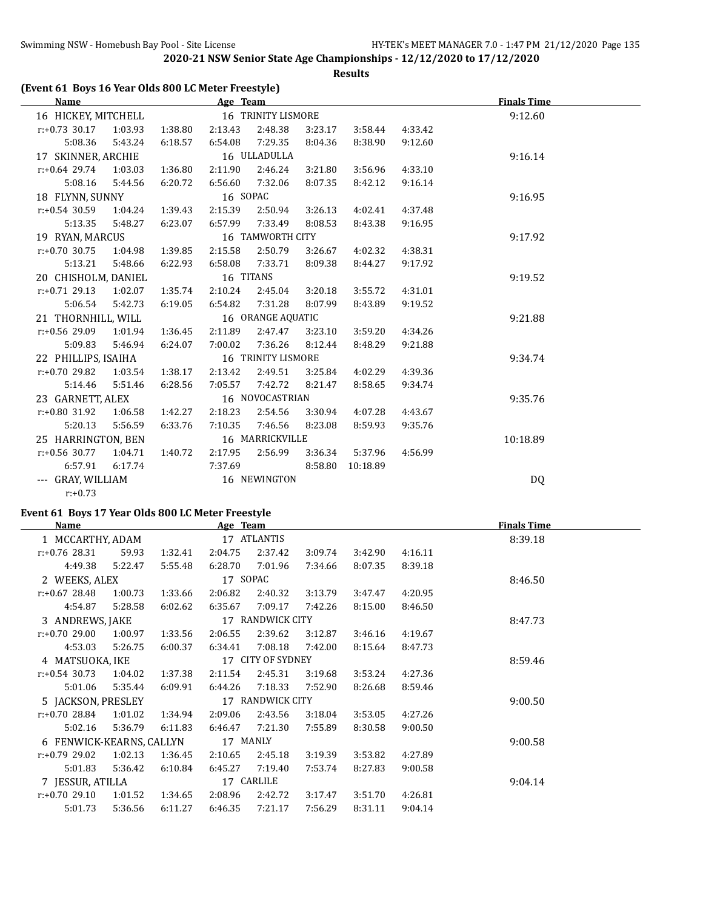2020-21 NSW Senior State Age Championships - 12/12/2020 to 17/12/2020

**Results**

## (Event 61 Boys 16 Year Olds 800 LC Meter Freestyle)

| Name | | | Age | Team | | | | Finals Time |
|---|---|---|---|---|---|---|---|---|
| 16 HICKEY, MITCHELL | | | 16 | TRINITY LISMORE | | | | 9:12.60 |
| r:+0.73 30.17 | 1:03.93 | 1:38.80 | 2:13.43 | 2:48.38 | 3:23.17 | 3:58.44 | 4:33.42 | |
| 5:08.36 | 5:43.24 | 6:18.57 | 6:54.08 | 7:29.35 | 8:04.36 | 8:38.90 | 9:12.60 | |
| 17 SKINNER, ARCHIE | | | 16 | ULLADULLA | | | | 9:16.14 |
| r:+0.64 29.74 | 1:03.03 | 1:36.80 | 2:11.90 | 2:46.24 | 3:21.80 | 3:56.96 | 4:33.10 | |
| 5:08.16 | 5:44.56 | 6:20.72 | 6:56.60 | 7:32.06 | 8:07.35 | 8:42.12 | 9:16.14 | |
| 18 FLYNN, SUNNY | | | 16 | SOPAC | | | | 9:16.95 |
| r:+0.54 30.59 | 1:04.24 | 1:39.43 | 2:15.39 | 2:50.94 | 3:26.13 | 4:02.41 | 4:37.48 | |
| 5:13.35 | 5:48.27 | 6:23.07 | 6:57.99 | 7:33.49 | 8:08.53 | 8:43.38 | 9:16.95 | |
| 19 RYAN, MARCUS | | | 16 | TAMWORTH CITY | | | | 9:17.92 |
| r:+0.70 30.75 | 1:04.98 | 1:39.85 | 2:15.58 | 2:50.79 | 3:26.67 | 4:02.32 | 4:38.31 | |
| 5:13.21 | 5:48.66 | 6:22.93 | 6:58.08 | 7:33.71 | 8:09.38 | 8:44.27 | 9:17.92 | |
| 20 CHISHOLM, DANIEL | | | 16 | TITANS | | | | 9:19.52 |
| r:+0.71 29.13 | 1:02.07 | 1:35.74 | 2:10.24 | 2:45.04 | 3:20.18 | 3:55.72 | 4:31.01 | |
| 5:06.54 | 5:42.73 | 6:19.05 | 6:54.82 | 7:31.28 | 8:07.99 | 8:43.89 | 9:19.52 | |
| 21 THORNHILL, WILL | | | 16 | ORANGE AQUATIC | | | | 9:21.88 |
| r:+0.56 29.09 | 1:01.94 | 1:36.45 | 2:11.89 | 2:47.47 | 3:23.10 | 3:59.20 | 4:34.26 | |
| 5:09.83 | 5:46.94 | 6:24.07 | 7:00.02 | 7:36.26 | 8:12.44 | 8:48.29 | 9:21.88 | |
| 22 PHILLIPS, ISAIHA | | | 16 | TRINITY LISMORE | | | | 9:34.74 |
| r:+0.70 29.82 | 1:03.54 | 1:38.17 | 2:13.42 | 2:49.51 | 3:25.84 | 4:02.29 | 4:39.36 | |
| 5:14.46 | 5:51.46 | 6:28.56 | 7:05.57 | 7:42.72 | 8:21.47 | 8:58.65 | 9:34.74 | |
| 23 GARNETT, ALEX | | | 16 | NOVOCASTRIAN | | | | 9:35.76 |
| r:+0.80 31.92 | 1:06.58 | 1:42.27 | 2:18.23 | 2:54.56 | 3:30.94 | 4:07.28 | 4:43.67 | |
| 5:20.13 | 5:56.59 | 6:33.76 | 7:10.35 | 7:46.56 | 8:23.08 | 8:59.93 | 9:35.76 | |
| 25 HARRINGTON, BEN | | | 16 | MARRICKVILLE | | | | 10:18.89 |
| r:+0.56 30.77 | 1:04.71 | 1:40.72 | 2:17.95 | 2:56.99 | 3:36.34 | 5:37.96 | 4:56.99 | |
| 6:57.91 | 6:17.74 | | 7:37.69 | | 8:58.80 | 10:18.89 | | |
| --- GRAY, WILLIAM | | | 16 | NEWINGTON | | | | DQ |
| r:+0.73 | | | | | | | | |

## Event 61 Boys 17 Year Olds 800 LC Meter Freestyle

| Name | | | Age | Team | | | | Finals Time |
|---|---|---|---|---|---|---|---|---|
| 1 MCCARTHY, ADAM | | | 17 | ATLANTIS | | | | 8:39.18 |
| r:+0.76 28.31 | 59.93 | 1:32.41 | 2:04.75 | 2:37.42 | 3:09.74 | 3:42.90 | 4:16.11 | |
| 4:49.38 | 5:22.47 | 5:55.48 | 6:28.70 | 7:01.96 | 7:34.66 | 8:07.35 | 8:39.18 | |
| 2 WEEKS, ALEX | | | 17 | SOPAC | | | | 8:46.50 |
| r:+0.67 28.48 | 1:00.73 | 1:33.66 | 2:06.82 | 2:40.32 | 3:13.79 | 3:47.47 | 4:20.95 | |
| 4:54.87 | 5:28.58 | 6:02.62 | 6:35.67 | 7:09.17 | 7:42.26 | 8:15.00 | 8:46.50 | |
| 3 ANDREWS, JAKE | | | 17 | RANDWICK CITY | | | | 8:47.73 |
| r:+0.70 29.00 | 1:00.97 | 1:33.56 | 2:06.55 | 2:39.62 | 3:12.87 | 3:46.16 | 4:19.67 | |
| 4:53.03 | 5:26.75 | 6:00.37 | 6:34.41 | 7:08.18 | 7:42.00 | 8:15.64 | 8:47.73 | |
| 4 MATSUOKA, IKE | | | 17 | CITY OF SYDNEY | | | | 8:59.46 |
| r:+0.54 30.73 | 1:04.02 | 1:37.38 | 2:11.54 | 2:45.31 | 3:19.68 | 3:53.24 | 4:27.36 | |
| 5:01.06 | 5:35.44 | 6:09.91 | 6:44.26 | 7:18.33 | 7:52.90 | 8:26.68 | 8:59.46 | |
| 5 JACKSON, PRESLEY | | | 17 | RANDWICK CITY | | | | 9:00.50 |
| r:+0.70 28.84 | 1:01.02 | 1:34.94 | 2:09.06 | 2:43.56 | 3:18.04 | 3:53.05 | 4:27.26 | |
| 5:02.16 | 5:36.79 | 6:11.83 | 6:46.47 | 7:21.30 | 7:55.89 | 8:30.58 | 9:00.50 | |
| 6 FENWICK-KEARNS, CALLYN | | | 17 | MANLY | | | | 9:00.58 |
| r:+0.79 29.02 | 1:02.13 | 1:36.45 | 2:10.65 | 2:45.18 | 3:19.39 | 3:53.82 | 4:27.89 | |
| 5:01.83 | 5:36.42 | 6:10.84 | 6:45.27 | 7:19.40 | 7:53.74 | 8:27.83 | 9:00.58 | |
| 7 JESSUR, ATILLA | | | 17 | CARLILE | | | | 9:04.14 |
| r:+0.70 29.10 | 1:01.52 | 1:34.65 | 2:08.96 | 2:42.72 | 3:17.47 | 3:51.70 | 4:26.81 | |
| 5:01.73 | 5:36.56 | 6:11.27 | 6:46.35 | 7:21.17 | 7:56.29 | 8:31.11 | 9:04.14 | |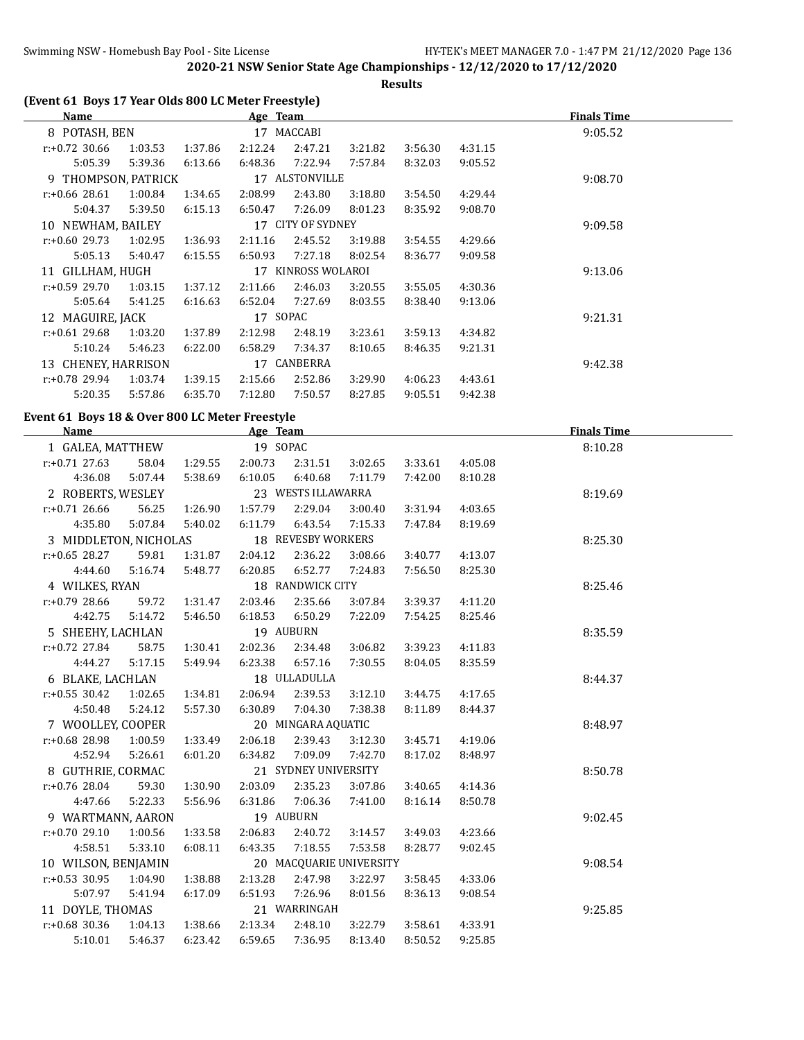**2020-21 NSW Senior State Age Championships - 12/12/2020 to 17/12/2020**

**Results**

### (Event 61 Boys 17 Year Olds 800 LC Meter Freestyle)

| Name | Age | Team | Finals Time |
|---|---|---|---|
| 8 POTASH, BEN | 17 | MACCABI | 9:05.52 |
| r:+0.72 30.66 1:03.53 1:37.86 2:12.24 2:47.21 3:21.82 3:56.30 4:31.15 | | | |
| 5:05.39 5:39.36 6:13.66 6:48.36 7:22.94 7:57.84 8:32.03 9:05.52 | | | |
| 9 THOMPSON, PATRICK | 17 | ALSTONVILLE | 9:08.70 |
| r:+0.66 28.61 1:00.84 1:34.65 2:08.99 2:43.80 3:18.80 3:54.50 4:29.44 | | | |
| 5:04.37 5:39.50 6:15.13 6:50.47 7:26.09 8:01.23 8:35.92 9:08.70 | | | |
| 10 NEWHAM, BAILEY | 17 | CITY OF SYDNEY | 9:09.58 |
| r:+0.60 29.73 1:02.95 1:36.93 2:11.16 2:45.52 3:19.88 3:54.55 4:29.66 | | | |
| 5:05.13 5:40.47 6:15.55 6:50.93 7:27.18 8:02.54 8:36.77 9:09.58 | | | |
| 11 GILLHAM, HUGH | 17 | KINROSS WOLAROI | 9:13.06 |
| r:+0.59 29.70 1:03.15 1:37.12 2:11.66 2:46.03 3:20.55 3:55.05 4:30.36 | | | |
| 5:05.64 5:41.25 6:16.63 6:52.04 7:27.69 8:03.55 8:38.40 9:13.06 | | | |
| 12 MAGUIRE, JACK | 17 | SOPAC | 9:21.31 |
| r:+0.61 29.68 1:03.20 1:37.89 2:12.98 2:48.19 3:23.61 3:59.13 4:34.82 | | | |
| 5:10.24 5:46.23 6:22.00 6:58.29 7:34.37 8:10.65 8:46.35 9:21.31 | | | |
| 13 CHENEY, HARRISON | 17 | CANBERRA | 9:42.38 |
| r:+0.78 29.94 1:03.74 1:39.15 2:15.66 2:52.86 3:29.90 4:06.23 4:43.61 | | | |
| 5:20.35 5:57.86 6:35.70 7:12.80 7:50.57 8:27.85 9:05.51 9:42.38 | | | |

### Event 61 Boys 18 & Over 800 LC Meter Freestyle

| Name | Age | Team | Finals Time |
|---|---|---|---|
| 1 GALEA, MATTHEW | 19 | SOPAC | 8:10.28 |
| r:+0.71 27.63 58.04 1:29.55 2:00.73 2:31.51 3:02.65 3:33.61 4:05.08 | | | |
| 4:36.08 5:07.44 5:38.69 6:10.05 6:40.68 7:11.79 7:42.00 8:10.28 | | | |
| 2 ROBERTS, WESLEY | 23 | WESTS ILLAWARRA | 8:19.69 |
| r:+0.71 26.66 56.25 1:26.90 1:57.79 2:29.04 3:00.40 3:31.94 4:03.65 | | | |
| 4:35.80 5:07.84 5:40.02 6:11.79 6:43.54 7:15.33 7:47.84 8:19.69 | | | |
| 3 MIDDLETON, NICHOLAS | 18 | REVESBY WORKERS | 8:25.30 |
| r:+0.65 28.27 59.81 1:31.87 2:04.12 2:36.22 3:08.66 3:40.77 4:13.07 | | | |
| 4:44.60 5:16.74 5:48.77 6:20.85 6:52.77 7:24.83 7:56.50 8:25.30 | | | |
| 4 WILKES, RYAN | 18 | RANDWICK CITY | 8:25.46 |
| r:+0.79 28.66 59.72 1:31.47 2:03.46 2:35.66 3:07.84 3:39.37 4:11.20 | | | |
| 4:42.75 5:14.72 5:46.50 6:18.53 6:50.29 7:22.09 7:54.25 8:25.46 | | | |
| 5 SHEEHY, LACHLAN | 19 | AUBURN | 8:35.59 |
| r:+0.72 27.84 58.75 1:30.41 2:02.36 2:34.48 3:06.82 3:39.23 4:11.83 | | | |
| 4:44.27 5:17.15 5:49.94 6:23.38 6:57.16 7:30.55 8:04.05 8:35.59 | | | |
| 6 BLAKE, LACHLAN | 18 | ULLADULLA | 8:44.37 |
| r:+0.55 30.42 1:02.65 1:34.81 2:06.94 2:39.53 3:12.10 3:44.75 4:17.65 | | | |
| 4:50.48 5:24.12 5:57.30 6:30.89 7:04.30 7:38.38 8:11.89 8:44.37 | | | |
| 7 WOOLLEY, COOPER | 20 | MINGARA AQUATIC | 8:48.97 |
| r:+0.68 28.98 1:00.59 1:33.49 2:06.18 2:39.43 3:12.30 3:45.71 4:19.06 | | | |
| 4:52.94 5:26.61 6:01.20 6:34.82 7:09.09 7:42.70 8:17.02 8:48.97 | | | |
| 8 GUTHRIE, CORMAC | 21 | SYDNEY UNIVERSITY | 8:50.78 |
| r:+0.76 28.04 59.30 1:30.90 2:03.09 2:35.23 3:07.86 3:40.65 4:14.36 | | | |
| 4:47.66 5:22.33 5:56.96 6:31.86 7:06.36 7:41.00 8:16.14 8:50.78 | | | |
| 9 WARTMANN, AARON | 19 | AUBURN | 9:02.45 |
| r:+0.70 29.10 1:00.56 1:33.58 2:06.83 2:40.72 3:14.57 3:49.03 4:23.66 | | | |
| 4:58.51 5:33.10 6:08.11 6:43.35 7:18.55 7:53.58 8:28.77 9:02.45 | | | |
| 10 WILSON, BENJAMIN | 20 | MACQUARIE UNIVERSITY | 9:08.54 |
| r:+0.53 30.95 1:04.90 1:38.88 2:13.28 2:47.98 3:22.97 3:58.45 4:33.06 | | | |
| 5:07.97 5:41.94 6:17.09 6:51.93 7:26.96 8:01.56 8:36.13 9:08.54 | | | |
| 11 DOYLE, THOMAS | 21 | WARRINGAH | 9:25.85 |
| r:+0.68 30.36 1:04.13 1:38.66 2:13.34 2:48.10 3:22.79 3:58.61 4:33.91 | | | |
| 5:10.01 5:46.37 6:23.42 6:59.65 7:36.95 8:13.40 8:50.52 9:25.85 | | | |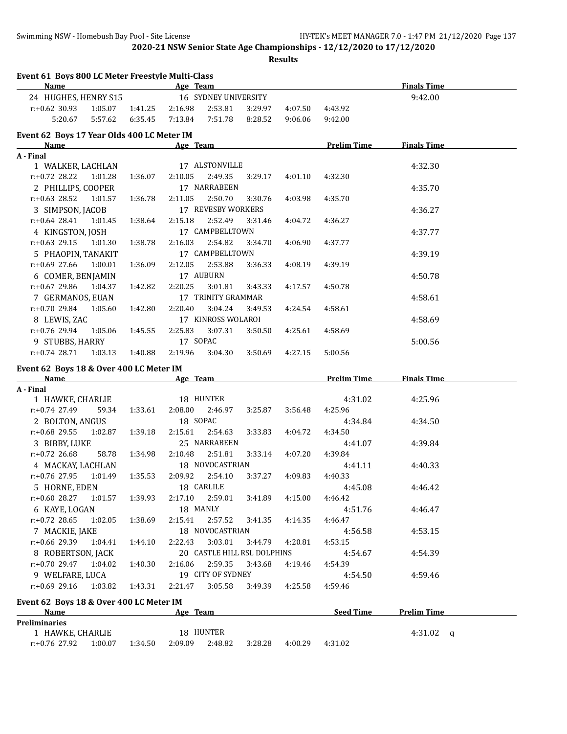**2020-21 NSW Senior State Age Championships - 12/12/2020 to 17/12/2020**

**Results**

## Event 61 Boys 800 LC Meter Freestyle Multi-Class

| Name | Age | Team | Finals Time |
|---|---|---|---|
| 24 HUGHES, HENRY S15 | 16 | SYDNEY UNIVERSITY | 9:42.00 |

r:+0.62 30.93 1:05.07 1:41.25 2:16.98 2:53.81 3:29.97 4:07.50 4:43.92
5:20.67 5:57.62 6:35.45 7:13.84 7:51.78 8:28.52 9:06.06 9:42.00

## Event 62 Boys 17 Year Olds 400 LC Meter IM

**A - Final**

| Name | Age | Team | Prelim Time | Finals Time |
|---|---|---|---|---|
| 1 WALKER, LACHLAN | 17 | ALSTONVILLE | | 4:32.30 |
| r:+0.72 28.22 1:01.28 1:36.07 2:10.05 2:49.35 3:29.17 4:01.10 4:32.30 | | | | |
| 2 PHILLIPS, COOPER | 17 | NARRABEEN | | 4:35.70 |
| r:+0.63 28.52 1:01.57 1:36.78 2:11.05 2:50.70 3:30.76 4:03.98 4:35.70 | | | | |
| 3 SIMPSON, JACOB | 17 | REVESBY WORKERS | | 4:36.27 |
| r:+0.64 28.41 1:01.45 1:38.64 2:15.18 2:52.49 3:31.46 4:04.72 4:36.27 | | | | |
| 4 KINGSTON, JOSH | 17 | CAMPBELLTOWN | | 4:37.77 |
| r:+0.63 29.15 1:01.30 1:38.78 2:16.03 2:54.82 3:34.70 4:06.90 4:37.77 | | | | |
| 5 PHAOPIN, TANAKIT | 17 | CAMPBELLTOWN | | 4:39.19 |
| r:+0.69 27.66 1:00.01 1:36.09 2:12.05 2:53.88 3:36.33 4:08.19 4:39.19 | | | | |
| 6 COMER, BENJAMIN | 17 | AUBURN | | 4:50.78 |
| r:+0.67 29.86 1:04.37 1:42.82 2:20.25 3:01.81 3:43.33 4:17.57 4:50.78 | | | | |
| 7 GERMANOS, EUAN | 17 | TRINITY GRAMMAR | | 4:58.61 |
| r:+0.70 29.84 1:05.60 1:42.80 2:20.40 3:04.24 3:49.53 4:24.54 4:58.61 | | | | |
| 8 LEWIS, ZAC | 17 | KINROSS WOLAROI | | 4:58.69 |
| r:+0.76 29.94 1:05.06 1:45.55 2:25.83 3:07.31 3:50.50 4:25.61 4:58.69 | | | | |
| 9 STUBBS, HARRY | 17 | SOPAC | | 5:00.56 |
| r:+0.74 28.71 1:03.13 1:40.88 2:19.96 3:04.30 3:50.69 4:27.15 5:00.56 | | | | |

## Event 62 Boys 18 & Over 400 LC Meter IM

**A - Final**

| Name | Age | Team | Prelim Time | Finals Time |
|---|---|---|---|---|
| 1 HAWKE, CHARLIE | 18 | HUNTER | 4:31.02 | 4:25.96 |
| r:+0.74 27.49 59.34 1:33.61 2:08.00 2:46.97 3:25.87 3:56.48 4:25.96 | | | | |
| 2 BOLTON, ANGUS | 18 | SOPAC | 4:34.84 | 4:34.50 |
| r:+0.68 29.55 1:02.87 1:39.18 2:15.61 2:54.63 3:33.83 4:04.72 4:34.50 | | | | |
| 3 BIBBY, LUKE | 25 | NARRABEEN | 4:41.07 | 4:39.84 |
| r:+0.72 26.68 58.78 1:34.98 2:10.48 2:51.81 3:33.14 4:07.20 4:39.84 | | | | |
| 4 MACKAY, LACHLAN | 18 | NOVOCASTRIAN | 4:41.11 | 4:40.33 |
| r:+0.76 27.95 1:01.49 1:35.53 2:09.92 2:54.10 3:37.27 4:09.83 4:40.33 | | | | |
| 5 HORNE, EDEN | 18 | CARLILE | 4:45.08 | 4:46.42 |
| r:+0.60 28.27 1:01.57 1:39.93 2:17.10 2:59.01 3:41.89 4:15.00 4:46.42 | | | | |
| 6 KAYE, LOGAN | 18 | MANLY | 4:51.76 | 4:46.47 |
| r:+0.72 28.65 1:02.05 1:38.69 2:15.41 2:57.52 3:41.35 4:14.35 4:46.47 | | | | |
| 7 MACKIE, JAKE | 18 | NOVOCASTRIAN | 4:56.58 | 4:53.15 |
| r:+0.66 29.39 1:04.41 1:44.10 2:22.43 3:03.01 3:44.79 4:20.81 4:53.15 | | | | |
| 8 ROBERTSON, JACK | 20 | CASTLE HILL RSL DOLPHINS | 4:54.67 | 4:54.39 |
| r:+0.70 29.47 1:04.02 1:40.30 2:16.06 2:59.35 3:43.68 4:19.46 4:54.39 | | | | |
| 9 WELFARE, LUCA | 19 | CITY OF SYDNEY | 4:54.50 | 4:59.46 |
| r:+0.69 29.16 1:03.82 1:43.31 2:21.47 3:05.58 3:49.39 4:25.58 4:59.46 | | | | |

## Event 62 Boys 18 & Over 400 LC Meter IM

**Preliminaries**

| Name | Age | Team | Seed Time | Prelim Time |
|---|---|---|---|---|
| 1 HAWKE, CHARLIE | 18 | HUNTER | | 4:31.02 q |
| r:+0.76 27.92 1:00.07 1:34.50 2:09.09 2:48.82 3:28.28 4:00.29 4:31.02 | | | | |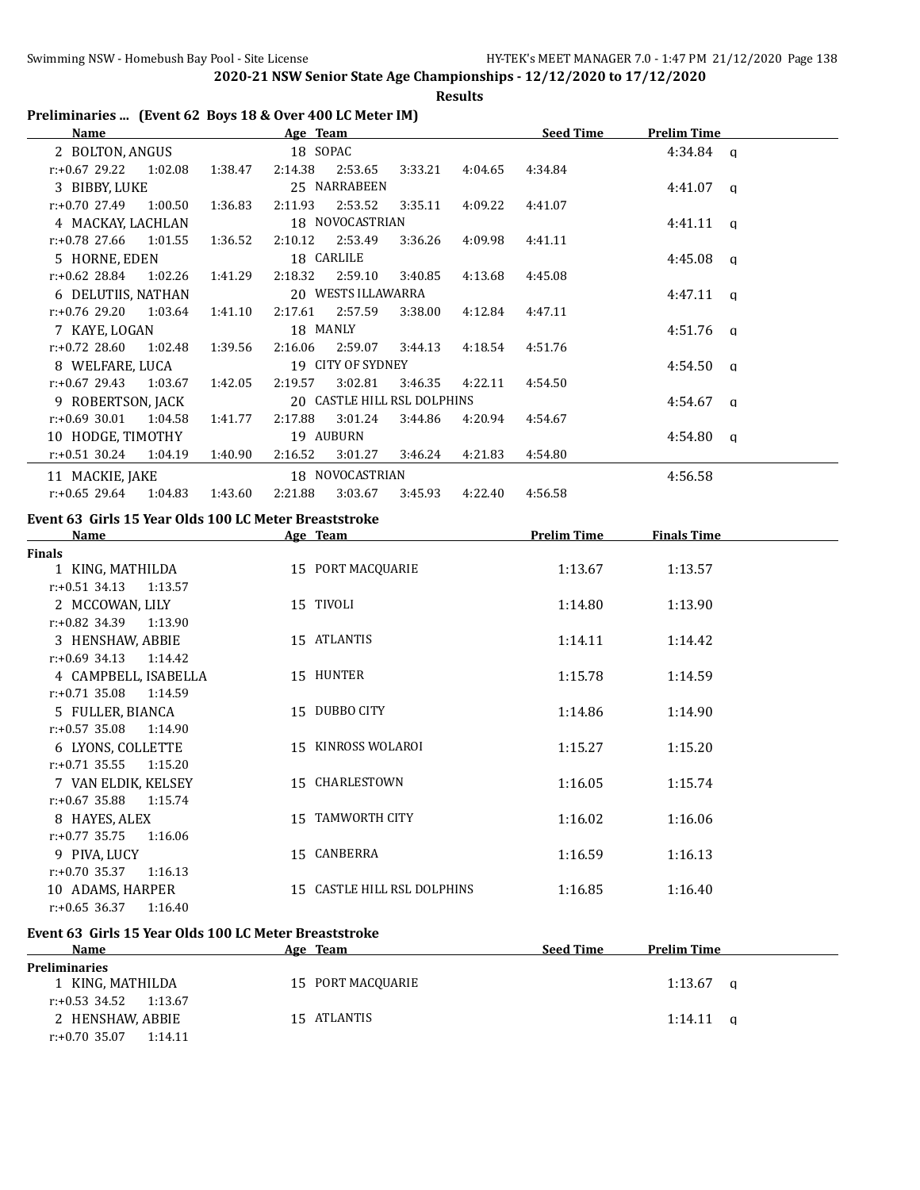## 2020-21 NSW Senior State Age Championships - 12/12/2020 to 17/12/2020

**Results**

### Preliminaries ... (Event 62 Boys 18 & Over 400 LC Meter IM)

| Name | Age | Team | Seed Time | Prelim Time | |
|---|---|---|---|---|---|
| 2 BOLTON, ANGUS | 18 | SOPAC | | 4:34.84 | q |
| r:+0.67 29.22 1:02.08 1:38.47 2:14.38 2:53.65 3:33.21 4:04.65 4:34.84 | | | | | |
| 3 BIBBY, LUKE | 25 | NARRABEEN | | 4:41.07 | q |
| r:+0.70 27.49 1:00.50 1:36.83 2:11.93 2:53.52 3:35.11 4:09.22 4:41.07 | | | | | |
| 4 MACKAY, LACHLAN | 18 | NOVOCASTRIAN | | 4:41.11 | q |
| r:+0.78 27.66 1:01.55 1:36.52 2:10.12 2:53.49 3:36.26 4:09.98 4:41.11 | | | | | |
| 5 HORNE, EDEN | 18 | CARLILE | | 4:45.08 | q |
| r:+0.62 28.84 1:02.26 1:41.29 2:18.32 2:59.10 3:40.85 4:13.68 4:45.08 | | | | | |
| 6 DELUTIIS, NATHAN | 20 | WESTS ILLAWARRA | | 4:47.11 | q |
| r:+0.76 29.20 1:03.64 1:41.10 2:17.61 2:57.59 3:38.00 4:12.84 4:47.11 | | | | | |
| 7 KAYE, LOGAN | 18 | MANLY | | 4:51.76 | q |
| r:+0.72 28.60 1:02.48 1:39.56 2:16.06 2:59.07 3:44.13 4:18.54 4:51.76 | | | | | |
| 8 WELFARE, LUCA | 19 | CITY OF SYDNEY | | 4:54.50 | q |
| r:+0.67 29.43 1:03.67 1:42.05 2:19.57 3:02.81 3:46.35 4:22.11 4:54.50 | | | | | |
| 9 ROBERTSON, JACK | 20 | CASTLE HILL RSL DOLPHINS | | 4:54.67 | q |
| r:+0.69 30.01 1:04.58 1:41.77 2:17.88 3:01.24 3:44.86 4:20.94 4:54.67 | | | | | |
| 10 HODGE, TIMOTHY | 19 | AUBURN | | 4:54.80 | q |
| r:+0.51 30.24 1:04.19 1:40.90 2:16.52 3:01.27 3:46.24 4:21.83 4:54.80 | | | | | |
| 11 MACKIE, JAKE | 18 | NOVOCASTRIAN | | 4:56.58 | |
| r:+0.65 29.64 1:04.83 1:43.60 2:21.88 3:03.67 3:45.93 4:22.40 4:56.58 | | | | | |

### Event 63 Girls 15 Year Olds 100 LC Meter Breaststroke

| Name | Age | Team | Prelim Time | Finals Time |
|---|---|---|---|---|
| **Finals** | | | | |
| 1 KING, MATHILDA | 15 | PORT MACQUARIE | 1:13.67 | 1:13.57 |
| r:+0.51 34.13 1:13.57 | | | | |
| 2 MCCOWAN, LILY | 15 | TIVOLI | 1:14.80 | 1:13.90 |
| r:+0.82 34.39 1:13.90 | | | | |
| 3 HENSHAW, ABBIE | 15 | ATLANTIS | 1:14.11 | 1:14.42 |
| r:+0.69 34.13 1:14.42 | | | | |
| 4 CAMPBELL, ISABELLA | 15 | HUNTER | 1:15.78 | 1:14.59 |
| r:+0.71 35.08 1:14.59 | | | | |
| 5 FULLER, BIANCA | 15 | DUBBO CITY | 1:14.86 | 1:14.90 |
| r:+0.57 35.08 1:14.90 | | | | |
| 6 LYONS, COLLETTE | 15 | KINROSS WOLAROI | 1:15.27 | 1:15.20 |
| r:+0.71 35.55 1:15.20 | | | | |
| 7 VAN ELDIK, KELSEY | 15 | CHARLESTOWN | 1:16.05 | 1:15.74 |
| r:+0.67 35.88 1:15.74 | | | | |
| 8 HAYES, ALEX | 15 | TAMWORTH CITY | 1:16.02 | 1:16.06 |
| r:+0.77 35.75 1:16.06 | | | | |
| 9 PIVA, LUCY | 15 | CANBERRA | 1:16.59 | 1:16.13 |
| r:+0.70 35.37 1:16.13 | | | | |
| 10 ADAMS, HARPER | 15 | CASTLE HILL RSL DOLPHINS | 1:16.85 | 1:16.40 |
| r:+0.65 36.37 1:16.40 | | | | |

### Event 63 Girls 15 Year Olds 100 LC Meter Breaststroke

| Name | Age | Team | Seed Time | Prelim Time | |
|---|---|---|---|---|---|
| **Preliminaries** | | | | | |
| 1 KING, MATHILDA | 15 | PORT MACQUARIE | | 1:13.67 | q |
| r:+0.53 34.52 1:13.67 | | | | | |
| 2 HENSHAW, ABBIE | 15 | ATLANTIS | | 1:14.11 | q |
| r:+0.70 35.07 1:14.11 | | | | | |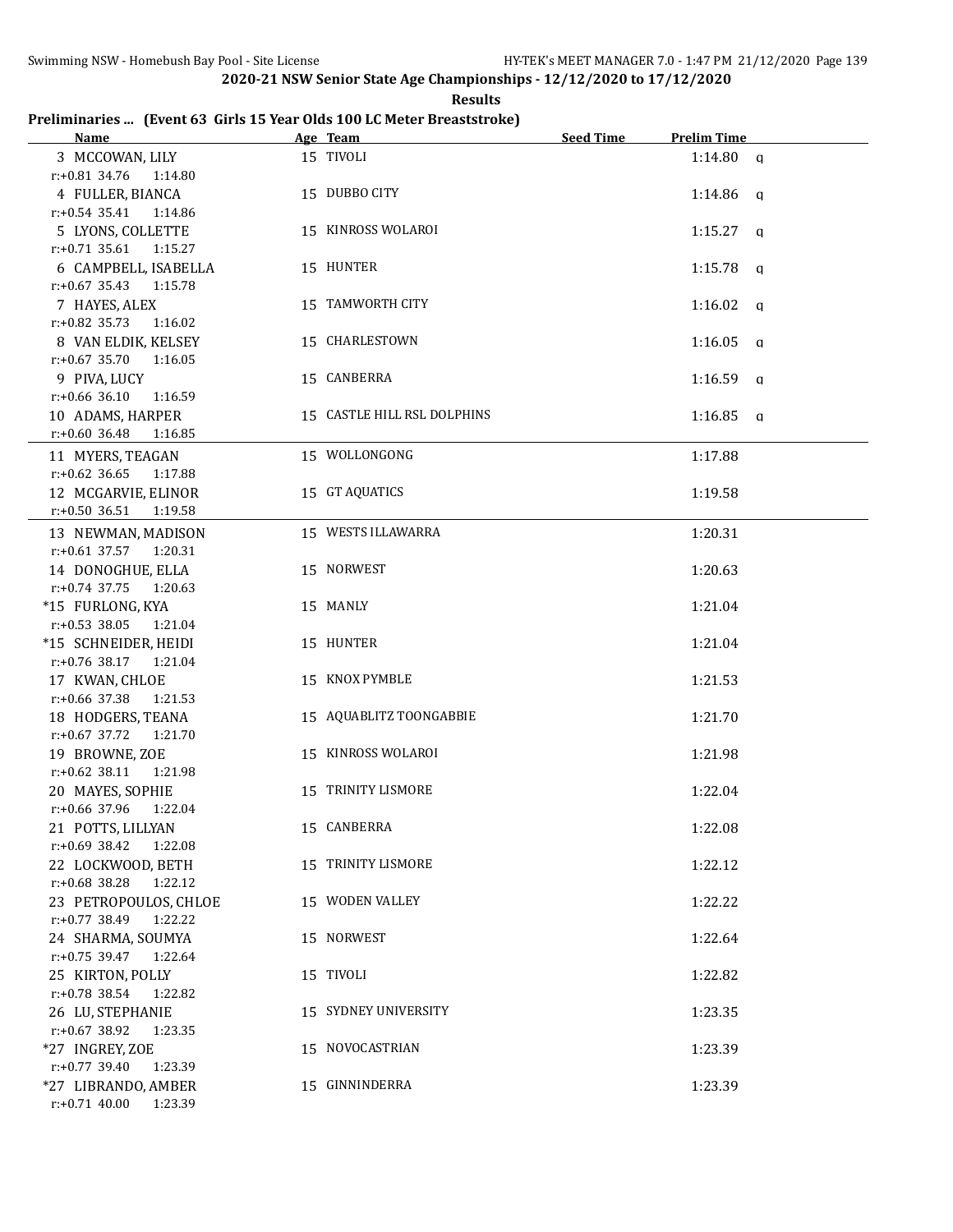**2020-21 NSW Senior State Age Championships - 12/12/2020 to 17/12/2020**

**Results**

## Preliminaries ... (Event 63 Girls 15 Year Olds 100 LC Meter Breaststroke)

| Name | Age | Team | Seed Time | Prelim Time | |
|---|---|---|---|---|---|
| 3 MCCOWAN, LILY | 15 | TIVOLI | | 1:14.80 | q |
| r:+0.81 34.76 1:14.80 | | | | | |
| 4 FULLER, BIANCA | 15 | DUBBO CITY | | 1:14.86 | q |
| r:+0.54 35.41 1:14.86 | | | | | |
| 5 LYONS, COLLETTE | 15 | KINROSS WOLAROI | | 1:15.27 | q |
| r:+0.71 35.61 1:15.27 | | | | | |
| 6 CAMPBELL, ISABELLA | 15 | HUNTER | | 1:15.78 | q |
| r:+0.67 35.43 1:15.78 | | | | | |
| 7 HAYES, ALEX | 15 | TAMWORTH CITY | | 1:16.02 | q |
| r:+0.82 35.73 1:16.02 | | | | | |
| 8 VAN ELDIK, KELSEY | 15 | CHARLESTOWN | | 1:16.05 | q |
| r:+0.67 35.70 1:16.05 | | | | | |
| 9 PIVA, LUCY | 15 | CANBERRA | | 1:16.59 | q |
| r:+0.66 36.10 1:16.59 | | | | | |
| 10 ADAMS, HARPER | 15 | CASTLE HILL RSL DOLPHINS | | 1:16.85 | q |
| r:+0.60 36.48 1:16.85 | | | | | |
| 11 MYERS, TEAGAN | 15 | WOLLONGONG | | 1:17.88 | |
| r:+0.62 36.65 1:17.88 | | | | | |
| 12 MCGARVIE, ELINOR | 15 | GT AQUATICS | | 1:19.58 | |
| r:+0.50 36.51 1:19.58 | | | | | |
| 13 NEWMAN, MADISON | 15 | WESTS ILLAWARRA | | 1:20.31 | |
| r:+0.61 37.57 1:20.31 | | | | | |
| 14 DONOGHUE, ELLA | 15 | NORWEST | | 1:20.63 | |
| r:+0.74 37.75 1:20.63 | | | | | |
| *15 FURLONG, KYA | 15 | MANLY | | 1:21.04 | |
| r:+0.53 38.05 1:21.04 | | | | | |
| *15 SCHNEIDER, HEIDI | 15 | HUNTER | | 1:21.04 | |
| r:+0.76 38.17 1:21.04 | | | | | |
| 17 KWAN, CHLOE | 15 | KNOX PYMBLE | | 1:21.53 | |
| r:+0.66 37.38 1:21.53 | | | | | |
| 18 HODGERS, TEANA | 15 | AQUABLITZ TOONGABBIE | | 1:21.70 | |
| r:+0.67 37.72 1:21.70 | | | | | |
| 19 BROWNE, ZOE | 15 | KINROSS WOLAROI | | 1:21.98 | |
| r:+0.62 38.11 1:21.98 | | | | | |
| 20 MAYES, SOPHIE | 15 | TRINITY LISMORE | | 1:22.04 | |
| r:+0.66 37.96 1:22.04 | | | | | |
| 21 POTTS, LILLYAN | 15 | CANBERRA | | 1:22.08 | |
| r:+0.69 38.42 1:22.08 | | | | | |
| 22 LOCKWOOD, BETH | 15 | TRINITY LISMORE | | 1:22.12 | |
| r:+0.68 38.28 1:22.12 | | | | | |
| 23 PETROPOULOS, CHLOE | 15 | WODEN VALLEY | | 1:22.22 | |
| r:+0.77 38.49 1:22.22 | | | | | |
| 24 SHARMA, SOUMYA | 15 | NORWEST | | 1:22.64 | |
| r:+0.75 39.47 1:22.64 | | | | | |
| 25 KIRTON, POLLY | 15 | TIVOLI | | 1:22.82 | |
| r:+0.78 38.54 1:22.82 | | | | | |
| 26 LU, STEPHANIE | 15 | SYDNEY UNIVERSITY | | 1:23.35 | |
| r:+0.67 38.92 1:23.35 | | | | | |
| *27 INGREY, ZOE | 15 | NOVOCASTRIAN | | 1:23.39 | |
| r:+0.77 39.40 1:23.39 | | | | | |
| *27 LIBRANDO, AMBER | 15 | GINNINDERRA | | 1:23.39 | |
| r:+0.71 40.00 1:23.39 | | | | | |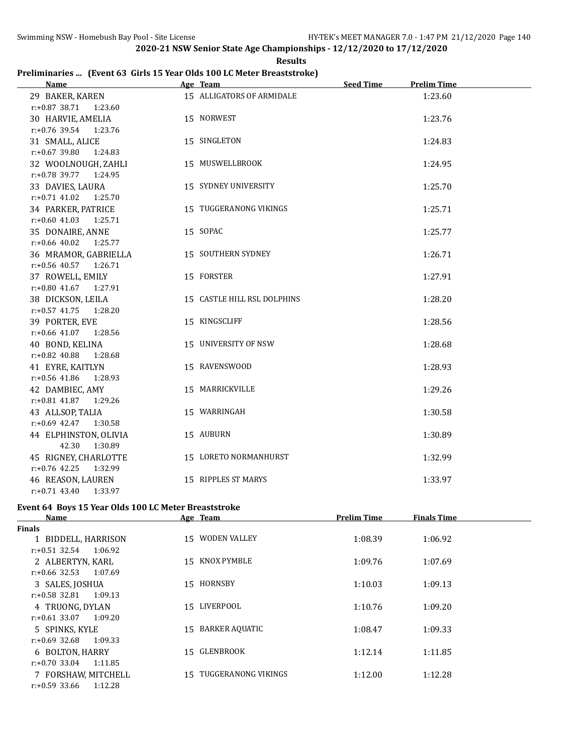2020-21 NSW Senior State Age Championships - 12/12/2020 to 17/12/2020

Results

## Preliminaries ... (Event 63 Girls 15 Year Olds 100 LC Meter Breaststroke)

| Name | Age | Team | Seed Time | Prelim Time |
|---|---|---|---|---|
| 29 BAKER, KAREN | 15 | ALLIGATORS OF ARMIDALE | | 1:23.60 |
| r:+0.87 38.71 1:23.60 | | | | |
| 30 HARVIE, AMELIA | 15 | NORWEST | | 1:23.76 |
| r:+0.76 39.54 1:23.76 | | | | |
| 31 SMALL, ALICE | 15 | SINGLETON | | 1:24.83 |
| r:+0.67 39.80 1:24.83 | | | | |
| 32 WOOLNOUGH, ZAHLI | 15 | MUSWELLBROOK | | 1:24.95 |
| r:+0.78 39.77 1:24.95 | | | | |
| 33 DAVIES, LAURA | 15 | SYDNEY UNIVERSITY | | 1:25.70 |
| r:+0.71 41.02 1:25.70 | | | | |
| 34 PARKER, PATRICE | 15 | TUGGERANONG VIKINGS | | 1:25.71 |
| r:+0.60 41.03 1:25.71 | | | | |
| 35 DONAIRE, ANNE | 15 | SOPAC | | 1:25.77 |
| r:+0.66 40.02 1:25.77 | | | | |
| 36 MRAMOR, GABRIELLA | 15 | SOUTHERN SYDNEY | | 1:26.71 |
| r:+0.56 40.57 1:26.71 | | | | |
| 37 ROWELL, EMILY | 15 | FORSTER | | 1:27.91 |
| r:+0.80 41.67 1:27.91 | | | | |
| 38 DICKSON, LEILA | 15 | CASTLE HILL RSL DOLPHINS | | 1:28.20 |
| r:+0.57 41.75 1:28.20 | | | | |
| 39 PORTER, EVE | 15 | KINGSCLIFF | | 1:28.56 |
| r:+0.66 41.07 1:28.56 | | | | |
| 40 BOND, KELINA | 15 | UNIVERSITY OF NSW | | 1:28.68 |
| r:+0.82 40.88 1:28.68 | | | | |
| 41 EYRE, KAITLYN | 15 | RAVENSWOOD | | 1:28.93 |
| r:+0.56 41.86 1:28.93 | | | | |
| 42 DAMBIEC, AMY | 15 | MARRICKVILLE | | 1:29.26 |
| r:+0.81 41.87 1:29.26 | | | | |
| 43 ALLSOP, TALIA | 15 | WARRINGAH | | 1:30.58 |
| r:+0.69 42.47 1:30.58 | | | | |
| 44 ELPHINSTON, OLIVIA | 15 | AUBURN | | 1:30.89 |
| 42.30 1:30.89 | | | | |
| 45 RIGNEY, CHARLOTTE | 15 | LORETO NORMANHURST | | 1:32.99 |
| r:+0.76 42.25 1:32.99 | | | | |
| 46 REASON, LAUREN | 15 | RIPPLES ST MARYS | | 1:33.97 |
| r:+0.71 43.40 1:33.97 | | | | |

## Event 64 Boys 15 Year Olds 100 LC Meter Breaststroke

| Name | Age | Team | Prelim Time | Finals Time |
|---|---|---|---|---|
| **Finals** | | | | |
| 1 BIDDELL, HARRISON | 15 | WODEN VALLEY | 1:08.39 | 1:06.92 |
| r:+0.51 32.54 1:06.92 | | | | |
| 2 ALBERTYN, KARL | 15 | KNOX PYMBLE | 1:09.76 | 1:07.69 |
| r:+0.66 32.53 1:07.69 | | | | |
| 3 SALES, JOSHUA | 15 | HORNSBY | 1:10.03 | 1:09.13 |
| r:+0.58 32.81 1:09.13 | | | | |
| 4 TRUONG, DYLAN | 15 | LIVERPOOL | 1:10.76 | 1:09.20 |
| r:+0.61 33.07 1:09.20 | | | | |
| 5 SPINKS, KYLE | 15 | BARKER AQUATIC | 1:08.47 | 1:09.33 |
| r:+0.69 32.68 1:09.33 | | | | |
| 6 BOLTON, HARRY | 15 | GLENBROOK | 1:12.14 | 1:11.85 |
| r:+0.70 33.04 1:11.85 | | | | |
| 7 FORSHAW, MITCHELL | 15 | TUGGERANONG VIKINGS | 1:12.00 | 1:12.28 |
| r:+0.59 33.66 1:12.28 | | | | |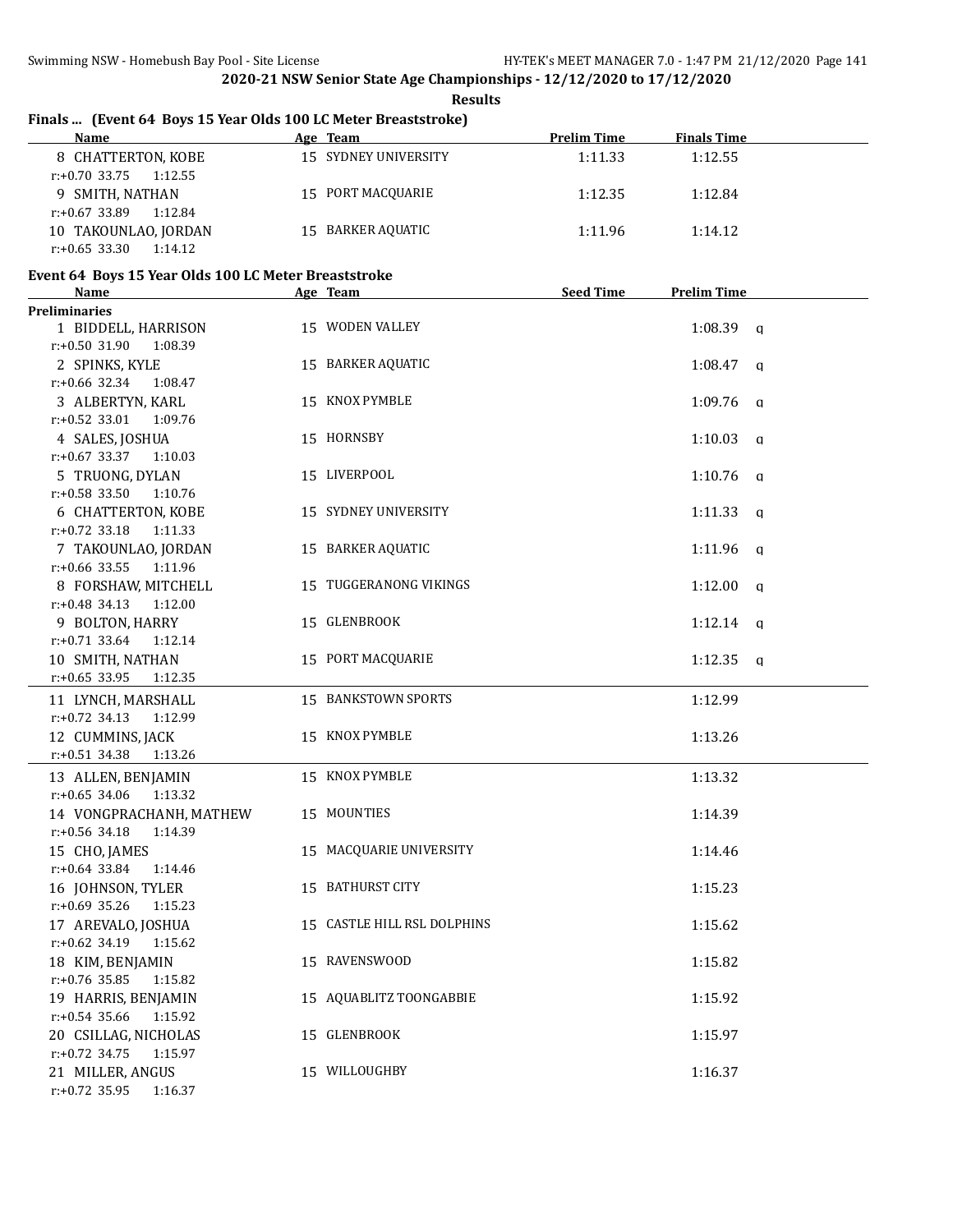## 2020-21 NSW Senior State Age Championships - 12/12/2020 to 17/12/2020

**Results**

### Finals ... (Event 64 Boys 15 Year Olds 100 LC Meter Breaststroke)

| Name | Age | Team | Prelim Time | Finals Time |
|---|---|---|---|---|
| 8 CHATTERTON, KOBE | 15 | SYDNEY UNIVERSITY | 1:11.33 | 1:12.55 |
| r:+0.70 33.75 1:12.55 | | | | |
| 9 SMITH, NATHAN | 15 | PORT MACQUARIE | 1:12.35 | 1:12.84 |
| r:+0.67 33.89 1:12.84 | | | | |
| 10 TAKOUNLAO, JORDAN | 15 | BARKER AQUATIC | 1:11.96 | 1:14.12 |
| r:+0.65 33.30 1:14.12 | | | | |

### Event 64 Boys 15 Year Olds 100 LC Meter Breaststroke

| Name | Age | Team | Seed Time | Prelim Time | |
|---|---|---|---|---|---|
| **Preliminaries** | | | | | |
| 1 BIDDELL, HARRISON | 15 | WODEN VALLEY | | 1:08.39 | q |
| r:+0.50 31.90 1:08.39 | | | | | |
| 2 SPINKS, KYLE | 15 | BARKER AQUATIC | | 1:08.47 | q |
| r:+0.66 32.34 1:08.47 | | | | | |
| 3 ALBERTYN, KARL | 15 | KNOX PYMBLE | | 1:09.76 | q |
| r:+0.52 33.01 1:09.76 | | | | | |
| 4 SALES, JOSHUA | 15 | HORNSBY | | 1:10.03 | q |
| r:+0.67 33.37 1:10.03 | | | | | |
| 5 TRUONG, DYLAN | 15 | LIVERPOOL | | 1:10.76 | q |
| r:+0.58 33.50 1:10.76 | | | | | |
| 6 CHATTERTON, KOBE | 15 | SYDNEY UNIVERSITY | | 1:11.33 | q |
| r:+0.72 33.18 1:11.33 | | | | | |
| 7 TAKOUNLAO, JORDAN | 15 | BARKER AQUATIC | | 1:11.96 | q |
| r:+0.66 33.55 1:11.96 | | | | | |
| 8 FORSHAW, MITCHELL | 15 | TUGGERANONG VIKINGS | | 1:12.00 | q |
| r:+0.48 34.13 1:12.00 | | | | | |
| 9 BOLTON, HARRY | 15 | GLENBROOK | | 1:12.14 | q |
| r:+0.71 33.64 1:12.14 | | | | | |
| 10 SMITH, NATHAN | 15 | PORT MACQUARIE | | 1:12.35 | q |
| r:+0.65 33.95 1:12.35 | | | | | |
| 11 LYNCH, MARSHALL | 15 | BANKSTOWN SPORTS | | 1:12.99 | |
| r:+0.72 34.13 1:12.99 | | | | | |
| 12 CUMMINS, JACK | 15 | KNOX PYMBLE | | 1:13.26 | |
| r:+0.51 34.38 1:13.26 | | | | | |
| 13 ALLEN, BENJAMIN | 15 | KNOX PYMBLE | | 1:13.32 | |
| r:+0.65 34.06 1:13.32 | | | | | |
| 14 VONGPRACHANH, MATHEW | 15 | MOUNTIES | | 1:14.39 | |
| r:+0.56 34.18 1:14.39 | | | | | |
| 15 CHO, JAMES | 15 | MACQUARIE UNIVERSITY | | 1:14.46 | |
| r:+0.64 33.84 1:14.46 | | | | | |
| 16 JOHNSON, TYLER | 15 | BATHURST CITY | | 1:15.23 | |
| r:+0.69 35.26 1:15.23 | | | | | |
| 17 AREVALO, JOSHUA | 15 | CASTLE HILL RSL DOLPHINS | | 1:15.62 | |
| r:+0.62 34.19 1:15.62 | | | | | |
| 18 KIM, BENJAMIN | 15 | RAVENSWOOD | | 1:15.82 | |
| r:+0.76 35.85 1:15.82 | | | | | |
| 19 HARRIS, BENJAMIN | 15 | AQUABLITZ TOONGABBIE | | 1:15.92 | |
| r:+0.54 35.66 1:15.92 | | | | | |
| 20 CSILLAG, NICHOLAS | 15 | GLENBROOK | | 1:15.97 | |
| r:+0.72 34.75 1:15.97 | | | | | |
| 21 MILLER, ANGUS | 15 | WILLOUGHBY | | 1:16.37 | |
| r:+0.72 35.95 1:16.37 | | | | | |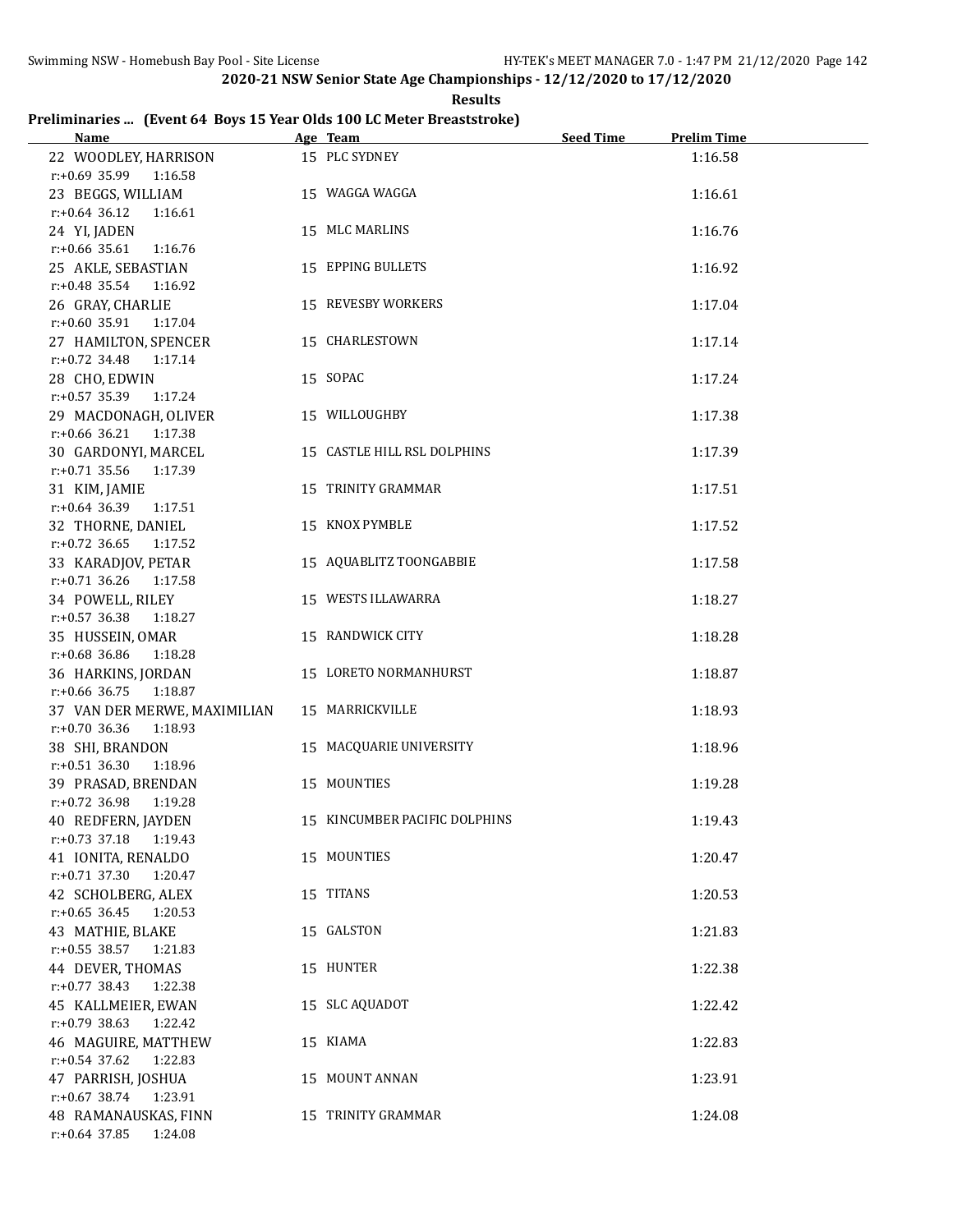**2020-21 NSW Senior State Age Championships - 12/12/2020 to 17/12/2020**

**Results**

### Preliminaries ... (Event 64 Boys 15 Year Olds 100 LC Meter Breaststroke)

| Name | Age | Team | Seed Time | Prelim Time |
|---|---|---|---|---|
| 22 WOODLEY, HARRISON | 15 | PLC SYDNEY | | 1:16.58 |
| r:+0.69 35.99 1:16.58 | | | | |
| 23 BEGGS, WILLIAM | 15 | WAGGA WAGGA | | 1:16.61 |
| r:+0.64 36.12 1:16.61 | | | | |
| 24 YI, JADEN | 15 | MLC MARLINS | | 1:16.76 |
| r:+0.66 35.61 1:16.76 | | | | |
| 25 AKLE, SEBASTIAN | 15 | EPPING BULLETS | | 1:16.92 |
| r:+0.48 35.54 1:16.92 | | | | |
| 26 GRAY, CHARLIE | 15 | REVESBY WORKERS | | 1:17.04 |
| r:+0.60 35.91 1:17.04 | | | | |
| 27 HAMILTON, SPENCER | 15 | CHARLESTOWN | | 1:17.14 |
| r:+0.72 34.48 1:17.14 | | | | |
| 28 CHO, EDWIN | 15 | SOPAC | | 1:17.24 |
| r:+0.57 35.39 1:17.24 | | | | |
| 29 MACDONAGH, OLIVER | 15 | WILLOUGHBY | | 1:17.38 |
| r:+0.66 36.21 1:17.38 | | | | |
| 30 GARDONYI, MARCEL | 15 | CASTLE HILL RSL DOLPHINS | | 1:17.39 |
| r:+0.71 35.56 1:17.39 | | | | |
| 31 KIM, JAMIE | 15 | TRINITY GRAMMAR | | 1:17.51 |
| r:+0.64 36.39 1:17.51 | | | | |
| 32 THORNE, DANIEL | 15 | KNOX PYMBLE | | 1:17.52 |
| r:+0.72 36.65 1:17.52 | | | | |
| 33 KARADJOV, PETAR | 15 | AQUABLITZ TOONGABBIE | | 1:17.58 |
| r:+0.71 36.26 1:17.58 | | | | |
| 34 POWELL, RILEY | 15 | WESTS ILLAWARRA | | 1:18.27 |
| r:+0.57 36.38 1:18.27 | | | | |
| 35 HUSSEIN, OMAR | 15 | RANDWICK CITY | | 1:18.28 |
| r:+0.68 36.86 1:18.28 | | | | |
| 36 HARKINS, JORDAN | 15 | LORETO NORMANHURST | | 1:18.87 |
| r:+0.66 36.75 1:18.87 | | | | |
| 37 VAN DER MERWE, MAXIMILIAN | 15 | MARRICKVILLE | | 1:18.93 |
| r:+0.70 36.36 1:18.93 | | | | |
| 38 SHI, BRANDON | 15 | MACQUARIE UNIVERSITY | | 1:18.96 |
| r:+0.51 36.30 1:18.96 | | | | |
| 39 PRASAD, BRENDAN | 15 | MOUNTIES | | 1:19.28 |
| r:+0.72 36.98 1:19.28 | | | | |
| 40 REDFERN, JAYDEN | 15 | KINCUMBER PACIFIC DOLPHINS | | 1:19.43 |
| r:+0.73 37.18 1:19.43 | | | | |
| 41 IONITA, RENALDO | 15 | MOUNTIES | | 1:20.47 |
| r:+0.71 37.30 1:20.47 | | | | |
| 42 SCHOLBERG, ALEX | 15 | TITANS | | 1:20.53 |
| r:+0.65 36.45 1:20.53 | | | | |
| 43 MATHIE, BLAKE | 15 | GALSTON | | 1:21.83 |
| r:+0.55 38.57 1:21.83 | | | | |
| 44 DEVER, THOMAS | 15 | HUNTER | | 1:22.38 |
| r:+0.77 38.43 1:22.38 | | | | |
| 45 KALLMEIER, EWAN | 15 | SLC AQUADOT | | 1:22.42 |
| r:+0.79 38.63 1:22.42 | | | | |
| 46 MAGUIRE, MATTHEW | 15 | KIAMA | | 1:22.83 |
| r:+0.54 37.62 1:22.83 | | | | |
| 47 PARRISH, JOSHUA | 15 | MOUNT ANNAN | | 1:23.91 |
| r:+0.67 38.74 1:23.91 | | | | |
| 48 RAMANAUSKAS, FINN | 15 | TRINITY GRAMMAR | | 1:24.08 |
| r:+0.64 37.85 1:24.08 | | | | |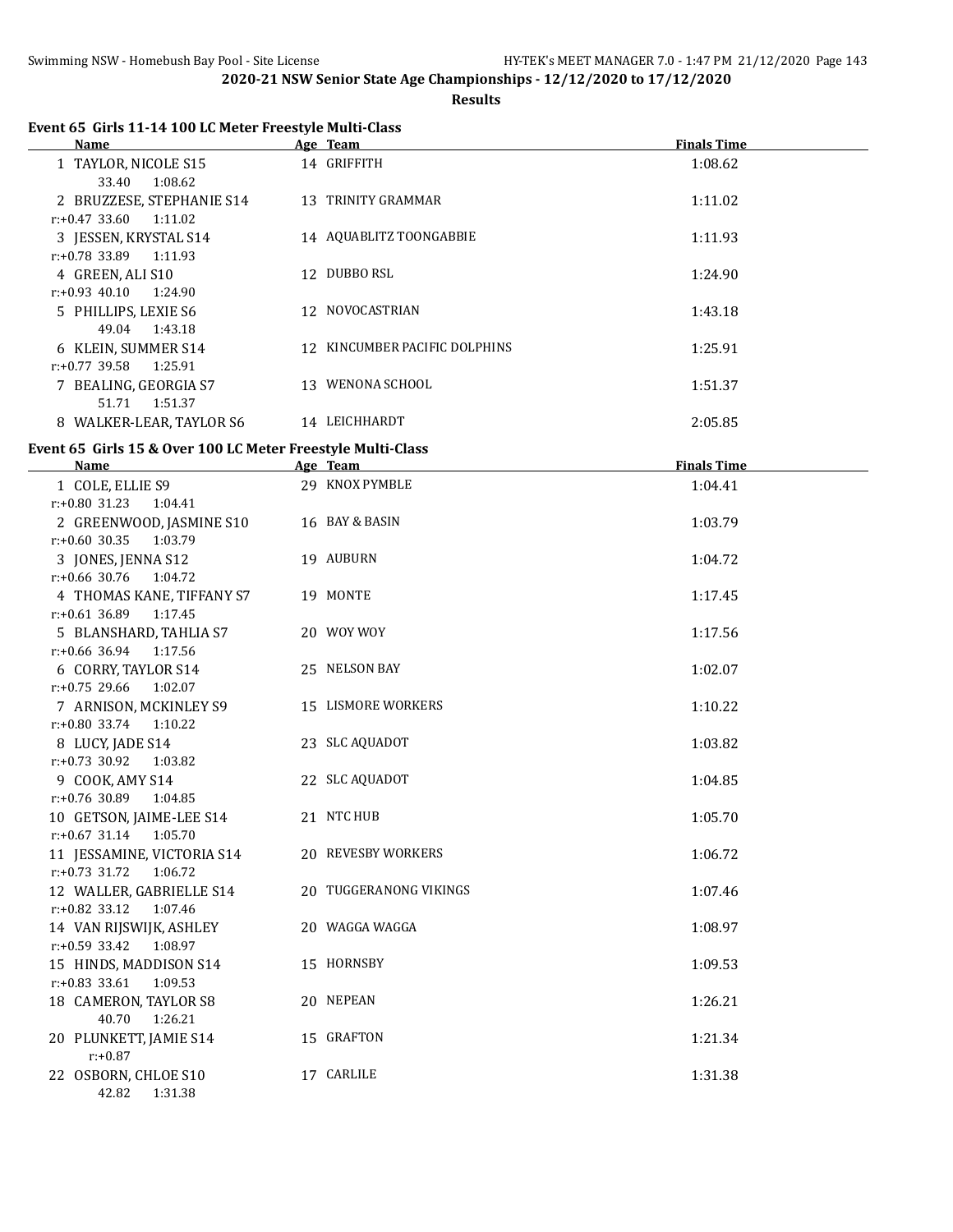2020-21 NSW Senior State Age Championships - 12/12/2020 to 17/12/2020

**Results**

### Event 65 Girls 11-14 100 LC Meter Freestyle Multi-Class

| Name | Age | Team | Finals Time |
|---|---|---|---|
| 1 TAYLOR, NICOLE S15 | 14 | GRIFFITH | 1:08.62 |
| 33.40 1:08.62 | | | |
| 2 BRUZZESE, STEPHANIE S14 | 13 | TRINITY GRAMMAR | 1:11.02 |
| r:+0.47 33.60 1:11.02 | | | |
| 3 JESSEN, KRYSTAL S14 | 14 | AQUABLITZ TOONGABBIE | 1:11.93 |
| r:+0.78 33.89 1:11.93 | | | |
| 4 GREEN, ALI S10 | 12 | DUBBO RSL | 1:24.90 |
| r:+0.93 40.10 1:24.90 | | | |
| 5 PHILLIPS, LEXIE S6 | 12 | NOVOCASTRIAN | 1:43.18 |
| 49.04 1:43.18 | | | |
| 6 KLEIN, SUMMER S14 | 12 | KINCUMBER PACIFIC DOLPHINS | 1:25.91 |
| r:+0.77 39.58 1:25.91 | | | |
| 7 BEALING, GEORGIA S7 | 13 | WENONA SCHOOL | 1:51.37 |
| 51.71 1:51.37 | | | |
| 8 WALKER-LEAR, TAYLOR S6 | 14 | LEICHHARDT | 2:05.85 |

### Event 65 Girls 15 & Over 100 LC Meter Freestyle Multi-Class

| Name | Age | Team | Finals Time |
|---|---|---|---|
| 1 COLE, ELLIE S9 | 29 | KNOX PYMBLE | 1:04.41 |
| r:+0.80 31.23 1:04.41 | | | |
| 2 GREENWOOD, JASMINE S10 | 16 | BAY & BASIN | 1:03.79 |
| r:+0.60 30.35 1:03.79 | | | |
| 3 JONES, JENNA S12 | 19 | AUBURN | 1:04.72 |
| r:+0.66 30.76 1:04.72 | | | |
| 4 THOMAS KANE, TIFFANY S7 | 19 | MONTE | 1:17.45 |
| r:+0.61 36.89 1:17.45 | | | |
| 5 BLANSHARD, TAHLIA S7 | 20 | WOY WOY | 1:17.56 |
| r:+0.66 36.94 1:17.56 | | | |
| 6 CORRY, TAYLOR S14 | 25 | NELSON BAY | 1:02.07 |
| r:+0.75 29.66 1:02.07 | | | |
| 7 ARNISON, MCKINLEY S9 | 15 | LISMORE WORKERS | 1:10.22 |
| r:+0.80 33.74 1:10.22 | | | |
| 8 LUCY, JADE S14 | 23 | SLC AQUADOT | 1:03.82 |
| r:+0.73 30.92 1:03.82 | | | |
| 9 COOK, AMY S14 | 22 | SLC AQUADOT | 1:04.85 |
| r:+0.76 30.89 1:04.85 | | | |
| 10 GETSON, JAIME-LEE S14 | 21 | NTC HUB | 1:05.70 |
| r:+0.67 31.14 1:05.70 | | | |
| 11 JESSAMINE, VICTORIA S14 | 20 | REVESBY WORKERS | 1:06.72 |
| r:+0.73 31.72 1:06.72 | | | |
| 12 WALLER, GABRIELLE S14 | 20 | TUGGERANONG VIKINGS | 1:07.46 |
| r:+0.82 33.12 1:07.46 | | | |
| 14 VAN RIJSWIJK, ASHLEY | 20 | WAGGA WAGGA | 1:08.97 |
| r:+0.59 33.42 1:08.97 | | | |
| 15 HINDS, MADDISON S14 | 15 | HORNSBY | 1:09.53 |
| r:+0.83 33.61 1:09.53 | | | |
| 18 CAMERON, TAYLOR S8 | 20 | NEPEAN | 1:26.21 |
| 40.70 1:26.21 | | | |
| 20 PLUNKETT, JAMIE S14 | 15 | GRAFTON | 1:21.34 |
| r:+0.87 | | | |
| 22 OSBORN, CHLOE S10 | 17 | CARLILE | 1:31.38 |
| 42.82 1:31.38 | | | |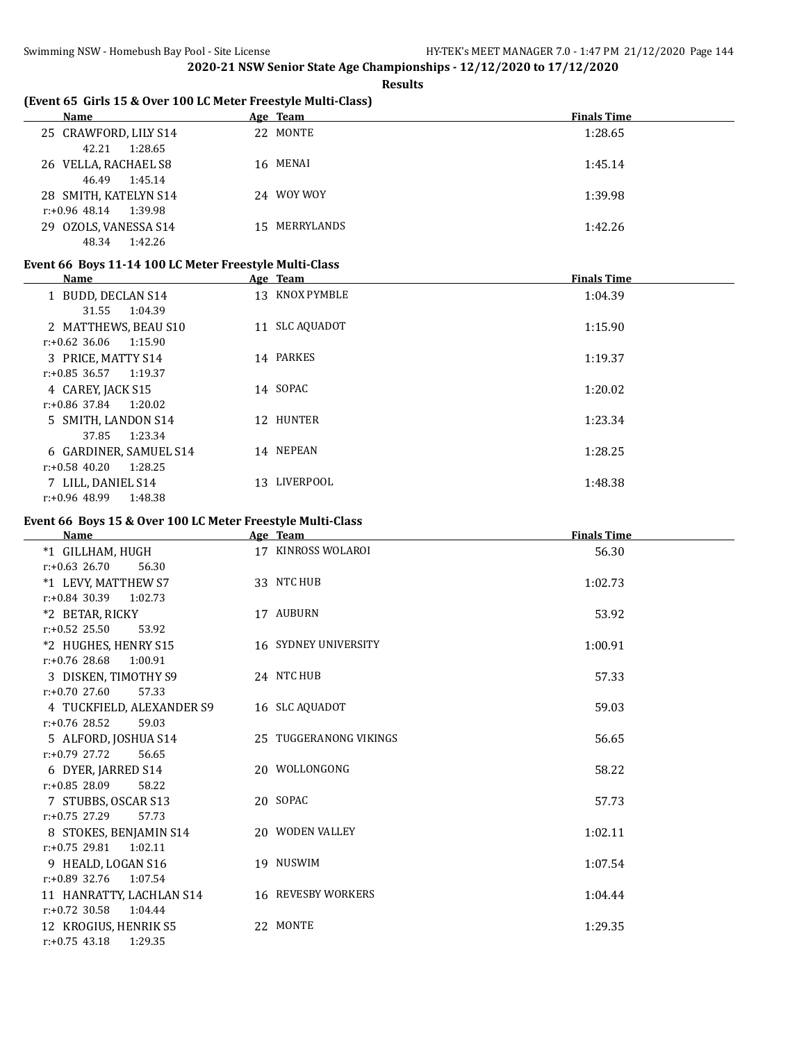**2020-21 NSW Senior State Age Championships - 12/12/2020 to 17/12/2020**

**Results**

### (Event 65 Girls 15 & Over 100 LC Meter Freestyle Multi-Class)

| Name | Age | Team | Finals Time |
|---|---|---|---|
| 25 CRAWFORD, LILY S14 | 22 | MONTE | 1:28.65 |
| 42.21 1:28.65 | | | |
| 26 VELLA, RACHAEL S8 | 16 | MENAI | 1:45.14 |
| 46.49 1:45.14 | | | |
| 28 SMITH, KATELYN S14 | 24 | WOY WOY | 1:39.98 |
| r:+0.96 48.14 1:39.98 | | | |
| 29 OZOLS, VANESSA S14 | 15 | MERRYLANDS | 1:42.26 |
| 48.34 1:42.26 | | | |

### Event 66 Boys 11-14 100 LC Meter Freestyle Multi-Class

| Name | Age | Team | Finals Time |
|---|---|---|---|
| 1 BUDD, DECLAN S14 | 13 | KNOX PYMBLE | 1:04.39 |
| 31.55 1:04.39 | | | |
| 2 MATTHEWS, BEAU S10 | 11 | SLC AQUADOT | 1:15.90 |
| r:+0.62 36.06 1:15.90 | | | |
| 3 PRICE, MATTY S14 | 14 | PARKES | 1:19.37 |
| r:+0.85 36.57 1:19.37 | | | |
| 4 CAREY, JACK S15 | 14 | SOPAC | 1:20.02 |
| r:+0.86 37.84 1:20.02 | | | |
| 5 SMITH, LANDON S14 | 12 | HUNTER | 1:23.34 |
| 37.85 1:23.34 | | | |
| 6 GARDINER, SAMUEL S14 | 14 | NEPEAN | 1:28.25 |
| r:+0.58 40.20 1:28.25 | | | |
| 7 LILL, DANIEL S14 | 13 | LIVERPOOL | 1:48.38 |
| r:+0.96 48.99 1:48.38 | | | |

### Event 66 Boys 15 & Over 100 LC Meter Freestyle Multi-Class

| Name | Age | Team | Finals Time |
|---|---|---|---|
| *1 GILLHAM, HUGH | 17 | KINROSS WOLAROI | 56.30 |
| r:+0.63 26.70 56.30 | | | |
| *1 LEVY, MATTHEW S7 | 33 | NTC HUB | 1:02.73 |
| r:+0.84 30.39 1:02.73 | | | |
| *2 BETAR, RICKY | 17 | AUBURN | 53.92 |
| r:+0.52 25.50 53.92 | | | |
| *2 HUGHES, HENRY S15 | 16 | SYDNEY UNIVERSITY | 1:00.91 |
| r:+0.76 28.68 1:00.91 | | | |
| 3 DISKEN, TIMOTHY S9 | 24 | NTC HUB | 57.33 |
| r:+0.70 27.60 57.33 | | | |
| 4 TUCKFIELD, ALEXANDER S9 | 16 | SLC AQUADOT | 59.03 |
| r:+0.76 28.52 59.03 | | | |
| 5 ALFORD, JOSHUA S14 | 25 | TUGGERANONG VIKINGS | 56.65 |
| r:+0.79 27.72 56.65 | | | |
| 6 DYER, JARRED S14 | 20 | WOLLONGONG | 58.22 |
| r:+0.85 28.09 58.22 | | | |
| 7 STUBBS, OSCAR S13 | 20 | SOPAC | 57.73 |
| r:+0.75 27.29 57.73 | | | |
| 8 STOKES, BENJAMIN S14 | 20 | WODEN VALLEY | 1:02.11 |
| r:+0.75 29.81 1:02.11 | | | |
| 9 HEALD, LOGAN S16 | 19 | NUSWIM | 1:07.54 |
| r:+0.89 32.76 1:07.54 | | | |
| 11 HANRATTY, LACHLAN S14 | 16 | REVESBY WORKERS | 1:04.44 |
| r:+0.72 30.58 1:04.44 | | | |
| 12 KROGIUS, HENRIK S5 | 22 | MONTE | 1:29.35 |
| r:+0.75 43.18 1:29.35 | | | |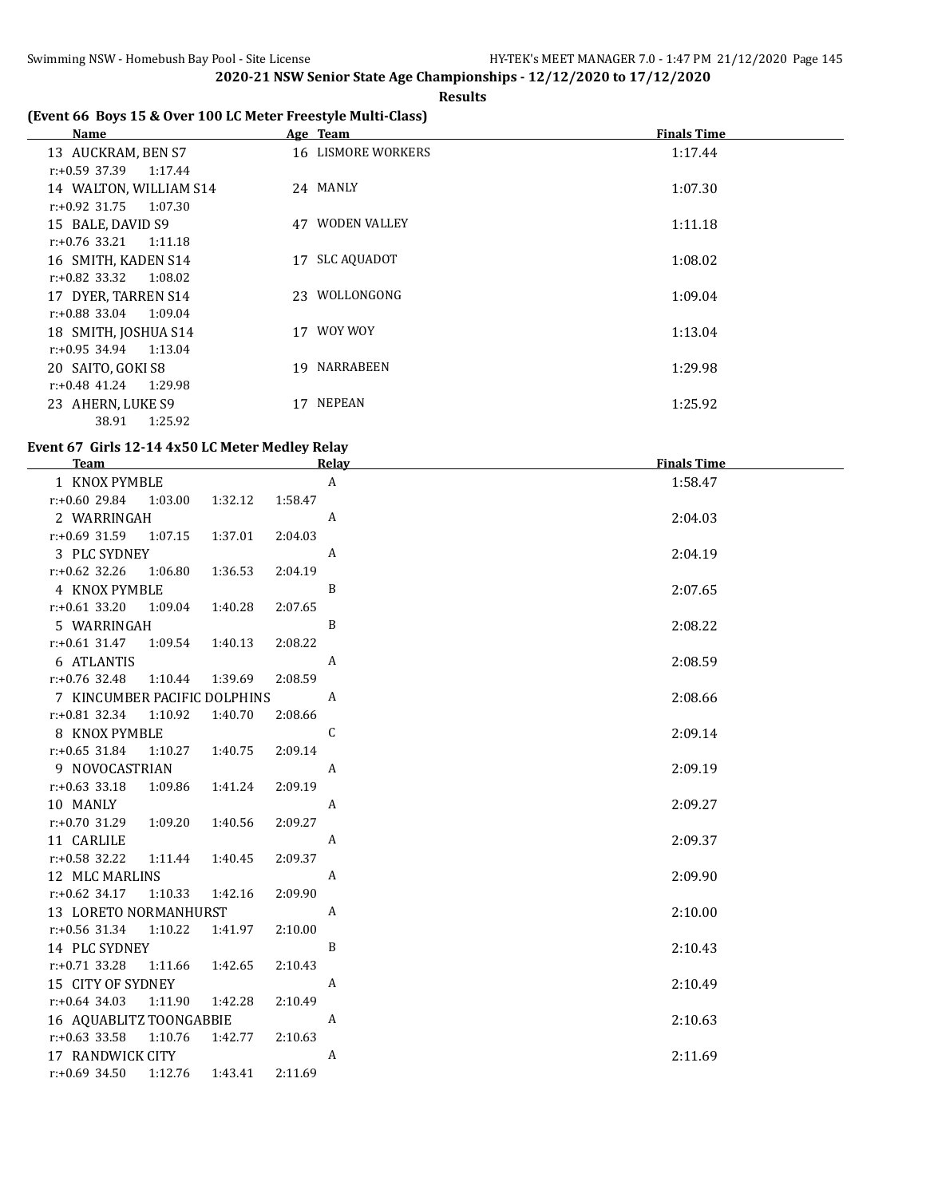## 2020-21 NSW Senior State Age Championships - 12/12/2020 to 17/12/2020

**Results**

### (Event 66 Boys 15 & Over 100 LC Meter Freestyle Multi-Class)

| Name | Age | Team | Finals Time |
|---|---|---|---|
| 13 AUCKRAM, BEN S7 | 16 | LISMORE WORKERS | 1:17.44 |
| r:+0.59 37.39 1:17.44 | | | |
| 14 WALTON, WILLIAM S14 | 24 | MANLY | 1:07.30 |
| r:+0.92 31.75 1:07.30 | | | |
| 15 BALE, DAVID S9 | 47 | WODEN VALLEY | 1:11.18 |
| r:+0.76 33.21 1:11.18 | | | |
| 16 SMITH, KADEN S14 | 17 | SLC AQUADOT | 1:08.02 |
| r:+0.82 33.32 1:08.02 | | | |
| 17 DYER, TARREN S14 | 23 | WOLLONGONG | 1:09.04 |
| r:+0.88 33.04 1:09.04 | | | |
| 18 SMITH, JOSHUA S14 | 17 | WOY WOY | 1:13.04 |
| r:+0.95 34.94 1:13.04 | | | |
| 20 SAITO, GOKI S8 | 19 | NARRABEEN | 1:29.98 |
| r:+0.48 41.24 1:29.98 | | | |
| 23 AHERN, LUKE S9 | 17 | NEPEAN | 1:25.92 |
| 38.91 1:25.92 | | | |

### Event 67 Girls 12-14 4x50 LC Meter Medley Relay

| Team | Relay | Finals Time |
|---|---|---|
| 1 KNOX PYMBLE | A | 1:58.47 |
| r:+0.60 29.84 1:03.00 1:32.12 1:58.47 | | |
| 2 WARRINGAH | A | 2:04.03 |
| r:+0.69 31.59 1:07.15 1:37.01 2:04.03 | | |
| 3 PLC SYDNEY | A | 2:04.19 |
| r:+0.62 32.26 1:06.80 1:36.53 2:04.19 | | |
| 4 KNOX PYMBLE | B | 2:07.65 |
| r:+0.61 33.20 1:09.04 1:40.28 2:07.65 | | |
| 5 WARRINGAH | B | 2:08.22 |
| r:+0.61 31.47 1:09.54 1:40.13 2:08.22 | | |
| 6 ATLANTIS | A | 2:08.59 |
| r:+0.76 32.48 1:10.44 1:39.69 2:08.59 | | |
| 7 KINCUMBER PACIFIC DOLPHINS | A | 2:08.66 |
| r:+0.81 32.34 1:10.92 1:40.70 2:08.66 | | |
| 8 KNOX PYMBLE | C | 2:09.14 |
| r:+0.65 31.84 1:10.27 1:40.75 2:09.14 | | |
| 9 NOVOCASTRIAN | A | 2:09.19 |
| r:+0.63 33.18 1:09.86 1:41.24 2:09.19 | | |
| 10 MANLY | A | 2:09.27 |
| r:+0.70 31.29 1:09.20 1:40.56 2:09.27 | | |
| 11 CARLILE | A | 2:09.37 |
| r:+0.58 32.22 1:11.44 1:40.45 2:09.37 | | |
| 12 MLC MARLINS | A | 2:09.90 |
| r:+0.62 34.17 1:10.33 1:42.16 2:09.90 | | |
| 13 LORETO NORMANHURST | A | 2:10.00 |
| r:+0.56 31.34 1:10.22 1:41.97 2:10.00 | | |
| 14 PLC SYDNEY | B | 2:10.43 |
| r:+0.71 33.28 1:11.66 1:42.65 2:10.43 | | |
| 15 CITY OF SYDNEY | A | 2:10.49 |
| r:+0.64 34.03 1:11.90 1:42.28 2:10.49 | | |
| 16 AQUABLITZ TOONGABBIE | A | 2:10.63 |
| r:+0.63 33.58 1:10.76 1:42.77 2:10.63 | | |
| 17 RANDWICK CITY | A | 2:11.69 |
| r:+0.69 34.50 1:12.76 1:43.41 2:11.69 | | |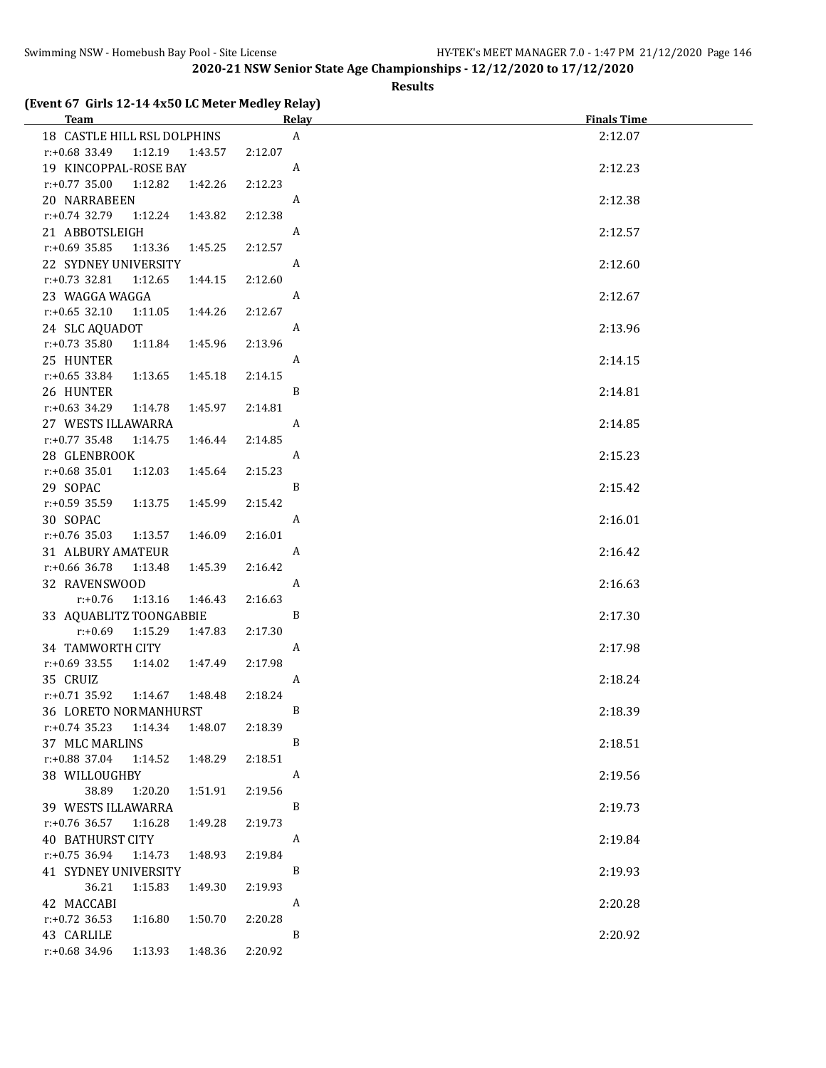**2020-21 NSW Senior State Age Championships - 12/12/2020 to 17/12/2020**

**Results**

### (Event 67 Girls 12-14 4x50 LC Meter Medley Relay)

| Team | Relay | Finals Time |
|---|---|---|
| 18 CASTLE HILL RSL DOLPHINS | A | 2:12.07 |
| r:+0.68 33.49 1:12.19 1:43.57 2:12.07 | | |
| 19 KINCOPPAL-ROSE BAY | A | 2:12.23 |
| r:+0.77 35.00 1:12.82 1:42.26 2:12.23 | | |
| 20 NARRABEEN | A | 2:12.38 |
| r:+0.74 32.79 1:12.24 1:43.82 2:12.38 | | |
| 21 ABBOTSLEIGH | A | 2:12.57 |
| r:+0.69 35.85 1:13.36 1:45.25 2:12.57 | | |
| 22 SYDNEY UNIVERSITY | A | 2:12.60 |
| r:+0.73 32.81 1:12.65 1:44.15 2:12.60 | | |
| 23 WAGGA WAGGA | A | 2:12.67 |
| r:+0.65 32.10 1:11.05 1:44.26 2:12.67 | | |
| 24 SLC AQUADOT | A | 2:13.96 |
| r:+0.73 35.80 1:11.84 1:45.96 2:13.96 | | |
| 25 HUNTER | A | 2:14.15 |
| r:+0.65 33.84 1:13.65 1:45.18 2:14.15 | | |
| 26 HUNTER | B | 2:14.81 |
| r:+0.63 34.29 1:14.78 1:45.97 2:14.81 | | |
| 27 WESTS ILLAWARRA | A | 2:14.85 |
| r:+0.77 35.48 1:14.75 1:46.44 2:14.85 | | |
| 28 GLENBROOK | A | 2:15.23 |
| r:+0.68 35.01 1:12.03 1:45.64 2:15.23 | | |
| 29 SOPAC | B | 2:15.42 |
| r:+0.59 35.59 1:13.75 1:45.99 2:15.42 | | |
| 30 SOPAC | A | 2:16.01 |
| r:+0.76 35.03 1:13.57 1:46.09 2:16.01 | | |
| 31 ALBURY AMATEUR | A | 2:16.42 |
| r:+0.66 36.78 1:13.48 1:45.39 2:16.42 | | |
| 32 RAVENSWOOD | A | 2:16.63 |
| r:+0.76 1:13.16 1:46.43 2:16.63 | | |
| 33 AQUABLITZ TOONGABBIE | B | 2:17.30 |
| r:+0.69 1:15.29 1:47.83 2:17.30 | | |
| 34 TAMWORTH CITY | A | 2:17.98 |
| r:+0.69 33.55 1:14.02 1:47.49 2:17.98 | | |
| 35 CRUIZ | A | 2:18.24 |
| r:+0.71 35.92 1:14.67 1:48.48 2:18.24 | | |
| 36 LORETO NORMANHURST | B | 2:18.39 |
| r:+0.74 35.23 1:14.34 1:48.07 2:18.39 | | |
| 37 MLC MARLINS | B | 2:18.51 |
| r:+0.88 37.04 1:14.52 1:48.29 2:18.51 | | |
| 38 WILLOUGHBY | A | 2:19.56 |
| 38.89 1:20.20 1:51.91 2:19.56 | | |
| 39 WESTS ILLAWARRA | B | 2:19.73 |
| r:+0.76 36.57 1:16.28 1:49.28 2:19.73 | | |
| 40 BATHURST CITY | A | 2:19.84 |
| r:+0.75 36.94 1:14.73 1:48.93 2:19.84 | | |
| 41 SYDNEY UNIVERSITY | B | 2:19.93 |
| 36.21 1:15.83 1:49.30 2:19.93 | | |
| 42 MACCABI | A | 2:20.28 |
| r:+0.72 36.53 1:16.80 1:50.70 2:20.28 | | |
| 43 CARLILE | B | 2:20.92 |
| r:+0.68 34.96 1:13.93 1:48.36 2:20.92 | | |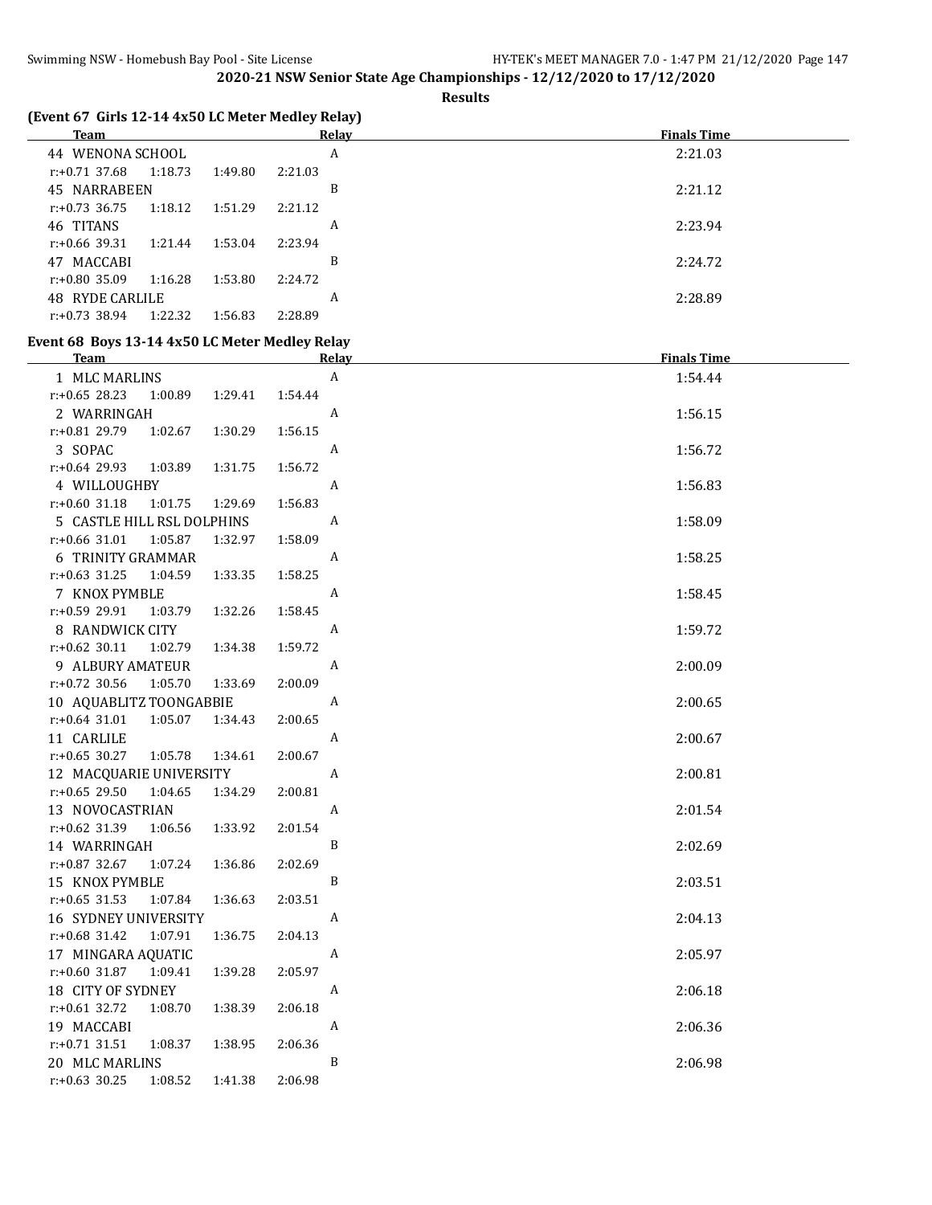## 2020-21 NSW Senior State Age Championships - 12/12/2020 to 17/12/2020

**Results**

### (Event 67 Girls 12-14 4x50 LC Meter Medley Relay)

| Team | Relay | Finals Time |
|---|---|---|
| 44 WENONA SCHOOL | A | 2:21.03 |
| r:+0.71 37.68 1:18.73 1:49.80 2:21.03 | | |
| 45 NARRABEEN | B | 2:21.12 |
| r:+0.73 36.75 1:18.12 1:51.29 2:21.12 | | |
| 46 TITANS | A | 2:23.94 |
| r:+0.66 39.31 1:21.44 1:53.04 2:23.94 | | |
| 47 MACCABI | B | 2:24.72 |
| r:+0.80 35.09 1:16.28 1:53.80 2:24.72 | | |
| 48 RYDE CARLILE | A | 2:28.89 |
| r:+0.73 38.94 1:22.32 1:56.83 2:28.89 | | |

### Event 68 Boys 13-14 4x50 LC Meter Medley Relay

| Team | Relay | Finals Time |
|---|---|---|
| 1 MLC MARLINS | A | 1:54.44 |
| r:+0.65 28.23 1:00.89 1:29.41 1:54.44 | | |
| 2 WARRINGAH | A | 1:56.15 |
| r:+0.81 29.79 1:02.67 1:30.29 1:56.15 | | |
| 3 SOPAC | A | 1:56.72 |
| r:+0.64 29.93 1:03.89 1:31.75 1:56.72 | | |
| 4 WILLOUGHBY | A | 1:56.83 |
| r:+0.60 31.18 1:01.75 1:29.69 1:56.83 | | |
| 5 CASTLE HILL RSL DOLPHINS | A | 1:58.09 |
| r:+0.66 31.01 1:05.87 1:32.97 1:58.09 | | |
| 6 TRINITY GRAMMAR | A | 1:58.25 |
| r:+0.63 31.25 1:04.59 1:33.35 1:58.25 | | |
| 7 KNOX PYMBLE | A | 1:58.45 |
| r:+0.59 29.91 1:03.79 1:32.26 1:58.45 | | |
| 8 RANDWICK CITY | A | 1:59.72 |
| r:+0.62 30.11 1:02.79 1:34.38 1:59.72 | | |
| 9 ALBURY AMATEUR | A | 2:00.09 |
| r:+0.72 30.56 1:05.70 1:33.69 2:00.09 | | |
| 10 AQUABLITZ TOONGABBIE | A | 2:00.65 |
| r:+0.64 31.01 1:05.07 1:34.43 2:00.65 | | |
| 11 CARLILE | A | 2:00.67 |
| r:+0.65 30.27 1:05.78 1:34.61 2:00.67 | | |
| 12 MACQUARIE UNIVERSITY | A | 2:00.81 |
| r:+0.65 29.50 1:04.65 1:34.29 2:00.81 | | |
| 13 NOVOCASTRIAN | A | 2:01.54 |
| r:+0.62 31.39 1:06.56 1:33.92 2:01.54 | | |
| 14 WARRINGAH | B | 2:02.69 |
| r:+0.87 32.67 1:07.24 1:36.86 2:02.69 | | |
| 15 KNOX PYMBLE | B | 2:03.51 |
| r:+0.65 31.53 1:07.84 1:36.63 2:03.51 | | |
| 16 SYDNEY UNIVERSITY | A | 2:04.13 |
| r:+0.68 31.42 1:07.91 1:36.75 2:04.13 | | |
| 17 MINGARA AQUATIC | A | 2:05.97 |
| r:+0.60 31.87 1:09.41 1:39.28 2:05.97 | | |
| 18 CITY OF SYDNEY | A | 2:06.18 |
| r:+0.61 32.72 1:08.70 1:38.39 2:06.18 | | |
| 19 MACCABI | A | 2:06.36 |
| r:+0.71 31.51 1:08.37 1:38.95 2:06.36 | | |
| 20 MLC MARLINS | B | 2:06.98 |
| r:+0.63 30.25 1:08.52 1:41.38 2:06.98 | | |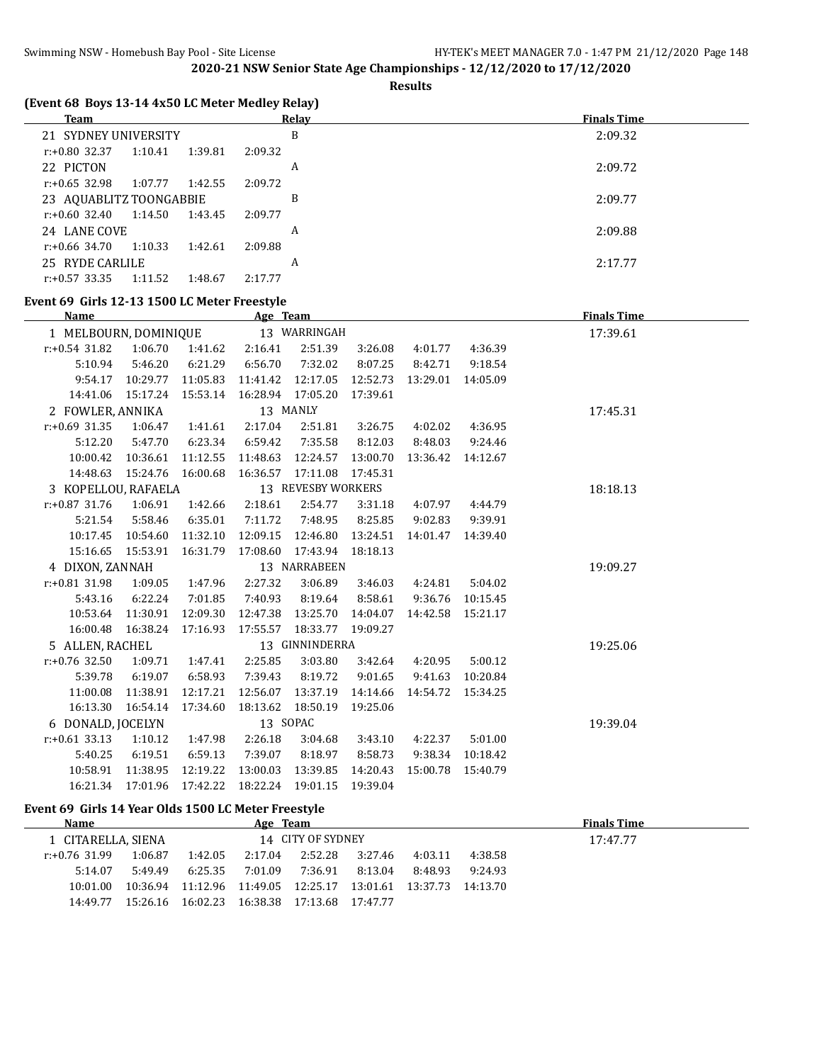**2020-21 NSW Senior State Age Championships - 12/12/2020 to 17/12/2020**

**Results**

### (Event 68 Boys 13-14 4x50 LC Meter Medley Relay)

| Team | Relay | Finals Time |
|---|---|---|
| 21 SYDNEY UNIVERSITY | B | 2:09.32 |
| r:+0.80 32.37 1:10.41 1:39.81 2:09.32 | | |
| 22 PICTON | A | 2:09.72 |
| r:+0.65 32.98 1:07.77 1:42.55 2:09.72 | | |
| 23 AQUABLITZ TOONGABBIE | B | 2:09.77 |
| r:+0.60 32.40 1:14.50 1:43.45 2:09.77 | | |
| 24 LANE COVE | A | 2:09.88 |
| r:+0.66 34.70 1:10.33 1:42.61 2:09.88 | | |
| 25 RYDE CARLILE | A | 2:17.77 |
| r:+0.57 33.35 1:11.52 1:48.67 2:17.77 | | |

### Event 69 Girls 12-13 1500 LC Meter Freestyle

| Name | Age | Team | Finals Time |
|---|---|---|---|
| 1 MELBOURN, DOMINIQUE | 13 | WARRINGAH | 17:39.61 |
| r:+0.54 31.82 1:06.70 1:41.62 2:16.41 2:51.39 3:26.08 4:01.77 4:36.39 | | | |
| 5:10.94 5:46.20 6:21.29 6:56.70 7:32.02 8:07.25 8:42.71 9:18.54 | | | |
| 9:54.17 10:29.77 11:05.83 11:41.42 12:17.05 12:52.73 13:29.01 14:05.09 | | | |
| 14:41.06 15:17.24 15:53.14 16:28.94 17:05.20 17:39.61 | | | |
| 2 FOWLER, ANNIKA | 13 | MANLY | 17:45.31 |
| r:+0.69 31.35 1:06.47 1:41.61 2:17.04 2:51.81 3:26.75 4:02.02 4:36.95 | | | |
| 5:12.20 5:47.70 6:23.34 6:59.42 7:35.58 8:12.03 8:48.03 9:24.46 | | | |
| 10:00.42 10:36.61 11:12.55 11:48.63 12:24.57 13:00.70 13:36.42 14:12.67 | | | |
| 14:48.63 15:24.76 16:00.68 16:36.57 17:11.08 17:45.31 | | | |
| 3 KOPELLOU, RAFAELA | 13 | REVESBY WORKERS | 18:18.13 |
| r:+0.87 31.76 1:06.91 1:42.66 2:18.61 2:54.77 3:31.18 4:07.97 4:44.79 | | | |
| 5:21.54 5:58.46 6:35.01 7:11.72 7:48.95 8:25.85 9:02.83 9:39.91 | | | |
| 10:17.45 10:54.60 11:32.10 12:09.15 12:46.80 13:24.51 14:01.47 14:39.40 | | | |
| 15:16.65 15:53.91 16:31.79 17:08.60 17:43.94 18:18.13 | | | |
| 4 DIXON, ZANNAH | 13 | NARRABEEN | 19:09.27 |
| r:+0.81 31.98 1:09.05 1:47.96 2:27.32 3:06.89 3:46.03 4:24.81 5:04.02 | | | |
| 5:43.16 6:22.24 7:01.85 7:40.93 8:19.64 8:58.61 9:36.76 10:15.45 | | | |
| 10:53.64 11:30.91 12:09.30 12:47.38 13:25.70 14:04.07 14:42.58 15:21.17 | | | |
| 16:00.48 16:38.24 17:16.93 17:55.57 18:33.77 19:09.27 | | | |
| 5 ALLEN, RACHEL | 13 | GINNINDERRA | 19:25.06 |
| r:+0.76 32.50 1:09.71 1:47.41 2:25.85 3:03.80 3:42.64 4:20.95 5:00.12 | | | |
| 5:39.78 6:19.07 6:58.93 7:39.43 8:19.72 9:01.65 9:41.63 10:20.84 | | | |
| 11:00.08 11:38.91 12:17.21 12:56.07 13:37.19 14:14.66 14:54.72 15:34.25 | | | |
| 16:13.30 16:54.14 17:34.60 18:13.62 18:50.19 19:25.06 | | | |
| 6 DONALD, JOCELYN | 13 | SOPAC | 19:39.04 |
| r:+0.61 33.13 1:10.12 1:47.98 2:26.18 3:04.68 3:43.10 4:22.37 5:01.00 | | | |
| 5:40.25 6:19.51 6:59.13 7:39.07 8:18.97 8:58.73 9:38.34 10:18.42 | | | |
| 10:58.91 11:38.95 12:19.22 13:00.03 13:39.85 14:20.43 15:00.78 15:40.79 | | | |
| 16:21.34 17:01.96 17:42.22 18:22.24 19:01.15 19:39.04 | | | |

### Event 69 Girls 14 Year Olds 1500 LC Meter Freestyle

| Name | Age | Team | Finals Time |
|---|---|---|---|
| 1 CITARELLA, SIENA | 14 | CITY OF SYDNEY | 17:47.77 |
| r:+0.76 31.99 1:06.87 1:42.05 2:17.04 2:52.28 3:27.46 4:03.11 4:38.58 | | | |
| 5:14.07 5:49.49 6:25.35 7:01.09 7:36.91 8:13.04 8:48.93 9:24.93 | | | |
| 10:01.00 10:36.94 11:12.96 11:49.05 12:25.17 13:01.61 13:37.73 14:13.70 | | | |
| 14:49.77 15:26.16 16:02.23 16:38.38 17:13.68 17:47.77 | | | |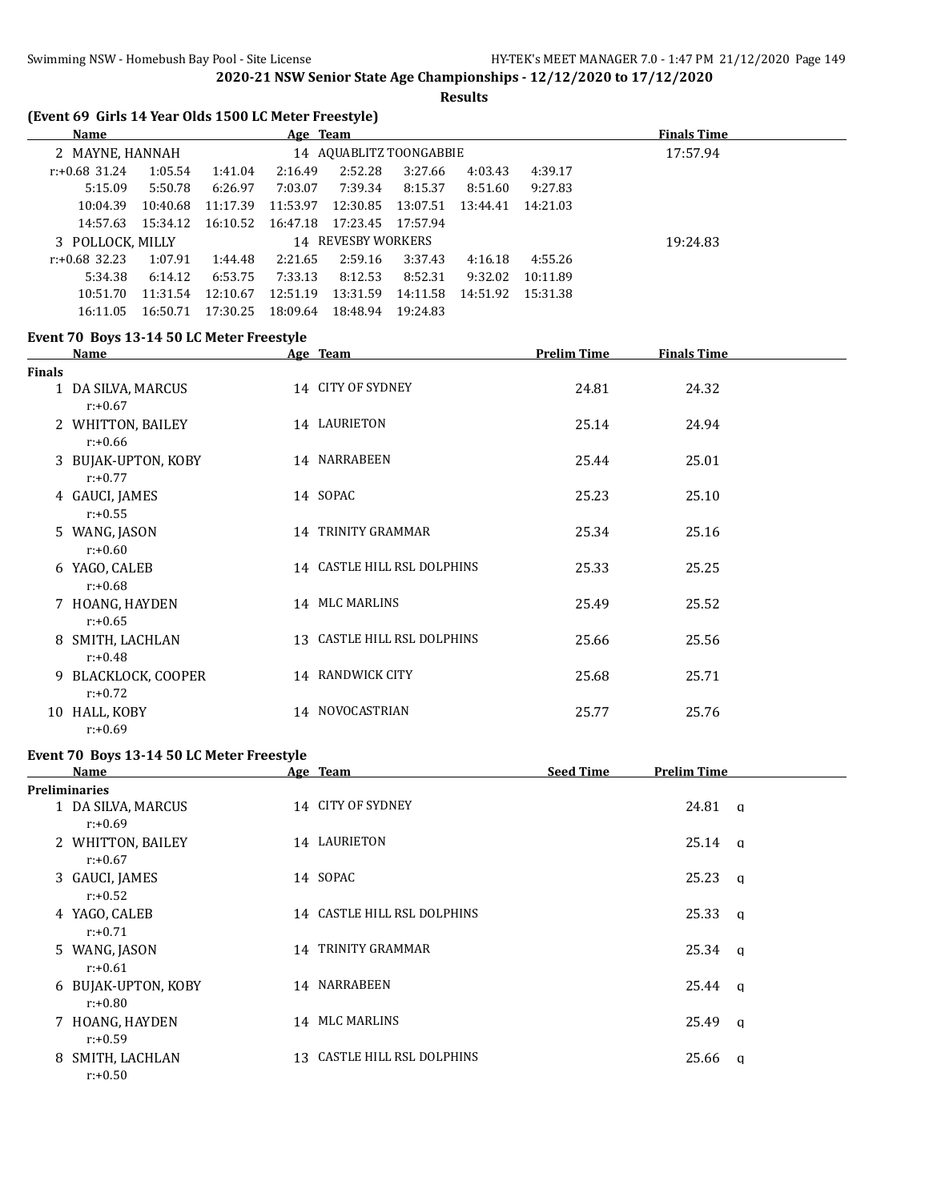**2020-21 NSW Senior State Age Championships - 12/12/2020 to 17/12/2020**

**Results**

### (Event 69 Girls 14 Year Olds 1500 LC Meter Freestyle)

| Name | Age | Team | Finals Time |
|---|---|---|---|
| 2 MAYNE, HANNAH | 14 | AQUABLITZ TOONGABBIE | 17:57.94 |

r:+0.68 31.24 1:05.54 1:41.04 2:16.49 2:52.28 3:27.66 4:03.43 4:39.17
5:15.09 5:50.78 6:26.97 7:03.07 7:39.34 8:15.37 8:51.60 9:27.83
10:04.39 10:40.68 11:17.39 11:53.97 12:30.85 13:07.51 13:44.41 14:21.03
14:57.63 15:34.12 16:10.52 16:47.18 17:23.45 17:57.94

| Name | Age | Team | Finals Time |
|---|---|---|---|
| 3 POLLOCK, MILLY | 14 | REVESBY WORKERS | 19:24.83 |

r:+0.68 32.23 1:07.91 1:44.48 2:21.65 2:59.16 3:37.43 4:16.18 4:55.26
5:34.38 6:14.12 6:53.75 7:33.13 8:12.53 8:52.31 9:32.02 10:11.89
10:51.70 11:31.54 12:10.67 12:51.19 13:31.59 14:11.58 14:51.92 15:31.38
16:11.05 16:50.71 17:30.25 18:09.64 18:48.94 19:24.83

### Event 70 Boys 13-14 50 LC Meter Freestyle

**Finals**

| Name | Age | Team | Prelim Time | Finals Time |
|---|---|---|---|---|
| 1 DA SILVA, MARCUS<br>r:+0.67 | 14 | CITY OF SYDNEY | 24.81 | 24.32 |
| 2 WHITTON, BAILEY<br>r:+0.66 | 14 | LAURIETON | 25.14 | 24.94 |
| 3 BUJAK-UPTON, KOBY<br>r:+0.77 | 14 | NARRABEEN | 25.44 | 25.01 |
| 4 GAUCI, JAMES<br>r:+0.55 | 14 | SOPAC | 25.23 | 25.10 |
| 5 WANG, JASON<br>r:+0.60 | 14 | TRINITY GRAMMAR | 25.34 | 25.16 |
| 6 YAGO, CALEB<br>r:+0.68 | 14 | CASTLE HILL RSL DOLPHINS | 25.33 | 25.25 |
| 7 HOANG, HAYDEN<br>r:+0.65 | 14 | MLC MARLINS | 25.49 | 25.52 |
| 8 SMITH, LACHLAN<br>r:+0.48 | 13 | CASTLE HILL RSL DOLPHINS | 25.66 | 25.56 |
| 9 BLACKLOCK, COOPER<br>r:+0.72 | 14 | RANDWICK CITY | 25.68 | 25.71 |
| 10 HALL, KOBY<br>r:+0.69 | 14 | NOVOCASTRIAN | 25.77 | 25.76 |

### Event 70 Boys 13-14 50 LC Meter Freestyle

**Preliminaries**

| Name | Age | Team | Seed Time | Prelim Time | |
|---|---|---|---|---|---|
| 1 DA SILVA, MARCUS<br>r:+0.69 | 14 | CITY OF SYDNEY | | 24.81 | q |
| 2 WHITTON, BAILEY<br>r:+0.67 | 14 | LAURIETON | | 25.14 | q |
| 3 GAUCI, JAMES<br>r:+0.52 | 14 | SOPAC | | 25.23 | q |
| 4 YAGO, CALEB<br>r:+0.71 | 14 | CASTLE HILL RSL DOLPHINS | | 25.33 | q |
| 5 WANG, JASON<br>r:+0.61 | 14 | TRINITY GRAMMAR | | 25.34 | q |
| 6 BUJAK-UPTON, KOBY<br>r:+0.80 | 14 | NARRABEEN | | 25.44 | q |
| 7 HOANG, HAYDEN<br>r:+0.59 | 14 | MLC MARLINS | | 25.49 | q |
| 8 SMITH, LACHLAN<br>r:+0.50 | 13 | CASTLE HILL RSL DOLPHINS | | 25.66 | q |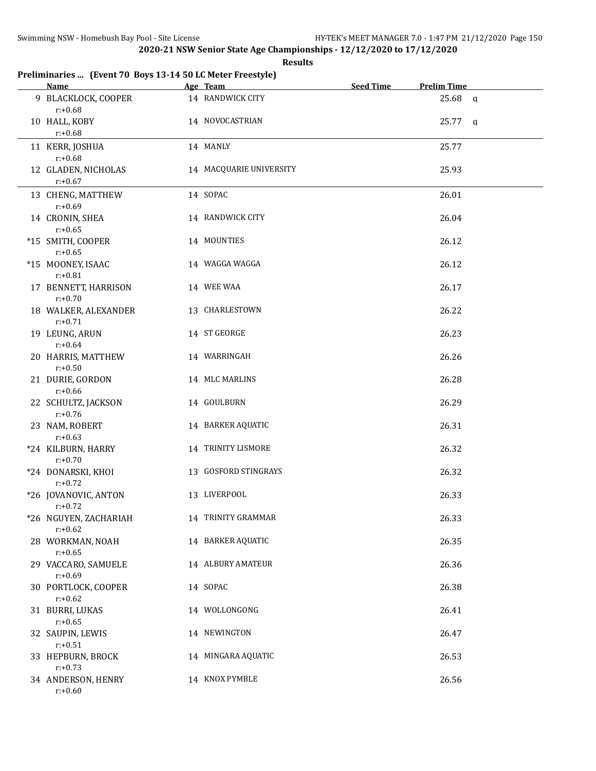## 2020-21 NSW Senior State Age Championships - 12/12/2020 to 17/12/2020

**Results**

### Preliminaries ... (Event 70 Boys 13-14 50 LC Meter Freestyle)

| | Name | Age | Team | Seed Time | Prelim Time | |
|---|---|---|---|---|---|---|
| 9 | BLACKLOCK, COOPER<br>r:+0.68 | 14 | RANDWICK CITY | | 25.68 | q |
| 10 | HALL, KOBY<br>r:+0.68 | 14 | NOVOCASTRIAN | | 25.77 | q |
| 11 | KERR, JOSHUA<br>r:+0.68 | 14 | MANLY | | 25.77 | |
| 12 | GLADEN, NICHOLAS<br>r:+0.67 | 14 | MACQUARIE UNIVERSITY | | 25.93 | |
| 13 | CHENG, MATTHEW<br>r:+0.69 | 14 | SOPAC | | 26.01 | |
| 14 | CRONIN, SHEA<br>r:+0.65 | 14 | RANDWICK CITY | | 26.04 | |
| *15 | SMITH, COOPER<br>r:+0.65 | 14 | MOUNTIES | | 26.12 | |
| *15 | MOONEY, ISAAC<br>r:+0.81 | 14 | WAGGA WAGGA | | 26.12 | |
| 17 | BENNETT, HARRISON<br>r:+0.70 | 14 | WEE WAA | | 26.17 | |
| 18 | WALKER, ALEXANDER<br>r:+0.71 | 13 | CHARLESTOWN | | 26.22 | |
| 19 | LEUNG, ARUN<br>r:+0.64 | 14 | ST GEORGE | | 26.23 | |
| 20 | HARRIS, MATTHEW<br>r:+0.50 | 14 | WARRINGAH | | 26.26 | |
| 21 | DURIE, GORDON<br>r:+0.66 | 14 | MLC MARLINS | | 26.28 | |
| 22 | SCHULTZ, JACKSON<br>r:+0.76 | 14 | GOULBURN | | 26.29 | |
| 23 | NAM, ROBERT<br>r:+0.63 | 14 | BARKER AQUATIC | | 26.31 | |
| *24 | KILBURN, HARRY<br>r:+0.70 | 14 | TRINITY LISMORE | | 26.32 | |
| *24 | DONARSKI, KHOI<br>r:+0.72 | 13 | GOSFORD STINGRAYS | | 26.32 | |
| *26 | JOVANOVIC, ANTON<br>r:+0.72 | 13 | LIVERPOOL | | 26.33 | |
| *26 | NGUYEN, ZACHARIAH<br>r:+0.62 | 14 | TRINITY GRAMMAR | | 26.33 | |
| 28 | WORKMAN, NOAH<br>r:+0.65 | 14 | BARKER AQUATIC | | 26.35 | |
| 29 | VACCARO, SAMUELE<br>r:+0.69 | 14 | ALBURY AMATEUR | | 26.36 | |
| 30 | PORTLOCK, COOPER<br>r:+0.62 | 14 | SOPAC | | 26.38 | |
| 31 | BURRI, LUKAS<br>r:+0.65 | 14 | WOLLONGONG | | 26.41 | |
| 32 | SAUPIN, LEWIS<br>r:+0.51 | 14 | NEWINGTON | | 26.47 | |
| 33 | HEPBURN, BROCK<br>r:+0.73 | 14 | MINGARA AQUATIC | | 26.53 | |
| 34 | ANDERSON, HENRY<br>r:+0.60 | 14 | KNOX PYMBLE | | 26.56 | |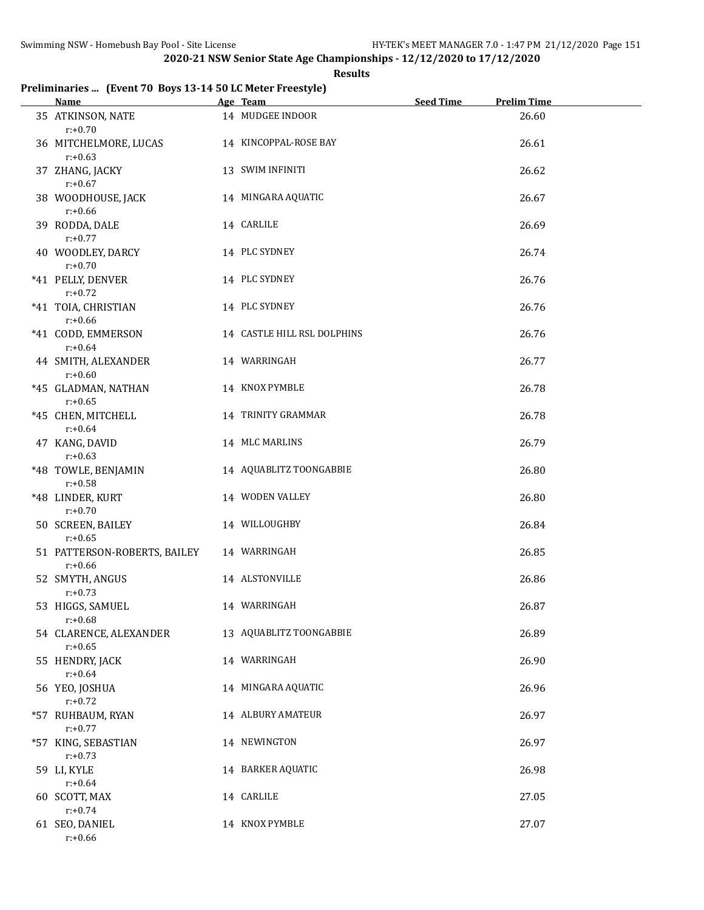**2020-21 NSW Senior State Age Championships - 12/12/2020 to 17/12/2020**

**Results**

### Preliminaries ... (Event 70 Boys 13-14 50 LC Meter Freestyle)

| | Name | Age | Team | Seed Time | Prelim Time |
|---|---|---|---|---|---|
| 35 | ATKINSON, NATE | 14 | MUDGEE INDOOR | | 26.60 |
| | r:+0.70 | | | | |
| 36 | MITCHELMORE, LUCAS | 14 | KINCOPPAL-ROSE BAY | | 26.61 |
| | r:+0.63 | | | | |
| 37 | ZHANG, JACKY | 13 | SWIM INFINITI | | 26.62 |
| | r:+0.67 | | | | |
| 38 | WOODHOUSE, JACK | 14 | MINGARA AQUATIC | | 26.67 |
| | r:+0.66 | | | | |
| 39 | RODDA, DALE | 14 | CARLILE | | 26.69 |
| | r:+0.77 | | | | |
| 40 | WOODLEY, DARCY | 14 | PLC SYDNEY | | 26.74 |
| | r:+0.70 | | | | |
| *41 | PELLY, DENVER | 14 | PLC SYDNEY | | 26.76 |
| | r:+0.72 | | | | |
| *41 | TOIA, CHRISTIAN | 14 | PLC SYDNEY | | 26.76 |
| | r:+0.66 | | | | |
| *41 | CODD, EMMERSON | 14 | CASTLE HILL RSL DOLPHINS | | 26.76 |
| | r:+0.64 | | | | |
| 44 | SMITH, ALEXANDER | 14 | WARRINGAH | | 26.77 |
| | r:+0.60 | | | | |
| *45 | GLADMAN, NATHAN | 14 | KNOX PYMBLE | | 26.78 |
| | r:+0.65 | | | | |
| *45 | CHEN, MITCHELL | 14 | TRINITY GRAMMAR | | 26.78 |
| | r:+0.64 | | | | |
| 47 | KANG, DAVID | 14 | MLC MARLINS | | 26.79 |
| | r:+0.63 | | | | |
| *48 | TOWLE, BENJAMIN | 14 | AQUABLITZ TOONGABBIE | | 26.80 |
| | r:+0.58 | | | | |
| *48 | LINDER, KURT | 14 | WODEN VALLEY | | 26.80 |
| | r:+0.70 | | | | |
| 50 | SCREEN, BAILEY | 14 | WILLOUGHBY | | 26.84 |
| | r:+0.65 | | | | |
| 51 | PATTERSON-ROBERTS, BAILEY | 14 | WARRINGAH | | 26.85 |
| | r:+0.66 | | | | |
| 52 | SMYTH, ANGUS | 14 | ALSTONVILLE | | 26.86 |
| | r:+0.73 | | | | |
| 53 | HIGGS, SAMUEL | 14 | WARRINGAH | | 26.87 |
| | r:+0.68 | | | | |
| 54 | CLARENCE, ALEXANDER | 13 | AQUABLITZ TOONGABBIE | | 26.89 |
| | r:+0.65 | | | | |
| 55 | HENDRY, JACK | 14 | WARRINGAH | | 26.90 |
| | r:+0.64 | | | | |
| 56 | YEO, JOSHUA | 14 | MINGARA AQUATIC | | 26.96 |
| | r:+0.72 | | | | |
| *57 | RUHBAUM, RYAN | 14 | ALBURY AMATEUR | | 26.97 |
| | r:+0.77 | | | | |
| *57 | KING, SEBASTIAN | 14 | NEWINGTON | | 26.97 |
| | r:+0.73 | | | | |
| 59 | LI, KYLE | 14 | BARKER AQUATIC | | 26.98 |
| | r:+0.64 | | | | |
| 60 | SCOTT, MAX | 14 | CARLILE | | 27.05 |
| | r:+0.74 | | | | |
| 61 | SEO, DANIEL | 14 | KNOX PYMBLE | | 27.07 |
| | r:+0.66 | | | | |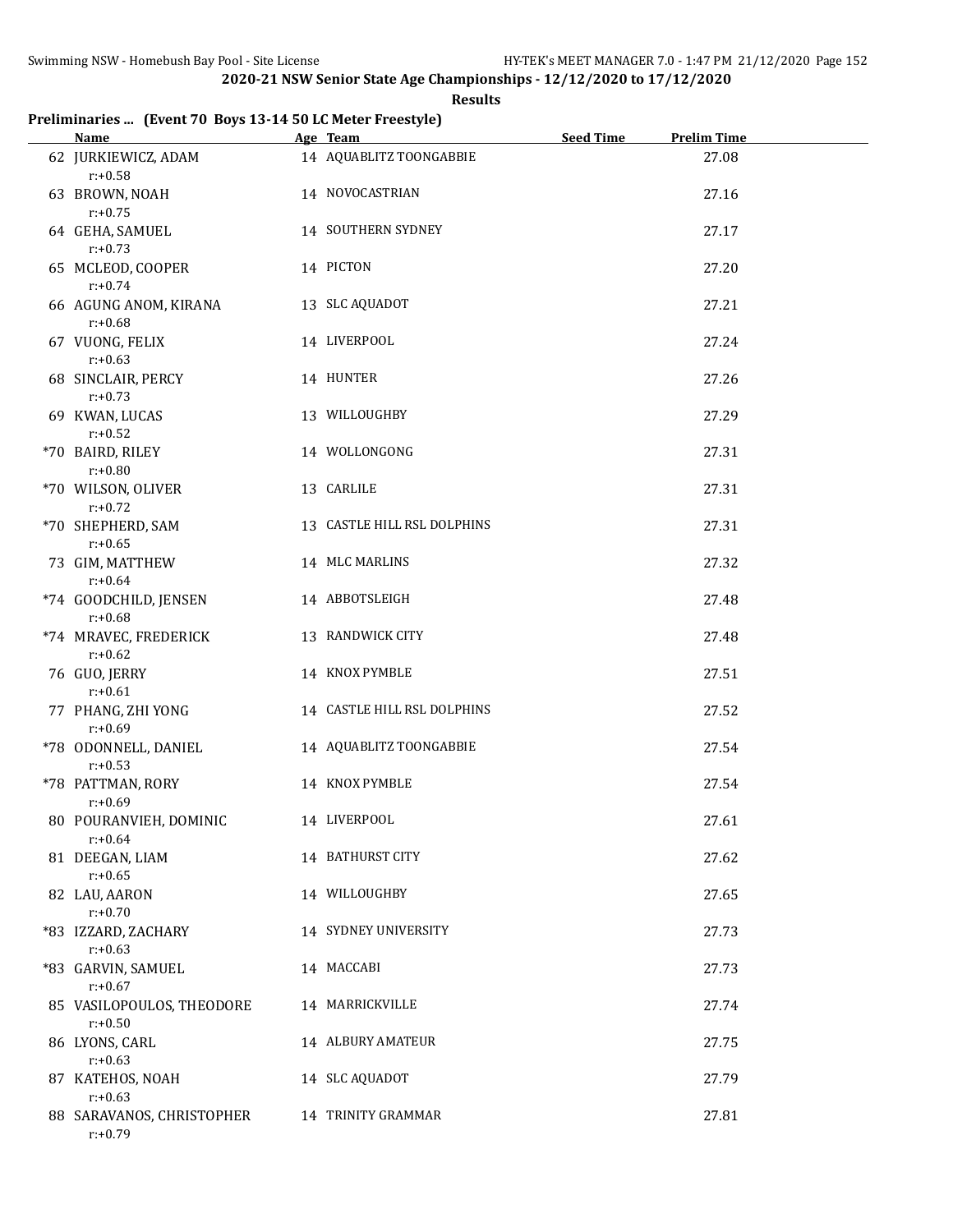## 2020-21 NSW Senior State Age Championships - 12/12/2020 to 17/12/2020

**Results**

### Preliminaries ... (Event 70 Boys 13-14 50 LC Meter Freestyle)

| | Name | Age | Team | Seed Time | Prelim Time |
|---|---|---|---|---|---|
| 62 | JURKIEWICZ, ADAM<br>r:+0.58 | 14 | AQUABLITZ TOONGABBIE | | 27.08 |
| 63 | BROWN, NOAH<br>r:+0.75 | 14 | NOVOCASTRIAN | | 27.16 |
| 64 | GEHA, SAMUEL<br>r:+0.73 | 14 | SOUTHERN SYDNEY | | 27.17 |
| 65 | MCLEOD, COOPER<br>r:+0.74 | 14 | PICTON | | 27.20 |
| 66 | AGUNG ANOM, KIRANA<br>r:+0.68 | 13 | SLC AQUADOT | | 27.21 |
| 67 | VUONG, FELIX<br>r:+0.63 | 14 | LIVERPOOL | | 27.24 |
| 68 | SINCLAIR, PERCY<br>r:+0.73 | 14 | HUNTER | | 27.26 |
| 69 | KWAN, LUCAS<br>r:+0.52 | 13 | WILLOUGHBY | | 27.29 |
| *70 | BAIRD, RILEY<br>r:+0.80 | 14 | WOLLONGONG | | 27.31 |
| *70 | WILSON, OLIVER<br>r:+0.72 | 13 | CARLILE | | 27.31 |
| *70 | SHEPHERD, SAM<br>r:+0.65 | 13 | CASTLE HILL RSL DOLPHINS | | 27.31 |
| 73 | GIM, MATTHEW<br>r:+0.64 | 14 | MLC MARLINS | | 27.32 |
| *74 | GOODCHILD, JENSEN<br>r:+0.68 | 14 | ABBOTSLEIGH | | 27.48 |
| *74 | MRAVEC, FREDERICK<br>r:+0.62 | 13 | RANDWICK CITY | | 27.48 |
| 76 | GUO, JERRY<br>r:+0.61 | 14 | KNOX PYMBLE | | 27.51 |
| 77 | PHANG, ZHI YONG<br>r:+0.69 | 14 | CASTLE HILL RSL DOLPHINS | | 27.52 |
| *78 | ODONNELL, DANIEL<br>r:+0.53 | 14 | AQUABLITZ TOONGABBIE | | 27.54 |
| *78 | PATTMAN, RORY<br>r:+0.69 | 14 | KNOX PYMBLE | | 27.54 |
| 80 | POURANVIEH, DOMINIC<br>r:+0.64 | 14 | LIVERPOOL | | 27.61 |
| 81 | DEEGAN, LIAM<br>r:+0.65 | 14 | BATHURST CITY | | 27.62 |
| 82 | LAU, AARON<br>r:+0.70 | 14 | WILLOUGHBY | | 27.65 |
| *83 | IZZARD, ZACHARY<br>r:+0.63 | 14 | SYDNEY UNIVERSITY | | 27.73 |
| *83 | GARVIN, SAMUEL<br>r:+0.67 | 14 | MACCABI | | 27.73 |
| 85 | VASILOPOULOS, THEODORE<br>r:+0.50 | 14 | MARRICKVILLE | | 27.74 |
| 86 | LYONS, CARL<br>r:+0.63 | 14 | ALBURY AMATEUR | | 27.75 |
| 87 | KATEHOS, NOAH<br>r:+0.63 | 14 | SLC AQUADOT | | 27.79 |
| 88 | SARAVANOS, CHRISTOPHER<br>r:+0.79 | 14 | TRINITY GRAMMAR | | 27.81 |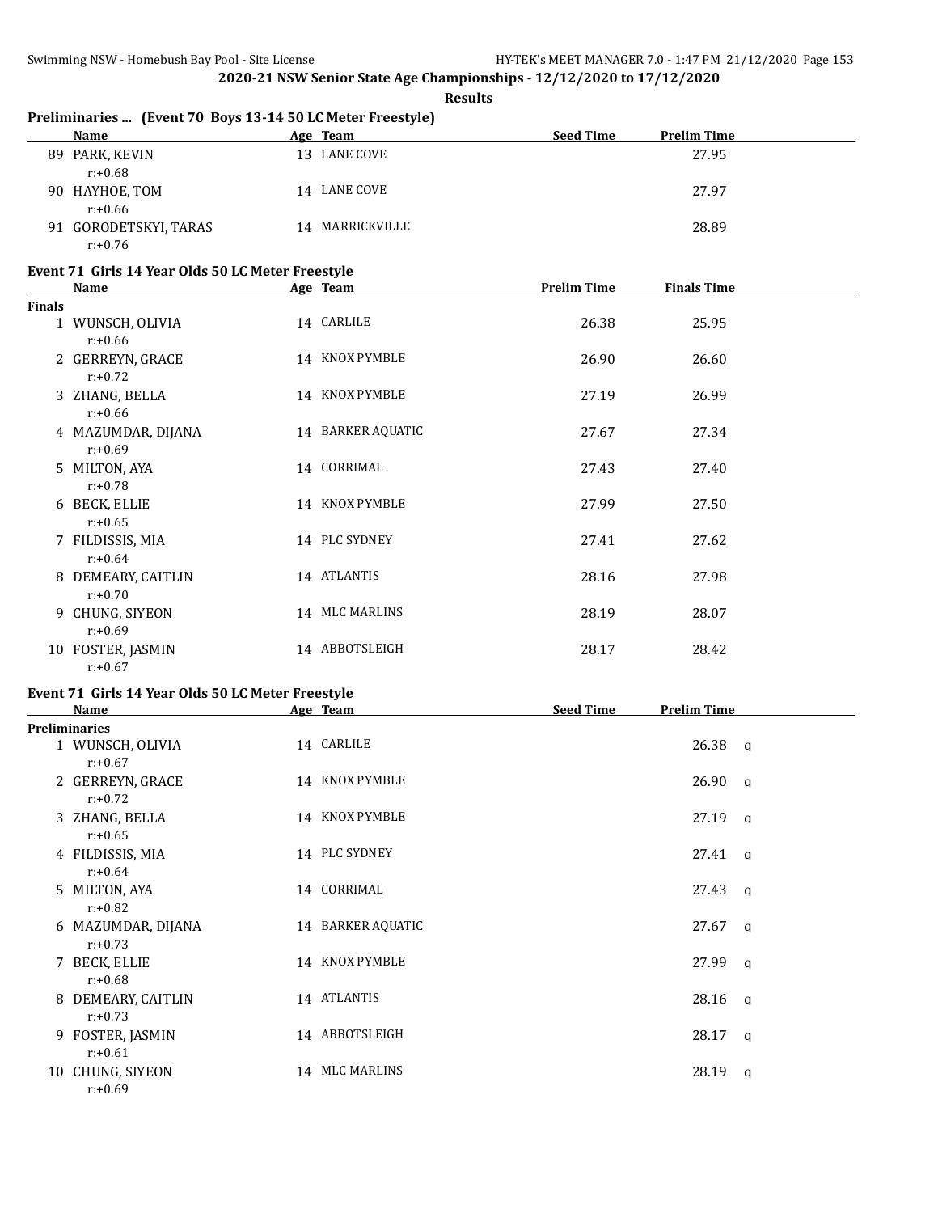## 2020-21 NSW Senior State Age Championships - 12/12/2020 to 17/12/2020

**Results**

### Preliminaries ... (Event 70 Boys 13-14 50 LC Meter Freestyle)

| | Name | Age | Team | Seed Time | Prelim Time |
|---|---|---|---|---|---|
| 89 | PARK, KEVIN | 13 | LANE COVE | | 27.95 |
| | r:+0.68 | | | | |
| 90 | HAYHOE, TOM | 14 | LANE COVE | | 27.97 |
| | r:+0.66 | | | | |
| 91 | GORODETSKYI, TARAS | 14 | MARRICKVILLE | | 28.89 |
| | r:+0.76 | | | | |

### Event 71 Girls 14 Year Olds 50 LC Meter Freestyle

| | Name | Age | Team | Prelim Time | Finals Time |
|---|---|---|---|---|---|
| **Finals** | | | | | |
| 1 | WUNSCH, OLIVIA | 14 | CARLILE | 26.38 | 25.95 |
| | r:+0.66 | | | | |
| 2 | GERREYN, GRACE | 14 | KNOX PYMBLE | 26.90 | 26.60 |
| | r:+0.72 | | | | |
| 3 | ZHANG, BELLA | 14 | KNOX PYMBLE | 27.19 | 26.99 |
| | r:+0.66 | | | | |
| 4 | MAZUMDAR, DIJANA | 14 | BARKER AQUATIC | 27.67 | 27.34 |
| | r:+0.69 | | | | |
| 5 | MILTON, AYA | 14 | CORRIMAL | 27.43 | 27.40 |
| | r:+0.78 | | | | |
| 6 | BECK, ELLIE | 14 | KNOX PYMBLE | 27.99 | 27.50 |
| | r:+0.65 | | | | |
| 7 | FILDISSIS, MIA | 14 | PLC SYDNEY | 27.41 | 27.62 |
| | r:+0.64 | | | | |
| 8 | DEMEARY, CAITLIN | 14 | ATLANTIS | 28.16 | 27.98 |
| | r:+0.70 | | | | |
| 9 | CHUNG, SIYEON | 14 | MLC MARLINS | 28.19 | 28.07 |
| | r:+0.69 | | | | |
| 10 | FOSTER, JASMIN | 14 | ABBOTSLEIGH | 28.17 | 28.42 |
| | r:+0.67 | | | | |

### Event 71 Girls 14 Year Olds 50 LC Meter Freestyle

| | Name | Age | Team | Seed Time | Prelim Time | |
|---|---|---|---|---|---|---|
| **Preliminaries** | | | | | | |
| 1 | WUNSCH, OLIVIA | 14 | CARLILE | | 26.38 | q |
| | r:+0.67 | | | | | |
| 2 | GERREYN, GRACE | 14 | KNOX PYMBLE | | 26.90 | q |
| | r:+0.72 | | | | | |
| 3 | ZHANG, BELLA | 14 | KNOX PYMBLE | | 27.19 | q |
| | r:+0.65 | | | | | |
| 4 | FILDISSIS, MIA | 14 | PLC SYDNEY | | 27.41 | q |
| | r:+0.64 | | | | | |
| 5 | MILTON, AYA | 14 | CORRIMAL | | 27.43 | q |
| | r:+0.82 | | | | | |
| 6 | MAZUMDAR, DIJANA | 14 | BARKER AQUATIC | | 27.67 | q |
| | r:+0.73 | | | | | |
| 7 | BECK, ELLIE | 14 | KNOX PYMBLE | | 27.99 | q |
| | r:+0.68 | | | | | |
| 8 | DEMEARY, CAITLIN | 14 | ATLANTIS | | 28.16 | q |
| | r:+0.73 | | | | | |
| 9 | FOSTER, JASMIN | 14 | ABBOTSLEIGH | | 28.17 | q |
| | r:+0.61 | | | | | |
| 10 | CHUNG, SIYEON | 14 | MLC MARLINS | | 28.19 | q |
| | r:+0.69 | | | | | |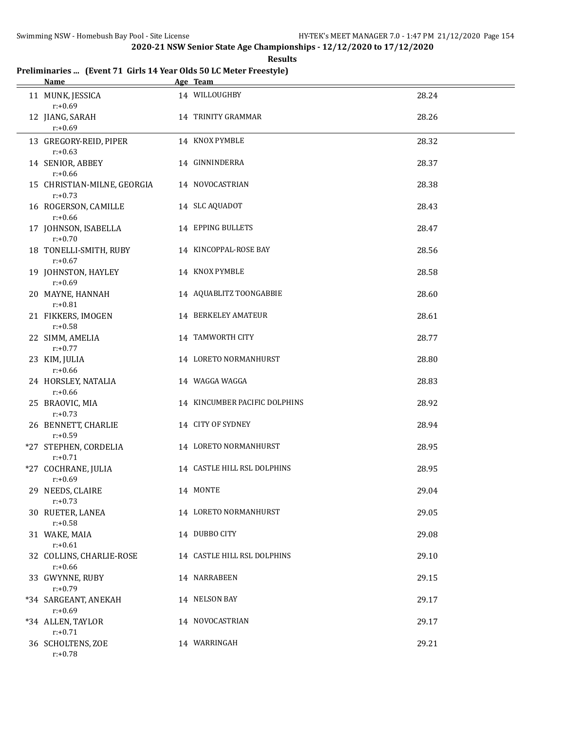**2020-21 NSW Senior State Age Championships - 12/12/2020 to 17/12/2020**

**Results**

**Preliminaries ... (Event 71 Girls 14 Year Olds 50 LC Meter Freestyle)**

| | Name | Age | Team | |
|---|---|---|---|---|
| 11 | MUNK, JESSICA | 14 | WILLOUGHBY | 28.24 |
| | r:+0.69 | | | |
| 12 | JIANG, SARAH | 14 | TRINITY GRAMMAR | 28.26 |
| | r:+0.69 | | | |
| 13 | GREGORY-REID, PIPER | 14 | KNOX PYMBLE | 28.32 |
| | r:+0.63 | | | |
| 14 | SENIOR, ABBEY | 14 | GINNINDERRA | 28.37 |
| | r:+0.66 | | | |
| 15 | CHRISTIAN-MILNE, GEORGIA | 14 | NOVOCASTRIAN | 28.38 |
| | r:+0.73 | | | |
| 16 | ROGERSON, CAMILLE | 14 | SLC AQUADOT | 28.43 |
| | r:+0.66 | | | |
| 17 | JOHNSON, ISABELLA | 14 | EPPING BULLETS | 28.47 |
| | r:+0.70 | | | |
| 18 | TONELLI-SMITH, RUBY | 14 | KINCOPPAL-ROSE BAY | 28.56 |
| | r:+0.67 | | | |
| 19 | JOHNSTON, HAYLEY | 14 | KNOX PYMBLE | 28.58 |
| | r:+0.69 | | | |
| 20 | MAYNE, HANNAH | 14 | AQUABLITZ TOONGABBIE | 28.60 |
| | r:+0.81 | | | |
| 21 | FIKKERS, IMOGEN | 14 | BERKELEY AMATEUR | 28.61 |
| | r:+0.58 | | | |
| 22 | SIMM, AMELIA | 14 | TAMWORTH CITY | 28.77 |
| | r:+0.77 | | | |
| 23 | KIM, JULIA | 14 | LORETO NORMANHURST | 28.80 |
| | r:+0.66 | | | |
| 24 | HORSLEY, NATALIA | 14 | WAGGA WAGGA | 28.83 |
| | r:+0.66 | | | |
| 25 | BRAOVIC, MIA | 14 | KINCUMBER PACIFIC DOLPHINS | 28.92 |
| | r:+0.73 | | | |
| 26 | BENNETT, CHARLIE | 14 | CITY OF SYDNEY | 28.94 |
| | r:+0.59 | | | |
| *27 | STEPHEN, CORDELIA | 14 | LORETO NORMANHURST | 28.95 |
| | r:+0.71 | | | |
| *27 | COCHRANE, JULIA | 14 | CASTLE HILL RSL DOLPHINS | 28.95 |
| | r:+0.69 | | | |
| 29 | NEEDS, CLAIRE | 14 | MONTE | 29.04 |
| | r:+0.73 | | | |
| 30 | RUETER, LANEA | 14 | LORETO NORMANHURST | 29.05 |
| | r:+0.58 | | | |
| 31 | WAKE, MAIA | 14 | DUBBO CITY | 29.08 |
| | r:+0.61 | | | |
| 32 | COLLINS, CHARLIE-ROSE | 14 | CASTLE HILL RSL DOLPHINS | 29.10 |
| | r:+0.66 | | | |
| 33 | GWYNNE, RUBY | 14 | NARRABEEN | 29.15 |
| | r:+0.79 | | | |
| *34 | SARGEANT, ANEKAH | 14 | NELSON BAY | 29.17 |
| | r:+0.69 | | | |
| *34 | ALLEN, TAYLOR | 14 | NOVOCASTRIAN | 29.17 |
| | r:+0.71 | | | |
| 36 | SCHOLTENS, ZOE | 14 | WARRINGAH | 29.21 |
| | r:+0.78 | | | |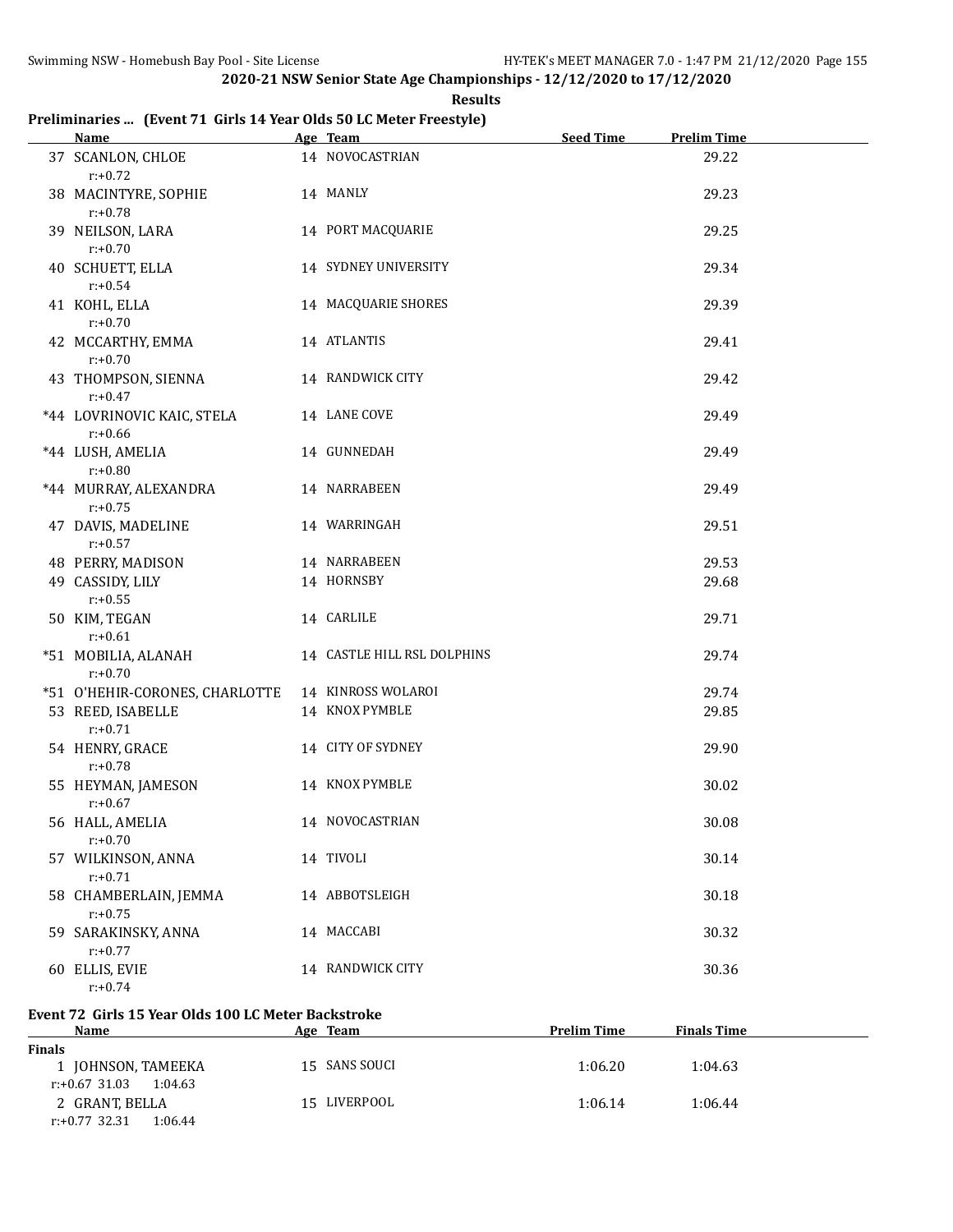**2020-21 NSW Senior State Age Championships - 12/12/2020 to 17/12/2020**

**Results**

## Preliminaries ... (Event 71 Girls 14 Year Olds 50 LC Meter Freestyle)

| | Name | Age | Team | Seed Time | Prelim Time |
|---|---|---|---|---|---|
| 37 | SCANLON, CHLOE | 14 | NOVOCASTRIAN | | 29.22 |
| | r:+0.72 | | | | |
| 38 | MACINTYRE, SOPHIE | 14 | MANLY | | 29.23 |
| | r:+0.78 | | | | |
| 39 | NEILSON, LARA | 14 | PORT MACQUARIE | | 29.25 |
| | r:+0.70 | | | | |
| 40 | SCHUETT, ELLA | 14 | SYDNEY UNIVERSITY | | 29.34 |
| | r:+0.54 | | | | |
| 41 | KOHL, ELLA | 14 | MACQUARIE SHORES | | 29.39 |
| | r:+0.70 | | | | |
| 42 | MCCARTHY, EMMA | 14 | ATLANTIS | | 29.41 |
| | r:+0.70 | | | | |
| 43 | THOMPSON, SIENNA | 14 | RANDWICK CITY | | 29.42 |
| | r:+0.47 | | | | |
| *44 | LOVRINOVIC KAIC, STELA | 14 | LANE COVE | | 29.49 |
| | r:+0.66 | | | | |
| *44 | LUSH, AMELIA | 14 | GUNNEDAH | | 29.49 |
| | r:+0.80 | | | | |
| *44 | MURRAY, ALEXANDRA | 14 | NARRABEEN | | 29.49 |
| | r:+0.75 | | | | |
| 47 | DAVIS, MADELINE | 14 | WARRINGAH | | 29.51 |
| | r:+0.57 | | | | |
| 48 | PERRY, MADISON | 14 | NARRABEEN | | 29.53 |
| 49 | CASSIDY, LILY | 14 | HORNSBY | | 29.68 |
| | r:+0.55 | | | | |
| 50 | KIM, TEGAN | 14 | CARLILE | | 29.71 |
| | r:+0.61 | | | | |
| *51 | MOBILIA, ALANAH | 14 | CASTLE HILL RSL DOLPHINS | | 29.74 |
| | r:+0.70 | | | | |
| *51 | O'HEHIR-CORONES, CHARLOTTE | 14 | KINROSS WOLAROI | | 29.74 |
| 53 | REED, ISABELLE | 14 | KNOX PYMBLE | | 29.85 |
| | r:+0.71 | | | | |
| 54 | HENRY, GRACE | 14 | CITY OF SYDNEY | | 29.90 |
| | r:+0.78 | | | | |
| 55 | HEYMAN, JAMESON | 14 | KNOX PYMBLE | | 30.02 |
| | r:+0.67 | | | | |
| 56 | HALL, AMELIA | 14 | NOVOCASTRIAN | | 30.08 |
| | r:+0.70 | | | | |
| 57 | WILKINSON, ANNA | 14 | TIVOLI | | 30.14 |
| | r:+0.71 | | | | |
| 58 | CHAMBERLAIN, JEMMA | 14 | ABBOTSLEIGH | | 30.18 |
| | r:+0.75 | | | | |
| 59 | SARAKINSKY, ANNA | 14 | MACCABI | | 30.32 |
| | r:+0.77 | | | | |
| 60 | ELLIS, EVIE | 14 | RANDWICK CITY | | 30.36 |
| | r:+0.74 | | | | |

## Event 72 Girls 15 Year Olds 100 LC Meter Backstroke

| | Name | Age | Team | Prelim Time | Finals Time |
|---|---|---|---|---|---|
| **Finals** | | | | | |
| 1 | JOHNSON, TAMEEKA | 15 | SANS SOUCI | 1:06.20 | 1:04.63 |
| | r:+0.67 31.03 1:04.63 | | | | |
| 2 | GRANT, BELLA | 15 | LIVERPOOL | 1:06.14 | 1:06.44 |
| | r:+0.77 32.31 1:06.44 | | | | |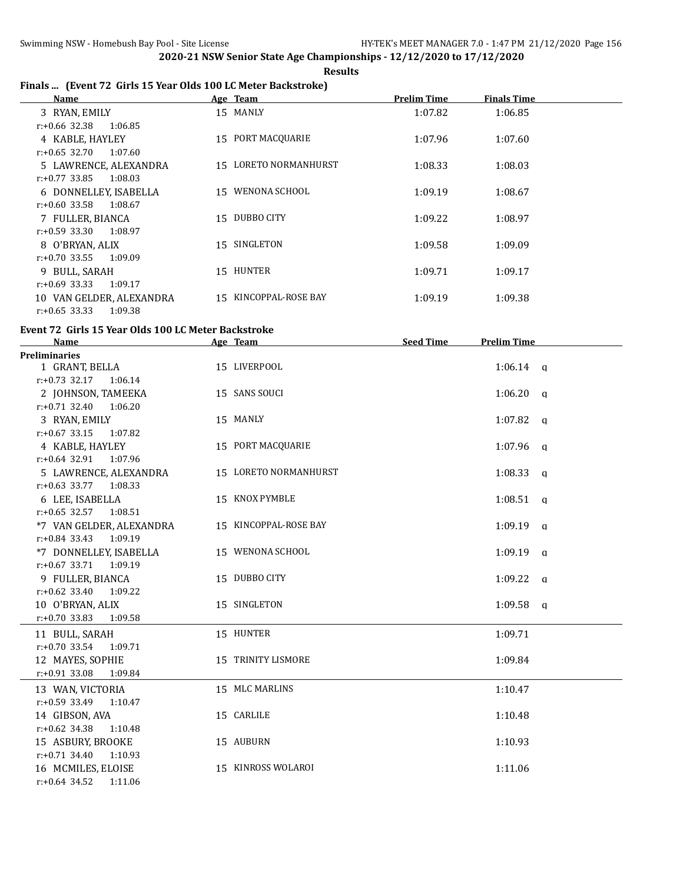**2020-21 NSW Senior State Age Championships - 12/12/2020 to 17/12/2020**

**Results**

### Finals ... (Event 72 Girls 15 Year Olds 100 LC Meter Backstroke)

| Name | Age | Team | Prelim Time | Finals Time |
|---|---|---|---|---|
| 3 RYAN, EMILY | 15 | MANLY | 1:07.82 | 1:06.85 |
| r:+0.66 32.38 1:06.85 | | | | |
| 4 KABLE, HAYLEY | 15 | PORT MACQUARIE | 1:07.96 | 1:07.60 |
| r:+0.65 32.70 1:07.60 | | | | |
| 5 LAWRENCE, ALEXANDRA | 15 | LORETO NORMANHURST | 1:08.33 | 1:08.03 |
| r:+0.77 33.85 1:08.03 | | | | |
| 6 DONNELLEY, ISABELLA | 15 | WENONA SCHOOL | 1:09.19 | 1:08.67 |
| r:+0.60 33.58 1:08.67 | | | | |
| 7 FULLER, BIANCA | 15 | DUBBO CITY | 1:09.22 | 1:08.97 |
| r:+0.59 33.30 1:08.97 | | | | |
| 8 O'BRYAN, ALIX | 15 | SINGLETON | 1:09.58 | 1:09.09 |
| r:+0.70 33.55 1:09.09 | | | | |
| 9 BULL, SARAH | 15 | HUNTER | 1:09.71 | 1:09.17 |
| r:+0.69 33.33 1:09.17 | | | | |
| 10 VAN GELDER, ALEXANDRA | 15 | KINCOPPAL-ROSE BAY | 1:09.19 | 1:09.38 |
| r:+0.65 33.33 1:09.38 | | | | |

### Event 72 Girls 15 Year Olds 100 LC Meter Backstroke

| Name | Age | Team | Seed Time | Prelim Time | |
|---|---|---|---|---|---|
| **Preliminaries** | | | | | |
| 1 GRANT, BELLA | 15 | LIVERPOOL | | 1:06.14 | q |
| r:+0.73 32.17 1:06.14 | | | | | |
| 2 JOHNSON, TAMEEKA | 15 | SANS SOUCI | | 1:06.20 | q |
| r:+0.71 32.40 1:06.20 | | | | | |
| 3 RYAN, EMILY | 15 | MANLY | | 1:07.82 | q |
| r:+0.67 33.15 1:07.82 | | | | | |
| 4 KABLE, HAYLEY | 15 | PORT MACQUARIE | | 1:07.96 | q |
| r:+0.64 32.91 1:07.96 | | | | | |
| 5 LAWRENCE, ALEXANDRA | 15 | LORETO NORMANHURST | | 1:08.33 | q |
| r:+0.63 33.77 1:08.33 | | | | | |
| 6 LEE, ISABELLA | 15 | KNOX PYMBLE | | 1:08.51 | q |
| r:+0.65 32.57 1:08.51 | | | | | |
| *7 VAN GELDER, ALEXANDRA | 15 | KINCOPPAL-ROSE BAY | | 1:09.19 | q |
| r:+0.84 33.43 1:09.19 | | | | | |
| *7 DONNELLEY, ISABELLA | 15 | WENONA SCHOOL | | 1:09.19 | q |
| r:+0.67 33.71 1:09.19 | | | | | |
| 9 FULLER, BIANCA | 15 | DUBBO CITY | | 1:09.22 | q |
| r:+0.62 33.40 1:09.22 | | | | | |
| 10 O'BRYAN, ALIX | 15 | SINGLETON | | 1:09.58 | q |
| r:+0.70 33.83 1:09.58 | | | | | |
| 11 BULL, SARAH | 15 | HUNTER | | 1:09.71 | |
| r:+0.70 33.54 1:09.71 | | | | | |
| 12 MAYES, SOPHIE | 15 | TRINITY LISMORE | | 1:09.84 | |
| r:+0.91 33.08 1:09.84 | | | | | |
| 13 WAN, VICTORIA | 15 | MLC MARLINS | | 1:10.47 | |
| r:+0.59 33.49 1:10.47 | | | | | |
| 14 GIBSON, AVA | 15 | CARLILE | | 1:10.48 | |
| r:+0.62 34.38 1:10.48 | | | | | |
| 15 ASBURY, BROOKE | 15 | AUBURN | | 1:10.93 | |
| r:+0.71 34.40 1:10.93 | | | | | |
| 16 MCMILES, ELOISE | 15 | KINROSS WOLAROI | | 1:11.06 | |
| r:+0.64 34.52 1:11.06 | | | | | |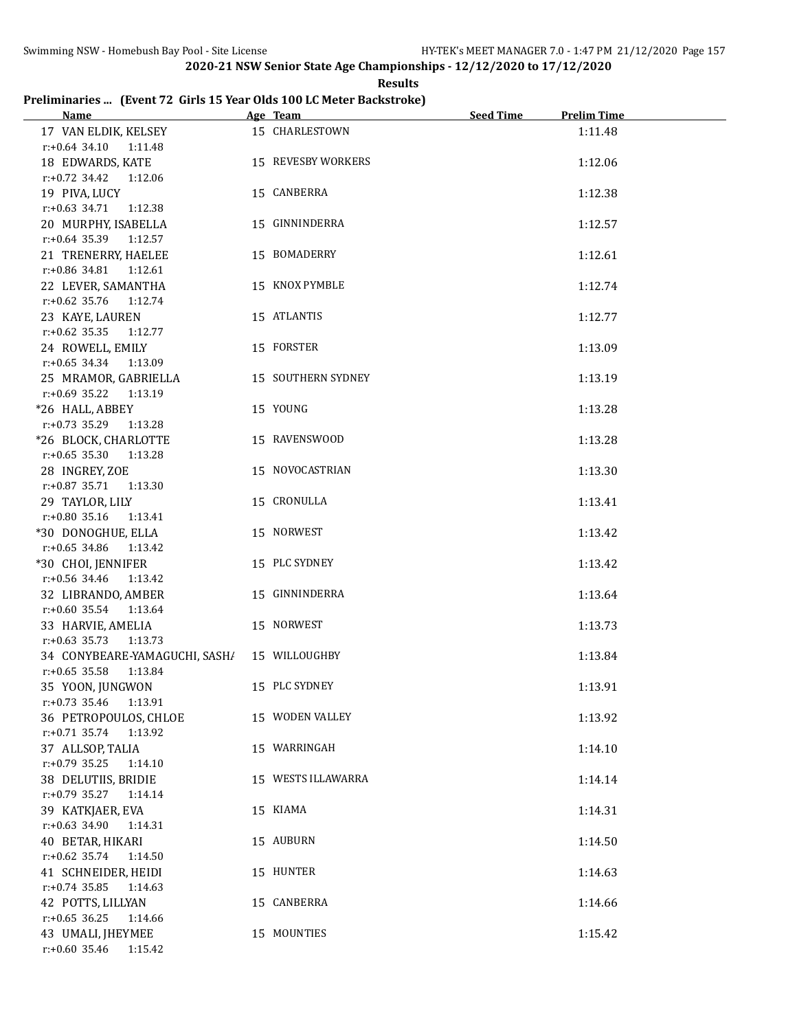## 2020-21 NSW Senior State Age Championships - 12/12/2020 to 17/12/2020

**Results**

### Preliminaries ... (Event 72 Girls 15 Year Olds 100 LC Meter Backstroke)

| Name | Age | Team | Seed Time | Prelim Time |
|---|---|---|---|---|
| 17 VAN ELDIK, KELSEY | 15 | CHARLESTOWN | | 1:11.48 |
| r:+0.64 34.10 1:11.48 | | | | |
| 18 EDWARDS, KATE | 15 | REVESBY WORKERS | | 1:12.06 |
| r:+0.72 34.42 1:12.06 | | | | |
| 19 PIVA, LUCY | 15 | CANBERRA | | 1:12.38 |
| r:+0.63 34.71 1:12.38 | | | | |
| 20 MURPHY, ISABELLA | 15 | GINNINDERRA | | 1:12.57 |
| r:+0.64 35.39 1:12.57 | | | | |
| 21 TRENERRY, HAELEE | 15 | BOMADERRY | | 1:12.61 |
| r:+0.86 34.81 1:12.61 | | | | |
| 22 LEVER, SAMANTHA | 15 | KNOX PYMBLE | | 1:12.74 |
| r:+0.62 35.76 1:12.74 | | | | |
| 23 KAYE, LAUREN | 15 | ATLANTIS | | 1:12.77 |
| r:+0.62 35.35 1:12.77 | | | | |
| 24 ROWELL, EMILY | 15 | FORSTER | | 1:13.09 |
| r:+0.65 34.34 1:13.09 | | | | |
| 25 MRAMOR, GABRIELLA | 15 | SOUTHERN SYDNEY | | 1:13.19 |
| r:+0.69 35.22 1:13.19 | | | | |
| *26 HALL, ABBEY | 15 | YOUNG | | 1:13.28 |
| r:+0.73 35.29 1:13.28 | | | | |
| *26 BLOCK, CHARLOTTE | 15 | RAVENSWOOD | | 1:13.28 |
| r:+0.65 35.30 1:13.28 | | | | |
| 28 INGREY, ZOE | 15 | NOVOCASTRIAN | | 1:13.30 |
| r:+0.87 35.71 1:13.30 | | | | |
| 29 TAYLOR, LILY | 15 | CRONULLA | | 1:13.41 |
| r:+0.80 35.16 1:13.41 | | | | |
| *30 DONOGHUE, ELLA | 15 | NORWEST | | 1:13.42 |
| r:+0.65 34.86 1:13.42 | | | | |
| *30 CHOI, JENNIFER | 15 | PLC SYDNEY | | 1:13.42 |
| r:+0.56 34.46 1:13.42 | | | | |
| 32 LIBRANDO, AMBER | 15 | GINNINDERRA | | 1:13.64 |
| r:+0.60 35.54 1:13.64 | | | | |
| 33 HARVIE, AMELIA | 15 | NORWEST | | 1:13.73 |
| r:+0.63 35.73 1:13.73 | | | | |
| 34 CONYBEARE-YAMAGUCHI, SASHA | 15 | WILLOUGHBY | | 1:13.84 |
| r:+0.65 35.58 1:13.84 | | | | |
| 35 YOON, JUNGWON | 15 | PLC SYDNEY | | 1:13.91 |
| r:+0.73 35.46 1:13.91 | | | | |
| 36 PETROPOULOS, CHLOE | 15 | WODEN VALLEY | | 1:13.92 |
| r:+0.71 35.74 1:13.92 | | | | |
| 37 ALLSOP, TALIA | 15 | WARRINGAH | | 1:14.10 |
| r:+0.79 35.25 1:14.10 | | | | |
| 38 DELUTIIS, BRIDIE | 15 | WESTS ILLAWARRA | | 1:14.14 |
| r:+0.79 35.27 1:14.14 | | | | |
| 39 KATKJAER, EVA | 15 | KIAMA | | 1:14.31 |
| r:+0.63 34.90 1:14.31 | | | | |
| 40 BETAR, HIKARI | 15 | AUBURN | | 1:14.50 |
| r:+0.62 35.74 1:14.50 | | | | |
| 41 SCHNEIDER, HEIDI | 15 | HUNTER | | 1:14.63 |
| r:+0.74 35.85 1:14.63 | | | | |
| 42 POTTS, LILLYAN | 15 | CANBERRA | | 1:14.66 |
| r:+0.65 36.25 1:14.66 | | | | |
| 43 UMALI, JHEYMEE | 15 | MOUNTIES | | 1:15.42 |
| r:+0.60 35.46 1:15.42 | | | | |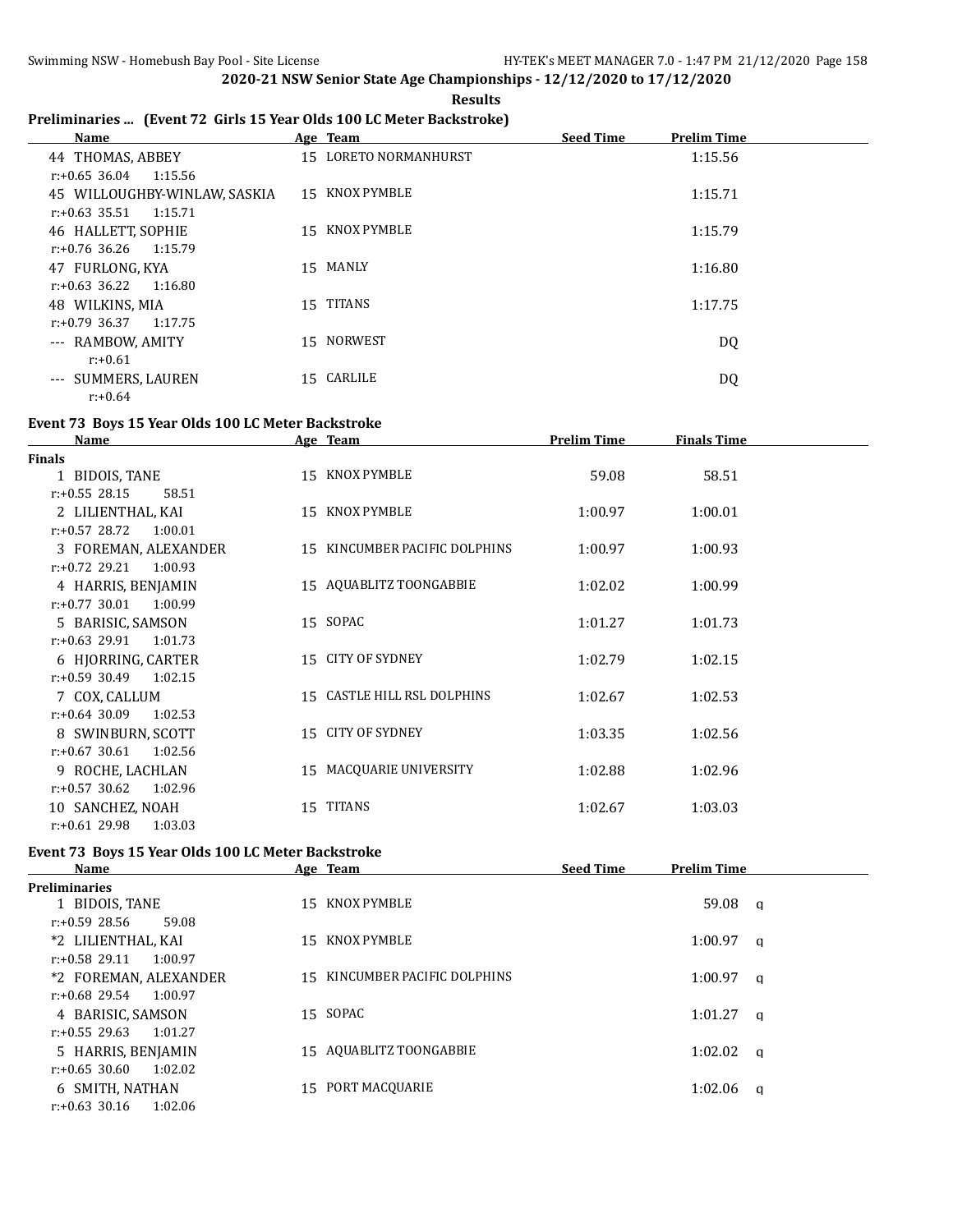**2020-21 NSW Senior State Age Championships - 12/12/2020 to 17/12/2020**

**Results**

## Preliminaries ... (Event 72 Girls 15 Year Olds 100 LC Meter Backstroke)

| Name | Age | Team | Seed Time | Prelim Time |
|---|---|---|---|---|
| 44 THOMAS, ABBEY | 15 | LORETO NORMANHURST | | 1:15.56 |
| r:+0.65 36.04 1:15.56 | | | | |
| 45 WILLOUGHBY-WINLAW, SASKIA | 15 | KNOX PYMBLE | | 1:15.71 |
| r:+0.63 35.51 1:15.71 | | | | |
| 46 HALLETT, SOPHIE | 15 | KNOX PYMBLE | | 1:15.79 |
| r:+0.76 36.26 1:15.79 | | | | |
| 47 FURLONG, KYA | 15 | MANLY | | 1:16.80 |
| r:+0.63 36.22 1:16.80 | | | | |
| 48 WILKINS, MIA | 15 | TITANS | | 1:17.75 |
| r:+0.79 36.37 1:17.75 | | | | |
| --- RAMBOW, AMITY | 15 | NORWEST | | DQ |
| r:+0.61 | | | | |
| --- SUMMERS, LAUREN | 15 | CARLILE | | DQ |
| r:+0.64 | | | | |

## Event 73 Boys 15 Year Olds 100 LC Meter Backstroke

| Name | Age | Team | Prelim Time | Finals Time |
|---|---|---|---|---|
| **Finals** | | | | |
| 1 BIDOIS, TANE | 15 | KNOX PYMBLE | 59.08 | 58.51 |
| r:+0.55 28.15 58.51 | | | | |
| 2 LILIENTHAL, KAI | 15 | KNOX PYMBLE | 1:00.97 | 1:00.01 |
| r:+0.57 28.72 1:00.01 | | | | |
| 3 FOREMAN, ALEXANDER | 15 | KINCUMBER PACIFIC DOLPHINS | 1:00.97 | 1:00.93 |
| r:+0.72 29.21 1:00.93 | | | | |
| 4 HARRIS, BENJAMIN | 15 | AQUABLITZ TOONGABBIE | 1:02.02 | 1:00.99 |
| r:+0.77 30.01 1:00.99 | | | | |
| 5 BARISIC, SAMSON | 15 | SOPAC | 1:01.27 | 1:01.73 |
| r:+0.63 29.91 1:01.73 | | | | |
| 6 HJORRING, CARTER | 15 | CITY OF SYDNEY | 1:02.79 | 1:02.15 |
| r:+0.59 30.49 1:02.15 | | | | |
| 7 COX, CALLUM | 15 | CASTLE HILL RSL DOLPHINS | 1:02.67 | 1:02.53 |
| r:+0.64 30.09 1:02.53 | | | | |
| 8 SWINBURN, SCOTT | 15 | CITY OF SYDNEY | 1:03.35 | 1:02.56 |
| r:+0.67 30.61 1:02.56 | | | | |
| 9 ROCHE, LACHLAN | 15 | MACQUARIE UNIVERSITY | 1:02.88 | 1:02.96 |
| r:+0.57 30.62 1:02.96 | | | | |
| 10 SANCHEZ, NOAH | 15 | TITANS | 1:02.67 | 1:03.03 |
| r:+0.61 29.98 1:03.03 | | | | |

## Event 73 Boys 15 Year Olds 100 LC Meter Backstroke

| Name | Age | Team | Seed Time | Prelim Time | |
|---|---|---|---|---|---|
| **Preliminaries** | | | | | |
| 1 BIDOIS, TANE | 15 | KNOX PYMBLE | | 59.08 | q |
| r:+0.59 28.56 59.08 | | | | | |
| *2 LILIENTHAL, KAI | 15 | KNOX PYMBLE | | 1:00.97 | q |
| r:+0.58 29.11 1:00.97 | | | | | |
| *2 FOREMAN, ALEXANDER | 15 | KINCUMBER PACIFIC DOLPHINS | | 1:00.97 | q |
| r:+0.68 29.54 1:00.97 | | | | | |
| 4 BARISIC, SAMSON | 15 | SOPAC | | 1:01.27 | q |
| r:+0.55 29.63 1:01.27 | | | | | |
| 5 HARRIS, BENJAMIN | 15 | AQUABLITZ TOONGABBIE | | 1:02.02 | q |
| r:+0.65 30.60 1:02.02 | | | | | |
| 6 SMITH, NATHAN | 15 | PORT MACQUARIE | | 1:02.06 | q |
| r:+0.63 30.16 1:02.06 | | | | | |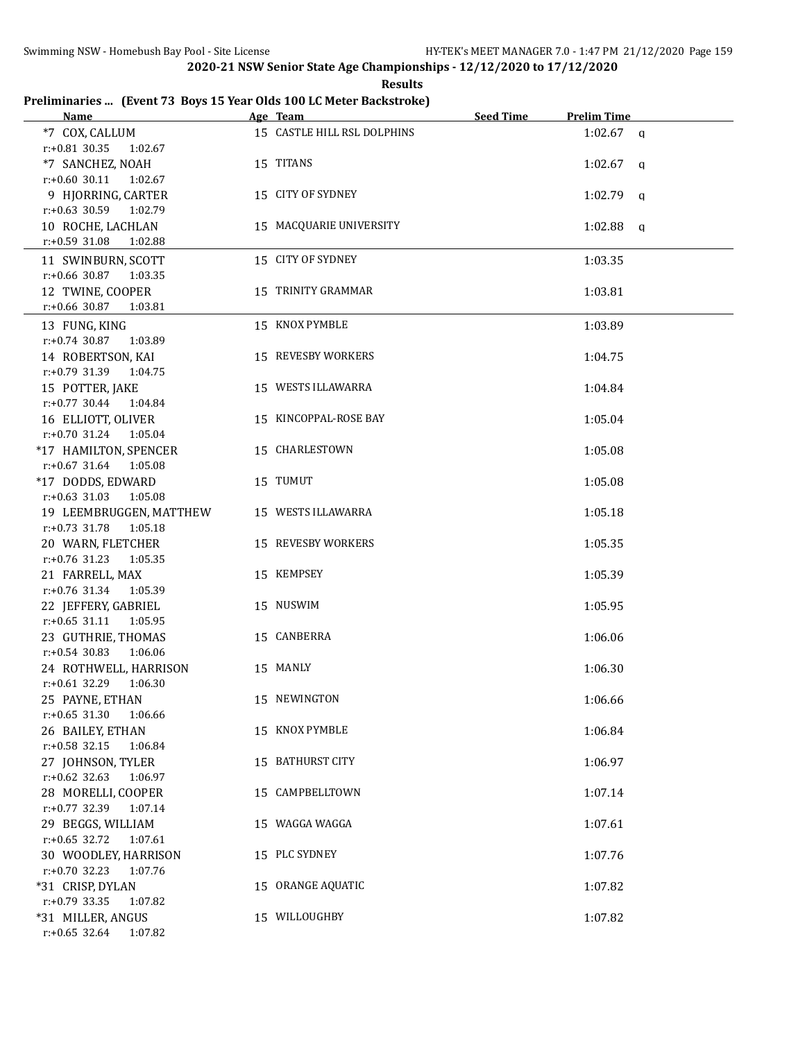## 2020-21 NSW Senior State Age Championships - 12/12/2020 to 17/12/2020

**Results**

### Preliminaries ... (Event 73 Boys 15 Year Olds 100 LC Meter Backstroke)

| Name | Age | Team | Seed Time | Prelim Time | |
|---|---|---|---|---|---|
| *7 COX, CALLUM | 15 | CASTLE HILL RSL DOLPHINS | | 1:02.67 | q |
| r:+0.81 30.35 1:02.67 | | | | | |
| *7 SANCHEZ, NOAH | 15 | TITANS | | 1:02.67 | q |
| r:+0.60 30.11 1:02.67 | | | | | |
| 9 HJORRING, CARTER | 15 | CITY OF SYDNEY | | 1:02.79 | q |
| r:+0.63 30.59 1:02.79 | | | | | |
| 10 ROCHE, LACHLAN | 15 | MACQUARIE UNIVERSITY | | 1:02.88 | q |
| r:+0.59 31.08 1:02.88 | | | | | |
| 11 SWINBURN, SCOTT | 15 | CITY OF SYDNEY | | 1:03.35 | |
| r:+0.66 30.87 1:03.35 | | | | | |
| 12 TWINE, COOPER | 15 | TRINITY GRAMMAR | | 1:03.81 | |
| r:+0.66 30.87 1:03.81 | | | | | |
| 13 FUNG, KING | 15 | KNOX PYMBLE | | 1:03.89 | |
| r:+0.74 30.87 1:03.89 | | | | | |
| 14 ROBERTSON, KAI | 15 | REVESBY WORKERS | | 1:04.75 | |
| r:+0.79 31.39 1:04.75 | | | | | |
| 15 POTTER, JAKE | 15 | WESTS ILLAWARRA | | 1:04.84 | |
| r:+0.77 30.44 1:04.84 | | | | | |
| 16 ELLIOTT, OLIVER | 15 | KINCOPPAL-ROSE BAY | | 1:05.04 | |
| r:+0.70 31.24 1:05.04 | | | | | |
| *17 HAMILTON, SPENCER | 15 | CHARLESTOWN | | 1:05.08 | |
| r:+0.67 31.64 1:05.08 | | | | | |
| *17 DODDS, EDWARD | 15 | TUMUT | | 1:05.08 | |
| r:+0.63 31.03 1:05.08 | | | | | |
| 19 LEEMBRUGGEN, MATTHEW | 15 | WESTS ILLAWARRA | | 1:05.18 | |
| r:+0.73 31.78 1:05.18 | | | | | |
| 20 WARN, FLETCHER | 15 | REVESBY WORKERS | | 1:05.35 | |
| r:+0.76 31.23 1:05.35 | | | | | |
| 21 FARRELL, MAX | 15 | KEMPSEY | | 1:05.39 | |
| r:+0.76 31.34 1:05.39 | | | | | |
| 22 JEFFERY, GABRIEL | 15 | NUSWIM | | 1:05.95 | |
| r:+0.65 31.11 1:05.95 | | | | | |
| 23 GUTHRIE, THOMAS | 15 | CANBERRA | | 1:06.06 | |
| r:+0.54 30.83 1:06.06 | | | | | |
| 24 ROTHWELL, HARRISON | 15 | MANLY | | 1:06.30 | |
| r:+0.61 32.29 1:06.30 | | | | | |
| 25 PAYNE, ETHAN | 15 | NEWINGTON | | 1:06.66 | |
| r:+0.65 31.30 1:06.66 | | | | | |
| 26 BAILEY, ETHAN | 15 | KNOX PYMBLE | | 1:06.84 | |
| r:+0.58 32.15 1:06.84 | | | | | |
| 27 JOHNSON, TYLER | 15 | BATHURST CITY | | 1:06.97 | |
| r:+0.62 32.63 1:06.97 | | | | | |
| 28 MORELLI, COOPER | 15 | CAMPBELLTOWN | | 1:07.14 | |
| r:+0.77 32.39 1:07.14 | | | | | |
| 29 BEGGS, WILLIAM | 15 | WAGGA WAGGA | | 1:07.61 | |
| r:+0.65 32.72 1:07.61 | | | | | |
| 30 WOODLEY, HARRISON | 15 | PLC SYDNEY | | 1:07.76 | |
| r:+0.70 32.23 1:07.76 | | | | | |
| *31 CRISP, DYLAN | 15 | ORANGE AQUATIC | | 1:07.82 | |
| r:+0.79 33.35 1:07.82 | | | | | |
| *31 MILLER, ANGUS | 15 | WILLOUGHBY | | 1:07.82 | |
| r:+0.65 32.64 1:07.82 | | | | | |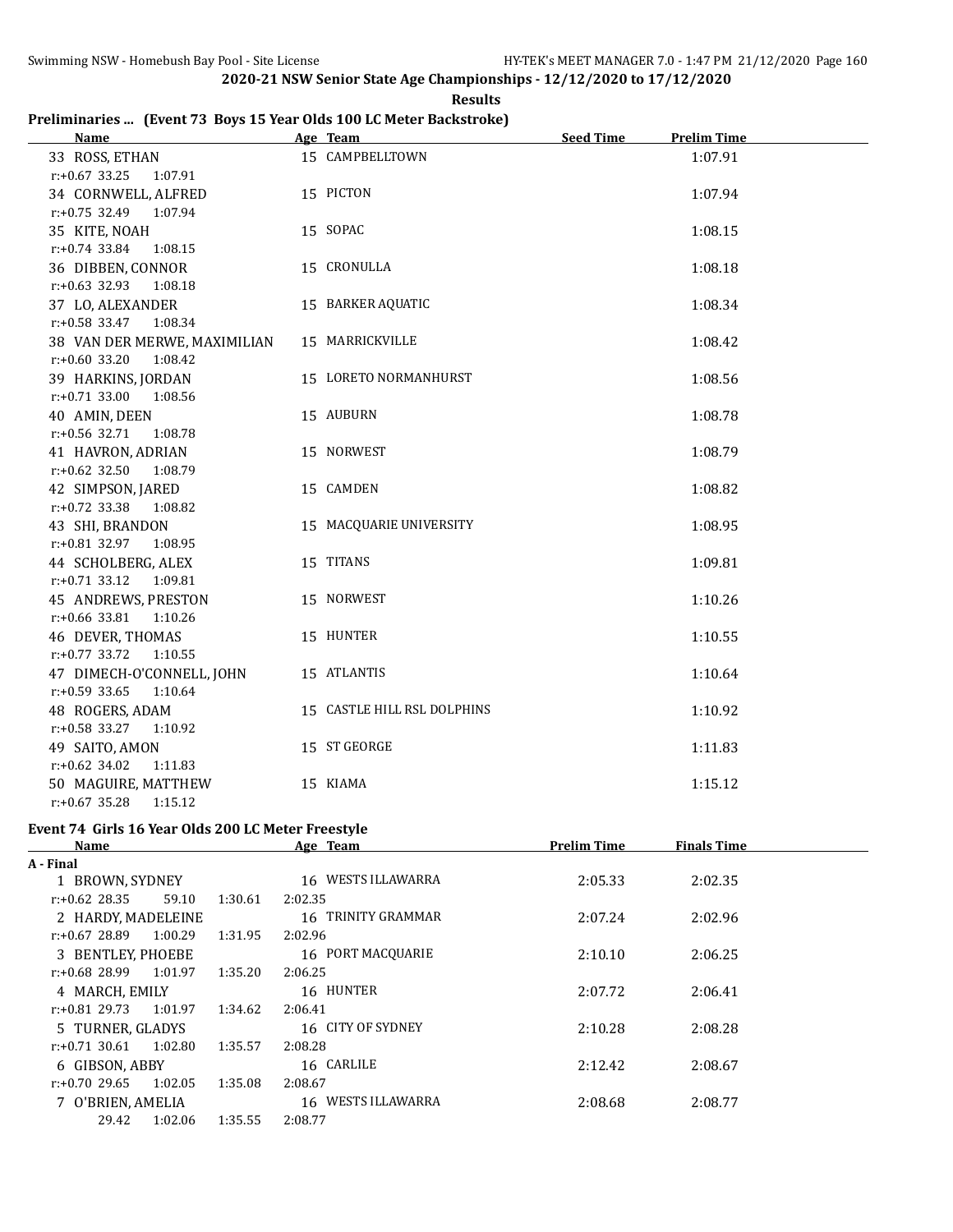## 2020-21 NSW Senior State Age Championships - 12/12/2020 to 17/12/2020

**Results**

### Preliminaries ... (Event 73 Boys 15 Year Olds 100 LC Meter Backstroke)

| | Name | Age | Team | Seed Time | Prelim Time |
|---|---|---|---|---|---|
| 33 | ROSS, ETHAN | 15 | CAMPBELLTOWN | | 1:07.91 |
| | r:+0.67 33.25 1:07.91 | | | | |
| 34 | CORNWELL, ALFRED | 15 | PICTON | | 1:07.94 |
| | r:+0.75 32.49 1:07.94 | | | | |
| 35 | KITE, NOAH | 15 | SOPAC | | 1:08.15 |
| | r:+0.74 33.84 1:08.15 | | | | |
| 36 | DIBBEN, CONNOR | 15 | CRONULLA | | 1:08.18 |
| | r:+0.63 32.93 1:08.18 | | | | |
| 37 | LO, ALEXANDER | 15 | BARKER AQUATIC | | 1:08.34 |
| | r:+0.58 33.47 1:08.34 | | | | |
| 38 | VAN DER MERWE, MAXIMILIAN | 15 | MARRICKVILLE | | 1:08.42 |
| | r:+0.60 33.20 1:08.42 | | | | |
| 39 | HARKINS, JORDAN | 15 | LORETO NORMANHURST | | 1:08.56 |
| | r:+0.71 33.00 1:08.56 | | | | |
| 40 | AMIN, DEEN | 15 | AUBURN | | 1:08.78 |
| | r:+0.56 32.71 1:08.78 | | | | |
| 41 | HAVRON, ADRIAN | 15 | NORWEST | | 1:08.79 |
| | r:+0.62 32.50 1:08.79 | | | | |
| 42 | SIMPSON, JARED | 15 | CAMDEN | | 1:08.82 |
| | r:+0.72 33.38 1:08.82 | | | | |
| 43 | SHI, BRANDON | 15 | MACQUARIE UNIVERSITY | | 1:08.95 |
| | r:+0.81 32.97 1:08.95 | | | | |
| 44 | SCHOLBERG, ALEX | 15 | TITANS | | 1:09.81 |
| | r:+0.71 33.12 1:09.81 | | | | |
| 45 | ANDREWS, PRESTON | 15 | NORWEST | | 1:10.26 |
| | r:+0.66 33.81 1:10.26 | | | | |
| 46 | DEVER, THOMAS | 15 | HUNTER | | 1:10.55 |
| | r:+0.77 33.72 1:10.55 | | | | |
| 47 | DIMECH-O'CONNELL, JOHN | 15 | ATLANTIS | | 1:10.64 |
| | r:+0.59 33.65 1:10.64 | | | | |
| 48 | ROGERS, ADAM | 15 | CASTLE HILL RSL DOLPHINS | | 1:10.92 |
| | r:+0.58 33.27 1:10.92 | | | | |
| 49 | SAITO, AMON | 15 | ST GEORGE | | 1:11.83 |
| | r:+0.62 34.02 1:11.83 | | | | |
| 50 | MAGUIRE, MATTHEW | 15 | KIAMA | | 1:15.12 |
| | r:+0.67 35.28 1:15.12 | | | | |

### Event 74 Girls 16 Year Olds 200 LC Meter Freestyle

| | Name | Age | Team | Prelim Time | Finals Time |
|---|---|---|---|---|---|
| **A - Final** | | | | | |
| 1 | BROWN, SYDNEY | 16 | WESTS ILLAWARRA | 2:05.33 | 2:02.35 |
| | r:+0.62 28.35 59.10 1:30.61 2:02.35 | | | | |
| 2 | HARDY, MADELEINE | 16 | TRINITY GRAMMAR | 2:07.24 | 2:02.96 |
| | r:+0.67 28.89 1:00.29 1:31.95 2:02.96 | | | | |
| 3 | BENTLEY, PHOEBE | 16 | PORT MACQUARIE | 2:10.10 | 2:06.25 |
| | r:+0.68 28.99 1:01.97 1:35.20 2:06.25 | | | | |
| 4 | MARCH, EMILY | 16 | HUNTER | 2:07.72 | 2:06.41 |
| | r:+0.81 29.73 1:01.97 1:34.62 2:06.41 | | | | |
| 5 | TURNER, GLADYS | 16 | CITY OF SYDNEY | 2:10.28 | 2:08.28 |
| | r:+0.71 30.61 1:02.80 1:35.57 2:08.28 | | | | |
| 6 | GIBSON, ABBY | 16 | CARLILE | 2:12.42 | 2:08.67 |
| | r:+0.70 29.65 1:02.05 1:35.08 2:08.67 | | | | |
| 7 | O'BRIEN, AMELIA | 16 | WESTS ILLAWARRA | 2:08.68 | 2:08.77 |
| | 29.42 1:02.06 1:35.55 2:08.77 | | | | |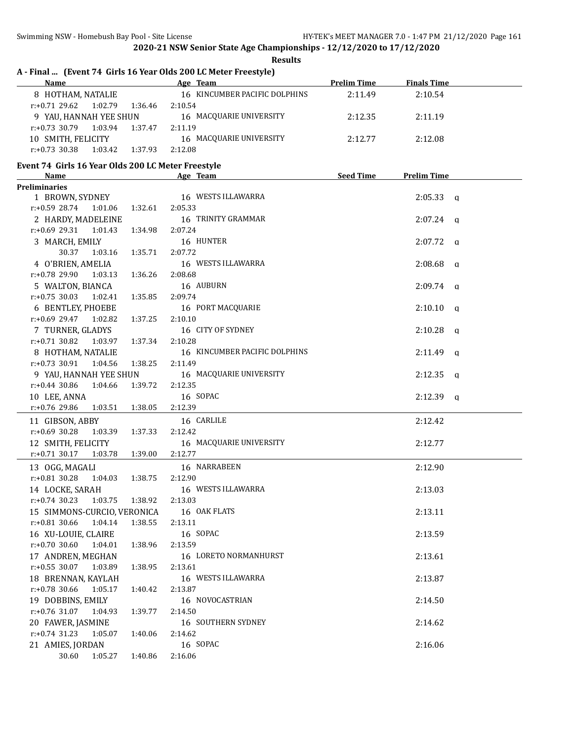**2020-21 NSW Senior State Age Championships - 12/12/2020 to 17/12/2020**

**Results**

## A - Final ... (Event 74 Girls 16 Year Olds 200 LC Meter Freestyle)

| Name | Age | Team | Prelim Time | Finals Time |
|---|---|---|---|---|
| 8 HOTHAM, NATALIE | 16 | KINCUMBER PACIFIC DOLPHINS | 2:11.49 | 2:10.54 |
| r:+0.71 29.62 1:02.79 1:36.46 2:10.54 | | | | |
| 9 YAU, HANNAH YEE SHUN | 16 | MACQUARIE UNIVERSITY | 2:12.35 | 2:11.19 |
| r:+0.73 30.79 1:03.94 1:37.47 2:11.19 | | | | |
| 10 SMITH, FELICITY | 16 | MACQUARIE UNIVERSITY | 2:12.77 | 2:12.08 |
| r:+0.73 30.38 1:03.42 1:37.93 2:12.08 | | | | |

## Event 74 Girls 16 Year Olds 200 LC Meter Freestyle

| Name | Age | Team | Seed Time | Prelim Time | |
|---|---|---|---|---|---|
| **Preliminaries** | | | | | |
| 1 BROWN, SYDNEY | 16 | WESTS ILLAWARRA | | 2:05.33 | q |
| r:+0.59 28.74 1:01.06 1:32.61 2:05.33 | | | | | |
| 2 HARDY, MADELEINE | 16 | TRINITY GRAMMAR | | 2:07.24 | q |
| r:+0.69 29.31 1:01.43 1:34.98 2:07.24 | | | | | |
| 3 MARCH, EMILY | 16 | HUNTER | | 2:07.72 | q |
| 30.37 1:03.16 1:35.71 2:07.72 | | | | | |
| 4 O'BRIEN, AMELIA | 16 | WESTS ILLAWARRA | | 2:08.68 | q |
| r:+0.78 29.90 1:03.13 1:36.26 2:08.68 | | | | | |
| 5 WALTON, BIANCA | 16 | AUBURN | | 2:09.74 | q |
| r:+0.75 30.03 1:02.41 1:35.85 2:09.74 | | | | | |
| 6 BENTLEY, PHOEBE | 16 | PORT MACQUARIE | | 2:10.10 | q |
| r:+0.69 29.47 1:02.82 1:37.25 2:10.10 | | | | | |
| 7 TURNER, GLADYS | 16 | CITY OF SYDNEY | | 2:10.28 | q |
| r:+0.71 30.82 1:03.97 1:37.34 2:10.28 | | | | | |
| 8 HOTHAM, NATALIE | 16 | KINCUMBER PACIFIC DOLPHINS | | 2:11.49 | q |
| r:+0.73 30.91 1:04.56 1:38.25 2:11.49 | | | | | |
| 9 YAU, HANNAH YEE SHUN | 16 | MACQUARIE UNIVERSITY | | 2:12.35 | q |
| r:+0.44 30.86 1:04.66 1:39.72 2:12.35 | | | | | |
| 10 LEE, ANNA | 16 | SOPAC | | 2:12.39 | q |
| r:+0.76 29.86 1:03.51 1:38.05 2:12.39 | | | | | |
| 11 GIBSON, ABBY | 16 | CARLILE | | 2:12.42 | |
| r:+0.69 30.28 1:03.39 1:37.33 2:12.42 | | | | | |
| 12 SMITH, FELICITY | 16 | MACQUARIE UNIVERSITY | | 2:12.77 | |
| r:+0.71 30.17 1:03.78 1:39.00 2:12.77 | | | | | |
| 13 OGG, MAGALI | 16 | NARRABEEN | | 2:12.90 | |
| r:+0.81 30.28 1:04.03 1:38.75 2:12.90 | | | | | |
| 14 LOCKE, SARAH | 16 | WESTS ILLAWARRA | | 2:13.03 | |
| r:+0.74 30.23 1:03.75 1:38.92 2:13.03 | | | | | |
| 15 SIMMONS-CURCIO, VERONICA | 16 | OAK FLATS | | 2:13.11 | |
| r:+0.81 30.66 1:04.14 1:38.55 2:13.11 | | | | | |
| 16 XU-LOUIE, CLAIRE | 16 | SOPAC | | 2:13.59 | |
| r:+0.70 30.60 1:04.01 1:38.96 2:13.59 | | | | | |
| 17 ANDREN, MEGHAN | 16 | LORETO NORMANHURST | | 2:13.61 | |
| r:+0.55 30.07 1:03.89 1:38.95 2:13.61 | | | | | |
| 18 BRENNAN, KAYLAH | 16 | WESTS ILLAWARRA | | 2:13.87 | |
| r:+0.78 30.66 1:05.17 1:40.42 2:13.87 | | | | | |
| 19 DOBBINS, EMILY | 16 | NOVOCASTRIAN | | 2:14.50 | |
| r:+0.76 31.07 1:04.93 1:39.77 2:14.50 | | | | | |
| 20 FAWER, JASMINE | 16 | SOUTHERN SYDNEY | | 2:14.62 | |
| r:+0.74 31.23 1:05.07 1:40.06 2:14.62 | | | | | |
| 21 AMIES, JORDAN | 16 | SOPAC | | 2:16.06 | |
| 30.60 1:05.27 1:40.86 2:16.06 | | | | | |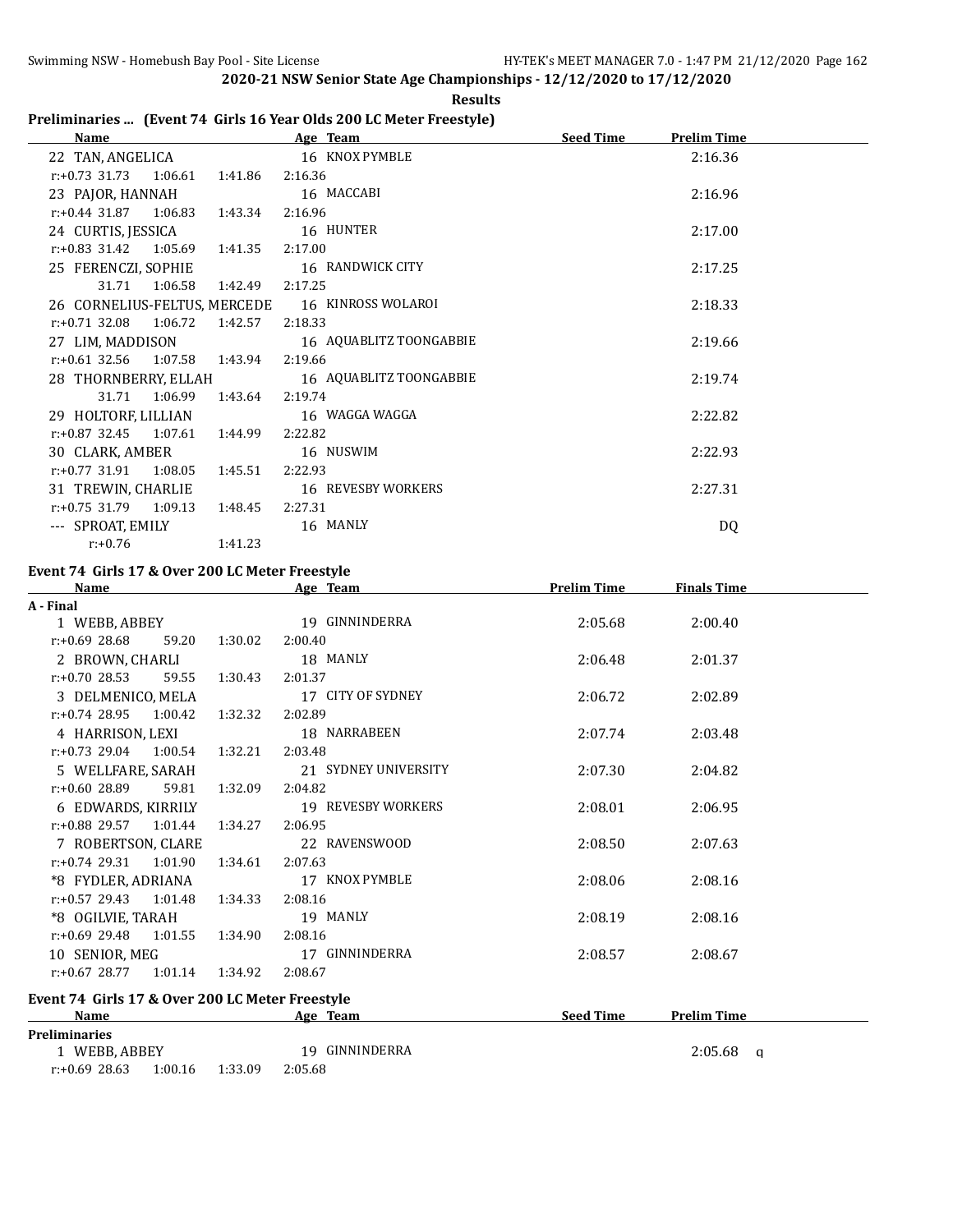**2020-21 NSW Senior State Age Championships - 12/12/2020 to 17/12/2020**

**Results**

## Preliminaries ... (Event 74 Girls 16 Year Olds 200 LC Meter Freestyle)

| Name | Age | Team | Seed Time | Prelim Time |
|---|---|---|---|---|
| 22 TAN, ANGELICA | 16 | KNOX PYMBLE | | 2:16.36 |
| r:+0.73 31.73 1:06.61 1:41.86 2:16.36 | | | | |
| 23 PAJOR, HANNAH | 16 | MACCABI | | 2:16.96 |
| r:+0.44 31.87 1:06.83 1:43.34 2:16.96 | | | | |
| 24 CURTIS, JESSICA | 16 | HUNTER | | 2:17.00 |
| r:+0.83 31.42 1:05.69 1:41.35 2:17.00 | | | | |
| 25 FERENCZI, SOPHIE | 16 | RANDWICK CITY | | 2:17.25 |
| 31.71 1:06.58 1:42.49 2:17.25 | | | | |
| 26 CORNELIUS-FELTUS, MERCEDE | 16 | KINROSS WOLAROI | | 2:18.33 |
| r:+0.71 32.08 1:06.72 1:42.57 2:18.33 | | | | |
| 27 LIM, MADDISON | 16 | AQUABLITZ TOONGABBIE | | 2:19.66 |
| r:+0.61 32.56 1:07.58 1:43.94 2:19.66 | | | | |
| 28 THORNBERRY, ELLAH | 16 | AQUABLITZ TOONGABBIE | | 2:19.74 |
| 31.71 1:06.99 1:43.64 2:19.74 | | | | |
| 29 HOLTORF, LILLIAN | 16 | WAGGA WAGGA | | 2:22.82 |
| r:+0.87 32.45 1:07.61 1:44.99 2:22.82 | | | | |
| 30 CLARK, AMBER | 16 | NUSWIM | | 2:22.93 |
| r:+0.77 31.91 1:08.05 1:45.51 2:22.93 | | | | |
| 31 TREWIN, CHARLIE | 16 | REVESBY WORKERS | | 2:27.31 |
| r:+0.75 31.79 1:09.13 1:48.45 2:27.31 | | | | |
| --- SPROAT, EMILY | 16 | MANLY | | DQ |
| r:+0.76 1:41.23 | | | | |

## Event 74 Girls 17 & Over 200 LC Meter Freestyle

| Name | Age | Team | Prelim Time | Finals Time |
|---|---|---|---|---|
| **A - Final** | | | | |
| 1 WEBB, ABBEY | 19 | GINNINDERRA | 2:05.68 | 2:00.40 |
| r:+0.69 28.68 59.20 1:30.02 2:00.40 | | | | |
| 2 BROWN, CHARLI | 18 | MANLY | 2:06.48 | 2:01.37 |
| r:+0.70 28.53 59.55 1:30.43 2:01.37 | | | | |
| 3 DELMENICO, MELA | 17 | CITY OF SYDNEY | 2:06.72 | 2:02.89 |
| r:+0.74 28.95 1:00.42 1:32.32 2:02.89 | | | | |
| 4 HARRISON, LEXI | 18 | NARRABEEN | 2:07.74 | 2:03.48 |
| r:+0.73 29.04 1:00.54 1:32.21 2:03.48 | | | | |
| 5 WELLFARE, SARAH | 21 | SYDNEY UNIVERSITY | 2:07.30 | 2:04.82 |
| r:+0.60 28.89 59.81 1:32.09 2:04.82 | | | | |
| 6 EDWARDS, KIRRILY | 19 | REVESBY WORKERS | 2:08.01 | 2:06.95 |
| r:+0.88 29.57 1:01.44 1:34.27 2:06.95 | | | | |
| 7 ROBERTSON, CLARE | 22 | RAVENSWOOD | 2:08.50 | 2:07.63 |
| r:+0.74 29.31 1:01.90 1:34.61 2:07.63 | | | | |
| *8 FYDLER, ADRIANA | 17 | KNOX PYMBLE | 2:08.06 | 2:08.16 |
| r:+0.57 29.43 1:01.48 1:34.33 2:08.16 | | | | |
| *8 OGILVIE, TARAH | 19 | MANLY | 2:08.19 | 2:08.16 |
| r:+0.69 29.48 1:01.55 1:34.90 2:08.16 | | | | |
| 10 SENIOR, MEG | 17 | GINNINDERRA | 2:08.57 | 2:08.67 |
| r:+0.67 28.77 1:01.14 1:34.92 2:08.67 | | | | |

## Event 74 Girls 17 & Over 200 LC Meter Freestyle

| Name | Age | Team | Seed Time | Prelim Time |
|---|---|---|---|---|
| **Preliminaries** | | | | |
| 1 WEBB, ABBEY | 19 | GINNINDERRA | | 2:05.68 q |
| r:+0.69 28.63 1:00.16 1:33.09 2:05.68 | | | | |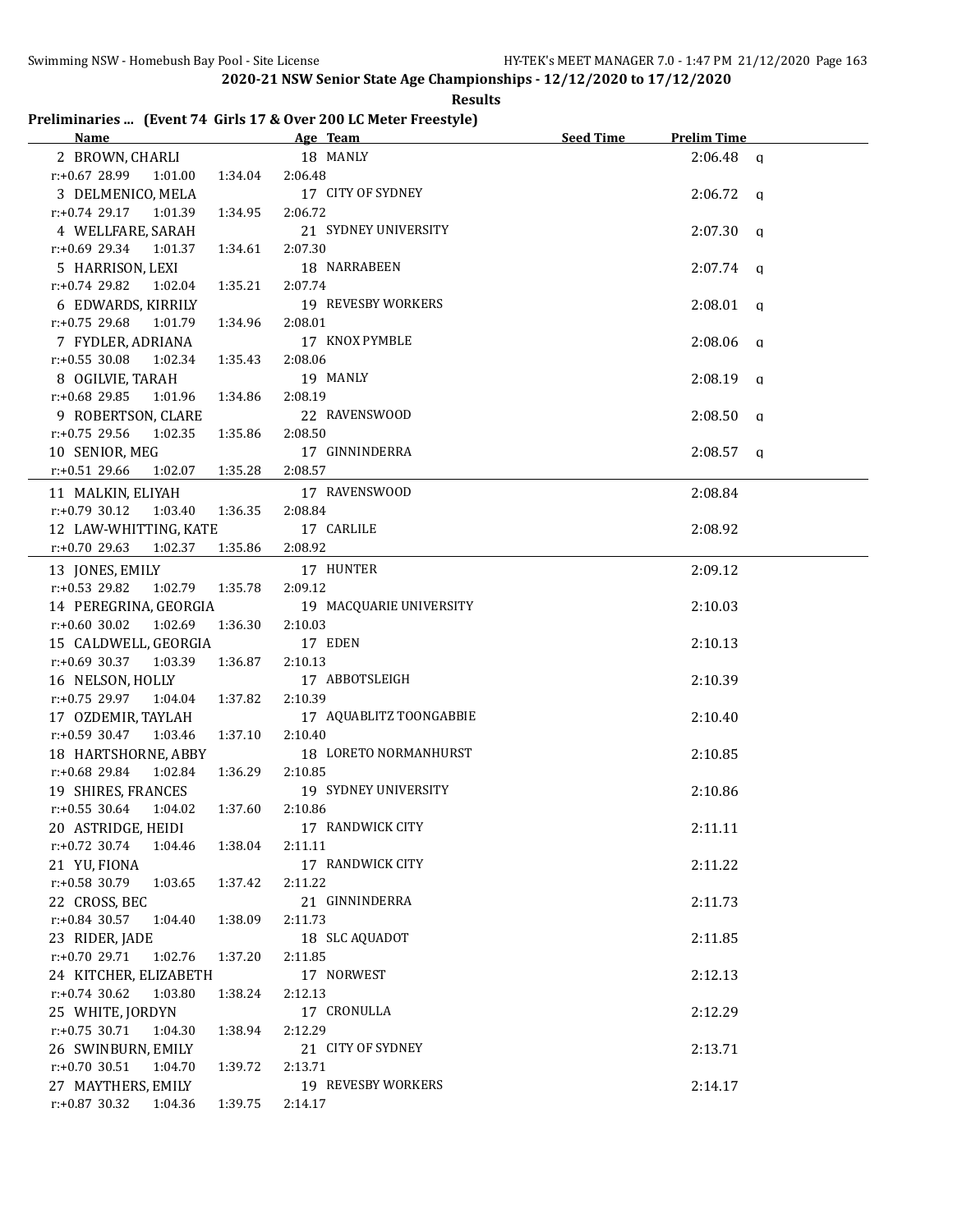**2020-21 NSW Senior State Age Championships - 12/12/2020 to 17/12/2020**

**Results**

### Preliminaries ... (Event 74 Girls 17 & Over 200 LC Meter Freestyle)

| Name | Age | Team | Seed Time | Prelim Time | |
|---|---|---|---|---|---|
| 2 BROWN, CHARLI | 18 | MANLY | | 2:06.48 | q |
| r:+0.67 28.99 1:01.00 1:34.04 2:06.48 | | | | | |
| 3 DELMENICO, MELA | 17 | CITY OF SYDNEY | | 2:06.72 | q |
| r:+0.74 29.17 1:01.39 1:34.95 2:06.72 | | | | | |
| 4 WELLFARE, SARAH | 21 | SYDNEY UNIVERSITY | | 2:07.30 | q |
| r:+0.69 29.34 1:01.37 1:34.61 2:07.30 | | | | | |
| 5 HARRISON, LEXI | 18 | NARRABEEN | | 2:07.74 | q |
| r:+0.74 29.82 1:02.04 1:35.21 2:07.74 | | | | | |
| 6 EDWARDS, KIRRILY | 19 | REVESBY WORKERS | | 2:08.01 | q |
| r:+0.75 29.68 1:01.79 1:34.96 2:08.01 | | | | | |
| 7 FYDLER, ADRIANA | 17 | KNOX PYMBLE | | 2:08.06 | q |
| r:+0.55 30.08 1:02.34 1:35.43 2:08.06 | | | | | |
| 8 OGILVIE, TARAH | 19 | MANLY | | 2:08.19 | q |
| r:+0.68 29.85 1:01.96 1:34.86 2:08.19 | | | | | |
| 9 ROBERTSON, CLARE | 22 | RAVENSWOOD | | 2:08.50 | q |
| r:+0.75 29.56 1:02.35 1:35.86 2:08.50 | | | | | |
| 10 SENIOR, MEG | 17 | GINNINDERRA | | 2:08.57 | q |
| r:+0.51 29.66 1:02.07 1:35.28 2:08.57 | | | | | |
| 11 MALKIN, ELIYAH | 17 | RAVENSWOOD | | 2:08.84 | |
| r:+0.79 30.12 1:03.40 1:36.35 2:08.84 | | | | | |
| 12 LAW-WHITTING, KATE | 17 | CARLILE | | 2:08.92 | |
| r:+0.70 29.63 1:02.37 1:35.86 2:08.92 | | | | | |
| 13 JONES, EMILY | 17 | HUNTER | | 2:09.12 | |
| r:+0.53 29.82 1:02.79 1:35.78 2:09.12 | | | | | |
| 14 PEREGRINA, GEORGIA | 19 | MACQUARIE UNIVERSITY | | 2:10.03 | |
| r:+0.60 30.02 1:02.69 1:36.30 2:10.03 | | | | | |
| 15 CALDWELL, GEORGIA | 17 | EDEN | | 2:10.13 | |
| r:+0.69 30.37 1:03.39 1:36.87 2:10.13 | | | | | |
| 16 NELSON, HOLLY | 17 | ABBOTSLEIGH | | 2:10.39 | |
| r:+0.75 29.97 1:04.04 1:37.82 2:10.39 | | | | | |
| 17 OZDEMIR, TAYLAH | 17 | AQUABLITZ TOONGABBIE | | 2:10.40 | |
| r:+0.59 30.47 1:03.46 1:37.10 2:10.40 | | | | | |
| 18 HARTSHORNE, ABBY | 18 | LORETO NORMANHURST | | 2:10.85 | |
| r:+0.68 29.84 1:02.84 1:36.29 2:10.85 | | | | | |
| 19 SHIRES, FRANCES | 19 | SYDNEY UNIVERSITY | | 2:10.86 | |
| r:+0.55 30.64 1:04.02 1:37.60 2:10.86 | | | | | |
| 20 ASTRIDGE, HEIDI | 17 | RANDWICK CITY | | 2:11.11 | |
| r:+0.72 30.74 1:04.46 1:38.04 2:11.11 | | | | | |
| 21 YU, FIONA | 17 | RANDWICK CITY | | 2:11.22 | |
| r:+0.58 30.79 1:03.65 1:37.42 2:11.22 | | | | | |
| 22 CROSS, BEC | 21 | GINNINDERRA | | 2:11.73 | |
| r:+0.84 30.57 1:04.40 1:38.09 2:11.73 | | | | | |
| 23 RIDER, JADE | 18 | SLC AQUADOT | | 2:11.85 | |
| r:+0.70 29.71 1:02.76 1:37.20 2:11.85 | | | | | |
| 24 KITCHER, ELIZABETH | 17 | NORWEST | | 2:12.13 | |
| r:+0.74 30.62 1:03.80 1:38.24 2:12.13 | | | | | |
| 25 WHITE, JORDYN | 17 | CRONULLA | | 2:12.29 | |
| r:+0.75 30.71 1:04.30 1:38.94 2:12.29 | | | | | |
| 26 SWINBURN, EMILY | 21 | CITY OF SYDNEY | | 2:13.71 | |
| r:+0.70 30.51 1:04.70 1:39.72 2:13.71 | | | | | |
| 27 MAYTHERS, EMILY | 19 | REVESBY WORKERS | | 2:14.17 | |
| r:+0.87 30.32 1:04.36 1:39.75 2:14.17 | | | | | |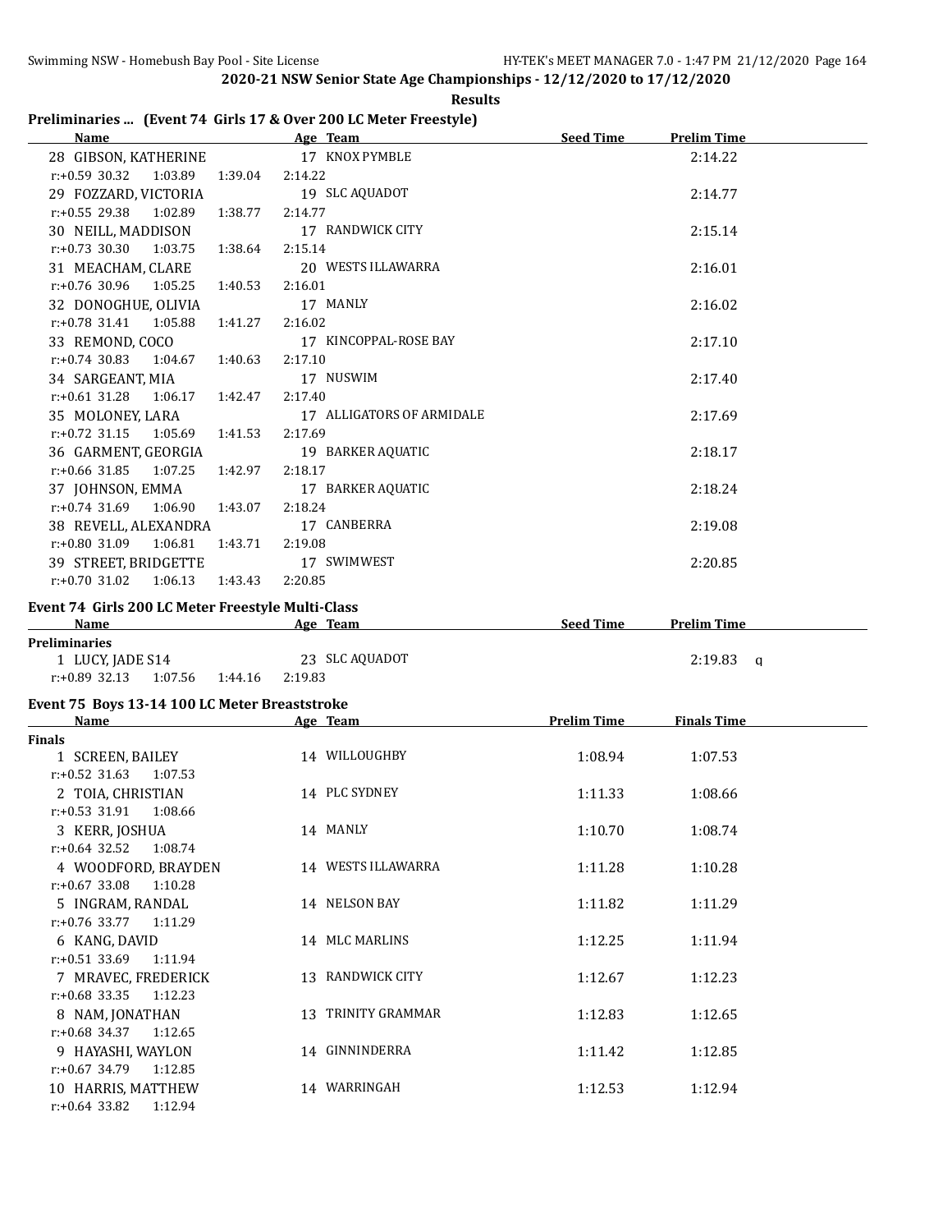## 2020-21 NSW Senior State Age Championships - 12/12/2020 to 17/12/2020

**Results**

### Preliminaries ... (Event 74 Girls 17 & Over 200 LC Meter Freestyle)

| Name | Age | Team | Seed Time | Prelim Time |
|---|---|---|---|---|
| 28 GIBSON, KATHERINE | 17 | KNOX PYMBLE | | 2:14.22 |
| r:+0.59 30.32 1:03.89 1:39.04 2:14.22 | | | | |
| 29 FOZZARD, VICTORIA | 19 | SLC AQUADOT | | 2:14.77 |
| r:+0.55 29.38 1:02.89 1:38.77 2:14.77 | | | | |
| 30 NEILL, MADDISON | 17 | RANDWICK CITY | | 2:15.14 |
| r:+0.73 30.30 1:03.75 1:38.64 2:15.14 | | | | |
| 31 MEACHAM, CLARE | 20 | WESTS ILLAWARRA | | 2:16.01 |
| r:+0.76 30.96 1:05.25 1:40.53 2:16.01 | | | | |
| 32 DONOGHUE, OLIVIA | 17 | MANLY | | 2:16.02 |
| r:+0.78 31.41 1:05.88 1:41.27 2:16.02 | | | | |
| 33 REMOND, COCO | 17 | KINCOPPAL-ROSE BAY | | 2:17.10 |
| r:+0.74 30.83 1:04.67 1:40.63 2:17.10 | | | | |
| 34 SARGEANT, MIA | 17 | NUSWIM | | 2:17.40 |
| r:+0.61 31.28 1:06.17 1:42.47 2:17.40 | | | | |
| 35 MOLONEY, LARA | 17 | ALLIGATORS OF ARMIDALE | | 2:17.69 |
| r:+0.72 31.15 1:05.69 1:41.53 2:17.69 | | | | |
| 36 GARMENT, GEORGIA | 19 | BARKER AQUATIC | | 2:18.17 |
| r:+0.66 31.85 1:07.25 1:42.97 2:18.17 | | | | |
| 37 JOHNSON, EMMA | 17 | BARKER AQUATIC | | 2:18.24 |
| r:+0.74 31.69 1:06.90 1:43.07 2:18.24 | | | | |
| 38 REVELL, ALEXANDRA | 17 | CANBERRA | | 2:19.08 |
| r:+0.80 31.09 1:06.81 1:43.71 2:19.08 | | | | |
| 39 STREET, BRIDGETTE | 17 | SWIMWEST | | 2:20.85 |
| r:+0.70 31.02 1:06.13 1:43.43 2:20.85 | | | | |

### Event 74 Girls 200 LC Meter Freestyle Multi-Class

| Name | Age | Team | Seed Time | Prelim Time |
|---|---|---|---|---|
| **Preliminaries** | | | | |
| 1 LUCY, JADE S14 | 23 | SLC AQUADOT | | 2:19.83 q |
| r:+0.89 32.13 1:07.56 1:44.16 2:19.83 | | | | |

### Event 75 Boys 13-14 100 LC Meter Breaststroke

| Name | Age | Team | Prelim Time | Finals Time |
|---|---|---|---|---|
| **Finals** | | | | |
| 1 SCREEN, BAILEY | 14 | WILLOUGHBY | 1:08.94 | 1:07.53 |
| r:+0.52 31.63 1:07.53 | | | | |
| 2 TOIA, CHRISTIAN | 14 | PLC SYDNEY | 1:11.33 | 1:08.66 |
| r:+0.53 31.91 1:08.66 | | | | |
| 3 KERR, JOSHUA | 14 | MANLY | 1:10.70 | 1:08.74 |
| r:+0.64 32.52 1:08.74 | | | | |
| 4 WOODFORD, BRAYDEN | 14 | WESTS ILLAWARRA | 1:11.28 | 1:10.28 |
| r:+0.67 33.08 1:10.28 | | | | |
| 5 INGRAM, RANDAL | 14 | NELSON BAY | 1:11.82 | 1:11.29 |
| r:+0.76 33.77 1:11.29 | | | | |
| 6 KANG, DAVID | 14 | MLC MARLINS | 1:12.25 | 1:11.94 |
| r:+0.51 33.69 1:11.94 | | | | |
| 7 MRAVEC, FREDERICK | 13 | RANDWICK CITY | 1:12.67 | 1:12.23 |
| r:+0.68 33.35 1:12.23 | | | | |
| 8 NAM, JONATHAN | 13 | TRINITY GRAMMAR | 1:12.83 | 1:12.65 |
| r:+0.68 34.37 1:12.65 | | | | |
| 9 HAYASHI, WAYLON | 14 | GINNINDERRA | 1:11.42 | 1:12.85 |
| r:+0.67 34.79 1:12.85 | | | | |
| 10 HARRIS, MATTHEW | 14 | WARRINGAH | 1:12.53 | 1:12.94 |
| r:+0.64 33.82 1:12.94 | | | | |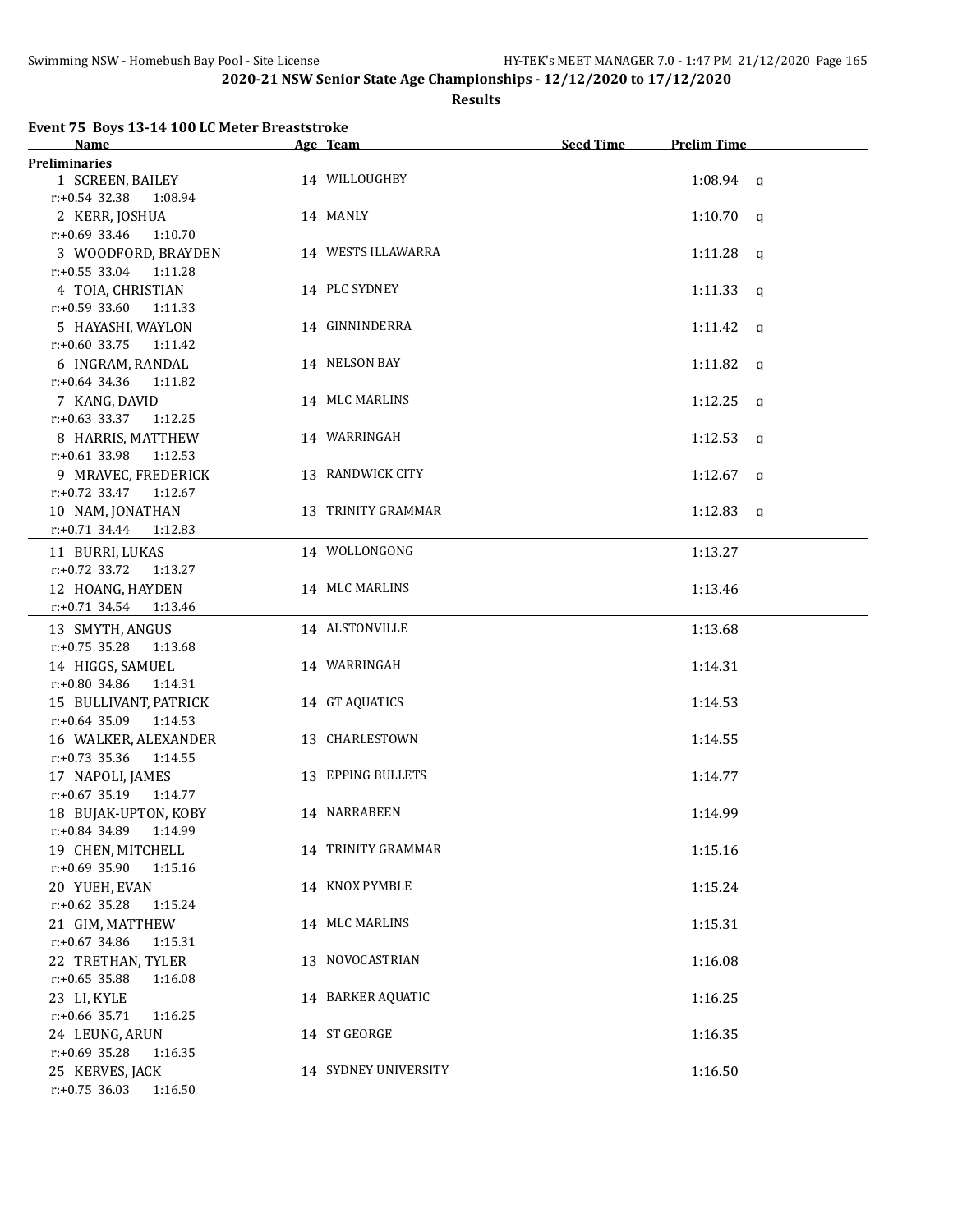2020-21 NSW Senior State Age Championships - 12/12/2020 to 17/12/2020

**Results**

### Event 75 Boys 13-14 100 LC Meter Breaststroke

| Name | Age | Team | Seed Time | Prelim Time | |
|---|---|---|---|---|---|
| **Preliminaries** | | | | | |
| 1 SCREEN, BAILEY | 14 | WILLOUGHBY | | 1:08.94 | q |
| r:+0.54 32.38 1:08.94 | | | | | |
| 2 KERR, JOSHUA | 14 | MANLY | | 1:10.70 | q |
| r:+0.69 33.46 1:10.70 | | | | | |
| 3 WOODFORD, BRAYDEN | 14 | WESTS ILLAWARRA | | 1:11.28 | q |
| r:+0.55 33.04 1:11.28 | | | | | |
| 4 TOIA, CHRISTIAN | 14 | PLC SYDNEY | | 1:11.33 | q |
| r:+0.59 33.60 1:11.33 | | | | | |
| 5 HAYASHI, WAYLON | 14 | GINNINDERRA | | 1:11.42 | q |
| r:+0.60 33.75 1:11.42 | | | | | |
| 6 INGRAM, RANDAL | 14 | NELSON BAY | | 1:11.82 | q |
| r:+0.64 34.36 1:11.82 | | | | | |
| 7 KANG, DAVID | 14 | MLC MARLINS | | 1:12.25 | q |
| r:+0.63 33.37 1:12.25 | | | | | |
| 8 HARRIS, MATTHEW | 14 | WARRINGAH | | 1:12.53 | q |
| r:+0.61 33.98 1:12.53 | | | | | |
| 9 MRAVEC, FREDERICK | 13 | RANDWICK CITY | | 1:12.67 | q |
| r:+0.72 33.47 1:12.67 | | | | | |
| 10 NAM, JONATHAN | 13 | TRINITY GRAMMAR | | 1:12.83 | q |
| r:+0.71 34.44 1:12.83 | | | | | |
| 11 BURRI, LUKAS | 14 | WOLLONGONG | | 1:13.27 | |
| r:+0.72 33.72 1:13.27 | | | | | |
| 12 HOANG, HAYDEN | 14 | MLC MARLINS | | 1:13.46 | |
| r:+0.71 34.54 1:13.46 | | | | | |
| 13 SMYTH, ANGUS | 14 | ALSTONVILLE | | 1:13.68 | |
| r:+0.75 35.28 1:13.68 | | | | | |
| 14 HIGGS, SAMUEL | 14 | WARRINGAH | | 1:14.31 | |
| r:+0.80 34.86 1:14.31 | | | | | |
| 15 BULLIVANT, PATRICK | 14 | GT AQUATICS | | 1:14.53 | |
| r:+0.64 35.09 1:14.53 | | | | | |
| 16 WALKER, ALEXANDER | 13 | CHARLESTOWN | | 1:14.55 | |
| r:+0.73 35.36 1:14.55 | | | | | |
| 17 NAPOLI, JAMES | 13 | EPPING BULLETS | | 1:14.77 | |
| r:+0.67 35.19 1:14.77 | | | | | |
| 18 BUJAK-UPTON, KOBY | 14 | NARRABEEN | | 1:14.99 | |
| r:+0.84 34.89 1:14.99 | | | | | |
| 19 CHEN, MITCHELL | 14 | TRINITY GRAMMAR | | 1:15.16 | |
| r:+0.69 35.90 1:15.16 | | | | | |
| 20 YUEH, EVAN | 14 | KNOX PYMBLE | | 1:15.24 | |
| r:+0.62 35.28 1:15.24 | | | | | |
| 21 GIM, MATTHEW | 14 | MLC MARLINS | | 1:15.31 | |
| r:+0.67 34.86 1:15.31 | | | | | |
| 22 TRETHAN, TYLER | 13 | NOVOCASTRIAN | | 1:16.08 | |
| r:+0.65 35.88 1:16.08 | | | | | |
| 23 LI, KYLE | 14 | BARKER AQUATIC | | 1:16.25 | |
| r:+0.66 35.71 1:16.25 | | | | | |
| 24 LEUNG, ARUN | 14 | ST GEORGE | | 1:16.35 | |
| r:+0.69 35.28 1:16.35 | | | | | |
| 25 KERVES, JACK | 14 | SYDNEY UNIVERSITY | | 1:16.50 | |
| r:+0.75 36.03 1:16.50 | | | | | |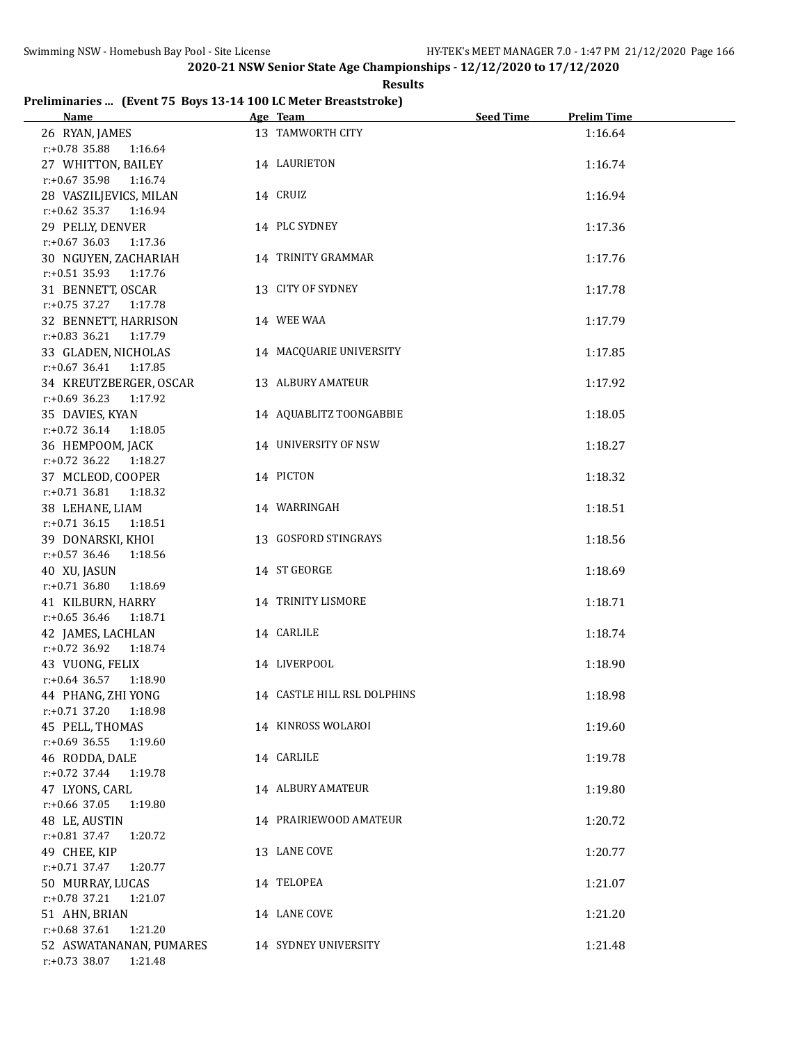**2020-21 NSW Senior State Age Championships - 12/12/2020 to 17/12/2020**

**Results**

## Preliminaries ... (Event 75 Boys 13-14 100 LC Meter Breaststroke)

| Name | Age | Team | Seed Time | Prelim Time |
|---|---|---|---|---|
| 26 RYAN, JAMES | 13 | TAMWORTH CITY | | 1:16.64 |
| r:+0.78 35.88 1:16.64 | | | | |
| 27 WHITTON, BAILEY | 14 | LAURIETON | | 1:16.74 |
| r:+0.67 35.98 1:16.74 | | | | |
| 28 VASZILJEVICS, MILAN | 14 | CRUIZ | | 1:16.94 |
| r:+0.62 35.37 1:16.94 | | | | |
| 29 PELLY, DENVER | 14 | PLC SYDNEY | | 1:17.36 |
| r:+0.67 36.03 1:17.36 | | | | |
| 30 NGUYEN, ZACHARIAH | 14 | TRINITY GRAMMAR | | 1:17.76 |
| r:+0.51 35.93 1:17.76 | | | | |
| 31 BENNETT, OSCAR | 13 | CITY OF SYDNEY | | 1:17.78 |
| r:+0.75 37.27 1:17.78 | | | | |
| 32 BENNETT, HARRISON | 14 | WEE WAA | | 1:17.79 |
| r:+0.83 36.21 1:17.79 | | | | |
| 33 GLADEN, NICHOLAS | 14 | MACQUARIE UNIVERSITY | | 1:17.85 |
| r:+0.67 36.41 1:17.85 | | | | |
| 34 KREUTZBERGER, OSCAR | 13 | ALBURY AMATEUR | | 1:17.92 |
| r:+0.69 36.23 1:17.92 | | | | |
| 35 DAVIES, KYAN | 14 | AQUABLITZ TOONGABBIE | | 1:18.05 |
| r:+0.72 36.14 1:18.05 | | | | |
| 36 HEMPOOM, JACK | 14 | UNIVERSITY OF NSW | | 1:18.27 |
| r:+0.72 36.22 1:18.27 | | | | |
| 37 MCLEOD, COOPER | 14 | PICTON | | 1:18.32 |
| r:+0.71 36.81 1:18.32 | | | | |
| 38 LEHANE, LIAM | 14 | WARRINGAH | | 1:18.51 |
| r:+0.71 36.15 1:18.51 | | | | |
| 39 DONARSKI, KHOI | 13 | GOSFORD STINGRAYS | | 1:18.56 |
| r:+0.57 36.46 1:18.56 | | | | |
| 40 XU, JASUN | 14 | ST GEORGE | | 1:18.69 |
| r:+0.71 36.80 1:18.69 | | | | |
| 41 KILBURN, HARRY | 14 | TRINITY LISMORE | | 1:18.71 |
| r:+0.65 36.46 1:18.71 | | | | |
| 42 JAMES, LACHLAN | 14 | CARLILE | | 1:18.74 |
| r:+0.72 36.92 1:18.74 | | | | |
| 43 VUONG, FELIX | 14 | LIVERPOOL | | 1:18.90 |
| r:+0.64 36.57 1:18.90 | | | | |
| 44 PHANG, ZHI YONG | 14 | CASTLE HILL RSL DOLPHINS | | 1:18.98 |
| r:+0.71 37.20 1:18.98 | | | | |
| 45 PELL, THOMAS | 14 | KINROSS WOLAROI | | 1:19.60 |
| r:+0.69 36.55 1:19.60 | | | | |
| 46 RODDA, DALE | 14 | CARLILE | | 1:19.78 |
| r:+0.72 37.44 1:19.78 | | | | |
| 47 LYONS, CARL | 14 | ALBURY AMATEUR | | 1:19.80 |
| r:+0.66 37.05 1:19.80 | | | | |
| 48 LE, AUSTIN | 14 | PRAIRIEWOOD AMATEUR | | 1:20.72 |
| r:+0.81 37.47 1:20.72 | | | | |
| 49 CHEE, KIP | 13 | LANE COVE | | 1:20.77 |
| r:+0.71 37.47 1:20.77 | | | | |
| 50 MURRAY, LUCAS | 14 | TELOPEA | | 1:21.07 |
| r:+0.78 37.21 1:21.07 | | | | |
| 51 AHN, BRIAN | 14 | LANE COVE | | 1:21.20 |
| r:+0.68 37.61 1:21.20 | | | | |
| 52 ASWATANANAN, PUMARES | 14 | SYDNEY UNIVERSITY | | 1:21.48 |
| r:+0.73 38.07 1:21.48 | | | | |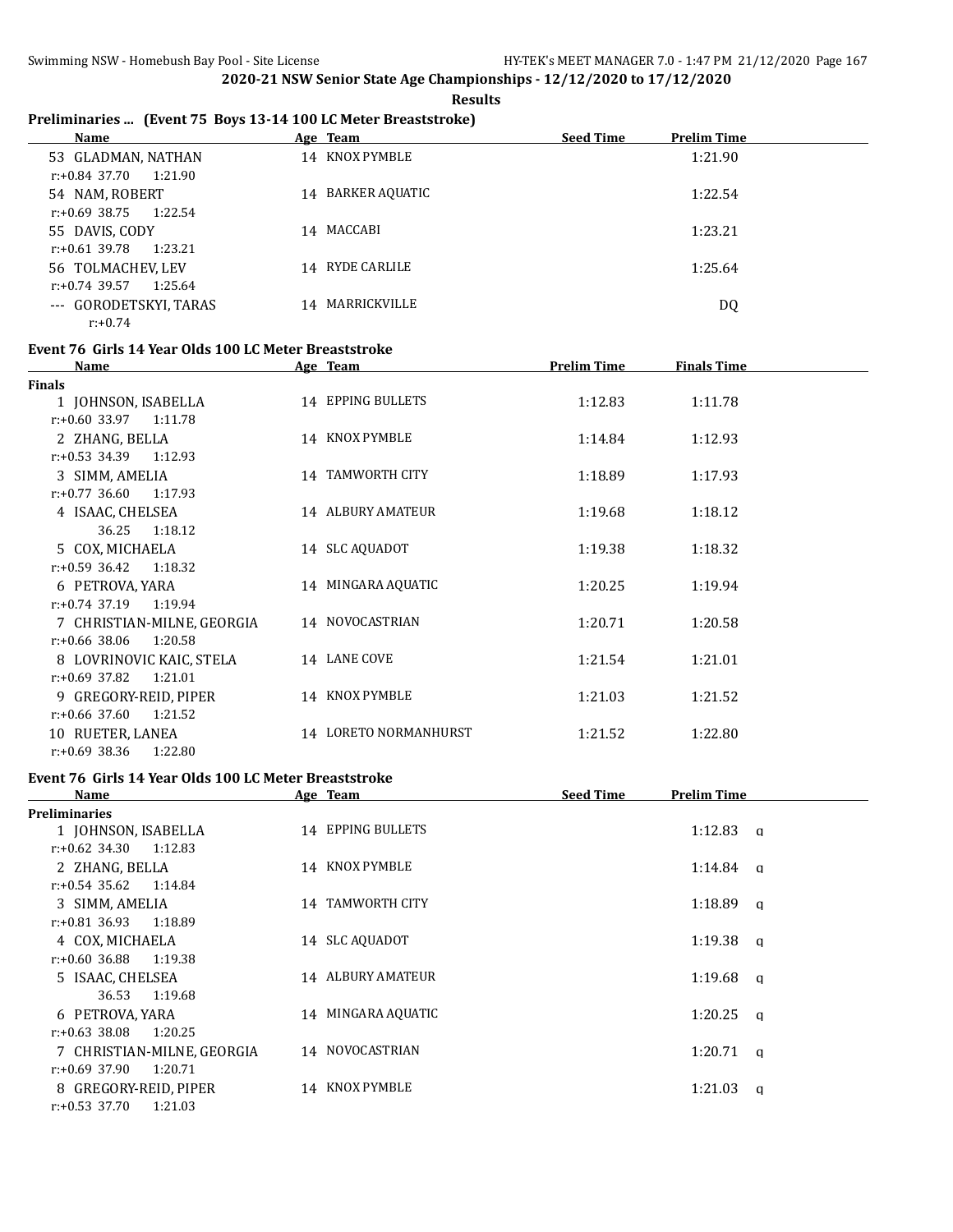**2020-21 NSW Senior State Age Championships - 12/12/2020 to 17/12/2020**

**Results**

## Preliminaries ... (Event 75 Boys 13-14 100 LC Meter Breaststroke)

| Name | Age | Team | Seed Time | Prelim Time |
|---|---|---|---|---|
| 53 GLADMAN, NATHAN | 14 | KNOX PYMBLE | | 1:21.90 |
| r:+0.84 37.70 1:21.90 | | | | |
| 54 NAM, ROBERT | 14 | BARKER AQUATIC | | 1:22.54 |
| r:+0.69 38.75 1:22.54 | | | | |
| 55 DAVIS, CODY | 14 | MACCABI | | 1:23.21 |
| r:+0.61 39.78 1:23.21 | | | | |
| 56 TOLMACHEV, LEV | 14 | RYDE CARLILE | | 1:25.64 |
| r:+0.74 39.57 1:25.64 | | | | |
| --- GORODETSKYI, TARAS | 14 | MARRICKVILLE | | DQ |
| r:+0.74 | | | | |

## Event 76 Girls 14 Year Olds 100 LC Meter Breaststroke

| Name | Age | Team | Prelim Time | Finals Time |
|---|---|---|---|---|
| **Finals** | | | | |
| 1 JOHNSON, ISABELLA | 14 | EPPING BULLETS | 1:12.83 | 1:11.78 |
| r:+0.60 33.97 1:11.78 | | | | |
| 2 ZHANG, BELLA | 14 | KNOX PYMBLE | 1:14.84 | 1:12.93 |
| r:+0.53 34.39 1:12.93 | | | | |
| 3 SIMM, AMELIA | 14 | TAMWORTH CITY | 1:18.89 | 1:17.93 |
| r:+0.77 36.60 1:17.93 | | | | |
| 4 ISAAC, CHELSEA | 14 | ALBURY AMATEUR | 1:19.68 | 1:18.12 |
| 36.25 1:18.12 | | | | |
| 5 COX, MICHAELA | 14 | SLC AQUADOT | 1:19.38 | 1:18.32 |
| r:+0.59 36.42 1:18.32 | | | | |
| 6 PETROVA, YARA | 14 | MINGARA AQUATIC | 1:20.25 | 1:19.94 |
| r:+0.74 37.19 1:19.94 | | | | |
| 7 CHRISTIAN-MILNE, GEORGIA | 14 | NOVOCASTRIAN | 1:20.71 | 1:20.58 |
| r:+0.66 38.06 1:20.58 | | | | |
| 8 LOVRINOVIC KAIC, STELA | 14 | LANE COVE | 1:21.54 | 1:21.01 |
| r:+0.69 37.82 1:21.01 | | | | |
| 9 GREGORY-REID, PIPER | 14 | KNOX PYMBLE | 1:21.03 | 1:21.52 |
| r:+0.66 37.60 1:21.52 | | | | |
| 10 RUETER, LANEA | 14 | LORETO NORMANHURST | 1:21.52 | 1:22.80 |
| r:+0.69 38.36 1:22.80 | | | | |

## Event 76 Girls 14 Year Olds 100 LC Meter Breaststroke

| Name | Age | Team | Seed Time | Prelim Time |
|---|---|---|---|---|
| **Preliminaries** | | | | |
| 1 JOHNSON, ISABELLA | 14 | EPPING BULLETS | | 1:12.83 q |
| r:+0.62 34.30 1:12.83 | | | | |
| 2 ZHANG, BELLA | 14 | KNOX PYMBLE | | 1:14.84 q |
| r:+0.54 35.62 1:14.84 | | | | |
| 3 SIMM, AMELIA | 14 | TAMWORTH CITY | | 1:18.89 q |
| r:+0.81 36.93 1:18.89 | | | | |
| 4 COX, MICHAELA | 14 | SLC AQUADOT | | 1:19.38 q |
| r:+0.60 36.88 1:19.38 | | | | |
| 5 ISAAC, CHELSEA | 14 | ALBURY AMATEUR | | 1:19.68 q |
| 36.53 1:19.68 | | | | |
| 6 PETROVA, YARA | 14 | MINGARA AQUATIC | | 1:20.25 q |
| r:+0.63 38.08 1:20.25 | | | | |
| 7 CHRISTIAN-MILNE, GEORGIA | 14 | NOVOCASTRIAN | | 1:20.71 q |
| r:+0.69 37.90 1:20.71 | | | | |
| 8 GREGORY-REID, PIPER | 14 | KNOX PYMBLE | | 1:21.03 q |
| r:+0.53 37.70 1:21.03 | | | | |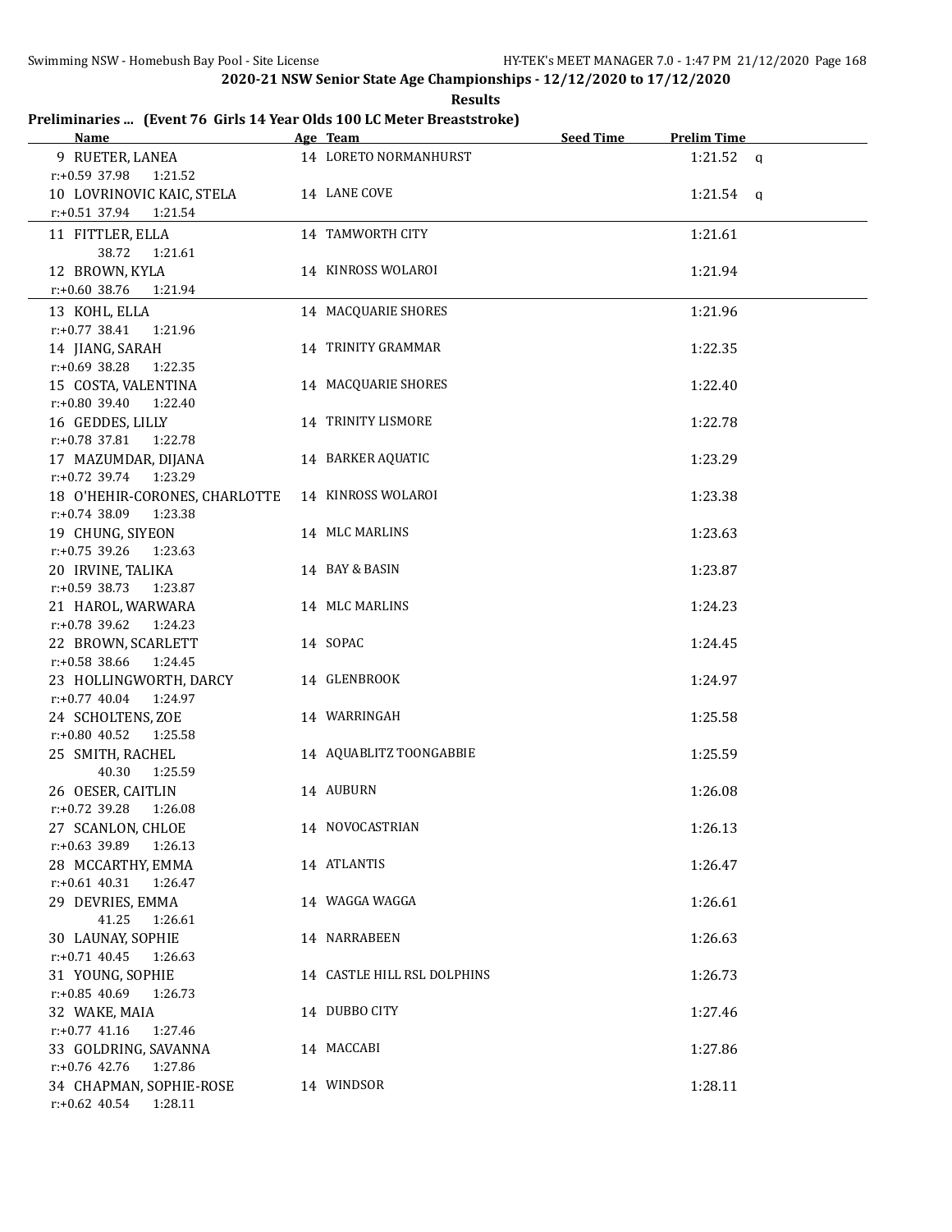# 2020-21 NSW Senior State Age Championships - 12/12/2020 to 17/12/2020

**Results**

## Preliminaries ... (Event 76 Girls 14 Year Olds 100 LC Meter Breaststroke)

| Name | Age | Team | Seed Time | Prelim Time | |
|---|---|---|---|---|---|
| 9 RUETER, LANEA | 14 | LORETO NORMANHURST | | 1:21.52 | q |
| r:+0.59 37.98 1:21.52 | | | | | |
| 10 LOVRINOVIC KAIC, STELA | 14 | LANE COVE | | 1:21.54 | q |
| r:+0.51 37.94 1:21.54 | | | | | |
| 11 FITTLER, ELLA | 14 | TAMWORTH CITY | | 1:21.61 | |
| 38.72 1:21.61 | | | | | |
| 12 BROWN, KYLA | 14 | KINROSS WOLAROI | | 1:21.94 | |
| r:+0.60 38.76 1:21.94 | | | | | |
| 13 KOHL, ELLA | 14 | MACQUARIE SHORES | | 1:21.96 | |
| r:+0.77 38.41 1:21.96 | | | | | |
| 14 JIANG, SARAH | 14 | TRINITY GRAMMAR | | 1:22.35 | |
| r:+0.69 38.28 1:22.35 | | | | | |
| 15 COSTA, VALENTINA | 14 | MACQUARIE SHORES | | 1:22.40 | |
| r:+0.80 39.40 1:22.40 | | | | | |
| 16 GEDDES, LILLY | 14 | TRINITY LISMORE | | 1:22.78 | |
| r:+0.78 37.81 1:22.78 | | | | | |
| 17 MAZUMDAR, DIJANA | 14 | BARKER AQUATIC | | 1:23.29 | |
| r:+0.72 39.74 1:23.29 | | | | | |
| 18 O'HEHIR-CORONES, CHARLOTTE | 14 | KINROSS WOLAROI | | 1:23.38 | |
| r:+0.74 38.09 1:23.38 | | | | | |
| 19 CHUNG, SIYEON | 14 | MLC MARLINS | | 1:23.63 | |
| r:+0.75 39.26 1:23.63 | | | | | |
| 20 IRVINE, TALIKA | 14 | BAY & BASIN | | 1:23.87 | |
| r:+0.59 38.73 1:23.87 | | | | | |
| 21 HAROL, WARWARA | 14 | MLC MARLINS | | 1:24.23 | |
| r:+0.78 39.62 1:24.23 | | | | | |
| 22 BROWN, SCARLETT | 14 | SOPAC | | 1:24.45 | |
| r:+0.58 38.66 1:24.45 | | | | | |
| 23 HOLLINGWORTH, DARCY | 14 | GLENBROOK | | 1:24.97 | |
| r:+0.77 40.04 1:24.97 | | | | | |
| 24 SCHOLTENS, ZOE | 14 | WARRINGAH | | 1:25.58 | |
| r:+0.80 40.52 1:25.58 | | | | | |
| 25 SMITH, RACHEL | 14 | AQUABLITZ TOONGABBIE | | 1:25.59 | |
| 40.30 1:25.59 | | | | | |
| 26 OESER, CAITLIN | 14 | AUBURN | | 1:26.08 | |
| r:+0.72 39.28 1:26.08 | | | | | |
| 27 SCANLON, CHLOE | 14 | NOVOCASTRIAN | | 1:26.13 | |
| r:+0.63 39.89 1:26.13 | | | | | |
| 28 MCCARTHY, EMMA | 14 | ATLANTIS | | 1:26.47 | |
| r:+0.61 40.31 1:26.47 | | | | | |
| 29 DEVRIES, EMMA | 14 | WAGGA WAGGA | | 1:26.61 | |
| 41.25 1:26.61 | | | | | |
| 30 LAUNAY, SOPHIE | 14 | NARRABEEN | | 1:26.63 | |
| r:+0.71 40.45 1:26.63 | | | | | |
| 31 YOUNG, SOPHIE | 14 | CASTLE HILL RSL DOLPHINS | | 1:26.73 | |
| r:+0.85 40.69 1:26.73 | | | | | |
| 32 WAKE, MAIA | 14 | DUBBO CITY | | 1:27.46 | |
| r:+0.77 41.16 1:27.46 | | | | | |
| 33 GOLDRING, SAVANNA | 14 | MACCABI | | 1:27.86 | |
| r:+0.76 42.76 1:27.86 | | | | | |
| 34 CHAPMAN, SOPHIE-ROSE | 14 | WINDSOR | | 1:28.11 | |
| r:+0.62 40.54 1:28.11 | | | | | |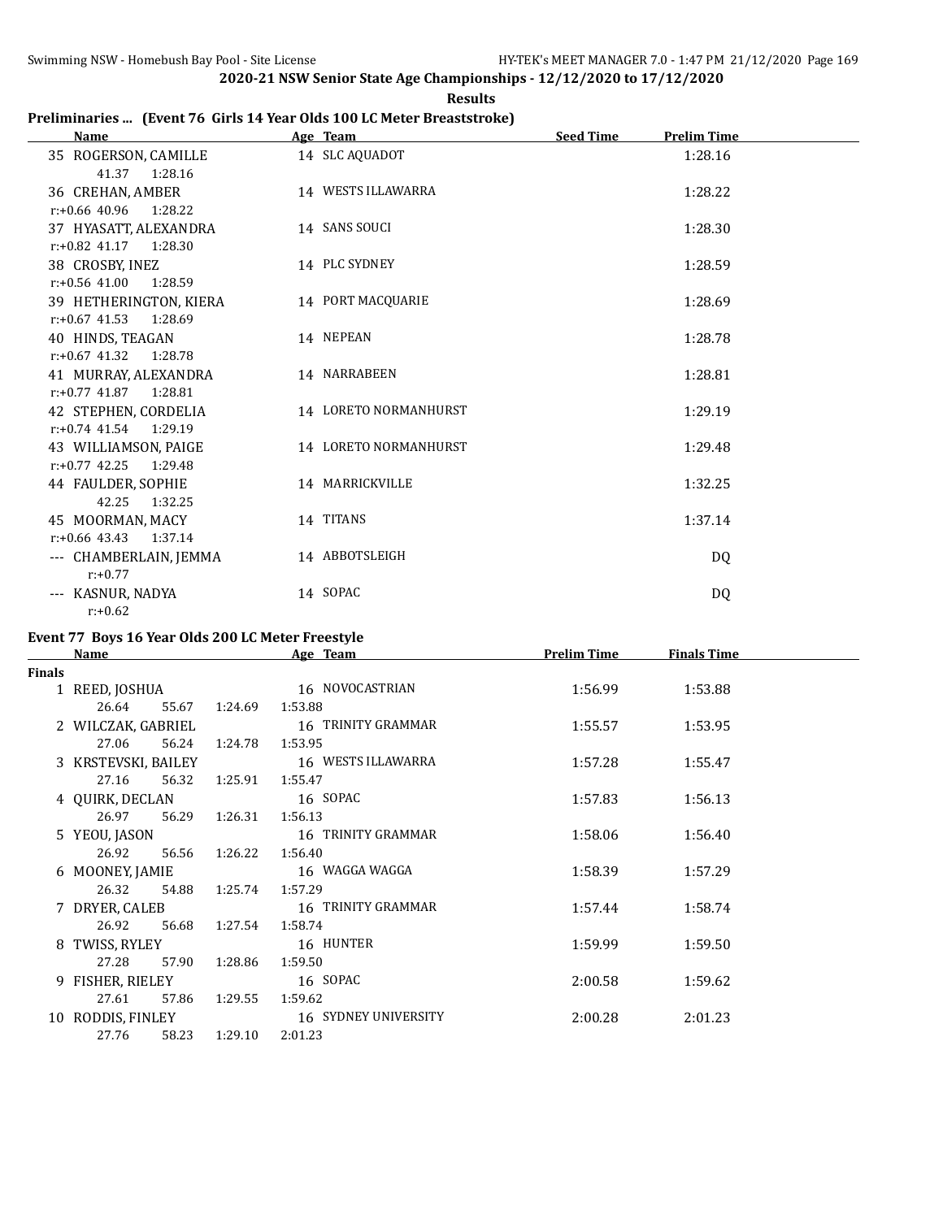**2020-21 NSW Senior State Age Championships - 12/12/2020 to 17/12/2020**

**Results**

## Preliminaries ... (Event 76 Girls 14 Year Olds 100 LC Meter Breaststroke)

| | Name | Age | Team | Seed Time | Prelim Time |
|---|---|---|---|---|---|
| 35 | ROGERSON, CAMILLE | 14 | SLC AQUADOT | | 1:28.16 |
| | 41.37 1:28.16 | | | | |
| 36 | CREHAN, AMBER | 14 | WESTS ILLAWARRA | | 1:28.22 |
| | r:+0.66 40.96 1:28.22 | | | | |
| 37 | HYASATT, ALEXANDRA | 14 | SANS SOUCI | | 1:28.30 |
| | r:+0.82 41.17 1:28.30 | | | | |
| 38 | CROSBY, INEZ | 14 | PLC SYDNEY | | 1:28.59 |
| | r:+0.56 41.00 1:28.59 | | | | |
| 39 | HETHERINGTON, KIERA | 14 | PORT MACQUARIE | | 1:28.69 |
| | r:+0.67 41.53 1:28.69 | | | | |
| 40 | HINDS, TEAGAN | 14 | NEPEAN | | 1:28.78 |
| | r:+0.67 41.32 1:28.78 | | | | |
| 41 | MURRAY, ALEXANDRA | 14 | NARRABEEN | | 1:28.81 |
| | r:+0.77 41.87 1:28.81 | | | | |
| 42 | STEPHEN, CORDELIA | 14 | LORETO NORMANHURST | | 1:29.19 |
| | r:+0.74 41.54 1:29.19 | | | | |
| 43 | WILLIAMSON, PAIGE | 14 | LORETO NORMANHURST | | 1:29.48 |
| | r:+0.77 42.25 1:29.48 | | | | |
| 44 | FAULDER, SOPHIE | 14 | MARRICKVILLE | | 1:32.25 |
| | 42.25 1:32.25 | | | | |
| 45 | MOORMAN, MACY | 14 | TITANS | | 1:37.14 |
| | r:+0.66 43.43 1:37.14 | | | | |
| --- | CHAMBERLAIN, JEMMA | 14 | ABBOTSLEIGH | | DQ |
| | r:+0.77 | | | | |
| --- | KASNUR, NADYA | 14 | SOPAC | | DQ |
| | r:+0.62 | | | | |

## Event 77 Boys 16 Year Olds 200 LC Meter Freestyle

**Finals**

| | Name | Age | Team | Prelim Time | Finals Time |
|---|---|---|---|---|---|
| 1 | REED, JOSHUA | 16 | NOVOCASTRIAN | 1:56.99 | 1:53.88 |
| | 26.64 55.67 1:24.69 1:53.88 | | | | |
| 2 | WILCZAK, GABRIEL | 16 | TRINITY GRAMMAR | 1:55.57 | 1:53.95 |
| | 27.06 56.24 1:24.78 1:53.95 | | | | |
| 3 | KRSTEVSKI, BAILEY | 16 | WESTS ILLAWARRA | 1:57.28 | 1:55.47 |
| | 27.16 56.32 1:25.91 1:55.47 | | | | |
| 4 | QUIRK, DECLAN | 16 | SOPAC | 1:57.83 | 1:56.13 |
| | 26.97 56.29 1:26.31 1:56.13 | | | | |
| 5 | YEOU, JASON | 16 | TRINITY GRAMMAR | 1:58.06 | 1:56.40 |
| | 26.92 56.56 1:26.22 1:56.40 | | | | |
| 6 | MOONEY, JAMIE | 16 | WAGGA WAGGA | 1:58.39 | 1:57.29 |
| | 26.32 54.88 1:25.74 1:57.29 | | | | |
| 7 | DRYER, CALEB | 16 | TRINITY GRAMMAR | 1:57.44 | 1:58.74 |
| | 26.92 56.68 1:27.54 1:58.74 | | | | |
| 8 | TWISS, RYLEY | 16 | HUNTER | 1:59.99 | 1:59.50 |
| | 27.28 57.90 1:28.86 1:59.50 | | | | |
| 9 | FISHER, RIELEY | 16 | SOPAC | 2:00.58 | 1:59.62 |
| | 27.61 57.86 1:29.55 1:59.62 | | | | |
| 10 | RODDIS, FINLEY | 16 | SYDNEY UNIVERSITY | 2:00.28 | 2:01.23 |
| | 27.76 58.23 1:29.10 2:01.23 | | | | |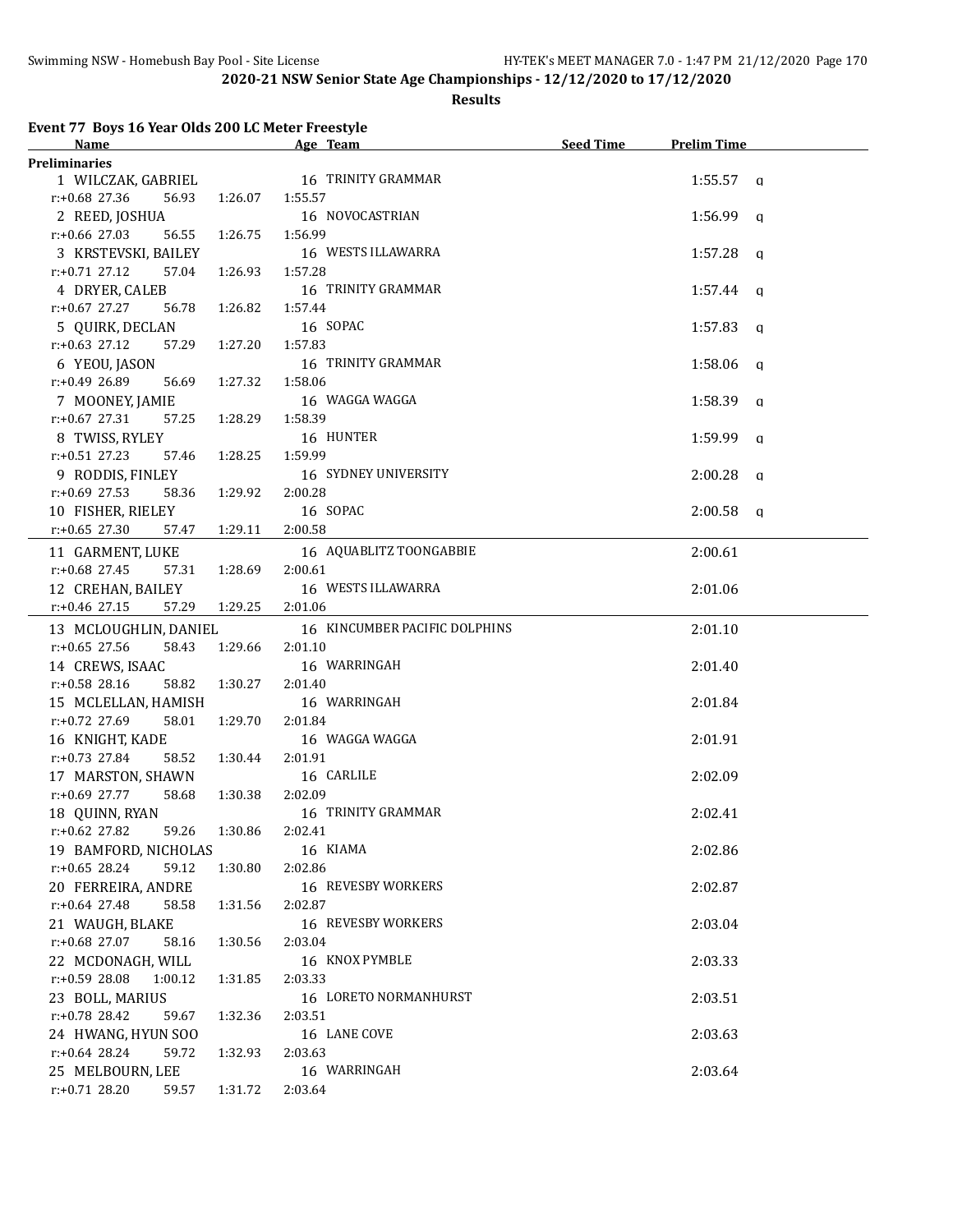## 2020-21 NSW Senior State Age Championships - 12/12/2020 to 17/12/2020

**Results**

### Event 77 Boys 16 Year Olds 200 LC Meter Freestyle

| Name | Age | Team | Seed Time | Prelim Time | |
|---|---|---|---|---|---|
| **Preliminaries** | | | | | |
| 1 WILCZAK, GABRIEL | 16 | TRINITY GRAMMAR | | 1:55.57 | q |
| r:+0.68 27.36 56.93 1:26.07 1:55.57 | | | | | |
| 2 REED, JOSHUA | 16 | NOVOCASTRIAN | | 1:56.99 | q |
| r:+0.66 27.03 56.55 1:26.75 1:56.99 | | | | | |
| 3 KRSTEVSKI, BAILEY | 16 | WESTS ILLAWARRA | | 1:57.28 | q |
| r:+0.71 27.12 57.04 1:26.93 1:57.28 | | | | | |
| 4 DRYER, CALEB | 16 | TRINITY GRAMMAR | | 1:57.44 | q |
| r:+0.67 27.27 56.78 1:26.82 1:57.44 | | | | | |
| 5 QUIRK, DECLAN | 16 | SOPAC | | 1:57.83 | q |
| r:+0.63 27.12 57.29 1:27.20 1:57.83 | | | | | |
| 6 YEOU, JASON | 16 | TRINITY GRAMMAR | | 1:58.06 | q |
| r:+0.49 26.89 56.69 1:27.32 1:58.06 | | | | | |
| 7 MOONEY, JAMIE | 16 | WAGGA WAGGA | | 1:58.39 | q |
| r:+0.67 27.31 57.25 1:28.29 1:58.39 | | | | | |
| 8 TWISS, RYLEY | 16 | HUNTER | | 1:59.99 | q |
| r:+0.51 27.23 57.46 1:28.25 1:59.99 | | | | | |
| 9 RODDIS, FINLEY | 16 | SYDNEY UNIVERSITY | | 2:00.28 | q |
| r:+0.69 27.53 58.36 1:29.92 2:00.28 | | | | | |
| 10 FISHER, RIELEY | 16 | SOPAC | | 2:00.58 | q |
| r:+0.65 27.30 57.47 1:29.11 2:00.58 | | | | | |
| 11 GARMENT, LUKE | 16 | AQUABLITZ TOONGABBIE | | 2:00.61 | |
| r:+0.68 27.45 57.31 1:28.69 2:00.61 | | | | | |
| 12 CREHAN, BAILEY | 16 | WESTS ILLAWARRA | | 2:01.06 | |
| r:+0.46 27.15 57.29 1:29.25 2:01.06 | | | | | |
| 13 MCLOUGHLIN, DANIEL | 16 | KINCUMBER PACIFIC DOLPHINS | | 2:01.10 | |
| r:+0.65 27.56 58.43 1:29.66 2:01.10 | | | | | |
| 14 CREWS, ISAAC | 16 | WARRINGAH | | 2:01.40 | |
| r:+0.58 28.16 58.82 1:30.27 2:01.40 | | | | | |
| 15 MCLELLAN, HAMISH | 16 | WARRINGAH | | 2:01.84 | |
| r:+0.72 27.69 58.01 1:29.70 2:01.84 | | | | | |
| 16 KNIGHT, KADE | 16 | WAGGA WAGGA | | 2:01.91 | |
| r:+0.73 27.84 58.52 1:30.44 2:01.91 | | | | | |
| 17 MARSTON, SHAWN | 16 | CARLILE | | 2:02.09 | |
| r:+0.69 27.77 58.68 1:30.38 2:02.09 | | | | | |
| 18 QUINN, RYAN | 16 | TRINITY GRAMMAR | | 2:02.41 | |
| r:+0.62 27.82 59.26 1:30.86 2:02.41 | | | | | |
| 19 BAMFORD, NICHOLAS | 16 | KIAMA | | 2:02.86 | |
| r:+0.65 28.24 59.12 1:30.80 2:02.86 | | | | | |
| 20 FERREIRA, ANDRE | 16 | REVESBY WORKERS | | 2:02.87 | |
| r:+0.64 27.48 58.58 1:31.56 2:02.87 | | | | | |
| 21 WAUGH, BLAKE | 16 | REVESBY WORKERS | | 2:03.04 | |
| r:+0.68 27.07 58.16 1:30.56 2:03.04 | | | | | |
| 22 MCDONAGH, WILL | 16 | KNOX PYMBLE | | 2:03.33 | |
| r:+0.59 28.08 1:00.12 1:31.85 2:03.33 | | | | | |
| 23 BOLL, MARIUS | 16 | LORETO NORMANHURST | | 2:03.51 | |
| r:+0.78 28.42 59.67 1:32.36 2:03.51 | | | | | |
| 24 HWANG, HYUN SOO | 16 | LANE COVE | | 2:03.63 | |
| r:+0.64 28.24 59.72 1:32.93 2:03.63 | | | | | |
| 25 MELBOURN, LEE | 16 | WARRINGAH | | 2:03.64 | |
| r:+0.71 28.20 59.57 1:31.72 2:03.64 | | | | | |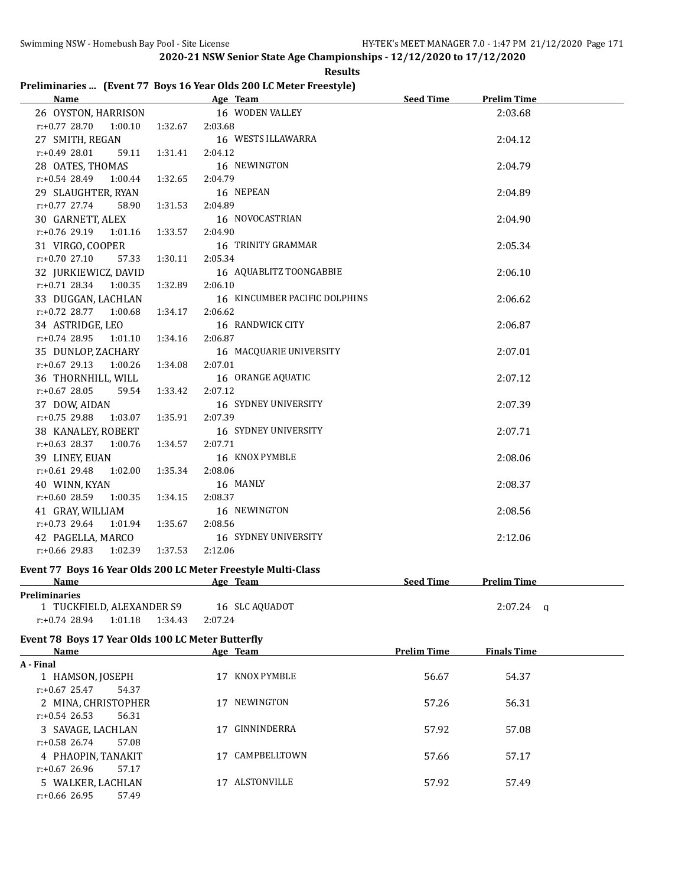**2020-21 NSW Senior State Age Championships - 12/12/2020 to 17/12/2020**

**Results**

### Preliminaries ... (Event 77 Boys 16 Year Olds 200 LC Meter Freestyle)

| Name | Age | Team | Seed Time | Prelim Time |
|---|---|---|---|---|
| 26 OYSTON, HARRISON | 16 | WODEN VALLEY | | 2:03.68 |
| r:+0.77 28.70 1:00.10 1:32.67 2:03.68 | | | | |
| 27 SMITH, REGAN | 16 | WESTS ILLAWARRA | | 2:04.12 |
| r:+0.49 28.01 59.11 1:31.41 2:04.12 | | | | |
| 28 OATES, THOMAS | 16 | NEWINGTON | | 2:04.79 |
| r:+0.54 28.49 1:00.44 1:32.65 2:04.79 | | | | |
| 29 SLAUGHTER, RYAN | 16 | NEPEAN | | 2:04.89 |
| r:+0.77 27.74 58.90 1:31.53 2:04.89 | | | | |
| 30 GARNETT, ALEX | 16 | NOVOCASTRIAN | | 2:04.90 |
| r:+0.76 29.19 1:01.16 1:33.57 2:04.90 | | | | |
| 31 VIRGO, COOPER | 16 | TRINITY GRAMMAR | | 2:05.34 |
| r:+0.70 27.10 57.33 1:30.11 2:05.34 | | | | |
| 32 JURKIEWICZ, DAVID | 16 | AQUABLITZ TOONGABBIE | | 2:06.10 |
| r:+0.71 28.34 1:00.35 1:32.89 2:06.10 | | | | |
| 33 DUGGAN, LACHLAN | 16 | KINCUMBER PACIFIC DOLPHINS | | 2:06.62 |
| r:+0.72 28.77 1:00.68 1:34.17 2:06.62 | | | | |
| 34 ASTRIDGE, LEO | 16 | RANDWICK CITY | | 2:06.87 |
| r:+0.74 28.95 1:01.10 1:34.16 2:06.87 | | | | |
| 35 DUNLOP, ZACHARY | 16 | MACQUARIE UNIVERSITY | | 2:07.01 |
| r:+0.67 29.13 1:00.26 1:34.08 2:07.01 | | | | |
| 36 THORNHILL, WILL | 16 | ORANGE AQUATIC | | 2:07.12 |
| r:+0.67 28.05 59.54 1:33.42 2:07.12 | | | | |
| 37 DOW, AIDAN | 16 | SYDNEY UNIVERSITY | | 2:07.39 |
| r:+0.75 29.88 1:03.07 1:35.91 2:07.39 | | | | |
| 38 KANALEY, ROBERT | 16 | SYDNEY UNIVERSITY | | 2:07.71 |
| r:+0.63 28.37 1:00.76 1:34.57 2:07.71 | | | | |
| 39 LINEY, EUAN | 16 | KNOX PYMBLE | | 2:08.06 |
| r:+0.61 29.48 1:02.00 1:35.34 2:08.06 | | | | |
| 40 WINN, KYAN | 16 | MANLY | | 2:08.37 |
| r:+0.60 28.59 1:00.35 1:34.15 2:08.37 | | | | |
| 41 GRAY, WILLIAM | 16 | NEWINGTON | | 2:08.56 |
| r:+0.73 29.64 1:01.94 1:35.67 2:08.56 | | | | |
| 42 PAGELLA, MARCO | 16 | SYDNEY UNIVERSITY | | 2:12.06 |
| r:+0.66 29.83 1:02.39 1:37.53 2:12.06 | | | | |

### Event 77 Boys 16 Year Olds 200 LC Meter Freestyle Multi-Class

| Name | Age | Team | Seed Time | Prelim Time |
|---|---|---|---|---|
| **Preliminaries** | | | | |
| 1 TUCKFIELD, ALEXANDER S9 | 16 | SLC AQUADOT | | 2:07.24 q |
| r:+0.74 28.94 1:01.18 1:34.43 2:07.24 | | | | |

### Event 78 Boys 17 Year Olds 100 LC Meter Butterfly

| Name | Age | Team | Prelim Time | Finals Time |
|---|---|---|---|---|
| **A - Final** | | | | |
| 1 HAMSON, JOSEPH | 17 | KNOX PYMBLE | 56.67 | 54.37 |
| r:+0.67 25.47 54.37 | | | | |
| 2 MINA, CHRISTOPHER | 17 | NEWINGTON | 57.26 | 56.31 |
| r:+0.54 26.53 56.31 | | | | |
| 3 SAVAGE, LACHLAN | 17 | GINNINDERRA | 57.92 | 57.08 |
| r:+0.58 26.74 57.08 | | | | |
| 4 PHAOPIN, TANAKIT | 17 | CAMPBELLTOWN | 57.66 | 57.17 |
| r:+0.67 26.96 57.17 | | | | |
| 5 WALKER, LACHLAN | 17 | ALSTONVILLE | 57.92 | 57.49 |
| r:+0.66 26.95 57.49 | | | | |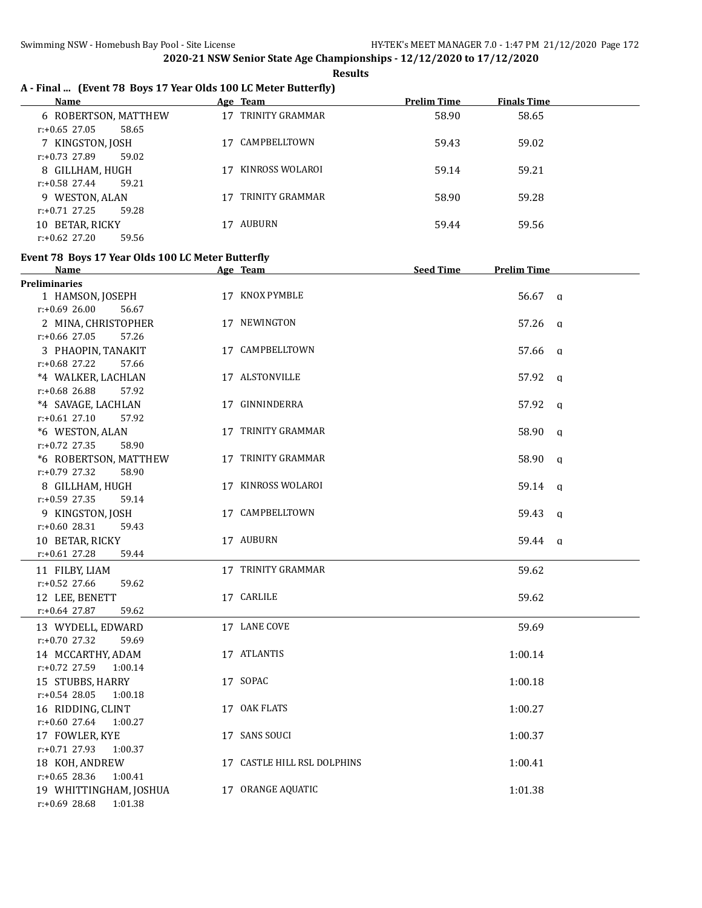## 2020-21 NSW Senior State Age Championships - 12/12/2020 to 17/12/2020

**Results**

### A - Final ... (Event 78 Boys 17 Year Olds 100 LC Meter Butterfly)

| Name | Age | Team | Prelim Time | Finals Time |
|---|---|---|---|---|
| 6 ROBERTSON, MATTHEW | 17 | TRINITY GRAMMAR | 58.90 | 58.65 |
| r:+0.65 27.05 58.65 | | | | |
| 7 KINGSTON, JOSH | 17 | CAMPBELLTOWN | 59.43 | 59.02 |
| r:+0.73 27.89 59.02 | | | | |
| 8 GILLHAM, HUGH | 17 | KINROSS WOLAROI | 59.14 | 59.21 |
| r:+0.58 27.44 59.21 | | | | |
| 9 WESTON, ALAN | 17 | TRINITY GRAMMAR | 58.90 | 59.28 |
| r:+0.71 27.25 59.28 | | | | |
| 10 BETAR, RICKY | 17 | AUBURN | 59.44 | 59.56 |
| r:+0.62 27.20 59.56 | | | | |

### Event 78 Boys 17 Year Olds 100 LC Meter Butterfly

| Name | Age | Team | Seed Time | Prelim Time |
|---|---|---|---|---|
| **Preliminaries** | | | | |
| 1 HAMSON, JOSEPH | 17 | KNOX PYMBLE | | 56.67 q |
| r:+0.69 26.00 56.67 | | | | |
| 2 MINA, CHRISTOPHER | 17 | NEWINGTON | | 57.26 q |
| r:+0.66 27.05 57.26 | | | | |
| 3 PHAOPIN, TANAKIT | 17 | CAMPBELLTOWN | | 57.66 q |
| r:+0.68 27.22 57.66 | | | | |
| *4 WALKER, LACHLAN | 17 | ALSTONVILLE | | 57.92 q |
| r:+0.68 26.88 57.92 | | | | |
| *4 SAVAGE, LACHLAN | 17 | GINNINDERRA | | 57.92 q |
| r:+0.61 27.10 57.92 | | | | |
| *6 WESTON, ALAN | 17 | TRINITY GRAMMAR | | 58.90 q |
| r:+0.72 27.35 58.90 | | | | |
| *6 ROBERTSON, MATTHEW | 17 | TRINITY GRAMMAR | | 58.90 q |
| r:+0.79 27.32 58.90 | | | | |
| 8 GILLHAM, HUGH | 17 | KINROSS WOLAROI | | 59.14 q |
| r:+0.59 27.35 59.14 | | | | |
| 9 KINGSTON, JOSH | 17 | CAMPBELLTOWN | | 59.43 q |
| r:+0.60 28.31 59.43 | | | | |
| 10 BETAR, RICKY | 17 | AUBURN | | 59.44 q |
| r:+0.61 27.28 59.44 | | | | |
| 11 FILBY, LIAM | 17 | TRINITY GRAMMAR | | 59.62 |
| r:+0.52 27.66 59.62 | | | | |
| 12 LEE, BENETT | 17 | CARLILE | | 59.62 |
| r:+0.64 27.87 59.62 | | | | |
| 13 WYDELL, EDWARD | 17 | LANE COVE | | 59.69 |
| r:+0.70 27.32 59.69 | | | | |
| 14 MCCARTHY, ADAM | 17 | ATLANTIS | | 1:00.14 |
| r:+0.72 27.59 1:00.14 | | | | |
| 15 STUBBS, HARRY | 17 | SOPAC | | 1:00.18 |
| r:+0.54 28.05 1:00.18 | | | | |
| 16 RIDDING, CLINT | 17 | OAK FLATS | | 1:00.27 |
| r:+0.60 27.64 1:00.27 | | | | |
| 17 FOWLER, KYE | 17 | SANS SOUCI | | 1:00.37 |
| r:+0.71 27.93 1:00.37 | | | | |
| 18 KOH, ANDREW | 17 | CASTLE HILL RSL DOLPHINS | | 1:00.41 |
| r:+0.65 28.36 1:00.41 | | | | |
| 19 WHITTINGHAM, JOSHUA | 17 | ORANGE AQUATIC | | 1:01.38 |
| r:+0.69 28.68 1:01.38 | | | | |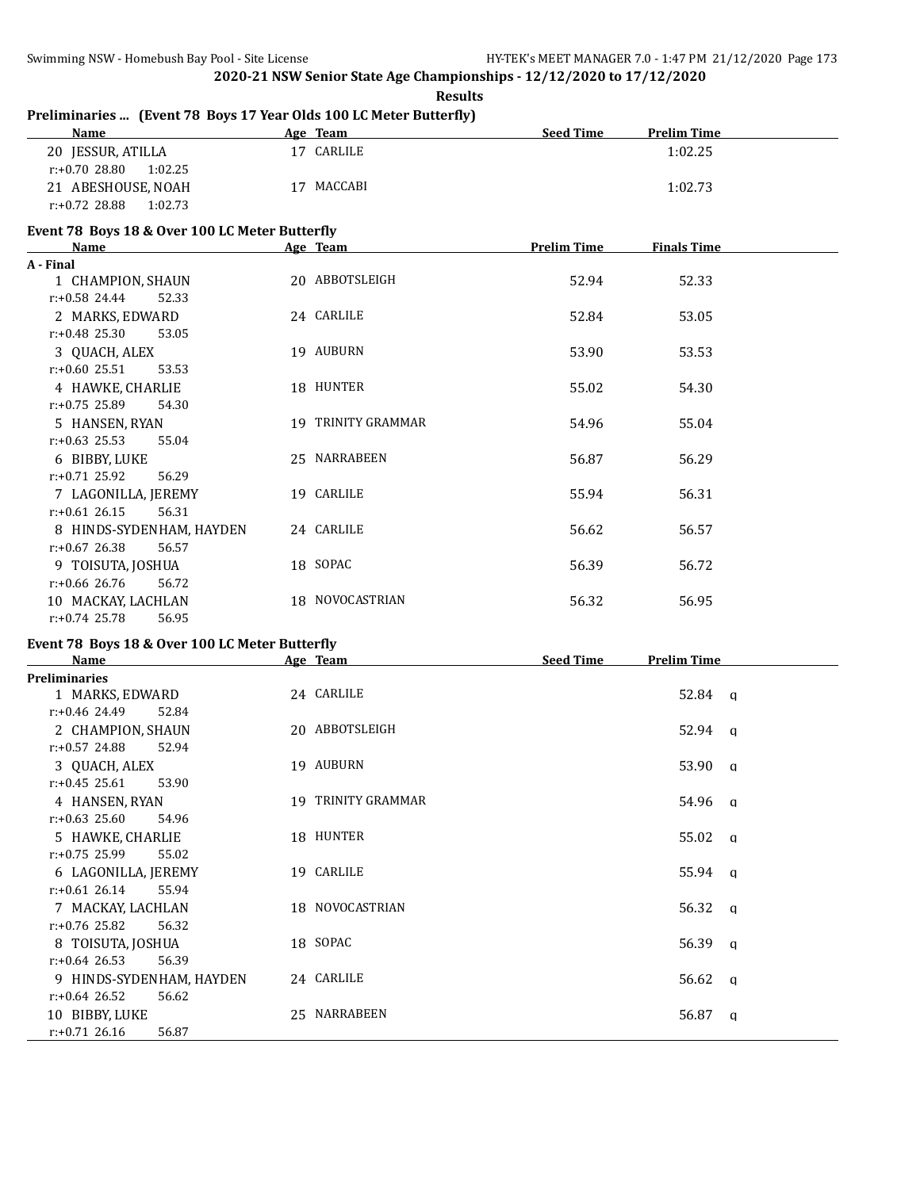**2020-21 NSW Senior State Age Championships - 12/12/2020 to 17/12/2020**

**Results**

### Preliminaries ... (Event 78 Boys 17 Year Olds 100 LC Meter Butterfly)

| Name | Age | Team | Seed Time | Prelim Time |
|---|---|---|---|---|
| 20 JESSUR, ATILLA | 17 | CARLILE | | 1:02.25 |
| r:+0.70 28.80 1:02.25 | | | | |
| 21 ABESHOUSE, NOAH | 17 | MACCABI | | 1:02.73 |
| r:+0.72 28.88 1:02.73 | | | | |

### Event 78 Boys 18 & Over 100 LC Meter Butterfly

| Name | Age | Team | Prelim Time | Finals Time |
|---|---|---|---|---|
| **A - Final** | | | | |
| 1 CHAMPION, SHAUN | 20 | ABBOTSLEIGH | 52.94 | 52.33 |
| r:+0.58 24.44 52.33 | | | | |
| 2 MARKS, EDWARD | 24 | CARLILE | 52.84 | 53.05 |
| r:+0.48 25.30 53.05 | | | | |
| 3 QUACH, ALEX | 19 | AUBURN | 53.90 | 53.53 |
| r:+0.60 25.51 53.53 | | | | |
| 4 HAWKE, CHARLIE | 18 | HUNTER | 55.02 | 54.30 |
| r:+0.75 25.89 54.30 | | | | |
| 5 HANSEN, RYAN | 19 | TRINITY GRAMMAR | 54.96 | 55.04 |
| r:+0.63 25.53 55.04 | | | | |
| 6 BIBBY, LUKE | 25 | NARRABEEN | 56.87 | 56.29 |
| r:+0.71 25.92 56.29 | | | | |
| 7 LAGONILLA, JEREMY | 19 | CARLILE | 55.94 | 56.31 |
| r:+0.61 26.15 56.31 | | | | |
| 8 HINDS-SYDENHAM, HAYDEN | 24 | CARLILE | 56.62 | 56.57 |
| r:+0.67 26.38 56.57 | | | | |
| 9 TOISUTA, JOSHUA | 18 | SOPAC | 56.39 | 56.72 |
| r:+0.66 26.76 56.72 | | | | |
| 10 MACKAY, LACHLAN | 18 | NOVOCASTRIAN | 56.32 | 56.95 |
| r:+0.74 25.78 56.95 | | | | |

### Event 78 Boys 18 & Over 100 LC Meter Butterfly

| Name | Age | Team | Seed Time | Prelim Time | |
|---|---|---|---|---|---|
| **Preliminaries** | | | | | |
| 1 MARKS, EDWARD | 24 | CARLILE | | 52.84 | q |
| r:+0.46 24.49 52.84 | | | | | |
| 2 CHAMPION, SHAUN | 20 | ABBOTSLEIGH | | 52.94 | q |
| r:+0.57 24.88 52.94 | | | | | |
| 3 QUACH, ALEX | 19 | AUBURN | | 53.90 | q |
| r:+0.45 25.61 53.90 | | | | | |
| 4 HANSEN, RYAN | 19 | TRINITY GRAMMAR | | 54.96 | q |
| r:+0.63 25.60 54.96 | | | | | |
| 5 HAWKE, CHARLIE | 18 | HUNTER | | 55.02 | q |
| r:+0.75 25.99 55.02 | | | | | |
| 6 LAGONILLA, JEREMY | 19 | CARLILE | | 55.94 | q |
| r:+0.61 26.14 55.94 | | | | | |
| 7 MACKAY, LACHLAN | 18 | NOVOCASTRIAN | | 56.32 | q |
| r:+0.76 25.82 56.32 | | | | | |
| 8 TOISUTA, JOSHUA | 18 | SOPAC | | 56.39 | q |
| r:+0.64 26.53 56.39 | | | | | |
| 9 HINDS-SYDENHAM, HAYDEN | 24 | CARLILE | | 56.62 | q |
| r:+0.64 26.52 56.62 | | | | | |
| 10 BIBBY, LUKE | 25 | NARRABEEN | | 56.87 | q |
| r:+0.71 26.16 56.87 | | | | | |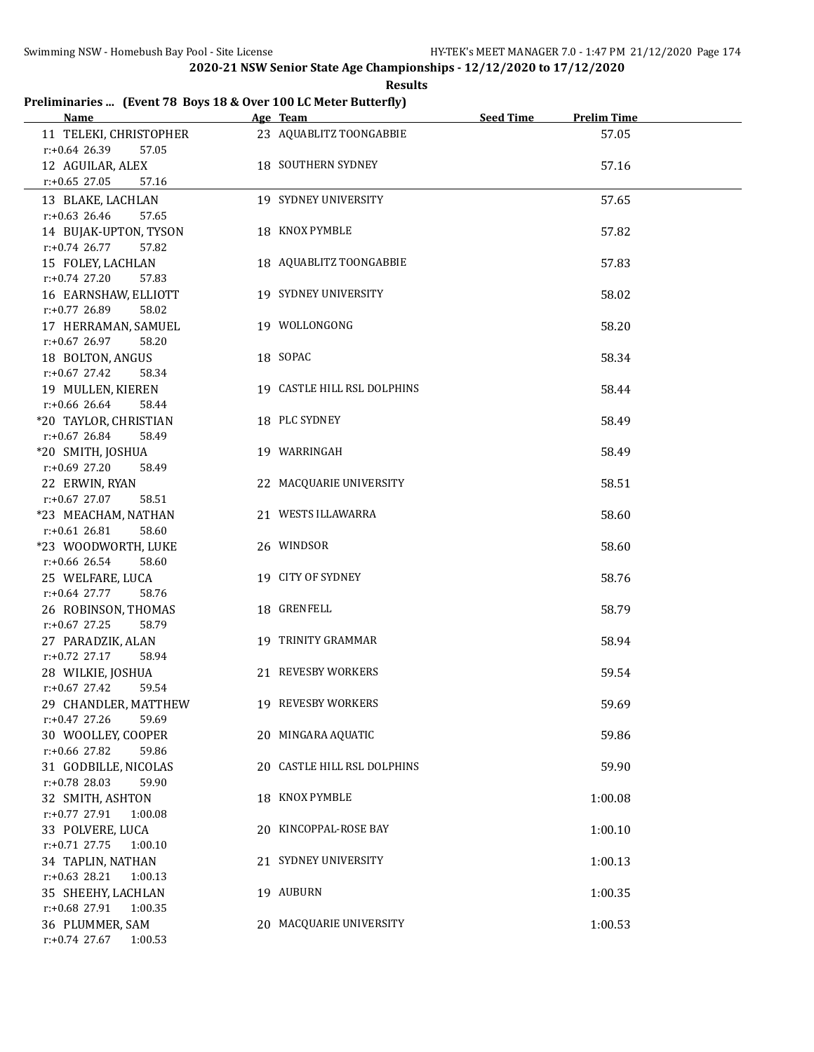**2020-21 NSW Senior State Age Championships - 12/12/2020 to 17/12/2020**

**Results**

## Preliminaries ... (Event 78 Boys 18 & Over 100 LC Meter Butterfly)

| Name | Age | Team | Seed Time | Prelim Time |
|---|---|---|---|---|
| 11 TELEKI, CHRISTOPHER | 23 | AQUABLITZ TOONGABBIE | | 57.05 |
| r:+0.64 26.39 57.05 | | | | |
| 12 AGUILAR, ALEX | 18 | SOUTHERN SYDNEY | | 57.16 |
| r:+0.65 27.05 57.16 | | | | |
| 13 BLAKE, LACHLAN | 19 | SYDNEY UNIVERSITY | | 57.65 |
| r:+0.63 26.46 57.65 | | | | |
| 14 BUJAK-UPTON, TYSON | 18 | KNOX PYMBLE | | 57.82 |
| r:+0.74 26.77 57.82 | | | | |
| 15 FOLEY, LACHLAN | 18 | AQUABLITZ TOONGABBIE | | 57.83 |
| r:+0.74 27.20 57.83 | | | | |
| 16 EARNSHAW, ELLIOTT | 19 | SYDNEY UNIVERSITY | | 58.02 |
| r:+0.77 26.89 58.02 | | | | |
| 17 HERRAMAN, SAMUEL | 19 | WOLLONGONG | | 58.20 |
| r:+0.67 26.97 58.20 | | | | |
| 18 BOLTON, ANGUS | 18 | SOPAC | | 58.34 |
| r:+0.67 27.42 58.34 | | | | |
| 19 MULLEN, KIEREN | 19 | CASTLE HILL RSL DOLPHINS | | 58.44 |
| r:+0.66 26.64 58.44 | | | | |
| *20 TAYLOR, CHRISTIAN | 18 | PLC SYDNEY | | 58.49 |
| r:+0.67 26.84 58.49 | | | | |
| *20 SMITH, JOSHUA | 19 | WARRINGAH | | 58.49 |
| r:+0.69 27.20 58.49 | | | | |
| 22 ERWIN, RYAN | 22 | MACQUARIE UNIVERSITY | | 58.51 |
| r:+0.67 27.07 58.51 | | | | |
| *23 MEACHAM, NATHAN | 21 | WESTS ILLAWARRA | | 58.60 |
| r:+0.61 26.81 58.60 | | | | |
| *23 WOODWORTH, LUKE | 26 | WINDSOR | | 58.60 |
| r:+0.66 26.54 58.60 | | | | |
| 25 WELFARE, LUCA | 19 | CITY OF SYDNEY | | 58.76 |
| r:+0.64 27.77 58.76 | | | | |
| 26 ROBINSON, THOMAS | 18 | GRENFELL | | 58.79 |
| r:+0.67 27.25 58.79 | | | | |
| 27 PARADZIK, ALAN | 19 | TRINITY GRAMMAR | | 58.94 |
| r:+0.72 27.17 58.94 | | | | |
| 28 WILKIE, JOSHUA | 21 | REVESBY WORKERS | | 59.54 |
| r:+0.67 27.42 59.54 | | | | |
| 29 CHANDLER, MATTHEW | 19 | REVESBY WORKERS | | 59.69 |
| r:+0.47 27.26 59.69 | | | | |
| 30 WOOLLEY, COOPER | 20 | MINGARA AQUATIC | | 59.86 |
| r:+0.66 27.82 59.86 | | | | |
| 31 GODBILLE, NICOLAS | 20 | CASTLE HILL RSL DOLPHINS | | 59.90 |
| r:+0.78 28.03 59.90 | | | | |
| 32 SMITH, ASHTON | 18 | KNOX PYMBLE | | 1:00.08 |
| r:+0.77 27.91 1:00.08 | | | | |
| 33 POLVERE, LUCA | 20 | KINCOPPAL-ROSE BAY | | 1:00.10 |
| r:+0.71 27.75 1:00.10 | | | | |
| 34 TAPLIN, NATHAN | 21 | SYDNEY UNIVERSITY | | 1:00.13 |
| r:+0.63 28.21 1:00.13 | | | | |
| 35 SHEEHY, LACHLAN | 19 | AUBURN | | 1:00.35 |
| r:+0.68 27.91 1:00.35 | | | | |
| 36 PLUMMER, SAM | 20 | MACQUARIE UNIVERSITY | | 1:00.53 |
| r:+0.74 27.67 1:00.53 | | | | |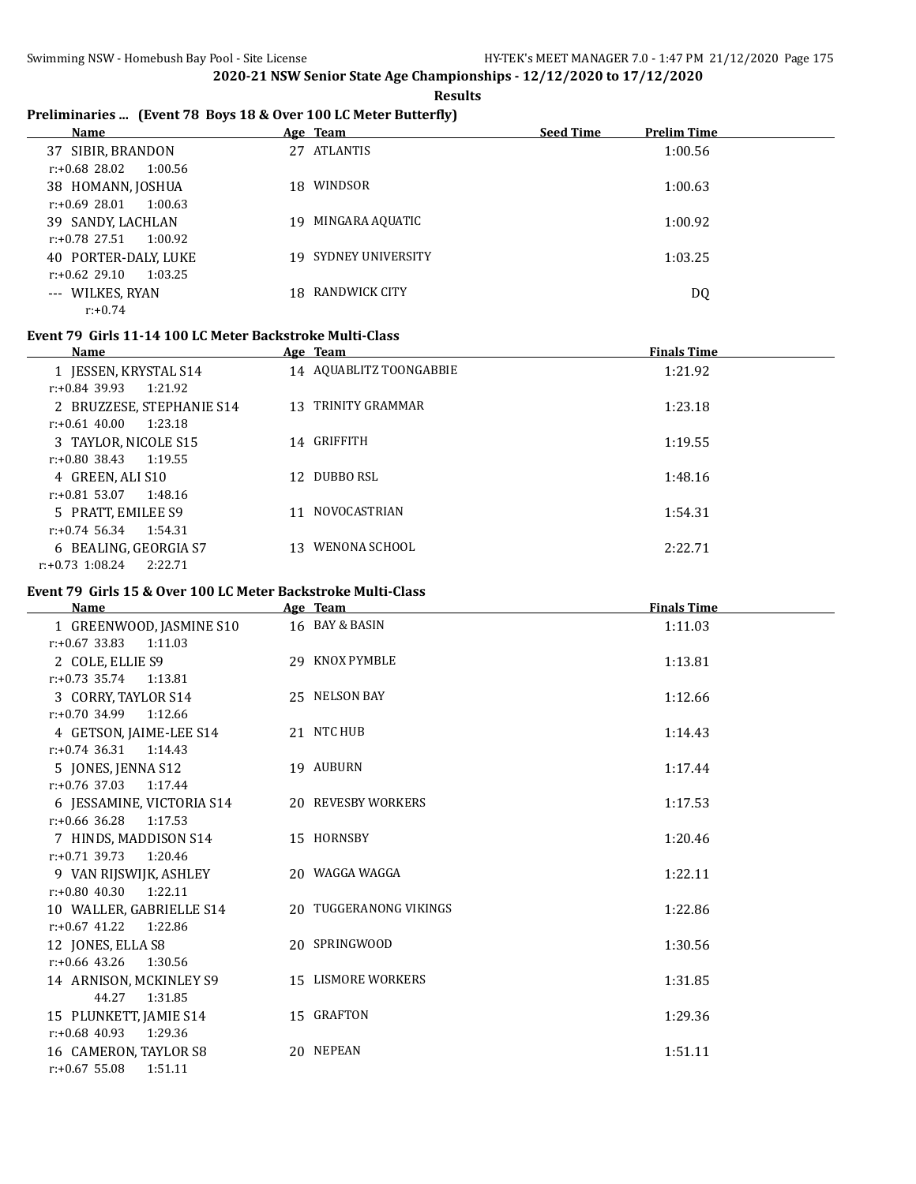**2020-21 NSW Senior State Age Championships - 12/12/2020 to 17/12/2020**

**Results**

### Preliminaries ... (Event 78 Boys 18 & Over 100 LC Meter Butterfly)

| | Name | Age | Team | Seed Time | Prelim Time |
|---|---|---|---|---|---|
| 37 | SIBIR, BRANDON | 27 | ATLANTIS | | 1:00.56 |
| | r:+0.68 28.02 1:00.56 | | | | |
| 38 | HOMANN, JOSHUA | 18 | WINDSOR | | 1:00.63 |
| | r:+0.69 28.01 1:00.63 | | | | |
| 39 | SANDY, LACHLAN | 19 | MINGARA AQUATIC | | 1:00.92 |
| | r:+0.78 27.51 1:00.92 | | | | |
| 40 | PORTER-DALY, LUKE | 19 | SYDNEY UNIVERSITY | | 1:03.25 |
| | r:+0.62 29.10 1:03.25 | | | | |
| --- | WILKES, RYAN | 18 | RANDWICK CITY | | DQ |
| | r:+0.74 | | | | |

### Event 79 Girls 11-14 100 LC Meter Backstroke Multi-Class

| | Name | Age | Team | Finals Time |
|---|---|---|---|---|
| 1 | JESSEN, KRYSTAL S14 | 14 | AQUABLITZ TOONGABBIE | 1:21.92 |
| | r:+0.84 39.93 1:21.92 | | | |
| 2 | BRUZZESE, STEPHANIE S14 | 13 | TRINITY GRAMMAR | 1:23.18 |
| | r:+0.61 40.00 1:23.18 | | | |
| 3 | TAYLOR, NICOLE S15 | 14 | GRIFFITH | 1:19.55 |
| | r:+0.80 38.43 1:19.55 | | | |
| 4 | GREEN, ALI S10 | 12 | DUBBO RSL | 1:48.16 |
| | r:+0.81 53.07 1:48.16 | | | |
| 5 | PRATT, EMILEE S9 | 11 | NOVOCASTRIAN | 1:54.31 |
| | r:+0.74 56.34 1:54.31 | | | |
| 6 | BEALING, GEORGIA S7 | 13 | WENONA SCHOOL | 2:22.71 |
| | r:+0.73 1:08.24 2:22.71 | | | |

### Event 79 Girls 15 & Over 100 LC Meter Backstroke Multi-Class

| | Name | Age | Team | Finals Time |
|---|---|---|---|---|
| 1 | GREENWOOD, JASMINE S10 | 16 | BAY & BASIN | 1:11.03 |
| | r:+0.67 33.83 1:11.03 | | | |
| 2 | COLE, ELLIE S9 | 29 | KNOX PYMBLE | 1:13.81 |
| | r:+0.73 35.74 1:13.81 | | | |
| 3 | CORRY, TAYLOR S14 | 25 | NELSON BAY | 1:12.66 |
| | r:+0.70 34.99 1:12.66 | | | |
| 4 | GETSON, JAIME-LEE S14 | 21 | NTC HUB | 1:14.43 |
| | r:+0.74 36.31 1:14.43 | | | |
| 5 | JONES, JENNA S12 | 19 | AUBURN | 1:17.44 |
| | r:+0.76 37.03 1:17.44 | | | |
| 6 | JESSAMINE, VICTORIA S14 | 20 | REVESBY WORKERS | 1:17.53 |
| | r:+0.66 36.28 1:17.53 | | | |
| 7 | HINDS, MADDISON S14 | 15 | HORNSBY | 1:20.46 |
| | r:+0.71 39.73 1:20.46 | | | |
| 9 | VAN RIJSWIJK, ASHLEY | 20 | WAGGA WAGGA | 1:22.11 |
| | r:+0.80 40.30 1:22.11 | | | |
| 10 | WALLER, GABRIELLE S14 | 20 | TUGGERANONG VIKINGS | 1:22.86 |
| | r:+0.67 41.22 1:22.86 | | | |
| 12 | JONES, ELLA S8 | 20 | SPRINGWOOD | 1:30.56 |
| | r:+0.66 43.26 1:30.56 | | | |
| 14 | ARNISON, MCKINLEY S9 | 15 | LISMORE WORKERS | 1:31.85 |
| | 44.27 1:31.85 | | | |
| 15 | PLUNKETT, JAMIE S14 | 15 | GRAFTON | 1:29.36 |
| | r:+0.68 40.93 1:29.36 | | | |
| 16 | CAMERON, TAYLOR S8 | 20 | NEPEAN | 1:51.11 |
| | r:+0.67 55.08 1:51.11 | | | |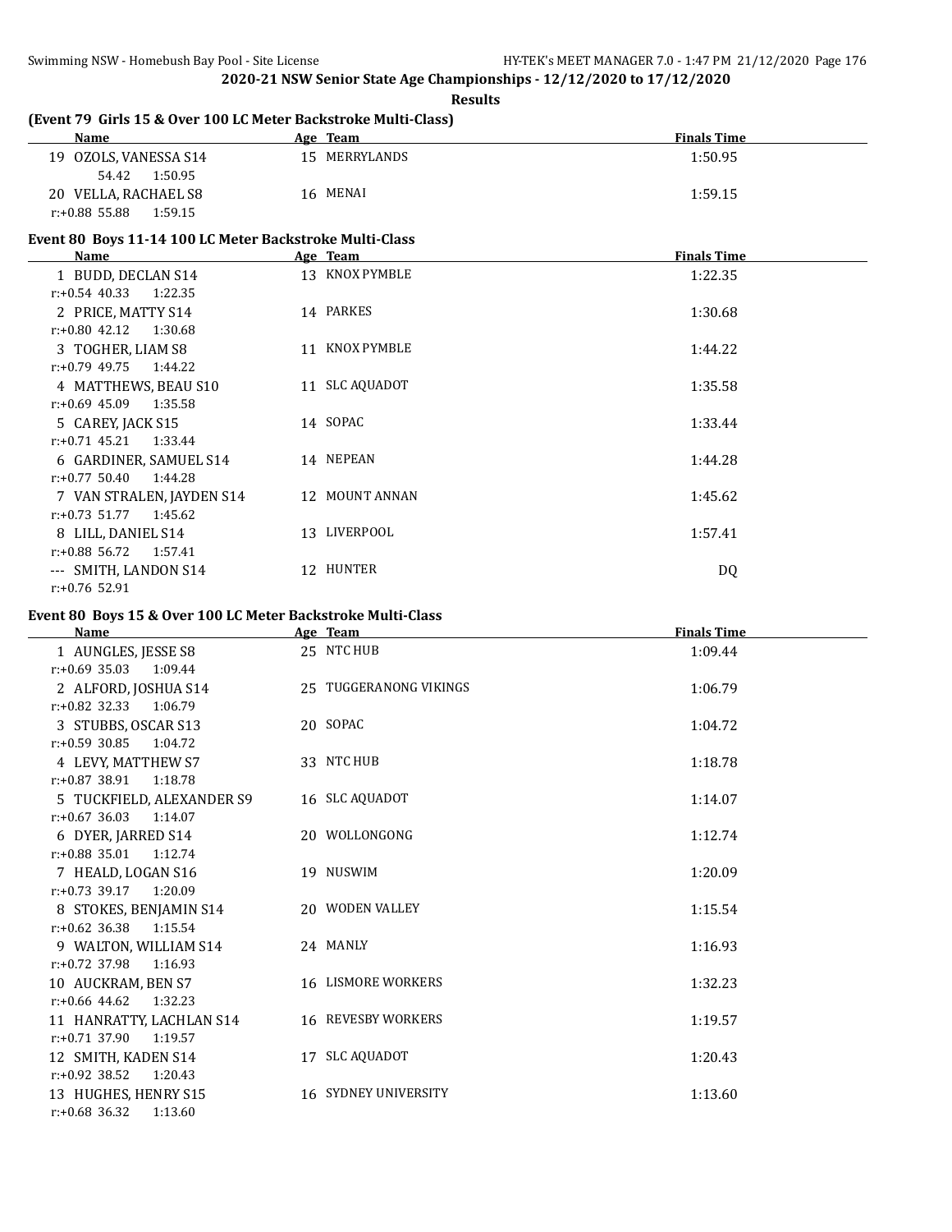2020-21 NSW Senior State Age Championships - 12/12/2020 to 17/12/2020

**Results**

### (Event 79 Girls 15 & Over 100 LC Meter Backstroke Multi-Class)

| Name | Age | Team | Finals Time |
|---|---|---|---|
| 19 OZOLS, VANESSA S14 | 15 | MERRYLANDS | 1:50.95 |
| 54.42 1:50.95 | | | |
| 20 VELLA, RACHAEL S8 | 16 | MENAI | 1:59.15 |
| r:+0.88 55.88 1:59.15 | | | |

### Event 80 Boys 11-14 100 LC Meter Backstroke Multi-Class

| Name | Age | Team | Finals Time |
|---|---|---|---|
| 1 BUDD, DECLAN S14 | 13 | KNOX PYMBLE | 1:22.35 |
| r:+0.54 40.33 1:22.35 | | | |
| 2 PRICE, MATTY S14 | 14 | PARKES | 1:30.68 |
| r:+0.80 42.12 1:30.68 | | | |
| 3 TOGHER, LIAM S8 | 11 | KNOX PYMBLE | 1:44.22 |
| r:+0.79 49.75 1:44.22 | | | |
| 4 MATTHEWS, BEAU S10 | 11 | SLC AQUADOT | 1:35.58 |
| r:+0.69 45.09 1:35.58 | | | |
| 5 CAREY, JACK S15 | 14 | SOPAC | 1:33.44 |
| r:+0.71 45.21 1:33.44 | | | |
| 6 GARDINER, SAMUEL S14 | 14 | NEPEAN | 1:44.28 |
| r:+0.77 50.40 1:44.28 | | | |
| 7 VAN STRALEN, JAYDEN S14 | 12 | MOUNT ANNAN | 1:45.62 |
| r:+0.73 51.77 1:45.62 | | | |
| 8 LILL, DANIEL S14 | 13 | LIVERPOOL | 1:57.41 |
| r:+0.88 56.72 1:57.41 | | | |
| --- SMITH, LANDON S14 | 12 | HUNTER | DQ |
| r:+0.76 52.91 | | | |

### Event 80 Boys 15 & Over 100 LC Meter Backstroke Multi-Class

| Name | Age | Team | Finals Time |
|---|---|---|---|
| 1 AUNGLES, JESSE S8 | 25 | NTC HUB | 1:09.44 |
| r:+0.69 35.03 1:09.44 | | | |
| 2 ALFORD, JOSHUA S14 | 25 | TUGGERANONG VIKINGS | 1:06.79 |
| r:+0.82 32.33 1:06.79 | | | |
| 3 STUBBS, OSCAR S13 | 20 | SOPAC | 1:04.72 |
| r:+0.59 30.85 1:04.72 | | | |
| 4 LEVY, MATTHEW S7 | 33 | NTC HUB | 1:18.78 |
| r:+0.87 38.91 1:18.78 | | | |
| 5 TUCKFIELD, ALEXANDER S9 | 16 | SLC AQUADOT | 1:14.07 |
| r:+0.67 36.03 1:14.07 | | | |
| 6 DYER, JARRED S14 | 20 | WOLLONGONG | 1:12.74 |
| r:+0.88 35.01 1:12.74 | | | |
| 7 HEALD, LOGAN S16 | 19 | NUSWIM | 1:20.09 |
| r:+0.73 39.17 1:20.09 | | | |
| 8 STOKES, BENJAMIN S14 | 20 | WODEN VALLEY | 1:15.54 |
| r:+0.62 36.38 1:15.54 | | | |
| 9 WALTON, WILLIAM S14 | 24 | MANLY | 1:16.93 |
| r:+0.72 37.98 1:16.93 | | | |
| 10 AUCKRAM, BEN S7 | 16 | LISMORE WORKERS | 1:32.23 |
| r:+0.66 44.62 1:32.23 | | | |
| 11 HANRATTY, LACHLAN S14 | 16 | REVESBY WORKERS | 1:19.57 |
| r:+0.71 37.90 1:19.57 | | | |
| 12 SMITH, KADEN S14 | 17 | SLC AQUADOT | 1:20.43 |
| r:+0.92 38.52 1:20.43 | | | |
| 13 HUGHES, HENRY S15 | 16 | SYDNEY UNIVERSITY | 1:13.60 |
| r:+0.68 36.32 1:13.60 | | | |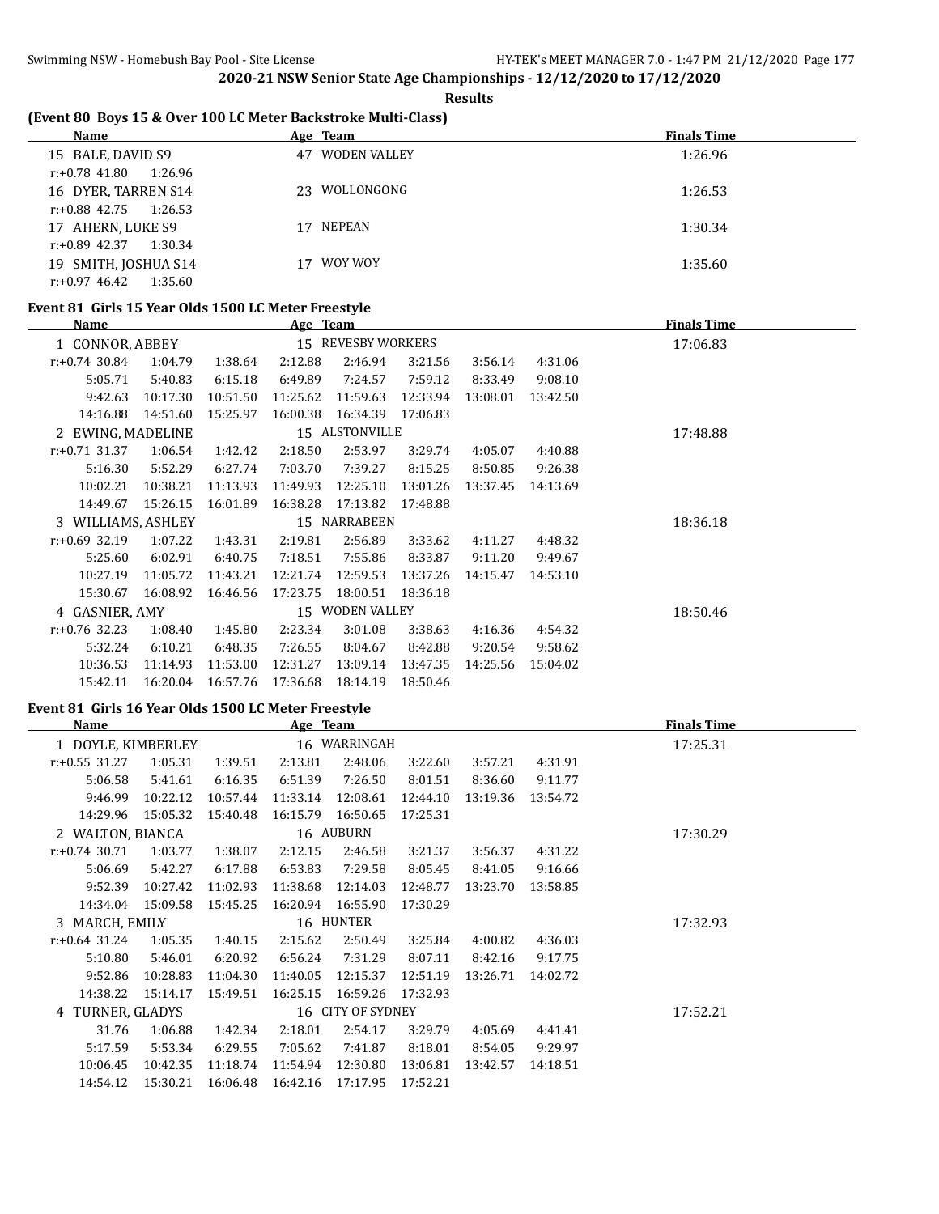**2020-21 NSW Senior State Age Championships - 12/12/2020 to 17/12/2020**

**Results**

### (Event 80 Boys 15 & Over 100 LC Meter Backstroke Multi-Class)

| Name | Age | Team | Finals Time |
|---|---|---|---|
| 15 BALE, DAVID S9 | 47 | WODEN VALLEY | 1:26.96 |
| r:+0.78 41.80 1:26.96 | | | |
| 16 DYER, TARREN S14 | 23 | WOLLONGONG | 1:26.53 |
| r:+0.88 42.75 1:26.53 | | | |
| 17 AHERN, LUKE S9 | 17 | NEPEAN | 1:30.34 |
| r:+0.89 42.37 1:30.34 | | | |
| 19 SMITH, JOSHUA S14 | 17 | WOY WOY | 1:35.60 |
| r:+0.97 46.42 1:35.60 | | | |

### Event 81 Girls 15 Year Olds 1500 LC Meter Freestyle

| Name | Age | Team | Finals Time |
|---|---|---|---|
| 1 CONNOR, ABBEY | 15 | REVESBY WORKERS | 17:06.83 |
| 2 EWING, MADELINE | 15 | ALSTONVILLE | 17:48.88 |
| 3 WILLIAMS, ASHLEY | 15 | NARRABEEN | 18:36.18 |
| 4 GASNIER, AMY | 15 | WODEN VALLEY | 18:50.46 |

Splits:

1 CONNOR, ABBEY
```
r:+0.74 30.84  1:04.79  1:38.64  2:12.88  2:46.94  3:21.56  3:56.14  4:31.06
5:05.71  5:40.83  6:15.18  6:49.89  7:24.57  7:59.12  8:33.49  9:08.10
9:42.63  10:17.30  10:51.50  11:25.62  11:59.63  12:33.94  13:08.01  13:42.50
14:16.88  14:51.60  15:25.97  16:00.38  16:34.39  17:06.83
```

2 EWING, MADELINE
```
r:+0.71 31.37  1:06.54  1:42.42  2:18.50  2:53.97  3:29.74  4:05.07  4:40.88
5:16.30  5:52.29  6:27.74  7:03.70  7:39.27  8:15.25  8:50.85  9:26.38
10:02.21  10:38.21  11:13.93  11:49.93  12:25.10  13:01.26  13:37.45  14:13.69
14:49.67  15:26.15  16:01.89  16:38.28  17:13.82  17:48.88
```

3 WILLIAMS, ASHLEY
```
r:+0.69 32.19  1:07.22  1:43.31  2:19.81  2:56.89  3:33.62  4:11.27  4:48.32
5:25.60  6:02.91  6:40.75  7:18.51  7:55.86  8:33.87  9:11.20  9:49.67
10:27.19  11:05.72  11:43.21  12:21.74  12:59.53  13:37.26  14:15.47  14:53.10
15:30.67  16:08.92  16:46.56  17:23.75  18:00.51  18:36.18
```

4 GASNIER, AMY
```
r:+0.76 32.23  1:08.40  1:45.80  2:23.34  3:01.08  3:38.63  4:16.36  4:54.32
5:32.24  6:10.21  6:48.35  7:26.55  8:04.67  8:42.88  9:20.54  9:58.62
10:36.53  11:14.93  11:53.00  12:31.27  13:09.14  13:47.35  14:25.56  15:04.02
15:42.11  16:20.04  16:57.76  17:36.68  18:14.19  18:50.46
```

### Event 81 Girls 16 Year Olds 1500 LC Meter Freestyle

| Name | Age | Team | Finals Time |
|---|---|---|---|
| 1 DOYLE, KIMBERLEY | 16 | WARRINGAH | 17:25.31 |
| 2 WALTON, BIANCA | 16 | AUBURN | 17:30.29 |
| 3 MARCH, EMILY | 16 | HUNTER | 17:32.93 |
| 4 TURNER, GLADYS | 16 | CITY OF SYDNEY | 17:52.21 |

Splits:

1 DOYLE, KIMBERLEY
```
r:+0.55 31.27  1:05.31  1:39.51  2:13.81  2:48.06  3:22.60  3:57.21  4:31.91
5:06.58  5:41.61  6:16.35  6:51.39  7:26.50  8:01.51  8:36.60  9:11.77
9:46.99  10:22.12  10:57.44  11:33.14  12:08.61  12:44.10  13:19.36  13:54.72
14:29.96  15:05.32  15:40.48  16:15.79  16:50.65  17:25.31
```

2 WALTON, BIANCA
```
r:+0.74 30.71  1:03.77  1:38.07  2:12.15  2:46.58  3:21.37  3:56.37  4:31.22
5:06.69  5:42.27  6:17.88  6:53.83  7:29.58  8:05.45  8:41.05  9:16.66
9:52.39  10:27.42  11:02.93  11:38.68  12:14.03  12:48.77  13:23.70  13:58.85
14:34.04  15:09.58  15:45.25  16:20.94  16:55.90  17:30.29
```

3 MARCH, EMILY
```
r:+0.64 31.24  1:05.35  1:40.15  2:15.62  2:50.49  3:25.84  4:00.82  4:36.03
5:10.80  5:46.01  6:20.92  6:56.24  7:31.29  8:07.11  8:42.16  9:17.75
9:52.86  10:28.83  11:04.30  11:40.05  12:15.37  12:51.19  13:26.71  14:02.72
14:38.22  15:14.17  15:49.51  16:25.15  16:59.26  17:32.93
```

4 TURNER, GLADYS
```
31.76  1:06.88  1:42.34  2:18.01  2:54.17  3:29.79  4:05.69  4:41.41
5:17.59  5:53.34  6:29.55  7:05.62  7:41.87  8:18.01  8:54.05  9:29.97
10:06.45  10:42.35  11:18.74  11:54.94  12:30.80  13:06.81  13:42.57  14:18.51
14:54.12  15:30.21  16:06.48  16:42.16  17:17.95  17:52.21
```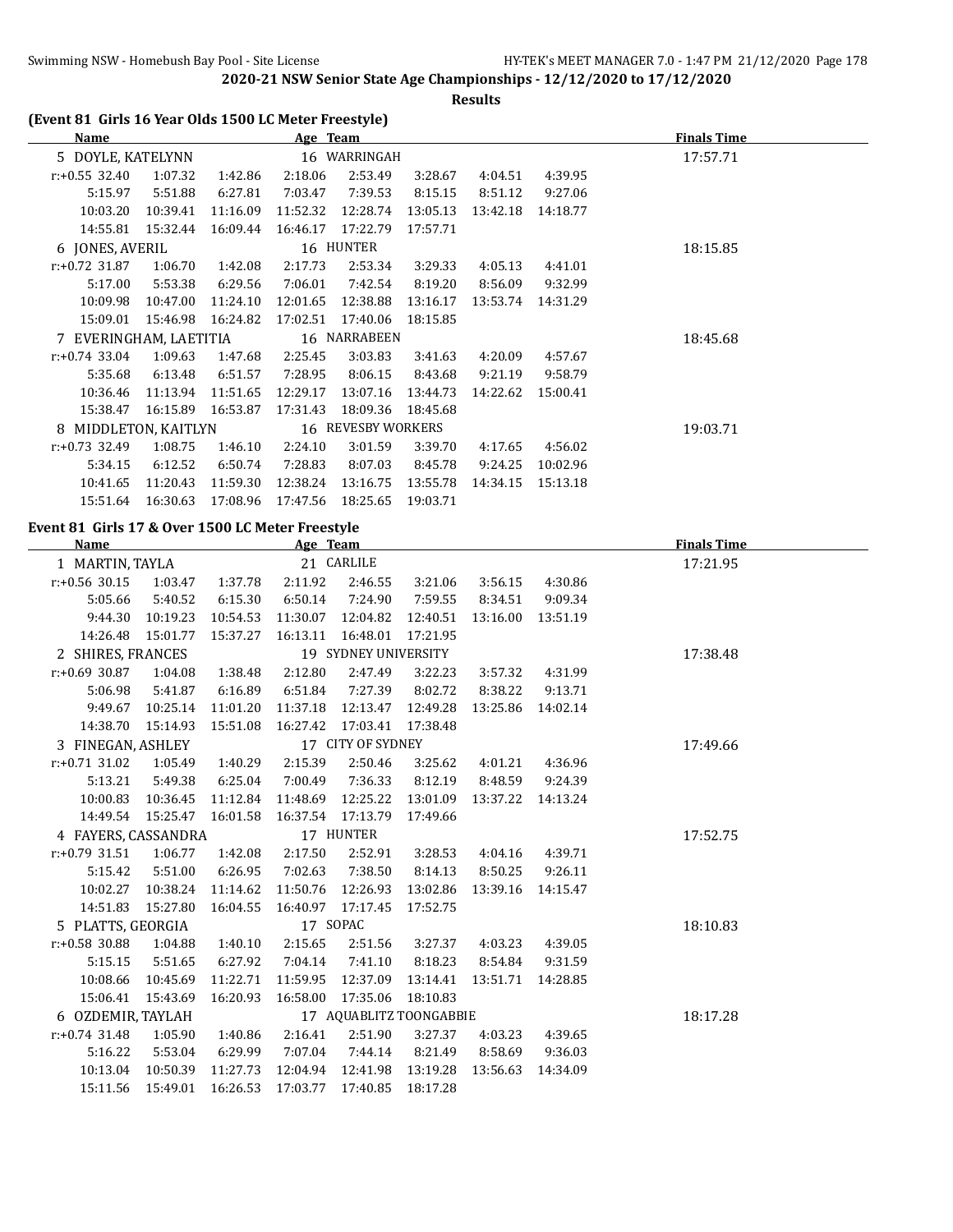**2020-21 NSW Senior State Age Championships - 12/12/2020 to 17/12/2020**

**Results**

## (Event 81 Girls 16 Year Olds 1500 LC Meter Freestyle)

| Name | | | | Age | Team | | | | Finals Time |
|---|---|---|---|---|---|---|---|---|---|
| 5 DOYLE, KATELYNN | | | | 16 | WARRINGAH | | | | 17:57.71 |
| r:+0.55 32.40 | 1:07.32 | 1:42.86 | 2:18.06 | 2:53.49 | 3:28.67 | 4:04.51 | 4:39.95 | | |
| 5:15.97 | 5:51.88 | 6:27.81 | 7:03.47 | 7:39.53 | 8:15.15 | 8:51.12 | 9:27.06 | | |
| 10:03.20 | 10:39.41 | 11:16.09 | 11:52.32 | 12:28.74 | 13:05.13 | 13:42.18 | 14:18.77 | | |
| 14:55.81 | 15:32.44 | 16:09.44 | 16:46.17 | 17:22.79 | 17:57.71 | | | | |
| 6 JONES, AVERIL | | | | 16 | HUNTER | | | | 18:15.85 |
| r:+0.72 31.87 | 1:06.70 | 1:42.08 | 2:17.73 | 2:53.34 | 3:29.33 | 4:05.13 | 4:41.01 | | |
| 5:17.00 | 5:53.38 | 6:29.56 | 7:06.01 | 7:42.54 | 8:19.20 | 8:56.09 | 9:32.99 | | |
| 10:09.98 | 10:47.00 | 11:24.10 | 12:01.65 | 12:38.88 | 13:16.17 | 13:53.74 | 14:31.29 | | |
| 15:09.01 | 15:46.98 | 16:24.82 | 17:02.51 | 17:40.06 | 18:15.85 | | | | |
| 7 EVERINGHAM, LAETITIA | | | | 16 | NARRABEEN | | | | 18:45.68 |
| r:+0.74 33.04 | 1:09.63 | 1:47.68 | 2:25.45 | 3:03.83 | 3:41.63 | 4:20.09 | 4:57.67 | | |
| 5:35.68 | 6:13.48 | 6:51.57 | 7:28.95 | 8:06.15 | 8:43.68 | 9:21.19 | 9:58.79 | | |
| 10:36.46 | 11:13.94 | 11:51.65 | 12:29.17 | 13:07.16 | 13:44.73 | 14:22.62 | 15:00.41 | | |
| 15:38.47 | 16:15.89 | 16:53.87 | 17:31.43 | 18:09.36 | 18:45.68 | | | | |
| 8 MIDDLETON, KAITLYN | | | | 16 | REVESBY WORKERS | | | | 19:03.71 |
| r:+0.73 32.49 | 1:08.75 | 1:46.10 | 2:24.10 | 3:01.59 | 3:39.70 | 4:17.65 | 4:56.02 | | |
| 5:34.15 | 6:12.52 | 6:50.74 | 7:28.83 | 8:07.03 | 8:45.78 | 9:24.25 | 10:02.96 | | |
| 10:41.65 | 11:20.43 | 11:59.30 | 12:38.24 | 13:16.75 | 13:55.78 | 14:34.15 | 15:13.18 | | |
| 15:51.64 | 16:30.63 | 17:08.96 | 17:47.56 | 18:25.65 | 19:03.71 | | | | |

## Event 81 Girls 17 & Over 1500 LC Meter Freestyle

| Name | | | | Age | Team | | | | Finals Time |
|---|---|---|---|---|---|---|---|---|---|
| 1 MARTIN, TAYLA | | | | 21 | CARLILE | | | | 17:21.95 |
| r:+0.56 30.15 | 1:03.47 | 1:37.78 | 2:11.92 | 2:46.55 | 3:21.06 | 3:56.15 | 4:30.86 | | |
| 5:05.66 | 5:40.52 | 6:15.30 | 6:50.14 | 7:24.90 | 7:59.55 | 8:34.51 | 9:09.34 | | |
| 9:44.30 | 10:19.23 | 10:54.53 | 11:30.07 | 12:04.82 | 12:40.51 | 13:16.00 | 13:51.19 | | |
| 14:26.48 | 15:01.77 | 15:37.27 | 16:13.11 | 16:48.01 | 17:21.95 | | | | |
| 2 SHIRES, FRANCES | | | | 19 | SYDNEY UNIVERSITY | | | | 17:38.48 |
| r:+0.69 30.87 | 1:04.08 | 1:38.48 | 2:12.80 | 2:47.49 | 3:22.23 | 3:57.32 | 4:31.99 | | |
| 5:06.98 | 5:41.87 | 6:16.89 | 6:51.84 | 7:27.39 | 8:02.72 | 8:38.22 | 9:13.71 | | |
| 9:49.67 | 10:25.14 | 11:01.20 | 11:37.18 | 12:13.47 | 12:49.28 | 13:25.86 | 14:02.14 | | |
| 14:38.70 | 15:14.93 | 15:51.08 | 16:27.42 | 17:03.41 | 17:38.48 | | | | |
| 3 FINEGAN, ASHLEY | | | | 17 | CITY OF SYDNEY | | | | 17:49.66 |
| r:+0.71 31.02 | 1:05.49 | 1:40.29 | 2:15.39 | 2:50.46 | 3:25.62 | 4:01.21 | 4:36.96 | | |
| 5:13.21 | 5:49.38 | 6:25.04 | 7:00.49 | 7:36.33 | 8:12.19 | 8:48.59 | 9:24.39 | | |
| 10:00.83 | 10:36.45 | 11:12.84 | 11:48.69 | 12:25.22 | 13:01.09 | 13:37.22 | 14:13.24 | | |
| 14:49.54 | 15:25.47 | 16:01.58 | 16:37.54 | 17:13.79 | 17:49.66 | | | | |
| 4 FAYERS, CASSANDRA | | | | 17 | HUNTER | | | | 17:52.75 |
| r:+0.79 31.51 | 1:06.77 | 1:42.08 | 2:17.50 | 2:52.91 | 3:28.53 | 4:04.16 | 4:39.71 | | |
| 5:15.42 | 5:51.00 | 6:26.95 | 7:02.63 | 7:38.50 | 8:14.13 | 8:50.25 | 9:26.11 | | |
| 10:02.27 | 10:38.24 | 11:14.62 | 11:50.76 | 12:26.93 | 13:02.86 | 13:39.16 | 14:15.47 | | |
| 14:51.83 | 15:27.80 | 16:04.55 | 16:40.97 | 17:17.45 | 17:52.75 | | | | |
| 5 PLATTS, GEORGIA | | | | 17 | SOPAC | | | | 18:10.83 |
| r:+0.58 30.88 | 1:04.88 | 1:40.10 | 2:15.65 | 2:51.56 | 3:27.37 | 4:03.23 | 4:39.05 | | |
| 5:15.15 | 5:51.65 | 6:27.92 | 7:04.14 | 7:41.10 | 8:18.23 | 8:54.84 | 9:31.59 | | |
| 10:08.66 | 10:45.69 | 11:22.71 | 11:59.95 | 12:37.09 | 13:14.41 | 13:51.71 | 14:28.85 | | |
| 15:06.41 | 15:43.69 | 16:20.93 | 16:58.00 | 17:35.06 | 18:10.83 | | | | |
| 6 OZDEMIR, TAYLAH | | | | 17 | AQUABLITZ TOONGABBIE | | | | 18:17.28 |
| r:+0.74 31.48 | 1:05.90 | 1:40.86 | 2:16.41 | 2:51.90 | 3:27.37 | 4:03.23 | 4:39.65 | | |
| 5:16.22 | 5:53.04 | 6:29.99 | 7:07.04 | 7:44.14 | 8:21.49 | 8:58.69 | 9:36.03 | | |
| 10:13.04 | 10:50.39 | 11:27.73 | 12:04.94 | 12:41.98 | 13:19.28 | 13:56.63 | 14:34.09 | | |
| 15:11.56 | 15:49.01 | 16:26.53 | 17:03.77 | 17:40.85 | 18:17.28 | | | | |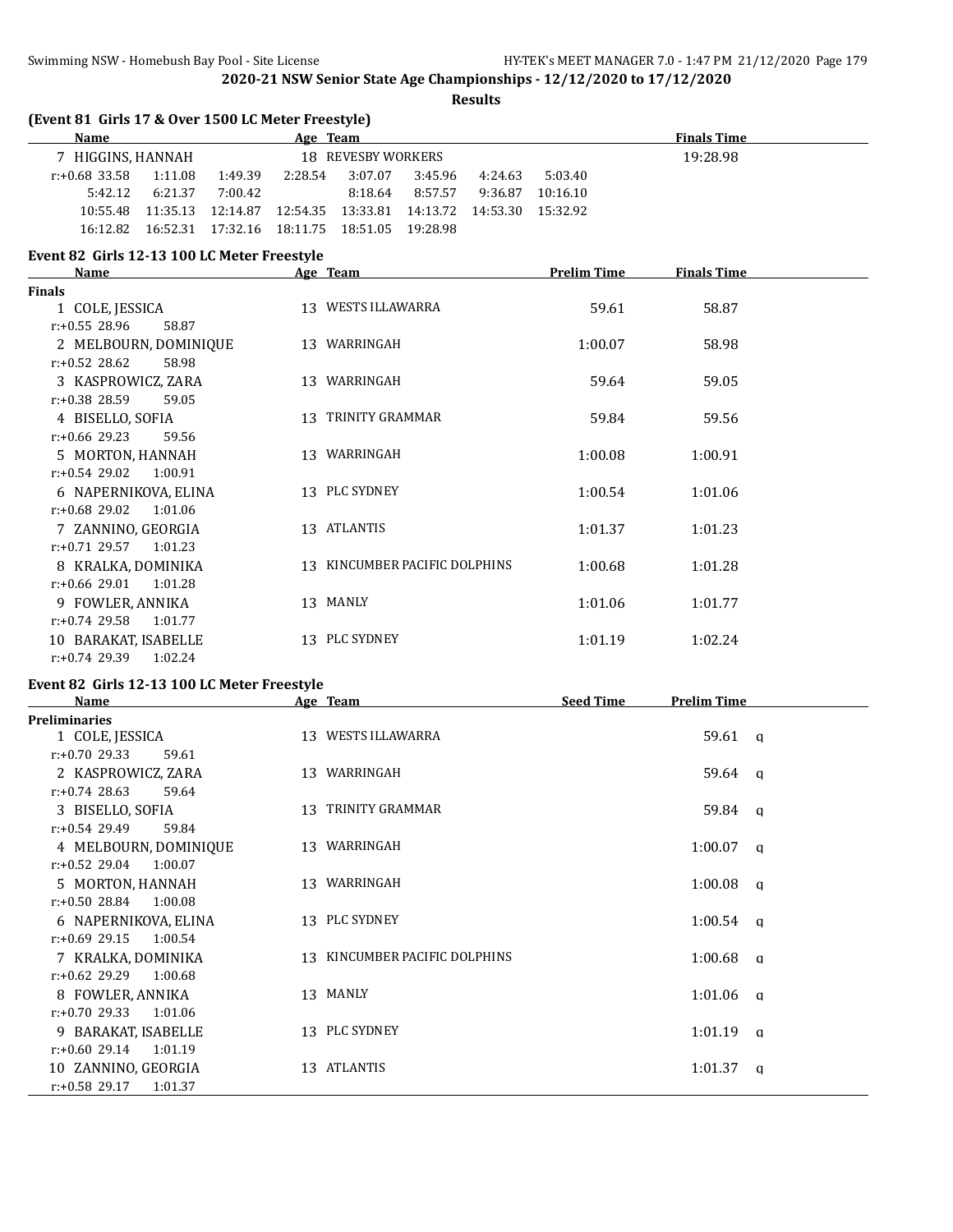**2020-21 NSW Senior State Age Championships - 12/12/2020 to 17/12/2020**

**Results**

**(Event 81 Girls 17 & Over 1500 LC Meter Freestyle)**

| Name | Age | Team | Finals Time |
|---|---|---|---|
| 7 HIGGINS, HANNAH | 18 | REVESBY WORKERS | 19:28.98 |

r:+0.68 33.58 1:11.08 1:49.39 2:28.54 3:07.07 3:45.96 4:24.63 5:03.40
5:42.12 6:21.37 7:00.42 8:18.64 8:57.57 9:36.87 10:16.10
10:55.48 11:35.13 12:14.87 12:54.35 13:33.81 14:13.72 14:53.30 15:32.92
16:12.82 16:52.31 17:32.16 18:11.75 18:51.05 19:28.98

**Event 82 Girls 12-13 100 LC Meter Freestyle**

| Name | Age | Team | Prelim Time | Finals Time |
|---|---|---|---|---|
| **Finals** | | | | |
| 1 COLE, JESSICA | 13 | WESTS ILLAWARRA | 59.61 | 58.87 |
| r:+0.55 28.96 58.87 | | | | |
| 2 MELBOURN, DOMINIQUE | 13 | WARRINGAH | 1:00.07 | 58.98 |
| r:+0.52 28.62 58.98 | | | | |
| 3 KASPROWICZ, ZARA | 13 | WARRINGAH | 59.64 | 59.05 |
| r:+0.38 28.59 59.05 | | | | |
| 4 BISELLO, SOFIA | 13 | TRINITY GRAMMAR | 59.84 | 59.56 |
| r:+0.66 29.23 59.56 | | | | |
| 5 MORTON, HANNAH | 13 | WARRINGAH | 1:00.08 | 1:00.91 |
| r:+0.54 29.02 1:00.91 | | | | |
| 6 NAPERNIKOVA, ELINA | 13 | PLC SYDNEY | 1:00.54 | 1:01.06 |
| r:+0.68 29.02 1:01.06 | | | | |
| 7 ZANNINO, GEORGIA | 13 | ATLANTIS | 1:01.37 | 1:01.23 |
| r:+0.71 29.57 1:01.23 | | | | |
| 8 KRALKA, DOMINIKA | 13 | KINCUMBER PACIFIC DOLPHINS | 1:00.68 | 1:01.28 |
| r:+0.66 29.01 1:01.28 | | | | |
| 9 FOWLER, ANNIKA | 13 | MANLY | 1:01.06 | 1:01.77 |
| r:+0.74 29.58 1:01.77 | | | | |
| 10 BARAKAT, ISABELLE | 13 | PLC SYDNEY | 1:01.19 | 1:02.24 |
| r:+0.74 29.39 1:02.24 | | | | |

**Event 82 Girls 12-13 100 LC Meter Freestyle**

| Name | Age | Team | Seed Time | Prelim Time | |
|---|---|---|---|---|---|
| **Preliminaries** | | | | | |
| 1 COLE, JESSICA | 13 | WESTS ILLAWARRA | | 59.61 | q |
| r:+0.70 29.33 59.61 | | | | | |
| 2 KASPROWICZ, ZARA | 13 | WARRINGAH | | 59.64 | q |
| r:+0.74 28.63 59.64 | | | | | |
| 3 BISELLO, SOFIA | 13 | TRINITY GRAMMAR | | 59.84 | q |
| r:+0.54 29.49 59.84 | | | | | |
| 4 MELBOURN, DOMINIQUE | 13 | WARRINGAH | | 1:00.07 | q |
| r:+0.52 29.04 1:00.07 | | | | | |
| 5 MORTON, HANNAH | 13 | WARRINGAH | | 1:00.08 | q |
| r:+0.50 28.84 1:00.08 | | | | | |
| 6 NAPERNIKOVA, ELINA | 13 | PLC SYDNEY | | 1:00.54 | q |
| r:+0.69 29.15 1:00.54 | | | | | |
| 7 KRALKA, DOMINIKA | 13 | KINCUMBER PACIFIC DOLPHINS | | 1:00.68 | q |
| r:+0.62 29.29 1:00.68 | | | | | |
| 8 FOWLER, ANNIKA | 13 | MANLY | | 1:01.06 | q |
| r:+0.70 29.33 1:01.06 | | | | | |
| 9 BARAKAT, ISABELLE | 13 | PLC SYDNEY | | 1:01.19 | q |
| r:+0.60 29.14 1:01.19 | | | | | |
| 10 ZANNINO, GEORGIA | 13 | ATLANTIS | | 1:01.37 | q |
| r:+0.58 29.17 1:01.37 | | | | | |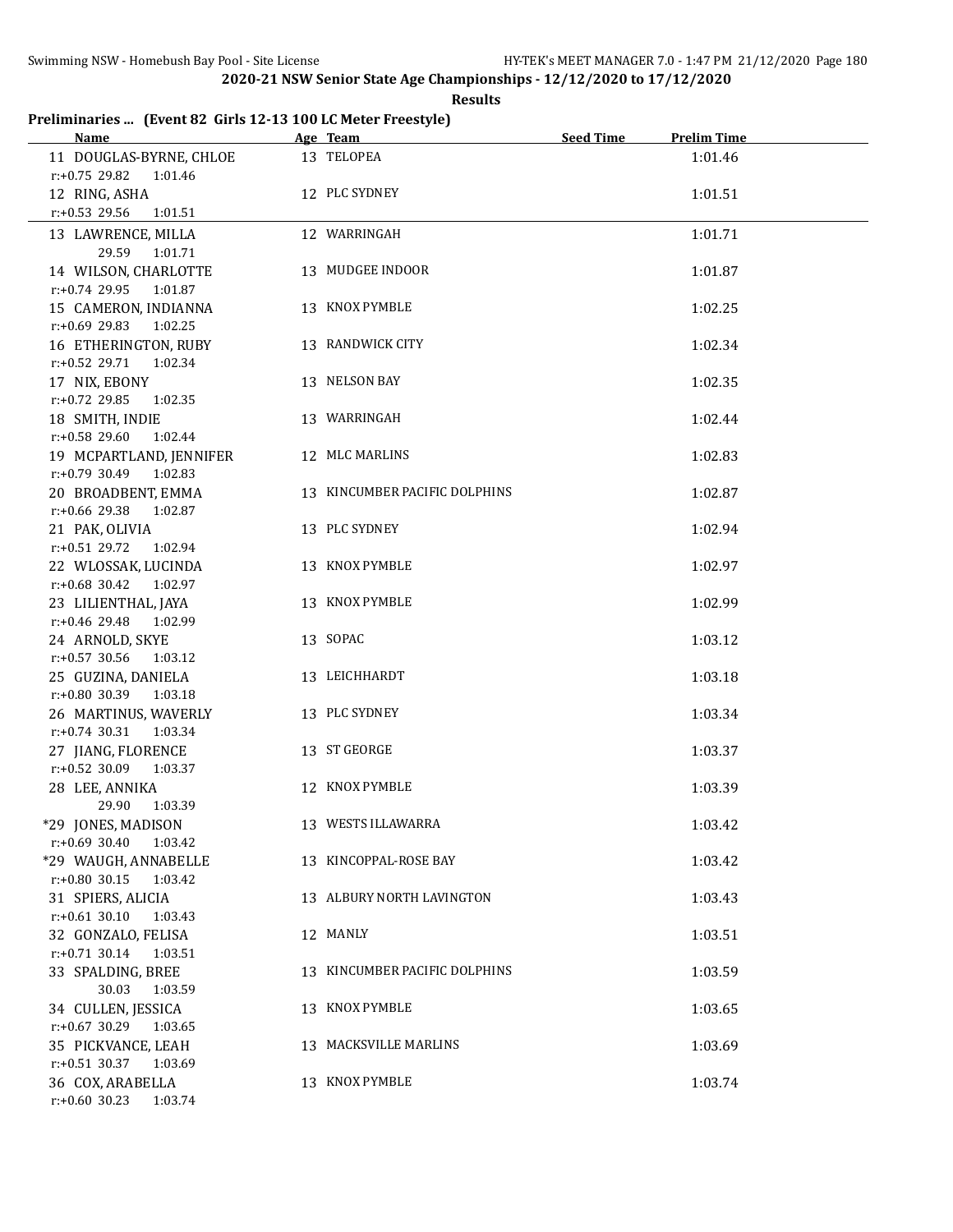## 2020-21 NSW Senior State Age Championships - 12/12/2020 to 17/12/2020

**Results**

### Preliminaries ... (Event 82 Girls 12-13 100 LC Meter Freestyle)

| Name | Age | Team | Seed Time | Prelim Time |
|---|---|---|---|---|
| 11 DOUGLAS-BYRNE, CHLOE | 13 | TELOPEA | | 1:01.46 |
| r:+0.75 29.82 1:01.46 | | | | |
| 12 RING, ASHA | 12 | PLC SYDNEY | | 1:01.51 |
| r:+0.53 29.56 1:01.51 | | | | |
| 13 LAWRENCE, MILLA | 12 | WARRINGAH | | 1:01.71 |
| 29.59 1:01.71 | | | | |
| 14 WILSON, CHARLOTTE | 13 | MUDGEE INDOOR | | 1:01.87 |
| r:+0.74 29.95 1:01.87 | | | | |
| 15 CAMERON, INDIANNA | 13 | KNOX PYMBLE | | 1:02.25 |
| r:+0.69 29.83 1:02.25 | | | | |
| 16 ETHERINGTON, RUBY | 13 | RANDWICK CITY | | 1:02.34 |
| r:+0.52 29.71 1:02.34 | | | | |
| 17 NIX, EBONY | 13 | NELSON BAY | | 1:02.35 |
| r:+0.72 29.85 1:02.35 | | | | |
| 18 SMITH, INDIE | 13 | WARRINGAH | | 1:02.44 |
| r:+0.58 29.60 1:02.44 | | | | |
| 19 MCPARTLAND, JENNIFER | 12 | MLC MARLINS | | 1:02.83 |
| r:+0.79 30.49 1:02.83 | | | | |
| 20 BROADBENT, EMMA | 13 | KINCUMBER PACIFIC DOLPHINS | | 1:02.87 |
| r:+0.66 29.38 1:02.87 | | | | |
| 21 PAK, OLIVIA | 13 | PLC SYDNEY | | 1:02.94 |
| r:+0.51 29.72 1:02.94 | | | | |
| 22 WLOSSAK, LUCINDA | 13 | KNOX PYMBLE | | 1:02.97 |
| r:+0.68 30.42 1:02.97 | | | | |
| 23 LILIENTHAL, JAYA | 13 | KNOX PYMBLE | | 1:02.99 |
| r:+0.46 29.48 1:02.99 | | | | |
| 24 ARNOLD, SKYE | 13 | SOPAC | | 1:03.12 |
| r:+0.57 30.56 1:03.12 | | | | |
| 25 GUZINA, DANIELA | 13 | LEICHHARDT | | 1:03.18 |
| r:+0.80 30.39 1:03.18 | | | | |
| 26 MARTINUS, WAVERLY | 13 | PLC SYDNEY | | 1:03.34 |
| r:+0.74 30.31 1:03.34 | | | | |
| 27 JIANG, FLORENCE | 13 | ST GEORGE | | 1:03.37 |
| r:+0.52 30.09 1:03.37 | | | | |
| 28 LEE, ANNIKA | 12 | KNOX PYMBLE | | 1:03.39 |
| 29.90 1:03.39 | | | | |
| *29 JONES, MADISON | 13 | WESTS ILLAWARRA | | 1:03.42 |
| r:+0.69 30.40 1:03.42 | | | | |
| *29 WAUGH, ANNABELLE | 13 | KINCOPPAL-ROSE BAY | | 1:03.42 |
| r:+0.80 30.15 1:03.42 | | | | |
| 31 SPIERS, ALICIA | 13 | ALBURY NORTH LAVINGTON | | 1:03.43 |
| r:+0.61 30.10 1:03.43 | | | | |
| 32 GONZALO, FELISA | 12 | MANLY | | 1:03.51 |
| r:+0.71 30.14 1:03.51 | | | | |
| 33 SPALDING, BREE | 13 | KINCUMBER PACIFIC DOLPHINS | | 1:03.59 |
| 30.03 1:03.59 | | | | |
| 34 CULLEN, JESSICA | 13 | KNOX PYMBLE | | 1:03.65 |
| r:+0.67 30.29 1:03.65 | | | | |
| 35 PICKVANCE, LEAH | 13 | MACKSVILLE MARLINS | | 1:03.69 |
| r:+0.51 30.37 1:03.69 | | | | |
| 36 COX, ARABELLA | 13 | KNOX PYMBLE | | 1:03.74 |
| r:+0.60 30.23 1:03.74 | | | | |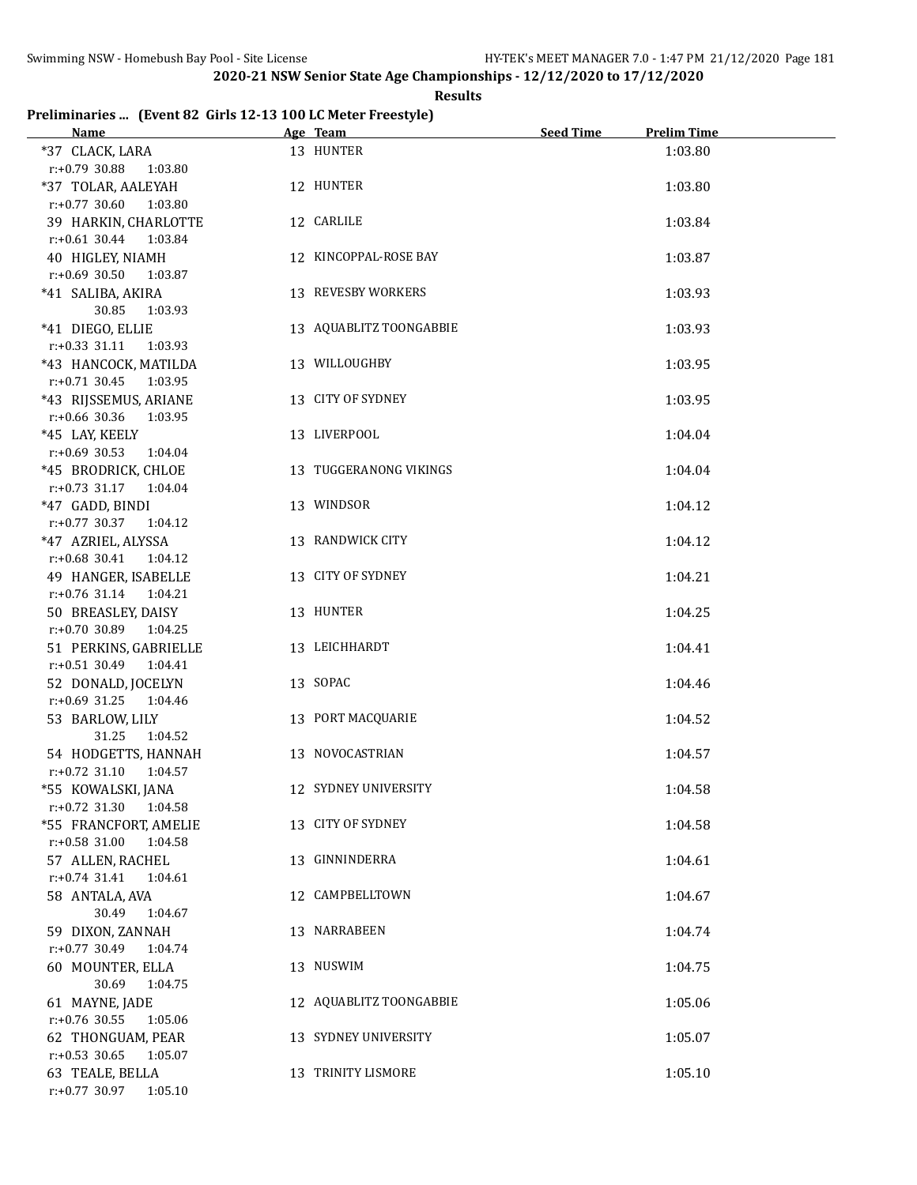**2020-21 NSW Senior State Age Championships - 12/12/2020 to 17/12/2020**

**Results**

### Preliminaries ... (Event 82 Girls 12-13 100 LC Meter Freestyle)

| Name | Age | Team | Seed Time | Prelim Time |
|---|---|---|---|---|
| *37 CLACK, LARA | 13 | HUNTER | | 1:03.80 |
| r:+0.79 30.88 1:03.80 | | | | |
| *37 TOLAR, AALEYAH | 12 | HUNTER | | 1:03.80 |
| r:+0.77 30.60 1:03.80 | | | | |
| 39 HARKIN, CHARLOTTE | 12 | CARLILE | | 1:03.84 |
| r:+0.61 30.44 1:03.84 | | | | |
| 40 HIGLEY, NIAMH | 12 | KINCOPPAL-ROSE BAY | | 1:03.87 |
| r:+0.69 30.50 1:03.87 | | | | |
| *41 SALIBA, AKIRA | 13 | REVESBY WORKERS | | 1:03.93 |
| 30.85 1:03.93 | | | | |
| *41 DIEGO, ELLIE | 13 | AQUABLITZ TOONGABBIE | | 1:03.93 |
| r:+0.33 31.11 1:03.93 | | | | |
| *43 HANCOCK, MATILDA | 13 | WILLOUGHBY | | 1:03.95 |
| r:+0.71 30.45 1:03.95 | | | | |
| *43 RIJSSEMUS, ARIANE | 13 | CITY OF SYDNEY | | 1:03.95 |
| r:+0.66 30.36 1:03.95 | | | | |
| *45 LAY, KEELY | 13 | LIVERPOOL | | 1:04.04 |
| r:+0.69 30.53 1:04.04 | | | | |
| *45 BRODRICK, CHLOE | 13 | TUGGERANONG VIKINGS | | 1:04.04 |
| r:+0.73 31.17 1:04.04 | | | | |
| *47 GADD, BINDI | 13 | WINDSOR | | 1:04.12 |
| r:+0.77 30.37 1:04.12 | | | | |
| *47 AZRIEL, ALYSSA | 13 | RANDWICK CITY | | 1:04.12 |
| r:+0.68 30.41 1:04.12 | | | | |
| 49 HANGER, ISABELLE | 13 | CITY OF SYDNEY | | 1:04.21 |
| r:+0.76 31.14 1:04.21 | | | | |
| 50 BREASLEY, DAISY | 13 | HUNTER | | 1:04.25 |
| r:+0.70 30.89 1:04.25 | | | | |
| 51 PERKINS, GABRIELLE | 13 | LEICHHARDT | | 1:04.41 |
| r:+0.51 30.49 1:04.41 | | | | |
| 52 DONALD, JOCELYN | 13 | SOPAC | | 1:04.46 |
| r:+0.69 31.25 1:04.46 | | | | |
| 53 BARLOW, LILY | 13 | PORT MACQUARIE | | 1:04.52 |
| 31.25 1:04.52 | | | | |
| 54 HODGETTS, HANNAH | 13 | NOVOCASTRIAN | | 1:04.57 |
| r:+0.72 31.10 1:04.57 | | | | |
| *55 KOWALSKI, JANA | 12 | SYDNEY UNIVERSITY | | 1:04.58 |
| r:+0.72 31.30 1:04.58 | | | | |
| *55 FRANCFORT, AMELIE | 13 | CITY OF SYDNEY | | 1:04.58 |
| r:+0.58 31.00 1:04.58 | | | | |
| 57 ALLEN, RACHEL | 13 | GINNINDERRA | | 1:04.61 |
| r:+0.74 31.41 1:04.61 | | | | |
| 58 ANTALA, AVA | 12 | CAMPBELLTOWN | | 1:04.67 |
| 30.49 1:04.67 | | | | |
| 59 DIXON, ZANNAH | 13 | NARRABEEN | | 1:04.74 |
| r:+0.77 30.49 1:04.74 | | | | |
| 60 MOUNTER, ELLA | 13 | NUSWIM | | 1:04.75 |
| 30.69 1:04.75 | | | | |
| 61 MAYNE, JADE | 12 | AQUABLITZ TOONGABBIE | | 1:05.06 |
| r:+0.76 30.55 1:05.06 | | | | |
| 62 THONGUAM, PEAR | 13 | SYDNEY UNIVERSITY | | 1:05.07 |
| r:+0.53 30.65 1:05.07 | | | | |
| 63 TEALE, BELLA | 13 | TRINITY LISMORE | | 1:05.10 |
| r:+0.77 30.97 1:05.10 | | | | |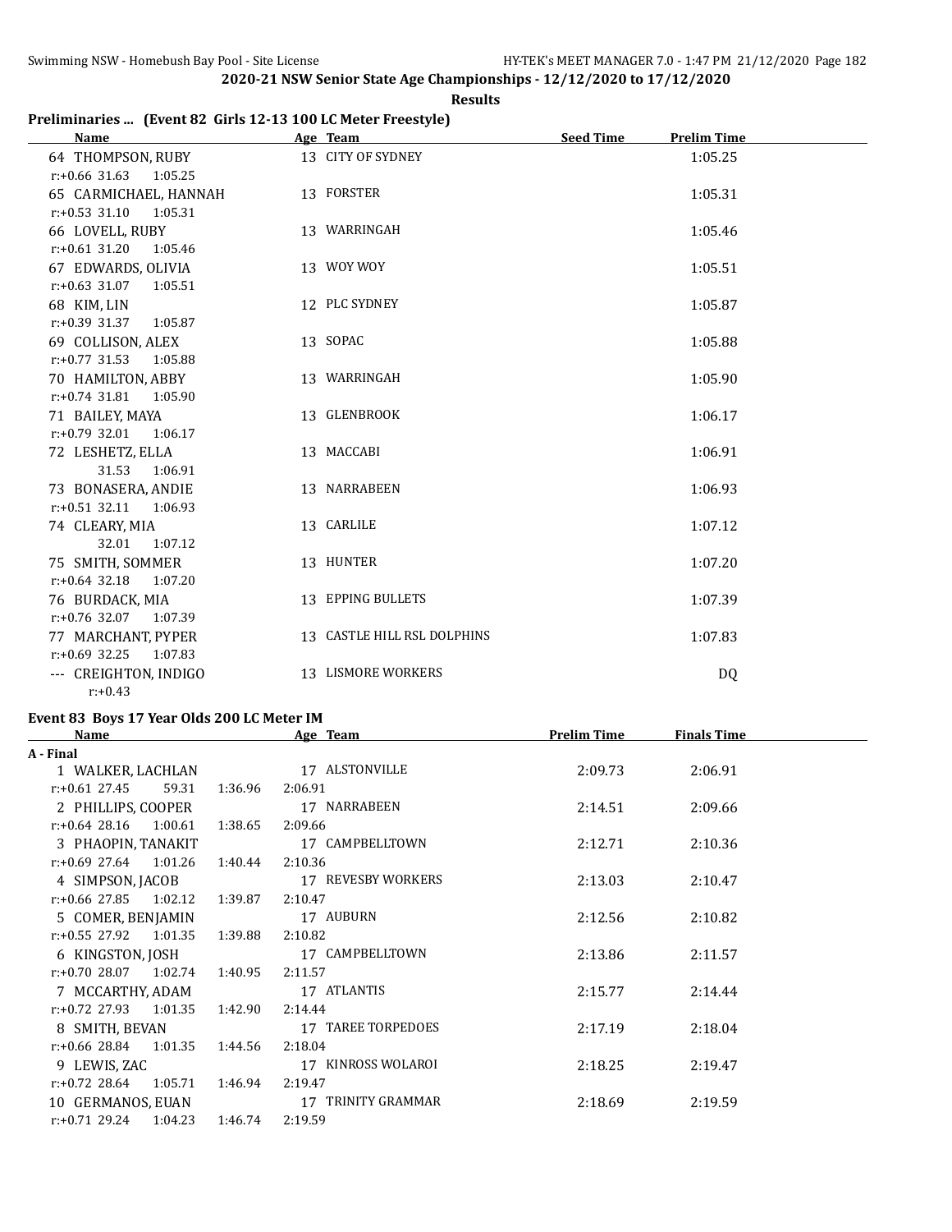## 2020-21 NSW Senior State Age Championships - 12/12/2020 to 17/12/2020

**Results**

### Preliminaries ... (Event 82 Girls 12-13 100 LC Meter Freestyle)

| Name | Age | Team | Seed Time | Prelim Time |
|---|---|---|---|---|
| 64 THOMPSON, RUBY | 13 | CITY OF SYDNEY | | 1:05.25 |
| r:+0.66 31.63 1:05.25 | | | | |
| 65 CARMICHAEL, HANNAH | 13 | FORSTER | | 1:05.31 |
| r:+0.53 31.10 1:05.31 | | | | |
| 66 LOVELL, RUBY | 13 | WARRINGAH | | 1:05.46 |
| r:+0.61 31.20 1:05.46 | | | | |
| 67 EDWARDS, OLIVIA | 13 | WOY WOY | | 1:05.51 |
| r:+0.63 31.07 1:05.51 | | | | |
| 68 KIM, LIN | 12 | PLC SYDNEY | | 1:05.87 |
| r:+0.39 31.37 1:05.87 | | | | |
| 69 COLLISON, ALEX | 13 | SOPAC | | 1:05.88 |
| r:+0.77 31.53 1:05.88 | | | | |
| 70 HAMILTON, ABBY | 13 | WARRINGAH | | 1:05.90 |
| r:+0.74 31.81 1:05.90 | | | | |
| 71 BAILEY, MAYA | 13 | GLENBROOK | | 1:06.17 |
| r:+0.79 32.01 1:06.17 | | | | |
| 72 LESHETZ, ELLA | 13 | MACCABI | | 1:06.91 |
| 31.53 1:06.91 | | | | |
| 73 BONASERA, ANDIE | 13 | NARRABEEN | | 1:06.93 |
| r:+0.51 32.11 1:06.93 | | | | |
| 74 CLEARY, MIA | 13 | CARLILE | | 1:07.12 |
| 32.01 1:07.12 | | | | |
| 75 SMITH, SOMMER | 13 | HUNTER | | 1:07.20 |
| r:+0.64 32.18 1:07.20 | | | | |
| 76 BURDACK, MIA | 13 | EPPING BULLETS | | 1:07.39 |
| r:+0.76 32.07 1:07.39 | | | | |
| 77 MARCHANT, PYPER | 13 | CASTLE HILL RSL DOLPHINS | | 1:07.83 |
| r:+0.69 32.25 1:07.83 | | | | |
| --- CREIGHTON, INDIGO | 13 | LISMORE WORKERS | | DQ |
| r:+0.43 | | | | |

### Event 83 Boys 17 Year Olds 200 LC Meter IM

| Name | Age | Team | Prelim Time | Finals Time |
|---|---|---|---|---|
| **A - Final** | | | | |
| 1 WALKER, LACHLAN | 17 | ALSTONVILLE | 2:09.73 | 2:06.91 |
| r:+0.61 27.45 59.31 1:36.96 2:06.91 | | | | |
| 2 PHILLIPS, COOPER | 17 | NARRABEEN | 2:14.51 | 2:09.66 |
| r:+0.64 28.16 1:00.61 1:38.65 2:09.66 | | | | |
| 3 PHAOPIN, TANAKIT | 17 | CAMPBELLTOWN | 2:12.71 | 2:10.36 |
| r:+0.69 27.64 1:01.26 1:40.44 2:10.36 | | | | |
| 4 SIMPSON, JACOB | 17 | REVESBY WORKERS | 2:13.03 | 2:10.47 |
| r:+0.66 27.85 1:02.12 1:39.87 2:10.47 | | | | |
| 5 COMER, BENJAMIN | 17 | AUBURN | 2:12.56 | 2:10.82 |
| r:+0.55 27.92 1:01.35 1:39.88 2:10.82 | | | | |
| 6 KINGSTON, JOSH | 17 | CAMPBELLTOWN | 2:13.86 | 2:11.57 |
| r:+0.70 28.07 1:02.74 1:40.95 2:11.57 | | | | |
| 7 MCCARTHY, ADAM | 17 | ATLANTIS | 2:15.77 | 2:14.44 |
| r:+0.72 27.93 1:01.35 1:42.90 2:14.44 | | | | |
| 8 SMITH, BEVAN | 17 | TAREE TORPEDOES | 2:17.19 | 2:18.04 |
| r:+0.66 28.84 1:01.35 1:44.56 2:18.04 | | | | |
| 9 LEWIS, ZAC | 17 | KINROSS WOLAROI | 2:18.25 | 2:19.47 |
| r:+0.72 28.64 1:05.71 1:46.94 2:19.47 | | | | |
| 10 GERMANOS, EUAN | 17 | TRINITY GRAMMAR | 2:18.69 | 2:19.59 |
| r:+0.71 29.24 1:04.23 1:46.74 2:19.59 | | | | |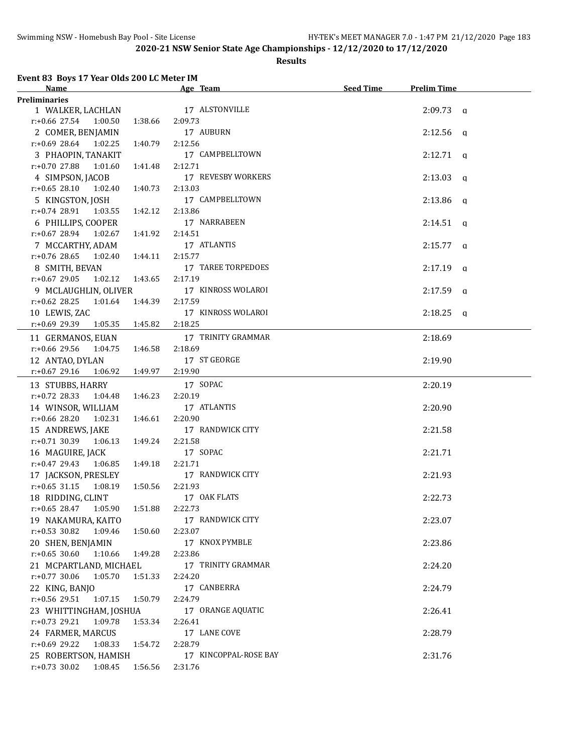2020-21 NSW Senior State Age Championships - 12/12/2020 to 17/12/2020

**Results**

### Event 83 Boys 17 Year Olds 200 LC Meter IM

| Name | Age | Team | Seed Time | Prelim Time | |
|---|---|---|---|---|---|
| **Preliminaries** | | | | | |
| 1 WALKER, LACHLAN | 17 | ALSTONVILLE | | 2:09.73 | q |
| r:+0.66 27.54 1:00.50 1:38.66 2:09.73 | | | | | |
| 2 COMER, BENJAMIN | 17 | AUBURN | | 2:12.56 | q |
| r:+0.69 28.64 1:02.25 1:40.79 2:12.56 | | | | | |
| 3 PHAOPIN, TANAKIT | 17 | CAMPBELLTOWN | | 2:12.71 | q |
| r:+0.70 27.88 1:01.60 1:41.48 2:12.71 | | | | | |
| 4 SIMPSON, JACOB | 17 | REVESBY WORKERS | | 2:13.03 | q |
| r:+0.65 28.10 1:02.40 1:40.73 2:13.03 | | | | | |
| 5 KINGSTON, JOSH | 17 | CAMPBELLTOWN | | 2:13.86 | q |
| r:+0.74 28.91 1:03.55 1:42.12 2:13.86 | | | | | |
| 6 PHILLIPS, COOPER | 17 | NARRABEEN | | 2:14.51 | q |
| r:+0.67 28.94 1:02.67 1:41.92 2:14.51 | | | | | |
| 7 MCCARTHY, ADAM | 17 | ATLANTIS | | 2:15.77 | q |
| r:+0.76 28.65 1:02.40 1:44.11 2:15.77 | | | | | |
| 8 SMITH, BEVAN | 17 | TAREE TORPEDOES | | 2:17.19 | q |
| r:+0.67 29.05 1:02.12 1:43.65 2:17.19 | | | | | |
| 9 MCLAUGHLIN, OLIVER | 17 | KINROSS WOLAROI | | 2:17.59 | q |
| r:+0.62 28.25 1:01.64 1:44.39 2:17.59 | | | | | |
| 10 LEWIS, ZAC | 17 | KINROSS WOLAROI | | 2:18.25 | q |
| r:+0.69 29.39 1:05.35 1:45.82 2:18.25 | | | | | |
| 11 GERMANOS, EUAN | 17 | TRINITY GRAMMAR | | 2:18.69 | |
| r:+0.66 29.56 1:04.75 1:46.58 2:18.69 | | | | | |
| 12 ANTAO, DYLAN | 17 | ST GEORGE | | 2:19.90 | |
| r:+0.67 29.16 1:06.92 1:49.97 2:19.90 | | | | | |
| 13 STUBBS, HARRY | 17 | SOPAC | | 2:20.19 | |
| r:+0.72 28.33 1:04.48 1:46.23 2:20.19 | | | | | |
| 14 WINSOR, WILLIAM | 17 | ATLANTIS | | 2:20.90 | |
| r:+0.66 28.20 1:02.31 1:46.61 2:20.90 | | | | | |
| 15 ANDREWS, JAKE | 17 | RANDWICK CITY | | 2:21.58 | |
| r:+0.71 30.39 1:06.13 1:49.24 2:21.58 | | | | | |
| 16 MAGUIRE, JACK | 17 | SOPAC | | 2:21.71 | |
| r:+0.47 29.43 1:06.85 1:49.18 2:21.71 | | | | | |
| 17 JACKSON, PRESLEY | 17 | RANDWICK CITY | | 2:21.93 | |
| r:+0.65 31.15 1:08.19 1:50.56 2:21.93 | | | | | |
| 18 RIDDING, CLINT | 17 | OAK FLATS | | 2:22.73 | |
| r:+0.65 28.47 1:05.90 1:51.88 2:22.73 | | | | | |
| 19 NAKAMURA, KAITO | 17 | RANDWICK CITY | | 2:23.07 | |
| r:+0.53 30.82 1:09.46 1:50.60 2:23.07 | | | | | |
| 20 SHEN, BENJAMIN | 17 | KNOX PYMBLE | | 2:23.86 | |
| r:+0.65 30.60 1:10.66 1:49.28 2:23.86 | | | | | |
| 21 MCPARTLAND, MICHAEL | 17 | TRINITY GRAMMAR | | 2:24.20 | |
| r:+0.77 30.06 1:05.70 1:51.33 2:24.20 | | | | | |
| 22 KING, BANJO | 17 | CANBERRA | | 2:24.79 | |
| r:+0.56 29.51 1:07.15 1:50.79 2:24.79 | | | | | |
| 23 WHITTINGHAM, JOSHUA | 17 | ORANGE AQUATIC | | 2:26.41 | |
| r:+0.73 29.21 1:09.78 1:53.34 2:26.41 | | | | | |
| 24 FARMER, MARCUS | 17 | LANE COVE | | 2:28.79 | |
| r:+0.69 29.22 1:08.33 1:54.72 2:28.79 | | | | | |
| 25 ROBERTSON, HAMISH | 17 | KINCOPPAL-ROSE BAY | | 2:31.76 | |
| r:+0.73 30.02 1:08.45 1:56.56 2:31.76 | | | | | |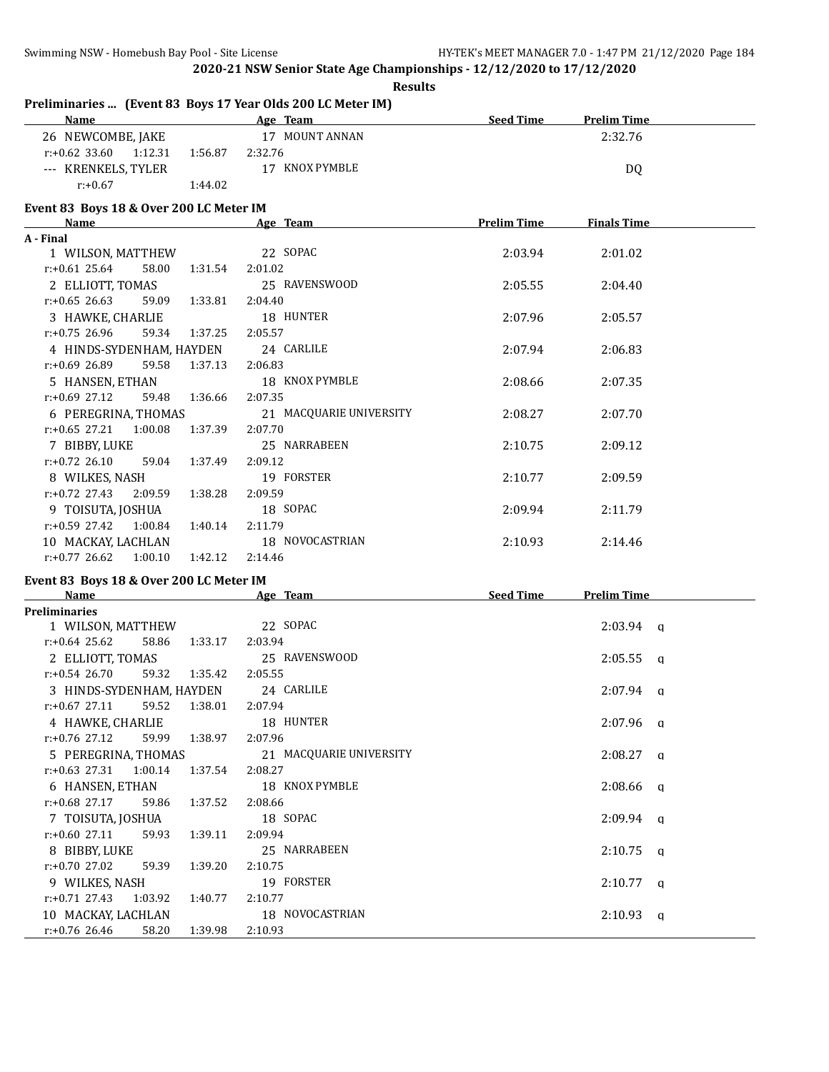**2020-21 NSW Senior State Age Championships - 12/12/2020 to 17/12/2020**

**Results**

## Preliminaries ... (Event 83 Boys 17 Year Olds 200 LC Meter IM)

| Name | Age | Team | Seed Time | Prelim Time |
|---|---|---|---|---|
| 26 NEWCOMBE, JAKE | 17 | MOUNT ANNAN | | 2:32.76 |
| r:+0.62 33.60 1:12.31 1:56.87 2:32.76 | | | | |
| --- KRENKELS, TYLER | 17 | KNOX PYMBLE | | DQ |
| r:+0.67 1:44.02 | | | | |

## Event 83 Boys 18 & Over 200 LC Meter IM

| Name | Age | Team | Prelim Time | Finals Time |
|---|---|---|---|---|
| **A - Final** | | | | |
| 1 WILSON, MATTHEW | 22 | SOPAC | 2:03.94 | 2:01.02 |
| r:+0.61 25.64 58.00 1:31.54 2:01.02 | | | | |
| 2 ELLIOTT, TOMAS | 25 | RAVENSWOOD | 2:05.55 | 2:04.40 |
| r:+0.65 26.63 59.09 1:33.81 2:04.40 | | | | |
| 3 HAWKE, CHARLIE | 18 | HUNTER | 2:07.96 | 2:05.57 |
| r:+0.75 26.96 59.34 1:37.25 2:05.57 | | | | |
| 4 HINDS-SYDENHAM, HAYDEN | 24 | CARLILE | 2:07.94 | 2:06.83 |
| r:+0.69 26.89 59.58 1:37.13 2:06.83 | | | | |
| 5 HANSEN, ETHAN | 18 | KNOX PYMBLE | 2:08.66 | 2:07.35 |
| r:+0.69 27.12 59.48 1:36.66 2:07.35 | | | | |
| 6 PEREGRINA, THOMAS | 21 | MACQUARIE UNIVERSITY | 2:08.27 | 2:07.70 |
| r:+0.65 27.21 1:00.08 1:37.39 2:07.70 | | | | |
| 7 BIBBY, LUKE | 25 | NARRABEEN | 2:10.75 | 2:09.12 |
| r:+0.72 26.10 59.04 1:37.49 2:09.12 | | | | |
| 8 WILKES, NASH | 19 | FORSTER | 2:10.77 | 2:09.59 |
| r:+0.72 27.43 2:09.59 1:38.28 2:09.59 | | | | |
| 9 TOISUTA, JOSHUA | 18 | SOPAC | 2:09.94 | 2:11.79 |
| r:+0.59 27.42 1:00.84 1:40.14 2:11.79 | | | | |
| 10 MACKAY, LACHLAN | 18 | NOVOCASTRIAN | 2:10.93 | 2:14.46 |
| r:+0.77 26.62 1:00.10 1:42.12 2:14.46 | | | | |

## Event 83 Boys 18 & Over 200 LC Meter IM

| Name | Age | Team | Seed Time | Prelim Time | |
|---|---|---|---|---|---|
| **Preliminaries** | | | | | |
| 1 WILSON, MATTHEW | 22 | SOPAC | | 2:03.94 | q |
| r:+0.64 25.62 58.86 1:33.17 2:03.94 | | | | | |
| 2 ELLIOTT, TOMAS | 25 | RAVENSWOOD | | 2:05.55 | q |
| r:+0.54 26.70 59.32 1:35.42 2:05.55 | | | | | |
| 3 HINDS-SYDENHAM, HAYDEN | 24 | CARLILE | | 2:07.94 | q |
| r:+0.67 27.11 59.52 1:38.01 2:07.94 | | | | | |
| 4 HAWKE, CHARLIE | 18 | HUNTER | | 2:07.96 | q |
| r:+0.76 27.12 59.99 1:38.97 2:07.96 | | | | | |
| 5 PEREGRINA, THOMAS | 21 | MACQUARIE UNIVERSITY | | 2:08.27 | q |
| r:+0.63 27.31 1:00.14 1:37.54 2:08.27 | | | | | |
| 6 HANSEN, ETHAN | 18 | KNOX PYMBLE | | 2:08.66 | q |
| r:+0.68 27.17 59.86 1:37.52 2:08.66 | | | | | |
| 7 TOISUTA, JOSHUA | 18 | SOPAC | | 2:09.94 | q |
| r:+0.60 27.11 59.93 1:39.11 2:09.94 | | | | | |
| 8 BIBBY, LUKE | 25 | NARRABEEN | | 2:10.75 | q |
| r:+0.70 27.02 59.39 1:39.20 2:10.75 | | | | | |
| 9 WILKES, NASH | 19 | FORSTER | | 2:10.77 | q |
| r:+0.71 27.43 1:03.92 1:40.77 2:10.77 | | | | | |
| 10 MACKAY, LACHLAN | 18 | NOVOCASTRIAN | | 2:10.93 | q |
| r:+0.76 26.46 58.20 1:39.98 2:10.93 | | | | | |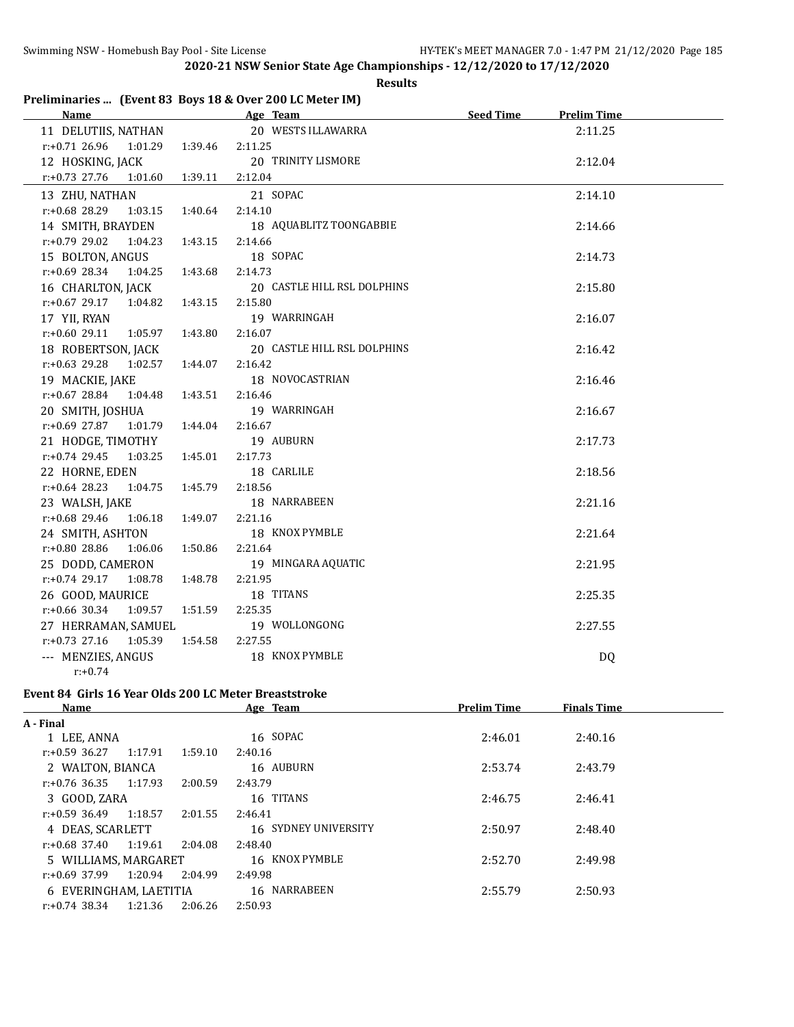**2020-21 NSW Senior State Age Championships - 12/12/2020 to 17/12/2020**

**Results**

## Preliminaries ... (Event 83 Boys 18 & Over 200 LC Meter IM)

| Name | Age | Team | Seed Time | Prelim Time |
|---|---|---|---|---|
| 11 DELUTIIS, NATHAN | 20 | WESTS ILLAWARRA | | 2:11.25 |
| r:+0.71 26.96 1:01.29 1:39.46 2:11.25 | | | | |
| 12 HOSKING, JACK | 20 | TRINITY LISMORE | | 2:12.04 |
| r:+0.73 27.76 1:01.60 1:39.11 2:12.04 | | | | |
| 13 ZHU, NATHAN | 21 | SOPAC | | 2:14.10 |
| r:+0.68 28.29 1:03.15 1:40.64 2:14.10 | | | | |
| 14 SMITH, BRAYDEN | 18 | AQUABLITZ TOONGABBIE | | 2:14.66 |
| r:+0.79 29.02 1:04.23 1:43.15 2:14.66 | | | | |
| 15 BOLTON, ANGUS | 18 | SOPAC | | 2:14.73 |
| r:+0.69 28.34 1:04.25 1:43.68 2:14.73 | | | | |
| 16 CHARLTON, JACK | 20 | CASTLE HILL RSL DOLPHINS | | 2:15.80 |
| r:+0.67 29.17 1:04.82 1:43.15 2:15.80 | | | | |
| 17 YII, RYAN | 19 | WARRINGAH | | 2:16.07 |
| r:+0.60 29.11 1:05.97 1:43.80 2:16.07 | | | | |
| 18 ROBERTSON, JACK | 20 | CASTLE HILL RSL DOLPHINS | | 2:16.42 |
| r:+0.63 29.28 1:02.57 1:44.07 2:16.42 | | | | |
| 19 MACKIE, JAKE | 18 | NOVOCASTRIAN | | 2:16.46 |
| r:+0.67 28.84 1:04.48 1:43.51 2:16.46 | | | | |
| 20 SMITH, JOSHUA | 19 | WARRINGAH | | 2:16.67 |
| r:+0.69 27.87 1:01.79 1:44.04 2:16.67 | | | | |
| 21 HODGE, TIMOTHY | 19 | AUBURN | | 2:17.73 |
| r:+0.74 29.45 1:03.25 1:45.01 2:17.73 | | | | |
| 22 HORNE, EDEN | 18 | CARLILE | | 2:18.56 |
| r:+0.64 28.23 1:04.75 1:45.79 2:18.56 | | | | |
| 23 WALSH, JAKE | 18 | NARRABEEN | | 2:21.16 |
| r:+0.68 29.46 1:06.18 1:49.07 2:21.16 | | | | |
| 24 SMITH, ASHTON | 18 | KNOX PYMBLE | | 2:21.64 |
| r:+0.80 28.86 1:06.06 1:50.86 2:21.64 | | | | |
| 25 DODD, CAMERON | 19 | MINGARA AQUATIC | | 2:21.95 |
| r:+0.74 29.17 1:08.78 1:48.78 2:21.95 | | | | |
| 26 GOOD, MAURICE | 18 | TITANS | | 2:25.35 |
| r:+0.66 30.34 1:09.57 1:51.59 2:25.35 | | | | |
| 27 HERRAMAN, SAMUEL | 19 | WOLLONGONG | | 2:27.55 |
| r:+0.73 27.16 1:05.39 1:54.58 2:27.55 | | | | |
| --- MENZIES, ANGUS | 18 | KNOX PYMBLE | | DQ |
| r:+0.74 | | | | |

## Event 84 Girls 16 Year Olds 200 LC Meter Breaststroke

| Name | Age | Team | Prelim Time | Finals Time |
|---|---|---|---|---|
| **A - Final** | | | | |
| 1 LEE, ANNA | 16 | SOPAC | 2:46.01 | 2:40.16 |
| r:+0.59 36.27 1:17.91 1:59.10 2:40.16 | | | | |
| 2 WALTON, BIANCA | 16 | AUBURN | 2:53.74 | 2:43.79 |
| r:+0.76 36.35 1:17.93 2:00.59 2:43.79 | | | | |
| 3 GOOD, ZARA | 16 | TITANS | 2:46.75 | 2:46.41 |
| r:+0.59 36.49 1:18.57 2:01.55 2:46.41 | | | | |
| 4 DEAS, SCARLETT | 16 | SYDNEY UNIVERSITY | 2:50.97 | 2:48.40 |
| r:+0.68 37.40 1:19.61 2:04.08 2:48.40 | | | | |
| 5 WILLIAMS, MARGARET | 16 | KNOX PYMBLE | 2:52.70 | 2:49.98 |
| r:+0.69 37.99 1:20.94 2:04.99 2:49.98 | | | | |
| 6 EVERINGHAM, LAETITIA | 16 | NARRABEEN | 2:55.79 | 2:50.93 |
| r:+0.74 38.34 1:21.36 2:06.26 2:50.93 | | | | |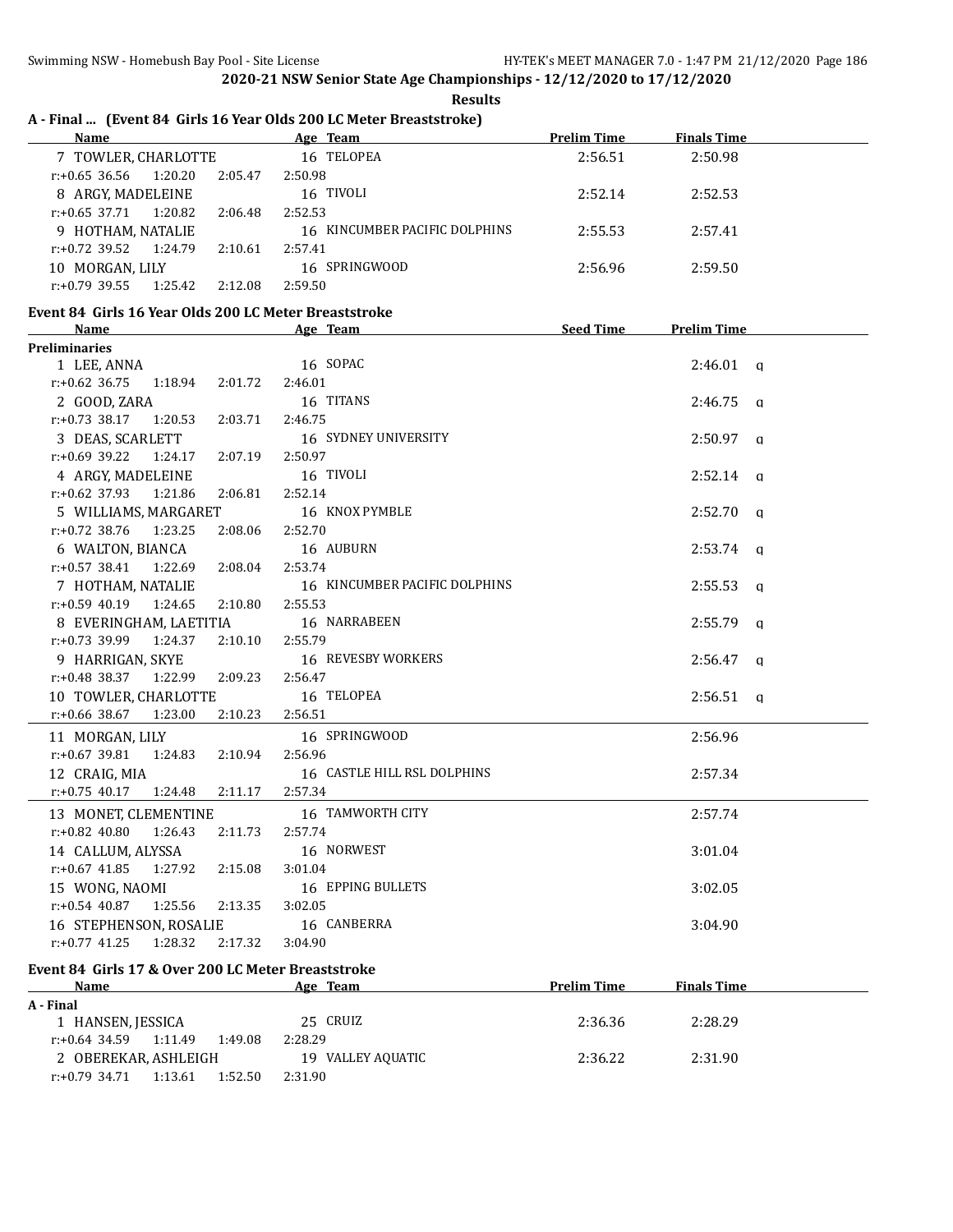**2020-21 NSW Senior State Age Championships - 12/12/2020 to 17/12/2020**

**Results**

### A - Final ... (Event 84 Girls 16 Year Olds 200 LC Meter Breaststroke)

| Name | Age | Team | Prelim Time | Finals Time |
|---|---|---|---|---|
| 7 TOWLER, CHARLOTTE | 16 | TELOPEA | 2:56.51 | 2:50.98 |
| r:+0.65 36.56 1:20.20 2:05.47 2:50.98 | | | | |
| 8 ARGY, MADELEINE | 16 | TIVOLI | 2:52.14 | 2:52.53 |
| r:+0.65 37.71 1:20.82 2:06.48 2:52.53 | | | | |
| 9 HOTHAM, NATALIE | 16 | KINCUMBER PACIFIC DOLPHINS | 2:55.53 | 2:57.41 |
| r:+0.72 39.52 1:24.79 2:10.61 2:57.41 | | | | |
| 10 MORGAN, LILY | 16 | SPRINGWOOD | 2:56.96 | 2:59.50 |
| r:+0.79 39.55 1:25.42 2:12.08 2:59.50 | | | | |

### Event 84 Girls 16 Year Olds 200 LC Meter Breaststroke

| Name | Age | Team | Seed Time | Prelim Time | |
|---|---|---|---|---|---|
| **Preliminaries** | | | | | |
| 1 LEE, ANNA | 16 | SOPAC | | 2:46.01 | q |
| r:+0.62 36.75 1:18.94 2:01.72 2:46.01 | | | | | |
| 2 GOOD, ZARA | 16 | TITANS | | 2:46.75 | q |
| r:+0.73 38.17 1:20.53 2:03.71 2:46.75 | | | | | |
| 3 DEAS, SCARLETT | 16 | SYDNEY UNIVERSITY | | 2:50.97 | q |
| r:+0.69 39.22 1:24.17 2:07.19 2:50.97 | | | | | |
| 4 ARGY, MADELEINE | 16 | TIVOLI | | 2:52.14 | q |
| r:+0.62 37.93 1:21.86 2:06.81 2:52.14 | | | | | |
| 5 WILLIAMS, MARGARET | 16 | KNOX PYMBLE | | 2:52.70 | q |
| r:+0.72 38.76 1:23.25 2:08.06 2:52.70 | | | | | |
| 6 WALTON, BIANCA | 16 | AUBURN | | 2:53.74 | q |
| r:+0.57 38.41 1:22.69 2:08.04 2:53.74 | | | | | |
| 7 HOTHAM, NATALIE | 16 | KINCUMBER PACIFIC DOLPHINS | | 2:55.53 | q |
| r:+0.59 40.19 1:24.65 2:10.80 2:55.53 | | | | | |
| 8 EVERINGHAM, LAETITIA | 16 | NARRABEEN | | 2:55.79 | q |
| r:+0.73 39.99 1:24.37 2:10.10 2:55.79 | | | | | |
| 9 HARRIGAN, SKYE | 16 | REVESBY WORKERS | | 2:56.47 | q |
| r:+0.48 38.37 1:22.99 2:09.23 2:56.47 | | | | | |
| 10 TOWLER, CHARLOTTE | 16 | TELOPEA | | 2:56.51 | q |
| r:+0.66 38.67 1:23.00 2:10.23 2:56.51 | | | | | |
| 11 MORGAN, LILY | 16 | SPRINGWOOD | | 2:56.96 | |
| r:+0.67 39.81 1:24.83 2:10.94 2:56.96 | | | | | |
| 12 CRAIG, MIA | 16 | CASTLE HILL RSL DOLPHINS | | 2:57.34 | |
| r:+0.75 40.17 1:24.48 2:11.17 2:57.34 | | | | | |
| 13 MONET, CLEMENTINE | 16 | TAMWORTH CITY | | 2:57.74 | |
| r:+0.82 40.80 1:26.43 2:11.73 2:57.74 | | | | | |
| 14 CALLUM, ALYSSA | 16 | NORWEST | | 3:01.04 | |
| r:+0.67 41.85 1:27.92 2:15.08 3:01.04 | | | | | |
| 15 WONG, NAOMI | 16 | EPPING BULLETS | | 3:02.05 | |
| r:+0.54 40.87 1:25.56 2:13.35 3:02.05 | | | | | |
| 16 STEPHENSON, ROSALIE | 16 | CANBERRA | | 3:04.90 | |
| r:+0.77 41.25 1:28.32 2:17.32 3:04.90 | | | | | |

### Event 84 Girls 17 & Over 200 LC Meter Breaststroke

| Name | Age | Team | Prelim Time | Finals Time |
|---|---|---|---|---|
| **A - Final** | | | | |
| 1 HANSEN, JESSICA | 25 | CRUIZ | 2:36.36 | 2:28.29 |
| r:+0.64 34.59 1:11.49 1:49.08 2:28.29 | | | | |
| 2 OBEREKAR, ASHLEIGH | 19 | VALLEY AQUATIC | 2:36.22 | 2:31.90 |
| r:+0.79 34.71 1:13.61 1:52.50 2:31.90 | | | | |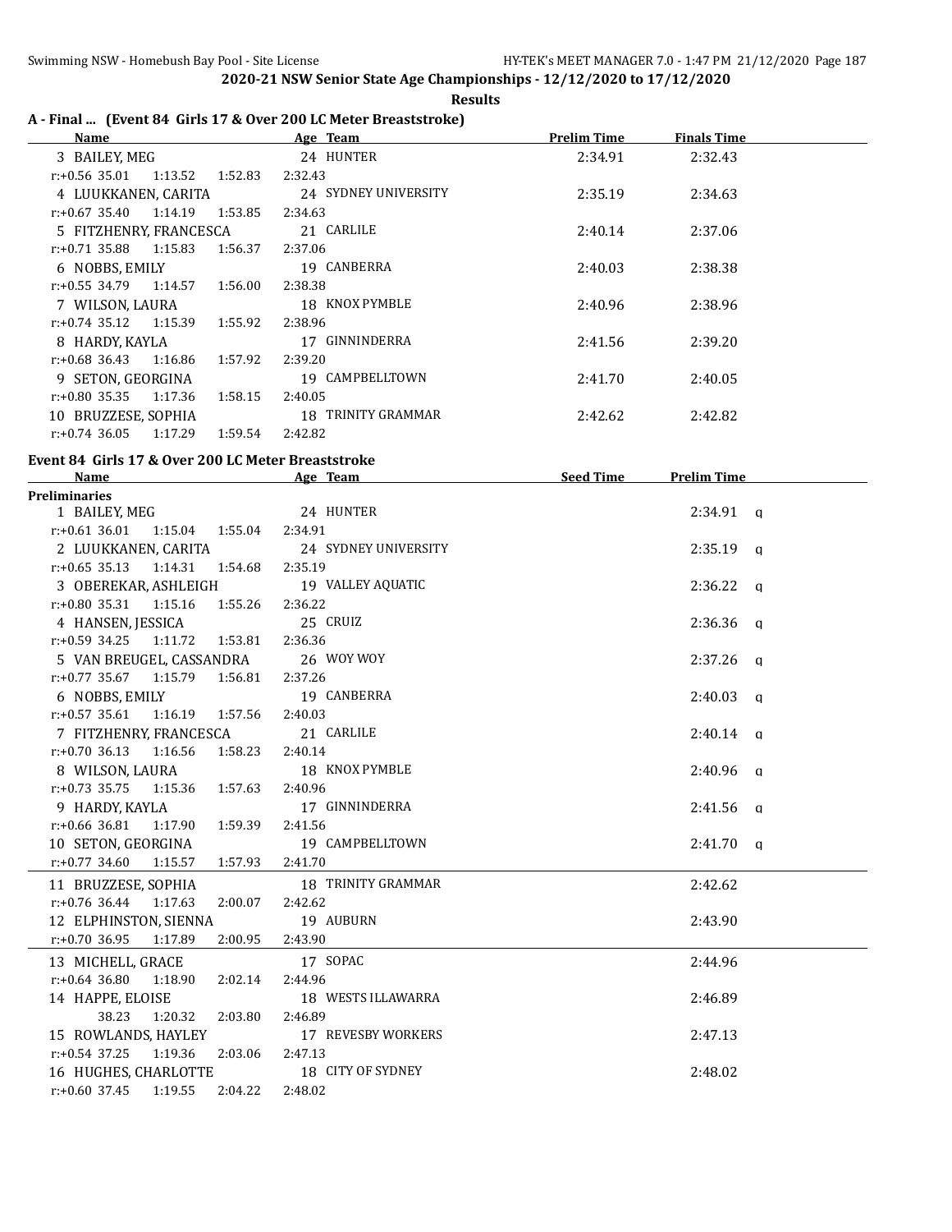## 2020-21 NSW Senior State Age Championships - 12/12/2020 to 17/12/2020

**Results**

### A - Final ... (Event 84 Girls 17 & Over 200 LC Meter Breaststroke)

| Name | Age | Team | Prelim Time | Finals Time |
|---|---|---|---|---|
| 3 BAILEY, MEG | 24 | HUNTER | 2:34.91 | 2:32.43 |
| r:+0.56 35.01 1:13.52 1:52.83 2:32.43 | | | | |
| 4 LUUKKANEN, CARITA | 24 | SYDNEY UNIVERSITY | 2:35.19 | 2:34.63 |
| r:+0.67 35.40 1:14.19 1:53.85 2:34.63 | | | | |
| 5 FITZHENRY, FRANCESCA | 21 | CARLILE | 2:40.14 | 2:37.06 |
| r:+0.71 35.88 1:15.83 1:56.37 2:37.06 | | | | |
| 6 NOBBS, EMILY | 19 | CANBERRA | 2:40.03 | 2:38.38 |
| r:+0.55 34.79 1:14.57 1:56.00 2:38.38 | | | | |
| 7 WILSON, LAURA | 18 | KNOX PYMBLE | 2:40.96 | 2:38.96 |
| r:+0.74 35.12 1:15.39 1:55.92 2:38.96 | | | | |
| 8 HARDY, KAYLA | 17 | GINNINDERRA | 2:41.56 | 2:39.20 |
| r:+0.68 36.43 1:16.86 1:57.92 2:39.20 | | | | |
| 9 SETON, GEORGINA | 19 | CAMPBELLTOWN | 2:41.70 | 2:40.05 |
| r:+0.80 35.35 1:17.36 1:58.15 2:40.05 | | | | |
| 10 BRUZZESE, SOPHIA | 18 | TRINITY GRAMMAR | 2:42.62 | 2:42.82 |
| r:+0.74 36.05 1:17.29 1:59.54 2:42.82 | | | | |

### Event 84 Girls 17 & Over 200 LC Meter Breaststroke

| Name | Age | Team | Seed Time | Prelim Time |
|---|---|---|---|---|
| **Preliminaries** | | | | |
| 1 BAILEY, MEG | 24 | HUNTER | | 2:34.91 q |
| r:+0.61 36.01 1:15.04 1:55.04 2:34.91 | | | | |
| 2 LUUKKANEN, CARITA | 24 | SYDNEY UNIVERSITY | | 2:35.19 q |
| r:+0.65 35.13 1:14.31 1:54.68 2:35.19 | | | | |
| 3 OBEREKAR, ASHLEIGH | 19 | VALLEY AQUATIC | | 2:36.22 q |
| r:+0.80 35.31 1:15.16 1:55.26 2:36.22 | | | | |
| 4 HANSEN, JESSICA | 25 | CRUIZ | | 2:36.36 q |
| r:+0.59 34.25 1:11.72 1:53.81 2:36.36 | | | | |
| 5 VAN BREUGEL, CASSANDRA | 26 | WOY WOY | | 2:37.26 q |
| r:+0.77 35.67 1:15.79 1:56.81 2:37.26 | | | | |
| 6 NOBBS, EMILY | 19 | CANBERRA | | 2:40.03 q |
| r:+0.57 35.61 1:16.19 1:57.56 2:40.03 | | | | |
| 7 FITZHENRY, FRANCESCA | 21 | CARLILE | | 2:40.14 q |
| r:+0.70 36.13 1:16.56 1:58.23 2:40.14 | | | | |
| 8 WILSON, LAURA | 18 | KNOX PYMBLE | | 2:40.96 q |
| r:+0.73 35.75 1:15.36 1:57.63 2:40.96 | | | | |
| 9 HARDY, KAYLA | 17 | GINNINDERRA | | 2:41.56 q |
| r:+0.66 36.81 1:17.90 1:59.39 2:41.56 | | | | |
| 10 SETON, GEORGINA | 19 | CAMPBELLTOWN | | 2:41.70 q |
| r:+0.77 34.60 1:15.57 1:57.93 2:41.70 | | | | |
| 11 BRUZZESE, SOPHIA | 18 | TRINITY GRAMMAR | | 2:42.62 |
| r:+0.76 36.44 1:17.63 2:00.07 2:42.62 | | | | |
| 12 ELPHINSTON, SIENNA | 19 | AUBURN | | 2:43.90 |
| r:+0.70 36.95 1:17.89 2:00.95 2:43.90 | | | | |
| 13 MICHELL, GRACE | 17 | SOPAC | | 2:44.96 |
| r:+0.64 36.80 1:18.90 2:02.14 2:44.96 | | | | |
| 14 HAPPE, ELOISE | 18 | WESTS ILLAWARRA | | 2:46.89 |
| 38.23 1:20.32 2:03.80 2:46.89 | | | | |
| 15 ROWLANDS, HAYLEY | 17 | REVESBY WORKERS | | 2:47.13 |
| r:+0.54 37.25 1:19.36 2:03.06 2:47.13 | | | | |
| 16 HUGHES, CHARLOTTE | 18 | CITY OF SYDNEY | | 2:48.02 |
| r:+0.60 37.45 1:19.55 2:04.22 2:48.02 | | | | |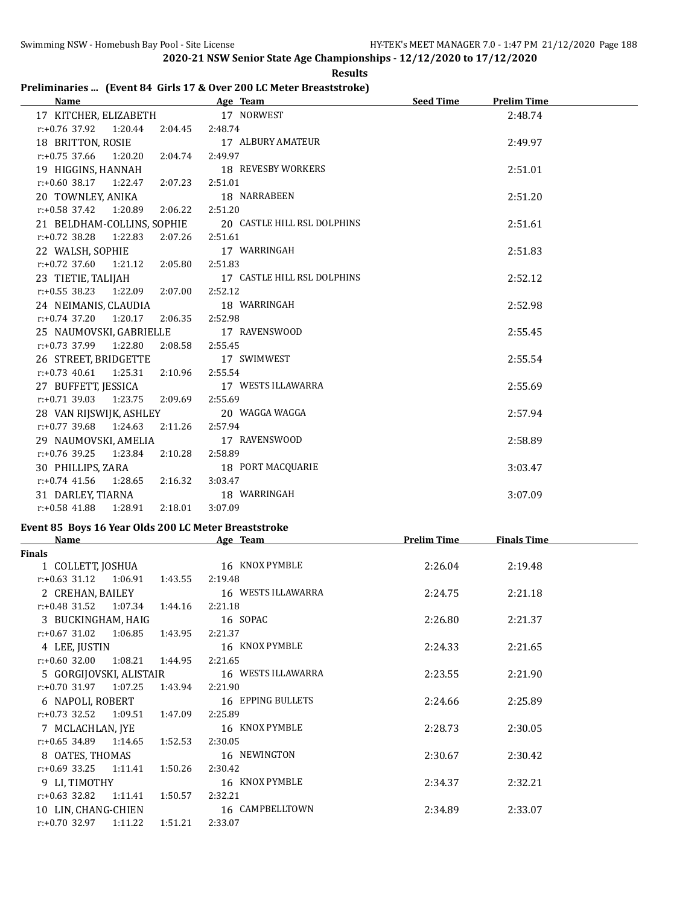2020-21 NSW Senior State Age Championships - 12/12/2020 to 17/12/2020

**Results**

## Preliminaries ... (Event 84 Girls 17 & Over 200 LC Meter Breaststroke)

| Name | Age | Team | Seed Time | Prelim Time |
|---|---|---|---|---|
| 17 KITCHER, ELIZABETH | 17 | NORWEST | | 2:48.74 |
| r:+0.76 37.92 1:20.44 2:04.45 2:48.74 | | | | |
| 18 BRITTON, ROSIE | 17 | ALBURY AMATEUR | | 2:49.97 |
| r:+0.75 37.66 1:20.20 2:04.74 2:49.97 | | | | |
| 19 HIGGINS, HANNAH | 18 | REVESBY WORKERS | | 2:51.01 |
| r:+0.60 38.17 1:22.47 2:07.23 2:51.01 | | | | |
| 20 TOWNLEY, ANIKA | 18 | NARRABEEN | | 2:51.20 |
| r:+0.58 37.42 1:20.89 2:06.22 2:51.20 | | | | |
| 21 BELDHAM-COLLINS, SOPHIE | 20 | CASTLE HILL RSL DOLPHINS | | 2:51.61 |
| r:+0.72 38.28 1:22.83 2:07.26 2:51.61 | | | | |
| 22 WALSH, SOPHIE | 17 | WARRINGAH | | 2:51.83 |
| r:+0.72 37.60 1:21.12 2:05.80 2:51.83 | | | | |
| 23 TIETIE, TALIJAH | 17 | CASTLE HILL RSL DOLPHINS | | 2:52.12 |
| r:+0.55 38.23 1:22.09 2:07.00 2:52.12 | | | | |
| 24 NEIMANIS, CLAUDIA | 18 | WARRINGAH | | 2:52.98 |
| r:+0.74 37.20 1:20.17 2:06.35 2:52.98 | | | | |
| 25 NAUMOVSKI, GABRIELLE | 17 | RAVENSWOOD | | 2:55.45 |
| r:+0.73 37.99 1:22.80 2:08.58 2:55.45 | | | | |
| 26 STREET, BRIDGETTE | 17 | SWIMWEST | | 2:55.54 |
| r:+0.73 40.61 1:25.31 2:10.96 2:55.54 | | | | |
| 27 BUFFETT, JESSICA | 17 | WESTS ILLAWARRA | | 2:55.69 |
| r:+0.71 39.03 1:23.75 2:09.69 2:55.69 | | | | |
| 28 VAN RIJSWIJK, ASHLEY | 20 | WAGGA WAGGA | | 2:57.94 |
| r:+0.77 39.68 1:24.63 2:11.26 2:57.94 | | | | |
| 29 NAUMOVSKI, AMELIA | 17 | RAVENSWOOD | | 2:58.89 |
| r:+0.76 39.25 1:23.84 2:10.28 2:58.89 | | | | |
| 30 PHILLIPS, ZARA | 18 | PORT MACQUARIE | | 3:03.47 |
| r:+0.74 41.56 1:28.65 2:16.32 3:03.47 | | | | |
| 31 DARLEY, TIARNA | 18 | WARRINGAH | | 3:07.09 |
| r:+0.58 41.88 1:28.91 2:18.01 3:07.09 | | | | |

## Event 85 Boys 16 Year Olds 200 LC Meter Breaststroke

| Name | Age | Team | Prelim Time | Finals Time |
|---|---|---|---|---|
| **Finals** | | | | |
| 1 COLLETT, JOSHUA | 16 | KNOX PYMBLE | 2:26.04 | 2:19.48 |
| r:+0.63 31.12 1:06.91 1:43.55 2:19.48 | | | | |
| 2 CREHAN, BAILEY | 16 | WESTS ILLAWARRA | 2:24.75 | 2:21.18 |
| r:+0.48 31.52 1:07.34 1:44.16 2:21.18 | | | | |
| 3 BUCKINGHAM, HAIG | 16 | SOPAC | 2:26.80 | 2:21.37 |
| r:+0.67 31.02 1:06.85 1:43.95 2:21.37 | | | | |
| 4 LEE, JUSTIN | 16 | KNOX PYMBLE | 2:24.33 | 2:21.65 |
| r:+0.60 32.00 1:08.21 1:44.95 2:21.65 | | | | |
| 5 GORGIJOVSKI, ALISTAIR | 16 | WESTS ILLAWARRA | 2:23.55 | 2:21.90 |
| r:+0.70 31.97 1:07.25 1:43.94 2:21.90 | | | | |
| 6 NAPOLI, ROBERT | 16 | EPPING BULLETS | 2:24.66 | 2:25.89 |
| r:+0.73 32.52 1:09.51 1:47.09 2:25.89 | | | | |
| 7 MCLACHLAN, JYE | 16 | KNOX PYMBLE | 2:28.73 | 2:30.05 |
| r:+0.65 34.89 1:14.65 1:52.53 2:30.05 | | | | |
| 8 OATES, THOMAS | 16 | NEWINGTON | 2:30.67 | 2:30.42 |
| r:+0.69 33.25 1:11.41 1:50.26 2:30.42 | | | | |
| 9 LI, TIMOTHY | 16 | KNOX PYMBLE | 2:34.37 | 2:32.21 |
| r:+0.63 32.82 1:11.41 1:50.57 2:32.21 | | | | |
| 10 LIN, CHANG-CHIEN | 16 | CAMPBELLTOWN | 2:34.89 | 2:33.07 |
| r:+0.70 32.97 1:11.22 1:51.21 2:33.07 | | | | |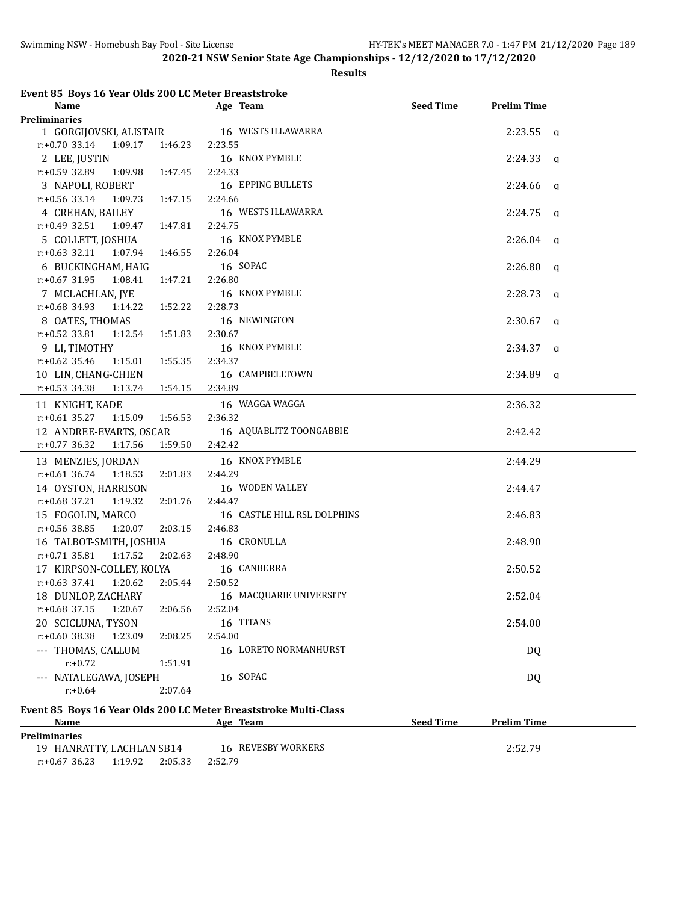2020-21 NSW Senior State Age Championships - 12/12/2020 to 17/12/2020

**Results**

### Event 85 Boys 16 Year Olds 200 LC Meter Breaststroke

| Name | Age | Team | Seed Time | Prelim Time | |
|---|---|---|---|---|---|
| **Preliminaries** | | | | | |
| 1 GORGIJOVSKI, ALISTAIR | 16 | WESTS ILLAWARRA | | 2:23.55 | q |
| r:+0.70 33.14 1:09.17 1:46.23 2:23.55 | | | | | |
| 2 LEE, JUSTIN | 16 | KNOX PYMBLE | | 2:24.33 | q |
| r:+0.59 32.89 1:09.98 1:47.45 2:24.33 | | | | | |
| 3 NAPOLI, ROBERT | 16 | EPPING BULLETS | | 2:24.66 | q |
| r:+0.56 33.14 1:09.73 1:47.15 2:24.66 | | | | | |
| 4 CREHAN, BAILEY | 16 | WESTS ILLAWARRA | | 2:24.75 | q |
| r:+0.49 32.51 1:09.47 1:47.81 2:24.75 | | | | | |
| 5 COLLETT, JOSHUA | 16 | KNOX PYMBLE | | 2:26.04 | q |
| r:+0.63 32.11 1:07.94 1:46.55 2:26.04 | | | | | |
| 6 BUCKINGHAM, HAIG | 16 | SOPAC | | 2:26.80 | q |
| r:+0.67 31.95 1:08.41 1:47.21 2:26.80 | | | | | |
| 7 MCLACHLAN, JYE | 16 | KNOX PYMBLE | | 2:28.73 | q |
| r:+0.68 34.93 1:14.22 1:52.22 2:28.73 | | | | | |
| 8 OATES, THOMAS | 16 | NEWINGTON | | 2:30.67 | q |
| r:+0.52 33.81 1:12.54 1:51.83 2:30.67 | | | | | |
| 9 LI, TIMOTHY | 16 | KNOX PYMBLE | | 2:34.37 | q |
| r:+0.62 35.46 1:15.01 1:55.35 2:34.37 | | | | | |
| 10 LIN, CHANG-CHIEN | 16 | CAMPBELLTOWN | | 2:34.89 | q |
| r:+0.53 34.38 1:13.74 1:54.15 2:34.89 | | | | | |
| 11 KNIGHT, KADE | 16 | WAGGA WAGGA | | 2:36.32 | |
| r:+0.61 35.27 1:15.09 1:56.53 2:36.32 | | | | | |
| 12 ANDREE-EVARTS, OSCAR | 16 | AQUABLITZ TOONGABBIE | | 2:42.42 | |
| r:+0.77 36.32 1:17.56 1:59.50 2:42.42 | | | | | |
| 13 MENZIES, JORDAN | 16 | KNOX PYMBLE | | 2:44.29 | |
| r:+0.61 36.74 1:18.53 2:01.83 2:44.29 | | | | | |
| 14 OYSTON, HARRISON | 16 | WODEN VALLEY | | 2:44.47 | |
| r:+0.68 37.21 1:19.32 2:01.76 2:44.47 | | | | | |
| 15 FOGOLIN, MARCO | 16 | CASTLE HILL RSL DOLPHINS | | 2:46.83 | |
| r:+0.56 38.85 1:20.07 2:03.15 2:46.83 | | | | | |
| 16 TALBOT-SMITH, JOSHUA | 16 | CRONULLA | | 2:48.90 | |
| r:+0.71 35.81 1:17.52 2:02.63 2:48.90 | | | | | |
| 17 KIRPSON-COLLEY, KOLYA | 16 | CANBERRA | | 2:50.52 | |
| r:+0.63 37.41 1:20.62 2:05.44 2:50.52 | | | | | |
| 18 DUNLOP, ZACHARY | 16 | MACQUARIE UNIVERSITY | | 2:52.04 | |
| r:+0.68 37.15 1:20.67 2:06.56 2:52.04 | | | | | |
| 20 SCICLUNA, TYSON | 16 | TITANS | | 2:54.00 | |
| r:+0.60 38.38 1:23.09 2:08.25 2:54.00 | | | | | |
| --- THOMAS, CALLUM | 16 | LORETO NORMANHURST | | DQ | |
| r:+0.72 1:51.91 | | | | | |
| --- NATALEGAWA, JOSEPH | 16 | SOPAC | | DQ | |
| r:+0.64 2:07.64 | | | | | |

### Event 85 Boys 16 Year Olds 200 LC Meter Breaststroke Multi-Class

| Name | Age | Team | Seed Time | Prelim Time |
|---|---|---|---|---|
| **Preliminaries** | | | | |
| 19 HANRATTY, LACHLAN SB14 | 16 | REVESBY WORKERS | | 2:52.79 |
| r:+0.67 36.23 1:19.92 2:05.33 2:52.79 | | | | |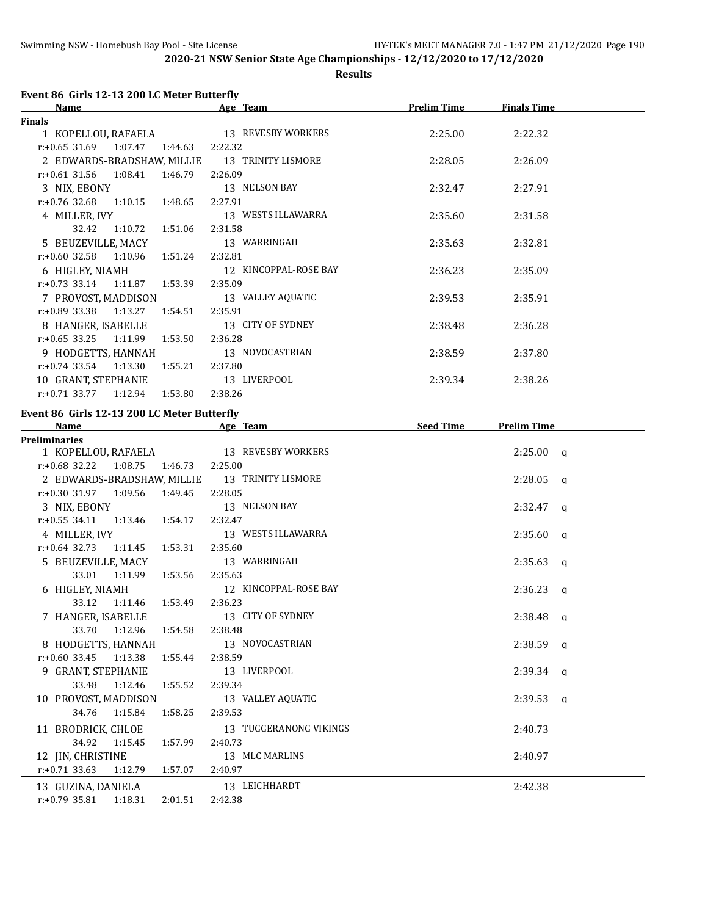**2020-21 NSW Senior State Age Championships - 12/12/2020 to 17/12/2020**

**Results**

## Event 86 Girls 12-13 200 LC Meter Butterfly

| Name | Age | Team | Prelim Time | Finals Time |
|---|---|---|---|---|
| **Finals** | | | | |
| 1 KOPELLOU, RAFAELA | 13 | REVESBY WORKERS | 2:25.00 | 2:22.32 |
| r:+0.65 31.69 1:07.47 1:44.63 2:22.32 | | | | |
| 2 EDWARDS-BRADSHAW, MILLIE | 13 | TRINITY LISMORE | 2:28.05 | 2:26.09 |
| r:+0.61 31.56 1:08.41 1:46.79 2:26.09 | | | | |
| 3 NIX, EBONY | 13 | NELSON BAY | 2:32.47 | 2:27.91 |
| r:+0.76 32.68 1:10.15 1:48.65 2:27.91 | | | | |
| 4 MILLER, IVY | 13 | WESTS ILLAWARRA | 2:35.60 | 2:31.58 |
| 32.42 1:10.72 1:51.06 2:31.58 | | | | |
| 5 BEUZEVILLE, MACY | 13 | WARRINGAH | 2:35.63 | 2:32.81 |
| r:+0.60 32.58 1:10.96 1:51.24 2:32.81 | | | | |
| 6 HIGLEY, NIAMH | 12 | KINCOPPAL-ROSE BAY | 2:36.23 | 2:35.09 |
| r:+0.73 33.14 1:11.87 1:53.39 2:35.09 | | | | |
| 7 PROVOST, MADDISON | 13 | VALLEY AQUATIC | 2:39.53 | 2:35.91 |
| r:+0.89 33.38 1:13.27 1:54.51 2:35.91 | | | | |
| 8 HANGER, ISABELLE | 13 | CITY OF SYDNEY | 2:38.48 | 2:36.28 |
| r:+0.65 33.25 1:11.99 1:53.50 2:36.28 | | | | |
| 9 HODGETTS, HANNAH | 13 | NOVOCASTRIAN | 2:38.59 | 2:37.80 |
| r:+0.74 33.54 1:13.30 1:55.21 2:37.80 | | | | |
| 10 GRANT, STEPHANIE | 13 | LIVERPOOL | 2:39.34 | 2:38.26 |
| r:+0.71 33.77 1:12.94 1:53.80 2:38.26 | | | | |

## Event 86 Girls 12-13 200 LC Meter Butterfly

| Name | Age | Team | Seed Time | Prelim Time |
|---|---|---|---|---|
| **Preliminaries** | | | | |
| 1 KOPELLOU, RAFAELA | 13 | REVESBY WORKERS | | 2:25.00 q |
| r:+0.68 32.22 1:08.75 1:46.73 2:25.00 | | | | |
| 2 EDWARDS-BRADSHAW, MILLIE | 13 | TRINITY LISMORE | | 2:28.05 q |
| r:+0.30 31.97 1:09.56 1:49.45 2:28.05 | | | | |
| 3 NIX, EBONY | 13 | NELSON BAY | | 2:32.47 q |
| r:+0.55 34.11 1:13.46 1:54.17 2:32.47 | | | | |
| 4 MILLER, IVY | 13 | WESTS ILLAWARRA | | 2:35.60 q |
| r:+0.64 32.73 1:11.45 1:53.31 2:35.60 | | | | |
| 5 BEUZEVILLE, MACY | 13 | WARRINGAH | | 2:35.63 q |
| 33.01 1:11.99 1:53.56 2:35.63 | | | | |
| 6 HIGLEY, NIAMH | 12 | KINCOPPAL-ROSE BAY | | 2:36.23 q |
| 33.12 1:11.46 1:53.49 2:36.23 | | | | |
| 7 HANGER, ISABELLE | 13 | CITY OF SYDNEY | | 2:38.48 q |
| 33.70 1:12.96 1:54.58 2:38.48 | | | | |
| 8 HODGETTS, HANNAH | 13 | NOVOCASTRIAN | | 2:38.59 q |
| r:+0.60 33.45 1:13.38 1:55.44 2:38.59 | | | | |
| 9 GRANT, STEPHANIE | 13 | LIVERPOOL | | 2:39.34 q |
| 33.48 1:12.46 1:55.52 2:39.34 | | | | |
| 10 PROVOST, MADDISON | 13 | VALLEY AQUATIC | | 2:39.53 q |
| 34.76 1:15.84 1:58.25 2:39.53 | | | | |
| 11 BRODRICK, CHLOE | 13 | TUGGERANONG VIKINGS | | 2:40.73 |
| 34.92 1:15.45 1:57.99 2:40.73 | | | | |
| 12 JIN, CHRISTINE | 13 | MLC MARLINS | | 2:40.97 |
| r:+0.71 33.63 1:12.79 1:57.07 2:40.97 | | | | |
| 13 GUZINA, DANIELA | 13 | LEICHHARDT | | 2:42.38 |
| r:+0.79 35.81 1:18.31 2:01.51 2:42.38 | | | | |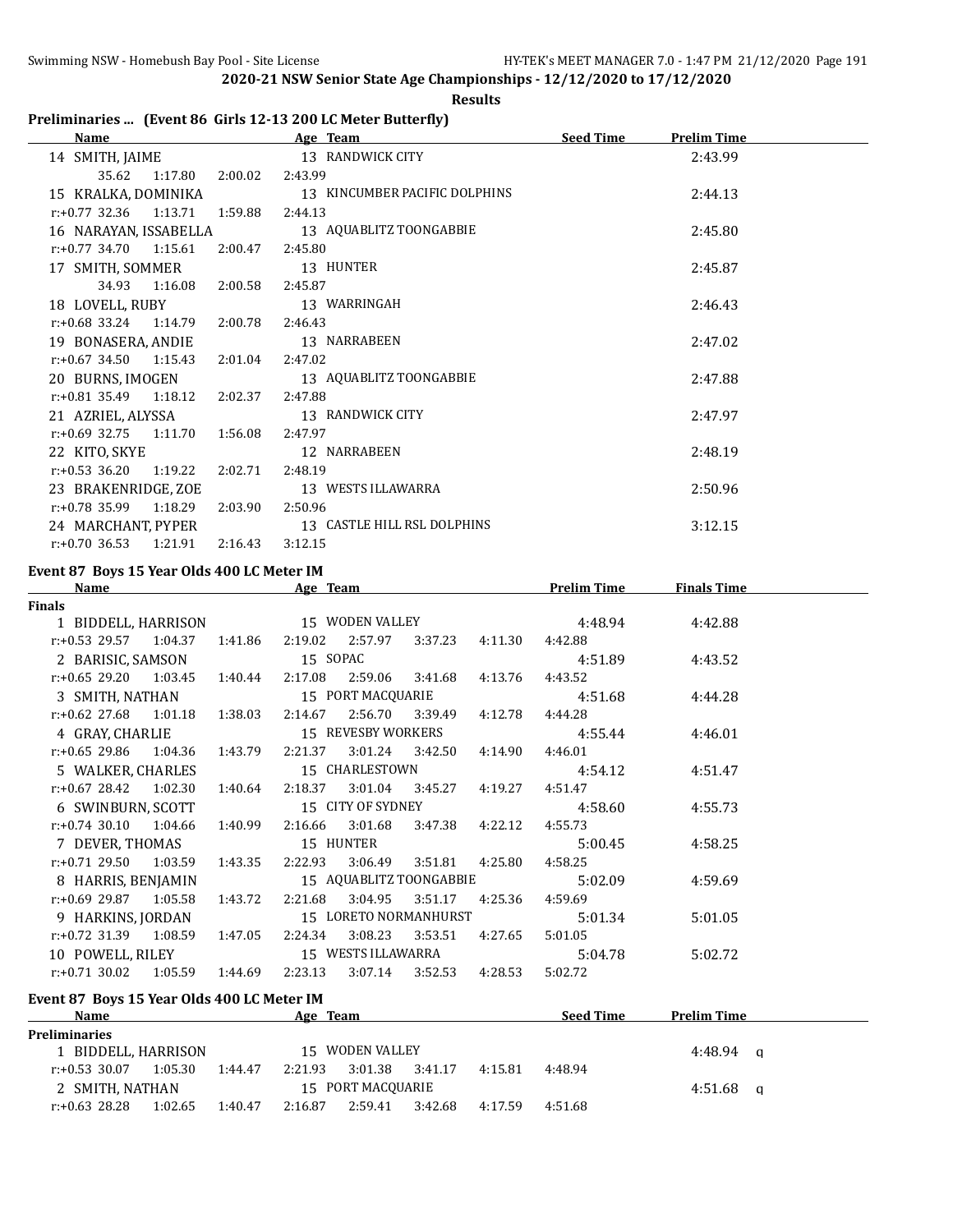## 2020-21 NSW Senior State Age Championships - 12/12/2020 to 17/12/2020

**Results**

### Preliminaries ... (Event 86 Girls 12-13 200 LC Meter Butterfly)

| Name | Age | Team | Seed Time | Prelim Time |
|---|---|---|---|---|
| 14 SMITH, JAIME | 13 | RANDWICK CITY | | 2:43.99 |
| 35.62 1:17.80 2:00.02 2:43.99 | | | | |
| 15 KRALKA, DOMINIKA | 13 | KINCUMBER PACIFIC DOLPHINS | | 2:44.13 |
| r:+0.77 32.36 1:13.71 1:59.88 2:44.13 | | | | |
| 16 NARAYAN, ISSABELLA | 13 | AQUABLITZ TOONGABBIE | | 2:45.80 |
| r:+0.77 34.70 1:15.61 2:00.47 2:45.80 | | | | |
| 17 SMITH, SOMMER | 13 | HUNTER | | 2:45.87 |
| 34.93 1:16.08 2:00.58 2:45.87 | | | | |
| 18 LOVELL, RUBY | 13 | WARRINGAH | | 2:46.43 |
| r:+0.68 33.24 1:14.79 2:00.78 2:46.43 | | | | |
| 19 BONASERA, ANDIE | 13 | NARRABEEN | | 2:47.02 |
| r:+0.67 34.50 1:15.43 2:01.04 2:47.02 | | | | |
| 20 BURNS, IMOGEN | 13 | AQUABLITZ TOONGABBIE | | 2:47.88 |
| r:+0.81 35.49 1:18.12 2:02.37 2:47.88 | | | | |
| 21 AZRIEL, ALYSSA | 13 | RANDWICK CITY | | 2:47.97 |
| r:+0.69 32.75 1:11.70 1:56.08 2:47.97 | | | | |
| 22 KITO, SKYE | 12 | NARRABEEN | | 2:48.19 |
| r:+0.53 36.20 1:19.22 2:02.71 2:48.19 | | | | |
| 23 BRAKENRIDGE, ZOE | 13 | WESTS ILLAWARRA | | 2:50.96 |
| r:+0.78 35.99 1:18.29 2:03.90 2:50.96 | | | | |
| 24 MARCHANT, PYPER | 13 | CASTLE HILL RSL DOLPHINS | | 3:12.15 |
| r:+0.70 36.53 1:21.91 2:16.43 3:12.15 | | | | |

### Event 87 Boys 15 Year Olds 400 LC Meter IM

| Name | Age | Team | Prelim Time | Finals Time |
|---|---|---|---|---|
| **Finals** | | | | |
| 1 BIDDELL, HARRISON | 15 | WODEN VALLEY | 4:48.94 | 4:42.88 |
| r:+0.53 29.57 1:04.37 1:41.86 2:19.02 2:57.97 3:37.23 4:11.30 4:42.88 | | | | |
| 2 BARISIC, SAMSON | 15 | SOPAC | 4:51.89 | 4:43.52 |
| r:+0.65 29.20 1:03.45 1:40.44 2:17.08 2:59.06 3:41.68 4:13.76 4:43.52 | | | | |
| 3 SMITH, NATHAN | 15 | PORT MACQUARIE | 4:51.68 | 4:44.28 |
| r:+0.62 27.68 1:01.18 1:38.03 2:14.67 2:56.70 3:39.49 4:12.78 4:44.28 | | | | |
| 4 GRAY, CHARLIE | 15 | REVESBY WORKERS | 4:55.44 | 4:46.01 |
| r:+0.65 29.86 1:04.36 1:43.79 2:21.37 3:01.24 3:42.50 4:14.90 4:46.01 | | | | |
| 5 WALKER, CHARLES | 15 | CHARLESTOWN | 4:54.12 | 4:51.47 |
| r:+0.67 28.42 1:02.30 1:40.64 2:18.37 3:01.04 3:45.27 4:19.27 4:51.47 | | | | |
| 6 SWINBURN, SCOTT | 15 | CITY OF SYDNEY | 4:58.60 | 4:55.73 |
| r:+0.74 30.10 1:04.66 1:40.99 2:16.66 3:01.68 3:47.38 4:22.12 4:55.73 | | | | |
| 7 DEVER, THOMAS | 15 | HUNTER | 5:00.45 | 4:58.25 |
| r:+0.71 29.50 1:03.59 1:43.35 2:22.93 3:06.49 3:51.81 4:25.80 4:58.25 | | | | |
| 8 HARRIS, BENJAMIN | 15 | AQUABLITZ TOONGABBIE | 5:02.09 | 4:59.69 |
| r:+0.69 29.87 1:05.58 1:43.72 2:21.68 3:04.95 3:51.17 4:25.36 4:59.69 | | | | |
| 9 HARKINS, JORDAN | 15 | LORETO NORMANHURST | 5:01.34 | 5:01.05 |
| r:+0.72 31.39 1:08.59 1:47.05 2:24.34 3:08.23 3:53.51 4:27.65 5:01.05 | | | | |
| 10 POWELL, RILEY | 15 | WESTS ILLAWARRA | 5:04.78 | 5:02.72 |
| r:+0.71 30.02 1:05.59 1:44.69 2:23.13 3:07.14 3:52.53 4:28.53 5:02.72 | | | | |

### Event 87 Boys 15 Year Olds 400 LC Meter IM

| Name | Age | Team | Seed Time | Prelim Time |
|---|---|---|---|---|
| **Preliminaries** | | | | |
| 1 BIDDELL, HARRISON | 15 | WODEN VALLEY | | 4:48.94 q |
| r:+0.53 30.07 1:05.30 1:44.47 2:21.93 3:01.38 3:41.17 4:15.81 4:48.94 | | | | |
| 2 SMITH, NATHAN | 15 | PORT MACQUARIE | | 4:51.68 q |
| r:+0.63 28.28 1:02.65 1:40.47 2:16.87 2:59.41 3:42.68 4:17.59 4:51.68 | | | | |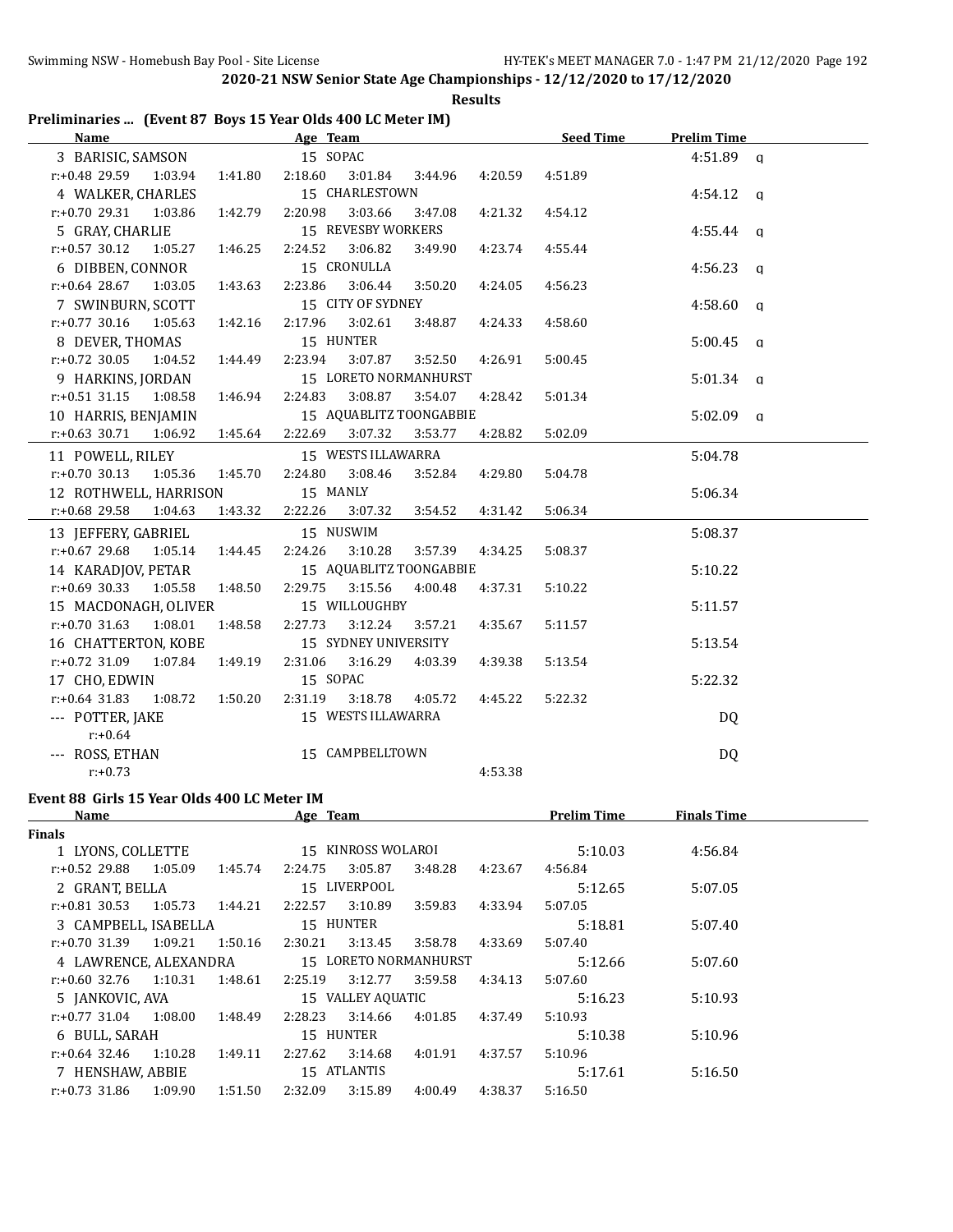## 2020-21 NSW Senior State Age Championships - 12/12/2020 to 17/12/2020

**Results**

### Preliminaries ... (Event 87 Boys 15 Year Olds 400 LC Meter IM)

| Name | Age | Team | Seed Time | Prelim Time | |
|---|---|---|---|---|---|
| 3 BARISIC, SAMSON | 15 | SOPAC | | 4:51.89 | q |
| r:+0.48 29.59 1:03.94 1:41.80 2:18.60 3:01.84 3:44.96 4:20.59 4:51.89 | | | | | |
| 4 WALKER, CHARLES | 15 | CHARLESTOWN | | 4:54.12 | q |
| r:+0.70 29.31 1:03.86 1:42.79 2:20.98 3:03.66 3:47.08 4:21.32 4:54.12 | | | | | |
| 5 GRAY, CHARLIE | 15 | REVESBY WORKERS | | 4:55.44 | q |
| r:+0.57 30.12 1:05.27 1:46.25 2:24.52 3:06.82 3:49.90 4:23.74 4:55.44 | | | | | |
| 6 DIBBEN, CONNOR | 15 | CRONULLA | | 4:56.23 | q |
| r:+0.64 28.67 1:03.05 1:43.63 2:23.86 3:06.44 3:50.20 4:24.05 4:56.23 | | | | | |
| 7 SWINBURN, SCOTT | 15 | CITY OF SYDNEY | | 4:58.60 | q |
| r:+0.77 30.16 1:05.63 1:42.16 2:17.96 3:02.61 3:48.87 4:24.33 4:58.60 | | | | | |
| 8 DEVER, THOMAS | 15 | HUNTER | | 5:00.45 | q |
| r:+0.72 30.05 1:04.52 1:44.49 2:23.94 3:07.87 3:52.50 4:26.91 5:00.45 | | | | | |
| 9 HARKINS, JORDAN | 15 | LORETO NORMANHURST | | 5:01.34 | q |
| r:+0.51 31.15 1:08.58 1:46.94 2:24.83 3:08.87 3:54.07 4:28.42 5:01.34 | | | | | |
| 10 HARRIS, BENJAMIN | 15 | AQUABLITZ TOONGABBIE | | 5:02.09 | q |
| r:+0.63 30.71 1:06.92 1:45.64 2:22.69 3:07.32 3:53.77 4:28.82 5:02.09 | | | | | |
| 11 POWELL, RILEY | 15 | WESTS ILLAWARRA | | 5:04.78 | |
| r:+0.70 30.13 1:05.36 1:45.70 2:24.80 3:08.46 3:52.84 4:29.80 5:04.78 | | | | | |
| 12 ROTHWELL, HARRISON | 15 | MANLY | | 5:06.34 | |
| r:+0.68 29.58 1:04.63 1:43.32 2:22.26 3:07.32 3:54.52 4:31.42 5:06.34 | | | | | |
| 13 JEFFERY, GABRIEL | 15 | NUSWIM | | 5:08.37 | |
| r:+0.67 29.68 1:05.14 1:44.45 2:24.26 3:10.28 3:57.39 4:34.25 5:08.37 | | | | | |
| 14 KARADJOV, PETAR | 15 | AQUABLITZ TOONGABBIE | | 5:10.22 | |
| r:+0.69 30.33 1:05.58 1:48.50 2:29.75 3:15.56 4:00.48 4:37.31 5:10.22 | | | | | |
| 15 MACDONAGH, OLIVER | 15 | WILLOUGHBY | | 5:11.57 | |
| r:+0.70 31.63 1:08.01 1:48.58 2:27.73 3:12.24 3:57.21 4:35.67 5:11.57 | | | | | |
| 16 CHATTERTON, KOBE | 15 | SYDNEY UNIVERSITY | | 5:13.54 | |
| r:+0.72 31.09 1:07.84 1:49.19 2:31.06 3:16.29 4:03.39 4:39.38 5:13.54 | | | | | |
| 17 CHO, EDWIN | 15 | SOPAC | | 5:22.32 | |
| r:+0.64 31.83 1:08.72 1:50.20 2:31.19 3:18.78 4:05.72 4:45.22 5:22.32 | | | | | |
| --- POTTER, JAKE | 15 | WESTS ILLAWARRA | | DQ | |
| r:+0.64 | | | | | |
| --- ROSS, ETHAN | 15 | CAMPBELLTOWN | | DQ | |
| r:+0.73 4:53.38 | | | | | |

### Event 88 Girls 15 Year Olds 400 LC Meter IM

| Name | Age | Team | Prelim Time | Finals Time |
|---|---|---|---|---|
| **Finals** | | | | |
| 1 LYONS, COLLETTE | 15 | KINROSS WOLAROI | 5:10.03 | 4:56.84 |
| r:+0.52 29.88 1:05.09 1:45.74 2:24.75 3:05.87 3:48.28 4:23.67 4:56.84 | | | | |
| 2 GRANT, BELLA | 15 | LIVERPOOL | 5:12.65 | 5:07.05 |
| r:+0.81 30.53 1:05.73 1:44.21 2:22.57 3:10.89 3:59.83 4:33.94 5:07.05 | | | | |
| 3 CAMPBELL, ISABELLA | 15 | HUNTER | 5:18.81 | 5:07.40 |
| r:+0.70 31.39 1:09.21 1:50.16 2:30.21 3:13.45 3:58.78 4:33.69 5:07.40 | | | | |
| 4 LAWRENCE, ALEXANDRA | 15 | LORETO NORMANHURST | 5:12.66 | 5:07.60 |
| r:+0.60 32.76 1:10.31 1:48.61 2:25.19 3:12.77 3:59.58 4:34.13 5:07.60 | | | | |
| 5 JANKOVIC, AVA | 15 | VALLEY AQUATIC | 5:16.23 | 5:10.93 |
| r:+0.77 31.04 1:08.00 1:48.49 2:28.23 3:14.66 4:01.85 4:37.49 5:10.93 | | | | |
| 6 BULL, SARAH | 15 | HUNTER | 5:10.38 | 5:10.96 |
| r:+0.64 32.46 1:10.28 1:49.11 2:27.62 3:14.68 4:01.91 4:37.57 5:10.96 | | | | |
| 7 HENSHAW, ABBIE | 15 | ATLANTIS | 5:17.61 | 5:16.50 |
| r:+0.73 31.86 1:09.90 1:51.50 2:32.09 3:15.89 4:00.49 4:38.37 5:16.50 | | | | |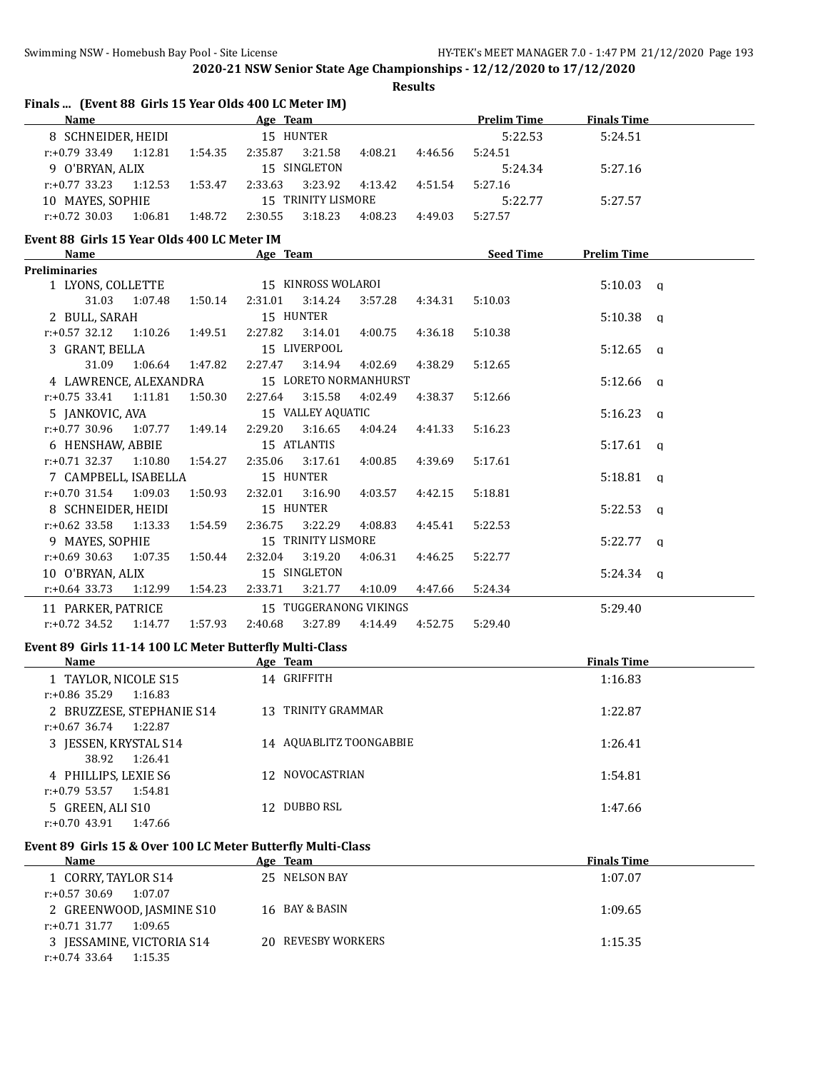2020-21 NSW Senior State Age Championships - 12/12/2020 to 17/12/2020

**Results**

## Finals ... (Event 88 Girls 15 Year Olds 400 LC Meter IM)

| Name | Age | Team | Prelim Time | Finals Time |
|---|---|---|---|---|
| 8 SCHNEIDER, HEIDI | 15 | HUNTER | 5:22.53 | 5:24.51 |
| r:+0.79 33.49 1:12.81 1:54.35 2:35.87 3:21.58 4:08.21 4:46.56 5:24.51 | | | | |
| 9 O'BRYAN, ALIX | 15 | SINGLETON | 5:24.34 | 5:27.16 |
| r:+0.77 33.23 1:12.53 1:53.47 2:33.63 3:23.92 4:13.42 4:51.54 5:27.16 | | | | |
| 10 MAYES, SOPHIE | 15 | TRINITY LISMORE | 5:22.77 | 5:27.57 |
| r:+0.72 30.03 1:06.81 1:48.72 2:30.55 3:18.23 4:08.23 4:49.03 5:27.57 | | | | |

## Event 88 Girls 15 Year Olds 400 LC Meter IM

| Name | Age | Team | Seed Time | Prelim Time |
|---|---|---|---|---|
| **Preliminaries** | | | | |
| 1 LYONS, COLLETTE | 15 | KINROSS WOLAROI | | 5:10.03 q |
| 31.03 1:07.48 1:50.14 2:31.01 3:14.24 3:57.28 4:34.31 5:10.03 | | | | |
| 2 BULL, SARAH | 15 | HUNTER | | 5:10.38 q |
| r:+0.57 32.12 1:10.26 1:49.51 2:27.82 3:14.01 4:00.75 4:36.18 5:10.38 | | | | |
| 3 GRANT, BELLA | 15 | LIVERPOOL | | 5:12.65 q |
| 31.09 1:06.64 1:47.82 2:27.47 3:14.94 4:02.69 4:38.29 5:12.65 | | | | |
| 4 LAWRENCE, ALEXANDRA | 15 | LORETO NORMANHURST | | 5:12.66 q |
| r:+0.75 33.41 1:11.81 1:50.30 2:27.64 3:15.58 4:02.49 4:38.37 5:12.66 | | | | |
| 5 JANKOVIC, AVA | 15 | VALLEY AQUATIC | | 5:16.23 q |
| r:+0.77 30.96 1:07.77 1:49.14 2:29.20 3:16.65 4:04.24 4:41.33 5:16.23 | | | | |
| 6 HENSHAW, ABBIE | 15 | ATLANTIS | | 5:17.61 q |
| r:+0.71 32.37 1:10.80 1:54.27 2:35.06 3:17.61 4:00.85 4:39.69 5:17.61 | | | | |
| 7 CAMPBELL, ISABELLA | 15 | HUNTER | | 5:18.81 q |
| r:+0.70 31.54 1:09.03 1:50.93 2:32.01 3:16.90 4:03.57 4:42.15 5:18.81 | | | | |
| 8 SCHNEIDER, HEIDI | 15 | HUNTER | | 5:22.53 q |
| r:+0.62 33.58 1:13.33 1:54.59 2:36.75 3:22.29 4:08.83 4:45.41 5:22.53 | | | | |
| 9 MAYES, SOPHIE | 15 | TRINITY LISMORE | | 5:22.77 q |
| r:+0.69 30.63 1:07.35 1:50.44 2:32.04 3:19.20 4:06.31 4:46.25 5:22.77 | | | | |
| 10 O'BRYAN, ALIX | 15 | SINGLETON | | 5:24.34 q |
| r:+0.64 33.73 1:12.99 1:54.23 2:33.71 3:21.77 4:10.09 4:47.66 5:24.34 | | | | |
| 11 PARKER, PATRICE | 15 | TUGGERANONG VIKINGS | | 5:29.40 |
| r:+0.72 34.52 1:14.77 1:57.93 2:40.68 3:27.89 4:14.49 4:52.75 5:29.40 | | | | |

## Event 89 Girls 11-14 100 LC Meter Butterfly Multi-Class

| Name | Age | Team | Finals Time |
|---|---|---|---|
| 1 TAYLOR, NICOLE S15 | 14 | GRIFFITH | 1:16.83 |
| r:+0.86 35.29 1:16.83 | | | |
| 2 BRUZZESE, STEPHANIE S14 | 13 | TRINITY GRAMMAR | 1:22.87 |
| r:+0.67 36.74 1:22.87 | | | |
| 3 JESSEN, KRYSTAL S14 | 14 | AQUABLITZ TOONGABBIE | 1:26.41 |
| 38.92 1:26.41 | | | |
| 4 PHILLIPS, LEXIE S6 | 12 | NOVOCASTRIAN | 1:54.81 |
| r:+0.79 53.57 1:54.81 | | | |
| 5 GREEN, ALI S10 | 12 | DUBBO RSL | 1:47.66 |
| r:+0.70 43.91 1:47.66 | | | |

## Event 89 Girls 15 & Over 100 LC Meter Butterfly Multi-Class

| Name | Age | Team | Finals Time |
|---|---|---|---|
| 1 CORRY, TAYLOR S14 | 25 | NELSON BAY | 1:07.07 |
| r:+0.57 30.69 1:07.07 | | | |
| 2 GREENWOOD, JASMINE S10 | 16 | BAY & BASIN | 1:09.65 |
| r:+0.71 31.77 1:09.65 | | | |
| 3 JESSAMINE, VICTORIA S14 | 20 | REVESBY WORKERS | 1:15.35 |
| r:+0.74 33.64 1:15.35 | | | |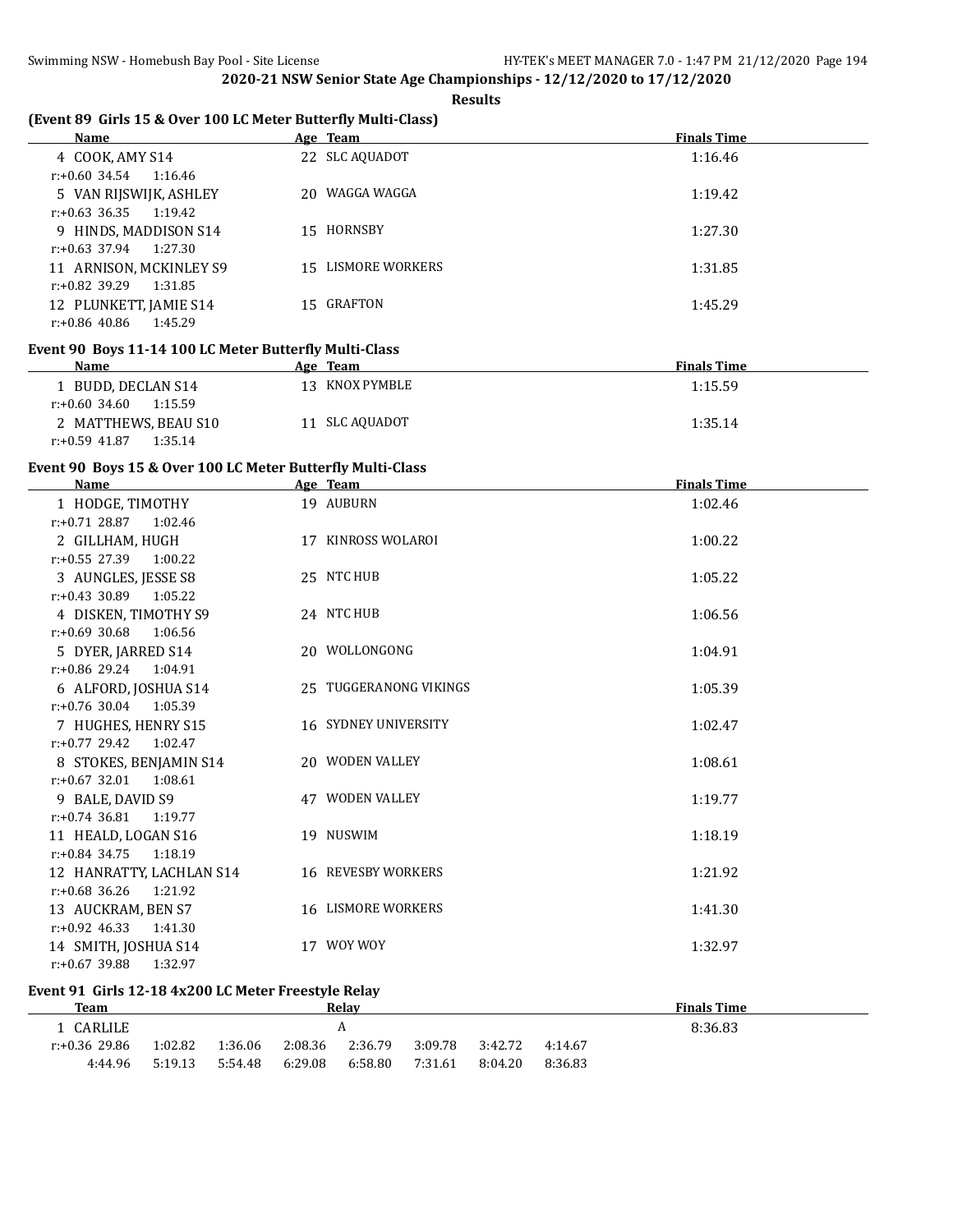**2020-21 NSW Senior State Age Championships - 12/12/2020 to 17/12/2020**

**Results**

### (Event 89 Girls 15 & Over 100 LC Meter Butterfly Multi-Class)

| Name | Age | Team | Finals Time |
|---|---|---|---|
| 4 COOK, AMY S14 | 22 | SLC AQUADOT | 1:16.46 |
| r:+0.60 34.54 1:16.46 | | | |
| 5 VAN RIJSWIJK, ASHLEY | 20 | WAGGA WAGGA | 1:19.42 |
| r:+0.63 36.35 1:19.42 | | | |
| 9 HINDS, MADDISON S14 | 15 | HORNSBY | 1:27.30 |
| r:+0.63 37.94 1:27.30 | | | |
| 11 ARNISON, MCKINLEY S9 | 15 | LISMORE WORKERS | 1:31.85 |
| r:+0.82 39.29 1:31.85 | | | |
| 12 PLUNKETT, JAMIE S14 | 15 | GRAFTON | 1:45.29 |
| r:+0.86 40.86 1:45.29 | | | |

### Event 90 Boys 11-14 100 LC Meter Butterfly Multi-Class

| Name | Age | Team | Finals Time |
|---|---|---|---|
| 1 BUDD, DECLAN S14 | 13 | KNOX PYMBLE | 1:15.59 |
| r:+0.60 34.60 1:15.59 | | | |
| 2 MATTHEWS, BEAU S10 | 11 | SLC AQUADOT | 1:35.14 |
| r:+0.59 41.87 1:35.14 | | | |

### Event 90 Boys 15 & Over 100 LC Meter Butterfly Multi-Class

| Name | Age | Team | Finals Time |
|---|---|---|---|
| 1 HODGE, TIMOTHY | 19 | AUBURN | 1:02.46 |
| r:+0.71 28.87 1:02.46 | | | |
| 2 GILLHAM, HUGH | 17 | KINROSS WOLAROI | 1:00.22 |
| r:+0.55 27.39 1:00.22 | | | |
| 3 AUNGLES, JESSE S8 | 25 | NTC HUB | 1:05.22 |
| r:+0.43 30.89 1:05.22 | | | |
| 4 DISKEN, TIMOTHY S9 | 24 | NTC HUB | 1:06.56 |
| r:+0.69 30.68 1:06.56 | | | |
| 5 DYER, JARRED S14 | 20 | WOLLONGONG | 1:04.91 |
| r:+0.86 29.24 1:04.91 | | | |
| 6 ALFORD, JOSHUA S14 | 25 | TUGGERANONG VIKINGS | 1:05.39 |
| r:+0.76 30.04 1:05.39 | | | |
| 7 HUGHES, HENRY S15 | 16 | SYDNEY UNIVERSITY | 1:02.47 |
| r:+0.77 29.42 1:02.47 | | | |
| 8 STOKES, BENJAMIN S14 | 20 | WODEN VALLEY | 1:08.61 |
| r:+0.67 32.01 1:08.61 | | | |
| 9 BALE, DAVID S9 | 47 | WODEN VALLEY | 1:19.77 |
| r:+0.74 36.81 1:19.77 | | | |
| 11 HEALD, LOGAN S16 | 19 | NUSWIM | 1:18.19 |
| r:+0.84 34.75 1:18.19 | | | |
| 12 HANRATTY, LACHLAN S14 | 16 | REVESBY WORKERS | 1:21.92 |
| r:+0.68 36.26 1:21.92 | | | |
| 13 AUCKRAM, BEN S7 | 16 | LISMORE WORKERS | 1:41.30 |
| r:+0.92 46.33 1:41.30 | | | |
| 14 SMITH, JOSHUA S14 | 17 | WOY WOY | 1:32.97 |
| r:+0.67 39.88 1:32.97 | | | |

### Event 91 Girls 12-18 4x200 LC Meter Freestyle Relay

| Team | Relay | Finals Time |
|---|---|---|
| 1 CARLILE | A | 8:36.83 |
| r:+0.36 29.86 1:02.82 1:36.06 2:08.36 2:36.79 3:09.78 3:42.72 4:14.67 | | |
| 4:44.96 5:19.13 5:54.48 6:29.08 6:58.80 7:31.61 8:04.20 8:36.83 | | |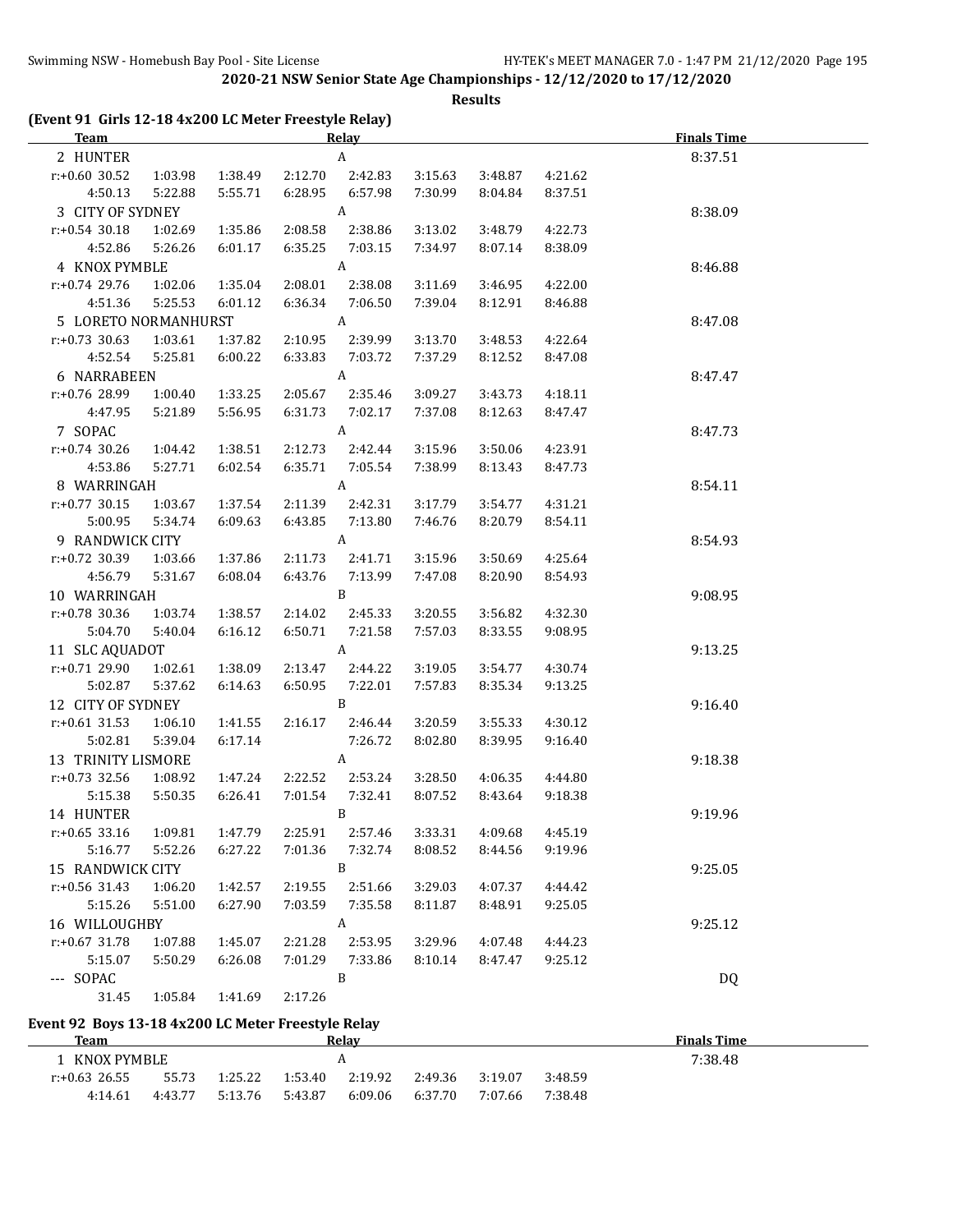## 2020-21 NSW Senior State Age Championships - 12/12/2020 to 17/12/2020

**Results**

### (Event 91 Girls 12-18 4x200 LC Meter Freestyle Relay)

| Team | | | | Relay | | | | Finals Time |
|---|---|---|---|---|---|---|---|---|
| 2 HUNTER | | | | A | | | | 8:37.51 |
| r:+0.60 30.52 | 1:03.98 | 1:38.49 | 2:12.70 | 2:42.83 | 3:15.63 | 3:48.87 | 4:21.62 | |
| 4:50.13 | 5:22.88 | 5:55.71 | 6:28.95 | 6:57.98 | 7:30.99 | 8:04.84 | 8:37.51 | |
| 3 CITY OF SYDNEY | | | | A | | | | 8:38.09 |
| r:+0.54 30.18 | 1:02.69 | 1:35.86 | 2:08.58 | 2:38.86 | 3:13.02 | 3:48.79 | 4:22.73 | |
| 4:52.86 | 5:26.26 | 6:01.17 | 6:35.25 | 7:03.15 | 7:34.97 | 8:07.14 | 8:38.09 | |
| 4 KNOX PYMBLE | | | | A | | | | 8:46.88 |
| r:+0.74 29.76 | 1:02.06 | 1:35.04 | 2:08.01 | 2:38.08 | 3:11.69 | 3:46.95 | 4:22.00 | |
| 4:51.36 | 5:25.53 | 6:01.12 | 6:36.34 | 7:06.50 | 7:39.04 | 8:12.91 | 8:46.88 | |
| 5 LORETO NORMANHURST | | | | A | | | | 8:47.08 |
| r:+0.73 30.63 | 1:03.61 | 1:37.82 | 2:10.95 | 2:39.99 | 3:13.70 | 3:48.53 | 4:22.64 | |
| 4:52.54 | 5:25.81 | 6:00.22 | 6:33.83 | 7:03.72 | 7:37.29 | 8:12.52 | 8:47.08 | |
| 6 NARRABEEN | | | | A | | | | 8:47.47 |
| r:+0.76 28.99 | 1:00.40 | 1:33.25 | 2:05.67 | 2:35.46 | 3:09.27 | 3:43.73 | 4:18.11 | |
| 4:47.95 | 5:21.89 | 5:56.95 | 6:31.73 | 7:02.17 | 7:37.08 | 8:12.63 | 8:47.47 | |
| 7 SOPAC | | | | A | | | | 8:47.73 |
| r:+0.74 30.26 | 1:04.42 | 1:38.51 | 2:12.73 | 2:42.44 | 3:15.96 | 3:50.06 | 4:23.91 | |
| 4:53.86 | 5:27.71 | 6:02.54 | 6:35.71 | 7:05.54 | 7:38.99 | 8:13.43 | 8:47.73 | |
| 8 WARRINGAH | | | | A | | | | 8:54.11 |
| r:+0.77 30.15 | 1:03.67 | 1:37.54 | 2:11.39 | 2:42.31 | 3:17.79 | 3:54.77 | 4:31.21 | |
| 5:00.95 | 5:34.74 | 6:09.63 | 6:43.85 | 7:13.80 | 7:46.76 | 8:20.79 | 8:54.11 | |
| 9 RANDWICK CITY | | | | A | | | | 8:54.93 |
| r:+0.72 30.39 | 1:03.66 | 1:37.86 | 2:11.73 | 2:41.71 | 3:15.96 | 3:50.69 | 4:25.64 | |
| 4:56.79 | 5:31.67 | 6:08.04 | 6:43.76 | 7:13.99 | 7:47.08 | 8:20.90 | 8:54.93 | |
| 10 WARRINGAH | | | | B | | | | 9:08.95 |
| r:+0.78 30.36 | 1:03.74 | 1:38.57 | 2:14.02 | 2:45.33 | 3:20.55 | 3:56.82 | 4:32.30 | |
| 5:04.70 | 5:40.04 | 6:16.12 | 6:50.71 | 7:21.58 | 7:57.03 | 8:33.55 | 9:08.95 | |
| 11 SLC AQUADOT | | | | A | | | | 9:13.25 |
| r:+0.71 29.90 | 1:02.61 | 1:38.09 | 2:13.47 | 2:44.22 | 3:19.05 | 3:54.77 | 4:30.74 | |
| 5:02.87 | 5:37.62 | 6:14.63 | 6:50.95 | 7:22.01 | 7:57.83 | 8:35.34 | 9:13.25 | |
| 12 CITY OF SYDNEY | | | | B | | | | 9:16.40 |
| r:+0.61 31.53 | 1:06.10 | 1:41.55 | 2:16.17 | 2:46.44 | 3:20.59 | 3:55.33 | 4:30.12 | |
| 5:02.81 | 5:39.04 | 6:17.14 | | 7:26.72 | 8:02.80 | 8:39.95 | 9:16.40 | |
| 13 TRINITY LISMORE | | | | A | | | | 9:18.38 |
| r:+0.73 32.56 | 1:08.92 | 1:47.24 | 2:22.52 | 2:53.24 | 3:28.50 | 4:06.35 | 4:44.80 | |
| 5:15.38 | 5:50.35 | 6:26.41 | 7:01.54 | 7:32.41 | 8:07.52 | 8:43.64 | 9:18.38 | |
| 14 HUNTER | | | | B | | | | 9:19.96 |
| r:+0.65 33.16 | 1:09.81 | 1:47.79 | 2:25.91 | 2:57.46 | 3:33.31 | 4:09.68 | 4:45.19 | |
| 5:16.77 | 5:52.26 | 6:27.22 | 7:01.36 | 7:32.74 | 8:08.52 | 8:44.56 | 9:19.96 | |
| 15 RANDWICK CITY | | | | B | | | | 9:25.05 |
| r:+0.56 31.43 | 1:06.20 | 1:42.57 | 2:19.55 | 2:51.66 | 3:29.03 | 4:07.37 | 4:44.42 | |
| 5:15.26 | 5:51.00 | 6:27.90 | 7:03.59 | 7:35.58 | 8:11.87 | 8:48.91 | 9:25.05 | |
| 16 WILLOUGHBY | | | | A | | | | 9:25.12 |
| r:+0.67 31.78 | 1:07.88 | 1:45.07 | 2:21.28 | 2:53.95 | 3:29.96 | 4:07.48 | 4:44.23 | |
| 5:15.07 | 5:50.29 | 6:26.08 | 7:01.29 | 7:33.86 | 8:10.14 | 8:47.47 | 9:25.12 | |
| --- SOPAC | | | | B | | | | DQ |
| 31.45 | 1:05.84 | 1:41.69 | 2:17.26 | | | | | |

### Event 92 Boys 13-18 4x200 LC Meter Freestyle Relay

| Team | | | | Relay | | | | Finals Time |
|---|---|---|---|---|---|---|---|---|
| 1 KNOX PYMBLE | | | | A | | | | 7:38.48 |
| r:+0.63 26.55 | 55.73 | 1:25.22 | 1:53.40 | 2:19.92 | 2:49.36 | 3:19.07 | 3:48.59 | |
| 4:14.61 | 4:43.77 | 5:13.76 | 5:43.87 | 6:09.06 | 6:37.70 | 7:07.66 | 7:38.48 | |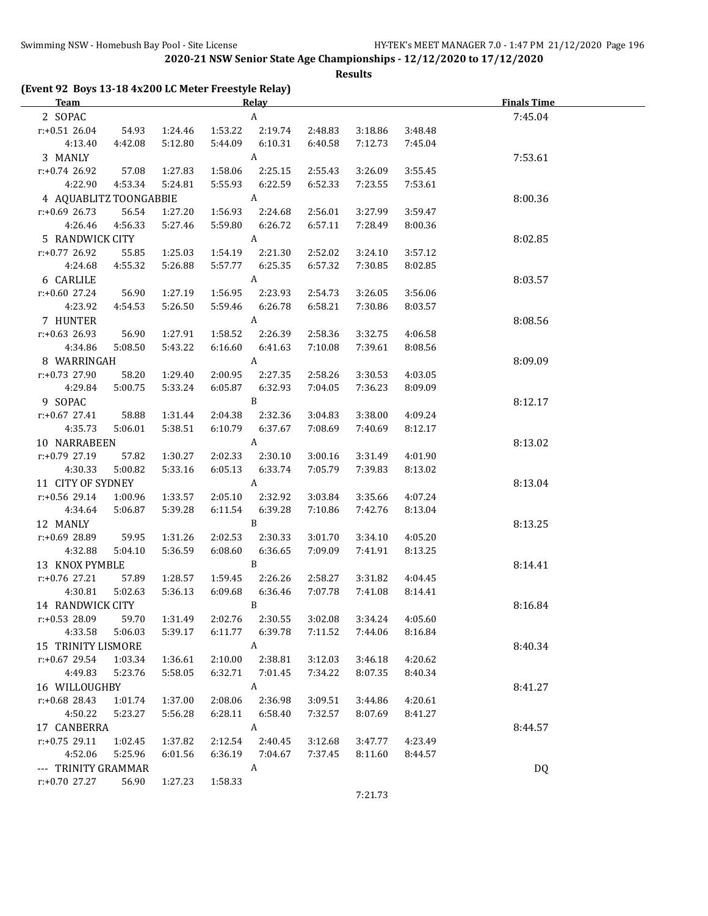## 2020-21 NSW Senior State Age Championships - 12/12/2020 to 17/12/2020

### Results

**(Event 92 Boys 13-18 4x200 LC Meter Freestyle Relay)**

| Team | | | | Relay | | | | Finals Time |
|---|---|---|---|---|---|---|---|---|
| 2 SOPAC | | | | A | | | | 7:45.04 |
| r:+0.51 26.04 | 54.93 | 1:24.46 | 1:53.22 | 2:19.74 | 2:48.83 | 3:18.86 | 3:48.48 | |
| 4:13.40 | 4:42.08 | 5:12.80 | 5:44.09 | 6:10.31 | 6:40.58 | 7:12.73 | 7:45.04 | |
| 3 MANLY | | | | A | | | | 7:53.61 |
| r:+0.74 26.92 | 57.08 | 1:27.83 | 1:58.06 | 2:25.15 | 2:55.43 | 3:26.09 | 3:55.45 | |
| 4:22.90 | 4:53.34 | 5:24.81 | 5:55.93 | 6:22.59 | 6:52.33 | 7:23.55 | 7:53.61 | |
| 4 AQUABLITZ TOONGABBIE | | | | A | | | | 8:00.36 |
| r:+0.69 26.73 | 56.54 | 1:27.20 | 1:56.93 | 2:24.68 | 2:56.01 | 3:27.99 | 3:59.47 | |
| 4:26.46 | 4:56.33 | 5:27.46 | 5:59.80 | 6:26.72 | 6:57.11 | 7:28.49 | 8:00.36 | |
| 5 RANDWICK CITY | | | | A | | | | 8:02.85 |
| r:+0.77 26.92 | 55.85 | 1:25.03 | 1:54.19 | 2:21.30 | 2:52.02 | 3:24.10 | 3:57.12 | |
| 4:24.68 | 4:55.32 | 5:26.88 | 5:57.77 | 6:25.35 | 6:57.32 | 7:30.85 | 8:02.85 | |
| 6 CARLILE | | | | A | | | | 8:03.57 |
| r:+0.60 27.24 | 56.90 | 1:27.19 | 1:56.95 | 2:23.93 | 2:54.73 | 3:26.05 | 3:56.06 | |
| 4:23.92 | 4:54.53 | 5:26.50 | 5:59.46 | 6:26.78 | 6:58.21 | 7:30.86 | 8:03.57 | |
| 7 HUNTER | | | | A | | | | 8:08.56 |
| r:+0.63 26.93 | 56.90 | 1:27.91 | 1:58.52 | 2:26.39 | 2:58.36 | 3:32.75 | 4:06.58 | |
| 4:34.86 | 5:08.50 | 5:43.22 | 6:16.60 | 6:41.63 | 7:10.08 | 7:39.61 | 8:08.56 | |
| 8 WARRINGAH | | | | A | | | | 8:09.09 |
| r:+0.73 27.90 | 58.20 | 1:29.40 | 2:00.95 | 2:27.35 | 2:58.26 | 3:30.53 | 4:03.05 | |
| 4:29.84 | 5:00.75 | 5:33.24 | 6:05.87 | 6:32.93 | 7:04.05 | 7:36.23 | 8:09.09 | |
| 9 SOPAC | | | | B | | | | 8:12.17 |
| r:+0.67 27.41 | 58.88 | 1:31.44 | 2:04.38 | 2:32.36 | 3:04.83 | 3:38.00 | 4:09.24 | |
| 4:35.73 | 5:06.01 | 5:38.51 | 6:10.79 | 6:37.67 | 7:08.69 | 7:40.69 | 8:12.17 | |
| 10 NARRABEEN | | | | A | | | | 8:13.02 |
| r:+0.79 27.19 | 57.82 | 1:30.27 | 2:02.33 | 2:30.10 | 3:00.16 | 3:31.49 | 4:01.90 | |
| 4:30.33 | 5:00.82 | 5:33.16 | 6:05.13 | 6:33.74 | 7:05.79 | 7:39.83 | 8:13.02 | |
| 11 CITY OF SYDNEY | | | | A | | | | 8:13.04 |
| r:+0.56 29.14 | 1:00.96 | 1:33.57 | 2:05.10 | 2:32.92 | 3:03.84 | 3:35.66 | 4:07.24 | |
| 4:34.64 | 5:06.87 | 5:39.28 | 6:11.54 | 6:39.28 | 7:10.86 | 7:42.76 | 8:13.04 | |
| 12 MANLY | | | | B | | | | 8:13.25 |
| r:+0.69 28.89 | 59.95 | 1:31.26 | 2:02.53 | 2:30.33 | 3:01.70 | 3:34.10 | 4:05.20 | |
| 4:32.88 | 5:04.10 | 5:36.59 | 6:08.60 | 6:36.65 | 7:09.09 | 7:41.91 | 8:13.25 | |
| 13 KNOX PYMBLE | | | | B | | | | 8:14.41 |
| r:+0.76 27.21 | 57.89 | 1:28.57 | 1:59.45 | 2:26.26 | 2:58.27 | 3:31.82 | 4:04.45 | |
| 4:30.81 | 5:02.63 | 5:36.13 | 6:09.68 | 6:36.46 | 7:07.78 | 7:41.08 | 8:14.41 | |
| 14 RANDWICK CITY | | | | B | | | | 8:16.84 |
| r:+0.53 28.09 | 59.70 | 1:31.49 | 2:02.76 | 2:30.55 | 3:02.08 | 3:34.24 | 4:05.60 | |
| 4:33.58 | 5:06.03 | 5:39.17 | 6:11.77 | 6:39.78 | 7:11.52 | 7:44.06 | 8:16.84 | |
| 15 TRINITY LISMORE | | | | A | | | | 8:40.34 |
| r:+0.67 29.54 | 1:03.34 | 1:36.61 | 2:10.00 | 2:38.81 | 3:12.03 | 3:46.18 | 4:20.62 | |
| 4:49.83 | 5:23.76 | 5:58.05 | 6:32.71 | 7:01.45 | 7:34.22 | 8:07.35 | 8:40.34 | |
| 16 WILLOUGHBY | | | | A | | | | 8:41.27 |
| r:+0.68 28.43 | 1:01.74 | 1:37.00 | 2:08.06 | 2:36.98 | 3:09.51 | 3:44.86 | 4:20.61 | |
| 4:50.22 | 5:23.27 | 5:56.28 | 6:28.11 | 6:58.40 | 7:32.57 | 8:07.69 | 8:41.27 | |
| 17 CANBERRA | | | | A | | | | 8:44.57 |
| r:+0.75 29.11 | 1:02.45 | 1:37.82 | 2:12.54 | 2:40.45 | 3:12.68 | 3:47.77 | 4:23.49 | |
| 4:52.06 | 5:25.96 | 6:01.56 | 6:36.19 | 7:04.67 | 7:37.45 | 8:11.60 | 8:44.57 | |
| --- TRINITY GRAMMAR | | | | A | | | | DQ |
| r:+0.70 27.27 | 56.90 | 1:27.23 | 1:58.33 | | | | | |
| | | | | | | 7:21.73 | | |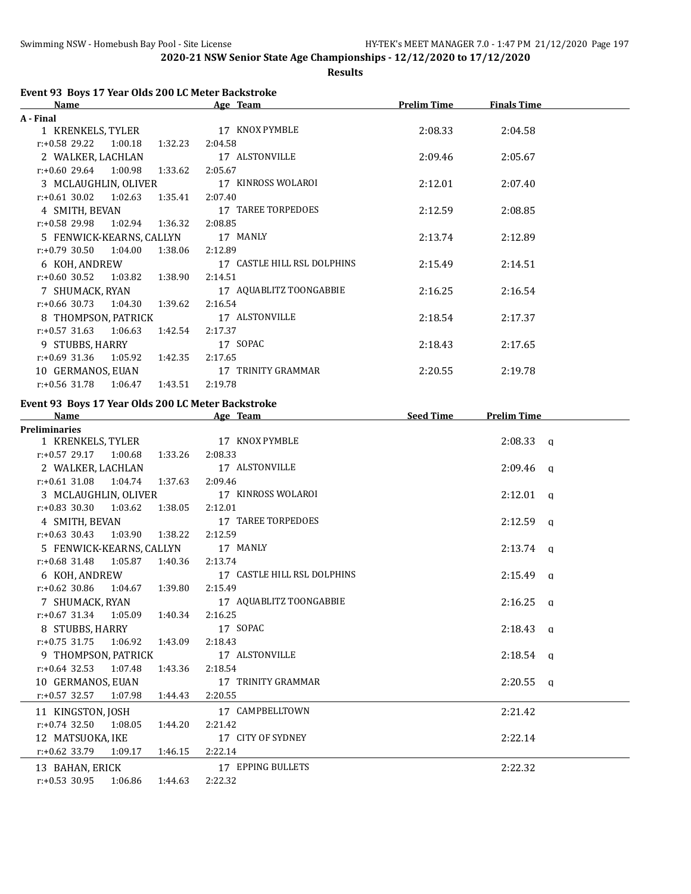2020-21 NSW Senior State Age Championships - 12/12/2020 to 17/12/2020

**Results**

### Event 93 Boys 17 Year Olds 200 LC Meter Backstroke

**A - Final**

| Name | Age | Team | Prelim Time | Finals Time |
|---|---|---|---|---|
| 1 KRENKELS, TYLER | 17 | KNOX PYMBLE | 2:08.33 | 2:04.58 |
| r:+0.58 29.22 1:00.18 1:32.23 2:04.58 | | | | |
| 2 WALKER, LACHLAN | 17 | ALSTONVILLE | 2:09.46 | 2:05.67 |
| r:+0.60 29.64 1:00.98 1:33.62 2:05.67 | | | | |
| 3 MCLAUGHLIN, OLIVER | 17 | KINROSS WOLAROI | 2:12.01 | 2:07.40 |
| r:+0.61 30.02 1:02.63 1:35.41 2:07.40 | | | | |
| 4 SMITH, BEVAN | 17 | TAREE TORPEDOES | 2:12.59 | 2:08.85 |
| r:+0.58 29.98 1:02.94 1:36.32 2:08.85 | | | | |
| 5 FENWICK-KEARNS, CALLYN | 17 | MANLY | 2:13.74 | 2:12.89 |
| r:+0.79 30.50 1:04.00 1:38.06 2:12.89 | | | | |
| 6 KOH, ANDREW | 17 | CASTLE HILL RSL DOLPHINS | 2:15.49 | 2:14.51 |
| r:+0.60 30.52 1:03.82 1:38.90 2:14.51 | | | | |
| 7 SHUMACK, RYAN | 17 | AQUABLITZ TOONGABBIE | 2:16.25 | 2:16.54 |
| r:+0.66 30.73 1:04.30 1:39.62 2:16.54 | | | | |
| 8 THOMPSON, PATRICK | 17 | ALSTONVILLE | 2:18.54 | 2:17.37 |
| r:+0.57 31.63 1:06.63 1:42.54 2:17.37 | | | | |
| 9 STUBBS, HARRY | 17 | SOPAC | 2:18.43 | 2:17.65 |
| r:+0.69 31.36 1:05.92 1:42.35 2:17.65 | | | | |
| 10 GERMANOS, EUAN | 17 | TRINITY GRAMMAR | 2:20.55 | 2:19.78 |
| r:+0.56 31.78 1:06.47 1:43.51 2:19.78 | | | | |

### Event 93 Boys 17 Year Olds 200 LC Meter Backstroke

**Preliminaries**

| Name | Age | Team | Seed Time | Prelim Time |
|---|---|---|---|---|
| 1 KRENKELS, TYLER | 17 | KNOX PYMBLE | | 2:08.33 q |
| r:+0.57 29.17 1:00.68 1:33.26 2:08.33 | | | | |
| 2 WALKER, LACHLAN | 17 | ALSTONVILLE | | 2:09.46 q |
| r:+0.61 31.08 1:04.74 1:37.63 2:09.46 | | | | |
| 3 MCLAUGHLIN, OLIVER | 17 | KINROSS WOLAROI | | 2:12.01 q |
| r:+0.83 30.30 1:03.62 1:38.05 2:12.01 | | | | |
| 4 SMITH, BEVAN | 17 | TAREE TORPEDOES | | 2:12.59 q |
| r:+0.63 30.43 1:03.90 1:38.22 2:12.59 | | | | |
| 5 FENWICK-KEARNS, CALLYN | 17 | MANLY | | 2:13.74 q |
| r:+0.68 31.48 1:05.87 1:40.36 2:13.74 | | | | |
| 6 KOH, ANDREW | 17 | CASTLE HILL RSL DOLPHINS | | 2:15.49 q |
| r:+0.62 30.86 1:04.67 1:39.80 2:15.49 | | | | |
| 7 SHUMACK, RYAN | 17 | AQUABLITZ TOONGABBIE | | 2:16.25 q |
| r:+0.67 31.34 1:05.09 1:40.34 2:16.25 | | | | |
| 8 STUBBS, HARRY | 17 | SOPAC | | 2:18.43 q |
| r:+0.75 31.75 1:06.92 1:43.09 2:18.43 | | | | |
| 9 THOMPSON, PATRICK | 17 | ALSTONVILLE | | 2:18.54 q |
| r:+0.64 32.53 1:07.48 1:43.36 2:18.54 | | | | |
| 10 GERMANOS, EUAN | 17 | TRINITY GRAMMAR | | 2:20.55 q |
| r:+0.57 32.57 1:07.98 1:44.43 2:20.55 | | | | |
| 11 KINGSTON, JOSH | 17 | CAMPBELLTOWN | | 2:21.42 |
| r:+0.74 32.50 1:08.05 1:44.20 2:21.42 | | | | |
| 12 MATSUOKA, IKE | 17 | CITY OF SYDNEY | | 2:22.14 |
| r:+0.62 33.79 1:09.17 1:46.15 2:22.14 | | | | |
| 13 BAHAN, ERICK | 17 | EPPING BULLETS | | 2:22.32 |
| r:+0.53 30.95 1:06.86 1:44.63 2:22.32 | | | | |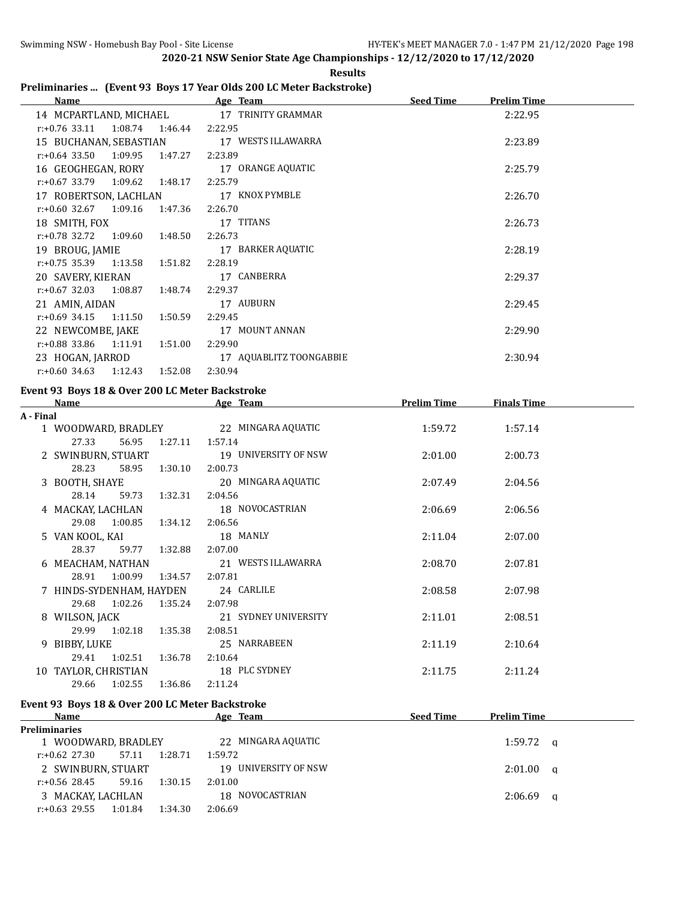**2020-21 NSW Senior State Age Championships - 12/12/2020 to 17/12/2020**

**Results**

## Preliminaries ... (Event 93 Boys 17 Year Olds 200 LC Meter Backstroke)

| Name | Age | Team | Seed Time | Prelim Time |
|---|---|---|---|---|
| 14 MCPARTLAND, MICHAEL | 17 | TRINITY GRAMMAR | | 2:22.95 |
| r:+0.76 33.11 1:08.74 1:46.44 2:22.95 | | | | |
| 15 BUCHANAN, SEBASTIAN | 17 | WESTS ILLAWARRA | | 2:23.89 |
| r:+0.64 33.50 1:09.95 1:47.27 2:23.89 | | | | |
| 16 GEOGHEGAN, RORY | 17 | ORANGE AQUATIC | | 2:25.79 |
| r:+0.67 33.79 1:09.62 1:48.17 2:25.79 | | | | |
| 17 ROBERTSON, LACHLAN | 17 | KNOX PYMBLE | | 2:26.70 |
| r:+0.60 32.67 1:09.16 1:47.36 2:26.70 | | | | |
| 18 SMITH, FOX | 17 | TITANS | | 2:26.73 |
| r:+0.78 32.72 1:09.60 1:48.50 2:26.73 | | | | |
| 19 BROUG, JAMIE | 17 | BARKER AQUATIC | | 2:28.19 |
| r:+0.75 35.39 1:13.58 1:51.82 2:28.19 | | | | |
| 20 SAVERY, KIERAN | 17 | CANBERRA | | 2:29.37 |
| r:+0.67 32.03 1:08.87 1:48.74 2:29.37 | | | | |
| 21 AMIN, AIDAN | 17 | AUBURN | | 2:29.45 |
| r:+0.69 34.15 1:11.50 1:50.59 2:29.45 | | | | |
| 22 NEWCOMBE, JAKE | 17 | MOUNT ANNAN | | 2:29.90 |
| r:+0.88 33.86 1:11.91 1:51.00 2:29.90 | | | | |
| 23 HOGAN, JARROD | 17 | AQUABLITZ TOONGABBIE | | 2:30.94 |
| r:+0.60 34.63 1:12.43 1:52.08 2:30.94 | | | | |

## Event 93 Boys 18 & Over 200 LC Meter Backstroke

| Name | Age | Team | Prelim Time | Finals Time |
|---|---|---|---|---|
| **A - Final** | | | | |
| 1 WOODWARD, BRADLEY | 22 | MINGARA AQUATIC | 1:59.72 | 1:57.14 |
| 27.33 56.95 1:27.11 1:57.14 | | | | |
| 2 SWINBURN, STUART | 19 | UNIVERSITY OF NSW | 2:01.00 | 2:00.73 |
| 28.23 58.95 1:30.10 2:00.73 | | | | |
| 3 BOOTH, SHAYE | 20 | MINGARA AQUATIC | 2:07.49 | 2:04.56 |
| 28.14 59.73 1:32.31 2:04.56 | | | | |
| 4 MACKAY, LACHLAN | 18 | NOVOCASTRIAN | 2:06.69 | 2:06.56 |
| 29.08 1:00.85 1:34.12 2:06.56 | | | | |
| 5 VAN KOOL, KAI | 18 | MANLY | 2:11.04 | 2:07.00 |
| 28.37 59.77 1:32.88 2:07.00 | | | | |
| 6 MEACHAM, NATHAN | 21 | WESTS ILLAWARRA | 2:08.70 | 2:07.81 |
| 28.91 1:00.99 1:34.57 2:07.81 | | | | |
| 7 HINDS-SYDENHAM, HAYDEN | 24 | CARLILE | 2:08.58 | 2:07.98 |
| 29.68 1:02.26 1:35.24 2:07.98 | | | | |
| 8 WILSON, JACK | 21 | SYDNEY UNIVERSITY | 2:11.01 | 2:08.51 |
| 29.99 1:02.18 1:35.38 2:08.51 | | | | |
| 9 BIBBY, LUKE | 25 | NARRABEEN | 2:11.19 | 2:10.64 |
| 29.41 1:02.51 1:36.78 2:10.64 | | | | |
| 10 TAYLOR, CHRISTIAN | 18 | PLC SYDNEY | 2:11.75 | 2:11.24 |
| 29.66 1:02.55 1:36.86 2:11.24 | | | | |

## Event 93 Boys 18 & Over 200 LC Meter Backstroke

| Name | Age | Team | Seed Time | Prelim Time |
|---|---|---|---|---|
| **Preliminaries** | | | | |
| 1 WOODWARD, BRADLEY | 22 | MINGARA AQUATIC | | 1:59.72 q |
| r:+0.62 27.30 57.11 1:28.71 1:59.72 | | | | |
| 2 SWINBURN, STUART | 19 | UNIVERSITY OF NSW | | 2:01.00 q |
| r:+0.56 28.45 59.16 1:30.15 2:01.00 | | | | |
| 3 MACKAY, LACHLAN | 18 | NOVOCASTRIAN | | 2:06.69 q |
| r:+0.63 29.55 1:01.84 1:34.30 2:06.69 | | | | |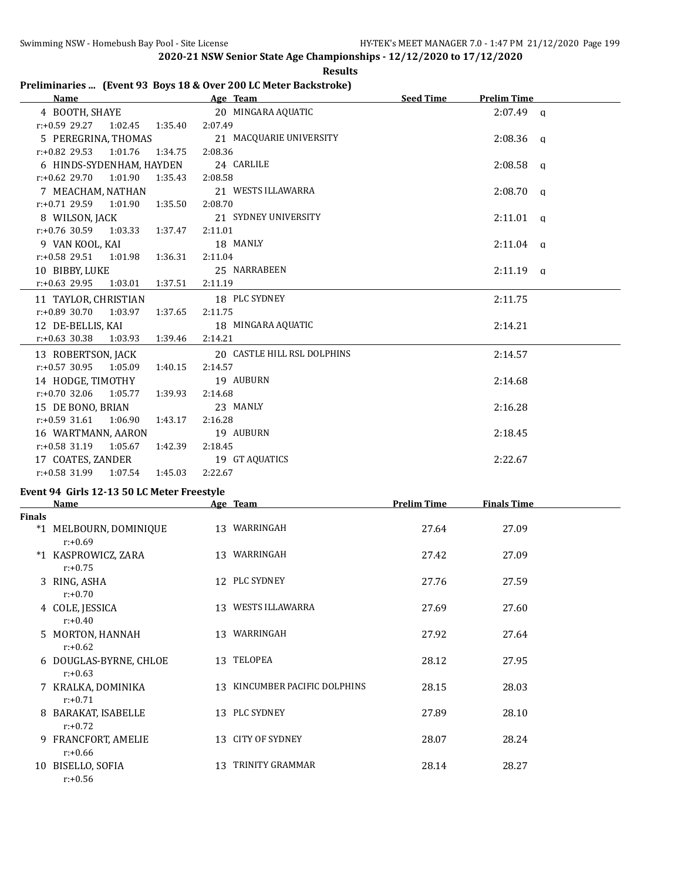## 2020-21 NSW Senior State Age Championships - 12/12/2020 to 17/12/2020

**Results**

### Preliminaries ... (Event 93 Boys 18 & Over 200 LC Meter Backstroke)

| Name | Age | Team | Seed Time | Prelim Time | |
|---|---|---|---|---|---|
| 4 BOOTH, SHAYE | 20 | MINGARA AQUATIC | | 2:07.49 | q |
| r:+0.59 29.27 1:02.45 1:35.40 2:07.49 | | | | | |
| 5 PEREGRINA, THOMAS | 21 | MACQUARIE UNIVERSITY | | 2:08.36 | q |
| r:+0.82 29.53 1:01.76 1:34.75 2:08.36 | | | | | |
| 6 HINDS-SYDENHAM, HAYDEN | 24 | CARLILE | | 2:08.58 | q |
| r:+0.62 29.70 1:01.90 1:35.43 2:08.58 | | | | | |
| 7 MEACHAM, NATHAN | 21 | WESTS ILLAWARRA | | 2:08.70 | q |
| r:+0.71 29.59 1:01.90 1:35.50 2:08.70 | | | | | |
| 8 WILSON, JACK | 21 | SYDNEY UNIVERSITY | | 2:11.01 | q |
| r:+0.76 30.59 1:03.33 1:37.47 2:11.01 | | | | | |
| 9 VAN KOOL, KAI | 18 | MANLY | | 2:11.04 | q |
| r:+0.58 29.51 1:01.98 1:36.31 2:11.04 | | | | | |
| 10 BIBBY, LUKE | 25 | NARRABEEN | | 2:11.19 | q |
| r:+0.63 29.95 1:03.01 1:37.51 2:11.19 | | | | | |
| 11 TAYLOR, CHRISTIAN | 18 | PLC SYDNEY | | 2:11.75 | |
| r:+0.89 30.70 1:03.97 1:37.65 2:11.75 | | | | | |
| 12 DE-BELLIS, KAI | 18 | MINGARA AQUATIC | | 2:14.21 | |
| r:+0.63 30.38 1:03.93 1:39.46 2:14.21 | | | | | |
| 13 ROBERTSON, JACK | 20 | CASTLE HILL RSL DOLPHINS | | 2:14.57 | |
| r:+0.57 30.95 1:05.09 1:40.15 2:14.57 | | | | | |
| 14 HODGE, TIMOTHY | 19 | AUBURN | | 2:14.68 | |
| r:+0.70 32.06 1:05.77 1:39.93 2:14.68 | | | | | |
| 15 DE BONO, BRIAN | 23 | MANLY | | 2:16.28 | |
| r:+0.59 31.61 1:06.90 1:43.17 2:16.28 | | | | | |
| 16 WARTMANN, AARON | 19 | AUBURN | | 2:18.45 | |
| r:+0.58 31.19 1:05.67 1:42.39 2:18.45 | | | | | |
| 17 COATES, ZANDER | 19 | GT AQUATICS | | 2:22.67 | |
| r:+0.58 31.99 1:07.54 1:45.03 2:22.67 | | | | | |

### Event 94 Girls 12-13 50 LC Meter Freestyle

| Name | Age | Team | Prelim Time | Finals Time |
|---|---|---|---|---|
| **Finals** | | | | |
| *1 MELBOURN, DOMINIQUE | 13 | WARRINGAH | 27.64 | 27.09 |
| r:+0.69 | | | | |
| *1 KASPROWICZ, ZARA | 13 | WARRINGAH | 27.42 | 27.09 |
| r:+0.75 | | | | |
| 3 RING, ASHA | 12 | PLC SYDNEY | 27.76 | 27.59 |
| r:+0.70 | | | | |
| 4 COLE, JESSICA | 13 | WESTS ILLAWARRA | 27.69 | 27.60 |
| r:+0.40 | | | | |
| 5 MORTON, HANNAH | 13 | WARRINGAH | 27.92 | 27.64 |
| r:+0.62 | | | | |
| 6 DOUGLAS-BYRNE, CHLOE | 13 | TELOPEA | 28.12 | 27.95 |
| r:+0.63 | | | | |
| 7 KRALKA, DOMINIKA | 13 | KINCUMBER PACIFIC DOLPHINS | 28.15 | 28.03 |
| r:+0.71 | | | | |
| 8 BARAKAT, ISABELLE | 13 | PLC SYDNEY | 27.89 | 28.10 |
| r:+0.72 | | | | |
| 9 FRANCFORT, AMELIE | 13 | CITY OF SYDNEY | 28.07 | 28.24 |
| r:+0.66 | | | | |
| 10 BISELLO, SOFIA | 13 | TRINITY GRAMMAR | 28.14 | 28.27 |
| r:+0.56 | | | | |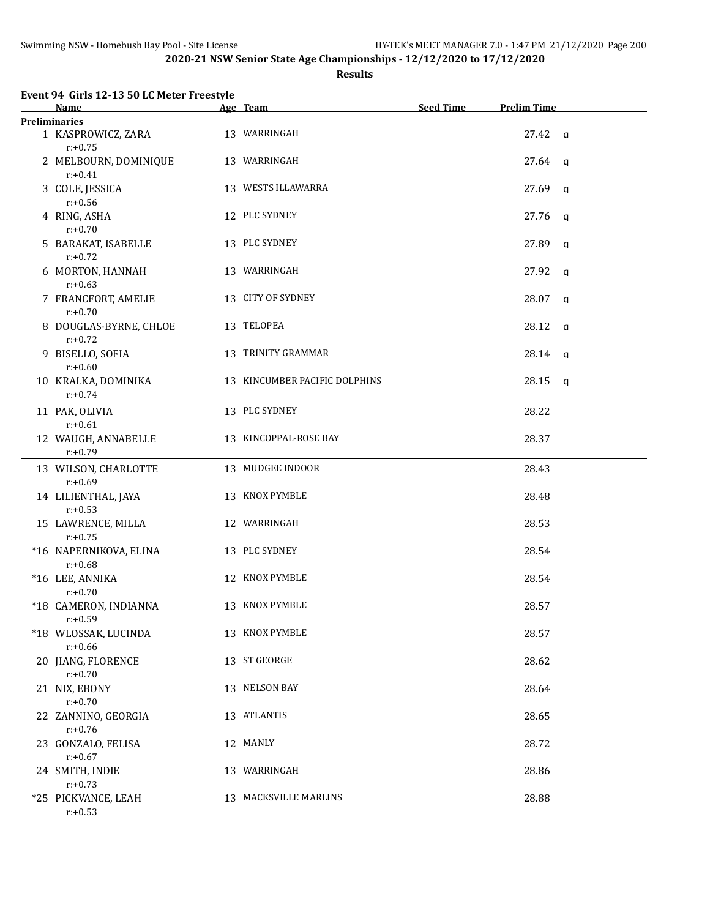## 2020-21 NSW Senior State Age Championships - 12/12/2020 to 17/12/2020

### Results

**Event 94 Girls 12-13 50 LC Meter Freestyle**

| | Name | Age | Team | Seed Time | Prelim Time | |
|---|---|---|---|---|---|---|
| **Preliminaries** | | | | | | |
| 1 | KASPROWICZ, ZARA<br>r:+0.75 | 13 | WARRINGAH | | 27.42 | q |
| 2 | MELBOURN, DOMINIQUE<br>r:+0.41 | 13 | WARRINGAH | | 27.64 | q |
| 3 | COLE, JESSICA<br>r:+0.56 | 13 | WESTS ILLAWARRA | | 27.69 | q |
| 4 | RING, ASHA<br>r:+0.70 | 12 | PLC SYDNEY | | 27.76 | q |
| 5 | BARAKAT, ISABELLE<br>r:+0.72 | 13 | PLC SYDNEY | | 27.89 | q |
| 6 | MORTON, HANNAH<br>r:+0.63 | 13 | WARRINGAH | | 27.92 | q |
| 7 | FRANCFORT, AMELIE<br>r:+0.70 | 13 | CITY OF SYDNEY | | 28.07 | q |
| 8 | DOUGLAS-BYRNE, CHLOE<br>r:+0.72 | 13 | TELOPEA | | 28.12 | q |
| 9 | BISELLO, SOFIA<br>r:+0.60 | 13 | TRINITY GRAMMAR | | 28.14 | q |
| 10 | KRALKA, DOMINIKA<br>r:+0.74 | 13 | KINCUMBER PACIFIC DOLPHINS | | 28.15 | q |
| 11 | PAK, OLIVIA<br>r:+0.61 | 13 | PLC SYDNEY | | 28.22 | |
| 12 | WAUGH, ANNABELLE<br>r:+0.79 | 13 | KINCOPPAL-ROSE BAY | | 28.37 | |
| 13 | WILSON, CHARLOTTE<br>r:+0.69 | 13 | MUDGEE INDOOR | | 28.43 | |
| 14 | LILIENTHAL, JAYA<br>r:+0.53 | 13 | KNOX PYMBLE | | 28.48 | |
| 15 | LAWRENCE, MILLA<br>r:+0.75 | 12 | WARRINGAH | | 28.53 | |
| *16 | NAPERNIKOVA, ELINA<br>r:+0.68 | 13 | PLC SYDNEY | | 28.54 | |
| *16 | LEE, ANNIKA<br>r:+0.70 | 12 | KNOX PYMBLE | | 28.54 | |
| *18 | CAMERON, INDIANNA<br>r:+0.59 | 13 | KNOX PYMBLE | | 28.57 | |
| *18 | WLOSSAK, LUCINDA<br>r:+0.66 | 13 | KNOX PYMBLE | | 28.57 | |
| 20 | JIANG, FLORENCE<br>r:+0.70 | 13 | ST GEORGE | | 28.62 | |
| 21 | NIX, EBONY<br>r:+0.70 | 13 | NELSON BAY | | 28.64 | |
| 22 | ZANNINO, GEORGIA<br>r:+0.76 | 13 | ATLANTIS | | 28.65 | |
| 23 | GONZALO, FELISA<br>r:+0.67 | 12 | MANLY | | 28.72 | |
| 24 | SMITH, INDIE<br>r:+0.73 | 13 | WARRINGAH | | 28.86 | |
| *25 | PICKVANCE, LEAH<br>r:+0.53 | 13 | MACKSVILLE MARLINS | | 28.88 | |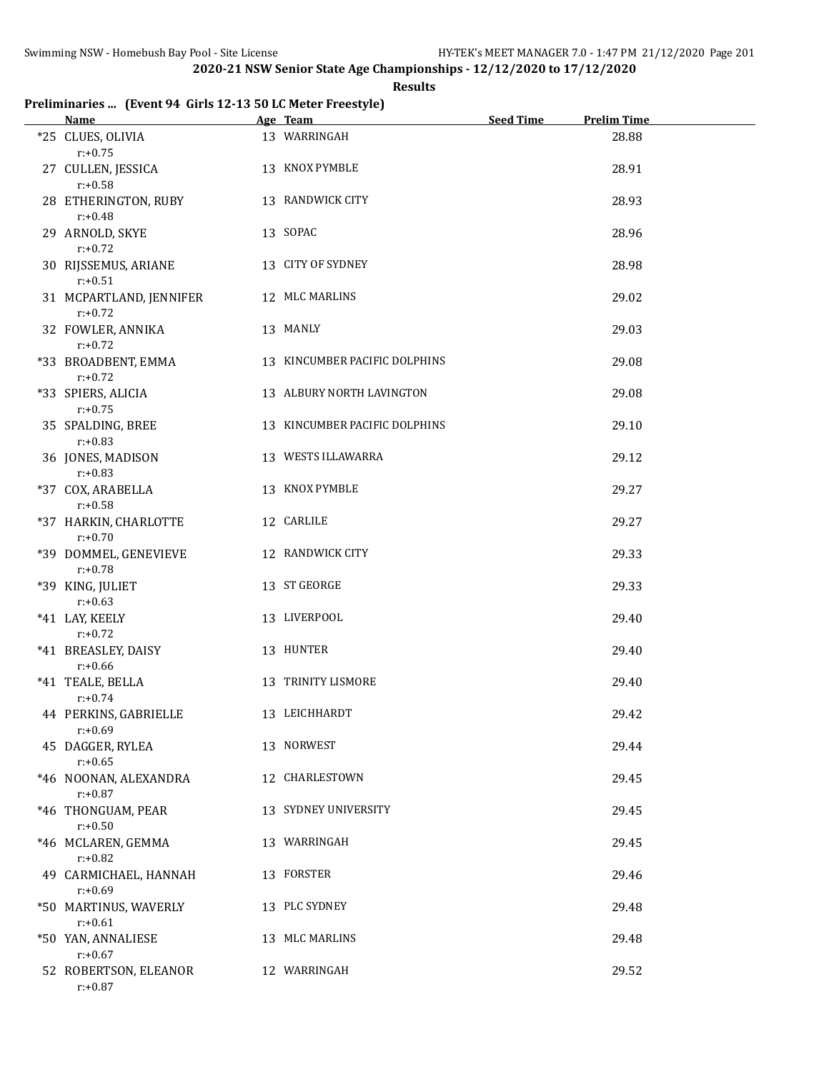2020-21 NSW Senior State Age Championships - 12/12/2020 to 17/12/2020

**Results**

### Preliminaries ... (Event 94 Girls 12-13 50 LC Meter Freestyle)

| Name | Age | Team | Seed Time | Prelim Time |
|---|---|---|---|---|
| *25 CLUES, OLIVIA<br>r:+0.75 | 13 | WARRINGAH | | 28.88 |
| 27 CULLEN, JESSICA<br>r:+0.58 | 13 | KNOX PYMBLE | | 28.91 |
| 28 ETHERINGTON, RUBY<br>r:+0.48 | 13 | RANDWICK CITY | | 28.93 |
| 29 ARNOLD, SKYE<br>r:+0.72 | 13 | SOPAC | | 28.96 |
| 30 RIJSSEMUS, ARIANE<br>r:+0.51 | 13 | CITY OF SYDNEY | | 28.98 |
| 31 MCPARTLAND, JENNIFER<br>r:+0.72 | 12 | MLC MARLINS | | 29.02 |
| 32 FOWLER, ANNIKA<br>r:+0.72 | 13 | MANLY | | 29.03 |
| *33 BROADBENT, EMMA<br>r:+0.72 | 13 | KINCUMBER PACIFIC DOLPHINS | | 29.08 |
| *33 SPIERS, ALICIA<br>r:+0.75 | 13 | ALBURY NORTH LAVINGTON | | 29.08 |
| 35 SPALDING, BREE<br>r:+0.83 | 13 | KINCUMBER PACIFIC DOLPHINS | | 29.10 |
| 36 JONES, MADISON<br>r:+0.83 | 13 | WESTS ILLAWARRA | | 29.12 |
| *37 COX, ARABELLA<br>r:+0.58 | 13 | KNOX PYMBLE | | 29.27 |
| *37 HARKIN, CHARLOTTE<br>r:+0.70 | 12 | CARLILE | | 29.27 |
| *39 DOMMEL, GENEVIEVE<br>r:+0.78 | 12 | RANDWICK CITY | | 29.33 |
| *39 KING, JULIET<br>r:+0.63 | 13 | ST GEORGE | | 29.33 |
| *41 LAY, KEELY<br>r:+0.72 | 13 | LIVERPOOL | | 29.40 |
| *41 BREASLEY, DAISY<br>r:+0.66 | 13 | HUNTER | | 29.40 |
| *41 TEALE, BELLA<br>r:+0.74 | 13 | TRINITY LISMORE | | 29.40 |
| 44 PERKINS, GABRIELLE<br>r:+0.69 | 13 | LEICHHARDT | | 29.42 |
| 45 DAGGER, RYLEA<br>r:+0.65 | 13 | NORWEST | | 29.44 |
| *46 NOONAN, ALEXANDRA<br>r:+0.87 | 12 | CHARLESTOWN | | 29.45 |
| *46 THONGUAM, PEAR<br>r:+0.50 | 13 | SYDNEY UNIVERSITY | | 29.45 |
| *46 MCLAREN, GEMMA<br>r:+0.82 | 13 | WARRINGAH | | 29.45 |
| 49 CARMICHAEL, HANNAH<br>r:+0.69 | 13 | FORSTER | | 29.46 |
| *50 MARTINUS, WAVERLY<br>r:+0.61 | 13 | PLC SYDNEY | | 29.48 |
| *50 YAN, ANNALIESE<br>r:+0.67 | 13 | MLC MARLINS | | 29.48 |
| 52 ROBERTSON, ELEANOR<br>r:+0.87 | 12 | WARRINGAH | | 29.52 |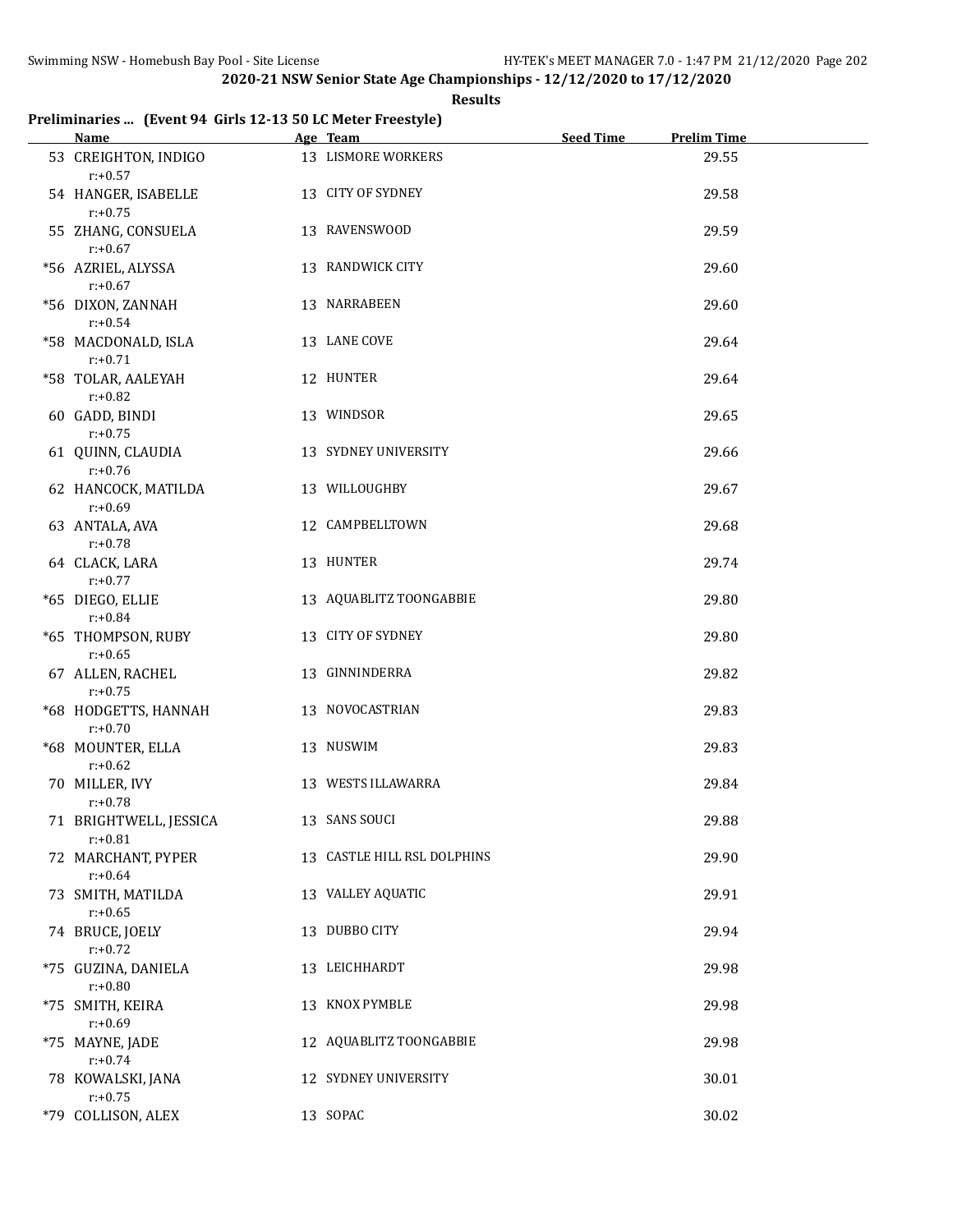## 2020-21 NSW Senior State Age Championships - 12/12/2020 to 17/12/2020

**Results**

### Preliminaries ... (Event 94 Girls 12-13 50 LC Meter Freestyle)

| | Name | Age | Team | Seed Time | Prelim Time |
|---|---|---|---|---|---|
| 53 | CREIGHTON, INDIGO | 13 | LISMORE WORKERS | | 29.55 |
| | r:+0.57 | | | | |
| 54 | HANGER, ISABELLE | 13 | CITY OF SYDNEY | | 29.58 |
| | r:+0.75 | | | | |
| 55 | ZHANG, CONSUELA | 13 | RAVENSWOOD | | 29.59 |
| | r:+0.67 | | | | |
| *56 | AZRIEL, ALYSSA | 13 | RANDWICK CITY | | 29.60 |
| | r:+0.67 | | | | |
| *56 | DIXON, ZANNAH | 13 | NARRABEEN | | 29.60 |
| | r:+0.54 | | | | |
| *58 | MACDONALD, ISLA | 13 | LANE COVE | | 29.64 |
| | r:+0.71 | | | | |
| *58 | TOLAR, AALEYAH | 12 | HUNTER | | 29.64 |
| | r:+0.82 | | | | |
| 60 | GADD, BINDI | 13 | WINDSOR | | 29.65 |
| | r:+0.75 | | | | |
| 61 | QUINN, CLAUDIA | 13 | SYDNEY UNIVERSITY | | 29.66 |
| | r:+0.76 | | | | |
| 62 | HANCOCK, MATILDA | 13 | WILLOUGHBY | | 29.67 |
| | r:+0.69 | | | | |
| 63 | ANTALA, AVA | 12 | CAMPBELLTOWN | | 29.68 |
| | r:+0.78 | | | | |
| 64 | CLACK, LARA | 13 | HUNTER | | 29.74 |
| | r:+0.77 | | | | |
| *65 | DIEGO, ELLIE | 13 | AQUABLITZ TOONGABBIE | | 29.80 |
| | r:+0.84 | | | | |
| *65 | THOMPSON, RUBY | 13 | CITY OF SYDNEY | | 29.80 |
| | r:+0.65 | | | | |
| 67 | ALLEN, RACHEL | 13 | GINNINDERRA | | 29.82 |
| | r:+0.75 | | | | |
| *68 | HODGETTS, HANNAH | 13 | NOVOCASTRIAN | | 29.83 |
| | r:+0.70 | | | | |
| *68 | MOUNTER, ELLA | 13 | NUSWIM | | 29.83 |
| | r:+0.62 | | | | |
| 70 | MILLER, IVY | 13 | WESTS ILLAWARRA | | 29.84 |
| | r:+0.78 | | | | |
| 71 | BRIGHTWELL, JESSICA | 13 | SANS SOUCI | | 29.88 |
| | r:+0.81 | | | | |
| 72 | MARCHANT, PYPER | 13 | CASTLE HILL RSL DOLPHINS | | 29.90 |
| | r:+0.64 | | | | |
| 73 | SMITH, MATILDA | 13 | VALLEY AQUATIC | | 29.91 |
| | r:+0.65 | | | | |
| 74 | BRUCE, JOELY | 13 | DUBBO CITY | | 29.94 |
| | r:+0.72 | | | | |
| *75 | GUZINA, DANIELA | 13 | LEICHHARDT | | 29.98 |
| | r:+0.80 | | | | |
| *75 | SMITH, KEIRA | 13 | KNOX PYMBLE | | 29.98 |
| | r:+0.69 | | | | |
| *75 | MAYNE, JADE | 12 | AQUABLITZ TOONGABBIE | | 29.98 |
| | r:+0.74 | | | | |
| 78 | KOWALSKI, JANA | 12 | SYDNEY UNIVERSITY | | 30.01 |
| | r:+0.75 | | | | |
| *79 | COLLISON, ALEX | 13 | SOPAC | | 30.02 |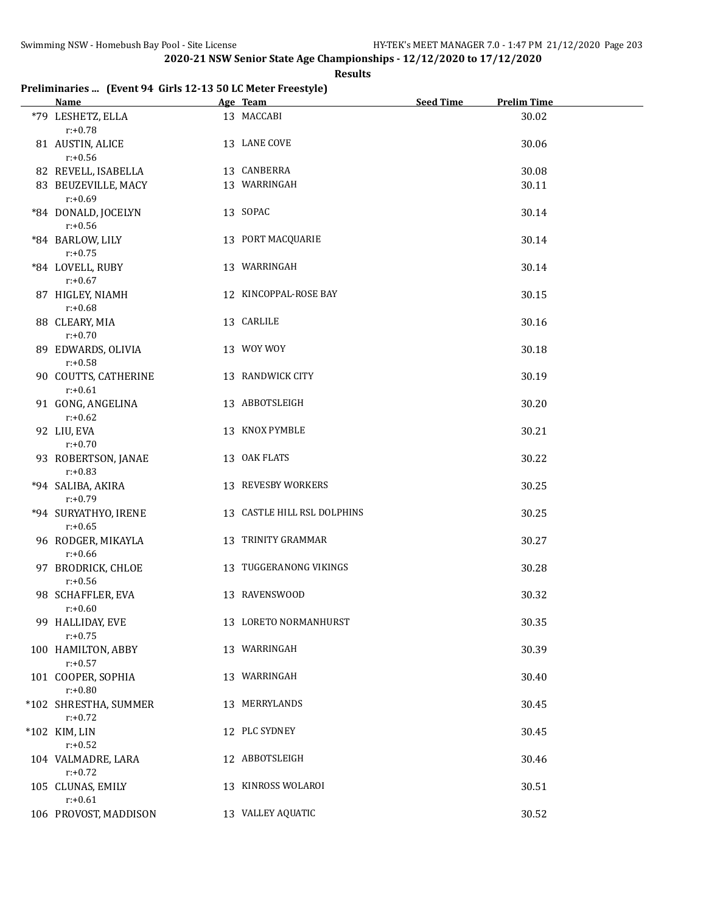## 2020-21 NSW Senior State Age Championships - 12/12/2020 to 17/12/2020

### Results

**Preliminaries ... (Event 94 Girls 12-13 50 LC Meter Freestyle)**

| | Name | Age | Team | Seed Time | Prelim Time |
|---|---|---|---|---|---|
| *79 | LESHETZ, ELLA | 13 | MACCABI | | 30.02 |
| | r:+0.78 | | | | |
| 81 | AUSTIN, ALICE | 13 | LANE COVE | | 30.06 |
| | r:+0.56 | | | | |
| 82 | REVELL, ISABELLA | 13 | CANBERRA | | 30.08 |
| 83 | BEUZEVILLE, MACY | 13 | WARRINGAH | | 30.11 |
| | r:+0.69 | | | | |
| *84 | DONALD, JOCELYN | 13 | SOPAC | | 30.14 |
| | r:+0.56 | | | | |
| *84 | BARLOW, LILY | 13 | PORT MACQUARIE | | 30.14 |
| | r:+0.75 | | | | |
| *84 | LOVELL, RUBY | 13 | WARRINGAH | | 30.14 |
| | r:+0.67 | | | | |
| 87 | HIGLEY, NIAMH | 12 | KINCOPPAL-ROSE BAY | | 30.15 |
| | r:+0.68 | | | | |
| 88 | CLEARY, MIA | 13 | CARLILE | | 30.16 |
| | r:+0.70 | | | | |
| 89 | EDWARDS, OLIVIA | 13 | WOY WOY | | 30.18 |
| | r:+0.58 | | | | |
| 90 | COUTTS, CATHERINE | 13 | RANDWICK CITY | | 30.19 |
| | r:+0.61 | | | | |
| 91 | GONG, ANGELINA | 13 | ABBOTSLEIGH | | 30.20 |
| | r:+0.62 | | | | |
| 92 | LIU, EVA | 13 | KNOX PYMBLE | | 30.21 |
| | r:+0.70 | | | | |
| 93 | ROBERTSON, JANAE | 13 | OAK FLATS | | 30.22 |
| | r:+0.83 | | | | |
| *94 | SALIBA, AKIRA | 13 | REVESBY WORKERS | | 30.25 |
| | r:+0.79 | | | | |
| *94 | SURYATHYO, IRENE | 13 | CASTLE HILL RSL DOLPHINS | | 30.25 |
| | r:+0.65 | | | | |
| 96 | RODGER, MIKAYLA | 13 | TRINITY GRAMMAR | | 30.27 |
| | r:+0.66 | | | | |
| 97 | BRODRICK, CHLOE | 13 | TUGGERANONG VIKINGS | | 30.28 |
| | r:+0.56 | | | | |
| 98 | SCHAFFLER, EVA | 13 | RAVENSWOOD | | 30.32 |
| | r:+0.60 | | | | |
| 99 | HALLIDAY, EVE | 13 | LORETO NORMANHURST | | 30.35 |
| | r:+0.75 | | | | |
| 100 | HAMILTON, ABBY | 13 | WARRINGAH | | 30.39 |
| | r:+0.57 | | | | |
| 101 | COOPER, SOPHIA | 13 | WARRINGAH | | 30.40 |
| | r:+0.80 | | | | |
| *102 | SHRESTHA, SUMMER | 13 | MERRYLANDS | | 30.45 |
| | r:+0.72 | | | | |
| *102 | KIM, LIN | 12 | PLC SYDNEY | | 30.45 |
| | r:+0.52 | | | | |
| 104 | VALMADRE, LARA | 12 | ABBOTSLEIGH | | 30.46 |
| | r:+0.72 | | | | |
| 105 | CLUNAS, EMILY | 13 | KINROSS WOLAROI | | 30.51 |
| | r:+0.61 | | | | |
| 106 | PROVOST, MADDISON | 13 | VALLEY AQUATIC | | 30.52 |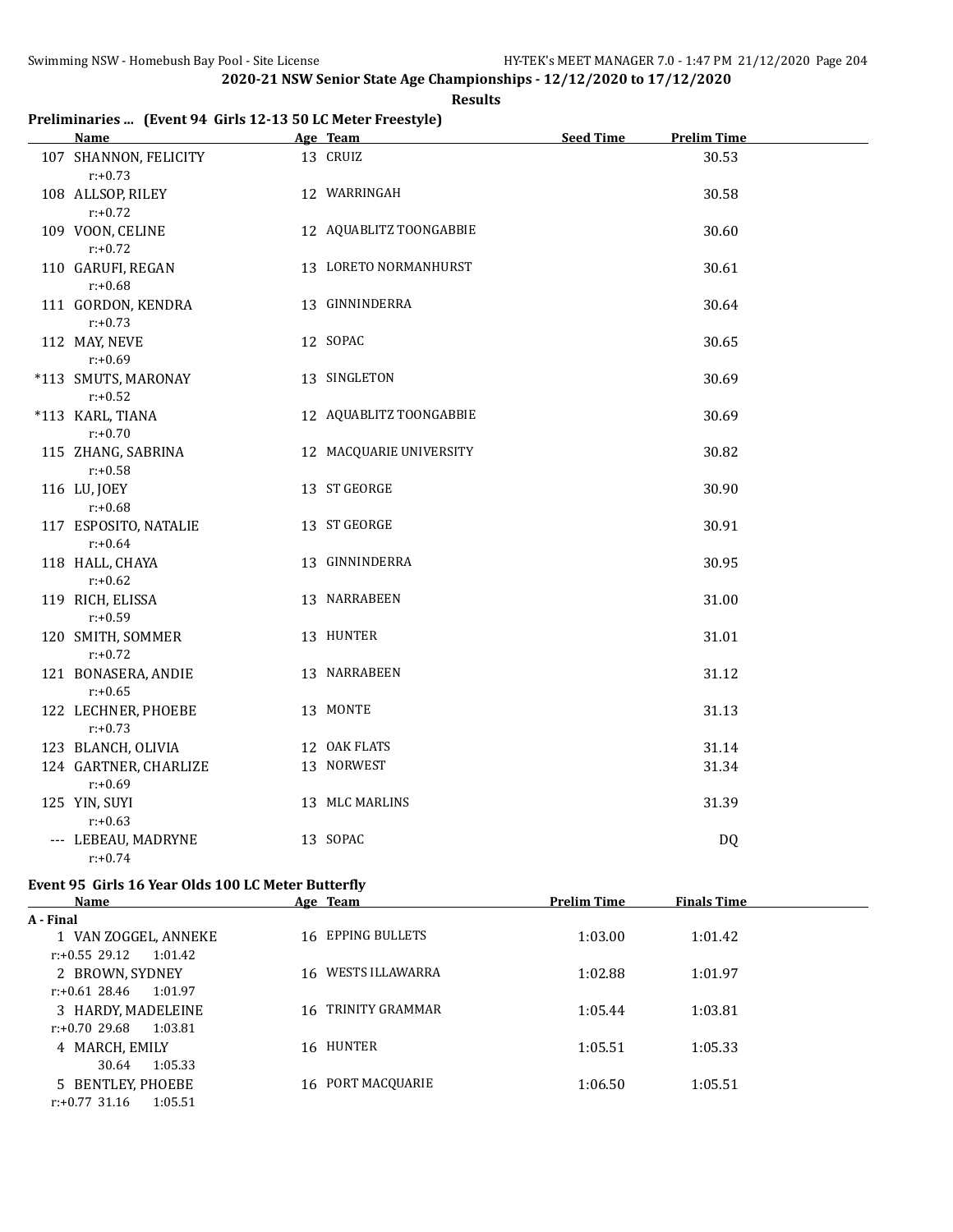## 2020-21 NSW Senior State Age Championships - 12/12/2020 to 17/12/2020

**Results**

### Preliminaries ... (Event 94 Girls 12-13 50 LC Meter Freestyle)

| | Name | Age | Team | Seed Time | Prelim Time |
|---|---|---|---|---|---|
| 107 | SHANNON, FELICITY | 13 | CRUIZ | | 30.53 |
| | r:+0.73 | | | | |
| 108 | ALLSOP, RILEY | 12 | WARRINGAH | | 30.58 |
| | r:+0.72 | | | | |
| 109 | VOON, CELINE | 12 | AQUABLITZ TOONGABBIE | | 30.60 |
| | r:+0.72 | | | | |
| 110 | GARUFI, REGAN | 13 | LORETO NORMANHURST | | 30.61 |
| | r:+0.68 | | | | |
| 111 | GORDON, KENDRA | 13 | GINNINDERRA | | 30.64 |
| | r:+0.73 | | | | |
| 112 | MAY, NEVE | 12 | SOPAC | | 30.65 |
| | r:+0.69 | | | | |
| *113 | SMUTS, MARONAY | 13 | SINGLETON | | 30.69 |
| | r:+0.52 | | | | |
| *113 | KARL, TIANA | 12 | AQUABLITZ TOONGABBIE | | 30.69 |
| | r:+0.70 | | | | |
| 115 | ZHANG, SABRINA | 12 | MACQUARIE UNIVERSITY | | 30.82 |
| | r:+0.58 | | | | |
| 116 | LU, JOEY | 13 | ST GEORGE | | 30.90 |
| | r:+0.68 | | | | |
| 117 | ESPOSITO, NATALIE | 13 | ST GEORGE | | 30.91 |
| | r:+0.64 | | | | |
| 118 | HALL, CHAYA | 13 | GINNINDERRA | | 30.95 |
| | r:+0.62 | | | | |
| 119 | RICH, ELISSA | 13 | NARRABEEN | | 31.00 |
| | r:+0.59 | | | | |
| 120 | SMITH, SOMMER | 13 | HUNTER | | 31.01 |
| | r:+0.72 | | | | |
| 121 | BONASERA, ANDIE | 13 | NARRABEEN | | 31.12 |
| | r:+0.65 | | | | |
| 122 | LECHNER, PHOEBE | 13 | MONTE | | 31.13 |
| | r:+0.73 | | | | |
| 123 | BLANCH, OLIVIA | 12 | OAK FLATS | | 31.14 |
| 124 | GARTNER, CHARLIZE | 13 | NORWEST | | 31.34 |
| | r:+0.69 | | | | |
| 125 | YIN, SUYI | 13 | MLC MARLINS | | 31.39 |
| | r:+0.63 | | | | |
| --- | LEBEAU, MADRYNE | 13 | SOPAC | | DQ |
| | r:+0.74 | | | | |

### Event 95 Girls 16 Year Olds 100 LC Meter Butterfly

| | Name | Age | Team | Prelim Time | Finals Time |
|---|---|---|---|---|---|
| **A - Final** | | | | | |
| 1 | VAN ZOGGEL, ANNEKE | 16 | EPPING BULLETS | 1:03.00 | 1:01.42 |
| | r:+0.55 29.12 1:01.42 | | | | |
| 2 | BROWN, SYDNEY | 16 | WESTS ILLAWARRA | 1:02.88 | 1:01.97 |
| | r:+0.61 28.46 1:01.97 | | | | |
| 3 | HARDY, MADELEINE | 16 | TRINITY GRAMMAR | 1:05.44 | 1:03.81 |
| | r:+0.70 29.68 1:03.81 | | | | |
| 4 | MARCH, EMILY | 16 | HUNTER | 1:05.51 | 1:05.33 |
| | 30.64 1:05.33 | | | | |
| 5 | BENTLEY, PHOEBE | 16 | PORT MACQUARIE | 1:06.50 | 1:05.51 |
| | r:+0.77 31.16 1:05.51 | | | | |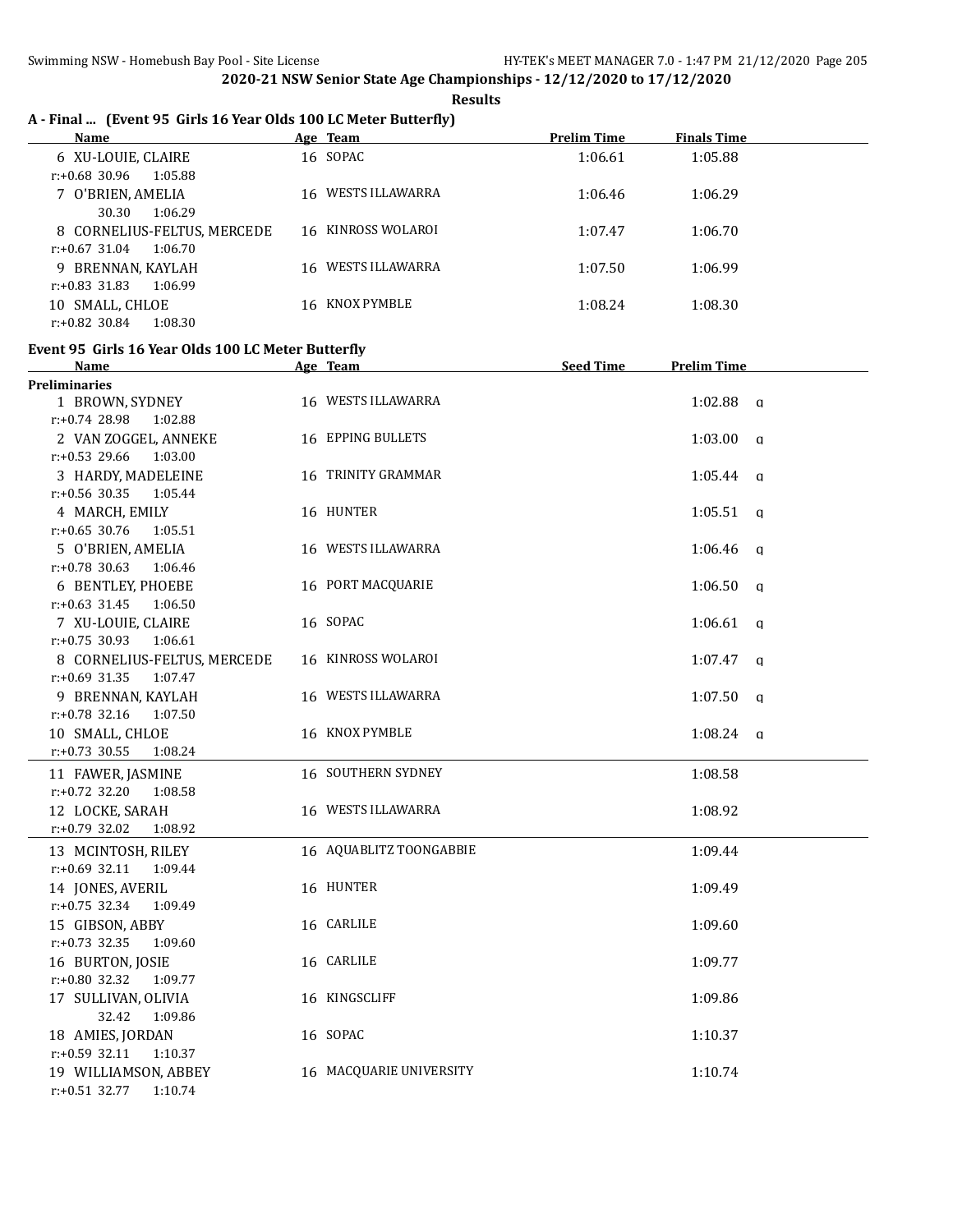## 2020-21 NSW Senior State Age Championships - 12/12/2020 to 17/12/2020

**Results**

### A - Final ... (Event 95 Girls 16 Year Olds 100 LC Meter Butterfly)

| Name | Age | Team | Prelim Time | Finals Time |
|---|---|---|---|---|
| 6 XU-LOUIE, CLAIRE | 16 | SOPAC | 1:06.61 | 1:05.88 |
| r:+0.68 30.96 1:05.88 | | | | |
| 7 O'BRIEN, AMELIA | 16 | WESTS ILLAWARRA | 1:06.46 | 1:06.29 |
| 30.30 1:06.29 | | | | |
| 8 CORNELIUS-FELTUS, MERCEDE | 16 | KINROSS WOLAROI | 1:07.47 | 1:06.70 |
| r:+0.67 31.04 1:06.70 | | | | |
| 9 BRENNAN, KAYLAH | 16 | WESTS ILLAWARRA | 1:07.50 | 1:06.99 |
| r:+0.83 31.83 1:06.99 | | | | |
| 10 SMALL, CHLOE | 16 | KNOX PYMBLE | 1:08.24 | 1:08.30 |
| r:+0.82 30.84 1:08.30 | | | | |

### Event 95 Girls 16 Year Olds 100 LC Meter Butterfly

**Preliminaries**

| Name | Age | Team | Seed Time | Prelim Time | |
|---|---|---|---|---|---|
| 1 BROWN, SYDNEY | 16 | WESTS ILLAWARRA | | 1:02.88 | q |
| r:+0.74 28.98 1:02.88 | | | | | |
| 2 VAN ZOGGEL, ANNEKE | 16 | EPPING BULLETS | | 1:03.00 | q |
| r:+0.53 29.66 1:03.00 | | | | | |
| 3 HARDY, MADELEINE | 16 | TRINITY GRAMMAR | | 1:05.44 | q |
| r:+0.56 30.35 1:05.44 | | | | | |
| 4 MARCH, EMILY | 16 | HUNTER | | 1:05.51 | q |
| r:+0.65 30.76 1:05.51 | | | | | |
| 5 O'BRIEN, AMELIA | 16 | WESTS ILLAWARRA | | 1:06.46 | q |
| r:+0.78 30.63 1:06.46 | | | | | |
| 6 BENTLEY, PHOEBE | 16 | PORT MACQUARIE | | 1:06.50 | q |
| r:+0.63 31.45 1:06.50 | | | | | |
| 7 XU-LOUIE, CLAIRE | 16 | SOPAC | | 1:06.61 | q |
| r:+0.75 30.93 1:06.61 | | | | | |
| 8 CORNELIUS-FELTUS, MERCEDE | 16 | KINROSS WOLAROI | | 1:07.47 | q |
| r:+0.69 31.35 1:07.47 | | | | | |
| 9 BRENNAN, KAYLAH | 16 | WESTS ILLAWARRA | | 1:07.50 | q |
| r:+0.78 32.16 1:07.50 | | | | | |
| 10 SMALL, CHLOE | 16 | KNOX PYMBLE | | 1:08.24 | q |
| r:+0.73 30.55 1:08.24 | | | | | |
| 11 FAWER, JASMINE | 16 | SOUTHERN SYDNEY | | 1:08.58 | |
| r:+0.72 32.20 1:08.58 | | | | | |
| 12 LOCKE, SARAH | 16 | WESTS ILLAWARRA | | 1:08.92 | |
| r:+0.79 32.02 1:08.92 | | | | | |
| 13 MCINTOSH, RILEY | 16 | AQUABLITZ TOONGABBIE | | 1:09.44 | |
| r:+0.69 32.11 1:09.44 | | | | | |
| 14 JONES, AVERIL | 16 | HUNTER | | 1:09.49 | |
| r:+0.75 32.34 1:09.49 | | | | | |
| 15 GIBSON, ABBY | 16 | CARLILE | | 1:09.60 | |
| r:+0.73 32.35 1:09.60 | | | | | |
| 16 BURTON, JOSIE | 16 | CARLILE | | 1:09.77 | |
| r:+0.80 32.32 1:09.77 | | | | | |
| 17 SULLIVAN, OLIVIA | 16 | KINGSCLIFF | | 1:09.86 | |
| 32.42 1:09.86 | | | | | |
| 18 AMIES, JORDAN | 16 | SOPAC | | 1:10.37 | |
| r:+0.59 32.11 1:10.37 | | | | | |
| 19 WILLIAMSON, ABBEY | 16 | MACQUARIE UNIVERSITY | | 1:10.74 | |
| r:+0.51 32.77 1:10.74 | | | | | |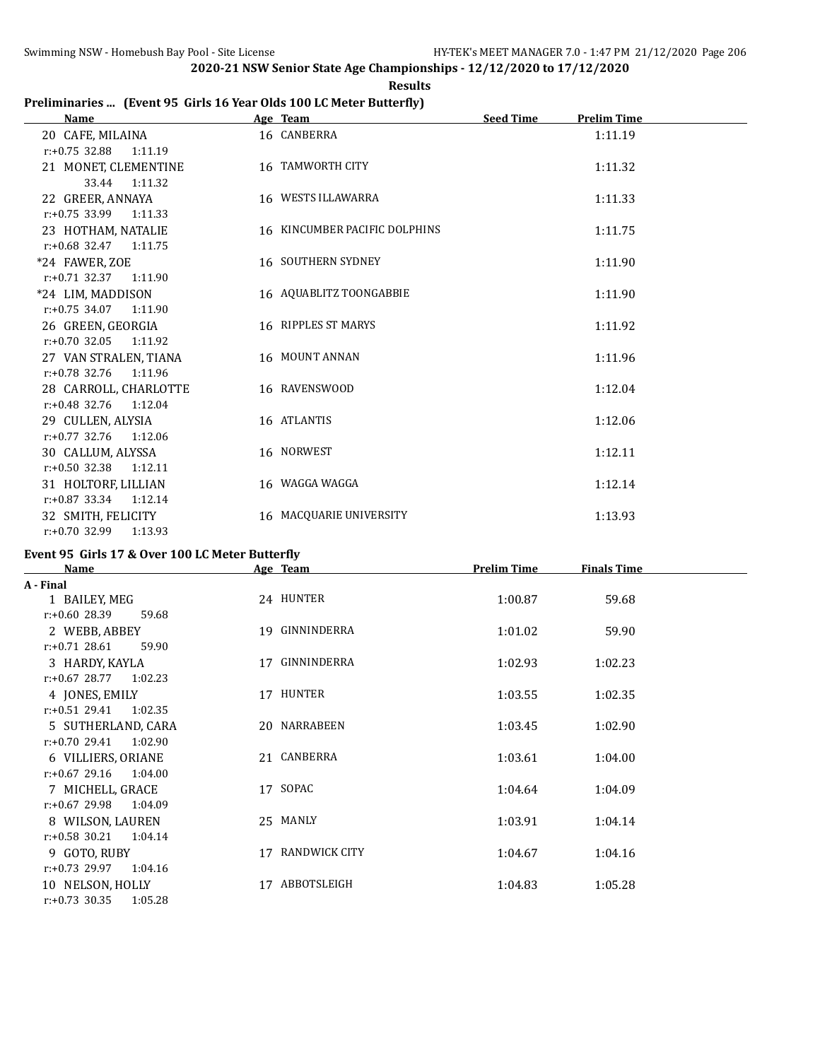**2020-21 NSW Senior State Age Championships - 12/12/2020 to 17/12/2020**

**Results**

### Preliminaries ... (Event 95 Girls 16 Year Olds 100 LC Meter Butterfly)

| Name | Age | Team | Seed Time | Prelim Time |
|---|---|---|---|---|
| 20 CAFE, MILAINA | 16 | CANBERRA | | 1:11.19 |
| r:+0.75 32.88 1:11.19 | | | | |
| 21 MONET, CLEMENTINE | 16 | TAMWORTH CITY | | 1:11.32 |
| 33.44 1:11.32 | | | | |
| 22 GREER, ANNAYA | 16 | WESTS ILLAWARRA | | 1:11.33 |
| r:+0.75 33.99 1:11.33 | | | | |
| 23 HOTHAM, NATALIE | 16 | KINCUMBER PACIFIC DOLPHINS | | 1:11.75 |
| r:+0.68 32.47 1:11.75 | | | | |
| *24 FAWER, ZOE | 16 | SOUTHERN SYDNEY | | 1:11.90 |
| r:+0.71 32.37 1:11.90 | | | | |
| *24 LIM, MADDISON | 16 | AQUABLITZ TOONGABBIE | | 1:11.90 |
| r:+0.75 34.07 1:11.90 | | | | |
| 26 GREEN, GEORGIA | 16 | RIPPLES ST MARYS | | 1:11.92 |
| r:+0.70 32.05 1:11.92 | | | | |
| 27 VAN STRALEN, TIANA | 16 | MOUNT ANNAN | | 1:11.96 |
| r:+0.78 32.76 1:11.96 | | | | |
| 28 CARROLL, CHARLOTTE | 16 | RAVENSWOOD | | 1:12.04 |
| r:+0.48 32.76 1:12.04 | | | | |
| 29 CULLEN, ALYSIA | 16 | ATLANTIS | | 1:12.06 |
| r:+0.77 32.76 1:12.06 | | | | |
| 30 CALLUM, ALYSSA | 16 | NORWEST | | 1:12.11 |
| r:+0.50 32.38 1:12.11 | | | | |
| 31 HOLTORF, LILLIAN | 16 | WAGGA WAGGA | | 1:12.14 |
| r:+0.87 33.34 1:12.14 | | | | |
| 32 SMITH, FELICITY | 16 | MACQUARIE UNIVERSITY | | 1:13.93 |
| r:+0.70 32.99 1:13.93 | | | | |

### Event 95 Girls 17 & Over 100 LC Meter Butterfly

| Name | Age | Team | Prelim Time | Finals Time |
|---|---|---|---|---|
| **A - Final** | | | | |
| 1 BAILEY, MEG | 24 | HUNTER | 1:00.87 | 59.68 |
| r:+0.60 28.39 59.68 | | | | |
| 2 WEBB, ABBEY | 19 | GINNINDERRA | 1:01.02 | 59.90 |
| r:+0.71 28.61 59.90 | | | | |
| 3 HARDY, KAYLA | 17 | GINNINDERRA | 1:02.93 | 1:02.23 |
| r:+0.67 28.77 1:02.23 | | | | |
| 4 JONES, EMILY | 17 | HUNTER | 1:03.55 | 1:02.35 |
| r:+0.51 29.41 1:02.35 | | | | |
| 5 SUTHERLAND, CARA | 20 | NARRABEEN | 1:03.45 | 1:02.90 |
| r:+0.70 29.41 1:02.90 | | | | |
| 6 VILLIERS, ORIANE | 21 | CANBERRA | 1:03.61 | 1:04.00 |
| r:+0.67 29.16 1:04.00 | | | | |
| 7 MICHELL, GRACE | 17 | SOPAC | 1:04.64 | 1:04.09 |
| r:+0.67 29.98 1:04.09 | | | | |
| 8 WILSON, LAUREN | 25 | MANLY | 1:03.91 | 1:04.14 |
| r:+0.58 30.21 1:04.14 | | | | |
| 9 GOTO, RUBY | 17 | RANDWICK CITY | 1:04.67 | 1:04.16 |
| r:+0.73 29.97 1:04.16 | | | | |
| 10 NELSON, HOLLY | 17 | ABBOTSLEIGH | 1:04.83 | 1:05.28 |
| r:+0.73 30.35 1:05.28 | | | | |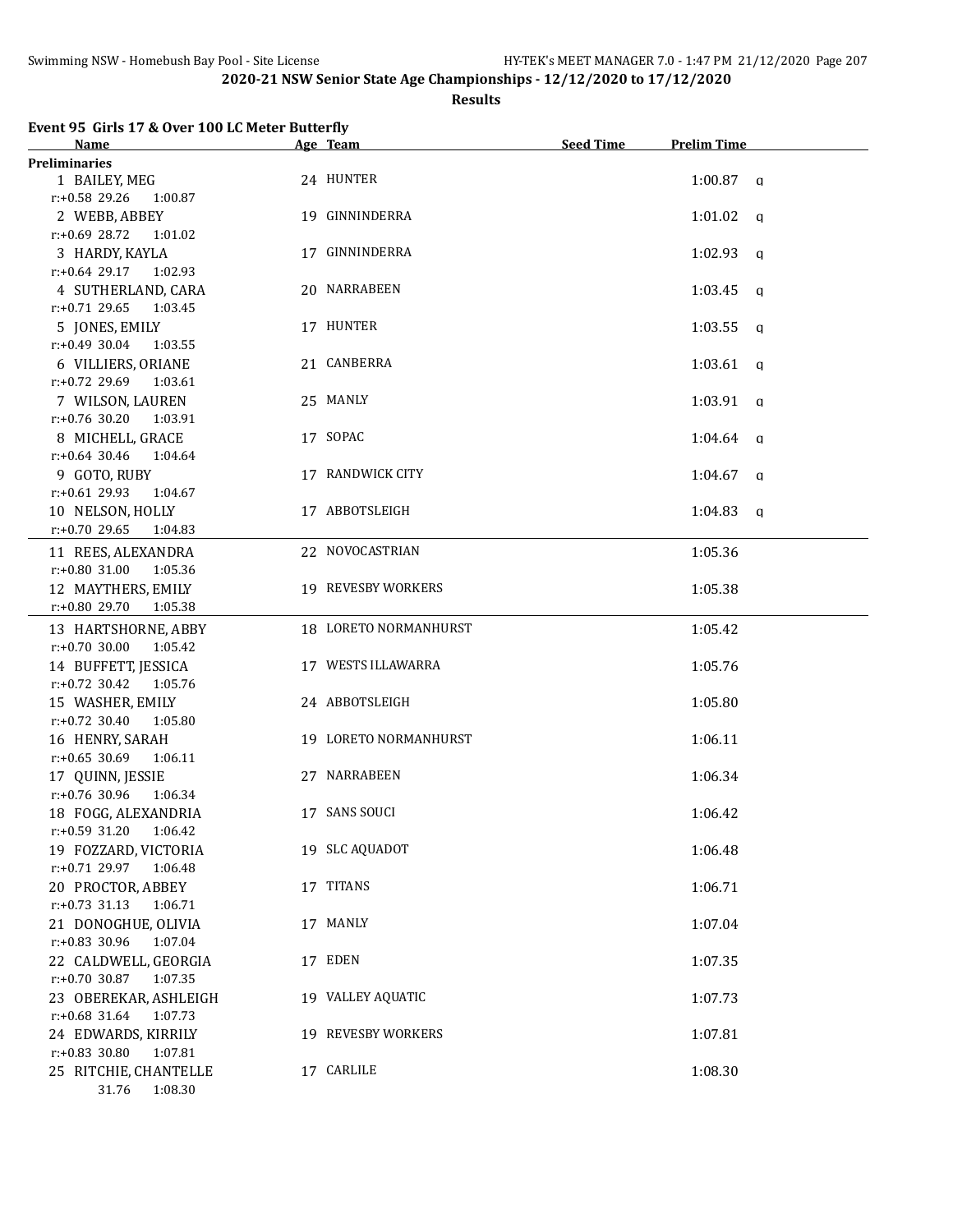## 2020-21 NSW Senior State Age Championships - 12/12/2020 to 17/12/2020

**Results**

### Event 95 Girls 17 & Over 100 LC Meter Butterfly

| Name | Age | Team | Seed Time | Prelim Time | |
|---|---|---|---|---|---|
| **Preliminaries** | | | | | |
| 1 BAILEY, MEG | 24 | HUNTER | | 1:00.87 | q |
| r:+0.58 29.26 1:00.87 | | | | | |
| 2 WEBB, ABBEY | 19 | GINNINDERRA | | 1:01.02 | q |
| r:+0.69 28.72 1:01.02 | | | | | |
| 3 HARDY, KAYLA | 17 | GINNINDERRA | | 1:02.93 | q |
| r:+0.64 29.17 1:02.93 | | | | | |
| 4 SUTHERLAND, CARA | 20 | NARRABEEN | | 1:03.45 | q |
| r:+0.71 29.65 1:03.45 | | | | | |
| 5 JONES, EMILY | 17 | HUNTER | | 1:03.55 | q |
| r:+0.49 30.04 1:03.55 | | | | | |
| 6 VILLIERS, ORIANE | 21 | CANBERRA | | 1:03.61 | q |
| r:+0.72 29.69 1:03.61 | | | | | |
| 7 WILSON, LAUREN | 25 | MANLY | | 1:03.91 | q |
| r:+0.76 30.20 1:03.91 | | | | | |
| 8 MICHELL, GRACE | 17 | SOPAC | | 1:04.64 | q |
| r:+0.64 30.46 1:04.64 | | | | | |
| 9 GOTO, RUBY | 17 | RANDWICK CITY | | 1:04.67 | q |
| r:+0.61 29.93 1:04.67 | | | | | |
| 10 NELSON, HOLLY | 17 | ABBOTSLEIGH | | 1:04.83 | q |
| r:+0.70 29.65 1:04.83 | | | | | |
| 11 REES, ALEXANDRA | 22 | NOVOCASTRIAN | | 1:05.36 | |
| r:+0.80 31.00 1:05.36 | | | | | |
| 12 MAYTHERS, EMILY | 19 | REVESBY WORKERS | | 1:05.38 | |
| r:+0.80 29.70 1:05.38 | | | | | |
| 13 HARTSHORNE, ABBY | 18 | LORETO NORMANHURST | | 1:05.42 | |
| r:+0.70 30.00 1:05.42 | | | | | |
| 14 BUFFETT, JESSICA | 17 | WESTS ILLAWARRA | | 1:05.76 | |
| r:+0.72 30.42 1:05.76 | | | | | |
| 15 WASHER, EMILY | 24 | ABBOTSLEIGH | | 1:05.80 | |
| r:+0.72 30.40 1:05.80 | | | | | |
| 16 HENRY, SARAH | 19 | LORETO NORMANHURST | | 1:06.11 | |
| r:+0.65 30.69 1:06.11 | | | | | |
| 17 QUINN, JESSIE | 27 | NARRABEEN | | 1:06.34 | |
| r:+0.76 30.96 1:06.34 | | | | | |
| 18 FOGG, ALEXANDRIA | 17 | SANS SOUCI | | 1:06.42 | |
| r:+0.59 31.20 1:06.42 | | | | | |
| 19 FOZZARD, VICTORIA | 19 | SLC AQUADOT | | 1:06.48 | |
| r:+0.71 29.97 1:06.48 | | | | | |
| 20 PROCTOR, ABBEY | 17 | TITANS | | 1:06.71 | |
| r:+0.73 31.13 1:06.71 | | | | | |
| 21 DONOGHUE, OLIVIA | 17 | MANLY | | 1:07.04 | |
| r:+0.83 30.96 1:07.04 | | | | | |
| 22 CALDWELL, GEORGIA | 17 | EDEN | | 1:07.35 | |
| r:+0.70 30.87 1:07.35 | | | | | |
| 23 OBEREKAR, ASHLEIGH | 19 | VALLEY AQUATIC | | 1:07.73 | |
| r:+0.68 31.64 1:07.73 | | | | | |
| 24 EDWARDS, KIRRILY | 19 | REVESBY WORKERS | | 1:07.81 | |
| r:+0.83 30.80 1:07.81 | | | | | |
| 25 RITCHIE, CHANTELLE | 17 | CARLILE | | 1:08.30 | |
| 31.76 1:08.30 | | | | | |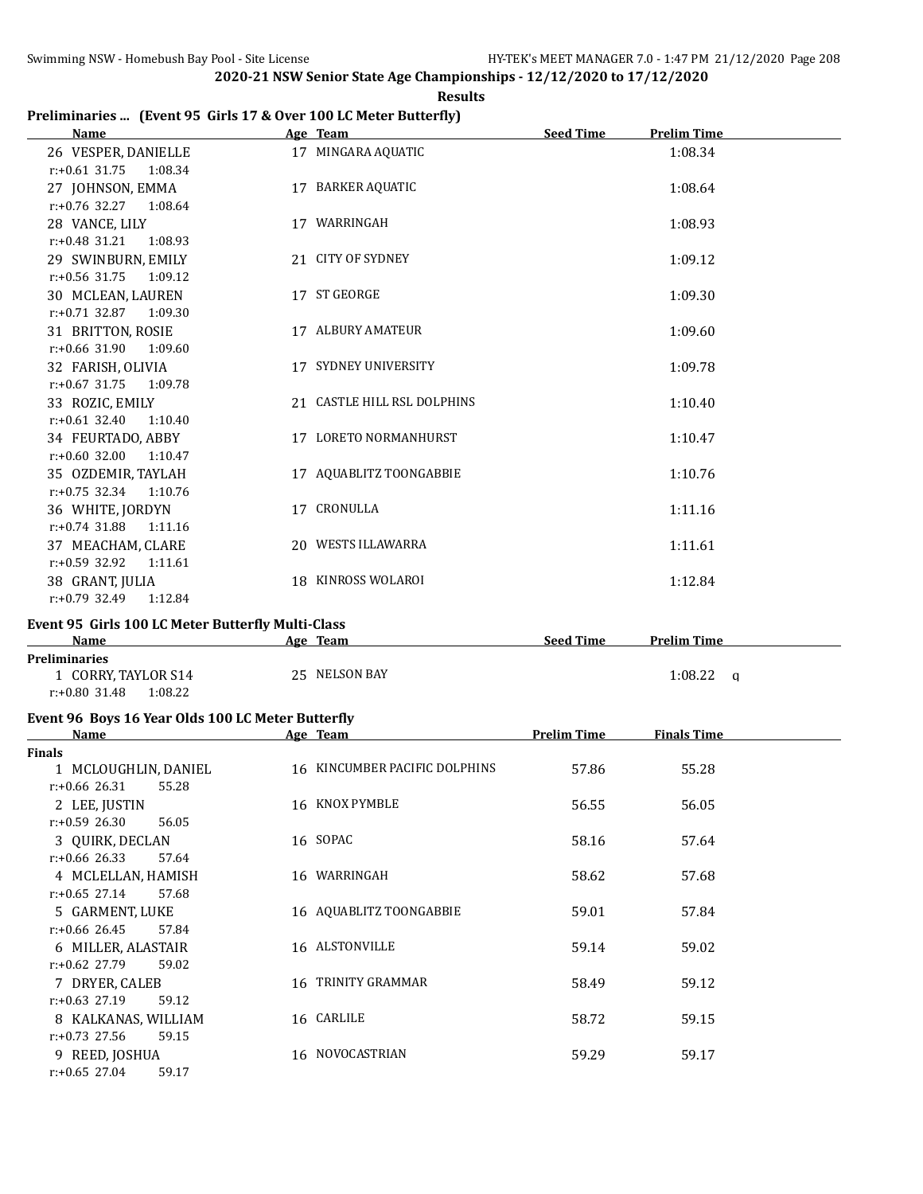## 2020-21 NSW Senior State Age Championships - 12/12/2020 to 17/12/2020

**Results**

### Preliminaries ... (Event 95 Girls 17 & Over 100 LC Meter Butterfly)

| Name | Age | Team | Seed Time | Prelim Time |
|---|---|---|---|---|
| 26 VESPER, DANIELLE | 17 | MINGARA AQUATIC | | 1:08.34 |
| r:+0.61 31.75 1:08.34 | | | | |
| 27 JOHNSON, EMMA | 17 | BARKER AQUATIC | | 1:08.64 |
| r:+0.76 32.27 1:08.64 | | | | |
| 28 VANCE, LILY | 17 | WARRINGAH | | 1:08.93 |
| r:+0.48 31.21 1:08.93 | | | | |
| 29 SWINBURN, EMILY | 21 | CITY OF SYDNEY | | 1:09.12 |
| r:+0.56 31.75 1:09.12 | | | | |
| 30 MCLEAN, LAUREN | 17 | ST GEORGE | | 1:09.30 |
| r:+0.71 32.87 1:09.30 | | | | |
| 31 BRITTON, ROSIE | 17 | ALBURY AMATEUR | | 1:09.60 |
| r:+0.66 31.90 1:09.60 | | | | |
| 32 FARISH, OLIVIA | 17 | SYDNEY UNIVERSITY | | 1:09.78 |
| r:+0.67 31.75 1:09.78 | | | | |
| 33 ROZIC, EMILY | 21 | CASTLE HILL RSL DOLPHINS | | 1:10.40 |
| r:+0.61 32.40 1:10.40 | | | | |
| 34 FEURTADO, ABBY | 17 | LORETO NORMANHURST | | 1:10.47 |
| r:+0.60 32.00 1:10.47 | | | | |
| 35 OZDEMIR, TAYLAH | 17 | AQUABLITZ TOONGABBIE | | 1:10.76 |
| r:+0.75 32.34 1:10.76 | | | | |
| 36 WHITE, JORDYN | 17 | CRONULLA | | 1:11.16 |
| r:+0.74 31.88 1:11.16 | | | | |
| 37 MEACHAM, CLARE | 20 | WESTS ILLAWARRA | | 1:11.61 |
| r:+0.59 32.92 1:11.61 | | | | |
| 38 GRANT, JULIA | 18 | KINROSS WOLAROI | | 1:12.84 |
| r:+0.79 32.49 1:12.84 | | | | |

### Event 95 Girls 100 LC Meter Butterfly Multi-Class

| Name | Age | Team | Seed Time | Prelim Time |
|---|---|---|---|---|
| **Preliminaries** | | | | |
| 1 CORRY, TAYLOR S14 | 25 | NELSON BAY | | 1:08.22 q |
| r:+0.80 31.48 1:08.22 | | | | |

### Event 96 Boys 16 Year Olds 100 LC Meter Butterfly

| Name | Age | Team | Prelim Time | Finals Time |
|---|---|---|---|---|
| **Finals** | | | | |
| 1 MCLOUGHLIN, DANIEL | 16 | KINCUMBER PACIFIC DOLPHINS | 57.86 | 55.28 |
| r:+0.66 26.31 55.28 | | | | |
| 2 LEE, JUSTIN | 16 | KNOX PYMBLE | 56.55 | 56.05 |
| r:+0.59 26.30 56.05 | | | | |
| 3 QUIRK, DECLAN | 16 | SOPAC | 58.16 | 57.64 |
| r:+0.66 26.33 57.64 | | | | |
| 4 MCLELLAN, HAMISH | 16 | WARRINGAH | 58.62 | 57.68 |
| r:+0.65 27.14 57.68 | | | | |
| 5 GARMENT, LUKE | 16 | AQUABLITZ TOONGABBIE | 59.01 | 57.84 |
| r:+0.66 26.45 57.84 | | | | |
| 6 MILLER, ALASTAIR | 16 | ALSTONVILLE | 59.14 | 59.02 |
| r:+0.62 27.79 59.02 | | | | |
| 7 DRYER, CALEB | 16 | TRINITY GRAMMAR | 58.49 | 59.12 |
| r:+0.63 27.19 59.12 | | | | |
| 8 KALKANAS, WILLIAM | 16 | CARLILE | 58.72 | 59.15 |
| r:+0.73 27.56 59.15 | | | | |
| 9 REED, JOSHUA | 16 | NOVOCASTRIAN | 59.29 | 59.17 |
| r:+0.65 27.04 59.17 | | | | |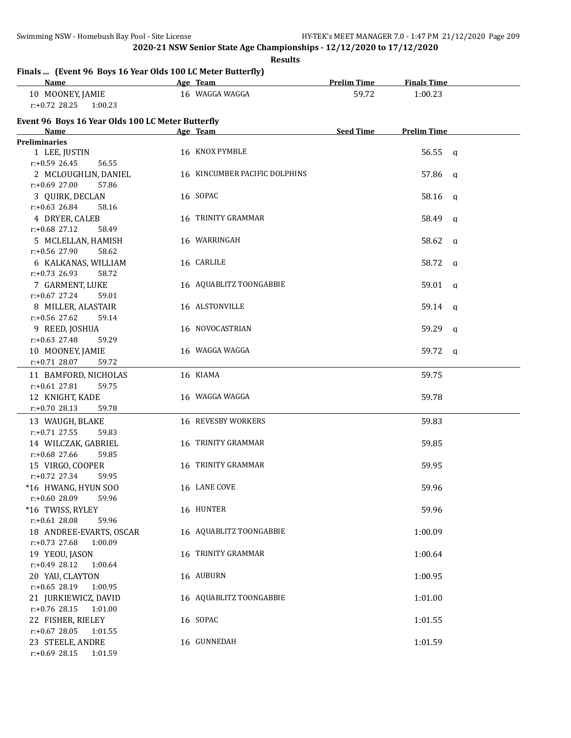## 2020-21 NSW Senior State Age Championships - 12/12/2020 to 17/12/2020

**Results**

### Finals ... (Event 96 Boys 16 Year Olds 100 LC Meter Butterfly)

| Name | Age | Team | Prelim Time | Finals Time |
|---|---|---|---|---|
| 10 MOONEY, JAMIE | 16 | WAGGA WAGGA | 59.72 | 1:00.23 |
| r:+0.72 28.25 1:00.23 | | | | |

### Event 96 Boys 16 Year Olds 100 LC Meter Butterfly

| Name | Age | Team | Seed Time | Prelim Time | |
|---|---|---|---|---|---|
| **Preliminaries** | | | | | |
| 1 LEE, JUSTIN | 16 | KNOX PYMBLE | | 56.55 | q |
| r:+0.59 26.45 56.55 | | | | | |
| 2 MCLOUGHLIN, DANIEL | 16 | KINCUMBER PACIFIC DOLPHINS | | 57.86 | q |
| r:+0.69 27.00 57.86 | | | | | |
| 3 QUIRK, DECLAN | 16 | SOPAC | | 58.16 | q |
| r:+0.63 26.84 58.16 | | | | | |
| 4 DRYER, CALEB | 16 | TRINITY GRAMMAR | | 58.49 | q |
| r:+0.68 27.12 58.49 | | | | | |
| 5 MCLELLAN, HAMISH | 16 | WARRINGAH | | 58.62 | q |
| r:+0.56 27.90 58.62 | | | | | |
| 6 KALKANAS, WILLIAM | 16 | CARLILE | | 58.72 | q |
| r:+0.73 26.93 58.72 | | | | | |
| 7 GARMENT, LUKE | 16 | AQUABLITZ TOONGABBIE | | 59.01 | q |
| r:+0.67 27.24 59.01 | | | | | |
| 8 MILLER, ALASTAIR | 16 | ALSTONVILLE | | 59.14 | q |
| r:+0.56 27.62 59.14 | | | | | |
| 9 REED, JOSHUA | 16 | NOVOCASTRIAN | | 59.29 | q |
| r:+0.63 27.48 59.29 | | | | | |
| 10 MOONEY, JAMIE | 16 | WAGGA WAGGA | | 59.72 | q |
| r:+0.71 28.07 59.72 | | | | | |
| 11 BAMFORD, NICHOLAS | 16 | KIAMA | | 59.75 | |
| r:+0.61 27.81 59.75 | | | | | |
| 12 KNIGHT, KADE | 16 | WAGGA WAGGA | | 59.78 | |
| r:+0.70 28.13 59.78 | | | | | |
| 13 WAUGH, BLAKE | 16 | REVESBY WORKERS | | 59.83 | |
| r:+0.71 27.55 59.83 | | | | | |
| 14 WILCZAK, GABRIEL | 16 | TRINITY GRAMMAR | | 59.85 | |
| r:+0.68 27.66 59.85 | | | | | |
| 15 VIRGO, COOPER | 16 | TRINITY GRAMMAR | | 59.95 | |
| r:+0.72 27.34 59.95 | | | | | |
| *16 HWANG, HYUN SOO | 16 | LANE COVE | | 59.96 | |
| r:+0.60 28.09 59.96 | | | | | |
| *16 TWISS, RYLEY | 16 | HUNTER | | 59.96 | |
| r:+0.61 28.08 59.96 | | | | | |
| 18 ANDREE-EVARTS, OSCAR | 16 | AQUABLITZ TOONGABBIE | | 1:00.09 | |
| r:+0.73 27.68 1:00.09 | | | | | |
| 19 YEOU, JASON | 16 | TRINITY GRAMMAR | | 1:00.64 | |
| r:+0.49 28.12 1:00.64 | | | | | |
| 20 YAU, CLAYTON | 16 | AUBURN | | 1:00.95 | |
| r:+0.65 28.19 1:00.95 | | | | | |
| 21 JURKIEWICZ, DAVID | 16 | AQUABLITZ TOONGABBIE | | 1:01.00 | |
| r:+0.76 28.15 1:01.00 | | | | | |
| 22 FISHER, RIELEY | 16 | SOPAC | | 1:01.55 | |
| r:+0.67 28.05 1:01.55 | | | | | |
| 23 STEELE, ANDRE | 16 | GUNNEDAH | | 1:01.59 | |
| r:+0.69 28.15 1:01.59 | | | | | |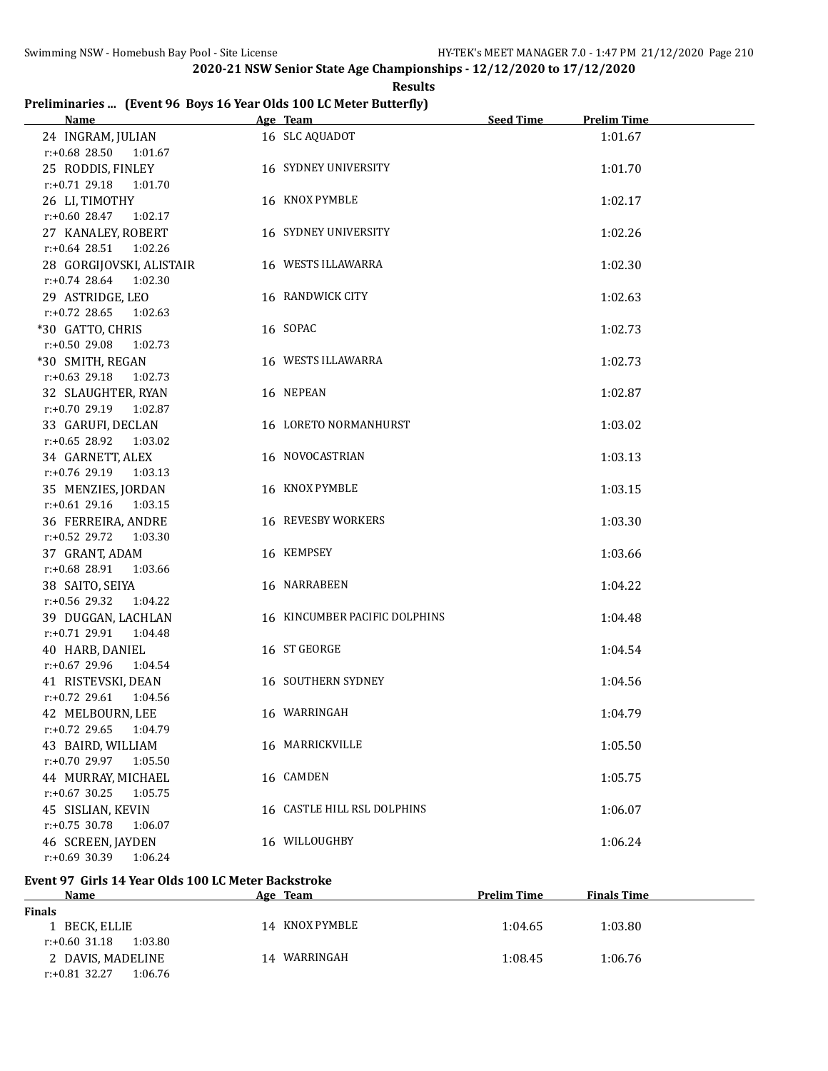**2020-21 NSW Senior State Age Championships - 12/12/2020 to 17/12/2020**

**Results**

### Preliminaries ... (Event 96 Boys 16 Year Olds 100 LC Meter Butterfly)

| Name | Age | Team | Seed Time | Prelim Time |
|---|---|---|---|---|
| 24 INGRAM, JULIAN | 16 | SLC AQUADOT | | 1:01.67 |
| r:+0.68 28.50 1:01.67 | | | | |
| 25 RODDIS, FINLEY | 16 | SYDNEY UNIVERSITY | | 1:01.70 |
| r:+0.71 29.18 1:01.70 | | | | |
| 26 LI, TIMOTHY | 16 | KNOX PYMBLE | | 1:02.17 |
| r:+0.60 28.47 1:02.17 | | | | |
| 27 KANALEY, ROBERT | 16 | SYDNEY UNIVERSITY | | 1:02.26 |
| r:+0.64 28.51 1:02.26 | | | | |
| 28 GORGIJOVSKI, ALISTAIR | 16 | WESTS ILLAWARRA | | 1:02.30 |
| r:+0.74 28.64 1:02.30 | | | | |
| 29 ASTRIDGE, LEO | 16 | RANDWICK CITY | | 1:02.63 |
| r:+0.72 28.65 1:02.63 | | | | |
| *30 GATTO, CHRIS | 16 | SOPAC | | 1:02.73 |
| r:+0.50 29.08 1:02.73 | | | | |
| *30 SMITH, REGAN | 16 | WESTS ILLAWARRA | | 1:02.73 |
| r:+0.63 29.18 1:02.73 | | | | |
| 32 SLAUGHTER, RYAN | 16 | NEPEAN | | 1:02.87 |
| r:+0.70 29.19 1:02.87 | | | | |
| 33 GARUFI, DECLAN | 16 | LORETO NORMANHURST | | 1:03.02 |
| r:+0.65 28.92 1:03.02 | | | | |
| 34 GARNETT, ALEX | 16 | NOVOCASTRIAN | | 1:03.13 |
| r:+0.76 29.19 1:03.13 | | | | |
| 35 MENZIES, JORDAN | 16 | KNOX PYMBLE | | 1:03.15 |
| r:+0.61 29.16 1:03.15 | | | | |
| 36 FERREIRA, ANDRE | 16 | REVESBY WORKERS | | 1:03.30 |
| r:+0.52 29.72 1:03.30 | | | | |
| 37 GRANT, ADAM | 16 | KEMPSEY | | 1:03.66 |
| r:+0.68 28.91 1:03.66 | | | | |
| 38 SAITO, SEIYA | 16 | NARRABEEN | | 1:04.22 |
| r:+0.56 29.32 1:04.22 | | | | |
| 39 DUGGAN, LACHLAN | 16 | KINCUMBER PACIFIC DOLPHINS | | 1:04.48 |
| r:+0.71 29.91 1:04.48 | | | | |
| 40 HARB, DANIEL | 16 | ST GEORGE | | 1:04.54 |
| r:+0.67 29.96 1:04.54 | | | | |
| 41 RISTEVSKI, DEAN | 16 | SOUTHERN SYDNEY | | 1:04.56 |
| r:+0.72 29.61 1:04.56 | | | | |
| 42 MELBOURN, LEE | 16 | WARRINGAH | | 1:04.79 |
| r:+0.72 29.65 1:04.79 | | | | |
| 43 BAIRD, WILLIAM | 16 | MARRICKVILLE | | 1:05.50 |
| r:+0.70 29.97 1:05.50 | | | | |
| 44 MURRAY, MICHAEL | 16 | CAMDEN | | 1:05.75 |
| r:+0.67 30.25 1:05.75 | | | | |
| 45 SISLIAN, KEVIN | 16 | CASTLE HILL RSL DOLPHINS | | 1:06.07 |
| r:+0.75 30.78 1:06.07 | | | | |
| 46 SCREEN, JAYDEN | 16 | WILLOUGHBY | | 1:06.24 |
| r:+0.69 30.39 1:06.24 | | | | |

### Event 97 Girls 14 Year Olds 100 LC Meter Backstroke

| Name | Age | Team | Prelim Time | Finals Time |
|---|---|---|---|---|
| **Finals** | | | | |
| 1 BECK, ELLIE | 14 | KNOX PYMBLE | 1:04.65 | 1:03.80 |
| r:+0.60 31.18 1:03.80 | | | | |
| 2 DAVIS, MADELINE | 14 | WARRINGAH | 1:08.45 | 1:06.76 |
| r:+0.81 32.27 1:06.76 | | | | |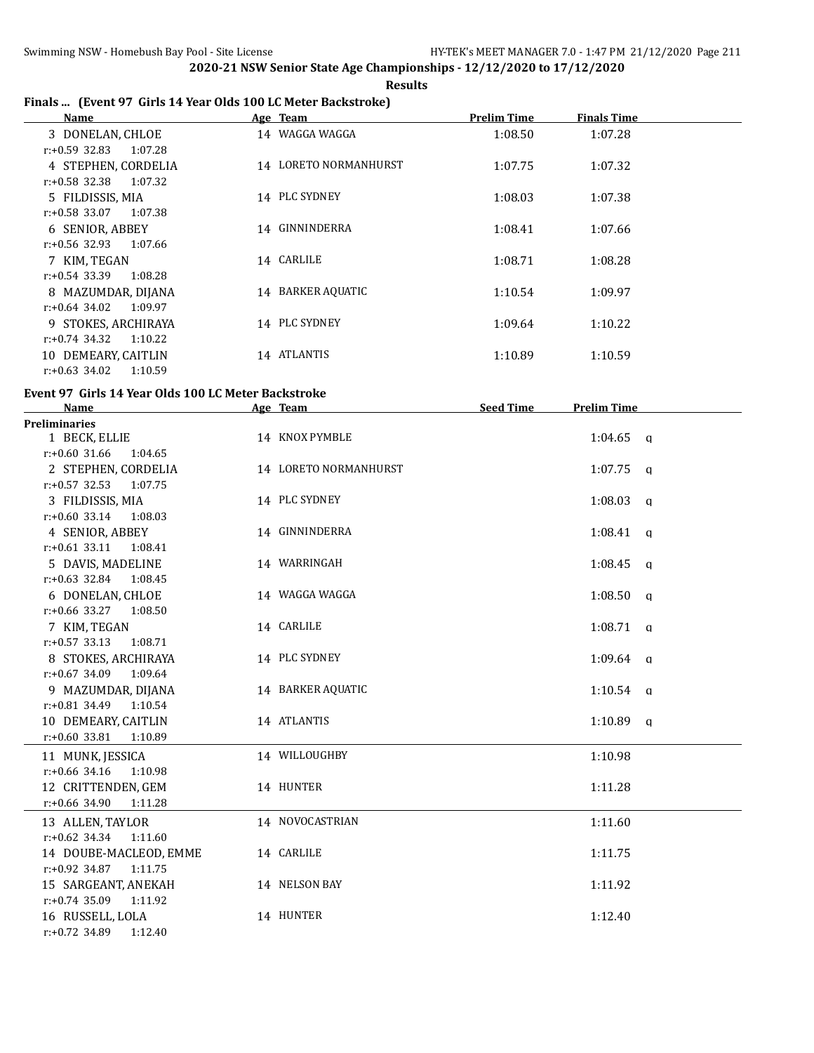2020-21 NSW Senior State Age Championships - 12/12/2020 to 17/12/2020

**Results**

### Finals ... (Event 97 Girls 14 Year Olds 100 LC Meter Backstroke)

| Name | Age | Team | Prelim Time | Finals Time |
|---|---|---|---|---|
| 3 DONELAN, CHLOE | 14 | WAGGA WAGGA | 1:08.50 | 1:07.28 |
| r:+0.59 32.83 1:07.28 | | | | |
| 4 STEPHEN, CORDELIA | 14 | LORETO NORMANHURST | 1:07.75 | 1:07.32 |
| r:+0.58 32.38 1:07.32 | | | | |
| 5 FILDISSIS, MIA | 14 | PLC SYDNEY | 1:08.03 | 1:07.38 |
| r:+0.58 33.07 1:07.38 | | | | |
| 6 SENIOR, ABBEY | 14 | GINNINDERRA | 1:08.41 | 1:07.66 |
| r:+0.56 32.93 1:07.66 | | | | |
| 7 KIM, TEGAN | 14 | CARLILE | 1:08.71 | 1:08.28 |
| r:+0.54 33.39 1:08.28 | | | | |
| 8 MAZUMDAR, DIJANA | 14 | BARKER AQUATIC | 1:10.54 | 1:09.97 |
| r:+0.64 34.02 1:09.97 | | | | |
| 9 STOKES, ARCHIRAYA | 14 | PLC SYDNEY | 1:09.64 | 1:10.22 |
| r:+0.74 34.32 1:10.22 | | | | |
| 10 DEMEARY, CAITLIN | 14 | ATLANTIS | 1:10.89 | 1:10.59 |
| r:+0.63 34.02 1:10.59 | | | | |

### Event 97 Girls 14 Year Olds 100 LC Meter Backstroke

| Name | Age | Team | Seed Time | Prelim Time | |
|---|---|---|---|---|---|
| **Preliminaries** | | | | | |
| 1 BECK, ELLIE | 14 | KNOX PYMBLE | | 1:04.65 | q |
| r:+0.60 31.66 1:04.65 | | | | | |
| 2 STEPHEN, CORDELIA | 14 | LORETO NORMANHURST | | 1:07.75 | q |
| r:+0.57 32.53 1:07.75 | | | | | |
| 3 FILDISSIS, MIA | 14 | PLC SYDNEY | | 1:08.03 | q |
| r:+0.60 33.14 1:08.03 | | | | | |
| 4 SENIOR, ABBEY | 14 | GINNINDERRA | | 1:08.41 | q |
| r:+0.61 33.11 1:08.41 | | | | | |
| 5 DAVIS, MADELINE | 14 | WARRINGAH | | 1:08.45 | q |
| r:+0.63 32.84 1:08.45 | | | | | |
| 6 DONELAN, CHLOE | 14 | WAGGA WAGGA | | 1:08.50 | q |
| r:+0.66 33.27 1:08.50 | | | | | |
| 7 KIM, TEGAN | 14 | CARLILE | | 1:08.71 | q |
| r:+0.57 33.13 1:08.71 | | | | | |
| 8 STOKES, ARCHIRAYA | 14 | PLC SYDNEY | | 1:09.64 | q |
| r:+0.67 34.09 1:09.64 | | | | | |
| 9 MAZUMDAR, DIJANA | 14 | BARKER AQUATIC | | 1:10.54 | q |
| r:+0.81 34.49 1:10.54 | | | | | |
| 10 DEMEARY, CAITLIN | 14 | ATLANTIS | | 1:10.89 | q |
| r:+0.60 33.81 1:10.89 | | | | | |
| 11 MUNK, JESSICA | 14 | WILLOUGHBY | | 1:10.98 | |
| r:+0.66 34.16 1:10.98 | | | | | |
| 12 CRITTENDEN, GEM | 14 | HUNTER | | 1:11.28 | |
| r:+0.66 34.90 1:11.28 | | | | | |
| 13 ALLEN, TAYLOR | 14 | NOVOCASTRIAN | | 1:11.60 | |
| r:+0.62 34.34 1:11.60 | | | | | |
| 14 DOUBE-MACLEOD, EMME | 14 | CARLILE | | 1:11.75 | |
| r:+0.92 34.87 1:11.75 | | | | | |
| 15 SARGEANT, ANEKAH | 14 | NELSON BAY | | 1:11.92 | |
| r:+0.74 35.09 1:11.92 | | | | | |
| 16 RUSSELL, LOLA | 14 | HUNTER | | 1:12.40 | |
| r:+0.72 34.89 1:12.40 | | | | | |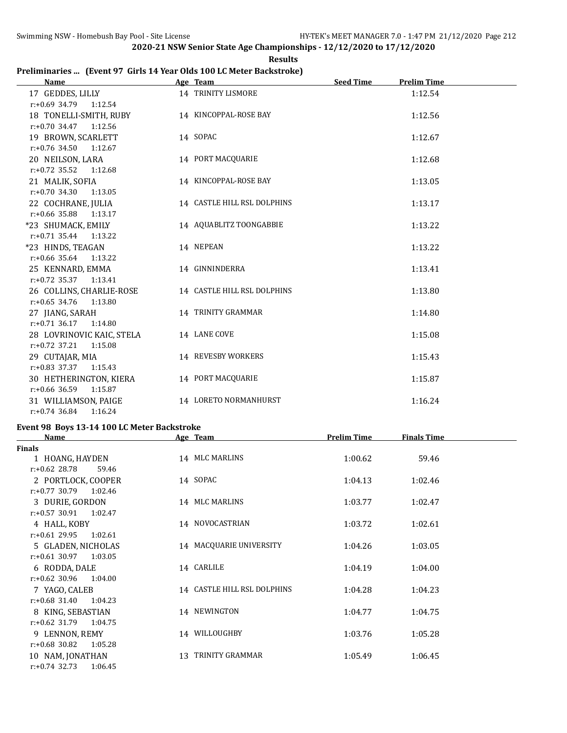## 2020-21 NSW Senior State Age Championships - 12/12/2020 to 17/12/2020

**Results**

### Preliminaries ... (Event 97 Girls 14 Year Olds 100 LC Meter Backstroke)

| Name | Age | Team | Seed Time | Prelim Time |
|---|---|---|---|---|
| 17 GEDDES, LILLY | 14 | TRINITY LISMORE | | 1:12.54 |
| r:+0.69 34.79 1:12.54 | | | | |
| 18 TONELLI-SMITH, RUBY | 14 | KINCOPPAL-ROSE BAY | | 1:12.56 |
| r:+0.70 34.47 1:12.56 | | | | |
| 19 BROWN, SCARLETT | 14 | SOPAC | | 1:12.67 |
| r:+0.76 34.50 1:12.67 | | | | |
| 20 NEILSON, LARA | 14 | PORT MACQUARIE | | 1:12.68 |
| r:+0.72 35.52 1:12.68 | | | | |
| 21 MALIK, SOFIA | 14 | KINCOPPAL-ROSE BAY | | 1:13.05 |
| r:+0.70 34.30 1:13.05 | | | | |
| 22 COCHRANE, JULIA | 14 | CASTLE HILL RSL DOLPHINS | | 1:13.17 |
| r:+0.66 35.88 1:13.17 | | | | |
| *23 SHUMACK, EMILY | 14 | AQUABLITZ TOONGABBIE | | 1:13.22 |
| r:+0.71 35.44 1:13.22 | | | | |
| *23 HINDS, TEAGAN | 14 | NEPEAN | | 1:13.22 |
| r:+0.66 35.64 1:13.22 | | | | |
| 25 KENNARD, EMMA | 14 | GINNINDERRA | | 1:13.41 |
| r:+0.72 35.37 1:13.41 | | | | |
| 26 COLLINS, CHARLIE-ROSE | 14 | CASTLE HILL RSL DOLPHINS | | 1:13.80 |
| r:+0.65 34.76 1:13.80 | | | | |
| 27 JIANG, SARAH | 14 | TRINITY GRAMMAR | | 1:14.80 |
| r:+0.71 36.17 1:14.80 | | | | |
| 28 LOVRINOVIC KAIC, STELA | 14 | LANE COVE | | 1:15.08 |
| r:+0.72 37.21 1:15.08 | | | | |
| 29 CUTAJAR, MIA | 14 | REVESBY WORKERS | | 1:15.43 |
| r:+0.83 37.37 1:15.43 | | | | |
| 30 HETHERINGTON, KIERA | 14 | PORT MACQUARIE | | 1:15.87 |
| r:+0.66 36.59 1:15.87 | | | | |
| 31 WILLIAMSON, PAIGE | 14 | LORETO NORMANHURST | | 1:16.24 |
| r:+0.74 36.84 1:16.24 | | | | |

### Event 98 Boys 13-14 100 LC Meter Backstroke

| Name | Age | Team | Prelim Time | Finals Time |
|---|---|---|---|---|
| **Finals** | | | | |
| 1 HOANG, HAYDEN | 14 | MLC MARLINS | 1:00.62 | 59.46 |
| r:+0.62 28.78 59.46 | | | | |
| 2 PORTLOCK, COOPER | 14 | SOPAC | 1:04.13 | 1:02.46 |
| r:+0.77 30.79 1:02.46 | | | | |
| 3 DURIE, GORDON | 14 | MLC MARLINS | 1:03.77 | 1:02.47 |
| r:+0.57 30.91 1:02.47 | | | | |
| 4 HALL, KOBY | 14 | NOVOCASTRIAN | 1:03.72 | 1:02.61 |
| r:+0.61 29.95 1:02.61 | | | | |
| 5 GLADEN, NICHOLAS | 14 | MACQUARIE UNIVERSITY | 1:04.26 | 1:03.05 |
| r:+0.61 30.97 1:03.05 | | | | |
| 6 RODDA, DALE | 14 | CARLILE | 1:04.19 | 1:04.00 |
| r:+0.62 30.96 1:04.00 | | | | |
| 7 YAGO, CALEB | 14 | CASTLE HILL RSL DOLPHINS | 1:04.28 | 1:04.23 |
| r:+0.68 31.40 1:04.23 | | | | |
| 8 KING, SEBASTIAN | 14 | NEWINGTON | 1:04.77 | 1:04.75 |
| r:+0.62 31.79 1:04.75 | | | | |
| 9 LENNON, REMY | 14 | WILLOUGHBY | 1:03.76 | 1:05.28 |
| r:+0.68 30.82 1:05.28 | | | | |
| 10 NAM, JONATHAN | 13 | TRINITY GRAMMAR | 1:05.49 | 1:06.45 |
| r:+0.74 32.73 1:06.45 | | | | |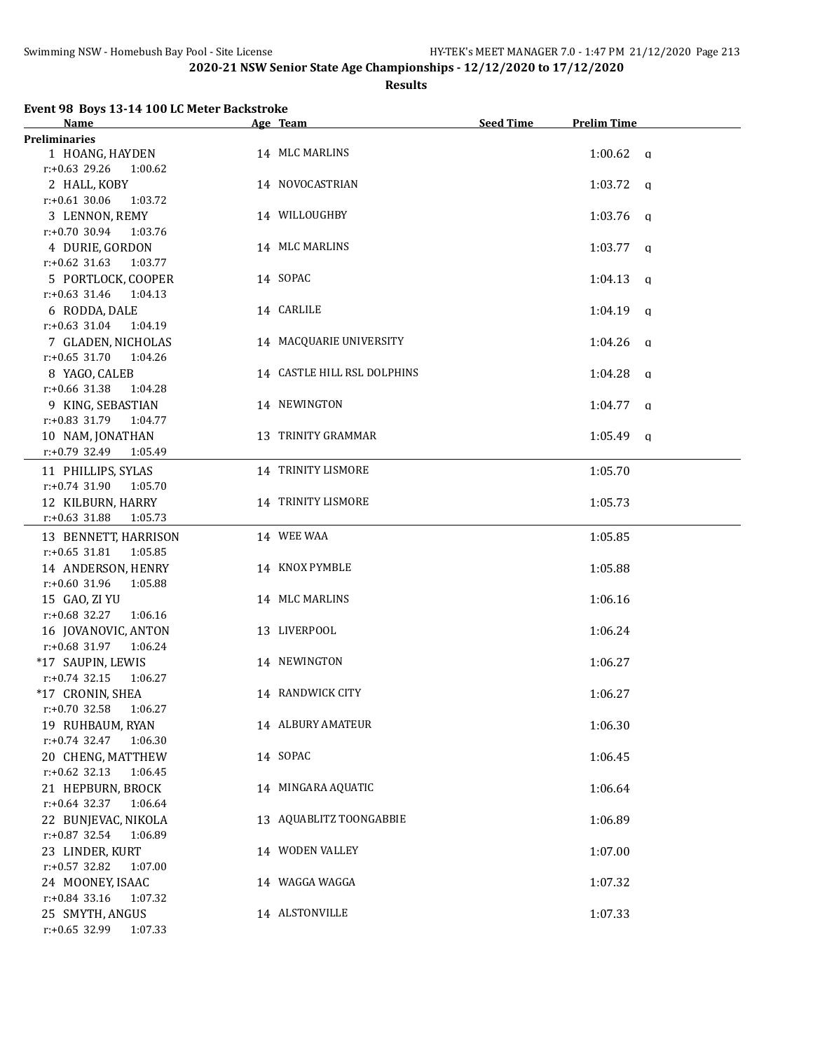## 2020-21 NSW Senior State Age Championships - 12/12/2020 to 17/12/2020

### Results

**Event 98 Boys 13-14 100 LC Meter Backstroke**

| Name | Age | Team | Seed Time | Prelim Time | |
|---|---|---|---|---|---|
| **Preliminaries** | | | | | |
| 1 HOANG, HAYDEN | 14 | MLC MARLINS | | 1:00.62 | q |
| r:+0.63 29.26 1:00.62 | | | | | |
| 2 HALL, KOBY | 14 | NOVOCASTRIAN | | 1:03.72 | q |
| r:+0.61 30.06 1:03.72 | | | | | |
| 3 LENNON, REMY | 14 | WILLOUGHBY | | 1:03.76 | q |
| r:+0.70 30.94 1:03.76 | | | | | |
| 4 DURIE, GORDON | 14 | MLC MARLINS | | 1:03.77 | q |
| r:+0.62 31.63 1:03.77 | | | | | |
| 5 PORTLOCK, COOPER | 14 | SOPAC | | 1:04.13 | q |
| r:+0.63 31.46 1:04.13 | | | | | |
| 6 RODDA, DALE | 14 | CARLILE | | 1:04.19 | q |
| r:+0.63 31.04 1:04.19 | | | | | |
| 7 GLADEN, NICHOLAS | 14 | MACQUARIE UNIVERSITY | | 1:04.26 | q |
| r:+0.65 31.70 1:04.26 | | | | | |
| 8 YAGO, CALEB | 14 | CASTLE HILL RSL DOLPHINS | | 1:04.28 | q |
| r:+0.66 31.38 1:04.28 | | | | | |
| 9 KING, SEBASTIAN | 14 | NEWINGTON | | 1:04.77 | q |
| r:+0.83 31.79 1:04.77 | | | | | |
| 10 NAM, JONATHAN | 13 | TRINITY GRAMMAR | | 1:05.49 | q |
| r:+0.79 32.49 1:05.49 | | | | | |
| 11 PHILLIPS, SYLAS | 14 | TRINITY LISMORE | | 1:05.70 | |
| r:+0.74 31.90 1:05.70 | | | | | |
| 12 KILBURN, HARRY | 14 | TRINITY LISMORE | | 1:05.73 | |
| r:+0.63 31.88 1:05.73 | | | | | |
| 13 BENNETT, HARRISON | 14 | WEE WAA | | 1:05.85 | |
| r:+0.65 31.81 1:05.85 | | | | | |
| 14 ANDERSON, HENRY | 14 | KNOX PYMBLE | | 1:05.88 | |
| r:+0.60 31.96 1:05.88 | | | | | |
| 15 GAO, ZI YU | 14 | MLC MARLINS | | 1:06.16 | |
| r:+0.68 32.27 1:06.16 | | | | | |
| 16 JOVANOVIC, ANTON | 13 | LIVERPOOL | | 1:06.24 | |
| r:+0.68 31.97 1:06.24 | | | | | |
| *17 SAUPIN, LEWIS | 14 | NEWINGTON | | 1:06.27 | |
| r:+0.74 32.15 1:06.27 | | | | | |
| *17 CRONIN, SHEA | 14 | RANDWICK CITY | | 1:06.27 | |
| r:+0.70 32.58 1:06.27 | | | | | |
| 19 RUHBAUM, RYAN | 14 | ALBURY AMATEUR | | 1:06.30 | |
| r:+0.74 32.47 1:06.30 | | | | | |
| 20 CHENG, MATTHEW | 14 | SOPAC | | 1:06.45 | |
| r:+0.62 32.13 1:06.45 | | | | | |
| 21 HEPBURN, BROCK | 14 | MINGARA AQUATIC | | 1:06.64 | |
| r:+0.64 32.37 1:06.64 | | | | | |
| 22 BUNJEVAC, NIKOLA | 13 | AQUABLITZ TOONGABBIE | | 1:06.89 | |
| r:+0.87 32.54 1:06.89 | | | | | |
| 23 LINDER, KURT | 14 | WODEN VALLEY | | 1:07.00 | |
| r:+0.57 32.82 1:07.00 | | | | | |
| 24 MOONEY, ISAAC | 14 | WAGGA WAGGA | | 1:07.32 | |
| r:+0.84 33.16 1:07.32 | | | | | |
| 25 SMYTH, ANGUS | 14 | ALSTONVILLE | | 1:07.33 | |
| r:+0.65 32.99 1:07.33 | | | | | |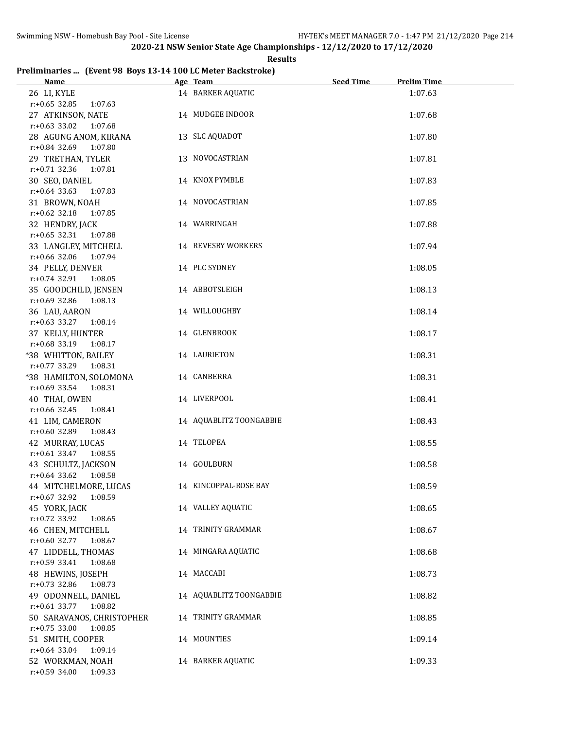Swimming NSW - Homebush Bay Pool - Site License

2020-21 NSW Senior State Age Championships - 12/12/2020 to 17/12/2020

Results

**Preliminaries ... (Event 98 Boys 13-14 100 LC Meter Backstroke)**

| Name | Age | Team | Seed Time | Prelim Time |
|---|---|---|---|---|
| 26 LI, KYLE | 14 | BARKER AQUATIC | | 1:07.63 |
| r:+0.65 32.85 1:07.63 | | | | |
| 27 ATKINSON, NATE | 14 | MUDGEE INDOOR | | 1:07.68 |
| r:+0.63 33.02 1:07.68 | | | | |
| 28 AGUNG ANOM, KIRANA | 13 | SLC AQUADOT | | 1:07.80 |
| r:+0.84 32.69 1:07.80 | | | | |
| 29 TRETHAN, TYLER | 13 | NOVOCASTRIAN | | 1:07.81 |
| r:+0.71 32.36 1:07.81 | | | | |
| 30 SEO, DANIEL | 14 | KNOX PYMBLE | | 1:07.83 |
| r:+0.64 33.63 1:07.83 | | | | |
| 31 BROWN, NOAH | 14 | NOVOCASTRIAN | | 1:07.85 |
| r:+0.62 32.18 1:07.85 | | | | |
| 32 HENDRY, JACK | 14 | WARRINGAH | | 1:07.88 |
| r:+0.65 32.31 1:07.88 | | | | |
| 33 LANGLEY, MITCHELL | 14 | REVESBY WORKERS | | 1:07.94 |
| r:+0.66 32.06 1:07.94 | | | | |
| 34 PELLY, DENVER | 14 | PLC SYDNEY | | 1:08.05 |
| r:+0.74 32.91 1:08.05 | | | | |
| 35 GOODCHILD, JENSEN | 14 | ABBOTSLEIGH | | 1:08.13 |
| r:+0.69 32.86 1:08.13 | | | | |
| 36 LAU, AARON | 14 | WILLOUGHBY | | 1:08.14 |
| r:+0.63 33.27 1:08.14 | | | | |
| 37 KELLY, HUNTER | 14 | GLENBROOK | | 1:08.17 |
| r:+0.68 33.19 1:08.17 | | | | |
| *38 WHITTON, BAILEY | 14 | LAURIETON | | 1:08.31 |
| r:+0.77 33.29 1:08.31 | | | | |
| *38 HAMILTON, SOLOMONA | 14 | CANBERRA | | 1:08.31 |
| r:+0.69 33.54 1:08.31 | | | | |
| 40 THAI, OWEN | 14 | LIVERPOOL | | 1:08.41 |
| r:+0.66 32.45 1:08.41 | | | | |
| 41 LIM, CAMERON | 14 | AQUABLITZ TOONGABBIE | | 1:08.43 |
| r:+0.60 32.89 1:08.43 | | | | |
| 42 MURRAY, LUCAS | 14 | TELOPEA | | 1:08.55 |
| r:+0.61 33.47 1:08.55 | | | | |
| 43 SCHULTZ, JACKSON | 14 | GOULBURN | | 1:08.58 |
| r:+0.64 33.62 1:08.58 | | | | |
| 44 MITCHELMORE, LUCAS | 14 | KINCOPPAL-ROSE BAY | | 1:08.59 |
| r:+0.67 32.92 1:08.59 | | | | |
| 45 YORK, JACK | 14 | VALLEY AQUATIC | | 1:08.65 |
| r:+0.72 33.92 1:08.65 | | | | |
| 46 CHEN, MITCHELL | 14 | TRINITY GRAMMAR | | 1:08.67 |
| r:+0.60 32.77 1:08.67 | | | | |
| 47 LIDDELL, THOMAS | 14 | MINGARA AQUATIC | | 1:08.68 |
| r:+0.59 33.41 1:08.68 | | | | |
| 48 HEWINS, JOSEPH | 14 | MACCABI | | 1:08.73 |
| r:+0.73 32.86 1:08.73 | | | | |
| 49 ODONNELL, DANIEL | 14 | AQUABLITZ TOONGABBIE | | 1:08.82 |
| r:+0.61 33.77 1:08.82 | | | | |
| 50 SARAVANOS, CHRISTOPHER | 14 | TRINITY GRAMMAR | | 1:08.85 |
| r:+0.75 33.00 1:08.85 | | | | |
| 51 SMITH, COOPER | 14 | MOUNTIES | | 1:09.14 |
| r:+0.64 33.04 1:09.14 | | | | |
| 52 WORKMAN, NOAH | 14 | BARKER AQUATIC | | 1:09.33 |
| r:+0.59 34.00 1:09.33 | | | | |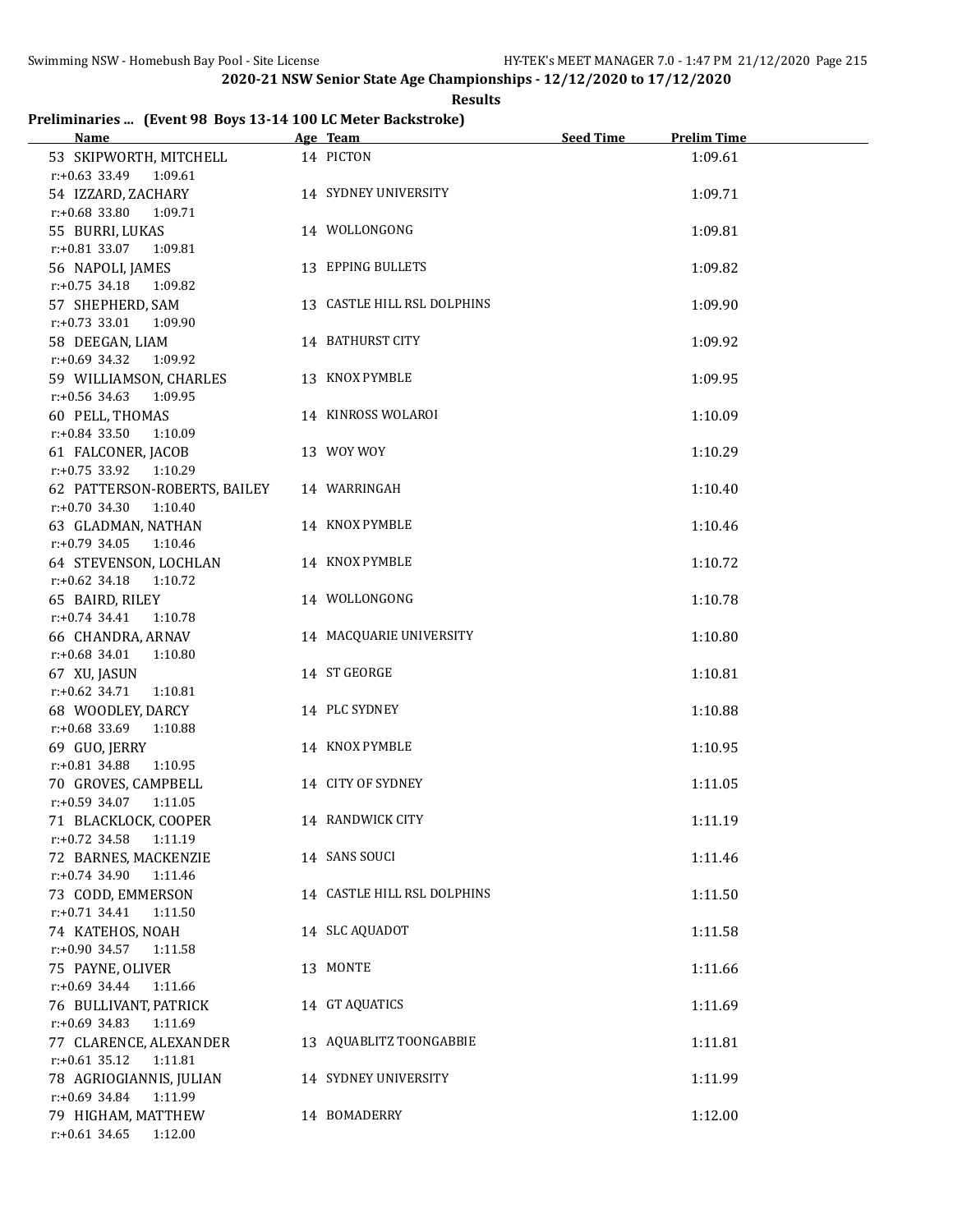2020-21 NSW Senior State Age Championships - 12/12/2020 to 17/12/2020

Results

## Preliminaries ... (Event 98 Boys 13-14 100 LC Meter Backstroke)

| Name | Age | Team | Seed Time | Prelim Time |
|---|---|---|---|---|
| 53 SKIPWORTH, MITCHELL | 14 | PICTON | | 1:09.61 |
| r:+0.63 33.49 1:09.61 | | | | |
| 54 IZZARD, ZACHARY | 14 | SYDNEY UNIVERSITY | | 1:09.71 |
| r:+0.68 33.80 1:09.71 | | | | |
| 55 BURRI, LUKAS | 14 | WOLLONGONG | | 1:09.81 |
| r:+0.81 33.07 1:09.81 | | | | |
| 56 NAPOLI, JAMES | 13 | EPPING BULLETS | | 1:09.82 |
| r:+0.75 34.18 1:09.82 | | | | |
| 57 SHEPHERD, SAM | 13 | CASTLE HILL RSL DOLPHINS | | 1:09.90 |
| r:+0.73 33.01 1:09.90 | | | | |
| 58 DEEGAN, LIAM | 14 | BATHURST CITY | | 1:09.92 |
| r:+0.69 34.32 1:09.92 | | | | |
| 59 WILLIAMSON, CHARLES | 13 | KNOX PYMBLE | | 1:09.95 |
| r:+0.56 34.63 1:09.95 | | | | |
| 60 PELL, THOMAS | 14 | KINROSS WOLAROI | | 1:10.09 |
| r:+0.84 33.50 1:10.09 | | | | |
| 61 FALCONER, JACOB | 13 | WOY WOY | | 1:10.29 |
| r:+0.75 33.92 1:10.29 | | | | |
| 62 PATTERSON-ROBERTS, BAILEY | 14 | WARRINGAH | | 1:10.40 |
| r:+0.70 34.30 1:10.40 | | | | |
| 63 GLADMAN, NATHAN | 14 | KNOX PYMBLE | | 1:10.46 |
| r:+0.79 34.05 1:10.46 | | | | |
| 64 STEVENSON, LOCHLAN | 14 | KNOX PYMBLE | | 1:10.72 |
| r:+0.62 34.18 1:10.72 | | | | |
| 65 BAIRD, RILEY | 14 | WOLLONGONG | | 1:10.78 |
| r:+0.74 34.41 1:10.78 | | | | |
| 66 CHANDRA, ARNAV | 14 | MACQUARIE UNIVERSITY | | 1:10.80 |
| r:+0.68 34.01 1:10.80 | | | | |
| 67 XU, JASUN | 14 | ST GEORGE | | 1:10.81 |
| r:+0.62 34.71 1:10.81 | | | | |
| 68 WOODLEY, DARCY | 14 | PLC SYDNEY | | 1:10.88 |
| r:+0.68 33.69 1:10.88 | | | | |
| 69 GUO, JERRY | 14 | KNOX PYMBLE | | 1:10.95 |
| r:+0.81 34.88 1:10.95 | | | | |
| 70 GROVES, CAMPBELL | 14 | CITY OF SYDNEY | | 1:11.05 |
| r:+0.59 34.07 1:11.05 | | | | |
| 71 BLACKLOCK, COOPER | 14 | RANDWICK CITY | | 1:11.19 |
| r:+0.72 34.58 1:11.19 | | | | |
| 72 BARNES, MACKENZIE | 14 | SANS SOUCI | | 1:11.46 |
| r:+0.74 34.90 1:11.46 | | | | |
| 73 CODD, EMMERSON | 14 | CASTLE HILL RSL DOLPHINS | | 1:11.50 |
| r:+0.71 34.41 1:11.50 | | | | |
| 74 KATEHOS, NOAH | 14 | SLC AQUADOT | | 1:11.58 |
| r:+0.90 34.57 1:11.58 | | | | |
| 75 PAYNE, OLIVER | 13 | MONTE | | 1:11.66 |
| r:+0.69 34.44 1:11.66 | | | | |
| 76 BULLIVANT, PATRICK | 14 | GT AQUATICS | | 1:11.69 |
| r:+0.69 34.83 1:11.69 | | | | |
| 77 CLARENCE, ALEXANDER | 13 | AQUABLITZ TOONGABBIE | | 1:11.81 |
| r:+0.61 35.12 1:11.81 | | | | |
| 78 AGRIOGIANNIS, JULIAN | 14 | SYDNEY UNIVERSITY | | 1:11.99 |
| r:+0.69 34.84 1:11.99 | | | | |
| 79 HIGHAM, MATTHEW | 14 | BOMADERRY | | 1:12.00 |
| r:+0.61 34.65 1:12.00 | | | | |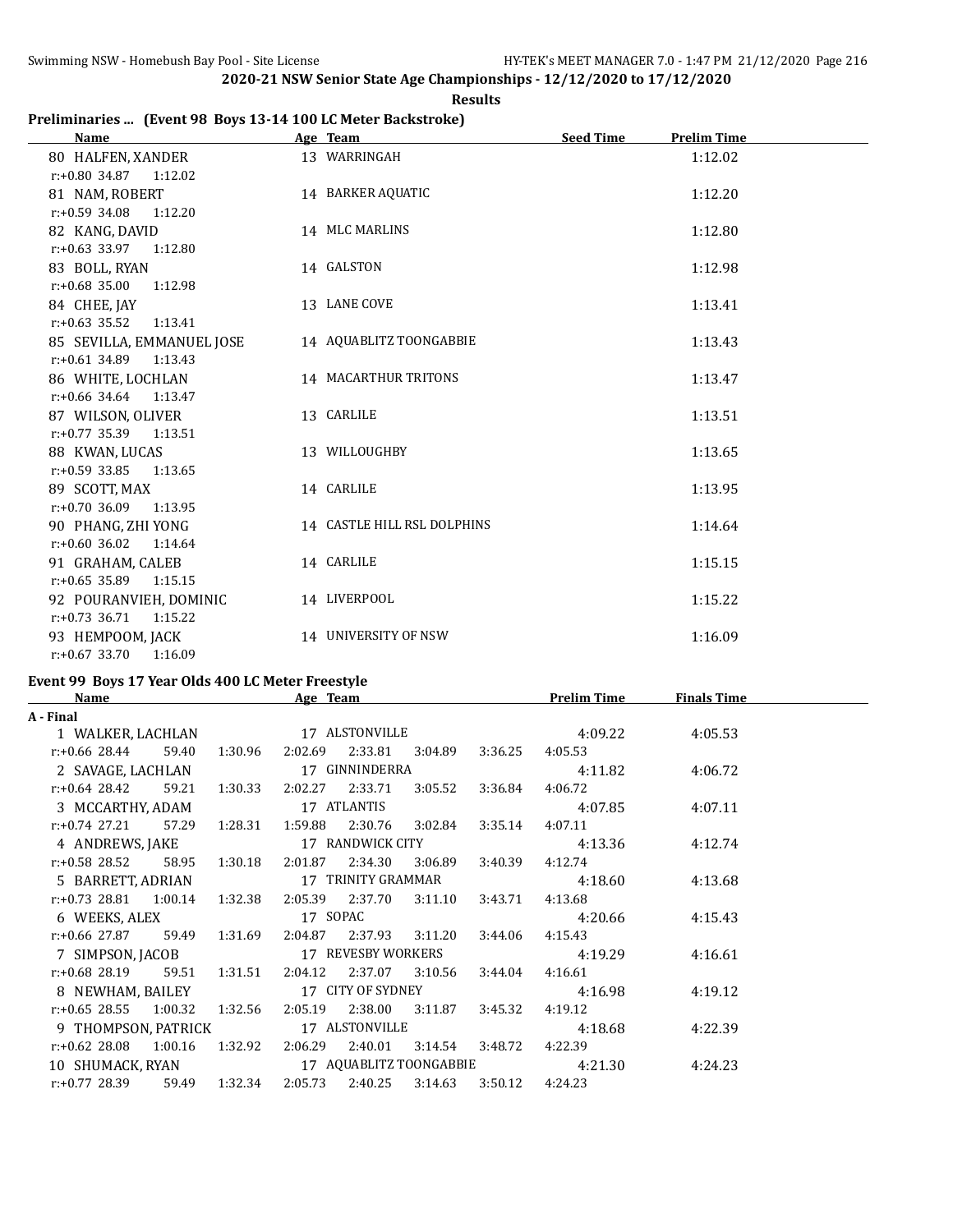**2020-21 NSW Senior State Age Championships - 12/12/2020 to 17/12/2020**

**Results**

## Preliminaries ... (Event 98 Boys 13-14 100 LC Meter Backstroke)

| Name | Age | Team | Seed Time | Prelim Time |
|---|---|---|---|---|
| 80 HALFEN, XANDER | 13 | WARRINGAH | | 1:12.02 |
| r:+0.80 34.87 1:12.02 | | | | |
| 81 NAM, ROBERT | 14 | BARKER AQUATIC | | 1:12.20 |
| r:+0.59 34.08 1:12.20 | | | | |
| 82 KANG, DAVID | 14 | MLC MARLINS | | 1:12.80 |
| r:+0.63 33.97 1:12.80 | | | | |
| 83 BOLL, RYAN | 14 | GALSTON | | 1:12.98 |
| r:+0.68 35.00 1:12.98 | | | | |
| 84 CHEE, JAY | 13 | LANE COVE | | 1:13.41 |
| r:+0.63 35.52 1:13.41 | | | | |
| 85 SEVILLA, EMMANUEL JOSE | 14 | AQUABLITZ TOONGABBIE | | 1:13.43 |
| r:+0.61 34.89 1:13.43 | | | | |
| 86 WHITE, LOCHLAN | 14 | MACARTHUR TRITONS | | 1:13.47 |
| r:+0.66 34.64 1:13.47 | | | | |
| 87 WILSON, OLIVER | 13 | CARLILE | | 1:13.51 |
| r:+0.77 35.39 1:13.51 | | | | |
| 88 KWAN, LUCAS | 13 | WILLOUGHBY | | 1:13.65 |
| r:+0.59 33.85 1:13.65 | | | | |
| 89 SCOTT, MAX | 14 | CARLILE | | 1:13.95 |
| r:+0.70 36.09 1:13.95 | | | | |
| 90 PHANG, ZHI YONG | 14 | CASTLE HILL RSL DOLPHINS | | 1:14.64 |
| r:+0.60 36.02 1:14.64 | | | | |
| 91 GRAHAM, CALEB | 14 | CARLILE | | 1:15.15 |
| r:+0.65 35.89 1:15.15 | | | | |
| 92 POURANVIEH, DOMINIC | 14 | LIVERPOOL | | 1:15.22 |
| r:+0.73 36.71 1:15.22 | | | | |
| 93 HEMPOOM, JACK | 14 | UNIVERSITY OF NSW | | 1:16.09 |
| r:+0.67 33.70 1:16.09 | | | | |

## Event 99 Boys 17 Year Olds 400 LC Meter Freestyle

| Name | Age | Team | Prelim Time | Finals Time |
|---|---|---|---|---|
| **A - Final** | | | | |
| 1 WALKER, LACHLAN | 17 | ALSTONVILLE | 4:09.22 | 4:05.53 |
| r:+0.66 28.44 59.40 1:30.96 2:02.69 2:33.81 3:04.89 3:36.25 4:05.53 | | | | |
| 2 SAVAGE, LACHLAN | 17 | GINNINDERRA | 4:11.82 | 4:06.72 |
| r:+0.64 28.42 59.21 1:30.33 2:02.27 2:33.71 3:05.52 3:36.84 4:06.72 | | | | |
| 3 MCCARTHY, ADAM | 17 | ATLANTIS | 4:07.85 | 4:07.11 |
| r:+0.74 27.21 57.29 1:28.31 1:59.88 2:30.76 3:02.84 3:35.14 4:07.11 | | | | |
| 4 ANDREWS, JAKE | 17 | RANDWICK CITY | 4:13.36 | 4:12.74 |
| r:+0.58 28.52 58.95 1:30.18 2:01.87 2:34.30 3:06.89 3:40.39 4:12.74 | | | | |
| 5 BARRETT, ADRIAN | 17 | TRINITY GRAMMAR | 4:18.60 | 4:13.68 |
| r:+0.73 28.81 1:00.14 1:32.38 2:05.39 2:37.70 3:11.10 3:43.71 4:13.68 | | | | |
| 6 WEEKS, ALEX | 17 | SOPAC | 4:20.66 | 4:15.43 |
| r:+0.66 27.87 59.49 1:31.69 2:04.87 2:37.93 3:11.20 3:44.06 4:15.43 | | | | |
| 7 SIMPSON, JACOB | 17 | REVESBY WORKERS | 4:19.29 | 4:16.61 |
| r:+0.68 28.19 59.51 1:31.51 2:04.12 2:37.07 3:10.56 3:44.04 4:16.61 | | | | |
| 8 NEWHAM, BAILEY | 17 | CITY OF SYDNEY | 4:16.98 | 4:19.12 |
| r:+0.65 28.55 1:00.32 1:32.56 2:05.19 2:38.00 3:11.87 3:45.32 4:19.12 | | | | |
| 9 THOMPSON, PATRICK | 17 | ALSTONVILLE | 4:18.68 | 4:22.39 |
| r:+0.62 28.08 1:00.16 1:32.92 2:06.29 2:40.01 3:14.54 3:48.72 4:22.39 | | | | |
| 10 SHUMACK, RYAN | 17 | AQUABLITZ TOONGABBIE | 4:21.30 | 4:24.23 |
| r:+0.77 28.39 59.49 1:32.34 2:05.73 2:40.25 3:14.63 3:50.12 4:24.23 | | | | |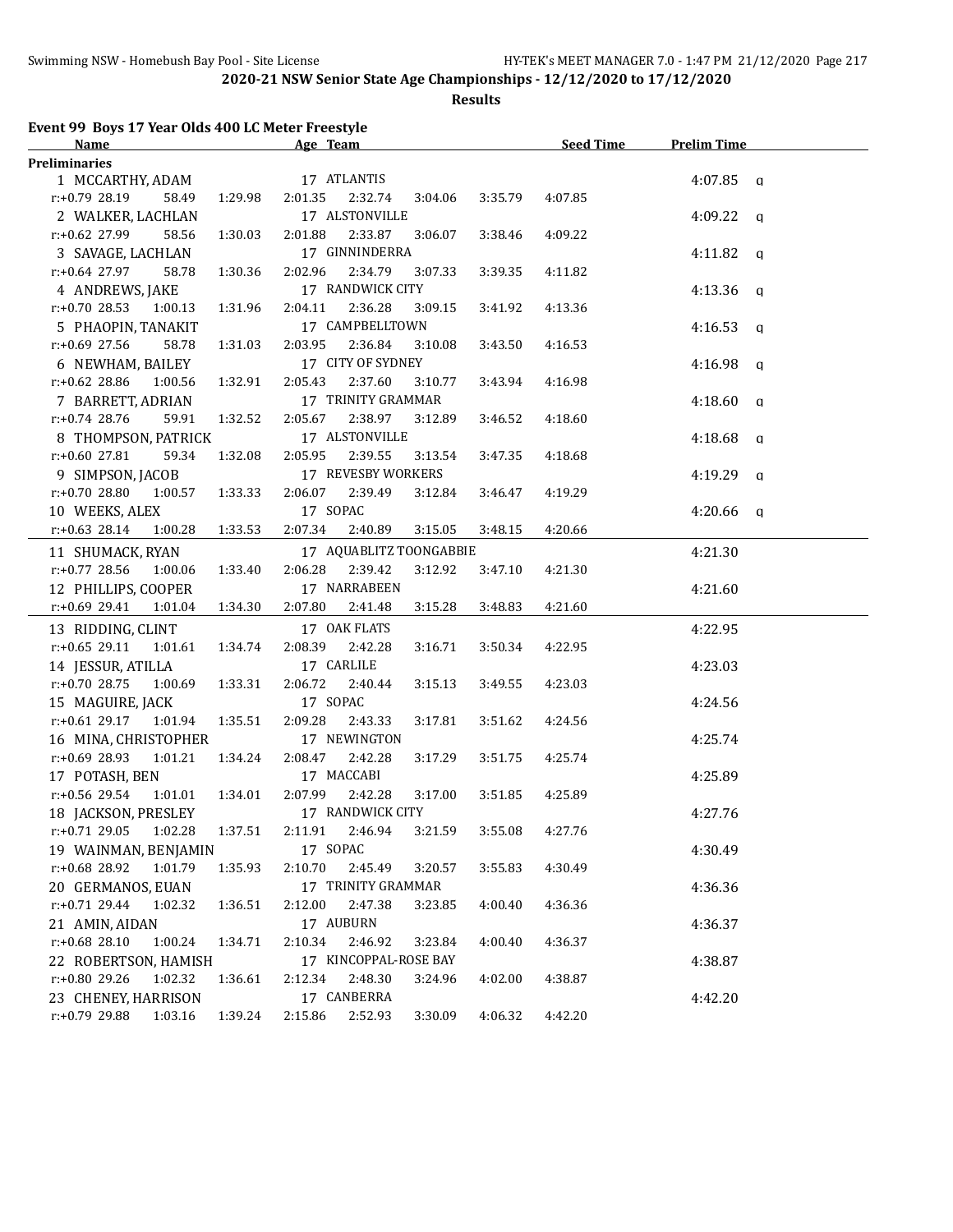2020-21 NSW Senior State Age Championships - 12/12/2020 to 17/12/2020

**Results**

## Event 99 Boys 17 Year Olds 400 LC Meter Freestyle

| Name | Age | Team | Seed Time | Prelim Time | |
|---|---|---|---|---|---|
| **Preliminaries** | | | | | |
| 1 MCCARTHY, ADAM | 17 | ATLANTIS | | 4:07.85 | q |
| r:+0.79 28.19 58.49 1:29.98 2:01.35 2:32.74 3:04.06 3:35.79 4:07.85 | | | | | |
| 2 WALKER, LACHLAN | 17 | ALSTONVILLE | | 4:09.22 | q |
| r:+0.62 27.99 58.56 1:30.03 2:01.88 2:33.87 3:06.07 3:38.46 4:09.22 | | | | | |
| 3 SAVAGE, LACHLAN | 17 | GINNINDERRA | | 4:11.82 | q |
| r:+0.64 27.97 58.78 1:30.36 2:02.96 2:34.79 3:07.33 3:39.35 4:11.82 | | | | | |
| 4 ANDREWS, JAKE | 17 | RANDWICK CITY | | 4:13.36 | q |
| r:+0.70 28.53 1:00.13 1:31.96 2:04.11 2:36.28 3:09.15 3:41.92 4:13.36 | | | | | |
| 5 PHAOPIN, TANAKIT | 17 | CAMPBELLTOWN | | 4:16.53 | q |
| r:+0.69 27.56 58.78 1:31.03 2:03.95 2:36.84 3:10.08 3:43.50 4:16.53 | | | | | |
| 6 NEWHAM, BAILEY | 17 | CITY OF SYDNEY | | 4:16.98 | q |
| r:+0.62 28.86 1:00.56 1:32.91 2:05.43 2:37.60 3:10.77 3:43.94 4:16.98 | | | | | |
| 7 BARRETT, ADRIAN | 17 | TRINITY GRAMMAR | | 4:18.60 | q |
| r:+0.74 28.76 59.91 1:32.52 2:05.67 2:38.97 3:12.89 3:46.52 4:18.60 | | | | | |
| 8 THOMPSON, PATRICK | 17 | ALSTONVILLE | | 4:18.68 | q |
| r:+0.60 27.81 59.34 1:32.08 2:05.95 2:39.55 3:13.54 3:47.35 4:18.68 | | | | | |
| 9 SIMPSON, JACOB | 17 | REVESBY WORKERS | | 4:19.29 | q |
| r:+0.70 28.80 1:00.57 1:33.33 2:06.07 2:39.49 3:12.84 3:46.47 4:19.29 | | | | | |
| 10 WEEKS, ALEX | 17 | SOPAC | | 4:20.66 | q |
| r:+0.63 28.14 1:00.28 1:33.53 2:07.34 2:40.89 3:15.05 3:48.15 4:20.66 | | | | | |
| 11 SHUMACK, RYAN | 17 | AQUABLITZ TOONGABBIE | | 4:21.30 | |
| r:+0.77 28.56 1:00.06 1:33.40 2:06.28 2:39.42 3:12.92 3:47.10 4:21.30 | | | | | |
| 12 PHILLIPS, COOPER | 17 | NARRABEEN | | 4:21.60 | |
| r:+0.69 29.41 1:01.04 1:34.30 2:07.80 2:41.48 3:15.28 3:48.83 4:21.60 | | | | | |
| 13 RIDDING, CLINT | 17 | OAK FLATS | | 4:22.95 | |
| r:+0.65 29.11 1:01.61 1:34.74 2:08.39 2:42.28 3:16.71 3:50.34 4:22.95 | | | | | |
| 14 JESSUR, ATILLA | 17 | CARLILE | | 4:23.03 | |
| r:+0.70 28.75 1:00.69 1:33.31 2:06.72 2:40.44 3:15.13 3:49.55 4:23.03 | | | | | |
| 15 MAGUIRE, JACK | 17 | SOPAC | | 4:24.56 | |
| r:+0.61 29.17 1:01.94 1:35.51 2:09.28 2:43.33 3:17.81 3:51.62 4:24.56 | | | | | |
| 16 MINA, CHRISTOPHER | 17 | NEWINGTON | | 4:25.74 | |
| r:+0.69 28.93 1:01.21 1:34.24 2:08.47 2:42.28 3:17.29 3:51.75 4:25.74 | | | | | |
| 17 POTASH, BEN | 17 | MACCABI | | 4:25.89 | |
| r:+0.56 29.54 1:01.01 1:34.01 2:07.99 2:42.28 3:17.00 3:51.85 4:25.89 | | | | | |
| 18 JACKSON, PRESLEY | 17 | RANDWICK CITY | | 4:27.76 | |
| r:+0.71 29.05 1:02.28 1:37.51 2:11.91 2:46.94 3:21.59 3:55.08 4:27.76 | | | | | |
| 19 WAINMAN, BENJAMIN | 17 | SOPAC | | 4:30.49 | |
| r:+0.68 28.92 1:01.79 1:35.93 2:10.70 2:45.49 3:20.57 3:55.83 4:30.49 | | | | | |
| 20 GERMANOS, EUAN | 17 | TRINITY GRAMMAR | | 4:36.36 | |
| r:+0.71 29.44 1:02.32 1:36.51 2:12.00 2:47.38 3:23.85 4:00.40 4:36.36 | | | | | |
| 21 AMIN, AIDAN | 17 | AUBURN | | 4:36.37 | |
| r:+0.68 28.10 1:00.24 1:34.71 2:10.34 2:46.92 3:23.84 4:00.40 4:36.37 | | | | | |
| 22 ROBERTSON, HAMISH | 17 | KINCOPPAL-ROSE BAY | | 4:38.87 | |
| r:+0.80 29.26 1:02.32 1:36.61 2:12.34 2:48.30 3:24.96 4:02.00 4:38.87 | | | | | |
| 23 CHENEY, HARRISON | 17 | CANBERRA | | 4:42.20 | |
| r:+0.79 29.88 1:03.16 1:39.24 2:15.86 2:52.93 3:30.09 4:06.32 4:42.20 | | | | | |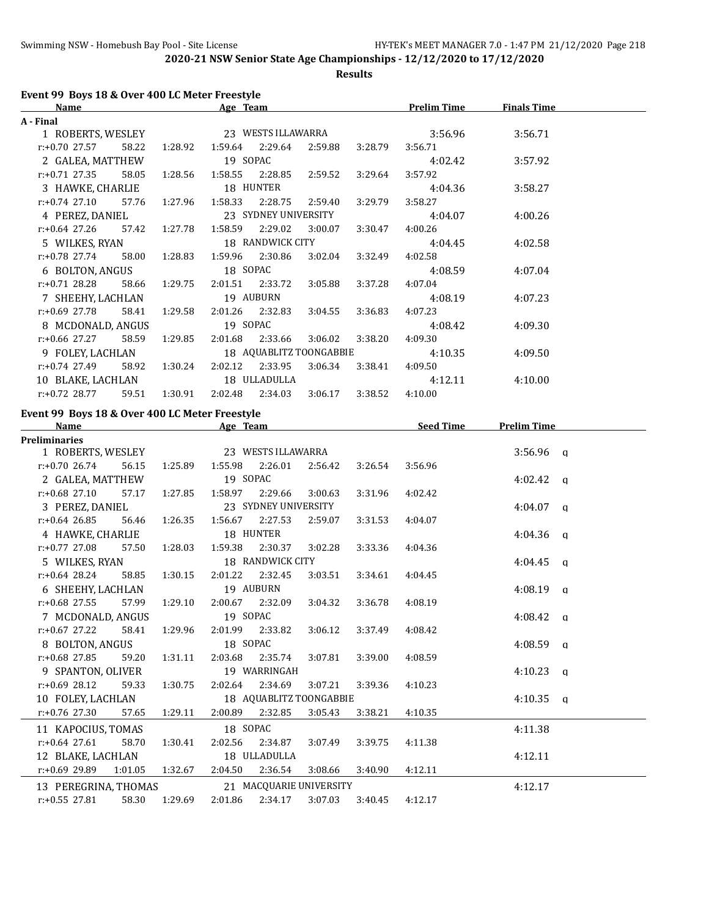**2020-21 NSW Senior State Age Championships - 12/12/2020 to 17/12/2020**

**Results**

## Event 99 Boys 18 & Over 400 LC Meter Freestyle

| Name | Age | Team | Prelim Time | Finals Time |
|---|---|---|---|---|
| **A - Final** | | | | |
| 1 ROBERTS, WESLEY | 23 | WESTS ILLAWARRA | 3:56.96 | 3:56.71 |
| r:+0.70 27.57 58.22 1:28.92 1:59.64 2:29.64 2:59.88 3:28.79 3:56.71 | | | | |
| 2 GALEA, MATTHEW | 19 | SOPAC | 4:02.42 | 3:57.92 |
| r:+0.71 27.35 58.05 1:28.56 1:58.55 2:28.85 2:59.52 3:29.64 3:57.92 | | | | |
| 3 HAWKE, CHARLIE | 18 | HUNTER | 4:04.36 | 3:58.27 |
| r:+0.74 27.10 57.76 1:27.96 1:58.33 2:28.75 2:59.40 3:29.79 3:58.27 | | | | |
| 4 PEREZ, DANIEL | 23 | SYDNEY UNIVERSITY | 4:04.07 | 4:00.26 |
| r:+0.64 27.26 57.42 1:27.78 1:58.59 2:29.02 3:00.07 3:30.47 4:00.26 | | | | |
| 5 WILKES, RYAN | 18 | RANDWICK CITY | 4:04.45 | 4:02.58 |
| r:+0.78 27.74 58.00 1:28.83 1:59.96 2:30.86 3:02.04 3:32.49 4:02.58 | | | | |
| 6 BOLTON, ANGUS | 18 | SOPAC | 4:08.59 | 4:07.04 |
| r:+0.71 28.28 58.66 1:29.75 2:01.51 2:33.72 3:05.88 3:37.28 4:07.04 | | | | |
| 7 SHEEHY, LACHLAN | 19 | AUBURN | 4:08.19 | 4:07.23 |
| r:+0.69 27.78 58.41 1:29.58 2:01.26 2:32.83 3:04.55 3:36.83 4:07.23 | | | | |
| 8 MCDONALD, ANGUS | 19 | SOPAC | 4:08.42 | 4:09.30 |
| r:+0.66 27.27 58.59 1:29.85 2:01.68 2:33.66 3:06.02 3:38.20 4:09.30 | | | | |
| 9 FOLEY, LACHLAN | 18 | AQUABLITZ TOONGABBIE | 4:10.35 | 4:09.50 |
| r:+0.74 27.49 58.92 1:30.24 2:02.12 2:33.95 3:06.34 3:38.41 4:09.50 | | | | |
| 10 BLAKE, LACHLAN | 18 | ULLADULLA | 4:12.11 | 4:10.00 |
| r:+0.72 28.77 59.51 1:30.91 2:02.48 2:34.03 3:06.17 3:38.52 4:10.00 | | | | |

## Event 99 Boys 18 & Over 400 LC Meter Freestyle

| Name | Age | Team | Seed Time | Prelim Time |
|---|---|---|---|---|
| **Preliminaries** | | | | |
| 1 ROBERTS, WESLEY | 23 | WESTS ILLAWARRA | | 3:56.96 q |
| r:+0.70 26.74 56.15 1:25.89 1:55.98 2:26.01 2:56.42 3:26.54 3:56.96 | | | | |
| 2 GALEA, MATTHEW | 19 | SOPAC | | 4:02.42 q |
| r:+0.68 27.10 57.17 1:27.85 1:58.97 2:29.66 3:00.63 3:31.96 4:02.42 | | | | |
| 3 PEREZ, DANIEL | 23 | SYDNEY UNIVERSITY | | 4:04.07 q |
| r:+0.64 26.85 56.46 1:26.35 1:56.67 2:27.53 2:59.07 3:31.53 4:04.07 | | | | |
| 4 HAWKE, CHARLIE | 18 | HUNTER | | 4:04.36 q |
| r:+0.77 27.08 57.50 1:28.03 1:59.38 2:30.37 3:02.28 3:33.36 4:04.36 | | | | |
| 5 WILKES, RYAN | 18 | RANDWICK CITY | | 4:04.45 q |
| r:+0.64 28.24 58.85 1:30.15 2:01.22 2:32.45 3:03.51 3:34.61 4:04.45 | | | | |
| 6 SHEEHY, LACHLAN | 19 | AUBURN | | 4:08.19 q |
| r:+0.68 27.55 57.99 1:29.10 2:00.67 2:32.09 3:04.32 3:36.78 4:08.19 | | | | |
| 7 MCDONALD, ANGUS | 19 | SOPAC | | 4:08.42 q |
| r:+0.67 27.22 58.41 1:29.96 2:01.99 2:33.82 3:06.12 3:37.49 4:08.42 | | | | |
| 8 BOLTON, ANGUS | 18 | SOPAC | | 4:08.59 q |
| r:+0.68 27.85 59.20 1:31.11 2:03.68 2:35.74 3:07.81 3:39.00 4:08.59 | | | | |
| 9 SPANTON, OLIVER | 19 | WARRINGAH | | 4:10.23 q |
| r:+0.69 28.12 59.33 1:30.75 2:02.64 2:34.69 3:07.21 3:39.36 4:10.23 | | | | |
| 10 FOLEY, LACHLAN | 18 | AQUABLITZ TOONGABBIE | | 4:10.35 q |
| r:+0.76 27.30 57.65 1:29.11 2:00.89 2:32.85 3:05.43 3:38.21 4:10.35 | | | | |
| 11 KAPOCIUS, TOMAS | 18 | SOPAC | | 4:11.38 |
| r:+0.64 27.61 58.70 1:30.41 2:02.56 2:34.87 3:07.49 3:39.75 4:11.38 | | | | |
| 12 BLAKE, LACHLAN | 18 | ULLADULLA | | 4:12.11 |
| r:+0.69 29.89 1:01.05 1:32.67 2:04.50 2:36.54 3:08.66 3:40.90 4:12.11 | | | | |
| 13 PEREGRINA, THOMAS | 21 | MACQUARIE UNIVERSITY | | 4:12.17 |
| r:+0.55 27.81 58.30 1:29.69 2:01.86 2:34.17 3:07.03 3:40.45 4:12.17 | | | | |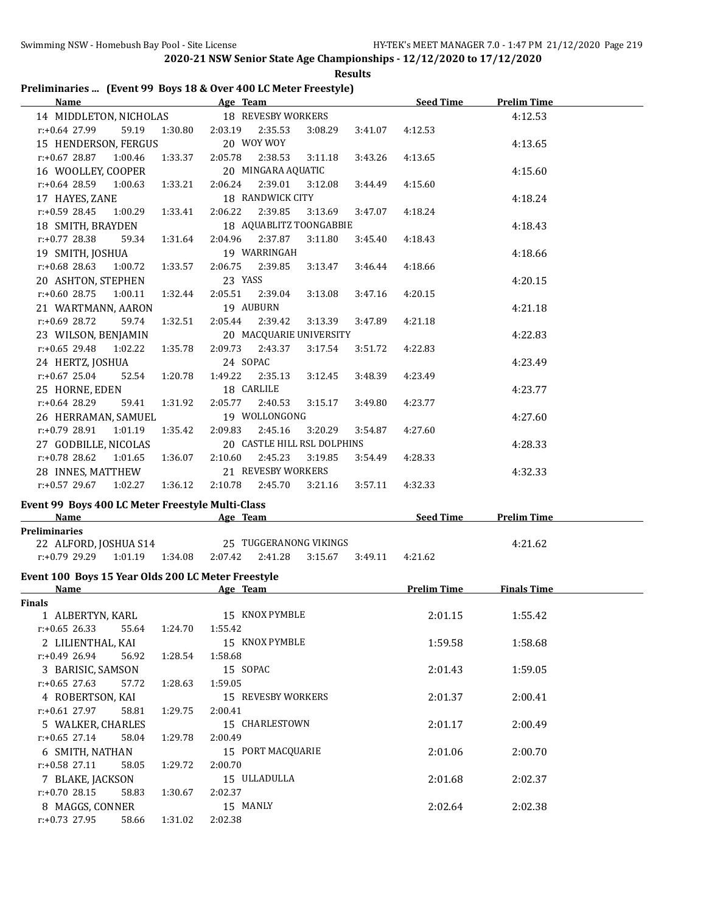**2020-21 NSW Senior State Age Championships - 12/12/2020 to 17/12/2020**

**Results**

## Preliminaries ... (Event 99 Boys 18 & Over 400 LC Meter Freestyle)

| Name | Age | Team | Seed Time | Prelim Time |
|---|---|---|---|---|
| 14 MIDDLETON, NICHOLAS | 18 | REVESBY WORKERS | | 4:12.53 |
| r:+0.64 28.99 59.19 1:30.80 2:03.19 2:35.53 3:08.29 3:41.07 4:12.53 | | | | |
| 15 HENDERSON, FERGUS | 20 | WOY WOY | | 4:13.65 |
| r:+0.67 28.87 1:00.46 1:33.37 2:05.78 2:38.53 3:11.18 3:43.26 4:13.65 | | | | |
| 16 WOOLLEY, COOPER | 20 | MINGARA AQUATIC | | 4:15.60 |
| r:+0.64 28.59 1:00.63 1:33.21 2:06.24 2:39.01 3:12.08 3:44.49 4:15.60 | | | | |
| 17 HAYES, ZANE | 18 | RANDWICK CITY | | 4:18.24 |
| r:+0.59 28.45 1:00.29 1:33.41 2:06.22 2:39.85 3:13.69 3:47.07 4:18.24 | | | | |
| 18 SMITH, BRAYDEN | 18 | AQUABLITZ TOONGABBIE | | 4:18.43 |
| r:+0.77 28.38 59.34 1:31.64 2:04.96 2:37.87 3:11.80 3:45.40 4:18.43 | | | | |
| 19 SMITH, JOSHUA | 19 | WARRINGAH | | 4:18.66 |
| r:+0.68 28.63 1:00.72 1:33.57 2:06.75 2:39.85 3:13.47 3:46.44 4:18.66 | | | | |
| 20 ASHTON, STEPHEN | 23 | YASS | | 4:20.15 |
| r:+0.60 28.75 1:00.11 1:32.44 2:05.51 2:39.04 3:13.08 3:47.16 4:20.15 | | | | |
| 21 WARTMANN, AARON | 19 | AUBURN | | 4:21.18 |
| r:+0.69 28.72 59.74 1:32.51 2:05.44 2:39.42 3:13.39 3:47.89 4:21.18 | | | | |
| 23 WILSON, BENJAMIN | 20 | MACQUARIE UNIVERSITY | | 4:22.83 |
| r:+0.65 29.48 1:02.22 1:35.78 2:09.73 2:43.37 3:17.54 3:51.72 4:22.83 | | | | |
| 24 HERTZ, JOSHUA | 24 | SOPAC | | 4:23.49 |
| r:+0.67 25.04 52.54 1:20.78 1:49.22 2:35.13 3:12.45 3:48.39 4:23.49 | | | | |
| 25 HORNE, EDEN | 18 | CARLILE | | 4:23.77 |
| r:+0.64 28.29 59.41 1:31.92 2:05.77 2:40.53 3:15.17 3:49.80 4:23.77 | | | | |
| 26 HERRAMAN, SAMUEL | 19 | WOLLONGONG | | 4:27.60 |
| r:+0.79 28.91 1:01.19 1:35.42 2:09.83 2:45.16 3:20.29 3:54.87 4:27.60 | | | | |
| 27 GODBILLE, NICOLAS | 20 | CASTLE HILL RSL DOLPHINS | | 4:28.33 |
| r:+0.78 28.62 1:01.65 1:36.07 2:10.60 2:45.23 3:19.85 3:54.49 4:28.33 | | | | |
| 28 INNES, MATTHEW | 21 | REVESBY WORKERS | | 4:32.33 |
| r:+0.57 29.67 1:02.27 1:36.12 2:10.78 2:45.70 3:21.16 3:57.11 4:32.33 | | | | |

## Event 99 Boys 400 LC Meter Freestyle Multi-Class

| Name | Age | Team | Seed Time | Prelim Time |
|---|---|---|---|---|
| **Preliminaries** | | | | |
| 22 ALFORD, JOSHUA S14 | 25 | TUGGERANONG VIKINGS | | 4:21.62 |
| r:+0.79 29.29 1:01.19 1:34.08 2:07.42 2:41.28 3:15.67 3:49.11 4:21.62 | | | | |

## Event 100 Boys 15 Year Olds 200 LC Meter Freestyle

| Name | Age | Team | Prelim Time | Finals Time |
|---|---|---|---|---|
| **Finals** | | | | |
| 1 ALBERTYN, KARL | 15 | KNOX PYMBLE | 2:01.15 | 1:55.42 |
| r:+0.65 26.33 55.64 1:24.70 1:55.42 | | | | |
| 2 LILIENTHAL, KAI | 15 | KNOX PYMBLE | 1:59.58 | 1:58.68 |
| r:+0.49 26.94 56.92 1:28.54 1:58.68 | | | | |
| 3 BARISIC, SAMSON | 15 | SOPAC | 2:01.43 | 1:59.05 |
| r:+0.65 27.63 57.72 1:28.63 1:59.05 | | | | |
| 4 ROBERTSON, KAI | 15 | REVESBY WORKERS | 2:01.37 | 2:00.41 |
| r:+0.61 27.97 58.81 1:29.75 2:00.41 | | | | |
| 5 WALKER, CHARLES | 15 | CHARLESTOWN | 2:01.17 | 2:00.49 |
| r:+0.65 27.14 58.04 1:29.78 2:00.49 | | | | |
| 6 SMITH, NATHAN | 15 | PORT MACQUARIE | 2:01.06 | 2:00.70 |
| r:+0.58 27.11 58.05 1:29.72 2:00.70 | | | | |
| 7 BLAKE, JACKSON | 15 | ULLADULLA | 2:01.68 | 2:02.37 |
| r:+0.70 28.15 58.83 1:30.67 2:02.37 | | | | |
| 8 MAGGS, CONNER | 15 | MANLY | 2:02.64 | 2:02.38 |
| r:+0.73 27.95 58.66 1:31.02 2:02.38 | | | | |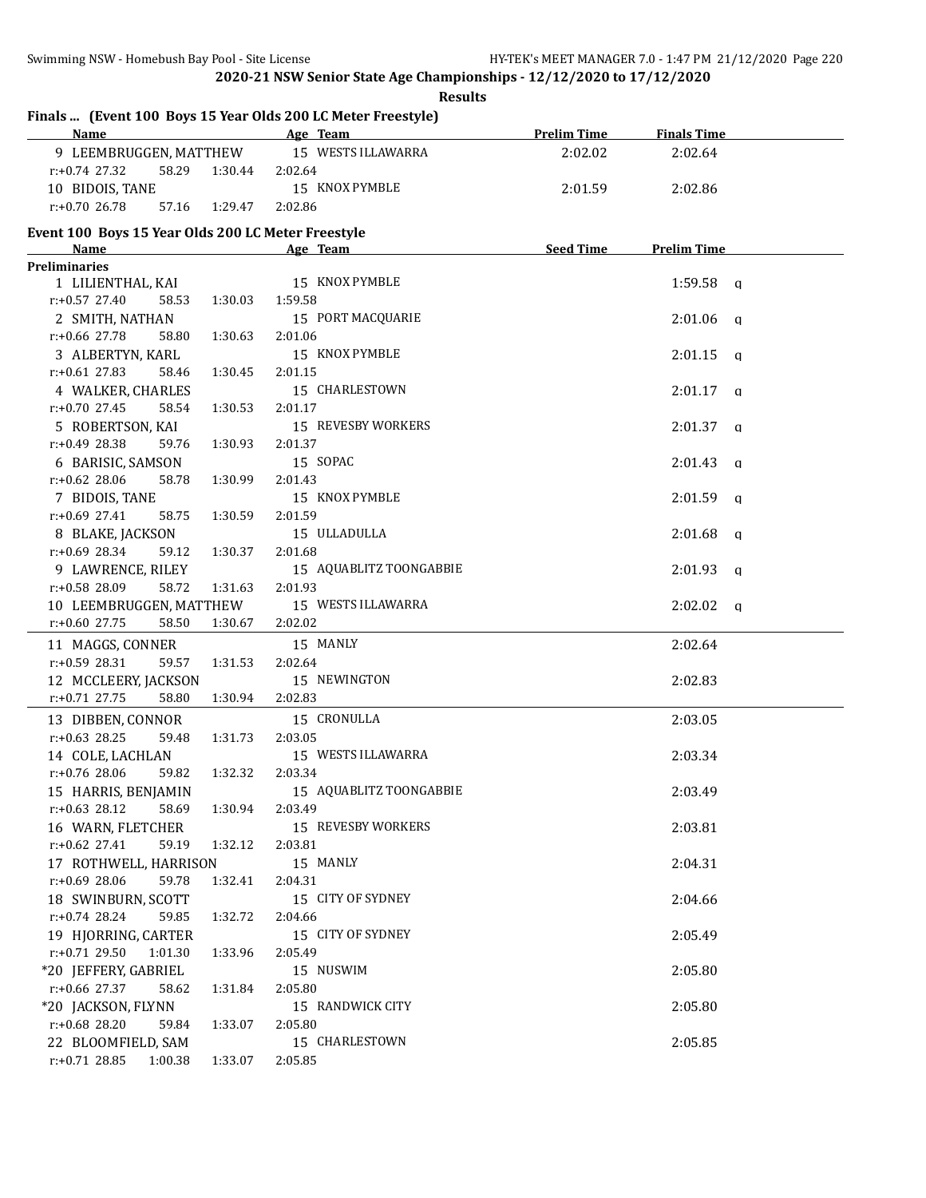## 2020-21 NSW Senior State Age Championships - 12/12/2020 to 17/12/2020

### Results

### Finals ... (Event 100 Boys 15 Year Olds 200 LC Meter Freestyle)

| Name | Age | Team | Prelim Time | Finals Time |
|---|---|---|---|---|
| 9 LEEMBRUGGEN, MATTHEW | 15 | WESTS ILLAWARRA | 2:02.02 | 2:02.64 |
| r:+0.74 27.32 58.29 1:30.44 2:02.64 | | | | |
| 10 BIDOIS, TANE | 15 | KNOX PYMBLE | 2:01.59 | 2:02.86 |
| r:+0.70 26.78 57.16 1:29.47 2:02.86 | | | | |

### Event 100 Boys 15 Year Olds 200 LC Meter Freestyle

| Name | Age | Team | Seed Time | Prelim Time | |
|---|---|---|---|---|---|
| **Preliminaries** | | | | | |
| 1 LILIENTHAL, KAI | 15 | KNOX PYMBLE | | 1:59.58 | q |
| r:+0.57 27.40 58.53 1:30.03 1:59.58 | | | | | |
| 2 SMITH, NATHAN | 15 | PORT MACQUARIE | | 2:01.06 | q |
| r:+0.66 27.78 58.80 1:30.63 2:01.06 | | | | | |
| 3 ALBERTYN, KARL | 15 | KNOX PYMBLE | | 2:01.15 | q |
| r:+0.61 27.83 58.46 1:30.45 2:01.15 | | | | | |
| 4 WALKER, CHARLES | 15 | CHARLESTOWN | | 2:01.17 | q |
| r:+0.70 27.45 58.54 1:30.53 2:01.17 | | | | | |
| 5 ROBERTSON, KAI | 15 | REVESBY WORKERS | | 2:01.37 | q |
| r:+0.49 28.38 59.76 1:30.93 2:01.37 | | | | | |
| 6 BARISIC, SAMSON | 15 | SOPAC | | 2:01.43 | q |
| r:+0.62 28.06 58.78 1:30.99 2:01.43 | | | | | |
| 7 BIDOIS, TANE | 15 | KNOX PYMBLE | | 2:01.59 | q |
| r:+0.69 27.41 58.75 1:30.59 2:01.59 | | | | | |
| 8 BLAKE, JACKSON | 15 | ULLADULLA | | 2:01.68 | q |
| r:+0.69 28.34 59.12 1:30.37 2:01.68 | | | | | |
| 9 LAWRENCE, RILEY | 15 | AQUABLITZ TOONGABBIE | | 2:01.93 | q |
| r:+0.58 28.09 58.72 1:31.63 2:01.93 | | | | | |
| 10 LEEMBRUGGEN, MATTHEW | 15 | WESTS ILLAWARRA | | 2:02.02 | q |
| r:+0.60 27.75 58.50 1:30.67 2:02.02 | | | | | |
| 11 MAGGS, CONNER | 15 | MANLY | | 2:02.64 | |
| r:+0.59 28.31 59.57 1:31.53 2:02.64 | | | | | |
| 12 MCCLEERY, JACKSON | 15 | NEWINGTON | | 2:02.83 | |
| r:+0.71 27.75 58.80 1:30.94 2:02.83 | | | | | |
| 13 DIBBEN, CONNOR | 15 | CRONULLA | | 2:03.05 | |
| r:+0.63 28.25 59.48 1:31.73 2:03.05 | | | | | |
| 14 COLE, LACHLAN | 15 | WESTS ILLAWARRA | | 2:03.34 | |
| r:+0.76 28.06 59.82 1:32.32 2:03.34 | | | | | |
| 15 HARRIS, BENJAMIN | 15 | AQUABLITZ TOONGABBIE | | 2:03.49 | |
| r:+0.63 28.12 58.69 1:30.94 2:03.49 | | | | | |
| 16 WARN, FLETCHER | 15 | REVESBY WORKERS | | 2:03.81 | |
| r:+0.62 27.41 59.19 1:32.12 2:03.81 | | | | | |
| 17 ROTHWELL, HARRISON | 15 | MANLY | | 2:04.31 | |
| r:+0.69 28.06 59.78 1:32.41 2:04.31 | | | | | |
| 18 SWINBURN, SCOTT | 15 | CITY OF SYDNEY | | 2:04.66 | |
| r:+0.74 28.24 59.85 1:32.72 2:04.66 | | | | | |
| 19 HJORRING, CARTER | 15 | CITY OF SYDNEY | | 2:05.49 | |
| r:+0.71 29.50 1:01.30 1:33.96 2:05.49 | | | | | |
| *20 JEFFERY, GABRIEL | 15 | NUSWIM | | 2:05.80 | |
| r:+0.66 27.37 58.62 1:31.84 2:05.80 | | | | | |
| *20 JACKSON, FLYNN | 15 | RANDWICK CITY | | 2:05.80 | |
| r:+0.68 28.20 59.84 1:33.07 2:05.80 | | | | | |
| 22 BLOOMFIELD, SAM | 15 | CHARLESTOWN | | 2:05.85 | |
| r:+0.71 28.85 1:00.38 1:33.07 2:05.85 | | | | | |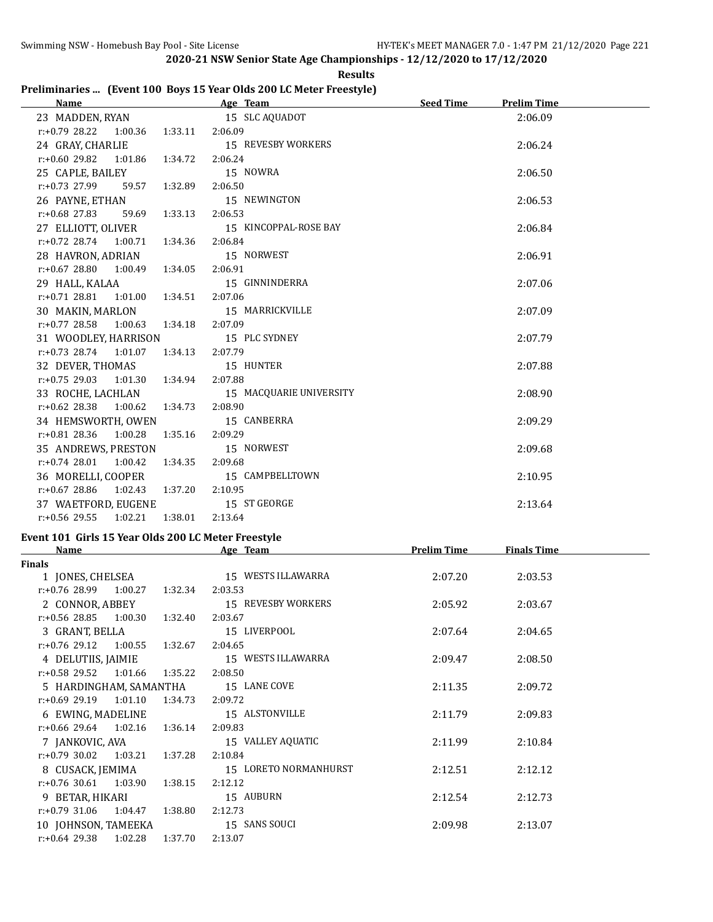## 2020-21 NSW Senior State Age Championships - 12/12/2020 to 17/12/2020

**Results**

### Preliminaries ... (Event 100 Boys 15 Year Olds 200 LC Meter Freestyle)

| Name | Age | Team | Seed Time | Prelim Time |
|---|---|---|---|---|
| 23 MADDEN, RYAN | 15 | SLC AQUADOT | | 2:06.09 |
| r:+0.79 28.22 1:00.36 1:33.11 2:06.09 | | | | |
| 24 GRAY, CHARLIE | 15 | REVESBY WORKERS | | 2:06.24 |
| r:+0.60 29.82 1:01.86 1:34.72 2:06.24 | | | | |
| 25 CAPLE, BAILEY | 15 | NOWRA | | 2:06.50 |
| r:+0.73 27.99 59.57 1:32.89 2:06.50 | | | | |
| 26 PAYNE, ETHAN | 15 | NEWINGTON | | 2:06.53 |
| r:+0.68 27.83 59.69 1:33.13 2:06.53 | | | | |
| 27 ELLIOTT, OLIVER | 15 | KINCOPPAL-ROSE BAY | | 2:06.84 |
| r:+0.72 28.74 1:00.71 1:34.36 2:06.84 | | | | |
| 28 HAVRON, ADRIAN | 15 | NORWEST | | 2:06.91 |
| r:+0.67 28.80 1:00.49 1:34.05 2:06.91 | | | | |
| 29 HALL, KALAA | 15 | GINNINDERRA | | 2:07.06 |
| r:+0.71 28.81 1:01.00 1:34.51 2:07.06 | | | | |
| 30 MAKIN, MARLON | 15 | MARRICKVILLE | | 2:07.09 |
| r:+0.77 28.58 1:00.63 1:34.18 2:07.09 | | | | |
| 31 WOODLEY, HARRISON | 15 | PLC SYDNEY | | 2:07.79 |
| r:+0.73 28.74 1:01.07 1:34.13 2:07.79 | | | | |
| 32 DEVER, THOMAS | 15 | HUNTER | | 2:07.88 |
| r:+0.75 29.03 1:01.30 1:34.94 2:07.88 | | | | |
| 33 ROCHE, LACHLAN | 15 | MACQUARIE UNIVERSITY | | 2:08.90 |
| r:+0.62 28.38 1:00.62 1:34.73 2:08.90 | | | | |
| 34 HEMSWORTH, OWEN | 15 | CANBERRA | | 2:09.29 |
| r:+0.81 28.36 1:00.28 1:35.16 2:09.29 | | | | |
| 35 ANDREWS, PRESTON | 15 | NORWEST | | 2:09.68 |
| r:+0.74 28.01 1:00.42 1:34.35 2:09.68 | | | | |
| 36 MORELLI, COOPER | 15 | CAMPBELLTOWN | | 2:10.95 |
| r:+0.67 28.86 1:02.43 1:37.20 2:10.95 | | | | |
| 37 WAETFORD, EUGENE | 15 | ST GEORGE | | 2:13.64 |
| r:+0.56 29.55 1:02.21 1:38.01 2:13.64 | | | | |

### Event 101 Girls 15 Year Olds 200 LC Meter Freestyle

| Name | Age | Team | Prelim Time | Finals Time |
|---|---|---|---|---|
| **Finals** | | | | |
| 1 JONES, CHELSEA | 15 | WESTS ILLAWARRA | 2:07.20 | 2:03.53 |
| r:+0.76 28.99 1:00.27 1:32.34 2:03.53 | | | | |
| 2 CONNOR, ABBEY | 15 | REVESBY WORKERS | 2:05.92 | 2:03.67 |
| r:+0.56 28.85 1:00.30 1:32.40 2:03.67 | | | | |
| 3 GRANT, BELLA | 15 | LIVERPOOL | 2:07.64 | 2:04.65 |
| r:+0.76 29.12 1:00.55 1:32.67 2:04.65 | | | | |
| 4 DELUTIIS, JAIMIE | 15 | WESTS ILLAWARRA | 2:09.47 | 2:08.50 |
| r:+0.58 29.52 1:01.66 1:35.22 2:08.50 | | | | |
| 5 HARDINGHAM, SAMANTHA | 15 | LANE COVE | 2:11.35 | 2:09.72 |
| r:+0.69 29.19 1:01.10 1:34.73 2:09.72 | | | | |
| 6 EWING, MADELINE | 15 | ALSTONVILLE | 2:11.79 | 2:09.83 |
| r:+0.66 29.64 1:02.16 1:36.14 2:09.83 | | | | |
| 7 JANKOVIC, AVA | 15 | VALLEY AQUATIC | 2:11.99 | 2:10.84 |
| r:+0.79 30.02 1:03.21 1:37.28 2:10.84 | | | | |
| 8 CUSACK, JEMIMA | 15 | LORETO NORMANHURST | 2:12.51 | 2:12.12 |
| r:+0.76 30.61 1:03.90 1:38.15 2:12.12 | | | | |
| 9 BETAR, HIKARI | 15 | AUBURN | 2:12.54 | 2:12.73 |
| r:+0.79 31.06 1:04.47 1:38.80 2:12.73 | | | | |
| 10 JOHNSON, TAMEEKA | 15 | SANS SOUCI | 2:09.98 | 2:13.07 |
| r:+0.64 29.38 1:02.28 1:37.70 2:13.07 | | | | |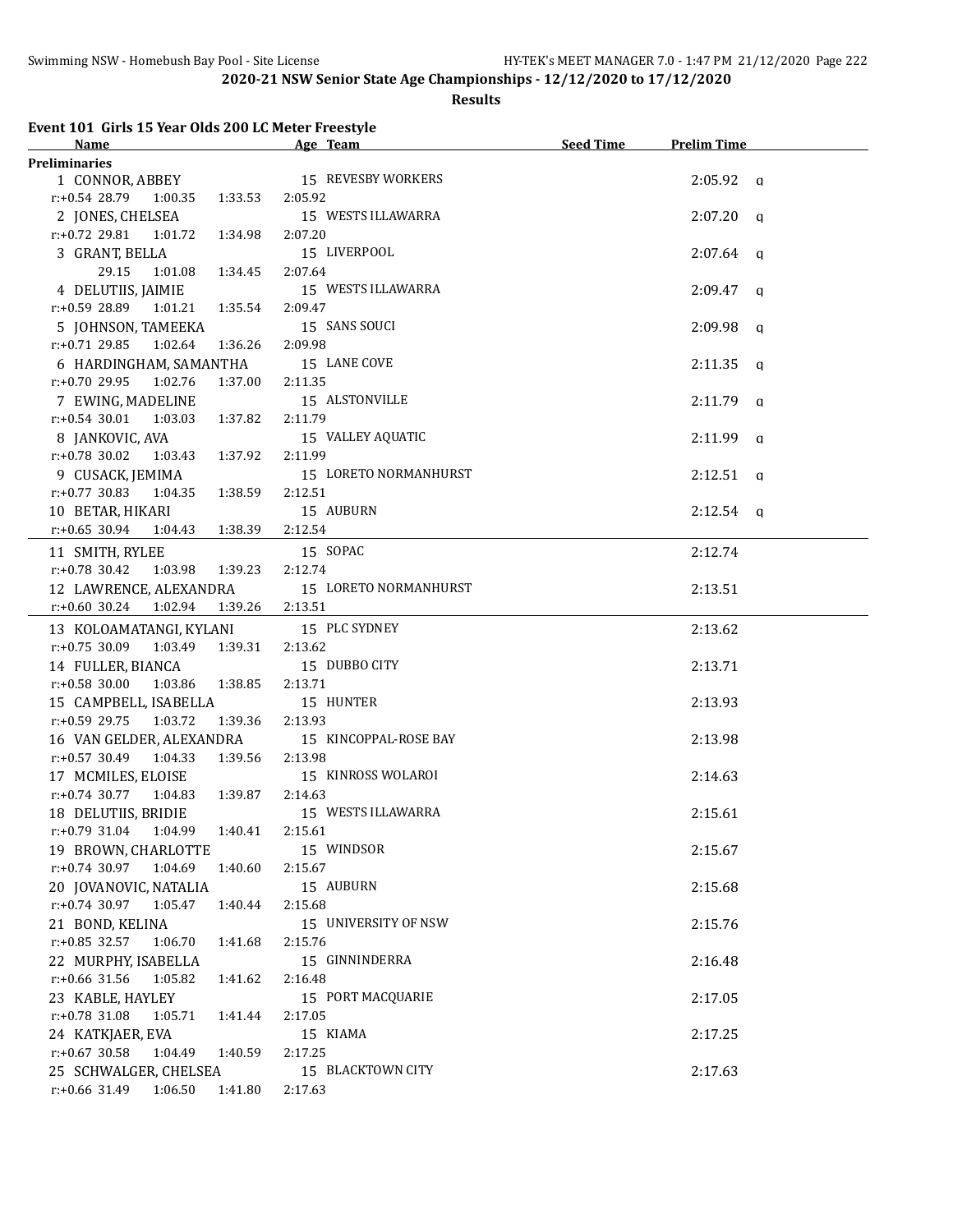## 2020-21 NSW Senior State Age Championships - 12/12/2020 to 17/12/2020

### Results

#### Event 101 Girls 15 Year Olds 200 LC Meter Freestyle

| Name | Age | Team | Seed Time | Prelim Time | |
|---|---|---|---|---|---|
| **Preliminaries** | | | | | |
| 1 CONNOR, ABBEY | 15 | REVESBY WORKERS | | 2:05.92 | q |
| r:+0.54 28.79 1:00.35 1:33.53 2:05.92 | | | | | |
| 2 JONES, CHELSEA | 15 | WESTS ILLAWARRA | | 2:07.20 | q |
| r:+0.72 29.81 1:01.72 1:34.98 2:07.20 | | | | | |
| 3 GRANT, BELLA | 15 | LIVERPOOL | | 2:07.64 | q |
| 29.15 1:01.08 1:34.45 2:07.64 | | | | | |
| 4 DELUTIIS, JAIMIE | 15 | WESTS ILLAWARRA | | 2:09.47 | q |
| r:+0.59 28.89 1:01.21 1:35.54 2:09.47 | | | | | |
| 5 JOHNSON, TAMEEKA | 15 | SANS SOUCI | | 2:09.98 | q |
| r:+0.71 29.85 1:02.64 1:36.26 2:09.98 | | | | | |
| 6 HARDINGHAM, SAMANTHA | 15 | LANE COVE | | 2:11.35 | q |
| r:+0.70 29.95 1:02.76 1:37.00 2:11.35 | | | | | |
| 7 EWING, MADELINE | 15 | ALSTONVILLE | | 2:11.79 | q |
| r:+0.54 30.01 1:03.03 1:37.82 2:11.79 | | | | | |
| 8 JANKOVIC, AVA | 15 | VALLEY AQUATIC | | 2:11.99 | q |
| r:+0.78 30.02 1:03.43 1:37.92 2:11.99 | | | | | |
| 9 CUSACK, JEMIMA | 15 | LORETO NORMANHURST | | 2:12.51 | q |
| r:+0.77 30.83 1:04.35 1:38.59 2:12.51 | | | | | |
| 10 BETAR, HIKARI | 15 | AUBURN | | 2:12.54 | q |
| r:+0.65 30.94 1:04.43 1:38.39 2:12.54 | | | | | |
| 11 SMITH, RYLEE | 15 | SOPAC | | 2:12.74 | |
| r:+0.78 30.42 1:03.98 1:39.23 2:12.74 | | | | | |
| 12 LAWRENCE, ALEXANDRA | 15 | LORETO NORMANHURST | | 2:13.51 | |
| r:+0.60 30.24 1:02.94 1:39.26 2:13.51 | | | | | |
| 13 KOLOAMATANGI, KYLANI | 15 | PLC SYDNEY | | 2:13.62 | |
| r:+0.75 30.09 1:03.49 1:39.31 2:13.62 | | | | | |
| 14 FULLER, BIANCA | 15 | DUBBO CITY | | 2:13.71 | |
| r:+0.58 30.00 1:03.86 1:38.85 2:13.71 | | | | | |
| 15 CAMPBELL, ISABELLA | 15 | HUNTER | | 2:13.93 | |
| r:+0.59 29.75 1:03.72 1:39.36 2:13.93 | | | | | |
| 16 VAN GELDER, ALEXANDRA | 15 | KINCOPPAL-ROSE BAY | | 2:13.98 | |
| r:+0.57 30.49 1:04.33 1:39.56 2:13.98 | | | | | |
| 17 MCMILES, ELOISE | 15 | KINROSS WOLAROI | | 2:14.63 | |
| r:+0.74 30.77 1:04.83 1:39.87 2:14.63 | | | | | |
| 18 DELUTIIS, BRIDIE | 15 | WESTS ILLAWARRA | | 2:15.61 | |
| r:+0.79 31.04 1:04.99 1:40.41 2:15.61 | | | | | |
| 19 BROWN, CHARLOTTE | 15 | WINDSOR | | 2:15.67 | |
| r:+0.74 30.97 1:04.69 1:40.60 2:15.67 | | | | | |
| 20 JOVANOVIC, NATALIA | 15 | AUBURN | | 2:15.68 | |
| r:+0.74 30.97 1:05.47 1:40.44 2:15.68 | | | | | |
| 21 BOND, KELINA | 15 | UNIVERSITY OF NSW | | 2:15.76 | |
| r:+0.85 32.57 1:06.70 1:41.68 2:15.76 | | | | | |
| 22 MURPHY, ISABELLA | 15 | GINNINDERRA | | 2:16.48 | |
| r:+0.66 31.56 1:05.82 1:41.62 2:16.48 | | | | | |
| 23 KABLE, HAYLEY | 15 | PORT MACQUARIE | | 2:17.05 | |
| r:+0.78 31.08 1:05.71 1:41.44 2:17.05 | | | | | |
| 24 KATKJAER, EVA | 15 | KIAMA | | 2:17.25 | |
| r:+0.67 30.58 1:04.49 1:40.59 2:17.25 | | | | | |
| 25 SCHWALGER, CHELSEA | 15 | BLACKTOWN CITY | | 2:17.63 | |
| r:+0.66 31.49 1:06.50 1:41.80 2:17.63 | | | | | |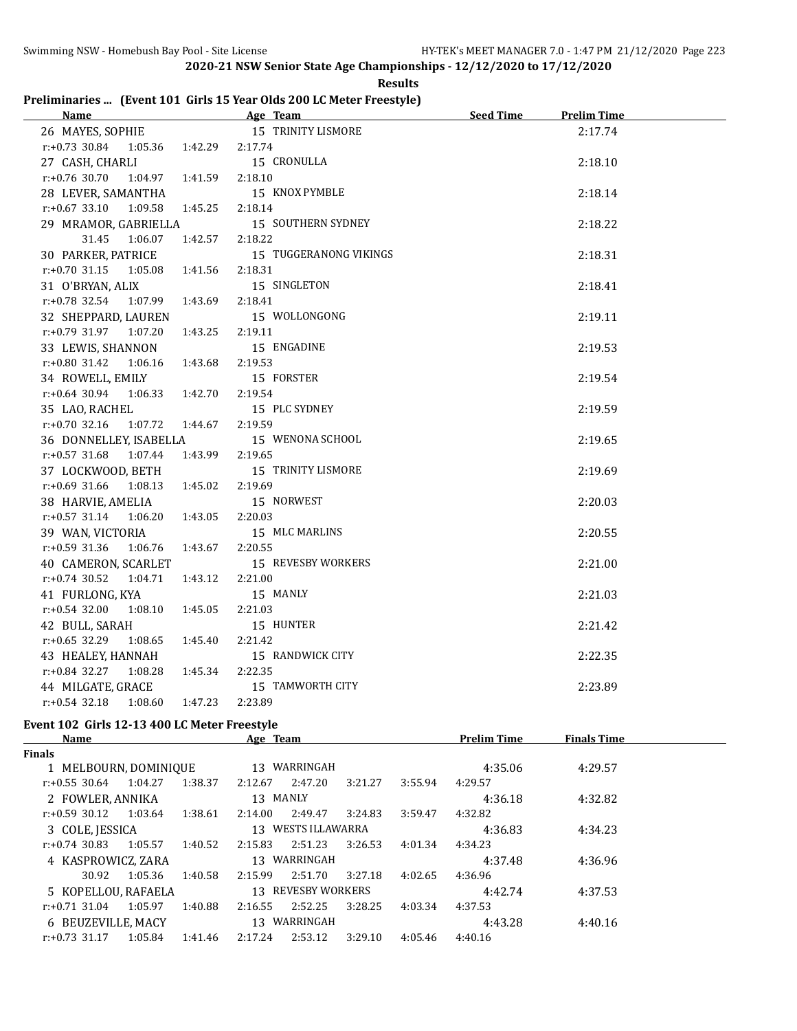**2020-21 NSW Senior State Age Championships - 12/12/2020 to 17/12/2020**

**Results**

## Preliminaries ... (Event 101 Girls 15 Year Olds 200 LC Meter Freestyle)

| Name | Age | Team | Seed Time | Prelim Time |
|---|---|---|---|---|
| 26 MAYES, SOPHIE | 15 | TRINITY LISMORE | | 2:17.74 |
| r:+0.73 30.84 1:05.36 1:42.29 2:17.74 | | | | |
| 27 CASH, CHARLI | 15 | CRONULLA | | 2:18.10 |
| r:+0.76 30.70 1:04.97 1:41.59 2:18.10 | | | | |
| 28 LEVER, SAMANTHA | 15 | KNOX PYMBLE | | 2:18.14 |
| r:+0.67 33.10 1:09.58 1:45.25 2:18.14 | | | | |
| 29 MRAMOR, GABRIELLA | 15 | SOUTHERN SYDNEY | | 2:18.22 |
| 31.45 1:06.07 1:42.57 2:18.22 | | | | |
| 30 PARKER, PATRICE | 15 | TUGGERANONG VIKINGS | | 2:18.31 |
| r:+0.70 31.15 1:05.08 1:41.56 2:18.31 | | | | |
| 31 O'BRYAN, ALIX | 15 | SINGLETON | | 2:18.41 |
| r:+0.78 32.54 1:07.99 1:43.69 2:18.41 | | | | |
| 32 SHEPPARD, LAUREN | 15 | WOLLONGONG | | 2:19.11 |
| r:+0.79 31.97 1:07.20 1:43.25 2:19.11 | | | | |
| 33 LEWIS, SHANNON | 15 | ENGADINE | | 2:19.53 |
| r:+0.80 31.42 1:06.16 1:43.68 2:19.53 | | | | |
| 34 ROWELL, EMILY | 15 | FORSTER | | 2:19.54 |
| r:+0.64 30.94 1:06.33 1:42.70 2:19.54 | | | | |
| 35 LAO, RACHEL | 15 | PLC SYDNEY | | 2:19.59 |
| r:+0.70 32.16 1:07.72 1:44.67 2:19.59 | | | | |
| 36 DONNELLEY, ISABELLA | 15 | WENONA SCHOOL | | 2:19.65 |
| r:+0.57 31.68 1:07.44 1:43.99 2:19.65 | | | | |
| 37 LOCKWOOD, BETH | 15 | TRINITY LISMORE | | 2:19.69 |
| r:+0.69 31.66 1:08.13 1:45.02 2:19.69 | | | | |
| 38 HARVIE, AMELIA | 15 | NORWEST | | 2:20.03 |
| r:+0.57 31.14 1:06.20 1:43.05 2:20.03 | | | | |
| 39 WAN, VICTORIA | 15 | MLC MARLINS | | 2:20.55 |
| r:+0.59 31.36 1:06.76 1:43.67 2:20.55 | | | | |
| 40 CAMERON, SCARLET | 15 | REVESBY WORKERS | | 2:21.00 |
| r:+0.74 30.52 1:04.71 1:43.12 2:21.00 | | | | |
| 41 FURLONG, KYA | 15 | MANLY | | 2:21.03 |
| r:+0.54 32.00 1:08.10 1:45.05 2:21.03 | | | | |
| 42 BULL, SARAH | 15 | HUNTER | | 2:21.42 |
| r:+0.65 32.29 1:08.65 1:45.40 2:21.42 | | | | |
| 43 HEALEY, HANNAH | 15 | RANDWICK CITY | | 2:22.35 |
| r:+0.84 32.27 1:08.28 1:45.34 2:22.35 | | | | |
| 44 MILGATE, GRACE | 15 | TAMWORTH CITY | | 2:23.89 |
| r:+0.54 32.18 1:08.60 1:47.23 2:23.89 | | | | |

## Event 102 Girls 12-13 400 LC Meter Freestyle

| Name | Age | Team | Prelim Time | Finals Time |
|---|---|---|---|---|
| **Finals** | | | | |
| 1 MELBOURN, DOMINIQUE | 13 | WARRINGAH | 4:35.06 | 4:29.57 |
| r:+0.55 30.64 1:04.27 1:38.37 2:12.67 2:47.20 3:21.27 3:55.94 4:29.57 | | | | |
| 2 FOWLER, ANNIKA | 13 | MANLY | 4:36.18 | 4:32.82 |
| r:+0.59 30.12 1:03.64 1:38.61 2:14.00 2:49.47 3:24.83 3:59.47 4:32.82 | | | | |
| 3 COLE, JESSICA | 13 | WESTS ILLAWARRA | 4:36.83 | 4:34.23 |
| r:+0.74 30.83 1:05.57 1:40.52 2:15.83 2:51.23 3:26.53 4:01.34 4:34.23 | | | | |
| 4 KASPROWICZ, ZARA | 13 | WARRINGAH | 4:37.48 | 4:36.96 |
| 30.92 1:05.36 1:40.58 2:15.99 2:51.70 3:27.18 4:02.65 4:36.96 | | | | |
| 5 KOPELLOU, RAFAELA | 13 | REVESBY WORKERS | 4:42.74 | 4:37.53 |
| r:+0.71 31.04 1:05.97 1:40.88 2:16.55 2:52.25 3:28.25 4:03.34 4:37.53 | | | | |
| 6 BEUZEVILLE, MACY | 13 | WARRINGAH | 4:43.28 | 4:40.16 |
| r:+0.73 31.17 1:05.84 1:41.46 2:17.24 2:53.12 3:29.10 4:05.46 4:40.16 | | | | |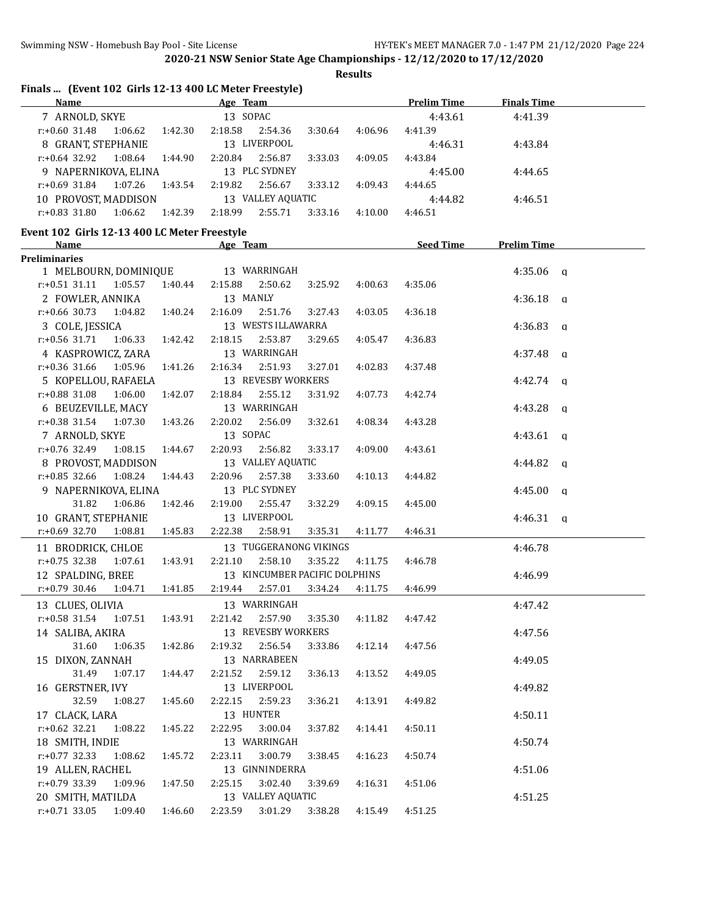## 2020-21 NSW Senior State Age Championships - 12/12/2020 to 17/12/2020

**Results**

### Finals ... (Event 102 Girls 12-13 400 LC Meter Freestyle)

| Name | Age | Team | Prelim Time | Finals Time |
|---|---|---|---|---|
| 7 ARNOLD, SKYE | 13 | SOPAC | 4:43.61 | 4:41.39 |
| r:+0.60 31.48 1:06.62 1:42.30 2:18.58 2:54.36 3:30.64 4:06.96 4:41.39 | | | | |
| 8 GRANT, STEPHANIE | 13 | LIVERPOOL | 4:46.31 | 4:43.84 |
| r:+0.64 32.92 1:08.64 1:44.90 2:20.84 2:56.87 3:33.03 4:09.05 4:43.84 | | | | |
| 9 NAPERNIKOVA, ELINA | 13 | PLC SYDNEY | 4:45.00 | 4:44.65 |
| r:+0.69 31.84 1:07.26 1:43.54 2:19.82 2:56.67 3:33.12 4:09.43 4:44.65 | | | | |
| 10 PROVOST, MADDISON | 13 | VALLEY AQUATIC | 4:44.82 | 4:46.51 |
| r:+0.83 31.80 1:06.62 1:42.39 2:18.99 2:55.71 3:33.16 4:10.00 4:46.51 | | | | |

### Event 102 Girls 12-13 400 LC Meter Freestyle

| Name | Age | Team | Seed Time | Prelim Time |
|---|---|---|---|---|
| **Preliminaries** | | | | |
| 1 MELBOURN, DOMINIQUE | 13 | WARRINGAH | | 4:35.06 q |
| r:+0.51 31.11 1:05.57 1:40.44 2:15.88 2:50.62 3:25.92 4:00.63 4:35.06 | | | | |
| 2 FOWLER, ANNIKA | 13 | MANLY | | 4:36.18 q |
| r:+0.66 30.73 1:04.82 1:40.24 2:16.09 2:51.76 3:27.43 4:03.05 4:36.18 | | | | |
| 3 COLE, JESSICA | 13 | WESTS ILLAWARRA | | 4:36.83 q |
| r:+0.56 31.71 1:06.33 1:42.42 2:18.15 2:53.87 3:29.65 4:05.47 4:36.83 | | | | |
| 4 KASPROWICZ, ZARA | 13 | WARRINGAH | | 4:37.48 q |
| r:+0.36 31.66 1:05.96 1:41.26 2:16.34 2:51.93 3:27.01 4:02.83 4:37.48 | | | | |
| 5 KOPELLOU, RAFAELA | 13 | REVESBY WORKERS | | 4:42.74 q |
| r:+0.88 31.08 1:06.00 1:42.07 2:18.84 2:55.12 3:31.92 4:07.73 4:42.74 | | | | |
| 6 BEUZEVILLE, MACY | 13 | WARRINGAH | | 4:43.28 q |
| r:+0.38 31.54 1:07.30 1:43.26 2:20.02 2:56.09 3:32.61 4:08.34 4:43.28 | | | | |
| 7 ARNOLD, SKYE | 13 | SOPAC | | 4:43.61 q |
| r:+0.76 32.49 1:08.15 1:44.67 2:20.93 2:56.82 3:33.17 4:09.00 4:43.61 | | | | |
| 8 PROVOST, MADDISON | 13 | VALLEY AQUATIC | | 4:44.82 q |
| r:+0.85 32.66 1:08.24 1:44.43 2:20.96 2:57.38 3:33.60 4:10.13 4:44.82 | | | | |
| 9 NAPERNIKOVA, ELINA | 13 | PLC SYDNEY | | 4:45.00 q |
| 31.82 1:06.86 1:42.46 2:19.00 2:55.47 3:32.29 4:09.15 4:45.00 | | | | |
| 10 GRANT, STEPHANIE | 13 | LIVERPOOL | | 4:46.31 q |
| r:+0.69 32.70 1:08.81 1:45.83 2:22.38 2:58.91 3:35.31 4:11.77 4:46.31 | | | | |
| 11 BRODRICK, CHLOE | 13 | TUGGERANONG VIKINGS | | 4:46.78 |
| r:+0.75 32.38 1:07.61 1:43.91 2:21.10 2:58.10 3:35.22 4:11.75 4:46.78 | | | | |
| 12 SPALDING, BREE | 13 | KINCUMBER PACIFIC DOLPHINS | | 4:46.99 |
| r:+0.79 30.46 1:04.71 1:41.85 2:19.44 2:57.01 3:34.24 4:11.75 4:46.99 | | | | |
| 13 CLUES, OLIVIA | 13 | WARRINGAH | | 4:47.42 |
| r:+0.58 31.54 1:07.51 1:43.91 2:21.42 2:57.90 3:35.30 4:11.82 4:47.42 | | | | |
| 14 SALIBA, AKIRA | 13 | REVESBY WORKERS | | 4:47.56 |
| 31.60 1:06.35 1:42.86 2:19.32 2:56.54 3:33.86 4:12.14 4:47.56 | | | | |
| 15 DIXON, ZANNAH | 13 | NARRABEEN | | 4:49.05 |
| 31.49 1:07.17 1:44.47 2:21.52 2:59.12 3:36.13 4:13.52 4:49.05 | | | | |
| 16 GERSTNER, IVY | 13 | LIVERPOOL | | 4:49.82 |
| 32.59 1:08.27 1:45.60 2:22.15 2:59.23 3:36.21 4:13.91 4:49.82 | | | | |
| 17 CLACK, LARA | 13 | HUNTER | | 4:50.11 |
| r:+0.62 32.21 1:08.22 1:45.22 2:22.95 3:00.04 3:37.82 4:14.41 4:50.11 | | | | |
| 18 SMITH, INDIE | 13 | WARRINGAH | | 4:50.74 |
| r:+0.77 32.33 1:08.62 1:45.72 2:23.11 3:00.79 3:38.45 4:16.23 4:50.74 | | | | |
| 19 ALLEN, RACHEL | 13 | GINNINDERRA | | 4:51.06 |
| r:+0.79 33.39 1:09.96 1:47.50 2:25.15 3:02.40 3:39.69 4:16.31 4:51.06 | | | | |
| 20 SMITH, MATILDA | 13 | VALLEY AQUATIC | | 4:51.25 |
| r:+0.71 33.05 1:09.40 1:46.60 2:23.59 3:01.29 3:38.28 4:15.49 4:51.25 | | | | |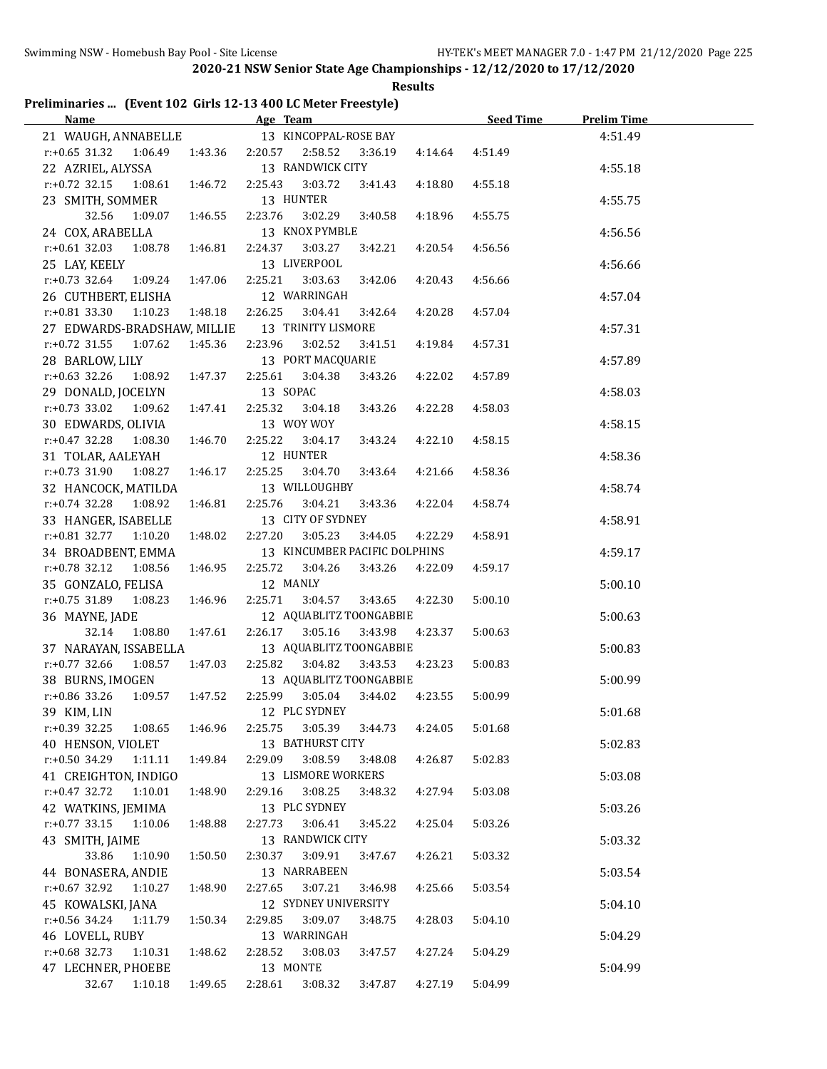**2020-21 NSW Senior State Age Championships - 12/12/2020 to 17/12/2020**

**Results**

### Preliminaries ... (Event 102 Girls 12-13 400 LC Meter Freestyle)

| Name | Age | Team | Seed Time | Prelim Time |
|---|---|---|---|---|
| 21 WAUGH, ANNABELLE | 13 | KINCOPPAL-ROSE BAY | | 4:51.49 |
| r:+0.65 32.31 1:06.49 1:43.36 2:20.57 2:58.52 3:36.19 4:14.64 4:51.49 | | | | |
| 22 AZRIEL, ALYSSA | 13 | RANDWICK CITY | | 4:55.18 |
| r:+0.72 32.15 1:08.61 1:46.72 2:25.43 3:03.72 3:41.43 4:18.80 4:55.18 | | | | |
| 23 SMITH, SOMMER | 13 | HUNTER | | 4:55.75 |
| 32.56 1:09.07 1:46.55 2:23.76 3:02.29 3:40.58 4:18.96 4:55.75 | | | | |
| 24 COX, ARABELLA | 13 | KNOX PYMBLE | | 4:56.56 |
| r:+0.61 32.03 1:08.78 1:46.81 2:24.37 3:03.27 3:42.21 4:20.54 4:56.56 | | | | |
| 25 LAY, KEELY | 13 | LIVERPOOL | | 4:56.66 |
| r:+0.73 32.64 1:09.24 1:47.06 2:25.21 3:03.63 3:42.06 4:20.43 4:56.66 | | | | |
| 26 CUTHBERT, ELISHA | 12 | WARRINGAH | | 4:57.04 |
| r:+0.81 33.30 1:10.23 1:48.18 2:26.25 3:04.41 3:42.64 4:20.28 4:57.04 | | | | |
| 27 EDWARDS-BRADSHAW, MILLIE | 13 | TRINITY LISMORE | | 4:57.31 |
| r:+0.72 31.55 1:07.62 1:45.36 2:23.96 3:02.52 3:41.51 4:19.84 4:57.31 | | | | |
| 28 BARLOW, LILY | 13 | PORT MACQUARIE | | 4:57.89 |
| r:+0.63 32.26 1:08.92 1:47.37 2:25.61 3:04.38 3:43.26 4:22.02 4:57.89 | | | | |
| 29 DONALD, JOCELYN | 13 | SOPAC | | 4:58.03 |
| r:+0.73 33.02 1:09.62 1:47.41 2:25.32 3:04.18 3:43.26 4:22.28 4:58.03 | | | | |
| 30 EDWARDS, OLIVIA | 13 | WOY WOY | | 4:58.15 |
| r:+0.47 32.28 1:08.30 1:46.70 2:25.22 3:04.17 3:43.24 4:22.10 4:58.15 | | | | |
| 31 TOLAR, AALEYAH | 12 | HUNTER | | 4:58.36 |
| r:+0.73 31.90 1:08.27 1:46.17 2:25.25 3:04.70 3:43.64 4:21.66 4:58.36 | | | | |
| 32 HANCOCK, MATILDA | 13 | WILLOUGHBY | | 4:58.74 |
| r:+0.74 32.28 1:08.92 1:46.81 2:25.76 3:04.21 3:43.36 4:22.04 4:58.74 | | | | |
| 33 HANGER, ISABELLE | 13 | CITY OF SYDNEY | | 4:58.91 |
| r:+0.81 32.77 1:10.20 1:48.02 2:27.20 3:05.23 3:44.05 4:22.29 4:58.91 | | | | |
| 34 BROADBENT, EMMA | 13 | KINCUMBER PACIFIC DOLPHINS | | 4:59.17 |
| r:+0.78 32.12 1:08.56 1:46.95 2:25.72 3:04.26 3:43.26 4:22.09 4:59.17 | | | | |
| 35 GONZALO, FELISA | 12 | MANLY | | 5:00.10 |
| r:+0.75 31.89 1:08.23 1:46.96 2:25.71 3:04.57 3:43.65 4:22.30 5:00.10 | | | | |
| 36 MAYNE, JADE | 12 | AQUABLITZ TOONGABBIE | | 5:00.63 |
| 32.14 1:08.80 1:47.61 2:26.17 3:05.16 3:43.98 4:23.37 5:00.63 | | | | |
| 37 NARAYAN, ISSABELLA | 13 | AQUABLITZ TOONGABBIE | | 5:00.83 |
| r:+0.77 32.66 1:08.57 1:47.03 2:25.82 3:04.82 3:43.53 4:23.23 5:00.83 | | | | |
| 38 BURNS, IMOGEN | 13 | AQUABLITZ TOONGABBIE | | 5:00.99 |
| r:+0.86 33.26 1:09.57 1:47.52 2:25.99 3:05.04 3:44.02 4:23.55 5:00.99 | | | | |
| 39 KIM, LIN | 12 | PLC SYDNEY | | 5:01.68 |
| r:+0.39 32.25 1:08.65 1:46.96 2:25.75 3:05.39 3:44.73 4:24.05 5:01.68 | | | | |
| 40 HENSON, VIOLET | 13 | BATHURST CITY | | 5:02.83 |
| r:+0.50 34.29 1:11.11 1:49.84 2:29.09 3:08.59 3:48.08 4:26.87 5:02.83 | | | | |
| 41 CREIGHTON, INDIGO | 13 | LISMORE WORKERS | | 5:03.08 |
| r:+0.47 32.72 1:10.01 1:48.90 2:29.16 3:08.25 3:48.32 4:27.94 5:03.08 | | | | |
| 42 WATKINS, JEMIMA | 13 | PLC SYDNEY | | 5:03.26 |
| r:+0.77 33.15 1:10.06 1:48.88 2:27.73 3:06.41 3:45.22 4:25.04 5:03.26 | | | | |
| 43 SMITH, JAIME | 13 | RANDWICK CITY | | 5:03.32 |
| 33.86 1:10.90 1:50.50 2:30.37 3:09.91 3:47.67 4:26.21 5:03.32 | | | | |
| 44 BONASERA, ANDIE | 13 | NARRABEEN | | 5:03.54 |
| r:+0.67 32.92 1:10.27 1:48.90 2:27.65 3:07.21 3:46.98 4:25.66 5:03.54 | | | | |
| 45 KOWALSKI, JANA | 12 | SYDNEY UNIVERSITY | | 5:04.10 |
| r:+0.56 34.24 1:11.79 1:50.34 2:29.85 3:09.07 3:48.75 4:28.03 5:04.10 | | | | |
| 46 LOVELL, RUBY | 13 | WARRINGAH | | 5:04.29 |
| r:+0.68 32.73 1:10.31 1:48.62 2:28.52 3:08.03 3:47.57 4:27.24 5:04.29 | | | | |
| 47 LECHNER, PHOEBE | 13 | MONTE | | 5:04.99 |
| 32.67 1:10.18 1:49.65 2:28.61 3:08.32 3:47.87 4:27.19 5:04.99 | | | | |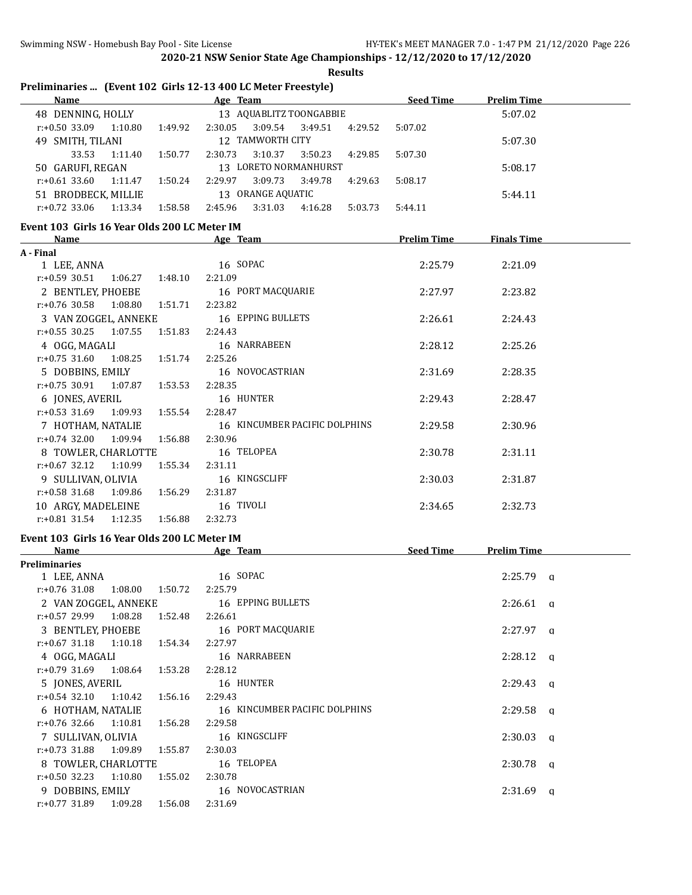**2020-21 NSW Senior State Age Championships - 12/12/2020 to 17/12/2020**

**Results**

## Preliminaries ... (Event 102 Girls 12-13 400 LC Meter Freestyle)

| Name | Age | Team | Seed Time | Prelim Time |
|---|---|---|---|---|
| 48 DENNING, HOLLY | 13 | AQUABLITZ TOONGABBIE | | 5:07.02 |
| r:+0.50 33.09 1:10.80 1:49.92 2:30.05 3:09.54 3:49.51 4:29.52 5:07.02 | | | | |
| 49 SMITH, TILANI | 12 | TAMWORTH CITY | | 5:07.30 |
| 33.53 1:11.40 1:50.77 2:30.73 3:10.37 3:50.23 4:29.85 5:07.30 | | | | |
| 50 GARUFI, REGAN | 13 | LORETO NORMANHURST | | 5:08.17 |
| r:+0.61 33.60 1:11.47 1:50.24 2:29.97 3:09.73 3:49.78 4:29.63 5:08.17 | | | | |
| 51 BRODBECK, MILLIE | 13 | ORANGE AQUATIC | | 5:44.11 |
| r:+0.72 33.06 1:13.34 1:58.58 2:45.96 3:31.03 4:16.28 5:03.73 5:44.11 | | | | |

## Event 103 Girls 16 Year Olds 200 LC Meter IM

| Name | Age | Team | Prelim Time | Finals Time |
|---|---|---|---|---|
| **A - Final** | | | | |
| 1 LEE, ANNA | 16 | SOPAC | 2:25.79 | 2:21.09 |
| r:+0.59 30.51 1:06.27 1:48.10 2:21.09 | | | | |
| 2 BENTLEY, PHOEBE | 16 | PORT MACQUARIE | 2:27.97 | 2:23.82 |
| r:+0.76 30.58 1:08.80 1:51.71 2:23.82 | | | | |
| 3 VAN ZOGGEL, ANNEKE | 16 | EPPING BULLETS | 2:26.61 | 2:24.43 |
| r:+0.55 30.25 1:07.55 1:51.83 2:24.43 | | | | |
| 4 OGG, MAGALI | 16 | NARRABEEN | 2:28.12 | 2:25.26 |
| r:+0.75 31.60 1:08.25 1:51.74 2:25.26 | | | | |
| 5 DOBBINS, EMILY | 16 | NOVOCASTRIAN | 2:31.69 | 2:28.35 |
| r:+0.75 30.91 1:07.87 1:53.53 2:28.35 | | | | |
| 6 JONES, AVERIL | 16 | HUNTER | 2:29.43 | 2:28.47 |
| r:+0.53 31.69 1:09.93 1:55.54 2:28.47 | | | | |
| 7 HOTHAM, NATALIE | 16 | KINCUMBER PACIFIC DOLPHINS | 2:29.58 | 2:30.96 |
| r:+0.74 32.00 1:09.94 1:56.88 2:30.96 | | | | |
| 8 TOWLER, CHARLOTTE | 16 | TELOPEA | 2:30.78 | 2:31.11 |
| r:+0.67 32.12 1:10.99 1:55.34 2:31.11 | | | | |
| 9 SULLIVAN, OLIVIA | 16 | KINGSCLIFF | 2:30.03 | 2:31.87 |
| r:+0.58 31.68 1:09.86 1:56.29 2:31.87 | | | | |
| 10 ARGY, MADELEINE | 16 | TIVOLI | 2:34.65 | 2:32.73 |
| r:+0.81 31.54 1:12.35 1:56.88 2:32.73 | | | | |

## Event 103 Girls 16 Year Olds 200 LC Meter IM

| Name | Age | Team | Seed Time | Prelim Time |
|---|---|---|---|---|
| **Preliminaries** | | | | |
| 1 LEE, ANNA | 16 | SOPAC | | 2:25.79 q |
| r:+0.76 31.08 1:08.00 1:50.72 2:25.79 | | | | |
| 2 VAN ZOGGEL, ANNEKE | 16 | EPPING BULLETS | | 2:26.61 q |
| r:+0.57 29.99 1:08.28 1:52.48 2:26.61 | | | | |
| 3 BENTLEY, PHOEBE | 16 | PORT MACQUARIE | | 2:27.97 q |
| r:+0.67 31.18 1:10.18 1:54.34 2:27.97 | | | | |
| 4 OGG, MAGALI | 16 | NARRABEEN | | 2:28.12 q |
| r:+0.79 31.69 1:08.64 1:53.28 2:28.12 | | | | |
| 5 JONES, AVERIL | 16 | HUNTER | | 2:29.43 q |
| r:+0.54 32.10 1:10.42 1:56.16 2:29.43 | | | | |
| 6 HOTHAM, NATALIE | 16 | KINCUMBER PACIFIC DOLPHINS | | 2:29.58 q |
| r:+0.76 32.66 1:10.81 1:56.28 2:29.58 | | | | |
| 7 SULLIVAN, OLIVIA | 16 | KINGSCLIFF | | 2:30.03 q |
| r:+0.73 31.88 1:09.89 1:55.87 2:30.03 | | | | |
| 8 TOWLER, CHARLOTTE | 16 | TELOPEA | | 2:30.78 q |
| r:+0.50 32.23 1:10.80 1:55.02 2:30.78 | | | | |
| 9 DOBBINS, EMILY | 16 | NOVOCASTRIAN | | 2:31.69 q |
| r:+0.77 31.89 1:09.28 1:56.08 2:31.69 | | | | |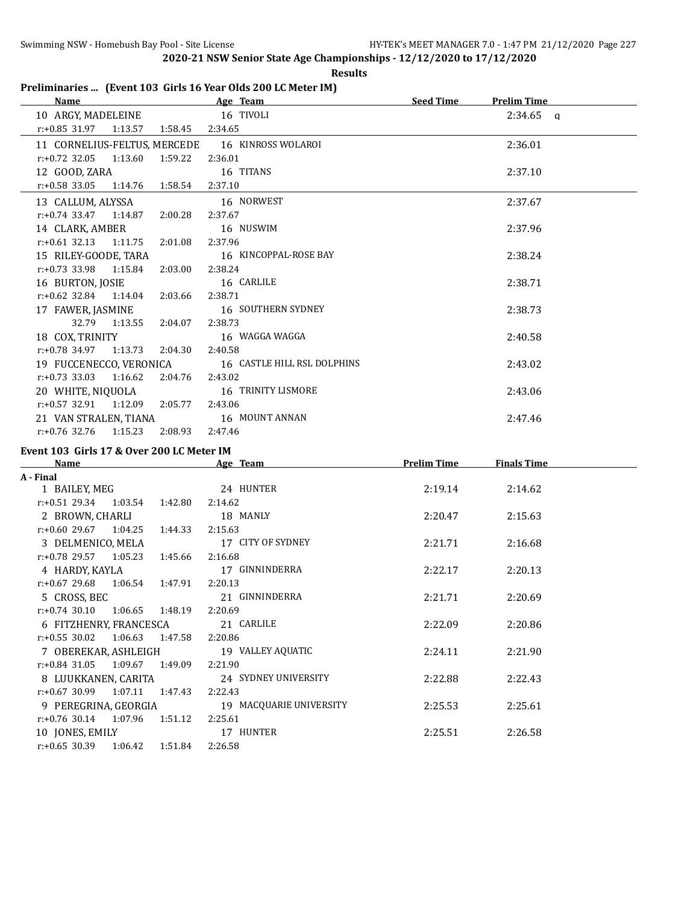## 2020-21 NSW Senior State Age Championships - 12/12/2020 to 17/12/2020

**Results**

### Preliminaries ... (Event 103 Girls 16 Year Olds 200 LC Meter IM)

| Name | Age | Team | Seed Time | Prelim Time |
|---|---|---|---|---|
| 10 ARGY, MADELEINE | 16 | TIVOLI | | 2:34.65 q |
| r:+0.85 31.97 1:13.57 1:58.45 2:34.65 | | | | |
| 11 CORNELIUS-FELTUS, MERCEDE | 16 | KINROSS WOLAROI | | 2:36.01 |
| r:+0.72 32.05 1:13.60 1:59.22 2:36.01 | | | | |
| 12 GOOD, ZARA | 16 | TITANS | | 2:37.10 |
| r:+0.58 33.05 1:14.76 1:58.54 2:37.10 | | | | |
| 13 CALLUM, ALYSSA | 16 | NORWEST | | 2:37.67 |
| r:+0.74 33.47 1:14.87 2:00.28 2:37.67 | | | | |
| 14 CLARK, AMBER | 16 | NUSWIM | | 2:37.96 |
| r:+0.61 32.13 1:11.75 2:01.08 2:37.96 | | | | |
| 15 RILEY-GOODE, TARA | 16 | KINCOPPAL-ROSE BAY | | 2:38.24 |
| r:+0.73 33.98 1:15.84 2:03.00 2:38.24 | | | | |
| 16 BURTON, JOSIE | 16 | CARLILE | | 2:38.71 |
| r:+0.62 32.84 1:14.04 2:03.66 2:38.71 | | | | |
| 17 FAWER, JASMINE | 16 | SOUTHERN SYDNEY | | 2:38.73 |
| 32.79 1:13.55 2:04.07 2:38.73 | | | | |
| 18 COX, TRINITY | 16 | WAGGA WAGGA | | 2:40.58 |
| r:+0.78 34.97 1:13.73 2:04.30 2:40.58 | | | | |
| 19 FUCCENECCO, VERONICA | 16 | CASTLE HILL RSL DOLPHINS | | 2:43.02 |
| r:+0.73 33.03 1:16.62 2:04.76 2:43.02 | | | | |
| 20 WHITE, NIQUOLA | 16 | TRINITY LISMORE | | 2:43.06 |
| r:+0.57 32.91 1:12.09 2:05.77 2:43.06 | | | | |
| 21 VAN STRALEN, TIANA | 16 | MOUNT ANNAN | | 2:47.46 |
| r:+0.76 32.76 1:15.23 2:08.93 2:47.46 | | | | |

### Event 103 Girls 17 & Over 200 LC Meter IM

| Name | Age | Team | Prelim Time | Finals Time |
|---|---|---|---|---|
| **A - Final** | | | | |
| 1 BAILEY, MEG | 24 | HUNTER | 2:19.14 | 2:14.62 |
| r:+0.51 29.34 1:03.54 1:42.80 2:14.62 | | | | |
| 2 BROWN, CHARLI | 18 | MANLY | 2:20.47 | 2:15.63 |
| r:+0.60 29.67 1:04.25 1:44.33 2:15.63 | | | | |
| 3 DELMENICO, MELA | 17 | CITY OF SYDNEY | 2:21.71 | 2:16.68 |
| r:+0.78 29.57 1:05.23 1:45.66 2:16.68 | | | | |
| 4 HARDY, KAYLA | 17 | GINNINDERRA | 2:22.17 | 2:20.13 |
| r:+0.67 29.68 1:06.54 1:47.91 2:20.13 | | | | |
| 5 CROSS, BEC | 21 | GINNINDERRA | 2:21.71 | 2:20.69 |
| r:+0.74 30.10 1:06.65 1:48.19 2:20.69 | | | | |
| 6 FITZHENRY, FRANCESCA | 21 | CARLILE | 2:22.09 | 2:20.86 |
| r:+0.55 30.02 1:06.63 1:47.58 2:20.86 | | | | |
| 7 OBEREKAR, ASHLEIGH | 19 | VALLEY AQUATIC | 2:24.11 | 2:21.90 |
| r:+0.84 31.05 1:09.67 1:49.09 2:21.90 | | | | |
| 8 LUUKKANEN, CARITA | 24 | SYDNEY UNIVERSITY | 2:22.88 | 2:22.43 |
| r:+0.67 30.99 1:07.11 1:47.43 2:22.43 | | | | |
| 9 PEREGRINA, GEORGIA | 19 | MACQUARIE UNIVERSITY | 2:25.53 | 2:25.61 |
| r:+0.76 30.14 1:07.96 1:51.12 2:25.61 | | | | |
| 10 JONES, EMILY | 17 | HUNTER | 2:25.51 | 2:26.58 |
| r:+0.65 30.39 1:06.42 1:51.84 2:26.58 | | | | |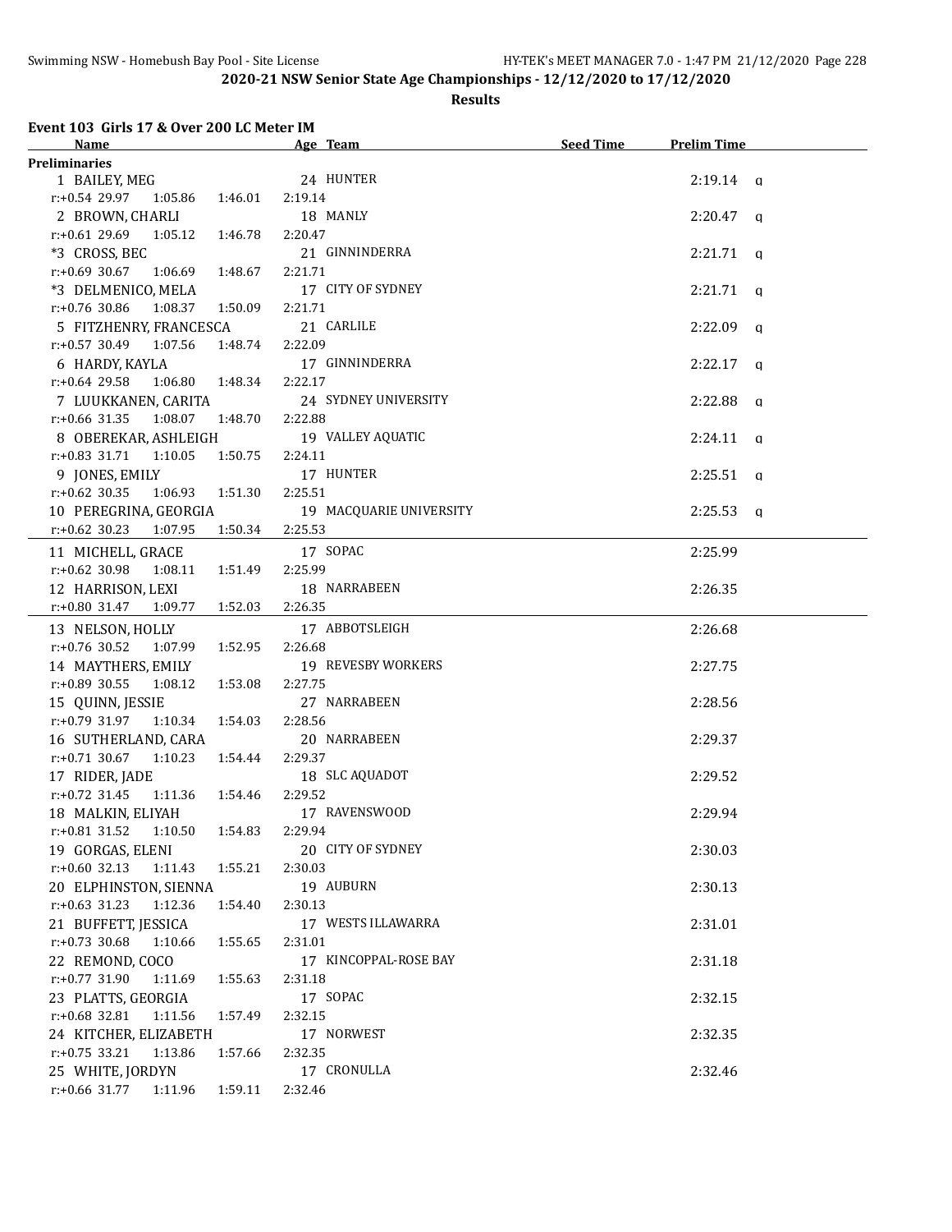## 2020-21 NSW Senior State Age Championships - 12/12/2020 to 17/12/2020

### Results

**Event 103 Girls 17 & Over 200 LC Meter IM**

| Name | Age | Team | Seed Time | Prelim Time | |
|---|---|---|---|---|---|
| **Preliminaries** | | | | | |
| 1 BAILEY, MEG | 24 | HUNTER | | 2:19.14 | q |
| r:+0.54 29.97 1:05.86 1:46.01 2:19.14 | | | | | |
| 2 BROWN, CHARLI | 18 | MANLY | | 2:20.47 | q |
| r:+0.61 29.69 1:05.12 1:46.78 2:20.47 | | | | | |
| *3 CROSS, BEC | 21 | GINNINDERRA | | 2:21.71 | q |
| r:+0.69 30.67 1:06.69 1:48.67 2:21.71 | | | | | |
| *3 DELMENICO, MELA | 17 | CITY OF SYDNEY | | 2:21.71 | q |
| r:+0.76 30.86 1:08.37 1:50.09 2:21.71 | | | | | |
| 5 FITZHENRY, FRANCESCA | 21 | CARLILE | | 2:22.09 | q |
| r:+0.57 30.49 1:07.56 1:48.74 2:22.09 | | | | | |
| 6 HARDY, KAYLA | 17 | GINNINDERRA | | 2:22.17 | q |
| r:+0.64 29.58 1:06.80 1:48.34 2:22.17 | | | | | |
| 7 LUUKKANEN, CARITA | 24 | SYDNEY UNIVERSITY | | 2:22.88 | q |
| r:+0.66 31.35 1:08.07 1:48.70 2:22.88 | | | | | |
| 8 OBEREKAR, ASHLEIGH | 19 | VALLEY AQUATIC | | 2:24.11 | q |
| r:+0.83 31.71 1:10.05 1:50.75 2:24.11 | | | | | |
| 9 JONES, EMILY | 17 | HUNTER | | 2:25.51 | q |
| r:+0.62 30.35 1:06.93 1:51.30 2:25.51 | | | | | |
| 10 PEREGRINA, GEORGIA | 19 | MACQUARIE UNIVERSITY | | 2:25.53 | q |
| r:+0.62 30.23 1:07.95 1:50.34 2:25.53 | | | | | |
| 11 MICHELL, GRACE | 17 | SOPAC | | 2:25.99 | |
| r:+0.62 30.98 1:08.11 1:51.49 2:25.99 | | | | | |
| 12 HARRISON, LEXI | 18 | NARRABEEN | | 2:26.35 | |
| r:+0.80 31.47 1:09.77 1:52.03 2:26.35 | | | | | |
| 13 NELSON, HOLLY | 17 | ABBOTSLEIGH | | 2:26.68 | |
| r:+0.76 30.52 1:07.99 1:52.95 2:26.68 | | | | | |
| 14 MAYTHERS, EMILY | 19 | REVESBY WORKERS | | 2:27.75 | |
| r:+0.89 30.55 1:08.12 1:53.08 2:27.75 | | | | | |
| 15 QUINN, JESSIE | 27 | NARRABEEN | | 2:28.56 | |
| r:+0.79 31.97 1:10.34 1:54.03 2:28.56 | | | | | |
| 16 SUTHERLAND, CARA | 20 | NARRABEEN | | 2:29.37 | |
| r:+0.71 30.67 1:10.23 1:54.44 2:29.37 | | | | | |
| 17 RIDER, JADE | 18 | SLC AQUADOT | | 2:29.52 | |
| r:+0.72 31.45 1:11.36 1:54.46 2:29.52 | | | | | |
| 18 MALKIN, ELIYAH | 17 | RAVENSWOOD | | 2:29.94 | |
| r:+0.81 31.52 1:10.50 1:54.83 2:29.94 | | | | | |
| 19 GORGAS, ELENI | 20 | CITY OF SYDNEY | | 2:30.03 | |
| r:+0.60 32.13 1:11.43 1:55.21 2:30.03 | | | | | |
| 20 ELPHINSTON, SIENNA | 19 | AUBURN | | 2:30.13 | |
| r:+0.63 31.23 1:12.36 1:54.40 2:30.13 | | | | | |
| 21 BUFFETT, JESSICA | 17 | WESTS ILLAWARRA | | 2:31.01 | |
| r:+0.73 30.68 1:10.66 1:55.65 2:31.01 | | | | | |
| 22 REMOND, COCO | 17 | KINCOPPAL-ROSE BAY | | 2:31.18 | |
| r:+0.77 31.90 1:11.69 1:55.63 2:31.18 | | | | | |
| 23 PLATTS, GEORGIA | 17 | SOPAC | | 2:32.15 | |
| r:+0.68 32.81 1:11.56 1:57.49 2:32.15 | | | | | |
| 24 KITCHER, ELIZABETH | 17 | NORWEST | | 2:32.35 | |
| r:+0.75 33.21 1:13.86 1:57.66 2:32.35 | | | | | |
| 25 WHITE, JORDYN | 17 | CRONULLA | | 2:32.46 | |
| r:+0.66 31.77 1:11.96 1:59.11 2:32.46 | | | | | |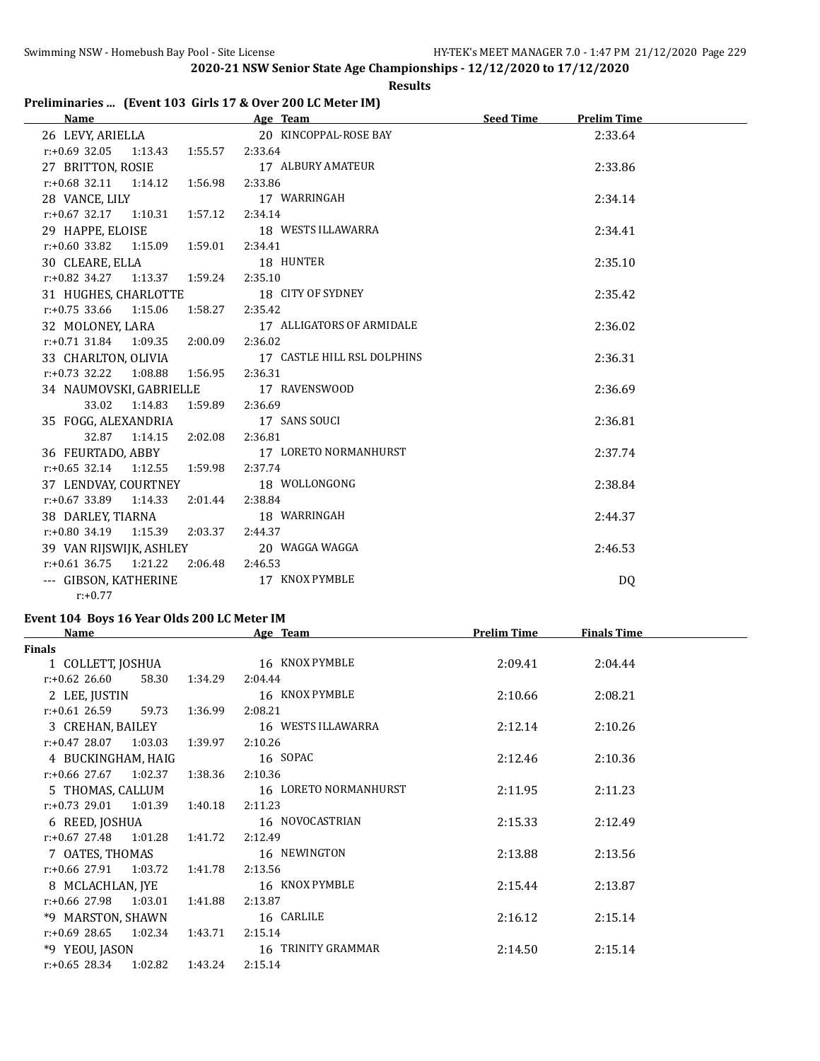## 2020-21 NSW Senior State Age Championships - 12/12/2020 to 17/12/2020

**Results**

### Preliminaries ... (Event 103 Girls 17 & Over 200 LC Meter IM)

| Name | Age | Team | Seed Time | Prelim Time |
|---|---|---|---|---|
| 26 LEVY, ARIELLA | 20 | KINCOPPAL-ROSE BAY | | 2:33.64 |
| r:+0.69 32.05 1:13.43 1:55.57 2:33.64 | | | | |
| 27 BRITTON, ROSIE | 17 | ALBURY AMATEUR | | 2:33.86 |
| r:+0.68 32.11 1:14.12 1:56.98 2:33.86 | | | | |
| 28 VANCE, LILY | 17 | WARRINGAH | | 2:34.14 |
| r:+0.67 32.17 1:10.31 1:57.12 2:34.14 | | | | |
| 29 HAPPE, ELOISE | 18 | WESTS ILLAWARRA | | 2:34.41 |
| r:+0.60 33.82 1:15.09 1:59.01 2:34.41 | | | | |
| 30 CLEARE, ELLA | 18 | HUNTER | | 2:35.10 |
| r:+0.82 34.27 1:13.37 1:59.24 2:35.10 | | | | |
| 31 HUGHES, CHARLOTTE | 18 | CITY OF SYDNEY | | 2:35.42 |
| r:+0.75 33.66 1:15.06 1:58.27 2:35.42 | | | | |
| 32 MOLONEY, LARA | 17 | ALLIGATORS OF ARMIDALE | | 2:36.02 |
| r:+0.71 31.84 1:09.35 2:00.09 2:36.02 | | | | |
| 33 CHARLTON, OLIVIA | 17 | CASTLE HILL RSL DOLPHINS | | 2:36.31 |
| r:+0.73 32.22 1:08.88 1:56.95 2:36.31 | | | | |
| 34 NAUMOVSKI, GABRIELLE | 17 | RAVENSWOOD | | 2:36.69 |
| 33.02 1:14.83 1:59.89 2:36.69 | | | | |
| 35 FOGG, ALEXANDRIA | 17 | SANS SOUCI | | 2:36.81 |
| 32.87 1:14.15 2:02.08 2:36.81 | | | | |
| 36 FEURTADO, ABBY | 17 | LORETO NORMANHURST | | 2:37.74 |
| r:+0.65 32.14 1:12.55 1:59.98 2:37.74 | | | | |
| 37 LENDVAY, COURTNEY | 18 | WOLLONGONG | | 2:38.84 |
| r:+0.67 33.89 1:14.33 2:01.44 2:38.84 | | | | |
| 38 DARLEY, TIARNA | 18 | WARRINGAH | | 2:44.37 |
| r:+0.80 34.19 1:15.39 2:03.37 2:44.37 | | | | |
| 39 VAN RIJSWIJK, ASHLEY | 20 | WAGGA WAGGA | | 2:46.53 |
| r:+0.61 36.75 1:21.22 2:06.48 2:46.53 | | | | |
| --- GIBSON, KATHERINE | 17 | KNOX PYMBLE | | DQ |
| r:+0.77 | | | | |

### Event 104 Boys 16 Year Olds 200 LC Meter IM

| Name | Age | Team | Prelim Time | Finals Time |
|---|---|---|---|---|
| **Finals** | | | | |
| 1 COLLETT, JOSHUA | 16 | KNOX PYMBLE | 2:09.41 | 2:04.44 |
| r:+0.62 26.60 58.30 1:34.29 2:04.44 | | | | |
| 2 LEE, JUSTIN | 16 | KNOX PYMBLE | 2:10.66 | 2:08.21 |
| r:+0.61 26.59 59.73 1:36.99 2:08.21 | | | | |
| 3 CREHAN, BAILEY | 16 | WESTS ILLAWARRA | 2:12.14 | 2:10.26 |
| r:+0.47 28.07 1:03.03 1:39.97 2:10.26 | | | | |
| 4 BUCKINGHAM, HAIG | 16 | SOPAC | 2:12.46 | 2:10.36 |
| r:+0.66 27.67 1:02.37 1:38.36 2:10.36 | | | | |
| 5 THOMAS, CALLUM | 16 | LORETO NORMANHURST | 2:11.95 | 2:11.23 |
| r:+0.73 29.01 1:01.39 1:40.18 2:11.23 | | | | |
| 6 REED, JOSHUA | 16 | NOVOCASTRIAN | 2:15.33 | 2:12.49 |
| r:+0.67 27.48 1:01.28 1:41.72 2:12.49 | | | | |
| 7 OATES, THOMAS | 16 | NEWINGTON | 2:13.88 | 2:13.56 |
| r:+0.66 27.91 1:03.72 1:41.78 2:13.56 | | | | |
| 8 MCLACHLAN, JYE | 16 | KNOX PYMBLE | 2:15.44 | 2:13.87 |
| r:+0.66 27.98 1:03.01 1:41.88 2:13.87 | | | | |
| *9 MARSTON, SHAWN | 16 | CARLILE | 2:16.12 | 2:15.14 |
| r:+0.69 28.65 1:02.34 1:43.71 2:15.14 | | | | |
| *9 YEOU, JASON | 16 | TRINITY GRAMMAR | 2:14.50 | 2:15.14 |
| r:+0.65 28.34 1:02.82 1:43.24 2:15.14 | | | | |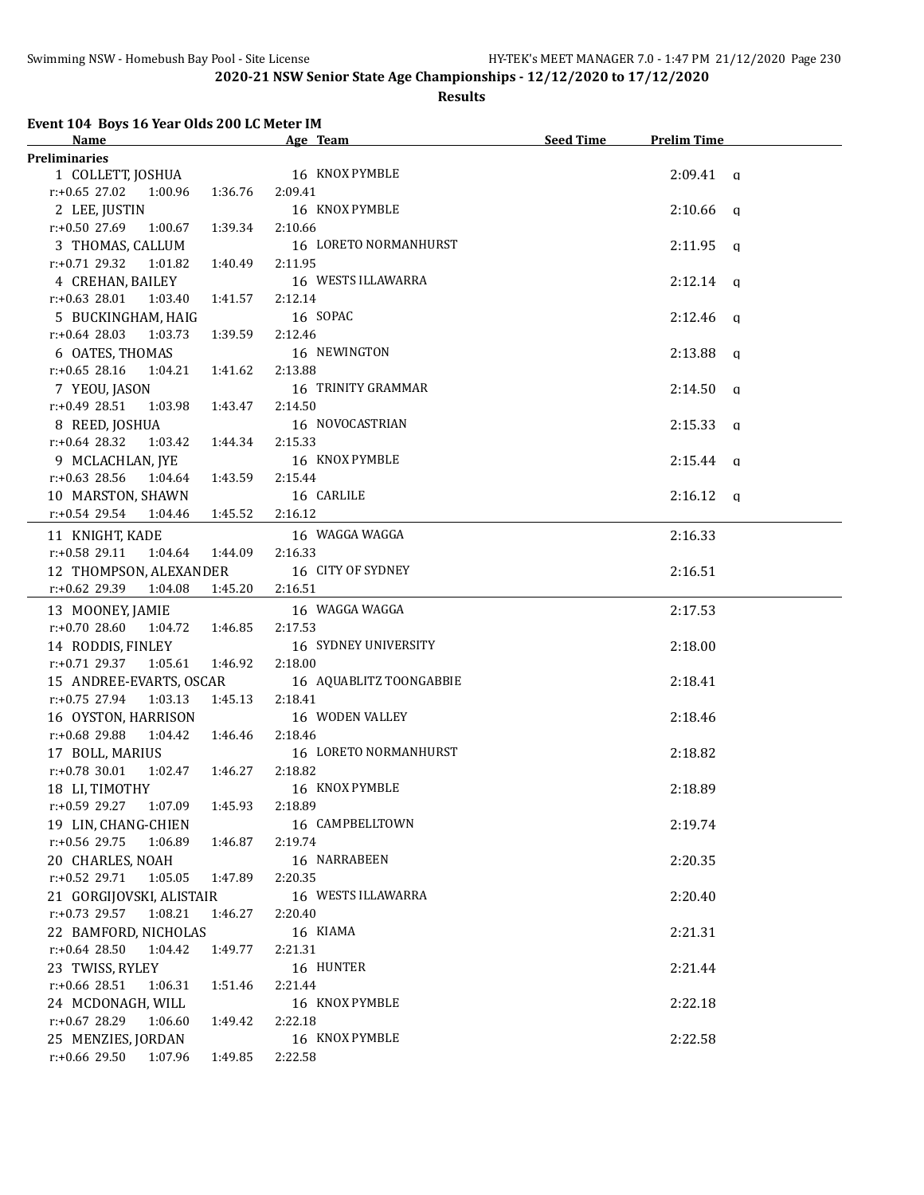# 2020-21 NSW Senior State Age Championships - 12/12/2020 to 17/12/2020

## Results

### Event 104 Boys 16 Year Olds 200 LC Meter IM

| Name | Age | Team | Seed Time | Prelim Time | |
|---|---|---|---|---|---|
| **Preliminaries** | | | | | |
| 1 COLLETT, JOSHUA | 16 | KNOX PYMBLE | | 2:09.41 | q |
| r:+0.65 27.02 1:00.96 1:36.76 2:09.41 | | | | | |
| 2 LEE, JUSTIN | 16 | KNOX PYMBLE | | 2:10.66 | q |
| r:+0.50 27.69 1:00.67 1:39.34 2:10.66 | | | | | |
| 3 THOMAS, CALLUM | 16 | LORETO NORMANHURST | | 2:11.95 | q |
| r:+0.71 29.32 1:01.82 1:40.49 2:11.95 | | | | | |
| 4 CREHAN, BAILEY | 16 | WESTS ILLAWARRA | | 2:12.14 | q |
| r:+0.63 28.01 1:03.40 1:41.57 2:12.14 | | | | | |
| 5 BUCKINGHAM, HAIG | 16 | SOPAC | | 2:12.46 | q |
| r:+0.64 28.03 1:03.73 1:39.59 2:12.46 | | | | | |
| 6 OATES, THOMAS | 16 | NEWINGTON | | 2:13.88 | q |
| r:+0.65 28.16 1:04.21 1:41.62 2:13.88 | | | | | |
| 7 YEOU, JASON | 16 | TRINITY GRAMMAR | | 2:14.50 | q |
| r:+0.49 28.51 1:03.98 1:43.47 2:14.50 | | | | | |
| 8 REED, JOSHUA | 16 | NOVOCASTRIAN | | 2:15.33 | q |
| r:+0.64 28.32 1:03.42 1:44.34 2:15.33 | | | | | |
| 9 MCLACHLAN, JYE | 16 | KNOX PYMBLE | | 2:15.44 | q |
| r:+0.63 28.56 1:04.64 1:43.59 2:15.44 | | | | | |
| 10 MARSTON, SHAWN | 16 | CARLILE | | 2:16.12 | q |
| r:+0.54 29.54 1:04.46 1:45.52 2:16.12 | | | | | |
| 11 KNIGHT, KADE | 16 | WAGGA WAGGA | | 2:16.33 | |
| r:+0.58 29.11 1:04.64 1:44.09 2:16.33 | | | | | |
| 12 THOMPSON, ALEXANDER | 16 | CITY OF SYDNEY | | 2:16.51 | |
| r:+0.62 29.39 1:04.08 1:45.20 2:16.51 | | | | | |
| 13 MOONEY, JAMIE | 16 | WAGGA WAGGA | | 2:17.53 | |
| r:+0.70 28.60 1:04.72 1:46.85 2:17.53 | | | | | |
| 14 RODDIS, FINLEY | 16 | SYDNEY UNIVERSITY | | 2:18.00 | |
| r:+0.71 29.37 1:05.61 1:46.92 2:18.00 | | | | | |
| 15 ANDREE-EVARTS, OSCAR | 16 | AQUABLITZ TOONGABBIE | | 2:18.41 | |
| r:+0.75 27.94 1:03.13 1:45.13 2:18.41 | | | | | |
| 16 OYSTON, HARRISON | 16 | WODEN VALLEY | | 2:18.46 | |
| r:+0.68 29.88 1:04.42 1:46.46 2:18.46 | | | | | |
| 17 BOLL, MARIUS | 16 | LORETO NORMANHURST | | 2:18.82 | |
| r:+0.78 30.01 1:02.47 1:46.27 2:18.82 | | | | | |
| 18 LI, TIMOTHY | 16 | KNOX PYMBLE | | 2:18.89 | |
| r:+0.59 29.27 1:07.09 1:45.93 2:18.89 | | | | | |
| 19 LIN, CHANG-CHIEN | 16 | CAMPBELLTOWN | | 2:19.74 | |
| r:+0.56 29.75 1:06.89 1:46.87 2:19.74 | | | | | |
| 20 CHARLES, NOAH | 16 | NARRABEEN | | 2:20.35 | |
| r:+0.52 29.71 1:05.05 1:47.89 2:20.35 | | | | | |
| 21 GORGIJOVSKI, ALISTAIR | 16 | WESTS ILLAWARRA | | 2:20.40 | |
| r:+0.73 29.57 1:08.21 1:46.27 2:20.40 | | | | | |
| 22 BAMFORD, NICHOLAS | 16 | KIAMA | | 2:21.31 | |
| r:+0.64 28.50 1:04.42 1:49.77 2:21.31 | | | | | |
| 23 TWISS, RYLEY | 16 | HUNTER | | 2:21.44 | |
| r:+0.66 28.51 1:06.31 1:51.46 2:21.44 | | | | | |
| 24 MCDONAGH, WILL | 16 | KNOX PYMBLE | | 2:22.18 | |
| r:+0.67 28.29 1:06.60 1:49.42 2:22.18 | | | | | |
| 25 MENZIES, JORDAN | 16 | KNOX PYMBLE | | 2:22.58 | |
| r:+0.66 29.50 1:07.96 1:49.85 2:22.58 | | | | | |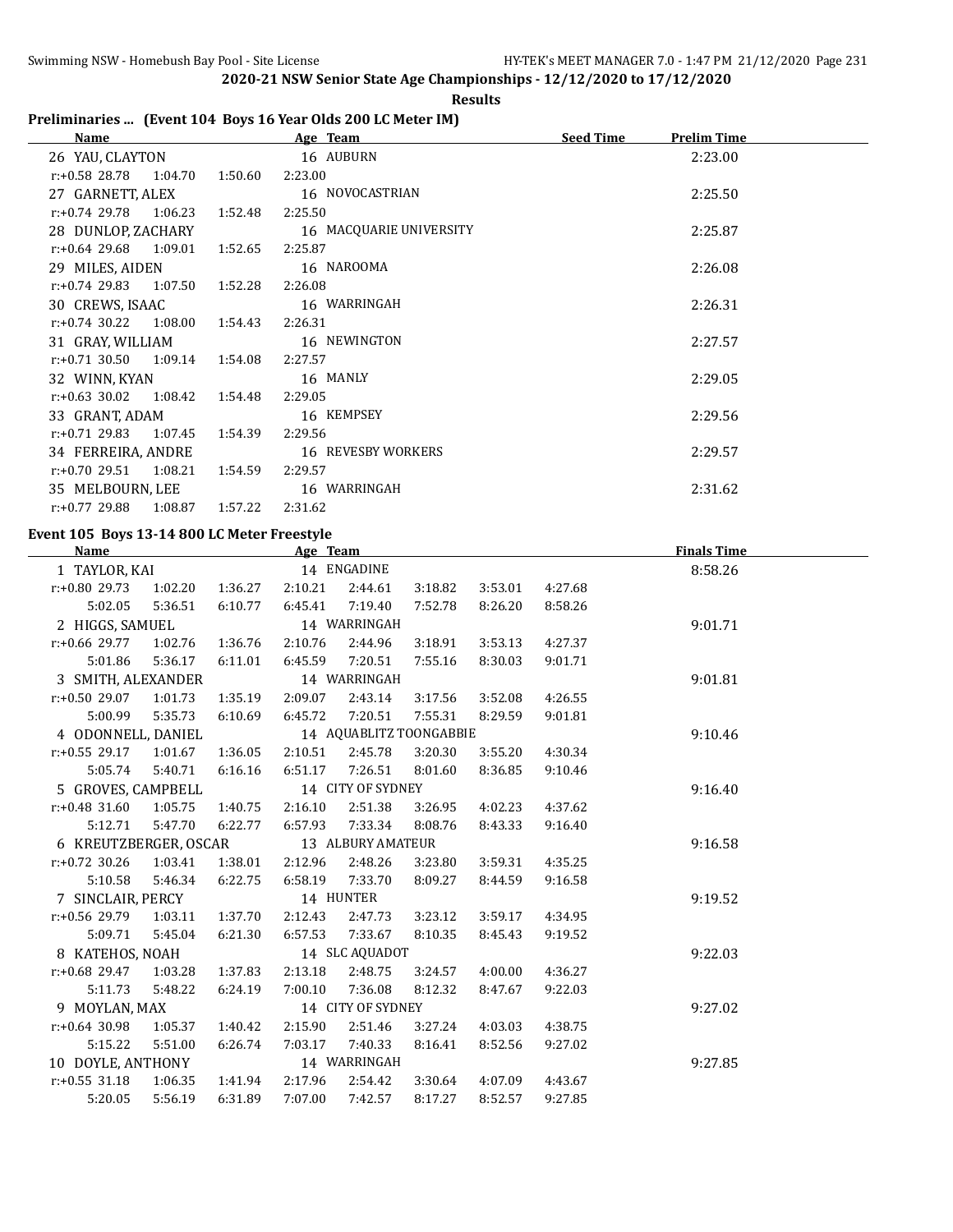## 2020-21 NSW Senior State Age Championships - 12/12/2020 to 17/12/2020

**Results**

### Preliminaries ... (Event 104 Boys 16 Year Olds 200 LC Meter IM)

| Name | Age | Team | Seed Time | Prelim Time |
|---|---|---|---|---|
| 26 YAU, CLAYTON | 16 | AUBURN | | 2:23.00 |
| r:+0.58 28.78 1:04.70 1:50.60 2:23.00 | | | | |
| 27 GARNETT, ALEX | 16 | NOVOCASTRIAN | | 2:25.50 |
| r:+0.74 29.78 1:06.23 1:52.48 2:25.50 | | | | |
| 28 DUNLOP, ZACHARY | 16 | MACQUARIE UNIVERSITY | | 2:25.87 |
| r:+0.64 29.68 1:09.01 1:52.65 2:25.87 | | | | |
| 29 MILES, AIDEN | 16 | NAROOMA | | 2:26.08 |
| r:+0.74 29.83 1:07.50 1:52.28 2:26.08 | | | | |
| 30 CREWS, ISAAC | 16 | WARRINGAH | | 2:26.31 |
| r:+0.74 30.22 1:08.00 1:54.43 2:26.31 | | | | |
| 31 GRAY, WILLIAM | 16 | NEWINGTON | | 2:27.57 |
| r:+0.71 30.50 1:09.14 1:54.08 2:27.57 | | | | |
| 32 WINN, KYAN | 16 | MANLY | | 2:29.05 |
| r:+0.63 30.02 1:08.42 1:54.48 2:29.05 | | | | |
| 33 GRANT, ADAM | 16 | KEMPSEY | | 2:29.56 |
| r:+0.71 29.83 1:07.45 1:54.39 2:29.56 | | | | |
| 34 FERREIRA, ANDRE | 16 | REVESBY WORKERS | | 2:29.57 |
| r:+0.70 29.51 1:08.21 1:54.59 2:29.57 | | | | |
| 35 MELBOURN, LEE | 16 | WARRINGAH | | 2:31.62 |
| r:+0.77 29.88 1:08.87 1:57.22 2:31.62 | | | | |

### Event 105 Boys 13-14 800 LC Meter Freestyle

| Name | Age | Team | Finals Time |
|---|---|---|---|
| 1 TAYLOR, KAI | 14 | ENGADINE | 8:58.26 |
| r:+0.80 29.73 1:02.20 1:36.27 2:10.21 2:44.61 3:18.82 3:53.01 4:27.68 | | | |
| 5:02.05 5:36.51 6:10.77 6:45.41 7:19.40 7:52.78 8:26.20 8:58.26 | | | |
| 2 HIGGS, SAMUEL | 14 | WARRINGAH | 9:01.71 |
| r:+0.66 29.77 1:02.76 1:36.76 2:10.76 2:44.96 3:18.91 3:53.13 4:27.37 | | | |
| 5:01.86 5:36.17 6:11.01 6:45.59 7:20.51 7:55.16 8:30.03 9:01.71 | | | |
| 3 SMITH, ALEXANDER | 14 | WARRINGAH | 9:01.81 |
| r:+0.50 29.07 1:01.73 1:35.19 2:09.07 2:43.14 3:17.56 3:52.08 4:26.55 | | | |
| 5:00.99 5:35.73 6:10.69 6:45.72 7:20.51 7:55.31 8:29.59 9:01.81 | | | |
| 4 ODONNELL, DANIEL | 14 | AQUABLITZ TOONGABBIE | 9:10.46 |
| r:+0.55 29.17 1:01.67 1:36.05 2:10.51 2:45.78 3:20.30 3:55.20 4:30.34 | | | |
| 5:05.74 5:40.71 6:16.16 6:51.17 7:26.51 8:01.60 8:36.85 9:10.46 | | | |
| 5 GROVES, CAMPBELL | 14 | CITY OF SYDNEY | 9:16.40 |
| r:+0.48 31.60 1:05.75 1:40.75 2:16.10 2:51.38 3:26.95 4:02.23 4:37.62 | | | |
| 5:12.71 5:47.70 6:22.77 6:57.93 7:33.34 8:08.76 8:43.33 9:16.40 | | | |
| 6 KREUTZBERGER, OSCAR | 13 | ALBURY AMATEUR | 9:16.58 |
| r:+0.72 30.26 1:03.41 1:38.01 2:12.96 2:48.26 3:23.80 3:59.31 4:35.25 | | | |
| 5:10.58 5:46.34 6:22.75 6:58.19 7:33.70 8:09.27 8:44.59 9:16.58 | | | |
| 7 SINCLAIR, PERCY | 14 | HUNTER | 9:19.52 |
| r:+0.56 29.79 1:03.11 1:37.70 2:12.43 2:47.73 3:23.12 3:59.17 4:34.95 | | | |
| 5:09.71 5:45.04 6:21.30 6:57.53 7:33.67 8:10.35 8:45.43 9:19.52 | | | |
| 8 KATEHOS, NOAH | 14 | SLC AQUADOT | 9:22.03 |
| r:+0.68 29.47 1:03.28 1:37.83 2:13.18 2:48.75 3:24.57 4:00.00 4:36.27 | | | |
| 5:11.73 5:48.22 6:24.19 7:00.10 7:36.08 8:12.32 8:47.67 9:22.03 | | | |
| 9 MOYLAN, MAX | 14 | CITY OF SYDNEY | 9:27.02 |
| r:+0.64 30.98 1:05.37 1:40.42 2:15.90 2:51.46 3:27.24 4:03.03 4:38.75 | | | |
| 5:15.22 5:51.00 6:26.74 7:03.17 7:40.33 8:16.41 8:52.56 9:27.02 | | | |
| 10 DOYLE, ANTHONY | 14 | WARRINGAH | 9:27.85 |
| r:+0.55 31.18 1:06.35 1:41.94 2:17.96 2:54.42 3:30.64 4:07.09 4:43.67 | | | |
| 5:20.05 5:56.19 6:31.89 7:07.00 7:42.57 8:17.27 8:52.57 9:27.85 | | | |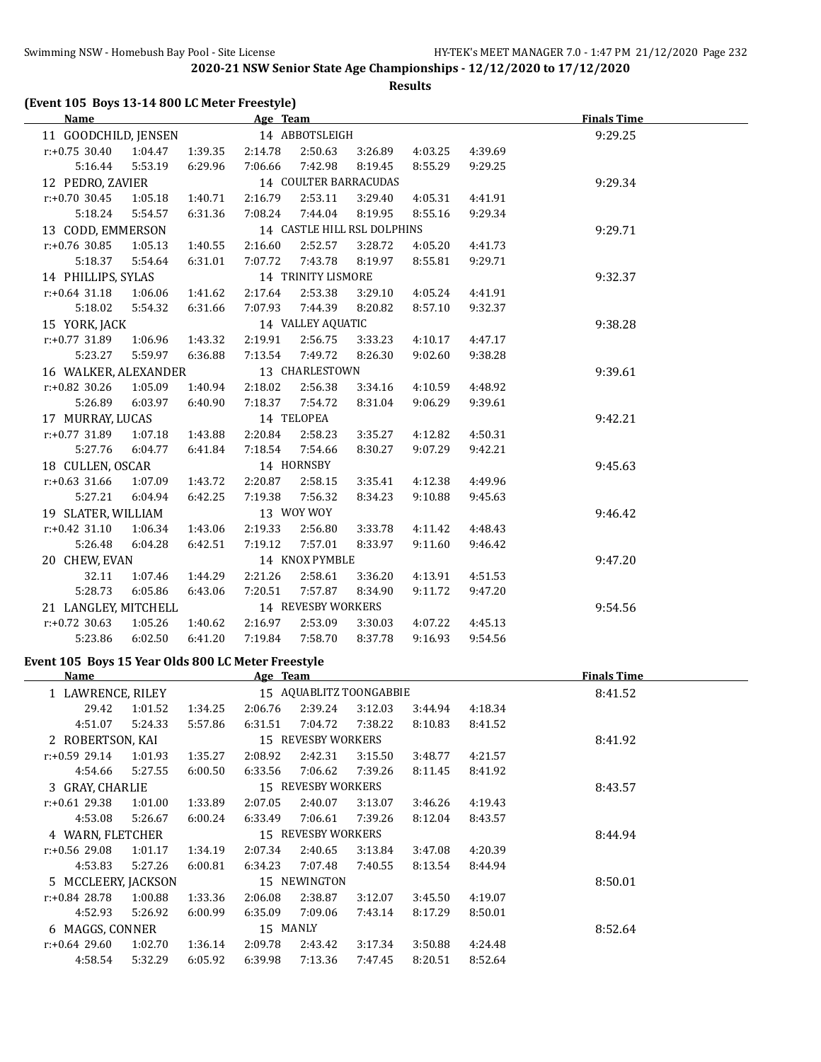# 2020-21 NSW Senior State Age Championships - 12/12/2020 to 17/12/2020

## Results

### (Event 105 Boys 13-14 800 LC Meter Freestyle)

| Name | Age | Team | | | | | | Finals Time |
|---|---|---|---|---|---|---|---|---|
| 11 GOODCHILD, JENSEN | 14 | ABBOTSLEIGH | | | | | | 9:29.25 |
| r:+0.75 30.40 | 1:04.47 | 1:39.35 | 2:14.78 | 2:50.63 | 3:26.89 | 4:03.25 | 4:39.69 | |
| 5:16.44 | 5:53.19 | 6:29.96 | 7:06.66 | 7:42.98 | 8:19.45 | 8:55.29 | 9:29.25 | |
| 12 PEDRO, ZAVIER | 14 | COULTER BARRACUDAS | | | | | | 9:29.34 |
| r:+0.70 30.45 | 1:05.18 | 1:40.71 | 2:16.79 | 2:53.11 | 3:29.40 | 4:05.31 | 4:41.91 | |
| 5:18.24 | 5:54.57 | 6:31.36 | 7:08.24 | 7:44.04 | 8:19.95 | 8:55.16 | 9:29.34 | |
| 13 CODD, EMMERSON | 14 | CASTLE HILL RSL DOLPHINS | | | | | | 9:29.71 |
| r:+0.76 30.85 | 1:05.13 | 1:40.55 | 2:16.60 | 2:52.57 | 3:28.72 | 4:05.20 | 4:41.73 | |
| 5:18.37 | 5:54.64 | 6:31.01 | 7:07.72 | 7:43.78 | 8:19.97 | 8:55.81 | 9:29.71 | |
| 14 PHILLIPS, SYLAS | 14 | TRINITY LISMORE | | | | | | 9:32.37 |
| r:+0.64 31.18 | 1:06.06 | 1:41.62 | 2:17.64 | 2:53.38 | 3:29.10 | 4:05.24 | 4:41.91 | |
| 5:18.02 | 5:54.32 | 6:31.66 | 7:07.93 | 7:44.39 | 8:20.82 | 8:57.10 | 9:32.37 | |
| 15 YORK, JACK | 14 | VALLEY AQUATIC | | | | | | 9:38.28 |
| r:+0.77 31.89 | 1:06.96 | 1:43.32 | 2:19.91 | 2:56.75 | 3:33.23 | 4:10.17 | 4:47.17 | |
| 5:23.27 | 5:59.97 | 6:36.88 | 7:13.54 | 7:49.72 | 8:26.30 | 9:02.60 | 9:38.28 | |
| 16 WALKER, ALEXANDER | 13 | CHARLESTOWN | | | | | | 9:39.61 |
| r:+0.82 30.26 | 1:05.09 | 1:40.94 | 2:18.02 | 2:56.38 | 3:34.16 | 4:10.59 | 4:48.92 | |
| 5:26.89 | 6:03.97 | 6:40.90 | 7:18.37 | 7:54.72 | 8:31.04 | 9:06.29 | 9:39.61 | |
| 17 MURRAY, LUCAS | 14 | TELOPEA | | | | | | 9:42.21 |
| r:+0.77 31.89 | 1:07.18 | 1:43.88 | 2:20.84 | 2:58.23 | 3:35.27 | 4:12.82 | 4:50.31 | |
| 5:27.76 | 6:04.77 | 6:41.84 | 7:18.54 | 7:54.66 | 8:30.27 | 9:07.29 | 9:42.21 | |
| 18 CULLEN, OSCAR | 14 | HORNSBY | | | | | | 9:45.63 |
| r:+0.63 31.66 | 1:07.09 | 1:43.72 | 2:20.87 | 2:58.15 | 3:35.41 | 4:12.38 | 4:49.96 | |
| 5:27.21 | 6:04.94 | 6:42.25 | 7:19.38 | 7:56.32 | 8:34.23 | 9:10.88 | 9:45.63 | |
| 19 SLATER, WILLIAM | 13 | WOY WOY | | | | | | 9:46.42 |
| r:+0.42 31.10 | 1:06.34 | 1:43.06 | 2:19.33 | 2:56.80 | 3:33.78 | 4:11.42 | 4:48.43 | |
| 5:26.48 | 6:04.28 | 6:42.51 | 7:19.12 | 7:57.01 | 8:33.97 | 9:11.60 | 9:46.42 | |
| 20 CHEW, EVAN | 14 | KNOX PYMBLE | | | | | | 9:47.20 |
| 32.11 | 1:07.46 | 1:44.29 | 2:21.26 | 2:58.61 | 3:36.20 | 4:13.91 | 4:51.53 | |
| 5:28.73 | 6:05.86 | 6:43.06 | 7:20.51 | 7:57.87 | 8:34.90 | 9:11.72 | 9:47.20 | |
| 21 LANGLEY, MITCHELL | 14 | REVESBY WORKERS | | | | | | 9:54.56 |
| r:+0.72 30.63 | 1:05.26 | 1:40.62 | 2:16.97 | 2:53.09 | 3:30.03 | 4:07.22 | 4:45.13 | |
| 5:23.86 | 6:02.50 | 6:41.20 | 7:19.84 | 7:58.70 | 8:37.78 | 9:16.93 | 9:54.56 | |

### Event 105 Boys 15 Year Olds 800 LC Meter Freestyle

| Name | Age | Team | | | | | | Finals Time |
|---|---|---|---|---|---|---|---|---|
| 1 LAWRENCE, RILEY | 15 | AQUABLITZ TOONGABBIE | | | | | | 8:41.52 |
| 29.42 | 1:01.52 | 1:34.25 | 2:06.76 | 2:39.24 | 3:12.03 | 3:44.94 | 4:18.34 | |
| 4:51.07 | 5:24.33 | 5:57.86 | 6:31.51 | 7:04.72 | 7:38.22 | 8:10.83 | 8:41.52 | |
| 2 ROBERTSON, KAI | 15 | REVESBY WORKERS | | | | | | 8:41.92 |
| r:+0.59 29.14 | 1:01.93 | 1:35.27 | 2:08.92 | 2:42.31 | 3:15.50 | 3:48.77 | 4:21.57 | |
| 4:54.66 | 5:27.55 | 6:00.50 | 6:33.56 | 7:06.62 | 7:39.26 | 8:11.45 | 8:41.92 | |
| 3 GRAY, CHARLIE | 15 | REVESBY WORKERS | | | | | | 8:43.57 |
| r:+0.61 29.38 | 1:01.00 | 1:33.89 | 2:07.05 | 2:40.07 | 3:13.07 | 3:46.26 | 4:19.43 | |
| 4:53.08 | 5:26.67 | 6:00.24 | 6:33.49 | 7:06.61 | 7:39.26 | 8:12.04 | 8:43.57 | |
| 4 WARN, FLETCHER | 15 | REVESBY WORKERS | | | | | | 8:44.94 |
| r:+0.56 29.08 | 1:01.17 | 1:34.19 | 2:07.34 | 2:40.65 | 3:13.84 | 3:47.08 | 4:20.39 | |
| 4:53.83 | 5:27.26 | 6:00.81 | 6:34.23 | 7:07.48 | 7:40.55 | 8:13.54 | 8:44.94 | |
| 5 MCCLEERY, JACKSON | 15 | NEWINGTON | | | | | | 8:50.01 |
| r:+0.84 28.78 | 1:00.88 | 1:33.36 | 2:06.08 | 2:38.87 | 3:12.07 | 3:45.50 | 4:19.07 | |
| 4:52.93 | 5:26.92 | 6:00.99 | 6:35.09 | 7:09.06 | 7:43.14 | 8:17.29 | 8:50.01 | |
| 6 MAGGS, CONNER | 15 | MANLY | | | | | | 8:52.64 |
| r:+0.64 29.60 | 1:02.70 | 1:36.14 | 2:09.78 | 2:43.42 | 3:17.34 | 3:50.88 | 4:24.48 | |
| 4:58.54 | 5:32.29 | 6:05.92 | 6:39.98 | 7:13.36 | 7:47.45 | 8:20.51 | 8:52.64 | |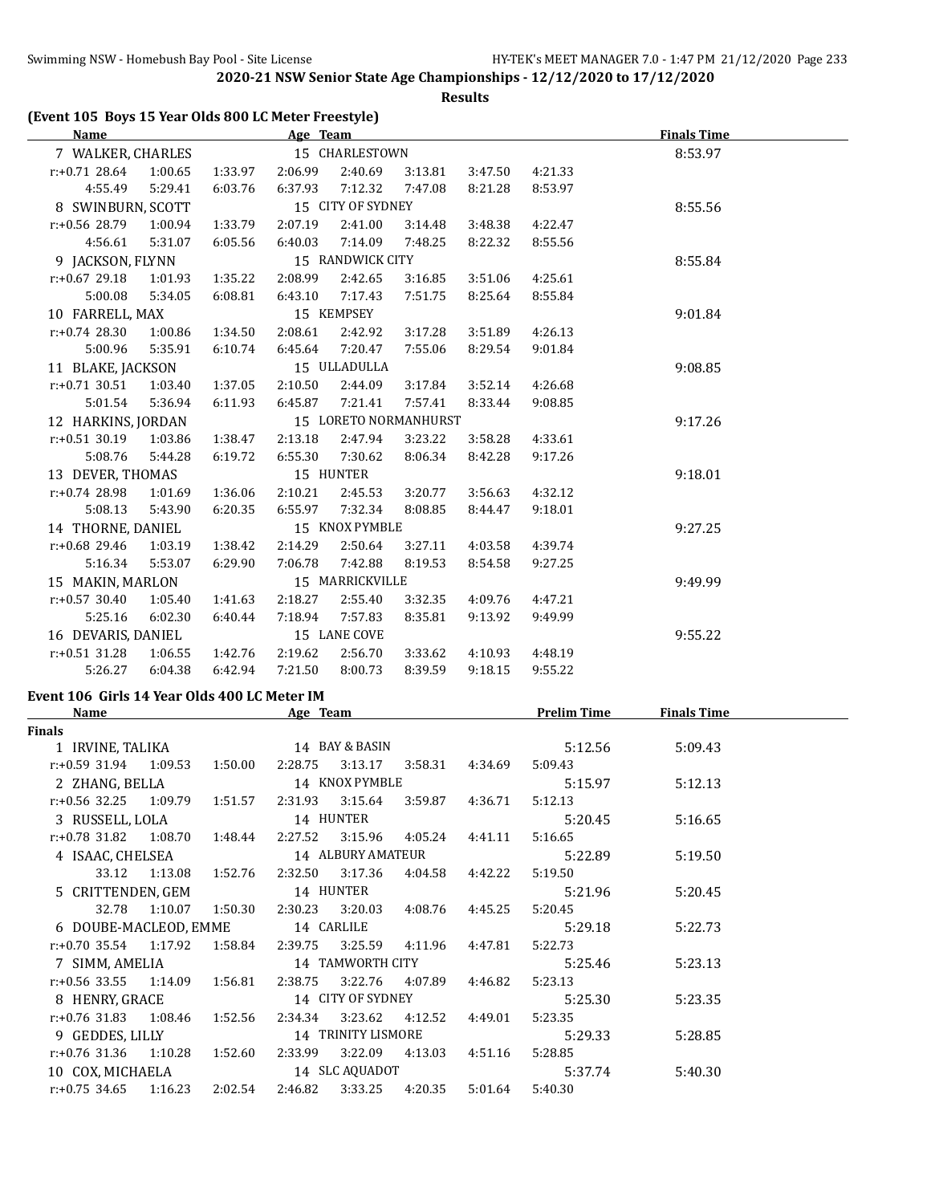**2020-21 NSW Senior State Age Championships - 12/12/2020 to 17/12/2020**

**Results**

## (Event 105 Boys 15 Year Olds 800 LC Meter Freestyle)

| Name | Age | Team | Finals Time |
|---|---|---|---|
| 7 WALKER, CHARLES | 15 | CHARLESTOWN | 8:53.97 |
| r:+0.71 28.64 1:00.65 1:33.97 2:06.99 2:40.69 3:13.81 3:47.50 4:21.33 | | | |
| 4:55.49 5:29.41 6:03.76 6:37.93 7:12.32 7:47.08 8:21.28 8:53.97 | | | |
| 8 SWINBURN, SCOTT | 15 | CITY OF SYDNEY | 8:55.56 |
| r:+0.56 28.79 1:00.94 1:33.79 2:07.19 2:41.00 3:14.48 3:48.38 4:22.47 | | | |
| 4:56.61 5:31.07 6:05.56 6:40.03 7:14.09 7:48.25 8:22.32 8:55.56 | | | |
| 9 JACKSON, FLYNN | 15 | RANDWICK CITY | 8:55.84 |
| r:+0.67 29.18 1:01.93 1:35.22 2:08.99 2:42.65 3:16.85 3:51.06 4:25.61 | | | |
| 5:00.08 5:34.05 6:08.81 6:43.10 7:17.43 7:51.75 8:25.64 8:55.84 | | | |
| 10 FARRELL, MAX | 15 | KEMPSEY | 9:01.84 |
| r:+0.74 28.30 1:00.86 1:34.50 2:08.61 2:42.92 3:17.28 3:51.89 4:26.13 | | | |
| 5:00.96 5:35.91 6:10.74 6:45.64 7:20.47 7:55.06 8:29.54 9:01.84 | | | |
| 11 BLAKE, JACKSON | 15 | ULLADULLA | 9:08.85 |
| r:+0.71 30.51 1:03.40 1:37.05 2:10.50 2:44.09 3:17.84 3:52.14 4:26.68 | | | |
| 5:01.54 5:36.94 6:11.93 6:45.87 7:21.41 7:57.41 8:33.44 9:08.85 | | | |
| 12 HARKINS, JORDAN | 15 | LORETO NORMANHURST | 9:17.26 |
| r:+0.51 30.19 1:03.86 1:38.47 2:13.18 2:47.94 3:23.22 3:58.28 4:33.61 | | | |
| 5:08.76 5:44.28 6:19.72 6:55.30 7:30.62 8:06.34 8:42.28 9:17.26 | | | |
| 13 DEVER, THOMAS | 15 | HUNTER | 9:18.01 |
| r:+0.74 28.98 1:01.69 1:36.06 2:10.21 2:45.53 3:20.77 3:56.63 4:32.12 | | | |
| 5:08.13 5:43.90 6:20.35 6:55.97 7:32.34 8:08.85 8:44.47 9:18.01 | | | |
| 14 THORNE, DANIEL | 15 | KNOX PYMBLE | 9:27.25 |
| r:+0.68 29.46 1:03.19 1:38.42 2:14.29 2:50.64 3:27.11 4:03.58 4:39.74 | | | |
| 5:16.34 5:53.07 6:29.90 7:06.78 7:42.88 8:19.53 8:54.58 9:27.25 | | | |
| 15 MAKIN, MARLON | 15 | MARRICKVILLE | 9:49.99 |
| r:+0.57 30.40 1:05.40 1:41.63 2:18.27 2:55.40 3:32.35 4:09.76 4:47.21 | | | |
| 5:25.16 6:02.30 6:40.44 7:18.94 7:57.83 8:35.81 9:13.92 9:49.99 | | | |
| 16 DEVARIS, DANIEL | 15 | LANE COVE | 9:55.22 |
| r:+0.51 31.28 1:06.55 1:42.76 2:19.62 2:56.70 3:33.62 4:10.93 4:48.19 | | | |
| 5:26.27 6:04.38 6:42.94 7:21.50 8:00.73 8:39.59 9:18.15 9:55.22 | | | |

## Event 106 Girls 14 Year Olds 400 LC Meter IM

| Name | Age | Team | Prelim Time | Finals Time |
|---|---|---|---|---|
| **Finals** | | | | |
| 1 IRVINE, TALIKA | 14 | BAY & BASIN | 5:12.56 | 5:09.43 |
| r:+0.59 31.94 1:09.53 1:50.00 2:28.75 3:13.17 3:58.31 4:34.69 5:09.43 | | | | |
| 2 ZHANG, BELLA | 14 | KNOX PYMBLE | 5:15.97 | 5:12.13 |
| r:+0.56 32.25 1:09.79 1:51.57 2:31.93 3:15.64 3:59.87 4:36.71 5:12.13 | | | | |
| 3 RUSSELL, LOLA | 14 | HUNTER | 5:20.45 | 5:16.65 |
| r:+0.78 31.82 1:08.70 1:48.44 2:27.52 3:15.96 4:05.24 4:41.11 5:16.65 | | | | |
| 4 ISAAC, CHELSEA | 14 | ALBURY AMATEUR | 5:22.89 | 5:19.50 |
| 33.12 1:13.08 1:52.76 2:32.50 3:17.36 4:04.58 4:42.22 5:19.50 | | | | |
| 5 CRITTENDEN, GEM | 14 | HUNTER | 5:21.96 | 5:20.45 |
| 32.78 1:10.07 1:50.30 2:30.23 3:20.03 4:08.76 4:45.25 5:20.45 | | | | |
| 6 DOUBE-MACLEOD, EMME | 14 | CARLILE | 5:29.18 | 5:22.73 |
| r:+0.70 35.54 1:17.92 1:58.84 2:39.75 3:25.59 4:11.96 4:47.81 5:22.73 | | | | |
| 7 SIMM, AMELIA | 14 | TAMWORTH CITY | 5:25.46 | 5:23.13 |
| r:+0.56 33.55 1:14.09 1:56.81 2:38.75 3:22.76 4:07.89 4:46.82 5:23.13 | | | | |
| 8 HENRY, GRACE | 14 | CITY OF SYDNEY | 5:25.30 | 5:23.35 |
| r:+0.76 31.83 1:08.46 1:52.56 2:34.34 3:23.62 4:12.52 4:49.01 5:23.35 | | | | |
| 9 GEDDES, LILLY | 14 | TRINITY LISMORE | 5:29.33 | 5:28.85 |
| r:+0.76 31.36 1:10.28 1:52.60 2:33.99 3:22.09 4:13.03 4:51.16 5:28.85 | | | | |
| 10 COX, MICHAELA | 14 | SLC AQUADOT | 5:37.74 | 5:40.30 |
| r:+0.75 34.65 1:16.23 2:02.54 2:46.82 3:33.25 4:20.35 5:01.64 5:40.30 | | | | |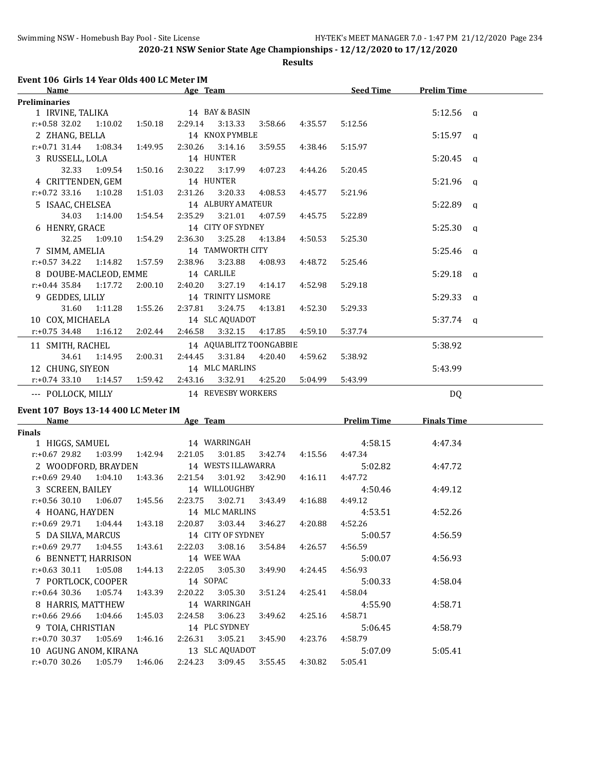**2020-21 NSW Senior State Age Championships - 12/12/2020 to 17/12/2020**

**Results**

## Event 106 Girls 14 Year Olds 400 LC Meter IM

| Name | Age | Team | Seed Time | Prelim Time | |
|---|---|---|---|---|---|
| **Preliminaries** | | | | | |
| 1 IRVINE, TALIKA | 14 | BAY & BASIN | | 5:12.56 | q |
| r:+0.58 32.02 1:10.02 1:50.18 2:29.14 3:13.33 3:58.66 4:35.57 5:12.56 | | | | | |
| 2 ZHANG, BELLA | 14 | KNOX PYMBLE | | 5:15.97 | q |
| r:+0.71 31.44 1:08.34 1:49.95 2:30.26 3:14.16 3:59.55 4:38.46 5:15.97 | | | | | |
| 3 RUSSELL, LOLA | 14 | HUNTER | | 5:20.45 | q |
| 32.33 1:09.54 1:50.16 2:30.22 3:17.99 4:07.23 4:44.26 5:20.45 | | | | | |
| 4 CRITTENDEN, GEM | 14 | HUNTER | | 5:21.96 | q |
| r:+0.72 33.16 1:10.28 1:51.03 2:31.26 3:20.33 4:08.53 4:45.77 5:21.96 | | | | | |
| 5 ISAAC, CHELSEA | 14 | ALBURY AMATEUR | | 5:22.89 | q |
| 34.03 1:14.00 1:54.54 2:35.29 3:21.01 4:07.59 4:45.75 5:22.89 | | | | | |
| 6 HENRY, GRACE | 14 | CITY OF SYDNEY | | 5:25.30 | q |
| 32.25 1:09.10 1:54.29 2:36.30 3:25.28 4:13.84 4:50.53 5:25.30 | | | | | |
| 7 SIMM, AMELIA | 14 | TAMWORTH CITY | | 5:25.46 | q |
| r:+0.57 34.22 1:14.82 1:57.59 2:38.96 3:23.88 4:08.93 4:48.72 5:25.46 | | | | | |
| 8 DOUBE-MACLEOD, EMME | 14 | CARLILE | | 5:29.18 | q |
| r:+0.44 35.84 1:17.72 2:00.10 2:40.20 3:27.19 4:14.17 4:52.98 5:29.18 | | | | | |
| 9 GEDDES, LILLY | 14 | TRINITY LISMORE | | 5:29.33 | q |
| 31.60 1:11.28 1:55.26 2:37.81 3:24.75 4:13.81 4:52.30 5:29.33 | | | | | |
| 10 COX, MICHAELA | 14 | SLC AQUADOT | | 5:37.74 | q |
| r:+0.75 34.48 1:16.12 2:02.44 2:46.58 3:32.15 4:17.85 4:59.10 5:37.74 | | | | | |
| 11 SMITH, RACHEL | 14 | AQUABLITZ TOONGABBIE | | 5:38.92 | |
| 34.61 1:14.95 2:00.31 2:44.45 3:31.84 4:20.40 4:59.62 5:38.92 | | | | | |
| 12 CHUNG, SIYEON | 14 | MLC MARLINS | | 5:43.99 | |
| r:+0.74 33.10 1:14.57 1:59.42 2:43.16 3:32.91 4:25.20 5:04.99 5:43.99 | | | | | |
| --- POLLOCK, MILLY | 14 | REVESBY WORKERS | | DQ | |

## Event 107 Boys 13-14 400 LC Meter IM

| Name | Age | Team | Prelim Time | Finals Time |
|---|---|---|---|---|
| **Finals** | | | | |
| 1 HIGGS, SAMUEL | 14 | WARRINGAH | 4:58.15 | 4:47.34 |
| r:+0.67 29.82 1:03.99 1:42.94 2:21.05 3:01.85 3:42.74 4:15.56 4:47.34 | | | | |
| 2 WOODFORD, BRAYDEN | 14 | WESTS ILLAWARRA | 5:02.82 | 4:47.72 |
| r:+0.69 29.40 1:04.10 1:43.36 2:21.54 3:01.92 3:42.90 4:16.11 4:47.72 | | | | |
| 3 SCREEN, BAILEY | 14 | WILLOUGHBY | 4:50.46 | 4:49.12 |
| r:+0.56 30.10 1:06.07 1:45.56 2:23.75 3:02.71 3:43.49 4:16.88 4:49.12 | | | | |
| 4 HOANG, HAYDEN | 14 | MLC MARLINS | 4:53.51 | 4:52.26 |
| r:+0.69 29.71 1:04.44 1:43.18 2:20.87 3:03.44 3:46.27 4:20.88 4:52.26 | | | | |
| 5 DA SILVA, MARCUS | 14 | CITY OF SYDNEY | 5:00.57 | 4:56.59 |
| r:+0.69 29.77 1:04.55 1:43.61 2:22.03 3:08.16 3:54.84 4:26.57 4:56.59 | | | | |
| 6 BENNETT, HARRISON | 14 | WEE WAA | 5:00.07 | 4:56.93 |
| r:+0.63 30.11 1:05.08 1:44.13 2:22.05 3:05.30 3:49.90 4:24.45 4:56.93 | | | | |
| 7 PORTLOCK, COOPER | 14 | SOPAC | 5:00.33 | 4:58.04 |
| r:+0.64 30.36 1:05.74 1:43.39 2:20.22 3:05.30 3:51.24 4:25.41 4:58.04 | | | | |
| 8 HARRIS, MATTHEW | 14 | WARRINGAH | 4:55.90 | 4:58.71 |
| r:+0.66 29.66 1:04.66 1:45.03 2:24.58 3:06.23 3:49.62 4:25.16 4:58.71 | | | | |
| 9 TOIA, CHRISTIAN | 14 | PLC SYDNEY | 5:06.45 | 4:58.79 |
| r:+0.70 30.37 1:05.69 1:46.16 2:26.31 3:05.21 3:45.90 4:23.76 4:58.79 | | | | |
| 10 AGUNG ANOM, KIRANA | 13 | SLC AQUADOT | 5:07.09 | 5:05.41 |
| r:+0.70 30.26 1:05.79 1:46.06 2:24.23 3:09.45 3:55.45 4:30.82 5:05.41 | | | | |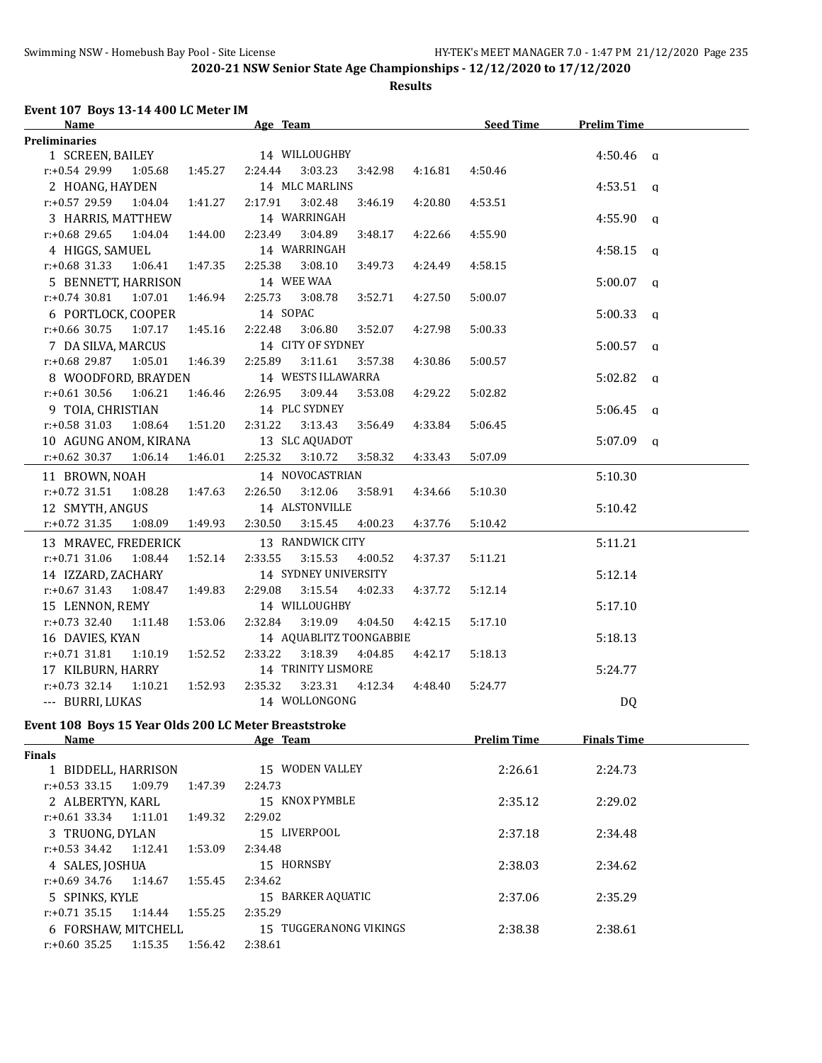2020-21 NSW Senior State Age Championships - 12/12/2020 to 17/12/2020

**Results**

### Event 107 Boys 13-14 400 LC Meter IM

| Name | Age | Team | Seed Time | Prelim Time | |
|---|---|---|---|---|---|
| **Preliminaries** | | | | | |
| 1 SCREEN, BAILEY | 14 | WILLOUGHBY | | 4:50.46 | q |
| r:+0.54 29.99 1:05.68 1:45.27 2:24.44 3:03.23 3:42.98 4:16.81 4:50.46 | | | | | |
| 2 HOANG, HAYDEN | 14 | MLC MARLINS | | 4:53.51 | q |
| r:+0.57 29.59 1:04.04 1:41.27 2:17.91 3:02.48 3:46.19 4:20.80 4:53.51 | | | | | |
| 3 HARRIS, MATTHEW | 14 | WARRINGAH | | 4:55.90 | q |
| r:+0.68 29.65 1:04.04 1:44.00 2:23.49 3:04.89 3:48.17 4:22.66 4:55.90 | | | | | |
| 4 HIGGS, SAMUEL | 14 | WARRINGAH | | 4:58.15 | q |
| r:+0.68 31.33 1:06.41 1:47.35 2:25.38 3:08.10 3:49.73 4:24.49 4:58.15 | | | | | |
| 5 BENNETT, HARRISON | 14 | WEE WAA | | 5:00.07 | q |
| r:+0.74 30.81 1:07.01 1:46.94 2:25.73 3:08.78 3:52.71 4:27.50 5:00.07 | | | | | |
| 6 PORTLOCK, COOPER | 14 | SOPAC | | 5:00.33 | q |
| r:+0.66 30.75 1:07.17 1:45.16 2:22.48 3:06.80 3:52.07 4:27.98 5:00.33 | | | | | |
| 7 DA SILVA, MARCUS | 14 | CITY OF SYDNEY | | 5:00.57 | q |
| r:+0.68 29.87 1:05.01 1:46.39 2:25.89 3:11.61 3:57.38 4:30.86 5:00.57 | | | | | |
| 8 WOODFORD, BRAYDEN | 14 | WESTS ILLAWARRA | | 5:02.82 | q |
| r:+0.61 30.56 1:06.21 1:46.46 2:26.95 3:09.44 3:53.08 4:29.22 5:02.82 | | | | | |
| 9 TOIA, CHRISTIAN | 14 | PLC SYDNEY | | 5:06.45 | q |
| r:+0.58 31.03 1:08.64 1:51.20 2:31.22 3:13.43 3:56.49 4:33.84 5:06.45 | | | | | |
| 10 AGUNG ANOM, KIRANA | 13 | SLC AQUADOT | | 5:07.09 | q |
| r:+0.62 30.37 1:06.14 1:46.01 2:25.32 3:10.72 3:58.32 4:33.43 5:07.09 | | | | | |
| 11 BROWN, NOAH | 14 | NOVOCASTRIAN | | 5:10.30 | |
| r:+0.72 31.51 1:08.28 1:47.63 2:26.50 3:12.06 3:58.91 4:34.66 5:10.30 | | | | | |
| 12 SMYTH, ANGUS | 14 | ALSTONVILLE | | 5:10.42 | |
| r:+0.72 31.35 1:08.09 1:49.93 2:30.50 3:15.45 4:00.23 4:37.76 5:10.42 | | | | | |
| 13 MRAVEC, FREDERICK | 13 | RANDWICK CITY | | 5:11.21 | |
| r:+0.71 31.06 1:08.44 1:52.14 2:33.55 3:15.53 4:00.52 4:37.37 5:11.21 | | | | | |
| 14 IZZARD, ZACHARY | 14 | SYDNEY UNIVERSITY | | 5:12.14 | |
| r:+0.67 31.43 1:08.47 1:49.83 2:29.08 3:15.54 4:02.33 4:37.72 5:12.14 | | | | | |
| 15 LENNON, REMY | 14 | WILLOUGHBY | | 5:17.10 | |
| r:+0.73 32.40 1:11.48 1:53.06 2:32.84 3:19.09 4:04.50 4:42.15 5:17.10 | | | | | |
| 16 DAVIES, KYAN | 14 | AQUABLITZ TOONGABBIE | | 5:18.13 | |
| r:+0.71 31.81 1:10.19 1:52.52 2:33.22 3:18.39 4:04.85 4:42.17 5:18.13 | | | | | |
| 17 KILBURN, HARRY | 14 | TRINITY LISMORE | | 5:24.77 | |
| r:+0.73 32.14 1:10.21 1:52.93 2:35.32 3:23.31 4:12.34 4:48.40 5:24.77 | | | | | |
| --- BURRI, LUKAS | 14 | WOLLONGONG | | DQ | |

### Event 108 Boys 15 Year Olds 200 LC Meter Breaststroke

| Name | Age | Team | Prelim Time | Finals Time |
|---|---|---|---|---|
| **Finals** | | | | |
| 1 BIDDELL, HARRISON | 15 | WODEN VALLEY | 2:26.61 | 2:24.73 |
| r:+0.53 33.15 1:09.79 1:47.39 2:24.73 | | | | |
| 2 ALBERTYN, KARL | 15 | KNOX PYMBLE | 2:35.12 | 2:29.02 |
| r:+0.61 33.34 1:11.01 1:49.32 2:29.02 | | | | |
| 3 TRUONG, DYLAN | 15 | LIVERPOOL | 2:37.18 | 2:34.48 |
| r:+0.53 34.42 1:12.41 1:53.09 2:34.48 | | | | |
| 4 SALES, JOSHUA | 15 | HORNSBY | 2:38.03 | 2:34.62 |
| r:+0.69 34.76 1:14.67 1:55.45 2:34.62 | | | | |
| 5 SPINKS, KYLE | 15 | BARKER AQUATIC | 2:37.06 | 2:35.29 |
| r:+0.71 35.15 1:14.44 1:55.25 2:35.29 | | | | |
| 6 FORSHAW, MITCHELL | 15 | TUGGERANONG VIKINGS | 2:38.38 | 2:38.61 |
| r:+0.60 35.25 1:15.35 1:56.42 2:38.61 | | | | |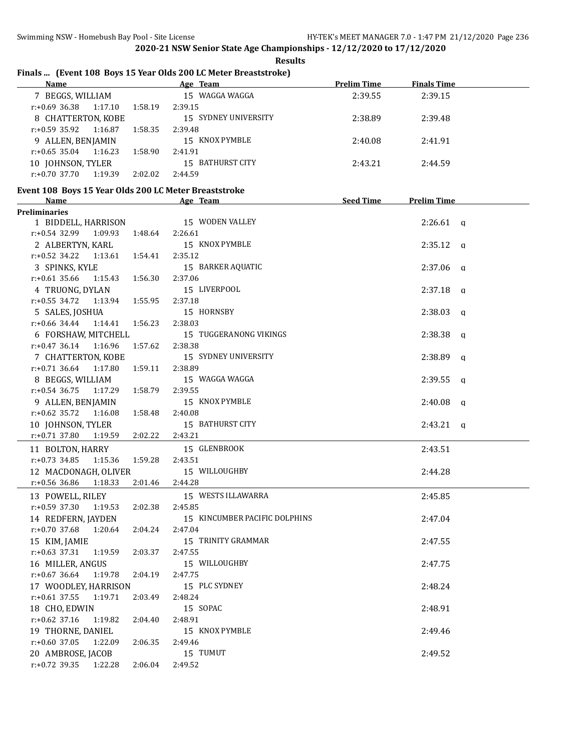**2020-21 NSW Senior State Age Championships - 12/12/2020 to 17/12/2020**

**Results**

### Finals ... (Event 108 Boys 15 Year Olds 200 LC Meter Breaststroke)

| Name | Age | Team | Prelim Time | Finals Time |
|---|---|---|---|---|
| 7 BEGGS, WILLIAM | 15 | WAGGA WAGGA | 2:39.55 | 2:39.15 |
| r:+0.69 36.38 1:17.10 1:58.19 2:39.15 | | | | |
| 8 CHATTERTON, KOBE | 15 | SYDNEY UNIVERSITY | 2:38.89 | 2:39.48 |
| r:+0.59 35.92 1:16.87 1:58.35 2:39.48 | | | | |
| 9 ALLEN, BENJAMIN | 15 | KNOX PYMBLE | 2:40.08 | 2:41.91 |
| r:+0.65 35.04 1:16.23 1:58.90 2:41.91 | | | | |
| 10 JOHNSON, TYLER | 15 | BATHURST CITY | 2:43.21 | 2:44.59 |
| r:+0.70 37.70 1:19.39 2:02.02 2:44.59 | | | | |

### Event 108 Boys 15 Year Olds 200 LC Meter Breaststroke

| Name | Age | Team | Seed Time | Prelim Time |
|---|---|---|---|---|
| **Preliminaries** | | | | |
| 1 BIDDELL, HARRISON | 15 | WODEN VALLEY | | 2:26.61 q |
| r:+0.54 32.99 1:09.93 1:48.64 2:26.61 | | | | |
| 2 ALBERTYN, KARL | 15 | KNOX PYMBLE | | 2:35.12 q |
| r:+0.52 34.22 1:13.61 1:54.41 2:35.12 | | | | |
| 3 SPINKS, KYLE | 15 | BARKER AQUATIC | | 2:37.06 q |
| r:+0.61 35.66 1:15.43 1:56.30 2:37.06 | | | | |
| 4 TRUONG, DYLAN | 15 | LIVERPOOL | | 2:37.18 q |
| r:+0.55 34.72 1:13.94 1:55.95 2:37.18 | | | | |
| 5 SALES, JOSHUA | 15 | HORNSBY | | 2:38.03 q |
| r:+0.66 34.44 1:14.41 1:56.23 2:38.03 | | | | |
| 6 FORSHAW, MITCHELL | 15 | TUGGERANONG VIKINGS | | 2:38.38 q |
| r:+0.47 36.14 1:16.96 1:57.62 2:38.38 | | | | |
| 7 CHATTERTON, KOBE | 15 | SYDNEY UNIVERSITY | | 2:38.89 q |
| r:+0.71 36.64 1:17.80 1:59.11 2:38.89 | | | | |
| 8 BEGGS, WILLIAM | 15 | WAGGA WAGGA | | 2:39.55 q |
| r:+0.54 36.75 1:17.29 1:58.79 2:39.55 | | | | |
| 9 ALLEN, BENJAMIN | 15 | KNOX PYMBLE | | 2:40.08 q |
| r:+0.62 35.72 1:16.08 1:58.48 2:40.08 | | | | |
| 10 JOHNSON, TYLER | 15 | BATHURST CITY | | 2:43.21 q |
| r:+0.71 37.80 1:19.59 2:02.22 2:43.21 | | | | |
| 11 BOLTON, HARRY | 15 | GLENBROOK | | 2:43.51 |
| r:+0.73 34.85 1:15.36 1:59.28 2:43.51 | | | | |
| 12 MACDONAGH, OLIVER | 15 | WILLOUGHBY | | 2:44.28 |
| r:+0.56 36.86 1:18.33 2:01.46 2:44.28 | | | | |
| 13 POWELL, RILEY | 15 | WESTS ILLAWARRA | | 2:45.85 |
| r:+0.59 37.30 1:19.53 2:02.38 2:45.85 | | | | |
| 14 REDFERN, JAYDEN | 15 | KINCUMBER PACIFIC DOLPHINS | | 2:47.04 |
| r:+0.70 37.68 1:20.64 2:04.24 2:47.04 | | | | |
| 15 KIM, JAMIE | 15 | TRINITY GRAMMAR | | 2:47.55 |
| r:+0.63 37.31 1:19.59 2:03.37 2:47.55 | | | | |
| 16 MILLER, ANGUS | 15 | WILLOUGHBY | | 2:47.75 |
| r:+0.67 36.64 1:19.78 2:04.19 2:47.75 | | | | |
| 17 WOODLEY, HARRISON | 15 | PLC SYDNEY | | 2:48.24 |
| r:+0.61 37.55 1:19.71 2:03.49 2:48.24 | | | | |
| 18 CHO, EDWIN | 15 | SOPAC | | 2:48.91 |
| r:+0.62 37.16 1:19.82 2:04.40 2:48.91 | | | | |
| 19 THORNE, DANIEL | 15 | KNOX PYMBLE | | 2:49.46 |
| r:+0.60 37.05 1:22.09 2:06.35 2:49.46 | | | | |
| 20 AMBROSE, JACOB | 15 | TUMUT | | 2:49.52 |
| r:+0.72 39.35 1:22.28 2:06.04 2:49.52 | | | | |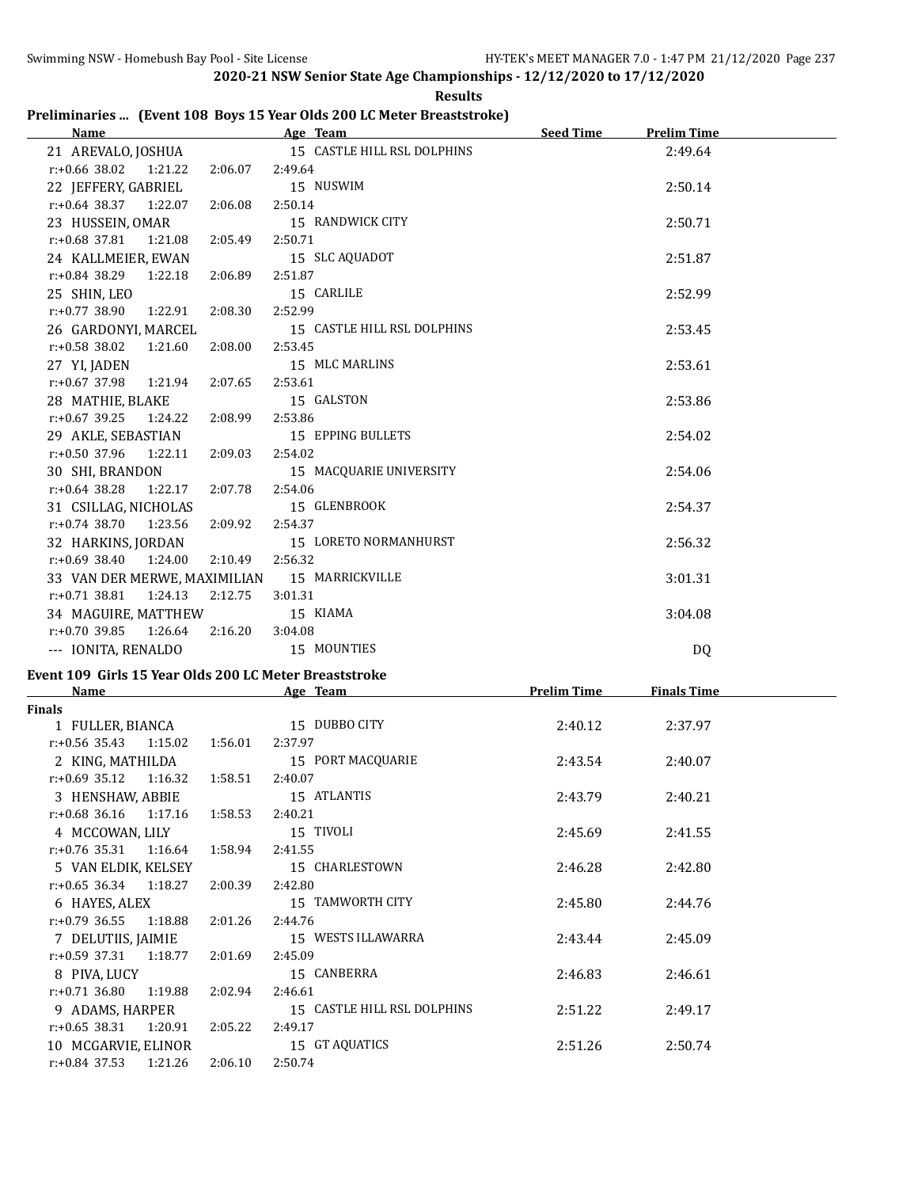## 2020-21 NSW Senior State Age Championships - 12/12/2020 to 17/12/2020

**Results**

### Preliminaries ... (Event 108 Boys 15 Year Olds 200 LC Meter Breaststroke)

| Name | Age | Team | Seed Time | Prelim Time |
|---|---|---|---|---|
| 21 AREVALO, JOSHUA | 15 | CASTLE HILL RSL DOLPHINS | | 2:49.64 |
| r:+0.66 38.02 1:21.22 2:06.07 2:49.64 | | | | |
| 22 JEFFERY, GABRIEL | 15 | NUSWIM | | 2:50.14 |
| r:+0.64 38.37 1:22.07 2:06.08 2:50.14 | | | | |
| 23 HUSSEIN, OMAR | 15 | RANDWICK CITY | | 2:50.71 |
| r:+0.68 37.81 1:21.08 2:05.49 2:50.71 | | | | |
| 24 KALLMEIER, EWAN | 15 | SLC AQUADOT | | 2:51.87 |
| r:+0.84 38.29 1:22.18 2:06.89 2:51.87 | | | | |
| 25 SHIN, LEO | 15 | CARLILE | | 2:52.99 |
| r:+0.77 38.90 1:22.91 2:08.30 2:52.99 | | | | |
| 26 GARDONYI, MARCEL | 15 | CASTLE HILL RSL DOLPHINS | | 2:53.45 |
| r:+0.58 38.02 1:21.60 2:08.00 2:53.45 | | | | |
| 27 YI, JADEN | 15 | MLC MARLINS | | 2:53.61 |
| r:+0.67 37.98 1:21.94 2:07.65 2:53.61 | | | | |
| 28 MATHIE, BLAKE | 15 | GALSTON | | 2:53.86 |
| r:+0.67 39.25 1:24.22 2:08.99 2:53.86 | | | | |
| 29 AKLE, SEBASTIAN | 15 | EPPING BULLETS | | 2:54.02 |
| r:+0.50 37.96 1:22.11 2:09.03 2:54.02 | | | | |
| 30 SHI, BRANDON | 15 | MACQUARIE UNIVERSITY | | 2:54.06 |
| r:+0.64 38.28 1:22.17 2:07.78 2:54.06 | | | | |
| 31 CSILLAG, NICHOLAS | 15 | GLENBROOK | | 2:54.37 |
| r:+0.74 38.70 1:23.56 2:09.92 2:54.37 | | | | |
| 32 HARKINS, JORDAN | 15 | LORETO NORMANHURST | | 2:56.32 |
| r:+0.69 38.40 1:24.00 2:10.49 2:56.32 | | | | |
| 33 VAN DER MERWE, MAXIMILIAN | 15 | MARRICKVILLE | | 3:01.31 |
| r:+0.71 38.81 1:24.13 2:12.75 3:01.31 | | | | |
| 34 MAGUIRE, MATTHEW | 15 | KIAMA | | 3:04.08 |
| r:+0.70 39.85 1:26.64 2:16.20 3:04.08 | | | | |
| --- IONITA, RENALDO | 15 | MOUNTIES | | DQ |

### Event 109 Girls 15 Year Olds 200 LC Meter Breaststroke

| Name | Age | Team | Prelim Time | Finals Time |
|---|---|---|---|---|
| **Finals** | | | | |
| 1 FULLER, BIANCA | 15 | DUBBO CITY | 2:40.12 | 2:37.97 |
| r:+0.56 35.43 1:15.02 1:56.01 2:37.97 | | | | |
| 2 KING, MATHILDA | 15 | PORT MACQUARIE | 2:43.54 | 2:40.07 |
| r:+0.69 35.12 1:16.32 1:58.51 2:40.07 | | | | |
| 3 HENSHAW, ABBIE | 15 | ATLANTIS | 2:43.79 | 2:40.21 |
| r:+0.68 36.16 1:17.16 1:58.53 2:40.21 | | | | |
| 4 MCCOWAN, LILY | 15 | TIVOLI | 2:45.69 | 2:41.55 |
| r:+0.76 35.31 1:16.64 1:58.94 2:41.55 | | | | |
| 5 VAN ELDIK, KELSEY | 15 | CHARLESTOWN | 2:46.28 | 2:42.80 |
| r:+0.65 36.34 1:18.27 2:00.39 2:42.80 | | | | |
| 6 HAYES, ALEX | 15 | TAMWORTH CITY | 2:45.80 | 2:44.76 |
| r:+0.79 36.55 1:18.88 2:01.26 2:44.76 | | | | |
| 7 DELUTIIS, JAIMIE | 15 | WESTS ILLAWARRA | 2:43.44 | 2:45.09 |
| r:+0.59 37.31 1:18.77 2:01.69 2:45.09 | | | | |
| 8 PIVA, LUCY | 15 | CANBERRA | 2:46.83 | 2:46.61 |
| r:+0.71 36.80 1:19.88 2:02.94 2:46.61 | | | | |
| 9 ADAMS, HARPER | 15 | CASTLE HILL RSL DOLPHINS | 2:51.22 | 2:49.17 |
| r:+0.65 38.31 1:20.91 2:05.22 2:49.17 | | | | |
| 10 MCGARVIE, ELINOR | 15 | GT AQUATICS | 2:51.26 | 2:50.74 |
| r:+0.84 37.53 1:21.26 2:06.10 2:50.74 | | | | |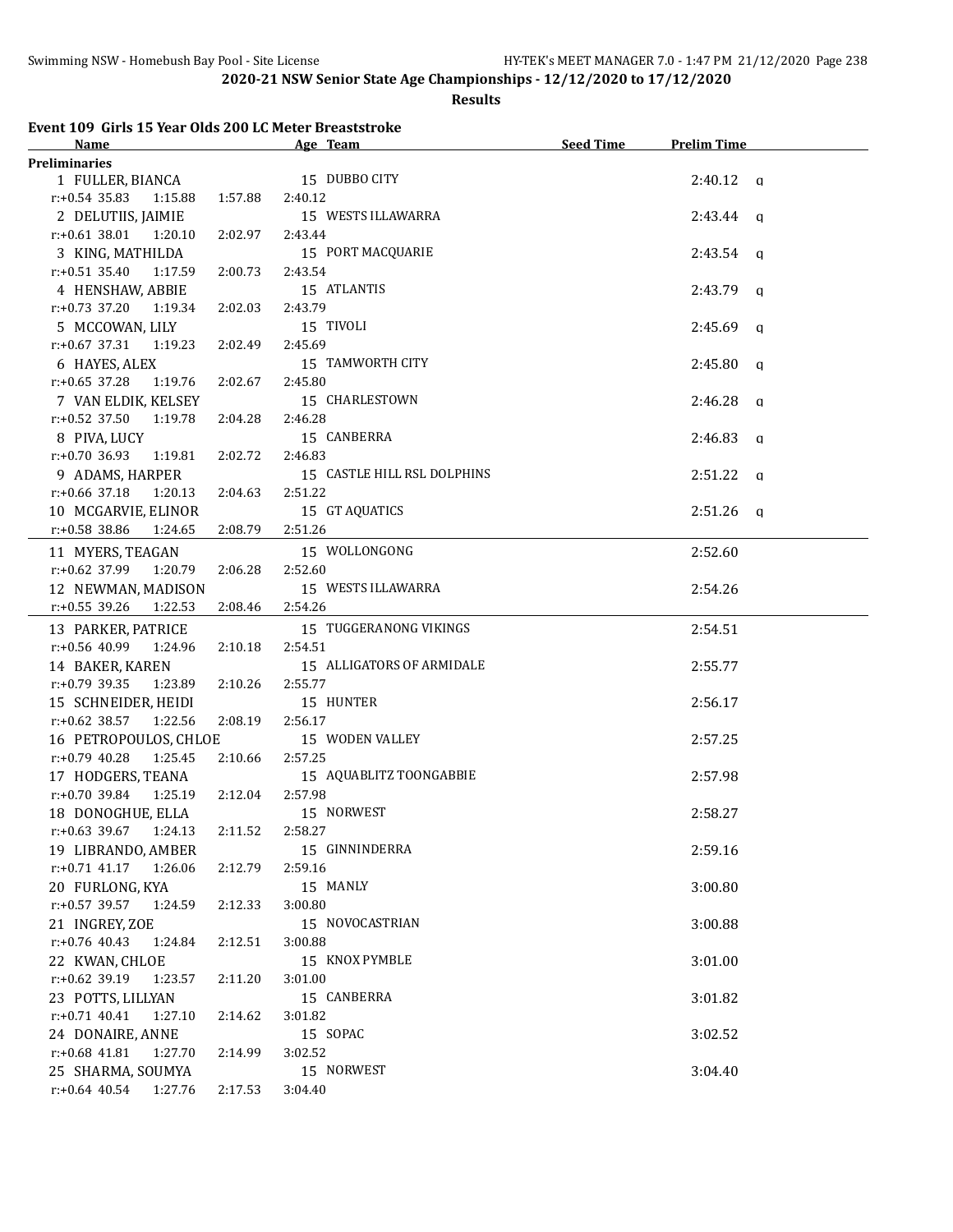## 2020-21 NSW Senior State Age Championships - 12/12/2020 to 17/12/2020

### Results

### Event 109 Girls 15 Year Olds 200 LC Meter Breaststroke

| Name | Age | Team | Seed Time | Prelim Time | |
|---|---|---|---|---|---|
| **Preliminaries** | | | | | |
| 1 FULLER, BIANCA | 15 | DUBBO CITY | | 2:40.12 | q |
| r:+0.54 35.83 1:15.88 1:57.88 2:40.12 | | | | | |
| 2 DELUTIIS, JAIMIE | 15 | WESTS ILLAWARRA | | 2:43.44 | q |
| r:+0.61 38.01 1:20.10 2:02.97 2:43.44 | | | | | |
| 3 KING, MATHILDA | 15 | PORT MACQUARIE | | 2:43.54 | q |
| r:+0.51 35.40 1:17.59 2:00.73 2:43.54 | | | | | |
| 4 HENSHAW, ABBIE | 15 | ATLANTIS | | 2:43.79 | q |
| r:+0.73 37.20 1:19.34 2:02.03 2:43.79 | | | | | |
| 5 MCCOWAN, LILY | 15 | TIVOLI | | 2:45.69 | q |
| r:+0.67 37.31 1:19.23 2:02.49 2:45.69 | | | | | |
| 6 HAYES, ALEX | 15 | TAMWORTH CITY | | 2:45.80 | q |
| r:+0.65 37.28 1:19.76 2:02.67 2:45.80 | | | | | |
| 7 VAN ELDIK, KELSEY | 15 | CHARLESTOWN | | 2:46.28 | q |
| r:+0.52 37.50 1:19.78 2:04.28 2:46.28 | | | | | |
| 8 PIVA, LUCY | 15 | CANBERRA | | 2:46.83 | q |
| r:+0.70 36.93 1:19.81 2:02.72 2:46.83 | | | | | |
| 9 ADAMS, HARPER | 15 | CASTLE HILL RSL DOLPHINS | | 2:51.22 | q |
| r:+0.66 37.18 1:20.13 2:04.63 2:51.22 | | | | | |
| 10 MCGARVIE, ELINOR | 15 | GT AQUATICS | | 2:51.26 | q |
| r:+0.58 38.86 1:24.65 2:08.79 2:51.26 | | | | | |
| 11 MYERS, TEAGAN | 15 | WOLLONGONG | | 2:52.60 | |
| r:+0.62 37.99 1:20.79 2:06.28 2:52.60 | | | | | |
| 12 NEWMAN, MADISON | 15 | WESTS ILLAWARRA | | 2:54.26 | |
| r:+0.55 39.26 1:22.53 2:08.46 2:54.26 | | | | | |
| 13 PARKER, PATRICE | 15 | TUGGERANONG VIKINGS | | 2:54.51 | |
| r:+0.56 40.99 1:24.96 2:10.18 2:54.51 | | | | | |
| 14 BAKER, KAREN | 15 | ALLIGATORS OF ARMIDALE | | 2:55.77 | |
| r:+0.79 39.35 1:23.89 2:10.26 2:55.77 | | | | | |
| 15 SCHNEIDER, HEIDI | 15 | HUNTER | | 2:56.17 | |
| r:+0.62 38.57 1:22.56 2:08.19 2:56.17 | | | | | |
| 16 PETROPOULOS, CHLOE | 15 | WODEN VALLEY | | 2:57.25 | |
| r:+0.79 40.28 1:25.45 2:10.66 2:57.25 | | | | | |
| 17 HODGERS, TEANA | 15 | AQUABLITZ TOONGABBIE | | 2:57.98 | |
| r:+0.70 39.84 1:25.19 2:12.04 2:57.98 | | | | | |
| 18 DONOGHUE, ELLA | 15 | NORWEST | | 2:58.27 | |
| r:+0.63 39.67 1:24.13 2:11.52 2:58.27 | | | | | |
| 19 LIBRANDO, AMBER | 15 | GINNINDERRA | | 2:59.16 | |
| r:+0.71 41.17 1:26.06 2:12.79 2:59.16 | | | | | |
| 20 FURLONG, KYA | 15 | MANLY | | 3:00.80 | |
| r:+0.57 39.57 1:24.59 2:12.33 3:00.80 | | | | | |
| 21 INGREY, ZOE | 15 | NOVOCASTRIAN | | 3:00.88 | |
| r:+0.76 40.43 1:24.84 2:12.51 3:00.88 | | | | | |
| 22 KWAN, CHLOE | 15 | KNOX PYMBLE | | 3:01.00 | |
| r:+0.62 39.19 1:23.57 2:11.20 3:01.00 | | | | | |
| 23 POTTS, LILLYAN | 15 | CANBERRA | | 3:01.82 | |
| r:+0.71 40.41 1:27.10 2:14.62 3:01.82 | | | | | |
| 24 DONAIRE, ANNE | 15 | SOPAC | | 3:02.52 | |
| r:+0.68 41.81 1:27.70 2:14.99 3:02.52 | | | | | |
| 25 SHARMA, SOUMYA | 15 | NORWEST | | 3:04.40 | |
| r:+0.64 40.54 1:27.76 2:17.53 3:04.40 | | | | | |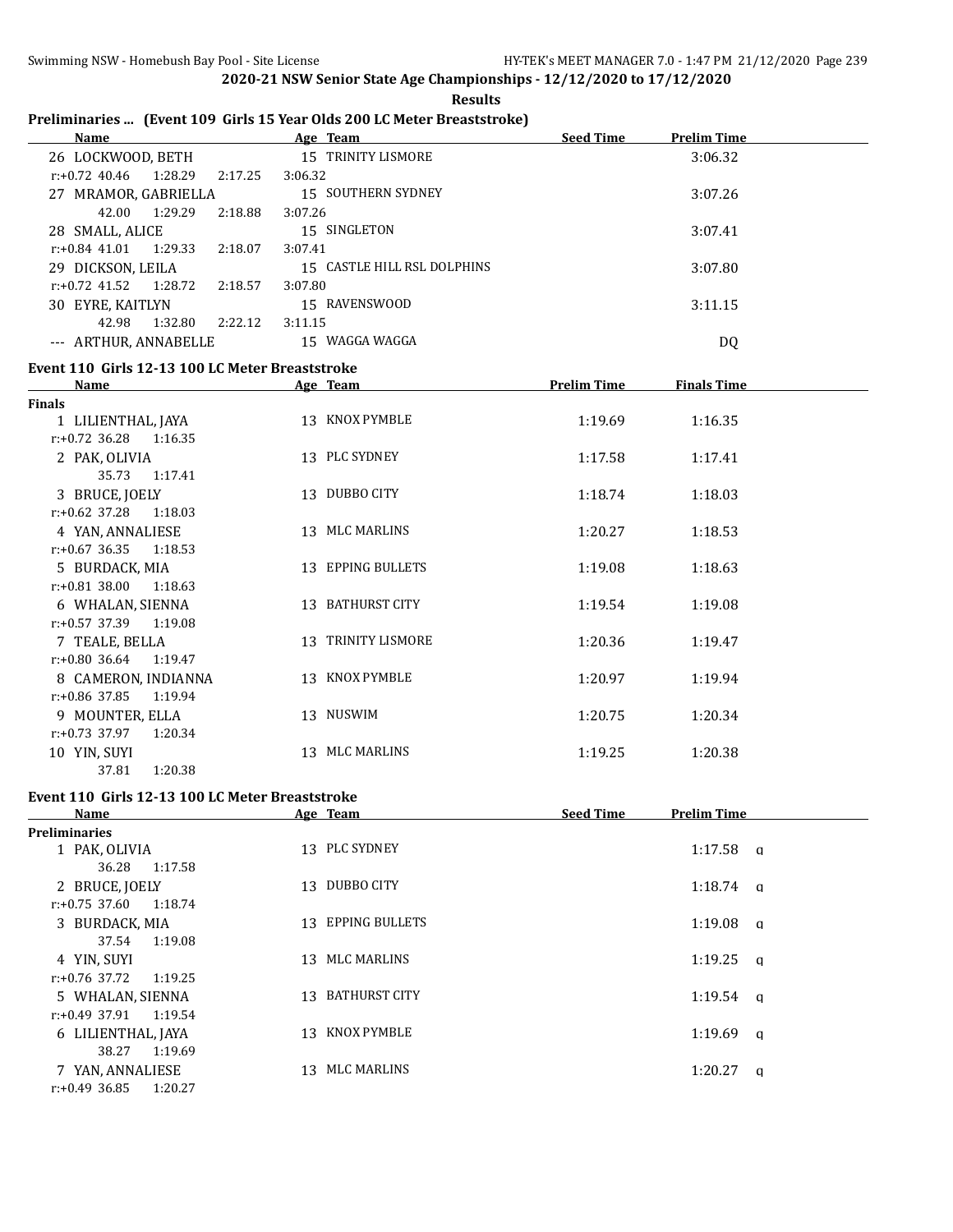**2020-21 NSW Senior State Age Championships - 12/12/2020 to 17/12/2020**

**Results**

## Preliminaries ... (Event 109 Girls 15 Year Olds 200 LC Meter Breaststroke)

| Name | Age | Team | Seed Time | Prelim Time |
|---|---|---|---|---|
| 26 LOCKWOOD, BETH | 15 | TRINITY LISMORE | | 3:06.32 |
| r:+0.72 40.46 1:28.29 2:17.25 3:06.32 | | | | |
| 27 MRAMOR, GABRIELLA | 15 | SOUTHERN SYDNEY | | 3:07.26 |
| 42.00 1:29.29 2:18.88 3:07.26 | | | | |
| 28 SMALL, ALICE | 15 | SINGLETON | | 3:07.41 |
| r:+0.84 41.01 1:29.33 2:18.07 3:07.41 | | | | |
| 29 DICKSON, LEILA | 15 | CASTLE HILL RSL DOLPHINS | | 3:07.80 |
| r:+0.72 41.52 1:28.72 2:18.57 3:07.80 | | | | |
| 30 EYRE, KAITLYN | 15 | RAVENSWOOD | | 3:11.15 |
| 42.98 1:32.80 2:22.12 3:11.15 | | | | |
| --- ARTHUR, ANNABELLE | 15 | WAGGA WAGGA | | DQ |

## Event 110 Girls 12-13 100 LC Meter Breaststroke

| Name | Age | Team | Prelim Time | Finals Time |
|---|---|---|---|---|
| **Finals** | | | | |
| 1 LILIENTHAL, JAYA | 13 | KNOX PYMBLE | 1:19.69 | 1:16.35 |
| r:+0.72 36.28 1:16.35 | | | | |
| 2 PAK, OLIVIA | 13 | PLC SYDNEY | 1:17.58 | 1:17.41 |
| 35.73 1:17.41 | | | | |
| 3 BRUCE, JOELY | 13 | DUBBO CITY | 1:18.74 | 1:18.03 |
| r:+0.62 37.28 1:18.03 | | | | |
| 4 YAN, ANNALIESE | 13 | MLC MARLINS | 1:20.27 | 1:18.53 |
| r:+0.67 36.35 1:18.53 | | | | |
| 5 BURDACK, MIA | 13 | EPPING BULLETS | 1:19.08 | 1:18.63 |
| r:+0.81 38.00 1:18.63 | | | | |
| 6 WHALAN, SIENNA | 13 | BATHURST CITY | 1:19.54 | 1:19.08 |
| r:+0.57 37.39 1:19.08 | | | | |
| 7 TEALE, BELLA | 13 | TRINITY LISMORE | 1:20.36 | 1:19.47 |
| r:+0.80 36.64 1:19.47 | | | | |
| 8 CAMERON, INDIANNA | 13 | KNOX PYMBLE | 1:20.97 | 1:19.94 |
| r:+0.86 37.85 1:19.94 | | | | |
| 9 MOUNTER, ELLA | 13 | NUSWIM | 1:20.75 | 1:20.34 |
| r:+0.73 37.97 1:20.34 | | | | |
| 10 YIN, SUYI | 13 | MLC MARLINS | 1:19.25 | 1:20.38 |
| 37.81 1:20.38 | | | | |

## Event 110 Girls 12-13 100 LC Meter Breaststroke

| Name | Age | Team | Seed Time | Prelim Time | |
|---|---|---|---|---|---|
| **Preliminaries** | | | | | |
| 1 PAK, OLIVIA | 13 | PLC SYDNEY | | 1:17.58 | q |
| 36.28 1:17.58 | | | | | |
| 2 BRUCE, JOELY | 13 | DUBBO CITY | | 1:18.74 | q |
| r:+0.75 37.60 1:18.74 | | | | | |
| 3 BURDACK, MIA | 13 | EPPING BULLETS | | 1:19.08 | q |
| 37.54 1:19.08 | | | | | |
| 4 YIN, SUYI | 13 | MLC MARLINS | | 1:19.25 | q |
| r:+0.76 37.72 1:19.25 | | | | | |
| 5 WHALAN, SIENNA | 13 | BATHURST CITY | | 1:19.54 | q |
| r:+0.49 37.91 1:19.54 | | | | | |
| 6 LILIENTHAL, JAYA | 13 | KNOX PYMBLE | | 1:19.69 | q |
| 38.27 1:19.69 | | | | | |
| 7 YAN, ANNALIESE | 13 | MLC MARLINS | | 1:20.27 | q |
| r:+0.49 36.85 1:20.27 | | | | | |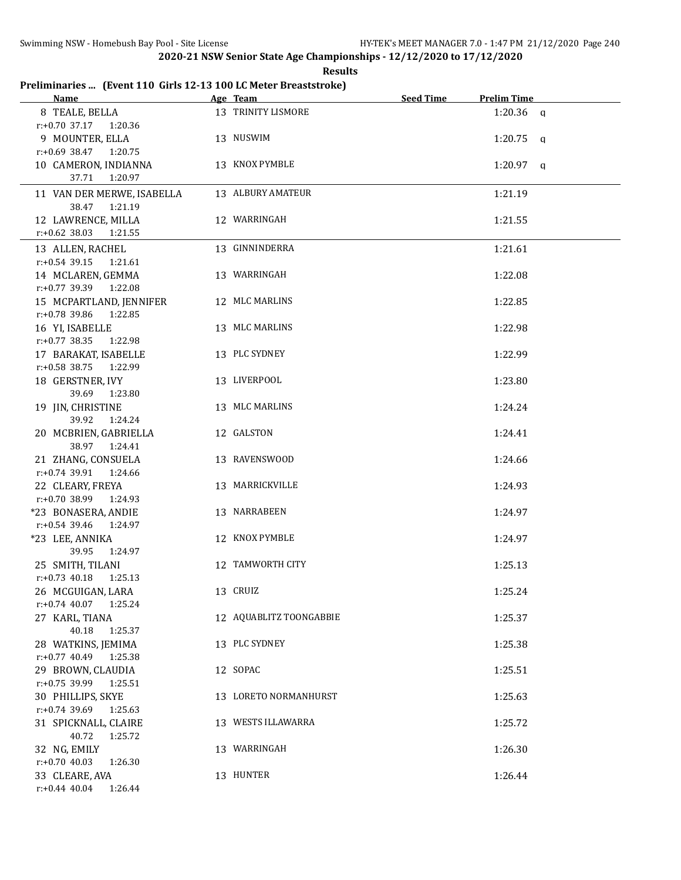## 2020-21 NSW Senior State Age Championships - 12/12/2020 to 17/12/2020

**Results**

### Preliminaries ... (Event 110 Girls 12-13 100 LC Meter Breaststroke)

| Name | Age | Team | Seed Time | Prelim Time | |
|---|---|---|---|---|---|
| 8 TEALE, BELLA | 13 | TRINITY LISMORE | | 1:20.36 | q |
| r:+0.70 37.17 1:20.36 | | | | | |
| 9 MOUNTER, ELLA | 13 | NUSWIM | | 1:20.75 | q |
| r:+0.69 38.47 1:20.75 | | | | | |
| 10 CAMERON, INDIANNA | 13 | KNOX PYMBLE | | 1:20.97 | q |
| 37.71 1:20.97 | | | | | |
| 11 VAN DER MERWE, ISABELLA | 13 | ALBURY AMATEUR | | 1:21.19 | |
| 38.47 1:21.19 | | | | | |
| 12 LAWRENCE, MILLA | 12 | WARRINGAH | | 1:21.55 | |
| r:+0.62 38.03 1:21.55 | | | | | |
| 13 ALLEN, RACHEL | 13 | GINNINDERRA | | 1:21.61 | |
| r:+0.54 39.15 1:21.61 | | | | | |
| 14 MCLAREN, GEMMA | 13 | WARRINGAH | | 1:22.08 | |
| r:+0.77 39.39 1:22.08 | | | | | |
| 15 MCPARTLAND, JENNIFER | 12 | MLC MARLINS | | 1:22.85 | |
| r:+0.78 39.86 1:22.85 | | | | | |
| 16 YI, ISABELLE | 13 | MLC MARLINS | | 1:22.98 | |
| r:+0.77 38.35 1:22.98 | | | | | |
| 17 BARAKAT, ISABELLE | 13 | PLC SYDNEY | | 1:22.99 | |
| r:+0.58 38.75 1:22.99 | | | | | |
| 18 GERSTNER, IVY | 13 | LIVERPOOL | | 1:23.80 | |
| 39.69 1:23.80 | | | | | |
| 19 JIN, CHRISTINE | 13 | MLC MARLINS | | 1:24.24 | |
| 39.92 1:24.24 | | | | | |
| 20 MCBRIEN, GABRIELLA | 12 | GALSTON | | 1:24.41 | |
| 38.97 1:24.41 | | | | | |
| 21 ZHANG, CONSUELA | 13 | RAVENSWOOD | | 1:24.66 | |
| r:+0.74 39.91 1:24.66 | | | | | |
| 22 CLEARY, FREYA | 13 | MARRICKVILLE | | 1:24.93 | |
| r:+0.70 38.99 1:24.93 | | | | | |
| *23 BONASERA, ANDIE | 13 | NARRABEEN | | 1:24.97 | |
| r:+0.54 39.46 1:24.97 | | | | | |
| *23 LEE, ANNIKA | 12 | KNOX PYMBLE | | 1:24.97 | |
| 39.95 1:24.97 | | | | | |
| 25 SMITH, TILANI | 12 | TAMWORTH CITY | | 1:25.13 | |
| r:+0.73 40.18 1:25.13 | | | | | |
| 26 MCGUIGAN, LARA | 13 | CRUIZ | | 1:25.24 | |
| r:+0.74 40.07 1:25.24 | | | | | |
| 27 KARL, TIANA | 12 | AQUABLITZ TOONGABBIE | | 1:25.37 | |
| 40.18 1:25.37 | | | | | |
| 28 WATKINS, JEMIMA | 13 | PLC SYDNEY | | 1:25.38 | |
| r:+0.77 40.49 1:25.38 | | | | | |
| 29 BROWN, CLAUDIA | 12 | SOPAC | | 1:25.51 | |
| r:+0.75 39.99 1:25.51 | | | | | |
| 30 PHILLIPS, SKYE | 13 | LORETO NORMANHURST | | 1:25.63 | |
| r:+0.74 39.69 1:25.63 | | | | | |
| 31 SPICKNALL, CLAIRE | 13 | WESTS ILLAWARRA | | 1:25.72 | |
| 40.72 1:25.72 | | | | | |
| 32 NG, EMILY | 13 | WARRINGAH | | 1:26.30 | |
| r:+0.70 40.03 1:26.30 | | | | | |
| 33 CLEARE, AVA | 13 | HUNTER | | 1:26.44 | |
| r:+0.44 40.04 1:26.44 | | | | | |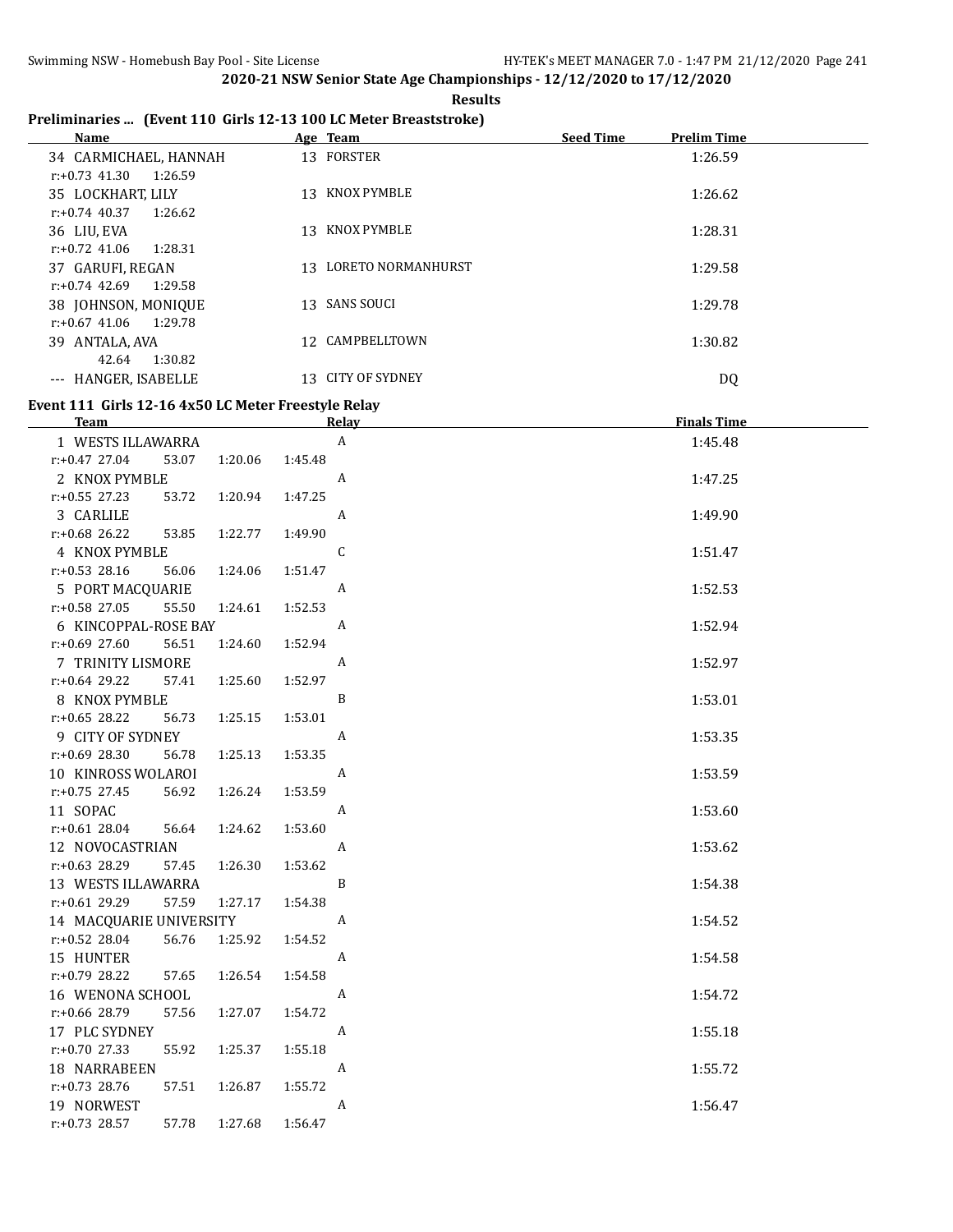**2020-21 NSW Senior State Age Championships - 12/12/2020 to 17/12/2020**

**Results**

## Preliminaries ... (Event 110 Girls 12-13 100 LC Meter Breaststroke)

| Name | Age | Team | Seed Time | Prelim Time |
|---|---|---|---|---|
| 34 CARMICHAEL, HANNAH | 13 | FORSTER | | 1:26.59 |
| r:+0.73 41.30 1:26.59 | | | | |
| 35 LOCKHART, LILY | 13 | KNOX PYMBLE | | 1:26.62 |
| r:+0.74 40.37 1:26.62 | | | | |
| 36 LIU, EVA | 13 | KNOX PYMBLE | | 1:28.31 |
| r:+0.72 41.06 1:28.31 | | | | |
| 37 GARUFI, REGAN | 13 | LORETO NORMANHURST | | 1:29.58 |
| r:+0.74 42.69 1:29.58 | | | | |
| 38 JOHNSON, MONIQUE | 13 | SANS SOUCI | | 1:29.78 |
| r:+0.67 41.06 1:29.78 | | | | |
| 39 ANTALA, AVA | 12 | CAMPBELLTOWN | | 1:30.82 |
| 42.64 1:30.82 | | | | |
| --- HANGER, ISABELLE | 13 | CITY OF SYDNEY | | DQ |

## Event 111 Girls 12-16 4x50 LC Meter Freestyle Relay

| Team | Relay | Finals Time |
|---|---|---|
| 1 WESTS ILLAWARRA | A | 1:45.48 |
| r:+0.47 27.04 53.07 1:20.06 1:45.48 | | |
| 2 KNOX PYMBLE | A | 1:47.25 |
| r:+0.55 27.23 53.72 1:20.94 1:47.25 | | |
| 3 CARLILE | A | 1:49.90 |
| r:+0.68 26.22 53.85 1:22.77 1:49.90 | | |
| 4 KNOX PYMBLE | C | 1:51.47 |
| r:+0.53 28.16 56.06 1:24.06 1:51.47 | | |
| 5 PORT MACQUARIE | A | 1:52.53 |
| r:+0.58 27.05 55.50 1:24.61 1:52.53 | | |
| 6 KINCOPPAL-ROSE BAY | A | 1:52.94 |
| r:+0.69 27.60 56.51 1:24.60 1:52.94 | | |
| 7 TRINITY LISMORE | A | 1:52.97 |
| r:+0.64 29.22 57.41 1:25.60 1:52.97 | | |
| 8 KNOX PYMBLE | B | 1:53.01 |
| r:+0.65 28.22 56.73 1:25.15 1:53.01 | | |
| 9 CITY OF SYDNEY | A | 1:53.35 |
| r:+0.69 28.30 56.78 1:25.13 1:53.35 | | |
| 10 KINROSS WOLAROI | A | 1:53.59 |
| r:+0.75 27.45 56.92 1:26.24 1:53.59 | | |
| 11 SOPAC | A | 1:53.60 |
| r:+0.61 28.04 56.64 1:24.62 1:53.60 | | |
| 12 NOVOCASTRIAN | A | 1:53.62 |
| r:+0.63 28.29 57.45 1:26.30 1:53.62 | | |
| 13 WESTS ILLAWARRA | B | 1:54.38 |
| r:+0.61 29.29 57.59 1:27.17 1:54.38 | | |
| 14 MACQUARIE UNIVERSITY | A | 1:54.52 |
| r:+0.52 28.04 56.76 1:25.92 1:54.52 | | |
| 15 HUNTER | A | 1:54.58 |
| r:+0.79 28.22 57.65 1:26.54 1:54.58 | | |
| 16 WENONA SCHOOL | A | 1:54.72 |
| r:+0.66 28.79 57.56 1:27.07 1:54.72 | | |
| 17 PLC SYDNEY | A | 1:55.18 |
| r:+0.70 27.33 55.92 1:25.37 1:55.18 | | |
| 18 NARRABEEN | A | 1:55.72 |
| r:+0.73 28.76 57.51 1:26.87 1:55.72 | | |
| 19 NORWEST | A | 1:56.47 |
| r:+0.73 28.57 57.78 1:27.68 1:56.47 | | |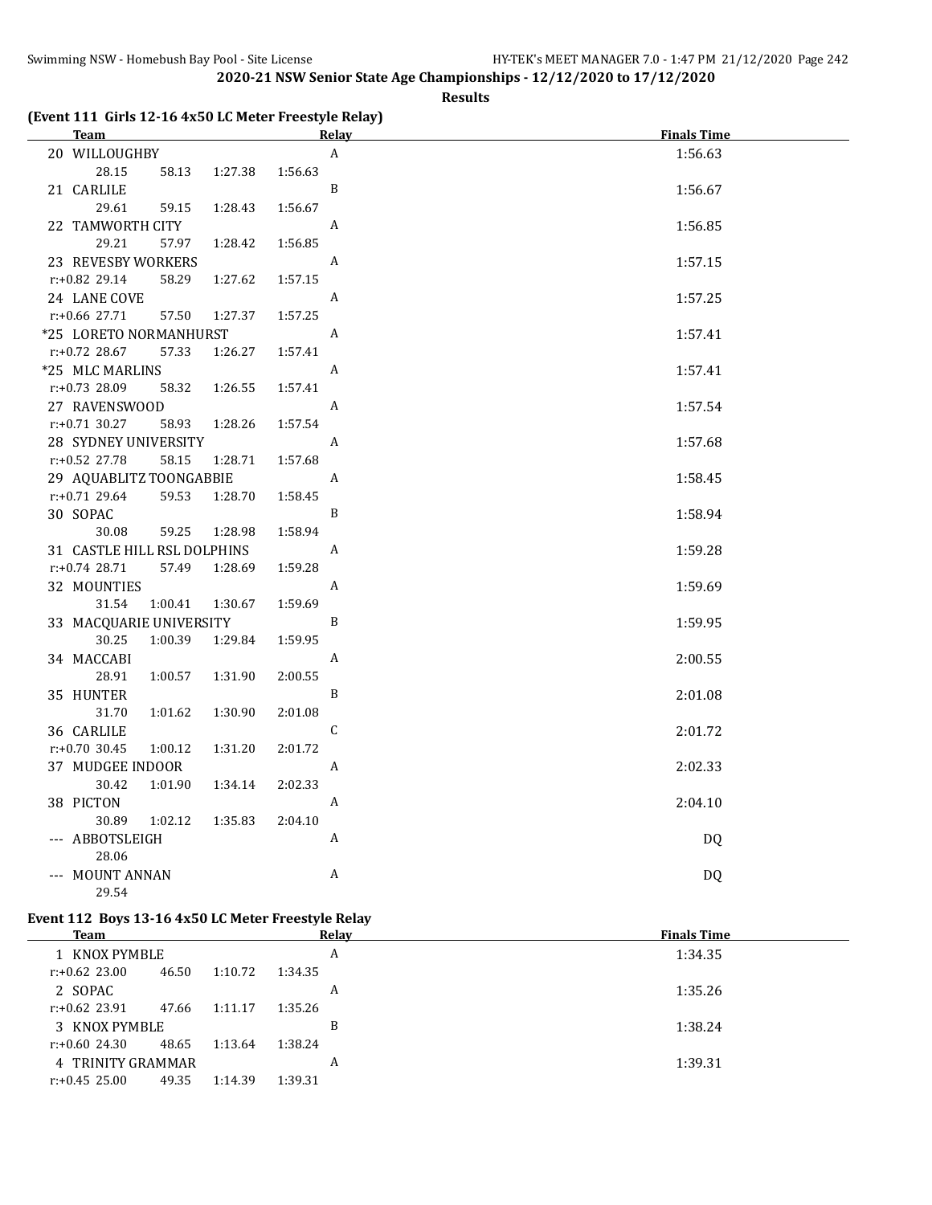## 2020-21 NSW Senior State Age Championships - 12/12/2020 to 17/12/2020

**Results**

### (Event 111 Girls 12-16 4x50 LC Meter Freestyle Relay)

| Team | Relay | Finals Time |
|---|---|---|
| 20 WILLOUGHBY | A | 1:56.63 |
| 28.15   58.13   1:27.38   1:56.63 | | |
| 21 CARLILE | B | 1:56.67 |
| 29.61   59.15   1:28.43   1:56.67 | | |
| 22 TAMWORTH CITY | A | 1:56.85 |
| 29.21   57.97   1:28.42   1:56.85 | | |
| 23 REVESBY WORKERS | A | 1:57.15 |
| r:+0.82 29.14   58.29   1:27.62   1:57.15 | | |
| 24 LANE COVE | A | 1:57.25 |
| r:+0.66 27.71   57.50   1:27.37   1:57.25 | | |
| *25 LORETO NORMANHURST | A | 1:57.41 |
| r:+0.72 28.67   57.33   1:26.27   1:57.41 | | |
| *25 MLC MARLINS | A | 1:57.41 |
| r:+0.73 28.09   58.32   1:26.55   1:57.41 | | |
| 27 RAVENSWOOD | A | 1:57.54 |
| r:+0.71 30.27   58.93   1:28.26   1:57.54 | | |
| 28 SYDNEY UNIVERSITY | A | 1:57.68 |
| r:+0.52 27.78   58.15   1:28.71   1:57.68 | | |
| 29 AQUABLITZ TOONGABBIE | A | 1:58.45 |
| r:+0.71 29.64   59.53   1:28.70   1:58.45 | | |
| 30 SOPAC | B | 1:58.94 |
| 30.08   59.25   1:28.98   1:58.94 | | |
| 31 CASTLE HILL RSL DOLPHINS | A | 1:59.28 |
| r:+0.74 28.71   57.49   1:28.69   1:59.28 | | |
| 32 MOUNTIES | A | 1:59.69 |
| 31.54   1:00.41   1:30.67   1:59.69 | | |
| 33 MACQUARIE UNIVERSITY | B | 1:59.95 |
| 30.25   1:00.39   1:29.84   1:59.95 | | |
| 34 MACCABI | A | 2:00.55 |
| 28.91   1:00.57   1:31.90   2:00.55 | | |
| 35 HUNTER | B | 2:01.08 |
| 31.70   1:01.62   1:30.90   2:01.08 | | |
| 36 CARLILE | C | 2:01.72 |
| r:+0.70 30.45   1:00.12   1:31.20   2:01.72 | | |
| 37 MUDGEE INDOOR | A | 2:02.33 |
| 30.42   1:01.90   1:34.14   2:02.33 | | |
| 38 PICTON | A | 2:04.10 |
| 30.89   1:02.12   1:35.83   2:04.10 | | |
| --- ABBOTSLEIGH | A | DQ |
| 28.06 | | |
| --- MOUNT ANNAN | A | DQ |
| 29.54 | | |

### Event 112 Boys 13-16 4x50 LC Meter Freestyle Relay

| Team | Relay | Finals Time |
|---|---|---|
| 1 KNOX PYMBLE | A | 1:34.35 |
| r:+0.62 23.00   46.50   1:10.72   1:34.35 | | |
| 2 SOPAC | A | 1:35.26 |
| r:+0.62 23.91   47.66   1:11.17   1:35.26 | | |
| 3 KNOX PYMBLE | B | 1:38.24 |
| r:+0.60 24.30   48.65   1:13.64   1:38.24 | | |
| 4 TRINITY GRAMMAR | A | 1:39.31 |
| r:+0.45 25.00   49.35   1:14.39   1:39.31 | | |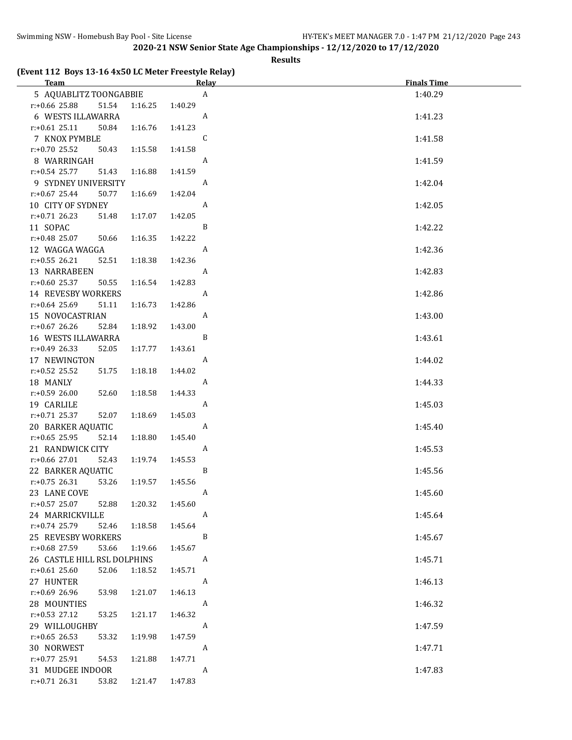## 2020-21 NSW Senior State Age Championships - 12/12/2020 to 17/12/2020

**Results**

### (Event 112 Boys 13-16 4x50 LC Meter Freestyle Relay)

| Team | Relay | Finals Time |
|---|---|---|
| 5 AQUABLITZ TOONGABBIE | A | 1:40.29 |
| r:+0.66 25.88 51.54 1:16.25 1:40.29 | | |
| 6 WESTS ILLAWARRA | A | 1:41.23 |
| r:+0.61 25.11 50.84 1:16.76 1:41.23 | | |
| 7 KNOX PYMBLE | C | 1:41.58 |
| r:+0.70 25.52 50.43 1:15.58 1:41.58 | | |
| 8 WARRINGAH | A | 1:41.59 |
| r:+0.54 25.77 51.43 1:16.88 1:41.59 | | |
| 9 SYDNEY UNIVERSITY | A | 1:42.04 |
| r:+0.67 25.44 50.77 1:16.69 1:42.04 | | |
| 10 CITY OF SYDNEY | A | 1:42.05 |
| r:+0.71 26.23 51.48 1:17.07 1:42.05 | | |
| 11 SOPAC | B | 1:42.22 |
| r:+0.48 25.07 50.66 1:16.35 1:42.22 | | |
| 12 WAGGA WAGGA | A | 1:42.36 |
| r:+0.55 26.21 52.51 1:18.38 1:42.36 | | |
| 13 NARRABEEN | A | 1:42.83 |
| r:+0.60 25.37 50.55 1:16.54 1:42.83 | | |
| 14 REVESBY WORKERS | A | 1:42.86 |
| r:+0.64 25.69 51.11 1:16.73 1:42.86 | | |
| 15 NOVOCASTRIAN | A | 1:43.00 |
| r:+0.67 26.26 52.84 1:18.92 1:43.00 | | |
| 16 WESTS ILLAWARRA | B | 1:43.61 |
| r:+0.49 26.33 52.05 1:17.77 1:43.61 | | |
| 17 NEWINGTON | A | 1:44.02 |
| r:+0.52 25.52 51.75 1:18.18 1:44.02 | | |
| 18 MANLY | A | 1:44.33 |
| r:+0.59 26.00 52.60 1:18.58 1:44.33 | | |
| 19 CARLILE | A | 1:45.03 |
| r:+0.71 25.37 52.07 1:18.69 1:45.03 | | |
| 20 BARKER AQUATIC | A | 1:45.40 |
| r:+0.65 25.95 52.14 1:18.80 1:45.40 | | |
| 21 RANDWICK CITY | A | 1:45.53 |
| r:+0.66 27.01 52.43 1:19.74 1:45.53 | | |
| 22 BARKER AQUATIC | B | 1:45.56 |
| r:+0.75 26.31 53.26 1:19.57 1:45.56 | | |
| 23 LANE COVE | A | 1:45.60 |
| r:+0.57 25.07 52.88 1:20.32 1:45.60 | | |
| 24 MARRICKVILLE | A | 1:45.64 |
| r:+0.74 25.79 52.46 1:18.58 1:45.64 | | |
| 25 REVESBY WORKERS | B | 1:45.67 |
| r:+0.68 27.59 53.66 1:19.66 1:45.67 | | |
| 26 CASTLE HILL RSL DOLPHINS | A | 1:45.71 |
| r:+0.61 25.60 52.06 1:18.52 1:45.71 | | |
| 27 HUNTER | A | 1:46.13 |
| r:+0.69 26.96 53.98 1:21.07 1:46.13 | | |
| 28 MOUNTIES | A | 1:46.32 |
| r:+0.53 27.12 53.25 1:21.17 1:46.32 | | |
| 29 WILLOUGHBY | A | 1:47.59 |
| r:+0.65 26.53 53.32 1:19.98 1:47.59 | | |
| 30 NORWEST | A | 1:47.71 |
| r:+0.77 25.91 54.53 1:21.88 1:47.71 | | |
| 31 MUDGEE INDOOR | A | 1:47.83 |
| r:+0.71 26.31 53.82 1:21.47 1:47.83 | | |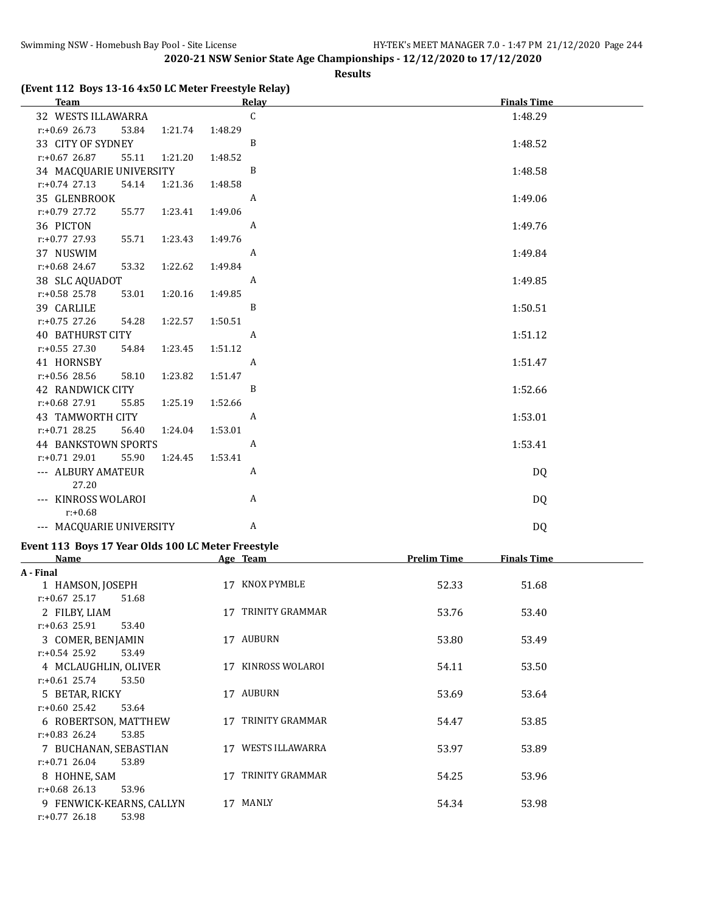## 2020-21 NSW Senior State Age Championships - 12/12/2020 to 17/12/2020

**Results**

### (Event 112 Boys 13-16 4x50 LC Meter Freestyle Relay)

| Team | Relay | Finals Time |
|---|---|---|
| 32 WESTS ILLAWARRA | C | 1:48.29 |
| r:+0.69 26.73 53.84 1:21.74 1:48.29 | | |
| 33 CITY OF SYDNEY | B | 1:48.52 |
| r:+0.67 26.87 55.11 1:21.20 1:48.52 | | |
| 34 MACQUARIE UNIVERSITY | B | 1:48.58 |
| r:+0.74 27.13 54.14 1:21.36 1:48.58 | | |
| 35 GLENBROOK | A | 1:49.06 |
| r:+0.79 27.72 55.77 1:23.41 1:49.06 | | |
| 36 PICTON | A | 1:49.76 |
| r:+0.77 27.93 55.71 1:23.43 1:49.76 | | |
| 37 NUSWIM | A | 1:49.84 |
| r:+0.68 24.67 53.32 1:22.62 1:49.84 | | |
| 38 SLC AQUADOT | A | 1:49.85 |
| r:+0.58 25.78 53.01 1:20.16 1:49.85 | | |
| 39 CARLILE | B | 1:50.51 |
| r:+0.75 27.26 54.28 1:22.57 1:50.51 | | |
| 40 BATHURST CITY | A | 1:51.12 |
| r:+0.55 27.30 54.84 1:23.45 1:51.12 | | |
| 41 HORNSBY | A | 1:51.47 |
| r:+0.56 28.56 58.10 1:23.82 1:51.47 | | |
| 42 RANDWICK CITY | B | 1:52.66 |
| r:+0.68 27.91 55.85 1:25.19 1:52.66 | | |
| 43 TAMWORTH CITY | A | 1:53.01 |
| r:+0.71 28.25 56.40 1:24.04 1:53.01 | | |
| 44 BANKSTOWN SPORTS | A | 1:53.41 |
| r:+0.71 29.01 55.90 1:24.45 1:53.41 | | |
| --- ALBURY AMATEUR | A | DQ |
| 27.20 | | |
| --- KINROSS WOLAROI | A | DQ |
| r:+0.68 | | |
| --- MACQUARIE UNIVERSITY | A | DQ |

### Event 113 Boys 17 Year Olds 100 LC Meter Freestyle

| Name | Age | Team | Prelim Time | Finals Time |
|---|---|---|---|---|
| **A - Final** | | | | |
| 1 HAMSON, JOSEPH | 17 | KNOX PYMBLE | 52.33 | 51.68 |
| r:+0.67 25.17 51.68 | | | | |
| 2 FILBY, LIAM | 17 | TRINITY GRAMMAR | 53.76 | 53.40 |
| r:+0.63 25.91 53.40 | | | | |
| 3 COMER, BENJAMIN | 17 | AUBURN | 53.80 | 53.49 |
| r:+0.54 25.92 53.49 | | | | |
| 4 MCLAUGHLIN, OLIVER | 17 | KINROSS WOLAROI | 54.11 | 53.50 |
| r:+0.61 25.74 53.50 | | | | |
| 5 BETAR, RICKY | 17 | AUBURN | 53.69 | 53.64 |
| r:+0.60 25.42 53.64 | | | | |
| 6 ROBERTSON, MATTHEW | 17 | TRINITY GRAMMAR | 54.47 | 53.85 |
| r:+0.83 26.24 53.85 | | | | |
| 7 BUCHANAN, SEBASTIAN | 17 | WESTS ILLAWARRA | 53.97 | 53.89 |
| r:+0.71 26.04 53.89 | | | | |
| 8 HOHNE, SAM | 17 | TRINITY GRAMMAR | 54.25 | 53.96 |
| r:+0.68 26.13 53.96 | | | | |
| 9 FENWICK-KEARNS, CALLYN | 17 | MANLY | 54.34 | 53.98 |
| r:+0.77 26.18 53.98 | | | | |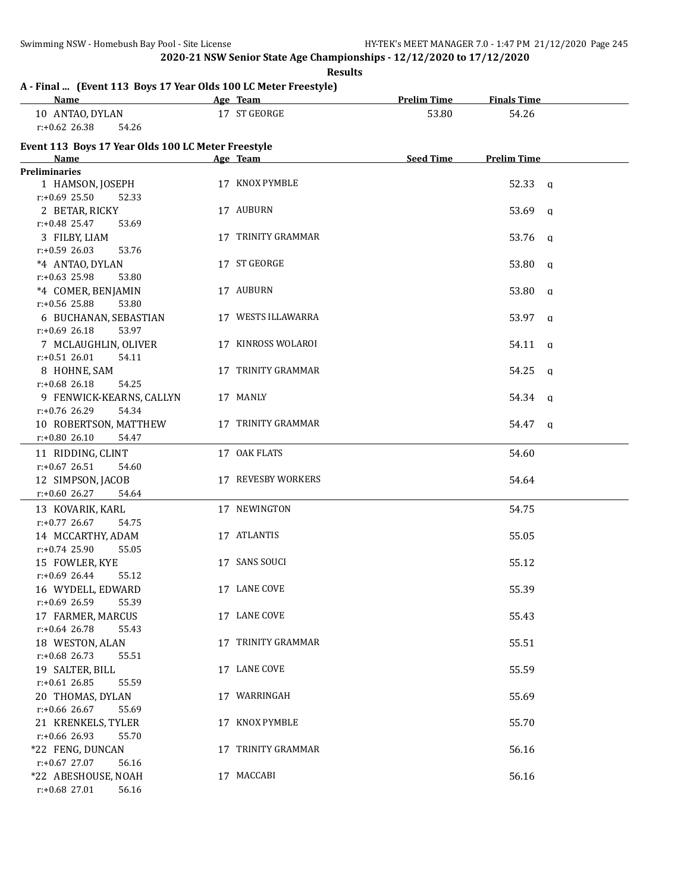**2020-21 NSW Senior State Age Championships - 12/12/2020 to 17/12/2020**

**Results**

### A - Final ... (Event 113 Boys 17 Year Olds 100 LC Meter Freestyle)

| Name | Age | Team | Prelim Time | Finals Time |
|---|---|---|---|---|
| 10 ANTAO, DYLAN | 17 | ST GEORGE | 53.80 | 54.26 |
| r:+0.62 26.38 54.26 | | | | |

### Event 113 Boys 17 Year Olds 100 LC Meter Freestyle

| Name | Age | Team | Seed Time | Prelim Time | |
|---|---|---|---|---|---|
| **Preliminaries** | | | | | |
| 1 HAMSON, JOSEPH | 17 | KNOX PYMBLE | | 52.33 | q |
| r:+0.69 25.50 52.33 | | | | | |
| 2 BETAR, RICKY | 17 | AUBURN | | 53.69 | q |
| r:+0.48 25.47 53.69 | | | | | |
| 3 FILBY, LIAM | 17 | TRINITY GRAMMAR | | 53.76 | q |
| r:+0.59 26.03 53.76 | | | | | |
| *4 ANTAO, DYLAN | 17 | ST GEORGE | | 53.80 | q |
| r:+0.63 25.98 53.80 | | | | | |
| *4 COMER, BENJAMIN | 17 | AUBURN | | 53.80 | q |
| r:+0.56 25.88 53.80 | | | | | |
| 6 BUCHANAN, SEBASTIAN | 17 | WESTS ILLAWARRA | | 53.97 | q |
| r:+0.69 26.18 53.97 | | | | | |
| 7 MCLAUGHLIN, OLIVER | 17 | KINROSS WOLAROI | | 54.11 | q |
| r:+0.51 26.01 54.11 | | | | | |
| 8 HOHNE, SAM | 17 | TRINITY GRAMMAR | | 54.25 | q |
| r:+0.68 26.18 54.25 | | | | | |
| 9 FENWICK-KEARNS, CALLYN | 17 | MANLY | | 54.34 | q |
| r:+0.76 26.29 54.34 | | | | | |
| 10 ROBERTSON, MATTHEW | 17 | TRINITY GRAMMAR | | 54.47 | q |
| r:+0.80 26.10 54.47 | | | | | |
| 11 RIDDING, CLINT | 17 | OAK FLATS | | 54.60 | |
| r:+0.67 26.51 54.60 | | | | | |
| 12 SIMPSON, JACOB | 17 | REVESBY WORKERS | | 54.64 | |
| r:+0.60 26.27 54.64 | | | | | |
| 13 KOVARIK, KARL | 17 | NEWINGTON | | 54.75 | |
| r:+0.77 26.67 54.75 | | | | | |
| 14 MCCARTHY, ADAM | 17 | ATLANTIS | | 55.05 | |
| r:+0.74 25.90 55.05 | | | | | |
| 15 FOWLER, KYE | 17 | SANS SOUCI | | 55.12 | |
| r:+0.69 26.44 55.12 | | | | | |
| 16 WYDELL, EDWARD | 17 | LANE COVE | | 55.39 | |
| r:+0.69 26.59 55.39 | | | | | |
| 17 FARMER, MARCUS | 17 | LANE COVE | | 55.43 | |
| r:+0.64 26.78 55.43 | | | | | |
| 18 WESTON, ALAN | 17 | TRINITY GRAMMAR | | 55.51 | |
| r:+0.68 26.73 55.51 | | | | | |
| 19 SALTER, BILL | 17 | LANE COVE | | 55.59 | |
| r:+0.61 26.85 55.59 | | | | | |
| 20 THOMAS, DYLAN | 17 | WARRINGAH | | 55.69 | |
| r:+0.66 26.67 55.69 | | | | | |
| 21 KRENKELS, TYLER | 17 | KNOX PYMBLE | | 55.70 | |
| r:+0.66 26.93 55.70 | | | | | |
| *22 FENG, DUNCAN | 17 | TRINITY GRAMMAR | | 56.16 | |
| r:+0.67 27.07 56.16 | | | | | |
| *22 ABESHOUSE, NOAH | 17 | MACCABI | | 56.16 | |
| r:+0.68 27.01 56.16 | | | | | |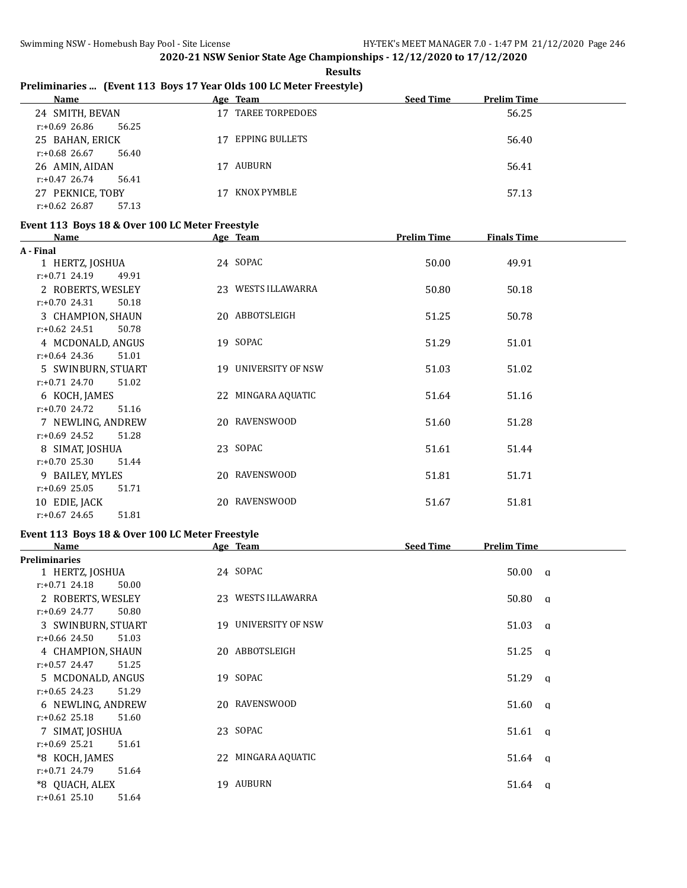**2020-21 NSW Senior State Age Championships - 12/12/2020 to 17/12/2020**

**Results**

### Preliminaries ... (Event 113 Boys 17 Year Olds 100 LC Meter Freestyle)

| Name | Age | Team | Seed Time | Prelim Time |
|---|---|---|---|---|
| 24 SMITH, BEVAN | 17 | TAREE TORPEDOES | | 56.25 |
| r:+0.69 26.86 56.25 | | | | |
| 25 BAHAN, ERICK | 17 | EPPING BULLETS | | 56.40 |
| r:+0.68 26.67 56.40 | | | | |
| 26 AMIN, AIDAN | 17 | AUBURN | | 56.41 |
| r:+0.47 26.74 56.41 | | | | |
| 27 PEKNICE, TOBY | 17 | KNOX PYMBLE | | 57.13 |
| r:+0.62 26.87 57.13 | | | | |

### Event 113 Boys 18 & Over 100 LC Meter Freestyle

| Name | Age | Team | Prelim Time | Finals Time |
|---|---|---|---|---|
| **A - Final** | | | | |
| 1 HERTZ, JOSHUA | 24 | SOPAC | 50.00 | 49.91 |
| r:+0.71 24.19 49.91 | | | | |
| 2 ROBERTS, WESLEY | 23 | WESTS ILLAWARRA | 50.80 | 50.18 |
| r:+0.70 24.31 50.18 | | | | |
| 3 CHAMPION, SHAUN | 20 | ABBOTSLEIGH | 51.25 | 50.78 |
| r:+0.62 24.51 50.78 | | | | |
| 4 MCDONALD, ANGUS | 19 | SOPAC | 51.29 | 51.01 |
| r:+0.64 24.36 51.01 | | | | |
| 5 SWINBURN, STUART | 19 | UNIVERSITY OF NSW | 51.03 | 51.02 |
| r:+0.71 24.70 51.02 | | | | |
| 6 KOCH, JAMES | 22 | MINGARA AQUATIC | 51.64 | 51.16 |
| r:+0.70 24.72 51.16 | | | | |
| 7 NEWLING, ANDREW | 20 | RAVENSWOOD | 51.60 | 51.28 |
| r:+0.69 24.52 51.28 | | | | |
| 8 SIMAT, JOSHUA | 23 | SOPAC | 51.61 | 51.44 |
| r:+0.70 25.30 51.44 | | | | |
| 9 BAILEY, MYLES | 20 | RAVENSWOOD | 51.81 | 51.71 |
| r:+0.69 25.05 51.71 | | | | |
| 10 EDIE, JACK | 20 | RAVENSWOOD | 51.67 | 51.81 |
| r:+0.67 24.65 51.81 | | | | |

### Event 113 Boys 18 & Over 100 LC Meter Freestyle

| Name | Age | Team | Seed Time | Prelim Time | |
|---|---|---|---|---|---|
| **Preliminaries** | | | | | |
| 1 HERTZ, JOSHUA | 24 | SOPAC | | 50.00 | q |
| r:+0.71 24.18 50.00 | | | | | |
| 2 ROBERTS, WESLEY | 23 | WESTS ILLAWARRA | | 50.80 | q |
| r:+0.69 24.77 50.80 | | | | | |
| 3 SWINBURN, STUART | 19 | UNIVERSITY OF NSW | | 51.03 | q |
| r:+0.66 24.50 51.03 | | | | | |
| 4 CHAMPION, SHAUN | 20 | ABBOTSLEIGH | | 51.25 | q |
| r:+0.57 24.47 51.25 | | | | | |
| 5 MCDONALD, ANGUS | 19 | SOPAC | | 51.29 | q |
| r:+0.65 24.23 51.29 | | | | | |
| 6 NEWLING, ANDREW | 20 | RAVENSWOOD | | 51.60 | q |
| r:+0.62 25.18 51.60 | | | | | |
| 7 SIMAT, JOSHUA | 23 | SOPAC | | 51.61 | q |
| r:+0.69 25.21 51.61 | | | | | |
| *8 KOCH, JAMES | 22 | MINGARA AQUATIC | | 51.64 | q |
| r:+0.71 24.79 51.64 | | | | | |
| *8 QUACH, ALEX | 19 | AUBURN | | 51.64 | q |
| r:+0.61 25.10 51.64 | | | | | |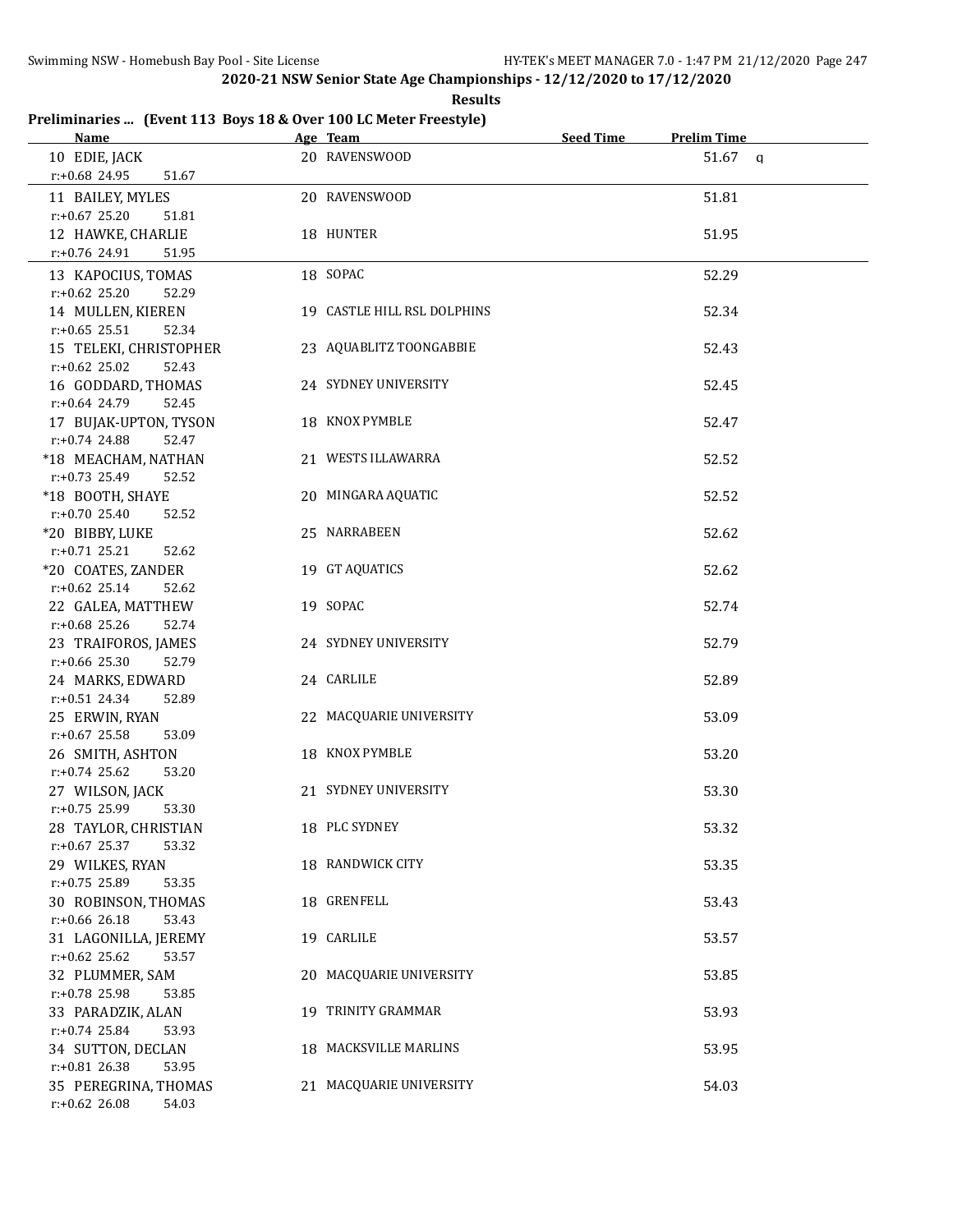**2020-21 NSW Senior State Age Championships - 12/12/2020 to 17/12/2020**

**Results**

**Preliminaries ... (Event 113 Boys 18 & Over 100 LC Meter Freestyle)**

| Name | Age | Team | Seed Time | Prelim Time |
|---|---|---|---|---|
| 10 EDIE, JACK | 20 | RAVENSWOOD | | 51.67 q |
| r:+0.68 24.95 51.67 | | | | |
| 11 BAILEY, MYLES | 20 | RAVENSWOOD | | 51.81 |
| r:+0.67 25.20 51.81 | | | | |
| 12 HAWKE, CHARLIE | 18 | HUNTER | | 51.95 |
| r:+0.76 24.91 51.95 | | | | |
| 13 KAPOCIUS, TOMAS | 18 | SOPAC | | 52.29 |
| r:+0.62 25.20 52.29 | | | | |
| 14 MULLEN, KIEREN | 19 | CASTLE HILL RSL DOLPHINS | | 52.34 |
| r:+0.65 25.51 52.34 | | | | |
| 15 TELEKI, CHRISTOPHER | 23 | AQUABLITZ TOONGABBIE | | 52.43 |
| r:+0.62 25.02 52.43 | | | | |
| 16 GODDARD, THOMAS | 24 | SYDNEY UNIVERSITY | | 52.45 |
| r:+0.64 24.79 52.45 | | | | |
| 17 BUJAK-UPTON, TYSON | 18 | KNOX PYMBLE | | 52.47 |
| r:+0.74 24.88 52.47 | | | | |
| *18 MEACHAM, NATHAN | 21 | WESTS ILLAWARRA | | 52.52 |
| r:+0.73 25.49 52.52 | | | | |
| *18 BOOTH, SHAYE | 20 | MINGARA AQUATIC | | 52.52 |
| r:+0.70 25.40 52.52 | | | | |
| *20 BIBBY, LUKE | 25 | NARRABEEN | | 52.62 |
| r:+0.71 25.21 52.62 | | | | |
| *20 COATES, ZANDER | 19 | GT AQUATICS | | 52.62 |
| r:+0.62 25.14 52.62 | | | | |
| 22 GALEA, MATTHEW | 19 | SOPAC | | 52.74 |
| r:+0.68 25.26 52.74 | | | | |
| 23 TRAIFOROS, JAMES | 24 | SYDNEY UNIVERSITY | | 52.79 |
| r:+0.66 25.30 52.79 | | | | |
| 24 MARKS, EDWARD | 24 | CARLILE | | 52.89 |
| r:+0.51 24.34 52.89 | | | | |
| 25 ERWIN, RYAN | 22 | MACQUARIE UNIVERSITY | | 53.09 |
| r:+0.67 25.58 53.09 | | | | |
| 26 SMITH, ASHTON | 18 | KNOX PYMBLE | | 53.20 |
| r:+0.74 25.62 53.20 | | | | |
| 27 WILSON, JACK | 21 | SYDNEY UNIVERSITY | | 53.30 |
| r:+0.75 25.99 53.30 | | | | |
| 28 TAYLOR, CHRISTIAN | 18 | PLC SYDNEY | | 53.32 |
| r:+0.67 25.37 53.32 | | | | |
| 29 WILKES, RYAN | 18 | RANDWICK CITY | | 53.35 |
| r:+0.75 25.89 53.35 | | | | |
| 30 ROBINSON, THOMAS | 18 | GRENFELL | | 53.43 |
| r:+0.66 26.18 53.43 | | | | |
| 31 LAGONILLA, JEREMY | 19 | CARLILE | | 53.57 |
| r:+0.62 25.62 53.57 | | | | |
| 32 PLUMMER, SAM | 20 | MACQUARIE UNIVERSITY | | 53.85 |
| r:+0.78 25.98 53.85 | | | | |
| 33 PARADZIK, ALAN | 19 | TRINITY GRAMMAR | | 53.93 |
| r:+0.74 25.84 53.93 | | | | |
| 34 SUTTON, DECLAN | 18 | MACKSVILLE MARLINS | | 53.95 |
| r:+0.81 26.38 53.95 | | | | |
| 35 PEREGRINA, THOMAS | 21 | MACQUARIE UNIVERSITY | | 54.03 |
| r:+0.62 26.08 54.03 | | | | |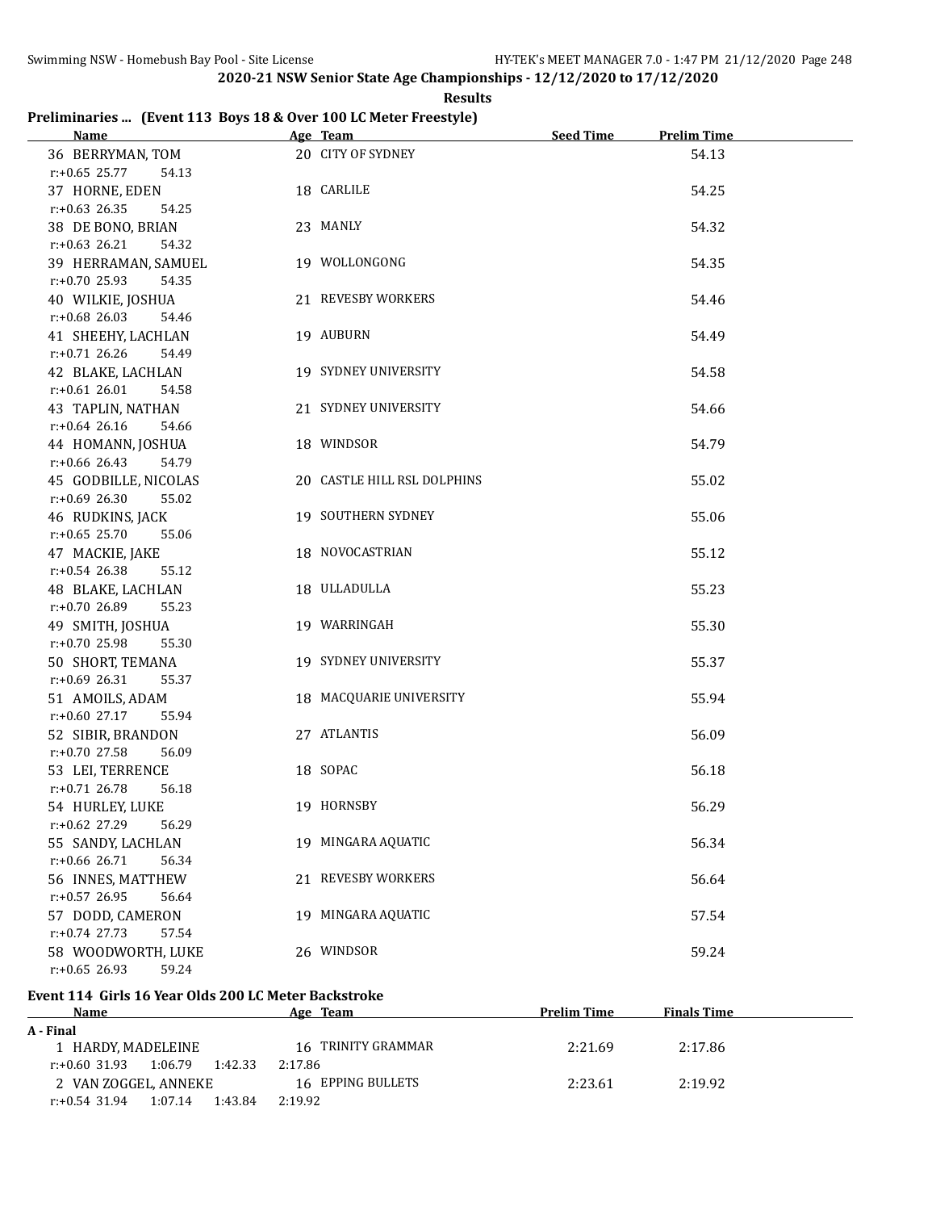## 2020-21 NSW Senior State Age Championships - 12/12/2020 to 17/12/2020

**Results**

### Preliminaries ... (Event 113 Boys 18 & Over 100 LC Meter Freestyle)

| Name | Age | Team | Seed Time | Prelim Time |
|---|---|---|---|---|
| 36 BERRYMAN, TOM | 20 | CITY OF SYDNEY | | 54.13 |
| r:+0.65 25.77 54.13 | | | | |
| 37 HORNE, EDEN | 18 | CARLILE | | 54.25 |
| r:+0.63 26.35 54.25 | | | | |
| 38 DE BONO, BRIAN | 23 | MANLY | | 54.32 |
| r:+0.63 26.21 54.32 | | | | |
| 39 HERRAMAN, SAMUEL | 19 | WOLLONGONG | | 54.35 |
| r:+0.70 25.93 54.35 | | | | |
| 40 WILKIE, JOSHUA | 21 | REVESBY WORKERS | | 54.46 |
| r:+0.68 26.03 54.46 | | | | |
| 41 SHEEHY, LACHLAN | 19 | AUBURN | | 54.49 |
| r:+0.71 26.26 54.49 | | | | |
| 42 BLAKE, LACHLAN | 19 | SYDNEY UNIVERSITY | | 54.58 |
| r:+0.61 26.01 54.58 | | | | |
| 43 TAPLIN, NATHAN | 21 | SYDNEY UNIVERSITY | | 54.66 |
| r:+0.64 26.16 54.66 | | | | |
| 44 HOMANN, JOSHUA | 18 | WINDSOR | | 54.79 |
| r:+0.66 26.43 54.79 | | | | |
| 45 GODBILLE, NICOLAS | 20 | CASTLE HILL RSL DOLPHINS | | 55.02 |
| r:+0.69 26.30 55.02 | | | | |
| 46 RUDKINS, JACK | 19 | SOUTHERN SYDNEY | | 55.06 |
| r:+0.65 25.70 55.06 | | | | |
| 47 MACKIE, JAKE | 18 | NOVOCASTRIAN | | 55.12 |
| r:+0.54 26.38 55.12 | | | | |
| 48 BLAKE, LACHLAN | 18 | ULLADULLA | | 55.23 |
| r:+0.70 26.89 55.23 | | | | |
| 49 SMITH, JOSHUA | 19 | WARRINGAH | | 55.30 |
| r:+0.70 25.98 55.30 | | | | |
| 50 SHORT, TEMANA | 19 | SYDNEY UNIVERSITY | | 55.37 |
| r:+0.69 26.31 55.37 | | | | |
| 51 AMOILS, ADAM | 18 | MACQUARIE UNIVERSITY | | 55.94 |
| r:+0.60 27.17 55.94 | | | | |
| 52 SIBIR, BRANDON | 27 | ATLANTIS | | 56.09 |
| r:+0.70 27.58 56.09 | | | | |
| 53 LEI, TERRENCE | 18 | SOPAC | | 56.18 |
| r:+0.71 26.78 56.18 | | | | |
| 54 HURLEY, LUKE | 19 | HORNSBY | | 56.29 |
| r:+0.62 27.29 56.29 | | | | |
| 55 SANDY, LACHLAN | 19 | MINGARA AQUATIC | | 56.34 |
| r:+0.66 26.71 56.34 | | | | |
| 56 INNES, MATTHEW | 21 | REVESBY WORKERS | | 56.64 |
| r:+0.57 26.95 56.64 | | | | |
| 57 DODD, CAMERON | 19 | MINGARA AQUATIC | | 57.54 |
| r:+0.74 27.73 57.54 | | | | |
| 58 WOODWORTH, LUKE | 26 | WINDSOR | | 59.24 |
| r:+0.65 26.93 59.24 | | | | |

### Event 114 Girls 16 Year Olds 200 LC Meter Backstroke

| Name | Age | Team | Prelim Time | Finals Time |
|---|---|---|---|---|
| **A - Final** | | | | |
| 1 HARDY, MADELEINE | 16 | TRINITY GRAMMAR | 2:21.69 | 2:17.86 |
| r:+0.60 31.93 1:06.79 1:42.33 2:17.86 | | | | |
| 2 VAN ZOGGEL, ANNEKE | 16 | EPPING BULLETS | 2:23.61 | 2:19.92 |
| r:+0.54 31.94 1:07.14 1:43.84 2:19.92 | | | | |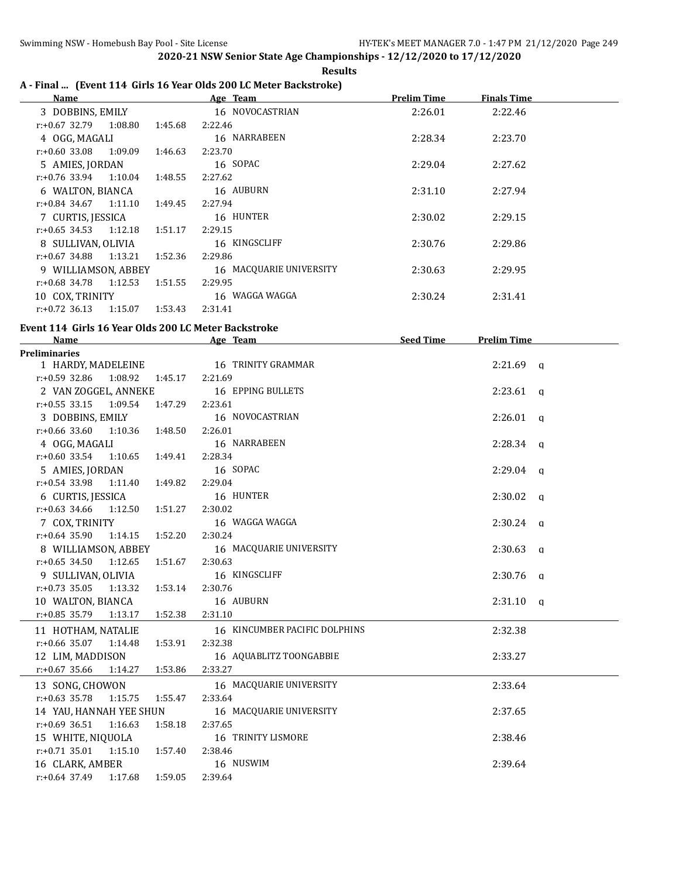**2020-21 NSW Senior State Age Championships - 12/12/2020 to 17/12/2020**

**Results**

## A - Final ... (Event 114 Girls 16 Year Olds 200 LC Meter Backstroke)

| Name | Age | Team | Prelim Time | Finals Time |
|---|---|---|---|---|
| 3 DOBBINS, EMILY | 16 | NOVOCASTRIAN | 2:26.01 | 2:22.46 |
| r:+0.67 32.79 1:08.80 1:45.68 2:22.46 | | | | |
| 4 OGG, MAGALI | 16 | NARRABEEN | 2:28.34 | 2:23.70 |
| r:+0.60 33.08 1:09.09 1:46.63 2:23.70 | | | | |
| 5 AMIES, JORDAN | 16 | SOPAC | 2:29.04 | 2:27.62 |
| r:+0.76 33.94 1:10.04 1:48.55 2:27.62 | | | | |
| 6 WALTON, BIANCA | 16 | AUBURN | 2:31.10 | 2:27.94 |
| r:+0.84 34.67 1:11.10 1:49.45 2:27.94 | | | | |
| 7 CURTIS, JESSICA | 16 | HUNTER | 2:30.02 | 2:29.15 |
| r:+0.65 34.53 1:12.18 1:51.17 2:29.15 | | | | |
| 8 SULLIVAN, OLIVIA | 16 | KINGSCLIFF | 2:30.76 | 2:29.86 |
| r:+0.67 34.88 1:13.21 1:52.36 2:29.86 | | | | |
| 9 WILLIAMSON, ABBEY | 16 | MACQUARIE UNIVERSITY | 2:30.63 | 2:29.95 |
| r:+0.68 34.78 1:12.53 1:51.55 2:29.95 | | | | |
| 10 COX, TRINITY | 16 | WAGGA WAGGA | 2:30.24 | 2:31.41 |
| r:+0.72 36.13 1:15.07 1:53.43 2:31.41 | | | | |

## Event 114 Girls 16 Year Olds 200 LC Meter Backstroke

| Name | Age | Team | Seed Time | Prelim Time |
|---|---|---|---|---|
| **Preliminaries** | | | | |
| 1 HARDY, MADELEINE | 16 | TRINITY GRAMMAR | | 2:21.69 q |
| r:+0.59 32.86 1:08.92 1:45.17 2:21.69 | | | | |
| 2 VAN ZOGGEL, ANNEKE | 16 | EPPING BULLETS | | 2:23.61 q |
| r:+0.55 33.15 1:09.54 1:47.29 2:23.61 | | | | |
| 3 DOBBINS, EMILY | 16 | NOVOCASTRIAN | | 2:26.01 q |
| r:+0.66 33.60 1:10.36 1:48.50 2:26.01 | | | | |
| 4 OGG, MAGALI | 16 | NARRABEEN | | 2:28.34 q |
| r:+0.60 33.54 1:10.65 1:49.41 2:28.34 | | | | |
| 5 AMIES, JORDAN | 16 | SOPAC | | 2:29.04 q |
| r:+0.54 33.98 1:11.40 1:49.82 2:29.04 | | | | |
| 6 CURTIS, JESSICA | 16 | HUNTER | | 2:30.02 q |
| r:+0.63 34.66 1:12.50 1:51.27 2:30.02 | | | | |
| 7 COX, TRINITY | 16 | WAGGA WAGGA | | 2:30.24 q |
| r:+0.64 35.90 1:14.15 1:52.20 2:30.24 | | | | |
| 8 WILLIAMSON, ABBEY | 16 | MACQUARIE UNIVERSITY | | 2:30.63 q |
| r:+0.65 34.50 1:12.65 1:51.67 2:30.63 | | | | |
| 9 SULLIVAN, OLIVIA | 16 | KINGSCLIFF | | 2:30.76 q |
| r:+0.73 35.05 1:13.32 1:53.14 2:30.76 | | | | |
| 10 WALTON, BIANCA | 16 | AUBURN | | 2:31.10 q |
| r:+0.85 35.79 1:13.17 1:52.38 2:31.10 | | | | |
| 11 HOTHAM, NATALIE | 16 | KINCUMBER PACIFIC DOLPHINS | | 2:32.38 |
| r:+0.66 35.07 1:14.48 1:53.91 2:32.38 | | | | |
| 12 LIM, MADDISON | 16 | AQUABLITZ TOONGABBIE | | 2:33.27 |
| r:+0.67 35.66 1:14.27 1:53.86 2:33.27 | | | | |
| 13 SONG, CHOWON | 16 | MACQUARIE UNIVERSITY | | 2:33.64 |
| r:+0.63 35.78 1:15.75 1:55.47 2:33.64 | | | | |
| 14 YAU, HANNAH YEE SHUN | 16 | MACQUARIE UNIVERSITY | | 2:37.65 |
| r:+0.69 36.51 1:16.63 1:58.18 2:37.65 | | | | |
| 15 WHITE, NIQUOLA | 16 | TRINITY LISMORE | | 2:38.46 |
| r:+0.71 35.01 1:15.10 1:57.40 2:38.46 | | | | |
| 16 CLARK, AMBER | 16 | NUSWIM | | 2:39.64 |
| r:+0.64 37.49 1:17.68 1:59.05 2:39.64 | | | | |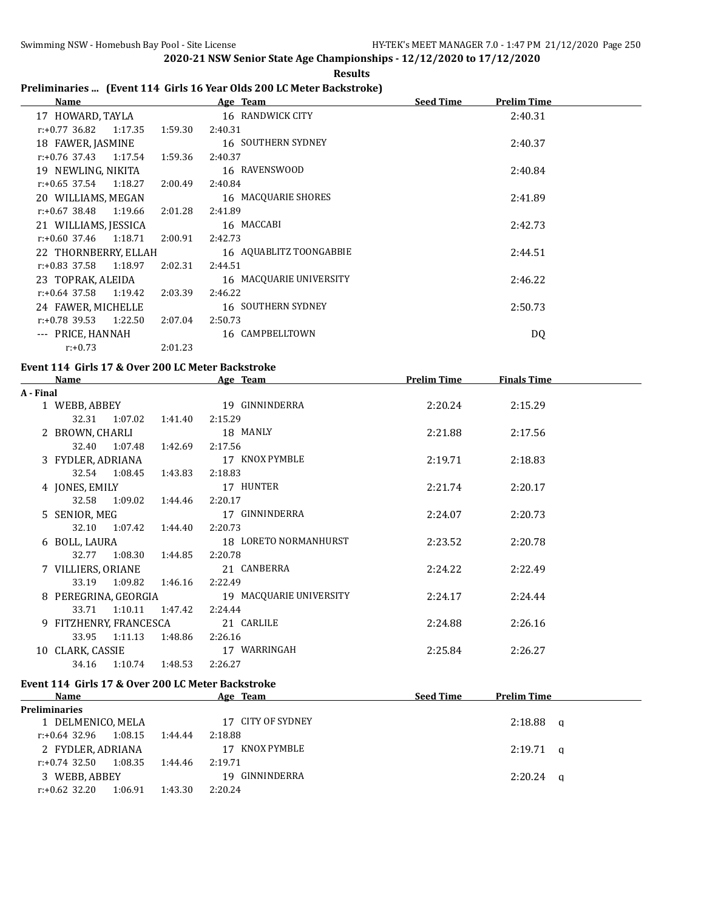**2020-21 NSW Senior State Age Championships - 12/12/2020 to 17/12/2020**

**Results**

## Preliminaries ... (Event 114 Girls 16 Year Olds 200 LC Meter Backstroke)

| Name | Age | Team | Seed Time | Prelim Time |
|---|---|---|---|---|
| 17 HOWARD, TAYLA | 16 | RANDWICK CITY | | 2:40.31 |
| r:+0.77 36.82 1:17.35 1:59.30 2:40.31 | | | | |
| 18 FAWER, JASMINE | 16 | SOUTHERN SYDNEY | | 2:40.37 |
| r:+0.76 37.43 1:17.54 1:59.36 2:40.37 | | | | |
| 19 NEWLING, NIKITA | 16 | RAVENSWOOD | | 2:40.84 |
| r:+0.65 37.54 1:18.27 2:00.49 2:40.84 | | | | |
| 20 WILLIAMS, MEGAN | 16 | MACQUARIE SHORES | | 2:41.89 |
| r:+0.67 38.48 1:19.66 2:01.28 2:41.89 | | | | |
| 21 WILLIAMS, JESSICA | 16 | MACCABI | | 2:42.73 |
| r:+0.60 37.46 1:18.71 2:00.91 2:42.73 | | | | |
| 22 THORNBERRY, ELLAH | 16 | AQUABLITZ TOONGABBIE | | 2:44.51 |
| r:+0.83 37.58 1:18.97 2:02.31 2:44.51 | | | | |
| 23 TOPRAK, ALEIDA | 16 | MACQUARIE UNIVERSITY | | 2:46.22 |
| r:+0.64 37.58 1:19.42 2:03.39 2:46.22 | | | | |
| 24 FAWER, MICHELLE | 16 | SOUTHERN SYDNEY | | 2:50.73 |
| r:+0.78 39.53 1:22.50 2:07.04 2:50.73 | | | | |
| --- PRICE, HANNAH | 16 | CAMPBELLTOWN | | DQ |
| r:+0.73 2:01.23 | | | | |

## Event 114 Girls 17 & Over 200 LC Meter Backstroke

| Name | Age | Team | Prelim Time | Finals Time |
|---|---|---|---|---|
| **A - Final** | | | | |
| 1 WEBB, ABBEY | 19 | GINNINDERRA | 2:20.24 | 2:15.29 |
| 32.31 1:07.02 1:41.40 2:15.29 | | | | |
| 2 BROWN, CHARLI | 18 | MANLY | 2:21.88 | 2:17.56 |
| 32.40 1:07.48 1:42.69 2:17.56 | | | | |
| 3 FYDLER, ADRIANA | 17 | KNOX PYMBLE | 2:19.71 | 2:18.83 |
| 32.54 1:08.45 1:43.83 2:18.83 | | | | |
| 4 JONES, EMILY | 17 | HUNTER | 2:21.74 | 2:20.17 |
| 32.58 1:09.02 1:44.46 2:20.17 | | | | |
| 5 SENIOR, MEG | 17 | GINNINDERRA | 2:24.07 | 2:20.73 |
| 32.10 1:07.42 1:44.40 2:20.73 | | | | |
| 6 BOLL, LAURA | 18 | LORETO NORMANHURST | 2:23.52 | 2:20.78 |
| 32.77 1:08.30 1:44.85 2:20.78 | | | | |
| 7 VILLIERS, ORIANE | 21 | CANBERRA | 2:24.22 | 2:22.49 |
| 33.19 1:09.82 1:46.16 2:22.49 | | | | |
| 8 PEREGRINA, GEORGIA | 19 | MACQUARIE UNIVERSITY | 2:24.17 | 2:24.44 |
| 33.71 1:10.11 1:47.42 2:24.44 | | | | |
| 9 FITZHENRY, FRANCESCA | 21 | CARLILE | 2:24.88 | 2:26.16 |
| 33.95 1:11.13 1:48.86 2:26.16 | | | | |
| 10 CLARK, CASSIE | 17 | WARRINGAH | 2:25.84 | 2:26.27 |
| 34.16 1:10.74 1:48.53 2:26.27 | | | | |

## Event 114 Girls 17 & Over 200 LC Meter Backstroke

| Name | Age | Team | Seed Time | Prelim Time |
|---|---|---|---|---|
| **Preliminaries** | | | | |
| 1 DELMENICO, MELA | 17 | CITY OF SYDNEY | | 2:18.88 q |
| r:+0.64 32.96 1:08.15 1:44.44 2:18.88 | | | | |
| 2 FYDLER, ADRIANA | 17 | KNOX PYMBLE | | 2:19.71 q |
| r:+0.74 32.50 1:08.35 1:44.46 2:19.71 | | | | |
| 3 WEBB, ABBEY | 19 | GINNINDERRA | | 2:20.24 q |
| r:+0.62 32.20 1:06.91 1:43.30 2:20.24 | | | | |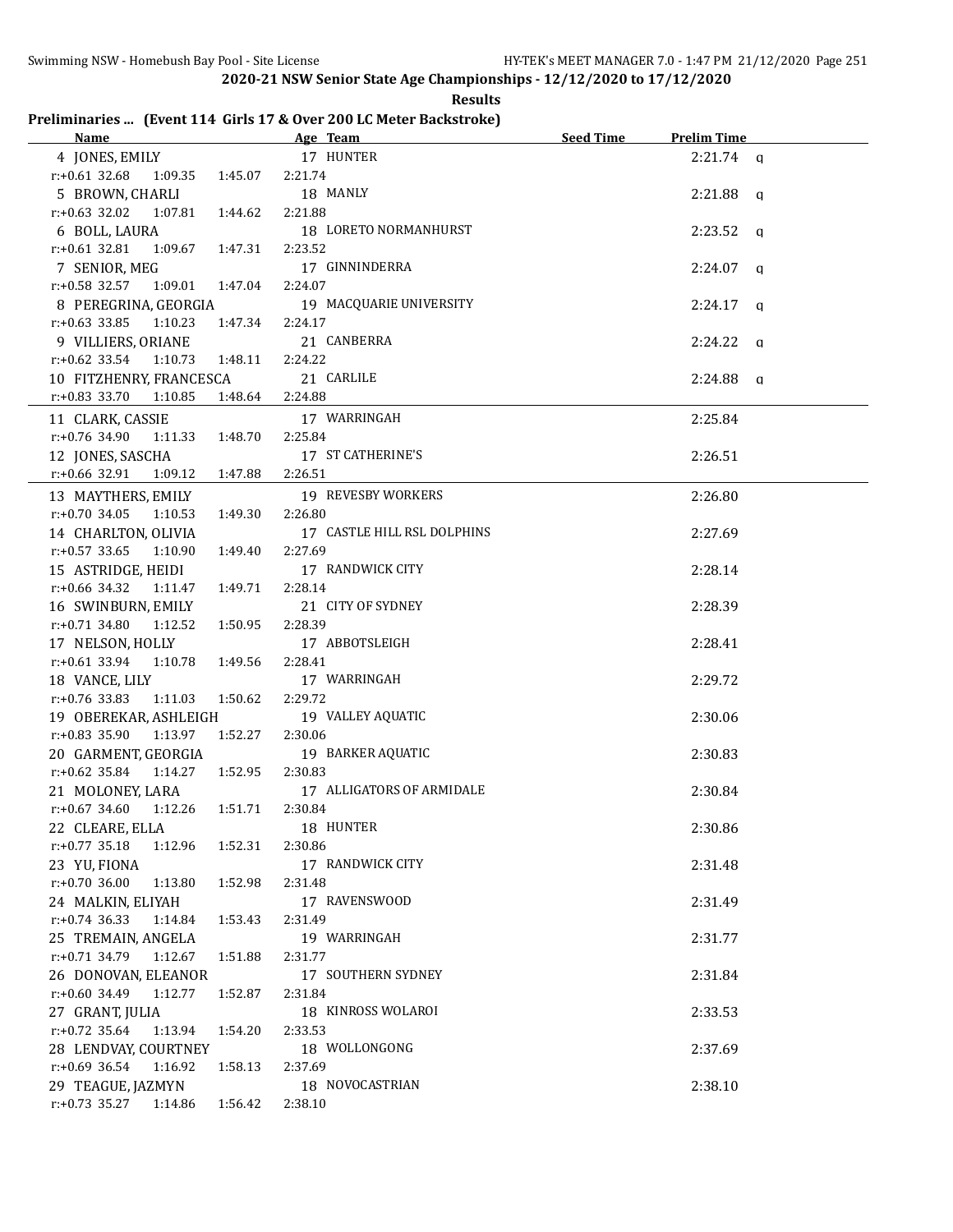## 2020-21 NSW Senior State Age Championships - 12/12/2020 to 17/12/2020

### Results

### Preliminaries ... (Event 114 Girls 17 & Over 200 LC Meter Backstroke)

| Name | Age | Team | Seed Time | Prelim Time | |
|---|---|---|---|---|---|
| 4 JONES, EMILY | 17 | HUNTER | | 2:21.74 | q |
| r:+0.61 32.68 1:09.35 1:45.07 2:21.74 | | | | | |
| 5 BROWN, CHARLI | 18 | MANLY | | 2:21.88 | q |
| r:+0.63 32.02 1:07.81 1:44.62 2:21.88 | | | | | |
| 6 BOLL, LAURA | 18 | LORETO NORMANHURST | | 2:23.52 | q |
| r:+0.61 32.81 1:09.67 1:47.31 2:23.52 | | | | | |
| 7 SENIOR, MEG | 17 | GINNINDERRA | | 2:24.07 | q |
| r:+0.58 32.57 1:09.01 1:47.04 2:24.07 | | | | | |
| 8 PEREGRINA, GEORGIA | 19 | MACQUARIE UNIVERSITY | | 2:24.17 | q |
| r:+0.63 33.85 1:10.23 1:47.34 2:24.17 | | | | | |
| 9 VILLIERS, ORIANE | 21 | CANBERRA | | 2:24.22 | q |
| r:+0.62 33.54 1:10.73 1:48.11 2:24.22 | | | | | |
| 10 FITZHENRY, FRANCESCA | 21 | CARLILE | | 2:24.88 | q |
| r:+0.83 33.70 1:10.85 1:48.64 2:24.88 | | | | | |
| 11 CLARK, CASSIE | 17 | WARRINGAH | | 2:25.84 | |
| r:+0.76 34.90 1:11.33 1:48.70 2:25.84 | | | | | |
| 12 JONES, SASCHA | 17 | ST CATHERINE'S | | 2:26.51 | |
| r:+0.66 32.91 1:09.12 1:47.88 2:26.51 | | | | | |
| 13 MAYTHERS, EMILY | 19 | REVESBY WORKERS | | 2:26.80 | |
| r:+0.70 34.05 1:10.53 1:49.30 2:26.80 | | | | | |
| 14 CHARLTON, OLIVIA | 17 | CASTLE HILL RSL DOLPHINS | | 2:27.69 | |
| r:+0.57 33.65 1:10.90 1:49.40 2:27.69 | | | | | |
| 15 ASTRIDGE, HEIDI | 17 | RANDWICK CITY | | 2:28.14 | |
| r:+0.66 34.32 1:11.47 1:49.71 2:28.14 | | | | | |
| 16 SWINBURN, EMILY | 21 | CITY OF SYDNEY | | 2:28.39 | |
| r:+0.71 34.80 1:12.52 1:50.95 2:28.39 | | | | | |
| 17 NELSON, HOLLY | 17 | ABBOTSLEIGH | | 2:28.41 | |
| r:+0.61 33.94 1:10.78 1:49.56 2:28.41 | | | | | |
| 18 VANCE, LILY | 17 | WARRINGAH | | 2:29.72 | |
| r:+0.76 33.83 1:11.03 1:50.62 2:29.72 | | | | | |
| 19 OBEREKAR, ASHLEIGH | 19 | VALLEY AQUATIC | | 2:30.06 | |
| r:+0.83 35.90 1:13.97 1:52.27 2:30.06 | | | | | |
| 20 GARMENT, GEORGIA | 19 | BARKER AQUATIC | | 2:30.83 | |
| r:+0.62 35.84 1:14.27 1:52.95 2:30.83 | | | | | |
| 21 MOLONEY, LARA | 17 | ALLIGATORS OF ARMIDALE | | 2:30.84 | |
| r:+0.67 34.60 1:12.26 1:51.71 2:30.84 | | | | | |
| 22 CLEARE, ELLA | 18 | HUNTER | | 2:30.86 | |
| r:+0.77 35.18 1:12.96 1:52.31 2:30.86 | | | | | |
| 23 YU, FIONA | 17 | RANDWICK CITY | | 2:31.48 | |
| r:+0.70 36.00 1:13.80 1:52.98 2:31.48 | | | | | |
| 24 MALKIN, ELIYAH | 17 | RAVENSWOOD | | 2:31.49 | |
| r:+0.74 36.33 1:14.84 1:53.43 2:31.49 | | | | | |
| 25 TREMAIN, ANGELA | 19 | WARRINGAH | | 2:31.77 | |
| r:+0.71 34.79 1:12.67 1:51.88 2:31.77 | | | | | |
| 26 DONOVAN, ELEANOR | 17 | SOUTHERN SYDNEY | | 2:31.84 | |
| r:+0.60 34.49 1:12.77 1:52.87 2:31.84 | | | | | |
| 27 GRANT, JULIA | 18 | KINROSS WOLAROI | | 2:33.53 | |
| r:+0.72 35.64 1:13.94 1:54.20 2:33.53 | | | | | |
| 28 LENDVAY, COURTNEY | 18 | WOLLONGONG | | 2:37.69 | |
| r:+0.69 36.54 1:16.92 1:58.13 2:37.69 | | | | | |
| 29 TEAGUE, JAZMYN | 18 | NOVOCASTRIAN | | 2:38.10 | |
| r:+0.73 35.27 1:14.86 1:56.42 2:38.10 | | | | | |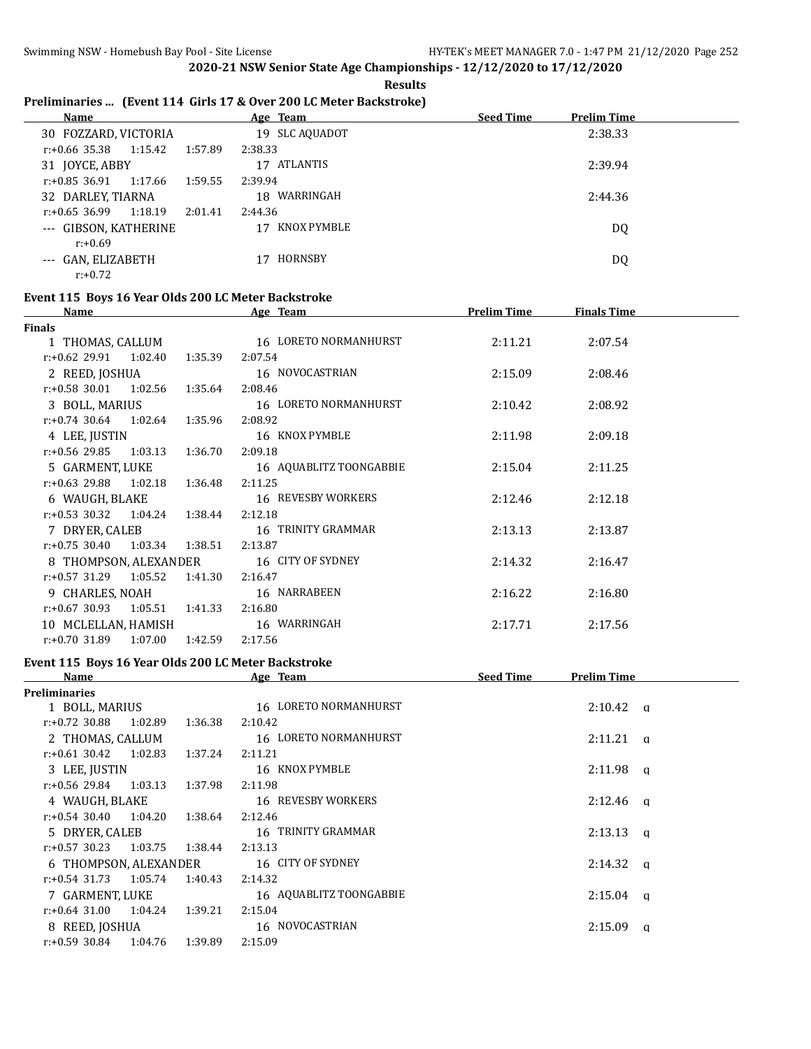**2020-21 NSW Senior State Age Championships - 12/12/2020 to 17/12/2020**

**Results**

## Preliminaries ... (Event 114 Girls 17 & Over 200 LC Meter Backstroke)

| Name | Age | Team | Seed Time | Prelim Time |
|---|---|---|---|---|
| 30 FOZZARD, VICTORIA | 19 | SLC AQUADOT | | 2:38.33 |
| r:+0.66 35.38 1:15.42 1:57.89 2:38.33 | | | | |
| 31 JOYCE, ABBY | 17 | ATLANTIS | | 2:39.94 |
| r:+0.85 36.91 1:17.66 1:59.55 2:39.94 | | | | |
| 32 DARLEY, TIARNA | 18 | WARRINGAH | | 2:44.36 |
| r:+0.65 36.99 1:18.19 2:01.41 2:44.36 | | | | |
| --- GIBSON, KATHERINE | 17 | KNOX PYMBLE | | DQ |
| r:+0.69 | | | | |
| --- GAN, ELIZABETH | 17 | HORNSBY | | DQ |
| r:+0.72 | | | | |

## Event 115 Boys 16 Year Olds 200 LC Meter Backstroke

| Name | Age | Team | Prelim Time | Finals Time |
|---|---|---|---|---|
| **Finals** | | | | |
| 1 THOMAS, CALLUM | 16 | LORETO NORMANHURST | 2:11.21 | 2:07.54 |
| r:+0.62 29.91 1:02.40 1:35.39 2:07.54 | | | | |
| 2 REED, JOSHUA | 16 | NOVOCASTRIAN | 2:15.09 | 2:08.46 |
| r:+0.58 30.01 1:02.56 1:35.64 2:08.46 | | | | |
| 3 BOLL, MARIUS | 16 | LORETO NORMANHURST | 2:10.42 | 2:08.92 |
| r:+0.74 30.64 1:02.64 1:35.96 2:08.92 | | | | |
| 4 LEE, JUSTIN | 16 | KNOX PYMBLE | 2:11.98 | 2:09.18 |
| r:+0.56 29.85 1:03.13 1:36.70 2:09.18 | | | | |
| 5 GARMENT, LUKE | 16 | AQUABLITZ TOONGABBIE | 2:15.04 | 2:11.25 |
| r:+0.63 29.88 1:02.18 1:36.48 2:11.25 | | | | |
| 6 WAUGH, BLAKE | 16 | REVESBY WORKERS | 2:12.46 | 2:12.18 |
| r:+0.53 30.32 1:04.24 1:38.44 2:12.18 | | | | |
| 7 DRYER, CALEB | 16 | TRINITY GRAMMAR | 2:13.13 | 2:13.87 |
| r:+0.75 30.40 1:03.34 1:38.51 2:13.87 | | | | |
| 8 THOMPSON, ALEXANDER | 16 | CITY OF SYDNEY | 2:14.32 | 2:16.47 |
| r:+0.57 31.29 1:05.52 1:41.30 2:16.47 | | | | |
| 9 CHARLES, NOAH | 16 | NARRABEEN | 2:16.22 | 2:16.80 |
| r:+0.67 30.93 1:05.51 1:41.33 2:16.80 | | | | |
| 10 MCLELLAN, HAMISH | 16 | WARRINGAH | 2:17.71 | 2:17.56 |
| r:+0.70 31.89 1:07.00 1:42.59 2:17.56 | | | | |

## Event 115 Boys 16 Year Olds 200 LC Meter Backstroke

| Name | Age | Team | Seed Time | Prelim Time |
|---|---|---|---|---|
| **Preliminaries** | | | | |
| 1 BOLL, MARIUS | 16 | LORETO NORMANHURST | | 2:10.42 q |
| r:+0.72 30.88 1:02.89 1:36.38 2:10.42 | | | | |
| 2 THOMAS, CALLUM | 16 | LORETO NORMANHURST | | 2:11.21 q |
| r:+0.61 30.42 1:02.83 1:37.24 2:11.21 | | | | |
| 3 LEE, JUSTIN | 16 | KNOX PYMBLE | | 2:11.98 q |
| r:+0.56 29.84 1:03.13 1:37.98 2:11.98 | | | | |
| 4 WAUGH, BLAKE | 16 | REVESBY WORKERS | | 2:12.46 q |
| r:+0.54 30.40 1:04.20 1:38.64 2:12.46 | | | | |
| 5 DRYER, CALEB | 16 | TRINITY GRAMMAR | | 2:13.13 q |
| r:+0.57 30.23 1:03.75 1:38.44 2:13.13 | | | | |
| 6 THOMPSON, ALEXANDER | 16 | CITY OF SYDNEY | | 2:14.32 q |
| r:+0.54 31.73 1:05.74 1:40.43 2:14.32 | | | | |
| 7 GARMENT, LUKE | 16 | AQUABLITZ TOONGABBIE | | 2:15.04 q |
| r:+0.64 31.00 1:04.24 1:39.21 2:15.04 | | | | |
| 8 REED, JOSHUA | 16 | NOVOCASTRIAN | | 2:15.09 q |
| r:+0.59 30.84 1:04.76 1:39.89 2:15.09 | | | | |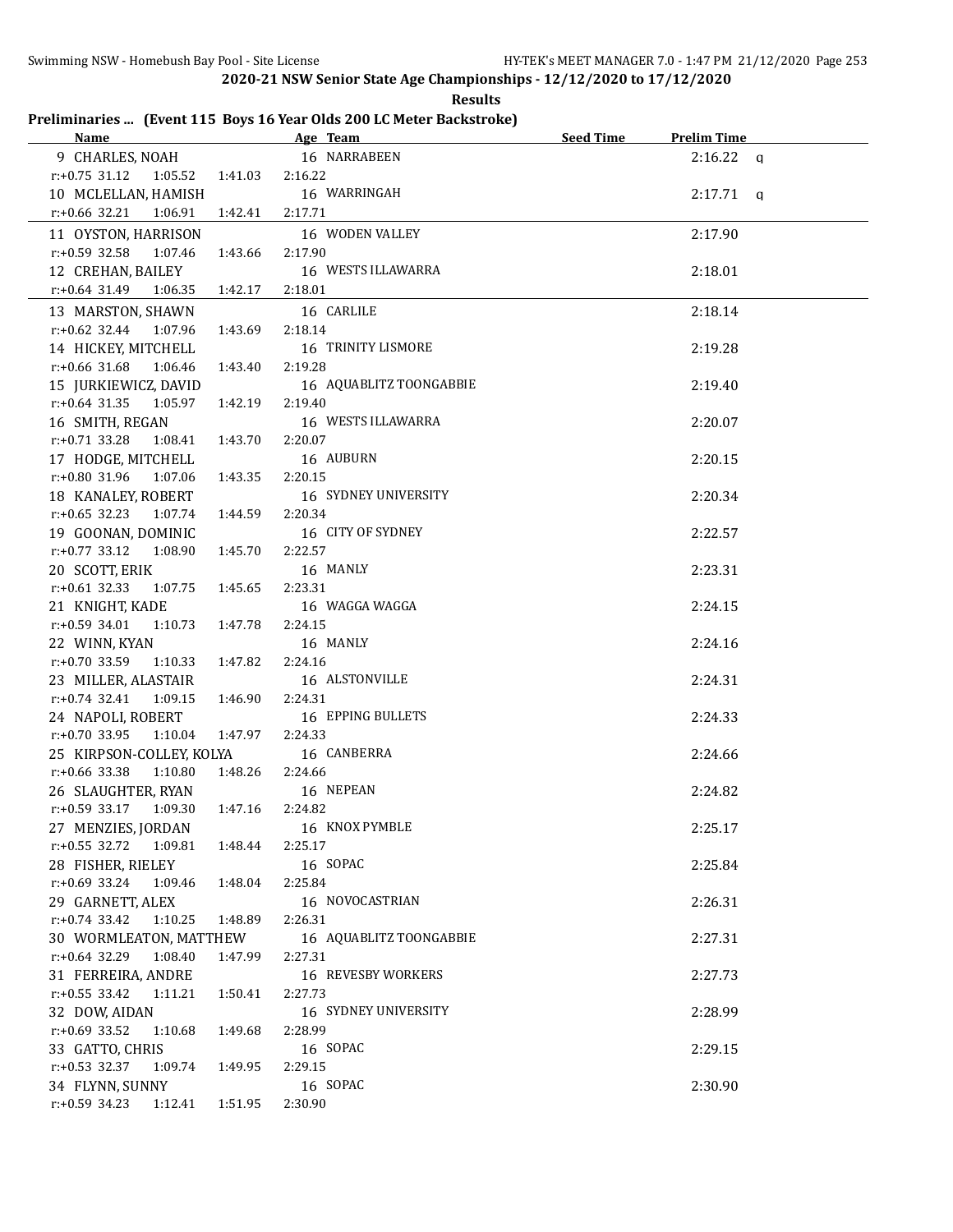**2020-21 NSW Senior State Age Championships - 12/12/2020 to 17/12/2020**

**Results**

**Preliminaries ... (Event 115 Boys 16 Year Olds 200 LC Meter Backstroke)**

| Name | Age | Team | Seed Time | Prelim Time | |
|---|---|---|---|---|---|
| 9 CHARLES, NOAH | 16 | NARRABEEN | | 2:16.22 | q |
| r:+0.75 31.12 1:05.52 1:41.03 2:16.22 | | | | | |
| 10 MCLELLAN, HAMISH | 16 | WARRINGAH | | 2:17.71 | q |
| r:+0.66 32.21 1:06.91 1:42.41 2:17.71 | | | | | |
| 11 OYSTON, HARRISON | 16 | WODEN VALLEY | | 2:17.90 | |
| r:+0.59 32.58 1:07.46 1:43.66 2:17.90 | | | | | |
| 12 CREHAN, BAILEY | 16 | WESTS ILLAWARRA | | 2:18.01 | |
| r:+0.64 31.49 1:06.35 1:42.17 2:18.01 | | | | | |
| 13 MARSTON, SHAWN | 16 | CARLILE | | 2:18.14 | |
| r:+0.62 32.44 1:07.96 1:43.69 2:18.14 | | | | | |
| 14 HICKEY, MITCHELL | 16 | TRINITY LISMORE | | 2:19.28 | |
| r:+0.66 31.68 1:06.46 1:43.40 2:19.28 | | | | | |
| 15 JURKIEWICZ, DAVID | 16 | AQUABLITZ TOONGABBIE | | 2:19.40 | |
| r:+0.64 31.35 1:05.97 1:42.19 2:19.40 | | | | | |
| 16 SMITH, REGAN | 16 | WESTS ILLAWARRA | | 2:20.07 | |
| r:+0.71 33.28 1:08.41 1:43.70 2:20.07 | | | | | |
| 17 HODGE, MITCHELL | 16 | AUBURN | | 2:20.15 | |
| r:+0.80 31.96 1:07.06 1:43.35 2:20.15 | | | | | |
| 18 KANALEY, ROBERT | 16 | SYDNEY UNIVERSITY | | 2:20.34 | |
| r:+0.65 32.23 1:07.74 1:44.59 2:20.34 | | | | | |
| 19 GOONAN, DOMINIC | 16 | CITY OF SYDNEY | | 2:22.57 | |
| r:+0.77 33.12 1:08.90 1:45.70 2:22.57 | | | | | |
| 20 SCOTT, ERIK | 16 | MANLY | | 2:23.31 | |
| r:+0.61 32.33 1:07.75 1:45.65 2:23.31 | | | | | |
| 21 KNIGHT, KADE | 16 | WAGGA WAGGA | | 2:24.15 | |
| r:+0.59 34.01 1:10.73 1:47.78 2:24.15 | | | | | |
| 22 WINN, KYAN | 16 | MANLY | | 2:24.16 | |
| r:+0.70 33.59 1:10.33 1:47.82 2:24.16 | | | | | |
| 23 MILLER, ALASTAIR | 16 | ALSTONVILLE | | 2:24.31 | |
| r:+0.74 32.41 1:09.15 1:46.90 2:24.31 | | | | | |
| 24 NAPOLI, ROBERT | 16 | EPPING BULLETS | | 2:24.33 | |
| r:+0.70 33.95 1:10.04 1:47.97 2:24.33 | | | | | |
| 25 KIRPSON-COLLEY, KOLYA | 16 | CANBERRA | | 2:24.66 | |
| r:+0.66 33.38 1:10.80 1:48.26 2:24.66 | | | | | |
| 26 SLAUGHTER, RYAN | 16 | NEPEAN | | 2:24.82 | |
| r:+0.59 33.17 1:09.30 1:47.16 2:24.82 | | | | | |
| 27 MENZIES, JORDAN | 16 | KNOX PYMBLE | | 2:25.17 | |
| r:+0.55 32.72 1:09.81 1:48.44 2:25.17 | | | | | |
| 28 FISHER, RIELEY | 16 | SOPAC | | 2:25.84 | |
| r:+0.69 33.24 1:09.46 1:48.04 2:25.84 | | | | | |
| 29 GARNETT, ALEX | 16 | NOVOCASTRIAN | | 2:26.31 | |
| r:+0.74 33.42 1:10.25 1:48.89 2:26.31 | | | | | |
| 30 WORMLEATON, MATTHEW | 16 | AQUABLITZ TOONGABBIE | | 2:27.31 | |
| r:+0.64 32.29 1:08.40 1:47.99 2:27.31 | | | | | |
| 31 FERREIRA, ANDRE | 16 | REVESBY WORKERS | | 2:27.73 | |
| r:+0.55 33.42 1:11.21 1:50.41 2:27.73 | | | | | |
| 32 DOW, AIDAN | 16 | SYDNEY UNIVERSITY | | 2:28.99 | |
| r:+0.69 33.52 1:10.68 1:49.68 2:28.99 | | | | | |
| 33 GATTO, CHRIS | 16 | SOPAC | | 2:29.15 | |
| r:+0.53 32.37 1:09.74 1:49.95 2:29.15 | | | | | |
| 34 FLYNN, SUNNY | 16 | SOPAC | | 2:30.90 | |
| r:+0.59 34.23 1:12.41 1:51.95 2:30.90 | | | | | |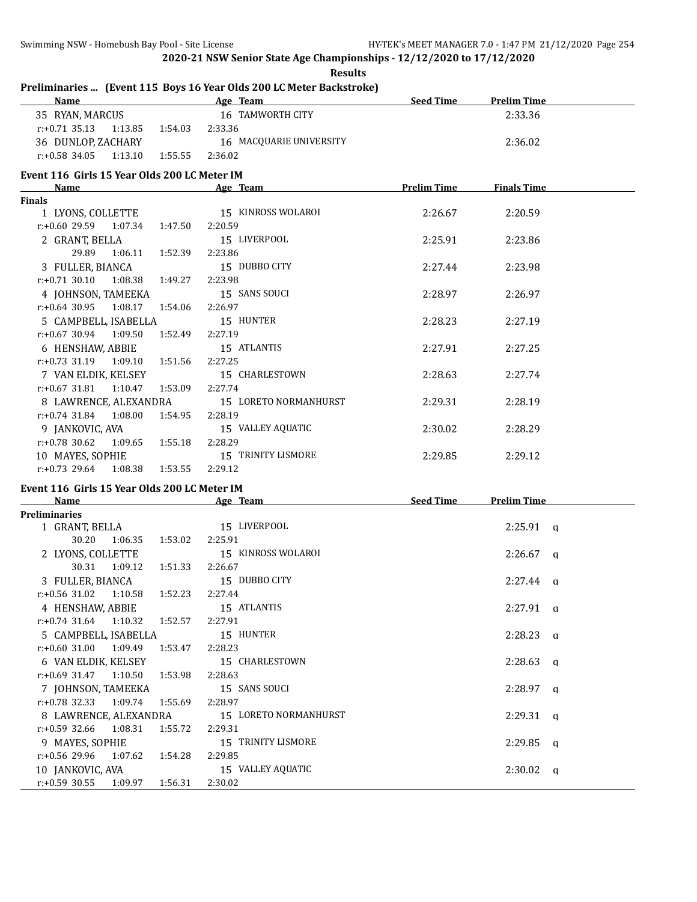## 2020-21 NSW Senior State Age Championships - 12/12/2020 to 17/12/2020

**Results**

### Preliminaries ... (Event 115 Boys 16 Year Olds 200 LC Meter Backstroke)

| Name | Age | Team | Seed Time | Prelim Time |
|---|---|---|---|---|
| 35 RYAN, MARCUS | 16 | TAMWORTH CITY | | 2:33.36 |
| r:+0.71 35.13 1:13.85 1:54.03 2:33.36 | | | | |
| 36 DUNLOP, ZACHARY | 16 | MACQUARIE UNIVERSITY | | 2:36.02 |
| r:+0.58 34.05 1:13.10 1:55.55 2:36.02 | | | | |

### Event 116 Girls 15 Year Olds 200 LC Meter IM

| Name | Age | Team | Prelim Time | Finals Time |
|---|---|---|---|---|
| **Finals** | | | | |
| 1 LYONS, COLLETTE | 15 | KINROSS WOLAROI | 2:26.67 | 2:20.59 |
| r:+0.60 29.59 1:07.34 1:47.50 2:20.59 | | | | |
| 2 GRANT, BELLA | 15 | LIVERPOOL | 2:25.91 | 2:23.86 |
| 29.89 1:06.11 1:52.39 2:23.86 | | | | |
| 3 FULLER, BIANCA | 15 | DUBBO CITY | 2:27.44 | 2:23.98 |
| r:+0.71 30.10 1:08.38 1:49.27 2:23.98 | | | | |
| 4 JOHNSON, TAMEEKA | 15 | SANS SOUCI | 2:28.97 | 2:26.97 |
| r:+0.64 30.95 1:08.17 1:54.06 2:26.97 | | | | |
| 5 CAMPBELL, ISABELLA | 15 | HUNTER | 2:28.23 | 2:27.19 |
| r:+0.67 30.94 1:09.50 1:52.49 2:27.19 | | | | |
| 6 HENSHAW, ABBIE | 15 | ATLANTIS | 2:27.91 | 2:27.25 |
| r:+0.73 31.19 1:09.10 1:51.56 2:27.25 | | | | |
| 7 VAN ELDIK, KELSEY | 15 | CHARLESTOWN | 2:28.63 | 2:27.74 |
| r:+0.67 31.81 1:10.47 1:53.09 2:27.74 | | | | |
| 8 LAWRENCE, ALEXANDRA | 15 | LORETO NORMANHURST | 2:29.31 | 2:28.19 |
| r:+0.74 31.84 1:08.00 1:54.95 2:28.19 | | | | |
| 9 JANKOVIC, AVA | 15 | VALLEY AQUATIC | 2:30.02 | 2:28.29 |
| r:+0.78 30.62 1:09.65 1:55.18 2:28.29 | | | | |
| 10 MAYES, SOPHIE | 15 | TRINITY LISMORE | 2:29.85 | 2:29.12 |
| r:+0.73 29.64 1:08.38 1:53.55 2:29.12 | | | | |

### Event 116 Girls 15 Year Olds 200 LC Meter IM

| Name | Age | Team | Seed Time | Prelim Time |
|---|---|---|---|---|
| **Preliminaries** | | | | |
| 1 GRANT, BELLA | 15 | LIVERPOOL | | 2:25.91 q |
| 30.20 1:06.35 1:53.02 2:25.91 | | | | |
| 2 LYONS, COLLETTE | 15 | KINROSS WOLAROI | | 2:26.67 q |
| 30.31 1:09.12 1:51.33 2:26.67 | | | | |
| 3 FULLER, BIANCA | 15 | DUBBO CITY | | 2:27.44 q |
| r:+0.56 31.02 1:10.58 1:52.23 2:27.44 | | | | |
| 4 HENSHAW, ABBIE | 15 | ATLANTIS | | 2:27.91 q |
| r:+0.74 31.64 1:10.32 1:52.57 2:27.91 | | | | |
| 5 CAMPBELL, ISABELLA | 15 | HUNTER | | 2:28.23 q |
| r:+0.60 31.00 1:09.49 1:53.47 2:28.23 | | | | |
| 6 VAN ELDIK, KELSEY | 15 | CHARLESTOWN | | 2:28.63 q |
| r:+0.69 31.47 1:10.50 1:53.98 2:28.63 | | | | |
| 7 JOHNSON, TAMEEKA | 15 | SANS SOUCI | | 2:28.97 q |
| r:+0.78 32.33 1:09.74 1:55.69 2:28.97 | | | | |
| 8 LAWRENCE, ALEXANDRA | 15 | LORETO NORMANHURST | | 2:29.31 q |
| r:+0.59 32.66 1:08.31 1:55.72 2:29.31 | | | | |
| 9 MAYES, SOPHIE | 15 | TRINITY LISMORE | | 2:29.85 q |
| r:+0.56 29.96 1:07.62 1:54.28 2:29.85 | | | | |
| 10 JANKOVIC, AVA | 15 | VALLEY AQUATIC | | 2:30.02 q |
| r:+0.59 30.55 1:09.97 1:56.31 2:30.02 | | | | |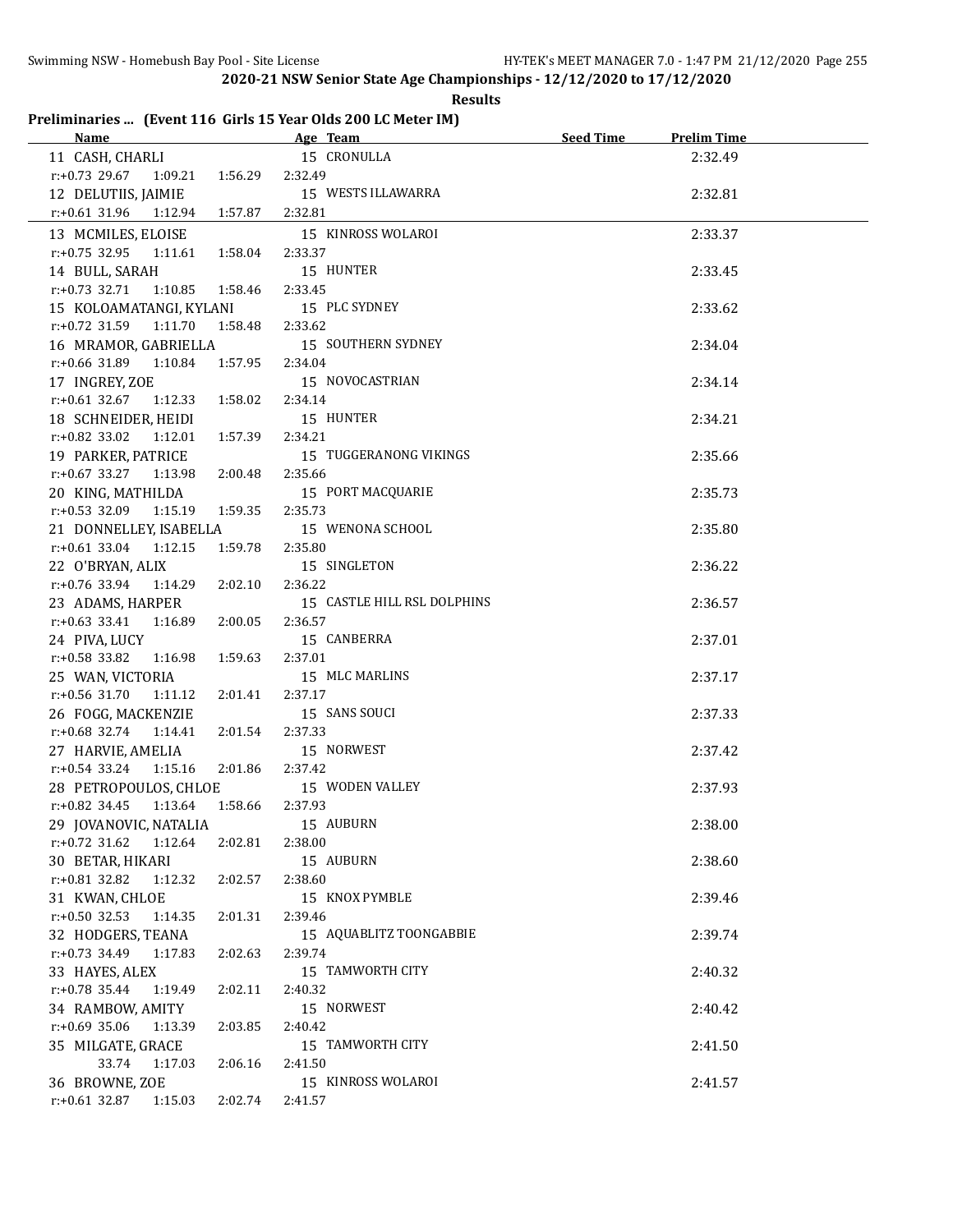**2020-21 NSW Senior State Age Championships - 12/12/2020 to 17/12/2020**

**Results**

## Preliminaries ... (Event 116 Girls 15 Year Olds 200 LC Meter IM)

| Name | Age | Team | Seed Time | Prelim Time |
|---|---|---|---|---|
| 11 CASH, CHARLI | 15 | CRONULLA | | 2:32.49 |
| r:+0.73 29.67 1:09.21 1:56.29 2:32.49 | | | | |
| 12 DELUTIIS, JAIMIE | 15 | WESTS ILLAWARRA | | 2:32.81 |
| r:+0.61 31.96 1:12.94 1:57.87 2:32.81 | | | | |
| 13 MCMILES, ELOISE | 15 | KINROSS WOLAROI | | 2:33.37 |
| r:+0.75 32.95 1:11.61 1:58.04 2:33.37 | | | | |
| 14 BULL, SARAH | 15 | HUNTER | | 2:33.45 |
| r:+0.73 32.71 1:10.85 1:58.46 2:33.45 | | | | |
| 15 KOLOAMATANGI, KYLANI | 15 | PLC SYDNEY | | 2:33.62 |
| r:+0.72 31.59 1:11.70 1:58.48 2:33.62 | | | | |
| 16 MRAMOR, GABRIELLA | 15 | SOUTHERN SYDNEY | | 2:34.04 |
| r:+0.66 31.89 1:10.84 1:57.95 2:34.04 | | | | |
| 17 INGREY, ZOE | 15 | NOVOCASTRIAN | | 2:34.14 |
| r:+0.61 32.67 1:12.33 1:58.02 2:34.14 | | | | |
| 18 SCHNEIDER, HEIDI | 15 | HUNTER | | 2:34.21 |
| r:+0.82 33.02 1:12.01 1:57.39 2:34.21 | | | | |
| 19 PARKER, PATRICE | 15 | TUGGERANONG VIKINGS | | 2:35.66 |
| r:+0.67 33.27 1:13.98 2:00.48 2:35.66 | | | | |
| 20 KING, MATHILDA | 15 | PORT MACQUARIE | | 2:35.73 |
| r:+0.53 32.09 1:15.19 1:59.35 2:35.73 | | | | |
| 21 DONNELLEY, ISABELLA | 15 | WENONA SCHOOL | | 2:35.80 |
| r:+0.61 33.04 1:12.15 1:59.78 2:35.80 | | | | |
| 22 O'BRYAN, ALIX | 15 | SINGLETON | | 2:36.22 |
| r:+0.76 33.94 1:14.29 2:02.10 2:36.22 | | | | |
| 23 ADAMS, HARPER | 15 | CASTLE HILL RSL DOLPHINS | | 2:36.57 |
| r:+0.63 33.41 1:16.89 2:00.05 2:36.57 | | | | |
| 24 PIVA, LUCY | 15 | CANBERRA | | 2:37.01 |
| r:+0.58 33.82 1:16.98 1:59.63 2:37.01 | | | | |
| 25 WAN, VICTORIA | 15 | MLC MARLINS | | 2:37.17 |
| r:+0.56 31.70 1:11.12 2:01.41 2:37.17 | | | | |
| 26 FOGG, MACKENZIE | 15 | SANS SOUCI | | 2:37.33 |
| r:+0.68 32.74 1:14.41 2:01.54 2:37.33 | | | | |
| 27 HARVIE, AMELIA | 15 | NORWEST | | 2:37.42 |
| r:+0.54 33.24 1:15.16 2:01.86 2:37.42 | | | | |
| 28 PETROPOULOS, CHLOE | 15 | WODEN VALLEY | | 2:37.93 |
| r:+0.82 34.45 1:13.64 1:58.66 2:37.93 | | | | |
| 29 JOVANOVIC, NATALIA | 15 | AUBURN | | 2:38.00 |
| r:+0.72 31.62 1:12.64 2:02.81 2:38.00 | | | | |
| 30 BETAR, HIKARI | 15 | AUBURN | | 2:38.60 |
| r:+0.81 32.82 1:12.32 2:02.57 2:38.60 | | | | |
| 31 KWAN, CHLOE | 15 | KNOX PYMBLE | | 2:39.46 |
| r:+0.50 32.53 1:14.35 2:01.31 2:39.46 | | | | |
| 32 HODGERS, TEANA | 15 | AQUABLITZ TOONGABBIE | | 2:39.74 |
| r:+0.73 34.49 1:17.83 2:02.63 2:39.74 | | | | |
| 33 HAYES, ALEX | 15 | TAMWORTH CITY | | 2:40.32 |
| r:+0.78 35.44 1:19.49 2:02.11 2:40.32 | | | | |
| 34 RAMBOW, AMITY | 15 | NORWEST | | 2:40.42 |
| r:+0.69 35.06 1:13.39 2:03.85 2:40.42 | | | | |
| 35 MILGATE, GRACE | 15 | TAMWORTH CITY | | 2:41.50 |
| 33.74 1:17.03 2:06.16 2:41.50 | | | | |
| 36 BROWNE, ZOE | 15 | KINROSS WOLAROI | | 2:41.57 |
| r:+0.61 32.87 1:15.03 2:02.74 2:41.57 | | | | |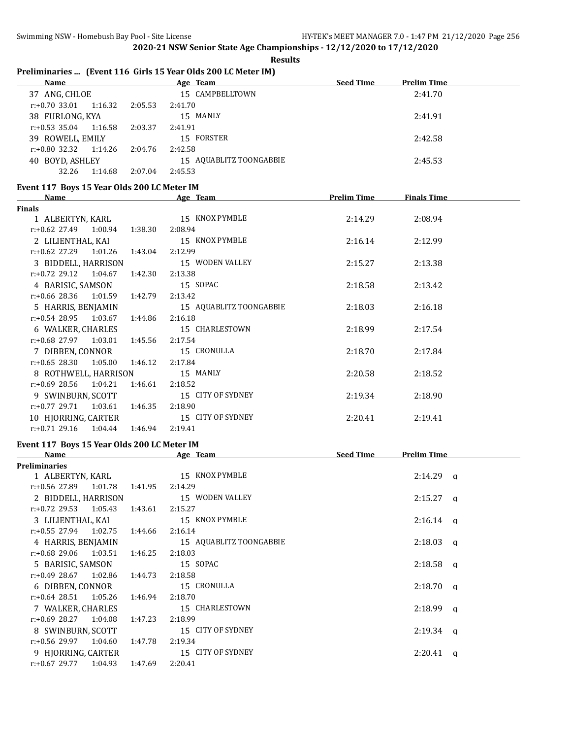## 2020-21 NSW Senior State Age Championships - 12/12/2020 to 17/12/2020

**Results**

### Preliminaries ... (Event 116 Girls 15 Year Olds 200 LC Meter IM)

| Name | Age | Team | Seed Time | Prelim Time |
|---|---|---|---|---|
| 37 ANG, CHLOE | 15 | CAMPBELLTOWN | | 2:41.70 |
| r:+0.70 33.01 1:16.32 2:05.53 2:41.70 | | | | |
| 38 FURLONG, KYA | 15 | MANLY | | 2:41.91 |
| r:+0.53 35.04 1:16.58 2:03.37 2:41.91 | | | | |
| 39 ROWELL, EMILY | 15 | FORSTER | | 2:42.58 |
| r:+0.80 32.32 1:14.26 2:04.76 2:42.58 | | | | |
| 40 BOYD, ASHLEY | 15 | AQUABLITZ TOONGABBIE | | 2:45.53 |
| 32.26 1:14.68 2:07.04 2:45.53 | | | | |

### Event 117 Boys 15 Year Olds 200 LC Meter IM

| Name | Age | Team | Prelim Time | Finals Time |
|---|---|---|---|---|
| **Finals** | | | | |
| 1 ALBERTYN, KARL | 15 | KNOX PYMBLE | 2:14.29 | 2:08.94 |
| r:+0.62 27.49 1:00.94 1:38.30 2:08.94 | | | | |
| 2 LILIENTHAL, KAI | 15 | KNOX PYMBLE | 2:16.14 | 2:12.99 |
| r:+0.62 27.29 1:01.26 1:43.04 2:12.99 | | | | |
| 3 BIDDELL, HARRISON | 15 | WODEN VALLEY | 2:15.27 | 2:13.38 |
| r:+0.72 29.12 1:04.67 1:42.30 2:13.38 | | | | |
| 4 BARISIC, SAMSON | 15 | SOPAC | 2:18.58 | 2:13.42 |
| r:+0.66 28.36 1:01.59 1:42.79 2:13.42 | | | | |
| 5 HARRIS, BENJAMIN | 15 | AQUABLITZ TOONGABBIE | 2:18.03 | 2:16.18 |
| r:+0.54 28.95 1:03.67 1:44.86 2:16.18 | | | | |
| 6 WALKER, CHARLES | 15 | CHARLESTOWN | 2:18.99 | 2:17.54 |
| r:+0.68 27.97 1:03.01 1:45.56 2:17.54 | | | | |
| 7 DIBBEN, CONNOR | 15 | CRONULLA | 2:18.70 | 2:17.84 |
| r:+0.65 28.30 1:05.00 1:46.12 2:17.84 | | | | |
| 8 ROTHWELL, HARRISON | 15 | MANLY | 2:20.58 | 2:18.52 |
| r:+0.69 28.56 1:04.21 1:46.61 2:18.52 | | | | |
| 9 SWINBURN, SCOTT | 15 | CITY OF SYDNEY | 2:19.34 | 2:18.90 |
| r:+0.77 29.71 1:03.61 1:46.35 2:18.90 | | | | |
| 10 HJORRING, CARTER | 15 | CITY OF SYDNEY | 2:20.41 | 2:19.41 |
| r:+0.71 29.16 1:04.44 1:46.94 2:19.41 | | | | |

### Event 117 Boys 15 Year Olds 200 LC Meter IM

| Name | Age | Team | Seed Time | Prelim Time |
|---|---|---|---|---|
| **Preliminaries** | | | | |
| 1 ALBERTYN, KARL | 15 | KNOX PYMBLE | | 2:14.29 q |
| r:+0.56 27.89 1:01.78 1:41.95 2:14.29 | | | | |
| 2 BIDDELL, HARRISON | 15 | WODEN VALLEY | | 2:15.27 q |
| r:+0.72 29.53 1:05.43 1:43.61 2:15.27 | | | | |
| 3 LILIENTHAL, KAI | 15 | KNOX PYMBLE | | 2:16.14 q |
| r:+0.55 27.94 1:02.75 1:44.66 2:16.14 | | | | |
| 4 HARRIS, BENJAMIN | 15 | AQUABLITZ TOONGABBIE | | 2:18.03 q |
| r:+0.68 29.06 1:03.51 1:46.25 2:18.03 | | | | |
| 5 BARISIC, SAMSON | 15 | SOPAC | | 2:18.58 q |
| r:+0.49 28.67 1:02.86 1:44.73 2:18.58 | | | | |
| 6 DIBBEN, CONNOR | 15 | CRONULLA | | 2:18.70 q |
| r:+0.64 28.51 1:05.26 1:46.94 2:18.70 | | | | |
| 7 WALKER, CHARLES | 15 | CHARLESTOWN | | 2:18.99 q |
| r:+0.69 28.27 1:04.08 1:47.23 2:18.99 | | | | |
| 8 SWINBURN, SCOTT | 15 | CITY OF SYDNEY | | 2:19.34 q |
| r:+0.56 29.97 1:04.60 1:47.78 2:19.34 | | | | |
| 9 HJORRING, CARTER | 15 | CITY OF SYDNEY | | 2:20.41 q |
| r:+0.67 29.77 1:04.93 1:47.69 2:20.41 | | | | |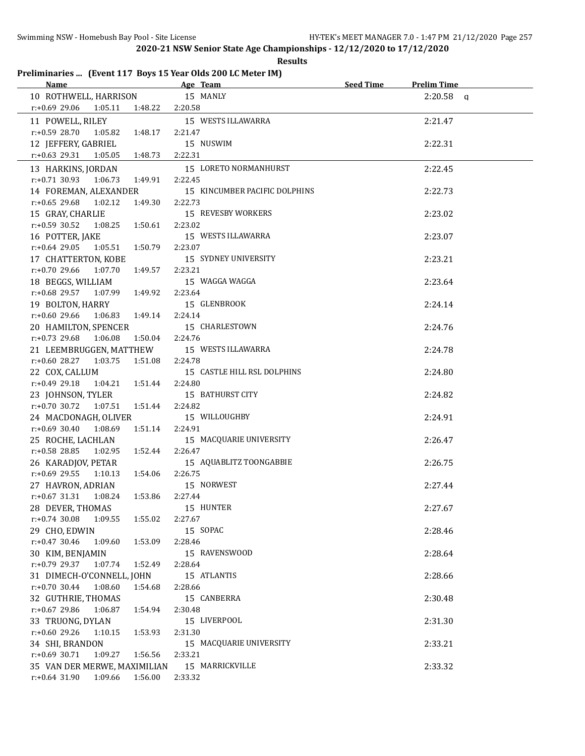## 2020-21 NSW Senior State Age Championships - 12/12/2020 to 17/12/2020

**Results**

### Preliminaries ... (Event 117 Boys 15 Year Olds 200 LC Meter IM)

| Name | Age | Team | Seed Time | Prelim Time |
|---|---|---|---|---|
| 10 ROTHWELL, HARRISON | 15 | MANLY | | 2:20.58 q |
| r:+0.69 29.06 1:05.11 1:48.22 2:20.58 | | | | |
| 11 POWELL, RILEY | 15 | WESTS ILLAWARRA | | 2:21.47 |
| r:+0.59 28.70 1:05.82 1:48.17 2:21.47 | | | | |
| 12 JEFFERY, GABRIEL | 15 | NUSWIM | | 2:22.31 |
| r:+0.63 29.31 1:05.05 1:48.73 2:22.31 | | | | |
| 13 HARKINS, JORDAN | 15 | LORETO NORMANHURST | | 2:22.45 |
| r:+0.71 30.93 1:06.73 1:49.91 2:22.45 | | | | |
| 14 FOREMAN, ALEXANDER | 15 | KINCUMBER PACIFIC DOLPHINS | | 2:22.73 |
| r:+0.65 29.68 1:02.12 1:49.30 2:22.73 | | | | |
| 15 GRAY, CHARLIE | 15 | REVESBY WORKERS | | 2:23.02 |
| r:+0.59 30.52 1:08.25 1:50.61 2:23.02 | | | | |
| 16 POTTER, JAKE | 15 | WESTS ILLAWARRA | | 2:23.07 |
| r:+0.64 29.05 1:05.51 1:50.79 2:23.07 | | | | |
| 17 CHATTERTON, KOBE | 15 | SYDNEY UNIVERSITY | | 2:23.21 |
| r:+0.70 29.66 1:07.70 1:49.57 2:23.21 | | | | |
| 18 BEGGS, WILLIAM | 15 | WAGGA WAGGA | | 2:23.64 |
| r:+0.68 29.57 1:07.99 1:49.92 2:23.64 | | | | |
| 19 BOLTON, HARRY | 15 | GLENBROOK | | 2:24.14 |
| r:+0.60 29.66 1:06.83 1:49.14 2:24.14 | | | | |
| 20 HAMILTON, SPENCER | 15 | CHARLESTOWN | | 2:24.76 |
| r:+0.73 29.68 1:06.08 1:50.04 2:24.76 | | | | |
| 21 LEEMBRUGGEN, MATTHEW | 15 | WESTS ILLAWARRA | | 2:24.78 |
| r:+0.60 28.27 1:03.75 1:51.08 2:24.78 | | | | |
| 22 COX, CALLUM | 15 | CASTLE HILL RSL DOLPHINS | | 2:24.80 |
| r:+0.49 29.18 1:04.21 1:51.44 2:24.80 | | | | |
| 23 JOHNSON, TYLER | 15 | BATHURST CITY | | 2:24.82 |
| r:+0.70 30.72 1:07.51 1:51.44 2:24.82 | | | | |
| 24 MACDONAGH, OLIVER | 15 | WILLOUGHBY | | 2:24.91 |
| r:+0.69 30.40 1:08.69 1:51.14 2:24.91 | | | | |
| 25 ROCHE, LACHLAN | 15 | MACQUARIE UNIVERSITY | | 2:26.47 |
| r:+0.58 28.85 1:02.95 1:52.44 2:26.47 | | | | |
| 26 KARADJOV, PETAR | 15 | AQUABLITZ TOONGABBIE | | 2:26.75 |
| r:+0.69 29.55 1:10.13 1:54.06 2:26.75 | | | | |
| 27 HAVRON, ADRIAN | 15 | NORWEST | | 2:27.44 |
| r:+0.67 31.31 1:08.24 1:53.86 2:27.44 | | | | |
| 28 DEVER, THOMAS | 15 | HUNTER | | 2:27.67 |
| r:+0.74 30.08 1:09.55 1:55.02 2:27.67 | | | | |
| 29 CHO, EDWIN | 15 | SOPAC | | 2:28.46 |
| r:+0.47 30.46 1:09.60 1:53.09 2:28.46 | | | | |
| 30 KIM, BENJAMIN | 15 | RAVENSWOOD | | 2:28.64 |
| r:+0.79 29.37 1:07.74 1:52.49 2:28.64 | | | | |
| 31 DIMECH-O'CONNELL, JOHN | 15 | ATLANTIS | | 2:28.66 |
| r:+0.70 30.44 1:08.60 1:54.68 2:28.66 | | | | |
| 32 GUTHRIE, THOMAS | 15 | CANBERRA | | 2:30.48 |
| r:+0.67 29.86 1:06.87 1:54.94 2:30.48 | | | | |
| 33 TRUONG, DYLAN | 15 | LIVERPOOL | | 2:31.30 |
| r:+0.60 29.26 1:10.15 1:53.93 2:31.30 | | | | |
| 34 SHI, BRANDON | 15 | MACQUARIE UNIVERSITY | | 2:33.21 |
| r:+0.69 30.71 1:09.27 1:56.56 2:33.21 | | | | |
| 35 VAN DER MERWE, MAXIMILIAN | 15 | MARRICKVILLE | | 2:33.32 |
| r:+0.64 31.90 1:09.66 1:56.00 2:33.32 | | | | |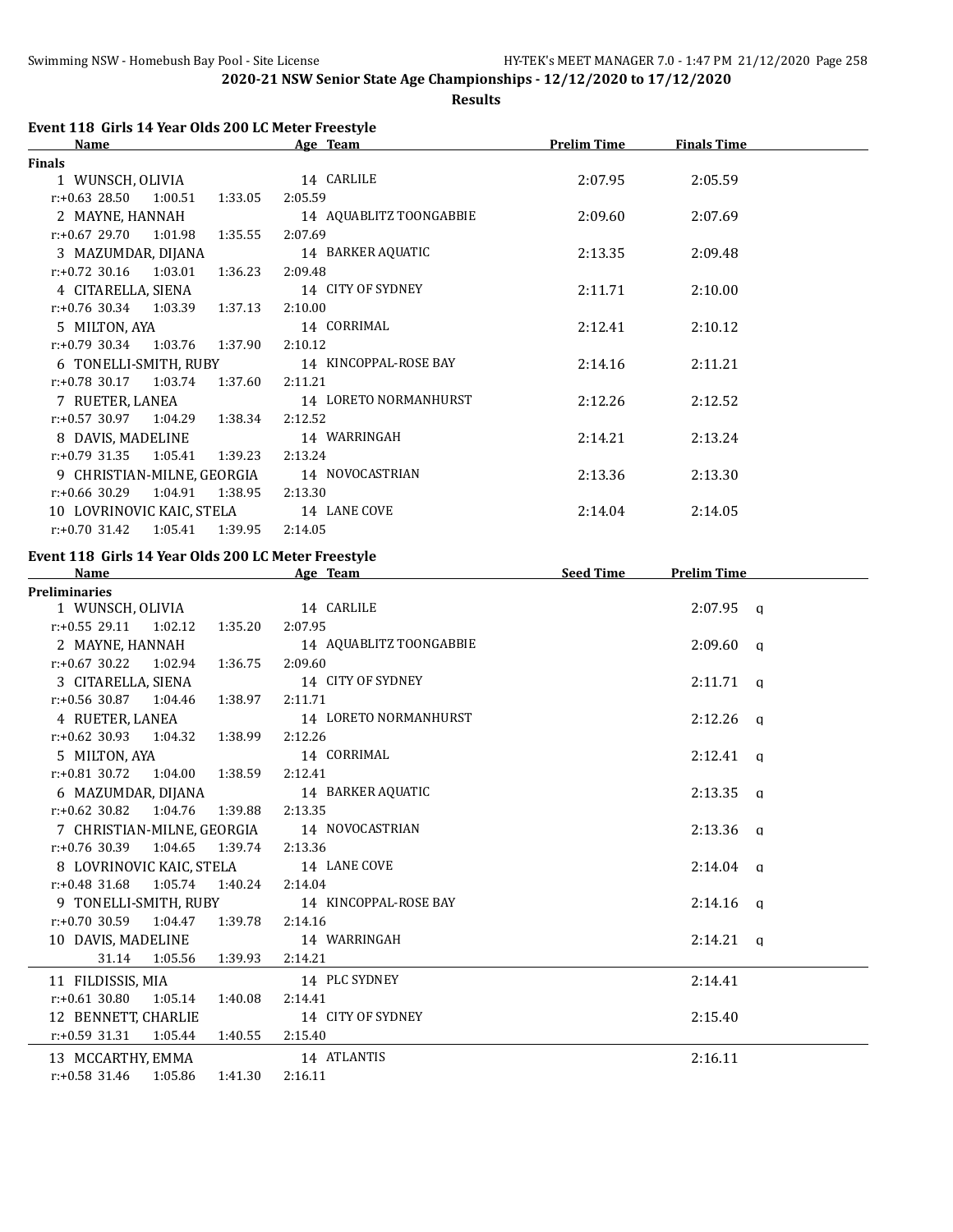**2020-21 NSW Senior State Age Championships - 12/12/2020 to 17/12/2020**

**Results**

## Event 118 Girls 14 Year Olds 200 LC Meter Freestyle

### Finals

| Place | Name | Age | Team | Prelim Time | Finals Time |
|---|---|---|---|---|---|
| 1 | WUNSCH, OLIVIA | 14 | CARLILE | 2:07.95 | 2:05.59 |
| | r:+0.63 28.50 1:00.51 1:33.05 2:05.59 | | | | |
| 2 | MAYNE, HANNAH | 14 | AQUABLITZ TOONGABBIE | 2:09.60 | 2:07.69 |
| | r:+0.67 29.70 1:01.98 1:35.55 2:07.69 | | | | |
| 3 | MAZUMDAR, DIJANA | 14 | BARKER AQUATIC | 2:13.35 | 2:09.48 |
| | r:+0.72 30.16 1:03.01 1:36.23 2:09.48 | | | | |
| 4 | CITARELLA, SIENA | 14 | CITY OF SYDNEY | 2:11.71 | 2:10.00 |
| | r:+0.76 30.34 1:03.39 1:37.13 2:10.00 | | | | |
| 5 | MILTON, AYA | 14 | CORRIMAL | 2:12.41 | 2:10.12 |
| | r:+0.79 30.34 1:03.76 1:37.90 2:10.12 | | | | |
| 6 | TONELLI-SMITH, RUBY | 14 | KINCOPPAL-ROSE BAY | 2:14.16 | 2:11.21 |
| | r:+0.78 30.17 1:03.74 1:37.60 2:11.21 | | | | |
| 7 | RUETER, LANEA | 14 | LORETO NORMANHURST | 2:12.26 | 2:12.52 |
| | r:+0.57 30.97 1:04.29 1:38.34 2:12.52 | | | | |
| 8 | DAVIS, MADELINE | 14 | WARRINGAH | 2:14.21 | 2:13.24 |
| | r:+0.79 31.35 1:05.41 1:39.23 2:13.24 | | | | |
| 9 | CHRISTIAN-MILNE, GEORGIA | 14 | NOVOCASTRIAN | 2:13.36 | 2:13.30 |
| | r:+0.66 30.29 1:04.91 1:38.95 2:13.30 | | | | |
| 10 | LOVRINOVIC KAIC, STELA | 14 | LANE COVE | 2:14.04 | 2:14.05 |
| | r:+0.70 31.42 1:05.41 1:39.95 2:14.05 | | | | |

## Event 118 Girls 14 Year Olds 200 LC Meter Freestyle

### Preliminaries

| Place | Name | Age | Team | Seed Time | Prelim Time | |
|---|---|---|---|---|---|---|
| 1 | WUNSCH, OLIVIA | 14 | CARLILE | | 2:07.95 | q |
| | r:+0.55 29.11 1:02.12 1:35.20 2:07.95 | | | | | |
| 2 | MAYNE, HANNAH | 14 | AQUABLITZ TOONGABBIE | | 2:09.60 | q |
| | r:+0.67 30.22 1:02.94 1:36.75 2:09.60 | | | | | |
| 3 | CITARELLA, SIENA | 14 | CITY OF SYDNEY | | 2:11.71 | q |
| | r:+0.56 30.87 1:04.46 1:38.97 2:11.71 | | | | | |
| 4 | RUETER, LANEA | 14 | LORETO NORMANHURST | | 2:12.26 | q |
| | r:+0.62 30.93 1:04.32 1:38.99 2:12.26 | | | | | |
| 5 | MILTON, AYA | 14 | CORRIMAL | | 2:12.41 | q |
| | r:+0.81 30.72 1:04.00 1:38.59 2:12.41 | | | | | |
| 6 | MAZUMDAR, DIJANA | 14 | BARKER AQUATIC | | 2:13.35 | q |
| | r:+0.62 30.82 1:04.76 1:39.88 2:13.35 | | | | | |
| 7 | CHRISTIAN-MILNE, GEORGIA | 14 | NOVOCASTRIAN | | 2:13.36 | q |
| | r:+0.76 30.39 1:04.65 1:39.74 2:13.36 | | | | | |
| 8 | LOVRINOVIC KAIC, STELA | 14 | LANE COVE | | 2:14.04 | q |
| | r:+0.48 31.68 1:05.74 1:40.24 2:14.04 | | | | | |
| 9 | TONELLI-SMITH, RUBY | 14 | KINCOPPAL-ROSE BAY | | 2:14.16 | q |
| | r:+0.70 30.59 1:04.47 1:39.78 2:14.16 | | | | | |
| 10 | DAVIS, MADELINE | 14 | WARRINGAH | | 2:14.21 | q |
| | 31.14 1:05.56 1:39.93 2:14.21 | | | | | |
| 11 | FILDISSIS, MIA | 14 | PLC SYDNEY | | 2:14.41 | |
| | r:+0.61 30.80 1:05.14 1:40.08 2:14.41 | | | | | |
| 12 | BENNETT, CHARLIE | 14 | CITY OF SYDNEY | | 2:15.40 | |
| | r:+0.59 31.31 1:05.44 1:40.55 2:15.40 | | | | | |
| 13 | MCCARTHY, EMMA | 14 | ATLANTIS | | 2:16.11 | |
| | r:+0.58 31.46 1:05.86 1:41.30 2:16.11 | | | | | |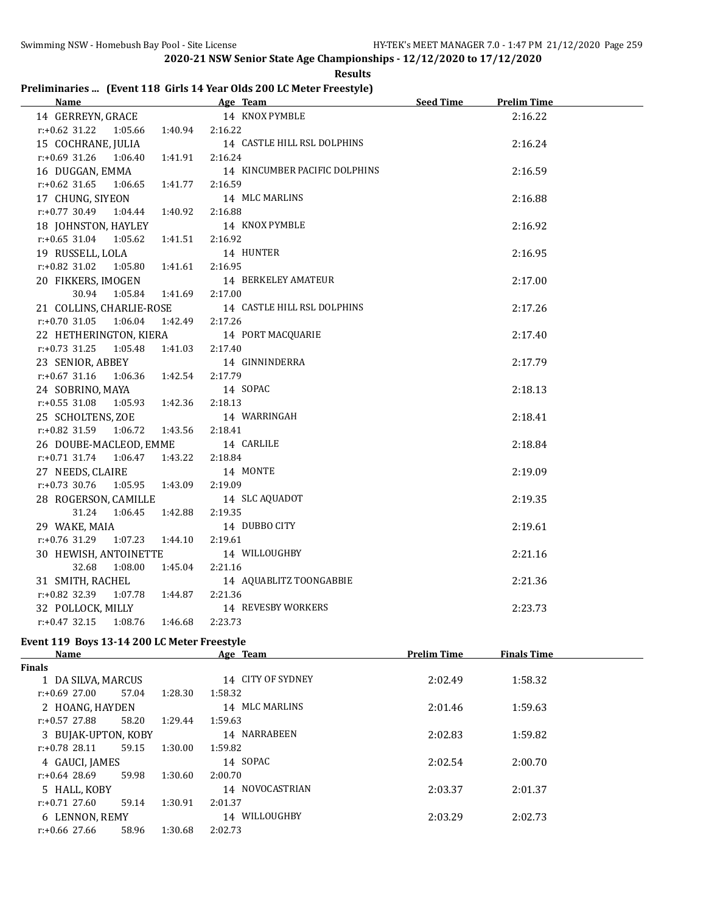2020-21 NSW Senior State Age Championships - 12/12/2020 to 17/12/2020

**Results**

### Preliminaries ... (Event 118 Girls 14 Year Olds 200 LC Meter Freestyle)

| Name | Age | Team | Seed Time | Prelim Time |
|---|---|---|---|---|
| 14 GERREYN, GRACE | 14 | KNOX PYMBLE | | 2:16.22 |
| r:+0.62 31.22 1:05.66 1:40.94 2:16.22 | | | | |
| 15 COCHRANE, JULIA | 14 | CASTLE HILL RSL DOLPHINS | | 2:16.24 |
| r:+0.69 31.26 1:06.40 1:41.91 2:16.24 | | | | |
| 16 DUGGAN, EMMA | 14 | KINCUMBER PACIFIC DOLPHINS | | 2:16.59 |
| r:+0.62 31.65 1:06.65 1:41.77 2:16.59 | | | | |
| 17 CHUNG, SIYEON | 14 | MLC MARLINS | | 2:16.88 |
| r:+0.77 30.49 1:04.44 1:40.92 2:16.88 | | | | |
| 18 JOHNSTON, HAYLEY | 14 | KNOX PYMBLE | | 2:16.92 |
| r:+0.65 31.04 1:05.62 1:41.51 2:16.92 | | | | |
| 19 RUSSELL, LOLA | 14 | HUNTER | | 2:16.95 |
| r:+0.82 31.02 1:05.80 1:41.61 2:16.95 | | | | |
| 20 FIKKERS, IMOGEN | 14 | BERKELEY AMATEUR | | 2:17.00 |
| 30.94 1:05.84 1:41.69 2:17.00 | | | | |
| 21 COLLINS, CHARLIE-ROSE | 14 | CASTLE HILL RSL DOLPHINS | | 2:17.26 |
| r:+0.70 31.05 1:06.04 1:42.49 2:17.26 | | | | |
| 22 HETHERINGTON, KIERA | 14 | PORT MACQUARIE | | 2:17.40 |
| r:+0.73 31.25 1:05.48 1:41.03 2:17.40 | | | | |
| 23 SENIOR, ABBEY | 14 | GINNINDERRA | | 2:17.79 |
| r:+0.67 31.16 1:06.36 1:42.54 2:17.79 | | | | |
| 24 SOBRINO, MAYA | 14 | SOPAC | | 2:18.13 |
| r:+0.55 31.08 1:05.93 1:42.36 2:18.13 | | | | |
| 25 SCHOLTENS, ZOE | 14 | WARRINGAH | | 2:18.41 |
| r:+0.82 31.59 1:06.72 1:43.56 2:18.41 | | | | |
| 26 DOUBE-MACLEOD, EMME | 14 | CARLILE | | 2:18.84 |
| r:+0.71 31.74 1:06.47 1:43.22 2:18.84 | | | | |
| 27 NEEDS, CLAIRE | 14 | MONTE | | 2:19.09 |
| r:+0.73 30.76 1:05.95 1:43.09 2:19.09 | | | | |
| 28 ROGERSON, CAMILLE | 14 | SLC AQUADOT | | 2:19.35 |
| 31.24 1:06.45 1:42.88 2:19.35 | | | | |
| 29 WAKE, MAIA | 14 | DUBBO CITY | | 2:19.61 |
| r:+0.76 31.29 1:07.23 1:44.10 2:19.61 | | | | |
| 30 HEWISH, ANTOINETTE | 14 | WILLOUGHBY | | 2:21.16 |
| 32.68 1:08.00 1:45.04 2:21.16 | | | | |
| 31 SMITH, RACHEL | 14 | AQUABLITZ TOONGABBIE | | 2:21.36 |
| r:+0.82 32.39 1:07.78 1:44.87 2:21.36 | | | | |
| 32 POLLOCK, MILLY | 14 | REVESBY WORKERS | | 2:23.73 |
| r:+0.47 32.15 1:08.76 1:46.68 2:23.73 | | | | |

### Event 119 Boys 13-14 200 LC Meter Freestyle

| Name | Age | Team | Prelim Time | Finals Time |
|---|---|---|---|---|
| **Finals** | | | | |
| 1 DA SILVA, MARCUS | 14 | CITY OF SYDNEY | 2:02.49 | 1:58.32 |
| r:+0.69 27.00 57.04 1:28.30 1:58.32 | | | | |
| 2 HOANG, HAYDEN | 14 | MLC MARLINS | 2:01.46 | 1:59.63 |
| r:+0.57 27.88 58.20 1:29.44 1:59.63 | | | | |
| 3 BUJAK-UPTON, KOBY | 14 | NARRABEEN | 2:02.83 | 1:59.82 |
| r:+0.78 28.11 59.15 1:30.00 1:59.82 | | | | |
| 4 GAUCI, JAMES | 14 | SOPAC | 2:02.54 | 2:00.70 |
| r:+0.64 28.69 59.98 1:30.60 2:00.70 | | | | |
| 5 HALL, KOBY | 14 | NOVOCASTRIAN | 2:03.37 | 2:01.37 |
| r:+0.71 27.60 59.14 1:30.91 2:01.37 | | | | |
| 6 LENNON, REMY | 14 | WILLOUGHBY | 2:03.29 | 2:02.73 |
| r:+0.66 27.66 58.96 1:30.68 2:02.73 | | | | |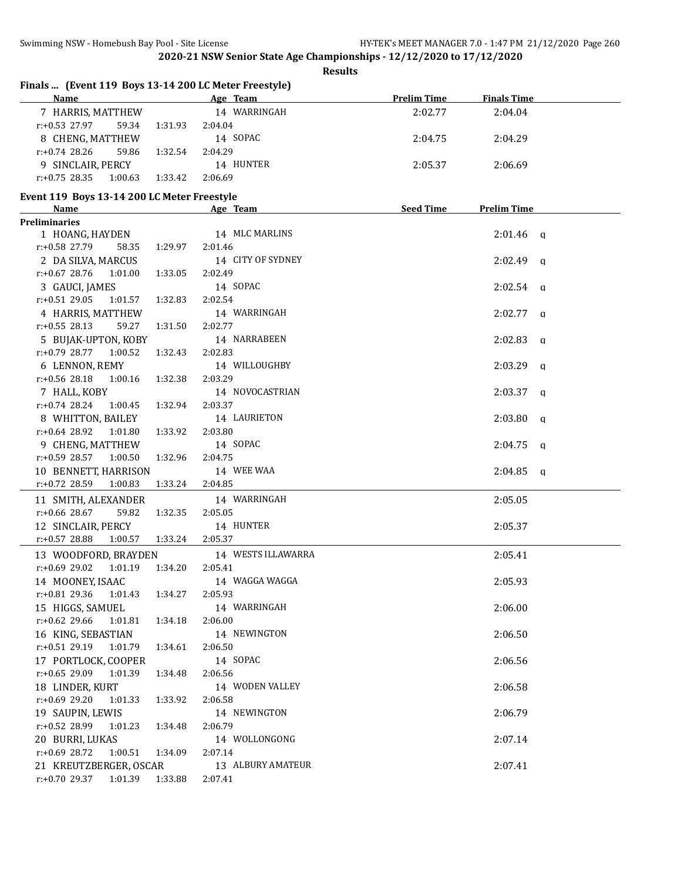## 2020-21 NSW Senior State Age Championships - 12/12/2020 to 17/12/2020

**Results**

### Finals ... (Event 119 Boys 13-14 200 LC Meter Freestyle)

| Name | Age | Team | Prelim Time | Finals Time |
|---|---|---|---|---|
| 7 HARRIS, MATTHEW | 14 | WARRINGAH | 2:02.77 | 2:04.04 |
| r:+0.53 27.97 59.34 1:31.93 2:04.04 | | | | |
| 8 CHENG, MATTHEW | 14 | SOPAC | 2:04.75 | 2:04.29 |
| r:+0.74 28.26 59.86 1:32.54 2:04.29 | | | | |
| 9 SINCLAIR, PERCY | 14 | HUNTER | 2:05.37 | 2:06.69 |
| r:+0.75 28.35 1:00.63 1:33.42 2:06.69 | | | | |

### Event 119 Boys 13-14 200 LC Meter Freestyle

**Preliminaries**

| Name | Age | Team | Seed Time | Prelim Time |
|---|---|---|---|---|
| 1 HOANG, HAYDEN | 14 | MLC MARLINS | | 2:01.46 q |
| r:+0.58 27.79 58.35 1:29.97 2:01.46 | | | | |
| 2 DA SILVA, MARCUS | 14 | CITY OF SYDNEY | | 2:02.49 q |
| r:+0.67 28.76 1:01.00 1:33.05 2:02.49 | | | | |
| 3 GAUCI, JAMES | 14 | SOPAC | | 2:02.54 q |
| r:+0.51 29.05 1:01.57 1:32.83 2:02.54 | | | | |
| 4 HARRIS, MATTHEW | 14 | WARRINGAH | | 2:02.77 q |
| r:+0.55 28.13 59.27 1:31.50 2:02.77 | | | | |
| 5 BUJAK-UPTON, KOBY | 14 | NARRABEEN | | 2:02.83 q |
| r:+0.79 28.77 1:00.52 1:32.43 2:02.83 | | | | |
| 6 LENNON, REMY | 14 | WILLOUGHBY | | 2:03.29 q |
| r:+0.56 28.18 1:00.16 1:32.38 2:03.29 | | | | |
| 7 HALL, KOBY | 14 | NOVOCASTRIAN | | 2:03.37 q |
| r:+0.74 28.24 1:00.45 1:32.94 2:03.37 | | | | |
| 8 WHITTON, BAILEY | 14 | LAURIETON | | 2:03.80 q |
| r:+0.64 28.92 1:01.80 1:33.92 2:03.80 | | | | |
| 9 CHENG, MATTHEW | 14 | SOPAC | | 2:04.75 q |
| r:+0.59 28.57 1:00.50 1:32.96 2:04.75 | | | | |
| 10 BENNETT, HARRISON | 14 | WEE WAA | | 2:04.85 q |
| r:+0.72 28.59 1:00.83 1:33.24 2:04.85 | | | | |
| 11 SMITH, ALEXANDER | 14 | WARRINGAH | | 2:05.05 |
| r:+0.66 28.67 59.82 1:32.35 2:05.05 | | | | |
| 12 SINCLAIR, PERCY | 14 | HUNTER | | 2:05.37 |
| r:+0.57 28.88 1:00.57 1:33.24 2:05.37 | | | | |
| 13 WOODFORD, BRAYDEN | 14 | WESTS ILLAWARRA | | 2:05.41 |
| r:+0.69 29.02 1:01.19 1:34.20 2:05.41 | | | | |
| 14 MOONEY, ISAAC | 14 | WAGGA WAGGA | | 2:05.93 |
| r:+0.81 29.36 1:01.43 1:34.27 2:05.93 | | | | |
| 15 HIGGS, SAMUEL | 14 | WARRINGAH | | 2:06.00 |
| r:+0.62 29.66 1:01.81 1:34.18 2:06.00 | | | | |
| 16 KING, SEBASTIAN | 14 | NEWINGTON | | 2:06.50 |
| r:+0.51 29.19 1:01.79 1:34.61 2:06.50 | | | | |
| 17 PORTLOCK, COOPER | 14 | SOPAC | | 2:06.56 |
| r:+0.65 29.09 1:01.39 1:34.48 2:06.56 | | | | |
| 18 LINDER, KURT | 14 | WODEN VALLEY | | 2:06.58 |
| r:+0.69 29.20 1:01.33 1:33.92 2:06.58 | | | | |
| 19 SAUPIN, LEWIS | 14 | NEWINGTON | | 2:06.79 |
| r:+0.52 28.99 1:01.23 1:34.48 2:06.79 | | | | |
| 20 BURRI, LUKAS | 14 | WOLLONGONG | | 2:07.14 |
| r:+0.69 28.72 1:00.51 1:34.09 2:07.14 | | | | |
| 21 KREUTZBERGER, OSCAR | 13 | ALBURY AMATEUR | | 2:07.41 |
| r:+0.70 29.37 1:01.39 1:33.88 2:07.41 | | | | |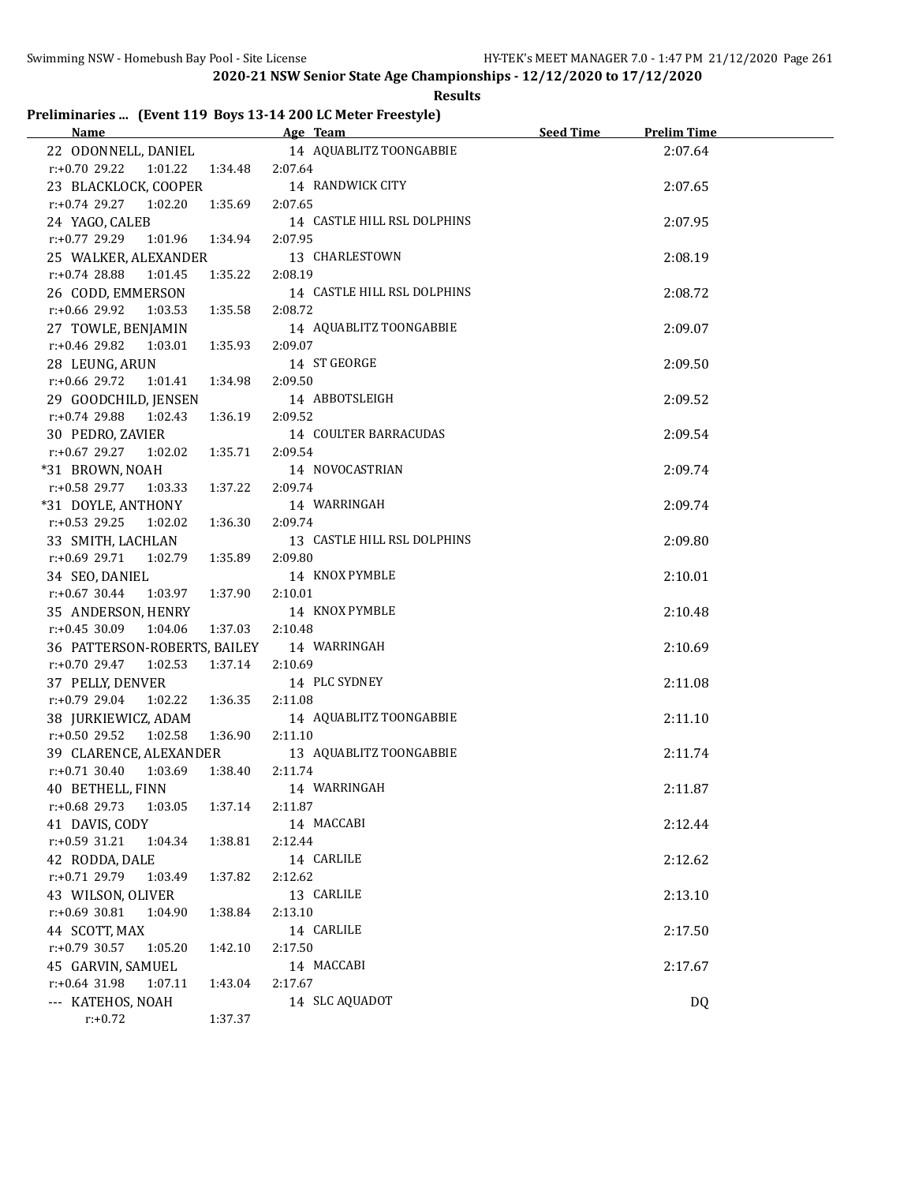**2020-21 NSW Senior State Age Championships - 12/12/2020 to 17/12/2020**

**Results**

### Preliminaries ... (Event 119 Boys 13-14 200 LC Meter Freestyle)

| Name | Age | Team | Seed Time | Prelim Time |
|---|---|---|---|---|
| 22 ODONNELL, DANIEL | 14 | AQUABLITZ TOONGABBIE | | 2:07.64 |
| r:+0.70 29.22 1:01.22 1:34.48 2:07.64 | | | | |
| 23 BLACKLOCK, COOPER | 14 | RANDWICK CITY | | 2:07.65 |
| r:+0.74 29.27 1:02.20 1:35.69 2:07.65 | | | | |
| 24 YAGO, CALEB | 14 | CASTLE HILL RSL DOLPHINS | | 2:07.95 |
| r:+0.77 29.29 1:01.96 1:34.94 2:07.95 | | | | |
| 25 WALKER, ALEXANDER | 13 | CHARLESTOWN | | 2:08.19 |
| r:+0.74 28.88 1:01.45 1:35.22 2:08.19 | | | | |
| 26 CODD, EMMERSON | 14 | CASTLE HILL RSL DOLPHINS | | 2:08.72 |
| r:+0.66 29.92 1:03.53 1:35.58 2:08.72 | | | | |
| 27 TOWLE, BENJAMIN | 14 | AQUABLITZ TOONGABBIE | | 2:09.07 |
| r:+0.46 29.82 1:03.01 1:35.93 2:09.07 | | | | |
| 28 LEUNG, ARUN | 14 | ST GEORGE | | 2:09.50 |
| r:+0.66 29.72 1:01.41 1:34.98 2:09.50 | | | | |
| 29 GOODCHILD, JENSEN | 14 | ABBOTSLEIGH | | 2:09.52 |
| r:+0.74 29.88 1:02.43 1:36.19 2:09.52 | | | | |
| 30 PEDRO, ZAVIER | 14 | COULTER BARRACUDAS | | 2:09.54 |
| r:+0.67 29.27 1:02.02 1:35.71 2:09.54 | | | | |
| *31 BROWN, NOAH | 14 | NOVOCASTRIAN | | 2:09.74 |
| r:+0.58 29.77 1:03.33 1:37.22 2:09.74 | | | | |
| *31 DOYLE, ANTHONY | 14 | WARRINGAH | | 2:09.74 |
| r:+0.53 29.25 1:02.02 1:36.30 2:09.74 | | | | |
| 33 SMITH, LACHLAN | 13 | CASTLE HILL RSL DOLPHINS | | 2:09.80 |
| r:+0.69 29.71 1:02.79 1:35.89 2:09.80 | | | | |
| 34 SEO, DANIEL | 14 | KNOX PYMBLE | | 2:10.01 |
| r:+0.67 30.44 1:03.97 1:37.90 2:10.01 | | | | |
| 35 ANDERSON, HENRY | 14 | KNOX PYMBLE | | 2:10.48 |
| r:+0.45 30.09 1:04.06 1:37.03 2:10.48 | | | | |
| 36 PATTERSON-ROBERTS, BAILEY | 14 | WARRINGAH | | 2:10.69 |
| r:+0.70 29.47 1:02.53 1:37.14 2:10.69 | | | | |
| 37 PELLY, DENVER | 14 | PLC SYDNEY | | 2:11.08 |
| r:+0.79 29.04 1:02.22 1:36.35 2:11.08 | | | | |
| 38 JURKIEWICZ, ADAM | 14 | AQUABLITZ TOONGABBIE | | 2:11.10 |
| r:+0.50 29.52 1:02.58 1:36.90 2:11.10 | | | | |
| 39 CLARENCE, ALEXANDER | 13 | AQUABLITZ TOONGABBIE | | 2:11.74 |
| r:+0.71 30.40 1:03.69 1:38.40 2:11.74 | | | | |
| 40 BETHELL, FINN | 14 | WARRINGAH | | 2:11.87 |
| r:+0.68 29.73 1:03.05 1:37.14 2:11.87 | | | | |
| 41 DAVIS, CODY | 14 | MACCABI | | 2:12.44 |
| r:+0.59 31.21 1:04.34 1:38.81 2:12.44 | | | | |
| 42 RODDA, DALE | 14 | CARLILE | | 2:12.62 |
| r:+0.71 29.79 1:03.49 1:37.82 2:12.62 | | | | |
| 43 WILSON, OLIVER | 13 | CARLILE | | 2:13.10 |
| r:+0.69 30.81 1:04.90 1:38.84 2:13.10 | | | | |
| 44 SCOTT, MAX | 14 | CARLILE | | 2:17.50 |
| r:+0.79 30.57 1:05.20 1:42.10 2:17.50 | | | | |
| 45 GARVIN, SAMUEL | 14 | MACCABI | | 2:17.67 |
| r:+0.64 31.98 1:07.11 1:43.04 2:17.67 | | | | |
| --- KATEHOS, NOAH | 14 | SLC AQUADOT | | DQ |
| r:+0.72 1:37.37 | | | | |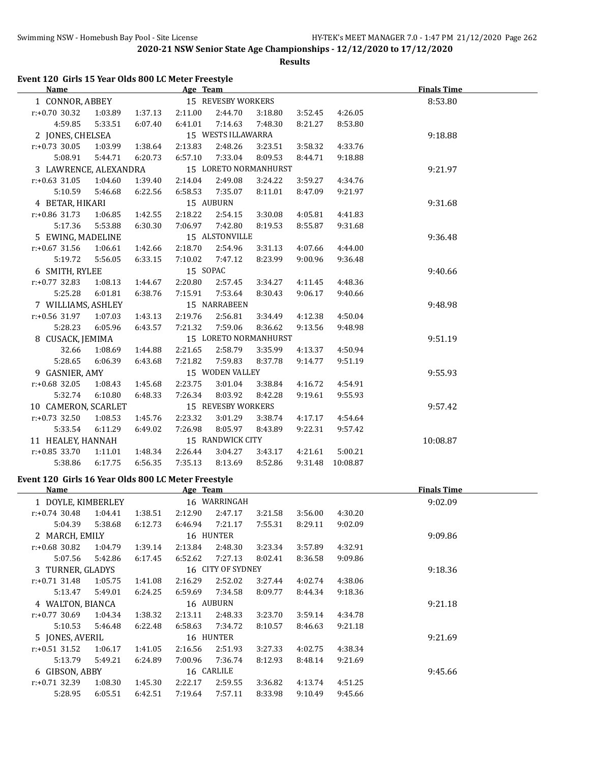## 2020-21 NSW Senior State Age Championships - 12/12/2020 to 17/12/2020

**Results**

### Event 120 Girls 15 Year Olds 800 LC Meter Freestyle

| Name | | | Age | Team | | | | Finals Time |
|---|---|---|---|---|---|---|---|---|
| 1 CONNOR, ABBEY | | | 15 | REVESBY WORKERS | | | | 8:53.80 |
| r:+0.70 30.32 | 1:03.89 | 1:37.13 | 2:11.00 | 2:44.70 | 3:18.80 | 3:52.45 | 4:26.05 | |
| 4:59.85 | 5:33.51 | 6:07.40 | 6:41.01 | 7:14.63 | 7:48.30 | 8:21.27 | 8:53.80 | |
| 2 JONES, CHELSEA | | | 15 | WESTS ILLAWARRA | | | | 9:18.88 |
| r:+0.73 30.05 | 1:03.99 | 1:38.64 | 2:13.83 | 2:48.26 | 3:23.51 | 3:58.32 | 4:33.76 | |
| 5:08.91 | 5:44.71 | 6:20.73 | 6:57.10 | 7:33.04 | 8:09.53 | 8:44.71 | 9:18.88 | |
| 3 LAWRENCE, ALEXANDRA | | | 15 | LORETO NORMANHURST | | | | 9:21.97 |
| r:+0.63 31.05 | 1:04.60 | 1:39.40 | 2:14.04 | 2:49.08 | 3:24.22 | 3:59.27 | 4:34.76 | |
| 5:10.59 | 5:46.68 | 6:22.56 | 6:58.53 | 7:35.07 | 8:11.01 | 8:47.09 | 9:21.97 | |
| 4 BETAR, HIKARI | | | 15 | AUBURN | | | | 9:31.68 |
| r:+0.86 31.73 | 1:06.85 | 1:42.55 | 2:18.22 | 2:54.15 | 3:30.08 | 4:05.81 | 4:41.83 | |
| 5:17.36 | 5:53.88 | 6:30.30 | 7:06.97 | 7:42.80 | 8:19.53 | 8:55.87 | 9:31.68 | |
| 5 EWING, MADELINE | | | 15 | ALSTONVILLE | | | | 9:36.48 |
| r:+0.67 31.56 | 1:06.61 | 1:42.66 | 2:18.70 | 2:54.96 | 3:31.13 | 4:07.66 | 4:44.00 | |
| 5:19.72 | 5:56.05 | 6:33.15 | 7:10.02 | 7:47.12 | 8:23.99 | 9:00.96 | 9:36.48 | |
| 6 SMITH, RYLEE | | | 15 | SOPAC | | | | 9:40.66 |
| r:+0.77 32.83 | 1:08.13 | 1:44.67 | 2:20.80 | 2:57.45 | 3:34.27 | 4:11.45 | 4:48.36 | |
| 5:25.28 | 6:01.81 | 6:38.76 | 7:15.91 | 7:53.64 | 8:30.43 | 9:06.17 | 9:40.66 | |
| 7 WILLIAMS, ASHLEY | | | 15 | NARRABEEN | | | | 9:48.98 |
| r:+0.56 31.97 | 1:07.03 | 1:43.13 | 2:19.76 | 2:56.81 | 3:34.49 | 4:12.38 | 4:50.04 | |
| 5:28.23 | 6:05.96 | 6:43.57 | 7:21.32 | 7:59.06 | 8:36.62 | 9:13.56 | 9:48.98 | |
| 8 CUSACK, JEMIMA | | | 15 | LORETO NORMANHURST | | | | 9:51.19 |
| 32.66 | 1:08.69 | 1:44.88 | 2:21.65 | 2:58.79 | 3:35.99 | 4:13.37 | 4:50.94 | |
| 5:28.65 | 6:06.39 | 6:43.68 | 7:21.82 | 7:59.83 | 8:37.78 | 9:14.77 | 9:51.19 | |
| 9 GASNIER, AMY | | | 15 | WODEN VALLEY | | | | 9:55.93 |
| r:+0.68 32.05 | 1:08.43 | 1:45.68 | 2:23.75 | 3:01.04 | 3:38.84 | 4:16.72 | 4:54.91 | |
| 5:32.74 | 6:10.80 | 6:48.33 | 7:26.34 | 8:03.92 | 8:42.28 | 9:19.61 | 9:55.93 | |
| 10 CAMERON, SCARLET | | | 15 | REVESBY WORKERS | | | | 9:57.42 |
| r:+0.73 32.50 | 1:08.53 | 1:45.76 | 2:23.32 | 3:01.29 | 3:38.74 | 4:17.17 | 4:54.64 | |
| 5:33.54 | 6:11.29 | 6:49.02 | 7:26.98 | 8:05.97 | 8:43.89 | 9:22.31 | 9:57.42 | |
| 11 HEALEY, HANNAH | | | 15 | RANDWICK CITY | | | | 10:08.87 |
| r:+0.85 33.70 | 1:11.01 | 1:48.34 | 2:26.44 | 3:04.27 | 3:43.17 | 4:21.61 | 5:00.21 | |
| 5:38.86 | 6:17.75 | 6:56.35 | 7:35.13 | 8:13.69 | 8:52.86 | 9:31.48 | 10:08.87 | |

### Event 120 Girls 16 Year Olds 800 LC Meter Freestyle

| Name | | | Age | Team | | | | Finals Time |
|---|---|---|---|---|---|---|---|---|
| 1 DOYLE, KIMBERLEY | | | 16 | WARRINGAH | | | | 9:02.09 |
| r:+0.74 30.48 | 1:04.41 | 1:38.51 | 2:12.90 | 2:47.17 | 3:21.58 | 3:56.00 | 4:30.20 | |
| 5:04.39 | 5:38.68 | 6:12.73 | 6:46.94 | 7:21.17 | 7:55.31 | 8:29.11 | 9:02.09 | |
| 2 MARCH, EMILY | | | 16 | HUNTER | | | | 9:09.86 |
| r:+0.68 30.82 | 1:04.79 | 1:39.14 | 2:13.84 | 2:48.30 | 3:23.34 | 3:57.89 | 4:32.91 | |
| 5:07.56 | 5:42.86 | 6:17.45 | 6:52.62 | 7:27.13 | 8:02.41 | 8:36.58 | 9:09.86 | |
| 3 TURNER, GLADYS | | | 16 | CITY OF SYDNEY | | | | 9:18.36 |
| r:+0.71 31.48 | 1:05.75 | 1:41.08 | 2:16.29 | 2:52.02 | 3:27.44 | 4:02.74 | 4:38.06 | |
| 5:13.47 | 5:49.01 | 6:24.25 | 6:59.69 | 7:34.58 | 8:09.77 | 8:44.34 | 9:18.36 | |
| 4 WALTON, BIANCA | | | 16 | AUBURN | | | | 9:21.18 |
| r:+0.77 30.69 | 1:04.34 | 1:38.32 | 2:13.11 | 2:48.33 | 3:23.70 | 3:59.14 | 4:34.78 | |
| 5:10.53 | 5:46.48 | 6:22.48 | 6:58.63 | 7:34.72 | 8:10.57 | 8:46.63 | 9:21.18 | |
| 5 JONES, AVERIL | | | 16 | HUNTER | | | | 9:21.69 |
| r:+0.51 31.52 | 1:06.17 | 1:41.05 | 2:16.56 | 2:51.93 | 3:27.33 | 4:02.75 | 4:38.34 | |
| 5:13.79 | 5:49.21 | 6:24.89 | 7:00.96 | 7:36.74 | 8:12.93 | 8:48.14 | 9:21.69 | |
| 6 GIBSON, ABBY | | | 16 | CARLILE | | | | 9:45.66 |
| r:+0.71 32.39 | 1:08.30 | 1:45.30 | 2:22.17 | 2:59.55 | 3:36.82 | 4:13.74 | 4:51.25 | |
| 5:28.95 | 6:05.51 | 6:42.51 | 7:19.64 | 7:57.11 | 8:33.98 | 9:10.49 | 9:45.66 | |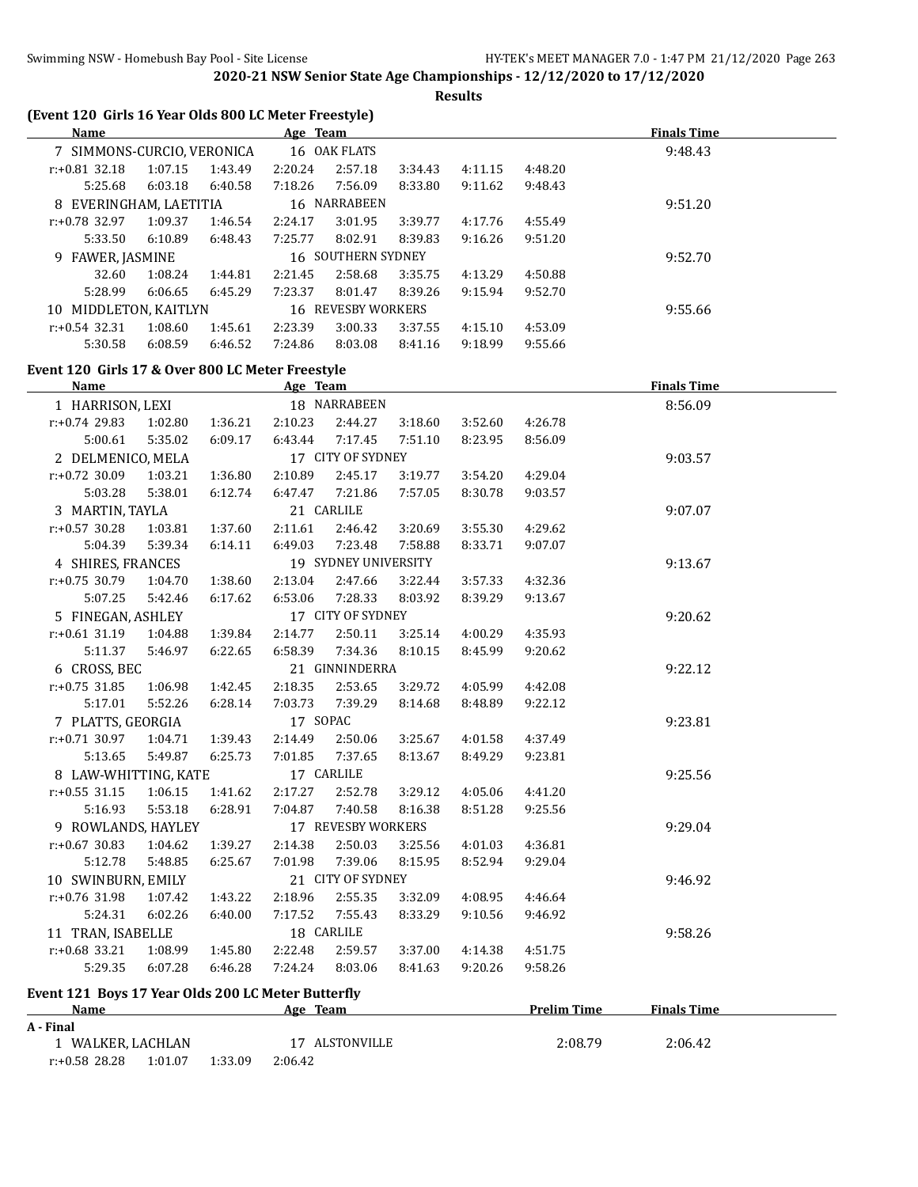**2020-21 NSW Senior State Age Championships - 12/12/2020 to 17/12/2020**

**Results**

### (Event 120 Girls 16 Year Olds 800 LC Meter Freestyle)

| Name | Age | Team | Finals Time |
|---|---|---|---|
| 7 SIMMONS-CURCIO, VERONICA | 16 | OAK FLATS | 9:48.43 |
| r:+0.81 32.18 1:07.15 1:43.49 2:20.24 2:57.18 3:34.43 4:11.15 4:48.20 | | | |
| 5:25.68 6:03.18 6:40.58 7:18.26 7:56.09 8:33.80 9:11.62 9:48.43 | | | |
| 8 EVERINGHAM, LAETITIA | 16 | NARRABEEN | 9:51.20 |
| r:+0.78 32.97 1:09.37 1:46.54 2:24.17 3:01.95 3:39.77 4:17.76 4:55.49 | | | |
| 5:33.50 6:10.89 6:48.43 7:25.77 8:02.91 8:39.83 9:16.26 9:51.20 | | | |
| 9 FAWER, JASMINE | 16 | SOUTHERN SYDNEY | 9:52.70 |
| 32.60 1:08.24 1:44.81 2:21.45 2:58.68 3:35.75 4:13.29 4:50.88 | | | |
| 5:28.99 6:06.65 6:45.29 7:23.37 8:01.47 8:39.26 9:15.94 9:52.70 | | | |
| 10 MIDDLETON, KAITLYN | 16 | REVESBY WORKERS | 9:55.66 |
| r:+0.54 32.31 1:08.60 1:45.61 2:23.39 3:00.33 3:37.55 4:15.10 4:53.09 | | | |
| 5:30.58 6:08.59 6:46.52 7:24.86 8:03.08 8:41.16 9:18.99 9:55.66 | | | |

### Event 120 Girls 17 & Over 800 LC Meter Freestyle

| Name | Age | Team | Finals Time |
|---|---|---|---|
| 1 HARRISON, LEXI | 18 | NARRABEEN | 8:56.09 |
| r:+0.74 29.83 1:02.80 1:36.21 2:10.23 2:44.27 3:18.60 3:52.60 4:26.78 | | | |
| 5:00.61 5:35.02 6:09.17 6:43.44 7:17.45 7:51.10 8:23.95 8:56.09 | | | |
| 2 DELMENICO, MELA | 17 | CITY OF SYDNEY | 9:03.57 |
| r:+0.72 30.09 1:03.21 1:36.80 2:10.89 2:45.17 3:19.77 3:54.20 4:29.04 | | | |
| 5:03.28 5:38.01 6:12.74 6:47.47 7:21.86 7:57.05 8:30.78 9:03.57 | | | |
| 3 MARTIN, TAYLA | 21 | CARLILE | 9:07.07 |
| r:+0.57 30.28 1:03.81 1:37.60 2:11.61 2:46.42 3:20.69 3:55.30 4:29.62 | | | |
| 5:04.39 5:39.34 6:14.11 6:49.03 7:23.48 7:58.88 8:33.71 9:07.07 | | | |
| 4 SHIRES, FRANCES | 19 | SYDNEY UNIVERSITY | 9:13.67 |
| r:+0.75 30.79 1:04.70 1:38.60 2:13.04 2:47.66 3:22.44 3:57.33 4:32.36 | | | |
| 5:07.25 5:42.46 6:17.62 6:53.06 7:28.33 8:03.92 8:39.29 9:13.67 | | | |
| 5 FINEGAN, ASHLEY | 17 | CITY OF SYDNEY | 9:20.62 |
| r:+0.61 31.19 1:04.88 1:39.84 2:14.77 2:50.11 3:25.14 4:00.29 4:35.93 | | | |
| 5:11.37 5:46.97 6:22.65 6:58.39 7:34.36 8:10.15 8:45.99 9:20.62 | | | |
| 6 CROSS, BEC | 21 | GINNINDERRA | 9:22.12 |
| r:+0.75 31.85 1:06.98 1:42.45 2:18.35 2:53.65 3:29.72 4:05.99 4:42.08 | | | |
| 5:17.01 5:52.26 6:28.14 7:03.73 7:39.29 8:14.68 8:48.89 9:22.12 | | | |
| 7 PLATTS, GEORGIA | 17 | SOPAC | 9:23.81 |
| r:+0.71 30.97 1:04.71 1:39.43 2:14.49 2:50.06 3:25.67 4:01.58 4:37.49 | | | |
| 5:13.65 5:49.87 6:25.73 7:01.85 7:37.65 8:13.67 8:49.29 9:23.81 | | | |
| 8 LAW-WHITTING, KATE | 17 | CARLILE | 9:25.56 |
| r:+0.55 31.15 1:06.15 1:41.62 2:17.27 2:52.78 3:29.12 4:05.06 4:41.20 | | | |
| 5:16.93 5:53.18 6:28.91 7:04.87 7:40.58 8:16.38 8:51.28 9:25.56 | | | |
| 9 ROWLANDS, HAYLEY | 17 | REVESBY WORKERS | 9:29.04 |
| r:+0.67 30.83 1:04.62 1:39.27 2:14.38 2:50.03 3:25.56 4:01.03 4:36.81 | | | |
| 5:12.78 5:48.85 6:25.67 7:01.98 7:39.06 8:15.95 8:52.94 9:29.04 | | | |
| 10 SWINBURN, EMILY | 21 | CITY OF SYDNEY | 9:46.92 |
| r:+0.76 31.98 1:07.42 1:43.22 2:18.96 2:55.35 3:32.09 4:08.95 4:46.64 | | | |
| 5:24.31 6:02.26 6:40.00 7:17.52 7:55.43 8:33.29 9:10.56 9:46.92 | | | |
| 11 TRAN, ISABELLE | 18 | CARLILE | 9:58.26 |
| r:+0.68 33.21 1:08.99 1:45.80 2:22.48 2:59.57 3:37.00 4:14.38 4:51.75 | | | |
| 5:29.35 6:07.28 6:46.28 7:24.24 8:03.06 8:41.63 9:20.26 9:58.26 | | | |

### Event 121 Boys 17 Year Olds 200 LC Meter Butterfly

| Name | Age | Team | Prelim Time | Finals Time |
|---|---|---|---|---|
| **A - Final** | | | | |
| 1 WALKER, LACHLAN | 17 | ALSTONVILLE | 2:08.79 | 2:06.42 |
| r:+0.58 28.28 1:01.07 1:33.09 2:06.42 | | | | |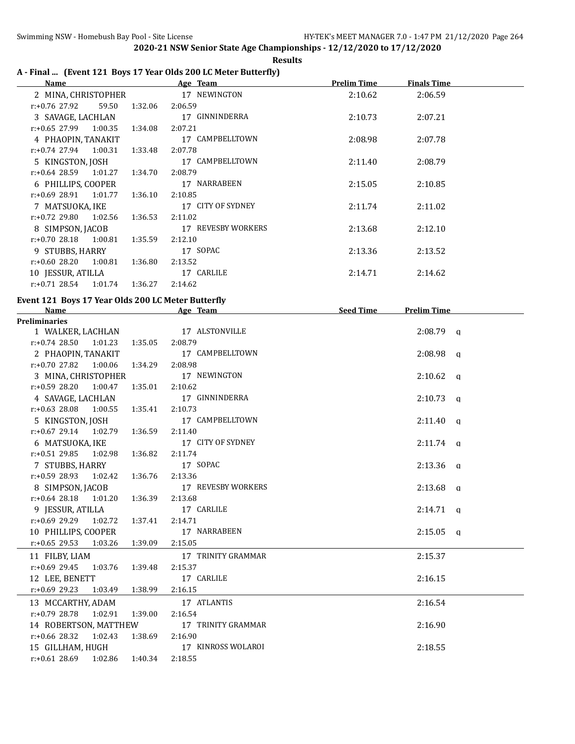## 2020-21 NSW Senior State Age Championships - 12/12/2020 to 17/12/2020

**Results**

### A - Final ... (Event 121 Boys 17 Year Olds 200 LC Meter Butterfly)

| Name | Age | Team | Prelim Time | Finals Time |
|---|---|---|---|---|
| 2 MINA, CHRISTOPHER | 17 | NEWINGTON | 2:10.62 | 2:06.59 |
| r:+0.76 27.92 59.50 1:32.06 2:06.59 | | | | |
| 3 SAVAGE, LACHLAN | 17 | GINNINDERRA | 2:10.73 | 2:07.21 |
| r:+0.65 27.99 1:00.35 1:34.08 2:07.21 | | | | |
| 4 PHAOPIN, TANAKIT | 17 | CAMPBELLTOWN | 2:08.98 | 2:07.78 |
| r:+0.74 27.94 1:00.31 1:33.48 2:07.78 | | | | |
| 5 KINGSTON, JOSH | 17 | CAMPBELLTOWN | 2:11.40 | 2:08.79 |
| r:+0.64 28.59 1:01.27 1:34.70 2:08.79 | | | | |
| 6 PHILLIPS, COOPER | 17 | NARRABEEN | 2:15.05 | 2:10.85 |
| r:+0.69 28.91 1:01.77 1:36.10 2:10.85 | | | | |
| 7 MATSUOKA, IKE | 17 | CITY OF SYDNEY | 2:11.74 | 2:11.02 |
| r:+0.72 29.80 1:02.56 1:36.53 2:11.02 | | | | |
| 8 SIMPSON, JACOB | 17 | REVESBY WORKERS | 2:13.68 | 2:12.10 |
| r:+0.70 28.18 1:00.81 1:35.59 2:12.10 | | | | |
| 9 STUBBS, HARRY | 17 | SOPAC | 2:13.36 | 2:13.52 |
| r:+0.60 28.20 1:00.81 1:36.80 2:13.52 | | | | |
| 10 JESSUR, ATILLA | 17 | CARLILE | 2:14.71 | 2:14.62 |
| r:+0.71 28.54 1:01.74 1:36.27 2:14.62 | | | | |

### Event 121 Boys 17 Year Olds 200 LC Meter Butterfly

| Name | Age | Team | Seed Time | Prelim Time |
|---|---|---|---|---|
| **Preliminaries** | | | | |
| 1 WALKER, LACHLAN | 17 | ALSTONVILLE | | 2:08.79 q |
| r:+0.74 28.50 1:01.23 1:35.05 2:08.79 | | | | |
| 2 PHAOPIN, TANAKIT | 17 | CAMPBELLTOWN | | 2:08.98 q |
| r:+0.70 27.82 1:00.06 1:34.29 2:08.98 | | | | |
| 3 MINA, CHRISTOPHER | 17 | NEWINGTON | | 2:10.62 q |
| r:+0.59 28.20 1:00.47 1:35.01 2:10.62 | | | | |
| 4 SAVAGE, LACHLAN | 17 | GINNINDERRA | | 2:10.73 q |
| r:+0.63 28.08 1:00.55 1:35.41 2:10.73 | | | | |
| 5 KINGSTON, JOSH | 17 | CAMPBELLTOWN | | 2:11.40 q |
| r:+0.67 29.14 1:02.79 1:36.59 2:11.40 | | | | |
| 6 MATSUOKA, IKE | 17 | CITY OF SYDNEY | | 2:11.74 q |
| r:+0.51 29.85 1:02.98 1:36.82 2:11.74 | | | | |
| 7 STUBBS, HARRY | 17 | SOPAC | | 2:13.36 q |
| r:+0.59 28.93 1:02.42 1:36.76 2:13.36 | | | | |
| 8 SIMPSON, JACOB | 17 | REVESBY WORKERS | | 2:13.68 q |
| r:+0.64 28.18 1:01.20 1:36.39 2:13.68 | | | | |
| 9 JESSUR, ATILLA | 17 | CARLILE | | 2:14.71 q |
| r:+0.69 29.29 1:02.72 1:37.41 2:14.71 | | | | |
| 10 PHILLIPS, COOPER | 17 | NARRABEEN | | 2:15.05 q |
| r:+0.65 29.53 1:03.26 1:39.09 2:15.05 | | | | |
| 11 FILBY, LIAM | 17 | TRINITY GRAMMAR | | 2:15.37 |
| r:+0.69 29.45 1:03.76 1:39.48 2:15.37 | | | | |
| 12 LEE, BENETT | 17 | CARLILE | | 2:16.15 |
| r:+0.69 29.23 1:03.49 1:38.99 2:16.15 | | | | |
| 13 MCCARTHY, ADAM | 17 | ATLANTIS | | 2:16.54 |
| r:+0.79 28.78 1:02.91 1:39.00 2:16.54 | | | | |
| 14 ROBERTSON, MATTHEW | 17 | TRINITY GRAMMAR | | 2:16.90 |
| r:+0.66 28.32 1:02.43 1:38.69 2:16.90 | | | | |
| 15 GILLHAM, HUGH | 17 | KINROSS WOLAROI | | 2:18.55 |
| r:+0.61 28.69 1:02.86 1:40.34 2:18.55 | | | | |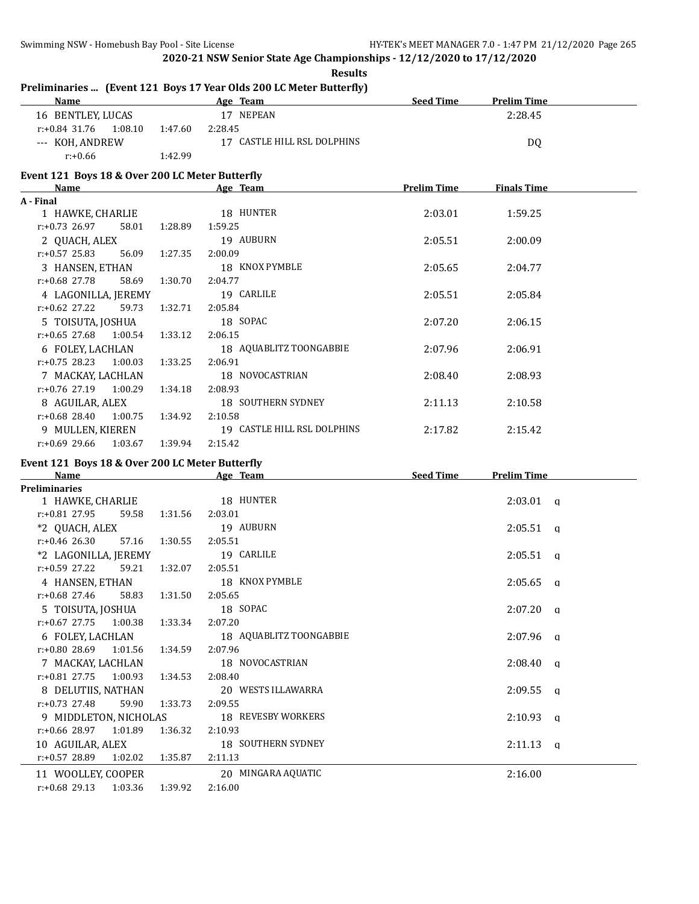**2020-21 NSW Senior State Age Championships - 12/12/2020 to 17/12/2020**

**Results**

## Preliminaries ... (Event 121 Boys 17 Year Olds 200 LC Meter Butterfly)

| Name | Age | Team | Seed Time | Prelim Time |
|---|---|---|---|---|
| 16 BENTLEY, LUCAS | 17 | NEPEAN | | 2:28.45 |
| r:+0.84 31.76 1:08.10 1:47.60 2:28.45 | | | | |
| --- KOH, ANDREW | 17 | CASTLE HILL RSL DOLPHINS | | DQ |
| r:+0.66 1:42.99 | | | | |

## Event 121 Boys 18 & Over 200 LC Meter Butterfly

| Name | Age | Team | Prelim Time | Finals Time |
|---|---|---|---|---|
| **A - Final** | | | | |
| 1 HAWKE, CHARLIE | 18 | HUNTER | 2:03.01 | 1:59.25 |
| r:+0.73 26.97 58.01 1:28.89 1:59.25 | | | | |
| 2 QUACH, ALEX | 19 | AUBURN | 2:05.51 | 2:00.09 |
| r:+0.57 25.83 56.09 1:27.35 2:00.09 | | | | |
| 3 HANSEN, ETHAN | 18 | KNOX PYMBLE | 2:05.65 | 2:04.77 |
| r:+0.68 27.78 58.69 1:30.70 2:04.77 | | | | |
| 4 LAGONILLA, JEREMY | 19 | CARLILE | 2:05.51 | 2:05.84 |
| r:+0.62 27.22 59.73 1:32.71 2:05.84 | | | | |
| 5 TOISUTA, JOSHUA | 18 | SOPAC | 2:07.20 | 2:06.15 |
| r:+0.65 27.68 1:00.54 1:33.12 2:06.15 | | | | |
| 6 FOLEY, LACHLAN | 18 | AQUABLITZ TOONGABBIE | 2:07.96 | 2:06.91 |
| r:+0.75 28.23 1:00.03 1:33.25 2:06.91 | | | | |
| 7 MACKAY, LACHLAN | 18 | NOVOCASTRIAN | 2:08.40 | 2:08.93 |
| r:+0.76 27.19 1:00.29 1:34.18 2:08.93 | | | | |
| 8 AGUILAR, ALEX | 18 | SOUTHERN SYDNEY | 2:11.13 | 2:10.58 |
| r:+0.68 28.40 1:00.75 1:34.92 2:10.58 | | | | |
| 9 MULLEN, KIEREN | 19 | CASTLE HILL RSL DOLPHINS | 2:17.82 | 2:15.42 |
| r:+0.69 29.66 1:03.67 1:39.94 2:15.42 | | | | |

## Event 121 Boys 18 & Over 200 LC Meter Butterfly

| Name | Age | Team | Seed Time | Prelim Time | |
|---|---|---|---|---|---|
| **Preliminaries** | | | | | |
| 1 HAWKE, CHARLIE | 18 | HUNTER | | 2:03.01 | q |
| r:+0.81 27.95 59.58 1:31.56 2:03.01 | | | | | |
| *2 QUACH, ALEX | 19 | AUBURN | | 2:05.51 | q |
| r:+0.46 26.30 57.16 1:30.55 2:05.51 | | | | | |
| *2 LAGONILLA, JEREMY | 19 | CARLILE | | 2:05.51 | q |
| r:+0.59 27.22 59.21 1:32.07 2:05.51 | | | | | |
| 4 HANSEN, ETHAN | 18 | KNOX PYMBLE | | 2:05.65 | q |
| r:+0.68 27.46 58.83 1:31.50 2:05.65 | | | | | |
| 5 TOISUTA, JOSHUA | 18 | SOPAC | | 2:07.20 | q |
| r:+0.67 27.75 1:00.38 1:33.34 2:07.20 | | | | | |
| 6 FOLEY, LACHLAN | 18 | AQUABLITZ TOONGABBIE | | 2:07.96 | q |
| r:+0.80 28.69 1:01.56 1:34.59 2:07.96 | | | | | |
| 7 MACKAY, LACHLAN | 18 | NOVOCASTRIAN | | 2:08.40 | q |
| r:+0.81 27.75 1:00.93 1:34.53 2:08.40 | | | | | |
| 8 DELUTIIS, NATHAN | 20 | WESTS ILLAWARRA | | 2:09.55 | q |
| r:+0.73 27.48 59.90 1:33.73 2:09.55 | | | | | |
| 9 MIDDLETON, NICHOLAS | 18 | REVESBY WORKERS | | 2:10.93 | q |
| r:+0.66 28.97 1:01.89 1:36.32 2:10.93 | | | | | |
| 10 AGUILAR, ALEX | 18 | SOUTHERN SYDNEY | | 2:11.13 | q |
| r:+0.57 28.89 1:02.02 1:35.87 2:11.13 | | | | | |
| 11 WOOLLEY, COOPER | 20 | MINGARA AQUATIC | | 2:16.00 | |
| r:+0.68 29.13 1:03.36 1:39.92 2:16.00 | | | | | |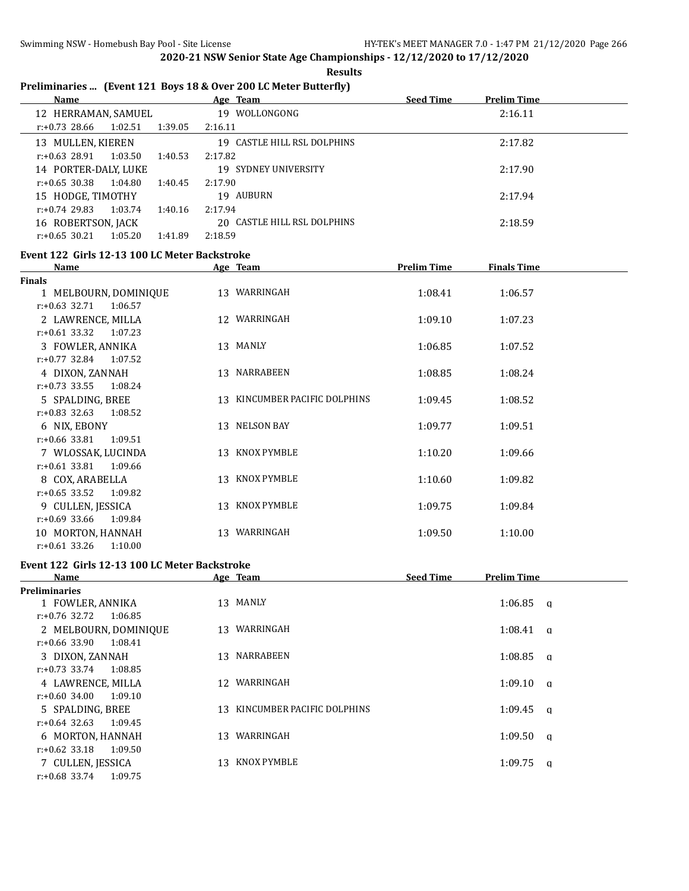**2020-21 NSW Senior State Age Championships - 12/12/2020 to 17/12/2020**

**Results**

### Preliminaries ... (Event 121 Boys 18 & Over 200 LC Meter Butterfly)

| Name | Age | Team | Seed Time | Prelim Time |
|---|---|---|---|---|
| 12 HERRAMAN, SAMUEL | 19 | WOLLONGONG | | 2:16.11 |
| r:+0.73 28.66 1:02.51 1:39.05 2:16.11 | | | | |
| 13 MULLEN, KIEREN | 19 | CASTLE HILL RSL DOLPHINS | | 2:17.82 |
| r:+0.63 28.91 1:03.50 1:40.53 2:17.82 | | | | |
| 14 PORTER-DALY, LUKE | 19 | SYDNEY UNIVERSITY | | 2:17.90 |
| r:+0.65 30.38 1:04.80 1:40.45 2:17.90 | | | | |
| 15 HODGE, TIMOTHY | 19 | AUBURN | | 2:17.94 |
| r:+0.74 29.83 1:03.74 1:40.16 2:17.94 | | | | |
| 16 ROBERTSON, JACK | 20 | CASTLE HILL RSL DOLPHINS | | 2:18.59 |
| r:+0.65 30.21 1:05.20 1:41.89 2:18.59 | | | | |

### Event 122 Girls 12-13 100 LC Meter Backstroke

| Name | Age | Team | Prelim Time | Finals Time |
|---|---|---|---|---|
| **Finals** | | | | |
| 1 MELBOURN, DOMINIQUE | 13 | WARRINGAH | 1:08.41 | 1:06.57 |
| r:+0.63 32.71 1:06.57 | | | | |
| 2 LAWRENCE, MILLA | 12 | WARRINGAH | 1:09.10 | 1:07.23 |
| r:+0.61 33.32 1:07.23 | | | | |
| 3 FOWLER, ANNIKA | 13 | MANLY | 1:06.85 | 1:07.52 |
| r:+0.77 32.84 1:07.52 | | | | |
| 4 DIXON, ZANNAH | 13 | NARRABEEN | 1:08.85 | 1:08.24 |
| r:+0.73 33.55 1:08.24 | | | | |
| 5 SPALDING, BREE | 13 | KINCUMBER PACIFIC DOLPHINS | 1:09.45 | 1:08.52 |
| r:+0.83 32.63 1:08.52 | | | | |
| 6 NIX, EBONY | 13 | NELSON BAY | 1:09.77 | 1:09.51 |
| r:+0.66 33.81 1:09.51 | | | | |
| 7 WLOSSAK, LUCINDA | 13 | KNOX PYMBLE | 1:10.20 | 1:09.66 |
| r:+0.61 33.81 1:09.66 | | | | |
| 8 COX, ARABELLA | 13 | KNOX PYMBLE | 1:10.60 | 1:09.82 |
| r:+0.65 33.52 1:09.82 | | | | |
| 9 CULLEN, JESSICA | 13 | KNOX PYMBLE | 1:09.75 | 1:09.84 |
| r:+0.69 33.66 1:09.84 | | | | |
| 10 MORTON, HANNAH | 13 | WARRINGAH | 1:09.50 | 1:10.00 |
| r:+0.61 33.26 1:10.00 | | | | |

### Event 122 Girls 12-13 100 LC Meter Backstroke

| Name | Age | Team | Seed Time | Prelim Time |
|---|---|---|---|---|
| **Preliminaries** | | | | |
| 1 FOWLER, ANNIKA | 13 | MANLY | | 1:06.85 q |
| r:+0.76 32.72 1:06.85 | | | | |
| 2 MELBOURN, DOMINIQUE | 13 | WARRINGAH | | 1:08.41 q |
| r:+0.66 33.90 1:08.41 | | | | |
| 3 DIXON, ZANNAH | 13 | NARRABEEN | | 1:08.85 q |
| r:+0.73 33.74 1:08.85 | | | | |
| 4 LAWRENCE, MILLA | 12 | WARRINGAH | | 1:09.10 q |
| r:+0.60 34.00 1:09.10 | | | | |
| 5 SPALDING, BREE | 13 | KINCUMBER PACIFIC DOLPHINS | | 1:09.45 q |
| r:+0.64 32.63 1:09.45 | | | | |
| 6 MORTON, HANNAH | 13 | WARRINGAH | | 1:09.50 q |
| r:+0.62 33.18 1:09.50 | | | | |
| 7 CULLEN, JESSICA | 13 | KNOX PYMBLE | | 1:09.75 q |
| r:+0.68 33.74 1:09.75 | | | | |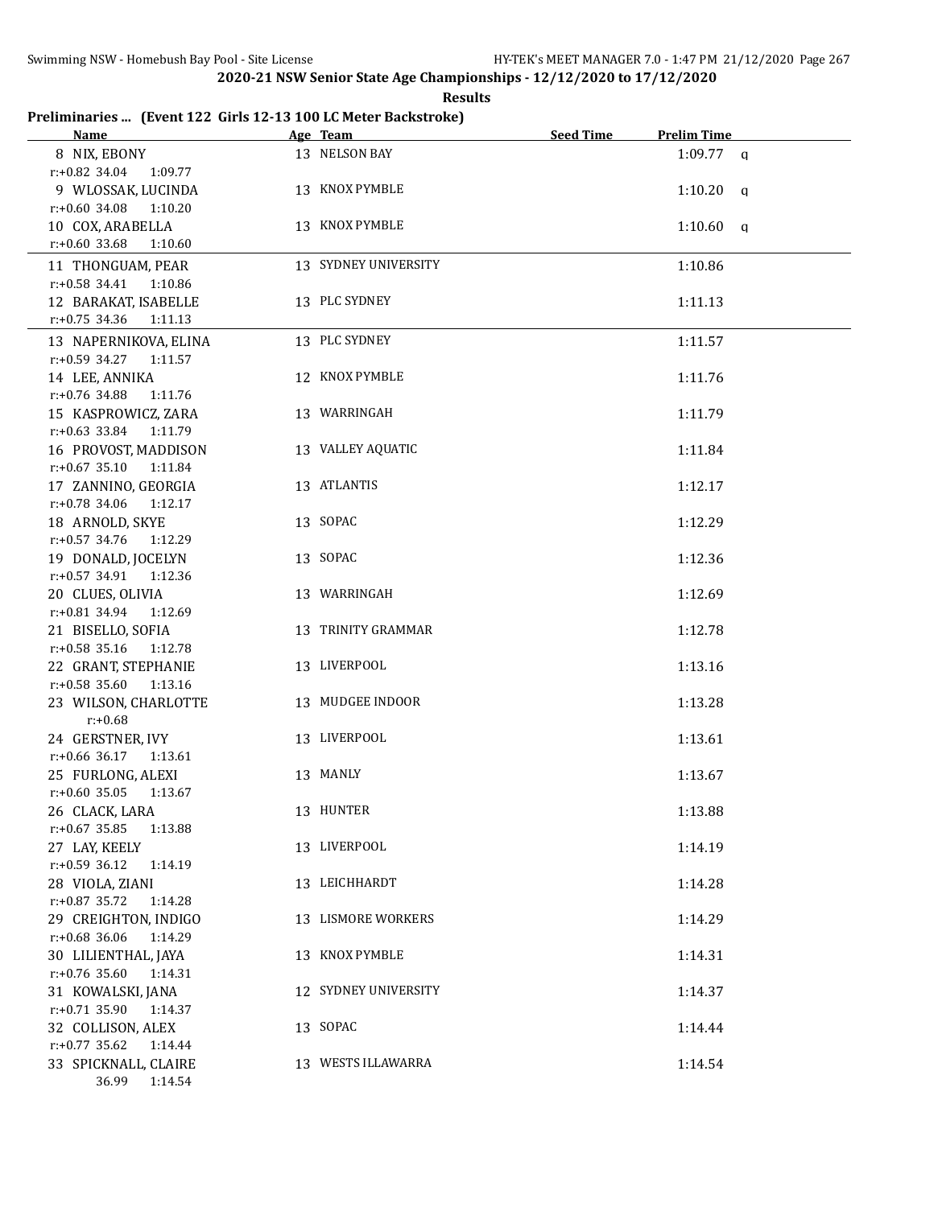## 2020-21 NSW Senior State Age Championships - 12/12/2020 to 17/12/2020

**Results**

### Preliminaries ... (Event 122 Girls 12-13 100 LC Meter Backstroke)

| Name | Age | Team | Seed Time | Prelim Time | |
|---|---|---|---|---|---|
| 8 NIX, EBONY | 13 | NELSON BAY | | 1:09.77 | q |
| r:+0.82 34.04 1:09.77 | | | | | |
| 9 WLOSSAK, LUCINDA | 13 | KNOX PYMBLE | | 1:10.20 | q |
| r:+0.60 34.08 1:10.20 | | | | | |
| 10 COX, ARABELLA | 13 | KNOX PYMBLE | | 1:10.60 | q |
| r:+0.60 33.68 1:10.60 | | | | | |
| 11 THONGUAM, PEAR | 13 | SYDNEY UNIVERSITY | | 1:10.86 | |
| r:+0.58 34.41 1:10.86 | | | | | |
| 12 BARAKAT, ISABELLE | 13 | PLC SYDNEY | | 1:11.13 | |
| r:+0.75 34.36 1:11.13 | | | | | |
| 13 NAPERNIKOVA, ELINA | 13 | PLC SYDNEY | | 1:11.57 | |
| r:+0.59 34.27 1:11.57 | | | | | |
| 14 LEE, ANNIKA | 12 | KNOX PYMBLE | | 1:11.76 | |
| r:+0.76 34.88 1:11.76 | | | | | |
| 15 KASPROWICZ, ZARA | 13 | WARRINGAH | | 1:11.79 | |
| r:+0.63 33.84 1:11.79 | | | | | |
| 16 PROVOST, MADDISON | 13 | VALLEY AQUATIC | | 1:11.84 | |
| r:+0.67 35.10 1:11.84 | | | | | |
| 17 ZANNINO, GEORGIA | 13 | ATLANTIS | | 1:12.17 | |
| r:+0.78 34.06 1:12.17 | | | | | |
| 18 ARNOLD, SKYE | 13 | SOPAC | | 1:12.29 | |
| r:+0.57 34.76 1:12.29 | | | | | |
| 19 DONALD, JOCELYN | 13 | SOPAC | | 1:12.36 | |
| r:+0.57 34.91 1:12.36 | | | | | |
| 20 CLUES, OLIVIA | 13 | WARRINGAH | | 1:12.69 | |
| r:+0.81 34.94 1:12.69 | | | | | |
| 21 BISELLO, SOFIA | 13 | TRINITY GRAMMAR | | 1:12.78 | |
| r:+0.58 35.16 1:12.78 | | | | | |
| 22 GRANT, STEPHANIE | 13 | LIVERPOOL | | 1:13.16 | |
| r:+0.58 35.60 1:13.16 | | | | | |
| 23 WILSON, CHARLOTTE | 13 | MUDGEE INDOOR | | 1:13.28 | |
| r:+0.68 | | | | | |
| 24 GERSTNER, IVY | 13 | LIVERPOOL | | 1:13.61 | |
| r:+0.66 36.17 1:13.61 | | | | | |
| 25 FURLONG, ALEXI | 13 | MANLY | | 1:13.67 | |
| r:+0.60 35.05 1:13.67 | | | | | |
| 26 CLACK, LARA | 13 | HUNTER | | 1:13.88 | |
| r:+0.67 35.85 1:13.88 | | | | | |
| 27 LAY, KEELY | 13 | LIVERPOOL | | 1:14.19 | |
| r:+0.59 36.12 1:14.19 | | | | | |
| 28 VIOLA, ZIANI | 13 | LEICHHARDT | | 1:14.28 | |
| r:+0.87 35.72 1:14.28 | | | | | |
| 29 CREIGHTON, INDIGO | 13 | LISMORE WORKERS | | 1:14.29 | |
| r:+0.68 36.06 1:14.29 | | | | | |
| 30 LILIENTHAL, JAYA | 13 | KNOX PYMBLE | | 1:14.31 | |
| r:+0.76 35.60 1:14.31 | | | | | |
| 31 KOWALSKI, JANA | 12 | SYDNEY UNIVERSITY | | 1:14.37 | |
| r:+0.71 35.90 1:14.37 | | | | | |
| 32 COLLISON, ALEX | 13 | SOPAC | | 1:14.44 | |
| r:+0.77 35.62 1:14.44 | | | | | |
| 33 SPICKNALL, CLAIRE | 13 | WESTS ILLAWARRA | | 1:14.54 | |
| 36.99 1:14.54 | | | | | |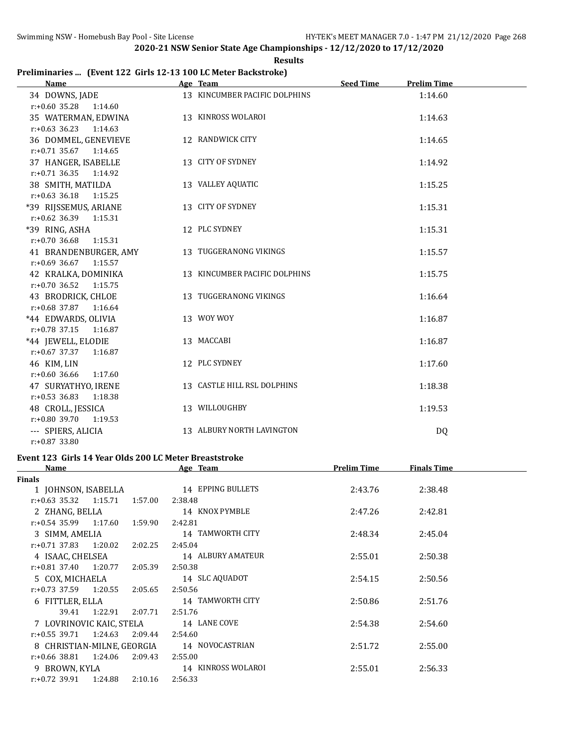## 2020-21 NSW Senior State Age Championships - 12/12/2020 to 17/12/2020

**Results**

### Preliminaries ... (Event 122 Girls 12-13 100 LC Meter Backstroke)

| Name | Age | Team | Seed Time | Prelim Time |
|---|---|---|---|---|
| 34 DOWNS, JADE | 13 | KINCUMBER PACIFIC DOLPHINS | | 1:14.60 |
| r:+0.60 35.28 1:14.60 | | | | |
| 35 WATERMAN, EDWINA | 13 | KINROSS WOLAROI | | 1:14.63 |
| r:+0.63 36.23 1:14.63 | | | | |
| 36 DOMMEL, GENEVIEVE | 12 | RANDWICK CITY | | 1:14.65 |
| r:+0.71 35.67 1:14.65 | | | | |
| 37 HANGER, ISABELLE | 13 | CITY OF SYDNEY | | 1:14.92 |
| r:+0.71 36.35 1:14.92 | | | | |
| 38 SMITH, MATILDA | 13 | VALLEY AQUATIC | | 1:15.25 |
| r:+0.63 36.18 1:15.25 | | | | |
| *39 RIJSSEMUS, ARIANE | 13 | CITY OF SYDNEY | | 1:15.31 |
| r:+0.62 36.39 1:15.31 | | | | |
| *39 RING, ASHA | 12 | PLC SYDNEY | | 1:15.31 |
| r:+0.70 36.68 1:15.31 | | | | |
| 41 BRANDENBURGER, AMY | 13 | TUGGERANONG VIKINGS | | 1:15.57 |
| r:+0.69 36.67 1:15.57 | | | | |
| 42 KRALKA, DOMINIKA | 13 | KINCUMBER PACIFIC DOLPHINS | | 1:15.75 |
| r:+0.70 36.52 1:15.75 | | | | |
| 43 BRODRICK, CHLOE | 13 | TUGGERANONG VIKINGS | | 1:16.64 |
| r:+0.68 37.87 1:16.64 | | | | |
| *44 EDWARDS, OLIVIA | 13 | WOY WOY | | 1:16.87 |
| r:+0.78 37.15 1:16.87 | | | | |
| *44 JEWELL, ELODIE | 13 | MACCABI | | 1:16.87 |
| r:+0.67 37.37 1:16.87 | | | | |
| 46 KIM, LIN | 12 | PLC SYDNEY | | 1:17.60 |
| r:+0.60 36.66 1:17.60 | | | | |
| 47 SURYATHYO, IRENE | 13 | CASTLE HILL RSL DOLPHINS | | 1:18.38 |
| r:+0.53 36.83 1:18.38 | | | | |
| 48 CROLL, JESSICA | 13 | WILLOUGHBY | | 1:19.53 |
| r:+0.80 39.70 1:19.53 | | | | |
| --- SPIERS, ALICIA | 13 | ALBURY NORTH LAVINGTON | | DQ |
| r:+0.87 33.80 | | | | |

### Event 123 Girls 14 Year Olds 200 LC Meter Breaststroke

| Name | Age | Team | Prelim Time | Finals Time |
|---|---|---|---|---|
| **Finals** | | | | |
| 1 JOHNSON, ISABELLA | 14 | EPPING BULLETS | 2:43.76 | 2:38.48 |
| r:+0.63 35.32 1:15.71 1:57.00 2:38.48 | | | | |
| 2 ZHANG, BELLA | 14 | KNOX PYMBLE | 2:47.26 | 2:42.81 |
| r:+0.54 35.99 1:17.60 1:59.90 2:42.81 | | | | |
| 3 SIMM, AMELIA | 14 | TAMWORTH CITY | 2:48.34 | 2:45.04 |
| r:+0.71 37.83 1:20.02 2:02.25 2:45.04 | | | | |
| 4 ISAAC, CHELSEA | 14 | ALBURY AMATEUR | 2:55.01 | 2:50.38 |
| r:+0.81 37.40 1:20.77 2:05.39 2:50.38 | | | | |
| 5 COX, MICHAELA | 14 | SLC AQUADOT | 2:54.15 | 2:50.56 |
| r:+0.73 37.59 1:20.55 2:05.65 2:50.56 | | | | |
| 6 FITTLER, ELLA | 14 | TAMWORTH CITY | 2:50.86 | 2:51.76 |
| 39.41 1:22.91 2:07.71 2:51.76 | | | | |
| 7 LOVRINOVIC KAIC, STELA | 14 | LANE COVE | 2:54.38 | 2:54.60 |
| r:+0.55 39.71 1:24.63 2:09.44 2:54.60 | | | | |
| 8 CHRISTIAN-MILNE, GEORGIA | 14 | NOVOCASTRIAN | 2:51.72 | 2:55.00 |
| r:+0.66 38.81 1:24.06 2:09.43 2:55.00 | | | | |
| 9 BROWN, KYLA | 14 | KINROSS WOLAROI | 2:55.01 | 2:56.33 |
| r:+0.72 39.91 1:24.88 2:10.16 2:56.33 | | | | |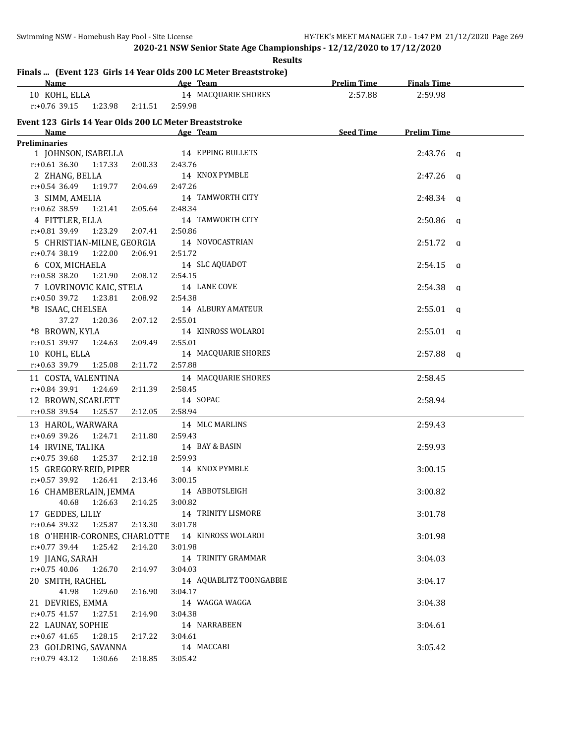**2020-21 NSW Senior State Age Championships - 12/12/2020 to 17/12/2020**

**Results**

## Finals ... (Event 123 Girls 14 Year Olds 200 LC Meter Breaststroke)

| Name | Age | Team | Prelim Time | Finals Time |
|---|---|---|---|---|
| 10 KOHL, ELLA | 14 | MACQUARIE SHORES | 2:57.88 | 2:59.98 |
| r:+0.76 39.15 1:23.98 2:11.51 2:59.98 | | | | |

## Event 123 Girls 14 Year Olds 200 LC Meter Breaststroke

| Name | Age | Team | Seed Time | Prelim Time | |
|---|---|---|---|---|---|
| **Preliminaries** | | | | | |
| 1 JOHNSON, ISABELLA | 14 | EPPING BULLETS | | 2:43.76 | q |
| r:+0.61 36.30 1:17.33 2:00.33 2:43.76 | | | | | |
| 2 ZHANG, BELLA | 14 | KNOX PYMBLE | | 2:47.26 | q |
| r:+0.54 36.49 1:19.77 2:04.69 2:47.26 | | | | | |
| 3 SIMM, AMELIA | 14 | TAMWORTH CITY | | 2:48.34 | q |
| r:+0.62 38.59 1:21.41 2:05.64 2:48.34 | | | | | |
| 4 FITTLER, ELLA | 14 | TAMWORTH CITY | | 2:50.86 | q |
| r:+0.81 39.49 1:23.29 2:07.41 2:50.86 | | | | | |
| 5 CHRISTIAN-MILNE, GEORGIA | 14 | NOVOCASTRIAN | | 2:51.72 | q |
| r:+0.74 38.19 1:22.00 2:06.91 2:51.72 | | | | | |
| 6 COX, MICHAELA | 14 | SLC AQUADOT | | 2:54.15 | q |
| r:+0.58 38.20 1:21.90 2:08.12 2:54.15 | | | | | |
| 7 LOVRINOVIC KAIC, STELA | 14 | LANE COVE | | 2:54.38 | q |
| r:+0.50 39.72 1:23.81 2:08.92 2:54.38 | | | | | |
| *8 ISAAC, CHELSEA | 14 | ALBURY AMATEUR | | 2:55.01 | q |
| 37.27 1:20.36 2:07.12 2:55.01 | | | | | |
| *8 BROWN, KYLA | 14 | KINROSS WOLAROI | | 2:55.01 | q |
| r:+0.51 39.97 1:24.63 2:09.49 2:55.01 | | | | | |
| 10 KOHL, ELLA | 14 | MACQUARIE SHORES | | 2:57.88 | q |
| r:+0.63 39.79 1:25.08 2:11.72 2:57.88 | | | | | |
| 11 COSTA, VALENTINA | 14 | MACQUARIE SHORES | | 2:58.45 | |
| r:+0.84 39.91 1:24.69 2:11.39 2:58.45 | | | | | |
| 12 BROWN, SCARLETT | 14 | SOPAC | | 2:58.94 | |
| r:+0.58 39.54 1:25.57 2:12.05 2:58.94 | | | | | |
| 13 HAROL, WARWARA | 14 | MLC MARLINS | | 2:59.43 | |
| r:+0.69 39.26 1:24.71 2:11.80 2:59.43 | | | | | |
| 14 IRVINE, TALIKA | 14 | BAY & BASIN | | 2:59.93 | |
| r:+0.75 39.68 1:25.37 2:12.18 2:59.93 | | | | | |
| 15 GREGORY-REID, PIPER | 14 | KNOX PYMBLE | | 3:00.15 | |
| r:+0.57 39.92 1:26.41 2:13.46 3:00.15 | | | | | |
| 16 CHAMBERLAIN, JEMMA | 14 | ABBOTSLEIGH | | 3:00.82 | |
| 40.68 1:26.63 2:14.25 3:00.82 | | | | | |
| 17 GEDDES, LILLY | 14 | TRINITY LISMORE | | 3:01.78 | |
| r:+0.64 39.32 1:25.87 2:13.30 3:01.78 | | | | | |
| 18 O'HEHIR-CORONES, CHARLOTTE | 14 | KINROSS WOLAROI | | 3:01.98 | |
| r:+0.77 39.44 1:25.42 2:14.20 3:01.98 | | | | | |
| 19 JIANG, SARAH | 14 | TRINITY GRAMMAR | | 3:04.03 | |
| r:+0.75 40.06 1:26.70 2:14.97 3:04.03 | | | | | |
| 20 SMITH, RACHEL | 14 | AQUABLITZ TOONGABBIE | | 3:04.17 | |
| 41.98 1:29.60 2:16.90 3:04.17 | | | | | |
| 21 DEVRIES, EMMA | 14 | WAGGA WAGGA | | 3:04.38 | |
| r:+0.75 41.57 1:27.51 2:14.90 3:04.38 | | | | | |
| 22 LAUNAY, SOPHIE | 14 | NARRABEEN | | 3:04.61 | |
| r:+0.67 41.65 1:28.15 2:17.22 3:04.61 | | | | | |
| 23 GOLDRING, SAVANNA | 14 | MACCABI | | 3:05.42 | |
| r:+0.79 43.12 1:30.66 2:18.85 3:05.42 | | | | | |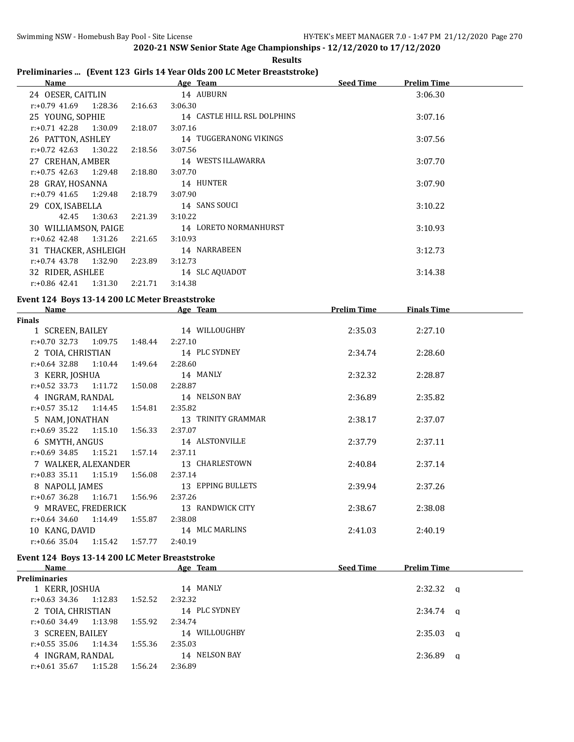**2020-21 NSW Senior State Age Championships - 12/12/2020 to 17/12/2020**

**Results**

## Preliminaries ... (Event 123 Girls 14 Year Olds 200 LC Meter Breaststroke)

| Name | Age | Team | Seed Time | Prelim Time |
|---|---|---|---|---|
| 24 OESER, CAITLIN | 14 | AUBURN | | 3:06.30 |
| r:+0.79 41.69 1:28.36 2:16.63 3:06.30 | | | | |
| 25 YOUNG, SOPHIE | 14 | CASTLE HILL RSL DOLPHINS | | 3:07.16 |
| r:+0.71 42.28 1:30.09 2:18.07 3:07.16 | | | | |
| 26 PATTON, ASHLEY | 14 | TUGGERANONG VIKINGS | | 3:07.56 |
| r:+0.72 42.63 1:30.22 2:18.56 3:07.56 | | | | |
| 27 CREHAN, AMBER | 14 | WESTS ILLAWARRA | | 3:07.70 |
| r:+0.75 42.63 1:29.48 2:18.80 3:07.70 | | | | |
| 28 GRAY, HOSANNA | 14 | HUNTER | | 3:07.90 |
| r:+0.79 41.65 1:29.48 2:18.79 3:07.90 | | | | |
| 29 COX, ISABELLA | 14 | SANS SOUCI | | 3:10.22 |
| 42.45 1:30.63 2:21.39 3:10.22 | | | | |
| 30 WILLIAMSON, PAIGE | 14 | LORETO NORMANHURST | | 3:10.93 |
| r:+0.62 42.48 1:31.26 2:21.65 3:10.93 | | | | |
| 31 THACKER, ASHLEIGH | 14 | NARRABEEN | | 3:12.73 |
| r:+0.74 43.78 1:32.90 2:23.89 3:12.73 | | | | |
| 32 RIDER, ASHLEE | 14 | SLC AQUADOT | | 3:14.38 |
| r:+0.86 42.41 1:31.30 2:21.71 3:14.38 | | | | |

## Event 124 Boys 13-14 200 LC Meter Breaststroke

| Name | Age | Team | Prelim Time | Finals Time |
|---|---|---|---|---|
| **Finals** | | | | |
| 1 SCREEN, BAILEY | 14 | WILLOUGHBY | 2:35.03 | 2:27.10 |
| r:+0.70 32.73 1:09.75 1:48.44 2:27.10 | | | | |
| 2 TOIA, CHRISTIAN | 14 | PLC SYDNEY | 2:34.74 | 2:28.60 |
| r:+0.64 32.88 1:10.44 1:49.64 2:28.60 | | | | |
| 3 KERR, JOSHUA | 14 | MANLY | 2:32.32 | 2:28.87 |
| r:+0.52 33.73 1:11.72 1:50.08 2:28.87 | | | | |
| 4 INGRAM, RANDAL | 14 | NELSON BAY | 2:36.89 | 2:35.82 |
| r:+0.57 35.12 1:14.45 1:54.81 2:35.82 | | | | |
| 5 NAM, JONATHAN | 13 | TRINITY GRAMMAR | 2:38.17 | 2:37.07 |
| r:+0.69 35.22 1:15.10 1:56.33 2:37.07 | | | | |
| 6 SMYTH, ANGUS | 14 | ALSTONVILLE | 2:37.79 | 2:37.11 |
| r:+0.69 34.85 1:15.21 1:57.14 2:37.11 | | | | |
| 7 WALKER, ALEXANDER | 13 | CHARLESTOWN | 2:40.84 | 2:37.14 |
| r:+0.83 35.11 1:15.19 1:56.08 2:37.14 | | | | |
| 8 NAPOLI, JAMES | 13 | EPPING BULLETS | 2:39.94 | 2:37.26 |
| r:+0.67 36.28 1:16.71 1:56.96 2:37.26 | | | | |
| 9 MRAVEC, FREDERICK | 13 | RANDWICK CITY | 2:38.67 | 2:38.08 |
| r:+0.64 34.60 1:14.49 1:55.87 2:38.08 | | | | |
| 10 KANG, DAVID | 14 | MLC MARLINS | 2:41.03 | 2:40.19 |
| r:+0.66 35.04 1:15.42 1:57.77 2:40.19 | | | | |

## Event 124 Boys 13-14 200 LC Meter Breaststroke

| Name | Age | Team | Seed Time | Prelim Time |
|---|---|---|---|---|
| **Preliminaries** | | | | |
| 1 KERR, JOSHUA | 14 | MANLY | | 2:32.32 q |
| r:+0.63 34.36 1:12.83 1:52.52 2:32.32 | | | | |
| 2 TOIA, CHRISTIAN | 14 | PLC SYDNEY | | 2:34.74 q |
| r:+0.60 34.49 1:13.98 1:55.92 2:34.74 | | | | |
| 3 SCREEN, BAILEY | 14 | WILLOUGHBY | | 2:35.03 q |
| r:+0.55 35.06 1:14.34 1:55.36 2:35.03 | | | | |
| 4 INGRAM, RANDAL | 14 | NELSON BAY | | 2:36.89 q |
| r:+0.61 35.67 1:15.28 1:56.24 2:36.89 | | | | |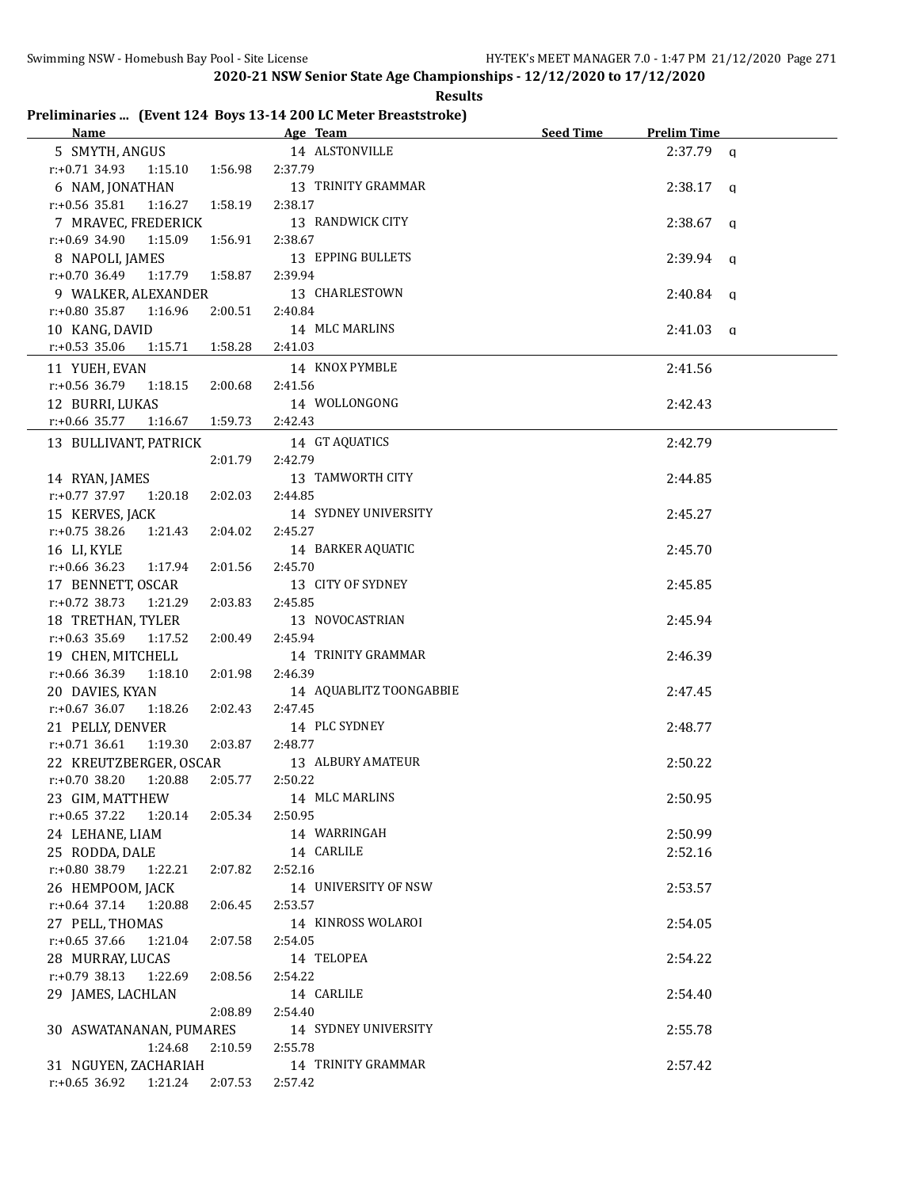## 2020-21 NSW Senior State Age Championships - 12/12/2020 to 17/12/2020

**Results**

### Preliminaries ... (Event 124 Boys 13-14 200 LC Meter Breaststroke)

| Name | Age | Team | Seed Time | Prelim Time | |
|---|---|---|---|---|---|
| 5 SMYTH, ANGUS | 14 | ALSTONVILLE | | 2:37.79 | q |
| r:+0.71 34.93 1:15.10 1:56.98 2:37.79 | | | | | |
| 6 NAM, JONATHAN | 13 | TRINITY GRAMMAR | | 2:38.17 | q |
| r:+0.56 35.81 1:16.27 1:58.19 2:38.17 | | | | | |
| 7 MRAVEC, FREDERICK | 13 | RANDWICK CITY | | 2:38.67 | q |
| r:+0.69 34.90 1:15.09 1:56.91 2:38.67 | | | | | |
| 8 NAPOLI, JAMES | 13 | EPPING BULLETS | | 2:39.94 | q |
| r:+0.70 36.49 1:17.79 1:58.87 2:39.94 | | | | | |
| 9 WALKER, ALEXANDER | 13 | CHARLESTOWN | | 2:40.84 | q |
| r:+0.80 35.87 1:16.96 2:00.51 2:40.84 | | | | | |
| 10 KANG, DAVID | 14 | MLC MARLINS | | 2:41.03 | q |
| r:+0.53 35.06 1:15.71 1:58.28 2:41.03 | | | | | |
| 11 YUEH, EVAN | 14 | KNOX PYMBLE | | 2:41.56 | |
| r:+0.56 36.79 1:18.15 2:00.68 2:41.56 | | | | | |
| 12 BURRI, LUKAS | 14 | WOLLONGONG | | 2:42.43 | |
| r:+0.66 35.77 1:16.67 1:59.73 2:42.43 | | | | | |
| 13 BULLIVANT, PATRICK | 14 | GT AQUATICS | | 2:42.79 | |
| 2:01.79 2:42.79 | | | | | |
| 14 RYAN, JAMES | 13 | TAMWORTH CITY | | 2:44.85 | |
| r:+0.77 37.97 1:20.18 2:02.03 2:44.85 | | | | | |
| 15 KERVES, JACK | 14 | SYDNEY UNIVERSITY | | 2:45.27 | |
| r:+0.75 38.26 1:21.43 2:04.02 2:45.27 | | | | | |
| 16 LI, KYLE | 14 | BARKER AQUATIC | | 2:45.70 | |
| r:+0.66 36.23 1:17.94 2:01.56 2:45.70 | | | | | |
| 17 BENNETT, OSCAR | 13 | CITY OF SYDNEY | | 2:45.85 | |
| r:+0.72 38.73 1:21.29 2:03.83 2:45.85 | | | | | |
| 18 TRETHAN, TYLER | 13 | NOVOCASTRIAN | | 2:45.94 | |
| r:+0.63 35.69 1:17.52 2:00.49 2:45.94 | | | | | |
| 19 CHEN, MITCHELL | 14 | TRINITY GRAMMAR | | 2:46.39 | |
| r:+0.66 36.39 1:18.10 2:01.98 2:46.39 | | | | | |
| 20 DAVIES, KYAN | 14 | AQUABLITZ TOONGABBIE | | 2:47.45 | |
| r:+0.67 36.07 1:18.26 2:02.43 2:47.45 | | | | | |
| 21 PELLY, DENVER | 14 | PLC SYDNEY | | 2:48.77 | |
| r:+0.71 36.61 1:19.30 2:03.87 2:48.77 | | | | | |
| 22 KREUTZBERGER, OSCAR | 13 | ALBURY AMATEUR | | 2:50.22 | |
| r:+0.70 38.20 1:20.88 2:05.77 2:50.22 | | | | | |
| 23 GIM, MATTHEW | 14 | MLC MARLINS | | 2:50.95 | |
| r:+0.65 37.22 1:20.14 2:05.34 2:50.95 | | | | | |
| 24 LEHANE, LIAM | 14 | WARRINGAH | | 2:50.99 | |
| 25 RODDA, DALE | 14 | CARLILE | | 2:52.16 | |
| r:+0.80 38.79 1:22.21 2:07.82 2:52.16 | | | | | |
| 26 HEMPOOM, JACK | 14 | UNIVERSITY OF NSW | | 2:53.57 | |
| r:+0.64 37.14 1:20.88 2:06.45 2:53.57 | | | | | |
| 27 PELL, THOMAS | 14 | KINROSS WOLAROI | | 2:54.05 | |
| r:+0.65 37.66 1:21.04 2:07.58 2:54.05 | | | | | |
| 28 MURRAY, LUCAS | 14 | TELOPEA | | 2:54.22 | |
| r:+0.79 38.13 1:22.69 2:08.56 2:54.22 | | | | | |
| 29 JAMES, LACHLAN | 14 | CARLILE | | 2:54.40 | |
| 2:08.89 2:54.40 | | | | | |
| 30 ASWATANANAN, PUMARES | 14 | SYDNEY UNIVERSITY | | 2:55.78 | |
| 1:24.68 2:10.59 2:55.78 | | | | | |
| 31 NGUYEN, ZACHARIAH | 14 | TRINITY GRAMMAR | | 2:57.42 | |
| r:+0.65 36.92 1:21.24 2:07.53 2:57.42 | | | | | |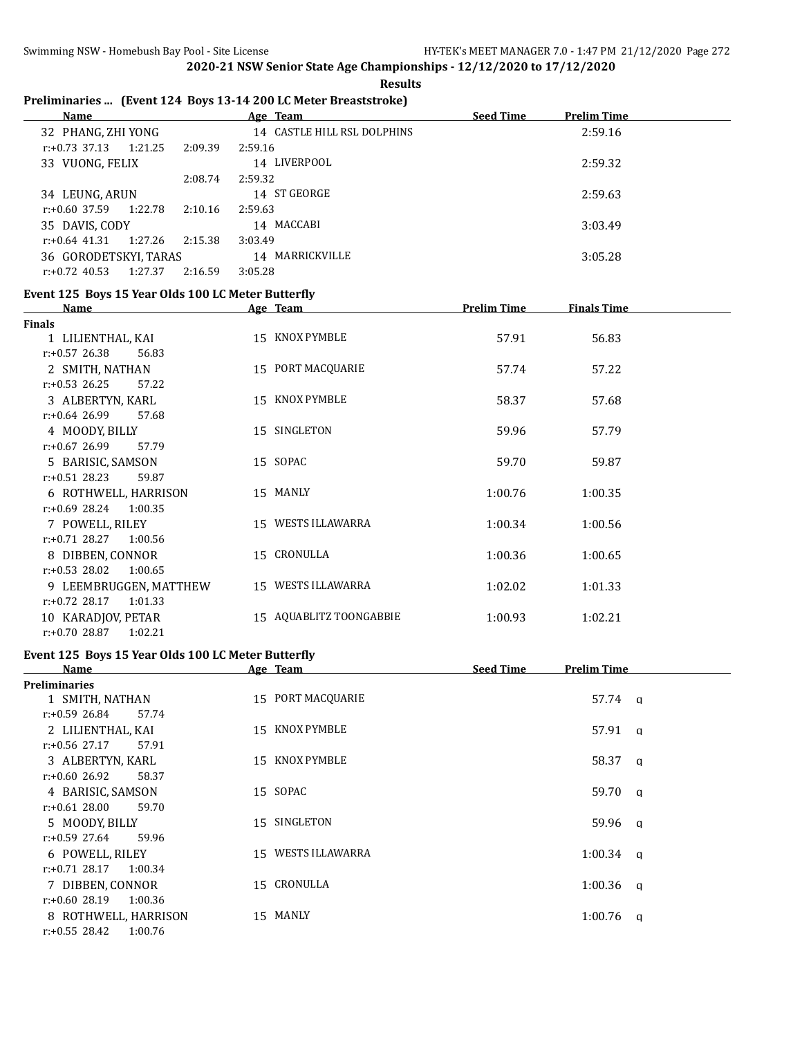## 2020-21 NSW Senior State Age Championships - 12/12/2020 to 17/12/2020

**Results**

### Preliminaries ... (Event 124 Boys 13-14 200 LC Meter Breaststroke)

| Name | Age | Team | Seed Time | Prelim Time |
|---|---|---|---|---|
| 32 PHANG, ZHI YONG | 14 | CASTLE HILL RSL DOLPHINS | | 2:59.16 |
| r:+0.73 37.13 1:21.25 2:09.39 2:59.16 | | | | |
| 33 VUONG, FELIX | 14 | LIVERPOOL | | 2:59.32 |
| 2:08.74 2:59.32 | | | | |
| 34 LEUNG, ARUN | 14 | ST GEORGE | | 2:59.63 |
| r:+0.60 37.59 1:22.78 2:10.16 2:59.63 | | | | |
| 35 DAVIS, CODY | 14 | MACCABI | | 3:03.49 |
| r:+0.64 41.31 1:27.26 2:15.38 3:03.49 | | | | |
| 36 GORODETSKYI, TARAS | 14 | MARRICKVILLE | | 3:05.28 |
| r:+0.72 40.53 1:27.37 2:16.59 3:05.28 | | | | |

### Event 125 Boys 15 Year Olds 100 LC Meter Butterfly

| Name | Age | Team | Prelim Time | Finals Time |
|---|---|---|---|---|
| **Finals** | | | | |
| 1 LILIENTHAL, KAI | 15 | KNOX PYMBLE | 57.91 | 56.83 |
| r:+0.57 26.38 56.83 | | | | |
| 2 SMITH, NATHAN | 15 | PORT MACQUARIE | 57.74 | 57.22 |
| r:+0.53 26.25 57.22 | | | | |
| 3 ALBERTYN, KARL | 15 | KNOX PYMBLE | 58.37 | 57.68 |
| r:+0.64 26.99 57.68 | | | | |
| 4 MOODY, BILLY | 15 | SINGLETON | 59.96 | 57.79 |
| r:+0.67 26.99 57.79 | | | | |
| 5 BARISIC, SAMSON | 15 | SOPAC | 59.70 | 59.87 |
| r:+0.51 28.23 59.87 | | | | |
| 6 ROTHWELL, HARRISON | 15 | MANLY | 1:00.76 | 1:00.35 |
| r:+0.69 28.24 1:00.35 | | | | |
| 7 POWELL, RILEY | 15 | WESTS ILLAWARRA | 1:00.34 | 1:00.56 |
| r:+0.71 28.27 1:00.56 | | | | |
| 8 DIBBEN, CONNOR | 15 | CRONULLA | 1:00.36 | 1:00.65 |
| r:+0.53 28.02 1:00.65 | | | | |
| 9 LEEMBRUGGEN, MATTHEW | 15 | WESTS ILLAWARRA | 1:02.02 | 1:01.33 |
| r:+0.72 28.17 1:01.33 | | | | |
| 10 KARADJOV, PETAR | 15 | AQUABLITZ TOONGABBIE | 1:00.93 | 1:02.21 |
| r:+0.70 28.87 1:02.21 | | | | |

### Event 125 Boys 15 Year Olds 100 LC Meter Butterfly

| Name | Age | Team | Seed Time | Prelim Time |
|---|---|---|---|---|
| **Preliminaries** | | | | |
| 1 SMITH, NATHAN | 15 | PORT MACQUARIE | | 57.74 q |
| r:+0.59 26.84 57.74 | | | | |
| 2 LILIENTHAL, KAI | 15 | KNOX PYMBLE | | 57.91 q |
| r:+0.56 27.17 57.91 | | | | |
| 3 ALBERTYN, KARL | 15 | KNOX PYMBLE | | 58.37 q |
| r:+0.60 26.92 58.37 | | | | |
| 4 BARISIC, SAMSON | 15 | SOPAC | | 59.70 q |
| r:+0.61 28.00 59.70 | | | | |
| 5 MOODY, BILLY | 15 | SINGLETON | | 59.96 q |
| r:+0.59 27.64 59.96 | | | | |
| 6 POWELL, RILEY | 15 | WESTS ILLAWARRA | | 1:00.34 q |
| r:+0.71 28.17 1:00.34 | | | | |
| 7 DIBBEN, CONNOR | 15 | CRONULLA | | 1:00.36 q |
| r:+0.60 28.19 1:00.36 | | | | |
| 8 ROTHWELL, HARRISON | 15 | MANLY | | 1:00.76 q |
| r:+0.55 28.42 1:00.76 | | | | |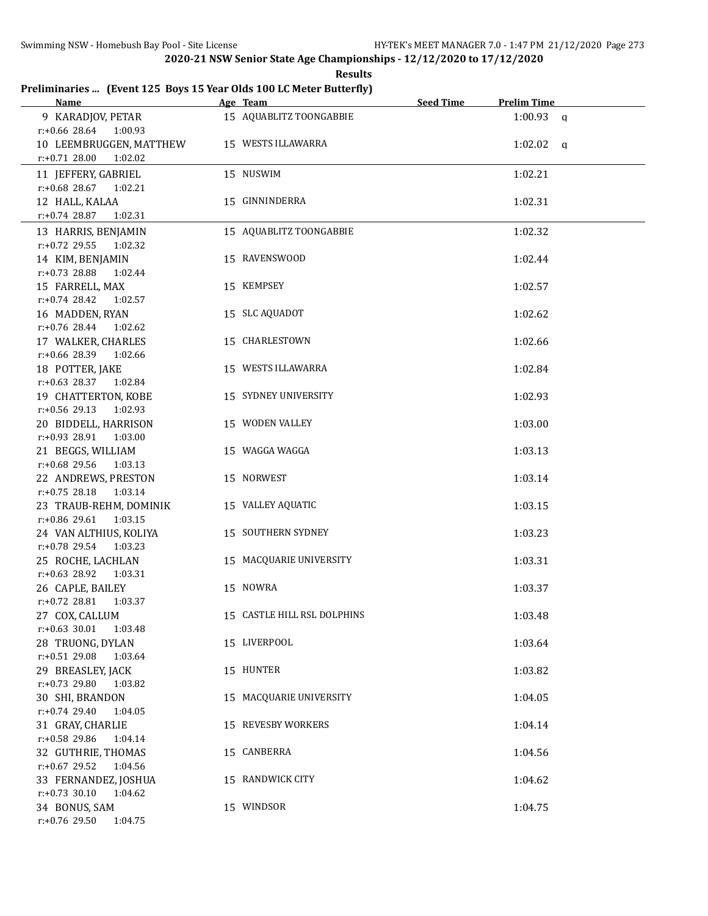**2020-21 NSW Senior State Age Championships - 12/12/2020 to 17/12/2020**

**Results**

## Preliminaries ... (Event 125 Boys 15 Year Olds 100 LC Meter Butterfly)

| Name | Age | Team | Seed Time | Prelim Time | |
|---|---|---|---|---|---|
| 9 KARADJOV, PETAR | 15 | AQUABLITZ TOONGABBIE | | 1:00.93 | q |
| r:+0.66 28.64 1:00.93 | | | | | |
| 10 LEEMBRUGGEN, MATTHEW | 15 | WESTS ILLAWARRA | | 1:02.02 | q |
| r:+0.71 28.00 1:02.02 | | | | | |
| 11 JEFFERY, GABRIEL | 15 | NUSWIM | | 1:02.21 | |
| r:+0.68 28.67 1:02.21 | | | | | |
| 12 HALL, KALAA | 15 | GINNINDERRA | | 1:02.31 | |
| r:+0.74 28.87 1:02.31 | | | | | |
| 13 HARRIS, BENJAMIN | 15 | AQUABLITZ TOONGABBIE | | 1:02.32 | |
| r:+0.72 29.55 1:02.32 | | | | | |
| 14 KIM, BENJAMIN | 15 | RAVENSWOOD | | 1:02.44 | |
| r:+0.73 28.88 1:02.44 | | | | | |
| 15 FARRELL, MAX | 15 | KEMPSEY | | 1:02.57 | |
| r:+0.74 28.42 1:02.57 | | | | | |
| 16 MADDEN, RYAN | 15 | SLC AQUADOT | | 1:02.62 | |
| r:+0.76 28.44 1:02.62 | | | | | |
| 17 WALKER, CHARLES | 15 | CHARLESTOWN | | 1:02.66 | |
| r:+0.66 28.39 1:02.66 | | | | | |
| 18 POTTER, JAKE | 15 | WESTS ILLAWARRA | | 1:02.84 | |
| r:+0.63 28.37 1:02.84 | | | | | |
| 19 CHATTERTON, KOBE | 15 | SYDNEY UNIVERSITY | | 1:02.93 | |
| r:+0.56 29.13 1:02.93 | | | | | |
| 20 BIDDELL, HARRISON | 15 | WODEN VALLEY | | 1:03.00 | |
| r:+0.93 28.91 1:03.00 | | | | | |
| 21 BEGGS, WILLIAM | 15 | WAGGA WAGGA | | 1:03.13 | |
| r:+0.68 29.56 1:03.13 | | | | | |
| 22 ANDREWS, PRESTON | 15 | NORWEST | | 1:03.14 | |
| r:+0.75 28.18 1:03.14 | | | | | |
| 23 TRAUB-REHM, DOMINIK | 15 | VALLEY AQUATIC | | 1:03.15 | |
| r:+0.86 29.61 1:03.15 | | | | | |
| 24 VAN ALTHIUS, KOLIYA | 15 | SOUTHERN SYDNEY | | 1:03.23 | |
| r:+0.78 29.54 1:03.23 | | | | | |
| 25 ROCHE, LACHLAN | 15 | MACQUARIE UNIVERSITY | | 1:03.31 | |
| r:+0.63 28.92 1:03.31 | | | | | |
| 26 CAPLE, BAILEY | 15 | NOWRA | | 1:03.37 | |
| r:+0.72 28.81 1:03.37 | | | | | |
| 27 COX, CALLUM | 15 | CASTLE HILL RSL DOLPHINS | | 1:03.48 | |
| r:+0.63 30.01 1:03.48 | | | | | |
| 28 TRUONG, DYLAN | 15 | LIVERPOOL | | 1:03.64 | |
| r:+0.51 29.08 1:03.64 | | | | | |
| 29 BREASLEY, JACK | 15 | HUNTER | | 1:03.82 | |
| r:+0.73 29.80 1:03.82 | | | | | |
| 30 SHI, BRANDON | 15 | MACQUARIE UNIVERSITY | | 1:04.05 | |
| r:+0.74 29.40 1:04.05 | | | | | |
| 31 GRAY, CHARLIE | 15 | REVESBY WORKERS | | 1:04.14 | |
| r:+0.58 29.86 1:04.14 | | | | | |
| 32 GUTHRIE, THOMAS | 15 | CANBERRA | | 1:04.56 | |
| r:+0.67 29.52 1:04.56 | | | | | |
| 33 FERNANDEZ, JOSHUA | 15 | RANDWICK CITY | | 1:04.62 | |
| r:+0.73 30.10 1:04.62 | | | | | |
| 34 BONUS, SAM | 15 | WINDSOR | | 1:04.75 | |
| r:+0.76 29.50 1:04.75 | | | | | |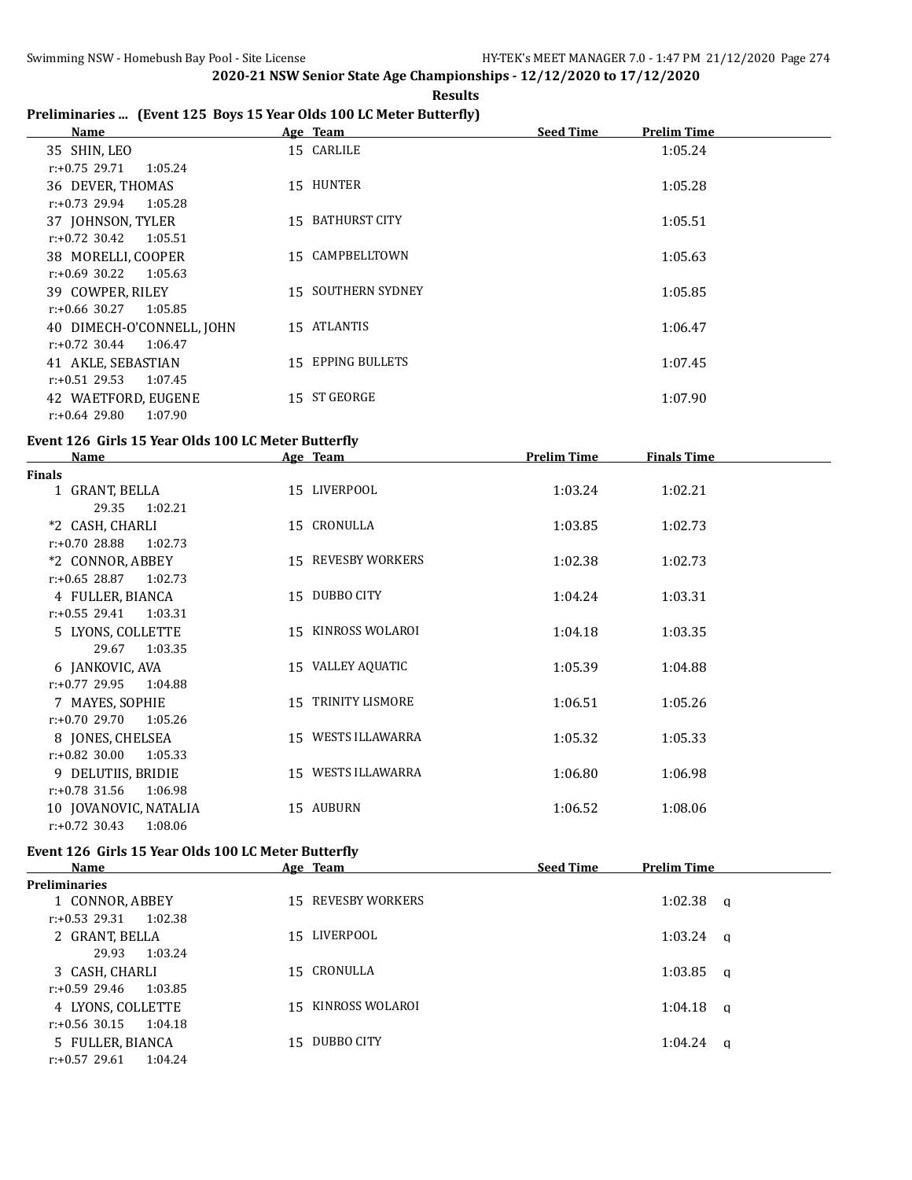## 2020-21 NSW Senior State Age Championships - 12/12/2020 to 17/12/2020

**Results**

### Preliminaries ... (Event 125 Boys 15 Year Olds 100 LC Meter Butterfly)

| Name | Age | Team | Seed Time | Prelim Time |
|---|---|---|---|---|
| 35 SHIN, LEO | 15 | CARLILE | | 1:05.24 |
| r:+0.75 29.71 1:05.24 | | | | |
| 36 DEVER, THOMAS | 15 | HUNTER | | 1:05.28 |
| r:+0.73 29.94 1:05.28 | | | | |
| 37 JOHNSON, TYLER | 15 | BATHURST CITY | | 1:05.51 |
| r:+0.72 30.42 1:05.51 | | | | |
| 38 MORELLI, COOPER | 15 | CAMPBELLTOWN | | 1:05.63 |
| r:+0.69 30.22 1:05.63 | | | | |
| 39 COWPER, RILEY | 15 | SOUTHERN SYDNEY | | 1:05.85 |
| r:+0.66 30.27 1:05.85 | | | | |
| 40 DIMECH-O'CONNELL, JOHN | 15 | ATLANTIS | | 1:06.47 |
| r:+0.72 30.44 1:06.47 | | | | |
| 41 AKLE, SEBASTIAN | 15 | EPPING BULLETS | | 1:07.45 |
| r:+0.51 29.53 1:07.45 | | | | |
| 42 WAETFORD, EUGENE | 15 | ST GEORGE | | 1:07.90 |
| r:+0.64 29.80 1:07.90 | | | | |

### Event 126 Girls 15 Year Olds 100 LC Meter Butterfly

| Name | Age | Team | Prelim Time | Finals Time |
|---|---|---|---|---|
| **Finals** | | | | |
| 1 GRANT, BELLA | 15 | LIVERPOOL | 1:03.24 | 1:02.21 |
| 29.35 1:02.21 | | | | |
| *2 CASH, CHARLI | 15 | CRONULLA | 1:03.85 | 1:02.73 |
| r:+0.70 28.88 1:02.73 | | | | |
| *2 CONNOR, ABBEY | 15 | REVESBY WORKERS | 1:02.38 | 1:02.73 |
| r:+0.65 28.87 1:02.73 | | | | |
| 4 FULLER, BIANCA | 15 | DUBBO CITY | 1:04.24 | 1:03.31 |
| r:+0.55 29.41 1:03.31 | | | | |
| 5 LYONS, COLLETTE | 15 | KINROSS WOLAROI | 1:04.18 | 1:03.35 |
| 29.67 1:03.35 | | | | |
| 6 JANKOVIC, AVA | 15 | VALLEY AQUATIC | 1:05.39 | 1:04.88 |
| r:+0.77 29.95 1:04.88 | | | | |
| 7 MAYES, SOPHIE | 15 | TRINITY LISMORE | 1:06.51 | 1:05.26 |
| r:+0.70 29.70 1:05.26 | | | | |
| 8 JONES, CHELSEA | 15 | WESTS ILLAWARRA | 1:05.32 | 1:05.33 |
| r:+0.82 30.00 1:05.33 | | | | |
| 9 DELUTIIS, BRIDIE | 15 | WESTS ILLAWARRA | 1:06.80 | 1:06.98 |
| r:+0.78 31.56 1:06.98 | | | | |
| 10 JOVANOVIC, NATALIA | 15 | AUBURN | 1:06.52 | 1:08.06 |
| r:+0.72 30.43 1:08.06 | | | | |

### Event 126 Girls 15 Year Olds 100 LC Meter Butterfly

| Name | Age | Team | Seed Time | Prelim Time |
|---|---|---|---|---|
| **Preliminaries** | | | | |
| 1 CONNOR, ABBEY | 15 | REVESBY WORKERS | | 1:02.38 q |
| r:+0.53 29.31 1:02.38 | | | | |
| 2 GRANT, BELLA | 15 | LIVERPOOL | | 1:03.24 q |
| 29.93 1:03.24 | | | | |
| 3 CASH, CHARLI | 15 | CRONULLA | | 1:03.85 q |
| r:+0.59 29.46 1:03.85 | | | | |
| 4 LYONS, COLLETTE | 15 | KINROSS WOLAROI | | 1:04.18 q |
| r:+0.56 30.15 1:04.18 | | | | |
| 5 FULLER, BIANCA | 15 | DUBBO CITY | | 1:04.24 q |
| r:+0.57 29.61 1:04.24 | | | | |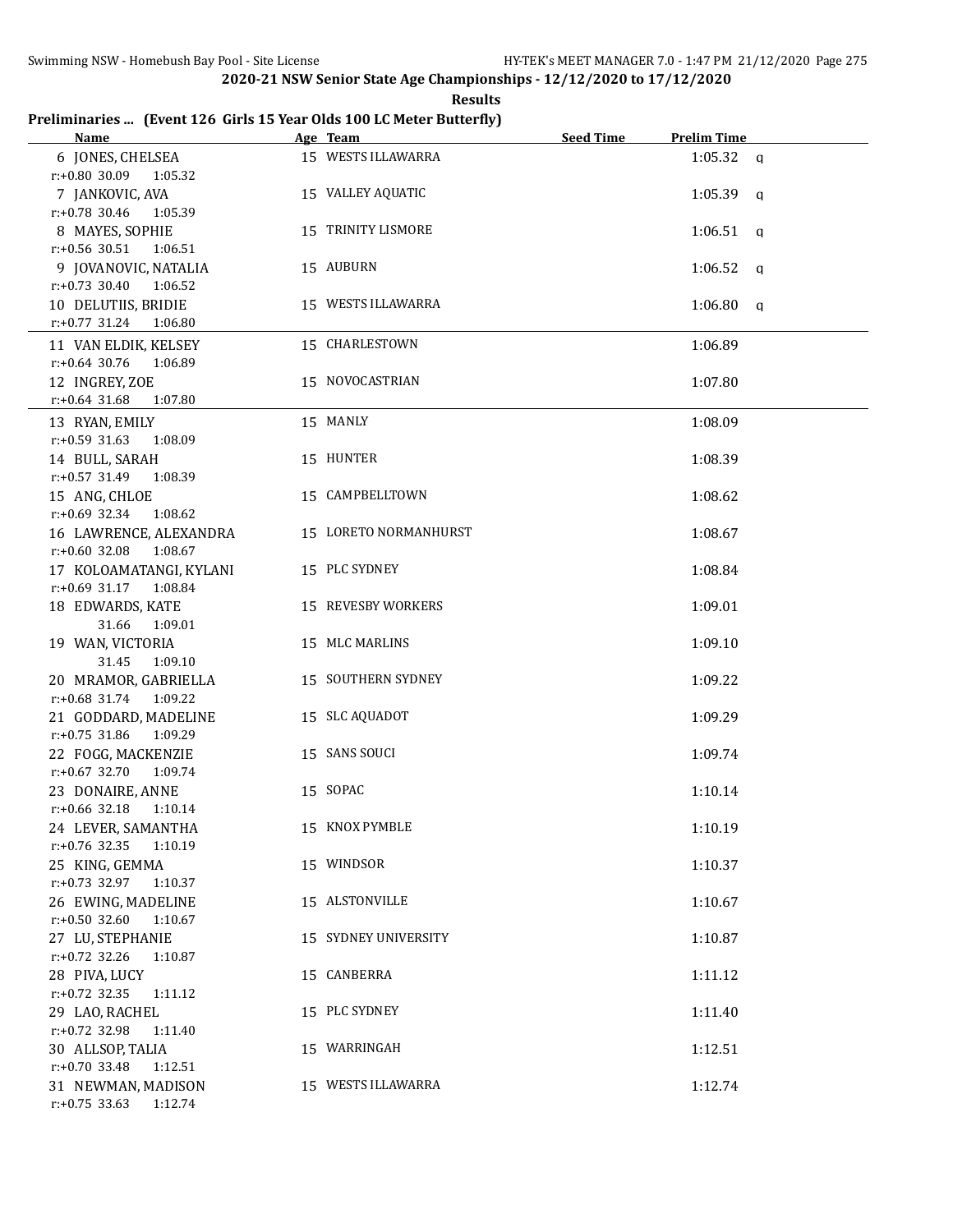**2020-21 NSW Senior State Age Championships - 12/12/2020 to 17/12/2020**

**Results**

## Preliminaries ... (Event 126 Girls 15 Year Olds 100 LC Meter Butterfly)

| Name | Age | Team | Seed Time | Prelim Time | |
|---|---|---|---|---|---|
| 6 JONES, CHELSEA | 15 | WESTS ILLAWARRA | | 1:05.32 | q |
| r:+0.80 30.09 1:05.32 | | | | | |
| 7 JANKOVIC, AVA | 15 | VALLEY AQUATIC | | 1:05.39 | q |
| r:+0.78 30.46 1:05.39 | | | | | |
| 8 MAYES, SOPHIE | 15 | TRINITY LISMORE | | 1:06.51 | q |
| r:+0.56 30.51 1:06.51 | | | | | |
| 9 JOVANOVIC, NATALIA | 15 | AUBURN | | 1:06.52 | q |
| r:+0.73 30.40 1:06.52 | | | | | |
| 10 DELUTIIS, BRIDIE | 15 | WESTS ILLAWARRA | | 1:06.80 | q |
| r:+0.77 31.24 1:06.80 | | | | | |
| 11 VAN ELDIK, KELSEY | 15 | CHARLESTOWN | | 1:06.89 | |
| r:+0.64 30.76 1:06.89 | | | | | |
| 12 INGREY, ZOE | 15 | NOVOCASTRIAN | | 1:07.80 | |
| r:+0.64 31.68 1:07.80 | | | | | |
| 13 RYAN, EMILY | 15 | MANLY | | 1:08.09 | |
| r:+0.59 31.63 1:08.09 | | | | | |
| 14 BULL, SARAH | 15 | HUNTER | | 1:08.39 | |
| r:+0.57 31.49 1:08.39 | | | | | |
| 15 ANG, CHLOE | 15 | CAMPBELLTOWN | | 1:08.62 | |
| r:+0.69 32.34 1:08.62 | | | | | |
| 16 LAWRENCE, ALEXANDRA | 15 | LORETO NORMANHURST | | 1:08.67 | |
| r:+0.60 32.08 1:08.67 | | | | | |
| 17 KOLOAMATANGI, KYLANI | 15 | PLC SYDNEY | | 1:08.84 | |
| r:+0.69 31.17 1:08.84 | | | | | |
| 18 EDWARDS, KATE | 15 | REVESBY WORKERS | | 1:09.01 | |
| 31.66 1:09.01 | | | | | |
| 19 WAN, VICTORIA | 15 | MLC MARLINS | | 1:09.10 | |
| 31.45 1:09.10 | | | | | |
| 20 MRAMOR, GABRIELLA | 15 | SOUTHERN SYDNEY | | 1:09.22 | |
| r:+0.68 31.74 1:09.22 | | | | | |
| 21 GODDARD, MADELINE | 15 | SLC AQUADOT | | 1:09.29 | |
| r:+0.75 31.86 1:09.29 | | | | | |
| 22 FOGG, MACKENZIE | 15 | SANS SOUCI | | 1:09.74 | |
| r:+0.67 32.70 1:09.74 | | | | | |
| 23 DONAIRE, ANNE | 15 | SOPAC | | 1:10.14 | |
| r:+0.66 32.18 1:10.14 | | | | | |
| 24 LEVER, SAMANTHA | 15 | KNOX PYMBLE | | 1:10.19 | |
| r:+0.76 32.35 1:10.19 | | | | | |
| 25 KING, GEMMA | 15 | WINDSOR | | 1:10.37 | |
| r:+0.73 32.97 1:10.37 | | | | | |
| 26 EWING, MADELINE | 15 | ALSTONVILLE | | 1:10.67 | |
| r:+0.50 32.60 1:10.67 | | | | | |
| 27 LU, STEPHANIE | 15 | SYDNEY UNIVERSITY | | 1:10.87 | |
| r:+0.72 32.26 1:10.87 | | | | | |
| 28 PIVA, LUCY | 15 | CANBERRA | | 1:11.12 | |
| r:+0.72 32.35 1:11.12 | | | | | |
| 29 LAO, RACHEL | 15 | PLC SYDNEY | | 1:11.40 | |
| r:+0.72 32.98 1:11.40 | | | | | |
| 30 ALLSOP, TALIA | 15 | WARRINGAH | | 1:12.51 | |
| r:+0.70 33.48 1:12.51 | | | | | |
| 31 NEWMAN, MADISON | 15 | WESTS ILLAWARRA | | 1:12.74 | |
| r:+0.75 33.63 1:12.74 | | | | | |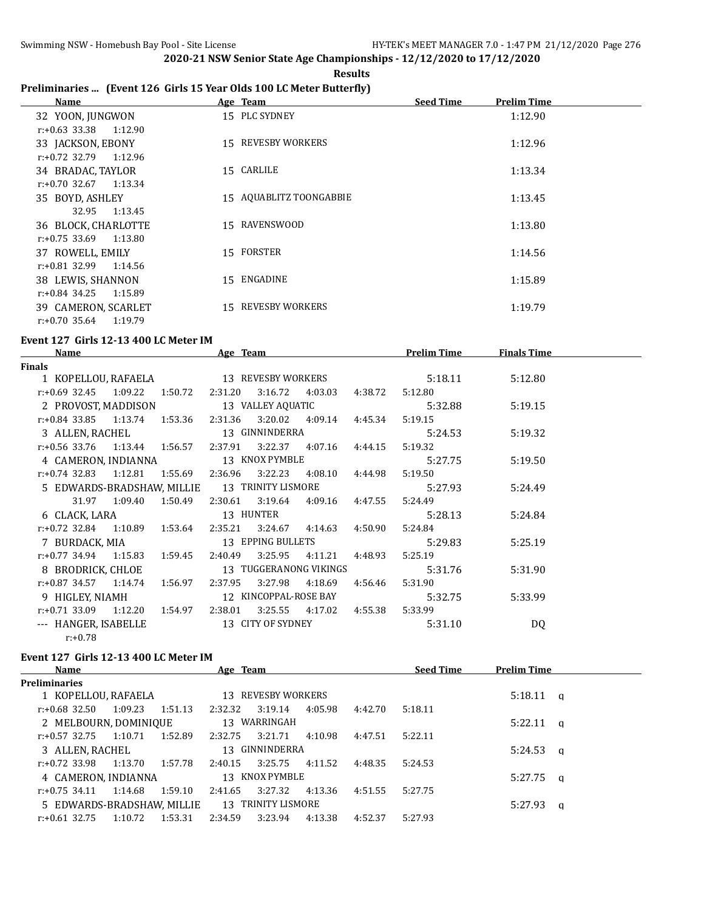2020-21 NSW Senior State Age Championships - 12/12/2020 to 17/12/2020

Results

## Preliminaries ... (Event 126 Girls 15 Year Olds 100 LC Meter Butterfly)

| Name | Age | Team | Seed Time | Prelim Time |
|---|---|---|---|---|
| 32 YOON, JUNGWON | 15 | PLC SYDNEY | | 1:12.90 |
| r:+0.63 33.38 1:12.90 | | | | |
| 33 JACKSON, EBONY | 15 | REVESBY WORKERS | | 1:12.96 |
| r:+0.72 32.79 1:12.96 | | | | |
| 34 BRADAC, TAYLOR | 15 | CARLILE | | 1:13.34 |
| r:+0.70 32.67 1:13.34 | | | | |
| 35 BOYD, ASHLEY | 15 | AQUABLITZ TOONGABBIE | | 1:13.45 |
| 32.95 1:13.45 | | | | |
| 36 BLOCK, CHARLOTTE | 15 | RAVENSWOOD | | 1:13.80 |
| r:+0.75 33.69 1:13.80 | | | | |
| 37 ROWELL, EMILY | 15 | FORSTER | | 1:14.56 |
| r:+0.81 32.99 1:14.56 | | | | |
| 38 LEWIS, SHANNON | 15 | ENGADINE | | 1:15.89 |
| r:+0.84 34.25 1:15.89 | | | | |
| 39 CAMERON, SCARLET | 15 | REVESBY WORKERS | | 1:19.79 |
| r:+0.70 35.64 1:19.79 | | | | |

## Event 127 Girls 12-13 400 LC Meter IM

| Name | Age | Team | Prelim Time | Finals Time |
|---|---|---|---|---|
| **Finals** | | | | |
| 1 KOPELLOU, RAFAELA | 13 | REVESBY WORKERS | 5:18.11 | 5:12.80 |
| r:+0.69 32.45 1:09.22 1:50.72 2:31.20 3:16.72 4:03.03 4:38.72 5:12.80 | | | | |
| 2 PROVOST, MADDISON | 13 | VALLEY AQUATIC | 5:32.88 | 5:19.15 |
| r:+0.84 33.85 1:13.74 1:53.36 2:31.36 3:20.02 4:09.14 4:45.34 5:19.15 | | | | |
| 3 ALLEN, RACHEL | 13 | GINNINDERRA | 5:24.53 | 5:19.32 |
| r:+0.56 33.76 1:13.44 1:56.57 2:37.91 3:22.37 4:07.16 4:44.15 5:19.32 | | | | |
| 4 CAMERON, INDIANNA | 13 | KNOX PYMBLE | 5:27.75 | 5:19.50 |
| r:+0.74 32.83 1:12.81 1:55.69 2:36.96 3:22.23 4:08.10 4:44.98 5:19.50 | | | | |
| 5 EDWARDS-BRADSHAW, MILLIE | 13 | TRINITY LISMORE | 5:27.93 | 5:24.49 |
| 31.97 1:09.40 1:50.49 2:30.61 3:19.64 4:09.16 4:47.55 5:24.49 | | | | |
| 6 CLACK, LARA | 13 | HUNTER | 5:28.13 | 5:24.84 |
| r:+0.72 32.84 1:10.89 1:53.64 2:35.21 3:24.67 4:14.63 4:50.90 5:24.84 | | | | |
| 7 BURDACK, MIA | 13 | EPPING BULLETS | 5:29.83 | 5:25.19 |
| r:+0.77 34.94 1:15.83 1:59.45 2:40.49 3:25.95 4:11.21 4:48.93 5:25.19 | | | | |
| 8 BRODRICK, CHLOE | 13 | TUGGERANONG VIKINGS | 5:31.76 | 5:31.90 |
| r:+0.87 34.57 1:14.74 1:56.97 2:37.95 3:27.98 4:18.69 4:56.46 5:31.90 | | | | |
| 9 HIGLEY, NIAMH | 12 | KINCOPPAL-ROSE BAY | 5:32.75 | 5:33.99 |
| r:+0.71 33.09 1:12.20 1:54.97 2:38.01 3:25.55 4:17.02 4:55.38 5:33.99 | | | | |
| --- HANGER, ISABELLE | 13 | CITY OF SYDNEY | 5:31.10 | DQ |
| r:+0.78 | | | | |

## Event 127 Girls 12-13 400 LC Meter IM

| Name | Age | Team | Seed Time | Prelim Time |
|---|---|---|---|---|
| **Preliminaries** | | | | |
| 1 KOPELLOU, RAFAELA | 13 | REVESBY WORKERS | | 5:18.11 q |
| r:+0.68 32.50 1:09.23 1:51.13 2:32.32 3:19.14 4:05.98 4:42.70 5:18.11 | | | | |
| 2 MELBOURN, DOMINIQUE | 13 | WARRINGAH | | 5:22.11 q |
| r:+0.57 32.75 1:10.71 1:52.89 2:32.75 3:21.71 4:10.98 4:47.51 5:22.11 | | | | |
| 3 ALLEN, RACHEL | 13 | GINNINDERRA | | 5:24.53 q |
| r:+0.72 33.98 1:13.70 1:57.78 2:40.15 3:25.75 4:11.52 4:48.35 5:24.53 | | | | |
| 4 CAMERON, INDIANNA | 13 | KNOX PYMBLE | | 5:27.75 q |
| r:+0.75 34.11 1:14.68 1:59.10 2:41.65 3:27.32 4:13.36 4:51.55 5:27.75 | | | | |
| 5 EDWARDS-BRADSHAW, MILLIE | 13 | TRINITY LISMORE | | 5:27.93 q |
| r:+0.61 32.75 1:10.72 1:53.31 2:34.59 3:23.94 4:13.38 4:52.37 5:27.93 | | | | |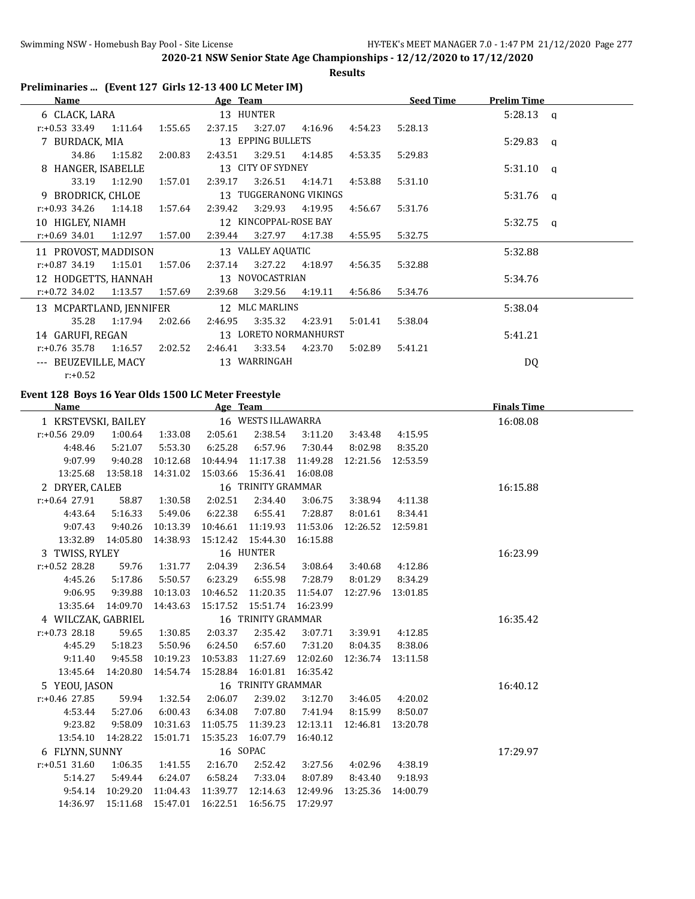## 2020-21 NSW Senior State Age Championships - 12/12/2020 to 17/12/2020

### Results

### Preliminaries ... (Event 127 Girls 12-13 400 LC Meter IM)

| Name | Age | Team | Seed Time | Prelim Time | |
|---|---|---|---|---|---|
| 6 CLACK, LARA | 13 | HUNTER | | 5:28.13 | q |
| r:+0.53 33.49 1:11.64 1:55.65 2:37.15 3:27.07 4:16.96 4:54.23 5:28.13 | | | | | |
| 7 BURDACK, MIA | 13 | EPPING BULLETS | | 5:29.83 | q |
| 34.86 1:15.82 2:00.83 2:43.51 3:29.51 4:14.85 4:53.35 5:29.83 | | | | | |
| 8 HANGER, ISABELLE | 13 | CITY OF SYDNEY | | 5:31.10 | q |
| 33.19 1:12.90 1:57.01 2:39.17 3:26.51 4:14.71 4:53.88 5:31.10 | | | | | |
| 9 BRODRICK, CHLOE | 13 | TUGGERANONG VIKINGS | | 5:31.76 | q |
| r:+0.93 34.26 1:14.18 1:57.64 2:39.42 3:29.93 4:19.95 4:56.67 5:31.76 | | | | | |
| 10 HIGLEY, NIAMH | 12 | KINCOPPAL-ROSE BAY | | 5:32.75 | q |
| r:+0.69 34.01 1:12.97 1:57.00 2:39.44 3:27.97 4:17.38 4:55.95 5:32.75 | | | | | |
| 11 PROVOST, MADDISON | 13 | VALLEY AQUATIC | | 5:32.88 | |
| r:+0.87 34.19 1:15.01 1:57.06 2:37.14 3:27.22 4:18.97 4:56.35 5:32.88 | | | | | |
| 12 HODGETTS, HANNAH | 13 | NOVOCASTRIAN | | 5:34.76 | |
| r:+0.72 34.02 1:13.57 1:57.69 2:39.68 3:29.56 4:19.11 4:56.86 5:34.76 | | | | | |
| 13 MCPARTLAND, JENNIFER | 12 | MLC MARLINS | | 5:38.04 | |
| 35.28 1:17.94 2:02.66 2:46.95 3:35.32 4:23.91 5:01.41 5:38.04 | | | | | |
| 14 GARUFI, REGAN | 13 | LORETO NORMANHURST | | 5:41.21 | |
| r:+0.76 35.78 1:16.57 2:02.52 2:46.41 3:33.54 4:23.70 5:02.89 5:41.21 | | | | | |
| --- BEUZEVILLE, MACY | 13 | WARRINGAH | | DQ | |
| r:+0.52 | | | | | |

### Event 128 Boys 16 Year Olds 1500 LC Meter Freestyle

| Name | Age | Team | Finals Time |
|---|---|---|---|
| 1 KRSTEVSKI, BAILEY | 16 | WESTS ILLAWARRA | 16:08.08 |
| r:+0.56 29.09 1:00.64 1:33.08 2:05.61 2:38.54 3:11.20 3:43.48 4:15.95 | | | |
| 4:48.46 5:21.07 5:53.30 6:25.28 6:57.96 7:30.44 8:02.98 8:35.20 | | | |
| 9:07.99 9:40.28 10:12.68 10:44.94 11:17.38 11:49.28 12:21.56 12:53.59 | | | |
| 13:25.68 13:58.18 14:31.02 15:03.66 15:36.41 16:08.08 | | | |
| 2 DRYER, CALEB | 16 | TRINITY GRAMMAR | 16:15.88 |
| r:+0.64 27.91 58.87 1:30.58 2:02.51 2:34.40 3:06.75 3:38.94 4:11.38 | | | |
| 4:43.64 5:16.33 5:49.06 6:22.38 6:55.41 7:28.87 8:01.61 8:34.41 | | | |
| 9:07.43 9:40.26 10:13.39 10:46.61 11:19.93 11:53.06 12:26.52 12:59.81 | | | |
| 13:32.89 14:05.80 14:38.93 15:12.42 15:44.30 16:15.88 | | | |
| 3 TWISS, RYLEY | 16 | HUNTER | 16:23.99 |
| r:+0.52 28.28 59.76 1:31.77 2:04.39 2:36.54 3:08.64 3:40.68 4:12.86 | | | |
| 4:45.26 5:17.86 5:50.57 6:23.29 6:55.98 7:28.79 8:01.29 8:34.29 | | | |
| 9:06.95 9:39.88 10:13.03 10:46.52 11:20.35 11:54.07 12:27.96 13:01.85 | | | |
| 13:35.64 14:09.70 14:43.63 15:17.52 15:51.74 16:23.99 | | | |
| 4 WILCZAK, GABRIEL | 16 | TRINITY GRAMMAR | 16:35.42 |
| r:+0.73 28.18 59.65 1:30.85 2:03.37 2:35.42 3:07.71 3:39.91 4:12.85 | | | |
| 4:45.29 5:18.23 5:50.96 6:24.50 6:57.60 7:31.20 8:04.35 8:38.06 | | | |
| 9:11.40 9:45.58 10:19.23 10:53.83 11:27.69 12:02.60 12:36.74 13:11.58 | | | |
| 13:45.64 14:20.80 14:54.74 15:28.84 16:01.81 16:35.42 | | | |
| 5 YEOU, JASON | 16 | TRINITY GRAMMAR | 16:40.12 |
| r:+0.46 27.85 59.94 1:32.54 2:06.07 2:39.02 3:12.70 3:46.05 4:20.02 | | | |
| 4:53.44 5:27.06 6:00.43 6:34.08 7:07.80 7:41.94 8:15.99 8:50.07 | | | |
| 9:23.82 9:58.09 10:31.63 11:05.75 11:39.23 12:13.11 12:46.81 13:20.78 | | | |
| 13:54.10 14:28.22 15:01.71 15:35.23 16:07.79 16:40.12 | | | |
| 6 FLYNN, SUNNY | 16 | SOPAC | 17:29.97 |
| r:+0.51 31.60 1:06.35 1:41.55 2:16.70 2:52.42 3:27.56 4:02.96 4:38.19 | | | |
| 5:14.27 5:49.44 6:24.07 6:58.24 7:33.04 8:07.89 8:43.40 9:18.93 | | | |
| 9:54.14 10:29.20 11:04.43 11:39.77 12:14.63 12:49.96 13:25.36 14:00.79 | | | |
| 14:36.97 15:11.68 15:47.01 16:22.51 16:56.75 17:29.97 | | | |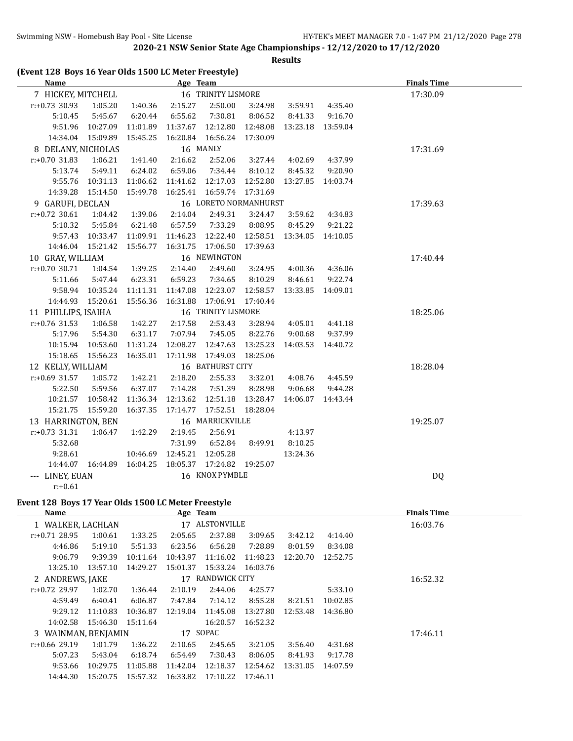**(Event 128 Boys 16 Year Olds 1500 LC Meter Freestyle)**

| Name | Age | Team | | | | | | Finals Time |
|---|---|---|---|---|---|---|---|---|
| 7 HICKEY, MITCHELL | 16 | TRINITY LISMORE | | | | | | 17:30.09 |
| r:+0.73 30.93 | 1:05.20 | 1:40.36 | 2:15.27 | 2:50.00 | 3:24.98 | 3:59.91 | 4:35.40 | |
| 5:10.45 | 5:45.67 | 6:20.44 | 6:55.62 | 7:30.81 | 8:06.52 | 8:41.33 | 9:16.70 | |
| 9:51.96 | 10:27.09 | 11:01.89 | 11:37.67 | 12:12.80 | 12:48.08 | 13:23.18 | 13:59.04 | |
| 14:34.04 | 15:09.89 | 15:45.25 | 16:20.84 | 16:56.24 | 17:30.09 | | | |
| 8 DELANY, NICHOLAS | 16 | MANLY | | | | | | 17:31.69 |
| r:+0.70 31.83 | 1:06.21 | 1:41.40 | 2:16.62 | 2:52.06 | 3:27.44 | 4:02.69 | 4:37.99 | |
| 5:13.74 | 5:49.11 | 6:24.02 | 6:59.06 | 7:34.44 | 8:10.12 | 8:45.32 | 9:20.90 | |
| 9:55.76 | 10:31.13 | 11:06.62 | 11:41.62 | 12:17.03 | 12:52.80 | 13:27.85 | 14:03.74 | |
| 14:39.28 | 15:14.50 | 15:49.78 | 16:25.41 | 16:59.74 | 17:31.69 | | | |
| 9 GARUFI, DECLAN | 16 | LORETO NORMANHURST | | | | | | 17:39.63 |
| r:+0.72 30.61 | 1:04.42 | 1:39.06 | 2:14.04 | 2:49.31 | 3:24.47 | 3:59.62 | 4:34.83 | |
| 5:10.32 | 5:45.84 | 6:21.48 | 6:57.59 | 7:33.29 | 8:08.95 | 8:45.29 | 9:21.22 | |
| 9:57.43 | 10:33.47 | 11:09.91 | 11:46.23 | 12:22.40 | 12:58.51 | 13:34.05 | 14:10.05 | |
| 14:46.04 | 15:21.42 | 15:56.77 | 16:31.75 | 17:06.50 | 17:39.63 | | | |
| 10 GRAY, WILLIAM | 16 | NEWINGTON | | | | | | 17:40.44 |
| r:+0.70 30.71 | 1:04.54 | 1:39.25 | 2:14.40 | 2:49.60 | 3:24.95 | 4:00.36 | 4:36.06 | |
| 5:11.66 | 5:47.44 | 6:23.31 | 6:59.23 | 7:34.65 | 8:10.29 | 8:46.61 | 9:22.74 | |
| 9:58.94 | 10:35.24 | 11:11.31 | 11:47.08 | 12:23.07 | 12:58.57 | 13:33.85 | 14:09.01 | |
| 14:44.93 | 15:20.61 | 15:56.36 | 16:31.88 | 17:06.91 | 17:40.44 | | | |
| 11 PHILLIPS, ISAIHA | 16 | TRINITY LISMORE | | | | | | 18:25.06 |
| r:+0.76 31.53 | 1:06.58 | 1:42.27 | 2:17.58 | 2:53.43 | 3:28.94 | 4:05.01 | 4:41.18 | |
| 5:17.96 | 5:54.30 | 6:31.17 | 7:07.94 | 7:45.05 | 8:22.76 | 9:00.68 | 9:37.99 | |
| 10:15.94 | 10:53.60 | 11:31.24 | 12:08.27 | 12:47.63 | 13:25.23 | 14:03.53 | 14:40.72 | |
| 15:18.65 | 15:56.23 | 16:35.01 | 17:11.98 | 17:49.03 | 18:25.06 | | | |
| 12 KELLY, WILLIAM | 16 | BATHURST CITY | | | | | | 18:28.04 |
| r:+0.69 31.57 | 1:05.72 | 1:42.21 | 2:18.20 | 2:55.33 | 3:32.01 | 4:08.76 | 4:45.59 | |
| 5:22.50 | 5:59.56 | 6:37.07 | 7:14.28 | 7:51.39 | 8:28.98 | 9:06.68 | 9:44.28 | |
| 10:21.57 | 10:58.42 | 11:36.34 | 12:13.62 | 12:51.18 | 13:28.47 | 14:06.07 | 14:43.44 | |
| 15:21.75 | 15:59.20 | 16:37.35 | 17:14.77 | 17:52.51 | 18:28.04 | | | |
| 13 HARRINGTON, BEN | 16 | MARRICKVILLE | | | | | | 19:25.07 |
| r:+0.73 31.31 | 1:06.47 | 1:42.29 | 2:19.45 | 2:56.91 | | 4:13.97 | | |
| 5:32.68 | | | 7:31.99 | 6:52.84 | 8:49.91 | 8:10.25 | | |
| 9:28.61 | | 10:46.69 | 12:45.21 | 12:05.28 | | 13:24.36 | | |
| 14:44.07 | 16:44.89 | 16:04.25 | 18:05.37 | 17:24.82 | 19:25.07 | | | |
| --- LINEY, EUAN | 16 | KNOX PYMBLE | | | | | | DQ |
| r:+0.61 | | | | | | | | |

**Event 128 Boys 17 Year Olds 1500 LC Meter Freestyle**

| Name | Age | Team | | | | | | Finals Time |
|---|---|---|---|---|---|---|---|---|
| 1 WALKER, LACHLAN | 17 | ALSTONVILLE | | | | | | 16:03.76 |
| r:+0.71 28.95 | 1:00.61 | 1:33.25 | 2:05.65 | 2:37.88 | 3:09.65 | 3:42.12 | 4:14.40 | |
| 4:46.86 | 5:19.10 | 5:51.33 | 6:23.56 | 6:56.28 | 7:28.89 | 8:01.59 | 8:34.08 | |
| 9:06.79 | 9:39.39 | 10:11.64 | 10:43.97 | 11:16.02 | 11:48.23 | 12:20.70 | 12:52.75 | |
| 13:25.10 | 13:57.10 | 14:29.27 | 15:01.37 | 15:33.24 | 16:03.76 | | | |
| 2 ANDREWS, JAKE | 17 | RANDWICK CITY | | | | | | 16:52.32 |
| r:+0.72 29.97 | 1:02.70 | 1:36.44 | 2:10.19 | 2:44.06 | 4:25.77 | | 5:33.10 | |
| 4:59.49 | 6:40.41 | 6:06.87 | 7:47.84 | 7:14.12 | 8:55.28 | 8:21.51 | 10:02.85 | |
| 9:29.12 | 11:10.83 | 10:36.87 | 12:19.04 | 11:45.08 | 13:27.80 | 12:53.48 | 14:36.80 | |
| 14:02.58 | 15:46.30 | 15:11.64 | | 16:20.57 | 16:52.32 | | | |
| 3 WAINMAN, BENJAMIN | 17 | SOPAC | | | | | | 17:46.11 |
| r:+0.66 29.19 | 1:01.79 | 1:36.22 | 2:10.65 | 2:45.65 | 3:21.05 | 3:56.40 | 4:31.68 | |
| 5:07.23 | 5:43.04 | 6:18.74 | 6:54.49 | 7:30.43 | 8:06.05 | 8:41.93 | 9:17.78 | |
| 9:53.66 | 10:29.75 | 11:05.88 | 11:42.04 | 12:18.37 | 12:54.62 | 13:31.05 | 14:07.59 | |
| 14:44.30 | 15:20.75 | 15:57.32 | 16:33.82 | 17:10.22 | 17:46.11 | | | |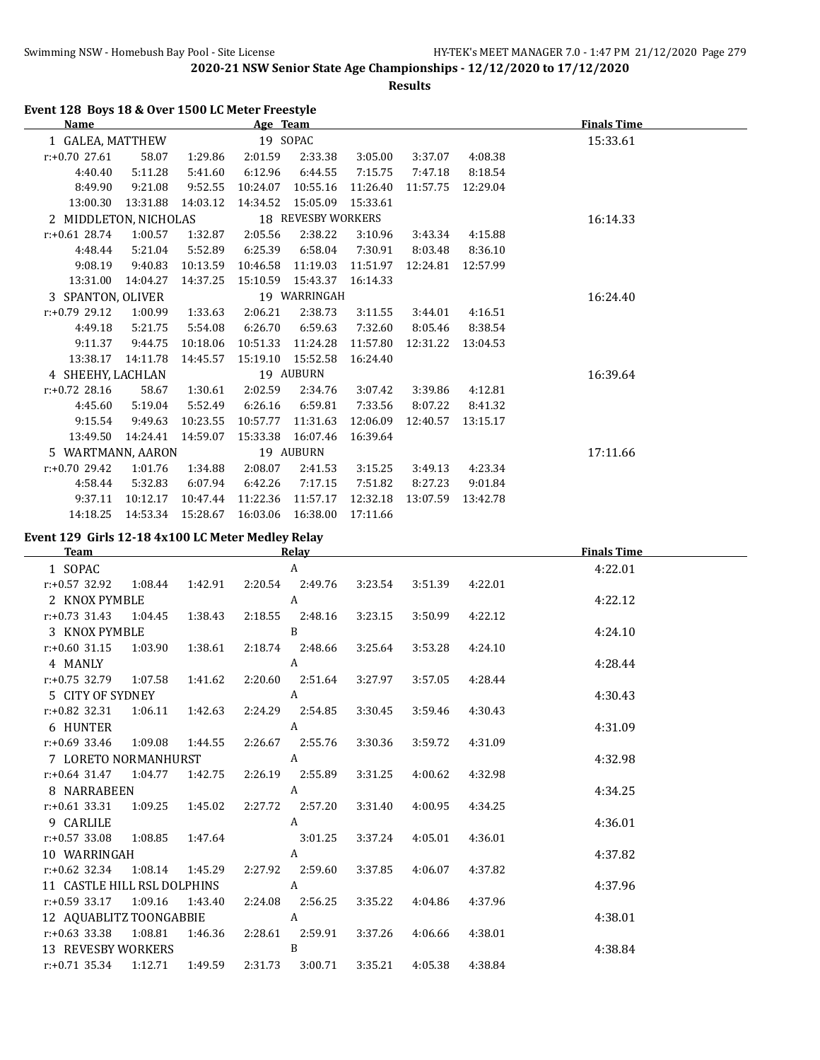## 2020-21 NSW Senior State Age Championships - 12/12/2020 to 17/12/2020

**Results**

### Event 128 Boys 18 & Over 1500 LC Meter Freestyle

| Name | Age | Team | Finals Time |
|---|---|---|---|
| 1 GALEA, MATTHEW | 19 | SOPAC | 15:33.61 |
| 2 MIDDLETON, NICHOLAS | 18 | REVESBY WORKERS | 16:14.33 |
| 3 SPANTON, OLIVER | 19 | WARRINGAH | 16:24.40 |
| 4 SHEEHY, LACHLAN | 19 | AUBURN | 16:39.64 |
| 5 WARTMANN, AARON | 19 | AUBURN | 17:11.66 |

**1 GALEA, MATTHEW — splits**

| | | | | | | | |
|---|---|---|---|---|---|---|---|
| r:+0.70 27.61 | 58.07 | 1:29.86 | 2:01.59 | 2:33.38 | 3:05.00 | 3:37.07 | 4:08.38 |
| 4:40.40 | 5:11.28 | 5:41.60 | 6:12.96 | 6:44.55 | 7:15.75 | 7:47.18 | 8:18.54 |
| 8:49.90 | 9:21.08 | 9:52.55 | 10:24.07 | 10:55.16 | 11:26.40 | 11:57.75 | 12:29.04 |
| 13:00.30 | 13:31.88 | 14:03.12 | 14:34.52 | 15:05.09 | 15:33.61 | | |

**2 MIDDLETON, NICHOLAS — splits**

| | | | | | | | |
|---|---|---|---|---|---|---|---|
| r:+0.61 28.74 | 1:00.57 | 1:32.87 | 2:05.56 | 2:38.22 | 3:10.96 | 3:43.34 | 4:15.88 |
| 4:48.44 | 5:21.04 | 5:52.89 | 6:25.39 | 6:58.04 | 7:30.91 | 8:03.48 | 8:36.10 |
| 9:08.19 | 9:40.83 | 10:13.59 | 10:46.58 | 11:19.03 | 11:51.97 | 12:24.81 | 12:57.99 |
| 13:31.00 | 14:04.27 | 14:37.25 | 15:10.59 | 15:43.37 | 16:14.33 | | |

**3 SPANTON, OLIVER — splits**

| | | | | | | | |
|---|---|---|---|---|---|---|---|
| r:+0.79 29.12 | 1:00.99 | 1:33.63 | 2:06.21 | 2:38.73 | 3:11.55 | 3:44.01 | 4:16.51 |
| 4:49.18 | 5:21.75 | 5:54.08 | 6:26.70 | 6:59.63 | 7:32.60 | 8:05.46 | 8:38.54 |
| 9:11.37 | 9:44.75 | 10:18.06 | 10:51.33 | 11:24.28 | 11:57.80 | 12:31.22 | 13:04.53 |
| 13:38.17 | 14:11.78 | 14:45.57 | 15:19.10 | 15:52.58 | 16:24.40 | | |

**4 SHEEHY, LACHLAN — splits**

| | | | | | | | |
|---|---|---|---|---|---|---|---|
| r:+0.72 28.16 | 58.67 | 1:30.61 | 2:02.59 | 2:34.76 | 3:07.42 | 3:39.86 | 4:12.81 |
| 4:45.60 | 5:19.04 | 5:52.49 | 6:26.16 | 6:59.81 | 7:33.56 | 8:07.22 | 8:41.32 |
| 9:15.54 | 9:49.63 | 10:23.55 | 10:57.77 | 11:31.63 | 12:06.09 | 12:40.57 | 13:15.17 |
| 13:49.50 | 14:24.41 | 14:59.07 | 15:33.38 | 16:07.46 | 16:39.64 | | |

**5 WARTMANN, AARON — splits**

| | | | | | | | |
|---|---|---|---|---|---|---|---|
| r:+0.70 29.42 | 1:01.76 | 1:34.88 | 2:08.07 | 2:41.53 | 3:15.25 | 3:49.13 | 4:23.34 |
| 4:58.44 | 5:32.83 | 6:07.94 | 6:42.26 | 7:17.15 | 7:51.82 | 8:27.23 | 9:01.84 |
| 9:37.11 | 10:12.17 | 10:47.44 | 11:22.36 | 11:57.17 | 12:32.18 | 13:07.59 | 13:42.78 |
| 14:18.25 | 14:53.34 | 15:28.67 | 16:03.06 | 16:38.00 | 17:11.66 | | |

### Event 129 Girls 12-18 4x100 LC Meter Medley Relay

| Team | Relay | | | | | | | | Finals Time |
|---|---|---|---|---|---|---|---|---|---|
| 1 SOPAC | A | | | | | | | | 4:22.01 |
| r:+0.57 32.92 | 1:08.44 | 1:42.91 | 2:20.54 | 2:49.76 | 3:23.54 | 3:51.39 | 4:22.01 | | |
| 2 KNOX PYMBLE | A | | | | | | | | 4:22.12 |
| r:+0.73 31.43 | 1:04.45 | 1:38.43 | 2:18.55 | 2:48.16 | 3:23.15 | 3:50.99 | 4:22.12 | | |
| 3 KNOX PYMBLE | B | | | | | | | | 4:24.10 |
| r:+0.60 31.15 | 1:03.90 | 1:38.61 | 2:18.74 | 2:48.66 | 3:25.64 | 3:53.28 | 4:24.10 | | |
| 4 MANLY | A | | | | | | | | 4:28.44 |
| r:+0.75 32.79 | 1:07.58 | 1:41.62 | 2:20.60 | 2:51.64 | 3:27.97 | 3:57.05 | 4:28.44 | | |
| 5 CITY OF SYDNEY | A | | | | | | | | 4:30.43 |
| r:+0.82 32.31 | 1:06.11 | 1:42.63 | 2:24.29 | 2:54.85 | 3:30.45 | 3:59.46 | 4:30.43 | | |
| 6 HUNTER | A | | | | | | | | 4:31.09 |
| r:+0.69 33.46 | 1:09.08 | 1:44.55 | 2:26.67 | 2:55.76 | 3:30.36 | 3:59.72 | 4:31.09 | | |
| 7 LORETO NORMANHURST | A | | | | | | | | 4:32.98 |
| r:+0.64 31.47 | 1:04.77 | 1:42.75 | 2:26.19 | 2:55.89 | 3:31.25 | 4:00.62 | 4:32.98 | | |
| 8 NARRABEEN | A | | | | | | | | 4:34.25 |
| r:+0.61 33.31 | 1:09.25 | 1:45.02 | 2:27.72 | 2:57.20 | 3:31.40 | 4:00.95 | 4:34.25 | | |
| 9 CARLILE | A | | | | | | | | 4:36.01 |
| r:+0.57 33.08 | 1:08.85 | 1:47.64 | | 3:01.25 | 3:37.24 | 4:05.01 | 4:36.01 | | |
| 10 WARRINGAH | A | | | | | | | | 4:37.82 |
| r:+0.62 32.34 | 1:08.14 | 1:45.29 | 2:27.92 | 2:59.60 | 3:37.85 | 4:06.07 | 4:37.82 | | |
| 11 CASTLE HILL RSL DOLPHINS | A | | | | | | | | 4:37.96 |
| r:+0.59 33.17 | 1:09.16 | 1:43.40 | 2:24.08 | 2:56.25 | 3:35.22 | 4:04.86 | 4:37.96 | | |
| 12 AQUABLITZ TOONGABBIE | A | | | | | | | | 4:38.01 |
| r:+0.63 33.38 | 1:08.81 | 1:46.36 | 2:28.61 | 2:59.91 | 3:37.26 | 4:06.66 | 4:38.01 | | |
| 13 REVESBY WORKERS | B | | | | | | | | 4:38.84 |
| r:+0.71 35.34 | 1:12.71 | 1:49.59 | 2:31.73 | 3:00.71 | 3:35.21 | 4:05.38 | 4:38.84 | | |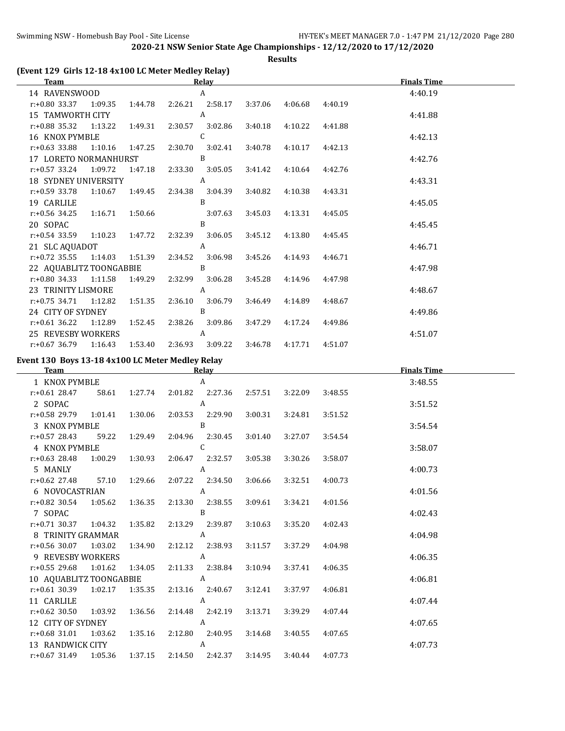**2020-21 NSW Senior State Age Championships - 12/12/2020 to 17/12/2020**

**Results**

### (Event 129 Girls 12-18 4x100 LC Meter Medley Relay)

| Team | Relay | | | | | | | | Finals Time |
|---|---|---|---|---|---|---|---|---|---|
| 14 RAVENSWOOD | A | | | | | | | | 4:40.19 |
| r:+0.80 33.37 | 1:09.35 | 1:44.78 | 2:26.21 | 2:58.17 | 3:37.06 | 4:06.68 | 4:40.19 | | |
| 15 TAMWORTH CITY | A | | | | | | | | 4:41.88 |
| r:+0.88 35.32 | 1:13.22 | 1:49.31 | 2:30.57 | 3:02.86 | 3:40.18 | 4:10.22 | 4:41.88 | | |
| 16 KNOX PYMBLE | C | | | | | | | | 4:42.13 |
| r:+0.63 33.88 | 1:10.16 | 1:47.25 | 2:30.70 | 3:02.41 | 3:40.78 | 4:10.17 | 4:42.13 | | |
| 17 LORETO NORMANHURST | B | | | | | | | | 4:42.76 |
| r:+0.57 33.24 | 1:09.72 | 1:47.18 | 2:33.30 | 3:05.05 | 3:41.42 | 4:10.64 | 4:42.76 | | |
| 18 SYDNEY UNIVERSITY | A | | | | | | | | 4:43.31 |
| r:+0.59 33.78 | 1:10.67 | 1:49.45 | 2:34.38 | 3:04.39 | 3:40.82 | 4:10.38 | 4:43.31 | | |
| 19 CARLILE | B | | | | | | | | 4:45.05 |
| r:+0.56 34.25 | 1:16.71 | 1:50.66 | | 3:07.63 | 3:45.03 | 4:13.31 | 4:45.05 | | |
| 20 SOPAC | B | | | | | | | | 4:45.45 |
| r:+0.54 33.59 | 1:10.23 | 1:47.72 | 2:32.39 | 3:06.05 | 3:45.12 | 4:13.80 | 4:45.45 | | |
| 21 SLC AQUADOT | A | | | | | | | | 4:46.71 |
| r:+0.72 35.55 | 1:14.03 | 1:51.39 | 2:34.52 | 3:06.98 | 3:45.26 | 4:14.93 | 4:46.71 | | |
| 22 AQUABLITZ TOONGABBIE | B | | | | | | | | 4:47.98 |
| r:+0.80 34.33 | 1:11.58 | 1:49.29 | 2:32.99 | 3:06.28 | 3:45.28 | 4:14.96 | 4:47.98 | | |
| 23 TRINITY LISMORE | A | | | | | | | | 4:48.67 |
| r:+0.75 34.71 | 1:12.82 | 1:51.35 | 2:36.10 | 3:06.79 | 3:46.49 | 4:14.89 | 4:48.67 | | |
| 24 CITY OF SYDNEY | B | | | | | | | | 4:49.86 |
| r:+0.61 36.22 | 1:12.89 | 1:52.45 | 2:38.26 | 3:09.86 | 3:47.29 | 4:17.24 | 4:49.86 | | |
| 25 REVESBY WORKERS | A | | | | | | | | 4:51.07 |
| r:+0.67 36.79 | 1:16.43 | 1:53.40 | 2:36.93 | 3:09.22 | 3:46.78 | 4:17.71 | 4:51.07 | | |

### Event 130 Boys 13-18 4x100 LC Meter Medley Relay

| Team | Relay | | | | | | | | Finals Time |
|---|---|---|---|---|---|---|---|---|---|
| 1 KNOX PYMBLE | A | | | | | | | | 3:48.55 |
| r:+0.61 28.47 | 58.61 | 1:27.74 | 2:01.82 | 2:27.36 | 2:57.51 | 3:22.09 | 3:48.55 | | |
| 2 SOPAC | A | | | | | | | | 3:51.52 |
| r:+0.58 29.79 | 1:01.41 | 1:30.06 | 2:03.53 | 2:29.90 | 3:00.31 | 3:24.81 | 3:51.52 | | |
| 3 KNOX PYMBLE | B | | | | | | | | 3:54.54 |
| r:+0.57 28.43 | 59.22 | 1:29.49 | 2:04.96 | 2:30.45 | 3:01.40 | 3:27.07 | 3:54.54 | | |
| 4 KNOX PYMBLE | C | | | | | | | | 3:58.07 |
| r:+0.63 28.48 | 1:00.29 | 1:30.93 | 2:06.47 | 2:32.57 | 3:05.38 | 3:30.26 | 3:58.07 | | |
| 5 MANLY | A | | | | | | | | 4:00.73 |
| r:+0.62 27.48 | 57.10 | 1:29.66 | 2:07.22 | 2:34.50 | 3:06.66 | 3:32.51 | 4:00.73 | | |
| 6 NOVOCASTRIAN | A | | | | | | | | 4:01.56 |
| r:+0.82 30.54 | 1:05.62 | 1:36.35 | 2:13.30 | 2:38.55 | 3:09.61 | 3:34.21 | 4:01.56 | | |
| 7 SOPAC | B | | | | | | | | 4:02.43 |
| r:+0.71 30.37 | 1:04.32 | 1:35.82 | 2:13.29 | 2:39.87 | 3:10.63 | 3:35.20 | 4:02.43 | | |
| 8 TRINITY GRAMMAR | A | | | | | | | | 4:04.98 |
| r:+0.56 30.07 | 1:03.02 | 1:34.90 | 2:12.12 | 2:38.93 | 3:11.57 | 3:37.29 | 4:04.98 | | |
| 9 REVESBY WORKERS | A | | | | | | | | 4:06.35 |
| r:+0.55 29.68 | 1:01.62 | 1:34.05 | 2:11.33 | 2:38.84 | 3:10.94 | 3:37.41 | 4:06.35 | | |
| 10 AQUABLITZ TOONGABBIE | A | | | | | | | | 4:06.81 |
| r:+0.61 30.39 | 1:02.17 | 1:35.35 | 2:13.16 | 2:40.67 | 3:12.41 | 3:37.97 | 4:06.81 | | |
| 11 CARLILE | A | | | | | | | | 4:07.44 |
| r:+0.62 30.50 | 1:03.92 | 1:36.56 | 2:14.48 | 2:42.19 | 3:13.71 | 3:39.29 | 4:07.44 | | |
| 12 CITY OF SYDNEY | A | | | | | | | | 4:07.65 |
| r:+0.68 31.01 | 1:03.62 | 1:35.16 | 2:12.80 | 2:40.95 | 3:14.68 | 3:40.55 | 4:07.65 | | |
| 13 RANDWICK CITY | A | | | | | | | | 4:07.73 |
| r:+0.67 31.49 | 1:05.36 | 1:37.15 | 2:14.50 | 2:42.37 | 3:14.95 | 3:40.44 | 4:07.73 | | |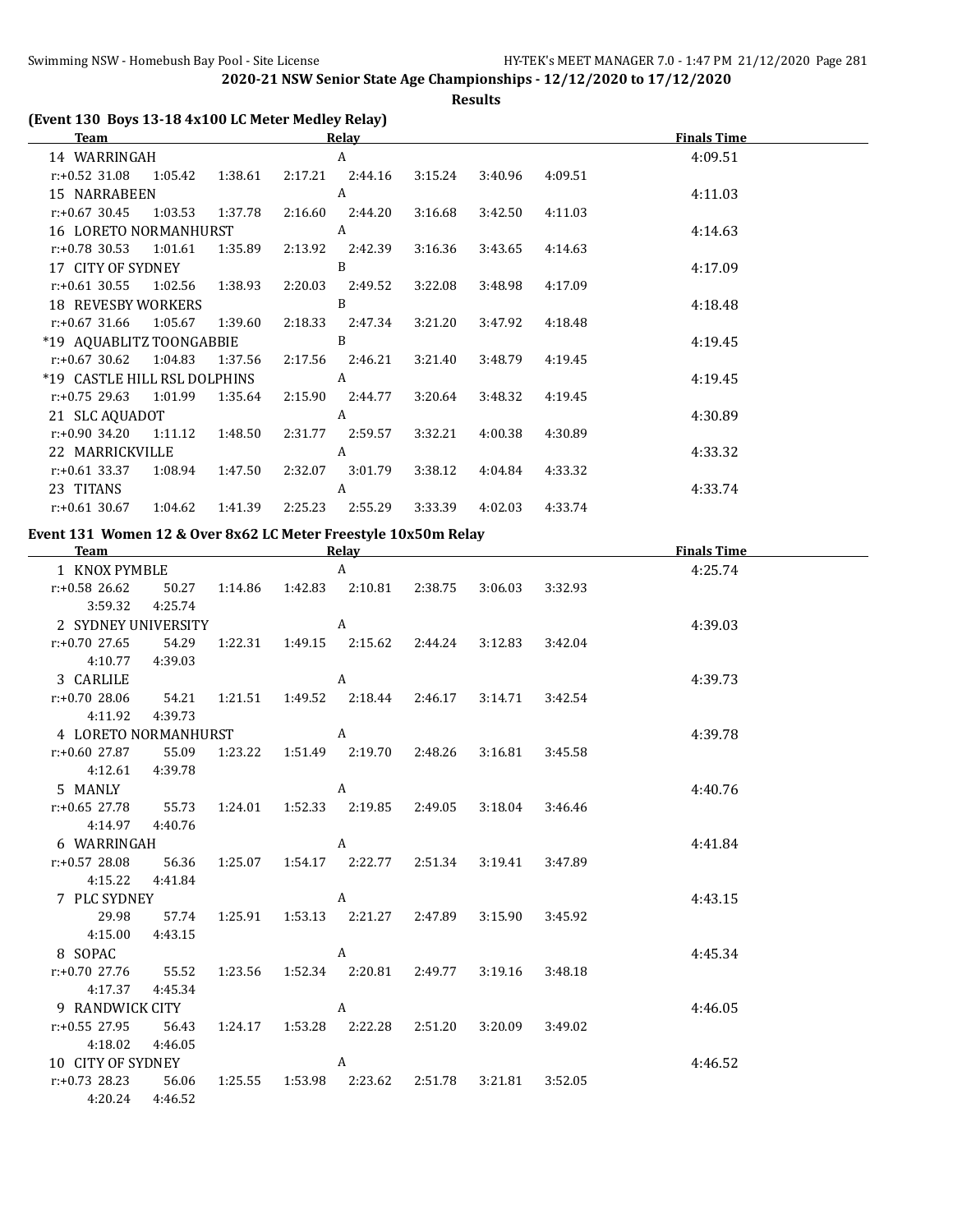**2020-21 NSW Senior State Age Championships - 12/12/2020 to 17/12/2020**

**Results**

## (Event 130 Boys 13-18 4x100 LC Meter Medley Relay)

| Team | Relay | Finals Time |
|---|---|---|
| 14 WARRINGAH | A | 4:09.51 |
| r:+0.52 31.08 1:05.42 1:38.61 2:17.21 2:44.16 3:15.24 3:40.96 4:09.51 | | |
| 15 NARRABEEN | A | 4:11.03 |
| r:+0.67 30.45 1:03.53 1:37.78 2:16.60 2:44.20 3:16.68 3:42.50 4:11.03 | | |
| 16 LORETO NORMANHURST | A | 4:14.63 |
| r:+0.78 30.53 1:01.61 1:35.89 2:13.92 2:42.39 3:16.36 3:43.65 4:14.63 | | |
| 17 CITY OF SYDNEY | B | 4:17.09 |
| r:+0.61 30.55 1:02.56 1:38.93 2:20.03 2:49.52 3:22.08 3:48.98 4:17.09 | | |
| 18 REVESBY WORKERS | B | 4:18.48 |
| r:+0.67 31.66 1:05.67 1:39.60 2:18.33 2:47.34 3:21.20 3:47.92 4:18.48 | | |
| *19 AQUABLITZ TOONGABBIE | B | 4:19.45 |
| r:+0.67 30.62 1:04.83 1:37.56 2:17.56 2:46.21 3:21.40 3:48.79 4:19.45 | | |
| *19 CASTLE HILL RSL DOLPHINS | A | 4:19.45 |
| r:+0.75 29.63 1:01.99 1:35.64 2:15.90 2:44.77 3:20.64 3:48.32 4:19.45 | | |
| 21 SLC AQUADOT | A | 4:30.89 |
| r:+0.90 34.20 1:11.12 1:48.50 2:31.77 2:59.57 3:32.21 4:00.38 4:30.89 | | |
| 22 MARRICKVILLE | A | 4:33.32 |
| r:+0.61 33.37 1:08.94 1:47.50 2:32.07 3:01.79 3:38.12 4:04.84 4:33.32 | | |
| 23 TITANS | A | 4:33.74 |
| r:+0.61 30.67 1:04.62 1:41.39 2:25.23 2:55.29 3:33.39 4:02.03 4:33.74 | | |

## Event 131 Women 12 & Over 8x62 LC Meter Freestyle 10x50m Relay

| Team | Relay | Finals Time |
|---|---|---|
| 1 KNOX PYMBLE | A | 4:25.74 |
| r:+0.58 26.62 50.27 1:14.86 1:42.83 2:10.81 2:38.75 3:06.03 3:32.93 3:59.32 4:25.74 | | |
| 2 SYDNEY UNIVERSITY | A | 4:39.03 |
| r:+0.70 27.65 54.29 1:22.31 1:49.15 2:15.62 2:44.24 3:12.83 3:42.04 4:10.77 4:39.03 | | |
| 3 CARLILE | A | 4:39.73 |
| r:+0.70 28.06 54.21 1:21.51 1:49.52 2:18.44 2:46.17 3:14.71 3:42.54 4:11.92 4:39.73 | | |
| 4 LORETO NORMANHURST | A | 4:39.78 |
| r:+0.60 27.87 55.09 1:23.22 1:51.49 2:19.70 2:48.26 3:16.81 3:45.58 4:12.61 4:39.78 | | |
| 5 MANLY | A | 4:40.76 |
| r:+0.65 27.78 55.73 1:24.01 1:52.33 2:19.85 2:49.05 3:18.04 3:46.46 4:14.97 4:40.76 | | |
| 6 WARRINGAH | A | 4:41.84 |
| r:+0.57 28.08 56.36 1:25.07 1:54.17 2:22.77 2:51.34 3:19.41 3:47.89 4:15.22 4:41.84 | | |
| 7 PLC SYDNEY | A | 4:43.15 |
| 29.98 57.74 1:25.91 1:53.13 2:21.27 2:47.89 3:15.90 3:45.92 4:15.00 4:43.15 | | |
| 8 SOPAC | A | 4:45.34 |
| r:+0.70 27.76 55.52 1:23.56 1:52.34 2:20.81 2:49.77 3:19.16 3:48.18 4:17.37 4:45.34 | | |
| 9 RANDWICK CITY | A | 4:46.05 |
| r:+0.55 27.95 56.43 1:24.17 1:53.28 2:22.28 2:51.20 3:20.09 3:49.02 4:18.02 4:46.05 | | |
| 10 CITY OF SYDNEY | A | 4:46.52 |
| r:+0.73 28.23 56.06 1:25.55 1:53.98 2:23.62 2:51.78 3:21.81 3:52.05 4:20.24 4:46.52 | | |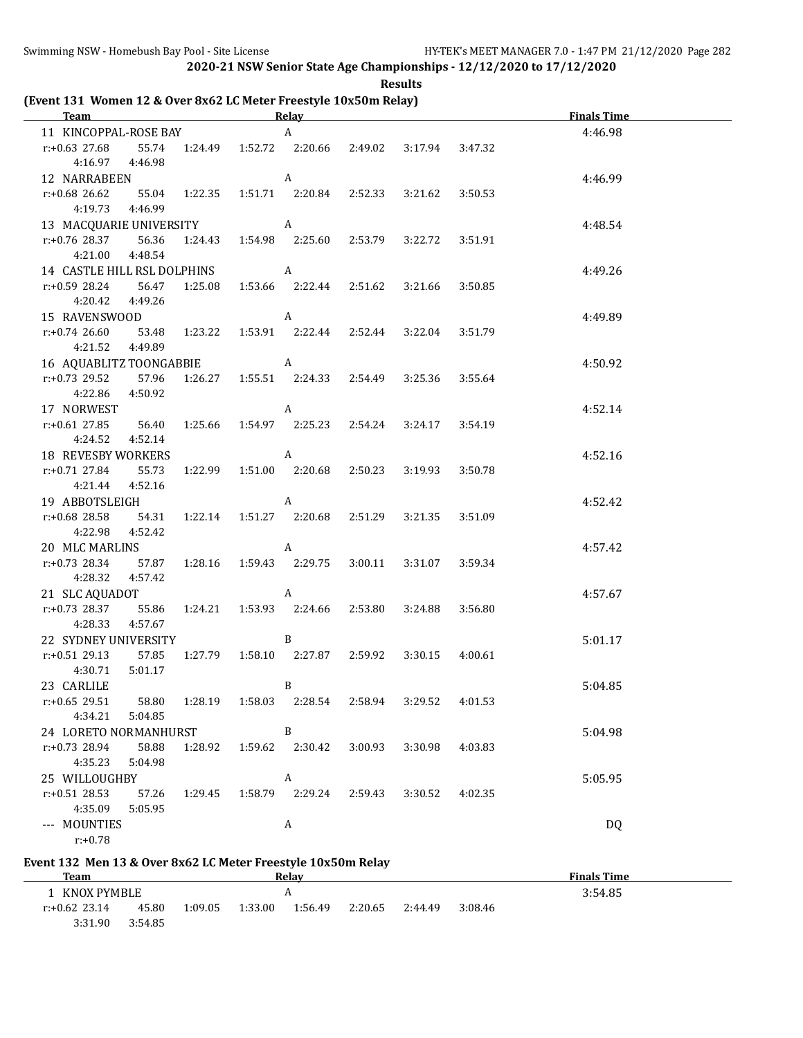2020-21 NSW Senior State Age Championships - 12/12/2020 to 17/12/2020

**Results**

### (Event 131 Women 12 & Over 8x62 LC Meter Freestyle 10x50m Relay)

| Team | Relay | Finals Time |
|---|---|---|
| 11 KINCOPPAL-ROSE BAY | A | 4:46.98 |
| r:+0.63 27.68 55.74 1:24.49 1:52.72 2:20.66 2:49.02 3:17.94 3:47.32 4:16.97 4:46.98 | | |
| 12 NARRABEEN | A | 4:46.99 |
| r:+0.68 26.62 55.04 1:22.35 1:51.71 2:20.84 2:52.33 3:21.62 3:50.53 4:19.73 4:46.99 | | |
| 13 MACQUARIE UNIVERSITY | A | 4:48.54 |
| r:+0.76 28.37 56.36 1:24.43 1:54.98 2:25.60 2:53.79 3:22.72 3:51.91 4:21.00 4:48.54 | | |
| 14 CASTLE HILL RSL DOLPHINS | A | 4:49.26 |
| r:+0.59 28.24 56.47 1:25.08 1:53.66 2:22.44 2:51.62 3:21.66 3:50.85 4:20.42 4:49.26 | | |
| 15 RAVENSWOOD | A | 4:49.89 |
| r:+0.74 26.60 53.48 1:23.22 1:53.91 2:22.44 2:52.44 3:22.04 3:51.79 4:21.52 4:49.89 | | |
| 16 AQUABLITZ TOONGABBIE | A | 4:50.92 |
| r:+0.73 29.52 57.96 1:26.27 1:55.51 2:24.33 2:54.49 3:25.36 3:55.64 4:22.86 4:50.92 | | |
| 17 NORWEST | A | 4:52.14 |
| r:+0.61 27.85 56.40 1:25.66 1:54.97 2:25.23 2:54.24 3:24.17 3:54.19 4:24.52 4:52.14 | | |
| 18 REVESBY WORKERS | A | 4:52.16 |
| r:+0.71 27.84 55.73 1:22.99 1:51.00 2:20.68 2:50.23 3:19.93 3:50.78 4:21.44 4:52.16 | | |
| 19 ABBOTSLEIGH | A | 4:52.42 |
| r:+0.68 28.58 54.31 1:22.14 1:51.27 2:20.68 2:51.29 3:21.35 3:51.09 4:22.98 4:52.42 | | |
| 20 MLC MARLINS | A | 4:57.42 |
| r:+0.73 28.34 57.87 1:28.16 1:59.43 2:29.75 3:00.11 3:31.07 3:59.34 4:28.32 4:57.42 | | |
| 21 SLC AQUADOT | A | 4:57.67 |
| r:+0.73 28.37 55.86 1:24.21 1:53.93 2:24.66 2:53.80 3:24.88 3:56.80 4:28.33 4:57.67 | | |
| 22 SYDNEY UNIVERSITY | B | 5:01.17 |
| r:+0.51 29.13 57.85 1:27.79 1:58.10 2:27.87 2:59.92 3:30.15 4:00.61 4:30.71 5:01.17 | | |
| 23 CARLILE | B | 5:04.85 |
| r:+0.65 29.51 58.80 1:28.19 1:58.03 2:28.54 2:58.94 3:29.52 4:01.53 4:34.21 5:04.85 | | |
| 24 LORETO NORMANHURST | B | 5:04.98 |
| r:+0.73 28.94 58.88 1:28.92 1:59.62 2:30.42 3:00.93 3:30.98 4:03.83 4:35.23 5:04.98 | | |
| 25 WILLOUGHBY | A | 5:05.95 |
| r:+0.51 28.53 57.26 1:29.45 1:58.79 2:29.24 2:59.43 3:30.52 4:02.35 4:35.09 5:05.95 | | |
| --- MOUNTIES | A | DQ |
| r:+0.78 | | |

### Event 132 Men 13 & Over 8x62 LC Meter Freestyle 10x50m Relay

| Team | Relay | Finals Time |
|---|---|---|
| 1 KNOX PYMBLE | A | 3:54.85 |
| r:+0.62 23.14 45.80 1:09.05 1:33.00 1:56.49 2:20.65 2:44.49 3:08.46 3:31.90 3:54.85 | | |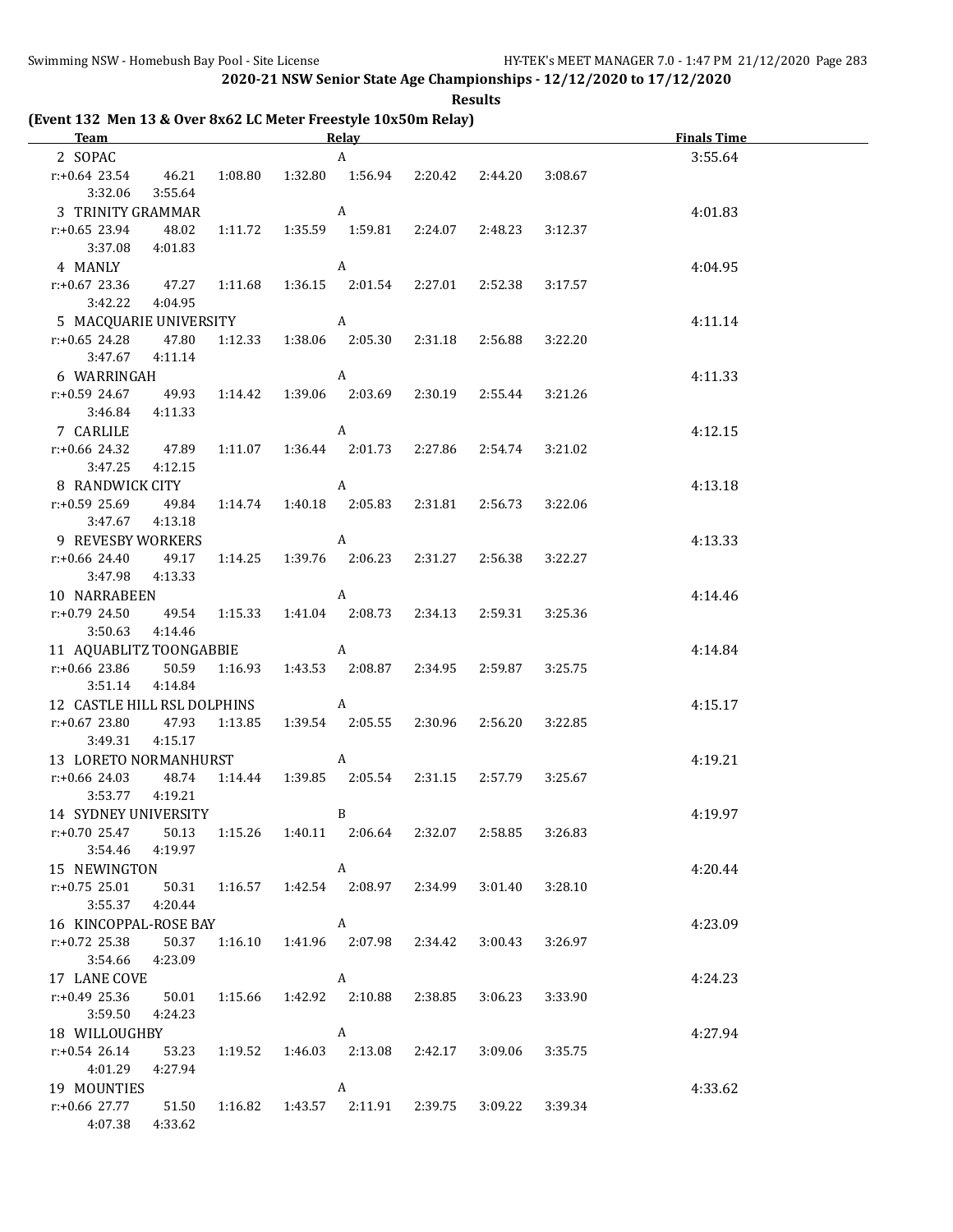## 2020-21 NSW Senior State Age Championships - 12/12/2020 to 17/12/2020

### Results

**(Event 132 Men 13 & Over 8x62 LC Meter Freestyle 10x50m Relay)**

| Team | Relay | Finals Time |
|---|---|---|
| 2 SOPAC | A | 3:55.64 |
| r:+0.64 23.54 46.21 1:08.80 1:32.80 1:56.94 2:20.42 2:44.20 3:08.67 3:32.06 3:55.64 | | |
| 3 TRINITY GRAMMAR | A | 4:01.83 |
| r:+0.65 23.94 48.02 1:11.72 1:35.59 1:59.81 2:24.07 2:48.23 3:12.37 3:37.08 4:01.83 | | |
| 4 MANLY | A | 4:04.95 |
| r:+0.67 23.36 47.27 1:11.68 1:36.15 2:01.54 2:27.01 2:52.38 3:17.57 3:42.22 4:04.95 | | |
| 5 MACQUARIE UNIVERSITY | A | 4:11.14 |
| r:+0.65 24.28 47.80 1:12.33 1:38.06 2:05.30 2:31.18 2:56.88 3:22.20 3:47.67 4:11.14 | | |
| 6 WARRINGAH | A | 4:11.33 |
| r:+0.59 24.67 49.93 1:14.42 1:39.06 2:03.69 2:30.19 2:55.44 3:21.26 3:46.84 4:11.33 | | |
| 7 CARLILE | A | 4:12.15 |
| r:+0.66 24.32 47.89 1:11.07 1:36.44 2:01.73 2:27.86 2:54.74 3:21.02 3:47.25 4:12.15 | | |
| 8 RANDWICK CITY | A | 4:13.18 |
| r:+0.59 25.69 49.84 1:14.74 1:40.18 2:05.83 2:31.81 2:56.73 3:22.06 3:47.67 4:13.18 | | |
| 9 REVESBY WORKERS | A | 4:13.33 |
| r:+0.66 24.40 49.17 1:14.25 1:39.76 2:06.23 2:31.27 2:56.38 3:22.27 3:47.98 4:13.33 | | |
| 10 NARRABEEN | A | 4:14.46 |
| r:+0.79 24.50 49.54 1:15.33 1:41.04 2:08.73 2:34.13 2:59.31 3:25.36 3:50.63 4:14.46 | | |
| 11 AQUABLITZ TOONGABBIE | A | 4:14.84 |
| r:+0.66 23.86 50.59 1:16.93 1:43.53 2:08.87 2:34.95 2:59.87 3:25.75 3:51.14 4:14.84 | | |
| 12 CASTLE HILL RSL DOLPHINS | A | 4:15.17 |
| r:+0.67 23.80 47.93 1:13.85 1:39.54 2:05.55 2:30.96 2:56.20 3:22.85 3:49.31 4:15.17 | | |
| 13 LORETO NORMANHURST | A | 4:19.21 |
| r:+0.66 24.03 48.74 1:14.44 1:39.85 2:05.54 2:31.15 2:57.79 3:25.67 3:53.77 4:19.21 | | |
| 14 SYDNEY UNIVERSITY | B | 4:19.97 |
| r:+0.70 25.47 50.13 1:15.26 1:40.11 2:06.64 2:32.07 2:58.85 3:26.83 3:54.46 4:19.97 | | |
| 15 NEWINGTON | A | 4:20.44 |
| r:+0.75 25.01 50.31 1:16.57 1:42.54 2:08.97 2:34.99 3:01.40 3:28.10 3:55.37 4:20.44 | | |
| 16 KINCOPPAL-ROSE BAY | A | 4:23.09 |
| r:+0.72 25.38 50.37 1:16.10 1:41.96 2:07.98 2:34.42 3:00.43 3:26.97 3:54.66 4:23.09 | | |
| 17 LANE COVE | A | 4:24.23 |
| r:+0.49 25.36 50.01 1:15.66 1:42.92 2:10.88 2:38.85 3:06.23 3:33.90 3:59.50 4:24.23 | | |
| 18 WILLOUGHBY | A | 4:27.94 |
| r:+0.54 26.14 53.23 1:19.52 1:46.03 2:13.08 2:42.17 3:09.06 3:35.75 4:01.29 4:27.94 | | |
| 19 MOUNTIES | A | 4:33.62 |
| r:+0.66 27.77 51.50 1:16.82 1:43.57 2:11.91 2:39.75 3:09.22 3:39.34 4:07.38 4:33.62 | | |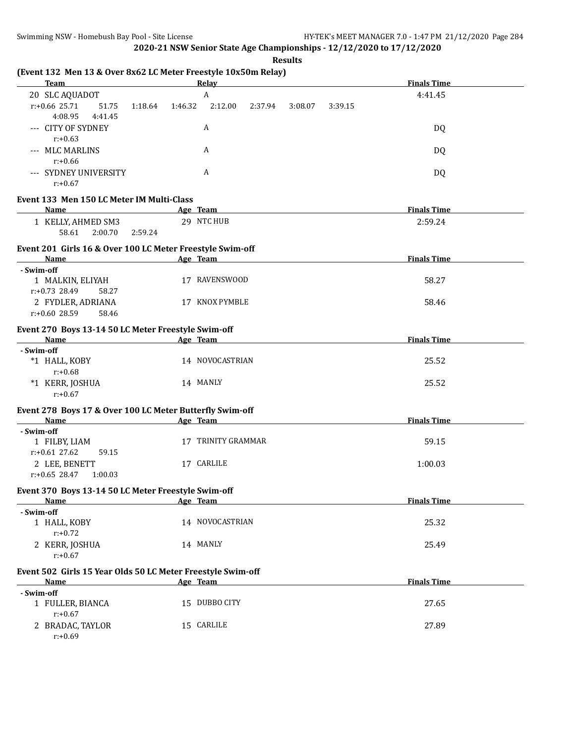**Results**

## (Event 132 Men 13 & Over 8x62 LC Meter Freestyle 10x50m Relay)

| Team | Relay | Finals Time |
| --- | --- | --- |
| 20 SLC AQUADOT | A | 4:41.45 |
| r:+0.66 25.71 51.75 1:18.64 1:46.32 2:12.00 2:37.94 3:08.07 3:39.15 4:08.95 4:41.45 | | |
| --- CITY OF SYDNEY | A | DQ |
| r:+0.63 | | |
| --- MLC MARLINS | A | DQ |
| r:+0.66 | | |
| --- SYDNEY UNIVERSITY | A | DQ |
| r:+0.67 | | |

## Event 133 Men 150 LC Meter IM Multi-Class

| Name | Age | Team | Finals Time |
| --- | --- | --- | --- |
| 1 KELLY, AHMED SM3 | 29 | NTC HUB | 2:59.24 |
| 58.61 2:00.70 2:59.24 | | | |

## Event 201 Girls 16 & Over 100 LC Meter Freestyle Swim-off

| Name | Age | Team | Finals Time |
| --- | --- | --- | --- |
| **- Swim-off** | | | |
| 1 MALKIN, ELIYAH | 17 | RAVENSWOOD | 58.27 |
| r:+0.73 28.49 58.27 | | | |
| 2 FYDLER, ADRIANA | 17 | KNOX PYMBLE | 58.46 |
| r:+0.60 28.59 58.46 | | | |

## Event 270 Boys 13-14 50 LC Meter Freestyle Swim-off

| Name | Age | Team | Finals Time |
| --- | --- | --- | --- |
| **- Swim-off** | | | |
| *1 HALL, KOBY | 14 | NOVOCASTRIAN | 25.52 |
| r:+0.68 | | | |
| *1 KERR, JOSHUA | 14 | MANLY | 25.52 |
| r:+0.67 | | | |

## Event 278 Boys 17 & Over 100 LC Meter Butterfly Swim-off

| Name | Age | Team | Finals Time |
| --- | --- | --- | --- |
| **- Swim-off** | | | |
| 1 FILBY, LIAM | 17 | TRINITY GRAMMAR | 59.15 |
| r:+0.61 27.62 59.15 | | | |
| 2 LEE, BENETT | 17 | CARLILE | 1:00.03 |
| r:+0.65 28.47 1:00.03 | | | |

## Event 370 Boys 13-14 50 LC Meter Freestyle Swim-off

| Name | Age | Team | Finals Time |
| --- | --- | --- | --- |
| **- Swim-off** | | | |
| 1 HALL, KOBY | 14 | NOVOCASTRIAN | 25.32 |
| r:+0.72 | | | |
| 2 KERR, JOSHUA | 14 | MANLY | 25.49 |
| r:+0.67 | | | |

## Event 502 Girls 15 Year Olds 50 LC Meter Freestyle Swim-off

| Name | Age | Team | Finals Time |
| --- | --- | --- | --- |
| **- Swim-off** | | | |
| 1 FULLER, BIANCA | 15 | DUBBO CITY | 27.65 |
| r:+0.67 | | | |
| 2 BRADAC, TAYLOR | 15 | CARLILE | 27.89 |
| r:+0.69 | | | |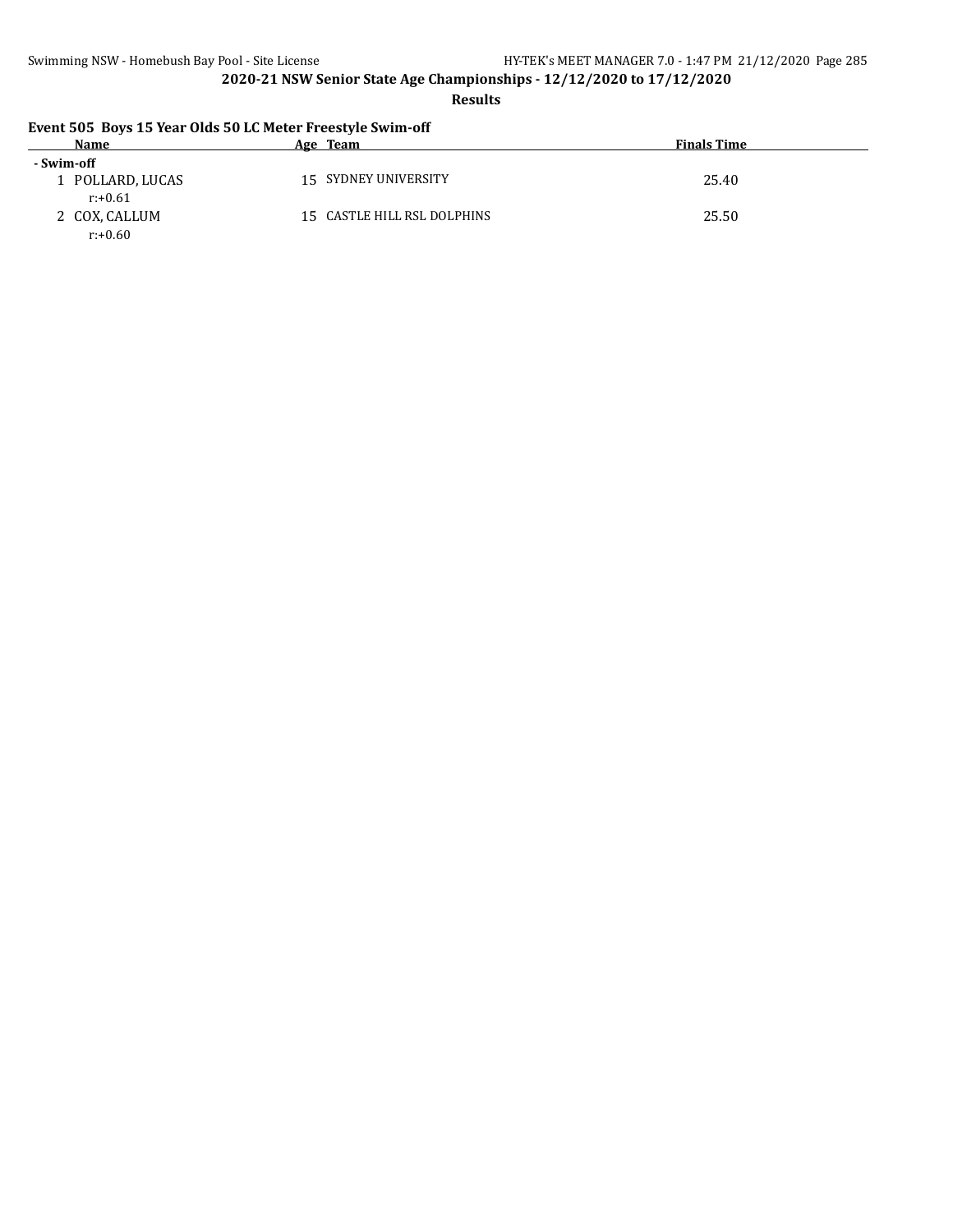**2020-21 NSW Senior State Age Championships - 12/12/2020 to 17/12/2020**

**Results**

### Event 505 Boys 15 Year Olds 50 LC Meter Freestyle Swim-off

| | Name | Age | Team | Finals Time |
|---|---|---|---|---|
| **- Swim-off** | | | | |
| 1 | POLLARD, LUCAS | 15 | SYDNEY UNIVERSITY | 25.40 |
| | r:+0.61 | | | |
| 2 | COX, CALLUM | 15 | CASTLE HILL RSL DOLPHINS | 25.50 |
| | r:+0.60 | | | |